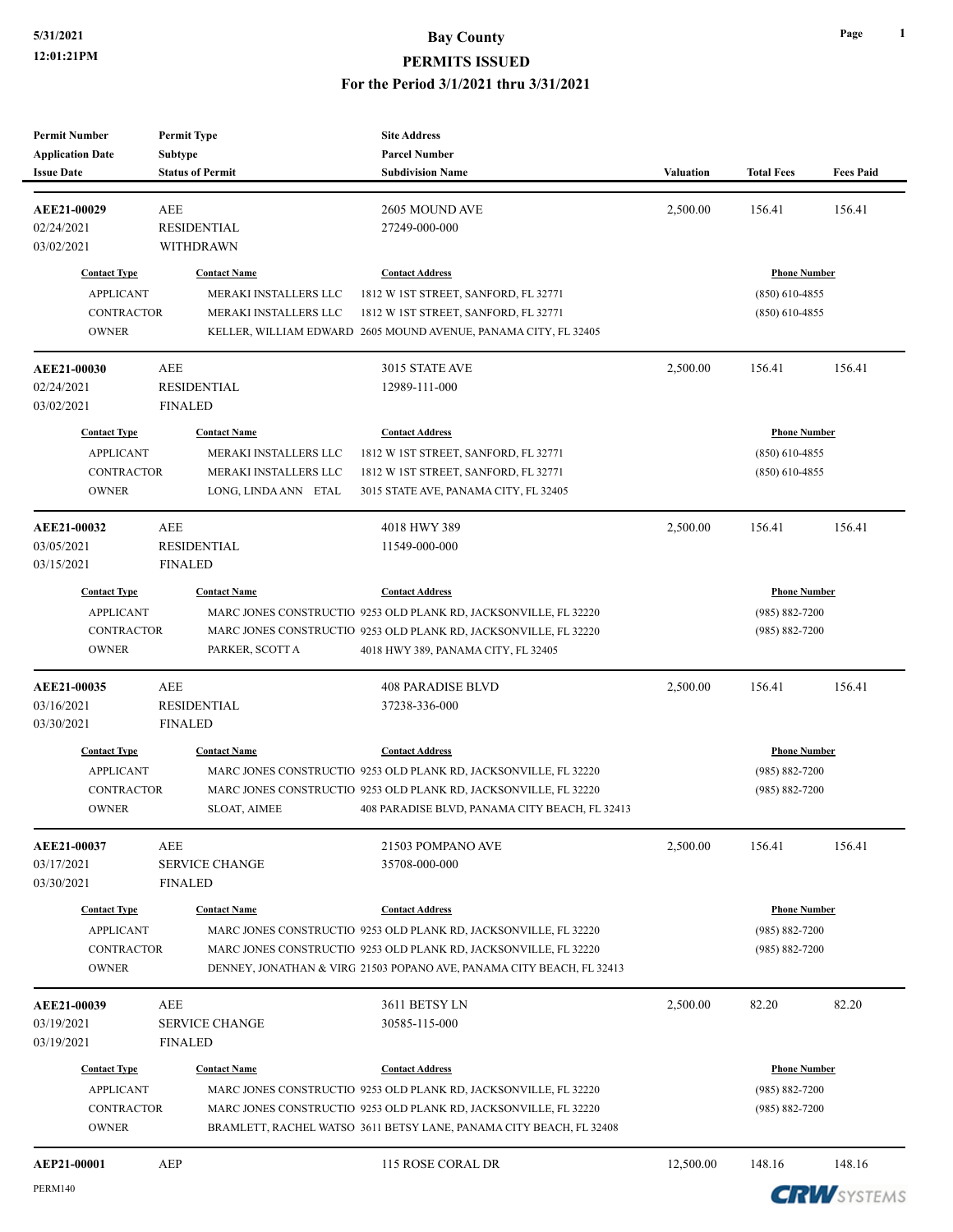# Bay County
## PERMITS ISSUED
### For the Period 3/1/2021 thru 3/31/2021

5/31/2021
12:01:21PM

| Permit Number / Application Date / Issue Date | Permit Type / Subtype / Status of Permit | Site Address / Parcel Number / Subdivision Name | Valuation | Total Fees | Fees Paid |
|---|---|---|---|---|---|
| **AEE21-00029** | AEE | 2605 MOUND AVE | 2,500.00 | 156.41 | 156.41 |
| 02/24/2021 | RESIDENTIAL | 27249-000-000 | | | |
| 03/02/2021 | WITHDRAWN | | | | |

| Contact Type | Contact Name | Contact Address | Phone Number |
|---|---|---|---|
| APPLICANT | MERAKI INSTALLERS LLC | 1812 W 1ST STREET, SANFORD, FL 32771 | (850) 610-4855 |
| CONTRACTOR | MERAKI INSTALLERS LLC | 1812 W 1ST STREET, SANFORD, FL 32771 | (850) 610-4855 |
| OWNER | KELLER, WILLIAM EDWARD | 2605 MOUND AVENUE, PANAMA CITY, FL 32405 | |

| Permit Number / Application Date / Issue Date | Permit Type / Subtype / Status of Permit | Site Address / Parcel Number / Subdivision Name | Valuation | Total Fees | Fees Paid |
|---|---|---|---|---|---|
| **AEE21-00030** | AEE | 3015 STATE AVE | 2,500.00 | 156.41 | 156.41 |
| 02/24/2021 | RESIDENTIAL | 12989-111-000 | | | |
| 03/02/2021 | FINALED | | | | |

| Contact Type | Contact Name | Contact Address | Phone Number |
|---|---|---|---|
| APPLICANT | MERAKI INSTALLERS LLC | 1812 W 1ST STREET, SANFORD, FL 32771 | (850) 610-4855 |
| CONTRACTOR | MERAKI INSTALLERS LLC | 1812 W 1ST STREET, SANFORD, FL 32771 | (850) 610-4855 |
| OWNER | LONG, LINDA ANN ETAL | 3015 STATE AVE, PANAMA CITY, FL 32405 | |

| Permit Number / Application Date / Issue Date | Permit Type / Subtype / Status of Permit | Site Address / Parcel Number / Subdivision Name | Valuation | Total Fees | Fees Paid |
|---|---|---|---|---|---|
| **AEE21-00032** | AEE | 4018 HWY 389 | 2,500.00 | 156.41 | 156.41 |
| 03/05/2021 | RESIDENTIAL | 11549-000-000 | | | |
| 03/15/2021 | FINALED | | | | |

| Contact Type | Contact Name | Contact Address | Phone Number |
|---|---|---|---|
| APPLICANT | MARC JONES CONSTRUCTIO | 9253 OLD PLANK RD, JACKSONVILLE, FL 32220 | (985) 882-7200 |
| CONTRACTOR | MARC JONES CONSTRUCTIO | 9253 OLD PLANK RD, JACKSONVILLE, FL 32220 | (985) 882-7200 |
| OWNER | PARKER, SCOTT A | 4018 HWY 389, PANAMA CITY, FL 32405 | |

| Permit Number / Application Date / Issue Date | Permit Type / Subtype / Status of Permit | Site Address / Parcel Number / Subdivision Name | Valuation | Total Fees | Fees Paid |
|---|---|---|---|---|---|
| **AEE21-00035** | AEE | 408 PARADISE BLVD | 2,500.00 | 156.41 | 156.41 |
| 03/16/2021 | RESIDENTIAL | 37238-336-000 | | | |
| 03/30/2021 | FINALED | | | | |

| Contact Type | Contact Name | Contact Address | Phone Number |
|---|---|---|---|
| APPLICANT | MARC JONES CONSTRUCTIO | 9253 OLD PLANK RD, JACKSONVILLE, FL 32220 | (985) 882-7200 |
| CONTRACTOR | MARC JONES CONSTRUCTIO | 9253 OLD PLANK RD, JACKSONVILLE, FL 32220 | (985) 882-7200 |
| OWNER | SLOAT, AIMEE | 408 PARADISE BLVD, PANAMA CITY BEACH, FL 32413 | |

| Permit Number / Application Date / Issue Date | Permit Type / Subtype / Status of Permit | Site Address / Parcel Number / Subdivision Name | Valuation | Total Fees | Fees Paid |
|---|---|---|---|---|---|
| **AEE21-00037** | AEE | 21503 POMPANO AVE | 2,500.00 | 156.41 | 156.41 |
| 03/17/2021 | SERVICE CHANGE | 35708-000-000 | | | |
| 03/30/2021 | FINALED | | | | |

| Contact Type | Contact Name | Contact Address | Phone Number |
|---|---|---|---|
| APPLICANT | MARC JONES CONSTRUCTIO | 9253 OLD PLANK RD, JACKSONVILLE, FL 32220 | (985) 882-7200 |
| CONTRACTOR | MARC JONES CONSTRUCTIO | 9253 OLD PLANK RD, JACKSONVILLE, FL 32220 | (985) 882-7200 |
| OWNER | DENNEY, JONATHAN & VIRG | 21503 POPANO AVE, PANAMA CITY BEACH, FL 32413 | |

| Permit Number / Application Date / Issue Date | Permit Type / Subtype / Status of Permit | Site Address / Parcel Number / Subdivision Name | Valuation | Total Fees | Fees Paid |
|---|---|---|---|---|---|
| **AEE21-00039** | AEE | 3611 BETSY LN | 2,500.00 | 82.20 | 82.20 |
| 03/19/2021 | SERVICE CHANGE | 30585-115-000 | | | |
| 03/19/2021 | FINALED | | | | |

| Contact Type | Contact Name | Contact Address | Phone Number |
|---|---|---|---|
| APPLICANT | MARC JONES CONSTRUCTIO | 9253 OLD PLANK RD, JACKSONVILLE, FL 32220 | (985) 882-7200 |
| CONTRACTOR | MARC JONES CONSTRUCTIO | 9253 OLD PLANK RD, JACKSONVILLE, FL 32220 | (985) 882-7200 |
| OWNER | BRAMLETT, RACHEL WATSO | 3611 BETSY LANE, PANAMA CITY BEACH, FL 32408 | |

| Permit Number | Permit Type | Site Address | Valuation | Total Fees | Fees Paid |
|---|---|---|---|---|---|
| **AEP21-00001** | AEP | 115 ROSE CORAL DR | 12,500.00 | 148.16 | 148.16 |

PERM140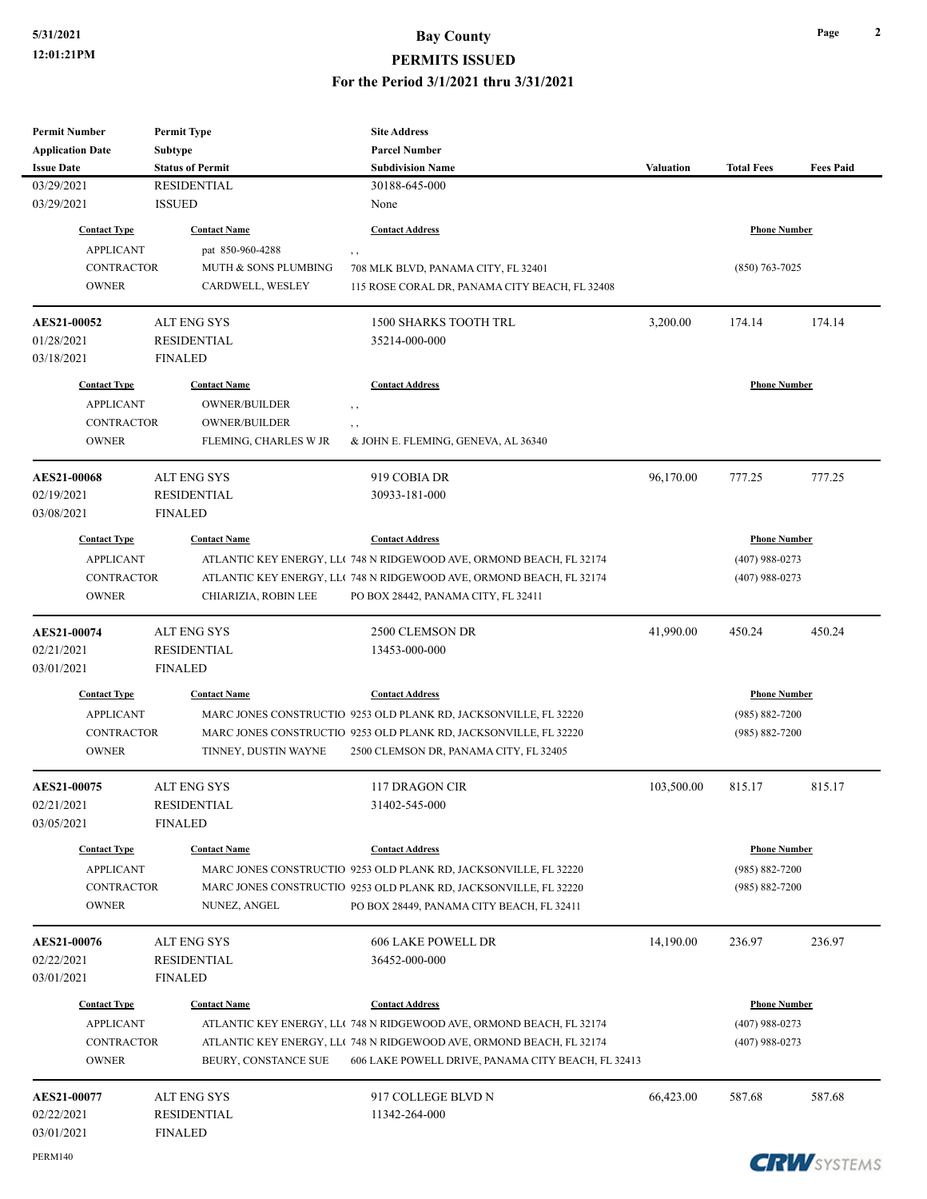| Permit Number<br>Application Date<br>Issue Date | Permit Type<br>Subtype<br>Status of Permit | Site Address<br>Parcel Number<br>Subdivision Name | Valuation | Total Fees | Fees Paid |
|---|---|---|---|---|---|
| 03/29/2021 | RESIDENTIAL | 30188-645-000 | | | |
| 03/29/2021 | ISSUED | None | | | |

| Contact Type | Contact Name | Contact Address | Phone Number |
|---|---|---|---|
| APPLICANT | pat 850-960-4288 | , , | |
| CONTRACTOR | MUTH & SONS PLUMBING | 708 MLK BLVD, PANAMA CITY, FL 32401 | (850) 763-7025 |
| OWNER | CARDWELL, WESLEY | 115 ROSE CORAL DR, PANAMA CITY BEACH, FL 32408 | |

| | | | | | |
|---|---|---|---|---|---|
| **AES21-00052** | ALT ENG SYS | 1500 SHARKS TOOTH TRL | 3,200.00 | 174.14 | 174.14 |
| 01/28/2021 | RESIDENTIAL | 35214-000-000 | | | |
| 03/18/2021 | FINALED | | | | |

| Contact Type | Contact Name | Contact Address | Phone Number |
|---|---|---|---|
| APPLICANT | OWNER/BUILDER | , , | |
| CONTRACTOR | OWNER/BUILDER | , , | |
| OWNER | FLEMING, CHARLES W JR | & JOHN E. FLEMING, GENEVA, AL 36340 | |

| | | | | | |
|---|---|---|---|---|---|
| **AES21-00068** | ALT ENG SYS | 919 COBIA DR | 96,170.00 | 777.25 | 777.25 |
| 02/19/2021 | RESIDENTIAL | 30933-181-000 | | | |
| 03/08/2021 | FINALED | | | | |

| Contact Type | Contact Name | Contact Address | Phone Number |
|---|---|---|---|
| APPLICANT | ATLANTIC KEY ENERGY, LL( | 748 N RIDGEWOOD AVE, ORMOND BEACH, FL 32174 | (407) 988-0273 |
| CONTRACTOR | ATLANTIC KEY ENERGY, LL( | 748 N RIDGEWOOD AVE, ORMOND BEACH, FL 32174 | (407) 988-0273 |
| OWNER | CHIARIZIA, ROBIN LEE | PO BOX 28442, PANAMA CITY, FL 32411 | |

| | | | | | |
|---|---|---|---|---|---|
| **AES21-00074** | ALT ENG SYS | 2500 CLEMSON DR | 41,990.00 | 450.24 | 450.24 |
| 02/21/2021 | RESIDENTIAL | 13453-000-000 | | | |
| 03/01/2021 | FINALED | | | | |

| Contact Type | Contact Name | Contact Address | Phone Number |
|---|---|---|---|
| APPLICANT | MARC JONES CONSTRUCTIO | 9253 OLD PLANK RD, JACKSONVILLE, FL 32220 | (985) 882-7200 |
| CONTRACTOR | MARC JONES CONSTRUCTIO | 9253 OLD PLANK RD, JACKSONVILLE, FL 32220 | (985) 882-7200 |
| OWNER | TINNEY, DUSTIN WAYNE | 2500 CLEMSON DR, PANAMA CITY, FL 32405 | |

| | | | | | |
|---|---|---|---|---|---|
| **AES21-00075** | ALT ENG SYS | 117 DRAGON CIR | 103,500.00 | 815.17 | 815.17 |
| 02/21/2021 | RESIDENTIAL | 31402-545-000 | | | |
| 03/05/2021 | FINALED | | | | |

| Contact Type | Contact Name | Contact Address | Phone Number |
|---|---|---|---|
| APPLICANT | MARC JONES CONSTRUCTIO | 9253 OLD PLANK RD, JACKSONVILLE, FL 32220 | (985) 882-7200 |
| CONTRACTOR | MARC JONES CONSTRUCTIO | 9253 OLD PLANK RD, JACKSONVILLE, FL 32220 | (985) 882-7200 |
| OWNER | NUNEZ, ANGEL | PO BOX 28449, PANAMA CITY BEACH, FL 32411 | |

| | | | | | |
|---|---|---|---|---|---|
| **AES21-00076** | ALT ENG SYS | 606 LAKE POWELL DR | 14,190.00 | 236.97 | 236.97 |
| 02/22/2021 | RESIDENTIAL | 36452-000-000 | | | |
| 03/01/2021 | FINALED | | | | |

| Contact Type | Contact Name | Contact Address | Phone Number |
|---|---|---|---|
| APPLICANT | ATLANTIC KEY ENERGY, LL( | 748 N RIDGEWOOD AVE, ORMOND BEACH, FL 32174 | (407) 988-0273 |
| CONTRACTOR | ATLANTIC KEY ENERGY, LL( | 748 N RIDGEWOOD AVE, ORMOND BEACH, FL 32174 | (407) 988-0273 |
| OWNER | BEURY, CONSTANCE SUE | 606 LAKE POWELL DRIVE, PANAMA CITY BEACH, FL 32413 | |

| | | | | | |
|---|---|---|---|---|---|
| **AES21-00077** | ALT ENG SYS | 917 COLLEGE BLVD N | 66,423.00 | 587.68 | 587.68 |
| 02/22/2021 | RESIDENTIAL | 11342-264-000 | | | |
| 03/01/2021 | FINALED | | | | |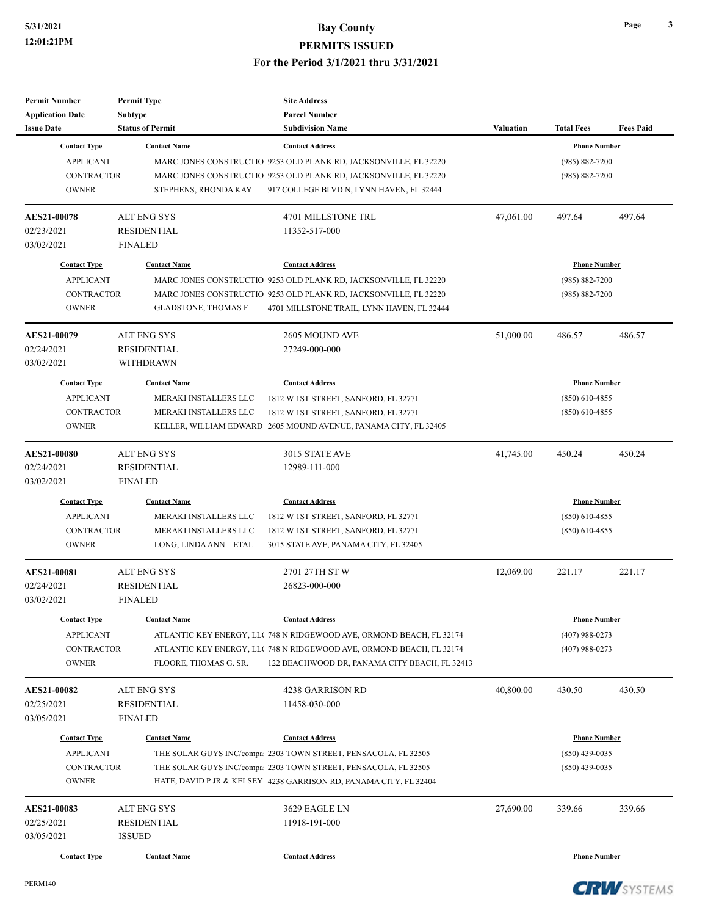| Permit Number<br>Application Date<br>Issue Date | Permit Type<br>Subtype<br>Status of Permit | Site Address<br>Parcel Number<br>Subdivision Name | Valuation | Total Fees | Fees Paid |
|---|---|---|---|---|---|

| Contact Type | Contact Name | Contact Address | Phone Number |
|---|---|---|---|
| APPLICANT | MARC JONES CONSTRUCTIO | 9253 OLD PLANK RD, JACKSONVILLE, FL 32220 | (985) 882-7200 |
| CONTRACTOR | MARC JONES CONSTRUCTIO | 9253 OLD PLANK RD, JACKSONVILLE, FL 32220 | (985) 882-7200 |
| OWNER | STEPHENS, RHONDA KAY | 917 COLLEGE BLVD N, LYNN HAVEN, FL 32444 | |

| | | | | | |
|---|---|---|---|---|---|
| **AES21-00078** | ALT ENG SYS | 4701 MILLSTONE TRL | 47,061.00 | 497.64 | 497.64 |
| 02/23/2021 | RESIDENTIAL | 11352-517-000 | | | |
| 03/02/2021 | FINALED | | | | |

| Contact Type | Contact Name | Contact Address | Phone Number |
|---|---|---|---|
| APPLICANT | MARC JONES CONSTRUCTIO | 9253 OLD PLANK RD, JACKSONVILLE, FL 32220 | (985) 882-7200 |
| CONTRACTOR | MARC JONES CONSTRUCTIO | 9253 OLD PLANK RD, JACKSONVILLE, FL 32220 | (985) 882-7200 |
| OWNER | GLADSTONE, THOMAS F | 4701 MILLSTONE TRAIL, LYNN HAVEN, FL 32444 | |

| | | | | | |
|---|---|---|---|---|---|
| **AES21-00079** | ALT ENG SYS | 2605 MOUND AVE | 51,000.00 | 486.57 | 486.57 |
| 02/24/2021 | RESIDENTIAL | 27249-000-000 | | | |
| 03/02/2021 | WITHDRAWN | | | | |

| Contact Type | Contact Name | Contact Address | Phone Number |
|---|---|---|---|
| APPLICANT | MERAKI INSTALLERS LLC | 1812 W 1ST STREET, SANFORD, FL 32771 | (850) 610-4855 |
| CONTRACTOR | MERAKI INSTALLERS LLC | 1812 W 1ST STREET, SANFORD, FL 32771 | (850) 610-4855 |
| OWNER | KELLER, WILLIAM EDWARD | 2605 MOUND AVENUE, PANAMA CITY, FL 32405 | |

| | | | | | |
|---|---|---|---|---|---|
| **AES21-00080** | ALT ENG SYS | 3015 STATE AVE | 41,745.00 | 450.24 | 450.24 |
| 02/24/2021 | RESIDENTIAL | 12989-111-000 | | | |
| 03/02/2021 | FINALED | | | | |

| Contact Type | Contact Name | Contact Address | Phone Number |
|---|---|---|---|
| APPLICANT | MERAKI INSTALLERS LLC | 1812 W 1ST STREET, SANFORD, FL 32771 | (850) 610-4855 |
| CONTRACTOR | MERAKI INSTALLERS LLC | 1812 W 1ST STREET, SANFORD, FL 32771 | (850) 610-4855 |
| OWNER | LONG, LINDA ANN ETAL | 3015 STATE AVE, PANAMA CITY, FL 32405 | |

| | | | | | |
|---|---|---|---|---|---|
| **AES21-00081** | ALT ENG SYS | 2701 27TH ST W | 12,069.00 | 221.17 | 221.17 |
| 02/24/2021 | RESIDENTIAL | 26823-000-000 | | | |
| 03/02/2021 | FINALED | | | | |

| Contact Type | Contact Name | Contact Address | Phone Number |
|---|---|---|---|
| APPLICANT | ATLANTIC KEY ENERGY, LL( | 748 N RIDGEWOOD AVE, ORMOND BEACH, FL 32174 | (407) 988-0273 |
| CONTRACTOR | ATLANTIC KEY ENERGY, LL( | 748 N RIDGEWOOD AVE, ORMOND BEACH, FL 32174 | (407) 988-0273 |
| OWNER | FLOORE, THOMAS G. SR. | 122 BEACHWOOD DR, PANAMA CITY BEACH, FL 32413 | |

| | | | | | |
|---|---|---|---|---|---|
| **AES21-00082** | ALT ENG SYS | 4238 GARRISON RD | 40,800.00 | 430.50 | 430.50 |
| 02/25/2021 | RESIDENTIAL | 11458-030-000 | | | |
| 03/05/2021 | FINALED | | | | |

| Contact Type | Contact Name | Contact Address | Phone Number |
|---|---|---|---|
| APPLICANT | THE SOLAR GUYS INC/compa | 2303 TOWN STREET, PENSACOLA, FL 32505 | (850) 439-0035 |
| CONTRACTOR | THE SOLAR GUYS INC/compa | 2303 TOWN STREET, PENSACOLA, FL 32505 | (850) 439-0035 |
| OWNER | HATE, DAVID P JR & KELSEY | 4238 GARRISON RD, PANAMA CITY, FL 32404 | |

| | | | | | |
|---|---|---|---|---|---|
| **AES21-00083** | ALT ENG SYS | 3629 EAGLE LN | 27,690.00 | 339.66 | 339.66 |
| 02/25/2021 | RESIDENTIAL | 11918-191-000 | | | |
| 03/05/2021 | ISSUED | | | | |

| Contact Type | Contact Name | Contact Address | Phone Number |
|---|---|---|---|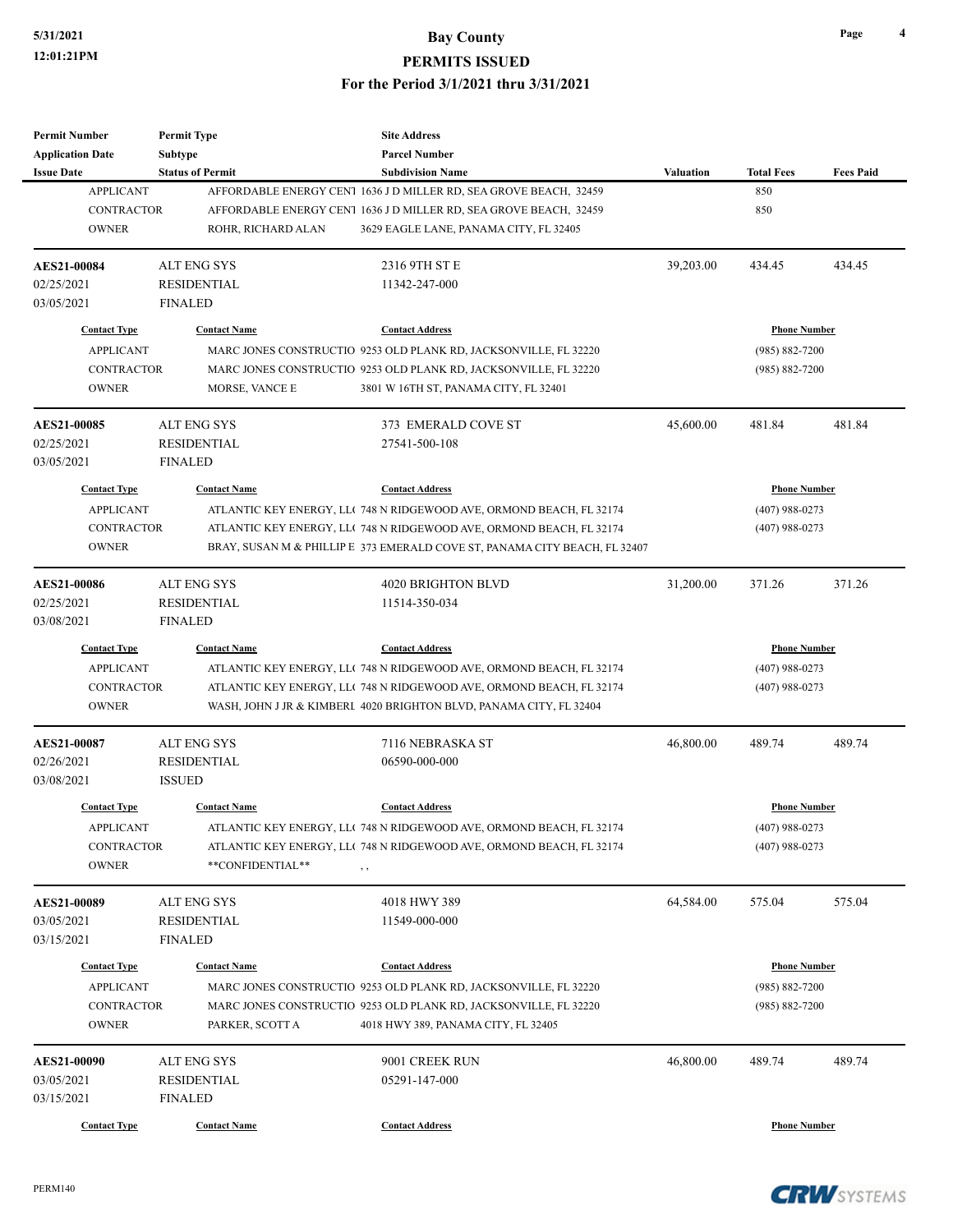| Permit Number<br>Application Date<br>Issue Date | Permit Type<br>Subtype<br>Status of Permit | Site Address<br>Parcel Number<br>Subdivision Name | Valuation | Total Fees | Fees Paid |
|---|---|---|---|---|---|
| APPLICANT | AFFORDABLE ENERGY CENT | 1636 J D MILLER RD, SEA GROVE BEACH, 32459 | | 850 | |
| CONTRACTOR | AFFORDABLE ENERGY CENT | 1636 J D MILLER RD, SEA GROVE BEACH, 32459 | | 850 | |
| OWNER | ROHR, RICHARD ALAN | 3629 EAGLE LANE, PANAMA CITY, FL 32405 | | | |
| **AES21-00084**<br>02/25/2021<br>03/05/2021 | ALT ENG SYS<br>RESIDENTIAL<br>FINALED | 2316 9TH ST E<br>11342-247-000 | 39,203.00 | 434.45 | 434.45 |
| **Contact Type** | **Contact Name** | **Contact Address** | | **Phone Number** | |
| APPLICANT | MARC JONES CONSTRUCTIO | 9253 OLD PLANK RD, JACKSONVILLE, FL 32220 | | (985) 882-7200 | |
| CONTRACTOR | MARC JONES CONSTRUCTIO | 9253 OLD PLANK RD, JACKSONVILLE, FL 32220 | | (985) 882-7200 | |
| OWNER | MORSE, VANCE E | 3801 W 16TH ST, PANAMA CITY, FL 32401 | | | |
| **AES21-00085**<br>02/25/2021<br>03/05/2021 | ALT ENG SYS<br>RESIDENTIAL<br>FINALED | 373 EMERALD COVE ST<br>27541-500-108 | 45,600.00 | 481.84 | 481.84 |
| **Contact Type** | **Contact Name** | **Contact Address** | | **Phone Number** | |
| APPLICANT | ATLANTIC KEY ENERGY, LL( | 748 N RIDGEWOOD AVE, ORMOND BEACH, FL 32174 | | (407) 988-0273 | |
| CONTRACTOR | ATLANTIC KEY ENERGY, LL( | 748 N RIDGEWOOD AVE, ORMOND BEACH, FL 32174 | | (407) 988-0273 | |
| OWNER | BRAY, SUSAN M & PHILLIP E | 373 EMERALD COVE ST, PANAMA CITY BEACH, FL 32407 | | | |
| **AES21-00086**<br>02/25/2021<br>03/08/2021 | ALT ENG SYS<br>RESIDENTIAL<br>FINALED | 4020 BRIGHTON BLVD<br>11514-350-034 | 31,200.00 | 371.26 | 371.26 |
| **Contact Type** | **Contact Name** | **Contact Address** | | **Phone Number** | |
| APPLICANT | ATLANTIC KEY ENERGY, LL( | 748 N RIDGEWOOD AVE, ORMOND BEACH, FL 32174 | | (407) 988-0273 | |
| CONTRACTOR | ATLANTIC KEY ENERGY, LL( | 748 N RIDGEWOOD AVE, ORMOND BEACH, FL 32174 | | (407) 988-0273 | |
| OWNER | WASH, JOHN J JR & KIMBERL | 4020 BRIGHTON BLVD, PANAMA CITY, FL 32404 | | | |
| **AES21-00087**<br>02/26/2021<br>03/08/2021 | ALT ENG SYS<br>RESIDENTIAL<br>ISSUED | 7116 NEBRASKA ST<br>06590-000-000 | 46,800.00 | 489.74 | 489.74 |
| **Contact Type** | **Contact Name** | **Contact Address** | | **Phone Number** | |
| APPLICANT | ATLANTIC KEY ENERGY, LL( | 748 N RIDGEWOOD AVE, ORMOND BEACH, FL 32174 | | (407) 988-0273 | |
| CONTRACTOR | ATLANTIC KEY ENERGY, LL( | 748 N RIDGEWOOD AVE, ORMOND BEACH, FL 32174 | | (407) 988-0273 | |
| OWNER | **CONFIDENTIAL** | , , | | | |
| **AES21-00089**<br>03/05/2021<br>03/15/2021 | ALT ENG SYS<br>RESIDENTIAL<br>FINALED | 4018 HWY 389<br>11549-000-000 | 64,584.00 | 575.04 | 575.04 |
| **Contact Type** | **Contact Name** | **Contact Address** | | **Phone Number** | |
| APPLICANT | MARC JONES CONSTRUCTIO | 9253 OLD PLANK RD, JACKSONVILLE, FL 32220 | | (985) 882-7200 | |
| CONTRACTOR | MARC JONES CONSTRUCTIO | 9253 OLD PLANK RD, JACKSONVILLE, FL 32220 | | (985) 882-7200 | |
| OWNER | PARKER, SCOTT A | 4018 HWY 389, PANAMA CITY, FL 32405 | | | |
| **AES21-00090**<br>03/05/2021<br>03/15/2021 | ALT ENG SYS<br>RESIDENTIAL<br>FINALED | 9001 CREEK RUN<br>05291-147-000 | 46,800.00 | 489.74 | 489.74 |
| **Contact Type** | **Contact Name** | **Contact Address** | | **Phone Number** | |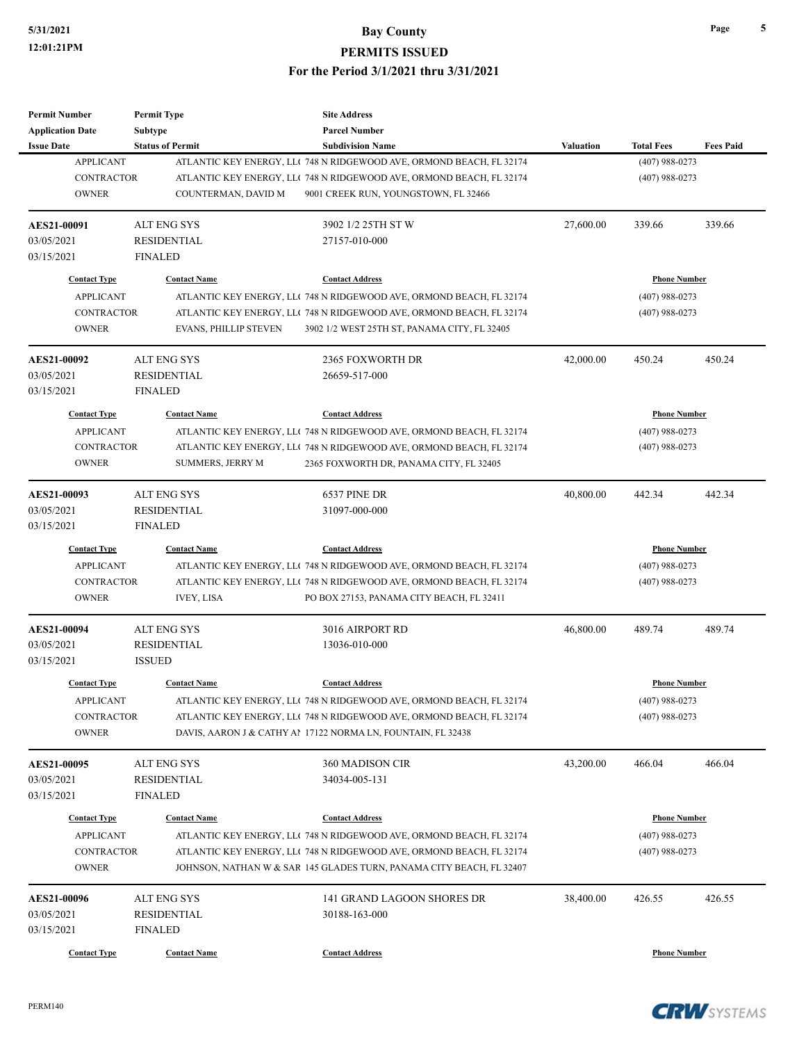# Bay County
## PERMITS ISSUED
### For the Period 3/1/2021 thru 3/31/2021

| Permit Number / Application Date / Issue Date | Permit Type / Subtype / Status of Permit | Site Address / Parcel Number / Subdivision Name | Valuation | Total Fees | Fees Paid |
|---|---|---|---|---|---|
| APPLICANT | ATLANTIC KEY ENERGY, LL( | 748 N RIDGEWOOD AVE, ORMOND BEACH, FL 32174 | | (407) 988-0273 | |
| CONTRACTOR | ATLANTIC KEY ENERGY, LL( | 748 N RIDGEWOOD AVE, ORMOND BEACH, FL 32174 | | (407) 988-0273 | |
| OWNER | COUNTERMAN, DAVID M | 9001 CREEK RUN, YOUNGSTOWN, FL 32466 | | | |

| Permit Number / Application Date / Issue Date | Permit Type / Subtype / Status of Permit | Site Address / Parcel Number / Subdivision Name | Valuation | Total Fees | Fees Paid |
|---|---|---|---|---|---|
| **AES21-00091** | ALT ENG SYS | 3902 1/2 25TH ST W | 27,600.00 | 339.66 | 339.66 |
| 03/05/2021 | RESIDENTIAL | 27157-010-000 | | | |
| 03/15/2021 | FINALED | | | | |
| **Contact Type** | **Contact Name** | **Contact Address** | | **Phone Number** | |
| APPLICANT | ATLANTIC KEY ENERGY, LL( | 748 N RIDGEWOOD AVE, ORMOND BEACH, FL 32174 | | (407) 988-0273 | |
| CONTRACTOR | ATLANTIC KEY ENERGY, LL( | 748 N RIDGEWOOD AVE, ORMOND BEACH, FL 32174 | | (407) 988-0273 | |
| OWNER | EVANS, PHILLIP STEVEN | 3902 1/2 WEST 25TH ST, PANAMA CITY, FL 32405 | | | |
| **AES21-00092** | ALT ENG SYS | 2365 FOXWORTH DR | 42,000.00 | 450.24 | 450.24 |
| 03/05/2021 | RESIDENTIAL | 26659-517-000 | | | |
| 03/15/2021 | FINALED | | | | |
| **Contact Type** | **Contact Name** | **Contact Address** | | **Phone Number** | |
| APPLICANT | ATLANTIC KEY ENERGY, LL( | 748 N RIDGEWOOD AVE, ORMOND BEACH, FL 32174 | | (407) 988-0273 | |
| CONTRACTOR | ATLANTIC KEY ENERGY, LL( | 748 N RIDGEWOOD AVE, ORMOND BEACH, FL 32174 | | (407) 988-0273 | |
| OWNER | SUMMERS, JERRY M | 2365 FOXWORTH DR, PANAMA CITY, FL 32405 | | | |
| **AES21-00093** | ALT ENG SYS | 6537 PINE DR | 40,800.00 | 442.34 | 442.34 |
| 03/05/2021 | RESIDENTIAL | 31097-000-000 | | | |
| 03/15/2021 | FINALED | | | | |
| **Contact Type** | **Contact Name** | **Contact Address** | | **Phone Number** | |
| APPLICANT | ATLANTIC KEY ENERGY, LL( | 748 N RIDGEWOOD AVE, ORMOND BEACH, FL 32174 | | (407) 988-0273 | |
| CONTRACTOR | ATLANTIC KEY ENERGY, LL( | 748 N RIDGEWOOD AVE, ORMOND BEACH, FL 32174 | | (407) 988-0273 | |
| OWNER | IVEY, LISA | PO BOX 27153, PANAMA CITY BEACH, FL 32411 | | | |
| **AES21-00094** | ALT ENG SYS | 3016 AIRPORT RD | 46,800.00 | 489.74 | 489.74 |
| 03/05/2021 | RESIDENTIAL | 13036-010-000 | | | |
| 03/15/2021 | ISSUED | | | | |
| **Contact Type** | **Contact Name** | **Contact Address** | | **Phone Number** | |
| APPLICANT | ATLANTIC KEY ENERGY, LL( | 748 N RIDGEWOOD AVE, ORMOND BEACH, FL 32174 | | (407) 988-0273 | |
| CONTRACTOR | ATLANTIC KEY ENERGY, LL( | 748 N RIDGEWOOD AVE, ORMOND BEACH, FL 32174 | | (407) 988-0273 | |
| OWNER | DAVIS, AARON J & CATHY AI | 17122 NORMA LN, FOUNTAIN, FL 32438 | | | |
| **AES21-00095** | ALT ENG SYS | 360 MADISON CIR | 43,200.00 | 466.04 | 466.04 |
| 03/05/2021 | RESIDENTIAL | 34034-005-131 | | | |
| 03/15/2021 | FINALED | | | | |
| **Contact Type** | **Contact Name** | **Contact Address** | | **Phone Number** | |
| APPLICANT | ATLANTIC KEY ENERGY, LL( | 748 N RIDGEWOOD AVE, ORMOND BEACH, FL 32174 | | (407) 988-0273 | |
| CONTRACTOR | ATLANTIC KEY ENERGY, LL( | 748 N RIDGEWOOD AVE, ORMOND BEACH, FL 32174 | | (407) 988-0273 | |
| OWNER | JOHNSON, NATHAN W & SAR | 145 GLADES TURN, PANAMA CITY BEACH, FL 32407 | | | |
| **AES21-00096** | ALT ENG SYS | 141 GRAND LAGOON SHORES DR | 38,400.00 | 426.55 | 426.55 |
| 03/05/2021 | RESIDENTIAL | 30188-163-000 | | | |
| 03/15/2021 | FINALED | | | | |
| **Contact Type** | **Contact Name** | **Contact Address** | | **Phone Number** | |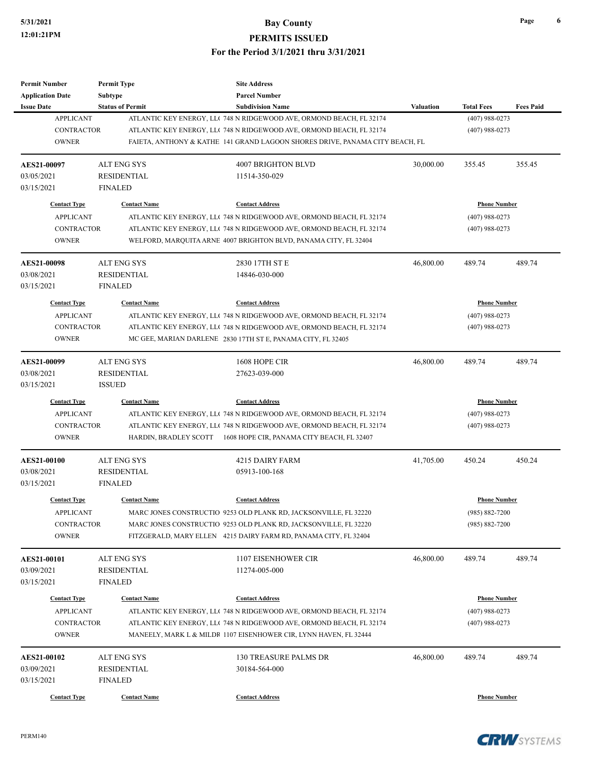# Bay County
## PERMITS ISSUED
### For the Period 3/1/2021 thru 3/31/2021

| Permit Number / Application Date / Issue Date | Permit Type / Subtype / Status of Permit | Site Address / Parcel Number / Subdivision Name | Valuation | Total Fees | Fees Paid |
|---|---|---|---|---|---|

| Contact Type | Contact Name | Contact Address | Phone Number |
|---|---|---|---|
| APPLICANT | ATLANTIC KEY ENERGY, LL( | 748 N RIDGEWOOD AVE, ORMOND BEACH, FL 32174 | (407) 988-0273 |
| CONTRACTOR | ATLANTIC KEY ENERGY, LL( | 748 N RIDGEWOOD AVE, ORMOND BEACH, FL 32174 | (407) 988-0273 |
| OWNER | FAIETA, ANTHONY & KATHE | 141 GRAND LAGOON SHORES DRIVE, PANAMA CITY BEACH, FL | |

---

| | | | Valuation | Total Fees | Fees Paid |
|---|---|---|---|---|---|
| **AES21-00097** | ALT ENG SYS | 4007 BRIGHTON BLVD | 30,000.00 | 355.45 | 355.45 |
| 03/05/2021 | RESIDENTIAL | 11514-350-029 | | | |
| 03/15/2021 | FINALED | | | | |

| Contact Type | Contact Name | Contact Address | Phone Number |
|---|---|---|---|
| APPLICANT | ATLANTIC KEY ENERGY, LL( | 748 N RIDGEWOOD AVE, ORMOND BEACH, FL 32174 | (407) 988-0273 |
| CONTRACTOR | ATLANTIC KEY ENERGY, LL( | 748 N RIDGEWOOD AVE, ORMOND BEACH, FL 32174 | (407) 988-0273 |
| OWNER | WELFORD, MARQUITA ARNE | 4007 BRIGHTON BLVD, PANAMA CITY, FL 32404 | |

---

| | | | Valuation | Total Fees | Fees Paid |
|---|---|---|---|---|---|
| **AES21-00098** | ALT ENG SYS | 2830 17TH ST E | 46,800.00 | 489.74 | 489.74 |
| 03/08/2021 | RESIDENTIAL | 14846-030-000 | | | |
| 03/15/2021 | FINALED | | | | |

| Contact Type | Contact Name | Contact Address | Phone Number |
|---|---|---|---|
| APPLICANT | ATLANTIC KEY ENERGY, LL( | 748 N RIDGEWOOD AVE, ORMOND BEACH, FL 32174 | (407) 988-0273 |
| CONTRACTOR | ATLANTIC KEY ENERGY, LL( | 748 N RIDGEWOOD AVE, ORMOND BEACH, FL 32174 | (407) 988-0273 |
| OWNER | MC GEE, MARIAN DARLENE | 2830 17TH ST E, PANAMA CITY, FL 32405 | |

---

| | | | Valuation | Total Fees | Fees Paid |
|---|---|---|---|---|---|
| **AES21-00099** | ALT ENG SYS | 1608 HOPE CIR | 46,800.00 | 489.74 | 489.74 |
| 03/08/2021 | RESIDENTIAL | 27623-039-000 | | | |
| 03/15/2021 | ISSUED | | | | |

| Contact Type | Contact Name | Contact Address | Phone Number |
|---|---|---|---|
| APPLICANT | ATLANTIC KEY ENERGY, LL( | 748 N RIDGEWOOD AVE, ORMOND BEACH, FL 32174 | (407) 988-0273 |
| CONTRACTOR | ATLANTIC KEY ENERGY, LL( | 748 N RIDGEWOOD AVE, ORMOND BEACH, FL 32174 | (407) 988-0273 |
| OWNER | HARDIN, BRADLEY SCOTT | 1608 HOPE CIR, PANAMA CITY BEACH, FL 32407 | |

---

| | | | Valuation | Total Fees | Fees Paid |
|---|---|---|---|---|---|
| **AES21-00100** | ALT ENG SYS | 4215 DAIRY FARM | 41,705.00 | 450.24 | 450.24 |
| 03/08/2021 | RESIDENTIAL | 05913-100-168 | | | |
| 03/15/2021 | FINALED | | | | |

| Contact Type | Contact Name | Contact Address | Phone Number |
|---|---|---|---|
| APPLICANT | MARC JONES CONSTRUCTIO | 9253 OLD PLANK RD, JACKSONVILLE, FL 32220 | (985) 882-7200 |
| CONTRACTOR | MARC JONES CONSTRUCTIO | 9253 OLD PLANK RD, JACKSONVILLE, FL 32220 | (985) 882-7200 |
| OWNER | FITZGERALD, MARY ELLEN | 4215 DAIRY FARM RD, PANAMA CITY, FL 32404 | |

---

| | | | Valuation | Total Fees | Fees Paid |
|---|---|---|---|---|---|
| **AES21-00101** | ALT ENG SYS | 1107 EISENHOWER CIR | 46,800.00 | 489.74 | 489.74 |
| 03/09/2021 | RESIDENTIAL | 11274-005-000 | | | |
| 03/15/2021 | FINALED | | | | |

| Contact Type | Contact Name | Contact Address | Phone Number |
|---|---|---|---|
| APPLICANT | ATLANTIC KEY ENERGY, LL( | 748 N RIDGEWOOD AVE, ORMOND BEACH, FL 32174 | (407) 988-0273 |
| CONTRACTOR | ATLANTIC KEY ENERGY, LL( | 748 N RIDGEWOOD AVE, ORMOND BEACH, FL 32174 | (407) 988-0273 |
| OWNER | MANEELY, MARK L & MILDR | 1107 EISENHOWER CIR, LYNN HAVEN, FL 32444 | |

---

| | | | Valuation | Total Fees | Fees Paid |
|---|---|---|---|---|---|
| **AES21-00102** | ALT ENG SYS | 130 TREASURE PALMS DR | 46,800.00 | 489.74 | 489.74 |
| 03/09/2021 | RESIDENTIAL | 30184-564-000 | | | |
| 03/15/2021 | FINALED | | | | |

| Contact Type | Contact Name | Contact Address | Phone Number |
|---|---|---|---|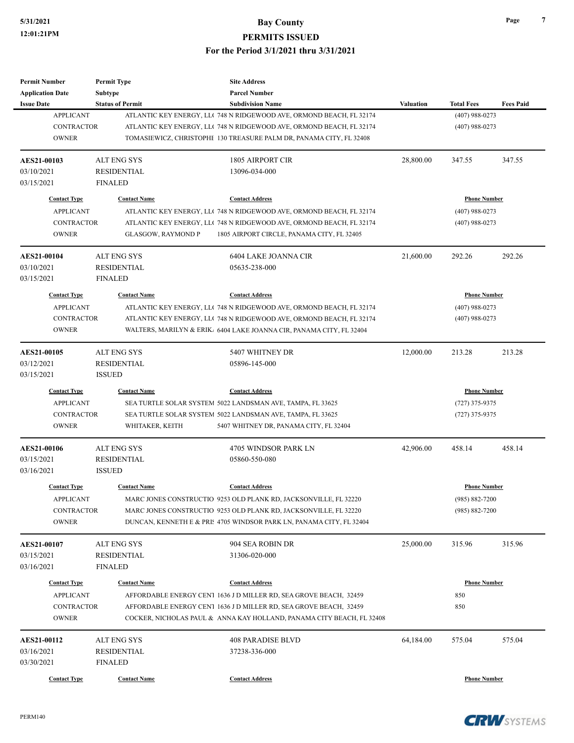| Permit Number<br>Application Date<br>Issue Date | Permit Type<br>Subtype<br>Status of Permit | Site Address<br>Parcel Number<br>Subdivision Name | Valuation | Total Fees | Fees Paid |
|---|---|---|---|---|---|

| | | | |
|---|---|---|---|
| APPLICANT | ATLANTIC KEY ENERGY, LL( | 748 N RIDGEWOOD AVE, ORMOND BEACH, FL 32174 | (407) 988-0273 |
| CONTRACTOR | ATLANTIC KEY ENERGY, LL( | 748 N RIDGEWOOD AVE, ORMOND BEACH, FL 32174 | (407) 988-0273 |
| OWNER | TOMASIEWICZ, CHRISTOPHE | 130 TREASURE PALM DR, PANAMA CITY, FL 32408 | |

| | | | | | |
|---|---|---|---|---|---|
| **AES21-00103** | ALT ENG SYS | 1805 AIRPORT CIR | 28,800.00 | 347.55 | 347.55 |
| 03/10/2021 | RESIDENTIAL | 13096-034-000 | | | |
| 03/15/2021 | FINALED | | | | |

| Contact Type | Contact Name | Contact Address | Phone Number |
|---|---|---|---|
| APPLICANT | ATLANTIC KEY ENERGY, LL( | 748 N RIDGEWOOD AVE, ORMOND BEACH, FL 32174 | (407) 988-0273 |
| CONTRACTOR | ATLANTIC KEY ENERGY, LL( | 748 N RIDGEWOOD AVE, ORMOND BEACH, FL 32174 | (407) 988-0273 |
| OWNER | GLASGOW, RAYMOND P | 1805 AIRPORT CIRCLE, PANAMA CITY, FL 32405 | |

| | | | | | |
|---|---|---|---|---|---|
| **AES21-00104** | ALT ENG SYS | 6404 LAKE JOANNA CIR | 21,600.00 | 292.26 | 292.26 |
| 03/10/2021 | RESIDENTIAL | 05635-238-000 | | | |
| 03/15/2021 | FINALED | | | | |

| Contact Type | Contact Name | Contact Address | Phone Number |
|---|---|---|---|
| APPLICANT | ATLANTIC KEY ENERGY, LL( | 748 N RIDGEWOOD AVE, ORMOND BEACH, FL 32174 | (407) 988-0273 |
| CONTRACTOR | ATLANTIC KEY ENERGY, LL( | 748 N RIDGEWOOD AVE, ORMOND BEACH, FL 32174 | (407) 988-0273 |
| OWNER | WALTERS, MARILYN & ERIK/ | 6404 LAKE JOANNA CIR, PANAMA CITY, FL 32404 | |

| | | | | | |
|---|---|---|---|---|---|
| **AES21-00105** | ALT ENG SYS | 5407 WHITNEY DR | 12,000.00 | 213.28 | 213.28 |
| 03/12/2021 | RESIDENTIAL | 05896-145-000 | | | |
| 03/15/2021 | ISSUED | | | | |

| Contact Type | Contact Name | Contact Address | Phone Number |
|---|---|---|---|
| APPLICANT | SEA TURTLE SOLAR SYSTEM | 5022 LANDSMAN AVE, TAMPA, FL 33625 | (727) 375-9375 |
| CONTRACTOR | SEA TURTLE SOLAR SYSTEM | 5022 LANDSMAN AVE, TAMPA, FL 33625 | (727) 375-9375 |
| OWNER | WHITAKER, KEITH | 5407 WHITNEY DR, PANAMA CITY, FL 32404 | |

| | | | | | |
|---|---|---|---|---|---|
| **AES21-00106** | ALT ENG SYS | 4705 WINDSOR PARK LN | 42,906.00 | 458.14 | 458.14 |
| 03/15/2021 | RESIDENTIAL | 05860-550-080 | | | |
| 03/16/2021 | ISSUED | | | | |

| Contact Type | Contact Name | Contact Address | Phone Number |
|---|---|---|---|
| APPLICANT | MARC JONES CONSTRUCTIO | 9253 OLD PLANK RD, JACKSONVILLE, FL 32220 | (985) 882-7200 |
| CONTRACTOR | MARC JONES CONSTRUCTIO | 9253 OLD PLANK RD, JACKSONVILLE, FL 32220 | (985) 882-7200 |
| OWNER | DUNCAN, KENNETH E & PRI! | 4705 WINDSOR PARK LN, PANAMA CITY, FL 32404 | |

| | | | | | |
|---|---|---|---|---|---|
| **AES21-00107** | ALT ENG SYS | 904 SEA ROBIN DR | 25,000.00 | 315.96 | 315.96 |
| 03/15/2021 | RESIDENTIAL | 31306-020-000 | | | |
| 03/16/2021 | FINALED | | | | |

| Contact Type | Contact Name | Contact Address | Phone Number |
|---|---|---|---|
| APPLICANT | AFFORDABLE ENERGY CENT | 1636 J D MILLER RD, SEA GROVE BEACH, 32459 | 850 |
| CONTRACTOR | AFFORDABLE ENERGY CENT | 1636 J D MILLER RD, SEA GROVE BEACH, 32459 | 850 |
| OWNER | COCKER, NICHOLAS PAUL & | ANNA KAY HOLLAND, PANAMA CITY BEACH, FL 32408 | |

| | | | | | |
|---|---|---|---|---|---|
| **AES21-00112** | ALT ENG SYS | 408 PARADISE BLVD | 64,184.00 | 575.04 | 575.04 |
| 03/16/2021 | RESIDENTIAL | 37238-336-000 | | | |
| 03/30/2021 | FINALED | | | | |

| Contact Type | Contact Name | Contact Address | Phone Number |
|---|---|---|---|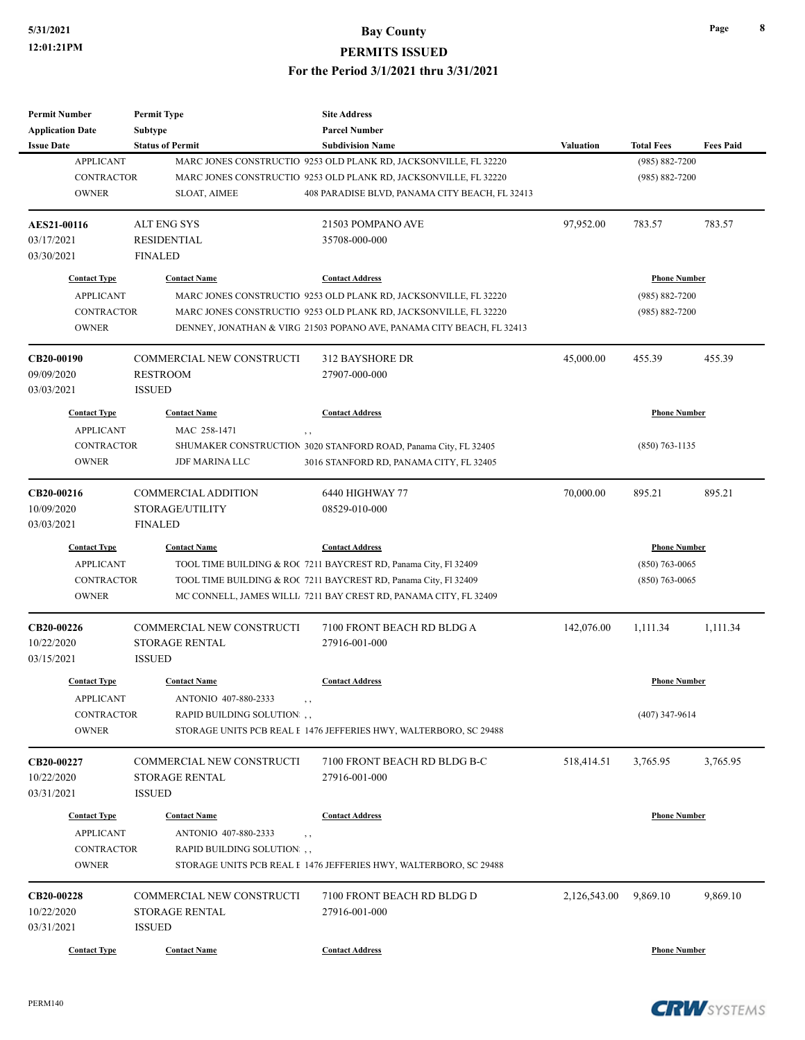| Permit Number | Permit Type | Site Address | | | |
|---|---|---|---|---|---|
| Application Date | Subtype | Parcel Number | | | |
| Issue Date | Status of Permit | Subdivision Name | Valuation | Total Fees | Fees Paid |
| APPLICANT | MARC JONES CONSTRUCTIO | 9253 OLD PLANK RD, JACKSONVILLE, FL 32220 | | (985) 882-7200 | |
| CONTRACTOR | MARC JONES CONSTRUCTIO | 9253 OLD PLANK RD, JACKSONVILLE, FL 32220 | | (985) 882-7200 | |
| OWNER | SLOAT, AIMEE | 408 PARADISE BLVD, PANAMA CITY BEACH, FL 32413 | | | |
| **AES21-00116** | ALT ENG SYS | 21503 POMPANO AVE | 97,952.00 | 783.57 | 783.57 |
| 03/17/2021 | RESIDENTIAL | 35708-000-000 | | | |
| 03/30/2021 | FINALED | | | | |
| Contact Type | Contact Name | Contact Address | | Phone Number | |
| APPLICANT | MARC JONES CONSTRUCTIO | 9253 OLD PLANK RD, JACKSONVILLE, FL 32220 | | (985) 882-7200 | |
| CONTRACTOR | MARC JONES CONSTRUCTIO | 9253 OLD PLANK RD, JACKSONVILLE, FL 32220 | | (985) 882-7200 | |
| OWNER | DENNEY, JONATHAN & VIRG | 21503 POPANO AVE, PANAMA CITY BEACH, FL 32413 | | | |
| **CB20-00190** | COMMERCIAL NEW CONSTRUCTI | 312 BAYSHORE DR | 45,000.00 | 455.39 | 455.39 |
| 09/09/2020 | RESTROOM | 27907-000-000 | | | |
| 03/03/2021 | ISSUED | | | | |
| Contact Type | Contact Name | Contact Address | | Phone Number | |
| APPLICANT | MAC 258-1471 | , , | | | |
| CONTRACTOR | SHUMAKER CONSTRUCTION | 3020 STANFORD ROAD, Panama City, FL 32405 | | (850) 763-1135 | |
| OWNER | JDF MARINA LLC | 3016 STANFORD RD, PANAMA CITY, FL 32405 | | | |
| **CB20-00216** | COMMERCIAL ADDITION | 6440 HIGHWAY 77 | 70,000.00 | 895.21 | 895.21 |
| 10/09/2020 | STORAGE/UTILITY | 08529-010-000 | | | |
| 03/03/2021 | FINALED | | | | |
| Contact Type | Contact Name | Contact Address | | Phone Number | |
| APPLICANT | TOOL TIME BUILDING & ROC | 7211 BAYCREST RD, Panama City, Fl 32409 | | (850) 763-0065 | |
| CONTRACTOR | TOOL TIME BUILDING & ROC | 7211 BAYCREST RD, Panama City, Fl 32409 | | (850) 763-0065 | |
| OWNER | MC CONNELL, JAMES WILLI | 7211 BAY CREST RD, PANAMA CITY, FL 32409 | | | |
| **CB20-00226** | COMMERCIAL NEW CONSTRUCTI | 7100 FRONT BEACH RD BLDG A | 142,076.00 | 1,111.34 | 1,111.34 |
| 10/22/2020 | STORAGE RENTAL | 27916-001-000 | | | |
| 03/15/2021 | ISSUED | | | | |
| Contact Type | Contact Name | Contact Address | | Phone Number | |
| APPLICANT | ANTONIO 407-880-2333 | , , | | | |
| CONTRACTOR | RAPID BUILDING SOLUTION | , , | | (407) 347-9614 | |
| OWNER | STORAGE UNITS PCB REAL E | 1476 JEFFERIES HWY, WALTERBORO, SC 29488 | | | |
| **CB20-00227** | COMMERCIAL NEW CONSTRUCTI | 7100 FRONT BEACH RD BLDG B-C | 518,414.51 | 3,765.95 | 3,765.95 |
| 10/22/2020 | STORAGE RENTAL | 27916-001-000 | | | |
| 03/31/2021 | ISSUED | | | | |
| Contact Type | Contact Name | Contact Address | | Phone Number | |
| APPLICANT | ANTONIO 407-880-2333 | , , | | | |
| CONTRACTOR | RAPID BUILDING SOLUTION | , , | | | |
| OWNER | STORAGE UNITS PCB REAL E | 1476 JEFFERIES HWY, WALTERBORO, SC 29488 | | | |
| **CB20-00228** | COMMERCIAL NEW CONSTRUCTI | 7100 FRONT BEACH RD BLDG D | 2,126,543.00 | 9,869.10 | 9,869.10 |
| 10/22/2020 | STORAGE RENTAL | 27916-001-000 | | | |
| 03/31/2021 | ISSUED | | | | |
| Contact Type | Contact Name | Contact Address | | Phone Number | |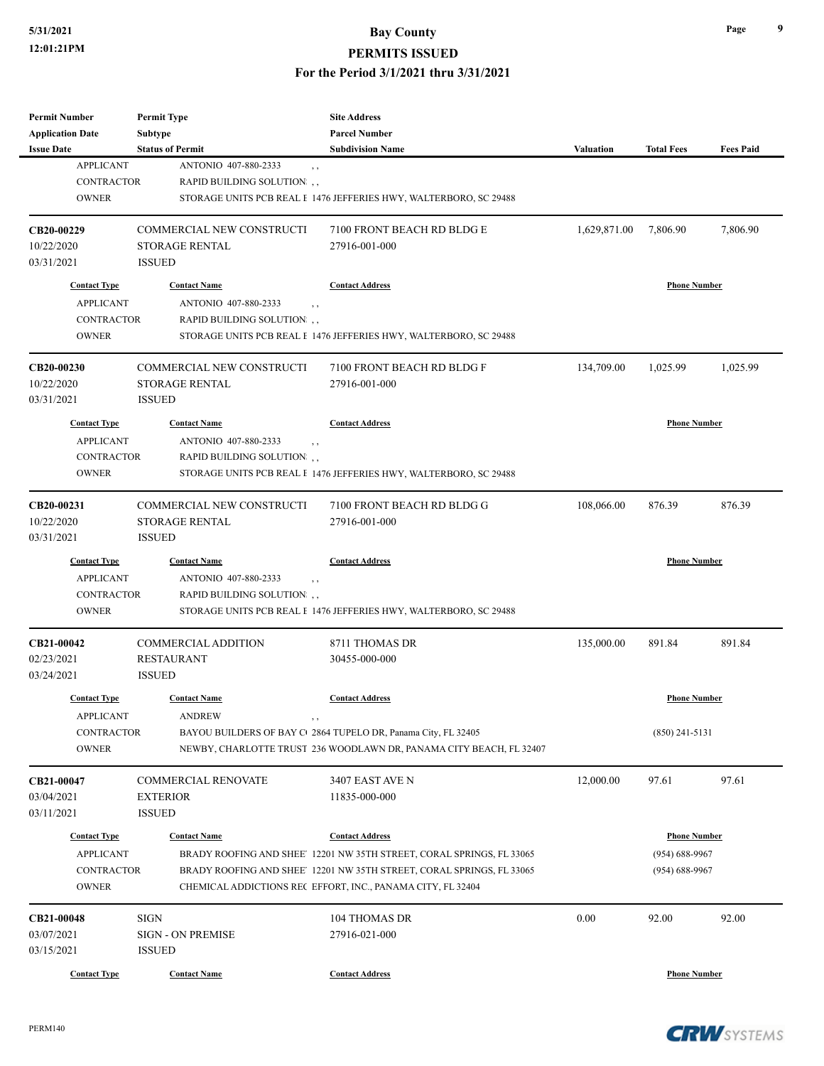| Permit Number<br>Application Date<br>Issue Date | Permit Type<br>Subtype<br>Status of Permit | Site Address<br>Parcel Number<br>Subdivision Name | Valuation | Total Fees | Fees Paid |
|---|---|---|---|---|---|
| APPLICANT | ANTONIO 407-880-2333 | , , | | | |
| CONTRACTOR | RAPID BUILDING SOLUTION , , | | | | |
| OWNER | STORAGE UNITS PCB REAL E | 1476 JEFFERIES HWY, WALTERBORO, SC 29488 | | | |
| **CB20-00229**<br>10/22/2020<br>03/31/2021 | COMMERCIAL NEW CONSTRUCTI<br>STORAGE RENTAL<br>ISSUED | 7100 FRONT BEACH RD BLDG E<br>27916-001-000 | 1,629,871.00 | 7,806.90 | 7,806.90 |
| Contact Type | Contact Name | Contact Address | | Phone Number | |
| APPLICANT | ANTONIO 407-880-2333 | , , | | | |
| CONTRACTOR | RAPID BUILDING SOLUTION , , | | | | |
| OWNER | STORAGE UNITS PCB REAL E | 1476 JEFFERIES HWY, WALTERBORO, SC 29488 | | | |
| **CB20-00230**<br>10/22/2020<br>03/31/2021 | COMMERCIAL NEW CONSTRUCTI<br>STORAGE RENTAL<br>ISSUED | 7100 FRONT BEACH RD BLDG F<br>27916-001-000 | 134,709.00 | 1,025.99 | 1,025.99 |
| Contact Type | Contact Name | Contact Address | | Phone Number | |
| APPLICANT | ANTONIO 407-880-2333 | , , | | | |
| CONTRACTOR | RAPID BUILDING SOLUTION , , | | | | |
| OWNER | STORAGE UNITS PCB REAL E | 1476 JEFFERIES HWY, WALTERBORO, SC 29488 | | | |
| **CB20-00231**<br>10/22/2020<br>03/31/2021 | COMMERCIAL NEW CONSTRUCTI<br>STORAGE RENTAL<br>ISSUED | 7100 FRONT BEACH RD BLDG G<br>27916-001-000 | 108,066.00 | 876.39 | 876.39 |
| Contact Type | Contact Name | Contact Address | | Phone Number | |
| APPLICANT | ANTONIO 407-880-2333 | , , | | | |
| CONTRACTOR | RAPID BUILDING SOLUTION , , | | | | |
| OWNER | STORAGE UNITS PCB REAL E | 1476 JEFFERIES HWY, WALTERBORO, SC 29488 | | | |
| **CB21-00042**<br>02/23/2021<br>03/24/2021 | COMMERCIAL ADDITION<br>RESTAURANT<br>ISSUED | 8711 THOMAS DR<br>30455-000-000 | 135,000.00 | 891.84 | 891.84 |
| Contact Type | Contact Name | Contact Address | | Phone Number | |
| APPLICANT | ANDREW | , , | | | |
| CONTRACTOR | BAYOU BUILDERS OF BAY C | 2864 TUPELO DR, Panama City, FL 32405 | | (850) 241-5131 | |
| OWNER | NEWBY, CHARLOTTE TRUST | 236 WOODLAWN DR, PANAMA CITY BEACH, FL 32407 | | | |
| **CB21-00047**<br>03/04/2021<br>03/11/2021 | COMMERCIAL RENOVATE<br>EXTERIOR<br>ISSUED | 3407 EAST AVE N<br>11835-000-000 | 12,000.00 | 97.61 | 97.61 |
| Contact Type | Contact Name | Contact Address | | Phone Number | |
| APPLICANT | BRADY ROOFING AND SHEE | 12201 NW 35TH STREET, CORAL SPRINGS, FL 33065 | | (954) 688-9967 | |
| CONTRACTOR | BRADY ROOFING AND SHEE | 12201 NW 35TH STREET, CORAL SPRINGS, FL 33065 | | (954) 688-9967 | |
| OWNER | CHEMICAL ADDICTIONS REC | EFFORT, INC., PANAMA CITY, FL 32404 | | | |
| **CB21-00048**<br>03/07/2021<br>03/15/2021 | SIGN<br>SIGN - ON PREMISE<br>ISSUED | 104 THOMAS DR<br>27916-021-000 | 0.00 | 92.00 | 92.00 |
| Contact Type | Contact Name | Contact Address | | Phone Number | |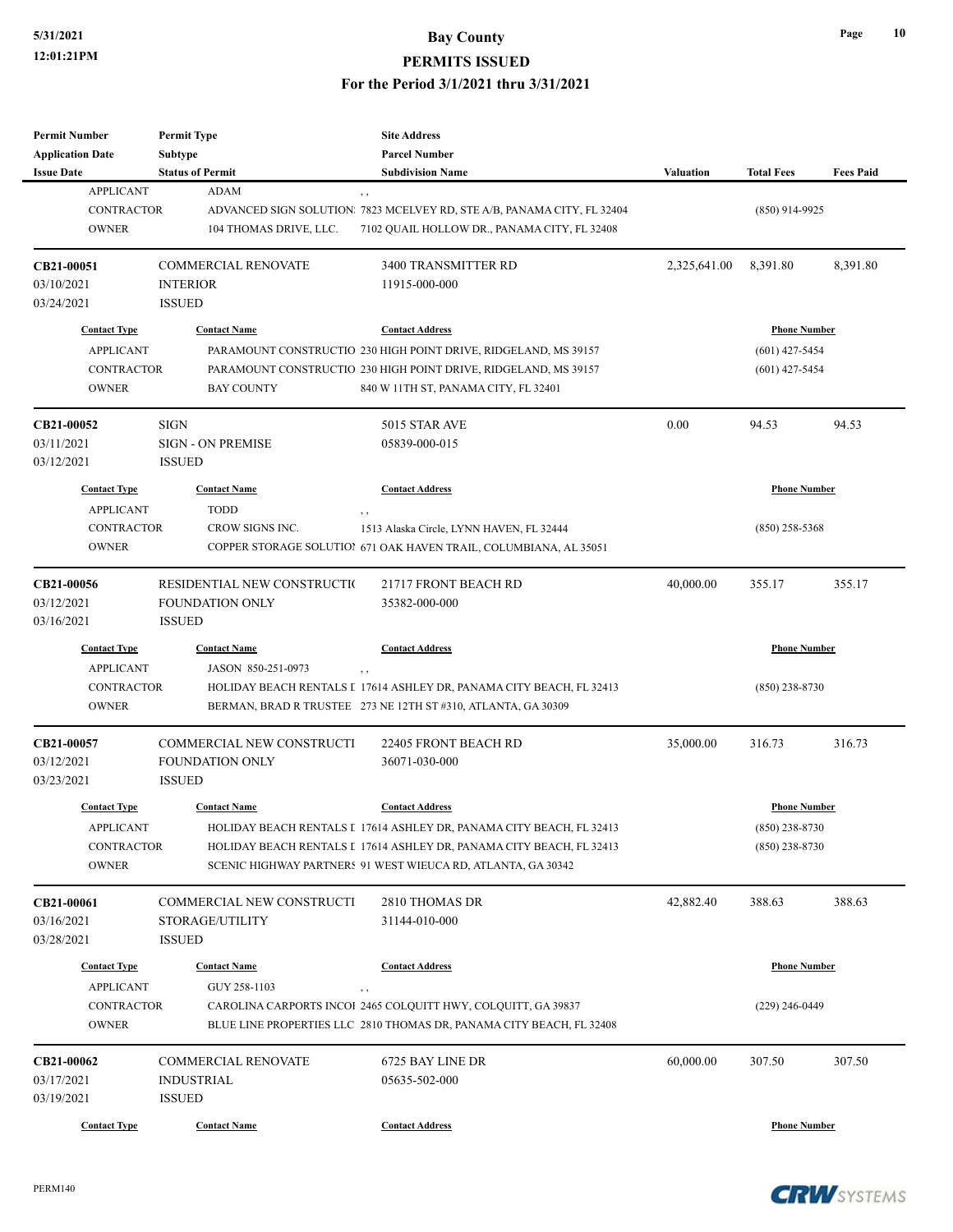| Permit Number / Application Date / Issue Date | Permit Type / Subtype / Status of Permit | Site Address / Parcel Number / Subdivision Name | Valuation | Total Fees | Fees Paid |
|---|---|---|---|---|---|
| APPLICANT | ADAM | , , | | | |
| CONTRACTOR | ADVANCED SIGN SOLUTION: | 7823 MCELVEY RD, STE A/B, PANAMA CITY, FL 32404 | | (850) 914-9925 | |
| OWNER | 104 THOMAS DRIVE, LLC. | 7102 QUAIL HOLLOW DR., PANAMA CITY, FL 32408 | | | |
| **CB21-00051** | COMMERCIAL RENOVATE | 3400 TRANSMITTER RD | 2,325,641.00 | 8,391.80 | 8,391.80 |
| 03/10/2021 | INTERIOR | 11915-000-000 | | | |
| 03/24/2021 | ISSUED | | | | |
| Contact Type | Contact Name | Contact Address | | Phone Number | |
| APPLICANT | PARAMOUNT CONSTRUCTIO | 230 HIGH POINT DRIVE, RIDGELAND, MS 39157 | | (601) 427-5454 | |
| CONTRACTOR | PARAMOUNT CONSTRUCTIO | 230 HIGH POINT DRIVE, RIDGELAND, MS 39157 | | (601) 427-5454 | |
| OWNER | BAY COUNTY | 840 W 11TH ST, PANAMA CITY, FL 32401 | | | |
| **CB21-00052** | SIGN | 5015 STAR AVE | 0.00 | 94.53 | 94.53 |
| 03/11/2021 | SIGN - ON PREMISE | 05839-000-015 | | | |
| 03/12/2021 | ISSUED | | | | |
| Contact Type | Contact Name | Contact Address | | Phone Number | |
| APPLICANT | TODD | , , | | | |
| CONTRACTOR | CROW SIGNS INC. | 1513 Alaska Circle, LYNN HAVEN, FL 32444 | | (850) 258-5368 | |
| OWNER | COPPER STORAGE SOLUTIO! | 671 OAK HAVEN TRAIL, COLUMBIANA, AL 35051 | | | |
| **CB21-00056** | RESIDENTIAL NEW CONSTRUCTI( | 21717 FRONT BEACH RD | 40,000.00 | 355.17 | 355.17 |
| 03/12/2021 | FOUNDATION ONLY | 35382-000-000 | | | |
| 03/16/2021 | ISSUED | | | | |
| Contact Type | Contact Name | Contact Address | | Phone Number | |
| APPLICANT | JASON 850-251-0973 | , , | | | |
| CONTRACTOR | HOLIDAY BEACH RENTALS I | 17614 ASHLEY DR, PANAMA CITY BEACH, FL 32413 | | (850) 238-8730 | |
| OWNER | BERMAN, BRAD R TRUSTEE | 273 NE 12TH ST #310, ATLANTA, GA 30309 | | | |
| **CB21-00057** | COMMERCIAL NEW CONSTRUCTI | 22405 FRONT BEACH RD | 35,000.00 | 316.73 | 316.73 |
| 03/12/2021 | FOUNDATION ONLY | 36071-030-000 | | | |
| 03/23/2021 | ISSUED | | | | |
| Contact Type | Contact Name | Contact Address | | Phone Number | |
| APPLICANT | HOLIDAY BEACH RENTALS I | 17614 ASHLEY DR, PANAMA CITY BEACH, FL 32413 | | (850) 238-8730 | |
| CONTRACTOR | HOLIDAY BEACH RENTALS I | 17614 ASHLEY DR, PANAMA CITY BEACH, FL 32413 | | (850) 238-8730 | |
| OWNER | SCENIC HIGHWAY PARTNER! | 91 WEST WIEUCA RD, ATLANTA, GA 30342 | | | |
| **CB21-00061** | COMMERCIAL NEW CONSTRUCTI | 2810 THOMAS DR | 42,882.40 | 388.63 | 388.63 |
| 03/16/2021 | STORAGE/UTILITY | 31144-010-000 | | | |
| 03/28/2021 | ISSUED | | | | |
| Contact Type | Contact Name | Contact Address | | Phone Number | |
| APPLICANT | GUY 258-1103 | , , | | | |
| CONTRACTOR | CAROLINA CARPORTS INCOI | 2465 COLQUITT HWY, COLQUITT, GA 39837 | | (229) 246-0449 | |
| OWNER | BLUE LINE PROPERTIES LLC | 2810 THOMAS DR, PANAMA CITY BEACH, FL 32408 | | | |
| **CB21-00062** | COMMERCIAL RENOVATE | 6725 BAY LINE DR | 60,000.00 | 307.50 | 307.50 |
| 03/17/2021 | INDUSTRIAL | 05635-502-000 | | | |
| 03/19/2021 | ISSUED | | | | |
| Contact Type | Contact Name | Contact Address | | Phone Number | |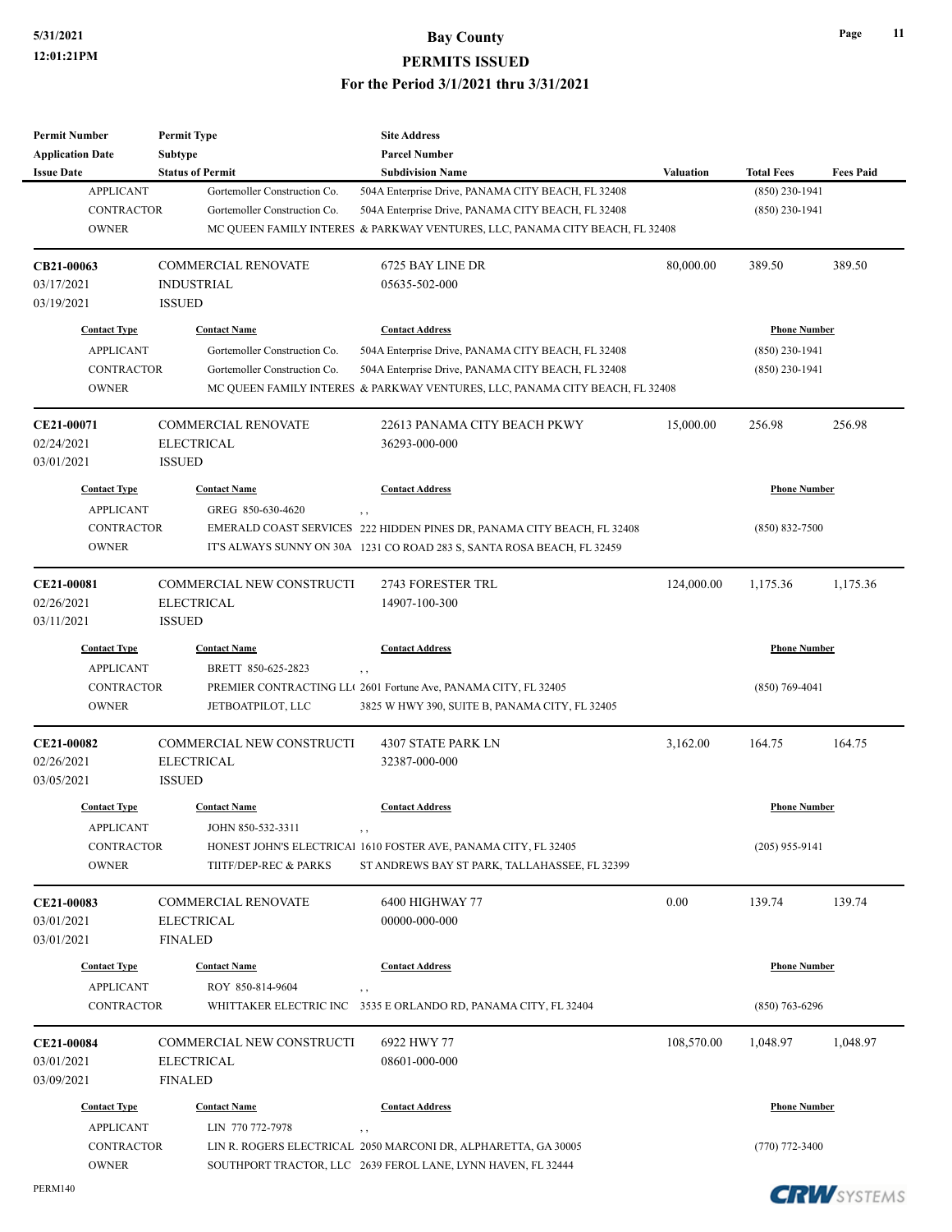| Permit Number<br>Application Date<br>Issue Date | Permit Type<br>Subtype<br>Status of Permit | Site Address<br>Parcel Number<br>Subdivision Name | Valuation | Total Fees | Fees Paid |
|---|---|---|---|---|---|
| APPLICANT | Gortemoller Construction Co. | 504A Enterprise Drive, PANAMA CITY BEACH, FL 32408 | | (850) 230-1941 | |
| CONTRACTOR | Gortemoller Construction Co. | 504A Enterprise Drive, PANAMA CITY BEACH, FL 32408 | | (850) 230-1941 | |
| OWNER | MC QUEEN FAMILY INTERES | & PARKWAY VENTURES, LLC, PANAMA CITY BEACH, FL 32408 | | | |

| Permit Number | Permit Type | Site Address | Valuation | Total Fees | Fees Paid |
|---|---|---|---|---|---|
| **CB21-00063** | COMMERCIAL RENOVATE | 6725 BAY LINE DR | 80,000.00 | 389.50 | 389.50 |
| 03/17/2021 | INDUSTRIAL | 05635-502-000 | | | |
| 03/19/2021 | ISSUED | | | | |

| Contact Type | Contact Name | Contact Address | Phone Number |
|---|---|---|---|
| APPLICANT | Gortemoller Construction Co. | 504A Enterprise Drive, PANAMA CITY BEACH, FL 32408 | (850) 230-1941 |
| CONTRACTOR | Gortemoller Construction Co. | 504A Enterprise Drive, PANAMA CITY BEACH, FL 32408 | (850) 230-1941 |
| OWNER | MC QUEEN FAMILY INTERES | & PARKWAY VENTURES, LLC, PANAMA CITY BEACH, FL 32408 | |

| Permit Number | Permit Type | Site Address | Valuation | Total Fees | Fees Paid |
|---|---|---|---|---|---|
| **CE21-00071** | COMMERCIAL RENOVATE | 22613 PANAMA CITY BEACH PKWY | 15,000.00 | 256.98 | 256.98 |
| 02/24/2021 | ELECTRICAL | 36293-000-000 | | | |
| 03/01/2021 | ISSUED | | | | |

| Contact Type | Contact Name | Contact Address | Phone Number |
|---|---|---|---|
| APPLICANT | GREG 850-630-4620 | , , | |
| CONTRACTOR | EMERALD COAST SERVICES | 222 HIDDEN PINES DR, PANAMA CITY BEACH, FL 32408 | (850) 832-7500 |
| OWNER | IT'S ALWAYS SUNNY ON 30A | 1231 CO ROAD 283 S, SANTA ROSA BEACH, FL 32459 | |

| Permit Number | Permit Type | Site Address | Valuation | Total Fees | Fees Paid |
|---|---|---|---|---|---|
| **CE21-00081** | COMMERCIAL NEW CONSTRUCTI | 2743 FORESTER TRL | 124,000.00 | 1,175.36 | 1,175.36 |
| 02/26/2021 | ELECTRICAL | 14907-100-300 | | | |
| 03/11/2021 | ISSUED | | | | |

| Contact Type | Contact Name | Contact Address | Phone Number |
|---|---|---|---|
| APPLICANT | BRETT 850-625-2823 | , , | |
| CONTRACTOR | PREMIER CONTRACTING LL( | 2601 Fortune Ave, PANAMA CITY, FL 32405 | (850) 769-4041 |
| OWNER | JETBOATPILOT, LLC | 3825 W HWY 390, SUITE B, PANAMA CITY, FL 32405 | |

| Permit Number | Permit Type | Site Address | Valuation | Total Fees | Fees Paid |
|---|---|---|---|---|---|
| **CE21-00082** | COMMERCIAL NEW CONSTRUCTI | 4307 STATE PARK LN | 3,162.00 | 164.75 | 164.75 |
| 02/26/2021 | ELECTRICAL | 32387-000-000 | | | |
| 03/05/2021 | ISSUED | | | | |

| Contact Type | Contact Name | Contact Address | Phone Number |
|---|---|---|---|
| APPLICANT | JOHN 850-532-3311 | , , | |
| CONTRACTOR | HONEST JOHN'S ELECTRICAI | 1610 FOSTER AVE, PANAMA CITY, FL 32405 | (205) 955-9141 |
| OWNER | TIITF/DEP-REC & PARKS | ST ANDREWS BAY ST PARK, TALLAHASSEE, FL 32399 | |

| Permit Number | Permit Type | Site Address | Valuation | Total Fees | Fees Paid |
|---|---|---|---|---|---|
| **CE21-00083** | COMMERCIAL RENOVATE | 6400 HIGHWAY 77 | 0.00 | 139.74 | 139.74 |
| 03/01/2021 | ELECTRICAL | 00000-000-000 | | | |
| 03/01/2021 | FINALED | | | | |

| Contact Type | Contact Name | Contact Address | Phone Number |
|---|---|---|---|
| APPLICANT | ROY 850-814-9604 | , , | |
| CONTRACTOR | WHITTAKER ELECTRIC INC | 3535 E ORLANDO RD, PANAMA CITY, FL 32404 | (850) 763-6296 |

| Permit Number | Permit Type | Site Address | Valuation | Total Fees | Fees Paid |
|---|---|---|---|---|---|
| **CE21-00084** | COMMERCIAL NEW CONSTRUCTI | 6922 HWY 77 | 108,570.00 | 1,048.97 | 1,048.97 |
| 03/01/2021 | ELECTRICAL | 08601-000-000 | | | |
| 03/09/2021 | FINALED | | | | |

| Contact Type | Contact Name | Contact Address | Phone Number |
|---|---|---|---|
| APPLICANT | LIN 770 772-7978 | , , | |
| CONTRACTOR | LIN R. ROGERS ELECTRICAL | 2050 MARCONI DR, ALPHARETTA, GA 30005 | (770) 772-3400 |
| OWNER | SOUTHPORT TRACTOR, LLC | 2639 FEROL LANE, LYNN HAVEN, FL 32444 | |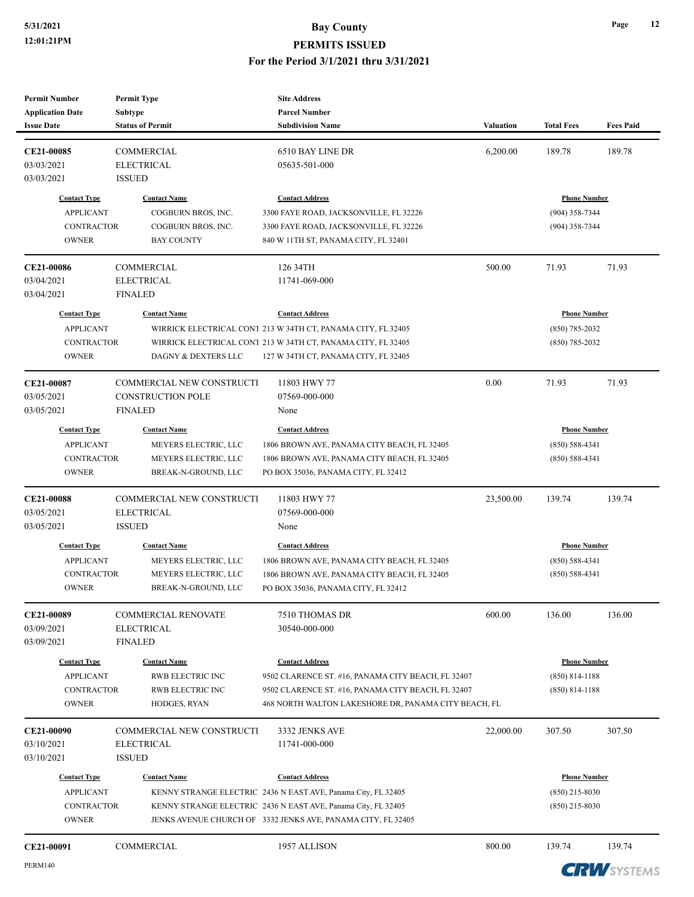# Bay County
## PERMITS ISSUED
### For the Period 3/1/2021 thru 3/31/2021

5/31/2021
12:01:21PM

| Permit Number / Application Date / Issue Date | Permit Type / Subtype / Status of Permit | Site Address / Parcel Number / Subdivision Name | Valuation | Total Fees | Fees Paid |
|---|---|---|---|---|---|
| CE21-00085<br>03/03/2021<br>03/03/2021 | COMMERCIAL<br>ELECTRICAL<br>ISSUED | 6510 BAY LINE DR<br>05635-501-000 | 6,200.00 | 189.78 | 189.78 |

| Contact Type | Contact Name | Contact Address | Phone Number |
|---|---|---|---|
| APPLICANT | COGBURN BROS, INC. | 3300 FAYE ROAD, JACKSONVILLE, FL 32226 | (904) 358-7344 |
| CONTRACTOR | COGBURN BROS, INC. | 3300 FAYE ROAD, JACKSONVILLE, FL 32226 | (904) 358-7344 |
| OWNER | BAY COUNTY | 840 W 11TH ST, PANAMA CITY, FL 32401 | |

| Permit Number / Application Date / Issue Date | Permit Type / Subtype / Status of Permit | Site Address / Parcel Number / Subdivision Name | Valuation | Total Fees | Fees Paid |
|---|---|---|---|---|---|
| CE21-00086<br>03/04/2021<br>03/04/2021 | COMMERCIAL<br>ELECTRICAL<br>FINALED | 126 34TH<br>11741-069-000 | 500.00 | 71.93 | 71.93 |

| Contact Type | Contact Name | Contact Address | Phone Number |
|---|---|---|---|
| APPLICANT | WIRRICK ELECTRICAL CONT | 213 W 34TH CT, PANAMA CITY, FL 32405 | (850) 785-2032 |
| CONTRACTOR | WIRRICK ELECTRICAL CONT | 213 W 34TH CT, PANAMA CITY, FL 32405 | (850) 785-2032 |
| OWNER | DAGNY & DEXTERS LLC | 127 W 34TH CT, PANAMA CITY, FL 32405 | |

| Permit Number / Application Date / Issue Date | Permit Type / Subtype / Status of Permit | Site Address / Parcel Number / Subdivision Name | Valuation | Total Fees | Fees Paid |
|---|---|---|---|---|---|
| CE21-00087<br>03/05/2021<br>03/05/2021 | COMMERCIAL NEW CONSTRUCTI<br>CONSTRUCTION POLE<br>FINALED | 11803 HWY 77<br>07569-000-000<br>None | 0.00 | 71.93 | 71.93 |

| Contact Type | Contact Name | Contact Address | Phone Number |
|---|---|---|---|
| APPLICANT | MEYERS ELECTRIC, LLC | 1806 BROWN AVE, PANAMA CITY BEACH, FL 32405 | (850) 588-4341 |
| CONTRACTOR | MEYERS ELECTRIC, LLC | 1806 BROWN AVE, PANAMA CITY BEACH, FL 32405 | (850) 588-4341 |
| OWNER | BREAK-N-GROUND, LLC | PO BOX 35036, PANAMA CITY, FL 32412 | |

| Permit Number / Application Date / Issue Date | Permit Type / Subtype / Status of Permit | Site Address / Parcel Number / Subdivision Name | Valuation | Total Fees | Fees Paid |
|---|---|---|---|---|---|
| CE21-00088<br>03/05/2021<br>03/05/2021 | COMMERCIAL NEW CONSTRUCTI<br>ELECTRICAL<br>ISSUED | 11803 HWY 77<br>07569-000-000<br>None | 23,500.00 | 139.74 | 139.74 |

| Contact Type | Contact Name | Contact Address | Phone Number |
|---|---|---|---|
| APPLICANT | MEYERS ELECTRIC, LLC | 1806 BROWN AVE, PANAMA CITY BEACH, FL 32405 | (850) 588-4341 |
| CONTRACTOR | MEYERS ELECTRIC, LLC | 1806 BROWN AVE, PANAMA CITY BEACH, FL 32405 | (850) 588-4341 |
| OWNER | BREAK-N-GROUND, LLC | PO BOX 35036, PANAMA CITY, FL 32412 | |

| Permit Number / Application Date / Issue Date | Permit Type / Subtype / Status of Permit | Site Address / Parcel Number / Subdivision Name | Valuation | Total Fees | Fees Paid |
|---|---|---|---|---|---|
| CE21-00089<br>03/09/2021<br>03/09/2021 | COMMERCIAL RENOVATE<br>ELECTRICAL<br>FINALED | 7510 THOMAS DR<br>30540-000-000 | 600.00 | 136.00 | 136.00 |

| Contact Type | Contact Name | Contact Address | Phone Number |
|---|---|---|---|
| APPLICANT | RWB ELECTRIC INC | 9502 CLARENCE ST. #16, PANAMA CITY BEACH, FL 32407 | (850) 814-1188 |
| CONTRACTOR | RWB ELECTRIC INC | 9502 CLARENCE ST. #16, PANAMA CITY BEACH, FL 32407 | (850) 814-1188 |
| OWNER | HODGES, RYAN | 468 NORTH WALTON LAKESHORE DR, PANAMA CITY BEACH, FL | |

| Permit Number / Application Date / Issue Date | Permit Type / Subtype / Status of Permit | Site Address / Parcel Number / Subdivision Name | Valuation | Total Fees | Fees Paid |
|---|---|---|---|---|---|
| CE21-00090<br>03/10/2021<br>03/10/2021 | COMMERCIAL NEW CONSTRUCTI<br>ELECTRICAL<br>ISSUED | 3332 JENKS AVE<br>11741-000-000 | 22,000.00 | 307.50 | 307.50 |

| Contact Type | Contact Name | Contact Address | Phone Number |
|---|---|---|---|
| APPLICANT | KENNY STRANGE ELECTRIC | 2436 N EAST AVE, Panama City, FL 32405 | (850) 215-8030 |
| CONTRACTOR | KENNY STRANGE ELECTRIC | 2436 N EAST AVE, Panama City, FL 32405 | (850) 215-8030 |
| OWNER | JENKS AVENUE CHURCH OF | 3332 JENKS AVE, PANAMA CITY, FL 32405 | |

| Permit Number / Application Date / Issue Date | Permit Type / Subtype / Status of Permit | Site Address / Parcel Number / Subdivision Name | Valuation | Total Fees | Fees Paid |
|---|---|---|---|---|---|
| CE21-00091 | COMMERCIAL | 1957 ALLISON | 800.00 | 139.74 | 139.74 |

PERM140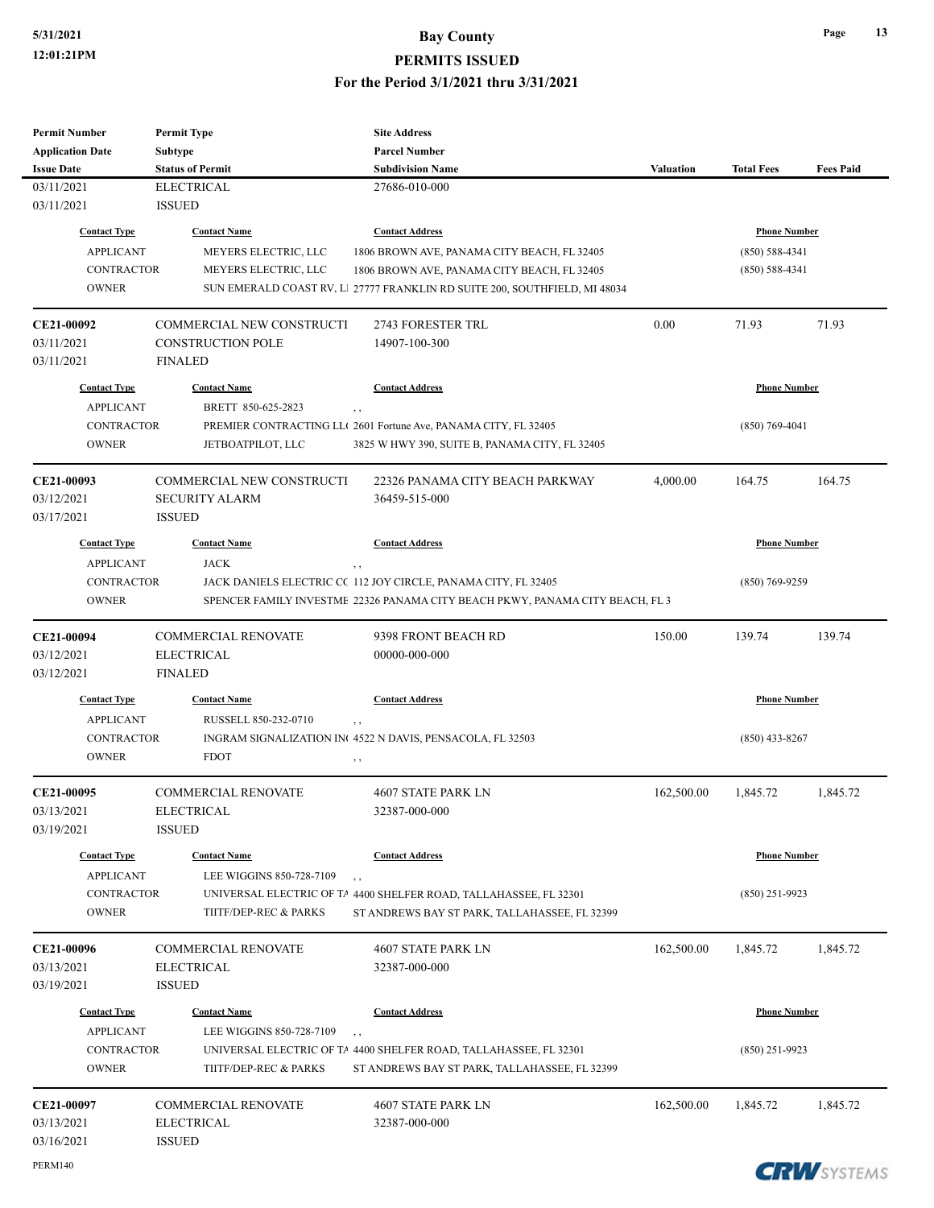| Permit Number<br>Application Date<br>Issue Date | Permit Type<br>Subtype<br>Status of Permit | Site Address<br>Parcel Number<br>Subdivision Name | Valuation | Total Fees | Fees Paid |
|---|---|---|---|---|---|
| 03/11/2021<br>03/11/2021 | ELECTRICAL<br>ISSUED | 27686-010-000 | | | |

| Contact Type | Contact Name | Contact Address | Phone Number |
|---|---|---|---|
| APPLICANT | MEYERS ELECTRIC, LLC | 1806 BROWN AVE, PANAMA CITY BEACH, FL 32405 | (850) 588-4341 |
| CONTRACTOR | MEYERS ELECTRIC, LLC | 1806 BROWN AVE, PANAMA CITY BEACH, FL 32405 | (850) 588-4341 |
| OWNER | SUN EMERALD COAST RV, LI | 27777 FRANKLIN RD SUITE 200, SOUTHFIELD, MI 48034 | |

| Permit Number | Permit Type | Site Address | Valuation | Total Fees | Fees Paid |
|---|---|---|---|---|---|
| CE21-00092<br>03/11/2021<br>03/11/2021 | COMMERCIAL NEW CONSTRUCTI<br>CONSTRUCTION POLE<br>FINALED | 2743 FORESTER TRL<br>14907-100-300 | 0.00 | 71.93 | 71.93 |

| Contact Type | Contact Name | Contact Address | Phone Number |
|---|---|---|---|
| APPLICANT | BRETT 850-625-2823 | , , | |
| CONTRACTOR | PREMIER CONTRACTING LL( | 2601 Fortune Ave, PANAMA CITY, FL 32405 | (850) 769-4041 |
| OWNER | JETBOATPILOT, LLC | 3825 W HWY 390, SUITE B, PANAMA CITY, FL 32405 | |

| Permit Number | Permit Type | Site Address | Valuation | Total Fees | Fees Paid |
|---|---|---|---|---|---|
| CE21-00093<br>03/12/2021<br>03/17/2021 | COMMERCIAL NEW CONSTRUCTI<br>SECURITY ALARM<br>ISSUED | 22326 PANAMA CITY BEACH PARKWAY<br>36459-515-000 | 4,000.00 | 164.75 | 164.75 |

| Contact Type | Contact Name | Contact Address | Phone Number |
|---|---|---|---|
| APPLICANT | JACK | , , | |
| CONTRACTOR | JACK DANIELS ELECTRIC CC | 112 JOY CIRCLE, PANAMA CITY, FL 32405 | (850) 769-9259 |
| OWNER | SPENCER FAMILY INVESTME | 22326 PANAMA CITY BEACH PKWY, PANAMA CITY BEACH, FL 3 | |

| Permit Number | Permit Type | Site Address | Valuation | Total Fees | Fees Paid |
|---|---|---|---|---|---|
| CE21-00094<br>03/12/2021<br>03/12/2021 | COMMERCIAL RENOVATE<br>ELECTRICAL<br>FINALED | 9398 FRONT BEACH RD<br>00000-000-000 | 150.00 | 139.74 | 139.74 |

| Contact Type | Contact Name | Contact Address | Phone Number |
|---|---|---|---|
| APPLICANT | RUSSELL 850-232-0710 | , , | |
| CONTRACTOR | INGRAM SIGNALIZATION IN( | 4522 N DAVIS, PENSACOLA, FL 32503 | (850) 433-8267 |
| OWNER | FDOT | , , | |

| Permit Number | Permit Type | Site Address | Valuation | Total Fees | Fees Paid |
|---|---|---|---|---|---|
| CE21-00095<br>03/13/2021<br>03/19/2021 | COMMERCIAL RENOVATE<br>ELECTRICAL<br>ISSUED | 4607 STATE PARK LN<br>32387-000-000 | 162,500.00 | 1,845.72 | 1,845.72 |

| Contact Type | Contact Name | Contact Address | Phone Number |
|---|---|---|---|
| APPLICANT | LEE WIGGINS 850-728-7109 | , , | |
| CONTRACTOR | UNIVERSAL ELECTRIC OF TA | 4400 SHELFER ROAD, TALLAHASSEE, FL 32301 | (850) 251-9923 |
| OWNER | TIITF/DEP-REC & PARKS | ST ANDREWS BAY ST PARK, TALLAHASSEE, FL 32399 | |

| Permit Number | Permit Type | Site Address | Valuation | Total Fees | Fees Paid |
|---|---|---|---|---|---|
| CE21-00096<br>03/13/2021<br>03/19/2021 | COMMERCIAL RENOVATE<br>ELECTRICAL<br>ISSUED | 4607 STATE PARK LN<br>32387-000-000 | 162,500.00 | 1,845.72 | 1,845.72 |

| Contact Type | Contact Name | Contact Address | Phone Number |
|---|---|---|---|
| APPLICANT | LEE WIGGINS 850-728-7109 | , , | |
| CONTRACTOR | UNIVERSAL ELECTRIC OF TA | 4400 SHELFER ROAD, TALLAHASSEE, FL 32301 | (850) 251-9923 |
| OWNER | TIITF/DEP-REC & PARKS | ST ANDREWS BAY ST PARK, TALLAHASSEE, FL 32399 | |

| Permit Number | Permit Type | Site Address | Valuation | Total Fees | Fees Paid |
|---|---|---|---|---|---|
| CE21-00097<br>03/13/2021<br>03/16/2021 | COMMERCIAL RENOVATE<br>ELECTRICAL<br>ISSUED | 4607 STATE PARK LN<br>32387-000-000 | 162,500.00 | 1,845.72 | 1,845.72 |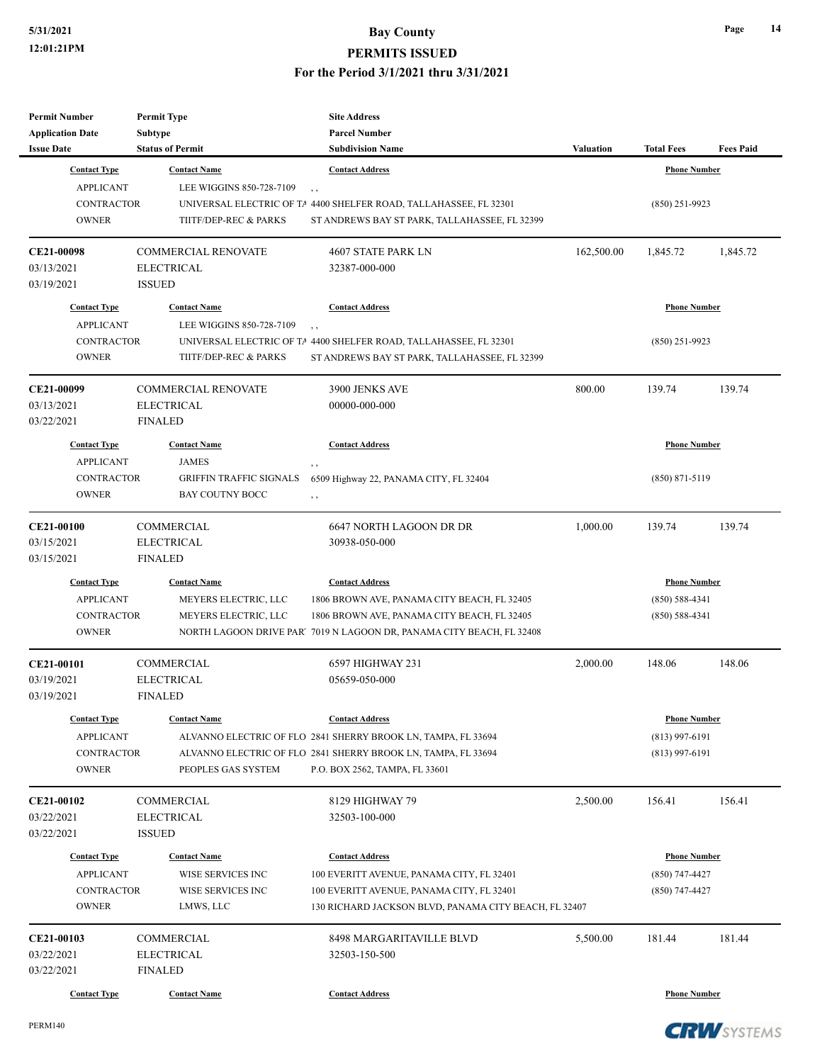# Bay County
## PERMITS ISSUED
### For the Period 3/1/2021 thru 3/31/2021

| Permit Number / Application Date / Issue Date | Permit Type / Subtype / Status of Permit | Site Address / Parcel Number / Subdivision Name | Valuation | Total Fees | Fees Paid |
|---|---|---|---|---|---|

| Contact Type | Contact Name | Contact Address | Phone Number |
|---|---|---|---|
| APPLICANT | LEE WIGGINS 850-728-7109 | , , | |
| CONTRACTOR | UNIVERSAL ELECTRIC OF TA | 4400 SHELFER ROAD, TALLAHASSEE, FL 32301 | (850) 251-9923 |
| OWNER | TIITF/DEP-REC & PARKS | ST ANDREWS BAY ST PARK, TALLAHASSEE, FL 32399 | |

| Permit Number / Application Date / Issue Date | Permit Type / Subtype / Status of Permit | Site Address / Parcel Number / Subdivision Name | Valuation | Total Fees | Fees Paid |
|---|---|---|---|---|---|
| CE21-00098<br>03/13/2021<br>03/19/2021 | COMMERCIAL RENOVATE<br>ELECTRICAL<br>ISSUED | 4607 STATE PARK LN<br>32387-000-000 | 162,500.00 | 1,845.72 | 1,845.72 |

| Contact Type | Contact Name | Contact Address | Phone Number |
|---|---|---|---|
| APPLICANT | LEE WIGGINS 850-728-7109 | , , | |
| CONTRACTOR | UNIVERSAL ELECTRIC OF TA | 4400 SHELFER ROAD, TALLAHASSEE, FL 32301 | (850) 251-9923 |
| OWNER | TIITF/DEP-REC & PARKS | ST ANDREWS BAY ST PARK, TALLAHASSEE, FL 32399 | |

| Permit Number / Application Date / Issue Date | Permit Type / Subtype / Status of Permit | Site Address / Parcel Number / Subdivision Name | Valuation | Total Fees | Fees Paid |
|---|---|---|---|---|---|
| CE21-00099<br>03/13/2021<br>03/22/2021 | COMMERCIAL RENOVATE<br>ELECTRICAL<br>FINALED | 3900 JENKS AVE<br>00000-000-000 | 800.00 | 139.74 | 139.74 |

| Contact Type | Contact Name | Contact Address | Phone Number |
|---|---|---|---|
| APPLICANT | JAMES | , , | |
| CONTRACTOR | GRIFFIN TRAFFIC SIGNALS | 6509 Highway 22, PANAMA CITY, FL 32404 | (850) 871-5119 |
| OWNER | BAY COUTNY BOCC | , , | |

| Permit Number / Application Date / Issue Date | Permit Type / Subtype / Status of Permit | Site Address / Parcel Number / Subdivision Name | Valuation | Total Fees | Fees Paid |
|---|---|---|---|---|---|
| CE21-00100<br>03/15/2021<br>03/15/2021 | COMMERCIAL<br>ELECTRICAL<br>FINALED | 6647 NORTH LAGOON DR DR<br>30938-050-000 | 1,000.00 | 139.74 | 139.74 |

| Contact Type | Contact Name | Contact Address | Phone Number |
|---|---|---|---|
| APPLICANT | MEYERS ELECTRIC, LLC | 1806 BROWN AVE, PANAMA CITY BEACH, FL 32405 | (850) 588-4341 |
| CONTRACTOR | MEYERS ELECTRIC, LLC | 1806 BROWN AVE, PANAMA CITY BEACH, FL 32405 | (850) 588-4341 |
| OWNER | NORTH LAGOON DRIVE PAR' | 7019 N LAGOON DR, PANAMA CITY BEACH, FL 32408 | |

| Permit Number / Application Date / Issue Date | Permit Type / Subtype / Status of Permit | Site Address / Parcel Number / Subdivision Name | Valuation | Total Fees | Fees Paid |
|---|---|---|---|---|---|
| CE21-00101<br>03/19/2021<br>03/19/2021 | COMMERCIAL<br>ELECTRICAL<br>FINALED | 6597 HIGHWAY 231<br>05659-050-000 | 2,000.00 | 148.06 | 148.06 |

| Contact Type | Contact Name | Contact Address | Phone Number |
|---|---|---|---|
| APPLICANT | ALVANNO ELECTRIC OF FLO | 2841 SHERRY BROOK LN, TAMPA, FL 33694 | (813) 997-6191 |
| CONTRACTOR | ALVANNO ELECTRIC OF FLO | 2841 SHERRY BROOK LN, TAMPA, FL 33694 | (813) 997-6191 |
| OWNER | PEOPLES GAS SYSTEM | P.O. BOX 2562, TAMPA, FL 33601 | |

| Permit Number / Application Date / Issue Date | Permit Type / Subtype / Status of Permit | Site Address / Parcel Number / Subdivision Name | Valuation | Total Fees | Fees Paid |
|---|---|---|---|---|---|
| CE21-00102<br>03/22/2021<br>03/22/2021 | COMMERCIAL<br>ELECTRICAL<br>ISSUED | 8129 HIGHWAY 79<br>32503-100-000 | 2,500.00 | 156.41 | 156.41 |

| Contact Type | Contact Name | Contact Address | Phone Number |
|---|---|---|---|
| APPLICANT | WISE SERVICES INC | 100 EVERITT AVENUE, PANAMA CITY, FL 32401 | (850) 747-4427 |
| CONTRACTOR | WISE SERVICES INC | 100 EVERITT AVENUE, PANAMA CITY, FL 32401 | (850) 747-4427 |
| OWNER | LMWS, LLC | 130 RICHARD JACKSON BLVD, PANAMA CITY BEACH, FL 32407 | |

| Permit Number / Application Date / Issue Date | Permit Type / Subtype / Status of Permit | Site Address / Parcel Number / Subdivision Name | Valuation | Total Fees | Fees Paid |
|---|---|---|---|---|---|
| CE21-00103<br>03/22/2021<br>03/22/2021 | COMMERCIAL<br>ELECTRICAL<br>FINALED | 8498 MARGARITAVILLE BLVD<br>32503-150-500 | 5,500.00 | 181.44 | 181.44 |

| Contact Type | Contact Name | Contact Address | Phone Number |
|---|---|---|---|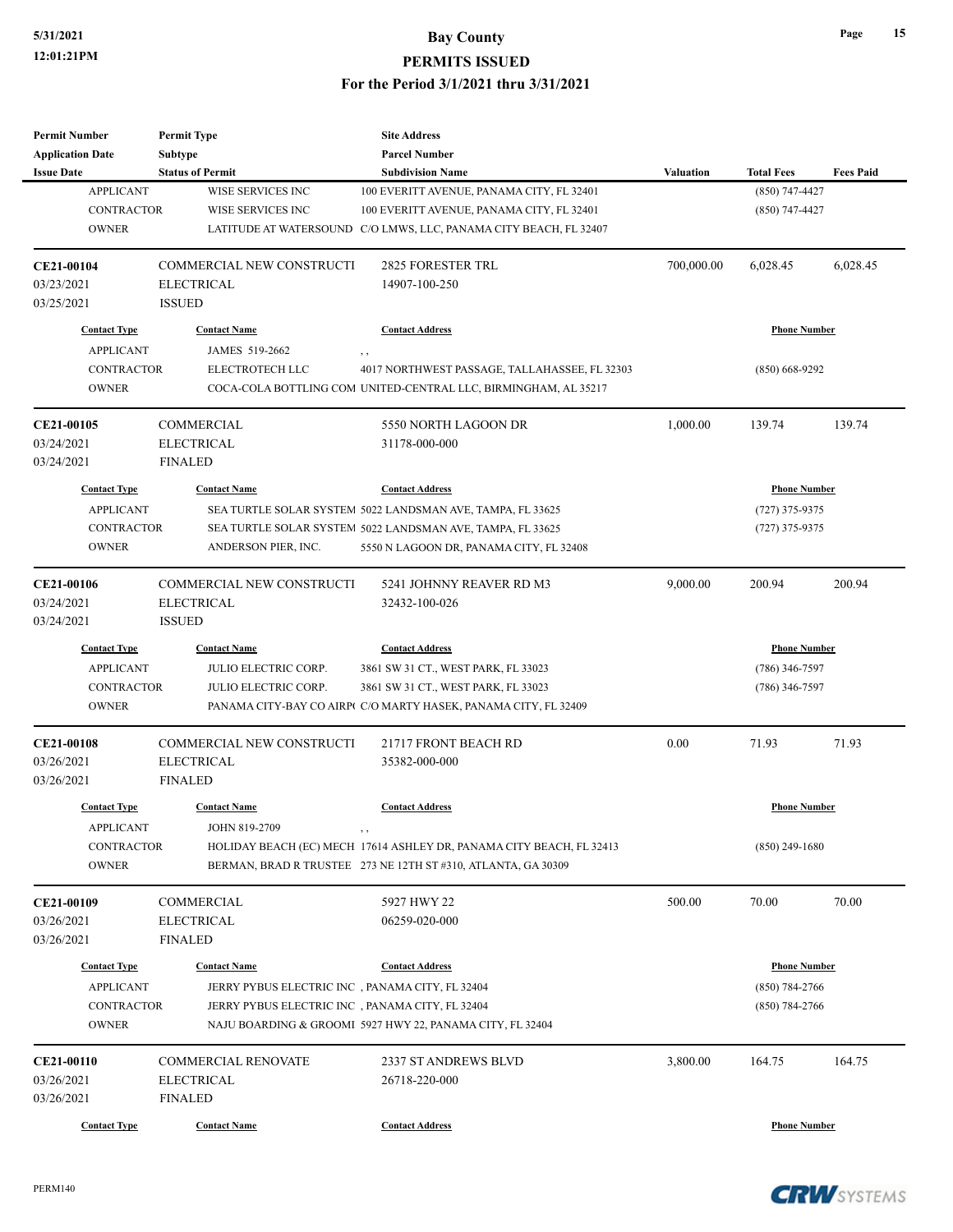# Bay County
## PERMITS ISSUED
### For the Period 3/1/2021 thru 3/31/2021

| Permit Number / Application Date / Issue Date | Permit Type / Subtype / Status of Permit | Site Address / Parcel Number / Subdivision Name | Valuation | Total Fees | Fees Paid |
|---|---|---|---|---|---|
| APPLICANT | WISE SERVICES INC | 100 EVERITT AVENUE, PANAMA CITY, FL 32401 | | (850) 747-4427 | |
| CONTRACTOR | WISE SERVICES INC | 100 EVERITT AVENUE, PANAMA CITY, FL 32401 | | (850) 747-4427 | |
| OWNER | LATITUDE AT WATERSOUND | C/O LMWS, LLC, PANAMA CITY BEACH, FL 32407 | | | |

**CE21-00104** — COMMERCIAL NEW CONSTRUCTI — 2825 FORESTER TRL — Valuation: 700,000.00 — Total Fees: 6,028.45 — Fees Paid: 6,028.45
03/23/2021 — ELECTRICAL — 14907-100-250
03/25/2021 — ISSUED

| Contact Type | Contact Name | Contact Address | Phone Number |
|---|---|---|---|
| APPLICANT | JAMES 519-2662 | , , | |
| CONTRACTOR | ELECTROTECH LLC | 4017 NORTHWEST PASSAGE, TALLAHASSEE, FL 32303 | (850) 668-9292 |
| OWNER | COCA-COLA BOTTLING COM | UNITED-CENTRAL LLC, BIRMINGHAM, AL 35217 | |

**CE21-00105** — COMMERCIAL — 5550 NORTH LAGOON DR — Valuation: 1,000.00 — Total Fees: 139.74 — Fees Paid: 139.74
03/24/2021 — ELECTRICAL — 31178-000-000
03/24/2021 — FINALED

| Contact Type | Contact Name | Contact Address | Phone Number |
|---|---|---|---|
| APPLICANT | SEA TURTLE SOLAR SYSTEM | 5022 LANDSMAN AVE, TAMPA, FL 33625 | (727) 375-9375 |
| CONTRACTOR | SEA TURTLE SOLAR SYSTEM | 5022 LANDSMAN AVE, TAMPA, FL 33625 | (727) 375-9375 |
| OWNER | ANDERSON PIER, INC. | 5550 N LAGOON DR, PANAMA CITY, FL 32408 | |

**CE21-00106** — COMMERCIAL NEW CONSTRUCTI — 5241 JOHNNY REAVER RD M3 — Valuation: 9,000.00 — Total Fees: 200.94 — Fees Paid: 200.94
03/24/2021 — ELECTRICAL — 32432-100-026
03/24/2021 — ISSUED

| Contact Type | Contact Name | Contact Address | Phone Number |
|---|---|---|---|
| APPLICANT | JULIO ELECTRIC CORP. | 3861 SW 31 CT., WEST PARK, FL 33023 | (786) 346-7597 |
| CONTRACTOR | JULIO ELECTRIC CORP. | 3861 SW 31 CT., WEST PARK, FL 33023 | (786) 346-7597 |
| OWNER | PANAMA CITY-BAY CO AIRP( | C/O MARTY HASEK, PANAMA CITY, FL 32409 | |

**CE21-00108** — COMMERCIAL NEW CONSTRUCTI — 21717 FRONT BEACH RD — Valuation: 0.00 — Total Fees: 71.93 — Fees Paid: 71.93
03/26/2021 — ELECTRICAL — 35382-000-000
03/26/2021 — FINALED

| Contact Type | Contact Name | Contact Address | Phone Number |
|---|---|---|---|
| APPLICANT | JOHN 819-2709 | , , | |
| CONTRACTOR | HOLIDAY BEACH (EC) MECH | 17614 ASHLEY DR, PANAMA CITY BEACH, FL 32413 | (850) 249-1680 |
| OWNER | BERMAN, BRAD R TRUSTEE | 273 NE 12TH ST #310, ATLANTA, GA 30309 | |

**CE21-00109** — COMMERCIAL — 5927 HWY 22 — Valuation: 500.00 — Total Fees: 70.00 — Fees Paid: 70.00
03/26/2021 — ELECTRICAL — 06259-020-000
03/26/2021 — FINALED

| Contact Type | Contact Name | Contact Address | Phone Number |
|---|---|---|---|
| APPLICANT | JERRY PYBUS ELECTRIC INC | , PANAMA CITY, FL 32404 | (850) 784-2766 |
| CONTRACTOR | JERRY PYBUS ELECTRIC INC | , PANAMA CITY, FL 32404 | (850) 784-2766 |
| OWNER | NAJU BOARDING & GROOMI | 5927 HWY 22, PANAMA CITY, FL 32404 | |

**CE21-00110** — COMMERCIAL RENOVATE — 2337 ST ANDREWS BLVD — Valuation: 3,800.00 — Total Fees: 164.75 — Fees Paid: 164.75
03/26/2021 — ELECTRICAL — 26718-220-000
03/26/2021 — FINALED

| Contact Type | Contact Name | Contact Address | Phone Number |
|---|---|---|---|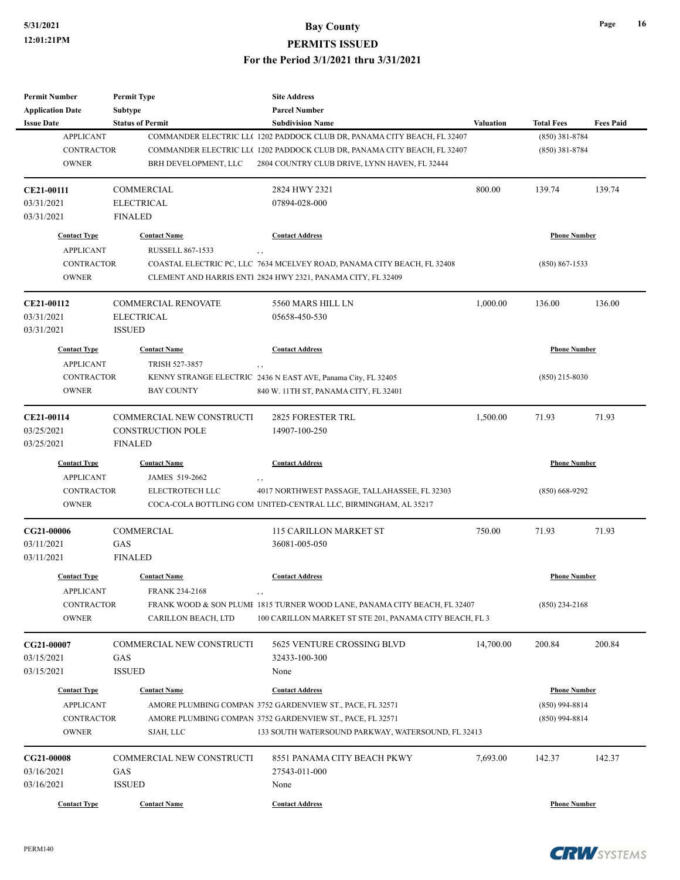| Permit Number<br>Application Date<br>Issue Date | Permit Type<br>Subtype<br>Status of Permit | Site Address<br>Parcel Number<br>Subdivision Name | Valuation | Total Fees | Fees Paid |
|---|---|---|---|---|---|
| APPLICANT | COMMANDER ELECTRIC LL( | 1202 PADDOCK CLUB DR, PANAMA CITY BEACH, FL 32407 | | (850) 381-8784 | |
| CONTRACTOR | COMMANDER ELECTRIC LL( | 1202 PADDOCK CLUB DR, PANAMA CITY BEACH, FL 32407 | | (850) 381-8784 | |
| OWNER | BRH DEVELOPMENT, LLC | 2804 COUNTRY CLUB DRIVE, LYNN HAVEN, FL 32444 | | | |

| Permit Number<br>Application Date<br>Issue Date | Permit Type<br>Subtype<br>Status of Permit | Site Address<br>Parcel Number<br>Subdivision Name | Valuation | Total Fees | Fees Paid |
|---|---|---|---|---|---|
| CE21-00111<br>03/31/2021<br>03/31/2021 | COMMERCIAL<br>ELECTRICAL<br>FINALED | 2824 HWY 2321<br>07894-028-000 | 800.00 | 139.74 | 139.74 |

| Contact Type | Contact Name | Contact Address | Phone Number |
|---|---|---|---|
| APPLICANT | RUSSELL 867-1533 | , , | |
| CONTRACTOR | COASTAL ELECTRIC PC, LLC | 7634 MCELVEY ROAD, PANAMA CITY BEACH, FL 32408 | (850) 867-1533 |
| OWNER | CLEMENT AND HARRIS ENTI | 2824 HWY 2321, PANAMA CITY, FL 32409 | |

| Permit Number<br>Application Date<br>Issue Date | Permit Type<br>Subtype<br>Status of Permit | Site Address<br>Parcel Number<br>Subdivision Name | Valuation | Total Fees | Fees Paid |
|---|---|---|---|---|---|
| CE21-00112<br>03/31/2021<br>03/31/2021 | COMMERCIAL RENOVATE<br>ELECTRICAL<br>ISSUED | 5560 MARS HILL LN<br>05658-450-530 | 1,000.00 | 136.00 | 136.00 |

| Contact Type | Contact Name | Contact Address | Phone Number |
|---|---|---|---|
| APPLICANT | TRISH 527-3857 | , , | |
| CONTRACTOR | KENNY STRANGE ELECTRIC | 2436 N EAST AVE, Panama City, FL 32405 | (850) 215-8030 |
| OWNER | BAY COUNTY | 840 W. 11TH ST, PANAMA CITY, FL 32401 | |

| Permit Number<br>Application Date<br>Issue Date | Permit Type<br>Subtype<br>Status of Permit | Site Address<br>Parcel Number<br>Subdivision Name | Valuation | Total Fees | Fees Paid |
|---|---|---|---|---|---|
| CE21-00114<br>03/25/2021<br>03/25/2021 | COMMERCIAL NEW CONSTRUCTI<br>CONSTRUCTION POLE<br>FINALED | 2825 FORESTER TRL<br>14907-100-250 | 1,500.00 | 71.93 | 71.93 |

| Contact Type | Contact Name | Contact Address | Phone Number |
|---|---|---|---|
| APPLICANT | JAMES 519-2662 | , , | |
| CONTRACTOR | ELECTROTECH LLC | 4017 NORTHWEST PASSAGE, TALLAHASSEE, FL 32303 | (850) 668-9292 |
| OWNER | COCA-COLA BOTTLING COM | UNITED-CENTRAL LLC, BIRMINGHAM, AL 35217 | |

| Permit Number<br>Application Date<br>Issue Date | Permit Type<br>Subtype<br>Status of Permit | Site Address<br>Parcel Number<br>Subdivision Name | Valuation | Total Fees | Fees Paid |
|---|---|---|---|---|---|
| CG21-00006<br>03/11/2021<br>03/11/2021 | COMMERCIAL<br>GAS<br>FINALED | 115 CARILLON MARKET ST<br>36081-005-050 | 750.00 | 71.93 | 71.93 |

| Contact Type | Contact Name | Contact Address | Phone Number |
|---|---|---|---|
| APPLICANT | FRANK 234-2168 | , , | |
| CONTRACTOR | FRANK WOOD & SON PLUMI | 1815 TURNER WOOD LANE, PANAMA CITY BEACH, FL 32407 | (850) 234-2168 |
| OWNER | CARILLON BEACH, LTD | 100 CARILLON MARKET ST STE 201, PANAMA CITY BEACH, FL 3 | |

| Permit Number<br>Application Date<br>Issue Date | Permit Type<br>Subtype<br>Status of Permit | Site Address<br>Parcel Number<br>Subdivision Name | Valuation | Total Fees | Fees Paid |
|---|---|---|---|---|---|
| CG21-00007<br>03/15/2021<br>03/15/2021 | COMMERCIAL NEW CONSTRUCTI<br>GAS<br>ISSUED | 5625 VENTURE CROSSING BLVD<br>32433-100-300<br>None | 14,700.00 | 200.84 | 200.84 |

| Contact Type | Contact Name | Contact Address | Phone Number |
|---|---|---|---|
| APPLICANT | AMORE PLUMBING COMPAN | 3752 GARDENVIEW ST., PACE, FL 32571 | (850) 994-8814 |
| CONTRACTOR | AMORE PLUMBING COMPAN | 3752 GARDENVIEW ST., PACE, FL 32571 | (850) 994-8814 |
| OWNER | SJAH, LLC | 133 SOUTH WATERSOUND PARKWAY, WATERSOUND, FL 32413 | |

| Permit Number<br>Application Date<br>Issue Date | Permit Type<br>Subtype<br>Status of Permit | Site Address<br>Parcel Number<br>Subdivision Name | Valuation | Total Fees | Fees Paid |
|---|---|---|---|---|---|
| CG21-00008<br>03/16/2021<br>03/16/2021 | COMMERCIAL NEW CONSTRUCTI<br>GAS<br>ISSUED | 8551 PANAMA CITY BEACH PKWY<br>27543-011-000<br>None | 7,693.00 | 142.37 | 142.37 |

| Contact Type | Contact Name | Contact Address | Phone Number |
|---|---|---|---|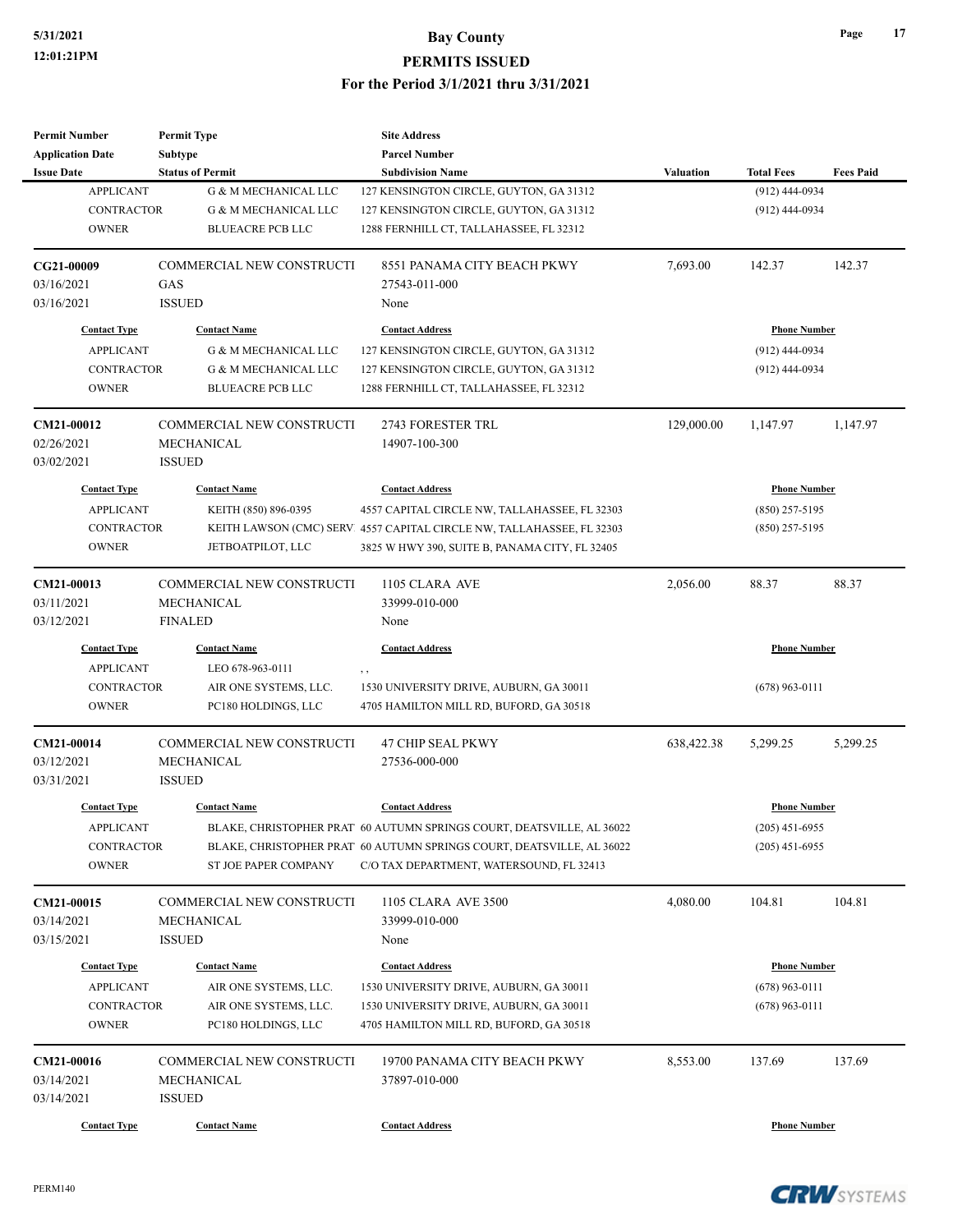| Permit Number<br>Application Date<br>Issue Date | Permit Type<br>Subtype<br>Status of Permit | Site Address<br>Parcel Number<br>Subdivision Name | Valuation | Total Fees | Fees Paid |
|---|---|---|---|---|---|
| APPLICANT | G & M MECHANICAL LLC | 127 KENSINGTON CIRCLE, GUYTON, GA 31312 | | (912) 444-0934 | |
| CONTRACTOR | G & M MECHANICAL LLC | 127 KENSINGTON CIRCLE, GUYTON, GA 31312 | | (912) 444-0934 | |
| OWNER | BLUEACRE PCB LLC | 1288 FERNHILL CT, TALLAHASSEE, FL 32312 | | | |
| **CG21-00009**<br>03/16/2021<br>03/16/2021 | COMMERCIAL NEW CONSTRUCTI<br>GAS<br>ISSUED | 8551 PANAMA CITY BEACH PKWY<br>27543-011-000<br>None | 7,693.00 | 142.37 | 142.37 |
| **Contact Type** | **Contact Name** | **Contact Address** | | **Phone Number** | |
| APPLICANT | G & M MECHANICAL LLC | 127 KENSINGTON CIRCLE, GUYTON, GA 31312 | | (912) 444-0934 | |
| CONTRACTOR | G & M MECHANICAL LLC | 127 KENSINGTON CIRCLE, GUYTON, GA 31312 | | (912) 444-0934 | |
| OWNER | BLUEACRE PCB LLC | 1288 FERNHILL CT, TALLAHASSEE, FL 32312 | | | |
| **CM21-00012**<br>02/26/2021<br>03/02/2021 | COMMERCIAL NEW CONSTRUCTI<br>MECHANICAL<br>ISSUED | 2743 FORESTER TRL<br>14907-100-300 | 129,000.00 | 1,147.97 | 1,147.97 |
| **Contact Type** | **Contact Name** | **Contact Address** | | **Phone Number** | |
| APPLICANT | KEITH (850) 896-0395 | 4557 CAPITAL CIRCLE NW, TALLAHASSEE, FL 32303 | | (850) 257-5195 | |
| CONTRACTOR | KEITH LAWSON (CMC) SERV | 4557 CAPITAL CIRCLE NW, TALLAHASSEE, FL 32303 | | (850) 257-5195 | |
| OWNER | JETBOATPILOT, LLC | 3825 W HWY 390, SUITE B, PANAMA CITY, FL 32405 | | | |
| **CM21-00013**<br>03/11/2021<br>03/12/2021 | COMMERCIAL NEW CONSTRUCTI<br>MECHANICAL<br>FINALED | 1105 CLARA AVE<br>33999-010-000<br>None | 2,056.00 | 88.37 | 88.37 |
| **Contact Type** | **Contact Name** | **Contact Address** | | **Phone Number** | |
| APPLICANT | LEO 678-963-0111 | , , | | | |
| CONTRACTOR | AIR ONE SYSTEMS, LLC. | 1530 UNIVERSITY DRIVE, AUBURN, GA 30011 | | (678) 963-0111 | |
| OWNER | PC180 HOLDINGS, LLC | 4705 HAMILTON MILL RD, BUFORD, GA 30518 | | | |
| **CM21-00014**<br>03/12/2021<br>03/31/2021 | COMMERCIAL NEW CONSTRUCTI<br>MECHANICAL<br>ISSUED | 47 CHIP SEAL PKWY<br>27536-000-000 | 638,422.38 | 5,299.25 | 5,299.25 |
| **Contact Type** | **Contact Name** | **Contact Address** | | **Phone Number** | |
| APPLICANT | BLAKE, CHRISTOPHER PRAT | 60 AUTUMN SPRINGS COURT, DEATSVILLE, AL 36022 | | (205) 451-6955 | |
| CONTRACTOR | BLAKE, CHRISTOPHER PRAT | 60 AUTUMN SPRINGS COURT, DEATSVILLE, AL 36022 | | (205) 451-6955 | |
| OWNER | ST JOE PAPER COMPANY | C/O TAX DEPARTMENT, WATERSOUND, FL 32413 | | | |
| **CM21-00015**<br>03/14/2021<br>03/15/2021 | COMMERCIAL NEW CONSTRUCTI<br>MECHANICAL<br>ISSUED | 1105 CLARA AVE 3500<br>33999-010-000<br>None | 4,080.00 | 104.81 | 104.81 |
| **Contact Type** | **Contact Name** | **Contact Address** | | **Phone Number** | |
| APPLICANT | AIR ONE SYSTEMS, LLC. | 1530 UNIVERSITY DRIVE, AUBURN, GA 30011 | | (678) 963-0111 | |
| CONTRACTOR | AIR ONE SYSTEMS, LLC. | 1530 UNIVERSITY DRIVE, AUBURN, GA 30011 | | (678) 963-0111 | |
| OWNER | PC180 HOLDINGS, LLC | 4705 HAMILTON MILL RD, BUFORD, GA 30518 | | | |
| **CM21-00016**<br>03/14/2021<br>03/14/2021 | COMMERCIAL NEW CONSTRUCTI<br>MECHANICAL<br>ISSUED | 19700 PANAMA CITY BEACH PKWY<br>37897-010-000 | 8,553.00 | 137.69 | 137.69 |
| **Contact Type** | **Contact Name** | **Contact Address** | | **Phone Number** | |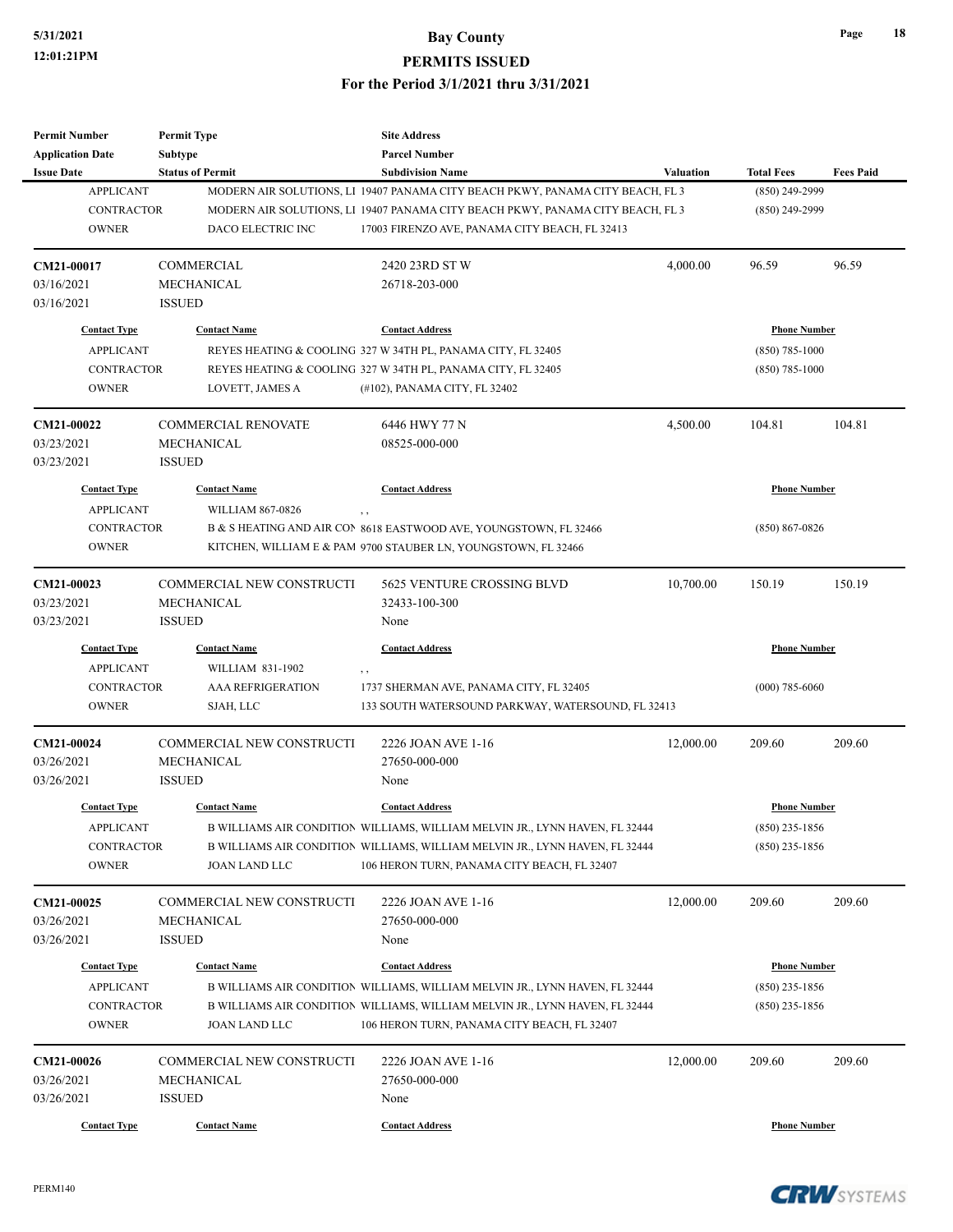| Permit Number<br>Application Date<br>Issue Date | Permit Type<br>Subtype<br>Status of Permit | Site Address<br>Parcel Number<br>Subdivision Name | Valuation | Total Fees | Fees Paid |
|---|---|---|---|---|---|
| APPLICANT | MODERN AIR SOLUTIONS, LI | 19407 PANAMA CITY BEACH PKWY, PANAMA CITY BEACH, FL 3 | | (850) 249-2999 | |
| CONTRACTOR | MODERN AIR SOLUTIONS, LI | 19407 PANAMA CITY BEACH PKWY, PANAMA CITY BEACH, FL 3 | | (850) 249-2999 | |
| OWNER | DACO ELECTRIC INC | 17003 FIRENZO AVE, PANAMA CITY BEACH, FL 32413 | | | |

| Permit Number<br>Application Date<br>Issue Date | Permit Type<br>Subtype<br>Status of Permit | Site Address<br>Parcel Number<br>Subdivision Name | Valuation | Total Fees | Fees Paid |
|---|---|---|---|---|---|
| CM21-00017<br>03/16/2021<br>03/16/2021 | COMMERCIAL<br>MECHANICAL<br>ISSUED | 2420 23RD ST W<br>26718-203-000 | 4,000.00 | 96.59 | 96.59 |

| Contact Type | Contact Name | Contact Address | Phone Number |
|---|---|---|---|
| APPLICANT | REYES HEATING & COOLING | 327 W 34TH PL, PANAMA CITY, FL 32405 | (850) 785-1000 |
| CONTRACTOR | REYES HEATING & COOLING | 327 W 34TH PL, PANAMA CITY, FL 32405 | (850) 785-1000 |
| OWNER | LOVETT, JAMES A | (#102), PANAMA CITY, FL 32402 | |

| Permit Number<br>Application Date<br>Issue Date | Permit Type<br>Subtype<br>Status of Permit | Site Address<br>Parcel Number<br>Subdivision Name | Valuation | Total Fees | Fees Paid |
|---|---|---|---|---|---|
| CM21-00022<br>03/23/2021<br>03/23/2021 | COMMERCIAL RENOVATE<br>MECHANICAL<br>ISSUED | 6446 HWY 77 N<br>08525-000-000 | 4,500.00 | 104.81 | 104.81 |

| Contact Type | Contact Name | Contact Address | Phone Number |
|---|---|---|---|
| APPLICANT | WILLIAM 867-0826 | , , | |
| CONTRACTOR | B & S HEATING AND AIR CON | 8618 EASTWOOD AVE, YOUNGSTOWN, FL 32466 | (850) 867-0826 |
| OWNER | KITCHEN, WILLIAM E & PAM | 9700 STAUBER LN, YOUNGSTOWN, FL 32466 | |

| Permit Number<br>Application Date<br>Issue Date | Permit Type<br>Subtype<br>Status of Permit | Site Address<br>Parcel Number<br>Subdivision Name | Valuation | Total Fees | Fees Paid |
|---|---|---|---|---|---|
| CM21-00023<br>03/23/2021<br>03/23/2021 | COMMERCIAL NEW CONSTRUCTI<br>MECHANICAL<br>ISSUED | 5625 VENTURE CROSSING BLVD<br>32433-100-300<br>None | 10,700.00 | 150.19 | 150.19 |

| Contact Type | Contact Name | Contact Address | Phone Number |
|---|---|---|---|
| APPLICANT | WILLIAM 831-1902 | , , | |
| CONTRACTOR | AAA REFRIGERATION | 1737 SHERMAN AVE, PANAMA CITY, FL 32405 | (000) 785-6060 |
| OWNER | SJAH, LLC | 133 SOUTH WATERSOUND PARKWAY, WATERSOUND, FL 32413 | |

| Permit Number<br>Application Date<br>Issue Date | Permit Type<br>Subtype<br>Status of Permit | Site Address<br>Parcel Number<br>Subdivision Name | Valuation | Total Fees | Fees Paid |
|---|---|---|---|---|---|
| CM21-00024<br>03/26/2021<br>03/26/2021 | COMMERCIAL NEW CONSTRUCTI<br>MECHANICAL<br>ISSUED | 2226 JOAN AVE 1-16<br>27650-000-000<br>None | 12,000.00 | 209.60 | 209.60 |

| Contact Type | Contact Name | Contact Address | Phone Number |
|---|---|---|---|
| APPLICANT | B WILLIAMS AIR CONDITION | WILLIAMS, WILLIAM MELVIN JR., LYNN HAVEN, FL 32444 | (850) 235-1856 |
| CONTRACTOR | B WILLIAMS AIR CONDITION | WILLIAMS, WILLIAM MELVIN JR., LYNN HAVEN, FL 32444 | (850) 235-1856 |
| OWNER | JOAN LAND LLC | 106 HERON TURN, PANAMA CITY BEACH, FL 32407 | |

| Permit Number<br>Application Date<br>Issue Date | Permit Type<br>Subtype<br>Status of Permit | Site Address<br>Parcel Number<br>Subdivision Name | Valuation | Total Fees | Fees Paid |
|---|---|---|---|---|---|
| CM21-00025<br>03/26/2021<br>03/26/2021 | COMMERCIAL NEW CONSTRUCTI<br>MECHANICAL<br>ISSUED | 2226 JOAN AVE 1-16<br>27650-000-000<br>None | 12,000.00 | 209.60 | 209.60 |

| Contact Type | Contact Name | Contact Address | Phone Number |
|---|---|---|---|
| APPLICANT | B WILLIAMS AIR CONDITION | WILLIAMS, WILLIAM MELVIN JR., LYNN HAVEN, FL 32444 | (850) 235-1856 |
| CONTRACTOR | B WILLIAMS AIR CONDITION | WILLIAMS, WILLIAM MELVIN JR., LYNN HAVEN, FL 32444 | (850) 235-1856 |
| OWNER | JOAN LAND LLC | 106 HERON TURN, PANAMA CITY BEACH, FL 32407 | |

| Permit Number<br>Application Date<br>Issue Date | Permit Type<br>Subtype<br>Status of Permit | Site Address<br>Parcel Number<br>Subdivision Name | Valuation | Total Fees | Fees Paid |
|---|---|---|---|---|---|
| CM21-00026<br>03/26/2021<br>03/26/2021 | COMMERCIAL NEW CONSTRUCTI<br>MECHANICAL<br>ISSUED | 2226 JOAN AVE 1-16<br>27650-000-000<br>None | 12,000.00 | 209.60 | 209.60 |

| Contact Type | Contact Name | Contact Address | Phone Number |
|---|---|---|---|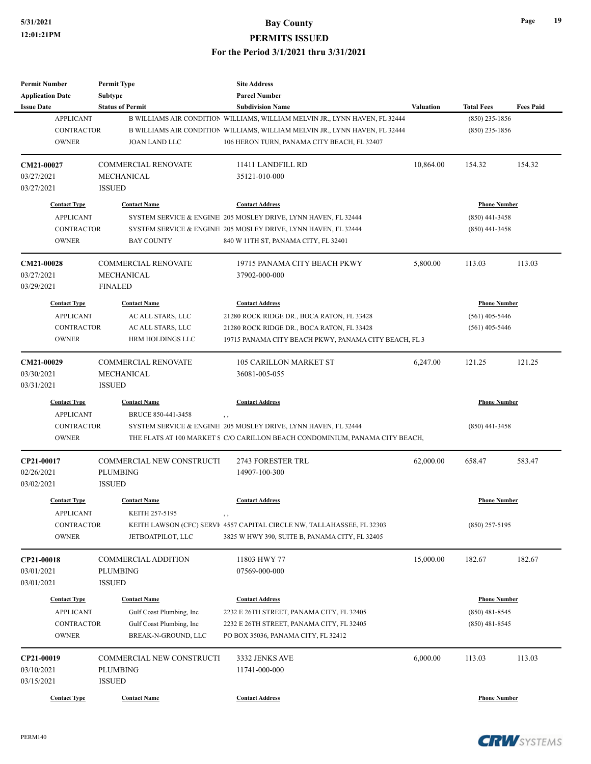# Bay County
# PERMITS ISSUED
# For the Period 3/1/2021 thru 3/31/2021

| Permit Number / Application Date / Issue Date | Permit Type / Subtype / Status of Permit | Site Address / Parcel Number / Subdivision Name | Valuation | Total Fees | Fees Paid |
|---|---|---|---|---|---|
| APPLICANT | B WILLIAMS AIR CONDITION | WILLIAMS, WILLIAM MELVIN JR., LYNN HAVEN, FL 32444 | | (850) 235-1856 | |
| CONTRACTOR | B WILLIAMS AIR CONDITION | WILLIAMS, WILLIAM MELVIN JR., LYNN HAVEN, FL 32444 | | (850) 235-1856 | |
| OWNER | JOAN LAND LLC | 106 HERON TURN, PANAMA CITY BEACH, FL 32407 | | | |

| | | | | | |
|---|---|---|---|---|---|
| **CM21-00027** | COMMERCIAL RENOVATE | 11411 LANDFILL RD | 10,864.00 | 154.32 | 154.32 |
| 03/27/2021 | MECHANICAL | 35121-010-000 | | | |
| 03/27/2021 | ISSUED | | | | |

| Contact Type | Contact Name | Contact Address | Phone Number |
|---|---|---|---|
| APPLICANT | SYSTEM SERVICE & ENGINE | 205 MOSLEY DRIVE, LYNN HAVEN, FL 32444 | (850) 441-3458 |
| CONTRACTOR | SYSTEM SERVICE & ENGINE | 205 MOSLEY DRIVE, LYNN HAVEN, FL 32444 | (850) 441-3458 |
| OWNER | BAY COUNTY | 840 W 11TH ST, PANAMA CITY, FL 32401 | |

| | | | | | |
|---|---|---|---|---|---|
| **CM21-00028** | COMMERCIAL RENOVATE | 19715 PANAMA CITY BEACH PKWY | 5,800.00 | 113.03 | 113.03 |
| 03/27/2021 | MECHANICAL | 37902-000-000 | | | |
| 03/29/2021 | FINALED | | | | |

| Contact Type | Contact Name | Contact Address | Phone Number |
|---|---|---|---|
| APPLICANT | AC ALL STARS, LLC | 21280 ROCK RIDGE DR., BOCA RATON, FL 33428 | (561) 405-5446 |
| CONTRACTOR | AC ALL STARS, LLC | 21280 ROCK RIDGE DR., BOCA RATON, FL 33428 | (561) 405-5446 |
| OWNER | HRM HOLDINGS LLC | 19715 PANAMA CITY BEACH PKWY, PANAMA CITY BEACH, FL 3 | |

| | | | | | |
|---|---|---|---|---|---|
| **CM21-00029** | COMMERCIAL RENOVATE | 105 CARILLON MARKET ST | 6,247.00 | 121.25 | 121.25 |
| 03/30/2021 | MECHANICAL | 36081-005-055 | | | |
| 03/31/2021 | ISSUED | | | | |

| Contact Type | Contact Name | Contact Address | Phone Number |
|---|---|---|---|
| APPLICANT | BRUCE 850-441-3458 | , , | |
| CONTRACTOR | SYSTEM SERVICE & ENGINE | 205 MOSLEY DRIVE, LYNN HAVEN, FL 32444 | (850) 441-3458 |
| OWNER | THE FLATS AT 100 MARKET S | C/O CARILLON BEACH CONDOMINIUM, PANAMA CITY BEACH, | |

| | | | | | |
|---|---|---|---|---|---|
| **CP21-00017** | COMMERCIAL NEW CONSTRUCTI | 2743 FORESTER TRL | 62,000.00 | 658.47 | 583.47 |
| 02/26/2021 | PLUMBING | 14907-100-300 | | | |
| 03/02/2021 | ISSUED | | | | |

| Contact Type | Contact Name | Contact Address | Phone Number |
|---|---|---|---|
| APPLICANT | KEITH 257-5195 | , , | |
| CONTRACTOR | KEITH LAWSON (CFC) SERVI | 4557 CAPITAL CIRCLE NW, TALLAHASSEE, FL 32303 | (850) 257-5195 |
| OWNER | JETBOATPILOT, LLC | 3825 W HWY 390, SUITE B, PANAMA CITY, FL 32405 | |

| | | | | | |
|---|---|---|---|---|---|
| **CP21-00018** | COMMERCIAL ADDITION | 11803 HWY 77 | 15,000.00 | 182.67 | 182.67 |
| 03/01/2021 | PLUMBING | 07569-000-000 | | | |
| 03/01/2021 | ISSUED | | | | |

| Contact Type | Contact Name | Contact Address | Phone Number |
|---|---|---|---|
| APPLICANT | Gulf Coast Plumbing, Inc | 2232 E 26TH STREET, PANAMA CITY, FL 32405 | (850) 481-8545 |
| CONTRACTOR | Gulf Coast Plumbing, Inc | 2232 E 26TH STREET, PANAMA CITY, FL 32405 | (850) 481-8545 |
| OWNER | BREAK-N-GROUND, LLC | PO BOX 35036, PANAMA CITY, FL 32412 | |

| | | | | | |
|---|---|---|---|---|---|
| **CP21-00019** | COMMERCIAL NEW CONSTRUCTI | 3332 JENKS AVE | 6,000.00 | 113.03 | 113.03 |
| 03/10/2021 | PLUMBING | 11741-000-000 | | | |
| 03/15/2021 | ISSUED | | | | |

| Contact Type | Contact Name | Contact Address | Phone Number |
|---|---|---|---|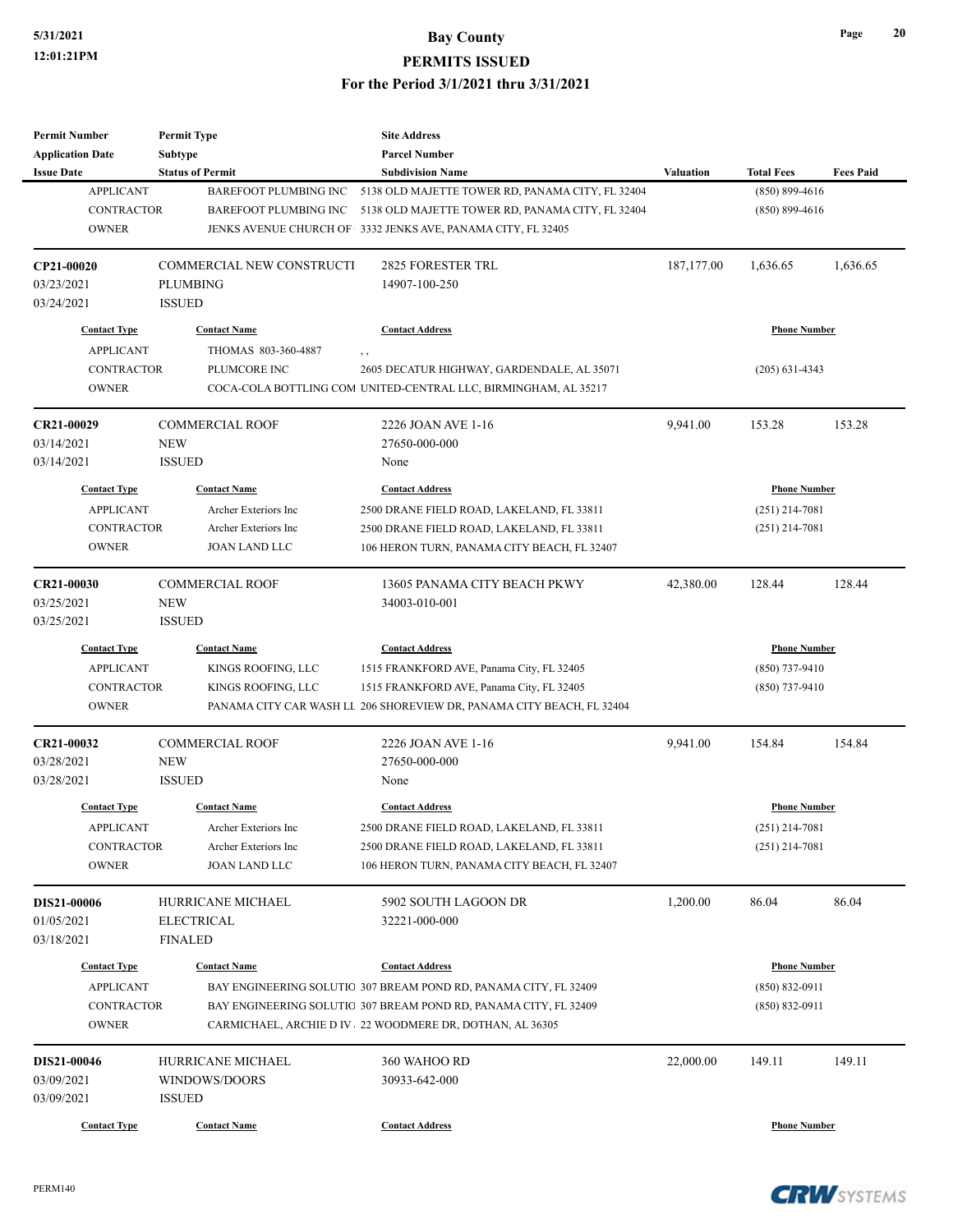| Permit Number<br>Application Date<br>Issue Date | Permit Type<br>Subtype<br>Status of Permit | Site Address<br>Parcel Number<br>Subdivision Name | Valuation | Total Fees | Fees Paid |
|---|---|---|---|---|---|
| APPLICANT | BAREFOOT PLUMBING INC | 5138 OLD MAJETTE TOWER RD, PANAMA CITY, FL 32404 | | (850) 899-4616 | |
| CONTRACTOR | BAREFOOT PLUMBING INC | 5138 OLD MAJETTE TOWER RD, PANAMA CITY, FL 32404 | | (850) 899-4616 | |
| OWNER | JENKS AVENUE CHURCH OF | 3332 JENKS AVE, PANAMA CITY, FL 32405 | | | |
| **CP21-00020**<br>03/23/2021<br>03/24/2021 | COMMERCIAL NEW CONSTRUCTI<br>PLUMBING<br>ISSUED | 2825 FORESTER TRL<br>14907-100-250 | 187,177.00 | 1,636.65 | 1,636.65 |
| Contact Type | Contact Name | Contact Address | | Phone Number | |
| APPLICANT | THOMAS 803-360-4887 | , , | | | |
| CONTRACTOR | PLUMCORE INC | 2605 DECATUR HIGHWAY, GARDENDALE, AL 35071 | | (205) 631-4343 | |
| OWNER | COCA-COLA BOTTLING COM | UNITED-CENTRAL LLC, BIRMINGHAM, AL 35217 | | | |
| **CR21-00029**<br>03/14/2021<br>03/14/2021 | COMMERCIAL ROOF<br>NEW<br>ISSUED | 2226 JOAN AVE 1-16<br>27650-000-000<br>None | 9,941.00 | 153.28 | 153.28 |
| Contact Type | Contact Name | Contact Address | | Phone Number | |
| APPLICANT | Archer Exteriors Inc | 2500 DRANE FIELD ROAD, LAKELAND, FL 33811 | | (251) 214-7081 | |
| CONTRACTOR | Archer Exteriors Inc | 2500 DRANE FIELD ROAD, LAKELAND, FL 33811 | | (251) 214-7081 | |
| OWNER | JOAN LAND LLC | 106 HERON TURN, PANAMA CITY BEACH, FL 32407 | | | |
| **CR21-00030**<br>03/25/2021<br>03/25/2021 | COMMERCIAL ROOF<br>NEW<br>ISSUED | 13605 PANAMA CITY BEACH PKWY<br>34003-010-001 | 42,380.00 | 128.44 | 128.44 |
| Contact Type | Contact Name | Contact Address | | Phone Number | |
| APPLICANT | KINGS ROOFING, LLC | 1515 FRANKFORD AVE, Panama City, FL 32405 | | (850) 737-9410 | |
| CONTRACTOR | KINGS ROOFING, LLC | 1515 FRANKFORD AVE, Panama City, FL 32405 | | (850) 737-9410 | |
| OWNER | PANAMA CITY CAR WASH LL | 206 SHOREVIEW DR, PANAMA CITY BEACH, FL 32404 | | | |
| **CR21-00032**<br>03/28/2021<br>03/28/2021 | COMMERCIAL ROOF<br>NEW<br>ISSUED | 2226 JOAN AVE 1-16<br>27650-000-000<br>None | 9,941.00 | 154.84 | 154.84 |
| Contact Type | Contact Name | Contact Address | | Phone Number | |
| APPLICANT | Archer Exteriors Inc | 2500 DRANE FIELD ROAD, LAKELAND, FL 33811 | | (251) 214-7081 | |
| CONTRACTOR | Archer Exteriors Inc | 2500 DRANE FIELD ROAD, LAKELAND, FL 33811 | | (251) 214-7081 | |
| OWNER | JOAN LAND LLC | 106 HERON TURN, PANAMA CITY BEACH, FL 32407 | | | |
| **DIS21-00006**<br>01/05/2021<br>03/18/2021 | HURRICANE MICHAEL<br>ELECTRICAL<br>FINALED | 5902 SOUTH LAGOON DR<br>32221-000-000 | 1,200.00 | 86.04 | 86.04 |
| Contact Type | Contact Name | Contact Address | | Phone Number | |
| APPLICANT | BAY ENGINEERING SOLUTIO | 307 BREAM POND RD, PANAMA CITY, FL 32409 | | (850) 832-0911 | |
| CONTRACTOR | BAY ENGINEERING SOLUTIO | 307 BREAM POND RD, PANAMA CITY, FL 32409 | | (850) 832-0911 | |
| OWNER | CARMICHAEL, ARCHIE D IV | 22 WOODMERE DR, DOTHAN, AL 36305 | | | |
| **DIS21-00046**<br>03/09/2021<br>03/09/2021 | HURRICANE MICHAEL<br>WINDOWS/DOORS<br>ISSUED | 360 WAHOO RD<br>30933-642-000 | 22,000.00 | 149.11 | 149.11 |
| Contact Type | Contact Name | Contact Address | | Phone Number | |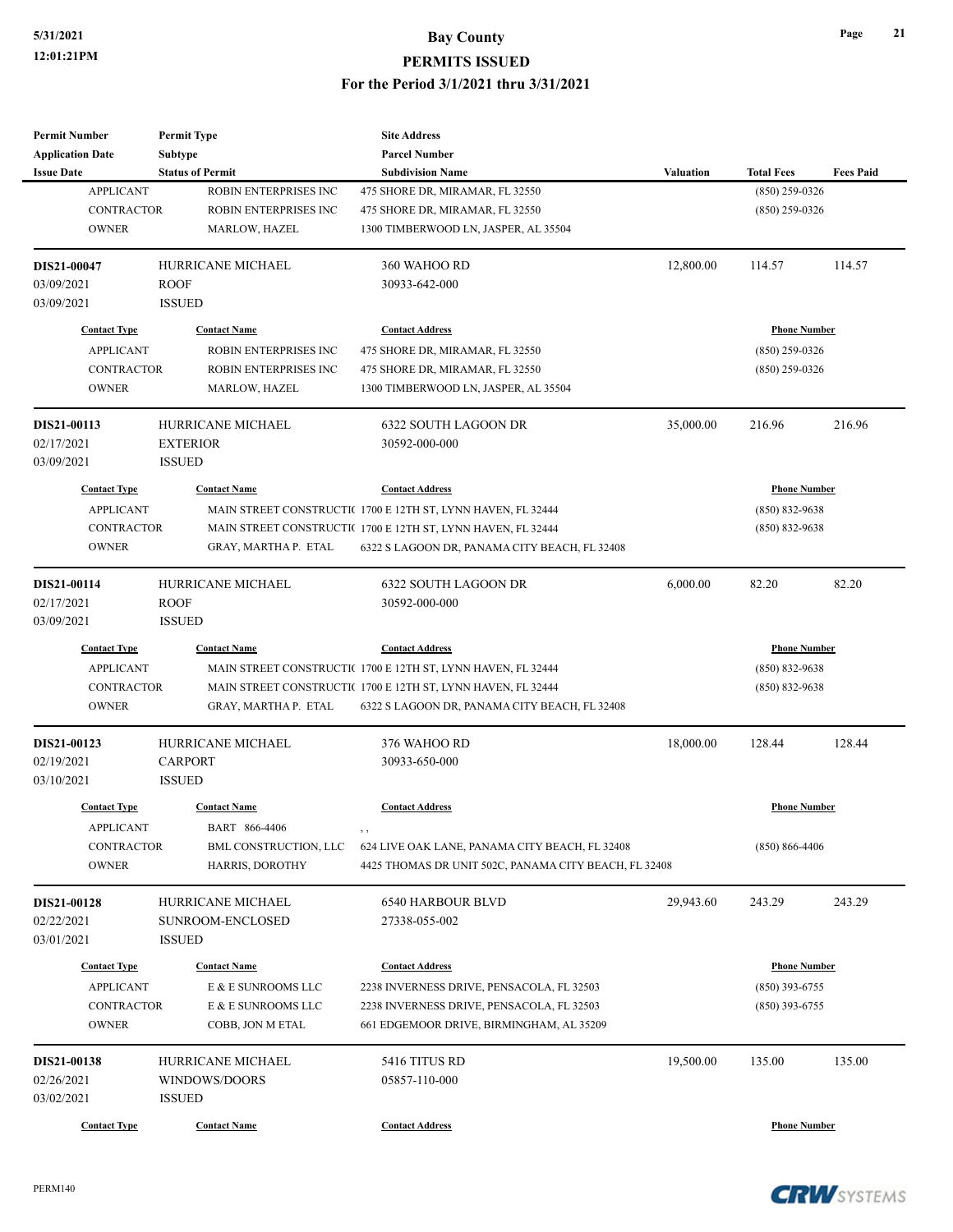| Permit Number<br>Application Date<br>Issue Date | Permit Type<br>Subtype<br>Status of Permit | Site Address<br>Parcel Number<br>Subdivision Name | Valuation | Total Fees | Fees Paid |
|---|---|---|---|---|---|
| APPLICANT | ROBIN ENTERPRISES INC | 475 SHORE DR, MIRAMAR, FL 32550 | | (850) 259-0326 | |
| CONTRACTOR | ROBIN ENTERPRISES INC | 475 SHORE DR, MIRAMAR, FL 32550 | | (850) 259-0326 | |
| OWNER | MARLOW, HAZEL | 1300 TIMBERWOOD LN, JASPER, AL 35504 | | | |
| **DIS21-00047** | HURRICANE MICHAEL | 360 WAHOO RD | 12,800.00 | 114.57 | 114.57 |
| 03/09/2021 | ROOF | 30933-642-000 | | | |
| 03/09/2021 | ISSUED | | | | |
| Contact Type | Contact Name | Contact Address | | Phone Number | |
| APPLICANT | ROBIN ENTERPRISES INC | 475 SHORE DR, MIRAMAR, FL 32550 | | (850) 259-0326 | |
| CONTRACTOR | ROBIN ENTERPRISES INC | 475 SHORE DR, MIRAMAR, FL 32550 | | (850) 259-0326 | |
| OWNER | MARLOW, HAZEL | 1300 TIMBERWOOD LN, JASPER, AL 35504 | | | |
| **DIS21-00113** | HURRICANE MICHAEL | 6322 SOUTH LAGOON DR | 35,000.00 | 216.96 | 216.96 |
| 02/17/2021 | EXTERIOR | 30592-000-000 | | | |
| 03/09/2021 | ISSUED | | | | |
| Contact Type | Contact Name | Contact Address | | Phone Number | |
| APPLICANT | MAIN STREET CONSTRUCTIO | 1700 E 12TH ST, LYNN HAVEN, FL 32444 | | (850) 832-9638 | |
| CONTRACTOR | MAIN STREET CONSTRUCTIO | 1700 E 12TH ST, LYNN HAVEN, FL 32444 | | (850) 832-9638 | |
| OWNER | GRAY, MARTHA P. ETAL | 6322 S LAGOON DR, PANAMA CITY BEACH, FL 32408 | | | |
| **DIS21-00114** | HURRICANE MICHAEL | 6322 SOUTH LAGOON DR | 6,000.00 | 82.20 | 82.20 |
| 02/17/2021 | ROOF | 30592-000-000 | | | |
| 03/09/2021 | ISSUED | | | | |
| Contact Type | Contact Name | Contact Address | | Phone Number | |
| APPLICANT | MAIN STREET CONSTRUCTIO | 1700 E 12TH ST, LYNN HAVEN, FL 32444 | | (850) 832-9638 | |
| CONTRACTOR | MAIN STREET CONSTRUCTIO | 1700 E 12TH ST, LYNN HAVEN, FL 32444 | | (850) 832-9638 | |
| OWNER | GRAY, MARTHA P. ETAL | 6322 S LAGOON DR, PANAMA CITY BEACH, FL 32408 | | | |
| **DIS21-00123** | HURRICANE MICHAEL | 376 WAHOO RD | 18,000.00 | 128.44 | 128.44 |
| 02/19/2021 | CARPORT | 30933-650-000 | | | |
| 03/10/2021 | ISSUED | | | | |
| Contact Type | Contact Name | Contact Address | | Phone Number | |
| APPLICANT | BART 866-4406 | , , | | | |
| CONTRACTOR | BML CONSTRUCTION, LLC | 624 LIVE OAK LANE, PANAMA CITY BEACH, FL 32408 | | (850) 866-4406 | |
| OWNER | HARRIS, DOROTHY | 4425 THOMAS DR UNIT 502C, PANAMA CITY BEACH, FL 32408 | | | |
| **DIS21-00128** | HURRICANE MICHAEL | 6540 HARBOUR BLVD | 29,943.60 | 243.29 | 243.29 |
| 02/22/2021 | SUNROOM-ENCLOSED | 27338-055-002 | | | |
| 03/01/2021 | ISSUED | | | | |
| Contact Type | Contact Name | Contact Address | | Phone Number | |
| APPLICANT | E & E SUNROOMS LLC | 2238 INVERNESS DRIVE, PENSACOLA, FL 32503 | | (850) 393-6755 | |
| CONTRACTOR | E & E SUNROOMS LLC | 2238 INVERNESS DRIVE, PENSACOLA, FL 32503 | | (850) 393-6755 | |
| OWNER | COBB, JON M ETAL | 661 EDGEMOOR DRIVE, BIRMINGHAM, AL 35209 | | | |
| **DIS21-00138** | HURRICANE MICHAEL | 5416 TITUS RD | 19,500.00 | 135.00 | 135.00 |
| 02/26/2021 | WINDOWS/DOORS | 05857-110-000 | | | |
| 03/02/2021 | ISSUED | | | | |
| Contact Type | Contact Name | Contact Address | | Phone Number | |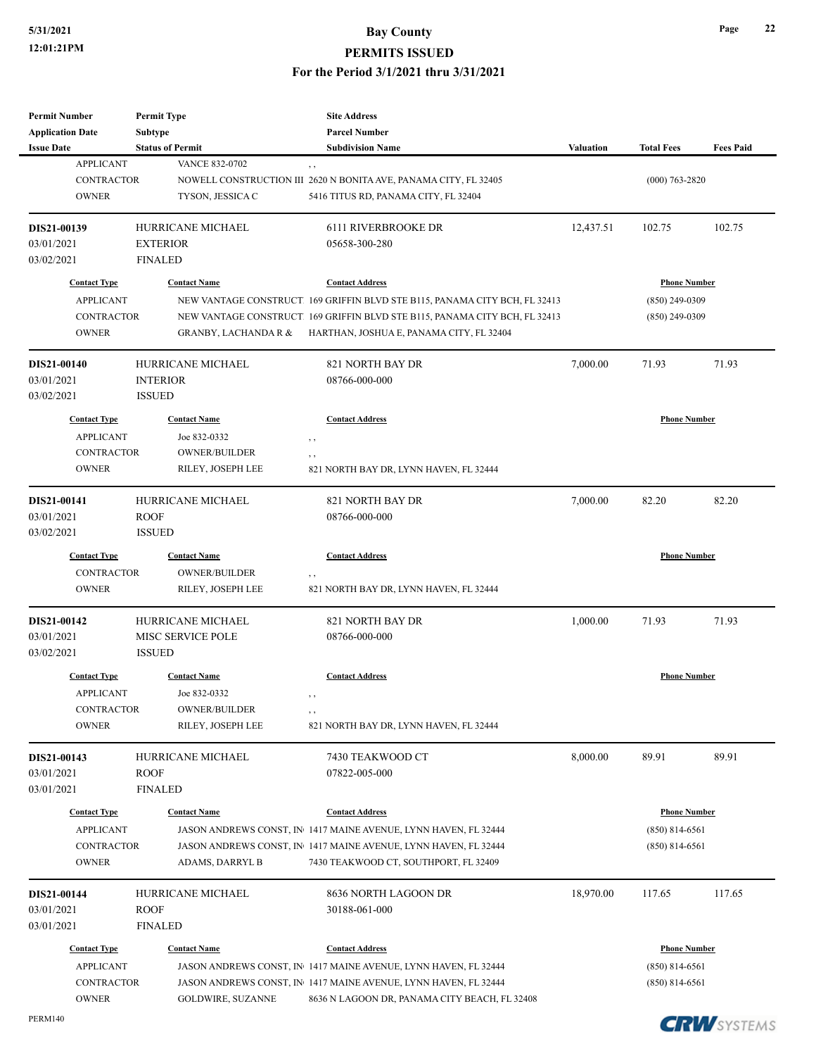# Bay County

## PERMITS ISSUED

### For the Period 3/1/2021 thru 3/31/2021

| Permit Number / Application Date / Issue Date | Permit Type / Subtype / Status of Permit | Site Address / Parcel Number / Subdivision Name | Valuation | Total Fees | Fees Paid |
|---|---|---|---|---|---|
| APPLICANT | VANCE 832-0702 | , , | | | |
| CONTRACTOR | NOWELL CONSTRUCTION III | 2620 N BONITA AVE, PANAMA CITY, FL 32405 | | (000) 763-2820 | |
| OWNER | TYSON, JESSICA C | 5416 TITUS RD, PANAMA CITY, FL 32404 | | | |

**DIS21-00139** | HURRICANE MICHAEL | 6111 RIVERBROOKE DR | Valuation: 12,437.51 | Total Fees: 102.75 | Fees Paid: 102.75
03/01/2021 | EXTERIOR | 05658-300-280
03/02/2021 | FINALED

| Contact Type | Contact Name | Contact Address | Phone Number |
|---|---|---|---|
| APPLICANT | NEW VANTAGE CONSTRUCT | 169 GRIFFIN BLVD STE B115, PANAMA CITY BCH, FL 32413 | (850) 249-0309 |
| CONTRACTOR | NEW VANTAGE CONSTRUCT | 169 GRIFFIN BLVD STE B115, PANAMA CITY BCH, FL 32413 | (850) 249-0309 |
| OWNER | GRANBY, LACHANDA R & | HARTHAN, JOSHUA E, PANAMA CITY, FL 32404 | |

**DIS21-00140** | HURRICANE MICHAEL | 821 NORTH BAY DR | Valuation: 7,000.00 | Total Fees: 71.93 | Fees Paid: 71.93
03/01/2021 | INTERIOR | 08766-000-000
03/02/2021 | ISSUED

| Contact Type | Contact Name | Contact Address | Phone Number |
|---|---|---|---|
| APPLICANT | Joe 832-0332 | , , | |
| CONTRACTOR | OWNER/BUILDER | , , | |
| OWNER | RILEY, JOSEPH LEE | 821 NORTH BAY DR, LYNN HAVEN, FL 32444 | |

**DIS21-00141** | HURRICANE MICHAEL | 821 NORTH BAY DR | Valuation: 7,000.00 | Total Fees: 82.20 | Fees Paid: 82.20
03/01/2021 | ROOF | 08766-000-000
03/02/2021 | ISSUED

| Contact Type | Contact Name | Contact Address | Phone Number |
|---|---|---|---|
| CONTRACTOR | OWNER/BUILDER | , , | |
| OWNER | RILEY, JOSEPH LEE | 821 NORTH BAY DR, LYNN HAVEN, FL 32444 | |

**DIS21-00142** | HURRICANE MICHAEL | 821 NORTH BAY DR | Valuation: 1,000.00 | Total Fees: 71.93 | Fees Paid: 71.93
03/01/2021 | MISC SERVICE POLE | 08766-000-000
03/02/2021 | ISSUED

| Contact Type | Contact Name | Contact Address | Phone Number |
|---|---|---|---|
| APPLICANT | Joe 832-0332 | , , | |
| CONTRACTOR | OWNER/BUILDER | , , | |
| OWNER | RILEY, JOSEPH LEE | 821 NORTH BAY DR, LYNN HAVEN, FL 32444 | |

**DIS21-00143** | HURRICANE MICHAEL | 7430 TEAKWOOD CT | Valuation: 8,000.00 | Total Fees: 89.91 | Fees Paid: 89.91
03/01/2021 | ROOF | 07822-005-000
03/01/2021 | FINALED

| Contact Type | Contact Name | Contact Address | Phone Number |
|---|---|---|---|
| APPLICANT | JASON ANDREWS CONST, IN | 1417 MAINE AVENUE, LYNN HAVEN, FL 32444 | (850) 814-6561 |
| CONTRACTOR | JASON ANDREWS CONST, IN | 1417 MAINE AVENUE, LYNN HAVEN, FL 32444 | (850) 814-6561 |
| OWNER | ADAMS, DARRYL B | 7430 TEAKWOOD CT, SOUTHPORT, FL 32409 | |

**DIS21-00144** | HURRICANE MICHAEL | 8636 NORTH LAGOON DR | Valuation: 18,970.00 | Total Fees: 117.65 | Fees Paid: 117.65
03/01/2021 | ROOF | 30188-061-000
03/01/2021 | FINALED

| Contact Type | Contact Name | Contact Address | Phone Number |
|---|---|---|---|
| APPLICANT | JASON ANDREWS CONST, IN | 1417 MAINE AVENUE, LYNN HAVEN, FL 32444 | (850) 814-6561 |
| CONTRACTOR | JASON ANDREWS CONST, IN | 1417 MAINE AVENUE, LYNN HAVEN, FL 32444 | (850) 814-6561 |
| OWNER | GOLDWIRE, SUZANNE | 8636 N LAGOON DR, PANAMA CITY BEACH, FL 32408 | |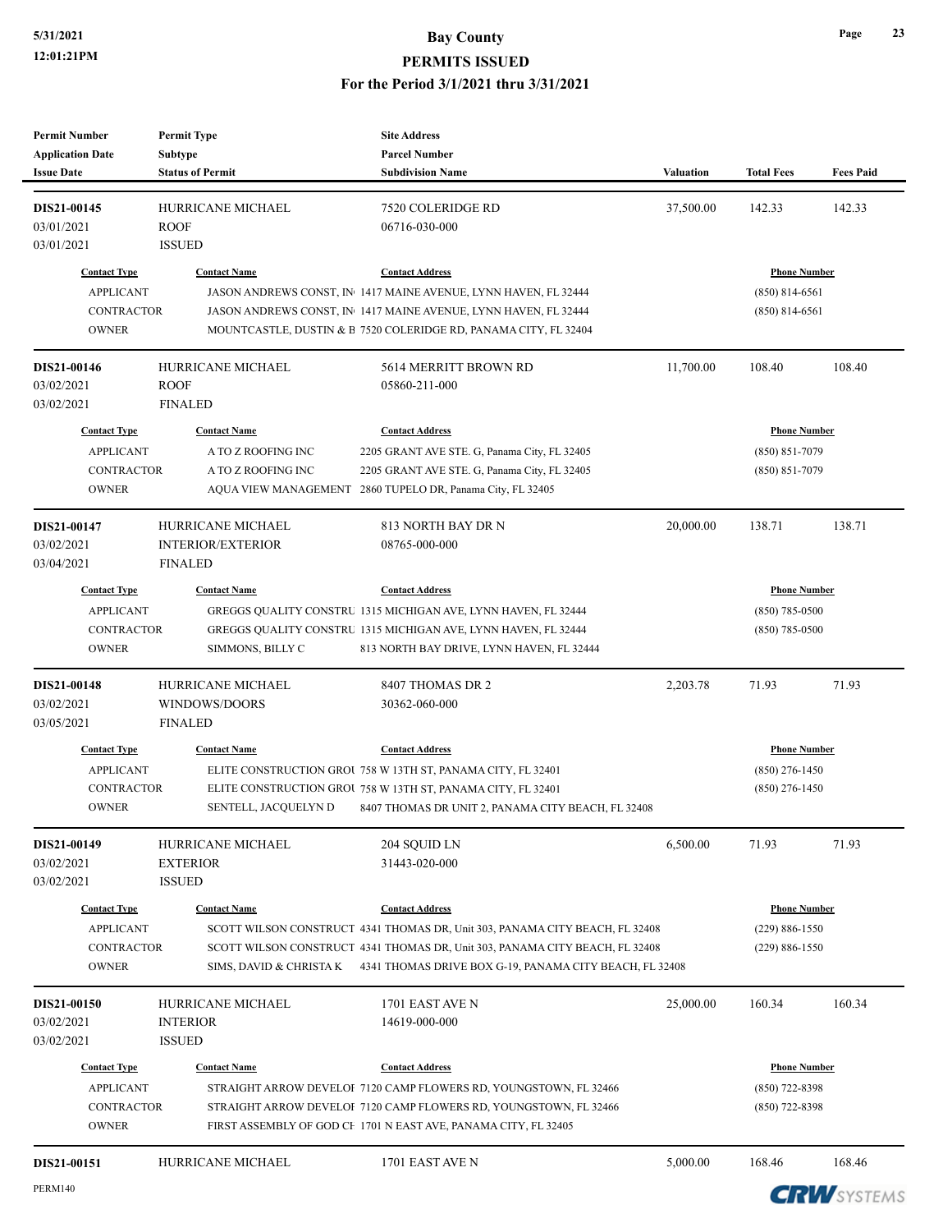# Bay County
## PERMITS ISSUED
### For the Period 3/1/2021 thru 3/31/2021

5/31/2021
12:01:21PM

| Permit Number / Application Date / Issue Date | Permit Type / Subtype / Status of Permit | Site Address / Parcel Number / Subdivision Name | Valuation | Total Fees | Fees Paid |
|---|---|---|---|---|---|
| DIS21-00145<br>03/01/2021<br>03/01/2021 | HURRICANE MICHAEL<br>ROOF<br>ISSUED | 7520 COLERIDGE RD<br>06716-030-000 | 37,500.00 | 142.33 | 142.33 |

| Contact Type | Contact Name | Contact Address | Phone Number |
|---|---|---|---|
| APPLICANT | JASON ANDREWS CONST, IN | 1417 MAINE AVENUE, LYNN HAVEN, FL 32444 | (850) 814-6561 |
| CONTRACTOR | JASON ANDREWS CONST, IN | 1417 MAINE AVENUE, LYNN HAVEN, FL 32444 | (850) 814-6561 |
| OWNER | MOUNTCASTLE, DUSTIN & B | 7520 COLERIDGE RD, PANAMA CITY, FL 32404 | |

| Permit Number / Application Date / Issue Date | Permit Type / Subtype / Status of Permit | Site Address / Parcel Number / Subdivision Name | Valuation | Total Fees | Fees Paid |
|---|---|---|---|---|---|
| DIS21-00146<br>03/02/2021<br>03/02/2021 | HURRICANE MICHAEL<br>ROOF<br>FINALED | 5614 MERRITT BROWN RD<br>05860-211-000 | 11,700.00 | 108.40 | 108.40 |

| Contact Type | Contact Name | Contact Address | Phone Number |
|---|---|---|---|
| APPLICANT | A TO Z ROOFING INC | 2205 GRANT AVE STE. G, Panama City, FL 32405 | (850) 851-7079 |
| CONTRACTOR | A TO Z ROOFING INC | 2205 GRANT AVE STE. G, Panama City, FL 32405 | (850) 851-7079 |
| OWNER | AQUA VIEW MANAGEMENT | 2860 TUPELO DR, Panama City, FL 32405 | |

| Permit Number / Application Date / Issue Date | Permit Type / Subtype / Status of Permit | Site Address / Parcel Number / Subdivision Name | Valuation | Total Fees | Fees Paid |
|---|---|---|---|---|---|
| DIS21-00147<br>03/02/2021<br>03/04/2021 | HURRICANE MICHAEL<br>INTERIOR/EXTERIOR<br>FINALED | 813 NORTH BAY DR N<br>08765-000-000 | 20,000.00 | 138.71 | 138.71 |

| Contact Type | Contact Name | Contact Address | Phone Number |
|---|---|---|---|
| APPLICANT | GREGGS QUALITY CONSTRU | 1315 MICHIGAN AVE, LYNN HAVEN, FL 32444 | (850) 785-0500 |
| CONTRACTOR | GREGGS QUALITY CONSTRU | 1315 MICHIGAN AVE, LYNN HAVEN, FL 32444 | (850) 785-0500 |
| OWNER | SIMMONS, BILLY C | 813 NORTH BAY DRIVE, LYNN HAVEN, FL 32444 | |

| Permit Number / Application Date / Issue Date | Permit Type / Subtype / Status of Permit | Site Address / Parcel Number / Subdivision Name | Valuation | Total Fees | Fees Paid |
|---|---|---|---|---|---|
| DIS21-00148<br>03/02/2021<br>03/05/2021 | HURRICANE MICHAEL<br>WINDOWS/DOORS<br>FINALED | 8407 THOMAS DR 2<br>30362-060-000 | 2,203.78 | 71.93 | 71.93 |

| Contact Type | Contact Name | Contact Address | Phone Number |
|---|---|---|---|
| APPLICANT | ELITE CONSTRUCTION GROU | 758 W 13TH ST, PANAMA CITY, FL 32401 | (850) 276-1450 |
| CONTRACTOR | ELITE CONSTRUCTION GROU | 758 W 13TH ST, PANAMA CITY, FL 32401 | (850) 276-1450 |
| OWNER | SENTELL, JACQUELYN D | 8407 THOMAS DR UNIT 2, PANAMA CITY BEACH, FL 32408 | |

| Permit Number / Application Date / Issue Date | Permit Type / Subtype / Status of Permit | Site Address / Parcel Number / Subdivision Name | Valuation | Total Fees | Fees Paid |
|---|---|---|---|---|---|
| DIS21-00149<br>03/02/2021<br>03/02/2021 | HURRICANE MICHAEL<br>EXTERIOR<br>ISSUED | 204 SQUID LN<br>31443-020-000 | 6,500.00 | 71.93 | 71.93 |

| Contact Type | Contact Name | Contact Address | Phone Number |
|---|---|---|---|
| APPLICANT | SCOTT WILSON CONSTRUCT | 4341 THOMAS DR, Unit 303, PANAMA CITY BEACH, FL 32408 | (229) 886-1550 |
| CONTRACTOR | SCOTT WILSON CONSTRUCT | 4341 THOMAS DR, Unit 303, PANAMA CITY BEACH, FL 32408 | (229) 886-1550 |
| OWNER | SIMS, DAVID & CHRISTA K | 4341 THOMAS DRIVE BOX G-19, PANAMA CITY BEACH, FL 32408 | |

| Permit Number / Application Date / Issue Date | Permit Type / Subtype / Status of Permit | Site Address / Parcel Number / Subdivision Name | Valuation | Total Fees | Fees Paid |
|---|---|---|---|---|---|
| DIS21-00150<br>03/02/2021<br>03/02/2021 | HURRICANE MICHAEL<br>INTERIOR<br>ISSUED | 1701 EAST AVE N<br>14619-000-000 | 25,000.00 | 160.34 | 160.34 |

| Contact Type | Contact Name | Contact Address | Phone Number |
|---|---|---|---|
| APPLICANT | STRAIGHT ARROW DEVELOI | 7120 CAMP FLOWERS RD, YOUNGSTOWN, FL 32466 | (850) 722-8398 |
| CONTRACTOR | STRAIGHT ARROW DEVELOI | 7120 CAMP FLOWERS RD, YOUNGSTOWN, FL 32466 | (850) 722-8398 |
| OWNER | FIRST ASSEMBLY OF GOD CH | 1701 N EAST AVE, PANAMA CITY, FL 32405 | |

| Permit Number / Application Date / Issue Date | Permit Type / Subtype / Status of Permit | Site Address / Parcel Number / Subdivision Name | Valuation | Total Fees | Fees Paid |
|---|---|---|---|---|---|
| DIS21-00151 | HURRICANE MICHAEL | 1701 EAST AVE N | 5,000.00 | 168.46 | 168.46 |

PERM140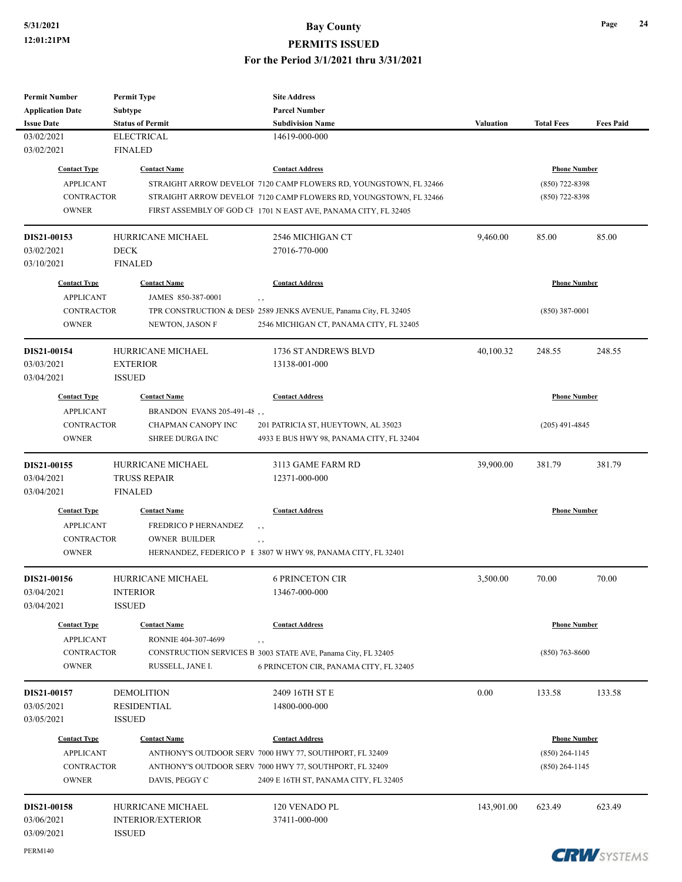| Permit Number<br>Application Date<br>Issue Date | Permit Type<br>Subtype<br>Status of Permit | Site Address<br>Parcel Number<br>Subdivision Name | Valuation | Total Fees | Fees Paid |
|---|---|---|---|---|---|
| 03/02/2021 | ELECTRICAL | 14619-000-000 | | | |
| 03/02/2021 | FINALED | | | | |

| Contact Type | Contact Name | Contact Address | Phone Number |
|---|---|---|---|
| APPLICANT | STRAIGHT ARROW DEVELOI | 7120 CAMP FLOWERS RD, YOUNGSTOWN, FL 32466 | (850) 722-8398 |
| CONTRACTOR | STRAIGHT ARROW DEVELOI | 7120 CAMP FLOWERS RD, YOUNGSTOWN, FL 32466 | (850) 722-8398 |
| OWNER | FIRST ASSEMBLY OF GOD CH | 1701 N EAST AVE, PANAMA CITY, FL 32405 | |

| Permit Number | Permit Type | Site Address | Valuation | Total Fees | Fees Paid |
|---|---|---|---|---|---|
| DIS21-00153 | HURRICANE MICHAEL | 2546 MICHIGAN CT | 9,460.00 | 85.00 | 85.00 |
| 03/02/2021 | DECK | 27016-770-000 | | | |
| 03/10/2021 | FINALED | | | | |

| Contact Type | Contact Name | Contact Address | Phone Number |
|---|---|---|---|
| APPLICANT | JAMES 850-387-0001 | , , | |
| CONTRACTOR | TPR CONSTRUCTION & DESI | 2589 JENKS AVENUE, Panama City, FL 32405 | (850) 387-0001 |
| OWNER | NEWTON, JASON F | 2546 MICHIGAN CT, PANAMA CITY, FL 32405 | |

| Permit Number | Permit Type | Site Address | Valuation | Total Fees | Fees Paid |
|---|---|---|---|---|---|
| DIS21-00154 | HURRICANE MICHAEL | 1736 ST ANDREWS BLVD | 40,100.32 | 248.55 | 248.55 |
| 03/03/2021 | EXTERIOR | 13138-001-000 | | | |
| 03/04/2021 | ISSUED | | | | |

| Contact Type | Contact Name | Contact Address | Phone Number |
|---|---|---|---|
| APPLICANT | BRANDON EVANS 205-491-48 | , , | |
| CONTRACTOR | CHAPMAN CANOPY INC | 201 PATRICIA ST, HUEYTOWN, AL 35023 | (205) 491-4845 |
| OWNER | SHREE DURGA INC | 4933 E BUS HWY 98, PANAMA CITY, FL 32404 | |

| Permit Number | Permit Type | Site Address | Valuation | Total Fees | Fees Paid |
|---|---|---|---|---|---|
| DIS21-00155 | HURRICANE MICHAEL | 3113 GAME FARM RD | 39,900.00 | 381.79 | 381.79 |
| 03/04/2021 | TRUSS REPAIR | 12371-000-000 | | | |
| 03/04/2021 | FINALED | | | | |

| Contact Type | Contact Name | Contact Address | Phone Number |
|---|---|---|---|
| APPLICANT | FREDRICO P HERNANDEZ | , , | |
| CONTRACTOR | OWNER BUILDER | , , | |
| OWNER | HERNANDEZ, FEDERICO P E | 3807 W HWY 98, PANAMA CITY, FL 32401 | |

| Permit Number | Permit Type | Site Address | Valuation | Total Fees | Fees Paid |
|---|---|---|---|---|---|
| DIS21-00156 | HURRICANE MICHAEL | 6 PRINCETON CIR | 3,500.00 | 70.00 | 70.00 |
| 03/04/2021 | INTERIOR | 13467-000-000 | | | |
| 03/04/2021 | ISSUED | | | | |

| Contact Type | Contact Name | Contact Address | Phone Number |
|---|---|---|---|
| APPLICANT | RONNIE 404-307-4699 | , , | |
| CONTRACTOR | CONSTRUCTION SERVICES B | 3003 STATE AVE, Panama City, FL 32405 | (850) 763-8600 |
| OWNER | RUSSELL, JANE I. | 6 PRINCETON CIR, PANAMA CITY, FL 32405 | |

| Permit Number | Permit Type | Site Address | Valuation | Total Fees | Fees Paid |
|---|---|---|---|---|---|
| DIS21-00157 | DEMOLITION | 2409 16TH ST E | 0.00 | 133.58 | 133.58 |
| 03/05/2021 | RESIDENTIAL | 14800-000-000 | | | |
| 03/05/2021 | ISSUED | | | | |

| Contact Type | Contact Name | Contact Address | Phone Number |
|---|---|---|---|
| APPLICANT | ANTHONY'S OUTDOOR SERV | 7000 HWY 77, SOUTHPORT, FL 32409 | (850) 264-1145 |
| CONTRACTOR | ANTHONY'S OUTDOOR SERV | 7000 HWY 77, SOUTHPORT, FL 32409 | (850) 264-1145 |
| OWNER | DAVIS, PEGGY C | 2409 E 16TH ST, PANAMA CITY, FL 32405 | |

| Permit Number | Permit Type | Site Address | Valuation | Total Fees | Fees Paid |
|---|---|---|---|---|---|
| DIS21-00158 | HURRICANE MICHAEL | 120 VENADO PL | 143,901.00 | 623.49 | 623.49 |
| 03/06/2021 | INTERIOR/EXTERIOR | 37411-000-000 | | | |
| 03/09/2021 | ISSUED | | | | |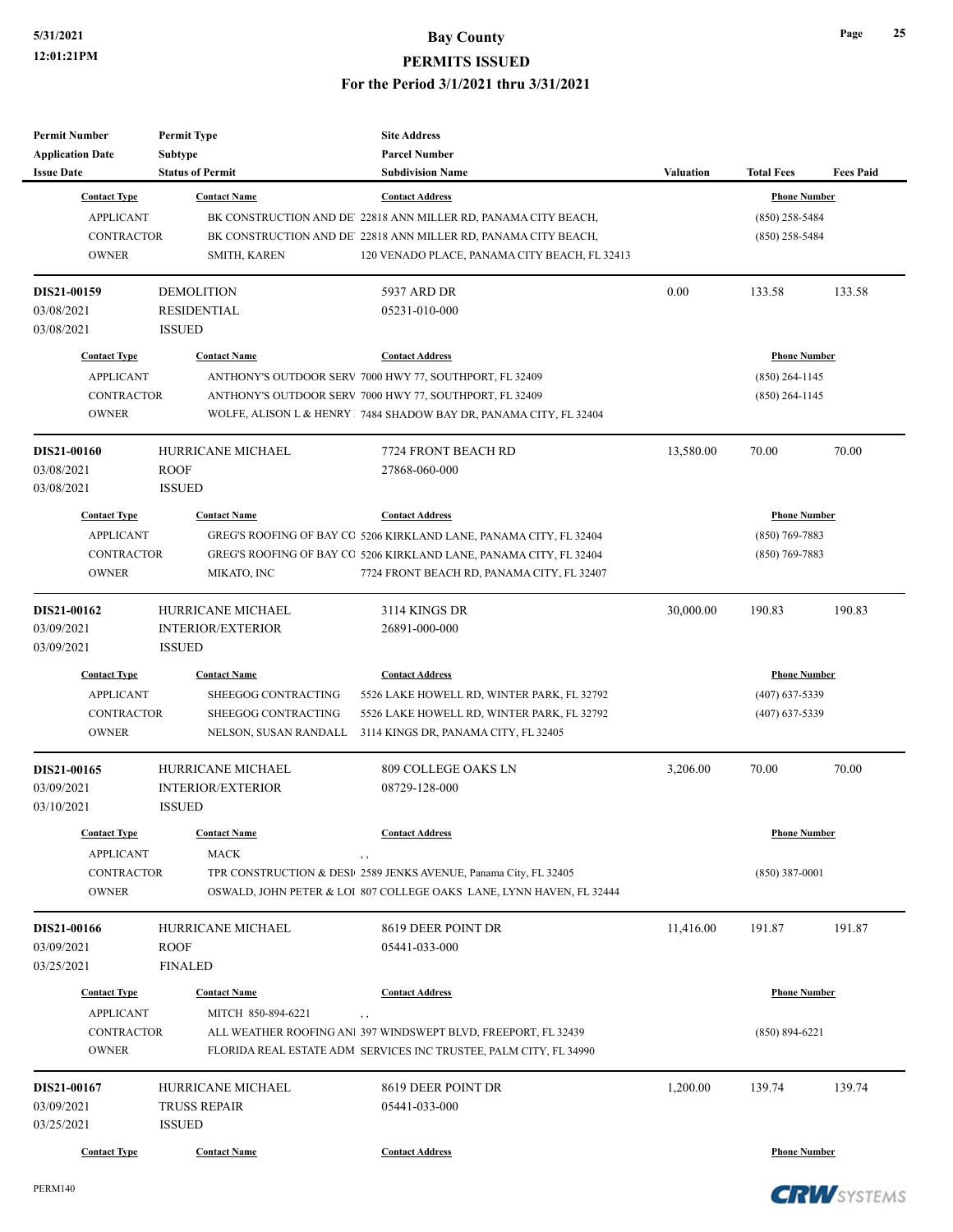| Permit Number<br>Application Date<br>Issue Date | Permit Type<br>Subtype<br>Status of Permit | Site Address<br>Parcel Number<br>Subdivision Name | Valuation | Total Fees | Fees Paid |
|---|---|---|---|---|---|

| Contact Type | Contact Name | Contact Address | Phone Number |
|---|---|---|---|
| APPLICANT | BK CONSTRUCTION AND DE | 22818 ANN MILLER RD, PANAMA CITY BEACH, | (850) 258-5484 |
| CONTRACTOR | BK CONSTRUCTION AND DE | 22818 ANN MILLER RD, PANAMA CITY BEACH, | (850) 258-5484 |
| OWNER | SMITH, KAREN | 120 VENADO PLACE, PANAMA CITY BEACH, FL 32413 | |

| DIS21-00159 | DEMOLITION | 5937 ARD DR | 0.00 | 133.58 | 133.58 |
|---|---|---|---|---|---|
| 03/08/2021 | RESIDENTIAL | 05231-010-000 | | | |
| 03/08/2021 | ISSUED | | | | |

| Contact Type | Contact Name | Contact Address | Phone Number |
|---|---|---|---|
| APPLICANT | ANTHONY'S OUTDOOR SERV | 7000 HWY 77, SOUTHPORT, FL 32409 | (850) 264-1145 |
| CONTRACTOR | ANTHONY'S OUTDOOR SERV | 7000 HWY 77, SOUTHPORT, FL 32409 | (850) 264-1145 |
| OWNER | WOLFE, ALISON L & HENRY | 7484 SHADOW BAY DR, PANAMA CITY, FL 32404 | |

| DIS21-00160 | HURRICANE MICHAEL | 7724 FRONT BEACH RD | 13,580.00 | 70.00 | 70.00 |
|---|---|---|---|---|---|
| 03/08/2021 | ROOF | 27868-060-000 | | | |
| 03/08/2021 | ISSUED | | | | |

| Contact Type | Contact Name | Contact Address | Phone Number |
|---|---|---|---|
| APPLICANT | GREG'S ROOFING OF BAY CO | 5206 KIRKLAND LANE, PANAMA CITY, FL 32404 | (850) 769-7883 |
| CONTRACTOR | GREG'S ROOFING OF BAY CO | 5206 KIRKLAND LANE, PANAMA CITY, FL 32404 | (850) 769-7883 |
| OWNER | MIKATO, INC | 7724 FRONT BEACH RD, PANAMA CITY, FL 32407 | |

| DIS21-00162 | HURRICANE MICHAEL | 3114 KINGS DR | 30,000.00 | 190.83 | 190.83 |
|---|---|---|---|---|---|
| 03/09/2021 | INTERIOR/EXTERIOR | 26891-000-000 | | | |
| 03/09/2021 | ISSUED | | | | |

| Contact Type | Contact Name | Contact Address | Phone Number |
|---|---|---|---|
| APPLICANT | SHEEGOG CONTRACTING | 5526 LAKE HOWELL RD, WINTER PARK, FL 32792 | (407) 637-5339 |
| CONTRACTOR | SHEEGOG CONTRACTING | 5526 LAKE HOWELL RD, WINTER PARK, FL 32792 | (407) 637-5339 |
| OWNER | NELSON, SUSAN RANDALL | 3114 KINGS DR, PANAMA CITY, FL 32405 | |

| DIS21-00165 | HURRICANE MICHAEL | 809 COLLEGE OAKS LN | 3,206.00 | 70.00 | 70.00 |
|---|---|---|---|---|---|
| 03/09/2021 | INTERIOR/EXTERIOR | 08729-128-000 | | | |
| 03/10/2021 | ISSUED | | | | |

| Contact Type | Contact Name | Contact Address | Phone Number |
|---|---|---|---|
| APPLICANT | MACK | , , | |
| CONTRACTOR | TPR CONSTRUCTION & DESI | 2589 JENKS AVENUE, Panama City, FL 32405 | (850) 387-0001 |
| OWNER | OSWALD, JOHN PETER & LOI | 807 COLLEGE OAKS LANE, LYNN HAVEN, FL 32444 | |

| DIS21-00166 | HURRICANE MICHAEL | 8619 DEER POINT DR | 11,416.00 | 191.87 | 191.87 |
|---|---|---|---|---|---|
| 03/09/2021 | ROOF | 05441-033-000 | | | |
| 03/25/2021 | FINALED | | | | |

| Contact Type | Contact Name | Contact Address | Phone Number |
|---|---|---|---|
| APPLICANT | MITCH 850-894-6221 | , , | |
| CONTRACTOR | ALL WEATHER ROOFING ANI | 397 WINDSWEPT BLVD, FREEPORT, FL 32439 | (850) 894-6221 |
| OWNER | FLORIDA REAL ESTATE ADM | SERVICES INC TRUSTEE, PALM CITY, FL 34990 | |

| DIS21-00167 | HURRICANE MICHAEL | 8619 DEER POINT DR | 1,200.00 | 139.74 | 139.74 |
|---|---|---|---|---|---|
| 03/09/2021 | TRUSS REPAIR | 05441-033-000 | | | |
| 03/25/2021 | ISSUED | | | | |

| Contact Type | Contact Name | Contact Address | Phone Number |
|---|---|---|---|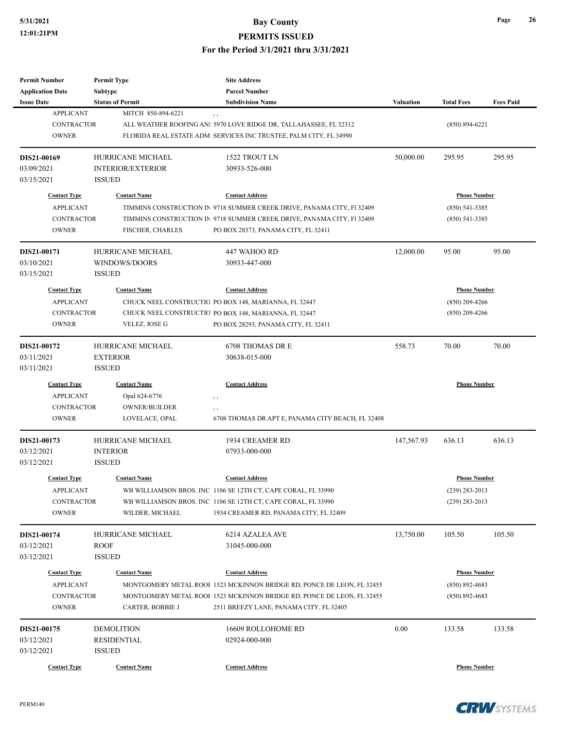| Permit Number | Permit Type | Site Address | | | |
|---|---|---|---|---|---|
| Application Date | Subtype | Parcel Number | | | |
| Issue Date | Status of Permit | Subdivision Name | Valuation | Total Fees | Fees Paid |

| Contact Type | Contact Name | Contact Address | Phone Number |
|---|---|---|---|
| APPLICANT | MITCH 850-894-6221 | , , | |
| CONTRACTOR | ALL WEATHER ROOFING ANI | 5970 LOVE RIDGE DR, TALLAHASSEE, FL 32312 | (850) 894-6221 |
| OWNER | FLORIDA REAL ESTATE ADM | SERVICES INC TRUSTEE, PALM CITY, FL 34990 | |

| | | | | | |
|---|---|---|---|---|---|
| **DIS21-00169** | HURRICANE MICHAEL | 1522 TROUT LN | 50,000.00 | 295.95 | 295.95 |
| 03/09/2021 | INTERIOR/EXTERIOR | 30933-526-000 | | | |
| 03/15/2021 | ISSUED | | | | |

| Contact Type | Contact Name | Contact Address | Phone Number |
|---|---|---|---|
| APPLICANT | TIMMINS CONSTRUCTION IN | 9718 SUMMER CREEK DRIVE, PANAMA CITY, Fl 32409 | (850) 541-3385 |
| CONTRACTOR | TIMMINS CONSTRUCTION IN | 9718 SUMMER CREEK DRIVE, PANAMA CITY, Fl 32409 | (850) 541-3385 |
| OWNER | FISCHER, CHARLES | PO BOX 28373, PANAMA CITY, FL 32411 | |

| | | | | | |
|---|---|---|---|---|---|
| **DIS21-00171** | HURRICANE MICHAEL | 447 WAHOO RD | 12,000.00 | 95.00 | 95.00 |
| 03/10/2021 | WINDOWS/DOORS | 30933-447-000 | | | |
| 03/15/2021 | ISSUED | | | | |

| Contact Type | Contact Name | Contact Address | Phone Number |
|---|---|---|---|
| APPLICANT | CHUCK NEEL CONSTRUCTIO | PO BOX 148, MARIANNA, FL 32447 | (850) 209-4266 |
| CONTRACTOR | CHUCK NEEL CONSTRUCTIO | PO BOX 148, MARIANNA, FL 32447 | (850) 209-4266 |
| OWNER | VELEZ, JOSE G | PO BOX 28293, PANAMA CITY, FL 32411 | |

| | | | | | |
|---|---|---|---|---|---|
| **DIS21-00172** | HURRICANE MICHAEL | 6708 THOMAS DR E | 558.73 | 70.00 | 70.00 |
| 03/11/2021 | EXTERIOR | 30638-015-000 | | | |
| 03/11/2021 | ISSUED | | | | |

| Contact Type | Contact Name | Contact Address | Phone Number |
|---|---|---|---|
| APPLICANT | Opal 624-6776 | , , | |
| CONTRACTOR | OWNER/BUILDER | , , | |
| OWNER | LOVELACE, OPAL | 6708 THOMAS DR APT E, PANAMA CITY BEACH, FL 32408 | |

| | | | | | |
|---|---|---|---|---|---|
| **DIS21-00173** | HURRICANE MICHAEL | 1934 CREAMER RD | 147,567.93 | 636.13 | 636.13 |
| 03/12/2021 | INTERIOR | 07933-000-000 | | | |
| 03/12/2021 | ISSUED | | | | |

| Contact Type | Contact Name | Contact Address | Phone Number |
|---|---|---|---|
| APPLICANT | WB WILLIAMSON BROS. INC | 1106 SE 12TH CT, CAPE CORAL, FL 33990 | (239) 283-2013 |
| CONTRACTOR | WB WILLIAMSON BROS. INC | 1106 SE 12TH CT, CAPE CORAL, FL 33990 | (239) 283-2013 |
| OWNER | WILDER, MICHAEL | 1934 CREAMER RD, PANAMA CITY, FL 32409 | |

| | | | | | |
|---|---|---|---|---|---|
| **DIS21-00174** | HURRICANE MICHAEL | 6214 AZALEA AVE | 13,750.00 | 105.50 | 105.50 |
| 03/12/2021 | ROOF | 31045-000-000 | | | |
| 03/12/2021 | ISSUED | | | | |

| Contact Type | Contact Name | Contact Address | Phone Number |
|---|---|---|---|
| APPLICANT | MONTGOMERY METAL ROOI | 1523 MCKINNON BRIDGE RD, PONCE DE LEON, FL 32455 | (850) 892-4683 |
| CONTRACTOR | MONTGOMERY METAL ROOI | 1523 MCKINNON BRIDGE RD, PONCE DE LEON, FL 32455 | (850) 892-4683 |
| OWNER | CARTER, BOBBIE J | 2511 BREEZY LANE, PANAMA CITY, FL 32405 | |

| | | | | | |
|---|---|---|---|---|---|
| **DIS21-00175** | DEMOLITION | 16609 ROLLOHOME RD | 0.00 | 133.58 | 133.58 |
| 03/12/2021 | RESIDENTIAL | 02924-000-000 | | | |
| 03/12/2021 | ISSUED | | | | |

| Contact Type | Contact Name | Contact Address | Phone Number |
|---|---|---|---|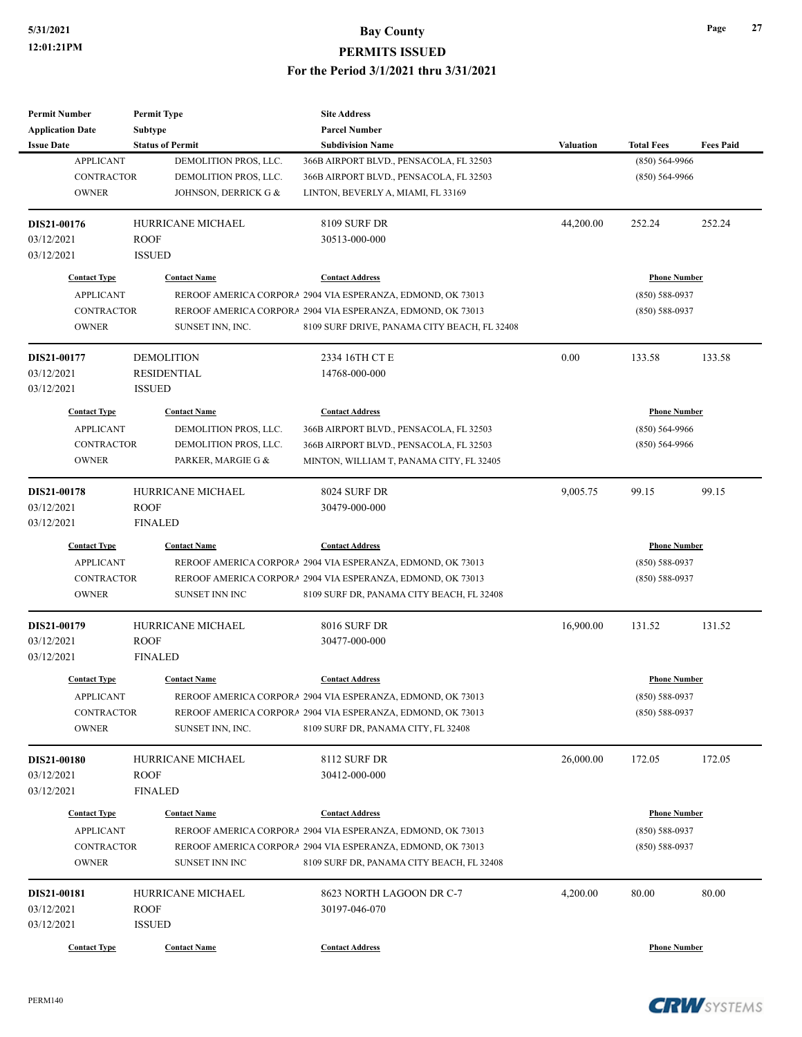| Permit Number<br>Application Date<br>Issue Date | Permit Type<br>Subtype<br>Status of Permit | Site Address<br>Parcel Number<br>Subdivision Name | Valuation | Total Fees | Fees Paid |
|---|---|---|---|---|---|
| APPLICANT | DEMOLITION PROS, LLC. | 366B AIRPORT BLVD., PENSACOLA, FL 32503 | | (850) 564-9966 | |
| CONTRACTOR | DEMOLITION PROS, LLC. | 366B AIRPORT BLVD., PENSACOLA, FL 32503 | | (850) 564-9966 | |
| OWNER | JOHNSON, DERRICK G & | LINTON, BEVERLY A, MIAMI, FL 33169 | | | |
| **DIS21-00176** | HURRICANE MICHAEL | 8109 SURF DR | 44,200.00 | 252.24 | 252.24 |
| 03/12/2021 | ROOF | 30513-000-000 | | | |
| 03/12/2021 | ISSUED | | | | |
| Contact Type | Contact Name | Contact Address | | Phone Number | |
| APPLICANT | REROOF AMERICA CORPORA | 2904 VIA ESPERANZA, EDMOND, OK 73013 | | (850) 588-0937 | |
| CONTRACTOR | REROOF AMERICA CORPORA | 2904 VIA ESPERANZA, EDMOND, OK 73013 | | (850) 588-0937 | |
| OWNER | SUNSET INN, INC. | 8109 SURF DRIVE, PANAMA CITY BEACH, FL 32408 | | | |
| **DIS21-00177** | DEMOLITION | 2334 16TH CT E | 0.00 | 133.58 | 133.58 |
| 03/12/2021 | RESIDENTIAL | 14768-000-000 | | | |
| 03/12/2021 | ISSUED | | | | |
| Contact Type | Contact Name | Contact Address | | Phone Number | |
| APPLICANT | DEMOLITION PROS, LLC. | 366B AIRPORT BLVD., PENSACOLA, FL 32503 | | (850) 564-9966 | |
| CONTRACTOR | DEMOLITION PROS, LLC. | 366B AIRPORT BLVD., PENSACOLA, FL 32503 | | (850) 564-9966 | |
| OWNER | PARKER, MARGIE G & | MINTON, WILLIAM T, PANAMA CITY, FL 32405 | | | |
| **DIS21-00178** | HURRICANE MICHAEL | 8024 SURF DR | 9,005.75 | 99.15 | 99.15 |
| 03/12/2021 | ROOF | 30479-000-000 | | | |
| 03/12/2021 | FINALED | | | | |
| Contact Type | Contact Name | Contact Address | | Phone Number | |
| APPLICANT | REROOF AMERICA CORPORA | 2904 VIA ESPERANZA, EDMOND, OK 73013 | | (850) 588-0937 | |
| CONTRACTOR | REROOF AMERICA CORPORA | 2904 VIA ESPERANZA, EDMOND, OK 73013 | | (850) 588-0937 | |
| OWNER | SUNSET INN INC | 8109 SURF DR, PANAMA CITY BEACH, FL 32408 | | | |
| **DIS21-00179** | HURRICANE MICHAEL | 8016 SURF DR | 16,900.00 | 131.52 | 131.52 |
| 03/12/2021 | ROOF | 30477-000-000 | | | |
| 03/12/2021 | FINALED | | | | |
| Contact Type | Contact Name | Contact Address | | Phone Number | |
| APPLICANT | REROOF AMERICA CORPORA | 2904 VIA ESPERANZA, EDMOND, OK 73013 | | (850) 588-0937 | |
| CONTRACTOR | REROOF AMERICA CORPORA | 2904 VIA ESPERANZA, EDMOND, OK 73013 | | (850) 588-0937 | |
| OWNER | SUNSET INN, INC. | 8109 SURF DR, PANAMA CITY, FL 32408 | | | |
| **DIS21-00180** | HURRICANE MICHAEL | 8112 SURF DR | 26,000.00 | 172.05 | 172.05 |
| 03/12/2021 | ROOF | 30412-000-000 | | | |
| 03/12/2021 | FINALED | | | | |
| Contact Type | Contact Name | Contact Address | | Phone Number | |
| APPLICANT | REROOF AMERICA CORPORA | 2904 VIA ESPERANZA, EDMOND, OK 73013 | | (850) 588-0937 | |
| CONTRACTOR | REROOF AMERICA CORPORA | 2904 VIA ESPERANZA, EDMOND, OK 73013 | | (850) 588-0937 | |
| OWNER | SUNSET INN INC | 8109 SURF DR, PANAMA CITY BEACH, FL 32408 | | | |
| **DIS21-00181** | HURRICANE MICHAEL | 8623 NORTH LAGOON DR C-7 | 4,200.00 | 80.00 | 80.00 |
| 03/12/2021 | ROOF | 30197-046-070 | | | |
| 03/12/2021 | ISSUED | | | | |
| Contact Type | Contact Name | Contact Address | | Phone Number | |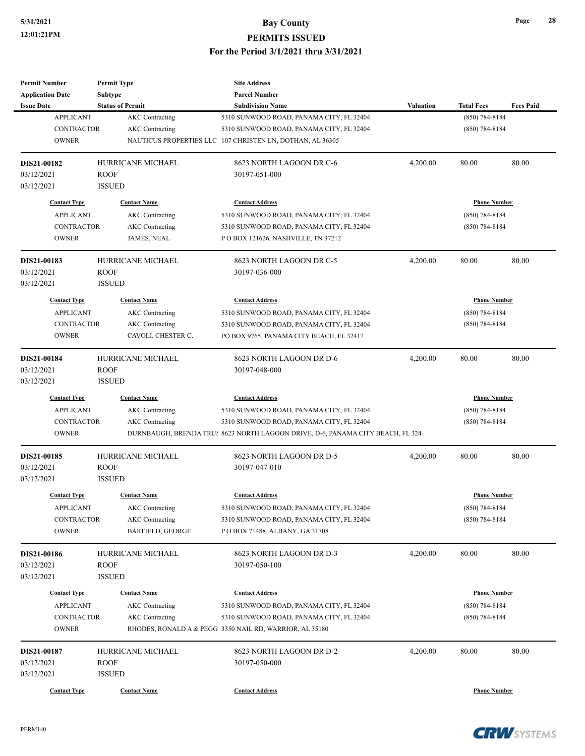| Permit Number | Permit Type | Site Address | | | |
|---|---|---|---|---|---|
| **Application Date** | **Subtype** | **Parcel Number** | | | |
| **Issue Date** | **Status of Permit** | **Subdivision Name** | **Valuation** | **Total Fees** | **Fees Paid** |

| Contact Type | Contact Name | Contact Address | Phone Number |
|---|---|---|---|
| APPLICANT | AKC Contracting | 5310 SUNWOOD ROAD, PANAMA CITY, FL 32404 | (850) 784-8184 |
| CONTRACTOR | AKC Contracting | 5310 SUNWOOD ROAD, PANAMA CITY, FL 32404 | (850) 784-8184 |
| OWNER | NAUTICUS PROPERTIES LLC | 107 CHRISTEN LN, DOTHAN, AL 36305 | |

| Permit Number | Permit Type | Site Address | Valuation | Total Fees | Fees Paid |
|---|---|---|---|---|---|
| **DIS21-00182** | HURRICANE MICHAEL | 8623 NORTH LAGOON DR C-6 | 4,200.00 | 80.00 | 80.00 |
| 03/12/2021 | ROOF | 30197-051-000 | | | |
| 03/12/2021 | ISSUED | | | | |

| Contact Type | Contact Name | Contact Address | Phone Number |
|---|---|---|---|
| APPLICANT | AKC Contracting | 5310 SUNWOOD ROAD, PANAMA CITY, FL 32404 | (850) 784-8184 |
| CONTRACTOR | AKC Contracting | 5310 SUNWOOD ROAD, PANAMA CITY, FL 32404 | (850) 784-8184 |
| OWNER | JAMES, NEAL | P O BOX 121626, NASHVILLE, TN 37212 | |

| Permit Number | Permit Type | Site Address | Valuation | Total Fees | Fees Paid |
|---|---|---|---|---|---|
| **DIS21-00183** | HURRICANE MICHAEL | 8623 NORTH LAGOON DR C-5 | 4,200.00 | 80.00 | 80.00 |
| 03/12/2021 | ROOF | 30197-036-000 | | | |
| 03/12/2021 | ISSUED | | | | |

| Contact Type | Contact Name | Contact Address | Phone Number |
|---|---|---|---|
| APPLICANT | AKC Contracting | 5310 SUNWOOD ROAD, PANAMA CITY, FL 32404 | (850) 784-8184 |
| CONTRACTOR | AKC Contracting | 5310 SUNWOOD ROAD, PANAMA CITY, FL 32404 | (850) 784-8184 |
| OWNER | CAVOLI, CHESTER C. | PO BOX 9765, PANAMA CITY BEACH, FL 32417 | |

| Permit Number | Permit Type | Site Address | Valuation | Total Fees | Fees Paid |
|---|---|---|---|---|---|
| **DIS21-00184** | HURRICANE MICHAEL | 8623 NORTH LAGOON DR D-6 | 4,200.00 | 80.00 | 80.00 |
| 03/12/2021 | ROOF | 30197-048-000 | | | |
| 03/12/2021 | ISSUED | | | | |

| Contact Type | Contact Name | Contact Address | Phone Number |
|---|---|---|---|
| APPLICANT | AKC Contracting | 5310 SUNWOOD ROAD, PANAMA CITY, FL 32404 | (850) 784-8184 |
| CONTRACTOR | AKC Contracting | 5310 SUNWOOD ROAD, PANAMA CITY, FL 32404 | (850) 784-8184 |
| OWNER | DURNBAUGH, BRENDA TRUS | 8623 NORTH LAGOON DRIVE, D-6, PANAMA CITY BEACH, FL 324 | |

| Permit Number | Permit Type | Site Address | Valuation | Total Fees | Fees Paid |
|---|---|---|---|---|---|
| **DIS21-00185** | HURRICANE MICHAEL | 8623 NORTH LAGOON DR D-5 | 4,200.00 | 80.00 | 80.00 |
| 03/12/2021 | ROOF | 30197-047-010 | | | |
| 03/12/2021 | ISSUED | | | | |

| Contact Type | Contact Name | Contact Address | Phone Number |
|---|---|---|---|
| APPLICANT | AKC Contracting | 5310 SUNWOOD ROAD, PANAMA CITY, FL 32404 | (850) 784-8184 |
| CONTRACTOR | AKC Contracting | 5310 SUNWOOD ROAD, PANAMA CITY, FL 32404 | (850) 784-8184 |
| OWNER | BARFIELD, GEORGE | P O BOX 71488, ALBANY, GA 31708 | |

| Permit Number | Permit Type | Site Address | Valuation | Total Fees | Fees Paid |
|---|---|---|---|---|---|
| **DIS21-00186** | HURRICANE MICHAEL | 8623 NORTH LAGOON DR D-3 | 4,200.00 | 80.00 | 80.00 |
| 03/12/2021 | ROOF | 30197-050-100 | | | |
| 03/12/2021 | ISSUED | | | | |

| Contact Type | Contact Name | Contact Address | Phone Number |
|---|---|---|---|
| APPLICANT | AKC Contracting | 5310 SUNWOOD ROAD, PANAMA CITY, FL 32404 | (850) 784-8184 |
| CONTRACTOR | AKC Contracting | 5310 SUNWOOD ROAD, PANAMA CITY, FL 32404 | (850) 784-8184 |
| OWNER | RHODES, RONALD A & PEGG | 3350 NAIL RD, WARRIOR, AL 35180 | |

| Permit Number | Permit Type | Site Address | Valuation | Total Fees | Fees Paid |
|---|---|---|---|---|---|
| **DIS21-00187** | HURRICANE MICHAEL | 8623 NORTH LAGOON DR D-2 | 4,200.00 | 80.00 | 80.00 |
| 03/12/2021 | ROOF | 30197-050-000 | | | |
| 03/12/2021 | ISSUED | | | | |

| Contact Type | Contact Name | Contact Address | Phone Number |
|---|---|---|---|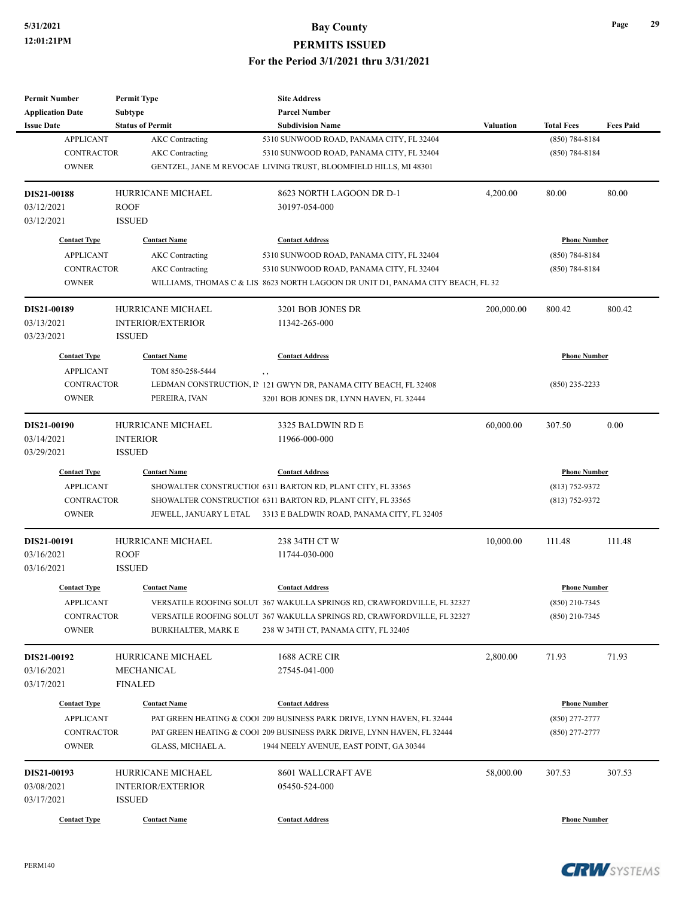| Permit Number | Permit Type | Site Address | | | |
|---|---|---|---|---|---|
| Application Date | Subtype | Parcel Number | | | |
| Issue Date | Status of Permit | Subdivision Name | Valuation | Total Fees | Fees Paid |
| APPLICANT | AKC Contracting | 5310 SUNWOOD ROAD, PANAMA CITY, FL 32404 | | (850) 784-8184 | |
| CONTRACTOR | AKC Contracting | 5310 SUNWOOD ROAD, PANAMA CITY, FL 32404 | | (850) 784-8184 | |
| OWNER | GENTZEL, JANE M REVOCAE | LIVING TRUST, BLOOMFIELD HILLS, MI 48301 | | | |
| **DIS21-00188** | HURRICANE MICHAEL | 8623 NORTH LAGOON DR D-1 | 4,200.00 | 80.00 | 80.00 |
| 03/12/2021 | ROOF | 30197-054-000 | | | |
| 03/12/2021 | ISSUED | | | | |
| Contact Type | Contact Name | Contact Address | | Phone Number | |
| APPLICANT | AKC Contracting | 5310 SUNWOOD ROAD, PANAMA CITY, FL 32404 | | (850) 784-8184 | |
| CONTRACTOR | AKC Contracting | 5310 SUNWOOD ROAD, PANAMA CITY, FL 32404 | | (850) 784-8184 | |
| OWNER | WILLIAMS, THOMAS C & LIS | 8623 NORTH LAGOON DR UNIT D1, PANAMA CITY BEACH, FL 32 | | | |
| **DIS21-00189** | HURRICANE MICHAEL | 3201 BOB JONES DR | 200,000.00 | 800.42 | 800.42 |
| 03/13/2021 | INTERIOR/EXTERIOR | 11342-265-000 | | | |
| 03/23/2021 | ISSUED | | | | |
| Contact Type | Contact Name | Contact Address | | Phone Number | |
| APPLICANT | TOM 850-258-5444 | , , | | | |
| CONTRACTOR | LEDMAN CONSTRUCTION, IN | 121 GWYN DR, PANAMA CITY BEACH, FL 32408 | | (850) 235-2233 | |
| OWNER | PEREIRA, IVAN | 3201 BOB JONES DR, LYNN HAVEN, FL 32444 | | | |
| **DIS21-00190** | HURRICANE MICHAEL | 3325 BALDWIN RD E | 60,000.00 | 307.50 | 0.00 |
| 03/14/2021 | INTERIOR | 11966-000-000 | | | |
| 03/29/2021 | ISSUED | | | | |
| Contact Type | Contact Name | Contact Address | | Phone Number | |
| APPLICANT | SHOWALTER CONSTRUCTIO | 6311 BARTON RD, PLANT CITY, FL 33565 | | (813) 752-9372 | |
| CONTRACTOR | SHOWALTER CONSTRUCTIO | 6311 BARTON RD, PLANT CITY, FL 33565 | | (813) 752-9372 | |
| OWNER | JEWELL, JANUARY L ETAL | 3313 E BALDWIN ROAD, PANAMA CITY, FL 32405 | | | |
| **DIS21-00191** | HURRICANE MICHAEL | 238 34TH CT W | 10,000.00 | 111.48 | 111.48 |
| 03/16/2021 | ROOF | 11744-030-000 | | | |
| 03/16/2021 | ISSUED | | | | |
| Contact Type | Contact Name | Contact Address | | Phone Number | |
| APPLICANT | VERSATILE ROOFING SOLUT | 367 WAKULLA SPRINGS RD, CRAWFORDVILLE, FL 32327 | | (850) 210-7345 | |
| CONTRACTOR | VERSATILE ROOFING SOLUT | 367 WAKULLA SPRINGS RD, CRAWFORDVILLE, FL 32327 | | (850) 210-7345 | |
| OWNER | BURKHALTER, MARK E | 238 W 34TH CT, PANAMA CITY, FL 32405 | | | |
| **DIS21-00192** | HURRICANE MICHAEL | 1688 ACRE CIR | 2,800.00 | 71.93 | 71.93 |
| 03/16/2021 | MECHANICAL | 27545-041-000 | | | |
| 03/17/2021 | FINALED | | | | |
| Contact Type | Contact Name | Contact Address | | Phone Number | |
| APPLICANT | PAT GREEN HEATING & COOI | 209 BUSINESS PARK DRIVE, LYNN HAVEN, FL 32444 | | (850) 277-2777 | |
| CONTRACTOR | PAT GREEN HEATING & COOI | 209 BUSINESS PARK DRIVE, LYNN HAVEN, FL 32444 | | (850) 277-2777 | |
| OWNER | GLASS, MICHAEL A. | 1944 NEELY AVENUE, EAST POINT, GA 30344 | | | |
| **DIS21-00193** | HURRICANE MICHAEL | 8601 WALLCRAFT AVE | 58,000.00 | 307.53 | 307.53 |
| 03/08/2021 | INTERIOR/EXTERIOR | 05450-524-000 | | | |
| 03/17/2021 | ISSUED | | | | |
| Contact Type | Contact Name | Contact Address | | Phone Number | |

PERM140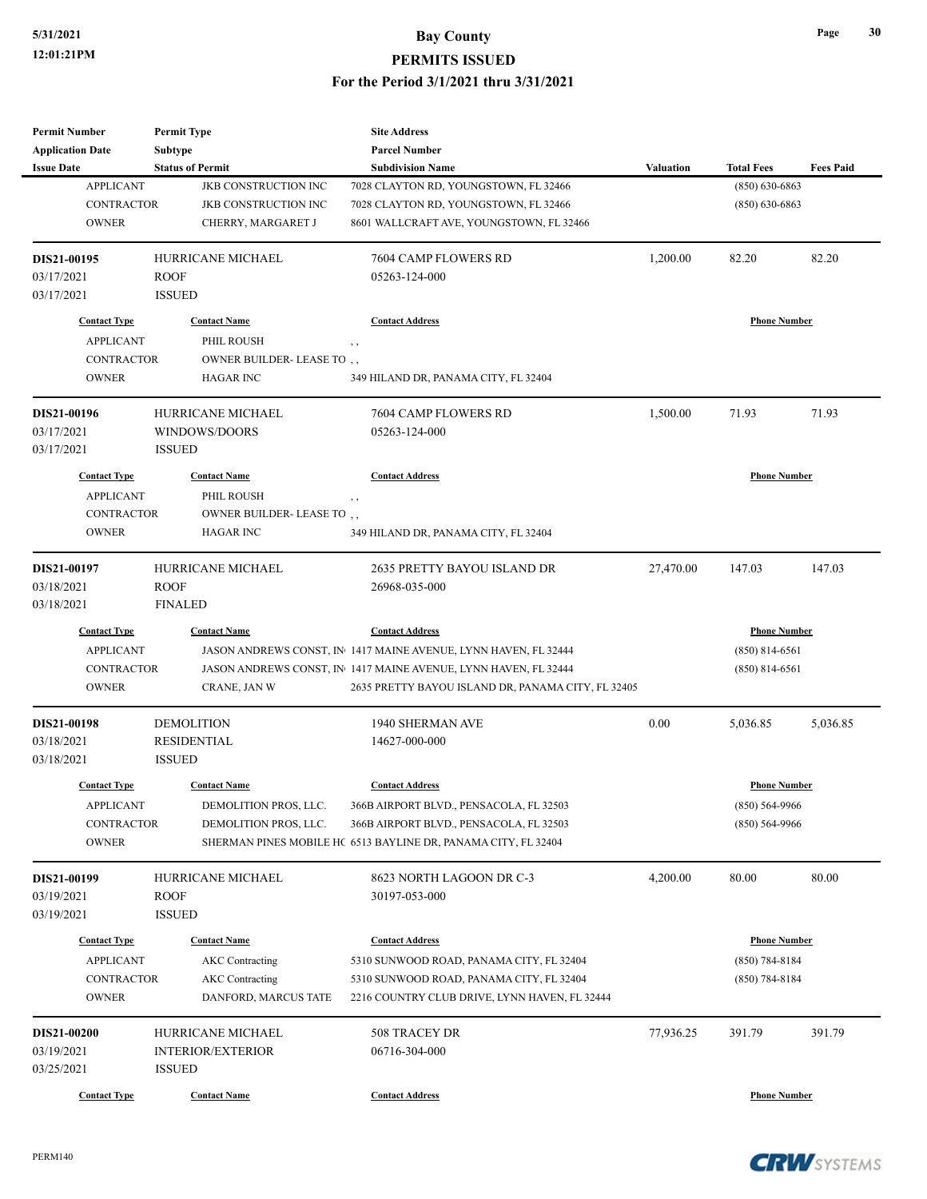| Permit Number | Permit Type | Site Address | | | |
|---|---|---|---|---|---|
| **Application Date** | **Subtype** | **Parcel Number** | | | |
| **Issue Date** | **Status of Permit** | **Subdivision Name** | **Valuation** | **Total Fees** | **Fees Paid** |
| APPLICANT | JKB CONSTRUCTION INC | 7028 CLAYTON RD, YOUNGSTOWN, FL 32466 | | (850) 630-6863 | |
| CONTRACTOR | JKB CONSTRUCTION INC | 7028 CLAYTON RD, YOUNGSTOWN, FL 32466 | | (850) 630-6863 | |
| OWNER | CHERRY, MARGARET J | 8601 WALLCRAFT AVE, YOUNGSTOWN, FL 32466 | | | |
| **DIS21-00195** | HURRICANE MICHAEL | 7604 CAMP FLOWERS RD | 1,200.00 | 82.20 | 82.20 |
| 03/17/2021 | ROOF | 05263-124-000 | | | |
| 03/17/2021 | ISSUED | | | | |
| **Contact Type** | **Contact Name** | **Contact Address** | | **Phone Number** | |
| APPLICANT | PHIL ROUSH | , , | | | |
| CONTRACTOR | OWNER BUILDER- LEASE TO | , , | | | |
| OWNER | HAGAR INC | 349 HILAND DR, PANAMA CITY, FL 32404 | | | |
| **DIS21-00196** | HURRICANE MICHAEL | 7604 CAMP FLOWERS RD | 1,500.00 | 71.93 | 71.93 |
| 03/17/2021 | WINDOWS/DOORS | 05263-124-000 | | | |
| 03/17/2021 | ISSUED | | | | |
| **Contact Type** | **Contact Name** | **Contact Address** | | **Phone Number** | |
| APPLICANT | PHIL ROUSH | , , | | | |
| CONTRACTOR | OWNER BUILDER- LEASE TO | , , | | | |
| OWNER | HAGAR INC | 349 HILAND DR, PANAMA CITY, FL 32404 | | | |
| **DIS21-00197** | HURRICANE MICHAEL | 2635 PRETTY BAYOU ISLAND DR | 27,470.00 | 147.03 | 147.03 |
| 03/18/2021 | ROOF | 26968-035-000 | | | |
| 03/18/2021 | FINALED | | | | |
| **Contact Type** | **Contact Name** | **Contact Address** | | **Phone Number** | |
| APPLICANT | JASON ANDREWS CONST, IN | 1417 MAINE AVENUE, LYNN HAVEN, FL 32444 | | (850) 814-6561 | |
| CONTRACTOR | JASON ANDREWS CONST, IN | 1417 MAINE AVENUE, LYNN HAVEN, FL 32444 | | (850) 814-6561 | |
| OWNER | CRANE, JAN W | 2635 PRETTY BAYOU ISLAND DR, PANAMA CITY, FL 32405 | | | |
| **DIS21-00198** | DEMOLITION | 1940 SHERMAN AVE | 0.00 | 5,036.85 | 5,036.85 |
| 03/18/2021 | RESIDENTIAL | 14627-000-000 | | | |
| 03/18/2021 | ISSUED | | | | |
| **Contact Type** | **Contact Name** | **Contact Address** | | **Phone Number** | |
| APPLICANT | DEMOLITION PROS, LLC. | 366B AIRPORT BLVD., PENSACOLA, FL 32503 | | (850) 564-9966 | |
| CONTRACTOR | DEMOLITION PROS, LLC. | 366B AIRPORT BLVD., PENSACOLA, FL 32503 | | (850) 564-9966 | |
| OWNER | SHERMAN PINES MOBILE HC | 6513 BAYLINE DR, PANAMA CITY, FL 32404 | | | |
| **DIS21-00199** | HURRICANE MICHAEL | 8623 NORTH LAGOON DR C-3 | 4,200.00 | 80.00 | 80.00 |
| 03/19/2021 | ROOF | 30197-053-000 | | | |
| 03/19/2021 | ISSUED | | | | |
| **Contact Type** | **Contact Name** | **Contact Address** | | **Phone Number** | |
| APPLICANT | AKC Contracting | 5310 SUNWOOD ROAD, PANAMA CITY, FL 32404 | | (850) 784-8184 | |
| CONTRACTOR | AKC Contracting | 5310 SUNWOOD ROAD, PANAMA CITY, FL 32404 | | (850) 784-8184 | |
| OWNER | DANFORD, MARCUS TATE | 2216 COUNTRY CLUB DRIVE, LYNN HAVEN, FL 32444 | | | |
| **DIS21-00200** | HURRICANE MICHAEL | 508 TRACEY DR | 77,936.25 | 391.79 | 391.79 |
| 03/19/2021 | INTERIOR/EXTERIOR | 06716-304-000 | | | |
| 03/25/2021 | ISSUED | | | | |
| **Contact Type** | **Contact Name** | **Contact Address** | | **Phone Number** | |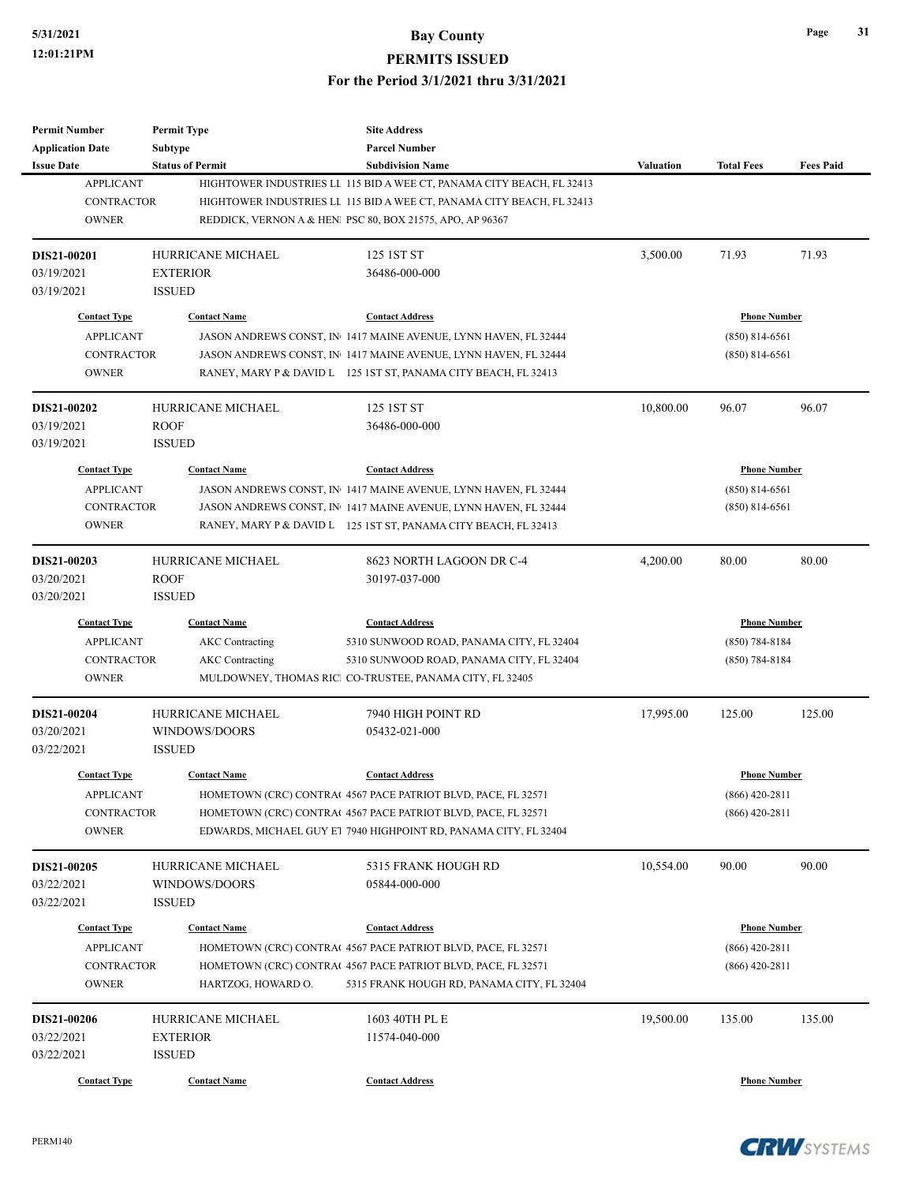# Bay County

## PERMITS ISSUED

### For the Period 3/1/2021 thru 3/31/2021

| Permit Number / Application Date / Issue Date | Permit Type / Subtype / Status of Permit | Site Address / Parcel Number / Subdivision Name | Valuation | Total Fees | Fees Paid |
|---|---|---|---|---|---|
| APPLICANT | HIGHTOWER INDUSTRIES LL | 115 BID A WEE CT, PANAMA CITY BEACH, FL 32413 | | | |
| CONTRACTOR | HIGHTOWER INDUSTRIES LL | 115 BID A WEE CT, PANAMA CITY BEACH, FL 32413 | | | |
| OWNER | REDDICK, VERNON A & HENI | PSC 80, BOX 21575, APO, AP 96367 | | | |

| Permit Number | Permit Type | Site Address | Valuation | Total Fees | Fees Paid |
|---|---|---|---|---|---|
| **DIS21-00201** | HURRICANE MICHAEL | 125 1ST ST | 3,500.00 | 71.93 | 71.93 |
| 03/19/2021 | EXTERIOR | 36486-000-000 | | | |
| 03/19/2021 | ISSUED | | | | |

| Contact Type | Contact Name | Contact Address | Phone Number |
|---|---|---|---|
| APPLICANT | JASON ANDREWS CONST, IN | 1417 MAINE AVENUE, LYNN HAVEN, FL 32444 | (850) 814-6561 |
| CONTRACTOR | JASON ANDREWS CONST, IN | 1417 MAINE AVENUE, LYNN HAVEN, FL 32444 | (850) 814-6561 |
| OWNER | RANEY, MARY P & DAVID L | 125 1ST ST, PANAMA CITY BEACH, FL 32413 | |

| Permit Number | Permit Type | Site Address | Valuation | Total Fees | Fees Paid |
|---|---|---|---|---|---|
| **DIS21-00202** | HURRICANE MICHAEL | 125 1ST ST | 10,800.00 | 96.07 | 96.07 |
| 03/19/2021 | ROOF | 36486-000-000 | | | |
| 03/19/2021 | ISSUED | | | | |

| Contact Type | Contact Name | Contact Address | Phone Number |
|---|---|---|---|
| APPLICANT | JASON ANDREWS CONST, IN | 1417 MAINE AVENUE, LYNN HAVEN, FL 32444 | (850) 814-6561 |
| CONTRACTOR | JASON ANDREWS CONST, IN | 1417 MAINE AVENUE, LYNN HAVEN, FL 32444 | (850) 814-6561 |
| OWNER | RANEY, MARY P & DAVID L | 125 1ST ST, PANAMA CITY BEACH, FL 32413 | |

| Permit Number | Permit Type | Site Address | Valuation | Total Fees | Fees Paid |
|---|---|---|---|---|---|
| **DIS21-00203** | HURRICANE MICHAEL | 8623 NORTH LAGOON DR C-4 | 4,200.00 | 80.00 | 80.00 |
| 03/20/2021 | ROOF | 30197-037-000 | | | |
| 03/20/2021 | ISSUED | | | | |

| Contact Type | Contact Name | Contact Address | Phone Number |
|---|---|---|---|
| APPLICANT | AKC Contracting | 5310 SUNWOOD ROAD, PANAMA CITY, FL 32404 | (850) 784-8184 |
| CONTRACTOR | AKC Contracting | 5310 SUNWOOD ROAD, PANAMA CITY, FL 32404 | (850) 784-8184 |
| OWNER | MULDOWNEY, THOMAS RIC | CO-TRUSTEE, PANAMA CITY, FL 32405 | |

| Permit Number | Permit Type | Site Address | Valuation | Total Fees | Fees Paid |
|---|---|---|---|---|---|
| **DIS21-00204** | HURRICANE MICHAEL | 7940 HIGH POINT RD | 17,995.00 | 125.00 | 125.00 |
| 03/20/2021 | WINDOWS/DOORS | 05432-021-000 | | | |
| 03/22/2021 | ISSUED | | | | |

| Contact Type | Contact Name | Contact Address | Phone Number |
|---|---|---|---|
| APPLICANT | HOMETOWN (CRC) CONTRA( | 4567 PACE PATRIOT BLVD, PACE, FL 32571 | (866) 420-2811 |
| CONTRACTOR | HOMETOWN (CRC) CONTRA( | 4567 PACE PATRIOT BLVD, PACE, FL 32571 | (866) 420-2811 |
| OWNER | EDWARDS, MICHAEL GUY E1 | 7940 HIGHPOINT RD, PANAMA CITY, FL 32404 | |

| Permit Number | Permit Type | Site Address | Valuation | Total Fees | Fees Paid |
|---|---|---|---|---|---|
| **DIS21-00205** | HURRICANE MICHAEL | 5315 FRANK HOUGH RD | 10,554.00 | 90.00 | 90.00 |
| 03/22/2021 | WINDOWS/DOORS | 05844-000-000 | | | |
| 03/22/2021 | ISSUED | | | | |

| Contact Type | Contact Name | Contact Address | Phone Number |
|---|---|---|---|
| APPLICANT | HOMETOWN (CRC) CONTRA( | 4567 PACE PATRIOT BLVD, PACE, FL 32571 | (866) 420-2811 |
| CONTRACTOR | HOMETOWN (CRC) CONTRA( | 4567 PACE PATRIOT BLVD, PACE, FL 32571 | (866) 420-2811 |
| OWNER | HARTZOG, HOWARD O. | 5315 FRANK HOUGH RD, PANAMA CITY, FL 32404 | |

| Permit Number | Permit Type | Site Address | Valuation | Total Fees | Fees Paid |
|---|---|---|---|---|---|
| **DIS21-00206** | HURRICANE MICHAEL | 1603 40TH PL E | 19,500.00 | 135.00 | 135.00 |
| 03/22/2021 | EXTERIOR | 11574-040-000 | | | |
| 03/22/2021 | ISSUED | | | | |

| Contact Type | Contact Name | Contact Address | Phone Number |
|---|---|---|---|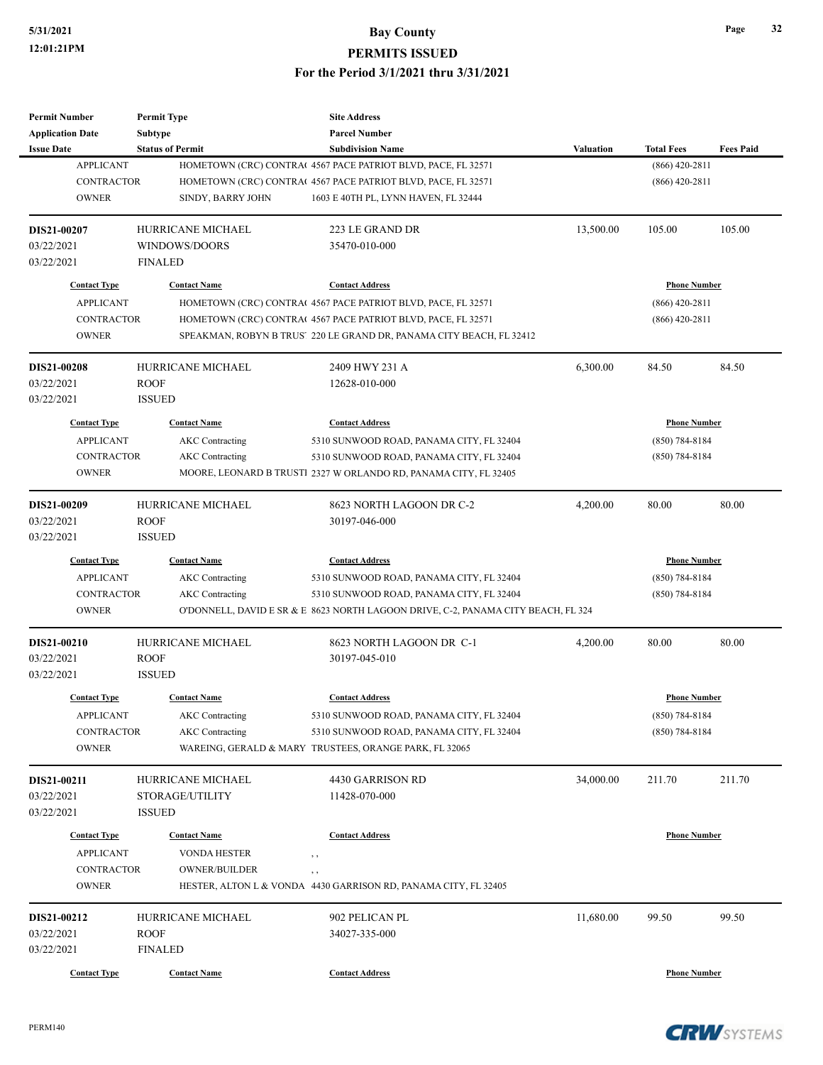| Permit Number | Permit Type | Site Address | | | |
|---|---|---|---|---|---|
| Application Date | Subtype | Parcel Number | | | |
| Issue Date | Status of Permit | Subdivision Name | Valuation | Total Fees | Fees Paid |

| APPLICANT | HOMETOWN (CRC) CONTRA( 4567 PACE PATRIOT BLVD, PACE, FL 32571 | | (866) 420-2811 |
|---|---|---|---|
| CONTRACTOR | HOMETOWN (CRC) CONTRA( 4567 PACE PATRIOT BLVD, PACE, FL 32571 | | (866) 420-2811 |
| OWNER | SINDY, BARRY JOHN | 1603 E 40TH PL, LYNN HAVEN, FL 32444 | |

| DIS21-00207 | HURRICANE MICHAEL | 223 LE GRAND DR | 13,500.00 | 105.00 | 105.00 |
|---|---|---|---|---|---|
| 03/22/2021 | WINDOWS/DOORS | 35470-010-000 | | | |
| 03/22/2021 | FINALED | | | | |

| Contact Type | Contact Name | Contact Address | Phone Number |
|---|---|---|---|
| APPLICANT | HOMETOWN (CRC) CONTRA( | 4567 PACE PATRIOT BLVD, PACE, FL 32571 | (866) 420-2811 |
| CONTRACTOR | HOMETOWN (CRC) CONTRA( | 4567 PACE PATRIOT BLVD, PACE, FL 32571 | (866) 420-2811 |
| OWNER | SPEAKMAN, ROBYN B TRUS' | 220 LE GRAND DR, PANAMA CITY BEACH, FL 32412 | |

| DIS21-00208 | HURRICANE MICHAEL | 2409 HWY 231 A | 6,300.00 | 84.50 | 84.50 |
|---|---|---|---|---|---|
| 03/22/2021 | ROOF | 12628-010-000 | | | |
| 03/22/2021 | ISSUED | | | | |

| Contact Type | Contact Name | Contact Address | Phone Number |
|---|---|---|---|
| APPLICANT | AKC Contracting | 5310 SUNWOOD ROAD, PANAMA CITY, FL 32404 | (850) 784-8184 |
| CONTRACTOR | AKC Contracting | 5310 SUNWOOD ROAD, PANAMA CITY, FL 32404 | (850) 784-8184 |
| OWNER | MOORE, LEONARD B TRUSTI | 2327 W ORLANDO RD, PANAMA CITY, FL 32405 | |

| DIS21-00209 | HURRICANE MICHAEL | 8623 NORTH LAGOON DR C-2 | 4,200.00 | 80.00 | 80.00 |
|---|---|---|---|---|---|
| 03/22/2021 | ROOF | 30197-046-000 | | | |
| 03/22/2021 | ISSUED | | | | |

| Contact Type | Contact Name | Contact Address | Phone Number |
|---|---|---|---|
| APPLICANT | AKC Contracting | 5310 SUNWOOD ROAD, PANAMA CITY, FL 32404 | (850) 784-8184 |
| CONTRACTOR | AKC Contracting | 5310 SUNWOOD ROAD, PANAMA CITY, FL 32404 | (850) 784-8184 |
| OWNER | O'DONNELL, DAVID E SR & E | 8623 NORTH LAGOON DRIVE, C-2, PANAMA CITY BEACH, FL 324 | |

| DIS21-00210 | HURRICANE MICHAEL | 8623 NORTH LAGOON DR C-1 | 4,200.00 | 80.00 | 80.00 |
|---|---|---|---|---|---|
| 03/22/2021 | ROOF | 30197-045-010 | | | |
| 03/22/2021 | ISSUED | | | | |

| Contact Type | Contact Name | Contact Address | Phone Number |
|---|---|---|---|
| APPLICANT | AKC Contracting | 5310 SUNWOOD ROAD, PANAMA CITY, FL 32404 | (850) 784-8184 |
| CONTRACTOR | AKC Contracting | 5310 SUNWOOD ROAD, PANAMA CITY, FL 32404 | (850) 784-8184 |
| OWNER | WAREING, GERALD & MARY | TRUSTEES, ORANGE PARK, FL 32065 | |

| DIS21-00211 | HURRICANE MICHAEL | 4430 GARRISON RD | 34,000.00 | 211.70 | 211.70 |
|---|---|---|---|---|---|
| 03/22/2021 | STORAGE/UTILITY | 11428-070-000 | | | |
| 03/22/2021 | ISSUED | | | | |

| Contact Type | Contact Name | Contact Address | Phone Number |
|---|---|---|---|
| APPLICANT | VONDA HESTER | , , | |
| CONTRACTOR | OWNER/BUILDER | , , | |
| OWNER | HESTER, ALTON L & VONDA | 4430 GARRISON RD, PANAMA CITY, FL 32405 | |

| DIS21-00212 | HURRICANE MICHAEL | 902 PELICAN PL | 11,680.00 | 99.50 | 99.50 |
|---|---|---|---|---|---|
| 03/22/2021 | ROOF | 34027-335-000 | | | |
| 03/22/2021 | FINALED | | | | |

| Contact Type | Contact Name | Contact Address | Phone Number |
|---|---|---|---|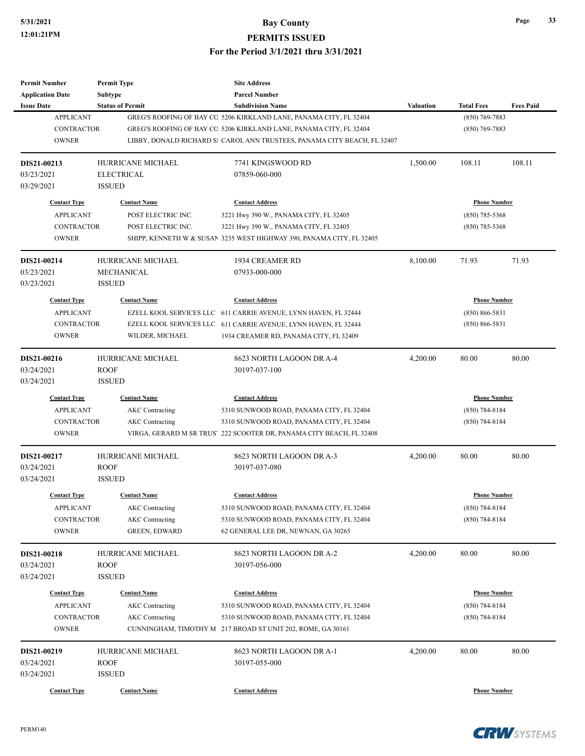| Permit Number<br>Application Date<br>Issue Date | Permit Type<br>Subtype<br>Status of Permit | Site Address<br>Parcel Number<br>Subdivision Name | Valuation | Total Fees | Fees Paid |
|---|---|---|---|---|---|
| APPLICANT | GREG'S ROOFING OF BAY CO | 5206 KIRKLAND LANE, PANAMA CITY, FL 32404 | | (850) 769-7883 | |
| CONTRACTOR | GREG'S ROOFING OF BAY CO | 5206 KIRKLAND LANE, PANAMA CITY, FL 32404 | | (850) 769-7883 | |
| OWNER | LIBBY, DONALD RICHARD SI | CAROL ANN TRUSTEES, PANAMA CITY BEACH, FL 32407 | | | |
| **DIS21-00213** | HURRICANE MICHAEL | 7741 KINGSWOOD RD | 1,500.00 | 108.11 | 108.11 |
| 03/23/2021 | ELECTRICAL | 07859-060-000 | | | |
| 03/29/2021 | ISSUED | | | | |
| **Contact Type** | **Contact Name** | **Contact Address** | | **Phone Number** | |
| APPLICANT | POST ELECTRIC INC. | 3221 Hwy 390 W., PANAMA CITY, FL 32405 | | (850) 785-5368 | |
| CONTRACTOR | POST ELECTRIC INC. | 3221 Hwy 390 W., PANAMA CITY, FL 32405 | | (850) 785-5368 | |
| OWNER | SHIPP, KENNETH W & SUSAN | 3235 WEST HIGHWAY 390, PANAMA CITY, FL 32405 | | | |
| **DIS21-00214** | HURRICANE MICHAEL | 1934 CREAMER RD | 8,100.00 | 71.93 | 71.93 |
| 03/23/2021 | MECHANICAL | 07933-000-000 | | | |
| 03/23/2021 | ISSUED | | | | |
| **Contact Type** | **Contact Name** | **Contact Address** | | **Phone Number** | |
| APPLICANT | EZELL KOOL SERVICES LLC | 611 CARRIE AVENUE, LYNN HAVEN, FL 32444 | | (850) 866-5831 | |
| CONTRACTOR | EZELL KOOL SERVICES LLC | 611 CARRIE AVENUE, LYNN HAVEN, FL 32444 | | (850) 866-5831 | |
| OWNER | WILDER, MICHAEL | 1934 CREAMER RD, PANAMA CITY, FL 32409 | | | |
| **DIS21-00216** | HURRICANE MICHAEL | 8623 NORTH LAGOON DR A-4 | 4,200.00 | 80.00 | 80.00 |
| 03/24/2021 | ROOF | 30197-037-100 | | | |
| 03/24/2021 | ISSUED | | | | |
| **Contact Type** | **Contact Name** | **Contact Address** | | **Phone Number** | |
| APPLICANT | AKC Contracting | 5310 SUNWOOD ROAD, PANAMA CITY, FL 32404 | | (850) 784-8184 | |
| CONTRACTOR | AKC Contracting | 5310 SUNWOOD ROAD, PANAMA CITY, FL 32404 | | (850) 784-8184 | |
| OWNER | VIRGA, GERARD M SR TRUST | 222 SCOOTER DR, PANAMA CITY BEACH, FL 32408 | | | |
| **DIS21-00217** | HURRICANE MICHAEL | 8623 NORTH LAGOON DR A-3 | 4,200.00 | 80.00 | 80.00 |
| 03/24/2021 | ROOF | 30197-037-080 | | | |
| 03/24/2021 | ISSUED | | | | |
| **Contact Type** | **Contact Name** | **Contact Address** | | **Phone Number** | |
| APPLICANT | AKC Contracting | 5310 SUNWOOD ROAD, PANAMA CITY, FL 32404 | | (850) 784-8184 | |
| CONTRACTOR | AKC Contracting | 5310 SUNWOOD ROAD, PANAMA CITY, FL 32404 | | (850) 784-8184 | |
| OWNER | GREEN, EDWARD | 62 GENERAL LEE DR, NEWNAN, GA 30265 | | | |
| **DIS21-00218** | HURRICANE MICHAEL | 8623 NORTH LAGOON DR A-2 | 4,200.00 | 80.00 | 80.00 |
| 03/24/2021 | ROOF | 30197-056-000 | | | |
| 03/24/2021 | ISSUED | | | | |
| **Contact Type** | **Contact Name** | **Contact Address** | | **Phone Number** | |
| APPLICANT | AKC Contracting | 5310 SUNWOOD ROAD, PANAMA CITY, FL 32404 | | (850) 784-8184 | |
| CONTRACTOR | AKC Contracting | 5310 SUNWOOD ROAD, PANAMA CITY, FL 32404 | | (850) 784-8184 | |
| OWNER | CUNNINGHAM, TIMOTHY M | 217 BROAD ST UNIT 202, ROME, GA 30161 | | | |
| **DIS21-00219** | HURRICANE MICHAEL | 8623 NORTH LAGOON DR A-1 | 4,200.00 | 80.00 | 80.00 |
| 03/24/2021 | ROOF | 30197-055-000 | | | |
| 03/24/2021 | ISSUED | | | | |
| **Contact Type** | **Contact Name** | **Contact Address** | | **Phone Number** | |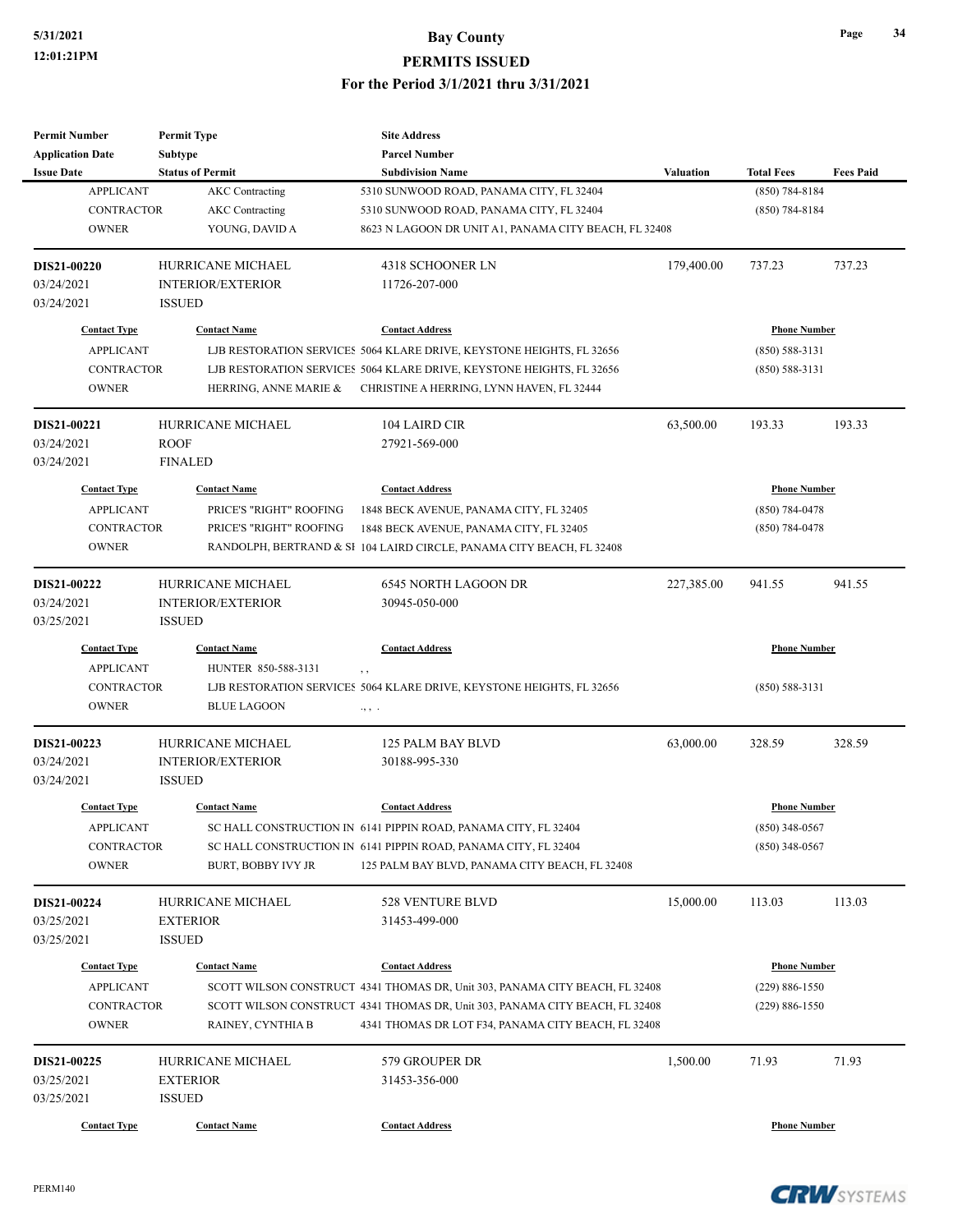# Bay County
## PERMITS ISSUED
### For the Period 3/1/2021 thru 3/31/2021

| Permit Number / Application Date / Issue Date | Permit Type / Subtype / Status of Permit | Site Address / Parcel Number / Subdivision Name | Valuation | Total Fees | Fees Paid |
|---|---|---|---|---|---|

| Contact Type | Contact Name | Contact Address | Phone Number |
|---|---|---|---|
| APPLICANT | AKC Contracting | 5310 SUNWOOD ROAD, PANAMA CITY, FL 32404 | (850) 784-8184 |
| CONTRACTOR | AKC Contracting | 5310 SUNWOOD ROAD, PANAMA CITY, FL 32404 | (850) 784-8184 |
| OWNER | YOUNG, DAVID A | 8623 N LAGOON DR UNIT A1, PANAMA CITY BEACH, FL 32408 | |

---

| | | | | | |
|---|---|---|---|---|---|
| **DIS21-00220** | HURRICANE MICHAEL | 4318 SCHOONER LN | 179,400.00 | 737.23 | 737.23 |
| 03/24/2021 | INTERIOR/EXTERIOR | 11726-207-000 | | | |
| 03/24/2021 | ISSUED | | | | |

| Contact Type | Contact Name | Contact Address | Phone Number |
|---|---|---|---|
| APPLICANT | LJB RESTORATION SERVICES | 5064 KLARE DRIVE, KEYSTONE HEIGHTS, FL 32656 | (850) 588-3131 |
| CONTRACTOR | LJB RESTORATION SERVICES | 5064 KLARE DRIVE, KEYSTONE HEIGHTS, FL 32656 | (850) 588-3131 |
| OWNER | HERRING, ANNE MARIE & | CHRISTINE A HERRING, LYNN HAVEN, FL 32444 | |

---

| | | | | | |
|---|---|---|---|---|---|
| **DIS21-00221** | HURRICANE MICHAEL | 104 LAIRD CIR | 63,500.00 | 193.33 | 193.33 |
| 03/24/2021 | ROOF | 27921-569-000 | | | |
| 03/24/2021 | FINALED | | | | |

| Contact Type | Contact Name | Contact Address | Phone Number |
|---|---|---|---|
| APPLICANT | PRICE'S "RIGHT" ROOFING | 1848 BECK AVENUE, PANAMA CITY, FL 32405 | (850) 784-0478 |
| CONTRACTOR | PRICE'S "RIGHT" ROOFING | 1848 BECK AVENUE, PANAMA CITY, FL 32405 | (850) 784-0478 |
| OWNER | RANDOLPH, BERTRAND & SH | 104 LAIRD CIRCLE, PANAMA CITY BEACH, FL 32408 | |

---

| | | | | | |
|---|---|---|---|---|---|
| **DIS21-00222** | HURRICANE MICHAEL | 6545 NORTH LAGOON DR | 227,385.00 | 941.55 | 941.55 |
| 03/24/2021 | INTERIOR/EXTERIOR | 30945-050-000 | | | |
| 03/25/2021 | ISSUED | | | | |

| Contact Type | Contact Name | Contact Address | Phone Number |
|---|---|---|---|
| APPLICANT | HUNTER 850-588-3131 | , , | |
| CONTRACTOR | LJB RESTORATION SERVICES | 5064 KLARE DRIVE, KEYSTONE HEIGHTS, FL 32656 | (850) 588-3131 |
| OWNER | BLUE LAGOON | ., , . | |

---

| | | | | | |
|---|---|---|---|---|---|
| **DIS21-00223** | HURRICANE MICHAEL | 125 PALM BAY BLVD | 63,000.00 | 328.59 | 328.59 |
| 03/24/2021 | INTERIOR/EXTERIOR | 30188-995-330 | | | |
| 03/24/2021 | ISSUED | | | | |

| Contact Type | Contact Name | Contact Address | Phone Number |
|---|---|---|---|
| APPLICANT | SC HALL CONSTRUCTION IN | 6141 PIPPIN ROAD, PANAMA CITY, FL 32404 | (850) 348-0567 |
| CONTRACTOR | SC HALL CONSTRUCTION IN | 6141 PIPPIN ROAD, PANAMA CITY, FL 32404 | (850) 348-0567 |
| OWNER | BURT, BOBBY IVY JR | 125 PALM BAY BLVD, PANAMA CITY BEACH, FL 32408 | |

---

| | | | | | |
|---|---|---|---|---|---|
| **DIS21-00224** | HURRICANE MICHAEL | 528 VENTURE BLVD | 15,000.00 | 113.03 | 113.03 |
| 03/25/2021 | EXTERIOR | 31453-499-000 | | | |
| 03/25/2021 | ISSUED | | | | |

| Contact Type | Contact Name | Contact Address | Phone Number |
|---|---|---|---|
| APPLICANT | SCOTT WILSON CONSTRUCT | 4341 THOMAS DR, Unit 303, PANAMA CITY BEACH, FL 32408 | (229) 886-1550 |
| CONTRACTOR | SCOTT WILSON CONSTRUCT | 4341 THOMAS DR, Unit 303, PANAMA CITY BEACH, FL 32408 | (229) 886-1550 |
| OWNER | RAINEY, CYNTHIA B | 4341 THOMAS DR LOT F34, PANAMA CITY BEACH, FL 32408 | |

---

| | | | | | |
|---|---|---|---|---|---|
| **DIS21-00225** | HURRICANE MICHAEL | 579 GROUPER DR | 1,500.00 | 71.93 | 71.93 |
| 03/25/2021 | EXTERIOR | 31453-356-000 | | | |
| 03/25/2021 | ISSUED | | | | |

| Contact Type | Contact Name | Contact Address | Phone Number |
|---|---|---|---|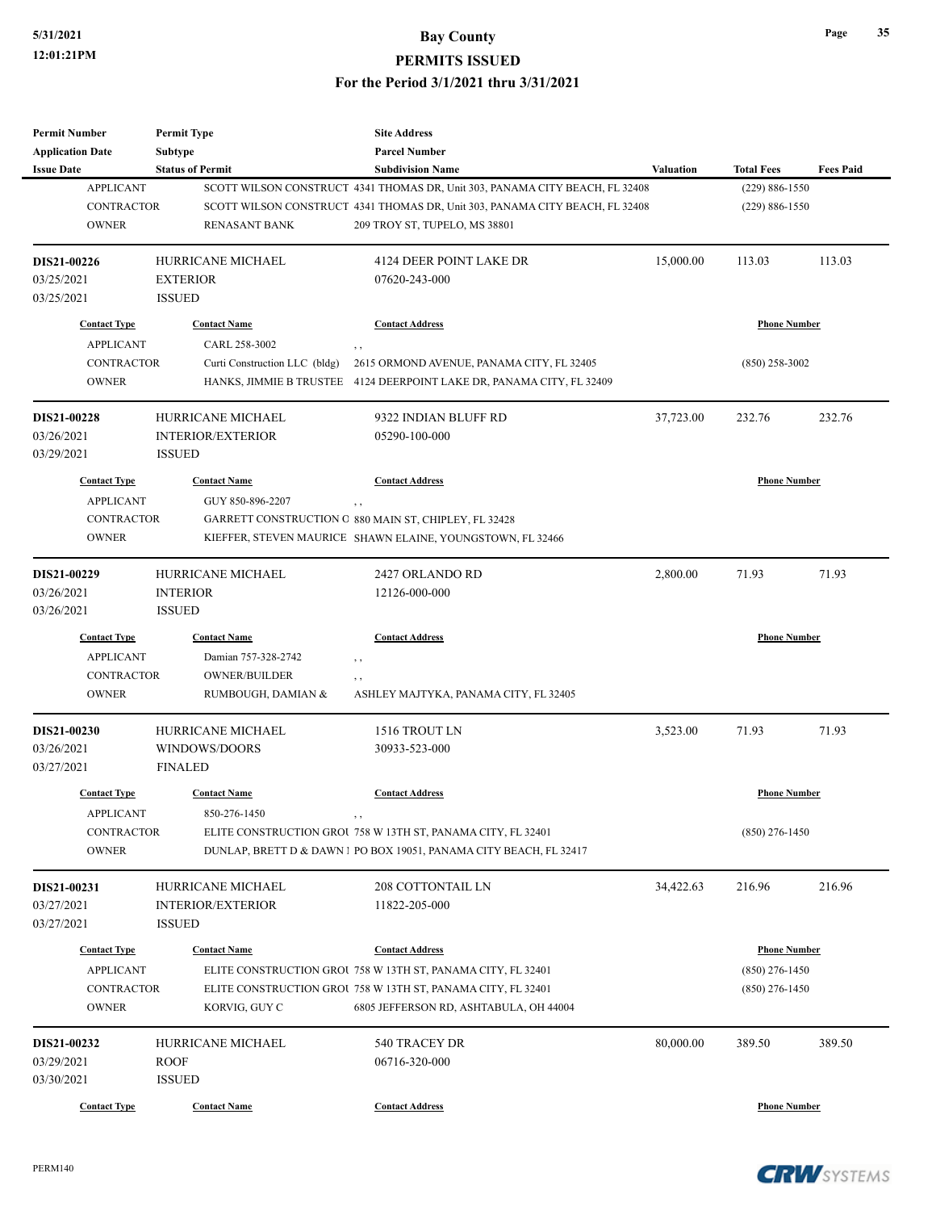| Permit Number<br>Application Date<br>Issue Date | Permit Type<br>Subtype<br>Status of Permit | Site Address<br>Parcel Number<br>Subdivision Name | Valuation | Total Fees | Fees Paid |
|---|---|---|---|---|---|

| Contact Type | Contact Name | Contact Address | Phone Number |
|---|---|---|---|
| APPLICANT | SCOTT WILSON CONSTRUCT | 4341 THOMAS DR, Unit 303, PANAMA CITY BEACH, FL 32408 | (229) 886-1550 |
| CONTRACTOR | SCOTT WILSON CONSTRUCT | 4341 THOMAS DR, Unit 303, PANAMA CITY BEACH, FL 32408 | (229) 886-1550 |
| OWNER | RENASANT BANK | 209 TROY ST, TUPELO, MS 38801 | |

| DIS21-00226 | HURRICANE MICHAEL | 4124 DEER POINT LAKE DR | 15,000.00 | 113.03 | 113.03 |
|---|---|---|---|---|---|
| 03/25/2021 | EXTERIOR | 07620-243-000 | | | |
| 03/25/2021 | ISSUED | | | | |

| Contact Type | Contact Name | Contact Address | Phone Number |
|---|---|---|---|
| APPLICANT | CARL 258-3002 | , , | |
| CONTRACTOR | Curti Construction LLC (bldg) | 2615 ORMOND AVENUE, PANAMA CITY, FL 32405 | (850) 258-3002 |
| OWNER | HANKS, JIMMIE B TRUSTEE | 4124 DEERPOINT LAKE DR, PANAMA CITY, FL 32409 | |

| DIS21-00228 | HURRICANE MICHAEL | 9322 INDIAN BLUFF RD | 37,723.00 | 232.76 | 232.76 |
|---|---|---|---|---|---|
| 03/26/2021 | INTERIOR/EXTERIOR | 05290-100-000 | | | |
| 03/29/2021 | ISSUED | | | | |

| Contact Type | Contact Name | Contact Address | Phone Number |
|---|---|---|---|
| APPLICANT | GUY 850-896-2207 | , , | |
| CONTRACTOR | GARRETT CONSTRUCTION C | 880 MAIN ST, CHIPLEY, FL 32428 | |
| OWNER | KIEFFER, STEVEN MAURICE | SHAWN ELAINE, YOUNGSTOWN, FL 32466 | |

| DIS21-00229 | HURRICANE MICHAEL | 2427 ORLANDO RD | 2,800.00 | 71.93 | 71.93 |
|---|---|---|---|---|---|
| 03/26/2021 | INTERIOR | 12126-000-000 | | | |
| 03/26/2021 | ISSUED | | | | |

| Contact Type | Contact Name | Contact Address | Phone Number |
|---|---|---|---|
| APPLICANT | Damian 757-328-2742 | , , | |
| CONTRACTOR | OWNER/BUILDER | , , | |
| OWNER | RUMBOUGH, DAMIAN & | ASHLEY MAJTYKA, PANAMA CITY, FL 32405 | |

| DIS21-00230 | HURRICANE MICHAEL | 1516 TROUT LN | 3,523.00 | 71.93 | 71.93 |
|---|---|---|---|---|---|
| 03/26/2021 | WINDOWS/DOORS | 30933-523-000 | | | |
| 03/27/2021 | FINALED | | | | |

| Contact Type | Contact Name | Contact Address | Phone Number |
|---|---|---|---|
| APPLICANT | 850-276-1450 | , , | |
| CONTRACTOR | ELITE CONSTRUCTION GROU | 758 W 13TH ST, PANAMA CITY, FL 32401 | (850) 276-1450 |
| OWNER | DUNLAP, BRETT D & DAWN I | PO BOX 19051, PANAMA CITY BEACH, FL 32417 | |

| DIS21-00231 | HURRICANE MICHAEL | 208 COTTONTAIL LN | 34,422.63 | 216.96 | 216.96 |
|---|---|---|---|---|---|
| 03/27/2021 | INTERIOR/EXTERIOR | 11822-205-000 | | | |
| 03/27/2021 | ISSUED | | | | |

| Contact Type | Contact Name | Contact Address | Phone Number |
|---|---|---|---|
| APPLICANT | ELITE CONSTRUCTION GROU | 758 W 13TH ST, PANAMA CITY, FL 32401 | (850) 276-1450 |
| CONTRACTOR | ELITE CONSTRUCTION GROU | 758 W 13TH ST, PANAMA CITY, FL 32401 | (850) 276-1450 |
| OWNER | KORVIG, GUY C | 6805 JEFFERSON RD, ASHTABULA, OH 44004 | |

| DIS21-00232 | HURRICANE MICHAEL | 540 TRACEY DR | 80,000.00 | 389.50 | 389.50 |
|---|---|---|---|---|---|
| 03/29/2021 | ROOF | 06716-320-000 | | | |
| 03/30/2021 | ISSUED | | | | |

| Contact Type | Contact Name | Contact Address | Phone Number |
|---|---|---|---|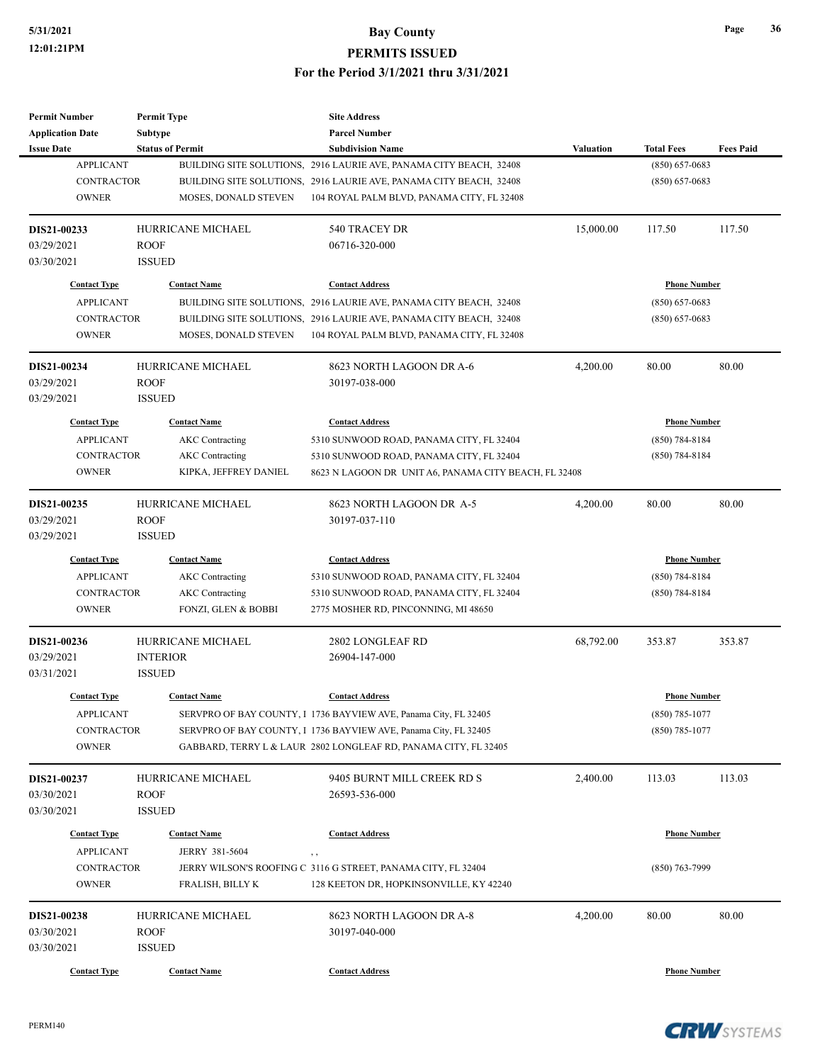| Permit Number | Permit Type | Site Address | | | |
|---|---|---|---|---|---|
| Application Date | Subtype | Parcel Number | | | |
| Issue Date | Status of Permit | Subdivision Name | Valuation | Total Fees | Fees Paid |

| Contact Type | Contact Name | Contact Address | Phone Number |
|---|---|---|---|
| APPLICANT | BUILDING SITE SOLUTIONS, | 2916 LAURIE AVE, PANAMA CITY BEACH, 32408 | (850) 657-0683 |
| CONTRACTOR | BUILDING SITE SOLUTIONS, | 2916 LAURIE AVE, PANAMA CITY BEACH, 32408 | (850) 657-0683 |
| OWNER | MOSES, DONALD STEVEN | 104 ROYAL PALM BLVD, PANAMA CITY, FL 32408 | |

| | | | | | |
|---|---|---|---|---|---|
| DIS21-00233 | HURRICANE MICHAEL | 540 TRACEY DR | 15,000.00 | 117.50 | 117.50 |
| 03/29/2021 | ROOF | 06716-320-000 | | | |
| 03/30/2021 | ISSUED | | | | |

| Contact Type | Contact Name | Contact Address | Phone Number |
|---|---|---|---|
| APPLICANT | BUILDING SITE SOLUTIONS, | 2916 LAURIE AVE, PANAMA CITY BEACH, 32408 | (850) 657-0683 |
| CONTRACTOR | BUILDING SITE SOLUTIONS, | 2916 LAURIE AVE, PANAMA CITY BEACH, 32408 | (850) 657-0683 |
| OWNER | MOSES, DONALD STEVEN | 104 ROYAL PALM BLVD, PANAMA CITY, FL 32408 | |

| | | | | | |
|---|---|---|---|---|---|
| DIS21-00234 | HURRICANE MICHAEL | 8623 NORTH LAGOON DR A-6 | 4,200.00 | 80.00 | 80.00 |
| 03/29/2021 | ROOF | 30197-038-000 | | | |
| 03/29/2021 | ISSUED | | | | |

| Contact Type | Contact Name | Contact Address | Phone Number |
|---|---|---|---|
| APPLICANT | AKC Contracting | 5310 SUNWOOD ROAD, PANAMA CITY, FL 32404 | (850) 784-8184 |
| CONTRACTOR | AKC Contracting | 5310 SUNWOOD ROAD, PANAMA CITY, FL 32404 | (850) 784-8184 |
| OWNER | KIPKA, JEFFREY DANIEL | 8623 N LAGOON DR UNIT A6, PANAMA CITY BEACH, FL 32408 | |

| | | | | | |
|---|---|---|---|---|---|
| DIS21-00235 | HURRICANE MICHAEL | 8623 NORTH LAGOON DR A-5 | 4,200.00 | 80.00 | 80.00 |
| 03/29/2021 | ROOF | 30197-037-110 | | | |
| 03/29/2021 | ISSUED | | | | |

| Contact Type | Contact Name | Contact Address | Phone Number |
|---|---|---|---|
| APPLICANT | AKC Contracting | 5310 SUNWOOD ROAD, PANAMA CITY, FL 32404 | (850) 784-8184 |
| CONTRACTOR | AKC Contracting | 5310 SUNWOOD ROAD, PANAMA CITY, FL 32404 | (850) 784-8184 |
| OWNER | FONZI, GLEN & BOBBI | 2775 MOSHER RD, PINCONNING, MI 48650 | |

| | | | | | |
|---|---|---|---|---|---|
| DIS21-00236 | HURRICANE MICHAEL | 2802 LONGLEAF RD | 68,792.00 | 353.87 | 353.87 |
| 03/29/2021 | INTERIOR | 26904-147-000 | | | |
| 03/31/2021 | ISSUED | | | | |

| Contact Type | Contact Name | Contact Address | Phone Number |
|---|---|---|---|
| APPLICANT | SERVPRO OF BAY COUNTY, I | 1736 BAYVIEW AVE, Panama City, FL 32405 | (850) 785-1077 |
| CONTRACTOR | SERVPRO OF BAY COUNTY, I | 1736 BAYVIEW AVE, Panama City, FL 32405 | (850) 785-1077 |
| OWNER | GABBARD, TERRY L & LAUR | 2802 LONGLEAF RD, PANAMA CITY, FL 32405 | |

| | | | | | |
|---|---|---|---|---|---|
| DIS21-00237 | HURRICANE MICHAEL | 9405 BURNT MILL CREEK RD S | 2,400.00 | 113.03 | 113.03 |
| 03/30/2021 | ROOF | 26593-536-000 | | | |
| 03/30/2021 | ISSUED | | | | |

| Contact Type | Contact Name | Contact Address | Phone Number |
|---|---|---|---|
| APPLICANT | JERRY 381-5604 | , , | |
| CONTRACTOR | JERRY WILSON'S ROOFING C | 3116 G STREET, PANAMA CITY, FL 32404 | (850) 763-7999 |
| OWNER | FRALISH, BILLY K | 128 KEETON DR, HOPKINSONVILLE, KY 42240 | |

| | | | | | |
|---|---|---|---|---|---|
| DIS21-00238 | HURRICANE MICHAEL | 8623 NORTH LAGOON DR A-8 | 4,200.00 | 80.00 | 80.00 |
| 03/30/2021 | ROOF | 30197-040-000 | | | |
| 03/30/2021 | ISSUED | | | | |

| Contact Type | Contact Name | Contact Address | Phone Number |
|---|---|---|---|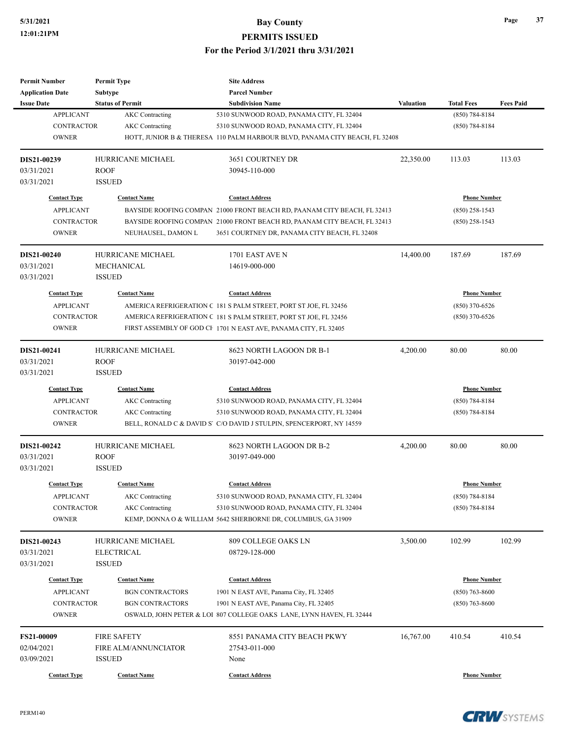| Permit Number | Permit Type | Site Address | | | |
|---|---|---|---|---|---|
| Application Date | Subtype | Parcel Number | | | |
| Issue Date | Status of Permit | Subdivision Name | Valuation | Total Fees | Fees Paid |

| Contact Type | Contact Name | Contact Address | Phone Number |
|---|---|---|---|
| APPLICANT | AKC Contracting | 5310 SUNWOOD ROAD, PANAMA CITY, FL 32404 | (850) 784-8184 |
| CONTRACTOR | AKC Contracting | 5310 SUNWOOD ROAD, PANAMA CITY, FL 32404 | (850) 784-8184 |
| OWNER | HOTT, JUNIOR B & THERESA | 110 PALM HARBOUR BLVD, PANAMA CITY BEACH, FL 32408 | |

| Permit Number | Permit Type | Site Address | Valuation | Total Fees | Fees Paid |
|---|---|---|---|---|---|
| DIS21-00239 | HURRICANE MICHAEL | 3651 COURTNEY DR | 22,350.00 | 113.03 | 113.03 |
| 03/31/2021 | ROOF | 30945-110-000 | | | |
| 03/31/2021 | ISSUED | | | | |

| Contact Type | Contact Name | Contact Address | Phone Number |
|---|---|---|---|
| APPLICANT | BAYSIDE ROOFING COMPAN | 21000 FRONT BEACH RD, PAANAM CITY BEACH, FL 32413 | (850) 258-1543 |
| CONTRACTOR | BAYSIDE ROOFING COMPAN | 21000 FRONT BEACH RD, PAANAM CITY BEACH, FL 32413 | (850) 258-1543 |
| OWNER | NEUHAUSEL, DAMON L | 3651 COURTNEY DR, PANAMA CITY BEACH, FL 32408 | |

| Permit Number | Permit Type | Site Address | Valuation | Total Fees | Fees Paid |
|---|---|---|---|---|---|
| DIS21-00240 | HURRICANE MICHAEL | 1701 EAST AVE N | 14,400.00 | 187.69 | 187.69 |
| 03/31/2021 | MECHANICAL | 14619-000-000 | | | |
| 03/31/2021 | ISSUED | | | | |

| Contact Type | Contact Name | Contact Address | Phone Number |
|---|---|---|---|
| APPLICANT | AMERICA REFRIGERATION C | 181 S PALM STREET, PORT ST JOE, FL 32456 | (850) 370-6526 |
| CONTRACTOR | AMERICA REFRIGERATION C | 181 S PALM STREET, PORT ST JOE, FL 32456 | (850) 370-6526 |
| OWNER | FIRST ASSEMBLY OF GOD CH | 1701 N EAST AVE, PANAMA CITY, FL 32405 | |

| Permit Number | Permit Type | Site Address | Valuation | Total Fees | Fees Paid |
|---|---|---|---|---|---|
| DIS21-00241 | HURRICANE MICHAEL | 8623 NORTH LAGOON DR B-1 | 4,200.00 | 80.00 | 80.00 |
| 03/31/2021 | ROOF | 30197-042-000 | | | |
| 03/31/2021 | ISSUED | | | | |

| Contact Type | Contact Name | Contact Address | Phone Number |
|---|---|---|---|
| APPLICANT | AKC Contracting | 5310 SUNWOOD ROAD, PANAMA CITY, FL 32404 | (850) 784-8184 |
| CONTRACTOR | AKC Contracting | 5310 SUNWOOD ROAD, PANAMA CITY, FL 32404 | (850) 784-8184 |
| OWNER | BELL, RONALD C & DAVID S' | C/O DAVID J STULPIN, SPENCERPORT, NY 14559 | |

| Permit Number | Permit Type | Site Address | Valuation | Total Fees | Fees Paid |
|---|---|---|---|---|---|
| DIS21-00242 | HURRICANE MICHAEL | 8623 NORTH LAGOON DR B-2 | 4,200.00 | 80.00 | 80.00 |
| 03/31/2021 | ROOF | 30197-049-000 | | | |
| 03/31/2021 | ISSUED | | | | |

| Contact Type | Contact Name | Contact Address | Phone Number |
|---|---|---|---|
| APPLICANT | AKC Contracting | 5310 SUNWOOD ROAD, PANAMA CITY, FL 32404 | (850) 784-8184 |
| CONTRACTOR | AKC Contracting | 5310 SUNWOOD ROAD, PANAMA CITY, FL 32404 | (850) 784-8184 |
| OWNER | KEMP, DONNA O & WILLIAM | 5642 SHERBORNE DR, COLUMBUS, GA 31909 | |

| Permit Number | Permit Type | Site Address | Valuation | Total Fees | Fees Paid |
|---|---|---|---|---|---|
| DIS21-00243 | HURRICANE MICHAEL | 809 COLLEGE OAKS LN | 3,500.00 | 102.99 | 102.99 |
| 03/31/2021 | ELECTRICAL | 08729-128-000 | | | |
| 03/31/2021 | ISSUED | | | | |

| Contact Type | Contact Name | Contact Address | Phone Number |
|---|---|---|---|
| APPLICANT | BGN CONTRACTORS | 1901 N EAST AVE, Panama City, FL 32405 | (850) 763-8600 |
| CONTRACTOR | BGN CONTRACTORS | 1901 N EAST AVE, Panama City, FL 32405 | (850) 763-8600 |
| OWNER | OSWALD, JOHN PETER & LOI | 807 COLLEGE OAKS LANE, LYNN HAVEN, FL 32444 | |

| Permit Number | Permit Type | Site Address | Valuation | Total Fees | Fees Paid |
|---|---|---|---|---|---|
| FS21-00009 | FIRE SAFETY | 8551 PANAMA CITY BEACH PKWY | 16,767.00 | 410.54 | 410.54 |
| 02/04/2021 | FIRE ALM/ANNUNCIATOR | 27543-011-000 | | | |
| 03/09/2021 | ISSUED | None | | | |

| Contact Type | Contact Name | Contact Address | Phone Number |
|---|---|---|---|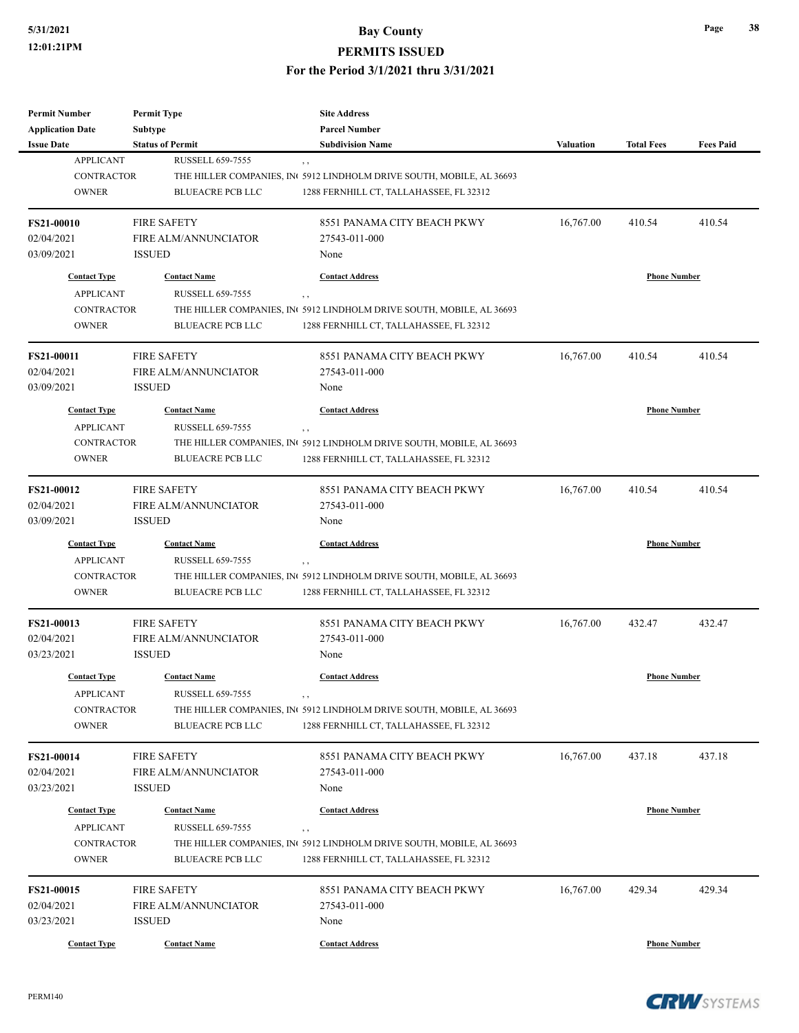# Bay County
## PERMITS ISSUED
### For the Period 3/1/2021 thru 3/31/2021

| Permit Number / Application Date / Issue Date | Permit Type / Subtype / Status of Permit | Site Address / Parcel Number / Subdivision Name | Valuation | Total Fees | Fees Paid |
|---|---|---|---|---|---|
| APPLICANT | RUSSELL 659-7555 | , , | | | |
| CONTRACTOR | THE HILLER COMPANIES, IN | 5912 LINDHOLM DRIVE SOUTH, MOBILE, AL 36693 | | | |
| OWNER | BLUEACRE PCB LLC | 1288 FERNHILL CT, TALLAHASSEE, FL 32312 | | | |

**FS21-00010** FIRE SAFETY — 8551 PANAMA CITY BEACH PKWY — Valuation: 16,767.00 — Total Fees: 410.54 — Fees Paid: 410.54
02/04/2021 — FIRE ALM/ANNUNCIATOR — 27543-011-000
03/09/2021 — ISSUED — None

| Contact Type | Contact Name | Contact Address | Phone Number |
|---|---|---|---|
| APPLICANT | RUSSELL 659-7555 | , , | |
| CONTRACTOR | THE HILLER COMPANIES, IN | 5912 LINDHOLM DRIVE SOUTH, MOBILE, AL 36693 | |
| OWNER | BLUEACRE PCB LLC | 1288 FERNHILL CT, TALLAHASSEE, FL 32312 | |

**FS21-00011** FIRE SAFETY — 8551 PANAMA CITY BEACH PKWY — Valuation: 16,767.00 — Total Fees: 410.54 — Fees Paid: 410.54
02/04/2021 — FIRE ALM/ANNUNCIATOR — 27543-011-000
03/09/2021 — ISSUED — None

| Contact Type | Contact Name | Contact Address | Phone Number |
|---|---|---|---|
| APPLICANT | RUSSELL 659-7555 | , , | |
| CONTRACTOR | THE HILLER COMPANIES, IN | 5912 LINDHOLM DRIVE SOUTH, MOBILE, AL 36693 | |
| OWNER | BLUEACRE PCB LLC | 1288 FERNHILL CT, TALLAHASSEE, FL 32312 | |

**FS21-00012** FIRE SAFETY — 8551 PANAMA CITY BEACH PKWY — Valuation: 16,767.00 — Total Fees: 410.54 — Fees Paid: 410.54
02/04/2021 — FIRE ALM/ANNUNCIATOR — 27543-011-000
03/09/2021 — ISSUED — None

| Contact Type | Contact Name | Contact Address | Phone Number |
|---|---|---|---|
| APPLICANT | RUSSELL 659-7555 | , , | |
| CONTRACTOR | THE HILLER COMPANIES, IN | 5912 LINDHOLM DRIVE SOUTH, MOBILE, AL 36693 | |
| OWNER | BLUEACRE PCB LLC | 1288 FERNHILL CT, TALLAHASSEE, FL 32312 | |

**FS21-00013** FIRE SAFETY — 8551 PANAMA CITY BEACH PKWY — Valuation: 16,767.00 — Total Fees: 432.47 — Fees Paid: 432.47
02/04/2021 — FIRE ALM/ANNUNCIATOR — 27543-011-000
03/23/2021 — ISSUED — None

| Contact Type | Contact Name | Contact Address | Phone Number |
|---|---|---|---|
| APPLICANT | RUSSELL 659-7555 | , , | |
| CONTRACTOR | THE HILLER COMPANIES, IN | 5912 LINDHOLM DRIVE SOUTH, MOBILE, AL 36693 | |
| OWNER | BLUEACRE PCB LLC | 1288 FERNHILL CT, TALLAHASSEE, FL 32312 | |

**FS21-00014** FIRE SAFETY — 8551 PANAMA CITY BEACH PKWY — Valuation: 16,767.00 — Total Fees: 437.18 — Fees Paid: 437.18
02/04/2021 — FIRE ALM/ANNUNCIATOR — 27543-011-000
03/23/2021 — ISSUED — None

| Contact Type | Contact Name | Contact Address | Phone Number |
|---|---|---|---|
| APPLICANT | RUSSELL 659-7555 | , , | |
| CONTRACTOR | THE HILLER COMPANIES, IN | 5912 LINDHOLM DRIVE SOUTH, MOBILE, AL 36693 | |
| OWNER | BLUEACRE PCB LLC | 1288 FERNHILL CT, TALLAHASSEE, FL 32312 | |

**FS21-00015** FIRE SAFETY — 8551 PANAMA CITY BEACH PKWY — Valuation: 16,767.00 — Total Fees: 429.34 — Fees Paid: 429.34
02/04/2021 — FIRE ALM/ANNUNCIATOR — 27543-011-000
03/23/2021 — ISSUED — None

| Contact Type | Contact Name | Contact Address | Phone Number |
|---|---|---|---|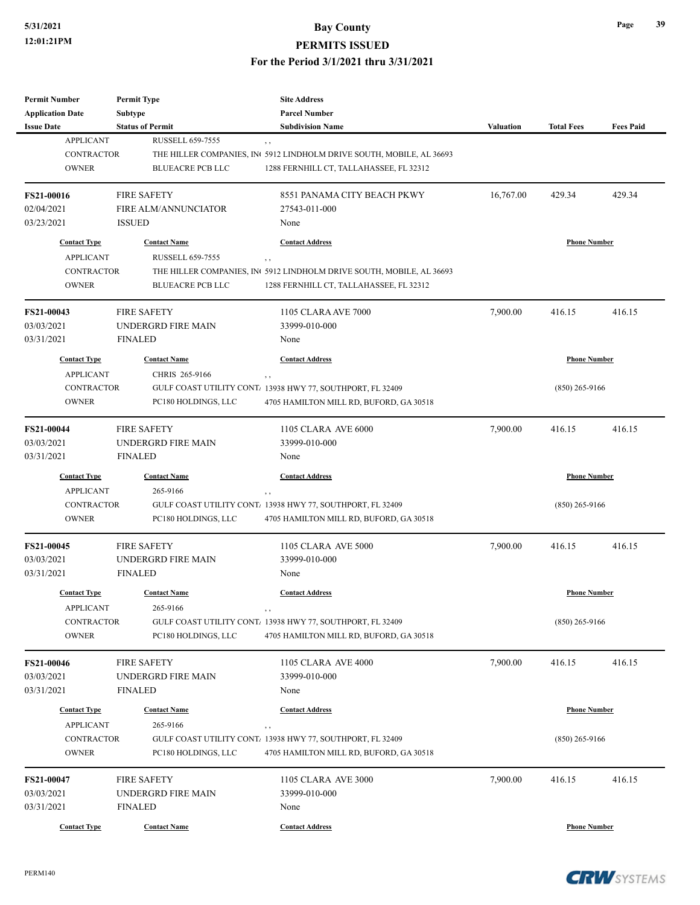| Permit Number<br>Application Date<br>Issue Date | Permit Type<br>Subtype<br>Status of Permit | Site Address<br>Parcel Number<br>Subdivision Name | Valuation | Total Fees | Fees Paid |
|---|---|---|---|---|---|
| APPLICANT | RUSSELL 659-7555 | , , | | | |
| CONTRACTOR | THE HILLER COMPANIES, IN( | 5912 LINDHOLM DRIVE SOUTH, MOBILE, AL 36693 | | | |
| OWNER | BLUEACRE PCB LLC | 1288 FERNHILL CT, TALLAHASSEE, FL 32312 | | | |
| **FS21-00016**<br>02/04/2021<br>03/23/2021 | FIRE SAFETY<br>FIRE ALM/ANNUNCIATOR<br>ISSUED | 8551 PANAMA CITY BEACH PKWY<br>27543-011-000<br>None | 16,767.00 | 429.34 | 429.34 |
| **Contact Type** | **Contact Name** | **Contact Address** | | **Phone Number** | |
| APPLICANT | RUSSELL 659-7555 | , , | | | |
| CONTRACTOR | THE HILLER COMPANIES, IN( | 5912 LINDHOLM DRIVE SOUTH, MOBILE, AL 36693 | | | |
| OWNER | BLUEACRE PCB LLC | 1288 FERNHILL CT, TALLAHASSEE, FL 32312 | | | |
| **FS21-00043**<br>03/03/2021<br>03/31/2021 | FIRE SAFETY<br>UNDERGRD FIRE MAIN<br>FINALED | 1105 CLARA AVE 7000<br>33999-010-000<br>None | 7,900.00 | 416.15 | 416.15 |
| **Contact Type** | **Contact Name** | **Contact Address** | | **Phone Number** | |
| APPLICANT | CHRIS 265-9166 | , , | | | |
| CONTRACTOR | GULF COAST UTILITY CONT. | 13938 HWY 77, SOUTHPORT, FL 32409 | | (850) 265-9166 | |
| OWNER | PC180 HOLDINGS, LLC | 4705 HAMILTON MILL RD, BUFORD, GA 30518 | | | |
| **FS21-00044**<br>03/03/2021<br>03/31/2021 | FIRE SAFETY<br>UNDERGRD FIRE MAIN<br>FINALED | 1105 CLARA AVE 6000<br>33999-010-000<br>None | 7,900.00 | 416.15 | 416.15 |
| **Contact Type** | **Contact Name** | **Contact Address** | | **Phone Number** | |
| APPLICANT | 265-9166 | , , | | | |
| CONTRACTOR | GULF COAST UTILITY CONT. | 13938 HWY 77, SOUTHPORT, FL 32409 | | (850) 265-9166 | |
| OWNER | PC180 HOLDINGS, LLC | 4705 HAMILTON MILL RD, BUFORD, GA 30518 | | | |
| **FS21-00045**<br>03/03/2021<br>03/31/2021 | FIRE SAFETY<br>UNDERGRD FIRE MAIN<br>FINALED | 1105 CLARA AVE 5000<br>33999-010-000<br>None | 7,900.00 | 416.15 | 416.15 |
| **Contact Type** | **Contact Name** | **Contact Address** | | **Phone Number** | |
| APPLICANT | 265-9166 | , , | | | |
| CONTRACTOR | GULF COAST UTILITY CONT. | 13938 HWY 77, SOUTHPORT, FL 32409 | | (850) 265-9166 | |
| OWNER | PC180 HOLDINGS, LLC | 4705 HAMILTON MILL RD, BUFORD, GA 30518 | | | |
| **FS21-00046**<br>03/03/2021<br>03/31/2021 | FIRE SAFETY<br>UNDERGRD FIRE MAIN<br>FINALED | 1105 CLARA AVE 4000<br>33999-010-000<br>None | 7,900.00 | 416.15 | 416.15 |
| **Contact Type** | **Contact Name** | **Contact Address** | | **Phone Number** | |
| APPLICANT | 265-9166 | , , | | | |
| CONTRACTOR | GULF COAST UTILITY CONT. | 13938 HWY 77, SOUTHPORT, FL 32409 | | (850) 265-9166 | |
| OWNER | PC180 HOLDINGS, LLC | 4705 HAMILTON MILL RD, BUFORD, GA 30518 | | | |
| **FS21-00047**<br>03/03/2021<br>03/31/2021 | FIRE SAFETY<br>UNDERGRD FIRE MAIN<br>FINALED | 1105 CLARA AVE 3000<br>33999-010-000<br>None | 7,900.00 | 416.15 | 416.15 |
| **Contact Type** | **Contact Name** | **Contact Address** | | **Phone Number** | |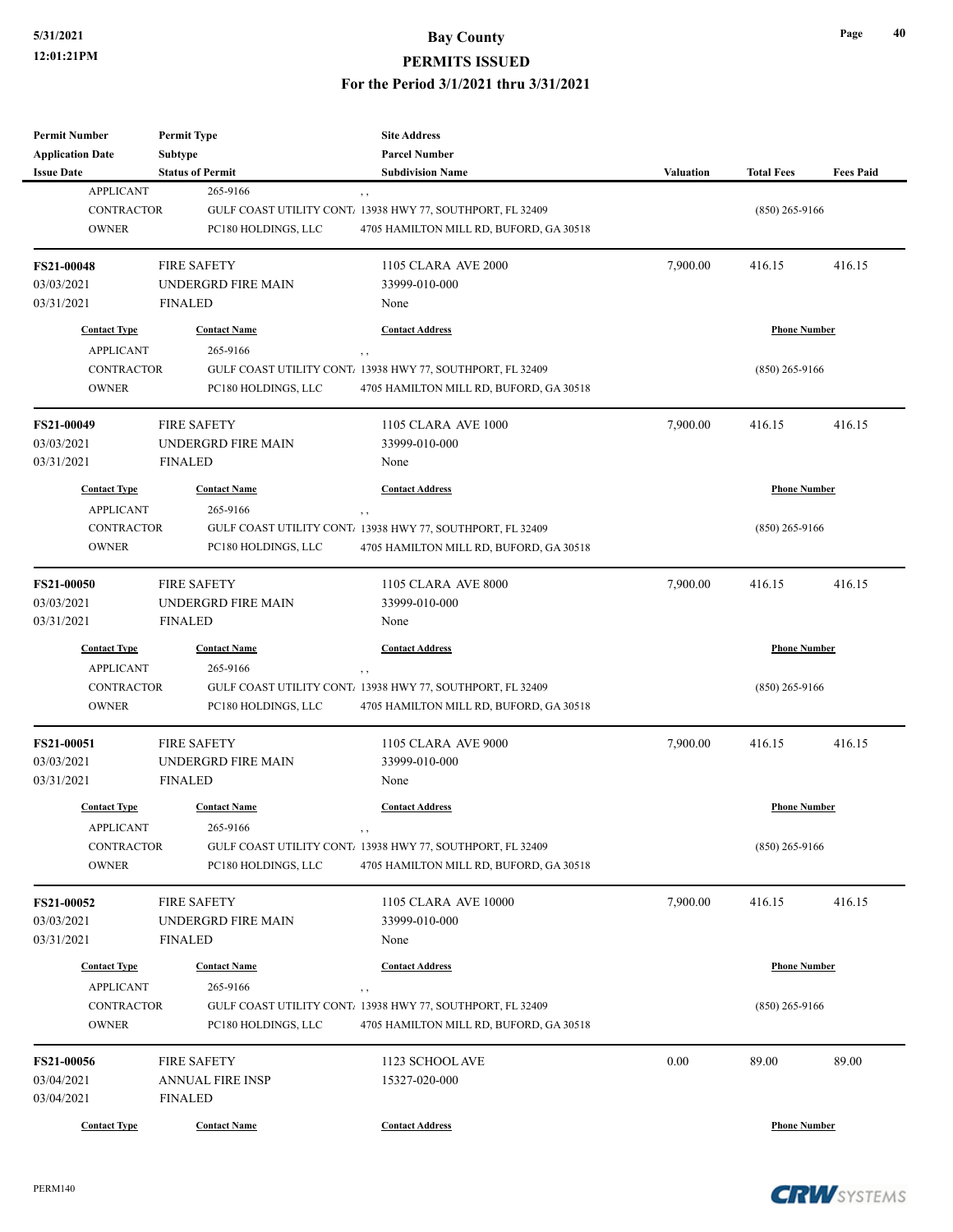| Permit Number<br>Application Date<br>Issue Date | Permit Type<br>Subtype<br>Status of Permit | Site Address<br>Parcel Number<br>Subdivision Name | Valuation | Total Fees | Fees Paid |
|---|---|---|---|---|---|
| APPLICANT | 265-9166 | , , | | | |
| CONTRACTOR | GULF COAST UTILITY CONT. | 13938 HWY 77, SOUTHPORT, FL 32409 | | (850) 265-9166 | |
| OWNER | PC180 HOLDINGS, LLC | 4705 HAMILTON MILL RD, BUFORD, GA 30518 | | | |
| **FS21-00048** | FIRE SAFETY | 1105 CLARA AVE 2000 | 7,900.00 | 416.15 | 416.15 |
| 03/03/2021 | UNDERGRD FIRE MAIN | 33999-010-000 | | | |
| 03/31/2021 | FINALED | None | | | |
| **Contact Type** | **Contact Name** | **Contact Address** | | **Phone Number** | |
| APPLICANT | 265-9166 | , , | | | |
| CONTRACTOR | GULF COAST UTILITY CONT. | 13938 HWY 77, SOUTHPORT, FL 32409 | | (850) 265-9166 | |
| OWNER | PC180 HOLDINGS, LLC | 4705 HAMILTON MILL RD, BUFORD, GA 30518 | | | |
| **FS21-00049** | FIRE SAFETY | 1105 CLARA AVE 1000 | 7,900.00 | 416.15 | 416.15 |
| 03/03/2021 | UNDERGRD FIRE MAIN | 33999-010-000 | | | |
| 03/31/2021 | FINALED | None | | | |
| **Contact Type** | **Contact Name** | **Contact Address** | | **Phone Number** | |
| APPLICANT | 265-9166 | , , | | | |
| CONTRACTOR | GULF COAST UTILITY CONT. | 13938 HWY 77, SOUTHPORT, FL 32409 | | (850) 265-9166 | |
| OWNER | PC180 HOLDINGS, LLC | 4705 HAMILTON MILL RD, BUFORD, GA 30518 | | | |
| **FS21-00050** | FIRE SAFETY | 1105 CLARA AVE 8000 | 7,900.00 | 416.15 | 416.15 |
| 03/03/2021 | UNDERGRD FIRE MAIN | 33999-010-000 | | | |
| 03/31/2021 | FINALED | None | | | |
| **Contact Type** | **Contact Name** | **Contact Address** | | **Phone Number** | |
| APPLICANT | 265-9166 | , , | | | |
| CONTRACTOR | GULF COAST UTILITY CONT. | 13938 HWY 77, SOUTHPORT, FL 32409 | | (850) 265-9166 | |
| OWNER | PC180 HOLDINGS, LLC | 4705 HAMILTON MILL RD, BUFORD, GA 30518 | | | |
| **FS21-00051** | FIRE SAFETY | 1105 CLARA AVE 9000 | 7,900.00 | 416.15 | 416.15 |
| 03/03/2021 | UNDERGRD FIRE MAIN | 33999-010-000 | | | |
| 03/31/2021 | FINALED | None | | | |
| **Contact Type** | **Contact Name** | **Contact Address** | | **Phone Number** | |
| APPLICANT | 265-9166 | , , | | | |
| CONTRACTOR | GULF COAST UTILITY CONT. | 13938 HWY 77, SOUTHPORT, FL 32409 | | (850) 265-9166 | |
| OWNER | PC180 HOLDINGS, LLC | 4705 HAMILTON MILL RD, BUFORD, GA 30518 | | | |
| **FS21-00052** | FIRE SAFETY | 1105 CLARA AVE 10000 | 7,900.00 | 416.15 | 416.15 |
| 03/03/2021 | UNDERGRD FIRE MAIN | 33999-010-000 | | | |
| 03/31/2021 | FINALED | None | | | |
| **Contact Type** | **Contact Name** | **Contact Address** | | **Phone Number** | |
| APPLICANT | 265-9166 | , , | | | |
| CONTRACTOR | GULF COAST UTILITY CONT. | 13938 HWY 77, SOUTHPORT, FL 32409 | | (850) 265-9166 | |
| OWNER | PC180 HOLDINGS, LLC | 4705 HAMILTON MILL RD, BUFORD, GA 30518 | | | |
| **FS21-00056** | FIRE SAFETY | 1123 SCHOOL AVE | 0.00 | 89.00 | 89.00 |
| 03/04/2021 | ANNUAL FIRE INSP | 15327-020-000 | | | |
| 03/04/2021 | FINALED | | | | |
| **Contact Type** | **Contact Name** | **Contact Address** | | **Phone Number** | |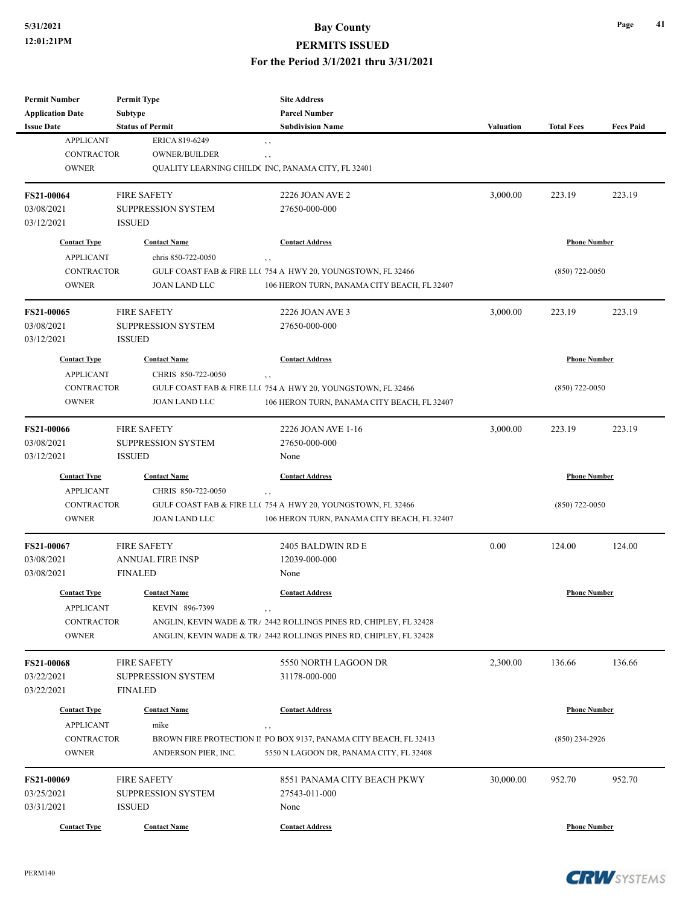| Permit Number / Application Date / Issue Date | Permit Type / Subtype / Status of Permit | Site Address / Parcel Number / Subdivision Name | Valuation | Total Fees | Fees Paid |
|---|---|---|---|---|---|
| APPLICANT | ERICA 819-6249 | , , | | | |
| CONTRACTOR | OWNER/BUILDER | , , | | | |
| OWNER | QUALITY LEARNING CHILD( INC, PANAMA CITY, FL 32401 | | | | |

| Permit Number / Application Date / Issue Date | Permit Type / Subtype / Status of Permit | Site Address / Parcel Number / Subdivision Name | Valuation | Total Fees | Fees Paid |
|---|---|---|---|---|---|
| **FS21-00064** | FIRE SAFETY | 2226 JOAN AVE 2 | 3,000.00 | 223.19 | 223.19 |
| 03/08/2021 | SUPPRESSION SYSTEM | 27650-000-000 | | | |
| 03/12/2021 | ISSUED | | | | |
| **Contact Type** | **Contact Name** | **Contact Address** | | **Phone Number** | |
| APPLICANT | chris 850-722-0050 | , , | | | |
| CONTRACTOR | GULF COAST FAB & FIRE LL( | 754 A HWY 20, YOUNGSTOWN, FL 32466 | | (850) 722-0050 | |
| OWNER | JOAN LAND LLC | 106 HERON TURN, PANAMA CITY BEACH, FL 32407 | | | |
| **FS21-00065** | FIRE SAFETY | 2226 JOAN AVE 3 | 3,000.00 | 223.19 | 223.19 |
| 03/08/2021 | SUPPRESSION SYSTEM | 27650-000-000 | | | |
| 03/12/2021 | ISSUED | | | | |
| **Contact Type** | **Contact Name** | **Contact Address** | | **Phone Number** | |
| APPLICANT | CHRIS 850-722-0050 | , , | | | |
| CONTRACTOR | GULF COAST FAB & FIRE LL( | 754 A HWY 20, YOUNGSTOWN, FL 32466 | | (850) 722-0050 | |
| OWNER | JOAN LAND LLC | 106 HERON TURN, PANAMA CITY BEACH, FL 32407 | | | |
| **FS21-00066** | FIRE SAFETY | 2226 JOAN AVE 1-16 | 3,000.00 | 223.19 | 223.19 |
| 03/08/2021 | SUPPRESSION SYSTEM | 27650-000-000 | | | |
| 03/12/2021 | ISSUED | None | | | |
| **Contact Type** | **Contact Name** | **Contact Address** | | **Phone Number** | |
| APPLICANT | CHRIS 850-722-0050 | , , | | | |
| CONTRACTOR | GULF COAST FAB & FIRE LL( | 754 A HWY 20, YOUNGSTOWN, FL 32466 | | (850) 722-0050 | |
| OWNER | JOAN LAND LLC | 106 HERON TURN, PANAMA CITY BEACH, FL 32407 | | | |
| **FS21-00067** | FIRE SAFETY | 2405 BALDWIN RD E | 0.00 | 124.00 | 124.00 |
| 03/08/2021 | ANNUAL FIRE INSP | 12039-000-000 | | | |
| 03/08/2021 | FINALED | None | | | |
| **Contact Type** | **Contact Name** | **Contact Address** | | **Phone Number** | |
| APPLICANT | KEVIN 896-7399 | , , | | | |
| CONTRACTOR | ANGLIN, KEVIN WADE & TR/ | 2442 ROLLINGS PINES RD, CHIPLEY, FL 32428 | | | |
| OWNER | ANGLIN, KEVIN WADE & TR/ | 2442 ROLLINGS PINES RD, CHIPLEY, FL 32428 | | | |
| **FS21-00068** | FIRE SAFETY | 5550 NORTH LAGOON DR | 2,300.00 | 136.66 | 136.66 |
| 03/22/2021 | SUPPRESSION SYSTEM | 31178-000-000 | | | |
| 03/22/2021 | FINALED | | | | |
| **Contact Type** | **Contact Name** | **Contact Address** | | **Phone Number** | |
| APPLICANT | mike | , , | | | |
| CONTRACTOR | BROWN FIRE PROTECTION I | PO BOX 9137, PANAMA CITY BEACH, FL 32413 | | (850) 234-2926 | |
| OWNER | ANDERSON PIER, INC. | 5550 N LAGOON DR, PANAMA CITY, FL 32408 | | | |
| **FS21-00069** | FIRE SAFETY | 8551 PANAMA CITY BEACH PKWY | 30,000.00 | 952.70 | 952.70 |
| 03/25/2021 | SUPPRESSION SYSTEM | 27543-011-000 | | | |
| 03/31/2021 | ISSUED | None | | | |
| **Contact Type** | **Contact Name** | **Contact Address** | | **Phone Number** | |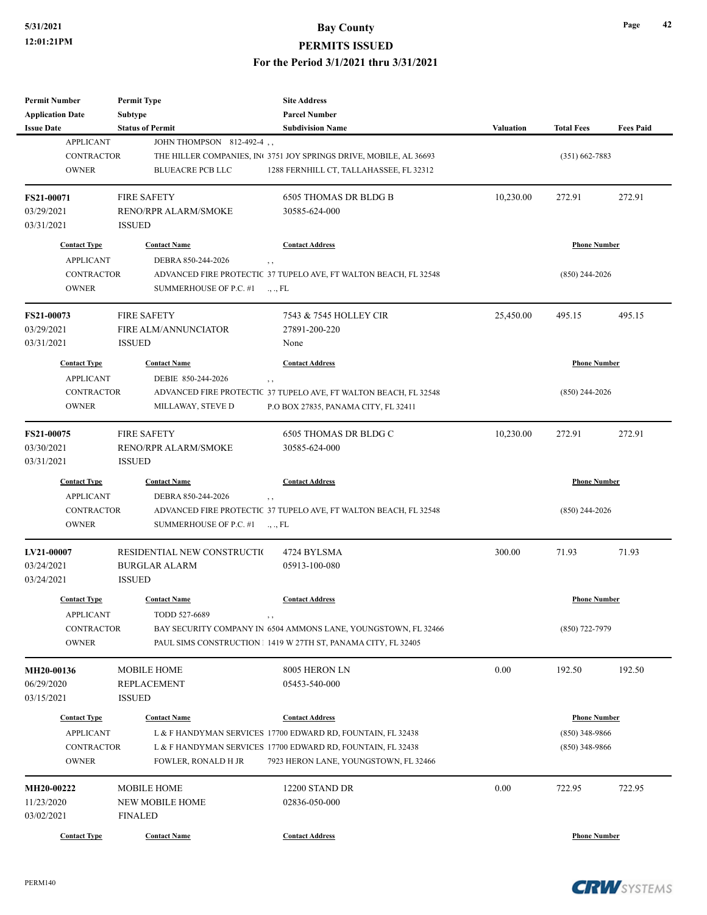| Permit Number<br>Application Date<br>Issue Date | Permit Type<br>Subtype<br>Status of Permit | Site Address<br>Parcel Number<br>Subdivision Name | Valuation | Total Fees | Fees Paid |
|---|---|---|---|---|---|
| APPLICANT | JOHN THOMPSON 812-492-4 , , | | | | |
| CONTRACTOR | THE HILLER COMPANIES, IN( 3751 JOY SPRINGS DRIVE, MOBILE, AL 36693 | | | (351) 662-7883 | |
| OWNER | BLUEACRE PCB LLC | 1288 FERNHILL CT, TALLAHASSEE, FL 32312 | | | |

| Permit Number<br>Application Date<br>Issue Date | Permit Type<br>Subtype<br>Status of Permit | Site Address<br>Parcel Number<br>Subdivision Name | Valuation | Total Fees | Fees Paid |
|---|---|---|---|---|---|
| **FS21-00071**<br>03/29/2021<br>03/31/2021 | FIRE SAFETY<br>RENO/RPR ALARM/SMOKE<br>ISSUED | 6505 THOMAS DR BLDG B<br>30585-624-000 | 10,230.00 | 272.91 | 272.91 |

| Contact Type | Contact Name | Contact Address | Phone Number |
|---|---|---|---|
| APPLICANT | DEBRA 850-244-2026 | , , | |
| CONTRACTOR | ADVANCED FIRE PROTECTIC | 37 TUPELO AVE, FT WALTON BEACH, FL 32548 | (850) 244-2026 |
| OWNER | SUMMERHOUSE OF P.C. #1 | ., ., FL | |

| Permit Number<br>Application Date<br>Issue Date | Permit Type<br>Subtype<br>Status of Permit | Site Address<br>Parcel Number<br>Subdivision Name | Valuation | Total Fees | Fees Paid |
|---|---|---|---|---|---|
| **FS21-00073**<br>03/29/2021<br>03/31/2021 | FIRE SAFETY<br>FIRE ALM/ANNUNCIATOR<br>ISSUED | 7543 & 7545 HOLLEY CIR<br>27891-200-220<br>None | 25,450.00 | 495.15 | 495.15 |

| Contact Type | Contact Name | Contact Address | Phone Number |
|---|---|---|---|
| APPLICANT | DEBIE 850-244-2026 | , , | |
| CONTRACTOR | ADVANCED FIRE PROTECTIC | 37 TUPELO AVE, FT WALTON BEACH, FL 32548 | (850) 244-2026 |
| OWNER | MILLAWAY, STEVE D | P.O BOX 27835, PANAMA CITY, FL 32411 | |

| Permit Number<br>Application Date<br>Issue Date | Permit Type<br>Subtype<br>Status of Permit | Site Address<br>Parcel Number<br>Subdivision Name | Valuation | Total Fees | Fees Paid |
|---|---|---|---|---|---|
| **FS21-00075**<br>03/30/2021<br>03/31/2021 | FIRE SAFETY<br>RENO/RPR ALARM/SMOKE<br>ISSUED | 6505 THOMAS DR BLDG C<br>30585-624-000 | 10,230.00 | 272.91 | 272.91 |

| Contact Type | Contact Name | Contact Address | Phone Number |
|---|---|---|---|
| APPLICANT | DEBRA 850-244-2026 | , , | |
| CONTRACTOR | ADVANCED FIRE PROTECTIC | 37 TUPELO AVE, FT WALTON BEACH, FL 32548 | (850) 244-2026 |
| OWNER | SUMMERHOUSE OF P.C. #1 | ., ., FL | |

| Permit Number<br>Application Date<br>Issue Date | Permit Type<br>Subtype<br>Status of Permit | Site Address<br>Parcel Number<br>Subdivision Name | Valuation | Total Fees | Fees Paid |
|---|---|---|---|---|---|
| **LV21-00007**<br>03/24/2021<br>03/24/2021 | RESIDENTIAL NEW CONSTRUCTI(<br>BURGLAR ALARM<br>ISSUED | 4724 BYLSMA<br>05913-100-080 | 300.00 | 71.93 | 71.93 |

| Contact Type | Contact Name | Contact Address | Phone Number |
|---|---|---|---|
| APPLICANT | TODD 527-6689 | , , | |
| CONTRACTOR | BAY SECURITY COMPANY IN | 6504 AMMONS LANE, YOUNGSTOWN, FL 32466 | (850) 722-7979 |
| OWNER | PAUL SIMS CONSTRUCTION | 1419 W 27TH ST, PANAMA CITY, FL 32405 | |

| Permit Number<br>Application Date<br>Issue Date | Permit Type<br>Subtype<br>Status of Permit | Site Address<br>Parcel Number<br>Subdivision Name | Valuation | Total Fees | Fees Paid |
|---|---|---|---|---|---|
| **MH20-00136**<br>06/29/2020<br>03/15/2021 | MOBILE HOME<br>REPLACEMENT<br>ISSUED | 8005 HERON LN<br>05453-540-000 | 0.00 | 192.50 | 192.50 |

| Contact Type | Contact Name | Contact Address | Phone Number |
|---|---|---|---|
| APPLICANT | L & F HANDYMAN SERVICES | 17700 EDWARD RD, FOUNTAIN, FL 32438 | (850) 348-9866 |
| CONTRACTOR | L & F HANDYMAN SERVICES | 17700 EDWARD RD, FOUNTAIN, FL 32438 | (850) 348-9866 |
| OWNER | FOWLER, RONALD H JR | 7923 HERON LANE, YOUNGSTOWN, FL 32466 | |

| Permit Number<br>Application Date<br>Issue Date | Permit Type<br>Subtype<br>Status of Permit | Site Address<br>Parcel Number<br>Subdivision Name | Valuation | Total Fees | Fees Paid |
|---|---|---|---|---|---|
| **MH20-00222**<br>11/23/2020<br>03/02/2021 | MOBILE HOME<br>NEW MOBILE HOME<br>FINALED | 12200 STAND DR<br>02836-050-000 | 0.00 | 722.95 | 722.95 |

| Contact Type | Contact Name | Contact Address | Phone Number |
|---|---|---|---|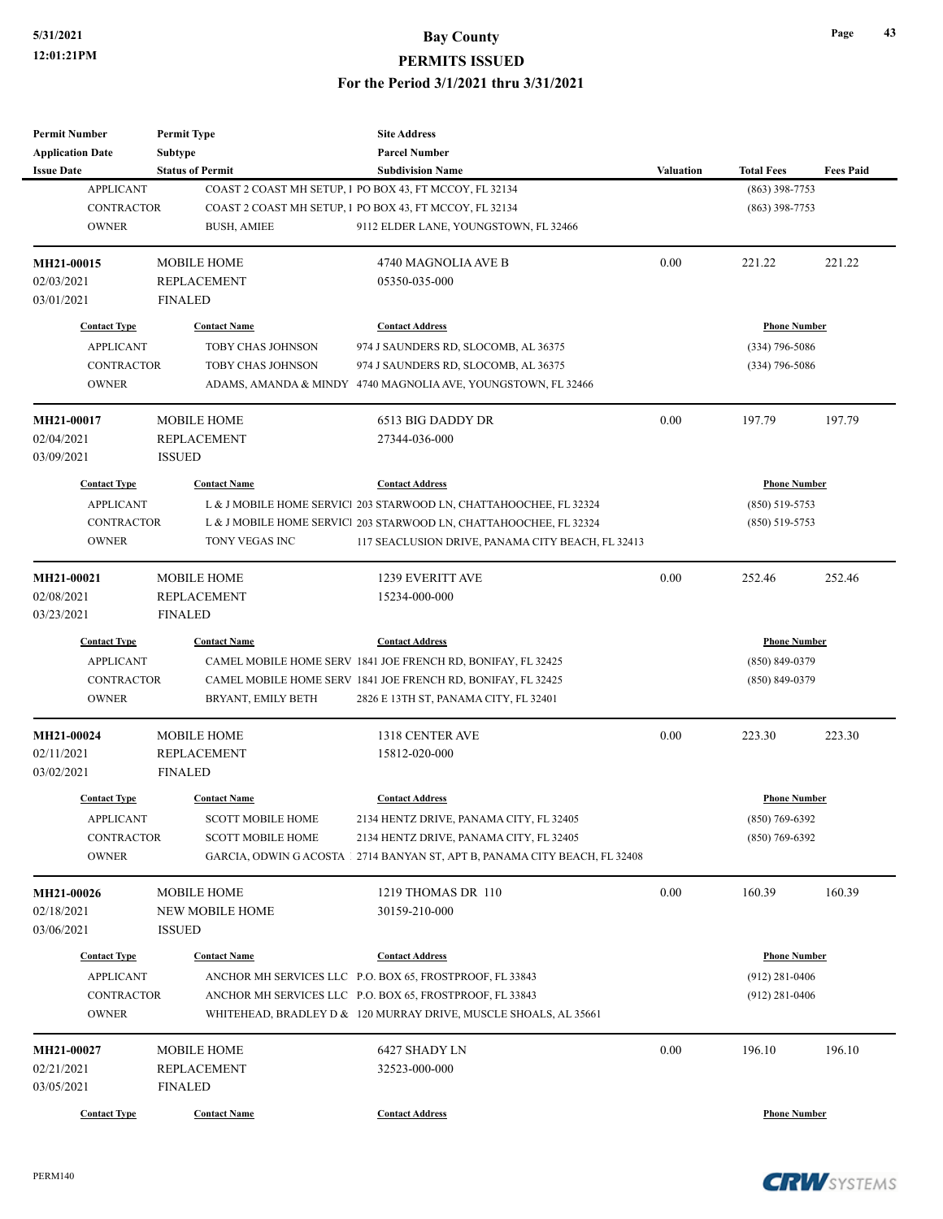| Permit Number<br>Application Date<br>Issue Date | Permit Type<br>Subtype<br>Status of Permit | Site Address<br>Parcel Number<br>Subdivision Name | Valuation | Total Fees | Fees Paid |
|---|---|---|---|---|---|
| APPLICANT | COAST 2 COAST MH SETUP, I | PO BOX 43, FT MCCOY, FL 32134 | | (863) 398-7753 | |
| CONTRACTOR | COAST 2 COAST MH SETUP, I | PO BOX 43, FT MCCOY, FL 32134 | | (863) 398-7753 | |
| OWNER | BUSH, AMIEE | 9112 ELDER LANE, YOUNGSTOWN, FL 32466 | | | |
| **MH21-00015**<br>02/03/2021<br>03/01/2021 | MOBILE HOME<br>REPLACEMENT<br>FINALED | 4740 MAGNOLIA AVE B<br>05350-035-000 | 0.00 | 221.22 | 221.22 |
| Contact Type | Contact Name | Contact Address | | Phone Number | |
| APPLICANT | TOBY CHAS JOHNSON | 974 J SAUNDERS RD, SLOCOMB, AL 36375 | | (334) 796-5086 | |
| CONTRACTOR | TOBY CHAS JOHNSON | 974 J SAUNDERS RD, SLOCOMB, AL 36375 | | (334) 796-5086 | |
| OWNER | ADAMS, AMANDA & MINDY | 4740 MAGNOLIA AVE, YOUNGSTOWN, FL 32466 | | | |
| **MH21-00017**<br>02/04/2021<br>03/09/2021 | MOBILE HOME<br>REPLACEMENT<br>ISSUED | 6513 BIG DADDY DR<br>27344-036-000 | 0.00 | 197.79 | 197.79 |
| Contact Type | Contact Name | Contact Address | | Phone Number | |
| APPLICANT | L & J MOBILE HOME SERVICI | 203 STARWOOD LN, CHATTAHOOCHEE, FL 32324 | | (850) 519-5753 | |
| CONTRACTOR | L & J MOBILE HOME SERVICI | 203 STARWOOD LN, CHATTAHOOCHEE, FL 32324 | | (850) 519-5753 | |
| OWNER | TONY VEGAS INC | 117 SEACLUSION DRIVE, PANAMA CITY BEACH, FL 32413 | | | |
| **MH21-00021**<br>02/08/2021<br>03/23/2021 | MOBILE HOME<br>REPLACEMENT<br>FINALED | 1239 EVERITT AVE<br>15234-000-000 | 0.00 | 252.46 | 252.46 |
| Contact Type | Contact Name | Contact Address | | Phone Number | |
| APPLICANT | CAMEL MOBILE HOME SERV | 1841 JOE FRENCH RD, BONIFAY, FL 32425 | | (850) 849-0379 | |
| CONTRACTOR | CAMEL MOBILE HOME SERV | 1841 JOE FRENCH RD, BONIFAY, FL 32425 | | (850) 849-0379 | |
| OWNER | BRYANT, EMILY BETH | 2826 E 13TH ST, PANAMA CITY, FL 32401 | | | |
| **MH21-00024**<br>02/11/2021<br>03/02/2021 | MOBILE HOME<br>REPLACEMENT<br>FINALED | 1318 CENTER AVE<br>15812-020-000 | 0.00 | 223.30 | 223.30 |
| Contact Type | Contact Name | Contact Address | | Phone Number | |
| APPLICANT | SCOTT MOBILE HOME | 2134 HENTZ DRIVE, PANAMA CITY, FL 32405 | | (850) 769-6392 | |
| CONTRACTOR | SCOTT MOBILE HOME | 2134 HENTZ DRIVE, PANAMA CITY, FL 32405 | | (850) 769-6392 | |
| OWNER | GARCIA, ODWIN G ACOSTA | 2714 BANYAN ST, APT B, PANAMA CITY BEACH, FL 32408 | | | |
| **MH21-00026**<br>02/18/2021<br>03/06/2021 | MOBILE HOME<br>NEW MOBILE HOME<br>ISSUED | 1219 THOMAS DR 110<br>30159-210-000 | 0.00 | 160.39 | 160.39 |
| Contact Type | Contact Name | Contact Address | | Phone Number | |
| APPLICANT | ANCHOR MH SERVICES LLC | P.O. BOX 65, FROSTPROOF, FL 33843 | | (912) 281-0406 | |
| CONTRACTOR | ANCHOR MH SERVICES LLC | P.O. BOX 65, FROSTPROOF, FL 33843 | | (912) 281-0406 | |
| OWNER | WHITEHEAD, BRADLEY D & | 120 MURRAY DRIVE, MUSCLE SHOALS, AL 35661 | | | |
| **MH21-00027**<br>02/21/2021<br>03/05/2021 | MOBILE HOME<br>REPLACEMENT<br>FINALED | 6427 SHADY LN<br>32523-000-000 | 0.00 | 196.10 | 196.10 |
| Contact Type | Contact Name | Contact Address | | Phone Number | |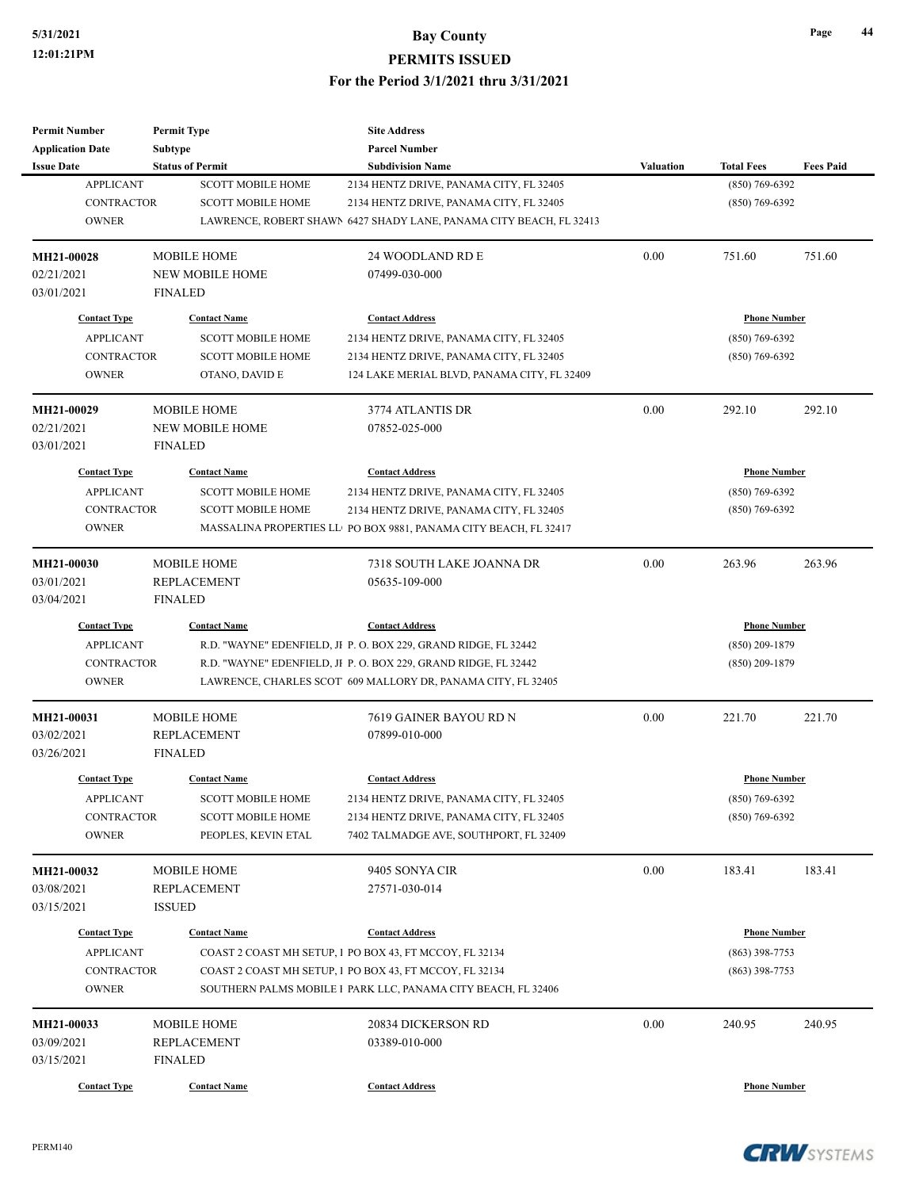# Bay County
## PERMITS ISSUED
### For the Period 3/1/2021 thru 3/31/2021

| Permit Number / Application Date / Issue Date | Permit Type / Subtype / Status of Permit | Site Address / Parcel Number / Subdivision Name | Valuation | Total Fees | Fees Paid |
|---|---|---|---|---|---|
| APPLICANT | SCOTT MOBILE HOME | 2134 HENTZ DRIVE, PANAMA CITY, FL 32405 | | (850) 769-6392 | |
| CONTRACTOR | SCOTT MOBILE HOME | 2134 HENTZ DRIVE, PANAMA CITY, FL 32405 | | (850) 769-6392 | |
| OWNER | LAWRENCE, ROBERT SHAWN | 6427 SHADY LANE, PANAMA CITY BEACH, FL 32413 | | | |

| Permit Number | Permit Type | Site Address | Valuation | Total Fees | Fees Paid |
|---|---|---|---|---|---|
| **MH21-00028** | MOBILE HOME | 24 WOODLAND RD E | 0.00 | 751.60 | 751.60 |
| 02/21/2021 | NEW MOBILE HOME | 07499-030-000 | | | |
| 03/01/2021 | FINALED | | | | |

| Contact Type | Contact Name | Contact Address | Phone Number |
|---|---|---|---|
| APPLICANT | SCOTT MOBILE HOME | 2134 HENTZ DRIVE, PANAMA CITY, FL 32405 | (850) 769-6392 |
| CONTRACTOR | SCOTT MOBILE HOME | 2134 HENTZ DRIVE, PANAMA CITY, FL 32405 | (850) 769-6392 |
| OWNER | OTANO, DAVID E | 124 LAKE MERIAL BLVD, PANAMA CITY, FL 32409 | |

| Permit Number | Permit Type | Site Address | Valuation | Total Fees | Fees Paid |
|---|---|---|---|---|---|
| **MH21-00029** | MOBILE HOME | 3774 ATLANTIS DR | 0.00 | 292.10 | 292.10 |
| 02/21/2021 | NEW MOBILE HOME | 07852-025-000 | | | |
| 03/01/2021 | FINALED | | | | |

| Contact Type | Contact Name | Contact Address | Phone Number |
|---|---|---|---|
| APPLICANT | SCOTT MOBILE HOME | 2134 HENTZ DRIVE, PANAMA CITY, FL 32405 | (850) 769-6392 |
| CONTRACTOR | SCOTT MOBILE HOME | 2134 HENTZ DRIVE, PANAMA CITY, FL 32405 | (850) 769-6392 |
| OWNER | MASSALINA PROPERTIES LL | PO BOX 9881, PANAMA CITY BEACH, FL 32417 | |

| Permit Number | Permit Type | Site Address | Valuation | Total Fees | Fees Paid |
|---|---|---|---|---|---|
| **MH21-00030** | MOBILE HOME | 7318 SOUTH LAKE JOANNA DR | 0.00 | 263.96 | 263.96 |
| 03/01/2021 | REPLACEMENT | 05635-109-000 | | | |
| 03/04/2021 | FINALED | | | | |

| Contact Type | Contact Name | Contact Address | Phone Number |
|---|---|---|---|
| APPLICANT | R.D. "WAYNE" EDENFIELD, JI | P. O. BOX 229, GRAND RIDGE, FL 32442 | (850) 209-1879 |
| CONTRACTOR | R.D. "WAYNE" EDENFIELD, JI | P. O. BOX 229, GRAND RIDGE, FL 32442 | (850) 209-1879 |
| OWNER | LAWRENCE, CHARLES SCOT | 609 MALLORY DR, PANAMA CITY, FL 32405 | |

| Permit Number | Permit Type | Site Address | Valuation | Total Fees | Fees Paid |
|---|---|---|---|---|---|
| **MH21-00031** | MOBILE HOME | 7619 GAINER BAYOU RD N | 0.00 | 221.70 | 221.70 |
| 03/02/2021 | REPLACEMENT | 07899-010-000 | | | |
| 03/26/2021 | FINALED | | | | |

| Contact Type | Contact Name | Contact Address | Phone Number |
|---|---|---|---|
| APPLICANT | SCOTT MOBILE HOME | 2134 HENTZ DRIVE, PANAMA CITY, FL 32405 | (850) 769-6392 |
| CONTRACTOR | SCOTT MOBILE HOME | 2134 HENTZ DRIVE, PANAMA CITY, FL 32405 | (850) 769-6392 |
| OWNER | PEOPLES, KEVIN ETAL | 7402 TALMADGE AVE, SOUTHPORT, FL 32409 | |

| Permit Number | Permit Type | Site Address | Valuation | Total Fees | Fees Paid |
|---|---|---|---|---|---|
| **MH21-00032** | MOBILE HOME | 9405 SONYA CIR | 0.00 | 183.41 | 183.41 |
| 03/08/2021 | REPLACEMENT | 27571-030-014 | | | |
| 03/15/2021 | ISSUED | | | | |

| Contact Type | Contact Name | Contact Address | Phone Number |
|---|---|---|---|
| APPLICANT | COAST 2 COAST MH SETUP, I | PO BOX 43, FT MCCOY, FL 32134 | (863) 398-7753 |
| CONTRACTOR | COAST 2 COAST MH SETUP, I | PO BOX 43, FT MCCOY, FL 32134 | (863) 398-7753 |
| OWNER | SOUTHERN PALMS MOBILE I | PARK LLC, PANAMA CITY BEACH, FL 32406 | |

| Permit Number | Permit Type | Site Address | Valuation | Total Fees | Fees Paid |
|---|---|---|---|---|---|
| **MH21-00033** | MOBILE HOME | 20834 DICKERSON RD | 0.00 | 240.95 | 240.95 |
| 03/09/2021 | REPLACEMENT | 03389-010-000 | | | |
| 03/15/2021 | FINALED | | | | |

| Contact Type | Contact Name | Contact Address | Phone Number |
|---|---|---|---|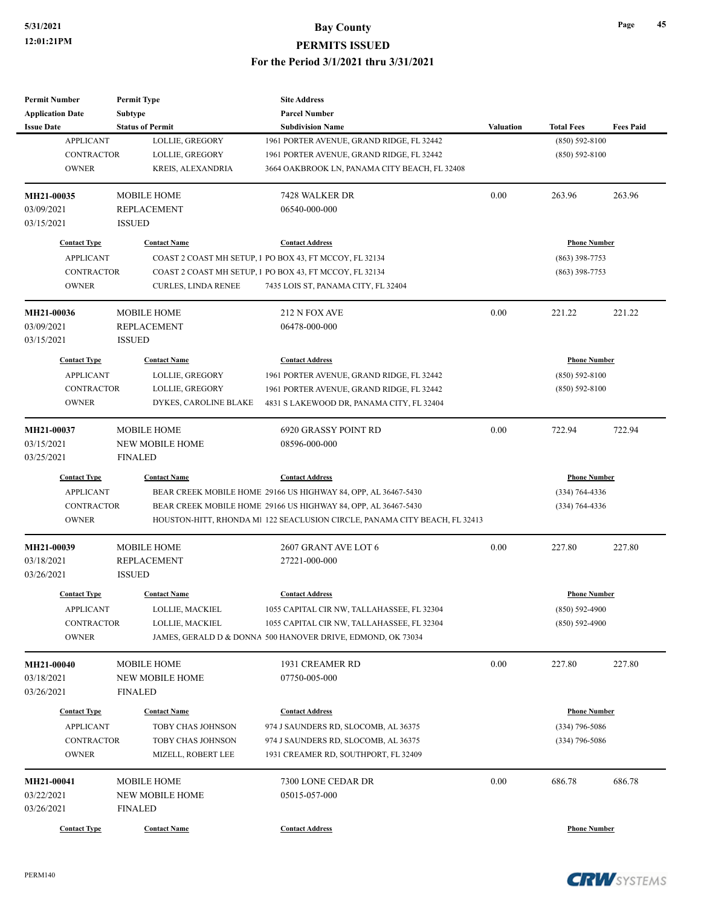| Permit Number<br>Application Date<br>Issue Date | Permit Type<br>Subtype<br>Status of Permit | Site Address<br>Parcel Number<br>Subdivision Name | Valuation | Total Fees | Fees Paid |
|---|---|---|---|---|---|
| APPLICANT | LOLLIE, GREGORY | 1961 PORTER AVENUE, GRAND RIDGE, FL 32442 | | (850) 592-8100 | |
| CONTRACTOR | LOLLIE, GREGORY | 1961 PORTER AVENUE, GRAND RIDGE, FL 32442 | | (850) 592-8100 | |
| OWNER | KREIS, ALEXANDRIA | 3664 OAKBROOK LN, PANAMA CITY BEACH, FL 32408 | | | |
| **MH21-00035**<br>03/09/2021<br>03/15/2021 | MOBILE HOME<br>REPLACEMENT<br>ISSUED | 7428 WALKER DR<br>06540-000-000 | 0.00 | 263.96 | 263.96 |
| Contact Type | Contact Name | Contact Address | | Phone Number | |
| APPLICANT | COAST 2 COAST MH SETUP, I | PO BOX 43, FT MCCOY, FL 32134 | | (863) 398-7753 | |
| CONTRACTOR | COAST 2 COAST MH SETUP, I | PO BOX 43, FT MCCOY, FL 32134 | | (863) 398-7753 | |
| OWNER | CURLES, LINDA RENEE | 7435 LOIS ST, PANAMA CITY, FL 32404 | | | |
| **MH21-00036**<br>03/09/2021<br>03/15/2021 | MOBILE HOME<br>REPLACEMENT<br>ISSUED | 212 N FOX AVE<br>06478-000-000 | 0.00 | 221.22 | 221.22 |
| Contact Type | Contact Name | Contact Address | | Phone Number | |
| APPLICANT | LOLLIE, GREGORY | 1961 PORTER AVENUE, GRAND RIDGE, FL 32442 | | (850) 592-8100 | |
| CONTRACTOR | LOLLIE, GREGORY | 1961 PORTER AVENUE, GRAND RIDGE, FL 32442 | | (850) 592-8100 | |
| OWNER | DYKES, CAROLINE BLAKE | 4831 S LAKEWOOD DR, PANAMA CITY, FL 32404 | | | |
| **MH21-00037**<br>03/15/2021<br>03/25/2021 | MOBILE HOME<br>NEW MOBILE HOME<br>FINALED | 6920 GRASSY POINT RD<br>08596-000-000 | 0.00 | 722.94 | 722.94 |
| Contact Type | Contact Name | Contact Address | | Phone Number | |
| APPLICANT | BEAR CREEK MOBILE HOME | 29166 US HIGHWAY 84, OPP, AL 36467-5430 | | (334) 764-4336 | |
| CONTRACTOR | BEAR CREEK MOBILE HOME | 29166 US HIGHWAY 84, OPP, AL 36467-5430 | | (334) 764-4336 | |
| OWNER | HOUSTON-HITT, RHONDA MI | 122 SEACLUSION CIRCLE, PANAMA CITY BEACH, FL 32413 | | | |
| **MH21-00039**<br>03/18/2021<br>03/26/2021 | MOBILE HOME<br>REPLACEMENT<br>ISSUED | 2607 GRANT AVE LOT 6<br>27221-000-000 | 0.00 | 227.80 | 227.80 |
| Contact Type | Contact Name | Contact Address | | Phone Number | |
| APPLICANT | LOLLIE, MACKIEL | 1055 CAPITAL CIR NW, TALLAHASSEE, FL 32304 | | (850) 592-4900 | |
| CONTRACTOR | LOLLIE, MACKIEL | 1055 CAPITAL CIR NW, TALLAHASSEE, FL 32304 | | (850) 592-4900 | |
| OWNER | JAMES, GERALD D & DONNA | 500 HANOVER DRIVE, EDMOND, OK 73034 | | | |
| **MH21-00040**<br>03/18/2021<br>03/26/2021 | MOBILE HOME<br>NEW MOBILE HOME<br>FINALED | 1931 CREAMER RD<br>07750-005-000 | 0.00 | 227.80 | 227.80 |
| Contact Type | Contact Name | Contact Address | | Phone Number | |
| APPLICANT | TOBY CHAS JOHNSON | 974 J SAUNDERS RD, SLOCOMB, AL 36375 | | (334) 796-5086 | |
| CONTRACTOR | TOBY CHAS JOHNSON | 974 J SAUNDERS RD, SLOCOMB, AL 36375 | | (334) 796-5086 | |
| OWNER | MIZELL, ROBERT LEE | 1931 CREAMER RD, SOUTHPORT, FL 32409 | | | |
| **MH21-00041**<br>03/22/2021<br>03/26/2021 | MOBILE HOME<br>NEW MOBILE HOME<br>FINALED | 7300 LONE CEDAR DR<br>05015-057-000 | 0.00 | 686.78 | 686.78 |
| Contact Type | Contact Name | Contact Address | | Phone Number | |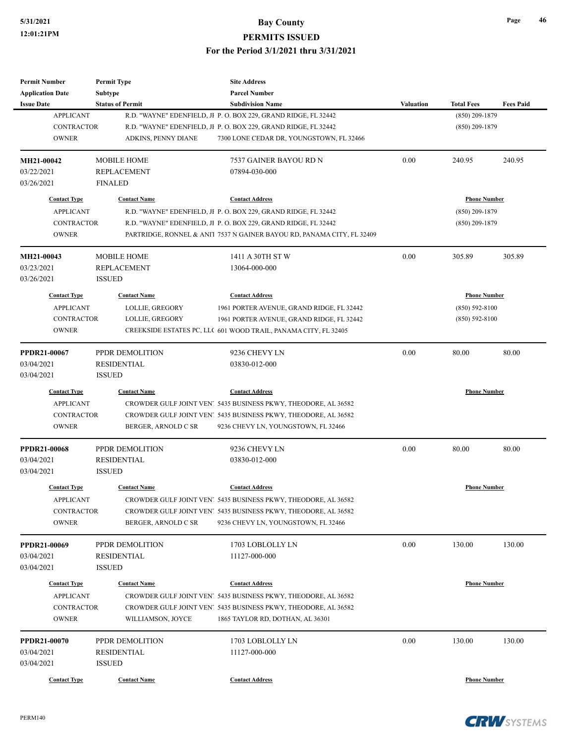| Permit Number<br>Application Date<br>Issue Date | Permit Type<br>Subtype<br>Status of Permit | Site Address<br>Parcel Number<br>Subdivision Name | Valuation | Total Fees | Fees Paid |
|---|---|---|---|---|---|
| APPLICANT | R.D. "WAYNE" EDENFIELD, JI | P. O. BOX 229, GRAND RIDGE, FL 32442 | | (850) 209-1879 | |
| CONTRACTOR | R.D. "WAYNE" EDENFIELD, JI | P. O. BOX 229, GRAND RIDGE, FL 32442 | | (850) 209-1879 | |
| OWNER | ADKINS, PENNY DIANE | 7300 LONE CEDAR DR, YOUNGSTOWN, FL 32466 | | | |

| | | | | | |
|---|---|---|---|---|---|
| **MH21-00042** | MOBILE HOME | 7537 GAINER BAYOU RD N | 0.00 | 240.95 | 240.95 |
| 03/22/2021 | REPLACEMENT | 07894-030-000 | | | |
| 03/26/2021 | FINALED | | | | |
| **Contact Type** | **Contact Name** | **Contact Address** | | **Phone Number** | |
| APPLICANT | R.D. "WAYNE" EDENFIELD, JI | P. O. BOX 229, GRAND RIDGE, FL 32442 | | (850) 209-1879 | |
| CONTRACTOR | R.D. "WAYNE" EDENFIELD, JI | P. O. BOX 229, GRAND RIDGE, FL 32442 | | (850) 209-1879 | |
| OWNER | PARTRIDGE, RONNEL & ANI | 7537 N GAINER BAYOU RD, PANAMA CITY, FL 32409 | | | |

| | | | | | |
|---|---|---|---|---|---|
| **MH21-00043** | MOBILE HOME | 1411 A 30TH ST W | 0.00 | 305.89 | 305.89 |
| 03/23/2021 | REPLACEMENT | 13064-000-000 | | | |
| 03/26/2021 | ISSUED | | | | |
| **Contact Type** | **Contact Name** | **Contact Address** | | **Phone Number** | |
| APPLICANT | LOLLIE, GREGORY | 1961 PORTER AVENUE, GRAND RIDGE, FL 32442 | | (850) 592-8100 | |
| CONTRACTOR | LOLLIE, GREGORY | 1961 PORTER AVENUE, GRAND RIDGE, FL 32442 | | (850) 592-8100 | |
| OWNER | CREEKSIDE ESTATES PC, LLC | 601 WOOD TRAIL, PANAMA CITY, FL 32405 | | | |

| | | | | | |
|---|---|---|---|---|---|
| **PPDR21-00067** | PPDR DEMOLITION | 9236 CHEVY LN | 0.00 | 80.00 | 80.00 |
| 03/04/2021 | RESIDENTIAL | 03830-012-000 | | | |
| 03/04/2021 | ISSUED | | | | |
| **Contact Type** | **Contact Name** | **Contact Address** | | **Phone Number** | |
| APPLICANT | CROWDER GULF JOINT VEN | 5435 BUSINESS PKWY, THEODORE, AL 36582 | | | |
| CONTRACTOR | CROWDER GULF JOINT VEN | 5435 BUSINESS PKWY, THEODORE, AL 36582 | | | |
| OWNER | BERGER, ARNOLD C SR | 9236 CHEVY LN, YOUNGSTOWN, FL 32466 | | | |

| | | | | | |
|---|---|---|---|---|---|
| **PPDR21-00068** | PPDR DEMOLITION | 9236 CHEVY LN | 0.00 | 80.00 | 80.00 |
| 03/04/2021 | RESIDENTIAL | 03830-012-000 | | | |
| 03/04/2021 | ISSUED | | | | |
| **Contact Type** | **Contact Name** | **Contact Address** | | **Phone Number** | |
| APPLICANT | CROWDER GULF JOINT VEN | 5435 BUSINESS PKWY, THEODORE, AL 36582 | | | |
| CONTRACTOR | CROWDER GULF JOINT VEN | 5435 BUSINESS PKWY, THEODORE, AL 36582 | | | |
| OWNER | BERGER, ARNOLD C SR | 9236 CHEVY LN, YOUNGSTOWN, FL 32466 | | | |

| | | | | | |
|---|---|---|---|---|---|
| **PPDR21-00069** | PPDR DEMOLITION | 1703 LOBLOLLY LN | 0.00 | 130.00 | 130.00 |
| 03/04/2021 | RESIDENTIAL | 11127-000-000 | | | |
| 03/04/2021 | ISSUED | | | | |
| **Contact Type** | **Contact Name** | **Contact Address** | | **Phone Number** | |
| APPLICANT | CROWDER GULF JOINT VEN | 5435 BUSINESS PKWY, THEODORE, AL 36582 | | | |
| CONTRACTOR | CROWDER GULF JOINT VEN | 5435 BUSINESS PKWY, THEODORE, AL 36582 | | | |
| OWNER | WILLIAMSON, JOYCE | 1865 TAYLOR RD, DOTHAN, AL 36301 | | | |

| | | | | | |
|---|---|---|---|---|---|
| **PPDR21-00070** | PPDR DEMOLITION | 1703 LOBLOLLY LN | 0.00 | 130.00 | 130.00 |
| 03/04/2021 | RESIDENTIAL | 11127-000-000 | | | |
| 03/04/2021 | ISSUED | | | | |
| **Contact Type** | **Contact Name** | **Contact Address** | | **Phone Number** | |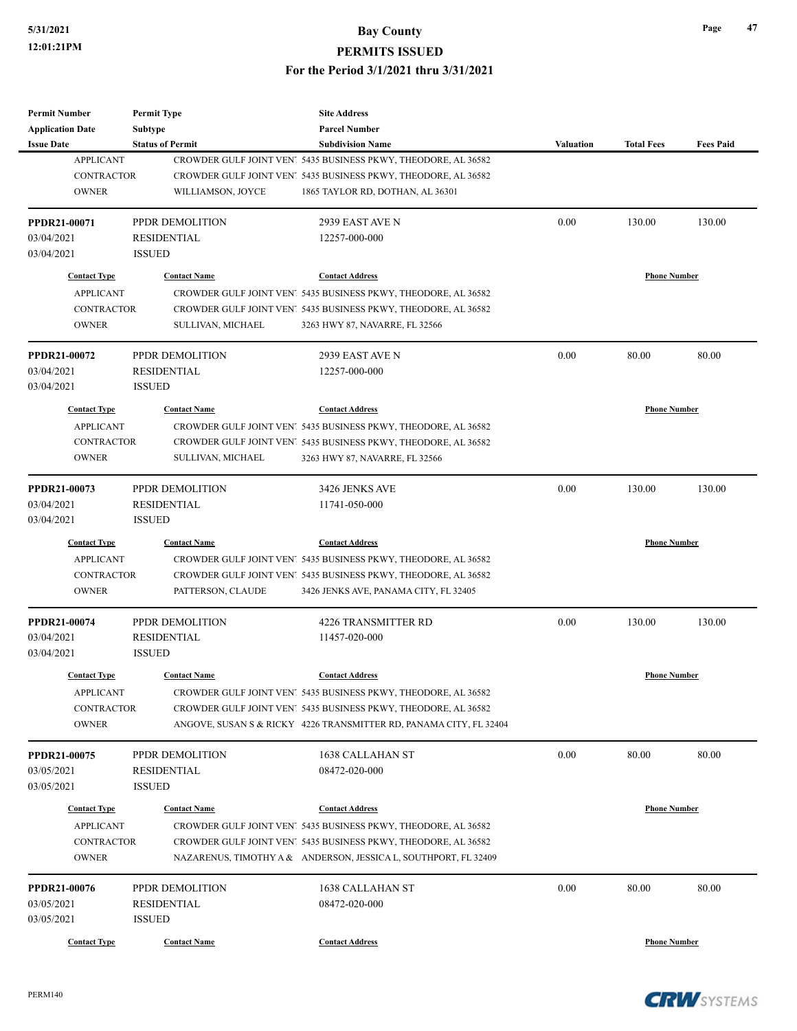| Permit Number | Permit Type | Site Address | | | |
|---|---|---|---|---|---|
| Application Date | Subtype | Parcel Number | | | |
| Issue Date | Status of Permit | Subdivision Name | Valuation | Total Fees | Fees Paid |

| | | | |
|---|---|---|---|
| APPLICANT | CROWDER GULF JOINT VEN | 5435 BUSINESS PKWY, THEODORE, AL 36582 | |
| CONTRACTOR | CROWDER GULF JOINT VEN | 5435 BUSINESS PKWY, THEODORE, AL 36582 | |
| OWNER | WILLIAMSON, JOYCE | 1865 TAYLOR RD, DOTHAN, AL 36301 | |

| | | | | | |
|---|---|---|---|---|---|
| **PPDR21-00071** | PPDR DEMOLITION | 2939 EAST AVE N | 0.00 | 130.00 | 130.00 |
| 03/04/2021 | RESIDENTIAL | 12257-000-000 | | | |
| 03/04/2021 | ISSUED | | | | |

| Contact Type | Contact Name | Contact Address | Phone Number |
|---|---|---|---|
| APPLICANT | CROWDER GULF JOINT VEN | 5435 BUSINESS PKWY, THEODORE, AL 36582 | |
| CONTRACTOR | CROWDER GULF JOINT VEN | 5435 BUSINESS PKWY, THEODORE, AL 36582 | |
| OWNER | SULLIVAN, MICHAEL | 3263 HWY 87, NAVARRE, FL 32566 | |

| | | | | | |
|---|---|---|---|---|---|
| **PPDR21-00072** | PPDR DEMOLITION | 2939 EAST AVE N | 0.00 | 80.00 | 80.00 |
| 03/04/2021 | RESIDENTIAL | 12257-000-000 | | | |
| 03/04/2021 | ISSUED | | | | |

| Contact Type | Contact Name | Contact Address | Phone Number |
|---|---|---|---|
| APPLICANT | CROWDER GULF JOINT VEN | 5435 BUSINESS PKWY, THEODORE, AL 36582 | |
| CONTRACTOR | CROWDER GULF JOINT VEN | 5435 BUSINESS PKWY, THEODORE, AL 36582 | |
| OWNER | SULLIVAN, MICHAEL | 3263 HWY 87, NAVARRE, FL 32566 | |

| | | | | | |
|---|---|---|---|---|---|
| **PPDR21-00073** | PPDR DEMOLITION | 3426 JENKS AVE | 0.00 | 130.00 | 130.00 |
| 03/04/2021 | RESIDENTIAL | 11741-050-000 | | | |
| 03/04/2021 | ISSUED | | | | |

| Contact Type | Contact Name | Contact Address | Phone Number |
|---|---|---|---|
| APPLICANT | CROWDER GULF JOINT VEN | 5435 BUSINESS PKWY, THEODORE, AL 36582 | |
| CONTRACTOR | CROWDER GULF JOINT VEN | 5435 BUSINESS PKWY, THEODORE, AL 36582 | |
| OWNER | PATTERSON, CLAUDE | 3426 JENKS AVE, PANAMA CITY, FL 32405 | |

| | | | | | |
|---|---|---|---|---|---|
| **PPDR21-00074** | PPDR DEMOLITION | 4226 TRANSMITTER RD | 0.00 | 130.00 | 130.00 |
| 03/04/2021 | RESIDENTIAL | 11457-020-000 | | | |
| 03/04/2021 | ISSUED | | | | |

| Contact Type | Contact Name | Contact Address | Phone Number |
|---|---|---|---|
| APPLICANT | CROWDER GULF JOINT VEN | 5435 BUSINESS PKWY, THEODORE, AL 36582 | |
| CONTRACTOR | CROWDER GULF JOINT VEN | 5435 BUSINESS PKWY, THEODORE, AL 36582 | |
| OWNER | ANGOVE, SUSAN S & RICKY | 4226 TRANSMITTER RD, PANAMA CITY, FL 32404 | |

| | | | | | |
|---|---|---|---|---|---|
| **PPDR21-00075** | PPDR DEMOLITION | 1638 CALLAHAN ST | 0.00 | 80.00 | 80.00 |
| 03/05/2021 | RESIDENTIAL | 08472-020-000 | | | |
| 03/05/2021 | ISSUED | | | | |

| Contact Type | Contact Name | Contact Address | Phone Number |
|---|---|---|---|
| APPLICANT | CROWDER GULF JOINT VEN | 5435 BUSINESS PKWY, THEODORE, AL 36582 | |
| CONTRACTOR | CROWDER GULF JOINT VEN | 5435 BUSINESS PKWY, THEODORE, AL 36582 | |
| OWNER | NAZARENUS, TIMOTHY A & | ANDERSON, JESSICA L, SOUTHPORT, FL 32409 | |

| | | | | | |
|---|---|---|---|---|---|
| **PPDR21-00076** | PPDR DEMOLITION | 1638 CALLAHAN ST | 0.00 | 80.00 | 80.00 |
| 03/05/2021 | RESIDENTIAL | 08472-020-000 | | | |
| 03/05/2021 | ISSUED | | | | |

| Contact Type | Contact Name | Contact Address | Phone Number |
|---|---|---|---|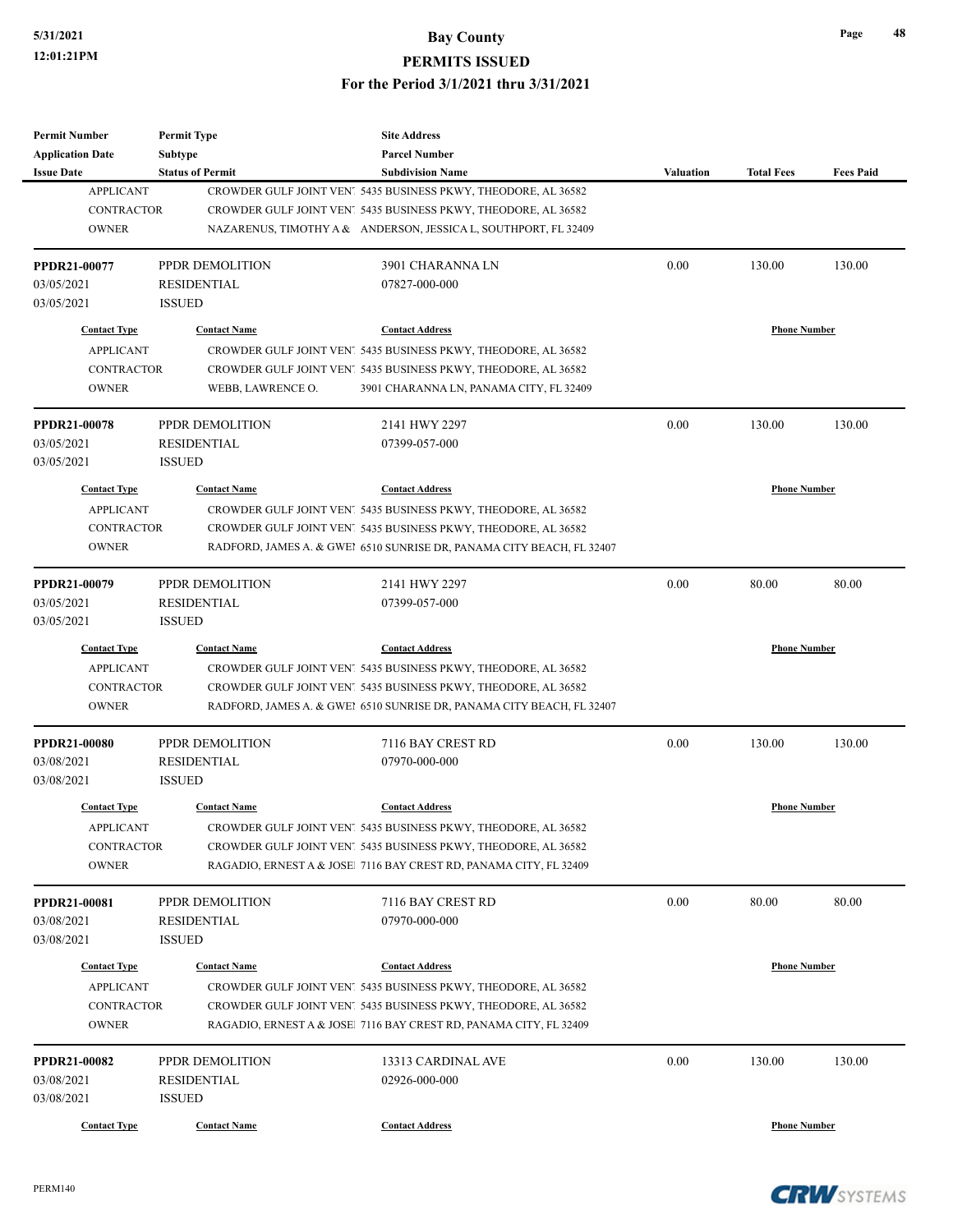| Permit Number<br>Application Date<br>Issue Date | Permit Type<br>Subtype<br>Status of Permit | Site Address<br>Parcel Number<br>Subdivision Name | Valuation | Total Fees | Fees Paid |
|---|---|---|---|---|---|
| APPLICANT | CROWDER GULF JOINT VEN | 5435 BUSINESS PKWY, THEODORE, AL 36582 | | | |
| CONTRACTOR | CROWDER GULF JOINT VEN | 5435 BUSINESS PKWY, THEODORE, AL 36582 | | | |
| OWNER | NAZARENUS, TIMOTHY A & | ANDERSON, JESSICA L, SOUTHPORT, FL 32409 | | | |
| **PPDR21-00077**<br>03/05/2021<br>03/05/2021 | PPDR DEMOLITION<br>RESIDENTIAL<br>ISSUED | 3901 CHARANNA LN<br>07827-000-000 | 0.00 | 130.00 | 130.00 |
| **Contact Type** | **Contact Name** | **Contact Address** | | **Phone Number** | |
| APPLICANT | CROWDER GULF JOINT VEN | 5435 BUSINESS PKWY, THEODORE, AL 36582 | | | |
| CONTRACTOR | CROWDER GULF JOINT VEN | 5435 BUSINESS PKWY, THEODORE, AL 36582 | | | |
| OWNER | WEBB, LAWRENCE O. | 3901 CHARANNA LN, PANAMA CITY, FL 32409 | | | |
| **PPDR21-00078**<br>03/05/2021<br>03/05/2021 | PPDR DEMOLITION<br>RESIDENTIAL<br>ISSUED | 2141 HWY 2297<br>07399-057-000 | 0.00 | 130.00 | 130.00 |
| **Contact Type** | **Contact Name** | **Contact Address** | | **Phone Number** | |
| APPLICANT | CROWDER GULF JOINT VEN | 5435 BUSINESS PKWY, THEODORE, AL 36582 | | | |
| CONTRACTOR | CROWDER GULF JOINT VEN | 5435 BUSINESS PKWY, THEODORE, AL 36582 | | | |
| OWNER | RADFORD, JAMES A. & GWE | 6510 SUNRISE DR, PANAMA CITY BEACH, FL 32407 | | | |
| **PPDR21-00079**<br>03/05/2021<br>03/05/2021 | PPDR DEMOLITION<br>RESIDENTIAL<br>ISSUED | 2141 HWY 2297<br>07399-057-000 | 0.00 | 80.00 | 80.00 |
| **Contact Type** | **Contact Name** | **Contact Address** | | **Phone Number** | |
| APPLICANT | CROWDER GULF JOINT VEN | 5435 BUSINESS PKWY, THEODORE, AL 36582 | | | |
| CONTRACTOR | CROWDER GULF JOINT VEN | 5435 BUSINESS PKWY, THEODORE, AL 36582 | | | |
| OWNER | RADFORD, JAMES A. & GWE | 6510 SUNRISE DR, PANAMA CITY BEACH, FL 32407 | | | |
| **PPDR21-00080**<br>03/08/2021<br>03/08/2021 | PPDR DEMOLITION<br>RESIDENTIAL<br>ISSUED | 7116 BAY CREST RD<br>07970-000-000 | 0.00 | 130.00 | 130.00 |
| **Contact Type** | **Contact Name** | **Contact Address** | | **Phone Number** | |
| APPLICANT | CROWDER GULF JOINT VEN | 5435 BUSINESS PKWY, THEODORE, AL 36582 | | | |
| CONTRACTOR | CROWDER GULF JOINT VEN | 5435 BUSINESS PKWY, THEODORE, AL 36582 | | | |
| OWNER | RAGADIO, ERNEST A & JOSE | 7116 BAY CREST RD, PANAMA CITY, FL 32409 | | | |
| **PPDR21-00081**<br>03/08/2021<br>03/08/2021 | PPDR DEMOLITION<br>RESIDENTIAL<br>ISSUED | 7116 BAY CREST RD<br>07970-000-000 | 0.00 | 80.00 | 80.00 |
| **Contact Type** | **Contact Name** | **Contact Address** | | **Phone Number** | |
| APPLICANT | CROWDER GULF JOINT VEN | 5435 BUSINESS PKWY, THEODORE, AL 36582 | | | |
| CONTRACTOR | CROWDER GULF JOINT VEN | 5435 BUSINESS PKWY, THEODORE, AL 36582 | | | |
| OWNER | RAGADIO, ERNEST A & JOSE | 7116 BAY CREST RD, PANAMA CITY, FL 32409 | | | |
| **PPDR21-00082**<br>03/08/2021<br>03/08/2021 | PPDR DEMOLITION<br>RESIDENTIAL<br>ISSUED | 13313 CARDINAL AVE<br>02926-000-000 | 0.00 | 130.00 | 130.00 |
| **Contact Type** | **Contact Name** | **Contact Address** | | **Phone Number** | |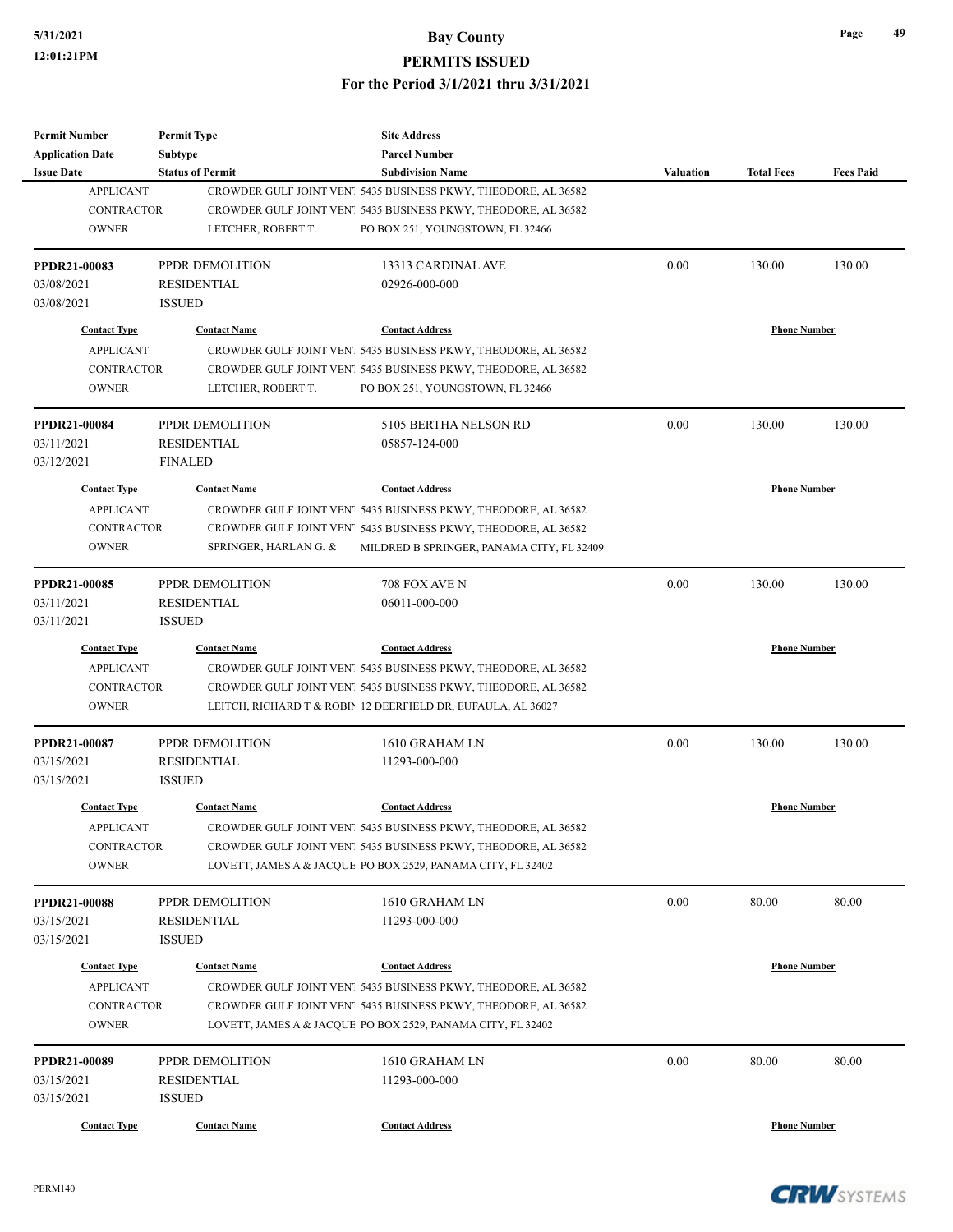| Permit Number | Permit Type | Site Address | | | |
|---|---|---|---|---|---|
| Application Date | Subtype | Parcel Number | | | |
| Issue Date | Status of Permit | Subdivision Name | Valuation | Total Fees | Fees Paid |
| APPLICANT | CROWDER GULF JOINT VEN | 5435 BUSINESS PKWY, THEODORE, AL 36582 | | | |
| CONTRACTOR | CROWDER GULF JOINT VEN | 5435 BUSINESS PKWY, THEODORE, AL 36582 | | | |
| OWNER | LETCHER, ROBERT T. | PO BOX 251, YOUNGSTOWN, FL 32466 | | | |
| **PPDR21-00083** | PPDR DEMOLITION | 13313 CARDINAL AVE | 0.00 | 130.00 | 130.00 |
| 03/08/2021 | RESIDENTIAL | 02926-000-000 | | | |
| 03/08/2021 | ISSUED | | | | |
| Contact Type | Contact Name | Contact Address | | Phone Number | |
| APPLICANT | CROWDER GULF JOINT VEN | 5435 BUSINESS PKWY, THEODORE, AL 36582 | | | |
| CONTRACTOR | CROWDER GULF JOINT VEN | 5435 BUSINESS PKWY, THEODORE, AL 36582 | | | |
| OWNER | LETCHER, ROBERT T. | PO BOX 251, YOUNGSTOWN, FL 32466 | | | |
| **PPDR21-00084** | PPDR DEMOLITION | 5105 BERTHA NELSON RD | 0.00 | 130.00 | 130.00 |
| 03/11/2021 | RESIDENTIAL | 05857-124-000 | | | |
| 03/12/2021 | FINALED | | | | |
| Contact Type | Contact Name | Contact Address | | Phone Number | |
| APPLICANT | CROWDER GULF JOINT VEN | 5435 BUSINESS PKWY, THEODORE, AL 36582 | | | |
| CONTRACTOR | CROWDER GULF JOINT VEN | 5435 BUSINESS PKWY, THEODORE, AL 36582 | | | |
| OWNER | SPRINGER, HARLAN G. & | MILDRED B SPRINGER, PANAMA CITY, FL 32409 | | | |
| **PPDR21-00085** | PPDR DEMOLITION | 708 FOX AVE N | 0.00 | 130.00 | 130.00 |
| 03/11/2021 | RESIDENTIAL | 06011-000-000 | | | |
| 03/11/2021 | ISSUED | | | | |
| Contact Type | Contact Name | Contact Address | | Phone Number | |
| APPLICANT | CROWDER GULF JOINT VEN | 5435 BUSINESS PKWY, THEODORE, AL 36582 | | | |
| CONTRACTOR | CROWDER GULF JOINT VEN | 5435 BUSINESS PKWY, THEODORE, AL 36582 | | | |
| OWNER | LEITCH, RICHARD T & ROBIN | 12 DEERFIELD DR, EUFAULA, AL 36027 | | | |
| **PPDR21-00087** | PPDR DEMOLITION | 1610 GRAHAM LN | 0.00 | 130.00 | 130.00 |
| 03/15/2021 | RESIDENTIAL | 11293-000-000 | | | |
| 03/15/2021 | ISSUED | | | | |
| Contact Type | Contact Name | Contact Address | | Phone Number | |
| APPLICANT | CROWDER GULF JOINT VEN | 5435 BUSINESS PKWY, THEODORE, AL 36582 | | | |
| CONTRACTOR | CROWDER GULF JOINT VEN | 5435 BUSINESS PKWY, THEODORE, AL 36582 | | | |
| OWNER | LOVETT, JAMES A & JACQUE | PO BOX 2529, PANAMA CITY, FL 32402 | | | |
| **PPDR21-00088** | PPDR DEMOLITION | 1610 GRAHAM LN | 0.00 | 80.00 | 80.00 |
| 03/15/2021 | RESIDENTIAL | 11293-000-000 | | | |
| 03/15/2021 | ISSUED | | | | |
| Contact Type | Contact Name | Contact Address | | Phone Number | |
| APPLICANT | CROWDER GULF JOINT VEN | 5435 BUSINESS PKWY, THEODORE, AL 36582 | | | |
| CONTRACTOR | CROWDER GULF JOINT VEN | 5435 BUSINESS PKWY, THEODORE, AL 36582 | | | |
| OWNER | LOVETT, JAMES A & JACQUE | PO BOX 2529, PANAMA CITY, FL 32402 | | | |
| **PPDR21-00089** | PPDR DEMOLITION | 1610 GRAHAM LN | 0.00 | 80.00 | 80.00 |
| 03/15/2021 | RESIDENTIAL | 11293-000-000 | | | |
| 03/15/2021 | ISSUED | | | | |
| Contact Type | Contact Name | Contact Address | | Phone Number | |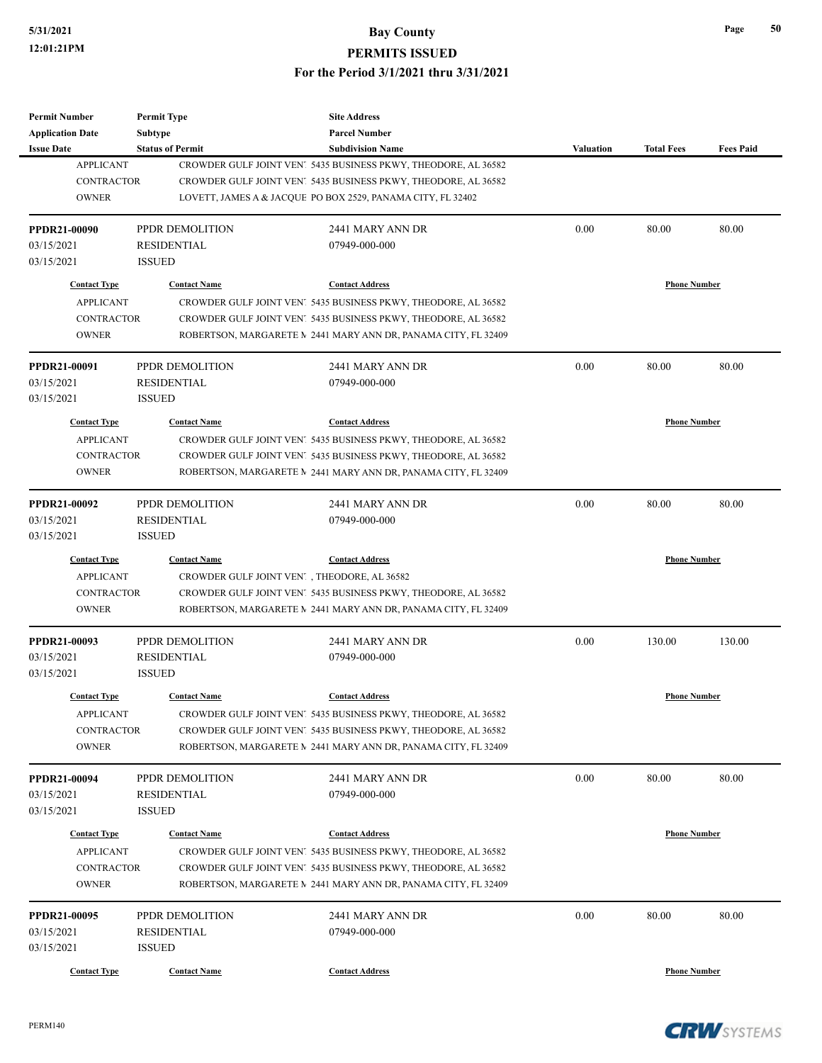| Permit Number<br>Application Date<br>Issue Date | Permit Type<br>Subtype<br>Status of Permit | Site Address<br>Parcel Number<br>Subdivision Name | Valuation | Total Fees | Fees Paid |
|---|---|---|---|---|---|
| APPLICANT | CROWDER GULF JOINT VEN | 5435 BUSINESS PKWY, THEODORE, AL 36582 | | | |
| CONTRACTOR | CROWDER GULF JOINT VEN | 5435 BUSINESS PKWY, THEODORE, AL 36582 | | | |
| OWNER | LOVETT, JAMES A & JACQUE | PO BOX 2529, PANAMA CITY, FL 32402 | | | |
| **PPDR21-00090**<br>03/15/2021<br>03/15/2021 | PPDR DEMOLITION<br>RESIDENTIAL<br>ISSUED | 2441 MARY ANN DR<br>07949-000-000 | 0.00 | 80.00 | 80.00 |
| Contact Type | Contact Name | Contact Address | | Phone Number | |
| APPLICANT | CROWDER GULF JOINT VEN | 5435 BUSINESS PKWY, THEODORE, AL 36582 | | | |
| CONTRACTOR | CROWDER GULF JOINT VEN | 5435 BUSINESS PKWY, THEODORE, AL 36582 | | | |
| OWNER | ROBERTSON, MARGARETE M | 2441 MARY ANN DR, PANAMA CITY, FL 32409 | | | |
| **PPDR21-00091**<br>03/15/2021<br>03/15/2021 | PPDR DEMOLITION<br>RESIDENTIAL<br>ISSUED | 2441 MARY ANN DR<br>07949-000-000 | 0.00 | 80.00 | 80.00 |
| Contact Type | Contact Name | Contact Address | | Phone Number | |
| APPLICANT | CROWDER GULF JOINT VEN | 5435 BUSINESS PKWY, THEODORE, AL 36582 | | | |
| CONTRACTOR | CROWDER GULF JOINT VEN | 5435 BUSINESS PKWY, THEODORE, AL 36582 | | | |
| OWNER | ROBERTSON, MARGARETE M | 2441 MARY ANN DR, PANAMA CITY, FL 32409 | | | |
| **PPDR21-00092**<br>03/15/2021<br>03/15/2021 | PPDR DEMOLITION<br>RESIDENTIAL<br>ISSUED | 2441 MARY ANN DR<br>07949-000-000 | 0.00 | 80.00 | 80.00 |
| Contact Type | Contact Name | Contact Address | | Phone Number | |
| APPLICANT | CROWDER GULF JOINT VEN | , THEODORE, AL 36582 | | | |
| CONTRACTOR | CROWDER GULF JOINT VEN | 5435 BUSINESS PKWY, THEODORE, AL 36582 | | | |
| OWNER | ROBERTSON, MARGARETE M | 2441 MARY ANN DR, PANAMA CITY, FL 32409 | | | |
| **PPDR21-00093**<br>03/15/2021<br>03/15/2021 | PPDR DEMOLITION<br>RESIDENTIAL<br>ISSUED | 2441 MARY ANN DR<br>07949-000-000 | 0.00 | 130.00 | 130.00 |
| Contact Type | Contact Name | Contact Address | | Phone Number | |
| APPLICANT | CROWDER GULF JOINT VEN | 5435 BUSINESS PKWY, THEODORE, AL 36582 | | | |
| CONTRACTOR | CROWDER GULF JOINT VEN | 5435 BUSINESS PKWY, THEODORE, AL 36582 | | | |
| OWNER | ROBERTSON, MARGARETE M | 2441 MARY ANN DR, PANAMA CITY, FL 32409 | | | |
| **PPDR21-00094**<br>03/15/2021<br>03/15/2021 | PPDR DEMOLITION<br>RESIDENTIAL<br>ISSUED | 2441 MARY ANN DR<br>07949-000-000 | 0.00 | 80.00 | 80.00 |
| Contact Type | Contact Name | Contact Address | | Phone Number | |
| APPLICANT | CROWDER GULF JOINT VEN | 5435 BUSINESS PKWY, THEODORE, AL 36582 | | | |
| CONTRACTOR | CROWDER GULF JOINT VEN | 5435 BUSINESS PKWY, THEODORE, AL 36582 | | | |
| OWNER | ROBERTSON, MARGARETE M | 2441 MARY ANN DR, PANAMA CITY, FL 32409 | | | |
| **PPDR21-00095**<br>03/15/2021<br>03/15/2021 | PPDR DEMOLITION<br>RESIDENTIAL<br>ISSUED | 2441 MARY ANN DR<br>07949-000-000 | 0.00 | 80.00 | 80.00 |
| Contact Type | Contact Name | Contact Address | | Phone Number | |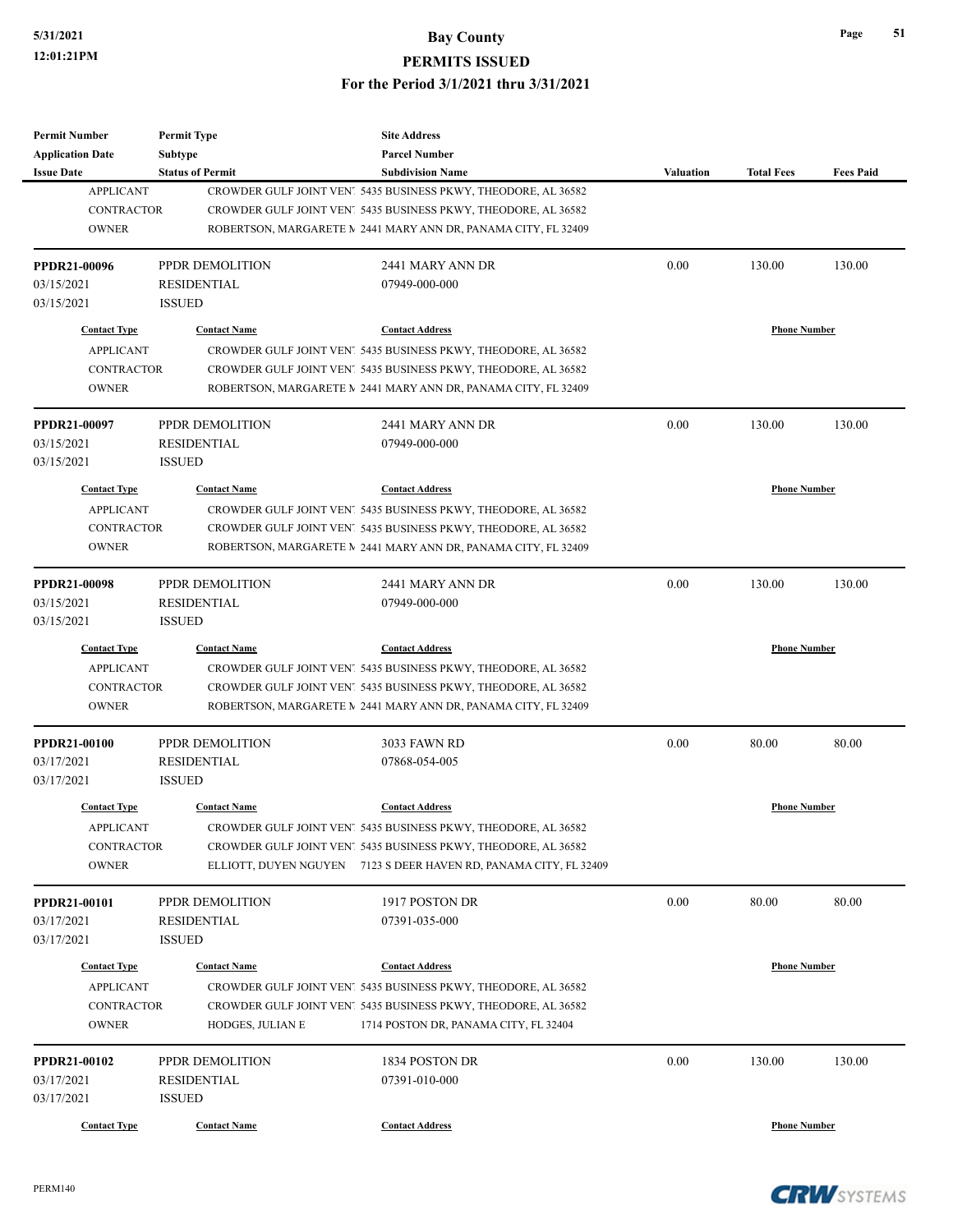| Permit Number<br>Application Date<br>Issue Date | Permit Type<br>Subtype<br>Status of Permit | Site Address<br>Parcel Number<br>Subdivision Name | Valuation | Total Fees | Fees Paid |
|---|---|---|---|---|---|
| APPLICANT | CROWDER GULF JOINT VEN | 5435 BUSINESS PKWY, THEODORE, AL 36582 | | | |
| CONTRACTOR | CROWDER GULF JOINT VEN | 5435 BUSINESS PKWY, THEODORE, AL 36582 | | | |
| OWNER | ROBERTSON, MARGARETE M | 2441 MARY ANN DR, PANAMA CITY, FL 32409 | | | |
| **PPDR21-00096**<br>03/15/2021<br>03/15/2021 | PPDR DEMOLITION<br>RESIDENTIAL<br>ISSUED | 2441 MARY ANN DR<br>07949-000-000 | 0.00 | 130.00 | 130.00 |
| Contact Type | Contact Name | Contact Address | | Phone Number | |
| APPLICANT | CROWDER GULF JOINT VEN | 5435 BUSINESS PKWY, THEODORE, AL 36582 | | | |
| CONTRACTOR | CROWDER GULF JOINT VEN | 5435 BUSINESS PKWY, THEODORE, AL 36582 | | | |
| OWNER | ROBERTSON, MARGARETE M | 2441 MARY ANN DR, PANAMA CITY, FL 32409 | | | |
| **PPDR21-00097**<br>03/15/2021<br>03/15/2021 | PPDR DEMOLITION<br>RESIDENTIAL<br>ISSUED | 2441 MARY ANN DR<br>07949-000-000 | 0.00 | 130.00 | 130.00 |
| Contact Type | Contact Name | Contact Address | | Phone Number | |
| APPLICANT | CROWDER GULF JOINT VEN | 5435 BUSINESS PKWY, THEODORE, AL 36582 | | | |
| CONTRACTOR | CROWDER GULF JOINT VEN | 5435 BUSINESS PKWY, THEODORE, AL 36582 | | | |
| OWNER | ROBERTSON, MARGARETE M | 2441 MARY ANN DR, PANAMA CITY, FL 32409 | | | |
| **PPDR21-00098**<br>03/15/2021<br>03/15/2021 | PPDR DEMOLITION<br>RESIDENTIAL<br>ISSUED | 2441 MARY ANN DR<br>07949-000-000 | 0.00 | 130.00 | 130.00 |
| Contact Type | Contact Name | Contact Address | | Phone Number | |
| APPLICANT | CROWDER GULF JOINT VEN | 5435 BUSINESS PKWY, THEODORE, AL 36582 | | | |
| CONTRACTOR | CROWDER GULF JOINT VEN | 5435 BUSINESS PKWY, THEODORE, AL 36582 | | | |
| OWNER | ROBERTSON, MARGARETE M | 2441 MARY ANN DR, PANAMA CITY, FL 32409 | | | |
| **PPDR21-00100**<br>03/17/2021<br>03/17/2021 | PPDR DEMOLITION<br>RESIDENTIAL<br>ISSUED | 3033 FAWN RD<br>07868-054-005 | 0.00 | 80.00 | 80.00 |
| Contact Type | Contact Name | Contact Address | | Phone Number | |
| APPLICANT | CROWDER GULF JOINT VEN | 5435 BUSINESS PKWY, THEODORE, AL 36582 | | | |
| CONTRACTOR | CROWDER GULF JOINT VEN | 5435 BUSINESS PKWY, THEODORE, AL 36582 | | | |
| OWNER | ELLIOTT, DUYEN NGUYEN | 7123 S DEER HAVEN RD, PANAMA CITY, FL 32409 | | | |
| **PPDR21-00101**<br>03/17/2021<br>03/17/2021 | PPDR DEMOLITION<br>RESIDENTIAL<br>ISSUED | 1917 POSTON DR<br>07391-035-000 | 0.00 | 80.00 | 80.00 |
| Contact Type | Contact Name | Contact Address | | Phone Number | |
| APPLICANT | CROWDER GULF JOINT VEN | 5435 BUSINESS PKWY, THEODORE, AL 36582 | | | |
| CONTRACTOR | CROWDER GULF JOINT VEN | 5435 BUSINESS PKWY, THEODORE, AL 36582 | | | |
| OWNER | HODGES, JULIAN E | 1714 POSTON DR, PANAMA CITY, FL 32404 | | | |
| **PPDR21-00102**<br>03/17/2021<br>03/17/2021 | PPDR DEMOLITION<br>RESIDENTIAL<br>ISSUED | 1834 POSTON DR<br>07391-010-000 | 0.00 | 130.00 | 130.00 |
| Contact Type | Contact Name | Contact Address | | Phone Number | |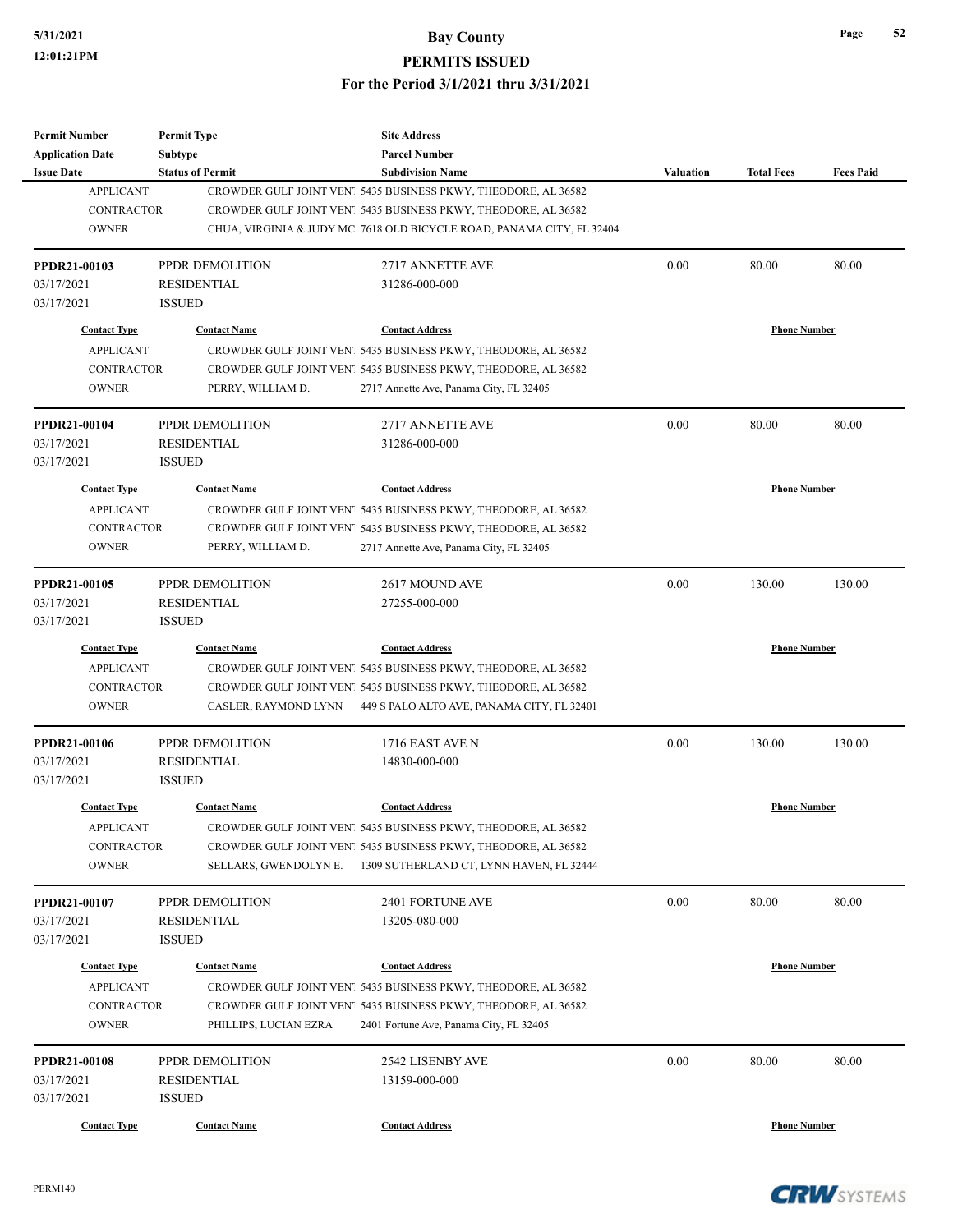# Bay County
# PERMITS ISSUED
## For the Period 3/1/2021 thru 3/31/2021

| Permit Number | Permit Type | Site Address | | | |
|---|---|---|---|---|---|
| Application Date | Subtype | Parcel Number | | | |
| Issue Date | Status of Permit | Subdivision Name | Valuation | Total Fees | Fees Paid |

| Contact Type | Contact Name | Contact Address | Phone Number |
|---|---|---|---|
| APPLICANT | CROWDER GULF JOINT VEN | 5435 BUSINESS PKWY, THEODORE, AL 36582 | |
| CONTRACTOR | CROWDER GULF JOINT VEN | 5435 BUSINESS PKWY, THEODORE, AL 36582 | |
| OWNER | CHUA, VIRGINIA & JUDY MC | 7618 OLD BICYCLE ROAD, PANAMA CITY, FL 32404 | |

| PPDR21-00103 | PPDR DEMOLITION | 2717 ANNETTE AVE | 0.00 | 80.00 | 80.00 |
|---|---|---|---|---|---|
| 03/17/2021 | RESIDENTIAL | 31286-000-000 | | | |
| 03/17/2021 | ISSUED | | | | |

| Contact Type | Contact Name | Contact Address | Phone Number |
|---|---|---|---|
| APPLICANT | CROWDER GULF JOINT VEN | 5435 BUSINESS PKWY, THEODORE, AL 36582 | |
| CONTRACTOR | CROWDER GULF JOINT VEN | 5435 BUSINESS PKWY, THEODORE, AL 36582 | |
| OWNER | PERRY, WILLIAM D. | 2717 Annette Ave, Panama City, FL 32405 | |

| PPDR21-00104 | PPDR DEMOLITION | 2717 ANNETTE AVE | 0.00 | 80.00 | 80.00 |
|---|---|---|---|---|---|
| 03/17/2021 | RESIDENTIAL | 31286-000-000 | | | |
| 03/17/2021 | ISSUED | | | | |

| Contact Type | Contact Name | Contact Address | Phone Number |
|---|---|---|---|
| APPLICANT | CROWDER GULF JOINT VEN | 5435 BUSINESS PKWY, THEODORE, AL 36582 | |
| CONTRACTOR | CROWDER GULF JOINT VEN | 5435 BUSINESS PKWY, THEODORE, AL 36582 | |
| OWNER | PERRY, WILLIAM D. | 2717 Annette Ave, Panama City, FL 32405 | |

| PPDR21-00105 | PPDR DEMOLITION | 2617 MOUND AVE | 0.00 | 130.00 | 130.00 |
|---|---|---|---|---|---|
| 03/17/2021 | RESIDENTIAL | 27255-000-000 | | | |
| 03/17/2021 | ISSUED | | | | |

| Contact Type | Contact Name | Contact Address | Phone Number |
|---|---|---|---|
| APPLICANT | CROWDER GULF JOINT VEN | 5435 BUSINESS PKWY, THEODORE, AL 36582 | |
| CONTRACTOR | CROWDER GULF JOINT VEN | 5435 BUSINESS PKWY, THEODORE, AL 36582 | |
| OWNER | CASLER, RAYMOND LYNN | 449 S PALO ALTO AVE, PANAMA CITY, FL 32401 | |

| PPDR21-00106 | PPDR DEMOLITION | 1716 EAST AVE N | 0.00 | 130.00 | 130.00 |
|---|---|---|---|---|---|
| 03/17/2021 | RESIDENTIAL | 14830-000-000 | | | |
| 03/17/2021 | ISSUED | | | | |

| Contact Type | Contact Name | Contact Address | Phone Number |
|---|---|---|---|
| APPLICANT | CROWDER GULF JOINT VEN | 5435 BUSINESS PKWY, THEODORE, AL 36582 | |
| CONTRACTOR | CROWDER GULF JOINT VEN | 5435 BUSINESS PKWY, THEODORE, AL 36582 | |
| OWNER | SELLARS, GWENDOLYN E. | 1309 SUTHERLAND CT, LYNN HAVEN, FL 32444 | |

| PPDR21-00107 | PPDR DEMOLITION | 2401 FORTUNE AVE | 0.00 | 80.00 | 80.00 |
|---|---|---|---|---|---|
| 03/17/2021 | RESIDENTIAL | 13205-080-000 | | | |
| 03/17/2021 | ISSUED | | | | |

| Contact Type | Contact Name | Contact Address | Phone Number |
|---|---|---|---|
| APPLICANT | CROWDER GULF JOINT VEN | 5435 BUSINESS PKWY, THEODORE, AL 36582 | |
| CONTRACTOR | CROWDER GULF JOINT VEN | 5435 BUSINESS PKWY, THEODORE, AL 36582 | |
| OWNER | PHILLIPS, LUCIAN EZRA | 2401 Fortune Ave, Panama City, FL 32405 | |

| PPDR21-00108 | PPDR DEMOLITION | 2542 LISENBY AVE | 0.00 | 80.00 | 80.00 |
|---|---|---|---|---|---|
| 03/17/2021 | RESIDENTIAL | 13159-000-000 | | | |
| 03/17/2021 | ISSUED | | | | |

| Contact Type | Contact Name | Contact Address | Phone Number |
|---|---|---|---|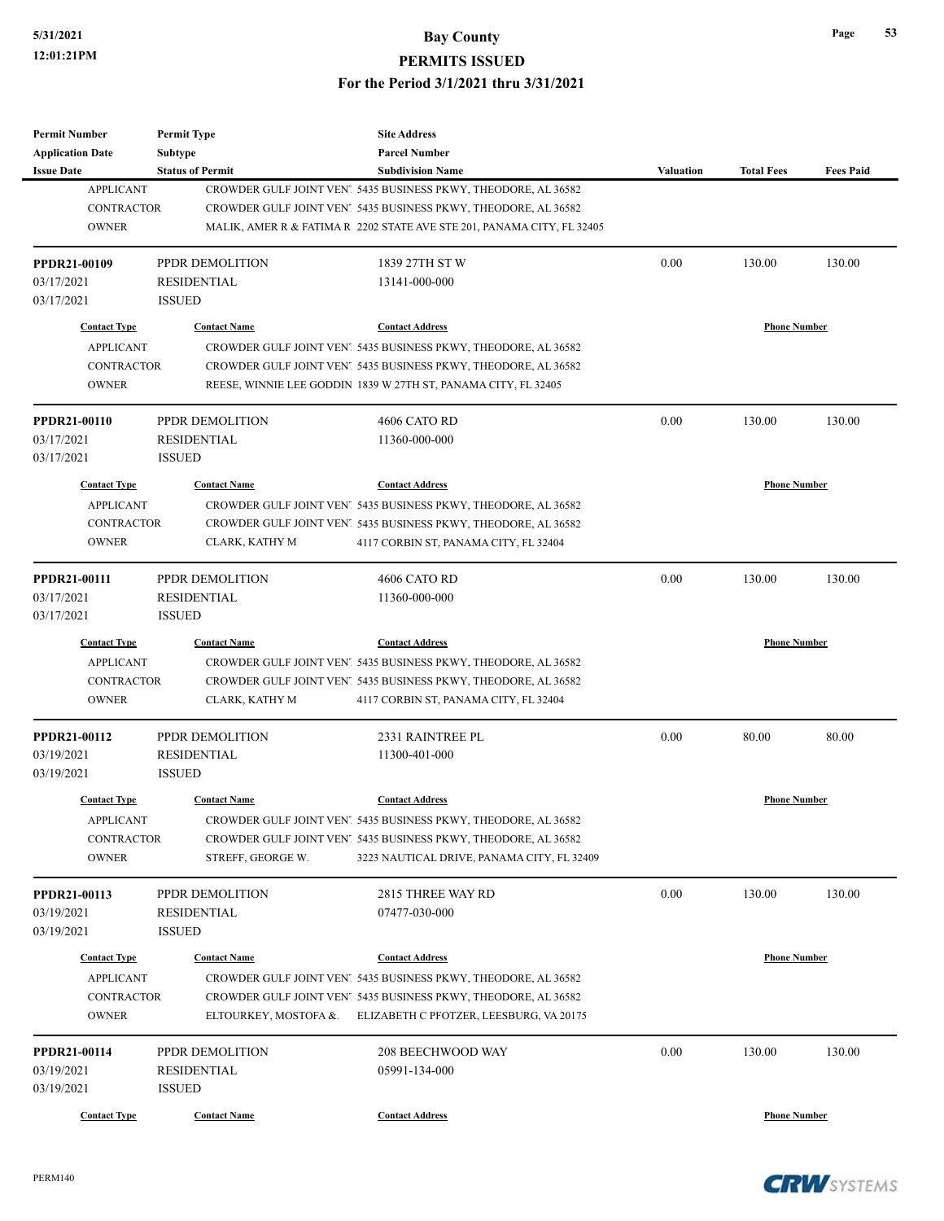| Permit Number<br>Application Date<br>Issue Date | Permit Type<br>Subtype<br>Status of Permit | Site Address<br>Parcel Number<br>Subdivision Name | Valuation | Total Fees | Fees Paid |
|---|---|---|---|---|---|
| APPLICANT | CROWDER GULF JOINT VEN' | 5435 BUSINESS PKWY, THEODORE, AL 36582 | | | |
| CONTRACTOR | CROWDER GULF JOINT VEN' | 5435 BUSINESS PKWY, THEODORE, AL 36582 | | | |
| OWNER | MALIK, AMER R & FATIMA R | 2202 STATE AVE STE 201, PANAMA CITY, FL 32405 | | | |
| **PPDR21-00109**<br>03/17/2021<br>03/17/2021 | PPDR DEMOLITION<br>RESIDENTIAL<br>ISSUED | 1839 27TH ST W<br>13141-000-000 | 0.00 | 130.00 | 130.00 |
| Contact Type | Contact Name | Contact Address | | Phone Number | |
| APPLICANT | CROWDER GULF JOINT VEN' | 5435 BUSINESS PKWY, THEODORE, AL 36582 | | | |
| CONTRACTOR | CROWDER GULF JOINT VEN' | 5435 BUSINESS PKWY, THEODORE, AL 36582 | | | |
| OWNER | REESE, WINNIE LEE GODDIN | 1839 W 27TH ST, PANAMA CITY, FL 32405 | | | |
| **PPDR21-00110**<br>03/17/2021<br>03/17/2021 | PPDR DEMOLITION<br>RESIDENTIAL<br>ISSUED | 4606 CATO RD<br>11360-000-000 | 0.00 | 130.00 | 130.00 |
| Contact Type | Contact Name | Contact Address | | Phone Number | |
| APPLICANT | CROWDER GULF JOINT VEN' | 5435 BUSINESS PKWY, THEODORE, AL 36582 | | | |
| CONTRACTOR | CROWDER GULF JOINT VEN' | 5435 BUSINESS PKWY, THEODORE, AL 36582 | | | |
| OWNER | CLARK, KATHY M | 4117 CORBIN ST, PANAMA CITY, FL 32404 | | | |
| **PPDR21-00111**<br>03/17/2021<br>03/17/2021 | PPDR DEMOLITION<br>RESIDENTIAL<br>ISSUED | 4606 CATO RD<br>11360-000-000 | 0.00 | 130.00 | 130.00 |
| Contact Type | Contact Name | Contact Address | | Phone Number | |
| APPLICANT | CROWDER GULF JOINT VEN' | 5435 BUSINESS PKWY, THEODORE, AL 36582 | | | |
| CONTRACTOR | CROWDER GULF JOINT VEN' | 5435 BUSINESS PKWY, THEODORE, AL 36582 | | | |
| OWNER | CLARK, KATHY M | 4117 CORBIN ST, PANAMA CITY, FL 32404 | | | |
| **PPDR21-00112**<br>03/19/2021<br>03/19/2021 | PPDR DEMOLITION<br>RESIDENTIAL<br>ISSUED | 2331 RAINTREE PL<br>11300-401-000 | 0.00 | 80.00 | 80.00 |
| Contact Type | Contact Name | Contact Address | | Phone Number | |
| APPLICANT | CROWDER GULF JOINT VEN' | 5435 BUSINESS PKWY, THEODORE, AL 36582 | | | |
| CONTRACTOR | CROWDER GULF JOINT VEN' | 5435 BUSINESS PKWY, THEODORE, AL 36582 | | | |
| OWNER | STREFF, GEORGE W. | 3223 NAUTICAL DRIVE, PANAMA CITY, FL 32409 | | | |
| **PPDR21-00113**<br>03/19/2021<br>03/19/2021 | PPDR DEMOLITION<br>RESIDENTIAL<br>ISSUED | 2815 THREE WAY RD<br>07477-030-000 | 0.00 | 130.00 | 130.00 |
| Contact Type | Contact Name | Contact Address | | Phone Number | |
| APPLICANT | CROWDER GULF JOINT VEN' | 5435 BUSINESS PKWY, THEODORE, AL 36582 | | | |
| CONTRACTOR | CROWDER GULF JOINT VEN' | 5435 BUSINESS PKWY, THEODORE, AL 36582 | | | |
| OWNER | ELTOURKEY, MOSTOFA &. | ELIZABETH C PFOTZER, LEESBURG, VA 20175 | | | |
| **PPDR21-00114**<br>03/19/2021<br>03/19/2021 | PPDR DEMOLITION<br>RESIDENTIAL<br>ISSUED | 208 BEECHWOOD WAY<br>05991-134-000 | 0.00 | 130.00 | 130.00 |
| Contact Type | Contact Name | Contact Address | | Phone Number | |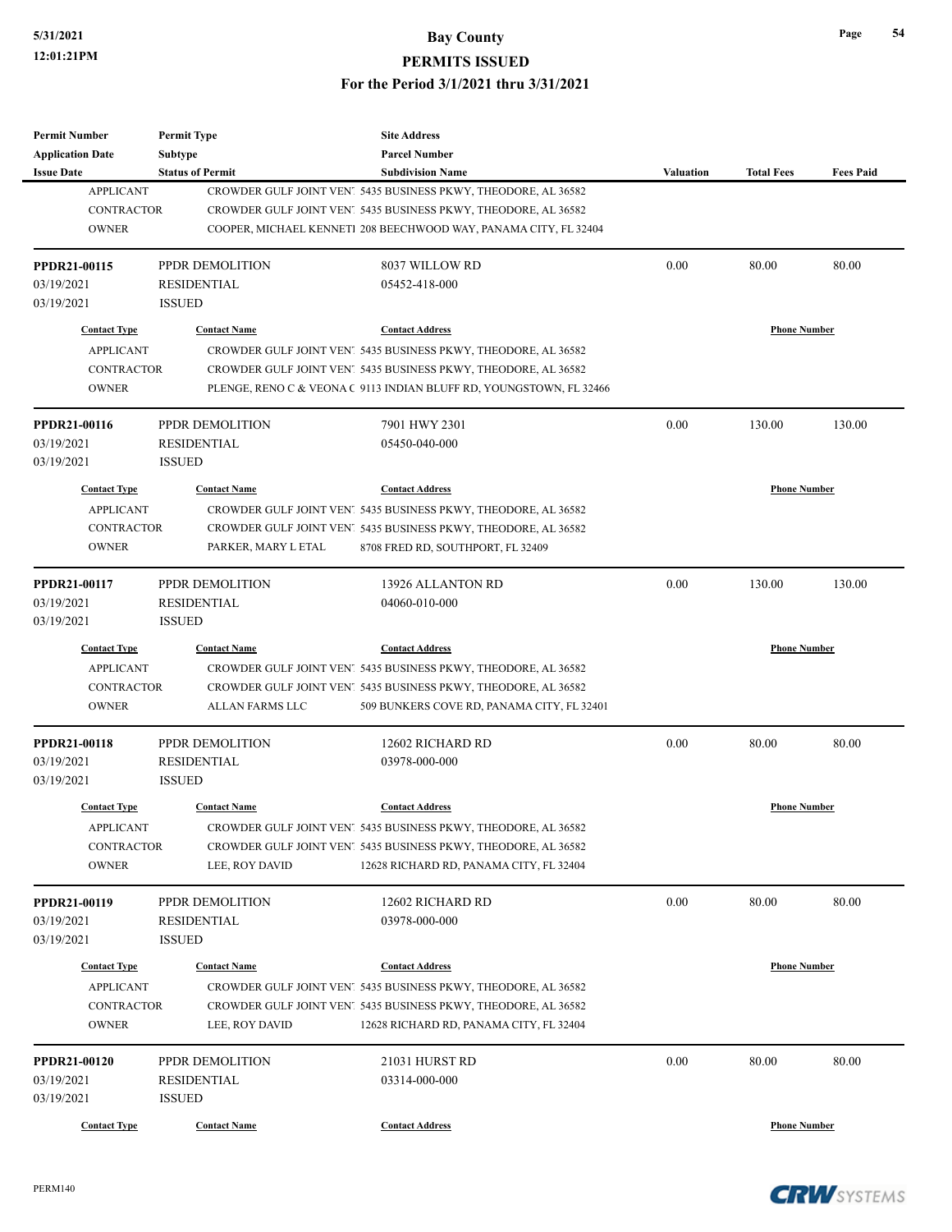| Permit Number<br>Application Date<br>Issue Date | Permit Type<br>Subtype<br>Status of Permit | Site Address<br>Parcel Number<br>Subdivision Name | Valuation | Total Fees | Fees Paid |
|---|---|---|---|---|---|

| Contact Type | Contact Name | Contact Address | Phone Number |
|---|---|---|---|
| APPLICANT | CROWDER GULF JOINT VEN | 5435 BUSINESS PKWY, THEODORE, AL 36582 | |
| CONTRACTOR | CROWDER GULF JOINT VEN | 5435 BUSINESS PKWY, THEODORE, AL 36582 | |
| OWNER | COOPER, MICHAEL KENNETI | 208 BEECHWOOD WAY, PANAMA CITY, FL 32404 | |

| Permit Number | Permit Type | Site Address | Valuation | Total Fees | Fees Paid |
|---|---|---|---|---|---|
| PPDR21-00115 | PPDR DEMOLITION | 8037 WILLOW RD | 0.00 | 80.00 | 80.00 |
| 03/19/2021 | RESIDENTIAL | 05452-418-000 | | | |
| 03/19/2021 | ISSUED | | | | |

| Contact Type | Contact Name | Contact Address | Phone Number |
|---|---|---|---|
| APPLICANT | CROWDER GULF JOINT VEN | 5435 BUSINESS PKWY, THEODORE, AL 36582 | |
| CONTRACTOR | CROWDER GULF JOINT VEN | 5435 BUSINESS PKWY, THEODORE, AL 36582 | |
| OWNER | PLENGE, RENO C & VEONA C | 9113 INDIAN BLUFF RD, YOUNGSTOWN, FL 32466 | |

| Permit Number | Permit Type | Site Address | Valuation | Total Fees | Fees Paid |
|---|---|---|---|---|---|
| PPDR21-00116 | PPDR DEMOLITION | 7901 HWY 2301 | 0.00 | 130.00 | 130.00 |
| 03/19/2021 | RESIDENTIAL | 05450-040-000 | | | |
| 03/19/2021 | ISSUED | | | | |

| Contact Type | Contact Name | Contact Address | Phone Number |
|---|---|---|---|
| APPLICANT | CROWDER GULF JOINT VEN | 5435 BUSINESS PKWY, THEODORE, AL 36582 | |
| CONTRACTOR | CROWDER GULF JOINT VEN | 5435 BUSINESS PKWY, THEODORE, AL 36582 | |
| OWNER | PARKER, MARY L ETAL | 8708 FRED RD, SOUTHPORT, FL 32409 | |

| Permit Number | Permit Type | Site Address | Valuation | Total Fees | Fees Paid |
|---|---|---|---|---|---|
| PPDR21-00117 | PPDR DEMOLITION | 13926 ALLANTON RD | 0.00 | 130.00 | 130.00 |
| 03/19/2021 | RESIDENTIAL | 04060-010-000 | | | |
| 03/19/2021 | ISSUED | | | | |

| Contact Type | Contact Name | Contact Address | Phone Number |
|---|---|---|---|
| APPLICANT | CROWDER GULF JOINT VEN | 5435 BUSINESS PKWY, THEODORE, AL 36582 | |
| CONTRACTOR | CROWDER GULF JOINT VEN | 5435 BUSINESS PKWY, THEODORE, AL 36582 | |
| OWNER | ALLAN FARMS LLC | 509 BUNKERS COVE RD, PANAMA CITY, FL 32401 | |

| Permit Number | Permit Type | Site Address | Valuation | Total Fees | Fees Paid |
|---|---|---|---|---|---|
| PPDR21-00118 | PPDR DEMOLITION | 12602 RICHARD RD | 0.00 | 80.00 | 80.00 |
| 03/19/2021 | RESIDENTIAL | 03978-000-000 | | | |
| 03/19/2021 | ISSUED | | | | |

| Contact Type | Contact Name | Contact Address | Phone Number |
|---|---|---|---|
| APPLICANT | CROWDER GULF JOINT VEN | 5435 BUSINESS PKWY, THEODORE, AL 36582 | |
| CONTRACTOR | CROWDER GULF JOINT VEN | 5435 BUSINESS PKWY, THEODORE, AL 36582 | |
| OWNER | LEE, ROY DAVID | 12628 RICHARD RD, PANAMA CITY, FL 32404 | |

| Permit Number | Permit Type | Site Address | Valuation | Total Fees | Fees Paid |
|---|---|---|---|---|---|
| PPDR21-00119 | PPDR DEMOLITION | 12602 RICHARD RD | 0.00 | 80.00 | 80.00 |
| 03/19/2021 | RESIDENTIAL | 03978-000-000 | | | |
| 03/19/2021 | ISSUED | | | | |

| Contact Type | Contact Name | Contact Address | Phone Number |
|---|---|---|---|
| APPLICANT | CROWDER GULF JOINT VEN | 5435 BUSINESS PKWY, THEODORE, AL 36582 | |
| CONTRACTOR | CROWDER GULF JOINT VEN | 5435 BUSINESS PKWY, THEODORE, AL 36582 | |
| OWNER | LEE, ROY DAVID | 12628 RICHARD RD, PANAMA CITY, FL 32404 | |

| Permit Number | Permit Type | Site Address | Valuation | Total Fees | Fees Paid |
|---|---|---|---|---|---|
| PPDR21-00120 | PPDR DEMOLITION | 21031 HURST RD | 0.00 | 80.00 | 80.00 |
| 03/19/2021 | RESIDENTIAL | 03314-000-000 | | | |
| 03/19/2021 | ISSUED | | | | |

| Contact Type | Contact Name | Contact Address | Phone Number |
|---|---|---|---|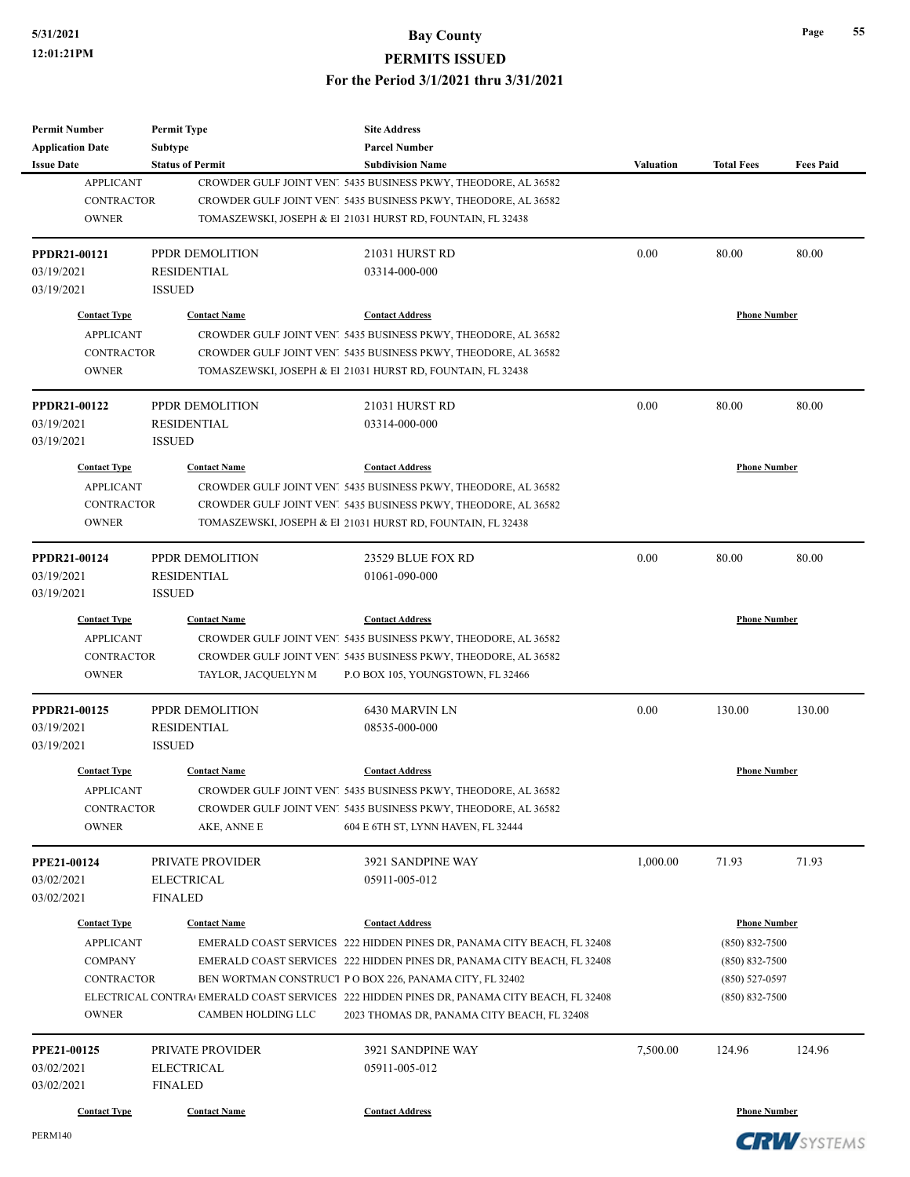# Bay County
## PERMITS ISSUED
### For the Period 3/1/2021 thru 3/31/2021

| Permit Number / Application Date / Issue Date | Permit Type / Subtype / Status of Permit | Site Address / Parcel Number / Subdivision Name | Valuation | Total Fees | Fees Paid |
|---|---|---|---|---|---|

| Contact Type | Contact Name | Contact Address | Phone Number |
|---|---|---|---|
| APPLICANT | CROWDER GULF JOINT VEN | 5435 BUSINESS PKWY, THEODORE, AL 36582 | |
| CONTRACTOR | CROWDER GULF JOINT VEN | 5435 BUSINESS PKWY, THEODORE, AL 36582 | |
| OWNER | TOMASZEWSKI, JOSEPH & EI | 21031 HURST RD, FOUNTAIN, FL 32438 | |

| Permit Number | Permit Type | Site Address | Valuation | Total Fees | Fees Paid |
|---|---|---|---|---|---|
| PPDR21-00121 | PPDR DEMOLITION | 21031 HURST RD | 0.00 | 80.00 | 80.00 |
| 03/19/2021 | RESIDENTIAL | 03314-000-000 | | | |
| 03/19/2021 | ISSUED | | | | |

| Contact Type | Contact Name | Contact Address | Phone Number |
|---|---|---|---|
| APPLICANT | CROWDER GULF JOINT VEN | 5435 BUSINESS PKWY, THEODORE, AL 36582 | |
| CONTRACTOR | CROWDER GULF JOINT VEN | 5435 BUSINESS PKWY, THEODORE, AL 36582 | |
| OWNER | TOMASZEWSKI, JOSEPH & EI | 21031 HURST RD, FOUNTAIN, FL 32438 | |

| Permit Number | Permit Type | Site Address | Valuation | Total Fees | Fees Paid |
|---|---|---|---|---|---|
| PPDR21-00122 | PPDR DEMOLITION | 21031 HURST RD | 0.00 | 80.00 | 80.00 |
| 03/19/2021 | RESIDENTIAL | 03314-000-000 | | | |
| 03/19/2021 | ISSUED | | | | |

| Contact Type | Contact Name | Contact Address | Phone Number |
|---|---|---|---|
| APPLICANT | CROWDER GULF JOINT VEN | 5435 BUSINESS PKWY, THEODORE, AL 36582 | |
| CONTRACTOR | CROWDER GULF JOINT VEN | 5435 BUSINESS PKWY, THEODORE, AL 36582 | |
| OWNER | TOMASZEWSKI, JOSEPH & EI | 21031 HURST RD, FOUNTAIN, FL 32438 | |

| Permit Number | Permit Type | Site Address | Valuation | Total Fees | Fees Paid |
|---|---|---|---|---|---|
| PPDR21-00124 | PPDR DEMOLITION | 23529 BLUE FOX RD | 0.00 | 80.00 | 80.00 |
| 03/19/2021 | RESIDENTIAL | 01061-090-000 | | | |
| 03/19/2021 | ISSUED | | | | |

| Contact Type | Contact Name | Contact Address | Phone Number |
|---|---|---|---|
| APPLICANT | CROWDER GULF JOINT VEN | 5435 BUSINESS PKWY, THEODORE, AL 36582 | |
| CONTRACTOR | CROWDER GULF JOINT VEN | 5435 BUSINESS PKWY, THEODORE, AL 36582 | |
| OWNER | TAYLOR, JACQUELYN M | P.O BOX 105, YOUNGSTOWN, FL 32466 | |

| Permit Number | Permit Type | Site Address | Valuation | Total Fees | Fees Paid |
|---|---|---|---|---|---|
| PPDR21-00125 | PPDR DEMOLITION | 6430 MARVIN LN | 0.00 | 130.00 | 130.00 |
| 03/19/2021 | RESIDENTIAL | 08535-000-000 | | | |
| 03/19/2021 | ISSUED | | | | |

| Contact Type | Contact Name | Contact Address | Phone Number |
|---|---|---|---|
| APPLICANT | CROWDER GULF JOINT VEN | 5435 BUSINESS PKWY, THEODORE, AL 36582 | |
| CONTRACTOR | CROWDER GULF JOINT VEN | 5435 BUSINESS PKWY, THEODORE, AL 36582 | |
| OWNER | AKE, ANNE E | 604 E 6TH ST, LYNN HAVEN, FL 32444 | |

| Permit Number | Permit Type | Site Address | Valuation | Total Fees | Fees Paid |
|---|---|---|---|---|---|
| PPE21-00124 | PRIVATE PROVIDER | 3921 SANDPINE WAY | 1,000.00 | 71.93 | 71.93 |
| 03/02/2021 | ELECTRICAL | 05911-005-012 | | | |
| 03/02/2021 | FINALED | | | | |

| Contact Type | Contact Name | Contact Address | Phone Number |
|---|---|---|---|
| APPLICANT | EMERALD COAST SERVICES | 222 HIDDEN PINES DR, PANAMA CITY BEACH, FL 32408 | (850) 832-7500 |
| COMPANY | EMERALD COAST SERVICES | 222 HIDDEN PINES DR, PANAMA CITY BEACH, FL 32408 | (850) 832-7500 |
| CONTRACTOR | BEN WORTMAN CONSTRUCT | P O BOX 226, PANAMA CITY, FL 32402 | (850) 527-0597 |
| ELECTRICAL CONTRA | EMERALD COAST SERVICES | 222 HIDDEN PINES DR, PANAMA CITY BEACH, FL 32408 | (850) 832-7500 |
| OWNER | CAMBEN HOLDING LLC | 2023 THOMAS DR, PANAMA CITY BEACH, FL 32408 | |

| Permit Number | Permit Type | Site Address | Valuation | Total Fees | Fees Paid |
|---|---|---|---|---|---|
| PPE21-00125 | PRIVATE PROVIDER | 3921 SANDPINE WAY | 7,500.00 | 124.96 | 124.96 |
| 03/02/2021 | ELECTRICAL | 05911-005-012 | | | |
| 03/02/2021 | FINALED | | | | |

| Contact Type | Contact Name | Contact Address | Phone Number |
|---|---|---|---|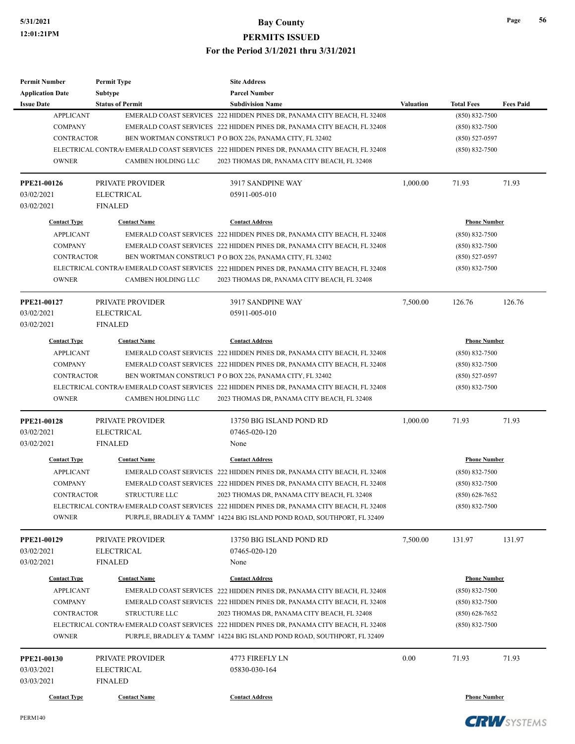| Permit Number | Permit Type | Site Address | | | |
|---|---|---|---|---|---|
| Application Date | Subtype | Parcel Number | | | |
| Issue Date | Status of Permit | Subdivision Name | Valuation | Total Fees | Fees Paid |

| Contact Type | Contact Name | Contact Address | Phone Number |
|---|---|---|---|
| APPLICANT | EMERALD COAST SERVICES | 222 HIDDEN PINES DR, PANAMA CITY BEACH, FL 32408 | (850) 832-7500 |
| COMPANY | EMERALD COAST SERVICES | 222 HIDDEN PINES DR, PANAMA CITY BEACH, FL 32408 | (850) 832-7500 |
| CONTRACTOR | BEN WORTMAN CONSTRUCT | P O BOX 226, PANAMA CITY, FL 32402 | (850) 527-0597 |
| ELECTRICAL CONTRA | EMERALD COAST SERVICES | 222 HIDDEN PINES DR, PANAMA CITY BEACH, FL 32408 | (850) 832-7500 |
| OWNER | CAMBEN HOLDING LLC | 2023 THOMAS DR, PANAMA CITY BEACH, FL 32408 | |

| PPE21-00126 | PRIVATE PROVIDER | 3917 SANDPINE WAY | 1,000.00 | 71.93 | 71.93 |
|---|---|---|---|---|---|
| 03/02/2021 | ELECTRICAL | 05911-005-010 | | | |
| 03/02/2021 | FINALED | | | | |

| Contact Type | Contact Name | Contact Address | Phone Number |
|---|---|---|---|
| APPLICANT | EMERALD COAST SERVICES | 222 HIDDEN PINES DR, PANAMA CITY BEACH, FL 32408 | (850) 832-7500 |
| COMPANY | EMERALD COAST SERVICES | 222 HIDDEN PINES DR, PANAMA CITY BEACH, FL 32408 | (850) 832-7500 |
| CONTRACTOR | BEN WORTMAN CONSTRUCT | P O BOX 226, PANAMA CITY, FL 32402 | (850) 527-0597 |
| ELECTRICAL CONTRA | EMERALD COAST SERVICES | 222 HIDDEN PINES DR, PANAMA CITY BEACH, FL 32408 | (850) 832-7500 |
| OWNER | CAMBEN HOLDING LLC | 2023 THOMAS DR, PANAMA CITY BEACH, FL 32408 | |

| PPE21-00127 | PRIVATE PROVIDER | 3917 SANDPINE WAY | 7,500.00 | 126.76 | 126.76 |
|---|---|---|---|---|---|
| 03/02/2021 | ELECTRICAL | 05911-005-010 | | | |
| 03/02/2021 | FINALED | | | | |

| Contact Type | Contact Name | Contact Address | Phone Number |
|---|---|---|---|
| APPLICANT | EMERALD COAST SERVICES | 222 HIDDEN PINES DR, PANAMA CITY BEACH, FL 32408 | (850) 832-7500 |
| COMPANY | EMERALD COAST SERVICES | 222 HIDDEN PINES DR, PANAMA CITY BEACH, FL 32408 | (850) 832-7500 |
| CONTRACTOR | BEN WORTMAN CONSTRUCT | P O BOX 226, PANAMA CITY, FL 32402 | (850) 527-0597 |
| ELECTRICAL CONTRA | EMERALD COAST SERVICES | 222 HIDDEN PINES DR, PANAMA CITY BEACH, FL 32408 | (850) 832-7500 |
| OWNER | CAMBEN HOLDING LLC | 2023 THOMAS DR, PANAMA CITY BEACH, FL 32408 | |

| PPE21-00128 | PRIVATE PROVIDER | 13750 BIG ISLAND POND RD | 1,000.00 | 71.93 | 71.93 |
|---|---|---|---|---|---|
| 03/02/2021 | ELECTRICAL | 07465-020-120 | | | |
| 03/02/2021 | FINALED | None | | | |

| Contact Type | Contact Name | Contact Address | Phone Number |
|---|---|---|---|
| APPLICANT | EMERALD COAST SERVICES | 222 HIDDEN PINES DR, PANAMA CITY BEACH, FL 32408 | (850) 832-7500 |
| COMPANY | EMERALD COAST SERVICES | 222 HIDDEN PINES DR, PANAMA CITY BEACH, FL 32408 | (850) 832-7500 |
| CONTRACTOR | STRUCTURE LLC | 2023 THOMAS DR, PANAMA CITY BEACH, FL 32408 | (850) 628-7652 |
| ELECTRICAL CONTRA | EMERALD COAST SERVICES | 222 HIDDEN PINES DR, PANAMA CITY BEACH, FL 32408 | (850) 832-7500 |
| OWNER | PURPLE, BRADLEY & TAMM | 14224 BIG ISLAND POND ROAD, SOUTHPORT, FL 32409 | |

| PPE21-00129 | PRIVATE PROVIDER | 13750 BIG ISLAND POND RD | 7,500.00 | 131.97 | 131.97 |
|---|---|---|---|---|---|
| 03/02/2021 | ELECTRICAL | 07465-020-120 | | | |
| 03/02/2021 | FINALED | None | | | |

| Contact Type | Contact Name | Contact Address | Phone Number |
|---|---|---|---|
| APPLICANT | EMERALD COAST SERVICES | 222 HIDDEN PINES DR, PANAMA CITY BEACH, FL 32408 | (850) 832-7500 |
| COMPANY | EMERALD COAST SERVICES | 222 HIDDEN PINES DR, PANAMA CITY BEACH, FL 32408 | (850) 832-7500 |
| CONTRACTOR | STRUCTURE LLC | 2023 THOMAS DR, PANAMA CITY BEACH, FL 32408 | (850) 628-7652 |
| ELECTRICAL CONTRA | EMERALD COAST SERVICES | 222 HIDDEN PINES DR, PANAMA CITY BEACH, FL 32408 | (850) 832-7500 |
| OWNER | PURPLE, BRADLEY & TAMM | 14224 BIG ISLAND POND ROAD, SOUTHPORT, FL 32409 | |

| PPE21-00130 | PRIVATE PROVIDER | 4773 FIREFLY LN | 0.00 | 71.93 | 71.93 |
|---|---|---|---|---|---|
| 03/03/2021 | ELECTRICAL | 05830-030-164 | | | |
| 03/03/2021 | FINALED | | | | |

| Contact Type | Contact Name | Contact Address | Phone Number |
|---|---|---|---|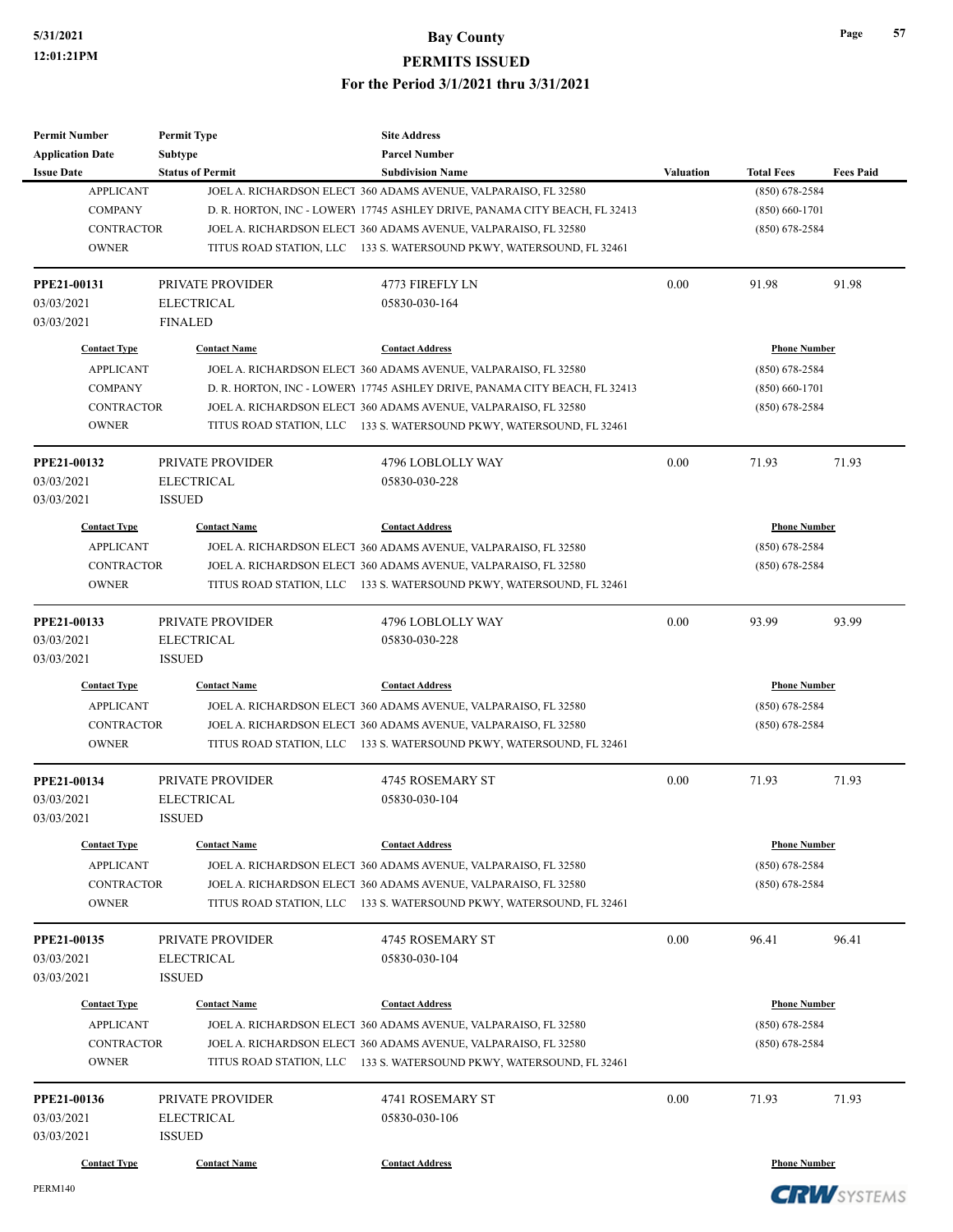| Contact Type | Contact Name | Contact Address | Phone Number |
|---|---|---|---|
| APPLICANT | JOEL A. RICHARDSON ELECT | 360 ADAMS AVENUE, VALPARAISO, FL 32580 | (850) 678-2584 |
| COMPANY | D. R. HORTON, INC - LOWERY | 17745 ASHLEY DRIVE, PANAMA CITY BEACH, FL 32413 | (850) 660-1701 |
| CONTRACTOR | JOEL A. RICHARDSON ELECT | 360 ADAMS AVENUE, VALPARAISO, FL 32580 | (850) 678-2584 |
| OWNER | TITUS ROAD STATION, LLC | 133 S. WATERSOUND PKWY, WATERSOUND, FL 32461 | |

| Permit Number / Application Date / Issue Date | Permit Type / Subtype / Status of Permit | Site Address / Parcel Number / Subdivision Name | Valuation | Total Fees | Fees Paid |
|---|---|---|---|---|---|
| PPE21-00131<br>03/03/2021<br>03/03/2021 | PRIVATE PROVIDER<br>ELECTRICAL<br>FINALED | 4773 FIREFLY LN<br>05830-030-164 | 0.00 | 91.98 | 91.98 |

| Contact Type | Contact Name | Contact Address | Phone Number |
|---|---|---|---|
| APPLICANT | JOEL A. RICHARDSON ELECT | 360 ADAMS AVENUE, VALPARAISO, FL 32580 | (850) 678-2584 |
| COMPANY | D. R. HORTON, INC - LOWERY | 17745 ASHLEY DRIVE, PANAMA CITY BEACH, FL 32413 | (850) 660-1701 |
| CONTRACTOR | JOEL A. RICHARDSON ELECT | 360 ADAMS AVENUE, VALPARAISO, FL 32580 | (850) 678-2584 |
| OWNER | TITUS ROAD STATION, LLC | 133 S. WATERSOUND PKWY, WATERSOUND, FL 32461 | |

| Permit Number / Application Date / Issue Date | Permit Type / Subtype / Status of Permit | Site Address / Parcel Number / Subdivision Name | Valuation | Total Fees | Fees Paid |
|---|---|---|---|---|---|
| PPE21-00132<br>03/03/2021<br>03/03/2021 | PRIVATE PROVIDER<br>ELECTRICAL<br>ISSUED | 4796 LOBLOLLY WAY<br>05830-030-228 | 0.00 | 71.93 | 71.93 |

| Contact Type | Contact Name | Contact Address | Phone Number |
|---|---|---|---|
| APPLICANT | JOEL A. RICHARDSON ELECT | 360 ADAMS AVENUE, VALPARAISO, FL 32580 | (850) 678-2584 |
| CONTRACTOR | JOEL A. RICHARDSON ELECT | 360 ADAMS AVENUE, VALPARAISO, FL 32580 | (850) 678-2584 |
| OWNER | TITUS ROAD STATION, LLC | 133 S. WATERSOUND PKWY, WATERSOUND, FL 32461 | |

| Permit Number / Application Date / Issue Date | Permit Type / Subtype / Status of Permit | Site Address / Parcel Number / Subdivision Name | Valuation | Total Fees | Fees Paid |
|---|---|---|---|---|---|
| PPE21-00133<br>03/03/2021<br>03/03/2021 | PRIVATE PROVIDER<br>ELECTRICAL<br>ISSUED | 4796 LOBLOLLY WAY<br>05830-030-228 | 0.00 | 93.99 | 93.99 |

| Contact Type | Contact Name | Contact Address | Phone Number |
|---|---|---|---|
| APPLICANT | JOEL A. RICHARDSON ELECT | 360 ADAMS AVENUE, VALPARAISO, FL 32580 | (850) 678-2584 |
| CONTRACTOR | JOEL A. RICHARDSON ELECT | 360 ADAMS AVENUE, VALPARAISO, FL 32580 | (850) 678-2584 |
| OWNER | TITUS ROAD STATION, LLC | 133 S. WATERSOUND PKWY, WATERSOUND, FL 32461 | |

| Permit Number / Application Date / Issue Date | Permit Type / Subtype / Status of Permit | Site Address / Parcel Number / Subdivision Name | Valuation | Total Fees | Fees Paid |
|---|---|---|---|---|---|
| PPE21-00134<br>03/03/2021<br>03/03/2021 | PRIVATE PROVIDER<br>ELECTRICAL<br>ISSUED | 4745 ROSEMARY ST<br>05830-030-104 | 0.00 | 71.93 | 71.93 |

| Contact Type | Contact Name | Contact Address | Phone Number |
|---|---|---|---|
| APPLICANT | JOEL A. RICHARDSON ELECT | 360 ADAMS AVENUE, VALPARAISO, FL 32580 | (850) 678-2584 |
| CONTRACTOR | JOEL A. RICHARDSON ELECT | 360 ADAMS AVENUE, VALPARAISO, FL 32580 | (850) 678-2584 |
| OWNER | TITUS ROAD STATION, LLC | 133 S. WATERSOUND PKWY, WATERSOUND, FL 32461 | |

| Permit Number / Application Date / Issue Date | Permit Type / Subtype / Status of Permit | Site Address / Parcel Number / Subdivision Name | Valuation | Total Fees | Fees Paid |
|---|---|---|---|---|---|
| PPE21-00135<br>03/03/2021<br>03/03/2021 | PRIVATE PROVIDER<br>ELECTRICAL<br>ISSUED | 4745 ROSEMARY ST<br>05830-030-104 | 0.00 | 96.41 | 96.41 |

| Contact Type | Contact Name | Contact Address | Phone Number |
|---|---|---|---|
| APPLICANT | JOEL A. RICHARDSON ELECT | 360 ADAMS AVENUE, VALPARAISO, FL 32580 | (850) 678-2584 |
| CONTRACTOR | JOEL A. RICHARDSON ELECT | 360 ADAMS AVENUE, VALPARAISO, FL 32580 | (850) 678-2584 |
| OWNER | TITUS ROAD STATION, LLC | 133 S. WATERSOUND PKWY, WATERSOUND, FL 32461 | |

| Permit Number / Application Date / Issue Date | Permit Type / Subtype / Status of Permit | Site Address / Parcel Number / Subdivision Name | Valuation | Total Fees | Fees Paid |
|---|---|---|---|---|---|
| PPE21-00136<br>03/03/2021<br>03/03/2021 | PRIVATE PROVIDER<br>ELECTRICAL<br>ISSUED | 4741 ROSEMARY ST<br>05830-030-106 | 0.00 | 71.93 | 71.93 |

| Contact Type | Contact Name | Contact Address | Phone Number |
|---|---|---|---|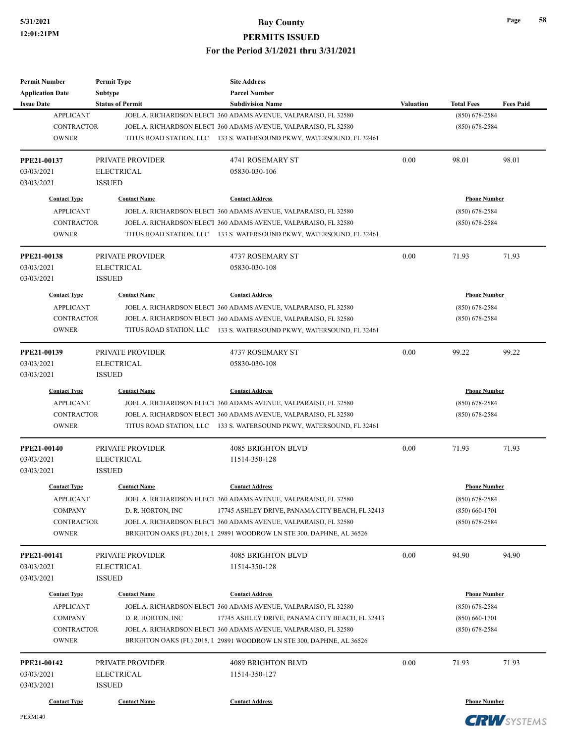| Permit Number<br>Application Date<br>Issue Date | Permit Type<br>Subtype<br>Status of Permit | Site Address<br>Parcel Number<br>Subdivision Name | Valuation | Total Fees | Fees Paid |
|---|---|---|---|---|---|
| APPLICANT | JOEL A. RICHARDSON ELECT | 360 ADAMS AVENUE, VALPARAISO, FL 32580 | | (850) 678-2584 | |
| CONTRACTOR | JOEL A. RICHARDSON ELECT | 360 ADAMS AVENUE, VALPARAISO, FL 32580 | | (850) 678-2584 | |
| OWNER | TITUS ROAD STATION, LLC | 133 S. WATERSOUND PKWY, WATERSOUND, FL 32461 | | | |

| PPE21-00137<br>03/03/2021<br>03/03/2021 | PRIVATE PROVIDER<br>ELECTRICAL<br>ISSUED | 4741 ROSEMARY ST<br>05830-030-106 | 0.00 | 98.01 | 98.01 |
|---|---|---|---|---|---|
| **Contact Type** | **Contact Name** | **Contact Address** | | **Phone Number** | |
| APPLICANT | JOEL A. RICHARDSON ELECT | 360 ADAMS AVENUE, VALPARAISO, FL 32580 | | (850) 678-2584 | |
| CONTRACTOR | JOEL A. RICHARDSON ELECT | 360 ADAMS AVENUE, VALPARAISO, FL 32580 | | (850) 678-2584 | |
| OWNER | TITUS ROAD STATION, LLC | 133 S. WATERSOUND PKWY, WATERSOUND, FL 32461 | | | |

| PPE21-00138<br>03/03/2021<br>03/03/2021 | PRIVATE PROVIDER<br>ELECTRICAL<br>ISSUED | 4737 ROSEMARY ST<br>05830-030-108 | 0.00 | 71.93 | 71.93 |
|---|---|---|---|---|---|
| **Contact Type** | **Contact Name** | **Contact Address** | | **Phone Number** | |
| APPLICANT | JOEL A. RICHARDSON ELECT | 360 ADAMS AVENUE, VALPARAISO, FL 32580 | | (850) 678-2584 | |
| CONTRACTOR | JOEL A. RICHARDSON ELECT | 360 ADAMS AVENUE, VALPARAISO, FL 32580 | | (850) 678-2584 | |
| OWNER | TITUS ROAD STATION, LLC | 133 S. WATERSOUND PKWY, WATERSOUND, FL 32461 | | | |

| PPE21-00139<br>03/03/2021<br>03/03/2021 | PRIVATE PROVIDER<br>ELECTRICAL<br>ISSUED | 4737 ROSEMARY ST<br>05830-030-108 | 0.00 | 99.22 | 99.22 |
|---|---|---|---|---|---|
| **Contact Type** | **Contact Name** | **Contact Address** | | **Phone Number** | |
| APPLICANT | JOEL A. RICHARDSON ELECT | 360 ADAMS AVENUE, VALPARAISO, FL 32580 | | (850) 678-2584 | |
| CONTRACTOR | JOEL A. RICHARDSON ELECT | 360 ADAMS AVENUE, VALPARAISO, FL 32580 | | (850) 678-2584 | |
| OWNER | TITUS ROAD STATION, LLC | 133 S. WATERSOUND PKWY, WATERSOUND, FL 32461 | | | |

| PPE21-00140<br>03/03/2021<br>03/03/2021 | PRIVATE PROVIDER<br>ELECTRICAL<br>ISSUED | 4085 BRIGHTON BLVD<br>11514-350-128 | 0.00 | 71.93 | 71.93 |
|---|---|---|---|---|---|
| **Contact Type** | **Contact Name** | **Contact Address** | | **Phone Number** | |
| APPLICANT | JOEL A. RICHARDSON ELECT | 360 ADAMS AVENUE, VALPARAISO, FL 32580 | | (850) 678-2584 | |
| COMPANY | D. R. HORTON, INC | 17745 ASHLEY DRIVE, PANAMA CITY BEACH, FL 32413 | | (850) 660-1701 | |
| CONTRACTOR | JOEL A. RICHARDSON ELECT | 360 ADAMS AVENUE, VALPARAISO, FL 32580 | | (850) 678-2584 | |
| OWNER | BRIGHTON OAKS (FL) 2018, L | 29891 WOODROW LN STE 300, DAPHNE, AL 36526 | | | |

| PPE21-00141<br>03/03/2021<br>03/03/2021 | PRIVATE PROVIDER<br>ELECTRICAL<br>ISSUED | 4085 BRIGHTON BLVD<br>11514-350-128 | 0.00 | 94.90 | 94.90 |
|---|---|---|---|---|---|
| **Contact Type** | **Contact Name** | **Contact Address** | | **Phone Number** | |
| APPLICANT | JOEL A. RICHARDSON ELECT | 360 ADAMS AVENUE, VALPARAISO, FL 32580 | | (850) 678-2584 | |
| COMPANY | D. R. HORTON, INC | 17745 ASHLEY DRIVE, PANAMA CITY BEACH, FL 32413 | | (850) 660-1701 | |
| CONTRACTOR | JOEL A. RICHARDSON ELECT | 360 ADAMS AVENUE, VALPARAISO, FL 32580 | | (850) 678-2584 | |
| OWNER | BRIGHTON OAKS (FL) 2018, L | 29891 WOODROW LN STE 300, DAPHNE, AL 36526 | | | |

| PPE21-00142<br>03/03/2021<br>03/03/2021 | PRIVATE PROVIDER<br>ELECTRICAL<br>ISSUED | 4089 BRIGHTON BLVD<br>11514-350-127 | 0.00 | 71.93 | 71.93 |
|---|---|---|---|---|---|
| **Contact Type** | **Contact Name** | **Contact Address** | | **Phone Number** | |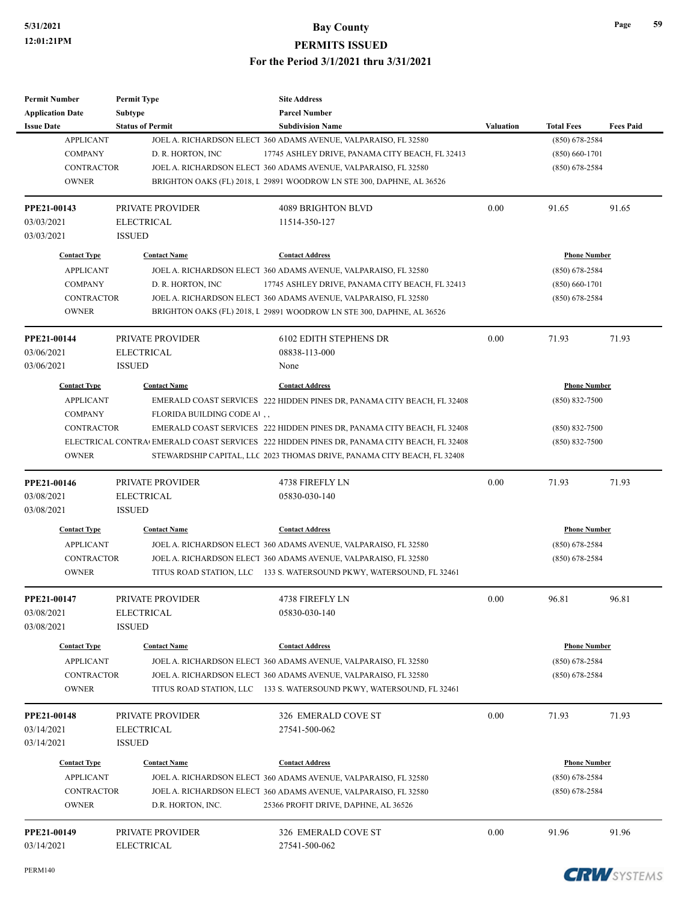| Permit Number | Permit Type | Site Address | | | |
|---|---|---|---|---|---|
| Application Date | Subtype | Parcel Number | | | |
| Issue Date | Status of Permit | Subdivision Name | Valuation | Total Fees | Fees Paid |

| Contact Type | Contact Name | Contact Address | Phone Number |
|---|---|---|---|
| APPLICANT | JOEL A. RICHARDSON ELECT | 360 ADAMS AVENUE, VALPARAISO, FL 32580 | (850) 678-2584 |
| COMPANY | D. R. HORTON, INC | 17745 ASHLEY DRIVE, PANAMA CITY BEACH, FL 32413 | (850) 660-1701 |
| CONTRACTOR | JOEL A. RICHARDSON ELECT | 360 ADAMS AVENUE, VALPARAISO, FL 32580 | (850) 678-2584 |
| OWNER | BRIGHTON OAKS (FL) 2018, L | 29891 WOODROW LN STE 300, DAPHNE, AL 36526 | |

| | | | | | |
|---|---|---|---|---|---|
| PPE21-00143 | PRIVATE PROVIDER | 4089 BRIGHTON BLVD | 0.00 | 91.65 | 91.65 |
| 03/03/2021 | ELECTRICAL | 11514-350-127 | | | |
| 03/03/2021 | ISSUED | | | | |

| Contact Type | Contact Name | Contact Address | Phone Number |
|---|---|---|---|
| APPLICANT | JOEL A. RICHARDSON ELECT | 360 ADAMS AVENUE, VALPARAISO, FL 32580 | (850) 678-2584 |
| COMPANY | D. R. HORTON, INC | 17745 ASHLEY DRIVE, PANAMA CITY BEACH, FL 32413 | (850) 660-1701 |
| CONTRACTOR | JOEL A. RICHARDSON ELECT | 360 ADAMS AVENUE, VALPARAISO, FL 32580 | (850) 678-2584 |
| OWNER | BRIGHTON OAKS (FL) 2018, L | 29891 WOODROW LN STE 300, DAPHNE, AL 36526 | |

| | | | | | |
|---|---|---|---|---|---|
| PPE21-00144 | PRIVATE PROVIDER | 6102 EDITH STEPHENS DR | 0.00 | 71.93 | 71.93 |
| 03/06/2021 | ELECTRICAL | 08838-113-000 | | | |
| 03/06/2021 | ISSUED | None | | | |

| Contact Type | Contact Name | Contact Address | Phone Number |
|---|---|---|---|
| APPLICANT | EMERALD COAST SERVICES | 222 HIDDEN PINES DR, PANAMA CITY BEACH, FL 32408 | (850) 832-7500 |
| COMPANY | FLORIDA BUILDING CODE AI | , , | |
| CONTRACTOR | EMERALD COAST SERVICES | 222 HIDDEN PINES DR, PANAMA CITY BEACH, FL 32408 | (850) 832-7500 |
| ELECTRICAL CONTRA | EMERALD COAST SERVICES | 222 HIDDEN PINES DR, PANAMA CITY BEACH, FL 32408 | (850) 832-7500 |
| OWNER | STEWARDSHIP CAPITAL, LLC | 2023 THOMAS DRIVE, PANAMA CITY BEACH, FL 32408 | |

| | | | | | |
|---|---|---|---|---|---|
| PPE21-00146 | PRIVATE PROVIDER | 4738 FIREFLY LN | 0.00 | 71.93 | 71.93 |
| 03/08/2021 | ELECTRICAL | 05830-030-140 | | | |
| 03/08/2021 | ISSUED | | | | |

| Contact Type | Contact Name | Contact Address | Phone Number |
|---|---|---|---|
| APPLICANT | JOEL A. RICHARDSON ELECT | 360 ADAMS AVENUE, VALPARAISO, FL 32580 | (850) 678-2584 |
| CONTRACTOR | JOEL A. RICHARDSON ELECT | 360 ADAMS AVENUE, VALPARAISO, FL 32580 | (850) 678-2584 |
| OWNER | TITUS ROAD STATION, LLC | 133 S. WATERSOUND PKWY, WATERSOUND, FL 32461 | |

| | | | | | |
|---|---|---|---|---|---|
| PPE21-00147 | PRIVATE PROVIDER | 4738 FIREFLY LN | 0.00 | 96.81 | 96.81 |
| 03/08/2021 | ELECTRICAL | 05830-030-140 | | | |
| 03/08/2021 | ISSUED | | | | |

| Contact Type | Contact Name | Contact Address | Phone Number |
|---|---|---|---|
| APPLICANT | JOEL A. RICHARDSON ELECT | 360 ADAMS AVENUE, VALPARAISO, FL 32580 | (850) 678-2584 |
| CONTRACTOR | JOEL A. RICHARDSON ELECT | 360 ADAMS AVENUE, VALPARAISO, FL 32580 | (850) 678-2584 |
| OWNER | TITUS ROAD STATION, LLC | 133 S. WATERSOUND PKWY, WATERSOUND, FL 32461 | |

| | | | | | |
|---|---|---|---|---|---|
| PPE21-00148 | PRIVATE PROVIDER | 326 EMERALD COVE ST | 0.00 | 71.93 | 71.93 |
| 03/14/2021 | ELECTRICAL | 27541-500-062 | | | |
| 03/14/2021 | ISSUED | | | | |

| Contact Type | Contact Name | Contact Address | Phone Number |
|---|---|---|---|
| APPLICANT | JOEL A. RICHARDSON ELECT | 360 ADAMS AVENUE, VALPARAISO, FL 32580 | (850) 678-2584 |
| CONTRACTOR | JOEL A. RICHARDSON ELECT | 360 ADAMS AVENUE, VALPARAISO, FL 32580 | (850) 678-2584 |
| OWNER | D.R. HORTON, INC. | 25366 PROFIT DRIVE, DAPHNE, AL 36526 | |

| | | | | | |
|---|---|---|---|---|---|
| PPE21-00149 | PRIVATE PROVIDER | 326 EMERALD COVE ST | 0.00 | 91.96 | 91.96 |
| 03/14/2021 | ELECTRICAL | 27541-500-062 | | | |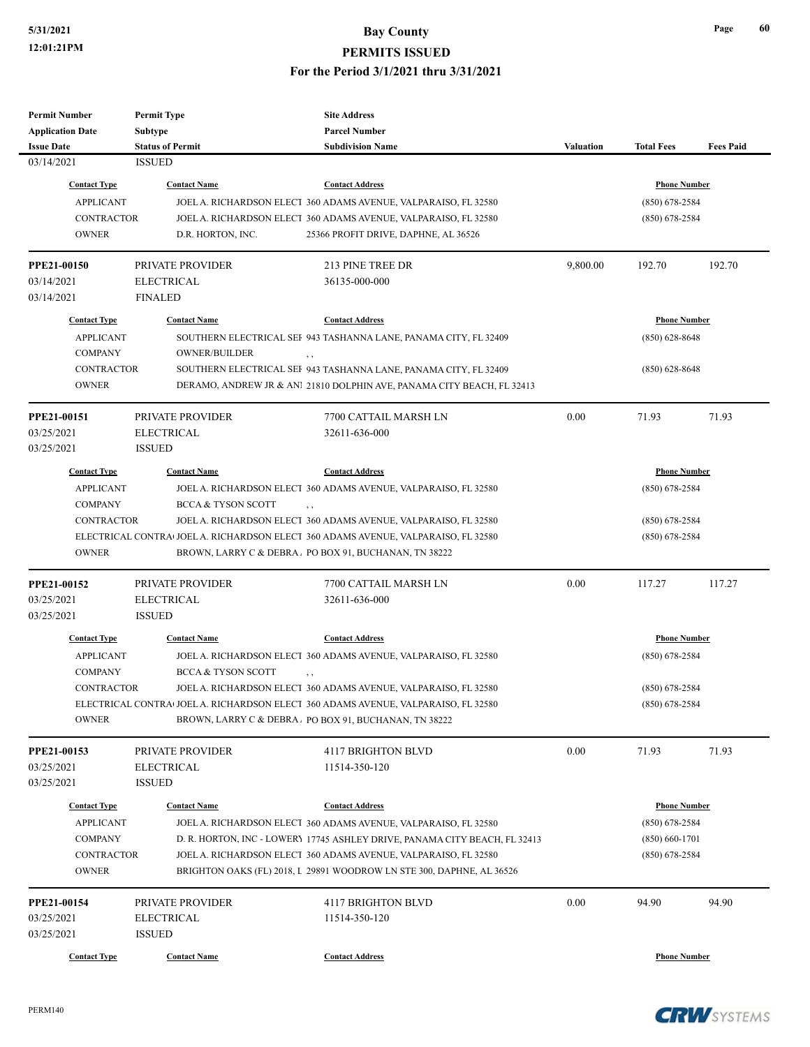| Permit Number | Permit Type | Site Address | | | |
|---|---|---|---|---|---|
| Application Date | Subtype | Parcel Number | | | |
| Issue Date | Status of Permit | Subdivision Name | Valuation | Total Fees | Fees Paid |
| 03/14/2021 | ISSUED | | | | |

| Contact Type | Contact Name | Contact Address | Phone Number |
|---|---|---|---|
| APPLICANT | JOEL A. RICHARDSON ELECT | 360 ADAMS AVENUE, VALPARAISO, FL 32580 | (850) 678-2584 |
| CONTRACTOR | JOEL A. RICHARDSON ELECT | 360 ADAMS AVENUE, VALPARAISO, FL 32580 | (850) 678-2584 |
| OWNER | D.R. HORTON, INC. | 25366 PROFIT DRIVE, DAPHNE, AL 36526 | |

| Permit Number | Permit Type | Site Address | Valuation | Total Fees | Fees Paid |
|---|---|---|---|---|---|
| PPE21-00150 | PRIVATE PROVIDER | 213 PINE TREE DR | 9,800.00 | 192.70 | 192.70 |
| 03/14/2021 | ELECTRICAL | 36135-000-000 | | | |
| 03/14/2021 | FINALED | | | | |

| Contact Type | Contact Name | Contact Address | Phone Number |
|---|---|---|---|
| APPLICANT | SOUTHERN ELECTRICAL SEI | 943 TASHANNA LANE, PANAMA CITY, FL 32409 | (850) 628-8648 |
| COMPANY | OWNER/BUILDER | , , | |
| CONTRACTOR | SOUTHERN ELECTRICAL SEI | 943 TASHANNA LANE, PANAMA CITY, FL 32409 | (850) 628-8648 |
| OWNER | DERAMO, ANDREW JR & ANI | 21810 DOLPHIN AVE, PANAMA CITY BEACH, FL 32413 | |

| Permit Number | Permit Type | Site Address | Valuation | Total Fees | Fees Paid |
|---|---|---|---|---|---|
| PPE21-00151 | PRIVATE PROVIDER | 7700 CATTAIL MARSH LN | 0.00 | 71.93 | 71.93 |
| 03/25/2021 | ELECTRICAL | 32611-636-000 | | | |
| 03/25/2021 | ISSUED | | | | |

| Contact Type | Contact Name | Contact Address | Phone Number |
|---|---|---|---|
| APPLICANT | JOEL A. RICHARDSON ELECT | 360 ADAMS AVENUE, VALPARAISO, FL 32580 | (850) 678-2584 |
| COMPANY | BCCA & TYSON SCOTT | , , | |
| CONTRACTOR | JOEL A. RICHARDSON ELECT | 360 ADAMS AVENUE, VALPARAISO, FL 32580 | (850) 678-2584 |
| ELECTRICAL CONTRA | JOEL A. RICHARDSON ELECT | 360 ADAMS AVENUE, VALPARAISO, FL 32580 | (850) 678-2584 |
| OWNER | BROWN, LARRY C & DEBRA | PO BOX 91, BUCHANAN, TN 38222 | |

| Permit Number | Permit Type | Site Address | Valuation | Total Fees | Fees Paid |
|---|---|---|---|---|---|
| PPE21-00152 | PRIVATE PROVIDER | 7700 CATTAIL MARSH LN | 0.00 | 117.27 | 117.27 |
| 03/25/2021 | ELECTRICAL | 32611-636-000 | | | |
| 03/25/2021 | ISSUED | | | | |

| Contact Type | Contact Name | Contact Address | Phone Number |
|---|---|---|---|
| APPLICANT | JOEL A. RICHARDSON ELECT | 360 ADAMS AVENUE, VALPARAISO, FL 32580 | (850) 678-2584 |
| COMPANY | BCCA & TYSON SCOTT | , , | |
| CONTRACTOR | JOEL A. RICHARDSON ELECT | 360 ADAMS AVENUE, VALPARAISO, FL 32580 | (850) 678-2584 |
| ELECTRICAL CONTRA | JOEL A. RICHARDSON ELECT | 360 ADAMS AVENUE, VALPARAISO, FL 32580 | (850) 678-2584 |
| OWNER | BROWN, LARRY C & DEBRA | PO BOX 91, BUCHANAN, TN 38222 | |

| Permit Number | Permit Type | Site Address | Valuation | Total Fees | Fees Paid |
|---|---|---|---|---|---|
| PPE21-00153 | PRIVATE PROVIDER | 4117 BRIGHTON BLVD | 0.00 | 71.93 | 71.93 |
| 03/25/2021 | ELECTRICAL | 11514-350-120 | | | |
| 03/25/2021 | ISSUED | | | | |

| Contact Type | Contact Name | Contact Address | Phone Number |
|---|---|---|---|
| APPLICANT | JOEL A. RICHARDSON ELECT | 360 ADAMS AVENUE, VALPARAISO, FL 32580 | (850) 678-2584 |
| COMPANY | D. R. HORTON, INC - LOWERY | 17745 ASHLEY DRIVE, PANAMA CITY BEACH, FL 32413 | (850) 660-1701 |
| CONTRACTOR | JOEL A. RICHARDSON ELECT | 360 ADAMS AVENUE, VALPARAISO, FL 32580 | (850) 678-2584 |
| OWNER | BRIGHTON OAKS (FL) 2018, L | 29891 WOODROW LN STE 300, DAPHNE, AL 36526 | |

| Permit Number | Permit Type | Site Address | Valuation | Total Fees | Fees Paid |
|---|---|---|---|---|---|
| PPE21-00154 | PRIVATE PROVIDER | 4117 BRIGHTON BLVD | 0.00 | 94.90 | 94.90 |
| 03/25/2021 | ELECTRICAL | 11514-350-120 | | | |
| 03/25/2021 | ISSUED | | | | |

| Contact Type | Contact Name | Contact Address | Phone Number |
|---|---|---|---|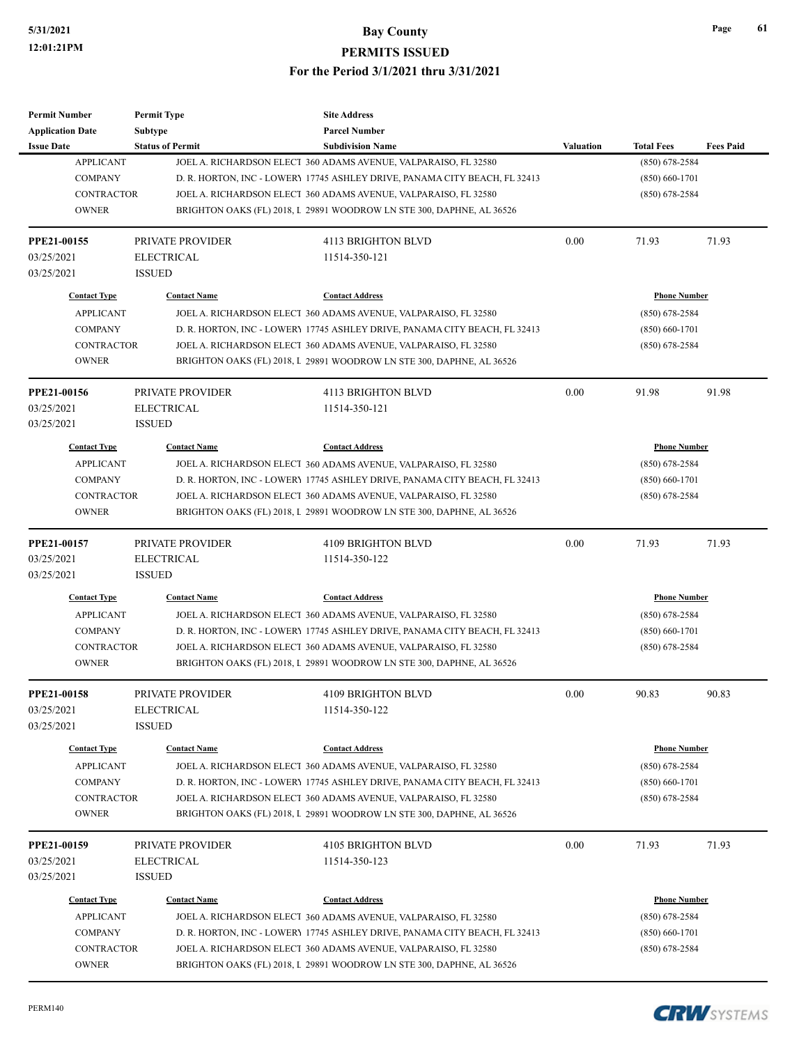| Permit Number | Permit Type | Site Address | | | |
|---|---|---|---|---|---|
| Application Date | Subtype | Parcel Number | | | |
| Issue Date | Status of Permit | Subdivision Name | Valuation | Total Fees | Fees Paid |

| Contact Type | Contact Name | Contact Address | Phone Number |
|---|---|---|---|
| APPLICANT | JOEL A. RICHARDSON ELECT | 360 ADAMS AVENUE, VALPARAISO, FL 32580 | (850) 678-2584 |
| COMPANY | D. R. HORTON, INC - LOWERY | 17745 ASHLEY DRIVE, PANAMA CITY BEACH, FL 32413 | (850) 660-1701 |
| CONTRACTOR | JOEL A. RICHARDSON ELECT | 360 ADAMS AVENUE, VALPARAISO, FL 32580 | (850) 678-2584 |
| OWNER | BRIGHTON OAKS (FL) 2018, L | 29891 WOODROW LN STE 300, DAPHNE, AL 36526 | |

| PPE21-00155 | PRIVATE PROVIDER | 4113 BRIGHTON BLVD | 0.00 | 71.93 | 71.93 |
|---|---|---|---|---|---|
| 03/25/2021 | ELECTRICAL | 11514-350-121 | | | |
| 03/25/2021 | ISSUED | | | | |

| Contact Type | Contact Name | Contact Address | Phone Number |
|---|---|---|---|
| APPLICANT | JOEL A. RICHARDSON ELECT | 360 ADAMS AVENUE, VALPARAISO, FL 32580 | (850) 678-2584 |
| COMPANY | D. R. HORTON, INC - LOWERY | 17745 ASHLEY DRIVE, PANAMA CITY BEACH, FL 32413 | (850) 660-1701 |
| CONTRACTOR | JOEL A. RICHARDSON ELECT | 360 ADAMS AVENUE, VALPARAISO, FL 32580 | (850) 678-2584 |
| OWNER | BRIGHTON OAKS (FL) 2018, L | 29891 WOODROW LN STE 300, DAPHNE, AL 36526 | |

| PPE21-00156 | PRIVATE PROVIDER | 4113 BRIGHTON BLVD | 0.00 | 91.98 | 91.98 |
|---|---|---|---|---|---|
| 03/25/2021 | ELECTRICAL | 11514-350-121 | | | |
| 03/25/2021 | ISSUED | | | | |

| Contact Type | Contact Name | Contact Address | Phone Number |
|---|---|---|---|
| APPLICANT | JOEL A. RICHARDSON ELECT | 360 ADAMS AVENUE, VALPARAISO, FL 32580 | (850) 678-2584 |
| COMPANY | D. R. HORTON, INC - LOWERY | 17745 ASHLEY DRIVE, PANAMA CITY BEACH, FL 32413 | (850) 660-1701 |
| CONTRACTOR | JOEL A. RICHARDSON ELECT | 360 ADAMS AVENUE, VALPARAISO, FL 32580 | (850) 678-2584 |
| OWNER | BRIGHTON OAKS (FL) 2018, L | 29891 WOODROW LN STE 300, DAPHNE, AL 36526 | |

| PPE21-00157 | PRIVATE PROVIDER | 4109 BRIGHTON BLVD | 0.00 | 71.93 | 71.93 |
|---|---|---|---|---|---|
| 03/25/2021 | ELECTRICAL | 11514-350-122 | | | |
| 03/25/2021 | ISSUED | | | | |

| Contact Type | Contact Name | Contact Address | Phone Number |
|---|---|---|---|
| APPLICANT | JOEL A. RICHARDSON ELECT | 360 ADAMS AVENUE, VALPARAISO, FL 32580 | (850) 678-2584 |
| COMPANY | D. R. HORTON, INC - LOWERY | 17745 ASHLEY DRIVE, PANAMA CITY BEACH, FL 32413 | (850) 660-1701 |
| CONTRACTOR | JOEL A. RICHARDSON ELECT | 360 ADAMS AVENUE, VALPARAISO, FL 32580 | (850) 678-2584 |
| OWNER | BRIGHTON OAKS (FL) 2018, L | 29891 WOODROW LN STE 300, DAPHNE, AL 36526 | |

| PPE21-00158 | PRIVATE PROVIDER | 4109 BRIGHTON BLVD | 0.00 | 90.83 | 90.83 |
|---|---|---|---|---|---|
| 03/25/2021 | ELECTRICAL | 11514-350-122 | | | |
| 03/25/2021 | ISSUED | | | | |

| Contact Type | Contact Name | Contact Address | Phone Number |
|---|---|---|---|
| APPLICANT | JOEL A. RICHARDSON ELECT | 360 ADAMS AVENUE, VALPARAISO, FL 32580 | (850) 678-2584 |
| COMPANY | D. R. HORTON, INC - LOWERY | 17745 ASHLEY DRIVE, PANAMA CITY BEACH, FL 32413 | (850) 660-1701 |
| CONTRACTOR | JOEL A. RICHARDSON ELECT | 360 ADAMS AVENUE, VALPARAISO, FL 32580 | (850) 678-2584 |
| OWNER | BRIGHTON OAKS (FL) 2018, L | 29891 WOODROW LN STE 300, DAPHNE, AL 36526 | |

| PPE21-00159 | PRIVATE PROVIDER | 4105 BRIGHTON BLVD | 0.00 | 71.93 | 71.93 |
|---|---|---|---|---|---|
| 03/25/2021 | ELECTRICAL | 11514-350-123 | | | |
| 03/25/2021 | ISSUED | | | | |

| Contact Type | Contact Name | Contact Address | Phone Number |
|---|---|---|---|
| APPLICANT | JOEL A. RICHARDSON ELECT | 360 ADAMS AVENUE, VALPARAISO, FL 32580 | (850) 678-2584 |
| COMPANY | D. R. HORTON, INC - LOWERY | 17745 ASHLEY DRIVE, PANAMA CITY BEACH, FL 32413 | (850) 660-1701 |
| CONTRACTOR | JOEL A. RICHARDSON ELECT | 360 ADAMS AVENUE, VALPARAISO, FL 32580 | (850) 678-2584 |
| OWNER | BRIGHTON OAKS (FL) 2018, L | 29891 WOODROW LN STE 300, DAPHNE, AL 36526 | |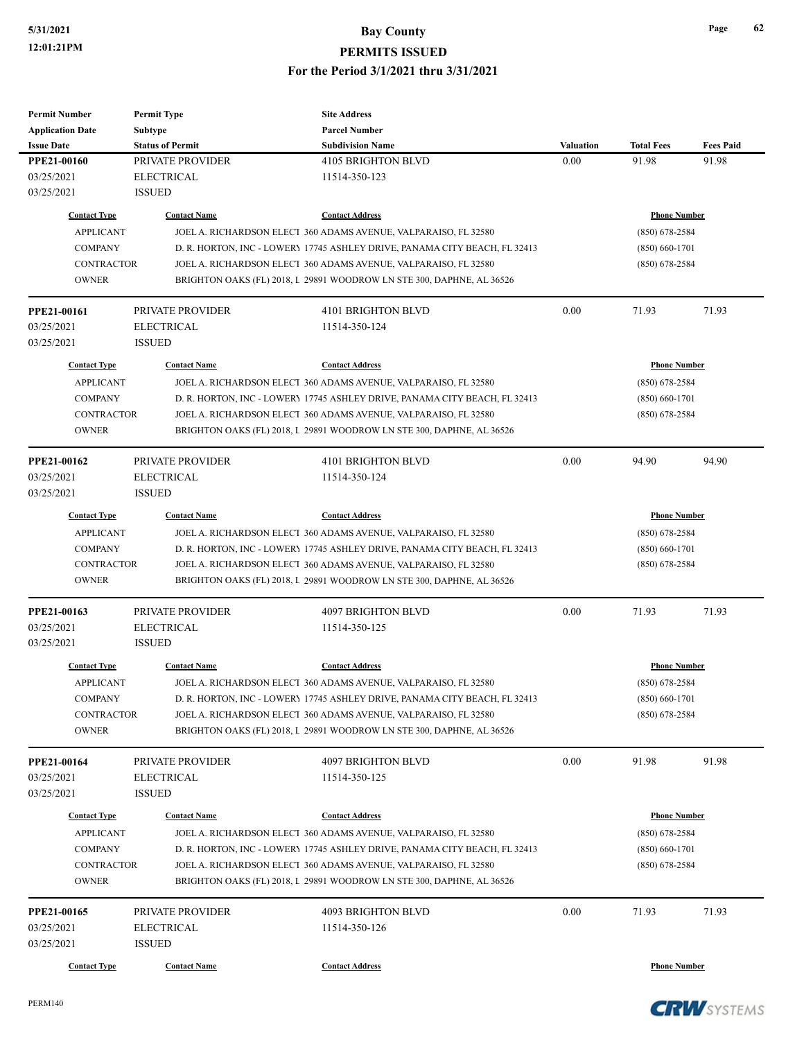# Bay County

## PERMITS ISSUED

### For the Period 3/1/2021 thru 3/31/2021

| Permit Number / Application Date / Issue Date | Permit Type / Subtype / Status of Permit | Site Address / Parcel Number / Subdivision Name | Valuation | Total Fees | Fees Paid |
|---|---|---|---|---|---|
| **PPE21-00160** | PRIVATE PROVIDER | 4105 BRIGHTON BLVD | 0.00 | 91.98 | 91.98 |
| 03/25/2021 | ELECTRICAL | 11514-350-123 | | | |
| 03/25/2021 | ISSUED | | | | |

| Contact Type | Contact Name | Contact Address | Phone Number |
|---|---|---|---|
| APPLICANT | JOEL A. RICHARDSON ELECT | 360 ADAMS AVENUE, VALPARAISO, FL 32580 | (850) 678-2584 |
| COMPANY | D. R. HORTON, INC - LOWERY | 17745 ASHLEY DRIVE, PANAMA CITY BEACH, FL 32413 | (850) 660-1701 |
| CONTRACTOR | JOEL A. RICHARDSON ELECT | 360 ADAMS AVENUE, VALPARAISO, FL 32580 | (850) 678-2584 |
| OWNER | BRIGHTON OAKS (FL) 2018, L | 29891 WOODROW LN STE 300, DAPHNE, AL 36526 | |

| Permit Number / Application Date / Issue Date | Permit Type / Subtype / Status of Permit | Site Address / Parcel Number / Subdivision Name | Valuation | Total Fees | Fees Paid |
|---|---|---|---|---|---|
| **PPE21-00161** | PRIVATE PROVIDER | 4101 BRIGHTON BLVD | 0.00 | 71.93 | 71.93 |
| 03/25/2021 | ELECTRICAL | 11514-350-124 | | | |
| 03/25/2021 | ISSUED | | | | |

| Contact Type | Contact Name | Contact Address | Phone Number |
|---|---|---|---|
| APPLICANT | JOEL A. RICHARDSON ELECT | 360 ADAMS AVENUE, VALPARAISO, FL 32580 | (850) 678-2584 |
| COMPANY | D. R. HORTON, INC - LOWERY | 17745 ASHLEY DRIVE, PANAMA CITY BEACH, FL 32413 | (850) 660-1701 |
| CONTRACTOR | JOEL A. RICHARDSON ELECT | 360 ADAMS AVENUE, VALPARAISO, FL 32580 | (850) 678-2584 |
| OWNER | BRIGHTON OAKS (FL) 2018, L | 29891 WOODROW LN STE 300, DAPHNE, AL 36526 | |

| Permit Number / Application Date / Issue Date | Permit Type / Subtype / Status of Permit | Site Address / Parcel Number / Subdivision Name | Valuation | Total Fees | Fees Paid |
|---|---|---|---|---|---|
| **PPE21-00162** | PRIVATE PROVIDER | 4101 BRIGHTON BLVD | 0.00 | 94.90 | 94.90 |
| 03/25/2021 | ELECTRICAL | 11514-350-124 | | | |
| 03/25/2021 | ISSUED | | | | |

| Contact Type | Contact Name | Contact Address | Phone Number |
|---|---|---|---|
| APPLICANT | JOEL A. RICHARDSON ELECT | 360 ADAMS AVENUE, VALPARAISO, FL 32580 | (850) 678-2584 |
| COMPANY | D. R. HORTON, INC - LOWERY | 17745 ASHLEY DRIVE, PANAMA CITY BEACH, FL 32413 | (850) 660-1701 |
| CONTRACTOR | JOEL A. RICHARDSON ELECT | 360 ADAMS AVENUE, VALPARAISO, FL 32580 | (850) 678-2584 |
| OWNER | BRIGHTON OAKS (FL) 2018, L | 29891 WOODROW LN STE 300, DAPHNE, AL 36526 | |

| Permit Number / Application Date / Issue Date | Permit Type / Subtype / Status of Permit | Site Address / Parcel Number / Subdivision Name | Valuation | Total Fees | Fees Paid |
|---|---|---|---|---|---|
| **PPE21-00163** | PRIVATE PROVIDER | 4097 BRIGHTON BLVD | 0.00 | 71.93 | 71.93 |
| 03/25/2021 | ELECTRICAL | 11514-350-125 | | | |
| 03/25/2021 | ISSUED | | | | |

| Contact Type | Contact Name | Contact Address | Phone Number |
|---|---|---|---|
| APPLICANT | JOEL A. RICHARDSON ELECT | 360 ADAMS AVENUE, VALPARAISO, FL 32580 | (850) 678-2584 |
| COMPANY | D. R. HORTON, INC - LOWERY | 17745 ASHLEY DRIVE, PANAMA CITY BEACH, FL 32413 | (850) 660-1701 |
| CONTRACTOR | JOEL A. RICHARDSON ELECT | 360 ADAMS AVENUE, VALPARAISO, FL 32580 | (850) 678-2584 |
| OWNER | BRIGHTON OAKS (FL) 2018, L | 29891 WOODROW LN STE 300, DAPHNE, AL 36526 | |

| Permit Number / Application Date / Issue Date | Permit Type / Subtype / Status of Permit | Site Address / Parcel Number / Subdivision Name | Valuation | Total Fees | Fees Paid |
|---|---|---|---|---|---|
| **PPE21-00164** | PRIVATE PROVIDER | 4097 BRIGHTON BLVD | 0.00 | 91.98 | 91.98 |
| 03/25/2021 | ELECTRICAL | 11514-350-125 | | | |
| 03/25/2021 | ISSUED | | | | |

| Contact Type | Contact Name | Contact Address | Phone Number |
|---|---|---|---|
| APPLICANT | JOEL A. RICHARDSON ELECT | 360 ADAMS AVENUE, VALPARAISO, FL 32580 | (850) 678-2584 |
| COMPANY | D. R. HORTON, INC - LOWERY | 17745 ASHLEY DRIVE, PANAMA CITY BEACH, FL 32413 | (850) 660-1701 |
| CONTRACTOR | JOEL A. RICHARDSON ELECT | 360 ADAMS AVENUE, VALPARAISO, FL 32580 | (850) 678-2584 |
| OWNER | BRIGHTON OAKS (FL) 2018, L | 29891 WOODROW LN STE 300, DAPHNE, AL 36526 | |

| Permit Number / Application Date / Issue Date | Permit Type / Subtype / Status of Permit | Site Address / Parcel Number / Subdivision Name | Valuation | Total Fees | Fees Paid |
|---|---|---|---|---|---|
| **PPE21-00165** | PRIVATE PROVIDER | 4093 BRIGHTON BLVD | 0.00 | 71.93 | 71.93 |
| 03/25/2021 | ELECTRICAL | 11514-350-126 | | | |
| 03/25/2021 | ISSUED | | | | |

| Contact Type | Contact Name | Contact Address | Phone Number |
|---|---|---|---|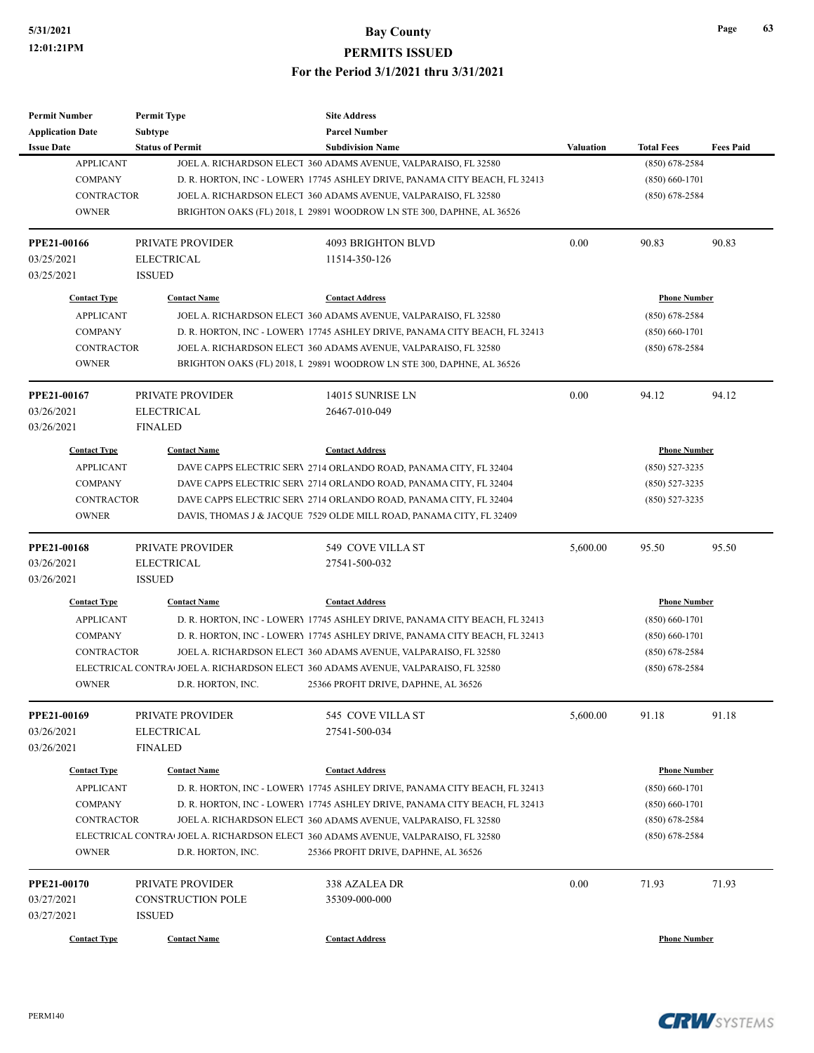| Permit Number / Application Date / Issue Date | Permit Type / Subtype / Status of Permit | Site Address / Parcel Number / Subdivision Name | Valuation | Total Fees | Fees Paid |
|---|---|---|---|---|---|
| APPLICANT | JOEL A. RICHARDSON ELECT | 360 ADAMS AVENUE, VALPARAISO, FL 32580 | | (850) 678-2584 | |
| COMPANY | D. R. HORTON, INC - LOWER\ | 17745 ASHLEY DRIVE, PANAMA CITY BEACH, FL 32413 | | (850) 660-1701 | |
| CONTRACTOR | JOEL A. RICHARDSON ELECT | 360 ADAMS AVENUE, VALPARAISO, FL 32580 | | (850) 678-2584 | |
| OWNER | BRIGHTON OAKS (FL) 2018, L | 29891 WOODROW LN STE 300, DAPHNE, AL 36526 | | | |

| Permit Number / Application Date / Issue Date | Permit Type / Subtype / Status of Permit | Site Address / Parcel Number / Subdivision Name | Valuation | Total Fees | Fees Paid |
|---|---|---|---|---|---|
| **PPE21-00166** | PRIVATE PROVIDER | 4093 BRIGHTON BLVD | 0.00 | 90.83 | 90.83 |
| 03/25/2021 | ELECTRICAL | 11514-350-126 | | | |
| 03/25/2021 | ISSUED | | | | |

| Contact Type | Contact Name | Contact Address | Phone Number |
|---|---|---|---|
| APPLICANT | JOEL A. RICHARDSON ELECT | 360 ADAMS AVENUE, VALPARAISO, FL 32580 | (850) 678-2584 |
| COMPANY | D. R. HORTON, INC - LOWER\ | 17745 ASHLEY DRIVE, PANAMA CITY BEACH, FL 32413 | (850) 660-1701 |
| CONTRACTOR | JOEL A. RICHARDSON ELECT | 360 ADAMS AVENUE, VALPARAISO, FL 32580 | (850) 678-2584 |
| OWNER | BRIGHTON OAKS (FL) 2018, L | 29891 WOODROW LN STE 300, DAPHNE, AL 36526 | |

| Permit Number / Application Date / Issue Date | Permit Type / Subtype / Status of Permit | Site Address / Parcel Number / Subdivision Name | Valuation | Total Fees | Fees Paid |
|---|---|---|---|---|---|
| **PPE21-00167** | PRIVATE PROVIDER | 14015 SUNRISE LN | 0.00 | 94.12 | 94.12 |
| 03/26/2021 | ELECTRICAL | 26467-010-049 | | | |
| 03/26/2021 | FINALED | | | | |

| Contact Type | Contact Name | Contact Address | Phone Number |
|---|---|---|---|
| APPLICANT | DAVE CAPPS ELECTRIC SER\ | 2714 ORLANDO ROAD, PANAMA CITY, FL 32404 | (850) 527-3235 |
| COMPANY | DAVE CAPPS ELECTRIC SER\ | 2714 ORLANDO ROAD, PANAMA CITY, FL 32404 | (850) 527-3235 |
| CONTRACTOR | DAVE CAPPS ELECTRIC SER\ | 2714 ORLANDO ROAD, PANAMA CITY, FL 32404 | (850) 527-3235 |
| OWNER | DAVIS, THOMAS J & JACQUE | 7529 OLDE MILL ROAD, PANAMA CITY, FL 32409 | |

| Permit Number / Application Date / Issue Date | Permit Type / Subtype / Status of Permit | Site Address / Parcel Number / Subdivision Name | Valuation | Total Fees | Fees Paid |
|---|---|---|---|---|---|
| **PPE21-00168** | PRIVATE PROVIDER | 549 COVE VILLA ST | 5,600.00 | 95.50 | 95.50 |
| 03/26/2021 | ELECTRICAL | 27541-500-032 | | | |
| 03/26/2021 | ISSUED | | | | |

| Contact Type | Contact Name | Contact Address | Phone Number |
|---|---|---|---|
| APPLICANT | D. R. HORTON, INC - LOWER\ | 17745 ASHLEY DRIVE, PANAMA CITY BEACH, FL 32413 | (850) 660-1701 |
| COMPANY | D. R. HORTON, INC - LOWER\ | 17745 ASHLEY DRIVE, PANAMA CITY BEACH, FL 32413 | (850) 660-1701 |
| CONTRACTOR | JOEL A. RICHARDSON ELECT | 360 ADAMS AVENUE, VALPARAISO, FL 32580 | (850) 678-2584 |
| ELECTRICAL CONTRA | JOEL A. RICHARDSON ELECT | 360 ADAMS AVENUE, VALPARAISO, FL 32580 | (850) 678-2584 |
| OWNER | D.R. HORTON, INC. | 25366 PROFIT DRIVE, DAPHNE, AL 36526 | |

| Permit Number / Application Date / Issue Date | Permit Type / Subtype / Status of Permit | Site Address / Parcel Number / Subdivision Name | Valuation | Total Fees | Fees Paid |
|---|---|---|---|---|---|
| **PPE21-00169** | PRIVATE PROVIDER | 545 COVE VILLA ST | 5,600.00 | 91.18 | 91.18 |
| 03/26/2021 | ELECTRICAL | 27541-500-034 | | | |
| 03/26/2021 | FINALED | | | | |

| Contact Type | Contact Name | Contact Address | Phone Number |
|---|---|---|---|
| APPLICANT | D. R. HORTON, INC - LOWER\ | 17745 ASHLEY DRIVE, PANAMA CITY BEACH, FL 32413 | (850) 660-1701 |
| COMPANY | D. R. HORTON, INC - LOWER\ | 17745 ASHLEY DRIVE, PANAMA CITY BEACH, FL 32413 | (850) 660-1701 |
| CONTRACTOR | JOEL A. RICHARDSON ELECT | 360 ADAMS AVENUE, VALPARAISO, FL 32580 | (850) 678-2584 |
| ELECTRICAL CONTRA | JOEL A. RICHARDSON ELECT | 360 ADAMS AVENUE, VALPARAISO, FL 32580 | (850) 678-2584 |
| OWNER | D.R. HORTON, INC. | 25366 PROFIT DRIVE, DAPHNE, AL 36526 | |

| Permit Number / Application Date / Issue Date | Permit Type / Subtype / Status of Permit | Site Address / Parcel Number / Subdivision Name | Valuation | Total Fees | Fees Paid |
|---|---|---|---|---|---|
| **PPE21-00170** | PRIVATE PROVIDER | 338 AZALEA DR | 0.00 | 71.93 | 71.93 |
| 03/27/2021 | CONSTRUCTION POLE | 35309-000-000 | | | |
| 03/27/2021 | ISSUED | | | | |

| Contact Type | Contact Name | Contact Address | Phone Number |
|---|---|---|---|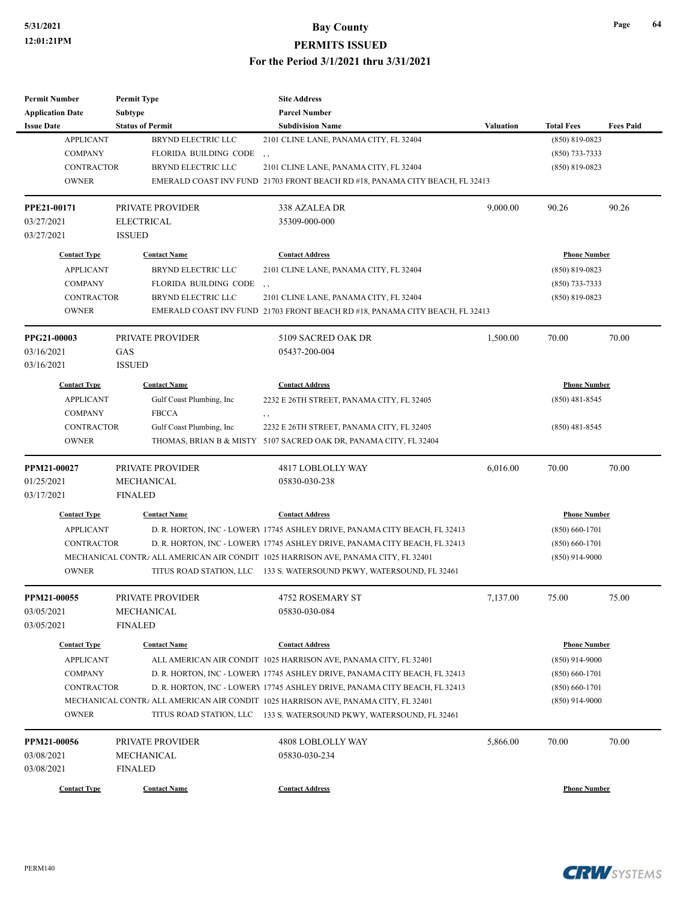| Permit Number | Permit Type | Site Address | | | |
|---|---|---|---|---|---|
| Application Date | Subtype | Parcel Number | | | |
| Issue Date | Status of Permit | Subdivision Name | Valuation | Total Fees | Fees Paid |

| Contact Type | Contact Name | Contact Address | Phone Number |
|---|---|---|---|
| APPLICANT | BRYND ELECTRIC LLC | 2101 CLINE LANE, PANAMA CITY, FL 32404 | (850) 819-0823 |
| COMPANY | FLORIDA BUILDING CODE | , , | (850) 733-7333 |
| CONTRACTOR | BRYND ELECTRIC LLC | 2101 CLINE LANE, PANAMA CITY, FL 32404 | (850) 819-0823 |
| OWNER | EMERALD COAST INV FUND | 21703 FRONT BEACH RD #18, PANAMA CITY BEACH, FL 32413 | |

| PPE21-00171 | PRIVATE PROVIDER | 338 AZALEA DR | 9,000.00 | 90.26 | 90.26 |
|---|---|---|---|---|---|
| 03/27/2021 | ELECTRICAL | 35309-000-000 | | | |
| 03/27/2021 | ISSUED | | | | |

| Contact Type | Contact Name | Contact Address | Phone Number |
|---|---|---|---|
| APPLICANT | BRYND ELECTRIC LLC | 2101 CLINE LANE, PANAMA CITY, FL 32404 | (850) 819-0823 |
| COMPANY | FLORIDA BUILDING CODE | , , | (850) 733-7333 |
| CONTRACTOR | BRYND ELECTRIC LLC | 2101 CLINE LANE, PANAMA CITY, FL 32404 | (850) 819-0823 |
| OWNER | EMERALD COAST INV FUND | 21703 FRONT BEACH RD #18, PANAMA CITY BEACH, FL 32413 | |

| PPG21-00003 | PRIVATE PROVIDER | 5109 SACRED OAK DR | 1,500.00 | 70.00 | 70.00 |
|---|---|---|---|---|---|
| 03/16/2021 | GAS | 05437-200-004 | | | |
| 03/16/2021 | ISSUED | | | | |

| Contact Type | Contact Name | Contact Address | Phone Number |
|---|---|---|---|
| APPLICANT | Gulf Coast Plumbing, Inc | 2232 E 26TH STREET, PANAMA CITY, FL 32405 | (850) 481-8545 |
| COMPANY | FBCCA | , , | |
| CONTRACTOR | Gulf Coast Plumbing, Inc | 2232 E 26TH STREET, PANAMA CITY, FL 32405 | (850) 481-8545 |
| OWNER | THOMAS, BRIAN B & MISTY | 5107 SACRED OAK DR, PANAMA CITY, FL 32404 | |

| PPM21-00027 | PRIVATE PROVIDER | 4817 LOBLOLLY WAY | 6,016.00 | 70.00 | 70.00 |
|---|---|---|---|---|---|
| 01/25/2021 | MECHANICAL | 05830-030-238 | | | |
| 03/17/2021 | FINALED | | | | |

| Contact Type | Contact Name | Contact Address | Phone Number |
|---|---|---|---|
| APPLICANT | D. R. HORTON, INC - LOWERY | 17745 ASHLEY DRIVE, PANAMA CITY BEACH, FL 32413 | (850) 660-1701 |
| CONTRACTOR | D. R. HORTON, INC - LOWERY | 17745 ASHLEY DRIVE, PANAMA CITY BEACH, FL 32413 | (850) 660-1701 |
| MECHANICAL CONTRA | ALL AMERICAN AIR CONDIT | 1025 HARRISON AVE, PANAMA CITY, FL 32401 | (850) 914-9000 |
| OWNER | TITUS ROAD STATION, LLC | 133 S. WATERSOUND PKWY, WATERSOUND, FL 32461 | |

| PPM21-00055 | PRIVATE PROVIDER | 4752 ROSEMARY ST | 7,137.00 | 75.00 | 75.00 |
|---|---|---|---|---|---|
| 03/05/2021 | MECHANICAL | 05830-030-084 | | | |
| 03/05/2021 | FINALED | | | | |

| Contact Type | Contact Name | Contact Address | Phone Number |
|---|---|---|---|
| APPLICANT | ALL AMERICAN AIR CONDIT | 1025 HARRISON AVE, PANAMA CITY, FL 32401 | (850) 914-9000 |
| COMPANY | D. R. HORTON, INC - LOWERY | 17745 ASHLEY DRIVE, PANAMA CITY BEACH, FL 32413 | (850) 660-1701 |
| CONTRACTOR | D. R. HORTON, INC - LOWERY | 17745 ASHLEY DRIVE, PANAMA CITY BEACH, FL 32413 | (850) 660-1701 |
| MECHANICAL CONTRA | ALL AMERICAN AIR CONDIT | 1025 HARRISON AVE, PANAMA CITY, FL 32401 | (850) 914-9000 |
| OWNER | TITUS ROAD STATION, LLC | 133 S. WATERSOUND PKWY, WATERSOUND, FL 32461 | |

| PPM21-00056 | PRIVATE PROVIDER | 4808 LOBLOLLY WAY | 5,866.00 | 70.00 | 70.00 |
|---|---|---|---|---|---|
| 03/08/2021 | MECHANICAL | 05830-030-234 | | | |
| 03/08/2021 | FINALED | | | | |

| Contact Type | Contact Name | Contact Address | Phone Number |
|---|---|---|---|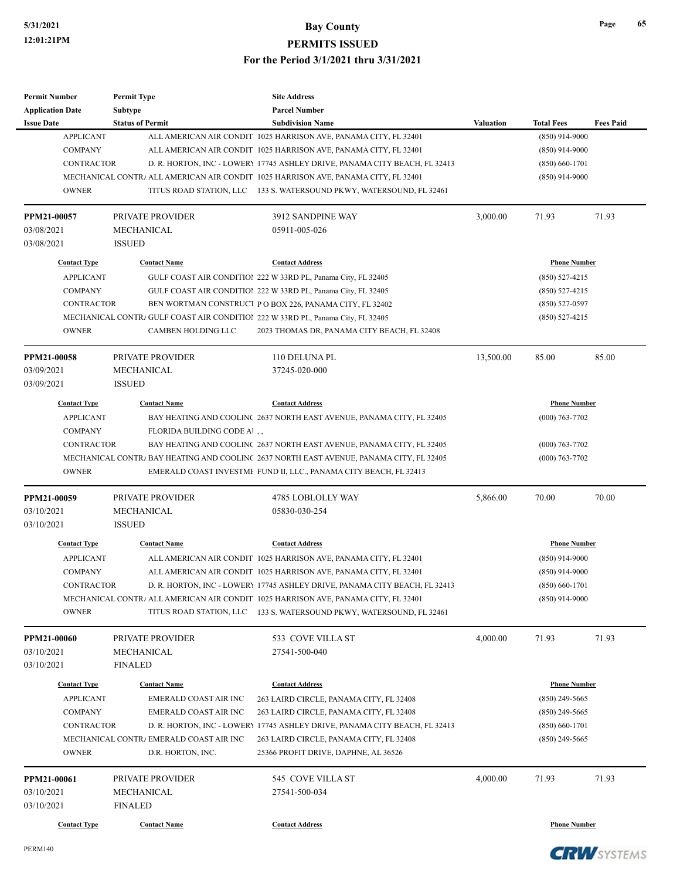**Bay County**
**PERMITS ISSUED**
**For the Period 3/1/2021 thru 3/31/2021**

| Permit Number / Application Date / Issue Date | Permit Type / Subtype / Status of Permit | Site Address / Parcel Number / Subdivision Name | Valuation | Total Fees | Fees Paid |
|---|---|---|---|---|---|

| Contact Type | Contact Name | Contact Address | Phone Number |
|---|---|---|---|
| APPLICANT | ALL AMERICAN AIR CONDIT | 1025 HARRISON AVE, PANAMA CITY, FL 32401 | (850) 914-9000 |
| COMPANY | ALL AMERICAN AIR CONDIT | 1025 HARRISON AVE, PANAMA CITY, FL 32401 | (850) 914-9000 |
| CONTRACTOR | D. R. HORTON, INC - LOWERY | 17745 ASHLEY DRIVE, PANAMA CITY BEACH, FL 32413 | (850) 660-1701 |
| MECHANICAL CONTR/ | ALL AMERICAN AIR CONDIT | 1025 HARRISON AVE, PANAMA CITY, FL 32401 | (850) 914-9000 |
| OWNER | TITUS ROAD STATION, LLC | 133 S. WATERSOUND PKWY, WATERSOUND, FL 32461 | |

| PPM21-00057 | PRIVATE PROVIDER | 3912 SANDPINE WAY | 3,000.00 | 71.93 | 71.93 |
|---|---|---|---|---|---|
| 03/08/2021 | MECHANICAL | 05911-005-026 | | | |
| 03/08/2021 | ISSUED | | | | |

| Contact Type | Contact Name | Contact Address | Phone Number |
|---|---|---|---|
| APPLICANT | GULF COAST AIR CONDITIOI | 222 W 33RD PL, Panama City, FL 32405 | (850) 527-4215 |
| COMPANY | GULF COAST AIR CONDITIOI | 222 W 33RD PL, Panama City, FL 32405 | (850) 527-4215 |
| CONTRACTOR | BEN WORTMAN CONSTRUCT | P O BOX 226, PANAMA CITY, FL 32402 | (850) 527-0597 |
| MECHANICAL CONTR/ | GULF COAST AIR CONDITIOI | 222 W 33RD PL, Panama City, FL 32405 | (850) 527-4215 |
| OWNER | CAMBEN HOLDING LLC | 2023 THOMAS DR, PANAMA CITY BEACH, FL 32408 | |

| PPM21-00058 | PRIVATE PROVIDER | 110 DELUNA PL | 13,500.00 | 85.00 | 85.00 |
|---|---|---|---|---|---|
| 03/09/2021 | MECHANICAL | 37245-020-000 | | | |
| 03/09/2021 | ISSUED | | | | |

| Contact Type | Contact Name | Contact Address | Phone Number |
|---|---|---|---|
| APPLICANT | BAY HEATING AND COOLINC | 2637 NORTH EAST AVENUE, PANAMA CITY, FL 32405 | (000) 763-7702 |
| COMPANY | FLORIDA BUILDING CODE AI | , , | |
| CONTRACTOR | BAY HEATING AND COOLINC | 2637 NORTH EAST AVENUE, PANAMA CITY, FL 32405 | (000) 763-7702 |
| MECHANICAL CONTR/ | BAY HEATING AND COOLINC | 2637 NORTH EAST AVENUE, PANAMA CITY, FL 32405 | (000) 763-7702 |
| OWNER | EMERALD COAST INVESTME | FUND II, LLC., PANAMA CITY BEACH, FL 32413 | |

| PPM21-00059 | PRIVATE PROVIDER | 4785 LOBLOLLY WAY | 5,866.00 | 70.00 | 70.00 |
|---|---|---|---|---|---|
| 03/10/2021 | MECHANICAL | 05830-030-254 | | | |
| 03/10/2021 | ISSUED | | | | |

| Contact Type | Contact Name | Contact Address | Phone Number |
|---|---|---|---|
| APPLICANT | ALL AMERICAN AIR CONDIT | 1025 HARRISON AVE, PANAMA CITY, FL 32401 | (850) 914-9000 |
| COMPANY | ALL AMERICAN AIR CONDIT | 1025 HARRISON AVE, PANAMA CITY, FL 32401 | (850) 914-9000 |
| CONTRACTOR | D. R. HORTON, INC - LOWERY | 17745 ASHLEY DRIVE, PANAMA CITY BEACH, FL 32413 | (850) 660-1701 |
| MECHANICAL CONTR/ | ALL AMERICAN AIR CONDIT | 1025 HARRISON AVE, PANAMA CITY, FL 32401 | (850) 914-9000 |
| OWNER | TITUS ROAD STATION, LLC | 133 S. WATERSOUND PKWY, WATERSOUND, FL 32461 | |

| PPM21-00060 | PRIVATE PROVIDER | 533 COVE VILLA ST | 4,000.00 | 71.93 | 71.93 |
|---|---|---|---|---|---|
| 03/10/2021 | MECHANICAL | 27541-500-040 | | | |
| 03/10/2021 | FINALED | | | | |

| Contact Type | Contact Name | Contact Address | Phone Number |
|---|---|---|---|
| APPLICANT | EMERALD COAST AIR INC | 263 LAIRD CIRCLE, PANAMA CITY, FL 32408 | (850) 249-5665 |
| COMPANY | EMERALD COAST AIR INC | 263 LAIRD CIRCLE, PANAMA CITY, FL 32408 | (850) 249-5665 |
| CONTRACTOR | D. R. HORTON, INC - LOWERY | 17745 ASHLEY DRIVE, PANAMA CITY BEACH, FL 32413 | (850) 660-1701 |
| MECHANICAL CONTR/ | EMERALD COAST AIR INC | 263 LAIRD CIRCLE, PANAMA CITY, FL 32408 | (850) 249-5665 |
| OWNER | D.R. HORTON, INC. | 25366 PROFIT DRIVE, DAPHNE, AL 36526 | |

| PPM21-00061 | PRIVATE PROVIDER | 545 COVE VILLA ST | 4,000.00 | 71.93 | 71.93 |
|---|---|---|---|---|---|
| 03/10/2021 | MECHANICAL | 27541-500-034 | | | |
| 03/10/2021 | FINALED | | | | |

| Contact Type | Contact Name | Contact Address | Phone Number |
|---|---|---|---|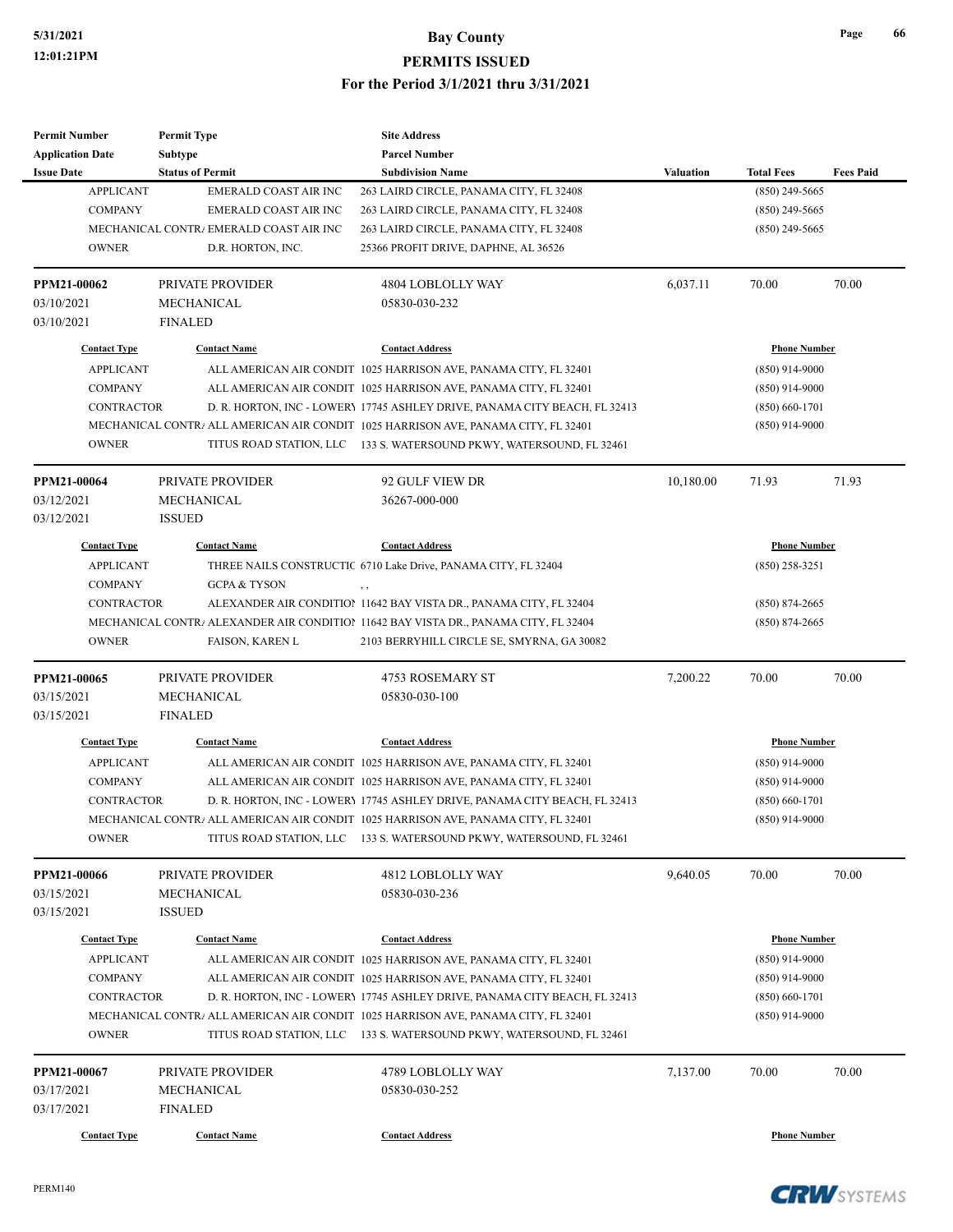| Permit Number / Application Date / Issue Date | Permit Type / Subtype / Status of Permit | Site Address / Parcel Number / Subdivision Name | Valuation | Total Fees | Fees Paid |
|---|---|---|---|---|---|
| APPLICANT | EMERALD COAST AIR INC | 263 LAIRD CIRCLE, PANAMA CITY, FL 32408 | | (850) 249-5665 | |
| COMPANY | EMERALD COAST AIR INC | 263 LAIRD CIRCLE, PANAMA CITY, FL 32408 | | (850) 249-5665 | |
| MECHANICAL CONTR/ | EMERALD COAST AIR INC | 263 LAIRD CIRCLE, PANAMA CITY, FL 32408 | | (850) 249-5665 | |
| OWNER | D.R. HORTON, INC. | 25366 PROFIT DRIVE, DAPHNE, AL 36526 | | | |

| Permit Number / Application Date / Issue Date | Permit Type / Subtype / Status of Permit | Site Address / Parcel Number / Subdivision Name | Valuation | Total Fees | Fees Paid |
|---|---|---|---|---|---|
| PPM21-00062 | PRIVATE PROVIDER | 4804 LOBLOLLY WAY | 6,037.11 | 70.00 | 70.00 |
| 03/10/2021 | MECHANICAL | 05830-030-232 | | | |
| 03/10/2021 | FINALED | | | | |

| Contact Type | Contact Name | Contact Address | Phone Number |
|---|---|---|---|
| APPLICANT | ALL AMERICAN AIR CONDIT | 1025 HARRISON AVE, PANAMA CITY, FL 32401 | (850) 914-9000 |
| COMPANY | ALL AMERICAN AIR CONDIT | 1025 HARRISON AVE, PANAMA CITY, FL 32401 | (850) 914-9000 |
| CONTRACTOR | D. R. HORTON, INC - LOWERY | 17745 ASHLEY DRIVE, PANAMA CITY BEACH, FL 32413 | (850) 660-1701 |
| MECHANICAL CONTR/ | ALL AMERICAN AIR CONDIT | 1025 HARRISON AVE, PANAMA CITY, FL 32401 | (850) 914-9000 |
| OWNER | TITUS ROAD STATION, LLC | 133 S. WATERSOUND PKWY, WATERSOUND, FL 32461 | |

| Permit Number / Application Date / Issue Date | Permit Type / Subtype / Status of Permit | Site Address / Parcel Number / Subdivision Name | Valuation | Total Fees | Fees Paid |
|---|---|---|---|---|---|
| PPM21-00064 | PRIVATE PROVIDER | 92 GULF VIEW DR | 10,180.00 | 71.93 | 71.93 |
| 03/12/2021 | MECHANICAL | 36267-000-000 | | | |
| 03/12/2021 | ISSUED | | | | |

| Contact Type | Contact Name | Contact Address | Phone Number |
|---|---|---|---|
| APPLICANT | THREE NAILS CONSTRUCTIC | 6710 Lake Drive, PANAMA CITY, FL 32404 | (850) 258-3251 |
| COMPANY | GCPA & TYSON | , , | |
| CONTRACTOR | ALEXANDER AIR CONDITIOI | 11642 BAY VISTA DR., PANAMA CITY, FL 32404 | (850) 874-2665 |
| MECHANICAL CONTR/ | ALEXANDER AIR CONDITIOI | 11642 BAY VISTA DR., PANAMA CITY, FL 32404 | (850) 874-2665 |
| OWNER | FAISON, KAREN L | 2103 BERRYHILL CIRCLE SE, SMYRNA, GA 30082 | |

| Permit Number / Application Date / Issue Date | Permit Type / Subtype / Status of Permit | Site Address / Parcel Number / Subdivision Name | Valuation | Total Fees | Fees Paid |
|---|---|---|---|---|---|
| PPM21-00065 | PRIVATE PROVIDER | 4753 ROSEMARY ST | 7,200.22 | 70.00 | 70.00 |
| 03/15/2021 | MECHANICAL | 05830-030-100 | | | |
| 03/15/2021 | FINALED | | | | |

| Contact Type | Contact Name | Contact Address | Phone Number |
|---|---|---|---|
| APPLICANT | ALL AMERICAN AIR CONDIT | 1025 HARRISON AVE, PANAMA CITY, FL 32401 | (850) 914-9000 |
| COMPANY | ALL AMERICAN AIR CONDIT | 1025 HARRISON AVE, PANAMA CITY, FL 32401 | (850) 914-9000 |
| CONTRACTOR | D. R. HORTON, INC - LOWERY | 17745 ASHLEY DRIVE, PANAMA CITY BEACH, FL 32413 | (850) 660-1701 |
| MECHANICAL CONTR/ | ALL AMERICAN AIR CONDIT | 1025 HARRISON AVE, PANAMA CITY, FL 32401 | (850) 914-9000 |
| OWNER | TITUS ROAD STATION, LLC | 133 S. WATERSOUND PKWY, WATERSOUND, FL 32461 | |

| Permit Number / Application Date / Issue Date | Permit Type / Subtype / Status of Permit | Site Address / Parcel Number / Subdivision Name | Valuation | Total Fees | Fees Paid |
|---|---|---|---|---|---|
| PPM21-00066 | PRIVATE PROVIDER | 4812 LOBLOLLY WAY | 9,640.05 | 70.00 | 70.00 |
| 03/15/2021 | MECHANICAL | 05830-030-236 | | | |
| 03/15/2021 | ISSUED | | | | |

| Contact Type | Contact Name | Contact Address | Phone Number |
|---|---|---|---|
| APPLICANT | ALL AMERICAN AIR CONDIT | 1025 HARRISON AVE, PANAMA CITY, FL 32401 | (850) 914-9000 |
| COMPANY | ALL AMERICAN AIR CONDIT | 1025 HARRISON AVE, PANAMA CITY, FL 32401 | (850) 914-9000 |
| CONTRACTOR | D. R. HORTON, INC - LOWERY | 17745 ASHLEY DRIVE, PANAMA CITY BEACH, FL 32413 | (850) 660-1701 |
| MECHANICAL CONTR/ | ALL AMERICAN AIR CONDIT | 1025 HARRISON AVE, PANAMA CITY, FL 32401 | (850) 914-9000 |
| OWNER | TITUS ROAD STATION, LLC | 133 S. WATERSOUND PKWY, WATERSOUND, FL 32461 | |

| Permit Number / Application Date / Issue Date | Permit Type / Subtype / Status of Permit | Site Address / Parcel Number / Subdivision Name | Valuation | Total Fees | Fees Paid |
|---|---|---|---|---|---|
| PPM21-00067 | PRIVATE PROVIDER | 4789 LOBLOLLY WAY | 7,137.00 | 70.00 | 70.00 |
| 03/17/2021 | MECHANICAL | 05830-030-252 | | | |
| 03/17/2021 | FINALED | | | | |

| Contact Type | Contact Name | Contact Address | Phone Number |
|---|---|---|---|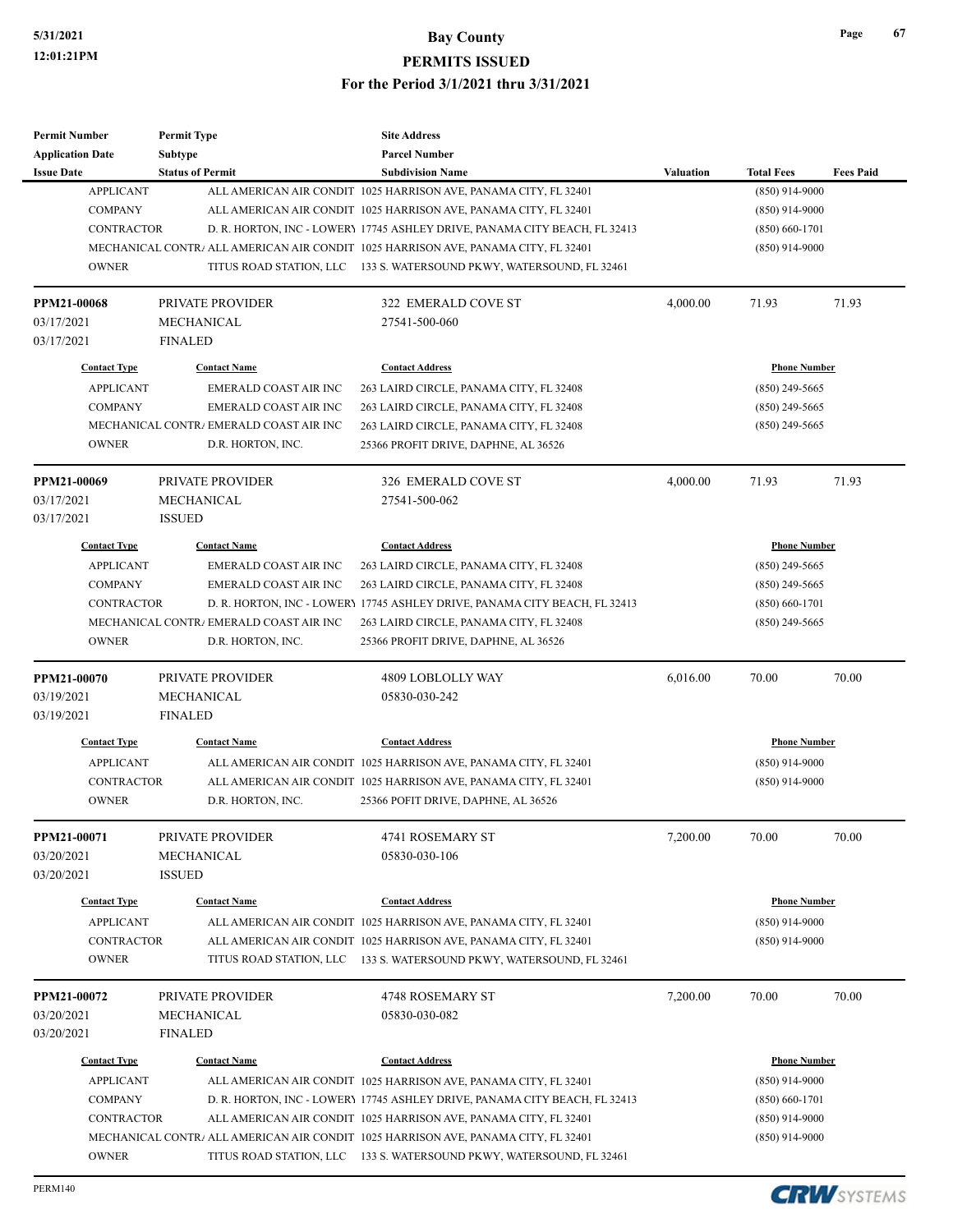| Permit Number | Permit Type | Site Address | | | |
|---|---|---|---|---|---|
| Application Date | Subtype | Parcel Number | | | |
| Issue Date | Status of Permit | Subdivision Name | Valuation | Total Fees | Fees Paid |

| Contact Type | Contact Name | Contact Address | Phone Number |
|---|---|---|---|
| APPLICANT | ALL AMERICAN AIR CONDIT | 1025 HARRISON AVE, PANAMA CITY, FL 32401 | (850) 914-9000 |
| COMPANY | ALL AMERICAN AIR CONDIT | 1025 HARRISON AVE, PANAMA CITY, FL 32401 | (850) 914-9000 |
| CONTRACTOR | D. R. HORTON, INC - LOWERY | 17745 ASHLEY DRIVE, PANAMA CITY BEACH, FL 32413 | (850) 660-1701 |
| MECHANICAL CONTR/ | ALL AMERICAN AIR CONDIT | 1025 HARRISON AVE, PANAMA CITY, FL 32401 | (850) 914-9000 |
| OWNER | TITUS ROAD STATION, LLC | 133 S. WATERSOUND PKWY, WATERSOUND, FL 32461 | |

| PPM21-00068 | PRIVATE PROVIDER | 322 EMERALD COVE ST | 4,000.00 | 71.93 | 71.93 |
|---|---|---|---|---|---|
| 03/17/2021 | MECHANICAL | 27541-500-060 | | | |
| 03/17/2021 | FINALED | | | | |

| Contact Type | Contact Name | Contact Address | Phone Number |
|---|---|---|---|
| APPLICANT | EMERALD COAST AIR INC | 263 LAIRD CIRCLE, PANAMA CITY, FL 32408 | (850) 249-5665 |
| COMPANY | EMERALD COAST AIR INC | 263 LAIRD CIRCLE, PANAMA CITY, FL 32408 | (850) 249-5665 |
| MECHANICAL CONTR/ | EMERALD COAST AIR INC | 263 LAIRD CIRCLE, PANAMA CITY, FL 32408 | (850) 249-5665 |
| OWNER | D.R. HORTON, INC. | 25366 PROFIT DRIVE, DAPHNE, AL 36526 | |

| PPM21-00069 | PRIVATE PROVIDER | 326 EMERALD COVE ST | 4,000.00 | 71.93 | 71.93 |
|---|---|---|---|---|---|
| 03/17/2021 | MECHANICAL | 27541-500-062 | | | |
| 03/17/2021 | ISSUED | | | | |

| Contact Type | Contact Name | Contact Address | Phone Number |
|---|---|---|---|
| APPLICANT | EMERALD COAST AIR INC | 263 LAIRD CIRCLE, PANAMA CITY, FL 32408 | (850) 249-5665 |
| COMPANY | EMERALD COAST AIR INC | 263 LAIRD CIRCLE, PANAMA CITY, FL 32408 | (850) 249-5665 |
| CONTRACTOR | D. R. HORTON, INC - LOWERY | 17745 ASHLEY DRIVE, PANAMA CITY BEACH, FL 32413 | (850) 660-1701 |
| MECHANICAL CONTR/ | EMERALD COAST AIR INC | 263 LAIRD CIRCLE, PANAMA CITY, FL 32408 | (850) 249-5665 |
| OWNER | D.R. HORTON, INC. | 25366 PROFIT DRIVE, DAPHNE, AL 36526 | |

| PPM21-00070 | PRIVATE PROVIDER | 4809 LOBLOLLY WAY | 6,016.00 | 70.00 | 70.00 |
|---|---|---|---|---|---|
| 03/19/2021 | MECHANICAL | 05830-030-242 | | | |
| 03/19/2021 | FINALED | | | | |

| Contact Type | Contact Name | Contact Address | Phone Number |
|---|---|---|---|
| APPLICANT | ALL AMERICAN AIR CONDIT | 1025 HARRISON AVE, PANAMA CITY, FL 32401 | (850) 914-9000 |
| CONTRACTOR | ALL AMERICAN AIR CONDIT | 1025 HARRISON AVE, PANAMA CITY, FL 32401 | (850) 914-9000 |
| OWNER | D.R. HORTON, INC. | 25366 POFIT DRIVE, DAPHNE, AL 36526 | |

| PPM21-00071 | PRIVATE PROVIDER | 4741 ROSEMARY ST | 7,200.00 | 70.00 | 70.00 |
|---|---|---|---|---|---|
| 03/20/2021 | MECHANICAL | 05830-030-106 | | | |
| 03/20/2021 | ISSUED | | | | |

| Contact Type | Contact Name | Contact Address | Phone Number |
|---|---|---|---|
| APPLICANT | ALL AMERICAN AIR CONDIT | 1025 HARRISON AVE, PANAMA CITY, FL 32401 | (850) 914-9000 |
| CONTRACTOR | ALL AMERICAN AIR CONDIT | 1025 HARRISON AVE, PANAMA CITY, FL 32401 | (850) 914-9000 |
| OWNER | TITUS ROAD STATION, LLC | 133 S. WATERSOUND PKWY, WATERSOUND, FL 32461 | |

| PPM21-00072 | PRIVATE PROVIDER | 4748 ROSEMARY ST | 7,200.00 | 70.00 | 70.00 |
|---|---|---|---|---|---|
| 03/20/2021 | MECHANICAL | 05830-030-082 | | | |
| 03/20/2021 | FINALED | | | | |

| Contact Type | Contact Name | Contact Address | Phone Number |
|---|---|---|---|
| APPLICANT | ALL AMERICAN AIR CONDIT | 1025 HARRISON AVE, PANAMA CITY, FL 32401 | (850) 914-9000 |
| COMPANY | D. R. HORTON, INC - LOWERY | 17745 ASHLEY DRIVE, PANAMA CITY BEACH, FL 32413 | (850) 660-1701 |
| CONTRACTOR | ALL AMERICAN AIR CONDIT | 1025 HARRISON AVE, PANAMA CITY, FL 32401 | (850) 914-9000 |
| MECHANICAL CONTR/ | ALL AMERICAN AIR CONDIT | 1025 HARRISON AVE, PANAMA CITY, FL 32401 | (850) 914-9000 |
| OWNER | TITUS ROAD STATION, LLC | 133 S. WATERSOUND PKWY, WATERSOUND, FL 32461 | |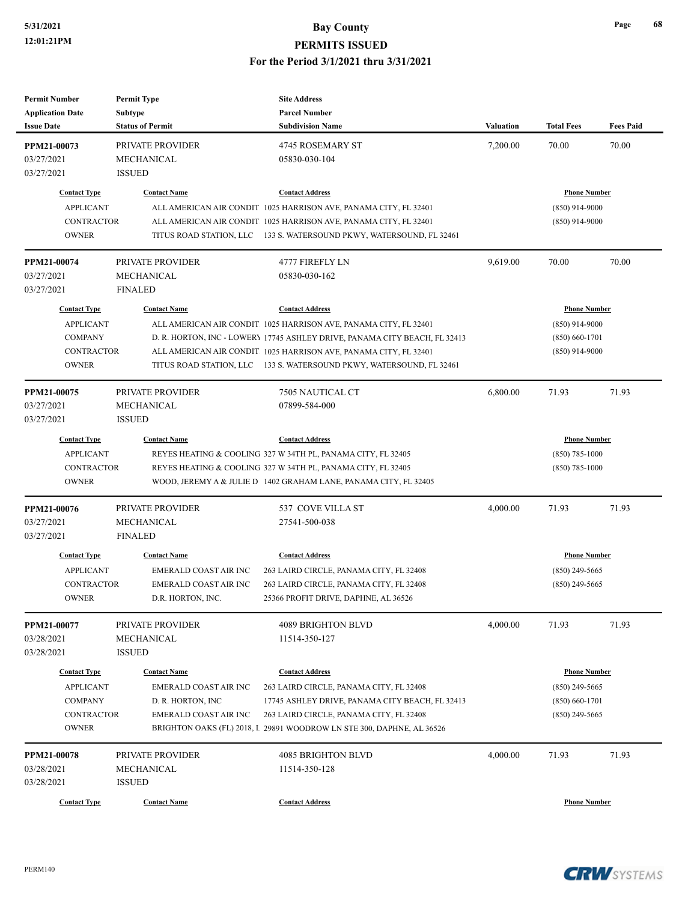# Bay County

## PERMITS ISSUED

### For the Period 3/1/2021 thru 3/31/2021

| Permit Number / Application Date / Issue Date | Permit Type / Subtype / Status of Permit | Site Address / Parcel Number / Subdivision Name | Valuation | Total Fees | Fees Paid |
|---|---|---|---|---|---|
| PPM21-00073<br>03/27/2021<br>03/27/2021 | PRIVATE PROVIDER<br>MECHANICAL<br>ISSUED | 4745 ROSEMARY ST<br>05830-030-104 | 7,200.00 | 70.00 | 70.00 |

| Contact Type | Contact Name | Contact Address | Phone Number |
|---|---|---|---|
| APPLICANT | ALL AMERICAN AIR CONDIT | 1025 HARRISON AVE, PANAMA CITY, FL 32401 | (850) 914-9000 |
| CONTRACTOR | ALL AMERICAN AIR CONDIT | 1025 HARRISON AVE, PANAMA CITY, FL 32401 | (850) 914-9000 |
| OWNER | TITUS ROAD STATION, LLC | 133 S. WATERSOUND PKWY, WATERSOUND, FL 32461 | |

| Permit Number / Application Date / Issue Date | Permit Type / Subtype / Status of Permit | Site Address / Parcel Number / Subdivision Name | Valuation | Total Fees | Fees Paid |
|---|---|---|---|---|---|
| PPM21-00074<br>03/27/2021<br>03/27/2021 | PRIVATE PROVIDER<br>MECHANICAL<br>FINALED | 4777 FIREFLY LN<br>05830-030-162 | 9,619.00 | 70.00 | 70.00 |

| Contact Type | Contact Name | Contact Address | Phone Number |
|---|---|---|---|
| APPLICANT | ALL AMERICAN AIR CONDIT | 1025 HARRISON AVE, PANAMA CITY, FL 32401 | (850) 914-9000 |
| COMPANY | D. R. HORTON, INC - LOWERY | 17745 ASHLEY DRIVE, PANAMA CITY BEACH, FL 32413 | (850) 660-1701 |
| CONTRACTOR | ALL AMERICAN AIR CONDIT | 1025 HARRISON AVE, PANAMA CITY, FL 32401 | (850) 914-9000 |
| OWNER | TITUS ROAD STATION, LLC | 133 S. WATERSOUND PKWY, WATERSOUND, FL 32461 | |

| Permit Number / Application Date / Issue Date | Permit Type / Subtype / Status of Permit | Site Address / Parcel Number / Subdivision Name | Valuation | Total Fees | Fees Paid |
|---|---|---|---|---|---|
| PPM21-00075<br>03/27/2021<br>03/27/2021 | PRIVATE PROVIDER<br>MECHANICAL<br>ISSUED | 7505 NAUTICAL CT<br>07899-584-000 | 6,800.00 | 71.93 | 71.93 |

| Contact Type | Contact Name | Contact Address | Phone Number |
|---|---|---|---|
| APPLICANT | REYES HEATING & COOLING | 327 W 34TH PL, PANAMA CITY, FL 32405 | (850) 785-1000 |
| CONTRACTOR | REYES HEATING & COOLING | 327 W 34TH PL, PANAMA CITY, FL 32405 | (850) 785-1000 |
| OWNER | WOOD, JEREMY A & JULIE D | 1402 GRAHAM LANE, PANAMA CITY, FL 32405 | |

| Permit Number / Application Date / Issue Date | Permit Type / Subtype / Status of Permit | Site Address / Parcel Number / Subdivision Name | Valuation | Total Fees | Fees Paid |
|---|---|---|---|---|---|
| PPM21-00076<br>03/27/2021<br>03/27/2021 | PRIVATE PROVIDER<br>MECHANICAL<br>FINALED | 537 COVE VILLA ST<br>27541-500-038 | 4,000.00 | 71.93 | 71.93 |

| Contact Type | Contact Name | Contact Address | Phone Number |
|---|---|---|---|
| APPLICANT | EMERALD COAST AIR INC | 263 LAIRD CIRCLE, PANAMA CITY, FL 32408 | (850) 249-5665 |
| CONTRACTOR | EMERALD COAST AIR INC | 263 LAIRD CIRCLE, PANAMA CITY, FL 32408 | (850) 249-5665 |
| OWNER | D.R. HORTON, INC. | 25366 PROFIT DRIVE, DAPHNE, AL 36526 | |

| Permit Number / Application Date / Issue Date | Permit Type / Subtype / Status of Permit | Site Address / Parcel Number / Subdivision Name | Valuation | Total Fees | Fees Paid |
|---|---|---|---|---|---|
| PPM21-00077<br>03/28/2021<br>03/28/2021 | PRIVATE PROVIDER<br>MECHANICAL<br>ISSUED | 4089 BRIGHTON BLVD<br>11514-350-127 | 4,000.00 | 71.93 | 71.93 |

| Contact Type | Contact Name | Contact Address | Phone Number |
|---|---|---|---|
| APPLICANT | EMERALD COAST AIR INC | 263 LAIRD CIRCLE, PANAMA CITY, FL 32408 | (850) 249-5665 |
| COMPANY | D. R. HORTON, INC | 17745 ASHLEY DRIVE, PANAMA CITY BEACH, FL 32413 | (850) 660-1701 |
| CONTRACTOR | EMERALD COAST AIR INC | 263 LAIRD CIRCLE, PANAMA CITY, FL 32408 | (850) 249-5665 |
| OWNER | BRIGHTON OAKS (FL) 2018, L | 29891 WOODROW LN STE 300, DAPHNE, AL 36526 | |

| Permit Number / Application Date / Issue Date | Permit Type / Subtype / Status of Permit | Site Address / Parcel Number / Subdivision Name | Valuation | Total Fees | Fees Paid |
|---|---|---|---|---|---|
| PPM21-00078<br>03/28/2021<br>03/28/2021 | PRIVATE PROVIDER<br>MECHANICAL<br>ISSUED | 4085 BRIGHTON BLVD<br>11514-350-128 | 4,000.00 | 71.93 | 71.93 |

| Contact Type | Contact Name | Contact Address | Phone Number |
|---|---|---|---|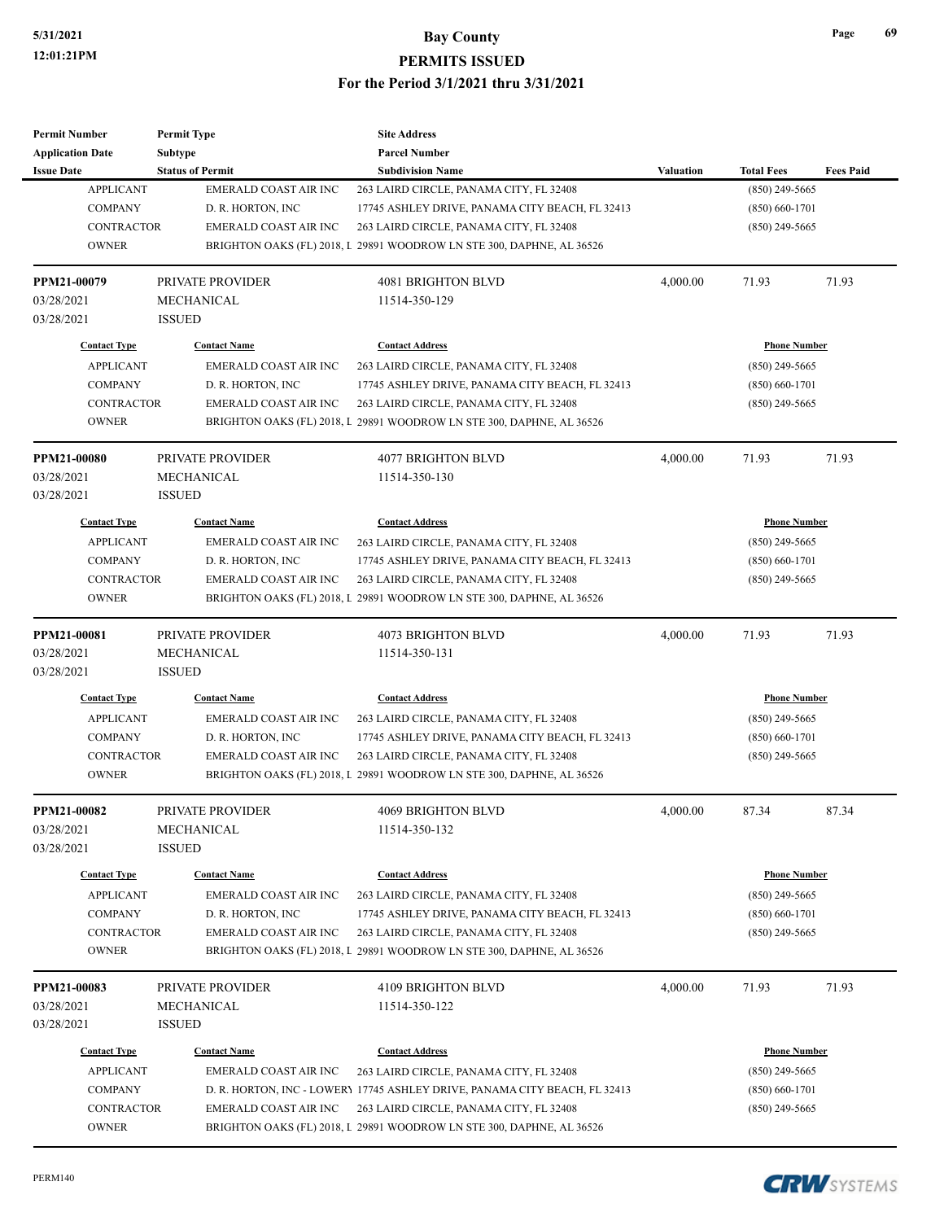| Permit Number<br>Application Date<br>Issue Date | Permit Type<br>Subtype<br>Status of Permit | Site Address<br>Parcel Number<br>Subdivision Name | Valuation | Total Fees | Fees Paid |
|---|---|---|---|---|---|

| Contact Type | Contact Name | Contact Address | Phone Number |
|---|---|---|---|
| APPLICANT | EMERALD COAST AIR INC | 263 LAIRD CIRCLE, PANAMA CITY, FL 32408 | (850) 249-5665 |
| COMPANY | D. R. HORTON, INC | 17745 ASHLEY DRIVE, PANAMA CITY BEACH, FL 32413 | (850) 660-1701 |
| CONTRACTOR | EMERALD COAST AIR INC | 263 LAIRD CIRCLE, PANAMA CITY, FL 32408 | (850) 249-5665 |
| OWNER | BRIGHTON OAKS (FL) 2018, L | 29891 WOODROW LN STE 300, DAPHNE, AL 36526 | |

| Permit Number | Permit Type | Site Address | Valuation | Total Fees | Fees Paid |
|---|---|---|---|---|---|
| PPM21-00079 | PRIVATE PROVIDER | 4081 BRIGHTON BLVD | 4,000.00 | 71.93 | 71.93 |
| 03/28/2021 | MECHANICAL | 11514-350-129 | | | |
| 03/28/2021 | ISSUED | | | | |

| Contact Type | Contact Name | Contact Address | Phone Number |
|---|---|---|---|
| APPLICANT | EMERALD COAST AIR INC | 263 LAIRD CIRCLE, PANAMA CITY, FL 32408 | (850) 249-5665 |
| COMPANY | D. R. HORTON, INC | 17745 ASHLEY DRIVE, PANAMA CITY BEACH, FL 32413 | (850) 660-1701 |
| CONTRACTOR | EMERALD COAST AIR INC | 263 LAIRD CIRCLE, PANAMA CITY, FL 32408 | (850) 249-5665 |
| OWNER | BRIGHTON OAKS (FL) 2018, L | 29891 WOODROW LN STE 300, DAPHNE, AL 36526 | |

| Permit Number | Permit Type | Site Address | Valuation | Total Fees | Fees Paid |
|---|---|---|---|---|---|
| PPM21-00080 | PRIVATE PROVIDER | 4077 BRIGHTON BLVD | 4,000.00 | 71.93 | 71.93 |
| 03/28/2021 | MECHANICAL | 11514-350-130 | | | |
| 03/28/2021 | ISSUED | | | | |

| Contact Type | Contact Name | Contact Address | Phone Number |
|---|---|---|---|
| APPLICANT | EMERALD COAST AIR INC | 263 LAIRD CIRCLE, PANAMA CITY, FL 32408 | (850) 249-5665 |
| COMPANY | D. R. HORTON, INC | 17745 ASHLEY DRIVE, PANAMA CITY BEACH, FL 32413 | (850) 660-1701 |
| CONTRACTOR | EMERALD COAST AIR INC | 263 LAIRD CIRCLE, PANAMA CITY, FL 32408 | (850) 249-5665 |
| OWNER | BRIGHTON OAKS (FL) 2018, L | 29891 WOODROW LN STE 300, DAPHNE, AL 36526 | |

| Permit Number | Permit Type | Site Address | Valuation | Total Fees | Fees Paid |
|---|---|---|---|---|---|
| PPM21-00081 | PRIVATE PROVIDER | 4073 BRIGHTON BLVD | 4,000.00 | 71.93 | 71.93 |
| 03/28/2021 | MECHANICAL | 11514-350-131 | | | |
| 03/28/2021 | ISSUED | | | | |

| Contact Type | Contact Name | Contact Address | Phone Number |
|---|---|---|---|
| APPLICANT | EMERALD COAST AIR INC | 263 LAIRD CIRCLE, PANAMA CITY, FL 32408 | (850) 249-5665 |
| COMPANY | D. R. HORTON, INC | 17745 ASHLEY DRIVE, PANAMA CITY BEACH, FL 32413 | (850) 660-1701 |
| CONTRACTOR | EMERALD COAST AIR INC | 263 LAIRD CIRCLE, PANAMA CITY, FL 32408 | (850) 249-5665 |
| OWNER | BRIGHTON OAKS (FL) 2018, L | 29891 WOODROW LN STE 300, DAPHNE, AL 36526 | |

| Permit Number | Permit Type | Site Address | Valuation | Total Fees | Fees Paid |
|---|---|---|---|---|---|
| PPM21-00082 | PRIVATE PROVIDER | 4069 BRIGHTON BLVD | 4,000.00 | 87.34 | 87.34 |
| 03/28/2021 | MECHANICAL | 11514-350-132 | | | |
| 03/28/2021 | ISSUED | | | | |

| Contact Type | Contact Name | Contact Address | Phone Number |
|---|---|---|---|
| APPLICANT | EMERALD COAST AIR INC | 263 LAIRD CIRCLE, PANAMA CITY, FL 32408 | (850) 249-5665 |
| COMPANY | D. R. HORTON, INC | 17745 ASHLEY DRIVE, PANAMA CITY BEACH, FL 32413 | (850) 660-1701 |
| CONTRACTOR | EMERALD COAST AIR INC | 263 LAIRD CIRCLE, PANAMA CITY, FL 32408 | (850) 249-5665 |
| OWNER | BRIGHTON OAKS (FL) 2018, L | 29891 WOODROW LN STE 300, DAPHNE, AL 36526 | |

| Permit Number | Permit Type | Site Address | Valuation | Total Fees | Fees Paid |
|---|---|---|---|---|---|
| PPM21-00083 | PRIVATE PROVIDER | 4109 BRIGHTON BLVD | 4,000.00 | 71.93 | 71.93 |
| 03/28/2021 | MECHANICAL | 11514-350-122 | | | |
| 03/28/2021 | ISSUED | | | | |

| Contact Type | Contact Name | Contact Address | Phone Number |
|---|---|---|---|
| APPLICANT | EMERALD COAST AIR INC | 263 LAIRD CIRCLE, PANAMA CITY, FL 32408 | (850) 249-5665 |
| COMPANY | D. R. HORTON, INC - LOWERY | 17745 ASHLEY DRIVE, PANAMA CITY BEACH, FL 32413 | (850) 660-1701 |
| CONTRACTOR | EMERALD COAST AIR INC | 263 LAIRD CIRCLE, PANAMA CITY, FL 32408 | (850) 249-5665 |
| OWNER | BRIGHTON OAKS (FL) 2018, L | 29891 WOODROW LN STE 300, DAPHNE, AL 36526 | |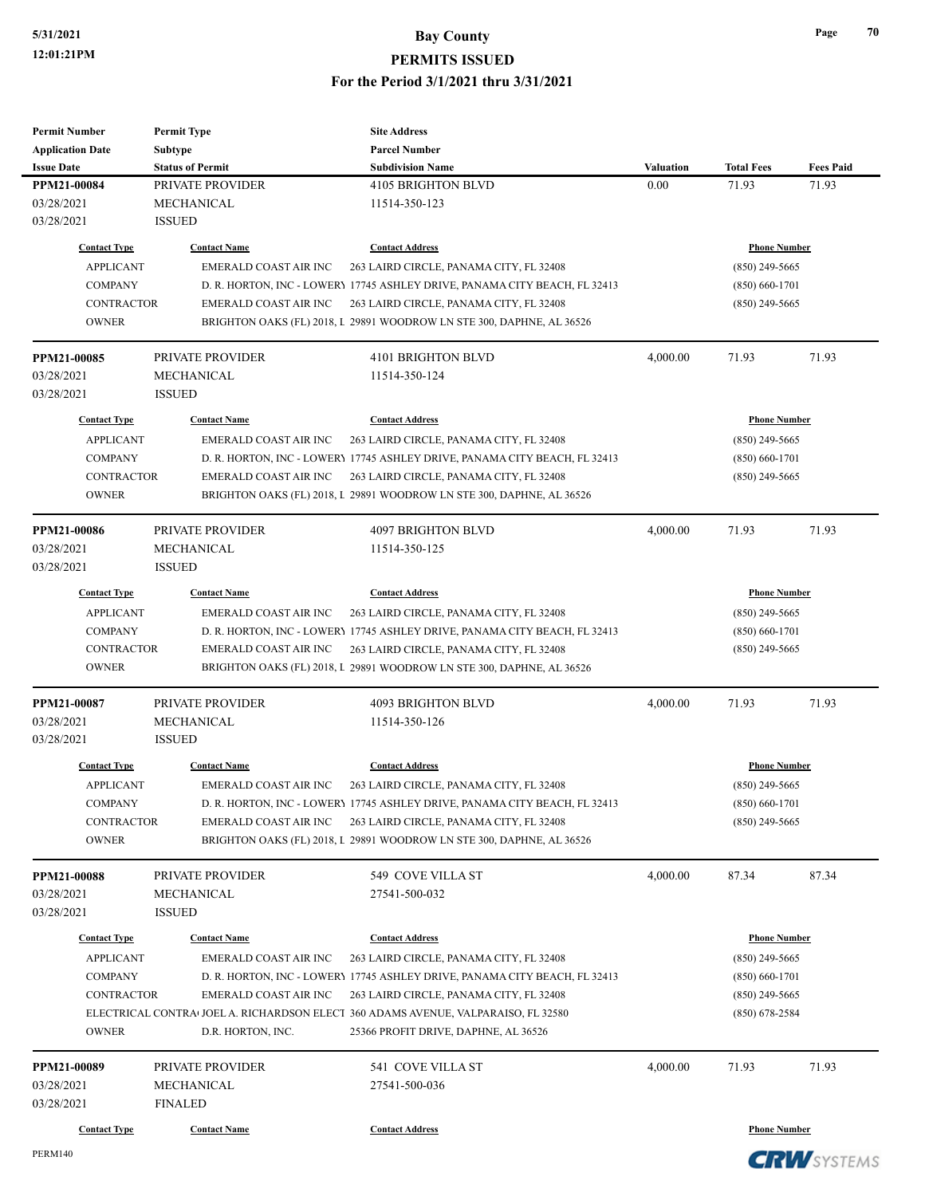# Bay County
## PERMITS ISSUED
### For the Period 3/1/2021 thru 3/31/2021

| Permit Number / Application Date / Issue Date | Permit Type / Subtype / Status of Permit | Site Address / Parcel Number / Subdivision Name | Valuation | Total Fees | Fees Paid |
|---|---|---|---|---|---|
| PPM21-00084 | PRIVATE PROVIDER | 4105 BRIGHTON BLVD | 0.00 | 71.93 | 71.93 |
| 03/28/2021 | MECHANICAL | 11514-350-123 | | | |
| 03/28/2021 | ISSUED | | | | |

| Contact Type | Contact Name | Contact Address | Phone Number |
|---|---|---|---|
| APPLICANT | EMERALD COAST AIR INC | 263 LAIRD CIRCLE, PANAMA CITY, FL 32408 | (850) 249-5665 |
| COMPANY | D. R. HORTON, INC - LOWER | 17745 ASHLEY DRIVE, PANAMA CITY BEACH, FL 32413 | (850) 660-1701 |
| CONTRACTOR | EMERALD COAST AIR INC | 263 LAIRD CIRCLE, PANAMA CITY, FL 32408 | (850) 249-5665 |
| OWNER | BRIGHTON OAKS (FL) 2018, L | 29891 WOODROW LN STE 300, DAPHNE, AL 36526 | |

| Permit Number / Application Date / Issue Date | Permit Type / Subtype / Status of Permit | Site Address / Parcel Number / Subdivision Name | Valuation | Total Fees | Fees Paid |
|---|---|---|---|---|---|
| PPM21-00085 | PRIVATE PROVIDER | 4101 BRIGHTON BLVD | 4,000.00 | 71.93 | 71.93 |
| 03/28/2021 | MECHANICAL | 11514-350-124 | | | |
| 03/28/2021 | ISSUED | | | | |

| Contact Type | Contact Name | Contact Address | Phone Number |
|---|---|---|---|
| APPLICANT | EMERALD COAST AIR INC | 263 LAIRD CIRCLE, PANAMA CITY, FL 32408 | (850) 249-5665 |
| COMPANY | D. R. HORTON, INC - LOWER | 17745 ASHLEY DRIVE, PANAMA CITY BEACH, FL 32413 | (850) 660-1701 |
| CONTRACTOR | EMERALD COAST AIR INC | 263 LAIRD CIRCLE, PANAMA CITY, FL 32408 | (850) 249-5665 |
| OWNER | BRIGHTON OAKS (FL) 2018, L | 29891 WOODROW LN STE 300, DAPHNE, AL 36526 | |

| Permit Number / Application Date / Issue Date | Permit Type / Subtype / Status of Permit | Site Address / Parcel Number / Subdivision Name | Valuation | Total Fees | Fees Paid |
|---|---|---|---|---|---|
| PPM21-00086 | PRIVATE PROVIDER | 4097 BRIGHTON BLVD | 4,000.00 | 71.93 | 71.93 |
| 03/28/2021 | MECHANICAL | 11514-350-125 | | | |
| 03/28/2021 | ISSUED | | | | |

| Contact Type | Contact Name | Contact Address | Phone Number |
|---|---|---|---|
| APPLICANT | EMERALD COAST AIR INC | 263 LAIRD CIRCLE, PANAMA CITY, FL 32408 | (850) 249-5665 |
| COMPANY | D. R. HORTON, INC - LOWER | 17745 ASHLEY DRIVE, PANAMA CITY BEACH, FL 32413 | (850) 660-1701 |
| CONTRACTOR | EMERALD COAST AIR INC | 263 LAIRD CIRCLE, PANAMA CITY, FL 32408 | (850) 249-5665 |
| OWNER | BRIGHTON OAKS (FL) 2018, L | 29891 WOODROW LN STE 300, DAPHNE, AL 36526 | |

| Permit Number / Application Date / Issue Date | Permit Type / Subtype / Status of Permit | Site Address / Parcel Number / Subdivision Name | Valuation | Total Fees | Fees Paid |
|---|---|---|---|---|---|
| PPM21-00087 | PRIVATE PROVIDER | 4093 BRIGHTON BLVD | 4,000.00 | 71.93 | 71.93 |
| 03/28/2021 | MECHANICAL | 11514-350-126 | | | |
| 03/28/2021 | ISSUED | | | | |

| Contact Type | Contact Name | Contact Address | Phone Number |
|---|---|---|---|
| APPLICANT | EMERALD COAST AIR INC | 263 LAIRD CIRCLE, PANAMA CITY, FL 32408 | (850) 249-5665 |
| COMPANY | D. R. HORTON, INC - LOWER | 17745 ASHLEY DRIVE, PANAMA CITY BEACH, FL 32413 | (850) 660-1701 |
| CONTRACTOR | EMERALD COAST AIR INC | 263 LAIRD CIRCLE, PANAMA CITY, FL 32408 | (850) 249-5665 |
| OWNER | BRIGHTON OAKS (FL) 2018, L | 29891 WOODROW LN STE 300, DAPHNE, AL 36526 | |

| Permit Number / Application Date / Issue Date | Permit Type / Subtype / Status of Permit | Site Address / Parcel Number / Subdivision Name | Valuation | Total Fees | Fees Paid |
|---|---|---|---|---|---|
| PPM21-00088 | PRIVATE PROVIDER | 549 COVE VILLA ST | 4,000.00 | 87.34 | 87.34 |
| 03/28/2021 | MECHANICAL | 27541-500-032 | | | |
| 03/28/2021 | ISSUED | | | | |

| Contact Type | Contact Name | Contact Address | Phone Number |
|---|---|---|---|
| APPLICANT | EMERALD COAST AIR INC | 263 LAIRD CIRCLE, PANAMA CITY, FL 32408 | (850) 249-5665 |
| COMPANY | D. R. HORTON, INC - LOWER | 17745 ASHLEY DRIVE, PANAMA CITY BEACH, FL 32413 | (850) 660-1701 |
| CONTRACTOR | EMERALD COAST AIR INC | 263 LAIRD CIRCLE, PANAMA CITY, FL 32408 | (850) 249-5665 |
| ELECTRICAL CONTRA | JOEL A. RICHARDSON ELECT | 360 ADAMS AVENUE, VALPARAISO, FL 32580 | (850) 678-2584 |
| OWNER | D.R. HORTON, INC. | 25366 PROFIT DRIVE, DAPHNE, AL 36526 | |

| Permit Number / Application Date / Issue Date | Permit Type / Subtype / Status of Permit | Site Address / Parcel Number / Subdivision Name | Valuation | Total Fees | Fees Paid |
|---|---|---|---|---|---|
| PPM21-00089 | PRIVATE PROVIDER | 541 COVE VILLA ST | 4,000.00 | 71.93 | 71.93 |
| 03/28/2021 | MECHANICAL | 27541-500-036 | | | |
| 03/28/2021 | FINALED | | | | |

| Contact Type | Contact Name | Contact Address | Phone Number |
|---|---|---|---|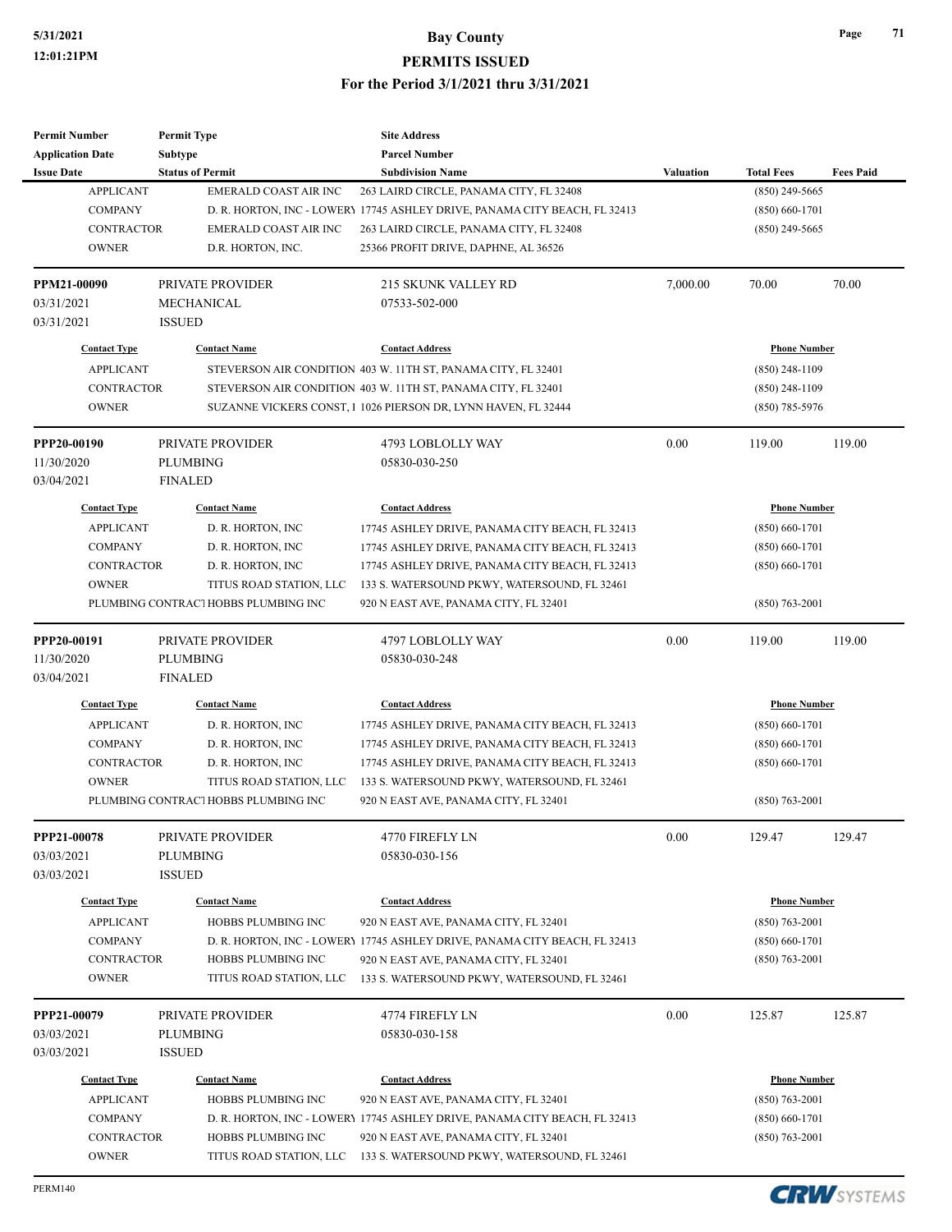| Permit Number | Permit Type | Site Address | | | |
|---|---|---|---|---|---|
| Application Date | Subtype | Parcel Number | | | |
| Issue Date | Status of Permit | Subdivision Name | Valuation | Total Fees | Fees Paid |

| Contact Type | Contact Name | Contact Address | Phone Number |
|---|---|---|---|
| APPLICANT | EMERALD COAST AIR INC | 263 LAIRD CIRCLE, PANAMA CITY, FL 32408 | (850) 249-5665 |
| COMPANY | D. R. HORTON, INC - LOWERY | 17745 ASHLEY DRIVE, PANAMA CITY BEACH, FL 32413 | (850) 660-1701 |
| CONTRACTOR | EMERALD COAST AIR INC | 263 LAIRD CIRCLE, PANAMA CITY, FL 32408 | (850) 249-5665 |
| OWNER | D.R. HORTON, INC. | 25366 PROFIT DRIVE, DAPHNE, AL 36526 | |

| PPM21-00090 | PRIVATE PROVIDER | 215 SKUNK VALLEY RD | 7,000.00 | 70.00 | 70.00 |
|---|---|---|---|---|---|
| 03/31/2021 | MECHANICAL | 07533-502-000 | | | |
| 03/31/2021 | ISSUED | | | | |

| Contact Type | Contact Name | Contact Address | Phone Number |
|---|---|---|---|
| APPLICANT | STEVERSON AIR CONDITION | 403 W. 11TH ST, PANAMA CITY, FL 32401 | (850) 248-1109 |
| CONTRACTOR | STEVERSON AIR CONDITION | 403 W. 11TH ST, PANAMA CITY, FL 32401 | (850) 248-1109 |
| OWNER | SUZANNE VICKERS CONST, I | 1026 PIERSON DR, LYNN HAVEN, FL 32444 | (850) 785-5976 |

| PPP20-00190 | PRIVATE PROVIDER | 4793 LOBLOLLY WAY | 0.00 | 119.00 | 119.00 |
|---|---|---|---|---|---|
| 11/30/2020 | PLUMBING | 05830-030-250 | | | |
| 03/04/2021 | FINALED | | | | |

| Contact Type | Contact Name | Contact Address | Phone Number |
|---|---|---|---|
| APPLICANT | D. R. HORTON, INC | 17745 ASHLEY DRIVE, PANAMA CITY BEACH, FL 32413 | (850) 660-1701 |
| COMPANY | D. R. HORTON, INC | 17745 ASHLEY DRIVE, PANAMA CITY BEACH, FL 32413 | (850) 660-1701 |
| CONTRACTOR | D. R. HORTON, INC | 17745 ASHLEY DRIVE, PANAMA CITY BEACH, FL 32413 | (850) 660-1701 |
| OWNER | TITUS ROAD STATION, LLC | 133 S. WATERSOUND PKWY, WATERSOUND, FL 32461 | |
| PLUMBING CONTRACT | HOBBS PLUMBING INC | 920 N EAST AVE, PANAMA CITY, FL 32401 | (850) 763-2001 |

| PPP20-00191 | PRIVATE PROVIDER | 4797 LOBLOLLY WAY | 0.00 | 119.00 | 119.00 |
|---|---|---|---|---|---|
| 11/30/2020 | PLUMBING | 05830-030-248 | | | |
| 03/04/2021 | FINALED | | | | |

| Contact Type | Contact Name | Contact Address | Phone Number |
|---|---|---|---|
| APPLICANT | D. R. HORTON, INC | 17745 ASHLEY DRIVE, PANAMA CITY BEACH, FL 32413 | (850) 660-1701 |
| COMPANY | D. R. HORTON, INC | 17745 ASHLEY DRIVE, PANAMA CITY BEACH, FL 32413 | (850) 660-1701 |
| CONTRACTOR | D. R. HORTON, INC | 17745 ASHLEY DRIVE, PANAMA CITY BEACH, FL 32413 | (850) 660-1701 |
| OWNER | TITUS ROAD STATION, LLC | 133 S. WATERSOUND PKWY, WATERSOUND, FL 32461 | |
| PLUMBING CONTRACT | HOBBS PLUMBING INC | 920 N EAST AVE, PANAMA CITY, FL 32401 | (850) 763-2001 |

| PPP21-00078 | PRIVATE PROVIDER | 4770 FIREFLY LN | 0.00 | 129.47 | 129.47 |
|---|---|---|---|---|---|
| 03/03/2021 | PLUMBING | 05830-030-156 | | | |
| 03/03/2021 | ISSUED | | | | |

| Contact Type | Contact Name | Contact Address | Phone Number |
|---|---|---|---|
| APPLICANT | HOBBS PLUMBING INC | 920 N EAST AVE, PANAMA CITY, FL 32401 | (850) 763-2001 |
| COMPANY | D. R. HORTON, INC - LOWERY | 17745 ASHLEY DRIVE, PANAMA CITY BEACH, FL 32413 | (850) 660-1701 |
| CONTRACTOR | HOBBS PLUMBING INC | 920 N EAST AVE, PANAMA CITY, FL 32401 | (850) 763-2001 |
| OWNER | TITUS ROAD STATION, LLC | 133 S. WATERSOUND PKWY, WATERSOUND, FL 32461 | |

| PPP21-00079 | PRIVATE PROVIDER | 4774 FIREFLY LN | 0.00 | 125.87 | 125.87 |
|---|---|---|---|---|---|
| 03/03/2021 | PLUMBING | 05830-030-158 | | | |
| 03/03/2021 | ISSUED | | | | |

| Contact Type | Contact Name | Contact Address | Phone Number |
|---|---|---|---|
| APPLICANT | HOBBS PLUMBING INC | 920 N EAST AVE, PANAMA CITY, FL 32401 | (850) 763-2001 |
| COMPANY | D. R. HORTON, INC - LOWERY | 17745 ASHLEY DRIVE, PANAMA CITY BEACH, FL 32413 | (850) 660-1701 |
| CONTRACTOR | HOBBS PLUMBING INC | 920 N EAST AVE, PANAMA CITY, FL 32401 | (850) 763-2001 |
| OWNER | TITUS ROAD STATION, LLC | 133 S. WATERSOUND PKWY, WATERSOUND, FL 32461 | |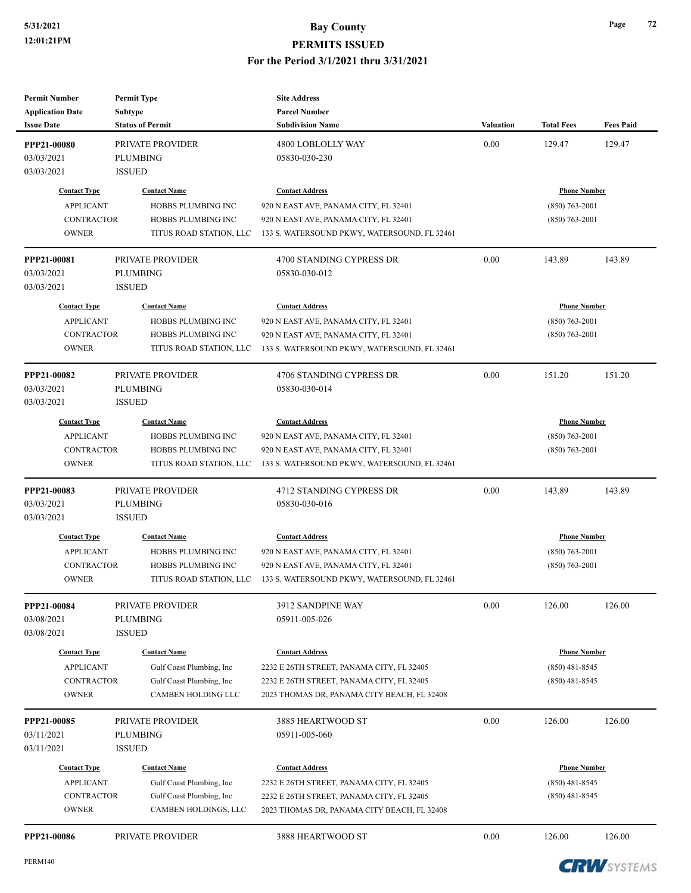# Bay County
## PERMITS ISSUED
### For the Period 3/1/2021 thru 3/31/2021

| Permit Number<br>Application Date<br>Issue Date | Permit Type<br>Subtype<br>Status of Permit | Site Address<br>Parcel Number<br>Subdivision Name | Valuation | Total Fees | Fees Paid |
|---|---|---|---|---|---|
| **PPP21-00080**<br>03/03/2021<br>03/03/2021 | PRIVATE PROVIDER<br>PLUMBING<br>ISSUED | 4800 LOBLOLLY WAY<br>05830-030-230 | 0.00 | 129.47 | 129.47 |

| Contact Type | Contact Name | Contact Address | Phone Number |
|---|---|---|---|
| APPLICANT | HOBBS PLUMBING INC | 920 N EAST AVE, PANAMA CITY, FL 32401 | (850) 763-2001 |
| CONTRACTOR | HOBBS PLUMBING INC | 920 N EAST AVE, PANAMA CITY, FL 32401 | (850) 763-2001 |
| OWNER | TITUS ROAD STATION, LLC | 133 S. WATERSOUND PKWY, WATERSOUND, FL 32461 | |

| Permit Number<br>Application Date<br>Issue Date | Permit Type<br>Subtype<br>Status of Permit | Site Address<br>Parcel Number<br>Subdivision Name | Valuation | Total Fees | Fees Paid |
|---|---|---|---|---|---|
| **PPP21-00081**<br>03/03/2021<br>03/03/2021 | PRIVATE PROVIDER<br>PLUMBING<br>ISSUED | 4700 STANDING CYPRESS DR<br>05830-030-012 | 0.00 | 143.89 | 143.89 |

| Contact Type | Contact Name | Contact Address | Phone Number |
|---|---|---|---|
| APPLICANT | HOBBS PLUMBING INC | 920 N EAST AVE, PANAMA CITY, FL 32401 | (850) 763-2001 |
| CONTRACTOR | HOBBS PLUMBING INC | 920 N EAST AVE, PANAMA CITY, FL 32401 | (850) 763-2001 |
| OWNER | TITUS ROAD STATION, LLC | 133 S. WATERSOUND PKWY, WATERSOUND, FL 32461 | |

| Permit Number<br>Application Date<br>Issue Date | Permit Type<br>Subtype<br>Status of Permit | Site Address<br>Parcel Number<br>Subdivision Name | Valuation | Total Fees | Fees Paid |
|---|---|---|---|---|---|
| **PPP21-00082**<br>03/03/2021<br>03/03/2021 | PRIVATE PROVIDER<br>PLUMBING<br>ISSUED | 4706 STANDING CYPRESS DR<br>05830-030-014 | 0.00 | 151.20 | 151.20 |

| Contact Type | Contact Name | Contact Address | Phone Number |
|---|---|---|---|
| APPLICANT | HOBBS PLUMBING INC | 920 N EAST AVE, PANAMA CITY, FL 32401 | (850) 763-2001 |
| CONTRACTOR | HOBBS PLUMBING INC | 920 N EAST AVE, PANAMA CITY, FL 32401 | (850) 763-2001 |
| OWNER | TITUS ROAD STATION, LLC | 133 S. WATERSOUND PKWY, WATERSOUND, FL 32461 | |

| Permit Number<br>Application Date<br>Issue Date | Permit Type<br>Subtype<br>Status of Permit | Site Address<br>Parcel Number<br>Subdivision Name | Valuation | Total Fees | Fees Paid |
|---|---|---|---|---|---|
| **PPP21-00083**<br>03/03/2021<br>03/03/2021 | PRIVATE PROVIDER<br>PLUMBING<br>ISSUED | 4712 STANDING CYPRESS DR<br>05830-030-016 | 0.00 | 143.89 | 143.89 |

| Contact Type | Contact Name | Contact Address | Phone Number |
|---|---|---|---|
| APPLICANT | HOBBS PLUMBING INC | 920 N EAST AVE, PANAMA CITY, FL 32401 | (850) 763-2001 |
| CONTRACTOR | HOBBS PLUMBING INC | 920 N EAST AVE, PANAMA CITY, FL 32401 | (850) 763-2001 |
| OWNER | TITUS ROAD STATION, LLC | 133 S. WATERSOUND PKWY, WATERSOUND, FL 32461 | |

| Permit Number<br>Application Date<br>Issue Date | Permit Type<br>Subtype<br>Status of Permit | Site Address<br>Parcel Number<br>Subdivision Name | Valuation | Total Fees | Fees Paid |
|---|---|---|---|---|---|
| **PPP21-00084**<br>03/08/2021<br>03/08/2021 | PRIVATE PROVIDER<br>PLUMBING<br>ISSUED | 3912 SANDPINE WAY<br>05911-005-026 | 0.00 | 126.00 | 126.00 |

| Contact Type | Contact Name | Contact Address | Phone Number |
|---|---|---|---|
| APPLICANT | Gulf Coast Plumbing, Inc | 2232 E 26TH STREET, PANAMA CITY, FL 32405 | (850) 481-8545 |
| CONTRACTOR | Gulf Coast Plumbing, Inc | 2232 E 26TH STREET, PANAMA CITY, FL 32405 | (850) 481-8545 |
| OWNER | CAMBEN HOLDING LLC | 2023 THOMAS DR, PANAMA CITY BEACH, FL 32408 | |

| Permit Number<br>Application Date<br>Issue Date | Permit Type<br>Subtype<br>Status of Permit | Site Address<br>Parcel Number<br>Subdivision Name | Valuation | Total Fees | Fees Paid |
|---|---|---|---|---|---|
| **PPP21-00085**<br>03/11/2021<br>03/11/2021 | PRIVATE PROVIDER<br>PLUMBING<br>ISSUED | 3885 HEARTWOOD ST<br>05911-005-060 | 0.00 | 126.00 | 126.00 |

| Contact Type | Contact Name | Contact Address | Phone Number |
|---|---|---|---|
| APPLICANT | Gulf Coast Plumbing, Inc | 2232 E 26TH STREET, PANAMA CITY, FL 32405 | (850) 481-8545 |
| CONTRACTOR | Gulf Coast Plumbing, Inc | 2232 E 26TH STREET, PANAMA CITY, FL 32405 | (850) 481-8545 |
| OWNER | CAMBEN HOLDINGS, LLC | 2023 THOMAS DR, PANAMA CITY BEACH, FL 32408 | |

| Permit Number<br>Application Date<br>Issue Date | Permit Type<br>Subtype<br>Status of Permit | Site Address<br>Parcel Number<br>Subdivision Name | Valuation | Total Fees | Fees Paid |
|---|---|---|---|---|---|
| **PPP21-00086** | PRIVATE PROVIDER | 3888 HEARTWOOD ST | 0.00 | 126.00 | 126.00 |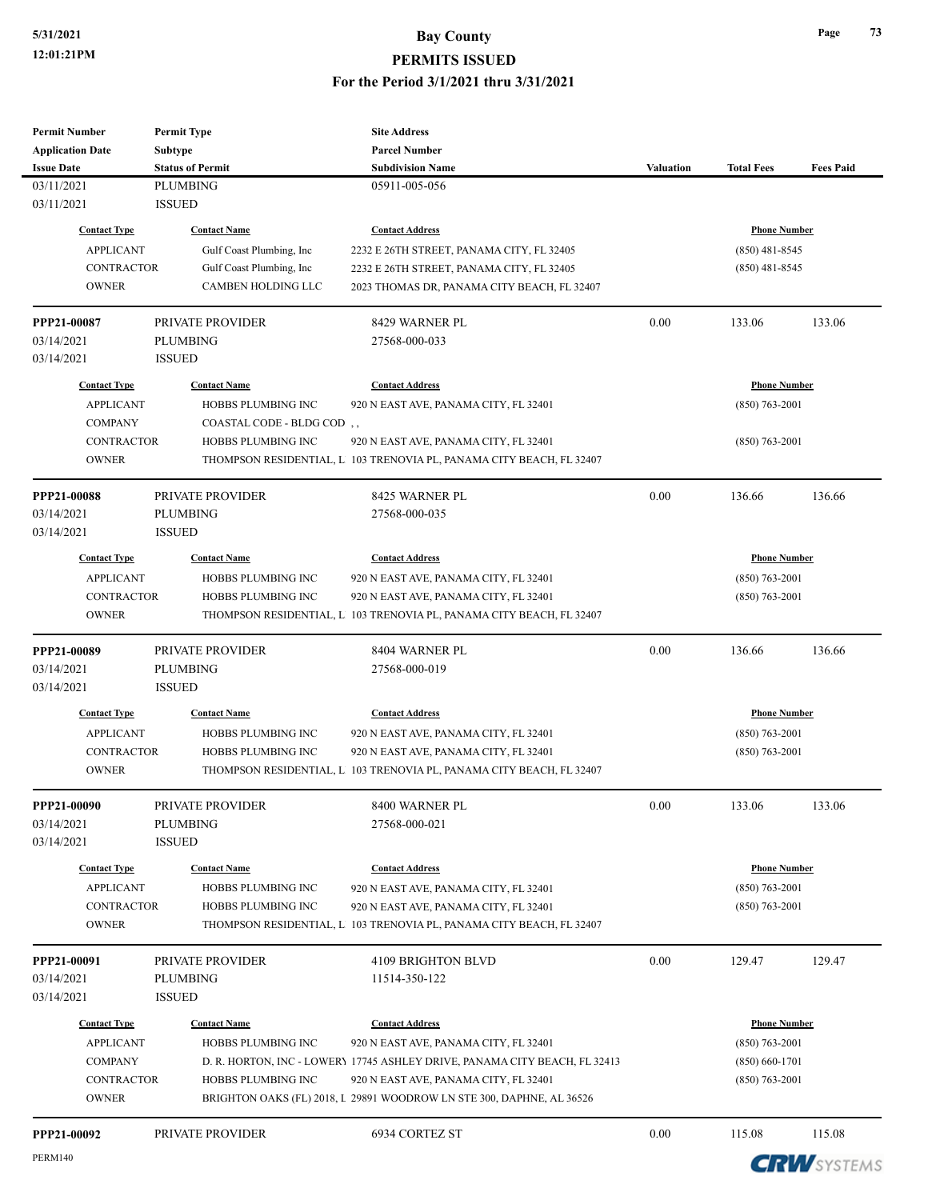| Permit Number<br>Application Date<br>Issue Date | Permit Type<br>Subtype<br>Status of Permit | Site Address<br>Parcel Number<br>Subdivision Name | Valuation | Total Fees | Fees Paid |
|---|---|---|---|---|---|
| 03/11/2021<br>03/11/2021 | PLUMBING<br>ISSUED | 05911-005-056 | | | |

| Contact Type | Contact Name | Contact Address | Phone Number |
|---|---|---|---|
| APPLICANT | Gulf Coast Plumbing, Inc | 2232 E 26TH STREET, PANAMA CITY, FL 32405 | (850) 481-8545 |
| CONTRACTOR | Gulf Coast Plumbing, Inc | 2232 E 26TH STREET, PANAMA CITY, FL 32405 | (850) 481-8545 |
| OWNER | CAMBEN HOLDING LLC | 2023 THOMAS DR, PANAMA CITY BEACH, FL 32407 | |

| Permit Number | Permit Type | Site Address | Valuation | Total Fees | Fees Paid |
|---|---|---|---|---|---|
| PPP21-00087<br>03/14/2021<br>03/14/2021 | PRIVATE PROVIDER<br>PLUMBING<br>ISSUED | 8429 WARNER PL<br>27568-000-033 | 0.00 | 133.06 | 133.06 |

| Contact Type | Contact Name | Contact Address | Phone Number |
|---|---|---|---|
| APPLICANT | HOBBS PLUMBING INC | 920 N EAST AVE, PANAMA CITY, FL 32401 | (850) 763-2001 |
| COMPANY | COASTAL CODE - BLDG COD , , | | |
| CONTRACTOR | HOBBS PLUMBING INC | 920 N EAST AVE, PANAMA CITY, FL 32401 | (850) 763-2001 |
| OWNER | THOMPSON RESIDENTIAL, L | 103 TRENOVIA PL, PANAMA CITY BEACH, FL 32407 | |

| Permit Number | Permit Type | Site Address | Valuation | Total Fees | Fees Paid |
|---|---|---|---|---|---|
| PPP21-00088<br>03/14/2021<br>03/14/2021 | PRIVATE PROVIDER<br>PLUMBING<br>ISSUED | 8425 WARNER PL<br>27568-000-035 | 0.00 | 136.66 | 136.66 |

| Contact Type | Contact Name | Contact Address | Phone Number |
|---|---|---|---|
| APPLICANT | HOBBS PLUMBING INC | 920 N EAST AVE, PANAMA CITY, FL 32401 | (850) 763-2001 |
| CONTRACTOR | HOBBS PLUMBING INC | 920 N EAST AVE, PANAMA CITY, FL 32401 | (850) 763-2001 |
| OWNER | THOMPSON RESIDENTIAL, L | 103 TRENOVIA PL, PANAMA CITY BEACH, FL 32407 | |

| Permit Number | Permit Type | Site Address | Valuation | Total Fees | Fees Paid |
|---|---|---|---|---|---|
| PPP21-00089<br>03/14/2021<br>03/14/2021 | PRIVATE PROVIDER<br>PLUMBING<br>ISSUED | 8404 WARNER PL<br>27568-000-019 | 0.00 | 136.66 | 136.66 |

| Contact Type | Contact Name | Contact Address | Phone Number |
|---|---|---|---|
| APPLICANT | HOBBS PLUMBING INC | 920 N EAST AVE, PANAMA CITY, FL 32401 | (850) 763-2001 |
| CONTRACTOR | HOBBS PLUMBING INC | 920 N EAST AVE, PANAMA CITY, FL 32401 | (850) 763-2001 |
| OWNER | THOMPSON RESIDENTIAL, L | 103 TRENOVIA PL, PANAMA CITY BEACH, FL 32407 | |

| Permit Number | Permit Type | Site Address | Valuation | Total Fees | Fees Paid |
|---|---|---|---|---|---|
| PPP21-00090<br>03/14/2021<br>03/14/2021 | PRIVATE PROVIDER<br>PLUMBING<br>ISSUED | 8400 WARNER PL<br>27568-000-021 | 0.00 | 133.06 | 133.06 |

| Contact Type | Contact Name | Contact Address | Phone Number |
|---|---|---|---|
| APPLICANT | HOBBS PLUMBING INC | 920 N EAST AVE, PANAMA CITY, FL 32401 | (850) 763-2001 |
| CONTRACTOR | HOBBS PLUMBING INC | 920 N EAST AVE, PANAMA CITY, FL 32401 | (850) 763-2001 |
| OWNER | THOMPSON RESIDENTIAL, L | 103 TRENOVIA PL, PANAMA CITY BEACH, FL 32407 | |

| Permit Number | Permit Type | Site Address | Valuation | Total Fees | Fees Paid |
|---|---|---|---|---|---|
| PPP21-00091<br>03/14/2021<br>03/14/2021 | PRIVATE PROVIDER<br>PLUMBING<br>ISSUED | 4109 BRIGHTON BLVD<br>11514-350-122 | 0.00 | 129.47 | 129.47 |

| Contact Type | Contact Name | Contact Address | Phone Number |
|---|---|---|---|
| APPLICANT | HOBBS PLUMBING INC | 920 N EAST AVE, PANAMA CITY, FL 32401 | (850) 763-2001 |
| COMPANY | D. R. HORTON, INC - LOWERY | 17745 ASHLEY DRIVE, PANAMA CITY BEACH, FL 32413 | (850) 660-1701 |
| CONTRACTOR | HOBBS PLUMBING INC | 920 N EAST AVE, PANAMA CITY, FL 32401 | (850) 763-2001 |
| OWNER | BRIGHTON OAKS (FL) 2018, L | 29891 WOODROW LN STE 300, DAPHNE, AL 36526 | |

| Permit Number | Permit Type | Site Address | Valuation | Total Fees | Fees Paid |
|---|---|---|---|---|---|
| PPP21-00092 | PRIVATE PROVIDER | 6934 CORTEZ ST | 0.00 | 115.08 | 115.08 |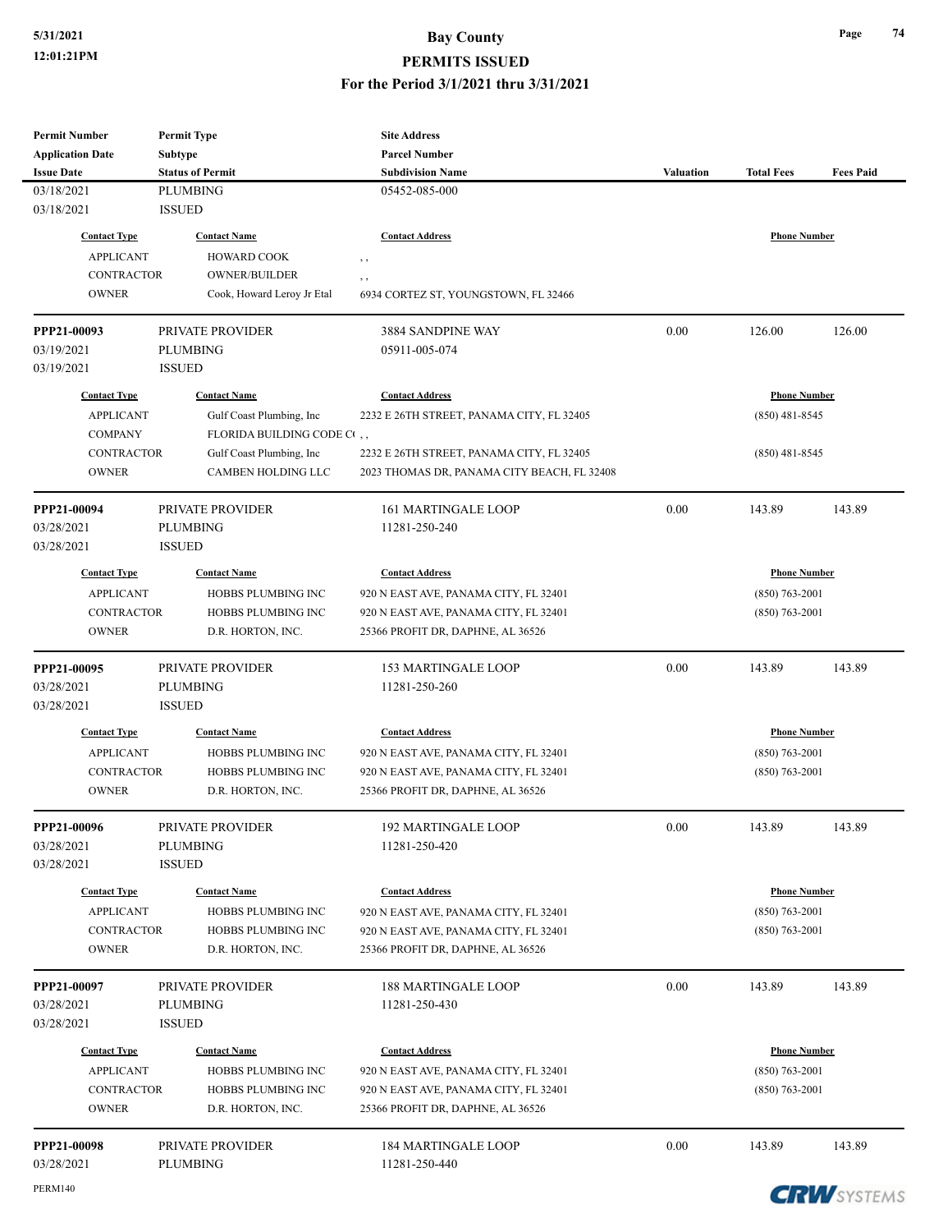| Permit Number<br>Application Date<br>Issue Date | Permit Type<br>Subtype<br>Status of Permit | Site Address<br>Parcel Number<br>Subdivision Name | Valuation | Total Fees | Fees Paid |
|---|---|---|---|---|---|
| 03/18/2021<br>03/18/2021 | PLUMBING<br>ISSUED | 05452-085-000 | | | |

| Contact Type | Contact Name | Contact Address | Phone Number |
|---|---|---|---|
| APPLICANT | HOWARD COOK | , , | |
| CONTRACTOR | OWNER/BUILDER | , , | |
| OWNER | Cook, Howard Leroy Jr Etal | 6934 CORTEZ ST, YOUNGSTOWN, FL 32466 | |

| Permit Number<br>Application Date<br>Issue Date | Permit Type<br>Subtype<br>Status of Permit | Site Address<br>Parcel Number<br>Subdivision Name | Valuation | Total Fees | Fees Paid |
|---|---|---|---|---|---|
| PPP21-00093<br>03/19/2021<br>03/19/2021 | PRIVATE PROVIDER<br>PLUMBING<br>ISSUED | 3884 SANDPINE WAY<br>05911-005-074 | 0.00 | 126.00 | 126.00 |

| Contact Type | Contact Name | Contact Address | Phone Number |
|---|---|---|---|
| APPLICANT | Gulf Coast Plumbing, Inc | 2232 E 26TH STREET, PANAMA CITY, FL 32405 | (850) 481-8545 |
| COMPANY | FLORIDA BUILDING CODE C( | , , | |
| CONTRACTOR | Gulf Coast Plumbing, Inc | 2232 E 26TH STREET, PANAMA CITY, FL 32405 | (850) 481-8545 |
| OWNER | CAMBEN HOLDING LLC | 2023 THOMAS DR, PANAMA CITY BEACH, FL 32408 | |

| Permit Number<br>Application Date<br>Issue Date | Permit Type<br>Subtype<br>Status of Permit | Site Address<br>Parcel Number<br>Subdivision Name | Valuation | Total Fees | Fees Paid |
|---|---|---|---|---|---|
| PPP21-00094<br>03/28/2021<br>03/28/2021 | PRIVATE PROVIDER<br>PLUMBING<br>ISSUED | 161 MARTINGALE LOOP<br>11281-250-240 | 0.00 | 143.89 | 143.89 |

| Contact Type | Contact Name | Contact Address | Phone Number |
|---|---|---|---|
| APPLICANT | HOBBS PLUMBING INC | 920 N EAST AVE, PANAMA CITY, FL 32401 | (850) 763-2001 |
| CONTRACTOR | HOBBS PLUMBING INC | 920 N EAST AVE, PANAMA CITY, FL 32401 | (850) 763-2001 |
| OWNER | D.R. HORTON, INC. | 25366 PROFIT DR, DAPHNE, AL 36526 | |

| Permit Number<br>Application Date<br>Issue Date | Permit Type<br>Subtype<br>Status of Permit | Site Address<br>Parcel Number<br>Subdivision Name | Valuation | Total Fees | Fees Paid |
|---|---|---|---|---|---|
| PPP21-00095<br>03/28/2021<br>03/28/2021 | PRIVATE PROVIDER<br>PLUMBING<br>ISSUED | 153 MARTINGALE LOOP<br>11281-250-260 | 0.00 | 143.89 | 143.89 |

| Contact Type | Contact Name | Contact Address | Phone Number |
|---|---|---|---|
| APPLICANT | HOBBS PLUMBING INC | 920 N EAST AVE, PANAMA CITY, FL 32401 | (850) 763-2001 |
| CONTRACTOR | HOBBS PLUMBING INC | 920 N EAST AVE, PANAMA CITY, FL 32401 | (850) 763-2001 |
| OWNER | D.R. HORTON, INC. | 25366 PROFIT DR, DAPHNE, AL 36526 | |

| Permit Number<br>Application Date<br>Issue Date | Permit Type<br>Subtype<br>Status of Permit | Site Address<br>Parcel Number<br>Subdivision Name | Valuation | Total Fees | Fees Paid |
|---|---|---|---|---|---|
| PPP21-00096<br>03/28/2021<br>03/28/2021 | PRIVATE PROVIDER<br>PLUMBING<br>ISSUED | 192 MARTINGALE LOOP<br>11281-250-420 | 0.00 | 143.89 | 143.89 |

| Contact Type | Contact Name | Contact Address | Phone Number |
|---|---|---|---|
| APPLICANT | HOBBS PLUMBING INC | 920 N EAST AVE, PANAMA CITY, FL 32401 | (850) 763-2001 |
| CONTRACTOR | HOBBS PLUMBING INC | 920 N EAST AVE, PANAMA CITY, FL 32401 | (850) 763-2001 |
| OWNER | D.R. HORTON, INC. | 25366 PROFIT DR, DAPHNE, AL 36526 | |

| Permit Number<br>Application Date<br>Issue Date | Permit Type<br>Subtype<br>Status of Permit | Site Address<br>Parcel Number<br>Subdivision Name | Valuation | Total Fees | Fees Paid |
|---|---|---|---|---|---|
| PPP21-00097<br>03/28/2021<br>03/28/2021 | PRIVATE PROVIDER<br>PLUMBING<br>ISSUED | 188 MARTINGALE LOOP<br>11281-250-430 | 0.00 | 143.89 | 143.89 |

| Contact Type | Contact Name | Contact Address | Phone Number |
|---|---|---|---|
| APPLICANT | HOBBS PLUMBING INC | 920 N EAST AVE, PANAMA CITY, FL 32401 | (850) 763-2001 |
| CONTRACTOR | HOBBS PLUMBING INC | 920 N EAST AVE, PANAMA CITY, FL 32401 | (850) 763-2001 |
| OWNER | D.R. HORTON, INC. | 25366 PROFIT DR, DAPHNE, AL 36526 | |

| Permit Number<br>Application Date<br>Issue Date | Permit Type<br>Subtype<br>Status of Permit | Site Address<br>Parcel Number<br>Subdivision Name | Valuation | Total Fees | Fees Paid |
|---|---|---|---|---|---|
| PPP21-00098<br>03/28/2021 | PRIVATE PROVIDER<br>PLUMBING | 184 MARTINGALE LOOP<br>11281-250-440 | 0.00 | 143.89 | 143.89 |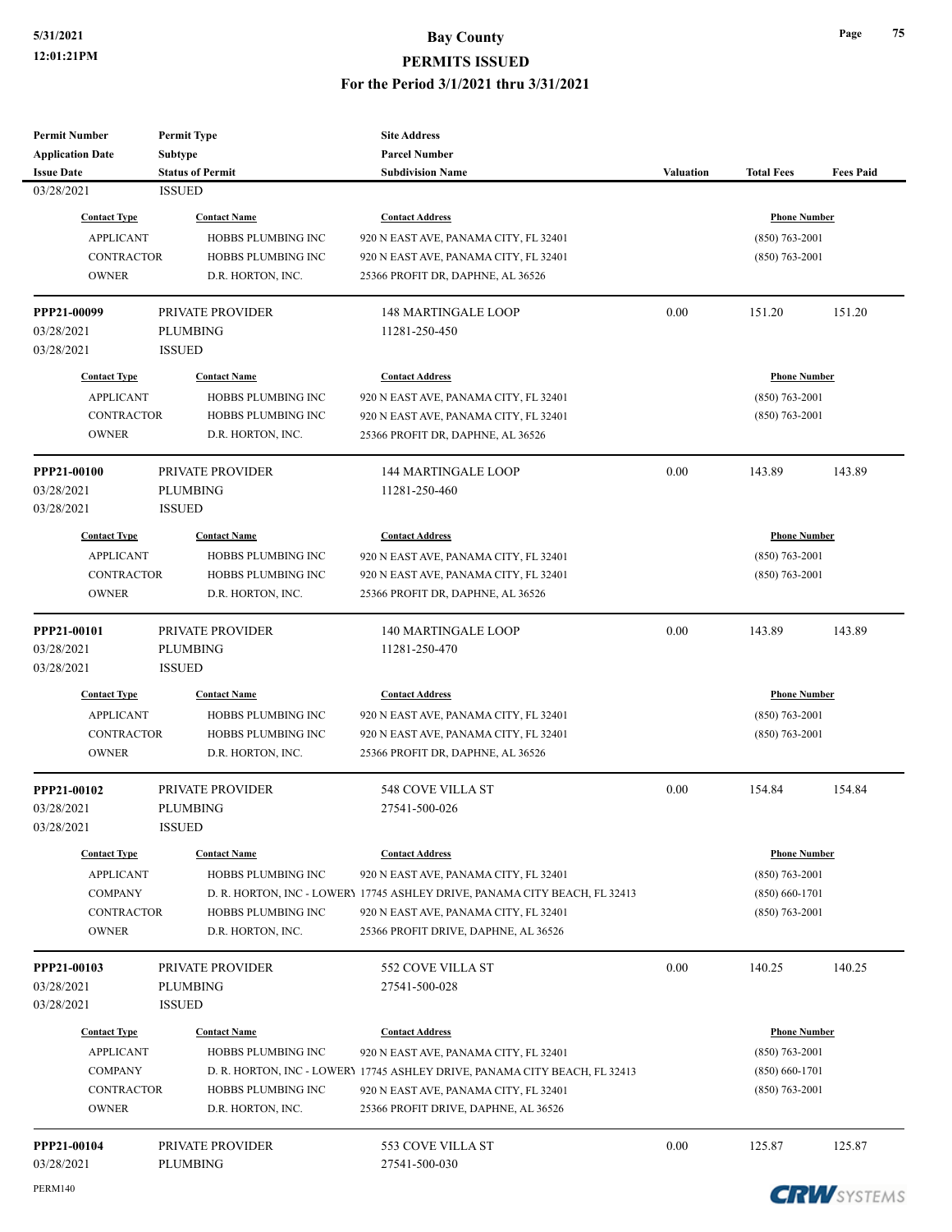| Permit Number<br>Application Date<br>Issue Date | Permit Type<br>Subtype<br>Status of Permit | Site Address<br>Parcel Number<br>Subdivision Name | Valuation | Total Fees | Fees Paid |
|---|---|---|---|---|---|
| 03/28/2021 | ISSUED | | | | |

| Contact Type | Contact Name | Contact Address | Phone Number |
|---|---|---|---|
| APPLICANT | HOBBS PLUMBING INC | 920 N EAST AVE, PANAMA CITY, FL 32401 | (850) 763-2001 |
| CONTRACTOR | HOBBS PLUMBING INC | 920 N EAST AVE, PANAMA CITY, FL 32401 | (850) 763-2001 |
| OWNER | D.R. HORTON, INC. | 25366 PROFIT DR, DAPHNE, AL 36526 | |

| Permit Number | Permit Type | Site Address | Valuation | Total Fees | Fees Paid |
|---|---|---|---|---|---|
| PPP21-00099 | PRIVATE PROVIDER | 148 MARTINGALE LOOP | 0.00 | 151.20 | 151.20 |
| 03/28/2021 | PLUMBING | 11281-250-450 | | | |
| 03/28/2021 | ISSUED | | | | |

| Contact Type | Contact Name | Contact Address | Phone Number |
|---|---|---|---|
| APPLICANT | HOBBS PLUMBING INC | 920 N EAST AVE, PANAMA CITY, FL 32401 | (850) 763-2001 |
| CONTRACTOR | HOBBS PLUMBING INC | 920 N EAST AVE, PANAMA CITY, FL 32401 | (850) 763-2001 |
| OWNER | D.R. HORTON, INC. | 25366 PROFIT DR, DAPHNE, AL 36526 | |

| Permit Number | Permit Type | Site Address | Valuation | Total Fees | Fees Paid |
|---|---|---|---|---|---|
| PPP21-00100 | PRIVATE PROVIDER | 144 MARTINGALE LOOP | 0.00 | 143.89 | 143.89 |
| 03/28/2021 | PLUMBING | 11281-250-460 | | | |
| 03/28/2021 | ISSUED | | | | |

| Contact Type | Contact Name | Contact Address | Phone Number |
|---|---|---|---|
| APPLICANT | HOBBS PLUMBING INC | 920 N EAST AVE, PANAMA CITY, FL 32401 | (850) 763-2001 |
| CONTRACTOR | HOBBS PLUMBING INC | 920 N EAST AVE, PANAMA CITY, FL 32401 | (850) 763-2001 |
| OWNER | D.R. HORTON, INC. | 25366 PROFIT DR, DAPHNE, AL 36526 | |

| Permit Number | Permit Type | Site Address | Valuation | Total Fees | Fees Paid |
|---|---|---|---|---|---|
| PPP21-00101 | PRIVATE PROVIDER | 140 MARTINGALE LOOP | 0.00 | 143.89 | 143.89 |
| 03/28/2021 | PLUMBING | 11281-250-470 | | | |
| 03/28/2021 | ISSUED | | | | |

| Contact Type | Contact Name | Contact Address | Phone Number |
|---|---|---|---|
| APPLICANT | HOBBS PLUMBING INC | 920 N EAST AVE, PANAMA CITY, FL 32401 | (850) 763-2001 |
| CONTRACTOR | HOBBS PLUMBING INC | 920 N EAST AVE, PANAMA CITY, FL 32401 | (850) 763-2001 |
| OWNER | D.R. HORTON, INC. | 25366 PROFIT DR, DAPHNE, AL 36526 | |

| Permit Number | Permit Type | Site Address | Valuation | Total Fees | Fees Paid |
|---|---|---|---|---|---|
| PPP21-00102 | PRIVATE PROVIDER | 548 COVE VILLA ST | 0.00 | 154.84 | 154.84 |
| 03/28/2021 | PLUMBING | 27541-500-026 | | | |
| 03/28/2021 | ISSUED | | | | |

| Contact Type | Contact Name | Contact Address | Phone Number |
|---|---|---|---|
| APPLICANT | HOBBS PLUMBING INC | 920 N EAST AVE, PANAMA CITY, FL 32401 | (850) 763-2001 |
| COMPANY | D. R. HORTON, INC - LOWERY | 17745 ASHLEY DRIVE, PANAMA CITY BEACH, FL 32413 | (850) 660-1701 |
| CONTRACTOR | HOBBS PLUMBING INC | 920 N EAST AVE, PANAMA CITY, FL 32401 | (850) 763-2001 |
| OWNER | D.R. HORTON, INC. | 25366 PROFIT DRIVE, DAPHNE, AL 36526 | |

| Permit Number | Permit Type | Site Address | Valuation | Total Fees | Fees Paid |
|---|---|---|---|---|---|
| PPP21-00103 | PRIVATE PROVIDER | 552 COVE VILLA ST | 0.00 | 140.25 | 140.25 |
| 03/28/2021 | PLUMBING | 27541-500-028 | | | |
| 03/28/2021 | ISSUED | | | | |

| Contact Type | Contact Name | Contact Address | Phone Number |
|---|---|---|---|
| APPLICANT | HOBBS PLUMBING INC | 920 N EAST AVE, PANAMA CITY, FL 32401 | (850) 763-2001 |
| COMPANY | D. R. HORTON, INC - LOWERY | 17745 ASHLEY DRIVE, PANAMA CITY BEACH, FL 32413 | (850) 660-1701 |
| CONTRACTOR | HOBBS PLUMBING INC | 920 N EAST AVE, PANAMA CITY, FL 32401 | (850) 763-2001 |
| OWNER | D.R. HORTON, INC. | 25366 PROFIT DRIVE, DAPHNE, AL 36526 | |

| Permit Number | Permit Type | Site Address | Valuation | Total Fees | Fees Paid |
|---|---|---|---|---|---|
| PPP21-00104 | PRIVATE PROVIDER | 553 COVE VILLA ST | 0.00 | 125.87 | 125.87 |
| 03/28/2021 | PLUMBING | 27541-500-030 | | | |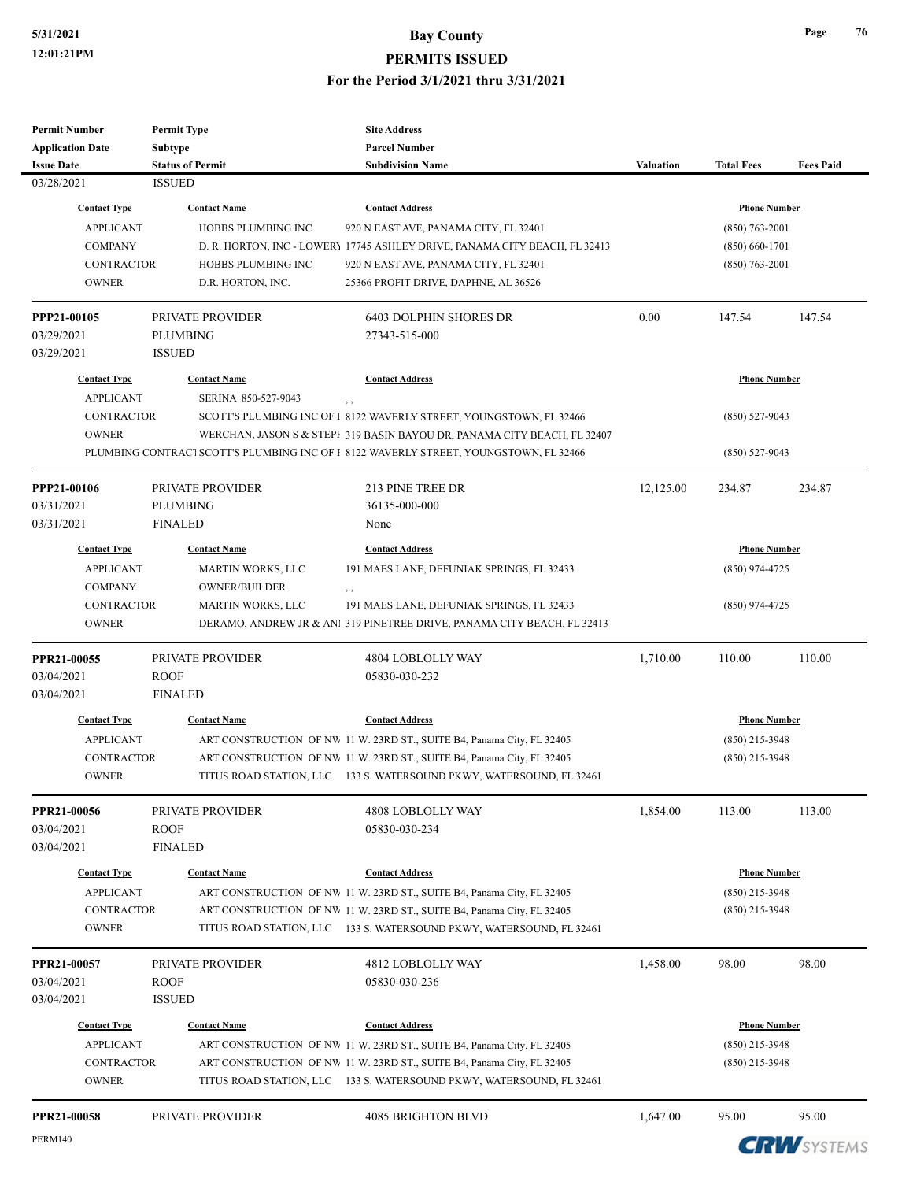| Permit Number<br>Application Date<br>Issue Date | Permit Type<br>Subtype<br>Status of Permit | Site Address<br>Parcel Number<br>Subdivision Name | Valuation | Total Fees | Fees Paid |
|---|---|---|---|---|---|
| 03/28/2021 | ISSUED | | | | |

| Contact Type | Contact Name | Contact Address | Phone Number |
|---|---|---|---|
| APPLICANT | HOBBS PLUMBING INC | 920 N EAST AVE, PANAMA CITY, FL 32401 | (850) 763-2001 |
| COMPANY | D. R. HORTON, INC - LOWERY | 17745 ASHLEY DRIVE, PANAMA CITY BEACH, FL 32413 | (850) 660-1701 |
| CONTRACTOR | HOBBS PLUMBING INC | 920 N EAST AVE, PANAMA CITY, FL 32401 | (850) 763-2001 |
| OWNER | D.R. HORTON, INC. | 25366 PROFIT DRIVE, DAPHNE, AL 36526 | |

| Permit Number | Permit Type | Site Address | Valuation | Total Fees | Fees Paid |
|---|---|---|---|---|---|
| PPP21-00105 | PRIVATE PROVIDER | 6403 DOLPHIN SHORES DR | 0.00 | 147.54 | 147.54 |
| 03/29/2021 | PLUMBING | 27343-515-000 | | | |
| 03/29/2021 | ISSUED | | | | |

| Contact Type | Contact Name | Contact Address | Phone Number |
|---|---|---|---|
| APPLICANT | SERINA 850-527-9043 | , , | |
| CONTRACTOR | SCOTT'S PLUMBING INC OF F | 8122 WAVERLY STREET, YOUNGSTOWN, FL 32466 | (850) 527-9043 |
| OWNER | WERCHAN, JASON S & STEPH | 319 BASIN BAYOU DR, PANAMA CITY BEACH, FL 32407 | |
| PLUMBING CONTRACT | SCOTT'S PLUMBING INC OF F | 8122 WAVERLY STREET, YOUNGSTOWN, FL 32466 | (850) 527-9043 |

| Permit Number | Permit Type | Site Address | Valuation | Total Fees | Fees Paid |
|---|---|---|---|---|---|
| PPP21-00106 | PRIVATE PROVIDER | 213 PINE TREE DR | 12,125.00 | 234.87 | 234.87 |
| 03/31/2021 | PLUMBING | 36135-000-000 | | | |
| 03/31/2021 | FINALED | None | | | |

| Contact Type | Contact Name | Contact Address | Phone Number |
|---|---|---|---|
| APPLICANT | MARTIN WORKS, LLC | 191 MAES LANE, DEFUNIAK SPRINGS, FL 32433 | (850) 974-4725 |
| COMPANY | OWNER/BUILDER | , , | |
| CONTRACTOR | MARTIN WORKS, LLC | 191 MAES LANE, DEFUNIAK SPRINGS, FL 32433 | (850) 974-4725 |
| OWNER | DERAMO, ANDREW JR & ANI | 319 PINETREE DRIVE, PANAMA CITY BEACH, FL 32413 | |

| Permit Number | Permit Type | Site Address | Valuation | Total Fees | Fees Paid |
|---|---|---|---|---|---|
| PPR21-00055 | PRIVATE PROVIDER | 4804 LOBLOLLY WAY | 1,710.00 | 110.00 | 110.00 |
| 03/04/2021 | ROOF | 05830-030-232 | | | |
| 03/04/2021 | FINALED | | | | |

| Contact Type | Contact Name | Contact Address | Phone Number |
|---|---|---|---|
| APPLICANT | ART CONSTRUCTION OF NW | 11 W. 23RD ST., SUITE B4, Panama City, FL 32405 | (850) 215-3948 |
| CONTRACTOR | ART CONSTRUCTION OF NW | 11 W. 23RD ST., SUITE B4, Panama City, FL 32405 | (850) 215-3948 |
| OWNER | TITUS ROAD STATION, LLC | 133 S. WATERSOUND PKWY, WATERSOUND, FL 32461 | |

| Permit Number | Permit Type | Site Address | Valuation | Total Fees | Fees Paid |
|---|---|---|---|---|---|
| PPR21-00056 | PRIVATE PROVIDER | 4808 LOBLOLLY WAY | 1,854.00 | 113.00 | 113.00 |
| 03/04/2021 | ROOF | 05830-030-234 | | | |
| 03/04/2021 | FINALED | | | | |

| Contact Type | Contact Name | Contact Address | Phone Number |
|---|---|---|---|
| APPLICANT | ART CONSTRUCTION OF NW | 11 W. 23RD ST., SUITE B4, Panama City, FL 32405 | (850) 215-3948 |
| CONTRACTOR | ART CONSTRUCTION OF NW | 11 W. 23RD ST., SUITE B4, Panama City, FL 32405 | (850) 215-3948 |
| OWNER | TITUS ROAD STATION, LLC | 133 S. WATERSOUND PKWY, WATERSOUND, FL 32461 | |

| Permit Number | Permit Type | Site Address | Valuation | Total Fees | Fees Paid |
|---|---|---|---|---|---|
| PPR21-00057 | PRIVATE PROVIDER | 4812 LOBLOLLY WAY | 1,458.00 | 98.00 | 98.00 |
| 03/04/2021 | ROOF | 05830-030-236 | | | |
| 03/04/2021 | ISSUED | | | | |

| Contact Type | Contact Name | Contact Address | Phone Number |
|---|---|---|---|
| APPLICANT | ART CONSTRUCTION OF NW | 11 W. 23RD ST., SUITE B4, Panama City, FL 32405 | (850) 215-3948 |
| CONTRACTOR | ART CONSTRUCTION OF NW | 11 W. 23RD ST., SUITE B4, Panama City, FL 32405 | (850) 215-3948 |
| OWNER | TITUS ROAD STATION, LLC | 133 S. WATERSOUND PKWY, WATERSOUND, FL 32461 | |

| Permit Number | Permit Type | Site Address | Valuation | Total Fees | Fees Paid |
|---|---|---|---|---|---|
| PPR21-00058 | PRIVATE PROVIDER | 4085 BRIGHTON BLVD | 1,647.00 | 95.00 | 95.00 |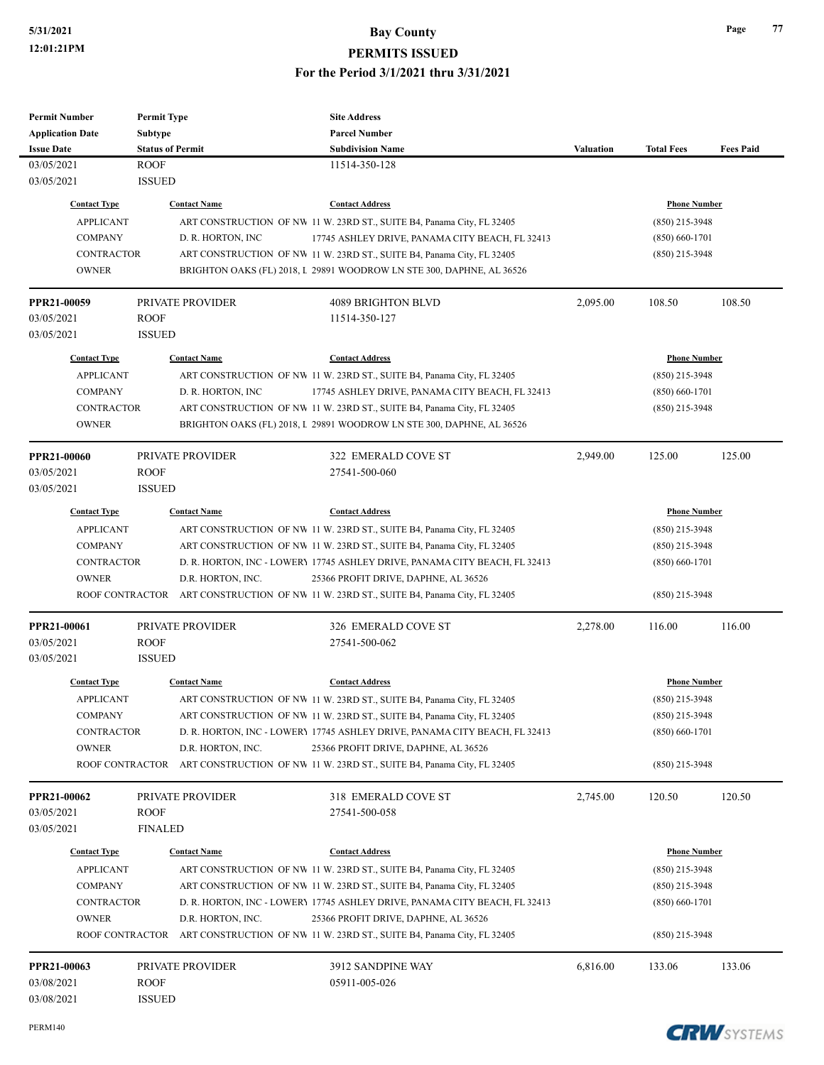| Permit Number<br>Application Date<br>Issue Date | Permit Type<br>Subtype<br>Status of Permit | Site Address<br>Parcel Number<br>Subdivision Name | Valuation | Total Fees | Fees Paid |
|---|---|---|---|---|---|
| 03/05/2021 | ROOF | 11514-350-128 | | | |
| 03/05/2021 | ISSUED | | | | |

| Contact Type | Contact Name | Contact Address | Phone Number |
|---|---|---|---|
| APPLICANT | ART CONSTRUCTION OF NW | 11 W. 23RD ST., SUITE B4, Panama City, FL 32405 | (850) 215-3948 |
| COMPANY | D. R. HORTON, INC | 17745 ASHLEY DRIVE, PANAMA CITY BEACH, FL 32413 | (850) 660-1701 |
| CONTRACTOR | ART CONSTRUCTION OF NW | 11 W. 23RD ST., SUITE B4, Panama City, FL 32405 | (850) 215-3948 |
| OWNER | BRIGHTON OAKS (FL) 2018, L | 29891 WOODROW LN STE 300, DAPHNE, AL 36526 | |

| Permit Number<br>Application Date<br>Issue Date | Permit Type<br>Subtype<br>Status of Permit | Site Address<br>Parcel Number<br>Subdivision Name | Valuation | Total Fees | Fees Paid |
|---|---|---|---|---|---|
| **PPR21-00059** | PRIVATE PROVIDER | 4089 BRIGHTON BLVD | 2,095.00 | 108.50 | 108.50 |
| 03/05/2021 | ROOF | 11514-350-127 | | | |
| 03/05/2021 | ISSUED | | | | |

| Contact Type | Contact Name | Contact Address | Phone Number |
|---|---|---|---|
| APPLICANT | ART CONSTRUCTION OF NW | 11 W. 23RD ST., SUITE B4, Panama City, FL 32405 | (850) 215-3948 |
| COMPANY | D. R. HORTON, INC | 17745 ASHLEY DRIVE, PANAMA CITY BEACH, FL 32413 | (850) 660-1701 |
| CONTRACTOR | ART CONSTRUCTION OF NW | 11 W. 23RD ST., SUITE B4, Panama City, FL 32405 | (850) 215-3948 |
| OWNER | BRIGHTON OAKS (FL) 2018, L | 29891 WOODROW LN STE 300, DAPHNE, AL 36526 | |

| Permit Number<br>Application Date<br>Issue Date | Permit Type<br>Subtype<br>Status of Permit | Site Address<br>Parcel Number<br>Subdivision Name | Valuation | Total Fees | Fees Paid |
|---|---|---|---|---|---|
| **PPR21-00060** | PRIVATE PROVIDER | 322 EMERALD COVE ST | 2,949.00 | 125.00 | 125.00 |
| 03/05/2021 | ROOF | 27541-500-060 | | | |
| 03/05/2021 | ISSUED | | | | |

| Contact Type | Contact Name | Contact Address | Phone Number |
|---|---|---|---|
| APPLICANT | ART CONSTRUCTION OF NW | 11 W. 23RD ST., SUITE B4, Panama City, FL 32405 | (850) 215-3948 |
| COMPANY | ART CONSTRUCTION OF NW | 11 W. 23RD ST., SUITE B4, Panama City, FL 32405 | (850) 215-3948 |
| CONTRACTOR | D. R. HORTON, INC - LOWERY | 17745 ASHLEY DRIVE, PANAMA CITY BEACH, FL 32413 | (850) 660-1701 |
| OWNER | D.R. HORTON, INC. | 25366 PROFIT DRIVE, DAPHNE, AL 36526 | |
| ROOF CONTRACTOR | ART CONSTRUCTION OF NW | 11 W. 23RD ST., SUITE B4, Panama City, FL 32405 | (850) 215-3948 |

| Permit Number<br>Application Date<br>Issue Date | Permit Type<br>Subtype<br>Status of Permit | Site Address<br>Parcel Number<br>Subdivision Name | Valuation | Total Fees | Fees Paid |
|---|---|---|---|---|---|
| **PPR21-00061** | PRIVATE PROVIDER | 326 EMERALD COVE ST | 2,278.00 | 116.00 | 116.00 |
| 03/05/2021 | ROOF | 27541-500-062 | | | |
| 03/05/2021 | ISSUED | | | | |

| Contact Type | Contact Name | Contact Address | Phone Number |
|---|---|---|---|
| APPLICANT | ART CONSTRUCTION OF NW | 11 W. 23RD ST., SUITE B4, Panama City, FL 32405 | (850) 215-3948 |
| COMPANY | ART CONSTRUCTION OF NW | 11 W. 23RD ST., SUITE B4, Panama City, FL 32405 | (850) 215-3948 |
| CONTRACTOR | D. R. HORTON, INC - LOWERY | 17745 ASHLEY DRIVE, PANAMA CITY BEACH, FL 32413 | (850) 660-1701 |
| OWNER | D.R. HORTON, INC. | 25366 PROFIT DRIVE, DAPHNE, AL 36526 | |
| ROOF CONTRACTOR | ART CONSTRUCTION OF NW | 11 W. 23RD ST., SUITE B4, Panama City, FL 32405 | (850) 215-3948 |

| Permit Number<br>Application Date<br>Issue Date | Permit Type<br>Subtype<br>Status of Permit | Site Address<br>Parcel Number<br>Subdivision Name | Valuation | Total Fees | Fees Paid |
|---|---|---|---|---|---|
| **PPR21-00062** | PRIVATE PROVIDER | 318 EMERALD COVE ST | 2,745.00 | 120.50 | 120.50 |
| 03/05/2021 | ROOF | 27541-500-058 | | | |
| 03/05/2021 | FINALED | | | | |

| Contact Type | Contact Name | Contact Address | Phone Number |
|---|---|---|---|
| APPLICANT | ART CONSTRUCTION OF NW | 11 W. 23RD ST., SUITE B4, Panama City, FL 32405 | (850) 215-3948 |
| COMPANY | ART CONSTRUCTION OF NW | 11 W. 23RD ST., SUITE B4, Panama City, FL 32405 | (850) 215-3948 |
| CONTRACTOR | D. R. HORTON, INC - LOWERY | 17745 ASHLEY DRIVE, PANAMA CITY BEACH, FL 32413 | (850) 660-1701 |
| OWNER | D.R. HORTON, INC. | 25366 PROFIT DRIVE, DAPHNE, AL 36526 | |
| ROOF CONTRACTOR | ART CONSTRUCTION OF NW | 11 W. 23RD ST., SUITE B4, Panama City, FL 32405 | (850) 215-3948 |

| Permit Number<br>Application Date<br>Issue Date | Permit Type<br>Subtype<br>Status of Permit | Site Address<br>Parcel Number<br>Subdivision Name | Valuation | Total Fees | Fees Paid |
|---|---|---|---|---|---|
| **PPR21-00063** | PRIVATE PROVIDER | 3912 SANDPINE WAY | 6,816.00 | 133.06 | 133.06 |
| 03/08/2021 | ROOF | 05911-005-026 | | | |
| 03/08/2021 | ISSUED | | | | |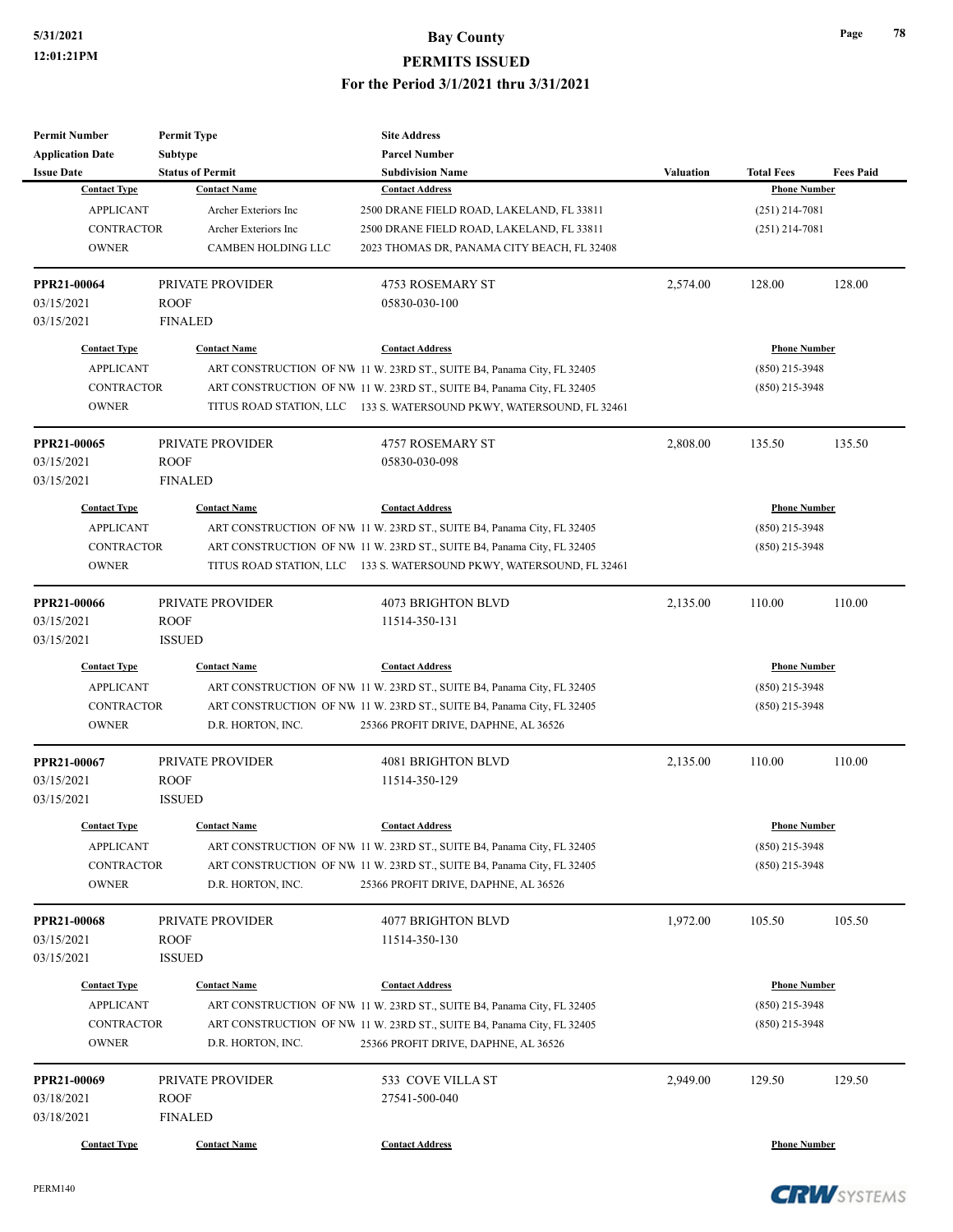| Permit Number<br>Application Date<br>Issue Date | Permit Type<br>Subtype<br>Status of Permit | Site Address<br>Parcel Number<br>Subdivision Name | Valuation | Total Fees | Fees Paid |
|---|---|---|---|---|---|

| Contact Type | Contact Name | Contact Address | Phone Number |
|---|---|---|---|
| APPLICANT | Archer Exteriors Inc | 2500 DRANE FIELD ROAD, LAKELAND, FL 33811 | (251) 214-7081 |
| CONTRACTOR | Archer Exteriors Inc | 2500 DRANE FIELD ROAD, LAKELAND, FL 33811 | (251) 214-7081 |
| OWNER | CAMBEN HOLDING LLC | 2023 THOMAS DR, PANAMA CITY BEACH, FL 32408 | |

| PPR21-00064<br>03/15/2021<br>03/15/2021 | PRIVATE PROVIDER<br>ROOF<br>FINALED | 4753 ROSEMARY ST<br>05830-030-100 | 2,574.00 | 128.00 | 128.00 |
|---|---|---|---|---|---|

| Contact Type | Contact Name | Contact Address | Phone Number |
|---|---|---|---|
| APPLICANT | ART CONSTRUCTION OF NW | 11 W. 23RD ST., SUITE B4, Panama City, FL 32405 | (850) 215-3948 |
| CONTRACTOR | ART CONSTRUCTION OF NW | 11 W. 23RD ST., SUITE B4, Panama City, FL 32405 | (850) 215-3948 |
| OWNER | TITUS ROAD STATION, LLC | 133 S. WATERSOUND PKWY, WATERSOUND, FL 32461 | |

| PPR21-00065<br>03/15/2021<br>03/15/2021 | PRIVATE PROVIDER<br>ROOF<br>FINALED | 4757 ROSEMARY ST<br>05830-030-098 | 2,808.00 | 135.50 | 135.50 |
|---|---|---|---|---|---|

| Contact Type | Contact Name | Contact Address | Phone Number |
|---|---|---|---|
| APPLICANT | ART CONSTRUCTION OF NW | 11 W. 23RD ST., SUITE B4, Panama City, FL 32405 | (850) 215-3948 |
| CONTRACTOR | ART CONSTRUCTION OF NW | 11 W. 23RD ST., SUITE B4, Panama City, FL 32405 | (850) 215-3948 |
| OWNER | TITUS ROAD STATION, LLC | 133 S. WATERSOUND PKWY, WATERSOUND, FL 32461 | |

| PPR21-00066<br>03/15/2021<br>03/15/2021 | PRIVATE PROVIDER<br>ROOF<br>ISSUED | 4073 BRIGHTON BLVD<br>11514-350-131 | 2,135.00 | 110.00 | 110.00 |
|---|---|---|---|---|---|

| Contact Type | Contact Name | Contact Address | Phone Number |
|---|---|---|---|
| APPLICANT | ART CONSTRUCTION OF NW | 11 W. 23RD ST., SUITE B4, Panama City, FL 32405 | (850) 215-3948 |
| CONTRACTOR | ART CONSTRUCTION OF NW | 11 W. 23RD ST., SUITE B4, Panama City, FL 32405 | (850) 215-3948 |
| OWNER | D.R. HORTON, INC. | 25366 PROFIT DRIVE, DAPHNE, AL 36526 | |

| PPR21-00067<br>03/15/2021<br>03/15/2021 | PRIVATE PROVIDER<br>ROOF<br>ISSUED | 4081 BRIGHTON BLVD<br>11514-350-129 | 2,135.00 | 110.00 | 110.00 |
|---|---|---|---|---|---|

| Contact Type | Contact Name | Contact Address | Phone Number |
|---|---|---|---|
| APPLICANT | ART CONSTRUCTION OF NW | 11 W. 23RD ST., SUITE B4, Panama City, FL 32405 | (850) 215-3948 |
| CONTRACTOR | ART CONSTRUCTION OF NW | 11 W. 23RD ST., SUITE B4, Panama City, FL 32405 | (850) 215-3948 |
| OWNER | D.R. HORTON, INC. | 25366 PROFIT DRIVE, DAPHNE, AL 36526 | |

| PPR21-00068<br>03/15/2021<br>03/15/2021 | PRIVATE PROVIDER<br>ROOF<br>ISSUED | 4077 BRIGHTON BLVD<br>11514-350-130 | 1,972.00 | 105.50 | 105.50 |
|---|---|---|---|---|---|

| Contact Type | Contact Name | Contact Address | Phone Number |
|---|---|---|---|
| APPLICANT | ART CONSTRUCTION OF NW | 11 W. 23RD ST., SUITE B4, Panama City, FL 32405 | (850) 215-3948 |
| CONTRACTOR | ART CONSTRUCTION OF NW | 11 W. 23RD ST., SUITE B4, Panama City, FL 32405 | (850) 215-3948 |
| OWNER | D.R. HORTON, INC. | 25366 PROFIT DRIVE, DAPHNE, AL 36526 | |

| PPR21-00069<br>03/18/2021<br>03/18/2021 | PRIVATE PROVIDER<br>ROOF<br>FINALED | 533 COVE VILLA ST<br>27541-500-040 | 2,949.00 | 129.50 | 129.50 |
|---|---|---|---|---|---|

| Contact Type | Contact Name | Contact Address | Phone Number |
|---|---|---|---|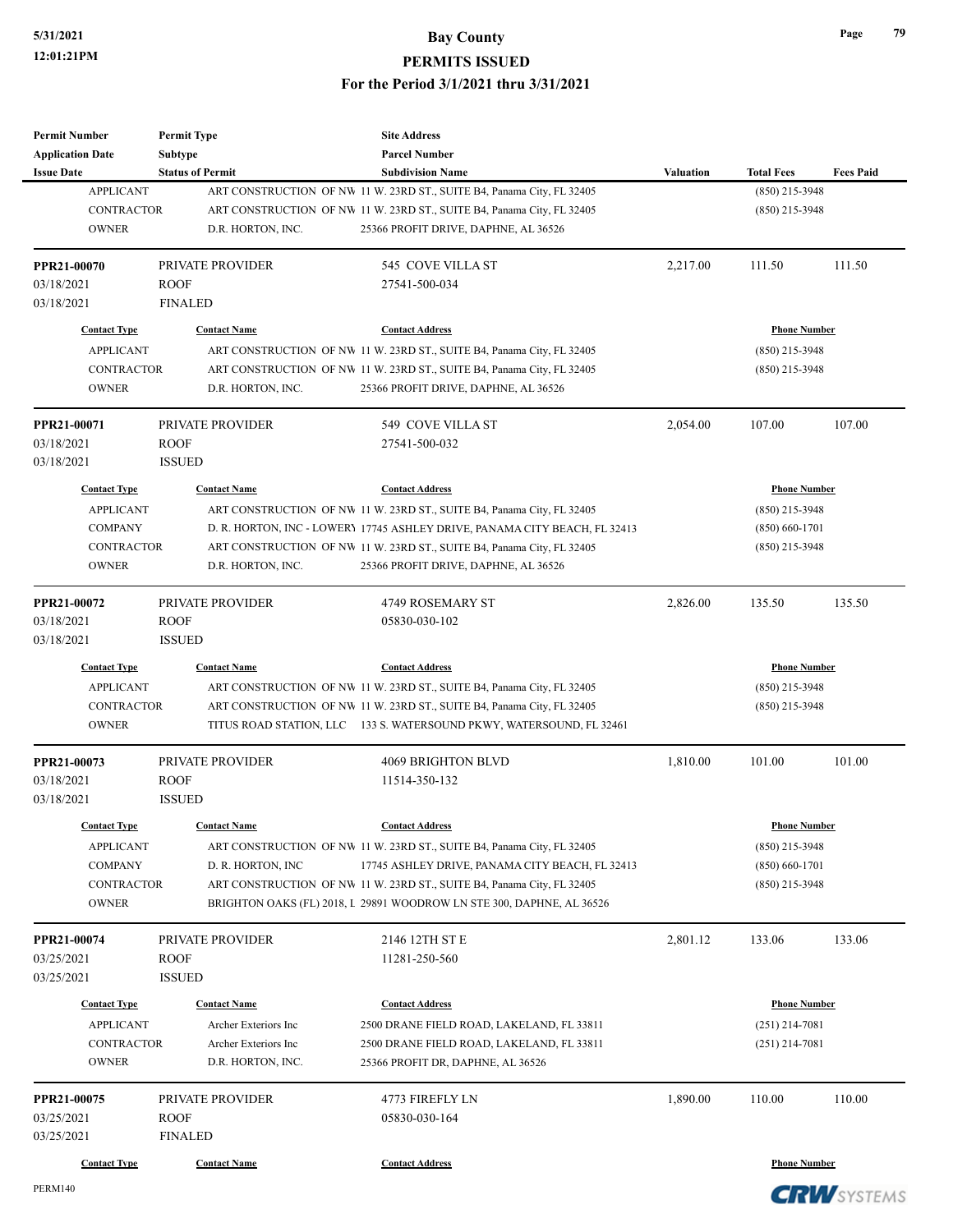| Permit Number<br>Application Date<br>Issue Date | Permit Type<br>Subtype<br>Status of Permit | Site Address<br>Parcel Number<br>Subdivision Name | Valuation | Total Fees | Fees Paid |
|---|---|---|---|---|---|

| | | | |
|---|---|---|---|
| APPLICANT | ART CONSTRUCTION OF NW | 11 W. 23RD ST., SUITE B4, Panama City, FL 32405 | (850) 215-3948 |
| CONTRACTOR | ART CONSTRUCTION OF NW | 11 W. 23RD ST., SUITE B4, Panama City, FL 32405 | (850) 215-3948 |
| OWNER | D.R. HORTON, INC. | 25366 PROFIT DRIVE, DAPHNE, AL 36526 | |

| | | | | | |
|---|---|---|---|---|---|
| **PPR21-00070** | PRIVATE PROVIDER | 545 COVE VILLA ST | 2,217.00 | 111.50 | 111.50 |
| 03/18/2021 | ROOF | 27541-500-034 | | | |
| 03/18/2021 | FINALED | | | | |

| Contact Type | Contact Name | Contact Address | Phone Number |
|---|---|---|---|
| APPLICANT | ART CONSTRUCTION OF NW | 11 W. 23RD ST., SUITE B4, Panama City, FL 32405 | (850) 215-3948 |
| CONTRACTOR | ART CONSTRUCTION OF NW | 11 W. 23RD ST., SUITE B4, Panama City, FL 32405 | (850) 215-3948 |
| OWNER | D.R. HORTON, INC. | 25366 PROFIT DRIVE, DAPHNE, AL 36526 | |

| | | | | | |
|---|---|---|---|---|---|
| **PPR21-00071** | PRIVATE PROVIDER | 549 COVE VILLA ST | 2,054.00 | 107.00 | 107.00 |
| 03/18/2021 | ROOF | 27541-500-032 | | | |
| 03/18/2021 | ISSUED | | | | |

| Contact Type | Contact Name | Contact Address | Phone Number |
|---|---|---|---|
| APPLICANT | ART CONSTRUCTION OF NW | 11 W. 23RD ST., SUITE B4, Panama City, FL 32405 | (850) 215-3948 |
| COMPANY | D. R. HORTON, INC - LOWERY | 17745 ASHLEY DRIVE, PANAMA CITY BEACH, FL 32413 | (850) 660-1701 |
| CONTRACTOR | ART CONSTRUCTION OF NW | 11 W. 23RD ST., SUITE B4, Panama City, FL 32405 | (850) 215-3948 |
| OWNER | D.R. HORTON, INC. | 25366 PROFIT DRIVE, DAPHNE, AL 36526 | |

| | | | | | |
|---|---|---|---|---|---|
| **PPR21-00072** | PRIVATE PROVIDER | 4749 ROSEMARY ST | 2,826.00 | 135.50 | 135.50 |
| 03/18/2021 | ROOF | 05830-030-102 | | | |
| 03/18/2021 | ISSUED | | | | |

| Contact Type | Contact Name | Contact Address | Phone Number |
|---|---|---|---|
| APPLICANT | ART CONSTRUCTION OF NW | 11 W. 23RD ST., SUITE B4, Panama City, FL 32405 | (850) 215-3948 |
| CONTRACTOR | ART CONSTRUCTION OF NW | 11 W. 23RD ST., SUITE B4, Panama City, FL 32405 | (850) 215-3948 |
| OWNER | TITUS ROAD STATION, LLC | 133 S. WATERSOUND PKWY, WATERSOUND, FL 32461 | |

| | | | | | |
|---|---|---|---|---|---|
| **PPR21-00073** | PRIVATE PROVIDER | 4069 BRIGHTON BLVD | 1,810.00 | 101.00 | 101.00 |
| 03/18/2021 | ROOF | 11514-350-132 | | | |
| 03/18/2021 | ISSUED | | | | |

| Contact Type | Contact Name | Contact Address | Phone Number |
|---|---|---|---|
| APPLICANT | ART CONSTRUCTION OF NW | 11 W. 23RD ST., SUITE B4, Panama City, FL 32405 | (850) 215-3948 |
| COMPANY | D. R. HORTON, INC | 17745 ASHLEY DRIVE, PANAMA CITY BEACH, FL 32413 | (850) 660-1701 |
| CONTRACTOR | ART CONSTRUCTION OF NW | 11 W. 23RD ST., SUITE B4, Panama City, FL 32405 | (850) 215-3948 |
| OWNER | BRIGHTON OAKS (FL) 2018, L | 29891 WOODROW LN STE 300, DAPHNE, AL 36526 | |

| | | | | | |
|---|---|---|---|---|---|
| **PPR21-00074** | PRIVATE PROVIDER | 2146 12TH ST E | 2,801.12 | 133.06 | 133.06 |
| 03/25/2021 | ROOF | 11281-250-560 | | | |
| 03/25/2021 | ISSUED | | | | |

| Contact Type | Contact Name | Contact Address | Phone Number |
|---|---|---|---|
| APPLICANT | Archer Exteriors Inc | 2500 DRANE FIELD ROAD, LAKELAND, FL 33811 | (251) 214-7081 |
| CONTRACTOR | Archer Exteriors Inc | 2500 DRANE FIELD ROAD, LAKELAND, FL 33811 | (251) 214-7081 |
| OWNER | D.R. HORTON, INC. | 25366 PROFIT DR, DAPHNE, AL 36526 | |

| | | | | | |
|---|---|---|---|---|---|
| **PPR21-00075** | PRIVATE PROVIDER | 4773 FIREFLY LN | 1,890.00 | 110.00 | 110.00 |
| 03/25/2021 | ROOF | 05830-030-164 | | | |
| 03/25/2021 | FINALED | | | | |

| Contact Type | Contact Name | Contact Address | Phone Number |
|---|---|---|---|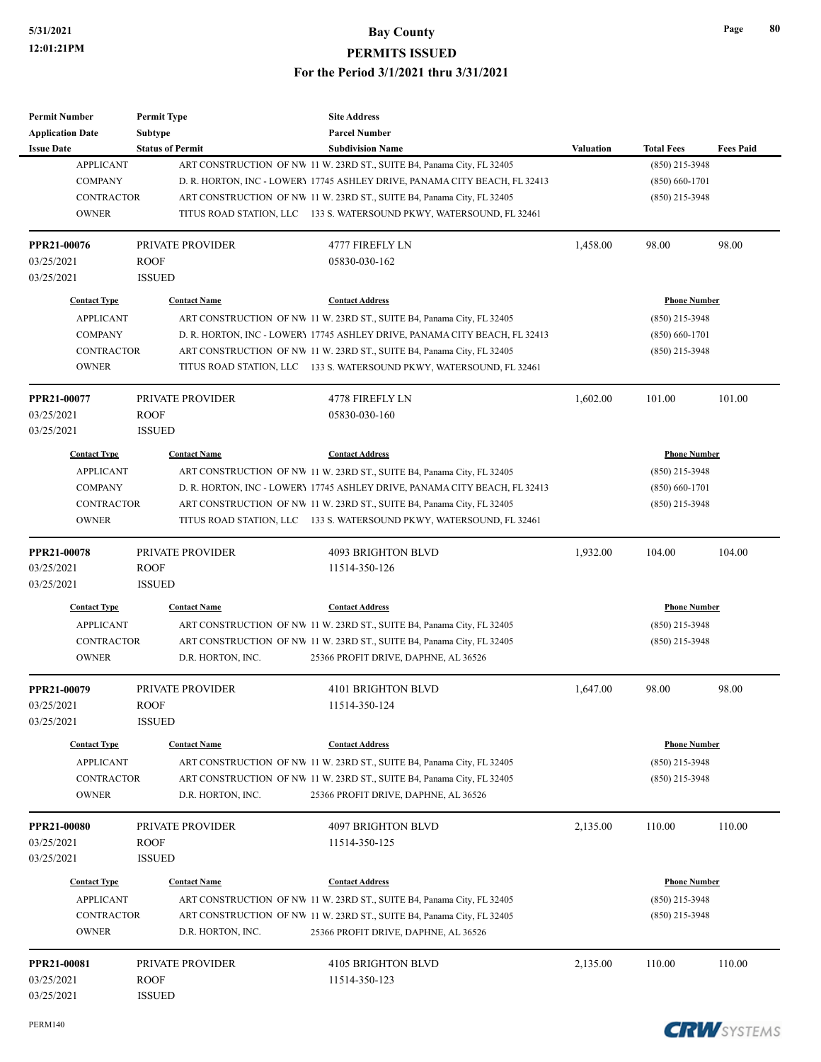| Permit Number | Permit Type | Site Address | | | |
|---|---|---|---|---|---|
| Application Date | Subtype | Parcel Number | | | |
| Issue Date | Status of Permit | Subdivision Name | Valuation | Total Fees | Fees Paid |

| Contact Type | Contact Name | Contact Address | Phone Number |
|---|---|---|---|
| APPLICANT | ART CONSTRUCTION OF NW | 11 W. 23RD ST., SUITE B4, Panama City, FL 32405 | (850) 215-3948 |
| COMPANY | D. R. HORTON, INC - LOWERY | 17745 ASHLEY DRIVE, PANAMA CITY BEACH, FL 32413 | (850) 660-1701 |
| CONTRACTOR | ART CONSTRUCTION OF NW | 11 W. 23RD ST., SUITE B4, Panama City, FL 32405 | (850) 215-3948 |
| OWNER | TITUS ROAD STATION, LLC | 133 S. WATERSOUND PKWY, WATERSOUND, FL 32461 | |

| PPR21-00076 | PRIVATE PROVIDER | 4777 FIREFLY LN | 1,458.00 | 98.00 | 98.00 |
|---|---|---|---|---|---|
| 03/25/2021 | ROOF | 05830-030-162 | | | |
| 03/25/2021 | ISSUED | | | | |

| Contact Type | Contact Name | Contact Address | Phone Number |
|---|---|---|---|
| APPLICANT | ART CONSTRUCTION OF NW | 11 W. 23RD ST., SUITE B4, Panama City, FL 32405 | (850) 215-3948 |
| COMPANY | D. R. HORTON, INC - LOWERY | 17745 ASHLEY DRIVE, PANAMA CITY BEACH, FL 32413 | (850) 660-1701 |
| CONTRACTOR | ART CONSTRUCTION OF NW | 11 W. 23RD ST., SUITE B4, Panama City, FL 32405 | (850) 215-3948 |
| OWNER | TITUS ROAD STATION, LLC | 133 S. WATERSOUND PKWY, WATERSOUND, FL 32461 | |

| PPR21-00077 | PRIVATE PROVIDER | 4778 FIREFLY LN | 1,602.00 | 101.00 | 101.00 |
|---|---|---|---|---|---|
| 03/25/2021 | ROOF | 05830-030-160 | | | |
| 03/25/2021 | ISSUED | | | | |

| Contact Type | Contact Name | Contact Address | Phone Number |
|---|---|---|---|
| APPLICANT | ART CONSTRUCTION OF NW | 11 W. 23RD ST., SUITE B4, Panama City, FL 32405 | (850) 215-3948 |
| COMPANY | D. R. HORTON, INC - LOWERY | 17745 ASHLEY DRIVE, PANAMA CITY BEACH, FL 32413 | (850) 660-1701 |
| CONTRACTOR | ART CONSTRUCTION OF NW | 11 W. 23RD ST., SUITE B4, Panama City, FL 32405 | (850) 215-3948 |
| OWNER | TITUS ROAD STATION, LLC | 133 S. WATERSOUND PKWY, WATERSOUND, FL 32461 | |

| PPR21-00078 | PRIVATE PROVIDER | 4093 BRIGHTON BLVD | 1,932.00 | 104.00 | 104.00 |
|---|---|---|---|---|---|
| 03/25/2021 | ROOF | 11514-350-126 | | | |
| 03/25/2021 | ISSUED | | | | |

| Contact Type | Contact Name | Contact Address | Phone Number |
|---|---|---|---|
| APPLICANT | ART CONSTRUCTION OF NW | 11 W. 23RD ST., SUITE B4, Panama City, FL 32405 | (850) 215-3948 |
| CONTRACTOR | ART CONSTRUCTION OF NW | 11 W. 23RD ST., SUITE B4, Panama City, FL 32405 | (850) 215-3948 |
| OWNER | D.R. HORTON, INC. | 25366 PROFIT DRIVE, DAPHNE, AL 36526 | |

| PPR21-00079 | PRIVATE PROVIDER | 4101 BRIGHTON BLVD | 1,647.00 | 98.00 | 98.00 |
|---|---|---|---|---|---|
| 03/25/2021 | ROOF | 11514-350-124 | | | |
| 03/25/2021 | ISSUED | | | | |

| Contact Type | Contact Name | Contact Address | Phone Number |
|---|---|---|---|
| APPLICANT | ART CONSTRUCTION OF NW | 11 W. 23RD ST., SUITE B4, Panama City, FL 32405 | (850) 215-3948 |
| CONTRACTOR | ART CONSTRUCTION OF NW | 11 W. 23RD ST., SUITE B4, Panama City, FL 32405 | (850) 215-3948 |
| OWNER | D.R. HORTON, INC. | 25366 PROFIT DRIVE, DAPHNE, AL 36526 | |

| PPR21-00080 | PRIVATE PROVIDER | 4097 BRIGHTON BLVD | 2,135.00 | 110.00 | 110.00 |
|---|---|---|---|---|---|
| 03/25/2021 | ROOF | 11514-350-125 | | | |
| 03/25/2021 | ISSUED | | | | |

| Contact Type | Contact Name | Contact Address | Phone Number |
|---|---|---|---|
| APPLICANT | ART CONSTRUCTION OF NW | 11 W. 23RD ST., SUITE B4, Panama City, FL 32405 | (850) 215-3948 |
| CONTRACTOR | ART CONSTRUCTION OF NW | 11 W. 23RD ST., SUITE B4, Panama City, FL 32405 | (850) 215-3948 |
| OWNER | D.R. HORTON, INC. | 25366 PROFIT DRIVE, DAPHNE, AL 36526 | |

| PPR21-00081 | PRIVATE PROVIDER | 4105 BRIGHTON BLVD | 2,135.00 | 110.00 | 110.00 |
|---|---|---|---|---|---|
| 03/25/2021 | ROOF | 11514-350-123 | | | |
| 03/25/2021 | ISSUED | | | | |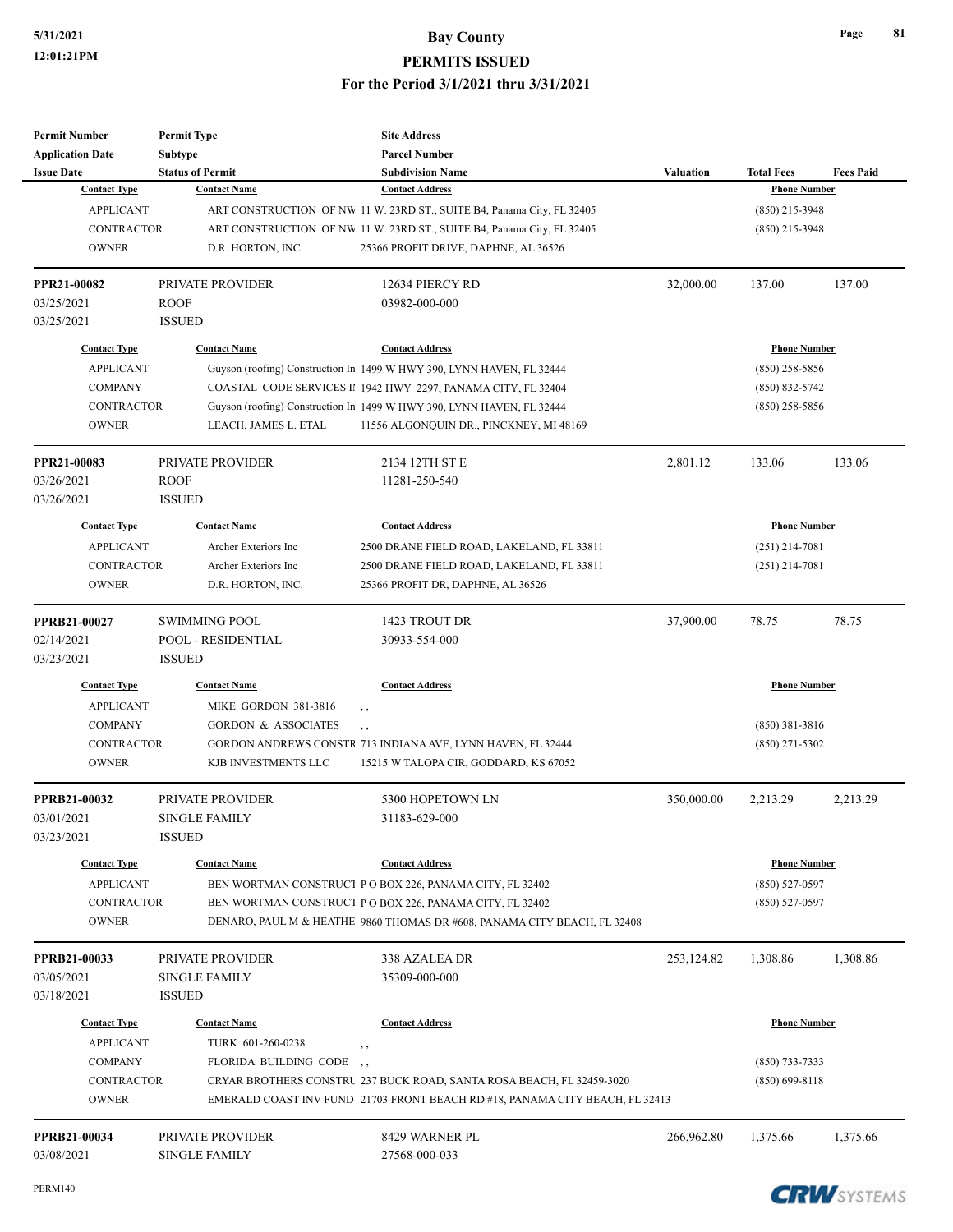# Bay County
## PERMITS ISSUED
### For the Period 3/1/2021 thru 3/31/2021

| Permit Number / Application Date / Issue Date | Permit Type / Subtype / Status of Permit | Site Address / Parcel Number / Subdivision Name | Valuation | Total Fees | Fees Paid |
|---|---|---|---|---|---|

| Contact Type | Contact Name | Contact Address | Phone Number |
|---|---|---|---|
| APPLICANT | ART CONSTRUCTION OF NW | 11 W. 23RD ST., SUITE B4, Panama City, FL 32405 | (850) 215-3948 |
| CONTRACTOR | ART CONSTRUCTION OF NW | 11 W. 23RD ST., SUITE B4, Panama City, FL 32405 | (850) 215-3948 |
| OWNER | D.R. HORTON, INC. | 25366 PROFIT DRIVE, DAPHNE, AL 36526 | |

| Permit Number | Permit Type | Site Address | Valuation | Total Fees | Fees Paid |
|---|---|---|---|---|---|
| PPR21-00082 | PRIVATE PROVIDER | 12634 PIERCY RD | 32,000.00 | 137.00 | 137.00 |
| 03/25/2021 | ROOF | 03982-000-000 | | | |
| 03/25/2021 | ISSUED | | | | |

| Contact Type | Contact Name | Contact Address | Phone Number |
|---|---|---|---|
| APPLICANT | Guyson (roofing) Construction In | 1499 W HWY 390, LYNN HAVEN, FL 32444 | (850) 258-5856 |
| COMPANY | COASTAL CODE SERVICES II | 1942 HWY 2297, PANAMA CITY, FL 32404 | (850) 832-5742 |
| CONTRACTOR | Guyson (roofing) Construction In | 1499 W HWY 390, LYNN HAVEN, FL 32444 | (850) 258-5856 |
| OWNER | LEACH, JAMES L. ETAL | 11556 ALGONQUIN DR., PINCKNEY, MI 48169 | |

| Permit Number | Permit Type | Site Address | Valuation | Total Fees | Fees Paid |
|---|---|---|---|---|---|
| PPR21-00083 | PRIVATE PROVIDER | 2134 12TH ST E | 2,801.12 | 133.06 | 133.06 |
| 03/26/2021 | ROOF | 11281-250-540 | | | |
| 03/26/2021 | ISSUED | | | | |

| Contact Type | Contact Name | Contact Address | Phone Number |
|---|---|---|---|
| APPLICANT | Archer Exteriors Inc | 2500 DRANE FIELD ROAD, LAKELAND, FL 33811 | (251) 214-7081 |
| CONTRACTOR | Archer Exteriors Inc | 2500 DRANE FIELD ROAD, LAKELAND, FL 33811 | (251) 214-7081 |
| OWNER | D.R. HORTON, INC. | 25366 PROFIT DR, DAPHNE, AL 36526 | |

| Permit Number | Permit Type | Site Address | Valuation | Total Fees | Fees Paid |
|---|---|---|---|---|---|
| PPRB21-00027 | SWIMMING POOL | 1423 TROUT DR | 37,900.00 | 78.75 | 78.75 |
| 02/14/2021 | POOL - RESIDENTIAL | 30933-554-000 | | | |
| 03/23/2021 | ISSUED | | | | |

| Contact Type | Contact Name | Contact Address | Phone Number |
|---|---|---|---|
| APPLICANT | MIKE GORDON 381-3816 | , , | |
| COMPANY | GORDON & ASSOCIATES | , , | (850) 381-3816 |
| CONTRACTOR | GORDON ANDREWS CONSTR | 713 INDIANA AVE, LYNN HAVEN, FL 32444 | (850) 271-5302 |
| OWNER | KJB INVESTMENTS LLC | 15215 W TALOPA CIR, GODDARD, KS 67052 | |

| Permit Number | Permit Type | Site Address | Valuation | Total Fees | Fees Paid |
|---|---|---|---|---|---|
| PPRB21-00032 | PRIVATE PROVIDER | 5300 HOPETOWN LN | 350,000.00 | 2,213.29 | 2,213.29 |
| 03/01/2021 | SINGLE FAMILY | 31183-629-000 | | | |
| 03/23/2021 | ISSUED | | | | |

| Contact Type | Contact Name | Contact Address | Phone Number |
|---|---|---|---|
| APPLICANT | BEN WORTMAN CONSTRUCT | P O BOX 226, PANAMA CITY, FL 32402 | (850) 527-0597 |
| CONTRACTOR | BEN WORTMAN CONSTRUCT | P O BOX 226, PANAMA CITY, FL 32402 | (850) 527-0597 |
| OWNER | DENARO, PAUL M & HEATHE | 9860 THOMAS DR #608, PANAMA CITY BEACH, FL 32408 | |

| Permit Number | Permit Type | Site Address | Valuation | Total Fees | Fees Paid |
|---|---|---|---|---|---|
| PPRB21-00033 | PRIVATE PROVIDER | 338 AZALEA DR | 253,124.82 | 1,308.86 | 1,308.86 |
| 03/05/2021 | SINGLE FAMILY | 35309-000-000 | | | |
| 03/18/2021 | ISSUED | | | | |

| Contact Type | Contact Name | Contact Address | Phone Number |
|---|---|---|---|
| APPLICANT | TURK 601-260-0238 | , , | |
| COMPANY | FLORIDA BUILDING CODE | , , | (850) 733-7333 |
| CONTRACTOR | CRYAR BROTHERS CONSTRU | 237 BUCK ROAD, SANTA ROSA BEACH, FL 32459-3020 | (850) 699-8118 |
| OWNER | EMERALD COAST INV FUND | 21703 FRONT BEACH RD #18, PANAMA CITY BEACH, FL 32413 | |

| Permit Number | Permit Type | Site Address | Valuation | Total Fees | Fees Paid |
|---|---|---|---|---|---|
| PPRB21-00034 | PRIVATE PROVIDER | 8429 WARNER PL | 266,962.80 | 1,375.66 | 1,375.66 |
| 03/08/2021 | SINGLE FAMILY | 27568-000-033 | | | |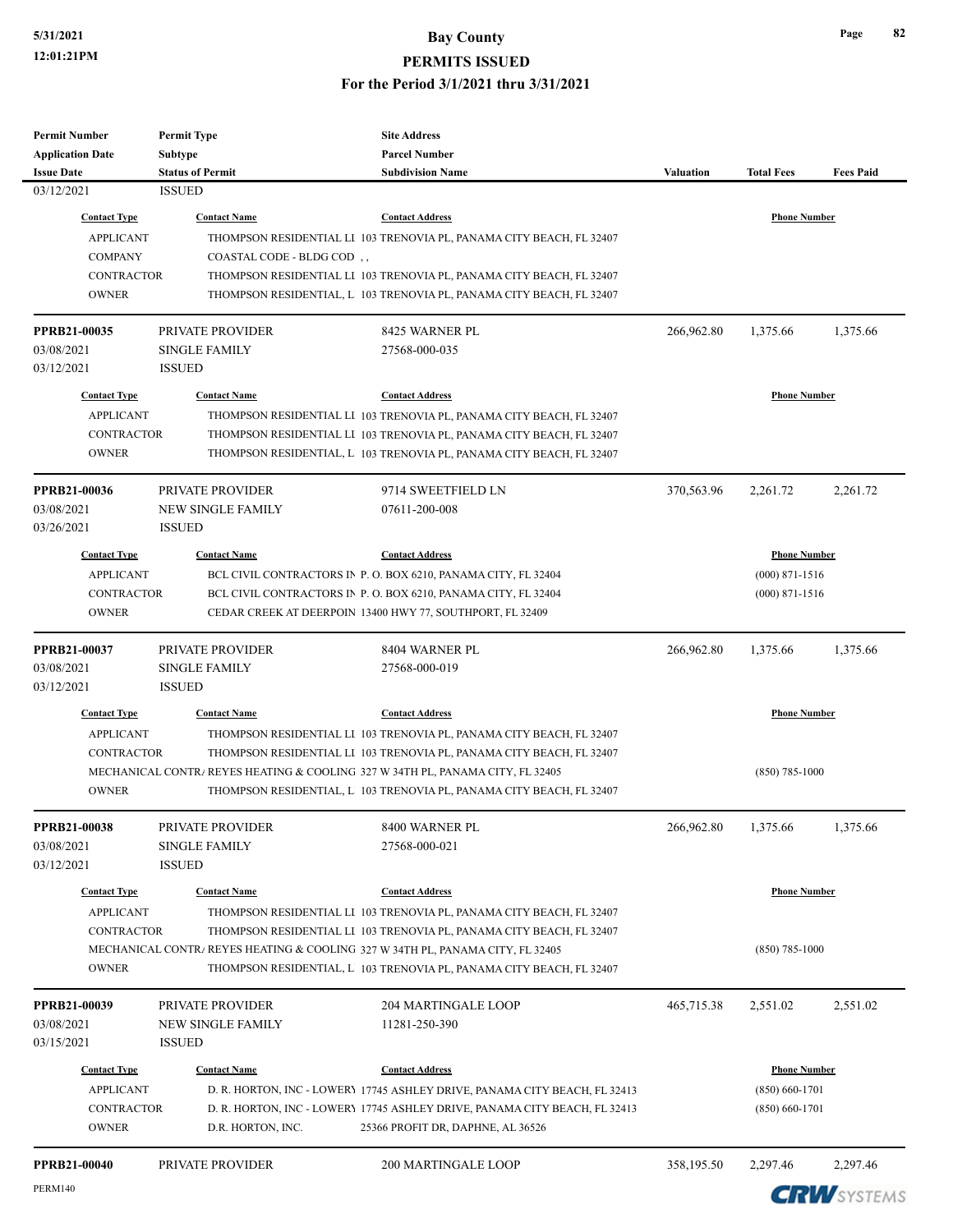| Permit Number<br>Application Date<br>Issue Date | Permit Type<br>Subtype<br>Status of Permit | Site Address<br>Parcel Number<br>Subdivision Name | Valuation | Total Fees | Fees Paid |
|---|---|---|---|---|---|
| 03/12/2021 | ISSUED | | | | |

| Contact Type | Contact Name | Contact Address | Phone Number |
|---|---|---|---|
| APPLICANT | THOMPSON RESIDENTIAL LI | 103 TRENOVIA PL, PANAMA CITY BEACH, FL 32407 | |
| COMPANY | COASTAL CODE - BLDG COD , , | | |
| CONTRACTOR | THOMPSON RESIDENTIAL LI | 103 TRENOVIA PL, PANAMA CITY BEACH, FL 32407 | |
| OWNER | THOMPSON RESIDENTIAL, L | 103 TRENOVIA PL, PANAMA CITY BEACH, FL 32407 | |

| Permit Number | Permit Type | Site Address | Valuation | Total Fees | Fees Paid |
|---|---|---|---|---|---|
| **PPRB21-00035** | PRIVATE PROVIDER | 8425 WARNER PL | 266,962.80 | 1,375.66 | 1,375.66 |
| 03/08/2021 | SINGLE FAMILY | 27568-000-035 | | | |
| 03/12/2021 | ISSUED | | | | |

| Contact Type | Contact Name | Contact Address | Phone Number |
|---|---|---|---|
| APPLICANT | THOMPSON RESIDENTIAL LI | 103 TRENOVIA PL, PANAMA CITY BEACH, FL 32407 | |
| CONTRACTOR | THOMPSON RESIDENTIAL LI | 103 TRENOVIA PL, PANAMA CITY BEACH, FL 32407 | |
| OWNER | THOMPSON RESIDENTIAL, L | 103 TRENOVIA PL, PANAMA CITY BEACH, FL 32407 | |

| Permit Number | Permit Type | Site Address | Valuation | Total Fees | Fees Paid |
|---|---|---|---|---|---|
| **PPRB21-00036** | PRIVATE PROVIDER | 9714 SWEETFIELD LN | 370,563.96 | 2,261.72 | 2,261.72 |
| 03/08/2021 | NEW SINGLE FAMILY | 07611-200-008 | | | |
| 03/26/2021 | ISSUED | | | | |

| Contact Type | Contact Name | Contact Address | Phone Number |
|---|---|---|---|
| APPLICANT | BCL CIVIL CONTRACTORS IN | P. O. BOX 6210, PANAMA CITY, FL 32404 | (000) 871-1516 |
| CONTRACTOR | BCL CIVIL CONTRACTORS IN | P. O. BOX 6210, PANAMA CITY, FL 32404 | (000) 871-1516 |
| OWNER | CEDAR CREEK AT DEERPOIN | 13400 HWY 77, SOUTHPORT, FL 32409 | |

| Permit Number | Permit Type | Site Address | Valuation | Total Fees | Fees Paid |
|---|---|---|---|---|---|
| **PPRB21-00037** | PRIVATE PROVIDER | 8404 WARNER PL | 266,962.80 | 1,375.66 | 1,375.66 |
| 03/08/2021 | SINGLE FAMILY | 27568-000-019 | | | |
| 03/12/2021 | ISSUED | | | | |

| Contact Type | Contact Name | Contact Address | Phone Number |
|---|---|---|---|
| APPLICANT | THOMPSON RESIDENTIAL LI | 103 TRENOVIA PL, PANAMA CITY BEACH, FL 32407 | |
| CONTRACTOR | THOMPSON RESIDENTIAL LI | 103 TRENOVIA PL, PANAMA CITY BEACH, FL 32407 | |
| MECHANICAL CONTR/ | REYES HEATING & COOLING | 327 W 34TH PL, PANAMA CITY, FL 32405 | (850) 785-1000 |
| OWNER | THOMPSON RESIDENTIAL, L | 103 TRENOVIA PL, PANAMA CITY BEACH, FL 32407 | |

| Permit Number | Permit Type | Site Address | Valuation | Total Fees | Fees Paid |
|---|---|---|---|---|---|
| **PPRB21-00038** | PRIVATE PROVIDER | 8400 WARNER PL | 266,962.80 | 1,375.66 | 1,375.66 |
| 03/08/2021 | SINGLE FAMILY | 27568-000-021 | | | |
| 03/12/2021 | ISSUED | | | | |

| Contact Type | Contact Name | Contact Address | Phone Number |
|---|---|---|---|
| APPLICANT | THOMPSON RESIDENTIAL LI | 103 TRENOVIA PL, PANAMA CITY BEACH, FL 32407 | |
| CONTRACTOR | THOMPSON RESIDENTIAL LI | 103 TRENOVIA PL, PANAMA CITY BEACH, FL 32407 | |
| MECHANICAL CONTR/ | REYES HEATING & COOLING | 327 W 34TH PL, PANAMA CITY, FL 32405 | (850) 785-1000 |
| OWNER | THOMPSON RESIDENTIAL, L | 103 TRENOVIA PL, PANAMA CITY BEACH, FL 32407 | |

| Permit Number | Permit Type | Site Address | Valuation | Total Fees | Fees Paid |
|---|---|---|---|---|---|
| **PPRB21-00039** | PRIVATE PROVIDER | 204 MARTINGALE LOOP | 465,715.38 | 2,551.02 | 2,551.02 |
| 03/08/2021 | NEW SINGLE FAMILY | 11281-250-390 | | | |
| 03/15/2021 | ISSUED | | | | |

| Contact Type | Contact Name | Contact Address | Phone Number |
|---|---|---|---|
| APPLICANT | D. R. HORTON, INC - LOWERY | 17745 ASHLEY DRIVE, PANAMA CITY BEACH, FL 32413 | (850) 660-1701 |
| CONTRACTOR | D. R. HORTON, INC - LOWERY | 17745 ASHLEY DRIVE, PANAMA CITY BEACH, FL 32413 | (850) 660-1701 |
| OWNER | D.R. HORTON, INC. | 25366 PROFIT DR, DAPHNE, AL 36526 | |

| Permit Number | Permit Type | Site Address | Valuation | Total Fees | Fees Paid |
|---|---|---|---|---|---|
| **PPRB21-00040** | PRIVATE PROVIDER | 200 MARTINGALE LOOP | 358,195.50 | 2,297.46 | 2,297.46 |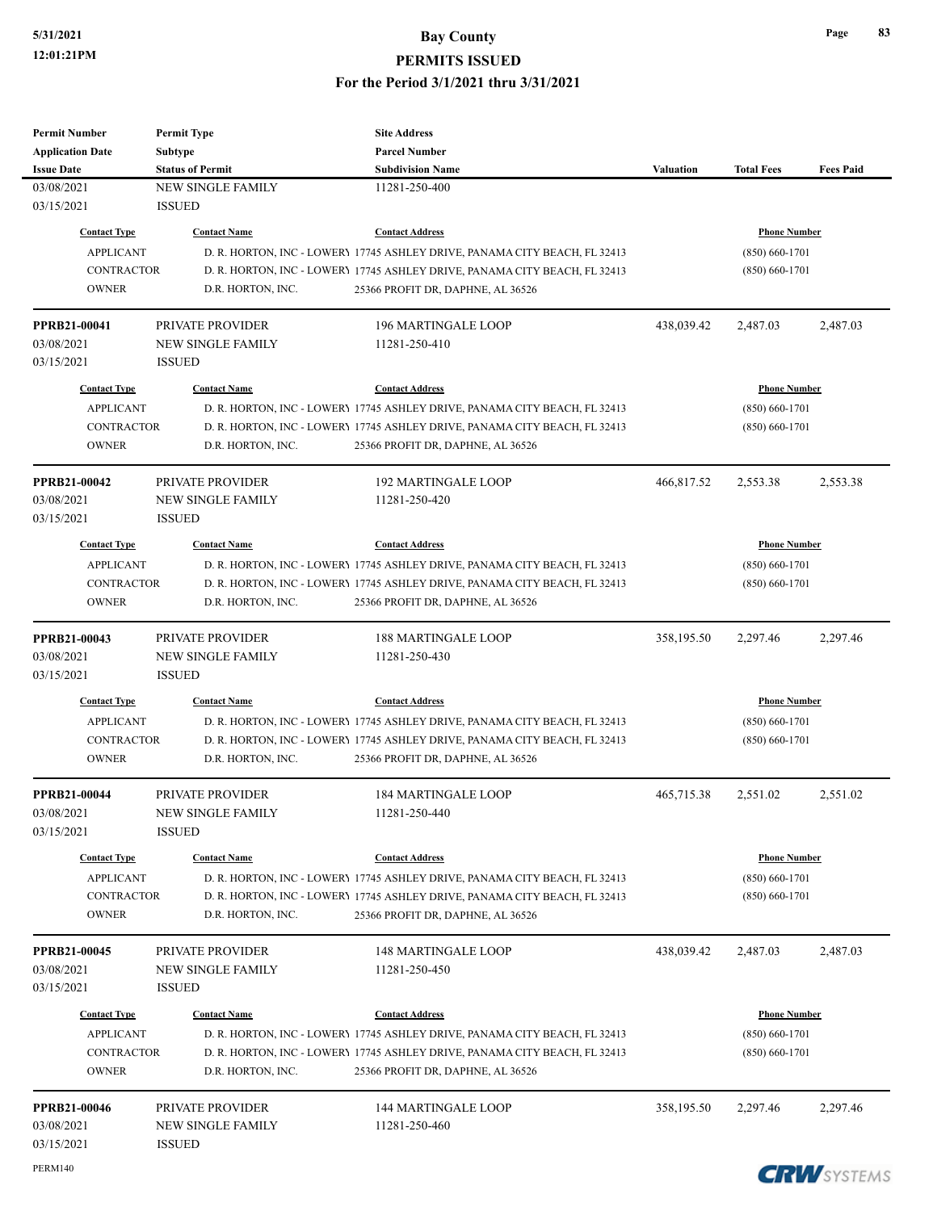| Permit Number<br>Application Date<br>Issue Date | Permit Type<br>Subtype<br>Status of Permit | Site Address<br>Parcel Number<br>Subdivision Name | Valuation | Total Fees | Fees Paid |
|---|---|---|---|---|---|
| 03/08/2021<br>03/15/2021 | NEW SINGLE FAMILY<br>ISSUED | 11281-250-400 | | | |

| Contact Type | Contact Name | Contact Address | Phone Number |
|---|---|---|---|
| APPLICANT | D. R. HORTON, INC - LOWERY | 17745 ASHLEY DRIVE, PANAMA CITY BEACH, FL 32413 | (850) 660-1701 |
| CONTRACTOR | D. R. HORTON, INC - LOWERY | 17745 ASHLEY DRIVE, PANAMA CITY BEACH, FL 32413 | (850) 660-1701 |
| OWNER | D.R. HORTON, INC. | 25366 PROFIT DR, DAPHNE, AL 36526 | |

| Permit Number | Permit Type | Site Address | Valuation | Total Fees | Fees Paid |
|---|---|---|---|---|---|
| **PPRB21-00041**<br>03/08/2021<br>03/15/2021 | PRIVATE PROVIDER<br>NEW SINGLE FAMILY<br>ISSUED | 196 MARTINGALE LOOP<br>11281-250-410 | 438,039.42 | 2,487.03 | 2,487.03 |

| Contact Type | Contact Name | Contact Address | Phone Number |
|---|---|---|---|
| APPLICANT | D. R. HORTON, INC - LOWERY | 17745 ASHLEY DRIVE, PANAMA CITY BEACH, FL 32413 | (850) 660-1701 |
| CONTRACTOR | D. R. HORTON, INC - LOWERY | 17745 ASHLEY DRIVE, PANAMA CITY BEACH, FL 32413 | (850) 660-1701 |
| OWNER | D.R. HORTON, INC. | 25366 PROFIT DR, DAPHNE, AL 36526 | |

| Permit Number | Permit Type | Site Address | Valuation | Total Fees | Fees Paid |
|---|---|---|---|---|---|
| **PPRB21-00042**<br>03/08/2021<br>03/15/2021 | PRIVATE PROVIDER<br>NEW SINGLE FAMILY<br>ISSUED | 192 MARTINGALE LOOP<br>11281-250-420 | 466,817.52 | 2,553.38 | 2,553.38 |

| Contact Type | Contact Name | Contact Address | Phone Number |
|---|---|---|---|
| APPLICANT | D. R. HORTON, INC - LOWERY | 17745 ASHLEY DRIVE, PANAMA CITY BEACH, FL 32413 | (850) 660-1701 |
| CONTRACTOR | D. R. HORTON, INC - LOWERY | 17745 ASHLEY DRIVE, PANAMA CITY BEACH, FL 32413 | (850) 660-1701 |
| OWNER | D.R. HORTON, INC. | 25366 PROFIT DR, DAPHNE, AL 36526 | |

| Permit Number | Permit Type | Site Address | Valuation | Total Fees | Fees Paid |
|---|---|---|---|---|---|
| **PPRB21-00043**<br>03/08/2021<br>03/15/2021 | PRIVATE PROVIDER<br>NEW SINGLE FAMILY<br>ISSUED | 188 MARTINGALE LOOP<br>11281-250-430 | 358,195.50 | 2,297.46 | 2,297.46 |

| Contact Type | Contact Name | Contact Address | Phone Number |
|---|---|---|---|
| APPLICANT | D. R. HORTON, INC - LOWERY | 17745 ASHLEY DRIVE, PANAMA CITY BEACH, FL 32413 | (850) 660-1701 |
| CONTRACTOR | D. R. HORTON, INC - LOWERY | 17745 ASHLEY DRIVE, PANAMA CITY BEACH, FL 32413 | (850) 660-1701 |
| OWNER | D.R. HORTON, INC. | 25366 PROFIT DR, DAPHNE, AL 36526 | |

| Permit Number | Permit Type | Site Address | Valuation | Total Fees | Fees Paid |
|---|---|---|---|---|---|
| **PPRB21-00044**<br>03/08/2021<br>03/15/2021 | PRIVATE PROVIDER<br>NEW SINGLE FAMILY<br>ISSUED | 184 MARTINGALE LOOP<br>11281-250-440 | 465,715.38 | 2,551.02 | 2,551.02 |

| Contact Type | Contact Name | Contact Address | Phone Number |
|---|---|---|---|
| APPLICANT | D. R. HORTON, INC - LOWERY | 17745 ASHLEY DRIVE, PANAMA CITY BEACH, FL 32413 | (850) 660-1701 |
| CONTRACTOR | D. R. HORTON, INC - LOWERY | 17745 ASHLEY DRIVE, PANAMA CITY BEACH, FL 32413 | (850) 660-1701 |
| OWNER | D.R. HORTON, INC. | 25366 PROFIT DR, DAPHNE, AL 36526 | |

| Permit Number | Permit Type | Site Address | Valuation | Total Fees | Fees Paid |
|---|---|---|---|---|---|
| **PPRB21-00045**<br>03/08/2021<br>03/15/2021 | PRIVATE PROVIDER<br>NEW SINGLE FAMILY<br>ISSUED | 148 MARTINGALE LOOP<br>11281-250-450 | 438,039.42 | 2,487.03 | 2,487.03 |

| Contact Type | Contact Name | Contact Address | Phone Number |
|---|---|---|---|
| APPLICANT | D. R. HORTON, INC - LOWERY | 17745 ASHLEY DRIVE, PANAMA CITY BEACH, FL 32413 | (850) 660-1701 |
| CONTRACTOR | D. R. HORTON, INC - LOWERY | 17745 ASHLEY DRIVE, PANAMA CITY BEACH, FL 32413 | (850) 660-1701 |
| OWNER | D.R. HORTON, INC. | 25366 PROFIT DR, DAPHNE, AL 36526 | |

| Permit Number | Permit Type | Site Address | Valuation | Total Fees | Fees Paid |
|---|---|---|---|---|---|
| **PPRB21-00046**<br>03/08/2021<br>03/15/2021 | PRIVATE PROVIDER<br>NEW SINGLE FAMILY<br>ISSUED | 144 MARTINGALE LOOP<br>11281-250-460 | 358,195.50 | 2,297.46 | 2,297.46 |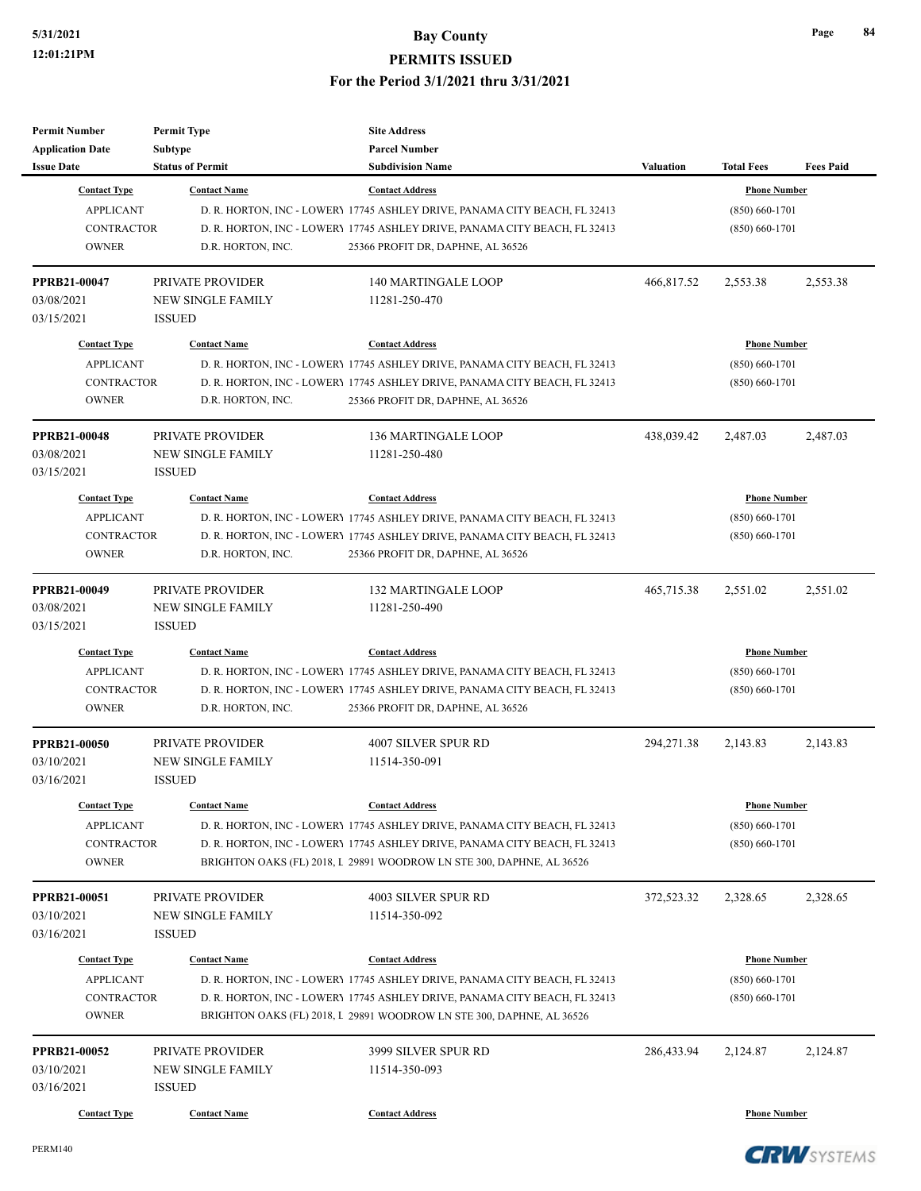| Permit Number<br>Application Date<br>Issue Date | Permit Type<br>Subtype<br>Status of Permit | Site Address<br>Parcel Number<br>Subdivision Name | Valuation | Total Fees | Fees Paid |
|---|---|---|---|---|---|

| Contact Type | Contact Name | Contact Address | Phone Number |
|---|---|---|---|
| APPLICANT | D. R. HORTON, INC - LOWERY | 17745 ASHLEY DRIVE, PANAMA CITY BEACH, FL 32413 | (850) 660-1701 |
| CONTRACTOR | D. R. HORTON, INC - LOWERY | 17745 ASHLEY DRIVE, PANAMA CITY BEACH, FL 32413 | (850) 660-1701 |
| OWNER | D.R. HORTON, INC. | 25366 PROFIT DR, DAPHNE, AL 36526 | |

| PPRB21-00047 | PRIVATE PROVIDER | 140 MARTINGALE LOOP | 466,817.52 | 2,553.38 | 2,553.38 |
|---|---|---|---|---|---|
| 03/08/2021 | NEW SINGLE FAMILY | 11281-250-470 | | | |
| 03/15/2021 | ISSUED | | | | |

| Contact Type | Contact Name | Contact Address | Phone Number |
|---|---|---|---|
| APPLICANT | D. R. HORTON, INC - LOWERY | 17745 ASHLEY DRIVE, PANAMA CITY BEACH, FL 32413 | (850) 660-1701 |
| CONTRACTOR | D. R. HORTON, INC - LOWERY | 17745 ASHLEY DRIVE, PANAMA CITY BEACH, FL 32413 | (850) 660-1701 |
| OWNER | D.R. HORTON, INC. | 25366 PROFIT DR, DAPHNE, AL 36526 | |

| PPRB21-00048 | PRIVATE PROVIDER | 136 MARTINGALE LOOP | 438,039.42 | 2,487.03 | 2,487.03 |
|---|---|---|---|---|---|
| 03/08/2021 | NEW SINGLE FAMILY | 11281-250-480 | | | |
| 03/15/2021 | ISSUED | | | | |

| Contact Type | Contact Name | Contact Address | Phone Number |
|---|---|---|---|
| APPLICANT | D. R. HORTON, INC - LOWERY | 17745 ASHLEY DRIVE, PANAMA CITY BEACH, FL 32413 | (850) 660-1701 |
| CONTRACTOR | D. R. HORTON, INC - LOWERY | 17745 ASHLEY DRIVE, PANAMA CITY BEACH, FL 32413 | (850) 660-1701 |
| OWNER | D.R. HORTON, INC. | 25366 PROFIT DR, DAPHNE, AL 36526 | |

| PPRB21-00049 | PRIVATE PROVIDER | 132 MARTINGALE LOOP | 465,715.38 | 2,551.02 | 2,551.02 |
|---|---|---|---|---|---|
| 03/08/2021 | NEW SINGLE FAMILY | 11281-250-490 | | | |
| 03/15/2021 | ISSUED | | | | |

| Contact Type | Contact Name | Contact Address | Phone Number |
|---|---|---|---|
| APPLICANT | D. R. HORTON, INC - LOWERY | 17745 ASHLEY DRIVE, PANAMA CITY BEACH, FL 32413 | (850) 660-1701 |
| CONTRACTOR | D. R. HORTON, INC - LOWERY | 17745 ASHLEY DRIVE, PANAMA CITY BEACH, FL 32413 | (850) 660-1701 |
| OWNER | D.R. HORTON, INC. | 25366 PROFIT DR, DAPHNE, AL 36526 | |

| PPRB21-00050 | PRIVATE PROVIDER | 4007 SILVER SPUR RD | 294,271.38 | 2,143.83 | 2,143.83 |
|---|---|---|---|---|---|
| 03/10/2021 | NEW SINGLE FAMILY | 11514-350-091 | | | |
| 03/16/2021 | ISSUED | | | | |

| Contact Type | Contact Name | Contact Address | Phone Number |
|---|---|---|---|
| APPLICANT | D. R. HORTON, INC - LOWERY | 17745 ASHLEY DRIVE, PANAMA CITY BEACH, FL 32413 | (850) 660-1701 |
| CONTRACTOR | D. R. HORTON, INC - LOWERY | 17745 ASHLEY DRIVE, PANAMA CITY BEACH, FL 32413 | (850) 660-1701 |
| OWNER | BRIGHTON OAKS (FL) 2018, L | 29891 WOODROW LN STE 300, DAPHNE, AL 36526 | |

| PPRB21-00051 | PRIVATE PROVIDER | 4003 SILVER SPUR RD | 372,523.32 | 2,328.65 | 2,328.65 |
|---|---|---|---|---|---|
| 03/10/2021 | NEW SINGLE FAMILY | 11514-350-092 | | | |
| 03/16/2021 | ISSUED | | | | |

| Contact Type | Contact Name | Contact Address | Phone Number |
|---|---|---|---|
| APPLICANT | D. R. HORTON, INC - LOWERY | 17745 ASHLEY DRIVE, PANAMA CITY BEACH, FL 32413 | (850) 660-1701 |
| CONTRACTOR | D. R. HORTON, INC - LOWERY | 17745 ASHLEY DRIVE, PANAMA CITY BEACH, FL 32413 | (850) 660-1701 |
| OWNER | BRIGHTON OAKS (FL) 2018, L | 29891 WOODROW LN STE 300, DAPHNE, AL 36526 | |

| PPRB21-00052 | PRIVATE PROVIDER | 3999 SILVER SPUR RD | 286,433.94 | 2,124.87 | 2,124.87 |
|---|---|---|---|---|---|
| 03/10/2021 | NEW SINGLE FAMILY | 11514-350-093 | | | |
| 03/16/2021 | ISSUED | | | | |

| Contact Type | Contact Name | Contact Address | Phone Number |
|---|---|---|---|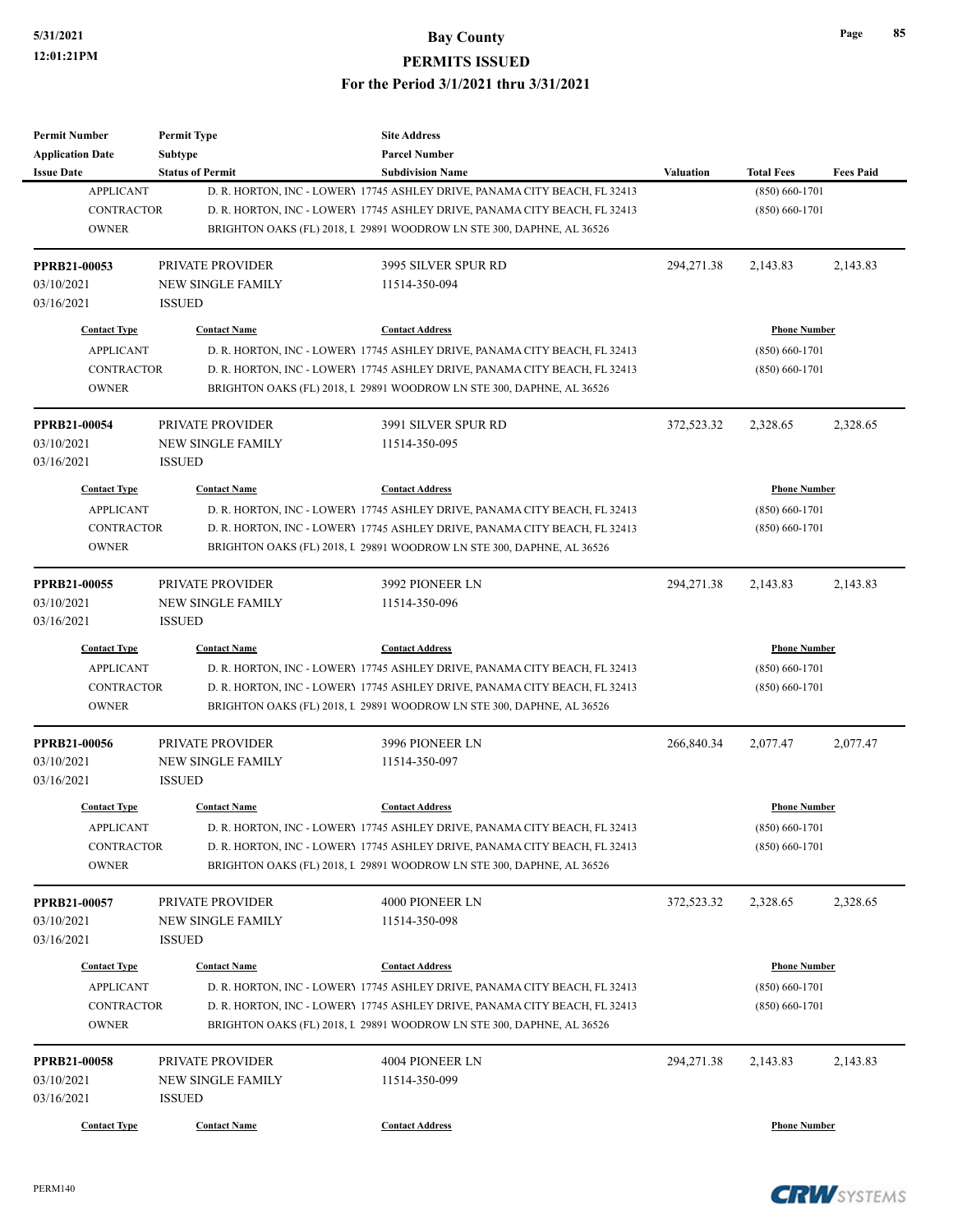| Permit Number<br>Application Date<br>Issue Date | Permit Type<br>Subtype<br>Status of Permit | Site Address<br>Parcel Number<br>Subdivision Name | Valuation | Total Fees | Fees Paid |
|---|---|---|---|---|---|
| APPLICANT | | D. R. HORTON, INC - LOWERY 17745 ASHLEY DRIVE, PANAMA CITY BEACH, FL 32413 | | (850) 660-1701 | |
| CONTRACTOR | | D. R. HORTON, INC - LOWERY 17745 ASHLEY DRIVE, PANAMA CITY BEACH, FL 32413 | | (850) 660-1701 | |
| OWNER | | BRIGHTON OAKS (FL) 2018, L 29891 WOODROW LN STE 300, DAPHNE, AL 36526 | | | |
| **PPRB21-00053**<br>03/10/2021<br>03/16/2021 | PRIVATE PROVIDER<br>NEW SINGLE FAMILY<br>ISSUED | 3995 SILVER SPUR RD<br>11514-350-094 | 294,271.38 | 2,143.83 | 2,143.83 |
| Contact Type | Contact Name | Contact Address | | Phone Number | |
| APPLICANT | | D. R. HORTON, INC - LOWERY 17745 ASHLEY DRIVE, PANAMA CITY BEACH, FL 32413 | | (850) 660-1701 | |
| CONTRACTOR | | D. R. HORTON, INC - LOWERY 17745 ASHLEY DRIVE, PANAMA CITY BEACH, FL 32413 | | (850) 660-1701 | |
| OWNER | | BRIGHTON OAKS (FL) 2018, L 29891 WOODROW LN STE 300, DAPHNE, AL 36526 | | | |
| **PPRB21-00054**<br>03/10/2021<br>03/16/2021 | PRIVATE PROVIDER<br>NEW SINGLE FAMILY<br>ISSUED | 3991 SILVER SPUR RD<br>11514-350-095 | 372,523.32 | 2,328.65 | 2,328.65 |
| Contact Type | Contact Name | Contact Address | | Phone Number | |
| APPLICANT | | D. R. HORTON, INC - LOWERY 17745 ASHLEY DRIVE, PANAMA CITY BEACH, FL 32413 | | (850) 660-1701 | |
| CONTRACTOR | | D. R. HORTON, INC - LOWERY 17745 ASHLEY DRIVE, PANAMA CITY BEACH, FL 32413 | | (850) 660-1701 | |
| OWNER | | BRIGHTON OAKS (FL) 2018, L 29891 WOODROW LN STE 300, DAPHNE, AL 36526 | | | |
| **PPRB21-00055**<br>03/10/2021<br>03/16/2021 | PRIVATE PROVIDER<br>NEW SINGLE FAMILY<br>ISSUED | 3992 PIONEER LN<br>11514-350-096 | 294,271.38 | 2,143.83 | 2,143.83 |
| Contact Type | Contact Name | Contact Address | | Phone Number | |
| APPLICANT | | D. R. HORTON, INC - LOWERY 17745 ASHLEY DRIVE, PANAMA CITY BEACH, FL 32413 | | (850) 660-1701 | |
| CONTRACTOR | | D. R. HORTON, INC - LOWERY 17745 ASHLEY DRIVE, PANAMA CITY BEACH, FL 32413 | | (850) 660-1701 | |
| OWNER | | BRIGHTON OAKS (FL) 2018, L 29891 WOODROW LN STE 300, DAPHNE, AL 36526 | | | |
| **PPRB21-00056**<br>03/10/2021<br>03/16/2021 | PRIVATE PROVIDER<br>NEW SINGLE FAMILY<br>ISSUED | 3996 PIONEER LN<br>11514-350-097 | 266,840.34 | 2,077.47 | 2,077.47 |
| Contact Type | Contact Name | Contact Address | | Phone Number | |
| APPLICANT | | D. R. HORTON, INC - LOWERY 17745 ASHLEY DRIVE, PANAMA CITY BEACH, FL 32413 | | (850) 660-1701 | |
| CONTRACTOR | | D. R. HORTON, INC - LOWERY 17745 ASHLEY DRIVE, PANAMA CITY BEACH, FL 32413 | | (850) 660-1701 | |
| OWNER | | BRIGHTON OAKS (FL) 2018, L 29891 WOODROW LN STE 300, DAPHNE, AL 36526 | | | |
| **PPRB21-00057**<br>03/10/2021<br>03/16/2021 | PRIVATE PROVIDER<br>NEW SINGLE FAMILY<br>ISSUED | 4000 PIONEER LN<br>11514-350-098 | 372,523.32 | 2,328.65 | 2,328.65 |
| Contact Type | Contact Name | Contact Address | | Phone Number | |
| APPLICANT | | D. R. HORTON, INC - LOWERY 17745 ASHLEY DRIVE, PANAMA CITY BEACH, FL 32413 | | (850) 660-1701 | |
| CONTRACTOR | | D. R. HORTON, INC - LOWERY 17745 ASHLEY DRIVE, PANAMA CITY BEACH, FL 32413 | | (850) 660-1701 | |
| OWNER | | BRIGHTON OAKS (FL) 2018, L 29891 WOODROW LN STE 300, DAPHNE, AL 36526 | | | |
| **PPRB21-00058**<br>03/10/2021<br>03/16/2021 | PRIVATE PROVIDER<br>NEW SINGLE FAMILY<br>ISSUED | 4004 PIONEER LN<br>11514-350-099 | 294,271.38 | 2,143.83 | 2,143.83 |
| Contact Type | Contact Name | Contact Address | | Phone Number | |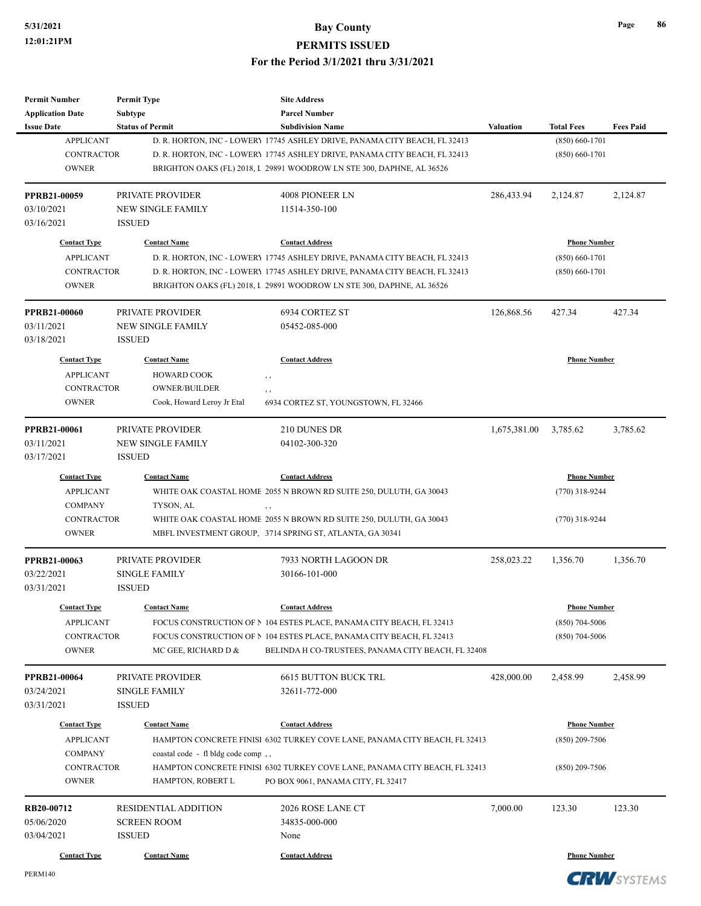| Permit Number | Permit Type | Site Address | | | |
|---|---|---|---|---|---|
| Application Date | Subtype | Parcel Number | | | |
| Issue Date | Status of Permit | Subdivision Name | Valuation | Total Fees | Fees Paid |

| Contact Type | Contact Name | Contact Address | Phone Number |
|---|---|---|---|
| APPLICANT | D. R. HORTON, INC - LOWERY | 17745 ASHLEY DRIVE, PANAMA CITY BEACH, FL 32413 | (850) 660-1701 |
| CONTRACTOR | D. R. HORTON, INC - LOWERY | 17745 ASHLEY DRIVE, PANAMA CITY BEACH, FL 32413 | (850) 660-1701 |
| OWNER | BRIGHTON OAKS (FL) 2018, L | 29891 WOODROW LN STE 300, DAPHNE, AL 36526 | |

| | | | Valuation | Total Fees | Fees Paid |
|---|---|---|---|---|---|
| **PPRB21-00059** | PRIVATE PROVIDER | 4008 PIONEER LN | 286,433.94 | 2,124.87 | 2,124.87 |
| 03/10/2021 | NEW SINGLE FAMILY | 11514-350-100 | | | |
| 03/16/2021 | ISSUED | | | | |

| Contact Type | Contact Name | Contact Address | Phone Number |
|---|---|---|---|
| APPLICANT | D. R. HORTON, INC - LOWERY | 17745 ASHLEY DRIVE, PANAMA CITY BEACH, FL 32413 | (850) 660-1701 |
| CONTRACTOR | D. R. HORTON, INC - LOWERY | 17745 ASHLEY DRIVE, PANAMA CITY BEACH, FL 32413 | (850) 660-1701 |
| OWNER | BRIGHTON OAKS (FL) 2018, L | 29891 WOODROW LN STE 300, DAPHNE, AL 36526 | |

| | | | Valuation | Total Fees | Fees Paid |
|---|---|---|---|---|---|
| **PPRB21-00060** | PRIVATE PROVIDER | 6934 CORTEZ ST | 126,868.56 | 427.34 | 427.34 |
| 03/11/2021 | NEW SINGLE FAMILY | 05452-085-000 | | | |
| 03/18/2021 | ISSUED | | | | |

| Contact Type | Contact Name | Contact Address | Phone Number |
|---|---|---|---|
| APPLICANT | HOWARD COOK | , , | |
| CONTRACTOR | OWNER/BUILDER | , , | |
| OWNER | Cook, Howard Leroy Jr Etal | 6934 CORTEZ ST, YOUNGSTOWN, FL 32466 | |

| | | | Valuation | Total Fees | Fees Paid |
|---|---|---|---|---|---|
| **PPRB21-00061** | PRIVATE PROVIDER | 210 DUNES DR | 1,675,381.00 | 3,785.62 | 3,785.62 |
| 03/11/2021 | NEW SINGLE FAMILY | 04102-300-320 | | | |
| 03/17/2021 | ISSUED | | | | |

| Contact Type | Contact Name | Contact Address | Phone Number |
|---|---|---|---|
| APPLICANT | WHITE OAK COASTAL HOME | 2055 N BROWN RD SUITE 250, DULUTH, GA 30043 | (770) 318-9244 |
| COMPANY | TYSON, AL | , , | |
| CONTRACTOR | WHITE OAK COASTAL HOME | 2055 N BROWN RD SUITE 250, DULUTH, GA 30043 | (770) 318-9244 |
| OWNER | MBFL INVESTMENT GROUP, | 3714 SPRING ST, ATLANTA, GA 30341 | |

| | | | Valuation | Total Fees | Fees Paid |
|---|---|---|---|---|---|
| **PPRB21-00063** | PRIVATE PROVIDER | 7933 NORTH LAGOON DR | 258,023.22 | 1,356.70 | 1,356.70 |
| 03/22/2021 | SINGLE FAMILY | 30166-101-000 | | | |
| 03/31/2021 | ISSUED | | | | |

| Contact Type | Contact Name | Contact Address | Phone Number |
|---|---|---|---|
| APPLICANT | FOCUS CONSTRUCTION OF N | 104 ESTES PLACE, PANAMA CITY BEACH, FL 32413 | (850) 704-5006 |
| CONTRACTOR | FOCUS CONSTRUCTION OF N | 104 ESTES PLACE, PANAMA CITY BEACH, FL 32413 | (850) 704-5006 |
| OWNER | MC GEE, RICHARD D & | BELINDA H CO-TRUSTEES, PANAMA CITY BEACH, FL 32408 | |

| | | | Valuation | Total Fees | Fees Paid |
|---|---|---|---|---|---|
| **PPRB21-00064** | PRIVATE PROVIDER | 6615 BUTTON BUCK TRL | 428,000.00 | 2,458.99 | 2,458.99 |
| 03/24/2021 | SINGLE FAMILY | 32611-772-000 | | | |
| 03/31/2021 | ISSUED | | | | |

| Contact Type | Contact Name | Contact Address | Phone Number |
|---|---|---|---|
| APPLICANT | HAMPTON CONCRETE FINISI | 6302 TURKEY COVE LANE, PANAMA CITY BEACH, FL 32413 | (850) 209-7506 |
| COMPANY | coastal code - fl bldg code comp | , , | |
| CONTRACTOR | HAMPTON CONCRETE FINISI | 6302 TURKEY COVE LANE, PANAMA CITY BEACH, FL 32413 | (850) 209-7506 |
| OWNER | HAMPTON, ROBERT L | PO BOX 9061, PANAMA CITY, FL 32417 | |

| | | | Valuation | Total Fees | Fees Paid |
|---|---|---|---|---|---|
| **RB20-00712** | RESIDENTIAL ADDITION | 2026 ROSE LANE CT | 7,000.00 | 123.30 | 123.30 |
| 05/06/2020 | SCREEN ROOM | 34835-000-000 | | | |
| 03/04/2021 | ISSUED | None | | | |

| Contact Type | Contact Name | Contact Address | Phone Number |
|---|---|---|---|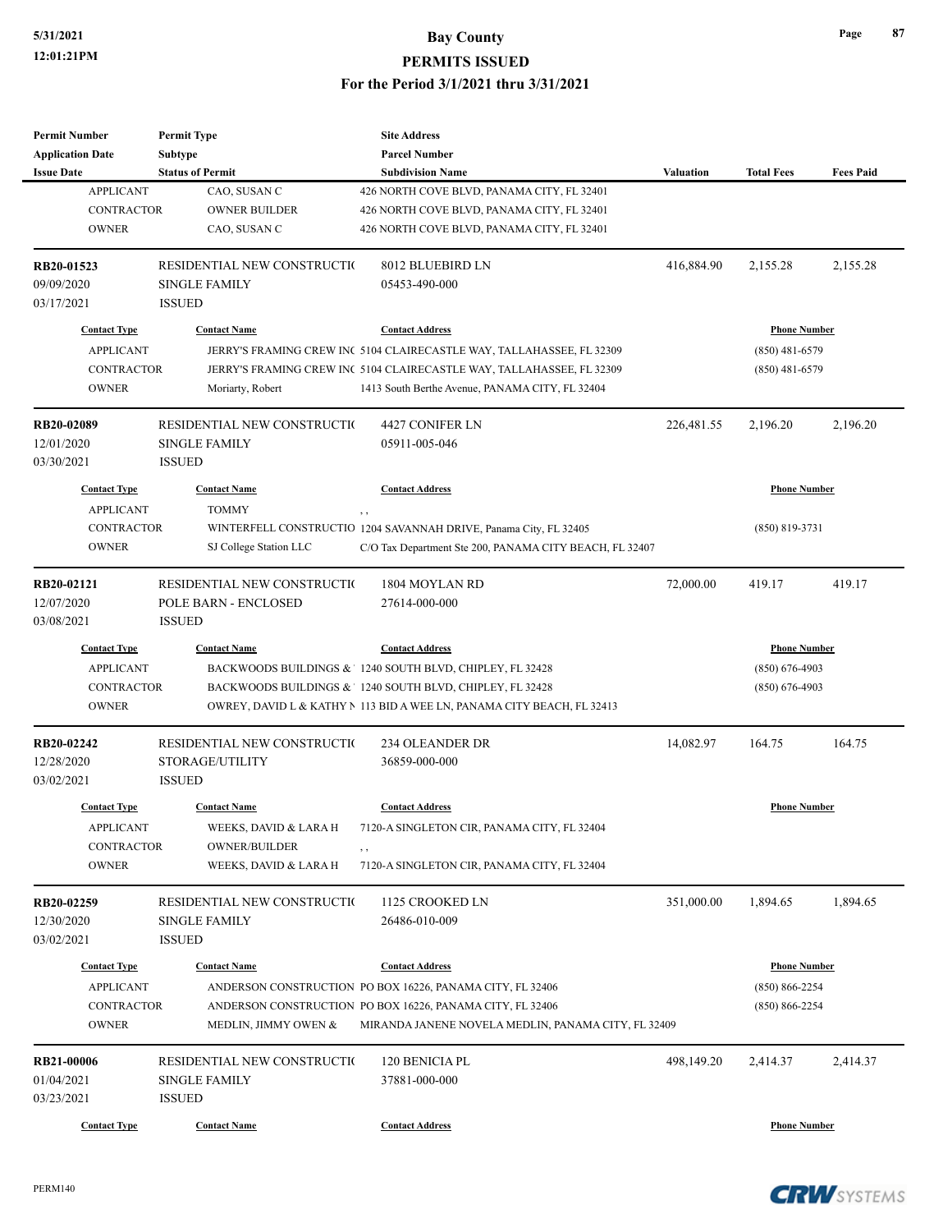| Permit Number<br>Application Date<br>Issue Date | Permit Type<br>Subtype<br>Status of Permit | Site Address<br>Parcel Number<br>Subdivision Name | Valuation | Total Fees | Fees Paid |
|---|---|---|---|---|---|
| APPLICANT | CAO, SUSAN C | 426 NORTH COVE BLVD, PANAMA CITY, FL 32401 | | | |
| CONTRACTOR | OWNER BUILDER | 426 NORTH COVE BLVD, PANAMA CITY, FL 32401 | | | |
| OWNER | CAO, SUSAN C | 426 NORTH COVE BLVD, PANAMA CITY, FL 32401 | | | |
| **RB20-01523**<br>09/09/2020<br>03/17/2021 | RESIDENTIAL NEW CONSTRUCTI(<br>SINGLE FAMILY<br>ISSUED | 8012 BLUEBIRD LN<br>05453-490-000 | 416,884.90 | 2,155.28 | 2,155.28 |
| **Contact Type** | **Contact Name** | **Contact Address** | | **Phone Number** | |
| APPLICANT | JERRY'S FRAMING CREW INC | 5104 CLAIRECASTLE WAY, TALLAHASSEE, FL 32309 | | (850) 481-6579 | |
| CONTRACTOR | JERRY'S FRAMING CREW INC | 5104 CLAIRECASTLE WAY, TALLAHASSEE, FL 32309 | | (850) 481-6579 | |
| OWNER | Moriarty, Robert | 1413 South Berthe Avenue, PANAMA CITY, FL 32404 | | | |
| **RB20-02089**<br>12/01/2020<br>03/30/2021 | RESIDENTIAL NEW CONSTRUCTI(<br>SINGLE FAMILY<br>ISSUED | 4427 CONIFER LN<br>05911-005-046 | 226,481.55 | 2,196.20 | 2,196.20 |
| **Contact Type** | **Contact Name** | **Contact Address** | | **Phone Number** | |
| APPLICANT | TOMMY | , , | | | |
| CONTRACTOR | WINTERFELL CONSTRUCTIO | 1204 SAVANNAH DRIVE, Panama City, FL 32405 | | (850) 819-3731 | |
| OWNER | SJ College Station LLC | C/O Tax Department Ste 200, PANAMA CITY BEACH, FL 32407 | | | |
| **RB20-02121**<br>12/07/2020<br>03/08/2021 | RESIDENTIAL NEW CONSTRUCTI(<br>POLE BARN - ENCLOSED<br>ISSUED | 1804 MOYLAN RD<br>27614-000-000 | 72,000.00 | 419.17 | 419.17 |
| **Contact Type** | **Contact Name** | **Contact Address** | | **Phone Number** | |
| APPLICANT | BACKWOODS BUILDINGS & | 1240 SOUTH BLVD, CHIPLEY, FL 32428 | | (850) 676-4903 | |
| CONTRACTOR | BACKWOODS BUILDINGS & | 1240 SOUTH BLVD, CHIPLEY, FL 32428 | | (850) 676-4903 | |
| OWNER | OWREY, DAVID L & KATHY N | 113 BID A WEE LN, PANAMA CITY BEACH, FL 32413 | | | |
| **RB20-02242**<br>12/28/2020<br>03/02/2021 | RESIDENTIAL NEW CONSTRUCTI(<br>STORAGE/UTILITY<br>ISSUED | 234 OLEANDER DR<br>36859-000-000 | 14,082.97 | 164.75 | 164.75 |
| **Contact Type** | **Contact Name** | **Contact Address** | | **Phone Number** | |
| APPLICANT | WEEKS, DAVID & LARA H | 7120-A SINGLETON CIR, PANAMA CITY, FL 32404 | | | |
| CONTRACTOR | OWNER/BUILDER | , , | | | |
| OWNER | WEEKS, DAVID & LARA H | 7120-A SINGLETON CIR, PANAMA CITY, FL 32404 | | | |
| **RB20-02259**<br>12/30/2020<br>03/02/2021 | RESIDENTIAL NEW CONSTRUCTI(<br>SINGLE FAMILY<br>ISSUED | 1125 CROOKED LN<br>26486-010-009 | 351,000.00 | 1,894.65 | 1,894.65 |
| **Contact Type** | **Contact Name** | **Contact Address** | | **Phone Number** | |
| APPLICANT | ANDERSON CONSTRUCTION | PO BOX 16226, PANAMA CITY, FL 32406 | | (850) 866-2254 | |
| CONTRACTOR | ANDERSON CONSTRUCTION | PO BOX 16226, PANAMA CITY, FL 32406 | | (850) 866-2254 | |
| OWNER | MEDLIN, JIMMY OWEN & | MIRANDA JANENE NOVELA MEDLIN, PANAMA CITY, FL 32409 | | | |
| **RB21-00006**<br>01/04/2021<br>03/23/2021 | RESIDENTIAL NEW CONSTRUCTI(<br>SINGLE FAMILY<br>ISSUED | 120 BENICIA PL<br>37881-000-000 | 498,149.20 | 2,414.37 | 2,414.37 |
| **Contact Type** | **Contact Name** | **Contact Address** | | **Phone Number** | |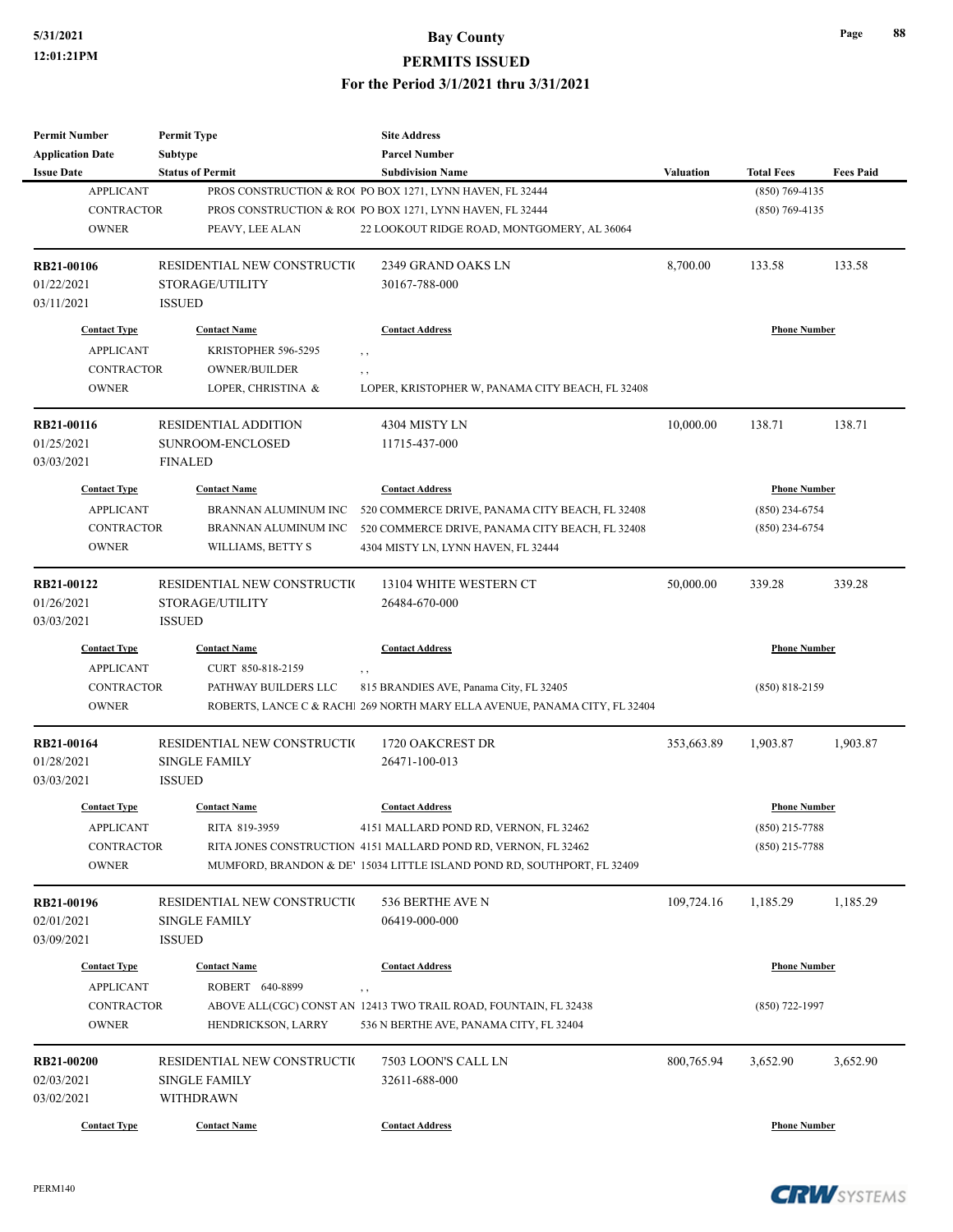# Bay County
## PERMITS ISSUED
### For the Period 3/1/2021 thru 3/31/2021

| Permit Number / Application Date / Issue Date | Permit Type / Subtype / Status of Permit | Site Address / Parcel Number / Subdivision Name | Valuation | Total Fees | Fees Paid |
|---|---|---|---|---|---|
| APPLICANT | PROS CONSTRUCTION & RO( | PO BOX 1271, LYNN HAVEN, FL 32444 | | (850) 769-4135 | |
| CONTRACTOR | PROS CONSTRUCTION & RO( | PO BOX 1271, LYNN HAVEN, FL 32444 | | (850) 769-4135 | |
| OWNER | PEAVY, LEE ALAN | 22 LOOKOUT RIDGE ROAD, MONTGOMERY, AL 36064 | | | |

**RB21-00106** — RESIDENTIAL NEW CONSTRUCTI( — 2349 GRAND OAKS LN — Valuation: 8,700.00 — Total Fees: 133.58 — Fees Paid: 133.58
01/22/2021 — STORAGE/UTILITY — 30167-788-000
03/11/2021 — ISSUED

| Contact Type | Contact Name | Contact Address | Phone Number |
|---|---|---|---|
| APPLICANT | KRISTOPHER 596-5295 | , , | |
| CONTRACTOR | OWNER/BUILDER | , , | |
| OWNER | LOPER, CHRISTINA & | LOPER, KRISTOPHER W, PANAMA CITY BEACH, FL 32408 | |

**RB21-00116** — RESIDENTIAL ADDITION — 4304 MISTY LN — Valuation: 10,000.00 — Total Fees: 138.71 — Fees Paid: 138.71
01/25/2021 — SUNROOM-ENCLOSED — 11715-437-000
03/03/2021 — FINALED

| Contact Type | Contact Name | Contact Address | Phone Number |
|---|---|---|---|
| APPLICANT | BRANNAN ALUMINUM INC | 520 COMMERCE DRIVE, PANAMA CITY BEACH, FL 32408 | (850) 234-6754 |
| CONTRACTOR | BRANNAN ALUMINUM INC | 520 COMMERCE DRIVE, PANAMA CITY BEACH, FL 32408 | (850) 234-6754 |
| OWNER | WILLIAMS, BETTY S | 4304 MISTY LN, LYNN HAVEN, FL 32444 | |

**RB21-00122** — RESIDENTIAL NEW CONSTRUCTI( — 13104 WHITE WESTERN CT — Valuation: 50,000.00 — Total Fees: 339.28 — Fees Paid: 339.28
01/26/2021 — STORAGE/UTILITY — 26484-670-000
03/03/2021 — ISSUED

| Contact Type | Contact Name | Contact Address | Phone Number |
|---|---|---|---|
| APPLICANT | CURT 850-818-2159 | , , | |
| CONTRACTOR | PATHWAY BUILDERS LLC | 815 BRANDIES AVE, Panama City, FL 32405 | (850) 818-2159 |
| OWNER | ROBERTS, LANCE C & RACHI | 269 NORTH MARY ELLA AVENUE, PANAMA CITY, FL 32404 | |

**RB21-00164** — RESIDENTIAL NEW CONSTRUCTI( — 1720 OAKCREST DR — Valuation: 353,663.89 — Total Fees: 1,903.87 — Fees Paid: 1,903.87
01/28/2021 — SINGLE FAMILY — 26471-100-013
03/03/2021 — ISSUED

| Contact Type | Contact Name | Contact Address | Phone Number |
|---|---|---|---|
| APPLICANT | RITA 819-3959 | 4151 MALLARD POND RD, VERNON, FL 32462 | (850) 215-7788 |
| CONTRACTOR | RITA JONES CONSTRUCTION | 4151 MALLARD POND RD, VERNON, FL 32462 | (850) 215-7788 |
| OWNER | MUMFORD, BRANDON & DE' | 15034 LITTLE ISLAND POND RD, SOUTHPORT, FL 32409 | |

**RB21-00196** — RESIDENTIAL NEW CONSTRUCTI( — 536 BERTHE AVE N — Valuation: 109,724.16 — Total Fees: 1,185.29 — Fees Paid: 1,185.29
02/01/2021 — SINGLE FAMILY — 06419-000-000
03/09/2021 — ISSUED

| Contact Type | Contact Name | Contact Address | Phone Number |
|---|---|---|---|
| APPLICANT | ROBERT 640-8899 | , , | |
| CONTRACTOR | ABOVE ALL(CGC) CONST AN | 12413 TWO TRAIL ROAD, FOUNTAIN, FL 32438 | (850) 722-1997 |
| OWNER | HENDRICKSON, LARRY | 536 N BERTHE AVE, PANAMA CITY, FL 32404 | |

**RB21-00200** — RESIDENTIAL NEW CONSTRUCTI( — 7503 LOON'S CALL LN — Valuation: 800,765.94 — Total Fees: 3,652.90 — Fees Paid: 3,652.90
02/03/2021 — SINGLE FAMILY — 32611-688-000
03/02/2021 — WITHDRAWN

| Contact Type | Contact Name | Contact Address | Phone Number |
|---|---|---|---|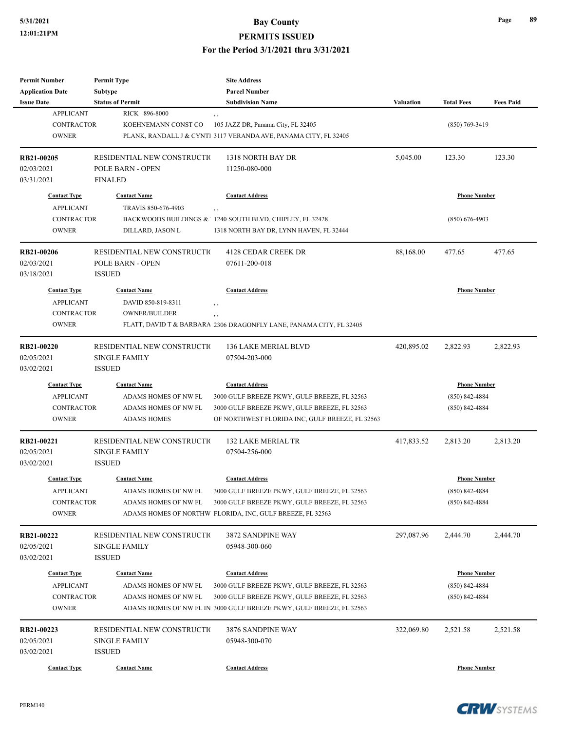| Permit Number | Permit Type | Site Address | | | |
|---|---|---|---|---|---|
| Application Date | Subtype | Parcel Number | | | |
| Issue Date | Status of Permit | Subdivision Name | Valuation | Total Fees | Fees Paid |

| Contact Type | Contact Name | Contact Address | Phone Number |
|---|---|---|---|
| APPLICANT | RICK 896-8000 | , , | |
| CONTRACTOR | KOEHNEMANN CONST CO | 105 JAZZ DR, Panama City, FL 32405 | (850) 769-3419 |
| OWNER | PLANK, RANDALL J & CYNTI | 3117 VERANDA AVE, PANAMA CITY, FL 32405 | |

| RB21-00205 | RESIDENTIAL NEW CONSTRUCTI( | 1318 NORTH BAY DR | 5,045.00 | 123.30 | 123.30 |
|---|---|---|---|---|---|
| 02/03/2021 | POLE BARN - OPEN | 11250-080-000 | | | |
| 03/31/2021 | FINALED | | | | |

| Contact Type | Contact Name | Contact Address | Phone Number |
|---|---|---|---|
| APPLICANT | TRAVIS 850-676-4903 | , , | |
| CONTRACTOR | BACKWOODS BUILDINGS & | 1240 SOUTH BLVD, CHIPLEY, FL 32428 | (850) 676-4903 |
| OWNER | DILLARD, JASON L | 1318 NORTH BAY DR, LYNN HAVEN, FL 32444 | |

| RB21-00206 | RESIDENTIAL NEW CONSTRUCTI( | 4128 CEDAR CREEK DR | 88,168.00 | 477.65 | 477.65 |
|---|---|---|---|---|---|
| 02/03/2021 | POLE BARN - OPEN | 07611-200-018 | | | |
| 03/18/2021 | ISSUED | | | | |

| Contact Type | Contact Name | Contact Address | Phone Number |
|---|---|---|---|
| APPLICANT | DAVID 850-819-8311 | , , | |
| CONTRACTOR | OWNER/BUILDER | , , | |
| OWNER | FLATT, DAVID T & BARBARA | 2306 DRAGONFLY LANE, PANAMA CITY, FL 32405 | |

| RB21-00220 | RESIDENTIAL NEW CONSTRUCTI( | 136 LAKE MERIAL BLVD | 420,895.02 | 2,822.93 | 2,822.93 |
|---|---|---|---|---|---|
| 02/05/2021 | SINGLE FAMILY | 07504-203-000 | | | |
| 03/02/2021 | ISSUED | | | | |

| Contact Type | Contact Name | Contact Address | Phone Number |
|---|---|---|---|
| APPLICANT | ADAMS HOMES OF NW FL | 3000 GULF BREEZE PKWY, GULF BREEZE, FL 32563 | (850) 842-4884 |
| CONTRACTOR | ADAMS HOMES OF NW FL | 3000 GULF BREEZE PKWY, GULF BREEZE, FL 32563 | (850) 842-4884 |
| OWNER | ADAMS HOMES | OF NORTHWEST FLORIDA INC, GULF BREEZE, FL 32563 | |

| RB21-00221 | RESIDENTIAL NEW CONSTRUCTI( | 132 LAKE MERIAL TR | 417,833.52 | 2,813.20 | 2,813.20 |
|---|---|---|---|---|---|
| 02/05/2021 | SINGLE FAMILY | 07504-256-000 | | | |
| 03/02/2021 | ISSUED | | | | |

| Contact Type | Contact Name | Contact Address | Phone Number |
|---|---|---|---|
| APPLICANT | ADAMS HOMES OF NW FL | 3000 GULF BREEZE PKWY, GULF BREEZE, FL 32563 | (850) 842-4884 |
| CONTRACTOR | ADAMS HOMES OF NW FL | 3000 GULF BREEZE PKWY, GULF BREEZE, FL 32563 | (850) 842-4884 |
| OWNER | ADAMS HOMES OF NORTHW | FLORIDA, INC, GULF BREEZE, FL 32563 | |

| RB21-00222 | RESIDENTIAL NEW CONSTRUCTI( | 3872 SANDPINE WAY | 297,087.96 | 2,444.70 | 2,444.70 |
|---|---|---|---|---|---|
| 02/05/2021 | SINGLE FAMILY | 05948-300-060 | | | |
| 03/02/2021 | ISSUED | | | | |

| Contact Type | Contact Name | Contact Address | Phone Number |
|---|---|---|---|
| APPLICANT | ADAMS HOMES OF NW FL | 3000 GULF BREEZE PKWY, GULF BREEZE, FL 32563 | (850) 842-4884 |
| CONTRACTOR | ADAMS HOMES OF NW FL | 3000 GULF BREEZE PKWY, GULF BREEZE, FL 32563 | (850) 842-4884 |
| OWNER | ADAMS HOMES OF NW FL IN | 3000 GULF BREEZE PKWY, GULF BREEZE, FL 32563 | |

| RB21-00223 | RESIDENTIAL NEW CONSTRUCTI( | 3876 SANDPINE WAY | 322,069.80 | 2,521.58 | 2,521.58 |
|---|---|---|---|---|---|
| 02/05/2021 | SINGLE FAMILY | 05948-300-070 | | | |
| 03/02/2021 | ISSUED | | | | |

| Contact Type | Contact Name | Contact Address | Phone Number |
|---|---|---|---|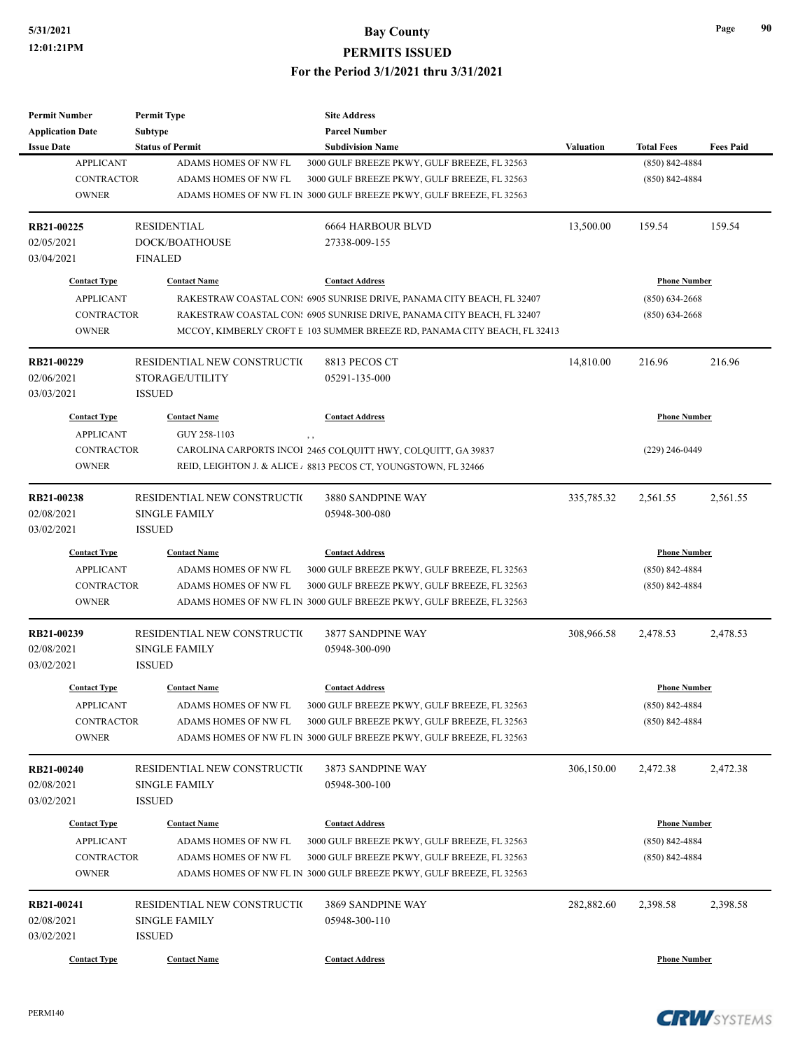| Permit Number | Permit Type | Site Address | | | |
|---|---|---|---|---|---|
| Application Date | Subtype | Parcel Number | | | |
| Issue Date | Status of Permit | Subdivision Name | Valuation | Total Fees | Fees Paid |

| Contact Type | Contact Name | Contact Address | Phone Number |
|---|---|---|---|
| APPLICANT | ADAMS HOMES OF NW FL | 3000 GULF BREEZE PKWY, GULF BREEZE, FL 32563 | (850) 842-4884 |
| CONTRACTOR | ADAMS HOMES OF NW FL | 3000 GULF BREEZE PKWY, GULF BREEZE, FL 32563 | (850) 842-4884 |
| OWNER | ADAMS HOMES OF NW FL IN | 3000 GULF BREEZE PKWY, GULF BREEZE, FL 32563 | |

| RB21-00225 | RESIDENTIAL | 6664 HARBOUR BLVD | 13,500.00 | 159.54 | 159.54 |
|---|---|---|---|---|---|
| 02/05/2021 | DOCK/BOATHOUSE | 27338-009-155 | | | |
| 03/04/2021 | FINALED | | | | |

| Contact Type | Contact Name | Contact Address | Phone Number |
|---|---|---|---|
| APPLICANT | RAKESTRAW COASTAL CON: | 6905 SUNRISE DRIVE, PANAMA CITY BEACH, FL 32407 | (850) 634-2668 |
| CONTRACTOR | RAKESTRAW COASTAL CON: | 6905 SUNRISE DRIVE, PANAMA CITY BEACH, FL 32407 | (850) 634-2668 |
| OWNER | MCCOY, KIMBERLY CROFT E | 103 SUMMER BREEZE RD, PANAMA CITY BEACH, FL 32413 | |

| RB21-00229 | RESIDENTIAL NEW CONSTRUCTIO | 8813 PECOS CT | 14,810.00 | 216.96 | 216.96 |
|---|---|---|---|---|---|
| 02/06/2021 | STORAGE/UTILITY | 05291-135-000 | | | |
| 03/03/2021 | ISSUED | | | | |

| Contact Type | Contact Name | Contact Address | Phone Number |
|---|---|---|---|
| APPLICANT | GUY 258-1103 | , , | |
| CONTRACTOR | CAROLINA CARPORTS INCOI | 2465 COLQUITT HWY, COLQUITT, GA 39837 | (229) 246-0449 |
| OWNER | REID, LEIGHTON J. & ALICE / | 8813 PECOS CT, YOUNGSTOWN, FL 32466 | |

| RB21-00238 | RESIDENTIAL NEW CONSTRUCTIO | 3880 SANDPINE WAY | 335,785.32 | 2,561.55 | 2,561.55 |
|---|---|---|---|---|---|
| 02/08/2021 | SINGLE FAMILY | 05948-300-080 | | | |
| 03/02/2021 | ISSUED | | | | |

| Contact Type | Contact Name | Contact Address | Phone Number |
|---|---|---|---|
| APPLICANT | ADAMS HOMES OF NW FL | 3000 GULF BREEZE PKWY, GULF BREEZE, FL 32563 | (850) 842-4884 |
| CONTRACTOR | ADAMS HOMES OF NW FL | 3000 GULF BREEZE PKWY, GULF BREEZE, FL 32563 | (850) 842-4884 |
| OWNER | ADAMS HOMES OF NW FL IN | 3000 GULF BREEZE PKWY, GULF BREEZE, FL 32563 | |

| RB21-00239 | RESIDENTIAL NEW CONSTRUCTIO | 3877 SANDPINE WAY | 308,966.58 | 2,478.53 | 2,478.53 |
|---|---|---|---|---|---|
| 02/08/2021 | SINGLE FAMILY | 05948-300-090 | | | |
| 03/02/2021 | ISSUED | | | | |

| Contact Type | Contact Name | Contact Address | Phone Number |
|---|---|---|---|
| APPLICANT | ADAMS HOMES OF NW FL | 3000 GULF BREEZE PKWY, GULF BREEZE, FL 32563 | (850) 842-4884 |
| CONTRACTOR | ADAMS HOMES OF NW FL | 3000 GULF BREEZE PKWY, GULF BREEZE, FL 32563 | (850) 842-4884 |
| OWNER | ADAMS HOMES OF NW FL IN | 3000 GULF BREEZE PKWY, GULF BREEZE, FL 32563 | |

| RB21-00240 | RESIDENTIAL NEW CONSTRUCTIO | 3873 SANDPINE WAY | 306,150.00 | 2,472.38 | 2,472.38 |
|---|---|---|---|---|---|
| 02/08/2021 | SINGLE FAMILY | 05948-300-100 | | | |
| 03/02/2021 | ISSUED | | | | |

| Contact Type | Contact Name | Contact Address | Phone Number |
|---|---|---|---|
| APPLICANT | ADAMS HOMES OF NW FL | 3000 GULF BREEZE PKWY, GULF BREEZE, FL 32563 | (850) 842-4884 |
| CONTRACTOR | ADAMS HOMES OF NW FL | 3000 GULF BREEZE PKWY, GULF BREEZE, FL 32563 | (850) 842-4884 |
| OWNER | ADAMS HOMES OF NW FL IN | 3000 GULF BREEZE PKWY, GULF BREEZE, FL 32563 | |

| RB21-00241 | RESIDENTIAL NEW CONSTRUCTIO | 3869 SANDPINE WAY | 282,882.60 | 2,398.58 | 2,398.58 |
|---|---|---|---|---|---|
| 02/08/2021 | SINGLE FAMILY | 05948-300-110 | | | |
| 03/02/2021 | ISSUED | | | | |

| Contact Type | Contact Name | Contact Address | Phone Number |
|---|---|---|---|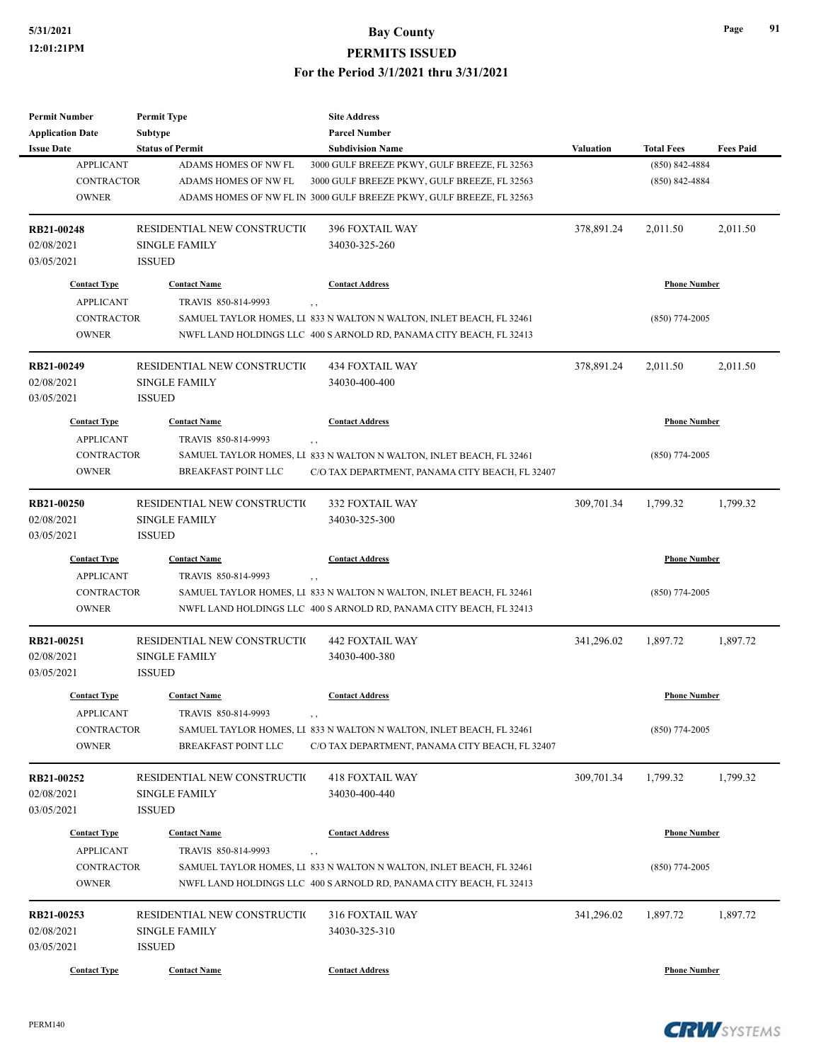| Permit Number / Application Date / Issue Date | Permit Type / Subtype / Status of Permit | Site Address / Parcel Number / Subdivision Name | Valuation | Total Fees | Fees Paid |
|---|---|---|---|---|---|
| APPLICANT | ADAMS HOMES OF NW FL | 3000 GULF BREEZE PKWY, GULF BREEZE, FL 32563 | | (850) 842-4884 | |
| CONTRACTOR | ADAMS HOMES OF NW FL | 3000 GULF BREEZE PKWY, GULF BREEZE, FL 32563 | | (850) 842-4884 | |
| OWNER | ADAMS HOMES OF NW FL IN | 3000 GULF BREEZE PKWY, GULF BREEZE, FL 32563 | | | |

| Permit Number / Application Date / Issue Date | Permit Type / Subtype / Status of Permit | Site Address / Parcel Number | Valuation | Total Fees | Fees Paid |
|---|---|---|---|---|---|
| RB21-00248 | RESIDENTIAL NEW CONSTRUCTI( | 396 FOXTAIL WAY | 378,891.24 | 2,011.50 | 2,011.50 |
| 02/08/2021 | SINGLE FAMILY | 34030-325-260 | | | |
| 03/05/2021 | ISSUED | | | | |

| Contact Type | Contact Name | Contact Address | Phone Number |
|---|---|---|---|
| APPLICANT | TRAVIS 850-814-9993 | , , | |
| CONTRACTOR | SAMUEL TAYLOR HOMES, LI | 833 N WALTON N WALTON, INLET BEACH, FL 32461 | (850) 774-2005 |
| OWNER | NWFL LAND HOLDINGS LLC | 400 S ARNOLD RD, PANAMA CITY BEACH, FL 32413 | |

| Permit Number / Application Date / Issue Date | Permit Type / Subtype / Status of Permit | Site Address / Parcel Number | Valuation | Total Fees | Fees Paid |
|---|---|---|---|---|---|
| RB21-00249 | RESIDENTIAL NEW CONSTRUCTI( | 434 FOXTAIL WAY | 378,891.24 | 2,011.50 | 2,011.50 |
| 02/08/2021 | SINGLE FAMILY | 34030-400-400 | | | |
| 03/05/2021 | ISSUED | | | | |

| Contact Type | Contact Name | Contact Address | Phone Number |
|---|---|---|---|
| APPLICANT | TRAVIS 850-814-9993 | , , | |
| CONTRACTOR | SAMUEL TAYLOR HOMES, LI | 833 N WALTON N WALTON, INLET BEACH, FL 32461 | (850) 774-2005 |
| OWNER | BREAKFAST POINT LLC | C/O TAX DEPARTMENT, PANAMA CITY BEACH, FL 32407 | |

| Permit Number / Application Date / Issue Date | Permit Type / Subtype / Status of Permit | Site Address / Parcel Number | Valuation | Total Fees | Fees Paid |
|---|---|---|---|---|---|
| RB21-00250 | RESIDENTIAL NEW CONSTRUCTI( | 332 FOXTAIL WAY | 309,701.34 | 1,799.32 | 1,799.32 |
| 02/08/2021 | SINGLE FAMILY | 34030-325-300 | | | |
| 03/05/2021 | ISSUED | | | | |

| Contact Type | Contact Name | Contact Address | Phone Number |
|---|---|---|---|
| APPLICANT | TRAVIS 850-814-9993 | , , | |
| CONTRACTOR | SAMUEL TAYLOR HOMES, LI | 833 N WALTON N WALTON, INLET BEACH, FL 32461 | (850) 774-2005 |
| OWNER | NWFL LAND HOLDINGS LLC | 400 S ARNOLD RD, PANAMA CITY BEACH, FL 32413 | |

| Permit Number / Application Date / Issue Date | Permit Type / Subtype / Status of Permit | Site Address / Parcel Number | Valuation | Total Fees | Fees Paid |
|---|---|---|---|---|---|
| RB21-00251 | RESIDENTIAL NEW CONSTRUCTI( | 442 FOXTAIL WAY | 341,296.02 | 1,897.72 | 1,897.72 |
| 02/08/2021 | SINGLE FAMILY | 34030-400-380 | | | |
| 03/05/2021 | ISSUED | | | | |

| Contact Type | Contact Name | Contact Address | Phone Number |
|---|---|---|---|
| APPLICANT | TRAVIS 850-814-9993 | , , | |
| CONTRACTOR | SAMUEL TAYLOR HOMES, LI | 833 N WALTON N WALTON, INLET BEACH, FL 32461 | (850) 774-2005 |
| OWNER | BREAKFAST POINT LLC | C/O TAX DEPARTMENT, PANAMA CITY BEACH, FL 32407 | |

| Permit Number / Application Date / Issue Date | Permit Type / Subtype / Status of Permit | Site Address / Parcel Number | Valuation | Total Fees | Fees Paid |
|---|---|---|---|---|---|
| RB21-00252 | RESIDENTIAL NEW CONSTRUCTI( | 418 FOXTAIL WAY | 309,701.34 | 1,799.32 | 1,799.32 |
| 02/08/2021 | SINGLE FAMILY | 34030-400-440 | | | |
| 03/05/2021 | ISSUED | | | | |

| Contact Type | Contact Name | Contact Address | Phone Number |
|---|---|---|---|
| APPLICANT | TRAVIS 850-814-9993 | , , | |
| CONTRACTOR | SAMUEL TAYLOR HOMES, LI | 833 N WALTON N WALTON, INLET BEACH, FL 32461 | (850) 774-2005 |
| OWNER | NWFL LAND HOLDINGS LLC | 400 S ARNOLD RD, PANAMA CITY BEACH, FL 32413 | |

| Permit Number / Application Date / Issue Date | Permit Type / Subtype / Status of Permit | Site Address / Parcel Number | Valuation | Total Fees | Fees Paid |
|---|---|---|---|---|---|
| RB21-00253 | RESIDENTIAL NEW CONSTRUCTI( | 316 FOXTAIL WAY | 341,296.02 | 1,897.72 | 1,897.72 |
| 02/08/2021 | SINGLE FAMILY | 34030-325-310 | | | |
| 03/05/2021 | ISSUED | | | | |

| Contact Type | Contact Name | Contact Address | Phone Number |
|---|---|---|---|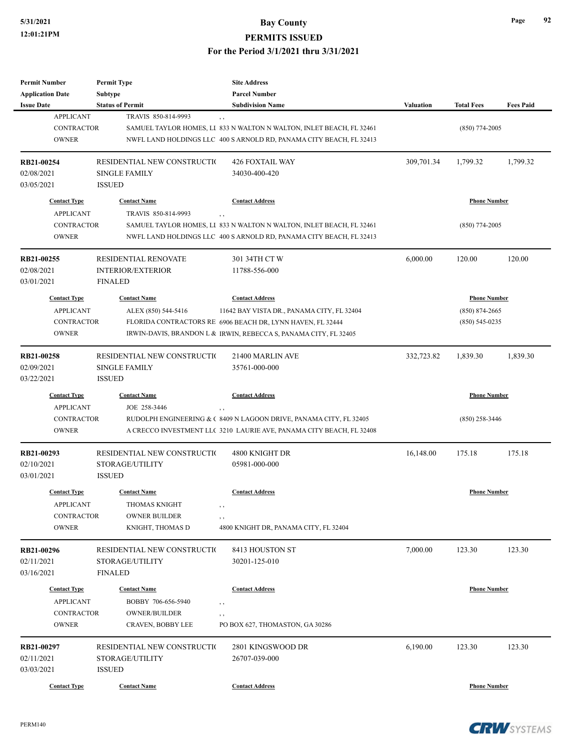| Permit Number / Application Date / Issue Date | Permit Type / Subtype / Status of Permit | Site Address / Parcel Number / Subdivision Name | Valuation | Total Fees | Fees Paid |
|---|---|---|---|---|---|
| APPLICANT | TRAVIS 850-814-9993 | , , | | | |
| CONTRACTOR | SAMUEL TAYLOR HOMES, LI | 833 N WALTON N WALTON, INLET BEACH, FL 32461 | | (850) 774-2005 | |
| OWNER | NWFL LAND HOLDINGS LLC | 400 S ARNOLD RD, PANAMA CITY BEACH, FL 32413 | | | |
| **RB21-00254** | RESIDENTIAL NEW CONSTRUCTIO | 426 FOXTAIL WAY | 309,701.34 | 1,799.32 | 1,799.32 |
| 02/08/2021 | SINGLE FAMILY | 34030-400-420 | | | |
| 03/05/2021 | ISSUED | | | | |
| **Contact Type** | **Contact Name** | **Contact Address** | | **Phone Number** | |
| APPLICANT | TRAVIS 850-814-9993 | , , | | | |
| CONTRACTOR | SAMUEL TAYLOR HOMES, LI | 833 N WALTON N WALTON, INLET BEACH, FL 32461 | | (850) 774-2005 | |
| OWNER | NWFL LAND HOLDINGS LLC | 400 S ARNOLD RD, PANAMA CITY BEACH, FL 32413 | | | |
| **RB21-00255** | RESIDENTIAL RENOVATE | 301 34TH CT W | 6,000.00 | 120.00 | 120.00 |
| 02/08/2021 | INTERIOR/EXTERIOR | 11788-556-000 | | | |
| 03/01/2021 | FINALED | | | | |
| **Contact Type** | **Contact Name** | **Contact Address** | | **Phone Number** | |
| APPLICANT | ALEX (850) 544-5416 | 11642 BAY VISTA DR., PANAMA CITY, FL 32404 | | (850) 874-2665 | |
| CONTRACTOR | FLORIDA CONTRACTORS RE | 6906 BEACH DR, LYNN HAVEN, FL 32444 | | (850) 545-0235 | |
| OWNER | IRWIN-DAVIS, BRANDON L & | IRWIN, REBECCA S, PANAMA CITY, FL 32405 | | | |
| **RB21-00258** | RESIDENTIAL NEW CONSTRUCTIO | 21400 MARLIN AVE | 332,723.82 | 1,839.30 | 1,839.30 |
| 02/09/2021 | SINGLE FAMILY | 35761-000-000 | | | |
| 03/22/2021 | ISSUED | | | | |
| **Contact Type** | **Contact Name** | **Contact Address** | | **Phone Number** | |
| APPLICANT | JOE 258-3446 | , , | | | |
| CONTRACTOR | RUDOLPH ENGINEERING & C | 8409 N LAGOON DRIVE, PANAMA CITY, FL 32405 | | (850) 258-3446 | |
| OWNER | A CRECCO INVESTMENT LLC | 3210 LAURIE AVE, PANAMA CITY BEACH, FL 32408 | | | |
| **RB21-00293** | RESIDENTIAL NEW CONSTRUCTIO | 4800 KNIGHT DR | 16,148.00 | 175.18 | 175.18 |
| 02/10/2021 | STORAGE/UTILITY | 05981-000-000 | | | |
| 03/01/2021 | ISSUED | | | | |
| **Contact Type** | **Contact Name** | **Contact Address** | | **Phone Number** | |
| APPLICANT | THOMAS KNIGHT | , , | | | |
| CONTRACTOR | OWNER BUILDER | , , | | | |
| OWNER | KNIGHT, THOMAS D | 4800 KNIGHT DR, PANAMA CITY, FL 32404 | | | |
| **RB21-00296** | RESIDENTIAL NEW CONSTRUCTIO | 8413 HOUSTON ST | 7,000.00 | 123.30 | 123.30 |
| 02/11/2021 | STORAGE/UTILITY | 30201-125-010 | | | |
| 03/16/2021 | FINALED | | | | |
| **Contact Type** | **Contact Name** | **Contact Address** | | **Phone Number** | |
| APPLICANT | BOBBY 706-656-5940 | , , | | | |
| CONTRACTOR | OWNER/BUILDER | , , | | | |
| OWNER | CRAVEN, BOBBY LEE | PO BOX 627, THOMASTON, GA 30286 | | | |
| **RB21-00297** | RESIDENTIAL NEW CONSTRUCTIO | 2801 KINGSWOOD DR | 6,190.00 | 123.30 | 123.30 |
| 02/11/2021 | STORAGE/UTILITY | 26707-039-000 | | | |
| 03/03/2021 | ISSUED | | | | |
| **Contact Type** | **Contact Name** | **Contact Address** | | **Phone Number** | |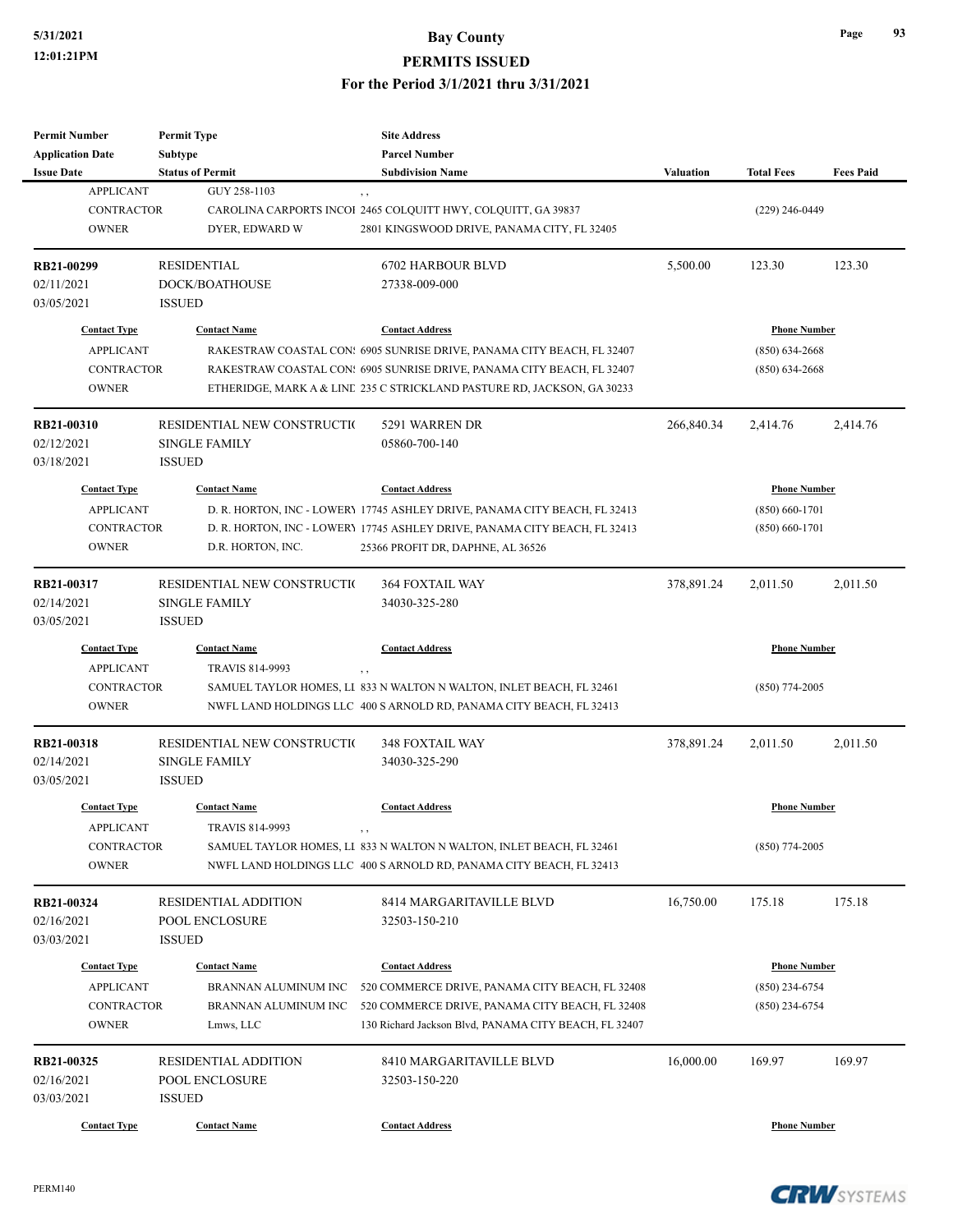| Permit Number<br>Application Date<br>Issue Date | Permit Type<br>Subtype<br>Status of Permit | Site Address<br>Parcel Number<br>Subdivision Name | Valuation | Total Fees | Fees Paid |
|---|---|---|---|---|---|
| APPLICANT | GUY 258-1103 | , , | | | |
| CONTRACTOR | CAROLINA CARPORTS INCOI | 2465 COLQUITT HWY, COLQUITT, GA 39837 | | (229) 246-0449 | |
| OWNER | DYER, EDWARD W | 2801 KINGSWOOD DRIVE, PANAMA CITY, FL 32405 | | | |
| **RB21-00299** | RESIDENTIAL | 6702 HARBOUR BLVD | 5,500.00 | 123.30 | 123.30 |
| 02/11/2021 | DOCK/BOATHOUSE | 27338-009-000 | | | |
| 03/05/2021 | ISSUED | | | | |
| Contact Type | Contact Name | Contact Address | | Phone Number | |
| APPLICANT | RAKESTRAW COASTAL CON: | 6905 SUNRISE DRIVE, PANAMA CITY BEACH, FL 32407 | | (850) 634-2668 | |
| CONTRACTOR | RAKESTRAW COASTAL CON: | 6905 SUNRISE DRIVE, PANAMA CITY BEACH, FL 32407 | | (850) 634-2668 | |
| OWNER | ETHERIDGE, MARK A & LINE | 235 C STRICKLAND PASTURE RD, JACKSON, GA 30233 | | | |
| **RB21-00310** | RESIDENTIAL NEW CONSTRUCTIO | 5291 WARREN DR | 266,840.34 | 2,414.76 | 2,414.76 |
| 02/12/2021 | SINGLE FAMILY | 05860-700-140 | | | |
| 03/18/2021 | ISSUED | | | | |
| Contact Type | Contact Name | Contact Address | | Phone Number | |
| APPLICANT | D. R. HORTON, INC - LOWERY | 17745 ASHLEY DRIVE, PANAMA CITY BEACH, FL 32413 | | (850) 660-1701 | |
| CONTRACTOR | D. R. HORTON, INC - LOWERY | 17745 ASHLEY DRIVE, PANAMA CITY BEACH, FL 32413 | | (850) 660-1701 | |
| OWNER | D.R. HORTON, INC. | 25366 PROFIT DR, DAPHNE, AL 36526 | | | |
| **RB21-00317** | RESIDENTIAL NEW CONSTRUCTIO | 364 FOXTAIL WAY | 378,891.24 | 2,011.50 | 2,011.50 |
| 02/14/2021 | SINGLE FAMILY | 34030-325-280 | | | |
| 03/05/2021 | ISSUED | | | | |
| Contact Type | Contact Name | Contact Address | | Phone Number | |
| APPLICANT | TRAVIS 814-9993 | , , | | | |
| CONTRACTOR | SAMUEL TAYLOR HOMES, LI | 833 N WALTON N WALTON, INLET BEACH, FL 32461 | | (850) 774-2005 | |
| OWNER | NWFL LAND HOLDINGS LLC | 400 S ARNOLD RD, PANAMA CITY BEACH, FL 32413 | | | |
| **RB21-00318** | RESIDENTIAL NEW CONSTRUCTIO | 348 FOXTAIL WAY | 378,891.24 | 2,011.50 | 2,011.50 |
| 02/14/2021 | SINGLE FAMILY | 34030-325-290 | | | |
| 03/05/2021 | ISSUED | | | | |
| Contact Type | Contact Name | Contact Address | | Phone Number | |
| APPLICANT | TRAVIS 814-9993 | , , | | | |
| CONTRACTOR | SAMUEL TAYLOR HOMES, LI | 833 N WALTON N WALTON, INLET BEACH, FL 32461 | | (850) 774-2005 | |
| OWNER | NWFL LAND HOLDINGS LLC | 400 S ARNOLD RD, PANAMA CITY BEACH, FL 32413 | | | |
| **RB21-00324** | RESIDENTIAL ADDITION | 8414 MARGARITAVILLE BLVD | 16,750.00 | 175.18 | 175.18 |
| 02/16/2021 | POOL ENCLOSURE | 32503-150-210 | | | |
| 03/03/2021 | ISSUED | | | | |
| Contact Type | Contact Name | Contact Address | | Phone Number | |
| APPLICANT | BRANNAN ALUMINUM INC | 520 COMMERCE DRIVE, PANAMA CITY BEACH, FL 32408 | | (850) 234-6754 | |
| CONTRACTOR | BRANNAN ALUMINUM INC | 520 COMMERCE DRIVE, PANAMA CITY BEACH, FL 32408 | | (850) 234-6754 | |
| OWNER | Lmws, LLC | 130 Richard Jackson Blvd, PANAMA CITY BEACH, FL 32407 | | | |
| **RB21-00325** | RESIDENTIAL ADDITION | 8410 MARGARITAVILLE BLVD | 16,000.00 | 169.97 | 169.97 |
| 02/16/2021 | POOL ENCLOSURE | 32503-150-220 | | | |
| 03/03/2021 | ISSUED | | | | |
| Contact Type | Contact Name | Contact Address | | Phone Number | |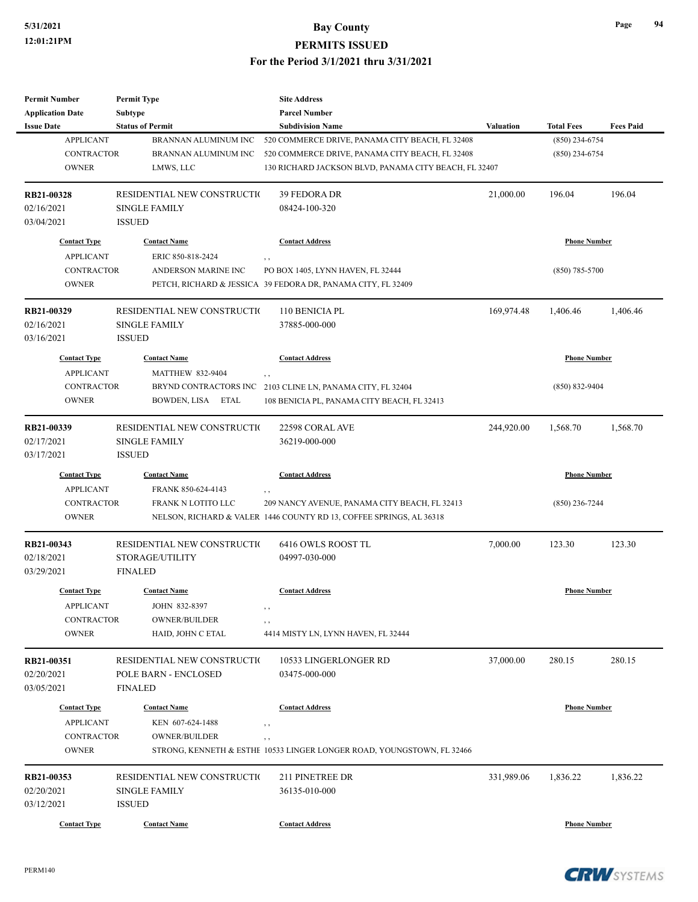| Permit Number<br>Application Date<br>Issue Date | Permit Type<br>Subtype<br>Status of Permit | Site Address<br>Parcel Number<br>Subdivision Name | Valuation | Total Fees | Fees Paid |
|---|---|---|---|---|---|
| APPLICANT | BRANNAN ALUMINUM INC | 520 COMMERCE DRIVE, PANAMA CITY BEACH, FL 32408 | | (850) 234-6754 | |
| CONTRACTOR | BRANNAN ALUMINUM INC | 520 COMMERCE DRIVE, PANAMA CITY BEACH, FL 32408 | | (850) 234-6754 | |
| OWNER | LMWS, LLC | 130 RICHARD JACKSON BLVD, PANAMA CITY BEACH, FL 32407 | | | |
| **RB21-00328**<br>02/16/2021<br>03/04/2021 | RESIDENTIAL NEW CONSTRUCTIO<br>SINGLE FAMILY<br>ISSUED | 39 FEDORA DR<br>08424-100-320 | 21,000.00 | 196.04 | 196.04 |
| Contact Type | Contact Name | Contact Address | | Phone Number | |
| APPLICANT | ERIC 850-818-2424 | , , | | | |
| CONTRACTOR | ANDERSON MARINE INC | PO BOX 1405, LYNN HAVEN, FL 32444 | | (850) 785-5700 | |
| OWNER | PETCH, RICHARD & JESSICA | 39 FEDORA DR, PANAMA CITY, FL 32409 | | | |
| **RB21-00329**<br>02/16/2021<br>03/16/2021 | RESIDENTIAL NEW CONSTRUCTIO<br>SINGLE FAMILY<br>ISSUED | 110 BENICIA PL<br>37885-000-000 | 169,974.48 | 1,406.46 | 1,406.46 |
| Contact Type | Contact Name | Contact Address | | Phone Number | |
| APPLICANT | MATTHEW 832-9404 | , , | | | |
| CONTRACTOR | BRYND CONTRACTORS INC | 2103 CLINE LN, PANAMA CITY, FL 32404 | | (850) 832-9404 | |
| OWNER | BOWDEN, LISA ETAL | 108 BENICIA PL, PANAMA CITY BEACH, FL 32413 | | | |
| **RB21-00339**<br>02/17/2021<br>03/17/2021 | RESIDENTIAL NEW CONSTRUCTIO<br>SINGLE FAMILY<br>ISSUED | 22598 CORAL AVE<br>36219-000-000 | 244,920.00 | 1,568.70 | 1,568.70 |
| Contact Type | Contact Name | Contact Address | | Phone Number | |
| APPLICANT | FRANK 850-624-4143 | , , | | | |
| CONTRACTOR | FRANK N LOTITO LLC | 209 NANCY AVENUE, PANAMA CITY BEACH, FL 32413 | | (850) 236-7244 | |
| OWNER | NELSON, RICHARD & VALER | 1446 COUNTY RD 13, COFFEE SPRINGS, AL 36318 | | | |
| **RB21-00343**<br>02/18/2021<br>03/29/2021 | RESIDENTIAL NEW CONSTRUCTIO<br>STORAGE/UTILITY<br>FINALED | 6416 OWLS ROOST TL<br>04997-030-000 | 7,000.00 | 123.30 | 123.30 |
| Contact Type | Contact Name | Contact Address | | Phone Number | |
| APPLICANT | JOHN 832-8397 | , , | | | |
| CONTRACTOR | OWNER/BUILDER | , , | | | |
| OWNER | HAID, JOHN C ETAL | 4414 MISTY LN, LYNN HAVEN, FL 32444 | | | |
| **RB21-00351**<br>02/20/2021<br>03/05/2021 | RESIDENTIAL NEW CONSTRUCTIO<br>POLE BARN - ENCLOSED<br>FINALED | 10533 LINGERLONGER RD<br>03475-000-000 | 37,000.00 | 280.15 | 280.15 |
| Contact Type | Contact Name | Contact Address | | Phone Number | |
| APPLICANT | KEN 607-624-1488 | , , | | | |
| CONTRACTOR | OWNER/BUILDER | , , | | | |
| OWNER | STRONG, KENNETH & ESTHE | 10533 LINGER LONGER ROAD, YOUNGSTOWN, FL 32466 | | | |
| **RB21-00353**<br>02/20/2021<br>03/12/2021 | RESIDENTIAL NEW CONSTRUCTIO<br>SINGLE FAMILY<br>ISSUED | 211 PINETREE DR<br>36135-010-000 | 331,989.06 | 1,836.22 | 1,836.22 |
| Contact Type | Contact Name | Contact Address | | Phone Number | |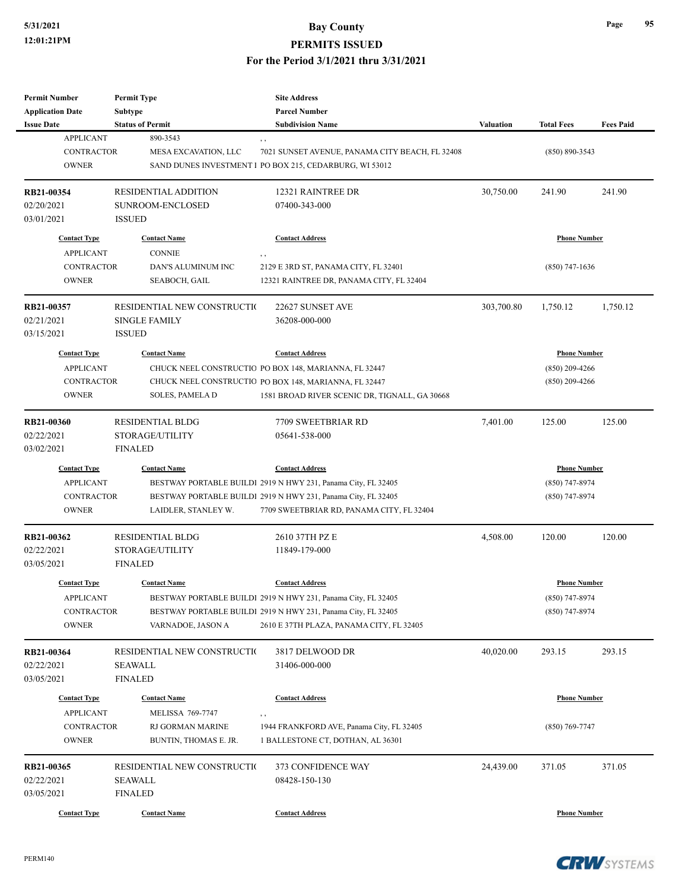| Permit Number / Application Date / Issue Date | Permit Type / Subtype / Status of Permit | Site Address / Parcel Number / Subdivision Name | Valuation | Total Fees | Fees Paid |
|---|---|---|---|---|---|
| APPLICANT | 890-3543 | , , | | | |
| CONTRACTOR | MESA EXCAVATION, LLC | 7021 SUNSET AVENUE, PANAMA CITY BEACH, FL 32408 | | (850) 890-3543 | |
| OWNER | SAND DUNES INVESTMENT I | PO BOX 215, CEDARBURG, WI 53012 | | | |
| **RB21-00354** | RESIDENTIAL ADDITION | 12321 RAINTREE DR | 30,750.00 | 241.90 | 241.90 |
| 02/20/2021 | SUNROOM-ENCLOSED | 07400-343-000 | | | |
| 03/01/2021 | ISSUED | | | | |
| Contact Type | Contact Name | Contact Address | | Phone Number | |
| APPLICANT | CONNIE | , , | | | |
| CONTRACTOR | DAN'S ALUMINUM INC | 2129 E 3RD ST, PANAMA CITY, FL 32401 | | (850) 747-1636 | |
| OWNER | SEABOCH, GAIL | 12321 RAINTREE DR, PANAMA CITY, FL 32404 | | | |
| **RB21-00357** | RESIDENTIAL NEW CONSTRUCTIO | 22627 SUNSET AVE | 303,700.80 | 1,750.12 | 1,750.12 |
| 02/21/2021 | SINGLE FAMILY | 36208-000-000 | | | |
| 03/15/2021 | ISSUED | | | | |
| Contact Type | Contact Name | Contact Address | | Phone Number | |
| APPLICANT | CHUCK NEEL CONSTRUCTIO | PO BOX 148, MARIANNA, FL 32447 | | (850) 209-4266 | |
| CONTRACTOR | CHUCK NEEL CONSTRUCTIO | PO BOX 148, MARIANNA, FL 32447 | | (850) 209-4266 | |
| OWNER | SOLES, PAMELA D | 1581 BROAD RIVER SCENIC DR, TIGNALL, GA 30668 | | | |
| **RB21-00360** | RESIDENTIAL BLDG | 7709 SWEETBRIAR RD | 7,401.00 | 125.00 | 125.00 |
| 02/22/2021 | STORAGE/UTILITY | 05641-538-000 | | | |
| 03/02/2021 | FINALED | | | | |
| Contact Type | Contact Name | Contact Address | | Phone Number | |
| APPLICANT | BESTWAY PORTABLE BUILDI | 2919 N HWY 231, Panama City, FL 32405 | | (850) 747-8974 | |
| CONTRACTOR | BESTWAY PORTABLE BUILDI | 2919 N HWY 231, Panama City, FL 32405 | | (850) 747-8974 | |
| OWNER | LAIDLER, STANLEY W. | 7709 SWEETBRIAR RD, PANAMA CITY, FL 32404 | | | |
| **RB21-00362** | RESIDENTIAL BLDG | 2610 37TH PZ E | 4,508.00 | 120.00 | 120.00 |
| 02/22/2021 | STORAGE/UTILITY | 11849-179-000 | | | |
| 03/05/2021 | FINALED | | | | |
| Contact Type | Contact Name | Contact Address | | Phone Number | |
| APPLICANT | BESTWAY PORTABLE BUILDI | 2919 N HWY 231, Panama City, FL 32405 | | (850) 747-8974 | |
| CONTRACTOR | BESTWAY PORTABLE BUILDI | 2919 N HWY 231, Panama City, FL 32405 | | (850) 747-8974 | |
| OWNER | VARNADOE, JASON A | 2610 E 37TH PLAZA, PANAMA CITY, FL 32405 | | | |
| **RB21-00364** | RESIDENTIAL NEW CONSTRUCTIO | 3817 DELWOOD DR | 40,020.00 | 293.15 | 293.15 |
| 02/22/2021 | SEAWALL | 31406-000-000 | | | |
| 03/05/2021 | FINALED | | | | |
| Contact Type | Contact Name | Contact Address | | Phone Number | |
| APPLICANT | MELISSA 769-7747 | , , | | | |
| CONTRACTOR | RJ GORMAN MARINE | 1944 FRANKFORD AVE, Panama City, FL 32405 | | (850) 769-7747 | |
| OWNER | BUNTIN, THOMAS E. JR. | 1 BALLESTONE CT, DOTHAN, AL 36301 | | | |
| **RB21-00365** | RESIDENTIAL NEW CONSTRUCTIO | 373 CONFIDENCE WAY | 24,439.00 | 371.05 | 371.05 |
| 02/22/2021 | SEAWALL | 08428-150-130 | | | |
| 03/05/2021 | FINALED | | | | |
| Contact Type | Contact Name | Contact Address | | Phone Number | |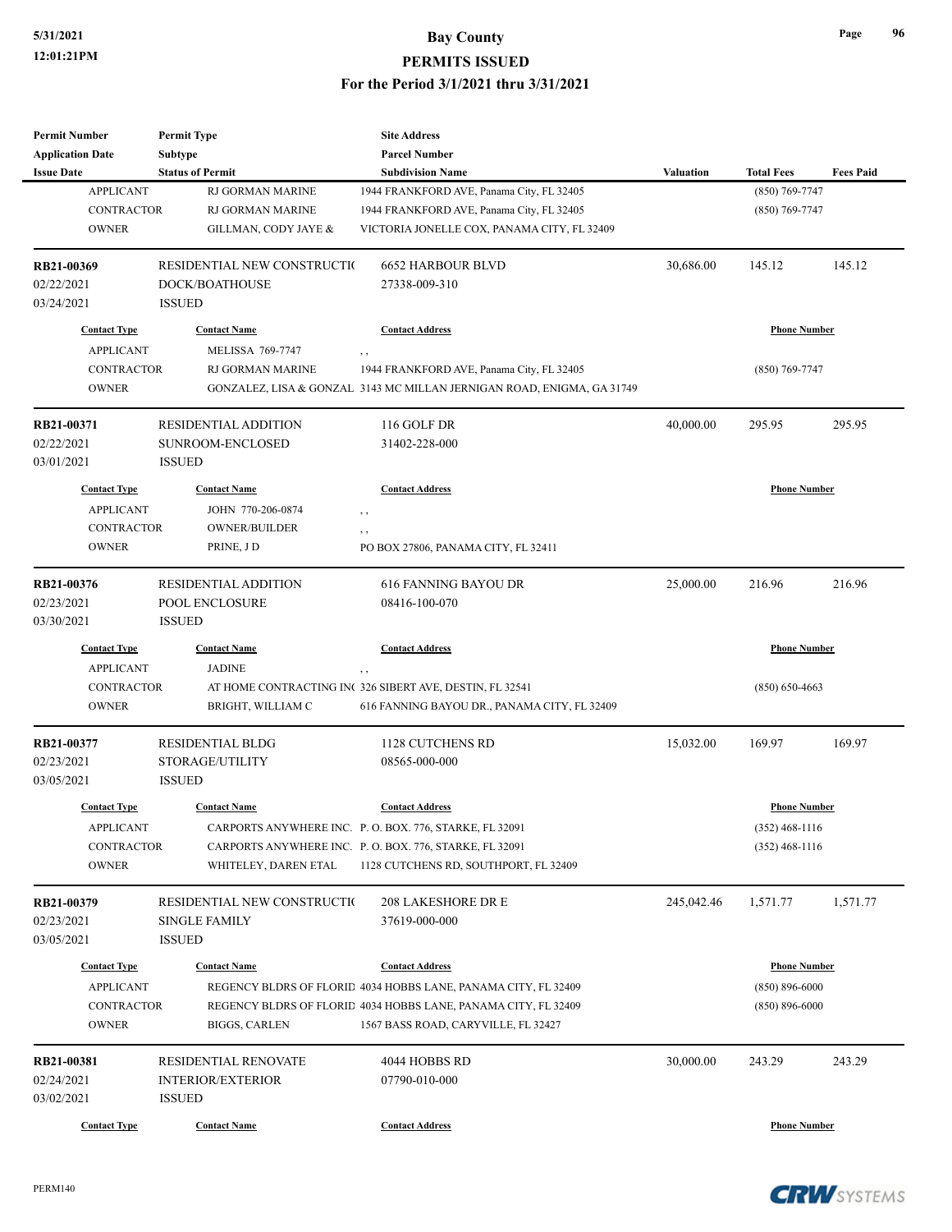| Permit Number<br>Application Date<br>Issue Date | Permit Type<br>Subtype<br>Status of Permit | Site Address<br>Parcel Number<br>Subdivision Name | Valuation | Total Fees | Fees Paid |
|---|---|---|---|---|---|
| APPLICANT | RJ GORMAN MARINE | 1944 FRANKFORD AVE, Panama City, FL 32405 | | (850) 769-7747 | |
| CONTRACTOR | RJ GORMAN MARINE | 1944 FRANKFORD AVE, Panama City, FL 32405 | | (850) 769-7747 | |
| OWNER | GILLMAN, CODY JAYE & | VICTORIA JONELLE COX, PANAMA CITY, FL 32409 | | | |
| **RB21-00369**<br>02/22/2021<br>03/24/2021 | RESIDENTIAL NEW CONSTRUCTI(<br>DOCK/BOATHOUSE<br>ISSUED | 6652 HARBOUR BLVD<br>27338-009-310 | 30,686.00 | 145.12 | 145.12 |
| Contact Type | Contact Name | Contact Address | | Phone Number | |
| APPLICANT | MELISSA 769-7747 | , , | | | |
| CONTRACTOR | RJ GORMAN MARINE | 1944 FRANKFORD AVE, Panama City, FL 32405 | | (850) 769-7747 | |
| OWNER | GONZALEZ, LISA & GONZAL | 3143 MC MILLAN JERNIGAN ROAD, ENIGMA, GA 31749 | | | |
| **RB21-00371**<br>02/22/2021<br>03/01/2021 | RESIDENTIAL ADDITION<br>SUNROOM-ENCLOSED<br>ISSUED | 116 GOLF DR<br>31402-228-000 | 40,000.00 | 295.95 | 295.95 |
| Contact Type | Contact Name | Contact Address | | Phone Number | |
| APPLICANT | JOHN 770-206-0874 | , , | | | |
| CONTRACTOR | OWNER/BUILDER | , , | | | |
| OWNER | PRINE, J D | PO BOX 27806, PANAMA CITY, FL 32411 | | | |
| **RB21-00376**<br>02/23/2021<br>03/30/2021 | RESIDENTIAL ADDITION<br>POOL ENCLOSURE<br>ISSUED | 616 FANNING BAYOU DR<br>08416-100-070 | 25,000.00 | 216.96 | 216.96 |
| Contact Type | Contact Name | Contact Address | | Phone Number | |
| APPLICANT | JADINE | , , | | | |
| CONTRACTOR | AT HOME CONTRACTING IN( | 326 SIBERT AVE, DESTIN, FL 32541 | | (850) 650-4663 | |
| OWNER | BRIGHT, WILLIAM C | 616 FANNING BAYOU DR., PANAMA CITY, FL 32409 | | | |
| **RB21-00377**<br>02/23/2021<br>03/05/2021 | RESIDENTIAL BLDG<br>STORAGE/UTILITY<br>ISSUED | 1128 CUTCHENS RD<br>08565-000-000 | 15,032.00 | 169.97 | 169.97 |
| Contact Type | Contact Name | Contact Address | | Phone Number | |
| APPLICANT | CARPORTS ANYWHERE INC. | P. O. BOX. 776, STARKE, FL 32091 | | (352) 468-1116 | |
| CONTRACTOR | CARPORTS ANYWHERE INC. | P. O. BOX. 776, STARKE, FL 32091 | | (352) 468-1116 | |
| OWNER | WHITELEY, DAREN ETAL | 1128 CUTCHENS RD, SOUTHPORT, FL 32409 | | | |
| **RB21-00379**<br>02/23/2021<br>03/05/2021 | RESIDENTIAL NEW CONSTRUCTI(<br>SINGLE FAMILY<br>ISSUED | 208 LAKESHORE DR E<br>37619-000-000 | 245,042.46 | 1,571.77 | 1,571.77 |
| Contact Type | Contact Name | Contact Address | | Phone Number | |
| APPLICANT | REGENCY BLDRS OF FLORID | 4034 HOBBS LANE, PANAMA CITY, FL 32409 | | (850) 896-6000 | |
| CONTRACTOR | REGENCY BLDRS OF FLORID | 4034 HOBBS LANE, PANAMA CITY, FL 32409 | | (850) 896-6000 | |
| OWNER | BIGGS, CARLEN | 1567 BASS ROAD, CARYVILLE, FL 32427 | | | |
| **RB21-00381**<br>02/24/2021<br>03/02/2021 | RESIDENTIAL RENOVATE<br>INTERIOR/EXTERIOR<br>ISSUED | 4044 HOBBS RD<br>07790-010-000 | 30,000.00 | 243.29 | 243.29 |
| Contact Type | Contact Name | Contact Address | | Phone Number | |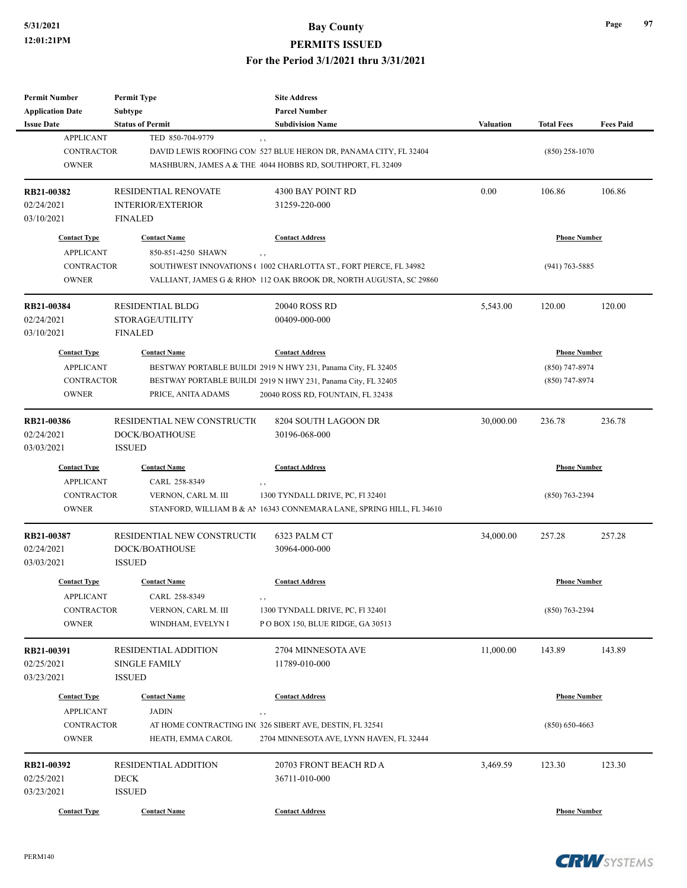| Permit Number<br>Application Date<br>Issue Date | Permit Type<br>Subtype<br>Status of Permit | Site Address<br>Parcel Number<br>Subdivision Name | Valuation | Total Fees | Fees Paid |
|---|---|---|---|---|---|
| APPLICANT | TED 850-704-9779 | , , | | | |
| CONTRACTOR | DAVID LEWIS ROOFING COM | 527 BLUE HERON DR, PANAMA CITY, FL 32404 | | (850) 258-1070 | |
| OWNER | MASHBURN, JAMES A & THE | 4044 HOBBS RD, SOUTHPORT, FL 32409 | | | |
| **RB21-00382**<br>02/24/2021<br>03/10/2021 | RESIDENTIAL RENOVATE<br>INTERIOR/EXTERIOR<br>FINALED | 4300 BAY POINT RD<br>31259-220-000 | 0.00 | 106.86 | 106.86 |
| Contact Type | Contact Name | Contact Address | | Phone Number | |
| APPLICANT | 850-851-4250 SHAWN | , , | | | |
| CONTRACTOR | SOUTHWEST INNOVATIONS ( | 1002 CHARLOTTA ST., FORT PIERCE, FL 34982 | | (941) 763-5885 | |
| OWNER | VALLIANT, JAMES G & RHON | 112 OAK BROOK DR, NORTH AUGUSTA, SC 29860 | | | |
| **RB21-00384**<br>02/24/2021<br>03/10/2021 | RESIDENTIAL BLDG<br>STORAGE/UTILITY<br>FINALED | 20040 ROSS RD<br>00409-000-000 | 5,543.00 | 120.00 | 120.00 |
| Contact Type | Contact Name | Contact Address | | Phone Number | |
| APPLICANT | BESTWAY PORTABLE BUILDI | 2919 N HWY 231, Panama City, FL 32405 | | (850) 747-8974 | |
| CONTRACTOR | BESTWAY PORTABLE BUILDI | 2919 N HWY 231, Panama City, FL 32405 | | (850) 747-8974 | |
| OWNER | PRICE, ANITA ADAMS | 20040 ROSS RD, FOUNTAIN, FL 32438 | | | |
| **RB21-00386**<br>02/24/2021<br>03/03/2021 | RESIDENTIAL NEW CONSTRUCTIO<br>DOCK/BOATHOUSE<br>ISSUED | 8204 SOUTH LAGOON DR<br>30196-068-000 | 30,000.00 | 236.78 | 236.78 |
| Contact Type | Contact Name | Contact Address | | Phone Number | |
| APPLICANT | CARL 258-8349 | , , | | | |
| CONTRACTOR | VERNON, CARL M. III | 1300 TYNDALL DRIVE, PC, Fl 32401 | | (850) 763-2394 | |
| OWNER | STANFORD, WILLIAM B & AN | 16343 CONNEMARA LANE, SPRING HILL, FL 34610 | | | |
| **RB21-00387**<br>02/24/2021<br>03/03/2021 | RESIDENTIAL NEW CONSTRUCTIO<br>DOCK/BOATHOUSE<br>ISSUED | 6323 PALM CT<br>30964-000-000 | 34,000.00 | 257.28 | 257.28 |
| Contact Type | Contact Name | Contact Address | | Phone Number | |
| APPLICANT | CARL 258-8349 | , , | | | |
| CONTRACTOR | VERNON, CARL M. III | 1300 TYNDALL DRIVE, PC, Fl 32401 | | (850) 763-2394 | |
| OWNER | WINDHAM, EVELYN I | P O BOX 150, BLUE RIDGE, GA 30513 | | | |
| **RB21-00391**<br>02/25/2021<br>03/23/2021 | RESIDENTIAL ADDITION<br>SINGLE FAMILY<br>ISSUED | 2704 MINNESOTA AVE<br>11789-010-000 | 11,000.00 | 143.89 | 143.89 |
| Contact Type | Contact Name | Contact Address | | Phone Number | |
| APPLICANT | JADIN | , , | | | |
| CONTRACTOR | AT HOME CONTRACTING IN( | 326 SIBERT AVE, DESTIN, FL 32541 | | (850) 650-4663 | |
| OWNER | HEATH, EMMA CAROL | 2704 MINNESOTA AVE, LYNN HAVEN, FL 32444 | | | |
| **RB21-00392**<br>02/25/2021<br>03/23/2021 | RESIDENTIAL ADDITION<br>DECK<br>ISSUED | 20703 FRONT BEACH RD A<br>36711-010-000 | 3,469.59 | 123.30 | 123.30 |
| Contact Type | Contact Name | Contact Address | | Phone Number | |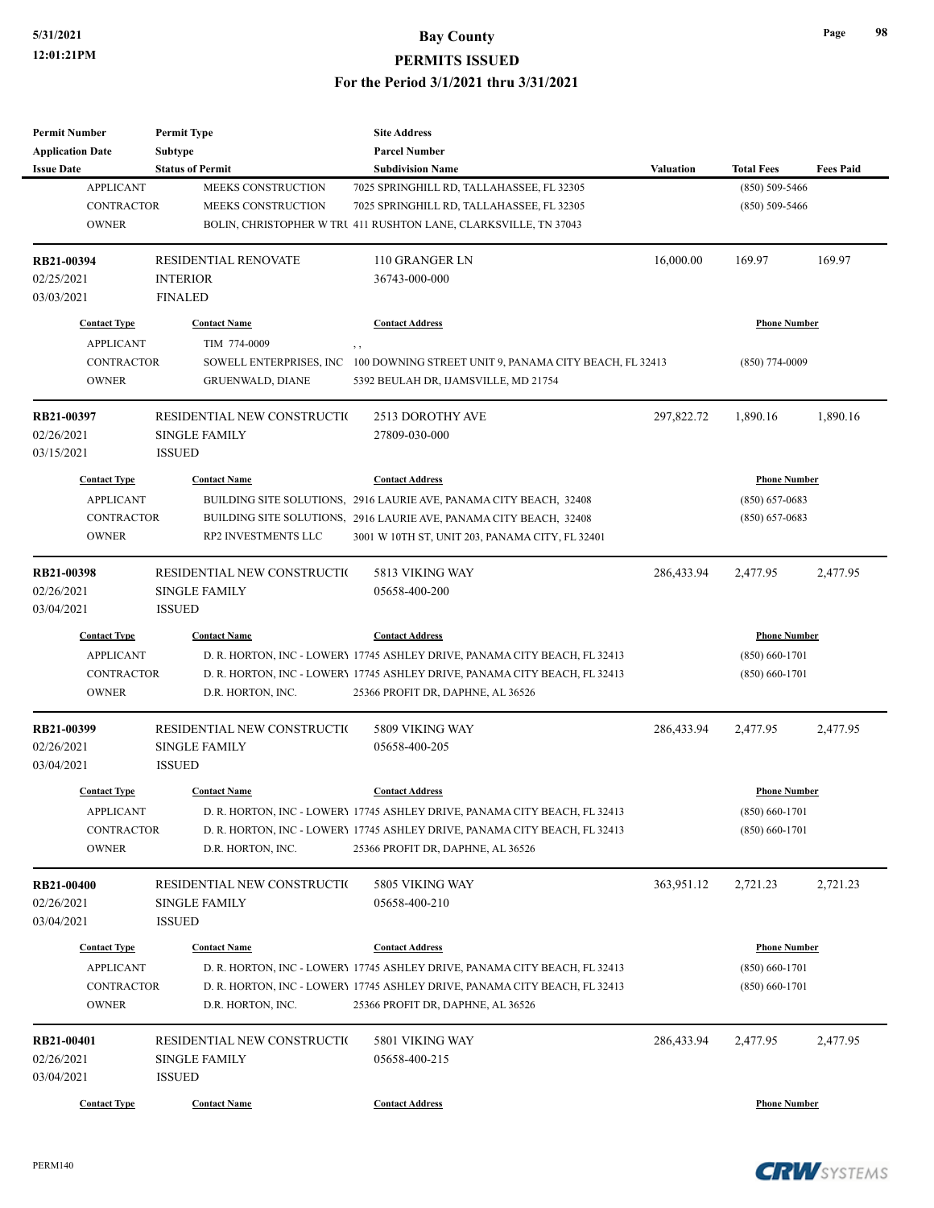| Permit Number | Permit Type | Site Address | | | |
|---|---|---|---|---|---|
| Application Date | Subtype | Parcel Number | | | |
| Issue Date | Status of Permit | Subdivision Name | Valuation | Total Fees | Fees Paid |

| Contact Type | Contact Name | Contact Address | Phone Number |
|---|---|---|---|
| APPLICANT | MEEKS CONSTRUCTION | 7025 SPRINGHILL RD, TALLAHASSEE, FL 32305 | (850) 509-5466 |
| CONTRACTOR | MEEKS CONSTRUCTION | 7025 SPRINGHILL RD, TALLAHASSEE, FL 32305 | (850) 509-5466 |
| OWNER | BOLIN, CHRISTOPHER W TRU | 411 RUSHTON LANE, CLARKSVILLE, TN 37043 | |

| | | | | | |
|---|---|---|---|---|---|
| **RB21-00394** | RESIDENTIAL RENOVATE | 110 GRANGER LN | 16,000.00 | 169.97 | 169.97 |
| 02/25/2021 | INTERIOR | 36743-000-000 | | | |
| 03/03/2021 | FINALED | | | | |

| Contact Type | Contact Name | Contact Address | Phone Number |
|---|---|---|---|
| APPLICANT | TIM 774-0009 | , , | |
| CONTRACTOR | SOWELL ENTERPRISES, INC | 100 DOWNING STREET UNIT 9, PANAMA CITY BEACH, FL 32413 | (850) 774-0009 |
| OWNER | GRUENWALD, DIANE | 5392 BEULAH DR, IJAMSVILLE, MD 21754 | |

| | | | | | |
|---|---|---|---|---|---|
| **RB21-00397** | RESIDENTIAL NEW CONSTRUCTIO | 2513 DOROTHY AVE | 297,822.72 | 1,890.16 | 1,890.16 |
| 02/26/2021 | SINGLE FAMILY | 27809-030-000 | | | |
| 03/15/2021 | ISSUED | | | | |

| Contact Type | Contact Name | Contact Address | Phone Number |
|---|---|---|---|
| APPLICANT | BUILDING SITE SOLUTIONS, | 2916 LAURIE AVE, PANAMA CITY BEACH, 32408 | (850) 657-0683 |
| CONTRACTOR | BUILDING SITE SOLUTIONS, | 2916 LAURIE AVE, PANAMA CITY BEACH, 32408 | (850) 657-0683 |
| OWNER | RP2 INVESTMENTS LLC | 3001 W 10TH ST, UNIT 203, PANAMA CITY, FL 32401 | |

| | | | | | |
|---|---|---|---|---|---|
| **RB21-00398** | RESIDENTIAL NEW CONSTRUCTIO | 5813 VIKING WAY | 286,433.94 | 2,477.95 | 2,477.95 |
| 02/26/2021 | SINGLE FAMILY | 05658-400-200 | | | |
| 03/04/2021 | ISSUED | | | | |

| Contact Type | Contact Name | Contact Address | Phone Number |
|---|---|---|---|
| APPLICANT | D. R. HORTON, INC - LOWERY | 17745 ASHLEY DRIVE, PANAMA CITY BEACH, FL 32413 | (850) 660-1701 |
| CONTRACTOR | D. R. HORTON, INC - LOWERY | 17745 ASHLEY DRIVE, PANAMA CITY BEACH, FL 32413 | (850) 660-1701 |
| OWNER | D.R. HORTON, INC. | 25366 PROFIT DR, DAPHNE, AL 36526 | |

| | | | | | |
|---|---|---|---|---|---|
| **RB21-00399** | RESIDENTIAL NEW CONSTRUCTIO | 5809 VIKING WAY | 286,433.94 | 2,477.95 | 2,477.95 |
| 02/26/2021 | SINGLE FAMILY | 05658-400-205 | | | |
| 03/04/2021 | ISSUED | | | | |

| Contact Type | Contact Name | Contact Address | Phone Number |
|---|---|---|---|
| APPLICANT | D. R. HORTON, INC - LOWERY | 17745 ASHLEY DRIVE, PANAMA CITY BEACH, FL 32413 | (850) 660-1701 |
| CONTRACTOR | D. R. HORTON, INC - LOWERY | 17745 ASHLEY DRIVE, PANAMA CITY BEACH, FL 32413 | (850) 660-1701 |
| OWNER | D.R. HORTON, INC. | 25366 PROFIT DR, DAPHNE, AL 36526 | |

| | | | | | |
|---|---|---|---|---|---|
| **RB21-00400** | RESIDENTIAL NEW CONSTRUCTIO | 5805 VIKING WAY | 363,951.12 | 2,721.23 | 2,721.23 |
| 02/26/2021 | SINGLE FAMILY | 05658-400-210 | | | |
| 03/04/2021 | ISSUED | | | | |

| Contact Type | Contact Name | Contact Address | Phone Number |
|---|---|---|---|
| APPLICANT | D. R. HORTON, INC - LOWERY | 17745 ASHLEY DRIVE, PANAMA CITY BEACH, FL 32413 | (850) 660-1701 |
| CONTRACTOR | D. R. HORTON, INC - LOWERY | 17745 ASHLEY DRIVE, PANAMA CITY BEACH, FL 32413 | (850) 660-1701 |
| OWNER | D.R. HORTON, INC. | 25366 PROFIT DR, DAPHNE, AL 36526 | |

| | | | | | |
|---|---|---|---|---|---|
| **RB21-00401** | RESIDENTIAL NEW CONSTRUCTIO | 5801 VIKING WAY | 286,433.94 | 2,477.95 | 2,477.95 |
| 02/26/2021 | SINGLE FAMILY | 05658-400-215 | | | |
| 03/04/2021 | ISSUED | | | | |

| Contact Type | Contact Name | Contact Address | Phone Number |
|---|---|---|---|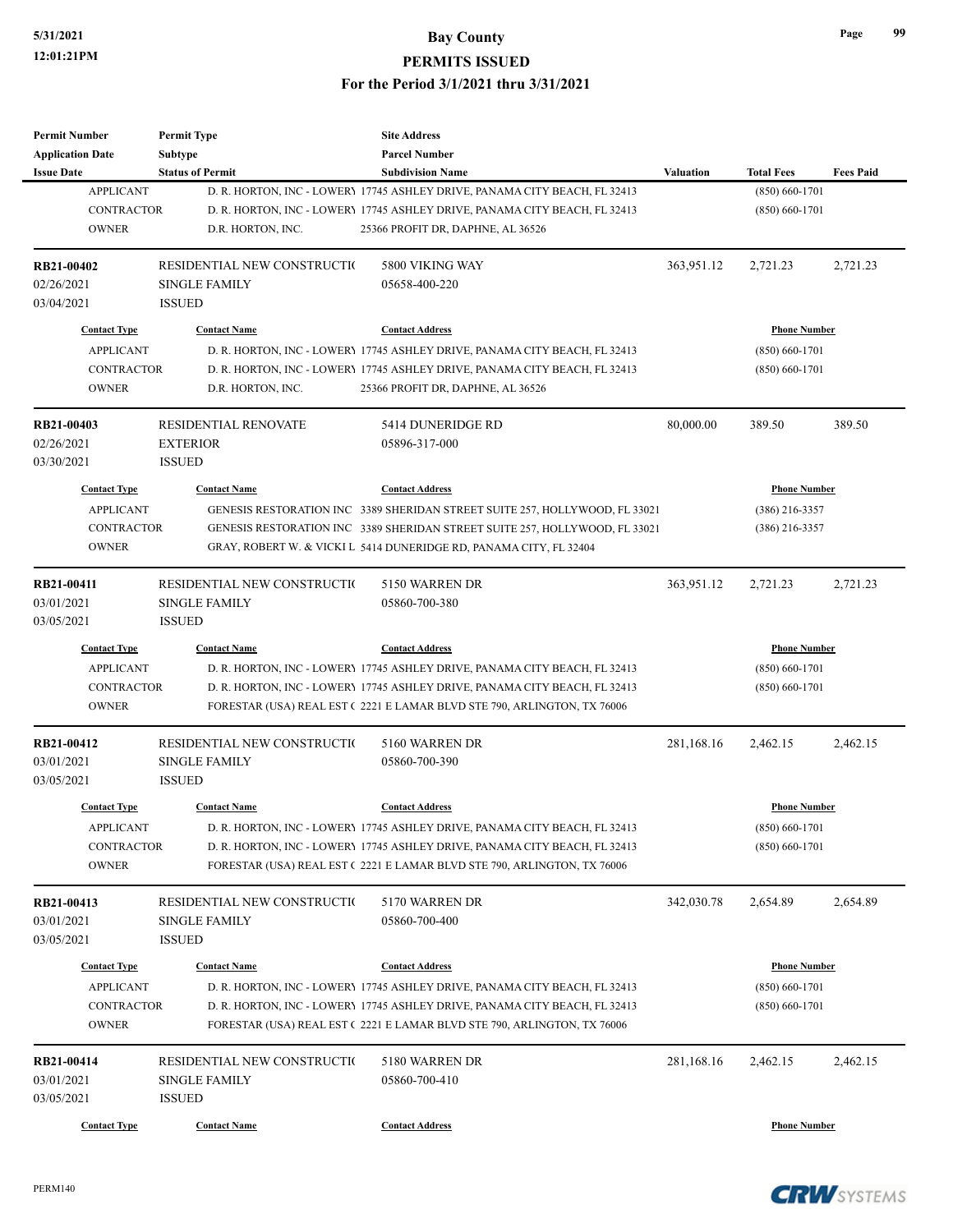| Permit Number | Permit Type | Site Address | | | |
|---|---|---|---|---|---|
| Application Date | Subtype | Parcel Number | | | |
| Issue Date | Status of Permit | Subdivision Name | Valuation | Total Fees | Fees Paid |

| Contact Type | Contact Name | Contact Address | Phone Number |
|---|---|---|---|
| APPLICANT | D. R. HORTON, INC - LOWERY | 17745 ASHLEY DRIVE, PANAMA CITY BEACH, FL 32413 | (850) 660-1701 |
| CONTRACTOR | D. R. HORTON, INC - LOWERY | 17745 ASHLEY DRIVE, PANAMA CITY BEACH, FL 32413 | (850) 660-1701 |
| OWNER | D.R. HORTON, INC. | 25366 PROFIT DR, DAPHNE, AL 36526 | |

| | | | | | |
|---|---|---|---|---|---|
| **RB21-00402** | RESIDENTIAL NEW CONSTRUCTIO | 5800 VIKING WAY | 363,951.12 | 2,721.23 | 2,721.23 |
| 02/26/2021 | SINGLE FAMILY | 05658-400-220 | | | |
| 03/04/2021 | ISSUED | | | | |

| Contact Type | Contact Name | Contact Address | Phone Number |
|---|---|---|---|
| APPLICANT | D. R. HORTON, INC - LOWERY | 17745 ASHLEY DRIVE, PANAMA CITY BEACH, FL 32413 | (850) 660-1701 |
| CONTRACTOR | D. R. HORTON, INC - LOWERY | 17745 ASHLEY DRIVE, PANAMA CITY BEACH, FL 32413 | (850) 660-1701 |
| OWNER | D.R. HORTON, INC. | 25366 PROFIT DR, DAPHNE, AL 36526 | |

| | | | | | |
|---|---|---|---|---|---|
| **RB21-00403** | RESIDENTIAL RENOVATE | 5414 DUNERIDGE RD | 80,000.00 | 389.50 | 389.50 |
| 02/26/2021 | EXTERIOR | 05896-317-000 | | | |
| 03/30/2021 | ISSUED | | | | |

| Contact Type | Contact Name | Contact Address | Phone Number |
|---|---|---|---|
| APPLICANT | GENESIS RESTORATION INC | 3389 SHERIDAN STREET SUITE 257, HOLLYWOOD, FL 33021 | (386) 216-3357 |
| CONTRACTOR | GENESIS RESTORATION INC | 3389 SHERIDAN STREET SUITE 257, HOLLYWOOD, FL 33021 | (386) 216-3357 |
| OWNER | GRAY, ROBERT W. & VICKI L | 5414 DUNERIDGE RD, PANAMA CITY, FL 32404 | |

| | | | | | |
|---|---|---|---|---|---|
| **RB21-00411** | RESIDENTIAL NEW CONSTRUCTIO | 5150 WARREN DR | 363,951.12 | 2,721.23 | 2,721.23 |
| 03/01/2021 | SINGLE FAMILY | 05860-700-380 | | | |
| 03/05/2021 | ISSUED | | | | |

| Contact Type | Contact Name | Contact Address | Phone Number |
|---|---|---|---|
| APPLICANT | D. R. HORTON, INC - LOWERY | 17745 ASHLEY DRIVE, PANAMA CITY BEACH, FL 32413 | (850) 660-1701 |
| CONTRACTOR | D. R. HORTON, INC - LOWERY | 17745 ASHLEY DRIVE, PANAMA CITY BEACH, FL 32413 | (850) 660-1701 |
| OWNER | FORESTAR (USA) REAL EST ( | 2221 E LAMAR BLVD STE 790, ARLINGTON, TX 76006 | |

| | | | | | |
|---|---|---|---|---|---|
| **RB21-00412** | RESIDENTIAL NEW CONSTRUCTIO | 5160 WARREN DR | 281,168.16 | 2,462.15 | 2,462.15 |
| 03/01/2021 | SINGLE FAMILY | 05860-700-390 | | | |
| 03/05/2021 | ISSUED | | | | |

| Contact Type | Contact Name | Contact Address | Phone Number |
|---|---|---|---|
| APPLICANT | D. R. HORTON, INC - LOWERY | 17745 ASHLEY DRIVE, PANAMA CITY BEACH, FL 32413 | (850) 660-1701 |
| CONTRACTOR | D. R. HORTON, INC - LOWERY | 17745 ASHLEY DRIVE, PANAMA CITY BEACH, FL 32413 | (850) 660-1701 |
| OWNER | FORESTAR (USA) REAL EST ( | 2221 E LAMAR BLVD STE 790, ARLINGTON, TX 76006 | |

| | | | | | |
|---|---|---|---|---|---|
| **RB21-00413** | RESIDENTIAL NEW CONSTRUCTIO | 5170 WARREN DR | 342,030.78 | 2,654.89 | 2,654.89 |
| 03/01/2021 | SINGLE FAMILY | 05860-700-400 | | | |
| 03/05/2021 | ISSUED | | | | |

| Contact Type | Contact Name | Contact Address | Phone Number |
|---|---|---|---|
| APPLICANT | D. R. HORTON, INC - LOWERY | 17745 ASHLEY DRIVE, PANAMA CITY BEACH, FL 32413 | (850) 660-1701 |
| CONTRACTOR | D. R. HORTON, INC - LOWERY | 17745 ASHLEY DRIVE, PANAMA CITY BEACH, FL 32413 | (850) 660-1701 |
| OWNER | FORESTAR (USA) REAL EST ( | 2221 E LAMAR BLVD STE 790, ARLINGTON, TX 76006 | |

| | | | | | |
|---|---|---|---|---|---|
| **RB21-00414** | RESIDENTIAL NEW CONSTRUCTIO | 5180 WARREN DR | 281,168.16 | 2,462.15 | 2,462.15 |
| 03/01/2021 | SINGLE FAMILY | 05860-700-410 | | | |
| 03/05/2021 | ISSUED | | | | |

| Contact Type | Contact Name | Contact Address | Phone Number |
|---|---|---|---|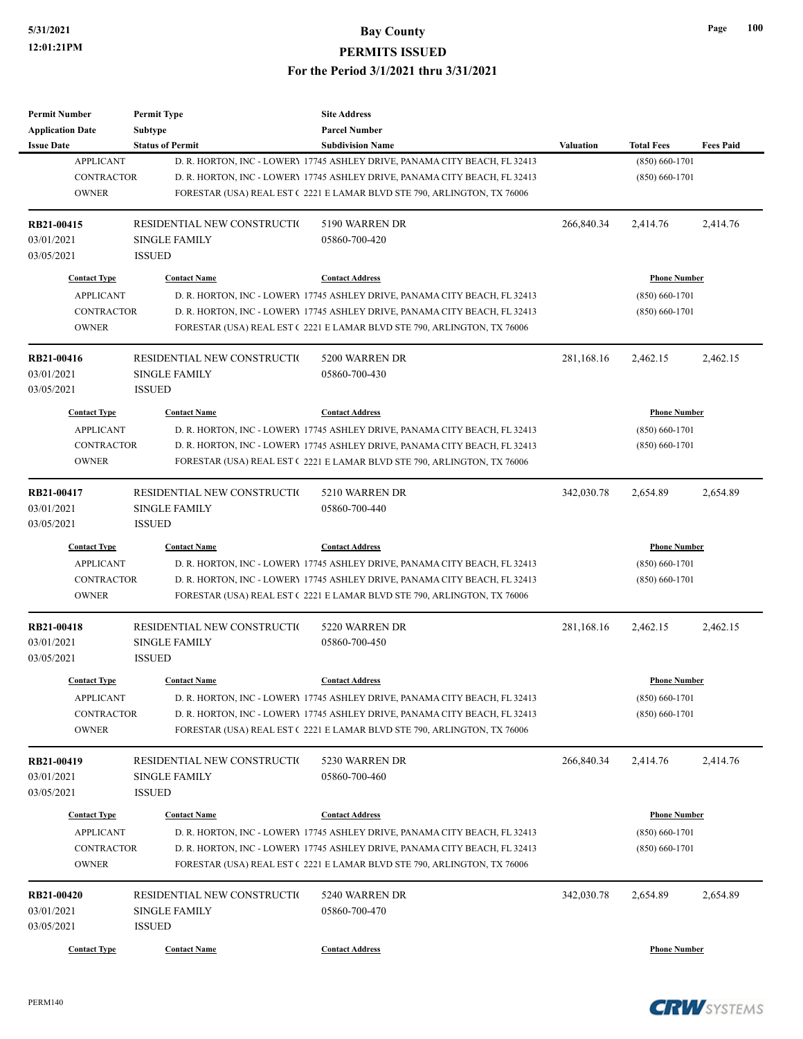| Permit Number<br>Application Date<br>Issue Date | Permit Type<br>Subtype<br>Status of Permit | Site Address<br>Parcel Number<br>Subdivision Name | Valuation | Total Fees | Fees Paid |
|---|---|---|---|---|---|

| Contact Type | Contact Name | Contact Address | Phone Number |
|---|---|---|---|
| APPLICANT | D. R. HORTON, INC - LOWERY | 17745 ASHLEY DRIVE, PANAMA CITY BEACH, FL 32413 | (850) 660-1701 |
| CONTRACTOR | D. R. HORTON, INC - LOWERY | 17745 ASHLEY DRIVE, PANAMA CITY BEACH, FL 32413 | (850) 660-1701 |
| OWNER | FORESTAR (USA) REAL EST ( | 2221 E LAMAR BLVD STE 790, ARLINGTON, TX 76006 | |

| | | | | | |
|---|---|---|---|---|---|
| **RB21-00415** | RESIDENTIAL NEW CONSTRUCTI( | 5190 WARREN DR | 266,840.34 | 2,414.76 | 2,414.76 |
| 03/01/2021 | SINGLE FAMILY | 05860-700-420 | | | |
| 03/05/2021 | ISSUED | | | | |

| Contact Type | Contact Name | Contact Address | Phone Number |
|---|---|---|---|
| APPLICANT | D. R. HORTON, INC - LOWERY | 17745 ASHLEY DRIVE, PANAMA CITY BEACH, FL 32413 | (850) 660-1701 |
| CONTRACTOR | D. R. HORTON, INC - LOWERY | 17745 ASHLEY DRIVE, PANAMA CITY BEACH, FL 32413 | (850) 660-1701 |
| OWNER | FORESTAR (USA) REAL EST ( | 2221 E LAMAR BLVD STE 790, ARLINGTON, TX 76006 | |

| | | | | | |
|---|---|---|---|---|---|
| **RB21-00416** | RESIDENTIAL NEW CONSTRUCTI( | 5200 WARREN DR | 281,168.16 | 2,462.15 | 2,462.15 |
| 03/01/2021 | SINGLE FAMILY | 05860-700-430 | | | |
| 03/05/2021 | ISSUED | | | | |

| Contact Type | Contact Name | Contact Address | Phone Number |
|---|---|---|---|
| APPLICANT | D. R. HORTON, INC - LOWERY | 17745 ASHLEY DRIVE, PANAMA CITY BEACH, FL 32413 | (850) 660-1701 |
| CONTRACTOR | D. R. HORTON, INC - LOWERY | 17745 ASHLEY DRIVE, PANAMA CITY BEACH, FL 32413 | (850) 660-1701 |
| OWNER | FORESTAR (USA) REAL EST ( | 2221 E LAMAR BLVD STE 790, ARLINGTON, TX 76006 | |

| | | | | | |
|---|---|---|---|---|---|
| **RB21-00417** | RESIDENTIAL NEW CONSTRUCTI( | 5210 WARREN DR | 342,030.78 | 2,654.89 | 2,654.89 |
| 03/01/2021 | SINGLE FAMILY | 05860-700-440 | | | |
| 03/05/2021 | ISSUED | | | | |

| Contact Type | Contact Name | Contact Address | Phone Number |
|---|---|---|---|
| APPLICANT | D. R. HORTON, INC - LOWERY | 17745 ASHLEY DRIVE, PANAMA CITY BEACH, FL 32413 | (850) 660-1701 |
| CONTRACTOR | D. R. HORTON, INC - LOWERY | 17745 ASHLEY DRIVE, PANAMA CITY BEACH, FL 32413 | (850) 660-1701 |
| OWNER | FORESTAR (USA) REAL EST ( | 2221 E LAMAR BLVD STE 790, ARLINGTON, TX 76006 | |

| | | | | | |
|---|---|---|---|---|---|
| **RB21-00418** | RESIDENTIAL NEW CONSTRUCTI( | 5220 WARREN DR | 281,168.16 | 2,462.15 | 2,462.15 |
| 03/01/2021 | SINGLE FAMILY | 05860-700-450 | | | |
| 03/05/2021 | ISSUED | | | | |

| Contact Type | Contact Name | Contact Address | Phone Number |
|---|---|---|---|
| APPLICANT | D. R. HORTON, INC - LOWERY | 17745 ASHLEY DRIVE, PANAMA CITY BEACH, FL 32413 | (850) 660-1701 |
| CONTRACTOR | D. R. HORTON, INC - LOWERY | 17745 ASHLEY DRIVE, PANAMA CITY BEACH, FL 32413 | (850) 660-1701 |
| OWNER | FORESTAR (USA) REAL EST ( | 2221 E LAMAR BLVD STE 790, ARLINGTON, TX 76006 | |

| | | | | | |
|---|---|---|---|---|---|
| **RB21-00419** | RESIDENTIAL NEW CONSTRUCTI( | 5230 WARREN DR | 266,840.34 | 2,414.76 | 2,414.76 |
| 03/01/2021 | SINGLE FAMILY | 05860-700-460 | | | |
| 03/05/2021 | ISSUED | | | | |

| Contact Type | Contact Name | Contact Address | Phone Number |
|---|---|---|---|
| APPLICANT | D. R. HORTON, INC - LOWERY | 17745 ASHLEY DRIVE, PANAMA CITY BEACH, FL 32413 | (850) 660-1701 |
| CONTRACTOR | D. R. HORTON, INC - LOWERY | 17745 ASHLEY DRIVE, PANAMA CITY BEACH, FL 32413 | (850) 660-1701 |
| OWNER | FORESTAR (USA) REAL EST ( | 2221 E LAMAR BLVD STE 790, ARLINGTON, TX 76006 | |

| | | | | | |
|---|---|---|---|---|---|
| **RB21-00420** | RESIDENTIAL NEW CONSTRUCTI( | 5240 WARREN DR | 342,030.78 | 2,654.89 | 2,654.89 |
| 03/01/2021 | SINGLE FAMILY | 05860-700-470 | | | |
| 03/05/2021 | ISSUED | | | | |

| Contact Type | Contact Name | Contact Address | Phone Number |
|---|---|---|---|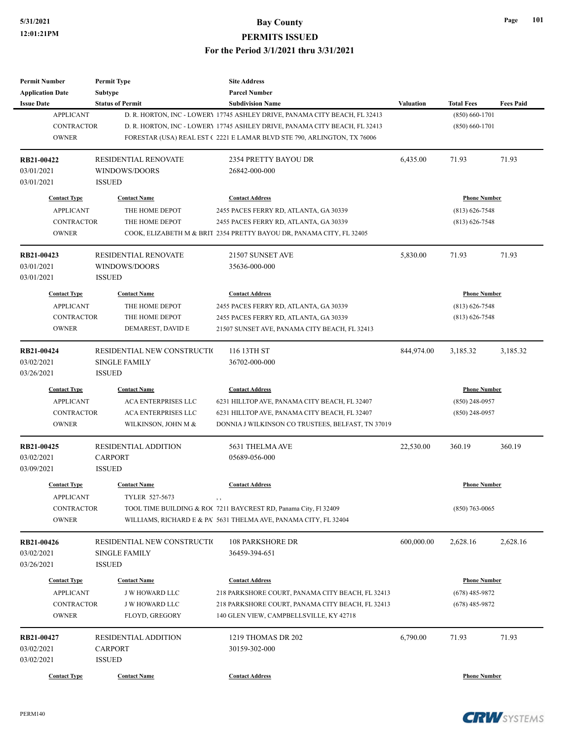| Permit Number<br>Application Date<br>Issue Date | Permit Type<br>Subtype<br>Status of Permit | Site Address<br>Parcel Number<br>Subdivision Name | Valuation | Total Fees | Fees Paid |
|---|---|---|---|---|---|
| APPLICANT | D. R. HORTON, INC - LOWERY | 17745 ASHLEY DRIVE, PANAMA CITY BEACH, FL 32413 | | (850) 660-1701 | |
| CONTRACTOR | D. R. HORTON, INC - LOWERY | 17745 ASHLEY DRIVE, PANAMA CITY BEACH, FL 32413 | | (850) 660-1701 | |
| OWNER | FORESTAR (USA) REAL EST ( | 2221 E LAMAR BLVD STE 790, ARLINGTON, TX 76006 | | | |

| | | | | | |
|---|---|---|---|---|---|
| **RB21-00422** | RESIDENTIAL RENOVATE | 2354 PRETTY BAYOU DR | 6,435.00 | 71.93 | 71.93 |
| 03/01/2021 | WINDOWS/DOORS | 26842-000-000 | | | |
| 03/01/2021 | ISSUED | | | | |
| **Contact Type** | **Contact Name** | **Contact Address** | | **Phone Number** | |
| APPLICANT | THE HOME DEPOT | 2455 PACES FERRY RD, ATLANTA, GA 30339 | | (813) 626-7548 | |
| CONTRACTOR | THE HOME DEPOT | 2455 PACES FERRY RD, ATLANTA, GA 30339 | | (813) 626-7548 | |
| OWNER | COOK, ELIZABETH M & BRIT | 2354 PRETTY BAYOU DR, PANAMA CITY, FL 32405 | | | |

| | | | | | |
|---|---|---|---|---|---|
| **RB21-00423** | RESIDENTIAL RENOVATE | 21507 SUNSET AVE | 5,830.00 | 71.93 | 71.93 |
| 03/01/2021 | WINDOWS/DOORS | 35636-000-000 | | | |
| 03/01/2021 | ISSUED | | | | |
| **Contact Type** | **Contact Name** | **Contact Address** | | **Phone Number** | |
| APPLICANT | THE HOME DEPOT | 2455 PACES FERRY RD, ATLANTA, GA 30339 | | (813) 626-7548 | |
| CONTRACTOR | THE HOME DEPOT | 2455 PACES FERRY RD, ATLANTA, GA 30339 | | (813) 626-7548 | |
| OWNER | DEMAREST, DAVID E | 21507 SUNSET AVE, PANAMA CITY BEACH, FL 32413 | | | |

| | | | | | |
|---|---|---|---|---|---|
| **RB21-00424** | RESIDENTIAL NEW CONSTRUCTI( | 116 13TH ST | 844,974.00 | 3,185.32 | 3,185.32 |
| 03/02/2021 | SINGLE FAMILY | 36702-000-000 | | | |
| 03/26/2021 | ISSUED | | | | |
| **Contact Type** | **Contact Name** | **Contact Address** | | **Phone Number** | |
| APPLICANT | ACA ENTERPRISES LLC | 6231 HILLTOP AVE, PANAMA CITY BEACH, FL 32407 | | (850) 248-0957 | |
| CONTRACTOR | ACA ENTERPRISES LLC | 6231 HILLTOP AVE, PANAMA CITY BEACH, FL 32407 | | (850) 248-0957 | |
| OWNER | WILKINSON, JOHN M & | DONNIA J WILKINSON CO TRUSTEES, BELFAST, TN 37019 | | | |

| | | | | | |
|---|---|---|---|---|---|
| **RB21-00425** | RESIDENTIAL ADDITION | 5631 THELMA AVE | 22,530.00 | 360.19 | 360.19 |
| 03/02/2021 | CARPORT | 05689-056-000 | | | |
| 03/09/2021 | ISSUED | | | | |
| **Contact Type** | **Contact Name** | **Contact Address** | | **Phone Number** | |
| APPLICANT | TYLER 527-5673 | , , | | | |
| CONTRACTOR | TOOL TIME BUILDING & ROC | 7211 BAYCREST RD, Panama City, Fl 32409 | | (850) 763-0065 | |
| OWNER | WILLIAMS, RICHARD E & PA | 5631 THELMA AVE, PANAMA CITY, FL 32404 | | | |

| | | | | | |
|---|---|---|---|---|---|
| **RB21-00426** | RESIDENTIAL NEW CONSTRUCTI( | 108 PARKSHORE DR | 600,000.00 | 2,628.16 | 2,628.16 |
| 03/02/2021 | SINGLE FAMILY | 36459-394-651 | | | |
| 03/26/2021 | ISSUED | | | | |
| **Contact Type** | **Contact Name** | **Contact Address** | | **Phone Number** | |
| APPLICANT | J W HOWARD LLC | 218 PARKSHORE COURT, PANAMA CITY BEACH, FL 32413 | | (678) 485-9872 | |
| CONTRACTOR | J W HOWARD LLC | 218 PARKSHORE COURT, PANAMA CITY BEACH, FL 32413 | | (678) 485-9872 | |
| OWNER | FLOYD, GREGORY | 140 GLEN VIEW, CAMPBELLSVILLE, KY 42718 | | | |

| | | | | | |
|---|---|---|---|---|---|
| **RB21-00427** | RESIDENTIAL ADDITION | 1219 THOMAS DR 202 | 6,790.00 | 71.93 | 71.93 |
| 03/02/2021 | CARPORT | 30159-302-000 | | | |
| 03/02/2021 | ISSUED | | | | |
| **Contact Type** | **Contact Name** | **Contact Address** | | **Phone Number** | |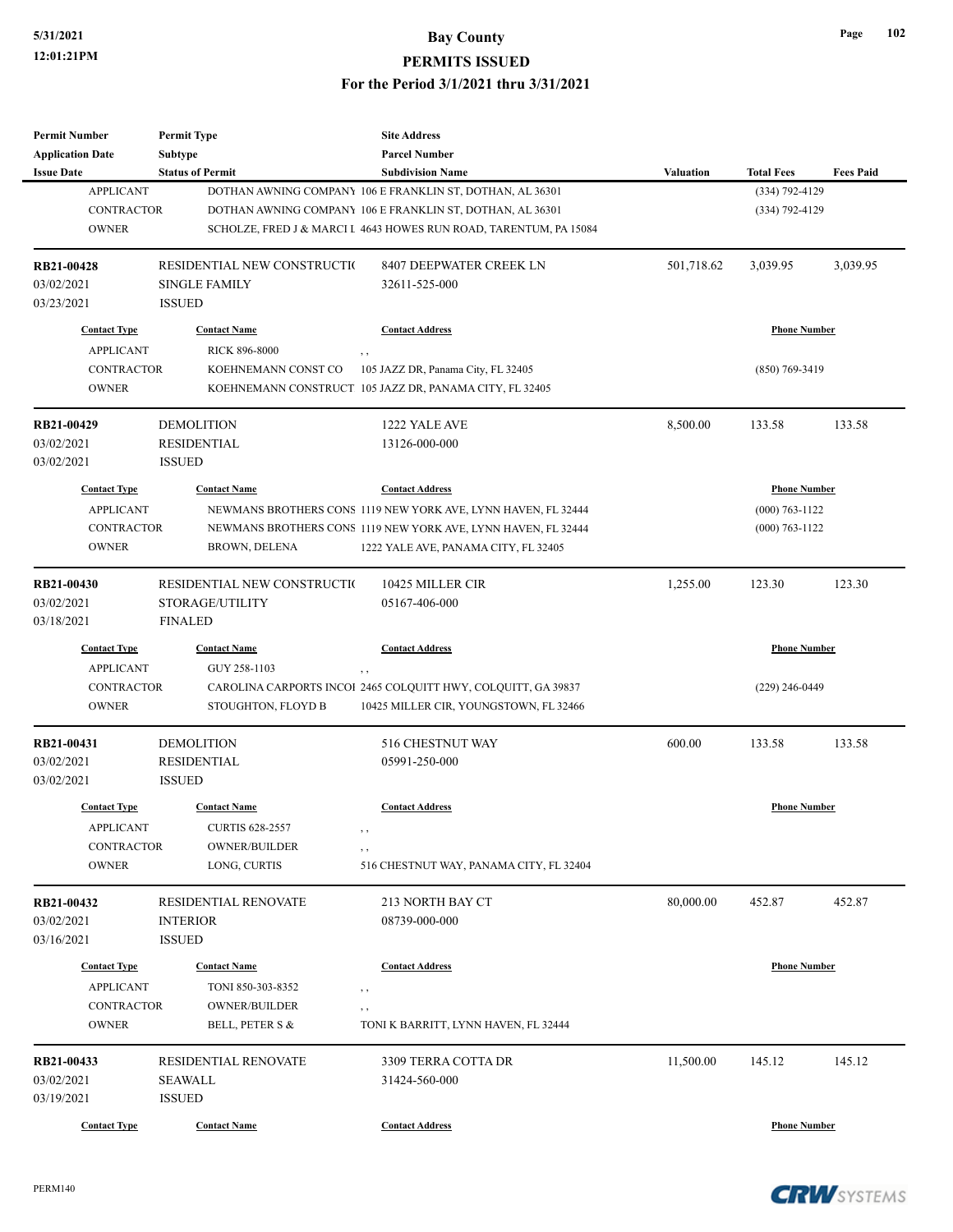| Permit Number | Permit Type | Site Address | | | |
|---|---|---|---|---|---|
| Application Date | Subtype | Parcel Number | | | |
| Issue Date | Status of Permit | Subdivision Name | Valuation | Total Fees | Fees Paid |
| APPLICANT | DOTHAN AWNING COMPANY | 106 E FRANKLIN ST, DOTHAN, AL 36301 | | (334) 792-4129 | |
| CONTRACTOR | DOTHAN AWNING COMPANY | 106 E FRANKLIN ST, DOTHAN, AL 36301 | | (334) 792-4129 | |
| OWNER | SCHOLZE, FRED J & MARCI L | 4643 HOWES RUN ROAD, TARENTUM, PA 15084 | | | |
| **RB21-00428** | RESIDENTIAL NEW CONSTRUCTIO | 8407 DEEPWATER CREEK LN | 501,718.62 | 3,039.95 | 3,039.95 |
| 03/02/2021 | SINGLE FAMILY | 32611-525-000 | | | |
| 03/23/2021 | ISSUED | | | | |
| Contact Type | Contact Name | Contact Address | | Phone Number | |
| APPLICANT | RICK 896-8000 | , , | | | |
| CONTRACTOR | KOEHNEMANN CONST CO | 105 JAZZ DR, Panama City, FL 32405 | | (850) 769-3419 | |
| OWNER | KOEHNEMANN CONSTRUCT | 105 JAZZ DR, PANAMA CITY, FL 32405 | | | |
| **RB21-00429** | DEMOLITION | 1222 YALE AVE | 8,500.00 | 133.58 | 133.58 |
| 03/02/2021 | RESIDENTIAL | 13126-000-000 | | | |
| 03/02/2021 | ISSUED | | | | |
| Contact Type | Contact Name | Contact Address | | Phone Number | |
| APPLICANT | NEWMANS BROTHERS CONS | 1119 NEW YORK AVE, LYNN HAVEN, FL 32444 | | (000) 763-1122 | |
| CONTRACTOR | NEWMANS BROTHERS CONS | 1119 NEW YORK AVE, LYNN HAVEN, FL 32444 | | (000) 763-1122 | |
| OWNER | BROWN, DELENA | 1222 YALE AVE, PANAMA CITY, FL 32405 | | | |
| **RB21-00430** | RESIDENTIAL NEW CONSTRUCTIO | 10425 MILLER CIR | 1,255.00 | 123.30 | 123.30 |
| 03/02/2021 | STORAGE/UTILITY | 05167-406-000 | | | |
| 03/18/2021 | FINALED | | | | |
| Contact Type | Contact Name | Contact Address | | Phone Number | |
| APPLICANT | GUY 258-1103 | , , | | | |
| CONTRACTOR | CAROLINA CARPORTS INCOI | 2465 COLQUITT HWY, COLQUITT, GA 39837 | | (229) 246-0449 | |
| OWNER | STOUGHTON, FLOYD B | 10425 MILLER CIR, YOUNGSTOWN, FL 32466 | | | |
| **RB21-00431** | DEMOLITION | 516 CHESTNUT WAY | 600.00 | 133.58 | 133.58 |
| 03/02/2021 | RESIDENTIAL | 05991-250-000 | | | |
| 03/02/2021 | ISSUED | | | | |
| Contact Type | Contact Name | Contact Address | | Phone Number | |
| APPLICANT | CURTIS 628-2557 | , , | | | |
| CONTRACTOR | OWNER/BUILDER | , , | | | |
| OWNER | LONG, CURTIS | 516 CHESTNUT WAY, PANAMA CITY, FL 32404 | | | |
| **RB21-00432** | RESIDENTIAL RENOVATE | 213 NORTH BAY CT | 80,000.00 | 452.87 | 452.87 |
| 03/02/2021 | INTERIOR | 08739-000-000 | | | |
| 03/16/2021 | ISSUED | | | | |
| Contact Type | Contact Name | Contact Address | | Phone Number | |
| APPLICANT | TONI 850-303-8352 | , , | | | |
| CONTRACTOR | OWNER/BUILDER | , , | | | |
| OWNER | BELL, PETER S & | TONI K BARRITT, LYNN HAVEN, FL 32444 | | | |
| **RB21-00433** | RESIDENTIAL RENOVATE | 3309 TERRA COTTA DR | 11,500.00 | 145.12 | 145.12 |
| 03/02/2021 | SEAWALL | 31424-560-000 | | | |
| 03/19/2021 | ISSUED | | | | |
| Contact Type | Contact Name | Contact Address | | Phone Number | |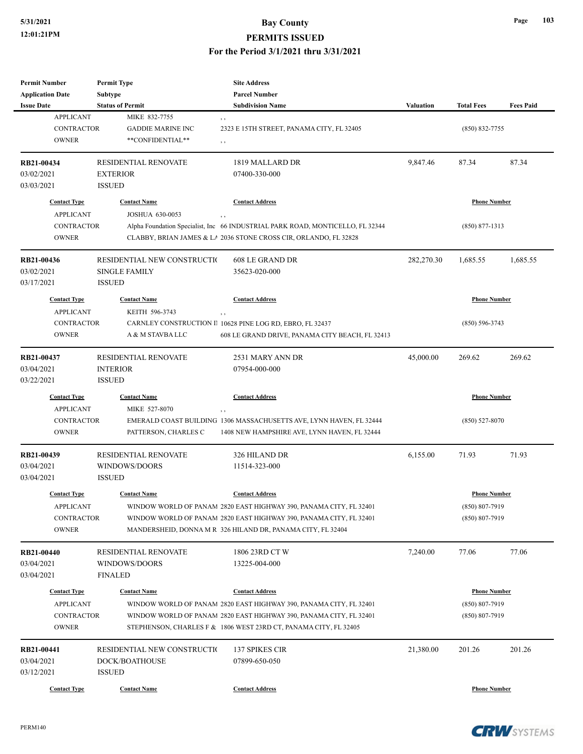| Permit Number / Application Date / Issue Date | Permit Type / Subtype / Status of Permit | Site Address / Parcel Number / Subdivision Name | Valuation | Total Fees | Fees Paid |
|---|---|---|---|---|---|
| APPLICANT | MIKE 832-7755 | , , | | | |
| CONTRACTOR | GADDIE MARINE INC | 2323 E 15TH STREET, PANAMA CITY, FL 32405 | | (850) 832-7755 | |
| OWNER | **CONFIDENTIAL** | , , | | | |
| **RB21-00434** | RESIDENTIAL RENOVATE | 1819 MALLARD DR | 9,847.46 | 87.34 | 87.34 |
| 03/02/2021 | EXTERIOR | 07400-330-000 | | | |
| 03/03/2021 | ISSUED | | | | |
| Contact Type | Contact Name | Contact Address | | Phone Number | |
| APPLICANT | JOSHUA 630-0053 | , , | | | |
| CONTRACTOR | Alpha Foundation Specialist, Inc | 66 INDUSTRIAL PARK ROAD, MONTICELLO, FL 32344 | | (850) 877-1313 | |
| OWNER | CLABBY, BRIAN JAMES & LA | 2036 STONE CROSS CIR, ORLANDO, FL 32828 | | | |
| **RB21-00436** | RESIDENTIAL NEW CONSTRUCTIO | 608 LE GRAND DR | 282,270.30 | 1,685.55 | 1,685.55 |
| 03/02/2021 | SINGLE FAMILY | 35623-020-000 | | | |
| 03/17/2021 | ISSUED | | | | |
| Contact Type | Contact Name | Contact Address | | Phone Number | |
| APPLICANT | KEITH 596-3743 | , , | | | |
| CONTRACTOR | CARNLEY CONSTRUCTION I | 10628 PINE LOG RD, EBRO, FL 32437 | | (850) 596-3743 | |
| OWNER | A & M STAVBA LLC | 608 LE GRAND DRIVE, PANAMA CITY BEACH, FL 32413 | | | |
| **RB21-00437** | RESIDENTIAL RENOVATE | 2531 MARY ANN DR | 45,000.00 | 269.62 | 269.62 |
| 03/04/2021 | INTERIOR | 07954-000-000 | | | |
| 03/22/2021 | ISSUED | | | | |
| Contact Type | Contact Name | Contact Address | | Phone Number | |
| APPLICANT | MIKE 527-8070 | , , | | | |
| CONTRACTOR | EMERALD COAST BUILDING | 1306 MASSACHUSETTS AVE, LYNN HAVEN, FL 32444 | | (850) 527-8070 | |
| OWNER | PATTERSON, CHARLES C | 1408 NEW HAMPSHIRE AVE, LYNN HAVEN, FL 32444 | | | |
| **RB21-00439** | RESIDENTIAL RENOVATE | 326 HILAND DR | 6,155.00 | 71.93 | 71.93 |
| 03/04/2021 | WINDOWS/DOORS | 11514-323-000 | | | |
| 03/04/2021 | ISSUED | | | | |
| Contact Type | Contact Name | Contact Address | | Phone Number | |
| APPLICANT | WINDOW WORLD OF PANAM | 2820 EAST HIGHWAY 390, PANAMA CITY, FL 32401 | | (850) 807-7919 | |
| CONTRACTOR | WINDOW WORLD OF PANAM | 2820 EAST HIGHWAY 390, PANAMA CITY, FL 32401 | | (850) 807-7919 | |
| OWNER | MANDERSHEID, DONNA M R | 326 HILAND DR, PANAMA CITY, FL 32404 | | | |
| **RB21-00440** | RESIDENTIAL RENOVATE | 1806 23RD CT W | 7,240.00 | 77.06 | 77.06 |
| 03/04/2021 | WINDOWS/DOORS | 13225-004-000 | | | |
| 03/04/2021 | FINALED | | | | |
| Contact Type | Contact Name | Contact Address | | Phone Number | |
| APPLICANT | WINDOW WORLD OF PANAM | 2820 EAST HIGHWAY 390, PANAMA CITY, FL 32401 | | (850) 807-7919 | |
| CONTRACTOR | WINDOW WORLD OF PANAM | 2820 EAST HIGHWAY 390, PANAMA CITY, FL 32401 | | (850) 807-7919 | |
| OWNER | STEPHENSON, CHARLES F & | 1806 WEST 23RD CT, PANAMA CITY, FL 32405 | | | |
| **RB21-00441** | RESIDENTIAL NEW CONSTRUCTIO | 137 SPIKES CIR | 21,380.00 | 201.26 | 201.26 |
| 03/04/2021 | DOCK/BOATHOUSE | 07899-650-050 | | | |
| 03/12/2021 | ISSUED | | | | |
| Contact Type | Contact Name | Contact Address | | Phone Number | |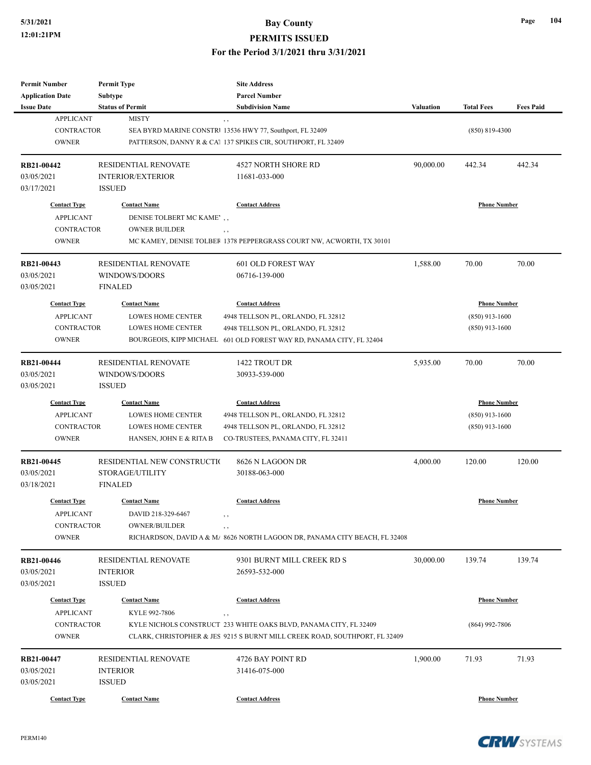| Permit Number<br>Application Date<br>Issue Date | Permit Type<br>Subtype<br>Status of Permit | Site Address<br>Parcel Number<br>Subdivision Name | Valuation | Total Fees | Fees Paid |
|---|---|---|---|---|---|

| Contact Type | Contact Name | Contact Address | Phone Number |
|---|---|---|---|
| APPLICANT | MISTY | , , | |
| CONTRACTOR | SEA BYRD MARINE CONSTRI | 13536 HWY 77, Southport, FL 32409 | (850) 819-4300 |
| OWNER | PATTERSON, DANNY R & CAI | 137 SPIKES CIR, SOUTHPORT, FL 32409 | |

| | | | | | |
|---|---|---|---|---|---|
| **RB21-00442** | RESIDENTIAL RENOVATE | 4527 NORTH SHORE RD | 90,000.00 | 442.34 | 442.34 |
| 03/05/2021 | INTERIOR/EXTERIOR | 11681-033-000 | | | |
| 03/17/2021 | ISSUED | | | | |

| Contact Type | Contact Name | Contact Address | Phone Number |
|---|---|---|---|
| APPLICANT | DENISE TOLBERT MC KAME' , , | | |
| CONTRACTOR | OWNER BUILDER | , , | |
| OWNER | MC KAMEY, DENISE TOLBEI | 1378 PEPPERGRASS COURT NW, ACWORTH, TX 30101 | |

| | | | | | |
|---|---|---|---|---|---|
| **RB21-00443** | RESIDENTIAL RENOVATE | 601 OLD FOREST WAY | 1,588.00 | 70.00 | 70.00 |
| 03/05/2021 | WINDOWS/DOORS | 06716-139-000 | | | |
| 03/05/2021 | FINALED | | | | |

| Contact Type | Contact Name | Contact Address | Phone Number |
|---|---|---|---|
| APPLICANT | LOWES HOME CENTER | 4948 TELLSON PL, ORLANDO, FL 32812 | (850) 913-1600 |
| CONTRACTOR | LOWES HOME CENTER | 4948 TELLSON PL, ORLANDO, FL 32812 | (850) 913-1600 |
| OWNER | BOURGEOIS, KIPP MICHAEL | 601 OLD FOREST WAY RD, PANAMA CITY, FL 32404 | |

| | | | | | |
|---|---|---|---|---|---|
| **RB21-00444** | RESIDENTIAL RENOVATE | 1422 TROUT DR | 5,935.00 | 70.00 | 70.00 |
| 03/05/2021 | WINDOWS/DOORS | 30933-539-000 | | | |
| 03/05/2021 | ISSUED | | | | |

| Contact Type | Contact Name | Contact Address | Phone Number |
|---|---|---|---|
| APPLICANT | LOWES HOME CENTER | 4948 TELLSON PL, ORLANDO, FL 32812 | (850) 913-1600 |
| CONTRACTOR | LOWES HOME CENTER | 4948 TELLSON PL, ORLANDO, FL 32812 | (850) 913-1600 |
| OWNER | HANSEN, JOHN E & RITA B | CO-TRUSTEES, PANAMA CITY, FL 32411 | |

| | | | | | |
|---|---|---|---|---|---|
| **RB21-00445** | RESIDENTIAL NEW CONSTRUCTI( | 8626 N LAGOON DR | 4,000.00 | 120.00 | 120.00 |
| 03/05/2021 | STORAGE/UTILITY | 30188-063-000 | | | |
| 03/18/2021 | FINALED | | | | |

| Contact Type | Contact Name | Contact Address | Phone Number |
|---|---|---|---|
| APPLICANT | DAVID 218-329-6467 | , , | |
| CONTRACTOR | OWNER/BUILDER | , , | |
| OWNER | RICHARDSON, DAVID A & M/ | 8626 NORTH LAGOON DR, PANAMA CITY BEACH, FL 32408 | |

| | | | | | |
|---|---|---|---|---|---|
| **RB21-00446** | RESIDENTIAL RENOVATE | 9301 BURNT MILL CREEK RD S | 30,000.00 | 139.74 | 139.74 |
| 03/05/2021 | INTERIOR | 26593-532-000 | | | |
| 03/05/2021 | ISSUED | | | | |

| Contact Type | Contact Name | Contact Address | Phone Number |
|---|---|---|---|
| APPLICANT | KYLE 992-7806 | , , | |
| CONTRACTOR | KYLE NICHOLS CONSTRUCT | 233 WHITE OAKS BLVD, PANAMA CITY, FL 32409 | (864) 992-7806 |
| OWNER | CLARK, CHRISTOPHER & JES | 9215 S BURNT MILL CREEK ROAD, SOUTHPORT, FL 32409 | |

| | | | | | |
|---|---|---|---|---|---|
| **RB21-00447** | RESIDENTIAL RENOVATE | 4726 BAY POINT RD | 1,900.00 | 71.93 | 71.93 |
| 03/05/2021 | INTERIOR | 31416-075-000 | | | |
| 03/05/2021 | ISSUED | | | | |

| Contact Type | Contact Name | Contact Address | Phone Number |
|---|---|---|---|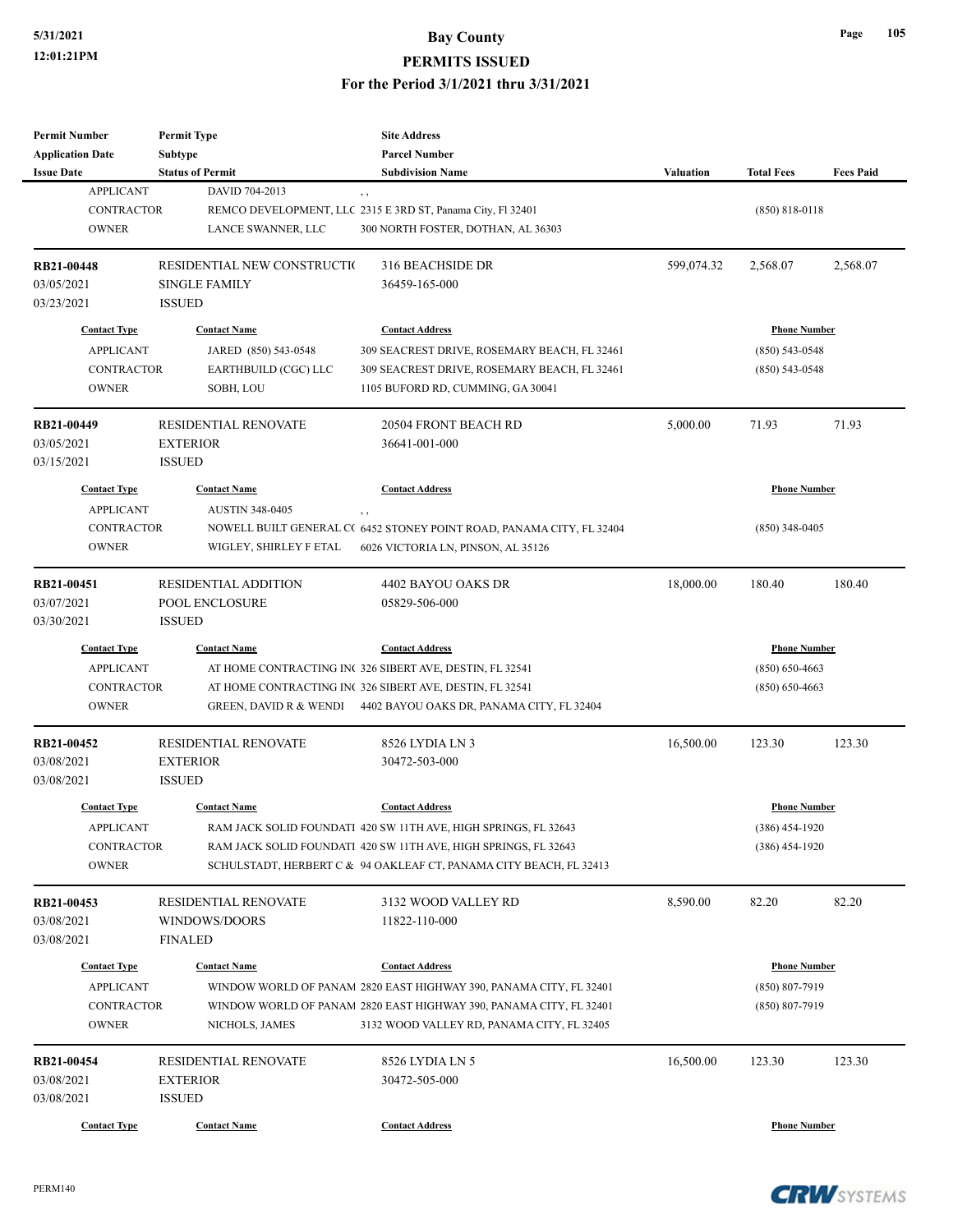| Permit Number<br>Application Date<br>Issue Date | Permit Type<br>Subtype<br>Status of Permit | Site Address<br>Parcel Number<br>Subdivision Name | Valuation | Total Fees | Fees Paid |
|---|---|---|---|---|---|
| APPLICANT | DAVID 704-2013 | , , | | | |
| CONTRACTOR | REMCO DEVELOPMENT, LLC | 2315 E 3RD ST, Panama City, Fl 32401 | | (850) 818-0118 | |
| OWNER | LANCE SWANNER, LLC | 300 NORTH FOSTER, DOTHAN, AL 36303 | | | |
| **RB21-00448**<br>03/05/2021<br>03/23/2021 | RESIDENTIAL NEW CONSTRUCTI(<br>SINGLE FAMILY<br>ISSUED | 316 BEACHSIDE DR<br>36459-165-000 | 599,074.32 | 2,568.07 | 2,568.07 |
| Contact Type | Contact Name | Contact Address | | Phone Number | |
| APPLICANT | JARED (850) 543-0548 | 309 SEACREST DRIVE, ROSEMARY BEACH, FL 32461 | | (850) 543-0548 | |
| CONTRACTOR | EARTHBUILD (CGC) LLC | 309 SEACREST DRIVE, ROSEMARY BEACH, FL 32461 | | (850) 543-0548 | |
| OWNER | SOBH, LOU | 1105 BUFORD RD, CUMMING, GA 30041 | | | |
| **RB21-00449**<br>03/05/2021<br>03/15/2021 | RESIDENTIAL RENOVATE<br>EXTERIOR<br>ISSUED | 20504 FRONT BEACH RD<br>36641-001-000 | 5,000.00 | 71.93 | 71.93 |
| Contact Type | Contact Name | Contact Address | | Phone Number | |
| APPLICANT | AUSTIN 348-0405 | , , | | | |
| CONTRACTOR | NOWELL BUILT GENERAL C( | 6452 STONEY POINT ROAD, PANAMA CITY, FL 32404 | | (850) 348-0405 | |
| OWNER | WIGLEY, SHIRLEY F ETAL | 6026 VICTORIA LN, PINSON, AL 35126 | | | |
| **RB21-00451**<br>03/07/2021<br>03/30/2021 | RESIDENTIAL ADDITION<br>POOL ENCLOSURE<br>ISSUED | 4402 BAYOU OAKS DR<br>05829-506-000 | 18,000.00 | 180.40 | 180.40 |
| Contact Type | Contact Name | Contact Address | | Phone Number | |
| APPLICANT | AT HOME CONTRACTING IN( | 326 SIBERT AVE, DESTIN, FL 32541 | | (850) 650-4663 | |
| CONTRACTOR | AT HOME CONTRACTING IN( | 326 SIBERT AVE, DESTIN, FL 32541 | | (850) 650-4663 | |
| OWNER | GREEN, DAVID R & WENDI | 4402 BAYOU OAKS DR, PANAMA CITY, FL 32404 | | | |
| **RB21-00452**<br>03/08/2021<br>03/08/2021 | RESIDENTIAL RENOVATE<br>EXTERIOR<br>ISSUED | 8526 LYDIA LN 3<br>30472-503-000 | 16,500.00 | 123.30 | 123.30 |
| Contact Type | Contact Name | Contact Address | | Phone Number | |
| APPLICANT | RAM JACK SOLID FOUNDATI | 420 SW 11TH AVE, HIGH SPRINGS, FL 32643 | | (386) 454-1920 | |
| CONTRACTOR | RAM JACK SOLID FOUNDATI | 420 SW 11TH AVE, HIGH SPRINGS, FL 32643 | | (386) 454-1920 | |
| OWNER | SCHULSTADT, HERBERT C & | 94 OAKLEAF CT, PANAMA CITY BEACH, FL 32413 | | | |
| **RB21-00453**<br>03/08/2021<br>03/08/2021 | RESIDENTIAL RENOVATE<br>WINDOWS/DOORS<br>FINALED | 3132 WOOD VALLEY RD<br>11822-110-000 | 8,590.00 | 82.20 | 82.20 |
| Contact Type | Contact Name | Contact Address | | Phone Number | |
| APPLICANT | WINDOW WORLD OF PANAM | 2820 EAST HIGHWAY 390, PANAMA CITY, FL 32401 | | (850) 807-7919 | |
| CONTRACTOR | WINDOW WORLD OF PANAM | 2820 EAST HIGHWAY 390, PANAMA CITY, FL 32401 | | (850) 807-7919 | |
| OWNER | NICHOLS, JAMES | 3132 WOOD VALLEY RD, PANAMA CITY, FL 32405 | | | |
| **RB21-00454**<br>03/08/2021<br>03/08/2021 | RESIDENTIAL RENOVATE<br>EXTERIOR<br>ISSUED | 8526 LYDIA LN 5<br>30472-505-000 | 16,500.00 | 123.30 | 123.30 |
| Contact Type | Contact Name | Contact Address | | Phone Number | |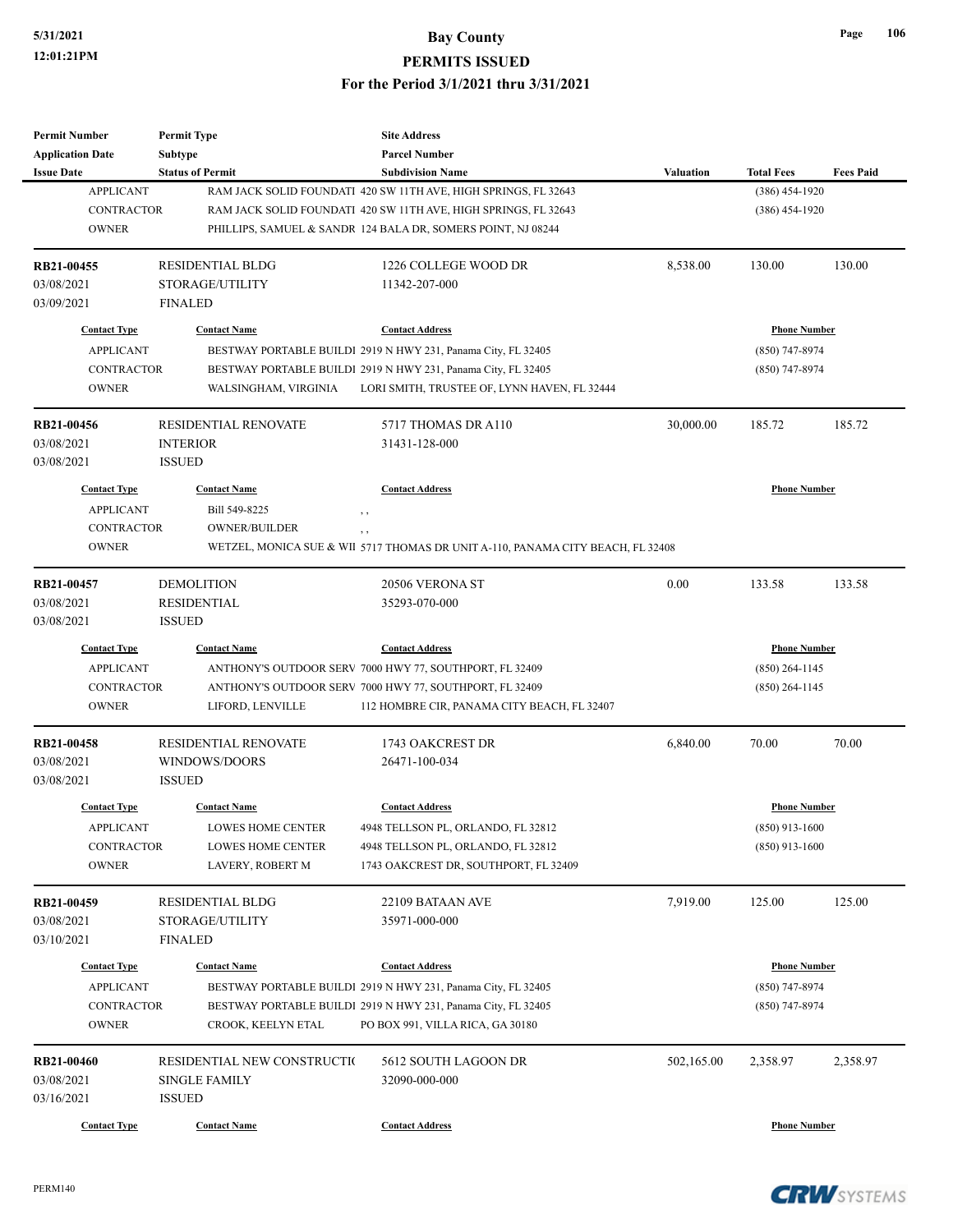| Permit Number<br>Application Date<br>Issue Date | Permit Type<br>Subtype<br>Status of Permit | Site Address<br>Parcel Number<br>Subdivision Name | Valuation | Total Fees | Fees Paid |
|---|---|---|---|---|---|
| APPLICANT | RAM JACK SOLID FOUNDATI | 420 SW 11TH AVE, HIGH SPRINGS, FL 32643 | | (386) 454-1920 | |
| CONTRACTOR | RAM JACK SOLID FOUNDATI | 420 SW 11TH AVE, HIGH SPRINGS, FL 32643 | | (386) 454-1920 | |
| OWNER | PHILLIPS, SAMUEL & SANDR | 124 BALA DR, SOMERS POINT, NJ 08244 | | | |
| **RB21-00455**<br>03/08/2021<br>03/09/2021 | RESIDENTIAL BLDG<br>STORAGE/UTILITY<br>FINALED | 1226 COLLEGE WOOD DR<br>11342-207-000 | 8,538.00 | 130.00 | 130.00 |
| **Contact Type** | **Contact Name** | **Contact Address** | | **Phone Number** | |
| APPLICANT | BESTWAY PORTABLE BUILDI | 2919 N HWY 231, Panama City, FL 32405 | | (850) 747-8974 | |
| CONTRACTOR | BESTWAY PORTABLE BUILDI | 2919 N HWY 231, Panama City, FL 32405 | | (850) 747-8974 | |
| OWNER | WALSINGHAM, VIRGINIA | LORI SMITH, TRUSTEE OF, LYNN HAVEN, FL 32444 | | | |
| **RB21-00456**<br>03/08/2021<br>03/08/2021 | RESIDENTIAL RENOVATE<br>INTERIOR<br>ISSUED | 5717 THOMAS DR A110<br>31431-128-000 | 30,000.00 | 185.72 | 185.72 |
| **Contact Type** | **Contact Name** | **Contact Address** | | **Phone Number** | |
| APPLICANT | Bill 549-8225 | , , | | | |
| CONTRACTOR | OWNER/BUILDER | , , | | | |
| OWNER | WETZEL, MONICA SUE & WII | 5717 THOMAS DR UNIT A-110, PANAMA CITY BEACH, FL 32408 | | | |
| **RB21-00457**<br>03/08/2021<br>03/08/2021 | DEMOLITION<br>RESIDENTIAL<br>ISSUED | 20506 VERONA ST<br>35293-070-000 | 0.00 | 133.58 | 133.58 |
| **Contact Type** | **Contact Name** | **Contact Address** | | **Phone Number** | |
| APPLICANT | ANTHONY'S OUTDOOR SERV | 7000 HWY 77, SOUTHPORT, FL 32409 | | (850) 264-1145 | |
| CONTRACTOR | ANTHONY'S OUTDOOR SERV | 7000 HWY 77, SOUTHPORT, FL 32409 | | (850) 264-1145 | |
| OWNER | LIFORD, LENVILLE | 112 HOMBRE CIR, PANAMA CITY BEACH, FL 32407 | | | |
| **RB21-00458**<br>03/08/2021<br>03/08/2021 | RESIDENTIAL RENOVATE<br>WINDOWS/DOORS<br>ISSUED | 1743 OAKCREST DR<br>26471-100-034 | 6,840.00 | 70.00 | 70.00 |
| **Contact Type** | **Contact Name** | **Contact Address** | | **Phone Number** | |
| APPLICANT | LOWES HOME CENTER | 4948 TELLSON PL, ORLANDO, FL 32812 | | (850) 913-1600 | |
| CONTRACTOR | LOWES HOME CENTER | 4948 TELLSON PL, ORLANDO, FL 32812 | | (850) 913-1600 | |
| OWNER | LAVERY, ROBERT M | 1743 OAKCREST DR, SOUTHPORT, FL 32409 | | | |
| **RB21-00459**<br>03/08/2021<br>03/10/2021 | RESIDENTIAL BLDG<br>STORAGE/UTILITY<br>FINALED | 22109 BATAAN AVE<br>35971-000-000 | 7,919.00 | 125.00 | 125.00 |
| **Contact Type** | **Contact Name** | **Contact Address** | | **Phone Number** | |
| APPLICANT | BESTWAY PORTABLE BUILDI | 2919 N HWY 231, Panama City, FL 32405 | | (850) 747-8974 | |
| CONTRACTOR | BESTWAY PORTABLE BUILDI | 2919 N HWY 231, Panama City, FL 32405 | | (850) 747-8974 | |
| OWNER | CROOK, KEELYN ETAL | PO BOX 991, VILLA RICA, GA 30180 | | | |
| **RB21-00460**<br>03/08/2021<br>03/16/2021 | RESIDENTIAL NEW CONSTRUCTIO<br>SINGLE FAMILY<br>ISSUED | 5612 SOUTH LAGOON DR<br>32090-000-000 | 502,165.00 | 2,358.97 | 2,358.97 |
| **Contact Type** | **Contact Name** | **Contact Address** | | **Phone Number** | |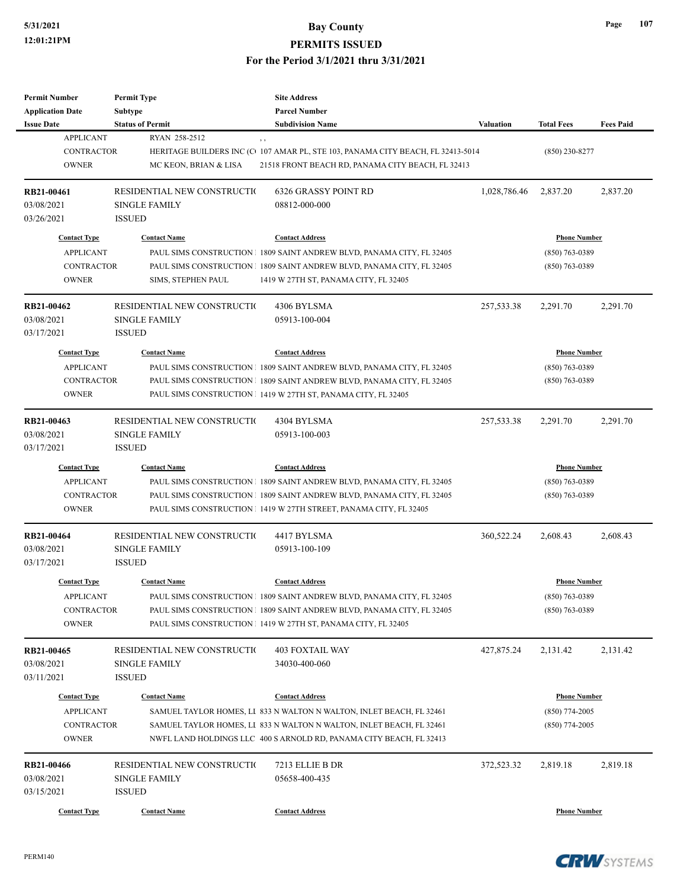# Bay County
## PERMITS ISSUED
### For the Period 3/1/2021 thru 3/31/2021

5/31/2021
12:01:21PM

| Permit Number / Application Date / Issue Date | Permit Type / Subtype / Status of Permit | Site Address / Parcel Number / Subdivision Name | Valuation | Total Fees | Fees Paid |
|---|---|---|---|---|---|
| APPLICANT | RYAN 258-2512 | , , | | | |
| CONTRACTOR | HERITAGE BUILDERS INC (C | 107 AMAR PL, STE 103, PANAMA CITY BEACH, FL 32413-5014 | | (850) 230-8277 | |
| OWNER | MC KEON, BRIAN & LISA | 21518 FRONT BEACH RD, PANAMA CITY BEACH, FL 32413 | | | |
| **RB21-00461** | RESIDENTIAL NEW CONSTRUCTIO | 6326 GRASSY POINT RD | 1,028,786.46 | 2,837.20 | 2,837.20 |
| 03/08/2021 | SINGLE FAMILY | 08812-000-000 | | | |
| 03/26/2021 | ISSUED | | | | |
| **Contact Type** | **Contact Name** | **Contact Address** | | **Phone Number** | |
| APPLICANT | PAUL SIMS CONSTRUCTION | 1809 SAINT ANDREW BLVD, PANAMA CITY, FL 32405 | | (850) 763-0389 | |
| CONTRACTOR | PAUL SIMS CONSTRUCTION | 1809 SAINT ANDREW BLVD, PANAMA CITY, FL 32405 | | (850) 763-0389 | |
| OWNER | SIMS, STEPHEN PAUL | 1419 W 27TH ST, PANAMA CITY, FL 32405 | | | |
| **RB21-00462** | RESIDENTIAL NEW CONSTRUCTIO | 4306 BYLSMA | 257,533.38 | 2,291.70 | 2,291.70 |
| 03/08/2021 | SINGLE FAMILY | 05913-100-004 | | | |
| 03/17/2021 | ISSUED | | | | |
| **Contact Type** | **Contact Name** | **Contact Address** | | **Phone Number** | |
| APPLICANT | PAUL SIMS CONSTRUCTION | 1809 SAINT ANDREW BLVD, PANAMA CITY, FL 32405 | | (850) 763-0389 | |
| CONTRACTOR | PAUL SIMS CONSTRUCTION | 1809 SAINT ANDREW BLVD, PANAMA CITY, FL 32405 | | (850) 763-0389 | |
| OWNER | PAUL SIMS CONSTRUCTION | 1419 W 27TH ST, PANAMA CITY, FL 32405 | | | |
| **RB21-00463** | RESIDENTIAL NEW CONSTRUCTIO | 4304 BYLSMA | 257,533.38 | 2,291.70 | 2,291.70 |
| 03/08/2021 | SINGLE FAMILY | 05913-100-003 | | | |
| 03/17/2021 | ISSUED | | | | |
| **Contact Type** | **Contact Name** | **Contact Address** | | **Phone Number** | |
| APPLICANT | PAUL SIMS CONSTRUCTION | 1809 SAINT ANDREW BLVD, PANAMA CITY, FL 32405 | | (850) 763-0389 | |
| CONTRACTOR | PAUL SIMS CONSTRUCTION | 1809 SAINT ANDREW BLVD, PANAMA CITY, FL 32405 | | (850) 763-0389 | |
| OWNER | PAUL SIMS CONSTRUCTION | 1419 W 27TH STREET, PANAMA CITY, FL 32405 | | | |
| **RB21-00464** | RESIDENTIAL NEW CONSTRUCTIO | 4417 BYLSMA | 360,522.24 | 2,608.43 | 2,608.43 |
| 03/08/2021 | SINGLE FAMILY | 05913-100-109 | | | |
| 03/17/2021 | ISSUED | | | | |
| **Contact Type** | **Contact Name** | **Contact Address** | | **Phone Number** | |
| APPLICANT | PAUL SIMS CONSTRUCTION | 1809 SAINT ANDREW BLVD, PANAMA CITY, FL 32405 | | (850) 763-0389 | |
| CONTRACTOR | PAUL SIMS CONSTRUCTION | 1809 SAINT ANDREW BLVD, PANAMA CITY, FL 32405 | | (850) 763-0389 | |
| OWNER | PAUL SIMS CONSTRUCTION | 1419 W 27TH ST, PANAMA CITY, FL 32405 | | | |
| **RB21-00465** | RESIDENTIAL NEW CONSTRUCTIO | 403 FOXTAIL WAY | 427,875.24 | 2,131.42 | 2,131.42 |
| 03/08/2021 | SINGLE FAMILY | 34030-400-060 | | | |
| 03/11/2021 | ISSUED | | | | |
| **Contact Type** | **Contact Name** | **Contact Address** | | **Phone Number** | |
| APPLICANT | SAMUEL TAYLOR HOMES, LI | 833 N WALTON N WALTON, INLET BEACH, FL 32461 | | (850) 774-2005 | |
| CONTRACTOR | SAMUEL TAYLOR HOMES, LI | 833 N WALTON N WALTON, INLET BEACH, FL 32461 | | (850) 774-2005 | |
| OWNER | NWFL LAND HOLDINGS LLC | 400 S ARNOLD RD, PANAMA CITY BEACH, FL 32413 | | | |
| **RB21-00466** | RESIDENTIAL NEW CONSTRUCTIO | 7213 ELLIE B DR | 372,523.32 | 2,819.18 | 2,819.18 |
| 03/08/2021 | SINGLE FAMILY | 05658-400-435 | | | |
| 03/15/2021 | ISSUED | | | | |
| **Contact Type** | **Contact Name** | **Contact Address** | | **Phone Number** | |

PERM140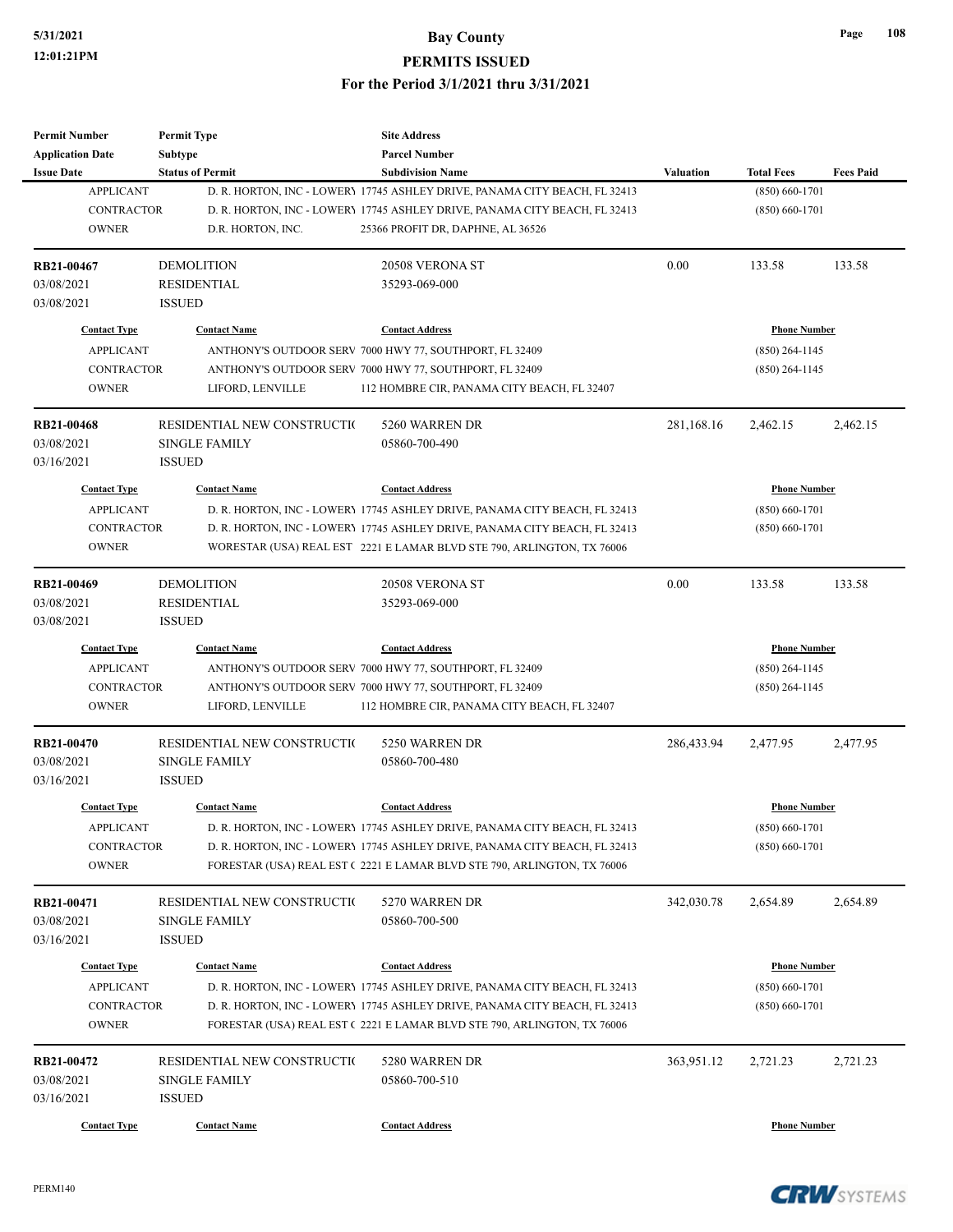# Bay County

## PERMITS ISSUED

### For the Period 3/1/2021 thru 3/31/2021

| Permit Number / Application Date / Issue Date | Permit Type / Subtype / Status of Permit | Site Address / Parcel Number / Subdivision Name | Valuation | Total Fees | Fees Paid |
|---|---|---|---|---|---|
| APPLICANT | D. R. HORTON, INC - LOWERY | 17745 ASHLEY DRIVE, PANAMA CITY BEACH, FL 32413 | | (850) 660-1701 | |
| CONTRACTOR | D. R. HORTON, INC - LOWERY | 17745 ASHLEY DRIVE, PANAMA CITY BEACH, FL 32413 | | (850) 660-1701 | |
| OWNER | D.R. HORTON, INC. | 25366 PROFIT DR, DAPHNE, AL 36526 | | | |
| **RB21-00467** | DEMOLITION | 20508 VERONA ST | 0.00 | 133.58 | 133.58 |
| 03/08/2021 | RESIDENTIAL | 35293-069-000 | | | |
| 03/08/2021 | ISSUED | | | | |
| **Contact Type** | **Contact Name** | **Contact Address** | | **Phone Number** | |
| APPLICANT | ANTHONY'S OUTDOOR SERV | 7000 HWY 77, SOUTHPORT, FL 32409 | | (850) 264-1145 | |
| CONTRACTOR | ANTHONY'S OUTDOOR SERV | 7000 HWY 77, SOUTHPORT, FL 32409 | | (850) 264-1145 | |
| OWNER | LIFORD, LENVILLE | 112 HOMBRE CIR, PANAMA CITY BEACH, FL 32407 | | | |
| **RB21-00468** | RESIDENTIAL NEW CONSTRUCTIO | 5260 WARREN DR | 281,168.16 | 2,462.15 | 2,462.15 |
| 03/08/2021 | SINGLE FAMILY | 05860-700-490 | | | |
| 03/16/2021 | ISSUED | | | | |
| **Contact Type** | **Contact Name** | **Contact Address** | | **Phone Number** | |
| APPLICANT | D. R. HORTON, INC - LOWERY | 17745 ASHLEY DRIVE, PANAMA CITY BEACH, FL 32413 | | (850) 660-1701 | |
| CONTRACTOR | D. R. HORTON, INC - LOWERY | 17745 ASHLEY DRIVE, PANAMA CITY BEACH, FL 32413 | | (850) 660-1701 | |
| OWNER | WORESTAR (USA) REAL EST | 2221 E LAMAR BLVD STE 790, ARLINGTON, TX 76006 | | | |
| **RB21-00469** | DEMOLITION | 20508 VERONA ST | 0.00 | 133.58 | 133.58 |
| 03/08/2021 | RESIDENTIAL | 35293-069-000 | | | |
| 03/08/2021 | ISSUED | | | | |
| **Contact Type** | **Contact Name** | **Contact Address** | | **Phone Number** | |
| APPLICANT | ANTHONY'S OUTDOOR SERV | 7000 HWY 77, SOUTHPORT, FL 32409 | | (850) 264-1145 | |
| CONTRACTOR | ANTHONY'S OUTDOOR SERV | 7000 HWY 77, SOUTHPORT, FL 32409 | | (850) 264-1145 | |
| OWNER | LIFORD, LENVILLE | 112 HOMBRE CIR, PANAMA CITY BEACH, FL 32407 | | | |
| **RB21-00470** | RESIDENTIAL NEW CONSTRUCTIO | 5250 WARREN DR | 286,433.94 | 2,477.95 | 2,477.95 |
| 03/08/2021 | SINGLE FAMILY | 05860-700-480 | | | |
| 03/16/2021 | ISSUED | | | | |
| **Contact Type** | **Contact Name** | **Contact Address** | | **Phone Number** | |
| APPLICANT | D. R. HORTON, INC - LOWERY | 17745 ASHLEY DRIVE, PANAMA CITY BEACH, FL 32413 | | (850) 660-1701 | |
| CONTRACTOR | D. R. HORTON, INC - LOWERY | 17745 ASHLEY DRIVE, PANAMA CITY BEACH, FL 32413 | | (850) 660-1701 | |
| OWNER | FORESTAR (USA) REAL EST ( | 2221 E LAMAR BLVD STE 790, ARLINGTON, TX 76006 | | | |
| **RB21-00471** | RESIDENTIAL NEW CONSTRUCTIO | 5270 WARREN DR | 342,030.78 | 2,654.89 | 2,654.89 |
| 03/08/2021 | SINGLE FAMILY | 05860-700-500 | | | |
| 03/16/2021 | ISSUED | | | | |
| **Contact Type** | **Contact Name** | **Contact Address** | | **Phone Number** | |
| APPLICANT | D. R. HORTON, INC - LOWERY | 17745 ASHLEY DRIVE, PANAMA CITY BEACH, FL 32413 | | (850) 660-1701 | |
| CONTRACTOR | D. R. HORTON, INC - LOWERY | 17745 ASHLEY DRIVE, PANAMA CITY BEACH, FL 32413 | | (850) 660-1701 | |
| OWNER | FORESTAR (USA) REAL EST ( | 2221 E LAMAR BLVD STE 790, ARLINGTON, TX 76006 | | | |
| **RB21-00472** | RESIDENTIAL NEW CONSTRUCTIO | 5280 WARREN DR | 363,951.12 | 2,721.23 | 2,721.23 |
| 03/08/2021 | SINGLE FAMILY | 05860-700-510 | | | |
| 03/16/2021 | ISSUED | | | | |
| **Contact Type** | **Contact Name** | **Contact Address** | | **Phone Number** | |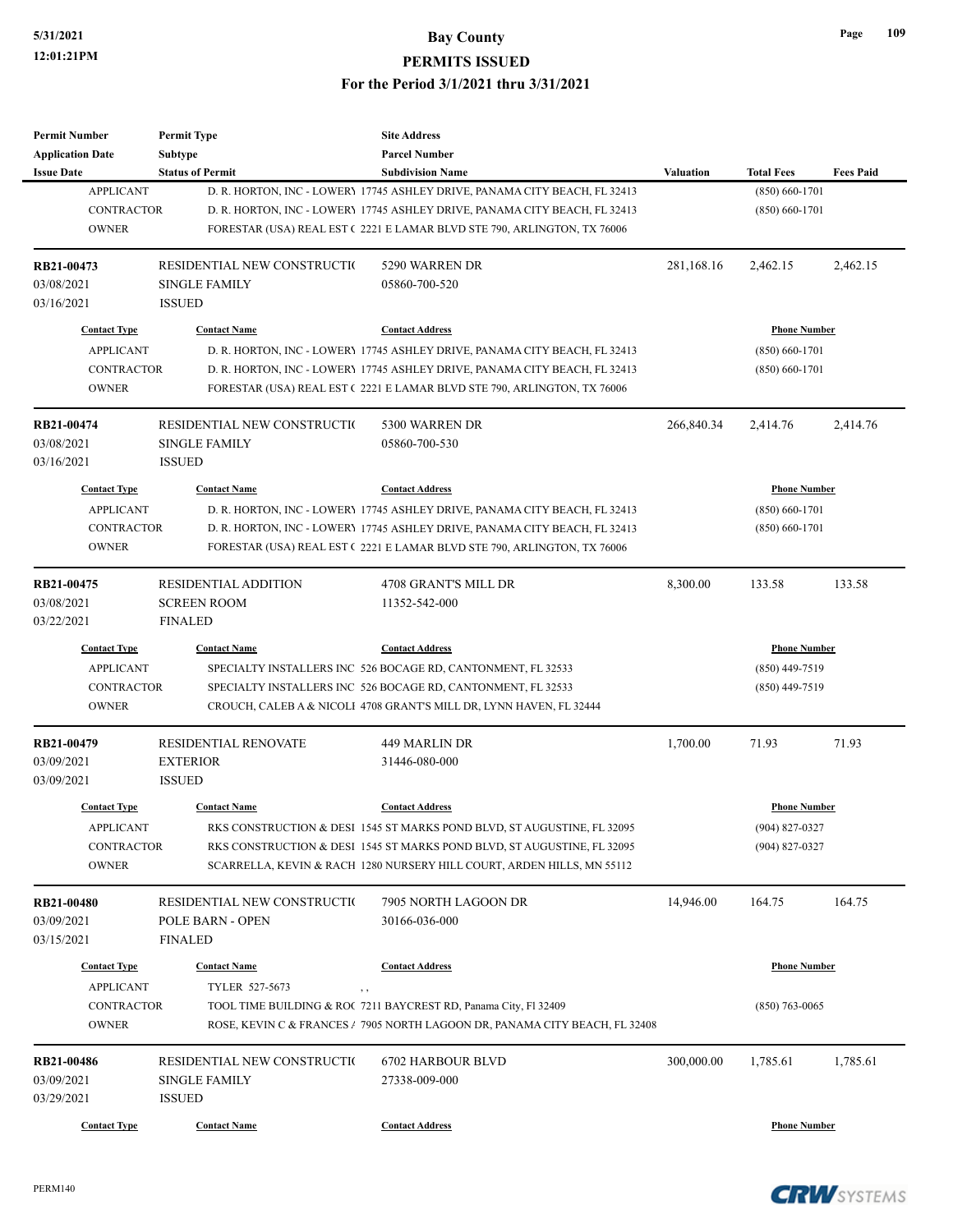| Permit Number | Permit Type | Site Address | | | |
|---|---|---|---|---|---|
| Application Date | Subtype | Parcel Number | | | |
| Issue Date | Status of Permit | Subdivision Name | Valuation | Total Fees | Fees Paid |

| Contact Type | Contact Name | Contact Address | Phone Number |
|---|---|---|---|
| APPLICANT | D. R. HORTON, INC - LOWERY | 17745 ASHLEY DRIVE, PANAMA CITY BEACH, FL 32413 | (850) 660-1701 |
| CONTRACTOR | D. R. HORTON, INC - LOWERY | 17745 ASHLEY DRIVE, PANAMA CITY BEACH, FL 32413 | (850) 660-1701 |
| OWNER | FORESTAR (USA) REAL EST ( | 2221 E LAMAR BLVD STE 790, ARLINGTON, TX 76006 | |

| | | | | | |
|---|---|---|---|---|---|
| **RB21-00473** | RESIDENTIAL NEW CONSTRUCTIO | 5290 WARREN DR | 281,168.16 | 2,462.15 | 2,462.15 |
| 03/08/2021 | SINGLE FAMILY | 05860-700-520 | | | |
| 03/16/2021 | ISSUED | | | | |

| Contact Type | Contact Name | Contact Address | Phone Number |
|---|---|---|---|
| APPLICANT | D. R. HORTON, INC - LOWERY | 17745 ASHLEY DRIVE, PANAMA CITY BEACH, FL 32413 | (850) 660-1701 |
| CONTRACTOR | D. R. HORTON, INC - LOWERY | 17745 ASHLEY DRIVE, PANAMA CITY BEACH, FL 32413 | (850) 660-1701 |
| OWNER | FORESTAR (USA) REAL EST ( | 2221 E LAMAR BLVD STE 790, ARLINGTON, TX 76006 | |

| | | | | | |
|---|---|---|---|---|---|
| **RB21-00474** | RESIDENTIAL NEW CONSTRUCTIO | 5300 WARREN DR | 266,840.34 | 2,414.76 | 2,414.76 |
| 03/08/2021 | SINGLE FAMILY | 05860-700-530 | | | |
| 03/16/2021 | ISSUED | | | | |

| Contact Type | Contact Name | Contact Address | Phone Number |
|---|---|---|---|
| APPLICANT | D. R. HORTON, INC - LOWERY | 17745 ASHLEY DRIVE, PANAMA CITY BEACH, FL 32413 | (850) 660-1701 |
| CONTRACTOR | D. R. HORTON, INC - LOWERY | 17745 ASHLEY DRIVE, PANAMA CITY BEACH, FL 32413 | (850) 660-1701 |
| OWNER | FORESTAR (USA) REAL EST ( | 2221 E LAMAR BLVD STE 790, ARLINGTON, TX 76006 | |

| | | | | | |
|---|---|---|---|---|---|
| **RB21-00475** | RESIDENTIAL ADDITION | 4708 GRANT'S MILL DR | 8,300.00 | 133.58 | 133.58 |
| 03/08/2021 | SCREEN ROOM | 11352-542-000 | | | |
| 03/22/2021 | FINALED | | | | |

| Contact Type | Contact Name | Contact Address | Phone Number |
|---|---|---|---|
| APPLICANT | SPECIALTY INSTALLERS INC | 526 BOCAGE RD, CANTONMENT, FL 32533 | (850) 449-7519 |
| CONTRACTOR | SPECIALTY INSTALLERS INC | 526 BOCAGE RD, CANTONMENT, FL 32533 | (850) 449-7519 |
| OWNER | CROUCH, CALEB A & NICOLI | 4708 GRANT'S MILL DR, LYNN HAVEN, FL 32444 | |

| | | | | | |
|---|---|---|---|---|---|
| **RB21-00479** | RESIDENTIAL RENOVATE | 449 MARLIN DR | 1,700.00 | 71.93 | 71.93 |
| 03/09/2021 | EXTERIOR | 31446-080-000 | | | |
| 03/09/2021 | ISSUED | | | | |

| Contact Type | Contact Name | Contact Address | Phone Number |
|---|---|---|---|
| APPLICANT | RKS CONSTRUCTION & DESI | 1545 ST MARKS POND BLVD, ST AUGUSTINE, FL 32095 | (904) 827-0327 |
| CONTRACTOR | RKS CONSTRUCTION & DESI | 1545 ST MARKS POND BLVD, ST AUGUSTINE, FL 32095 | (904) 827-0327 |
| OWNER | SCARRELLA, KEVIN & RACH | 1280 NURSERY HILL COURT, ARDEN HILLS, MN 55112 | |

| | | | | | |
|---|---|---|---|---|---|
| **RB21-00480** | RESIDENTIAL NEW CONSTRUCTIO | 7905 NORTH LAGOON DR | 14,946.00 | 164.75 | 164.75 |
| 03/09/2021 | POLE BARN - OPEN | 30166-036-000 | | | |
| 03/15/2021 | FINALED | | | | |

| Contact Type | Contact Name | Contact Address | Phone Number |
|---|---|---|---|
| APPLICANT | TYLER 527-5673 | , , | |
| CONTRACTOR | TOOL TIME BUILDING & ROC | 7211 BAYCREST RD, Panama City, Fl 32409 | (850) 763-0065 |
| OWNER | ROSE, KEVIN C & FRANCES / | 7905 NORTH LAGOON DR, PANAMA CITY BEACH, FL 32408 | |

| | | | | | |
|---|---|---|---|---|---|
| **RB21-00486** | RESIDENTIAL NEW CONSTRUCTIO | 6702 HARBOUR BLVD | 300,000.00 | 1,785.61 | 1,785.61 |
| 03/09/2021 | SINGLE FAMILY | 27338-009-000 | | | |
| 03/29/2021 | ISSUED | | | | |

| Contact Type | Contact Name | Contact Address | Phone Number |
|---|---|---|---|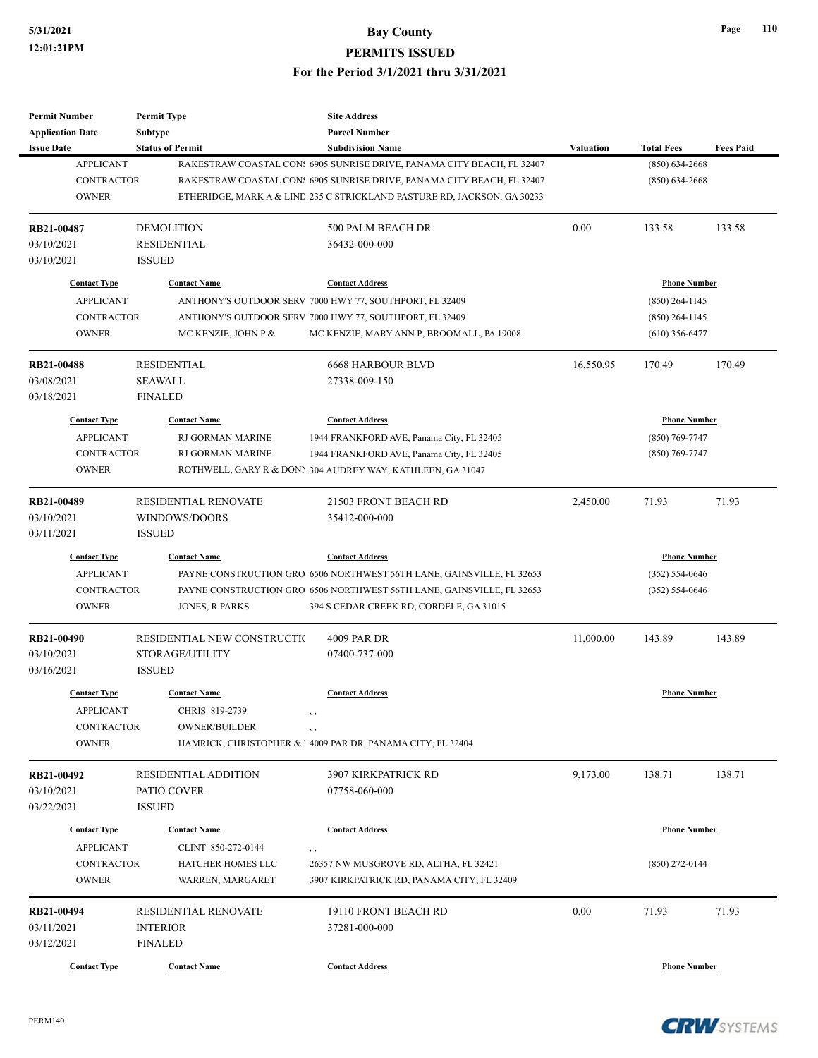| Permit Number | Permit Type | Site Address | | | |
|---|---|---|---|---|---|
| Application Date | Subtype | Parcel Number | | | |
| Issue Date | Status of Permit | Subdivision Name | Valuation | Total Fees | Fees Paid |

| Contact Type | Contact Name | Contact Address | Phone Number |
|---|---|---|---|
| APPLICANT | RAKESTRAW COASTAL CON! | 6905 SUNRISE DRIVE, PANAMA CITY BEACH, FL 32407 | (850) 634-2668 |
| CONTRACTOR | RAKESTRAW COASTAL CON! | 6905 SUNRISE DRIVE, PANAMA CITY BEACH, FL 32407 | (850) 634-2668 |
| OWNER | ETHERIDGE, MARK A & LINE | 235 C STRICKLAND PASTURE RD, JACKSON, GA 30233 | |

| | | | | | |
|---|---|---|---|---|---|
| **RB21-00487** | DEMOLITION | 500 PALM BEACH DR | 0.00 | 133.58 | 133.58 |
| 03/10/2021 | RESIDENTIAL | 36432-000-000 | | | |
| 03/10/2021 | ISSUED | | | | |

| Contact Type | Contact Name | Contact Address | Phone Number |
|---|---|---|---|
| APPLICANT | ANTHONY'S OUTDOOR SERV | 7000 HWY 77, SOUTHPORT, FL 32409 | (850) 264-1145 |
| CONTRACTOR | ANTHONY'S OUTDOOR SERV | 7000 HWY 77, SOUTHPORT, FL 32409 | (850) 264-1145 |
| OWNER | MC KENZIE, JOHN P & | MC KENZIE, MARY ANN P, BROOMALL, PA 19008 | (610) 356-6477 |

| | | | | | |
|---|---|---|---|---|---|
| **RB21-00488** | RESIDENTIAL | 6668 HARBOUR BLVD | 16,550.95 | 170.49 | 170.49 |
| 03/08/2021 | SEAWALL | 27338-009-150 | | | |
| 03/18/2021 | FINALED | | | | |

| Contact Type | Contact Name | Contact Address | Phone Number |
|---|---|---|---|
| APPLICANT | RJ GORMAN MARINE | 1944 FRANKFORD AVE, Panama City, FL 32405 | (850) 769-7747 |
| CONTRACTOR | RJ GORMAN MARINE | 1944 FRANKFORD AVE, Panama City, FL 32405 | (850) 769-7747 |
| OWNER | ROTHWELL, GARY R & DONI | 304 AUDREY WAY, KATHLEEN, GA 31047 | |

| | | | | | |
|---|---|---|---|---|---|
| **RB21-00489** | RESIDENTIAL RENOVATE | 21503 FRONT BEACH RD | 2,450.00 | 71.93 | 71.93 |
| 03/10/2021 | WINDOWS/DOORS | 35412-000-000 | | | |
| 03/11/2021 | ISSUED | | | | |

| Contact Type | Contact Name | Contact Address | Phone Number |
|---|---|---|---|
| APPLICANT | PAYNE CONSTRUCTION GRO | 6506 NORTHWEST 56TH LANE, GAINSVILLE, FL 32653 | (352) 554-0646 |
| CONTRACTOR | PAYNE CONSTRUCTION GRO | 6506 NORTHWEST 56TH LANE, GAINSVILLE, FL 32653 | (352) 554-0646 |
| OWNER | JONES, R PARKS | 394 S CEDAR CREEK RD, CORDELE, GA 31015 | |

| | | | | | |
|---|---|---|---|---|---|
| **RB21-00490** | RESIDENTIAL NEW CONSTRUCTI( | 4009 PAR DR | 11,000.00 | 143.89 | 143.89 |
| 03/10/2021 | STORAGE/UTILITY | 07400-737-000 | | | |
| 03/16/2021 | ISSUED | | | | |

| Contact Type | Contact Name | Contact Address | Phone Number |
|---|---|---|---|
| APPLICANT | CHRIS 819-2739 | , , | |
| CONTRACTOR | OWNER/BUILDER | , , | |
| OWNER | HAMRICK, CHRISTOPHER & | 4009 PAR DR, PANAMA CITY, FL 32404 | |

| | | | | | |
|---|---|---|---|---|---|
| **RB21-00492** | RESIDENTIAL ADDITION | 3907 KIRKPATRICK RD | 9,173.00 | 138.71 | 138.71 |
| 03/10/2021 | PATIO COVER | 07758-060-000 | | | |
| 03/22/2021 | ISSUED | | | | |

| Contact Type | Contact Name | Contact Address | Phone Number |
|---|---|---|---|
| APPLICANT | CLINT 850-272-0144 | , , | |
| CONTRACTOR | HATCHER HOMES LLC | 26357 NW MUSGROVE RD, ALTHA, FL 32421 | (850) 272-0144 |
| OWNER | WARREN, MARGARET | 3907 KIRKPATRICK RD, PANAMA CITY, FL 32409 | |

| | | | | | |
|---|---|---|---|---|---|
| **RB21-00494** | RESIDENTIAL RENOVATE | 19110 FRONT BEACH RD | 0.00 | 71.93 | 71.93 |
| 03/11/2021 | INTERIOR | 37281-000-000 | | | |
| 03/12/2021 | FINALED | | | | |

| Contact Type | Contact Name | Contact Address | Phone Number |
|---|---|---|---|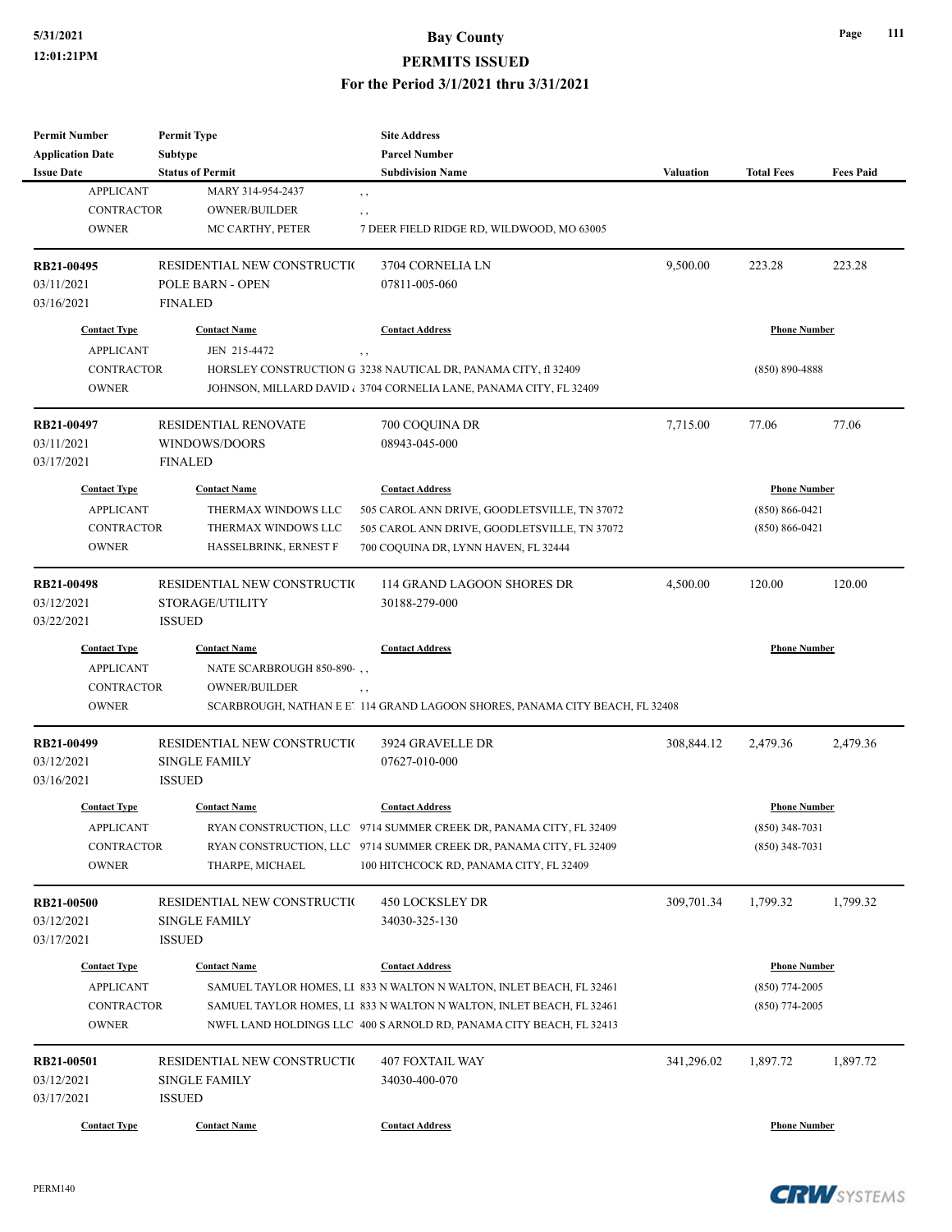# Bay County
## PERMITS ISSUED
### For the Period 3/1/2021 thru 3/31/2021

| Permit Number / Application Date / Issue Date | Permit Type / Subtype / Status of Permit | Site Address / Parcel Number / Subdivision Name | Valuation | Total Fees | Fees Paid |
|---|---|---|---|---|---|
| APPLICANT | MARY 314-954-2437 | , , | | | |
| CONTRACTOR | OWNER/BUILDER | , , | | | |
| OWNER | MC CARTHY, PETER | 7 DEER FIELD RIDGE RD, WILDWOOD, MO 63005 | | | |

**RB21-00495** | RESIDENTIAL NEW CONSTRUCTI( | 3704 CORNELIA LN | 9,500.00 | 223.28 | 223.28
03/11/2021 | POLE BARN - OPEN | 07811-005-060
03/16/2021 | FINALED

| Contact Type | Contact Name | Contact Address | Phone Number |
|---|---|---|---|
| APPLICANT | JEN 215-4472 | , , | |
| CONTRACTOR | HORSLEY CONSTRUCTION G | 3238 NAUTICAL DR, PANAMA CITY, fl 32409 | (850) 890-4888 |
| OWNER | JOHNSON, MILLARD DAVID ( | 3704 CORNELIA LANE, PANAMA CITY, FL 32409 | |

**RB21-00497** | RESIDENTIAL RENOVATE | 700 COQUINA DR | 7,715.00 | 77.06 | 77.06
03/11/2021 | WINDOWS/DOORS | 08943-045-000
03/17/2021 | FINALED

| Contact Type | Contact Name | Contact Address | Phone Number |
|---|---|---|---|
| APPLICANT | THERMAX WINDOWS LLC | 505 CAROL ANN DRIVE, GOODLETSVILLE, TN 37072 | (850) 866-0421 |
| CONTRACTOR | THERMAX WINDOWS LLC | 505 CAROL ANN DRIVE, GOODLETSVILLE, TN 37072 | (850) 866-0421 |
| OWNER | HASSELBRINK, ERNEST F | 700 COQUINA DR, LYNN HAVEN, FL 32444 | |

**RB21-00498** | RESIDENTIAL NEW CONSTRUCTI( | 114 GRAND LAGOON SHORES DR | 4,500.00 | 120.00 | 120.00
03/12/2021 | STORAGE/UTILITY | 30188-279-000
03/22/2021 | ISSUED

| Contact Type | Contact Name | Contact Address | Phone Number |
|---|---|---|---|
| APPLICANT | NATE SCARBROUGH 850-890- | , , | |
| CONTRACTOR | OWNER/BUILDER | , , | |
| OWNER | SCARBROUGH, NATHAN E E' | 114 GRAND LAGOON SHORES, PANAMA CITY BEACH, FL 32408 | |

**RB21-00499** | RESIDENTIAL NEW CONSTRUCTI( | 3924 GRAVELLE DR | 308,844.12 | 2,479.36 | 2,479.36
03/12/2021 | SINGLE FAMILY | 07627-010-000
03/16/2021 | ISSUED

| Contact Type | Contact Name | Contact Address | Phone Number |
|---|---|---|---|
| APPLICANT | RYAN CONSTRUCTION, LLC | 9714 SUMMER CREEK DR, PANAMA CITY, FL 32409 | (850) 348-7031 |
| CONTRACTOR | RYAN CONSTRUCTION, LLC | 9714 SUMMER CREEK DR, PANAMA CITY, FL 32409 | (850) 348-7031 |
| OWNER | THARPE, MICHAEL | 100 HITCHCOCK RD, PANAMA CITY, FL 32409 | |

**RB21-00500** | RESIDENTIAL NEW CONSTRUCTI( | 450 LOCKSLEY DR | 309,701.34 | 1,799.32 | 1,799.32
03/12/2021 | SINGLE FAMILY | 34030-325-130
03/17/2021 | ISSUED

| Contact Type | Contact Name | Contact Address | Phone Number |
|---|---|---|---|
| APPLICANT | SAMUEL TAYLOR HOMES, LI | 833 N WALTON N WALTON, INLET BEACH, FL 32461 | (850) 774-2005 |
| CONTRACTOR | SAMUEL TAYLOR HOMES, LI | 833 N WALTON N WALTON, INLET BEACH, FL 32461 | (850) 774-2005 |
| OWNER | NWFL LAND HOLDINGS LLC | 400 S ARNOLD RD, PANAMA CITY BEACH, FL 32413 | |

**RB21-00501** | RESIDENTIAL NEW CONSTRUCTI( | 407 FOXTAIL WAY | 341,296.02 | 1,897.72 | 1,897.72
03/12/2021 | SINGLE FAMILY | 34030-400-070
03/17/2021 | ISSUED

| Contact Type | Contact Name | Contact Address | Phone Number |
|---|---|---|---|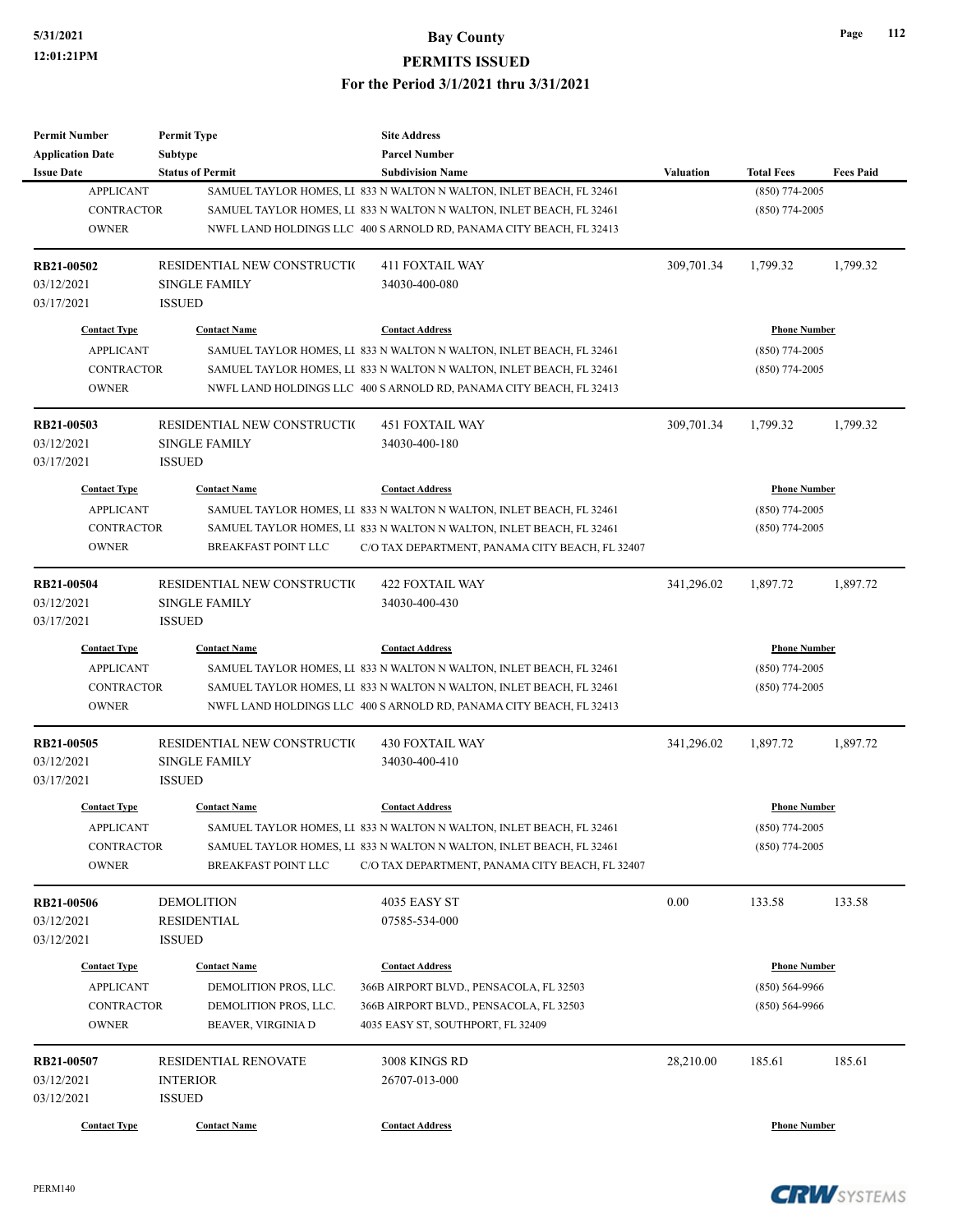| Permit Number<br>Application Date<br>Issue Date | Permit Type<br>Subtype<br>Status of Permit | Site Address<br>Parcel Number<br>Subdivision Name | Valuation | Total Fees | Fees Paid |
|---|---|---|---|---|---|
| APPLICANT | SAMUEL TAYLOR HOMES, LI | 833 N WALTON N WALTON, INLET BEACH, FL 32461 | | (850) 774-2005 | |
| CONTRACTOR | SAMUEL TAYLOR HOMES, LI | 833 N WALTON N WALTON, INLET BEACH, FL 32461 | | (850) 774-2005 | |
| OWNER | NWFL LAND HOLDINGS LLC | 400 S ARNOLD RD, PANAMA CITY BEACH, FL 32413 | | | |
| **RB21-00502** | RESIDENTIAL NEW CONSTRUCTI( | 411 FOXTAIL WAY | 309,701.34 | 1,799.32 | 1,799.32 |
| 03/12/2021 | SINGLE FAMILY | 34030-400-080 | | | |
| 03/17/2021 | ISSUED | | | | |
| Contact Type | Contact Name | Contact Address | | Phone Number | |
| APPLICANT | SAMUEL TAYLOR HOMES, LI | 833 N WALTON N WALTON, INLET BEACH, FL 32461 | | (850) 774-2005 | |
| CONTRACTOR | SAMUEL TAYLOR HOMES, LI | 833 N WALTON N WALTON, INLET BEACH, FL 32461 | | (850) 774-2005 | |
| OWNER | NWFL LAND HOLDINGS LLC | 400 S ARNOLD RD, PANAMA CITY BEACH, FL 32413 | | | |
| **RB21-00503** | RESIDENTIAL NEW CONSTRUCTI( | 451 FOXTAIL WAY | 309,701.34 | 1,799.32 | 1,799.32 |
| 03/12/2021 | SINGLE FAMILY | 34030-400-180 | | | |
| 03/17/2021 | ISSUED | | | | |
| Contact Type | Contact Name | Contact Address | | Phone Number | |
| APPLICANT | SAMUEL TAYLOR HOMES, LI | 833 N WALTON N WALTON, INLET BEACH, FL 32461 | | (850) 774-2005 | |
| CONTRACTOR | SAMUEL TAYLOR HOMES, LI | 833 N WALTON N WALTON, INLET BEACH, FL 32461 | | (850) 774-2005 | |
| OWNER | BREAKFAST POINT LLC | C/O TAX DEPARTMENT, PANAMA CITY BEACH, FL 32407 | | | |
| **RB21-00504** | RESIDENTIAL NEW CONSTRUCTI( | 422 FOXTAIL WAY | 341,296.02 | 1,897.72 | 1,897.72 |
| 03/12/2021 | SINGLE FAMILY | 34030-400-430 | | | |
| 03/17/2021 | ISSUED | | | | |
| Contact Type | Contact Name | Contact Address | | Phone Number | |
| APPLICANT | SAMUEL TAYLOR HOMES, LI | 833 N WALTON N WALTON, INLET BEACH, FL 32461 | | (850) 774-2005 | |
| CONTRACTOR | SAMUEL TAYLOR HOMES, LI | 833 N WALTON N WALTON, INLET BEACH, FL 32461 | | (850) 774-2005 | |
| OWNER | NWFL LAND HOLDINGS LLC | 400 S ARNOLD RD, PANAMA CITY BEACH, FL 32413 | | | |
| **RB21-00505** | RESIDENTIAL NEW CONSTRUCTI( | 430 FOXTAIL WAY | 341,296.02 | 1,897.72 | 1,897.72 |
| 03/12/2021 | SINGLE FAMILY | 34030-400-410 | | | |
| 03/17/2021 | ISSUED | | | | |
| Contact Type | Contact Name | Contact Address | | Phone Number | |
| APPLICANT | SAMUEL TAYLOR HOMES, LI | 833 N WALTON N WALTON, INLET BEACH, FL 32461 | | (850) 774-2005 | |
| CONTRACTOR | SAMUEL TAYLOR HOMES, LI | 833 N WALTON N WALTON, INLET BEACH, FL 32461 | | (850) 774-2005 | |
| OWNER | BREAKFAST POINT LLC | C/O TAX DEPARTMENT, PANAMA CITY BEACH, FL 32407 | | | |
| **RB21-00506** | DEMOLITION | 4035 EASY ST | 0.00 | 133.58 | 133.58 |
| 03/12/2021 | RESIDENTIAL | 07585-534-000 | | | |
| 03/12/2021 | ISSUED | | | | |
| Contact Type | Contact Name | Contact Address | | Phone Number | |
| APPLICANT | DEMOLITION PROS, LLC. | 366B AIRPORT BLVD., PENSACOLA, FL 32503 | | (850) 564-9966 | |
| CONTRACTOR | DEMOLITION PROS, LLC. | 366B AIRPORT BLVD., PENSACOLA, FL 32503 | | (850) 564-9966 | |
| OWNER | BEAVER, VIRGINIA D | 4035 EASY ST, SOUTHPORT, FL 32409 | | | |
| **RB21-00507** | RESIDENTIAL RENOVATE | 3008 KINGS RD | 28,210.00 | 185.61 | 185.61 |
| 03/12/2021 | INTERIOR | 26707-013-000 | | | |
| 03/12/2021 | ISSUED | | | | |
| Contact Type | Contact Name | Contact Address | | Phone Number | |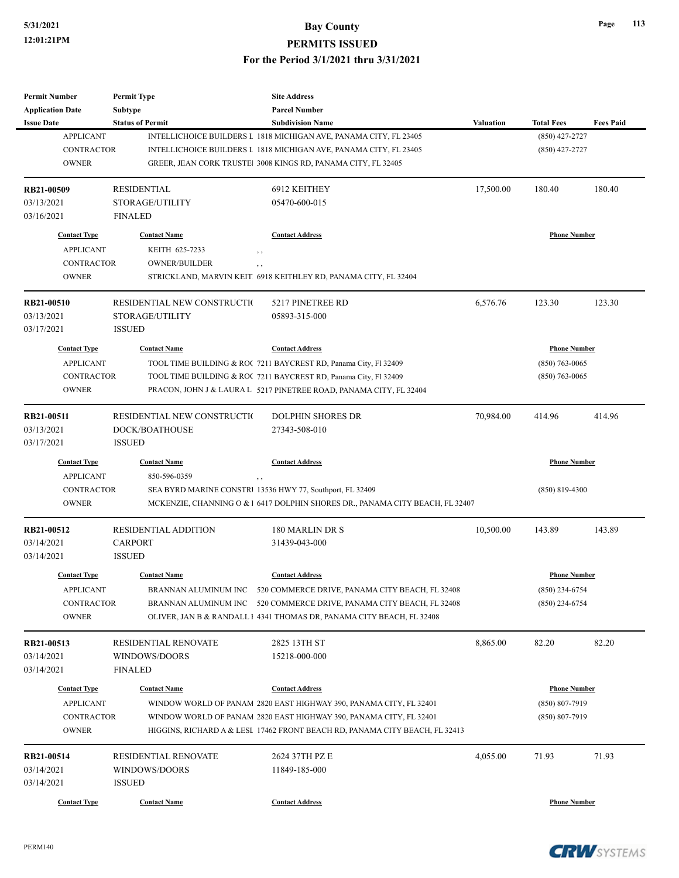| Permit Number | Permit Type | Site Address | | | |
|---|---|---|---|---|---|
| Application Date | Subtype | Parcel Number | | | |
| Issue Date | Status of Permit | Subdivision Name | Valuation | Total Fees | Fees Paid |

| Contact Type | Contact Name | Contact Address | Phone Number |
|---|---|---|---|
| APPLICANT | INTELLICHOICE BUILDERS L | 1818 MICHIGAN AVE, PANAMA CITY, FL 23405 | (850) 427-2727 |
| CONTRACTOR | INTELLICHOICE BUILDERS L | 1818 MICHIGAN AVE, PANAMA CITY, FL 23405 | (850) 427-2727 |
| OWNER | GREER, JEAN CORK TRUSTEI | 3008 KINGS RD, PANAMA CITY, FL 32405 | |

| Permit Number | Permit Type | Site Address | Valuation | Total Fees | Fees Paid |
|---|---|---|---|---|---|
| RB21-00509 | RESIDENTIAL | 6912 KEITHEY | 17,500.00 | 180.40 | 180.40 |
| 03/13/2021 | STORAGE/UTILITY | 05470-600-015 | | | |
| 03/16/2021 | FINALED | | | | |

| Contact Type | Contact Name | Contact Address | Phone Number |
|---|---|---|---|
| APPLICANT | KEITH 625-7233 | , , | |
| CONTRACTOR | OWNER/BUILDER | , , | |
| OWNER | STRICKLAND, MARVIN KEIT | 6918 KEITHLEY RD, PANAMA CITY, FL 32404 | |

| Permit Number | Permit Type | Site Address | Valuation | Total Fees | Fees Paid |
|---|---|---|---|---|---|
| RB21-00510 | RESIDENTIAL NEW CONSTRUCTI( | 5217 PINETREE RD | 6,576.76 | 123.30 | 123.30 |
| 03/13/2021 | STORAGE/UTILITY | 05893-315-000 | | | |
| 03/17/2021 | ISSUED | | | | |

| Contact Type | Contact Name | Contact Address | Phone Number |
|---|---|---|---|
| APPLICANT | TOOL TIME BUILDING & RO( | 7211 BAYCREST RD, Panama City, Fl 32409 | (850) 763-0065 |
| CONTRACTOR | TOOL TIME BUILDING & RO( | 7211 BAYCREST RD, Panama City, Fl 32409 | (850) 763-0065 |
| OWNER | PRACON, JOHN J & LAURA L | 5217 PINETREE ROAD, PANAMA CITY, FL 32404 | |

| Permit Number | Permit Type | Site Address | Valuation | Total Fees | Fees Paid |
|---|---|---|---|---|---|
| RB21-00511 | RESIDENTIAL NEW CONSTRUCTI( | DOLPHIN SHORES DR | 70,984.00 | 414.96 | 414.96 |
| 03/13/2021 | DOCK/BOATHOUSE | 27343-508-010 | | | |
| 03/17/2021 | ISSUED | | | | |

| Contact Type | Contact Name | Contact Address | Phone Number |
|---|---|---|---|
| APPLICANT | 850-596-0359 | , , | |
| CONTRACTOR | SEA BYRD MARINE CONSTRI | 13536 HWY 77, Southport, FL 32409 | (850) 819-4300 |
| OWNER | MCKENZIE, CHANNING O & I | 6417 DOLPHIN SHORES DR., PANAMA CITY BEACH, FL 32407 | |

| Permit Number | Permit Type | Site Address | Valuation | Total Fees | Fees Paid |
|---|---|---|---|---|---|
| RB21-00512 | RESIDENTIAL ADDITION | 180 MARLIN DR S | 10,500.00 | 143.89 | 143.89 |
| 03/14/2021 | CARPORT | 31439-043-000 | | | |
| 03/14/2021 | ISSUED | | | | |

| Contact Type | Contact Name | Contact Address | Phone Number |
|---|---|---|---|
| APPLICANT | BRANNAN ALUMINUM INC | 520 COMMERCE DRIVE, PANAMA CITY BEACH, FL 32408 | (850) 234-6754 |
| CONTRACTOR | BRANNAN ALUMINUM INC | 520 COMMERCE DRIVE, PANAMA CITY BEACH, FL 32408 | (850) 234-6754 |
| OWNER | OLIVER, JAN B & RANDALL I | 4341 THOMAS DR, PANAMA CITY BEACH, FL 32408 | |

| Permit Number | Permit Type | Site Address | Valuation | Total Fees | Fees Paid |
|---|---|---|---|---|---|
| RB21-00513 | RESIDENTIAL RENOVATE | 2825 13TH ST | 8,865.00 | 82.20 | 82.20 |
| 03/14/2021 | WINDOWS/DOORS | 15218-000-000 | | | |
| 03/14/2021 | FINALED | | | | |

| Contact Type | Contact Name | Contact Address | Phone Number |
|---|---|---|---|
| APPLICANT | WINDOW WORLD OF PANAM | 2820 EAST HIGHWAY 390, PANAMA CITY, FL 32401 | (850) 807-7919 |
| CONTRACTOR | WINDOW WORLD OF PANAM | 2820 EAST HIGHWAY 390, PANAMA CITY, FL 32401 | (850) 807-7919 |
| OWNER | HIGGINS, RICHARD A & LESL | 17462 FRONT BEACH RD, PANAMA CITY BEACH, FL 32413 | |

| Permit Number | Permit Type | Site Address | Valuation | Total Fees | Fees Paid |
|---|---|---|---|---|---|
| RB21-00514 | RESIDENTIAL RENOVATE | 2624 37TH PZ E | 4,055.00 | 71.93 | 71.93 |
| 03/14/2021 | WINDOWS/DOORS | 11849-185-000 | | | |
| 03/14/2021 | ISSUED | | | | |

| Contact Type | Contact Name | Contact Address | Phone Number |
|---|---|---|---|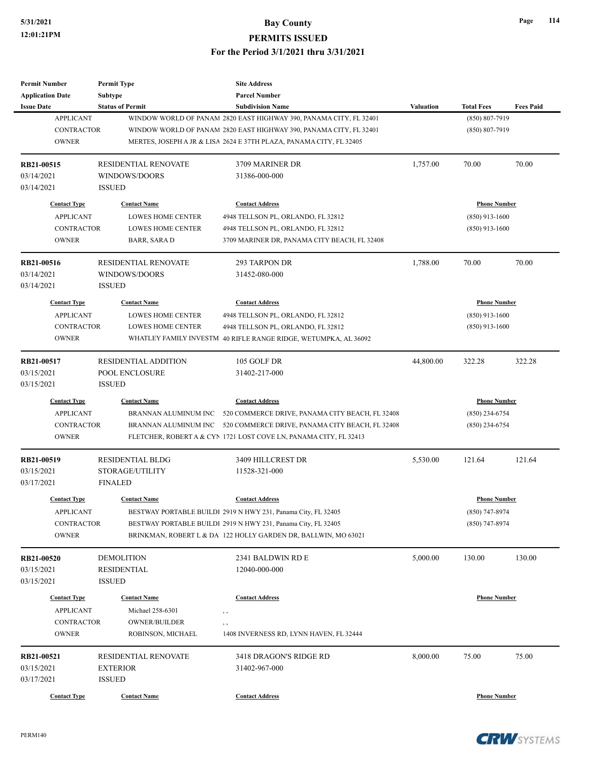| Permit Number | Permit Type | Site Address | | | |
|---|---|---|---|---|---|
| Application Date | Subtype | Parcel Number | | | |
| Issue Date | Status of Permit | Subdivision Name | Valuation | Total Fees | Fees Paid |

| | | | |
|---|---|---|---|
| APPLICANT | WINDOW WORLD OF PANAM | 2820 EAST HIGHWAY 390, PANAMA CITY, FL 32401 | (850) 807-7919 |
| CONTRACTOR | WINDOW WORLD OF PANAM | 2820 EAST HIGHWAY 390, PANAMA CITY, FL 32401 | (850) 807-7919 |
| OWNER | MERTES, JOSEPH A JR & LISA | 2624 E 37TH PLAZA, PANAMA CITY, FL 32405 | |

| | | | | | |
|---|---|---|---|---|---|
| **RB21-00515** | RESIDENTIAL RENOVATE | 3709 MARINER DR | 1,757.00 | 70.00 | 70.00 |
| 03/14/2021 | WINDOWS/DOORS | 31386-000-000 | | | |
| 03/14/2021 | ISSUED | | | | |

| Contact Type | Contact Name | Contact Address | Phone Number |
|---|---|---|---|
| APPLICANT | LOWES HOME CENTER | 4948 TELLSON PL, ORLANDO, FL 32812 | (850) 913-1600 |
| CONTRACTOR | LOWES HOME CENTER | 4948 TELLSON PL, ORLANDO, FL 32812 | (850) 913-1600 |
| OWNER | BARR, SARA D | 3709 MARINER DR, PANAMA CITY BEACH, FL 32408 | |

| | | | | | |
|---|---|---|---|---|---|
| **RB21-00516** | RESIDENTIAL RENOVATE | 293 TARPON DR | 1,788.00 | 70.00 | 70.00 |
| 03/14/2021 | WINDOWS/DOORS | 31452-080-000 | | | |
| 03/14/2021 | ISSUED | | | | |

| Contact Type | Contact Name | Contact Address | Phone Number |
|---|---|---|---|
| APPLICANT | LOWES HOME CENTER | 4948 TELLSON PL, ORLANDO, FL 32812 | (850) 913-1600 |
| CONTRACTOR | LOWES HOME CENTER | 4948 TELLSON PL, ORLANDO, FL 32812 | (850) 913-1600 |
| OWNER | WHATLEY FAMILY INVESTM | 40 RIFLE RANGE RIDGE, WETUMPKA, AL 36092 | |

| | | | | | |
|---|---|---|---|---|---|
| **RB21-00517** | RESIDENTIAL ADDITION | 105 GOLF DR | 44,800.00 | 322.28 | 322.28 |
| 03/15/2021 | POOL ENCLOSURE | 31402-217-000 | | | |
| 03/15/2021 | ISSUED | | | | |

| Contact Type | Contact Name | Contact Address | Phone Number |
|---|---|---|---|
| APPLICANT | BRANNAN ALUMINUM INC | 520 COMMERCE DRIVE, PANAMA CITY BEACH, FL 32408 | (850) 234-6754 |
| CONTRACTOR | BRANNAN ALUMINUM INC | 520 COMMERCE DRIVE, PANAMA CITY BEACH, FL 32408 | (850) 234-6754 |
| OWNER | FLETCHER, ROBERT A & CYN | 1721 LOST COVE LN, PANAMA CITY, FL 32413 | |

| | | | | | |
|---|---|---|---|---|---|
| **RB21-00519** | RESIDENTIAL BLDG | 3409 HILLCREST DR | 5,530.00 | 121.64 | 121.64 |
| 03/15/2021 | STORAGE/UTILITY | 11528-321-000 | | | |
| 03/17/2021 | FINALED | | | | |

| Contact Type | Contact Name | Contact Address | Phone Number |
|---|---|---|---|
| APPLICANT | BESTWAY PORTABLE BUILDI | 2919 N HWY 231, Panama City, FL 32405 | (850) 747-8974 |
| CONTRACTOR | BESTWAY PORTABLE BUILDI | 2919 N HWY 231, Panama City, FL 32405 | (850) 747-8974 |
| OWNER | BRINKMAN, ROBERT L & DA | 122 HOLLY GARDEN DR, BALLWIN, MO 63021 | |

| | | | | | |
|---|---|---|---|---|---|
| **RB21-00520** | DEMOLITION | 2341 BALDWIN RD E | 5,000.00 | 130.00 | 130.00 |
| 03/15/2021 | RESIDENTIAL | 12040-000-000 | | | |
| 03/15/2021 | ISSUED | | | | |

| Contact Type | Contact Name | Contact Address | Phone Number |
|---|---|---|---|
| APPLICANT | Michael 258-6301 | , , | |
| CONTRACTOR | OWNER/BUILDER | , , | |
| OWNER | ROBINSON, MICHAEL | 1408 INVERNESS RD, LYNN HAVEN, FL 32444 | |

| | | | | | |
|---|---|---|---|---|---|
| **RB21-00521** | RESIDENTIAL RENOVATE | 3418 DRAGON'S RIDGE RD | 8,000.00 | 75.00 | 75.00 |
| 03/15/2021 | EXTERIOR | 31402-967-000 | | | |
| 03/17/2021 | ISSUED | | | | |

| Contact Type | Contact Name | Contact Address | Phone Number |
|---|---|---|---|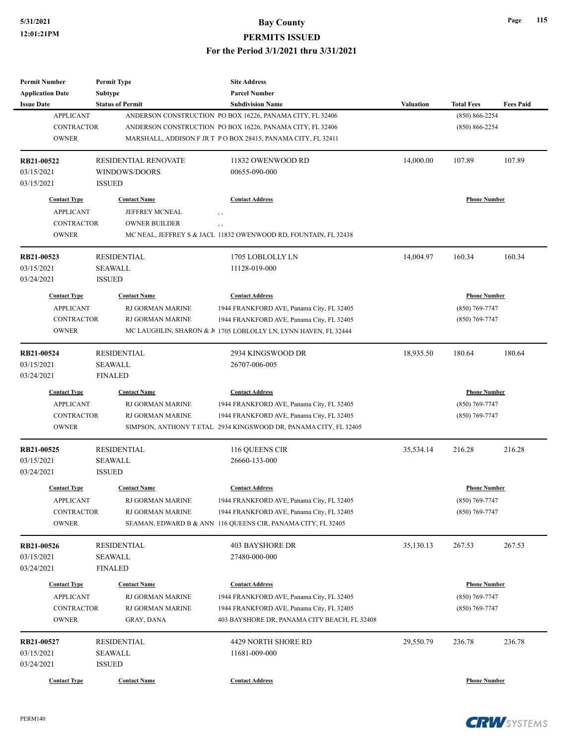| Permit Number | Permit Type | Site Address | | | |
|---|---|---|---|---|---|
| Application Date | Subtype | Parcel Number | | | |
| Issue Date | Status of Permit | Subdivision Name | Valuation | Total Fees | Fees Paid |

| Contact Type | Contact Name | Contact Address | Phone Number |
|---|---|---|---|
| APPLICANT | ANDERSON CONSTRUCTION | PO BOX 16226, PANAMA CITY, FL 32406 | (850) 866-2254 |
| CONTRACTOR | ANDERSON CONSTRUCTION | PO BOX 16226, PANAMA CITY, FL 32406 | (850) 866-2254 |
| OWNER | MARSHALL, ADDISON F JR T | P O BOX 28415, PANAMA CITY, FL 32411 | |

| RB21-00522 | RESIDENTIAL RENOVATE | 11832 OWENWOOD RD | 14,000.00 | 107.89 | 107.89 |
|---|---|---|---|---|---|
| 03/15/2021 | WINDOWS/DOORS | 00655-090-000 | | | |
| 03/15/2021 | ISSUED | | | | |

| Contact Type | Contact Name | Contact Address | Phone Number |
|---|---|---|---|
| APPLICANT | JEFFREY MCNEAL | , , | |
| CONTRACTOR | OWNER BUILDER | , , | |
| OWNER | MC NEAL, JEFFREY S & JACL | 11832 OWENWOOD RD, FOUNTAIN, FL 32438 | |

| RB21-00523 | RESIDENTIAL | 1705 LOBLOLLY LN | 14,004.97 | 160.34 | 160.34 |
|---|---|---|---|---|---|
| 03/15/2021 | SEAWALL | 11128-019-000 | | | |
| 03/24/2021 | ISSUED | | | | |

| Contact Type | Contact Name | Contact Address | Phone Number |
|---|---|---|---|
| APPLICANT | RJ GORMAN MARINE | 1944 FRANKFORD AVE, Panama City, FL 32405 | (850) 769-7747 |
| CONTRACTOR | RJ GORMAN MARINE | 1944 FRANKFORD AVE, Panama City, FL 32405 | (850) 769-7747 |
| OWNER | MC LAUGHLIN, SHARON & J( | 1705 LOBLOLLY LN, LYNN HAVEN, FL 32444 | |

| RB21-00524 | RESIDENTIAL | 2934 KINGSWOOD DR | 18,935.50 | 180.64 | 180.64 |
|---|---|---|---|---|---|
| 03/15/2021 | SEAWALL | 26707-006-005 | | | |
| 03/24/2021 | FINALED | | | | |

| Contact Type | Contact Name | Contact Address | Phone Number |
|---|---|---|---|
| APPLICANT | RJ GORMAN MARINE | 1944 FRANKFORD AVE, Panama City, FL 32405 | (850) 769-7747 |
| CONTRACTOR | RJ GORMAN MARINE | 1944 FRANKFORD AVE, Panama City, FL 32405 | (850) 769-7747 |
| OWNER | SIMPSON, ANTHONY T ETAL | 2934 KINGSWOOD DR, PANAMA CITY, FL 32405 | |

| RB21-00525 | RESIDENTIAL | 116 QUEENS CIR | 35,534.14 | 216.28 | 216.28 |
|---|---|---|---|---|---|
| 03/15/2021 | SEAWALL | 26660-133-000 | | | |
| 03/24/2021 | ISSUED | | | | |

| Contact Type | Contact Name | Contact Address | Phone Number |
|---|---|---|---|
| APPLICANT | RJ GORMAN MARINE | 1944 FRANKFORD AVE, Panama City, FL 32405 | (850) 769-7747 |
| CONTRACTOR | RJ GORMAN MARINE | 1944 FRANKFORD AVE, Panama City, FL 32405 | (850) 769-7747 |
| OWNER | SEAMAN, EDWARD B & ANN | 116 QUEENS CIR, PANAMA CITY, FL 32405 | |

| RB21-00526 | RESIDENTIAL | 403 BAYSHORE DR | 35,130.13 | 267.53 | 267.53 |
|---|---|---|---|---|---|
| 03/15/2021 | SEAWALL | 27480-000-000 | | | |
| 03/24/2021 | FINALED | | | | |

| Contact Type | Contact Name | Contact Address | Phone Number |
|---|---|---|---|
| APPLICANT | RJ GORMAN MARINE | 1944 FRANKFORD AVE, Panama City, FL 32405 | (850) 769-7747 |
| CONTRACTOR | RJ GORMAN MARINE | 1944 FRANKFORD AVE, Panama City, FL 32405 | (850) 769-7747 |
| OWNER | GRAY, DANA | 403 BAYSHORE DR, PANAMA CITY BEACH, FL 32408 | |

| RB21-00527 | RESIDENTIAL | 4429 NORTH SHORE RD | 29,550.79 | 236.78 | 236.78 |
|---|---|---|---|---|---|
| 03/15/2021 | SEAWALL | 11681-009-000 | | | |
| 03/24/2021 | ISSUED | | | | |

| Contact Type | Contact Name | Contact Address | Phone Number |
|---|---|---|---|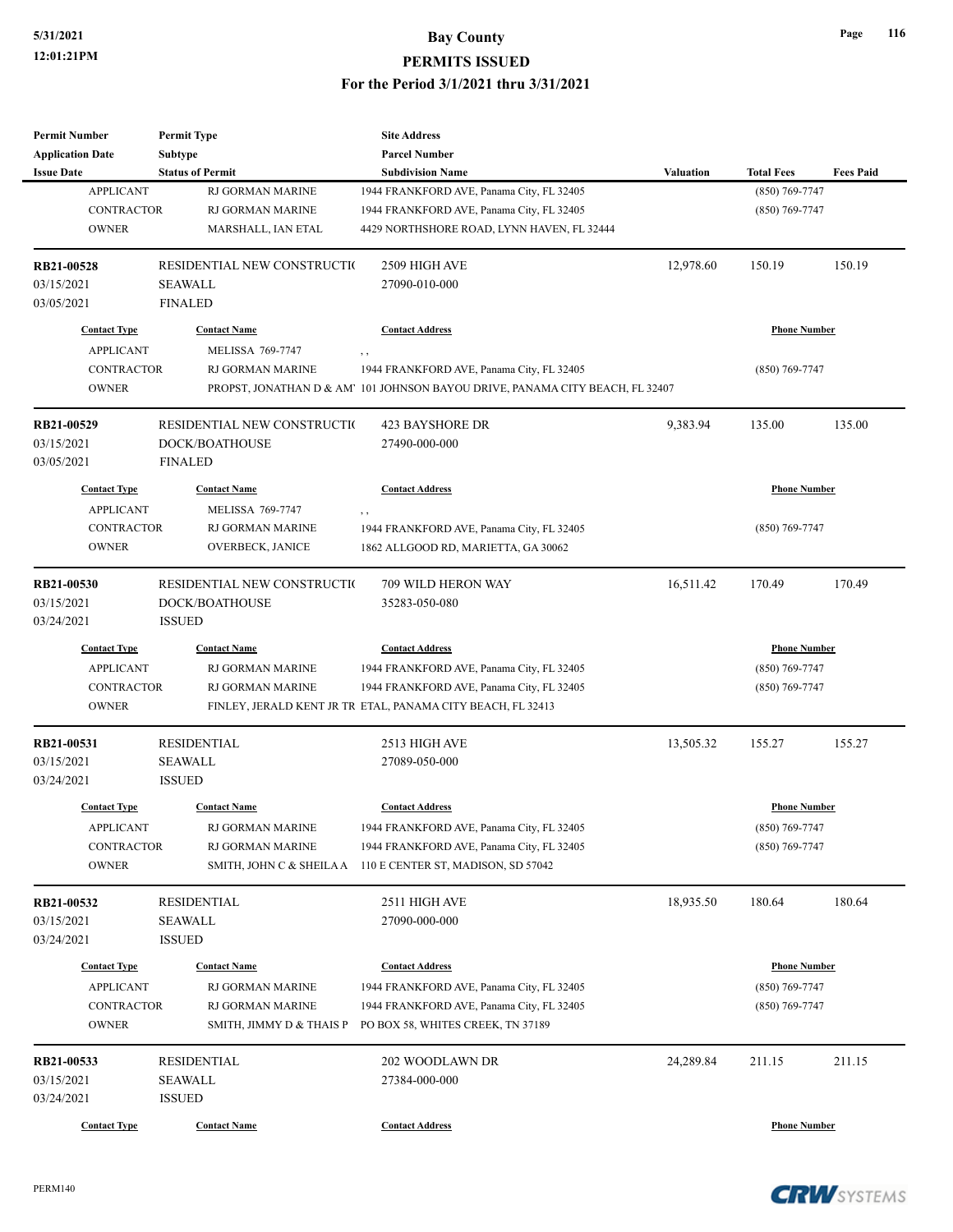| Permit Number | Permit Type | Site Address | | | |
|---|---|---|---|---|---|
| Application Date | Subtype | Parcel Number | | | |
| Issue Date | Status of Permit | Subdivision Name | Valuation | Total Fees | Fees Paid |
| APPLICANT | RJ GORMAN MARINE | 1944 FRANKFORD AVE, Panama City, FL 32405 | | (850) 769-7747 | |
| CONTRACTOR | RJ GORMAN MARINE | 1944 FRANKFORD AVE, Panama City, FL 32405 | | (850) 769-7747 | |
| OWNER | MARSHALL, IAN ETAL | 4429 NORTHSHORE ROAD, LYNN HAVEN, FL 32444 | | | |
| **RB21-00528** | RESIDENTIAL NEW CONSTRUCTI( | 2509 HIGH AVE | 12,978.60 | 150.19 | 150.19 |
| 03/15/2021 | SEAWALL | 27090-010-000 | | | |
| 03/05/2021 | FINALED | | | | |
| Contact Type | Contact Name | Contact Address | | Phone Number | |
| APPLICANT | MELISSA 769-7747 | , , | | | |
| CONTRACTOR | RJ GORMAN MARINE | 1944 FRANKFORD AVE, Panama City, FL 32405 | | (850) 769-7747 | |
| OWNER | PROPST, JONATHAN D & AM | 101 JOHNSON BAYOU DRIVE, PANAMA CITY BEACH, FL 32407 | | | |
| **RB21-00529** | RESIDENTIAL NEW CONSTRUCTI( | 423 BAYSHORE DR | 9,383.94 | 135.00 | 135.00 |
| 03/15/2021 | DOCK/BOATHOUSE | 27490-000-000 | | | |
| 03/05/2021 | FINALED | | | | |
| Contact Type | Contact Name | Contact Address | | Phone Number | |
| APPLICANT | MELISSA 769-7747 | , , | | | |
| CONTRACTOR | RJ GORMAN MARINE | 1944 FRANKFORD AVE, Panama City, FL 32405 | | (850) 769-7747 | |
| OWNER | OVERBECK, JANICE | 1862 ALLGOOD RD, MARIETTA, GA 30062 | | | |
| **RB21-00530** | RESIDENTIAL NEW CONSTRUCTI( | 709 WILD HERON WAY | 16,511.42 | 170.49 | 170.49 |
| 03/15/2021 | DOCK/BOATHOUSE | 35283-050-080 | | | |
| 03/24/2021 | ISSUED | | | | |
| Contact Type | Contact Name | Contact Address | | Phone Number | |
| APPLICANT | RJ GORMAN MARINE | 1944 FRANKFORD AVE, Panama City, FL 32405 | | (850) 769-7747 | |
| CONTRACTOR | RJ GORMAN MARINE | 1944 FRANKFORD AVE, Panama City, FL 32405 | | (850) 769-7747 | |
| OWNER | FINLEY, JERALD KENT JR TR | ETAL, PANAMA CITY BEACH, FL 32413 | | | |
| **RB21-00531** | RESIDENTIAL | 2513 HIGH AVE | 13,505.32 | 155.27 | 155.27 |
| 03/15/2021 | SEAWALL | 27089-050-000 | | | |
| 03/24/2021 | ISSUED | | | | |
| Contact Type | Contact Name | Contact Address | | Phone Number | |
| APPLICANT | RJ GORMAN MARINE | 1944 FRANKFORD AVE, Panama City, FL 32405 | | (850) 769-7747 | |
| CONTRACTOR | RJ GORMAN MARINE | 1944 FRANKFORD AVE, Panama City, FL 32405 | | (850) 769-7747 | |
| OWNER | SMITH, JOHN C & SHEILA A | 110 E CENTER ST, MADISON, SD 57042 | | | |
| **RB21-00532** | RESIDENTIAL | 2511 HIGH AVE | 18,935.50 | 180.64 | 180.64 |
| 03/15/2021 | SEAWALL | 27090-000-000 | | | |
| 03/24/2021 | ISSUED | | | | |
| Contact Type | Contact Name | Contact Address | | Phone Number | |
| APPLICANT | RJ GORMAN MARINE | 1944 FRANKFORD AVE, Panama City, FL 32405 | | (850) 769-7747 | |
| CONTRACTOR | RJ GORMAN MARINE | 1944 FRANKFORD AVE, Panama City, FL 32405 | | (850) 769-7747 | |
| OWNER | SMITH, JIMMY D & THAIS P | PO BOX 58, WHITES CREEK, TN 37189 | | | |
| **RB21-00533** | RESIDENTIAL | 202 WOODLAWN DR | 24,289.84 | 211.15 | 211.15 |
| 03/15/2021 | SEAWALL | 27384-000-000 | | | |
| 03/24/2021 | ISSUED | | | | |
| Contact Type | Contact Name | Contact Address | | Phone Number | |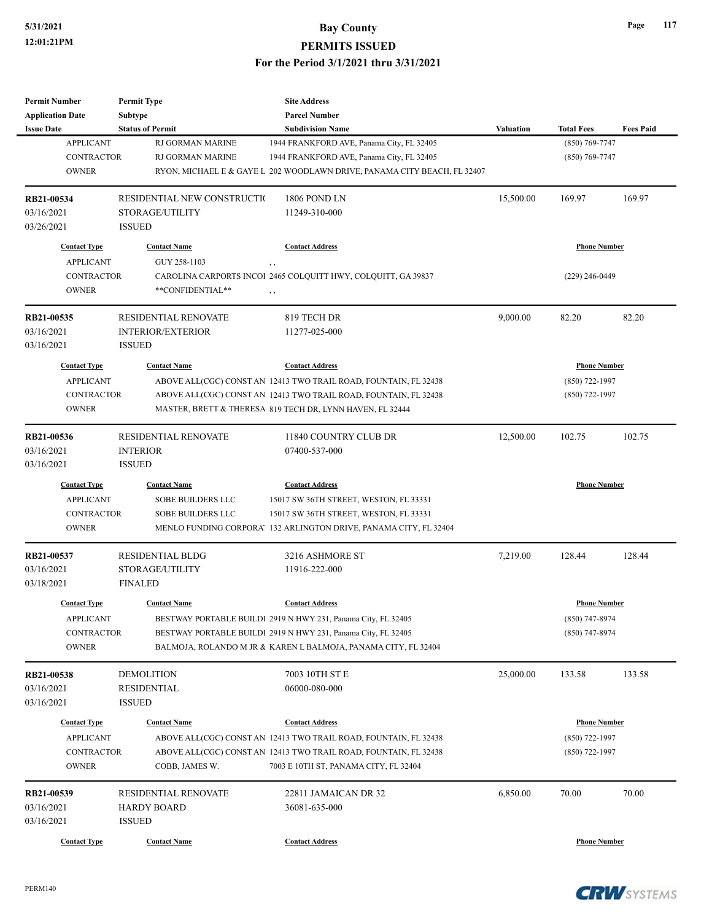| Permit Number<br>Application Date<br>Issue Date | Permit Type<br>Subtype<br>Status of Permit | Site Address<br>Parcel Number<br>Subdivision Name | Valuation | Total Fees | Fees Paid |
|---|---|---|---|---|---|

| Contact Type | Contact Name | Contact Address | Phone Number |
|---|---|---|---|
| APPLICANT | RJ GORMAN MARINE | 1944 FRANKFORD AVE, Panama City, FL 32405 | (850) 769-7747 |
| CONTRACTOR | RJ GORMAN MARINE | 1944 FRANKFORD AVE, Panama City, FL 32405 | (850) 769-7747 |
| OWNER | RYON, MICHAEL E & GAYE L | 202 WOODLAWN DRIVE, PANAMA CITY BEACH, FL 32407 | |

| Permit Number | Permit Type | Site Address | Valuation | Total Fees | Fees Paid |
|---|---|---|---|---|---|
| RB21-00534 | RESIDENTIAL NEW CONSTRUCTI( | 1806 POND LN | 15,500.00 | 169.97 | 169.97 |
| 03/16/2021 | STORAGE/UTILITY | 11249-310-000 | | | |
| 03/26/2021 | ISSUED | | | | |

| Contact Type | Contact Name | Contact Address | Phone Number |
|---|---|---|---|
| APPLICANT | GUY 258-1103 | , , | |
| CONTRACTOR | CAROLINA CARPORTS INCOI | 2465 COLQUITT HWY, COLQUITT, GA 39837 | (229) 246-0449 |
| OWNER | **CONFIDENTIAL** | , , | |

| Permit Number | Permit Type | Site Address | Valuation | Total Fees | Fees Paid |
|---|---|---|---|---|---|
| RB21-00535 | RESIDENTIAL RENOVATE | 819 TECH DR | 9,000.00 | 82.20 | 82.20 |
| 03/16/2021 | INTERIOR/EXTERIOR | 11277-025-000 | | | |
| 03/16/2021 | ISSUED | | | | |

| Contact Type | Contact Name | Contact Address | Phone Number |
|---|---|---|---|
| APPLICANT | ABOVE ALL(CGC) CONST AN | 12413 TWO TRAIL ROAD, FOUNTAIN, FL 32438 | (850) 722-1997 |
| CONTRACTOR | ABOVE ALL(CGC) CONST AN | 12413 TWO TRAIL ROAD, FOUNTAIN, FL 32438 | (850) 722-1997 |
| OWNER | MASTER, BRETT & THERESA | 819 TECH DR, LYNN HAVEN, FL 32444 | |

| Permit Number | Permit Type | Site Address | Valuation | Total Fees | Fees Paid |
|---|---|---|---|---|---|
| RB21-00536 | RESIDENTIAL RENOVATE | 11840 COUNTRY CLUB DR | 12,500.00 | 102.75 | 102.75 |
| 03/16/2021 | INTERIOR | 07400-537-000 | | | |
| 03/16/2021 | ISSUED | | | | |

| Contact Type | Contact Name | Contact Address | Phone Number |
|---|---|---|---|
| APPLICANT | SOBE BUILDERS LLC | 15017 SW 36TH STREET, WESTON, FL 33331 | |
| CONTRACTOR | SOBE BUILDERS LLC | 15017 SW 36TH STREET, WESTON, FL 33331 | |
| OWNER | MENLO FUNDING CORPORA' | 132 ARLINGTON DRIVE, PANAMA CITY, FL 32404 | |

| Permit Number | Permit Type | Site Address | Valuation | Total Fees | Fees Paid |
|---|---|---|---|---|---|
| RB21-00537 | RESIDENTIAL BLDG | 3216 ASHMORE ST | 7,219.00 | 128.44 | 128.44 |
| 03/16/2021 | STORAGE/UTILITY | 11916-222-000 | | | |
| 03/18/2021 | FINALED | | | | |

| Contact Type | Contact Name | Contact Address | Phone Number |
|---|---|---|---|
| APPLICANT | BESTWAY PORTABLE BUILDI | 2919 N HWY 231, Panama City, FL 32405 | (850) 747-8974 |
| CONTRACTOR | BESTWAY PORTABLE BUILDI | 2919 N HWY 231, Panama City, FL 32405 | (850) 747-8974 |
| OWNER | BALMOJA, ROLANDO M JR & | KAREN L BALMOJA, PANAMA CITY, FL 32404 | |

| Permit Number | Permit Type | Site Address | Valuation | Total Fees | Fees Paid |
|---|---|---|---|---|---|
| RB21-00538 | DEMOLITION | 7003 10TH ST E | 25,000.00 | 133.58 | 133.58 |
| 03/16/2021 | RESIDENTIAL | 06000-080-000 | | | |
| 03/16/2021 | ISSUED | | | | |

| Contact Type | Contact Name | Contact Address | Phone Number |
|---|---|---|---|
| APPLICANT | ABOVE ALL(CGC) CONST AN | 12413 TWO TRAIL ROAD, FOUNTAIN, FL 32438 | (850) 722-1997 |
| CONTRACTOR | ABOVE ALL(CGC) CONST AN | 12413 TWO TRAIL ROAD, FOUNTAIN, FL 32438 | (850) 722-1997 |
| OWNER | COBB, JAMES W. | 7003 E 10TH ST, PANAMA CITY, FL 32404 | |

| Permit Number | Permit Type | Site Address | Valuation | Total Fees | Fees Paid |
|---|---|---|---|---|---|
| RB21-00539 | RESIDENTIAL RENOVATE | 22811 JAMAICAN DR 32 | 6,850.00 | 70.00 | 70.00 |
| 03/16/2021 | HARDY BOARD | 36081-635-000 | | | |
| 03/16/2021 | ISSUED | | | | |

| Contact Type | Contact Name | Contact Address | Phone Number |
|---|---|---|---|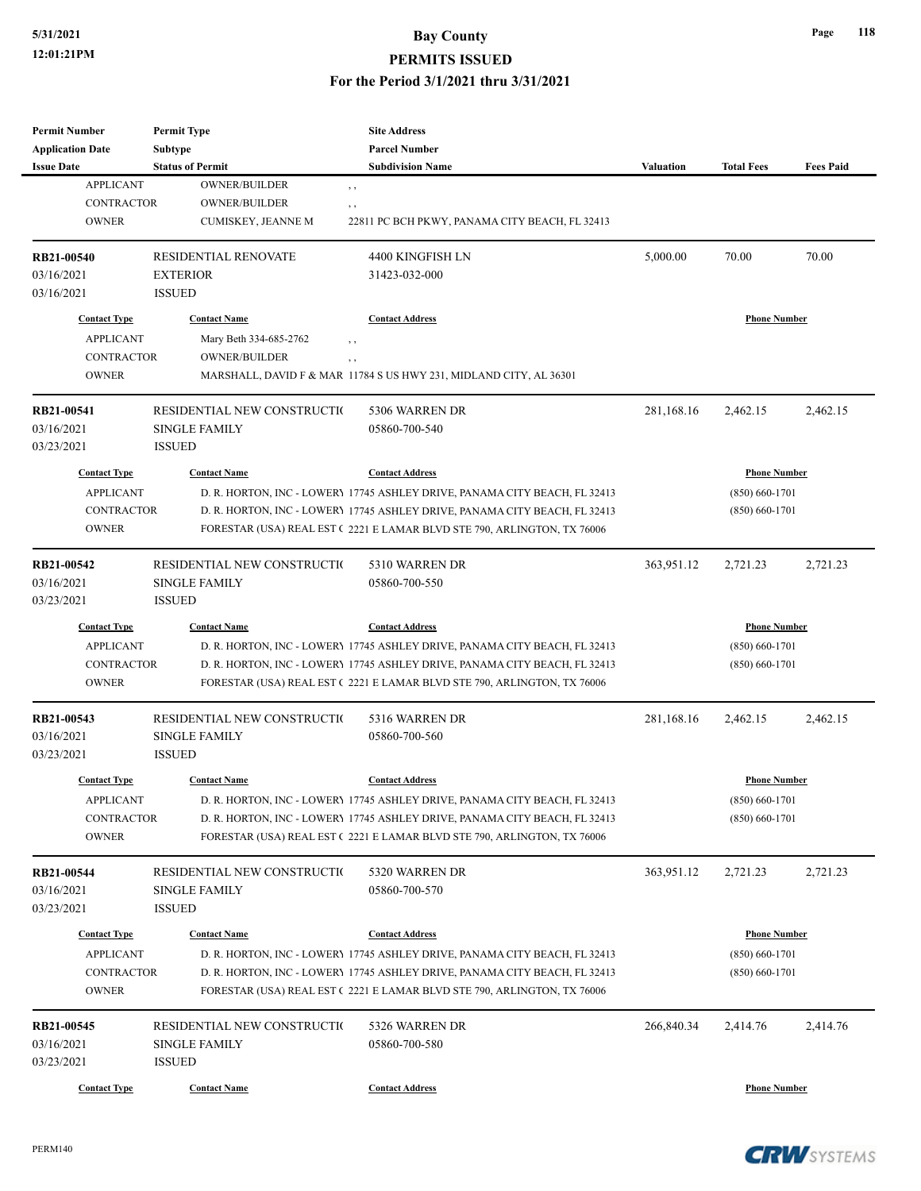| Permit Number<br>Application Date<br>Issue Date | Permit Type<br>Subtype<br>Status of Permit | Site Address<br>Parcel Number<br>Subdivision Name | Valuation | Total Fees | Fees Paid |
|---|---|---|---|---|---|
| APPLICANT | OWNER/BUILDER | , , | | | |
| CONTRACTOR | OWNER/BUILDER | , , | | | |
| OWNER | CUMISKEY, JEANNE M | 22811 PC BCH PKWY, PANAMA CITY BEACH, FL 32413 | | | |
| **RB21-00540**<br>03/16/2021<br>03/16/2021 | RESIDENTIAL RENOVATE<br>EXTERIOR<br>ISSUED | 4400 KINGFISH LN<br>31423-032-000 | 5,000.00 | 70.00 | 70.00 |
| **Contact Type** | **Contact Name** | **Contact Address** | | **Phone Number** | |
| APPLICANT | Mary Beth 334-685-2762 | , , | | | |
| CONTRACTOR | OWNER/BUILDER | , , | | | |
| OWNER | MARSHALL, DAVID F & MAR | 11784 S US HWY 231, MIDLAND CITY, AL 36301 | | | |
| **RB21-00541**<br>03/16/2021<br>03/23/2021 | RESIDENTIAL NEW CONSTRUCTIO<br>SINGLE FAMILY<br>ISSUED | 5306 WARREN DR<br>05860-700-540 | 281,168.16 | 2,462.15 | 2,462.15 |
| **Contact Type** | **Contact Name** | **Contact Address** | | **Phone Number** | |
| APPLICANT | D. R. HORTON, INC - LOWERY | 17745 ASHLEY DRIVE, PANAMA CITY BEACH, FL 32413 | | (850) 660-1701 | |
| CONTRACTOR | D. R. HORTON, INC - LOWERY | 17745 ASHLEY DRIVE, PANAMA CITY BEACH, FL 32413 | | (850) 660-1701 | |
| OWNER | FORESTAR (USA) REAL EST ( | 2221 E LAMAR BLVD STE 790, ARLINGTON, TX 76006 | | | |
| **RB21-00542**<br>03/16/2021<br>03/23/2021 | RESIDENTIAL NEW CONSTRUCTIO<br>SINGLE FAMILY<br>ISSUED | 5310 WARREN DR<br>05860-700-550 | 363,951.12 | 2,721.23 | 2,721.23 |
| **Contact Type** | **Contact Name** | **Contact Address** | | **Phone Number** | |
| APPLICANT | D. R. HORTON, INC - LOWERY | 17745 ASHLEY DRIVE, PANAMA CITY BEACH, FL 32413 | | (850) 660-1701 | |
| CONTRACTOR | D. R. HORTON, INC - LOWERY | 17745 ASHLEY DRIVE, PANAMA CITY BEACH, FL 32413 | | (850) 660-1701 | |
| OWNER | FORESTAR (USA) REAL EST ( | 2221 E LAMAR BLVD STE 790, ARLINGTON, TX 76006 | | | |
| **RB21-00543**<br>03/16/2021<br>03/23/2021 | RESIDENTIAL NEW CONSTRUCTIO<br>SINGLE FAMILY<br>ISSUED | 5316 WARREN DR<br>05860-700-560 | 281,168.16 | 2,462.15 | 2,462.15 |
| **Contact Type** | **Contact Name** | **Contact Address** | | **Phone Number** | |
| APPLICANT | D. R. HORTON, INC - LOWERY | 17745 ASHLEY DRIVE, PANAMA CITY BEACH, FL 32413 | | (850) 660-1701 | |
| CONTRACTOR | D. R. HORTON, INC - LOWERY | 17745 ASHLEY DRIVE, PANAMA CITY BEACH, FL 32413 | | (850) 660-1701 | |
| OWNER | FORESTAR (USA) REAL EST ( | 2221 E LAMAR BLVD STE 790, ARLINGTON, TX 76006 | | | |
| **RB21-00544**<br>03/16/2021<br>03/23/2021 | RESIDENTIAL NEW CONSTRUCTIO<br>SINGLE FAMILY<br>ISSUED | 5320 WARREN DR<br>05860-700-570 | 363,951.12 | 2,721.23 | 2,721.23 |
| **Contact Type** | **Contact Name** | **Contact Address** | | **Phone Number** | |
| APPLICANT | D. R. HORTON, INC - LOWERY | 17745 ASHLEY DRIVE, PANAMA CITY BEACH, FL 32413 | | (850) 660-1701 | |
| CONTRACTOR | D. R. HORTON, INC - LOWERY | 17745 ASHLEY DRIVE, PANAMA CITY BEACH, FL 32413 | | (850) 660-1701 | |
| OWNER | FORESTAR (USA) REAL EST ( | 2221 E LAMAR BLVD STE 790, ARLINGTON, TX 76006 | | | |
| **RB21-00545**<br>03/16/2021<br>03/23/2021 | RESIDENTIAL NEW CONSTRUCTIO<br>SINGLE FAMILY<br>ISSUED | 5326 WARREN DR<br>05860-700-580 | 266,840.34 | 2,414.76 | 2,414.76 |
| **Contact Type** | **Contact Name** | **Contact Address** | | **Phone Number** | |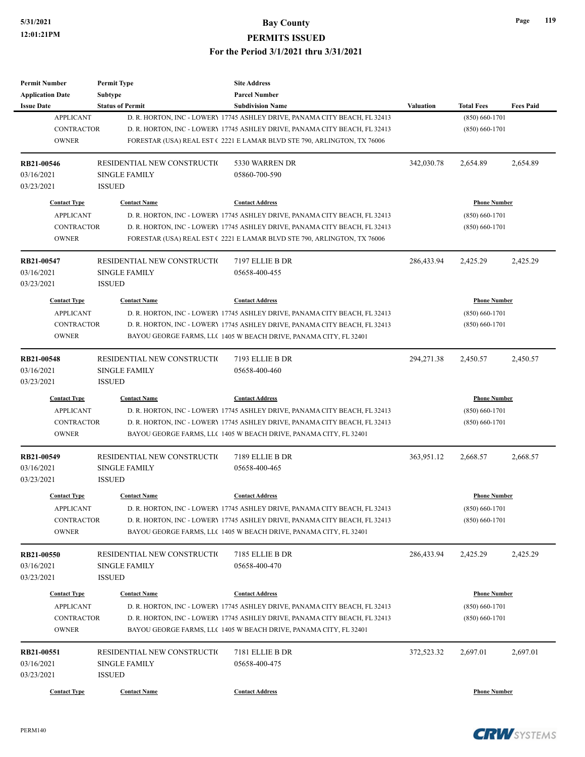| Permit Number<br>Application Date<br>Issue Date | Permit Type<br>Subtype<br>Status of Permit | Site Address<br>Parcel Number<br>Subdivision Name | Valuation | Total Fees | Fees Paid |
|---|---|---|---|---|---|
| APPLICANT | D. R. HORTON, INC - LOWERY | 17745 ASHLEY DRIVE, PANAMA CITY BEACH, FL 32413 | | (850) 660-1701 | |
| CONTRACTOR | D. R. HORTON, INC - LOWERY | 17745 ASHLEY DRIVE, PANAMA CITY BEACH, FL 32413 | | (850) 660-1701 | |
| OWNER | FORESTAR (USA) REAL EST ( | 2221 E LAMAR BLVD STE 790, ARLINGTON, TX 76006 | | | |
| **RB21-00546**<br>03/16/2021<br>03/23/2021 | RESIDENTIAL NEW CONSTRUCTI(<br>SINGLE FAMILY<br>ISSUED | 5330 WARREN DR<br>05860-700-590 | 342,030.78 | 2,654.89 | 2,654.89 |
| **Contact Type** | **Contact Name** | **Contact Address** | | **Phone Number** | |
| APPLICANT | D. R. HORTON, INC - LOWERY | 17745 ASHLEY DRIVE, PANAMA CITY BEACH, FL 32413 | | (850) 660-1701 | |
| CONTRACTOR | D. R. HORTON, INC - LOWERY | 17745 ASHLEY DRIVE, PANAMA CITY BEACH, FL 32413 | | (850) 660-1701 | |
| OWNER | FORESTAR (USA) REAL EST ( | 2221 E LAMAR BLVD STE 790, ARLINGTON, TX 76006 | | | |
| **RB21-00547**<br>03/16/2021<br>03/23/2021 | RESIDENTIAL NEW CONSTRUCTI(<br>SINGLE FAMILY<br>ISSUED | 7197 ELLIE B DR<br>05658-400-455 | 286,433.94 | 2,425.29 | 2,425.29 |
| **Contact Type** | **Contact Name** | **Contact Address** | | **Phone Number** | |
| APPLICANT | D. R. HORTON, INC - LOWERY | 17745 ASHLEY DRIVE, PANAMA CITY BEACH, FL 32413 | | (850) 660-1701 | |
| CONTRACTOR | D. R. HORTON, INC - LOWERY | 17745 ASHLEY DRIVE, PANAMA CITY BEACH, FL 32413 | | (850) 660-1701 | |
| OWNER | BAYOU GEORGE FARMS, LL( | 1405 W BEACH DRIVE, PANAMA CITY, FL 32401 | | | |
| **RB21-00548**<br>03/16/2021<br>03/23/2021 | RESIDENTIAL NEW CONSTRUCTI(<br>SINGLE FAMILY<br>ISSUED | 7193 ELLIE B DR<br>05658-400-460 | 294,271.38 | 2,450.57 | 2,450.57 |
| **Contact Type** | **Contact Name** | **Contact Address** | | **Phone Number** | |
| APPLICANT | D. R. HORTON, INC - LOWERY | 17745 ASHLEY DRIVE, PANAMA CITY BEACH, FL 32413 | | (850) 660-1701 | |
| CONTRACTOR | D. R. HORTON, INC - LOWERY | 17745 ASHLEY DRIVE, PANAMA CITY BEACH, FL 32413 | | (850) 660-1701 | |
| OWNER | BAYOU GEORGE FARMS, LL( | 1405 W BEACH DRIVE, PANAMA CITY, FL 32401 | | | |
| **RB21-00549**<br>03/16/2021<br>03/23/2021 | RESIDENTIAL NEW CONSTRUCTI(<br>SINGLE FAMILY<br>ISSUED | 7189 ELLIE B DR<br>05658-400-465 | 363,951.12 | 2,668.57 | 2,668.57 |
| **Contact Type** | **Contact Name** | **Contact Address** | | **Phone Number** | |
| APPLICANT | D. R. HORTON, INC - LOWERY | 17745 ASHLEY DRIVE, PANAMA CITY BEACH, FL 32413 | | (850) 660-1701 | |
| CONTRACTOR | D. R. HORTON, INC - LOWERY | 17745 ASHLEY DRIVE, PANAMA CITY BEACH, FL 32413 | | (850) 660-1701 | |
| OWNER | BAYOU GEORGE FARMS, LL( | 1405 W BEACH DRIVE, PANAMA CITY, FL 32401 | | | |
| **RB21-00550**<br>03/16/2021<br>03/23/2021 | RESIDENTIAL NEW CONSTRUCTI(<br>SINGLE FAMILY<br>ISSUED | 7185 ELLIE B DR<br>05658-400-470 | 286,433.94 | 2,425.29 | 2,425.29 |
| **Contact Type** | **Contact Name** | **Contact Address** | | **Phone Number** | |
| APPLICANT | D. R. HORTON, INC - LOWERY | 17745 ASHLEY DRIVE, PANAMA CITY BEACH, FL 32413 | | (850) 660-1701 | |
| CONTRACTOR | D. R. HORTON, INC - LOWERY | 17745 ASHLEY DRIVE, PANAMA CITY BEACH, FL 32413 | | (850) 660-1701 | |
| OWNER | BAYOU GEORGE FARMS, LL( | 1405 W BEACH DRIVE, PANAMA CITY, FL 32401 | | | |
| **RB21-00551**<br>03/16/2021<br>03/23/2021 | RESIDENTIAL NEW CONSTRUCTI(<br>SINGLE FAMILY<br>ISSUED | 7181 ELLIE B DR<br>05658-400-475 | 372,523.32 | 2,697.01 | 2,697.01 |
| **Contact Type** | **Contact Name** | **Contact Address** | | **Phone Number** | |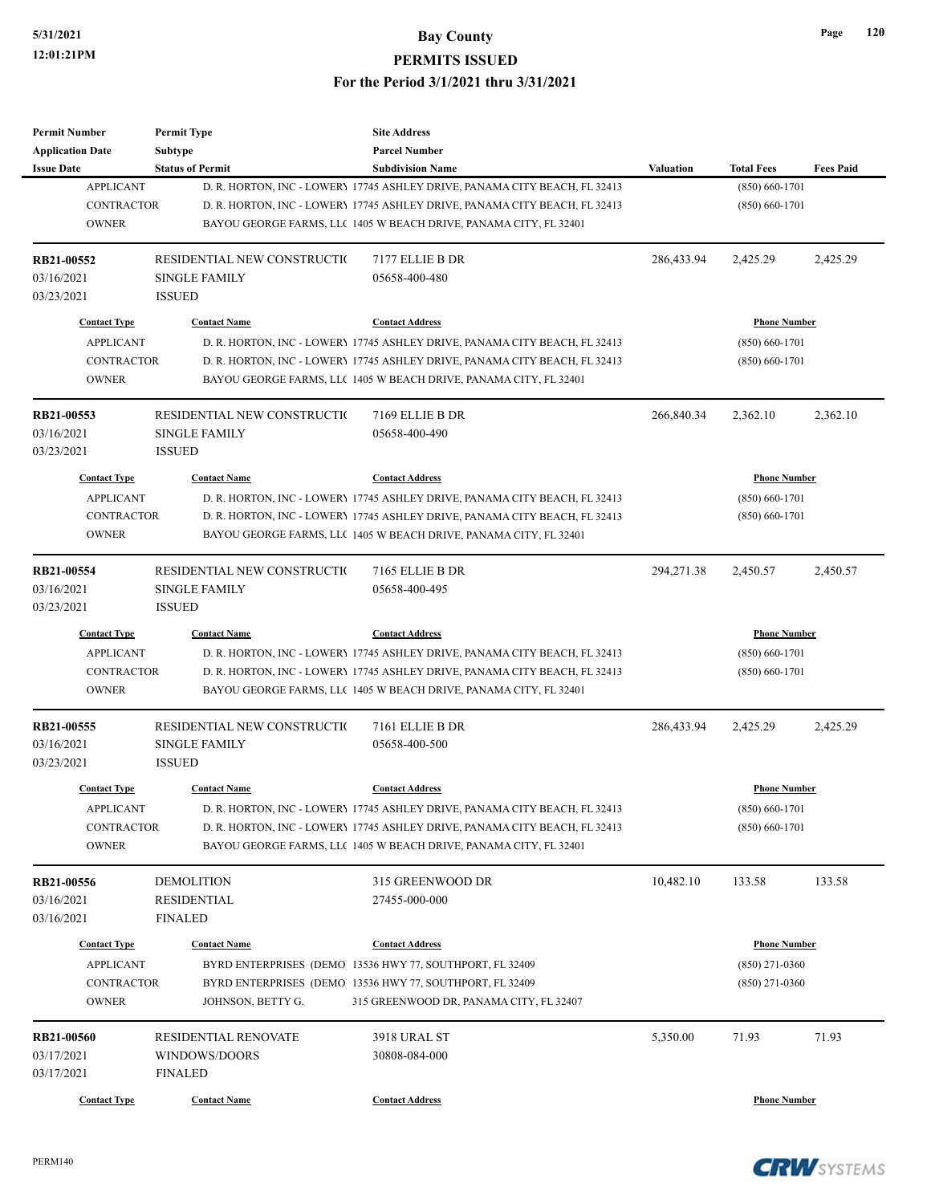# Bay County
## PERMITS ISSUED
### For the Period 3/1/2021 thru 3/31/2021

| Permit Number | Permit Type | Site Address | | | |
|---|---|---|---|---|---|
| **Application Date** | **Subtype** | **Parcel Number** | | | |
| **Issue Date** | **Status of Permit** | **Subdivision Name** | **Valuation** | **Total Fees** | **Fees Paid** |

| Contact Type | Contact Name | Contact Address | Phone Number |
|---|---|---|---|
| APPLICANT | D. R. HORTON, INC - LOWERY | 17745 ASHLEY DRIVE, PANAMA CITY BEACH, FL 32413 | (850) 660-1701 |
| CONTRACTOR | D. R. HORTON, INC - LOWERY | 17745 ASHLEY DRIVE, PANAMA CITY BEACH, FL 32413 | (850) 660-1701 |
| OWNER | BAYOU GEORGE FARMS, LLC | 1405 W BEACH DRIVE, PANAMA CITY, FL 32401 | |

---

| Permit Number | Permit Type | Site Address | Valuation | Total Fees | Fees Paid |
|---|---|---|---|---|---|
| RB21-00552 | RESIDENTIAL NEW CONSTRUCTIO | 7177 ELLIE B DR | 286,433.94 | 2,425.29 | 2,425.29 |
| 03/16/2021 | SINGLE FAMILY | 05658-400-480 | | | |
| 03/23/2021 | ISSUED | | | | |

| Contact Type | Contact Name | Contact Address | Phone Number |
|---|---|---|---|
| APPLICANT | D. R. HORTON, INC - LOWERY | 17745 ASHLEY DRIVE, PANAMA CITY BEACH, FL 32413 | (850) 660-1701 |
| CONTRACTOR | D. R. HORTON, INC - LOWERY | 17745 ASHLEY DRIVE, PANAMA CITY BEACH, FL 32413 | (850) 660-1701 |
| OWNER | BAYOU GEORGE FARMS, LLC | 1405 W BEACH DRIVE, PANAMA CITY, FL 32401 | |

---

| Permit Number | Permit Type | Site Address | Valuation | Total Fees | Fees Paid |
|---|---|---|---|---|---|
| RB21-00553 | RESIDENTIAL NEW CONSTRUCTIO | 7169 ELLIE B DR | 266,840.34 | 2,362.10 | 2,362.10 |
| 03/16/2021 | SINGLE FAMILY | 05658-400-490 | | | |
| 03/23/2021 | ISSUED | | | | |

| Contact Type | Contact Name | Contact Address | Phone Number |
|---|---|---|---|
| APPLICANT | D. R. HORTON, INC - LOWERY | 17745 ASHLEY DRIVE, PANAMA CITY BEACH, FL 32413 | (850) 660-1701 |
| CONTRACTOR | D. R. HORTON, INC - LOWERY | 17745 ASHLEY DRIVE, PANAMA CITY BEACH, FL 32413 | (850) 660-1701 |
| OWNER | BAYOU GEORGE FARMS, LLC | 1405 W BEACH DRIVE, PANAMA CITY, FL 32401 | |

---

| Permit Number | Permit Type | Site Address | Valuation | Total Fees | Fees Paid |
|---|---|---|---|---|---|
| RB21-00554 | RESIDENTIAL NEW CONSTRUCTIO | 7165 ELLIE B DR | 294,271.38 | 2,450.57 | 2,450.57 |
| 03/16/2021 | SINGLE FAMILY | 05658-400-495 | | | |
| 03/23/2021 | ISSUED | | | | |

| Contact Type | Contact Name | Contact Address | Phone Number |
|---|---|---|---|
| APPLICANT | D. R. HORTON, INC - LOWERY | 17745 ASHLEY DRIVE, PANAMA CITY BEACH, FL 32413 | (850) 660-1701 |
| CONTRACTOR | D. R. HORTON, INC - LOWERY | 17745 ASHLEY DRIVE, PANAMA CITY BEACH, FL 32413 | (850) 660-1701 |
| OWNER | BAYOU GEORGE FARMS, LLC | 1405 W BEACH DRIVE, PANAMA CITY, FL 32401 | |

---

| Permit Number | Permit Type | Site Address | Valuation | Total Fees | Fees Paid |
|---|---|---|---|---|---|
| RB21-00555 | RESIDENTIAL NEW CONSTRUCTIO | 7161 ELLIE B DR | 286,433.94 | 2,425.29 | 2,425.29 |
| 03/16/2021 | SINGLE FAMILY | 05658-400-500 | | | |
| 03/23/2021 | ISSUED | | | | |

| Contact Type | Contact Name | Contact Address | Phone Number |
|---|---|---|---|
| APPLICANT | D. R. HORTON, INC - LOWERY | 17745 ASHLEY DRIVE, PANAMA CITY BEACH, FL 32413 | (850) 660-1701 |
| CONTRACTOR | D. R. HORTON, INC - LOWERY | 17745 ASHLEY DRIVE, PANAMA CITY BEACH, FL 32413 | (850) 660-1701 |
| OWNER | BAYOU GEORGE FARMS, LLC | 1405 W BEACH DRIVE, PANAMA CITY, FL 32401 | |

---

| Permit Number | Permit Type | Site Address | Valuation | Total Fees | Fees Paid |
|---|---|---|---|---|---|
| RB21-00556 | DEMOLITION | 315 GREENWOOD DR | 10,482.10 | 133.58 | 133.58 |
| 03/16/2021 | RESIDENTIAL | 27455-000-000 | | | |
| 03/16/2021 | FINALED | | | | |

| Contact Type | Contact Name | Contact Address | Phone Number |
|---|---|---|---|
| APPLICANT | BYRD ENTERPRISES (DEMO | 13536 HWY 77, SOUTHPORT, FL 32409 | (850) 271-0360 |
| CONTRACTOR | BYRD ENTERPRISES (DEMO | 13536 HWY 77, SOUTHPORT, FL 32409 | (850) 271-0360 |
| OWNER | JOHNSON, BETTY G. | 315 GREENWOOD DR, PANAMA CITY, FL 32407 | |

---

| Permit Number | Permit Type | Site Address | Valuation | Total Fees | Fees Paid |
|---|---|---|---|---|---|
| RB21-00560 | RESIDENTIAL RENOVATE | 3918 URAL ST | 5,350.00 | 71.93 | 71.93 |
| 03/17/2021 | WINDOWS/DOORS | 30808-084-000 | | | |
| 03/17/2021 | FINALED | | | | |

| Contact Type | Contact Name | Contact Address | Phone Number |
|---|---|---|---|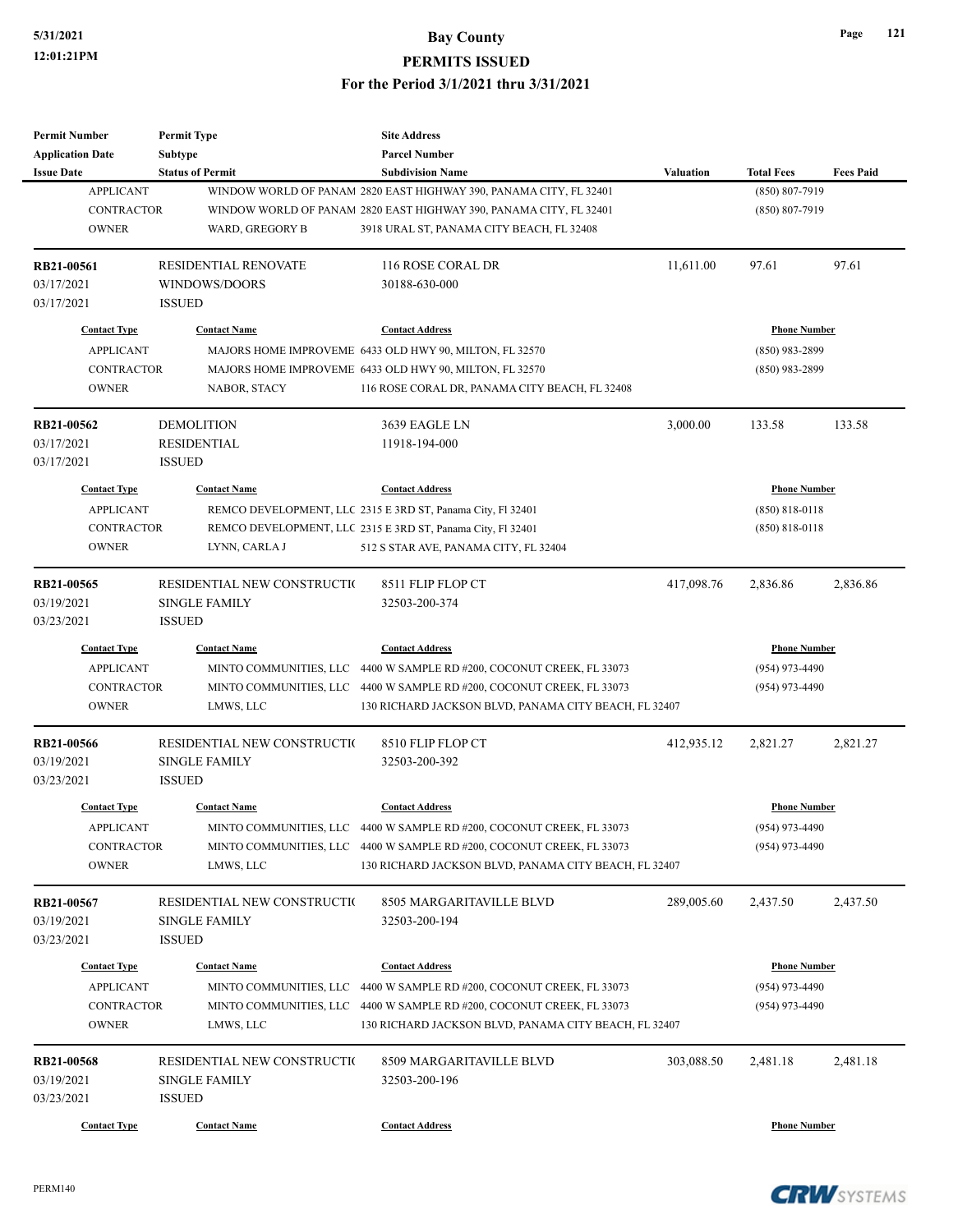| Permit Number | Permit Type | Site Address | | | |
|---|---|---|---|---|---|
| Application Date | Subtype | Parcel Number | | | |
| Issue Date | Status of Permit | Subdivision Name | Valuation | Total Fees | Fees Paid |

| Contact Type | Contact Name | Contact Address | Phone Number |
|---|---|---|---|
| APPLICANT | WINDOW WORLD OF PANAM | 2820 EAST HIGHWAY 390, PANAMA CITY, FL 32401 | (850) 807-7919 |
| CONTRACTOR | WINDOW WORLD OF PANAM | 2820 EAST HIGHWAY 390, PANAMA CITY, FL 32401 | (850) 807-7919 |
| OWNER | WARD, GREGORY B | 3918 URAL ST, PANAMA CITY BEACH, FL 32408 | |

| | | | Valuation | Total Fees | Fees Paid |
|---|---|---|---|---|---|
| **RB21-00561** | RESIDENTIAL RENOVATE | 116 ROSE CORAL DR | 11,611.00 | 97.61 | 97.61 |
| 03/17/2021 | WINDOWS/DOORS | 30188-630-000 | | | |
| 03/17/2021 | ISSUED | | | | |

| Contact Type | Contact Name | Contact Address | Phone Number |
|---|---|---|---|
| APPLICANT | MAJORS HOME IMPROVEME | 6433 OLD HWY 90, MILTON, FL 32570 | (850) 983-2899 |
| CONTRACTOR | MAJORS HOME IMPROVEME | 6433 OLD HWY 90, MILTON, FL 32570 | (850) 983-2899 |
| OWNER | NABOR, STACY | 116 ROSE CORAL DR, PANAMA CITY BEACH, FL 32408 | |

| | | | Valuation | Total Fees | Fees Paid |
|---|---|---|---|---|---|
| **RB21-00562** | DEMOLITION | 3639 EAGLE LN | 3,000.00 | 133.58 | 133.58 |
| 03/17/2021 | RESIDENTIAL | 11918-194-000 | | | |
| 03/17/2021 | ISSUED | | | | |

| Contact Type | Contact Name | Contact Address | Phone Number |
|---|---|---|---|
| APPLICANT | REMCO DEVELOPMENT, LLC | 2315 E 3RD ST, Panama City, Fl 32401 | (850) 818-0118 |
| CONTRACTOR | REMCO DEVELOPMENT, LLC | 2315 E 3RD ST, Panama City, Fl 32401 | (850) 818-0118 |
| OWNER | LYNN, CARLA J | 512 S STAR AVE, PANAMA CITY, FL 32404 | |

| | | | Valuation | Total Fees | Fees Paid |
|---|---|---|---|---|---|
| **RB21-00565** | RESIDENTIAL NEW CONSTRUCTI( | 8511 FLIP FLOP CT | 417,098.76 | 2,836.86 | 2,836.86 |
| 03/19/2021 | SINGLE FAMILY | 32503-200-374 | | | |
| 03/23/2021 | ISSUED | | | | |

| Contact Type | Contact Name | Contact Address | Phone Number |
|---|---|---|---|
| APPLICANT | MINTO COMMUNITIES, LLC | 4400 W SAMPLE RD #200, COCONUT CREEK, FL 33073 | (954) 973-4490 |
| CONTRACTOR | MINTO COMMUNITIES, LLC | 4400 W SAMPLE RD #200, COCONUT CREEK, FL 33073 | (954) 973-4490 |
| OWNER | LMWS, LLC | 130 RICHARD JACKSON BLVD, PANAMA CITY BEACH, FL 32407 | |

| | | | Valuation | Total Fees | Fees Paid |
|---|---|---|---|---|---|
| **RB21-00566** | RESIDENTIAL NEW CONSTRUCTI( | 8510 FLIP FLOP CT | 412,935.12 | 2,821.27 | 2,821.27 |
| 03/19/2021 | SINGLE FAMILY | 32503-200-392 | | | |
| 03/23/2021 | ISSUED | | | | |

| Contact Type | Contact Name | Contact Address | Phone Number |
|---|---|---|---|
| APPLICANT | MINTO COMMUNITIES, LLC | 4400 W SAMPLE RD #200, COCONUT CREEK, FL 33073 | (954) 973-4490 |
| CONTRACTOR | MINTO COMMUNITIES, LLC | 4400 W SAMPLE RD #200, COCONUT CREEK, FL 33073 | (954) 973-4490 |
| OWNER | LMWS, LLC | 130 RICHARD JACKSON BLVD, PANAMA CITY BEACH, FL 32407 | |

| | | | Valuation | Total Fees | Fees Paid |
|---|---|---|---|---|---|
| **RB21-00567** | RESIDENTIAL NEW CONSTRUCTI( | 8505 MARGARITAVILLE BLVD | 289,005.60 | 2,437.50 | 2,437.50 |
| 03/19/2021 | SINGLE FAMILY | 32503-200-194 | | | |
| 03/23/2021 | ISSUED | | | | |

| Contact Type | Contact Name | Contact Address | Phone Number |
|---|---|---|---|
| APPLICANT | MINTO COMMUNITIES, LLC | 4400 W SAMPLE RD #200, COCONUT CREEK, FL 33073 | (954) 973-4490 |
| CONTRACTOR | MINTO COMMUNITIES, LLC | 4400 W SAMPLE RD #200, COCONUT CREEK, FL 33073 | (954) 973-4490 |
| OWNER | LMWS, LLC | 130 RICHARD JACKSON BLVD, PANAMA CITY BEACH, FL 32407 | |

| | | | Valuation | Total Fees | Fees Paid |
|---|---|---|---|---|---|
| **RB21-00568** | RESIDENTIAL NEW CONSTRUCTI( | 8509 MARGARITAVILLE BLVD | 303,088.50 | 2,481.18 | 2,481.18 |
| 03/19/2021 | SINGLE FAMILY | 32503-200-196 | | | |
| 03/23/2021 | ISSUED | | | | |

| Contact Type | Contact Name | Contact Address | Phone Number |
|---|---|---|---|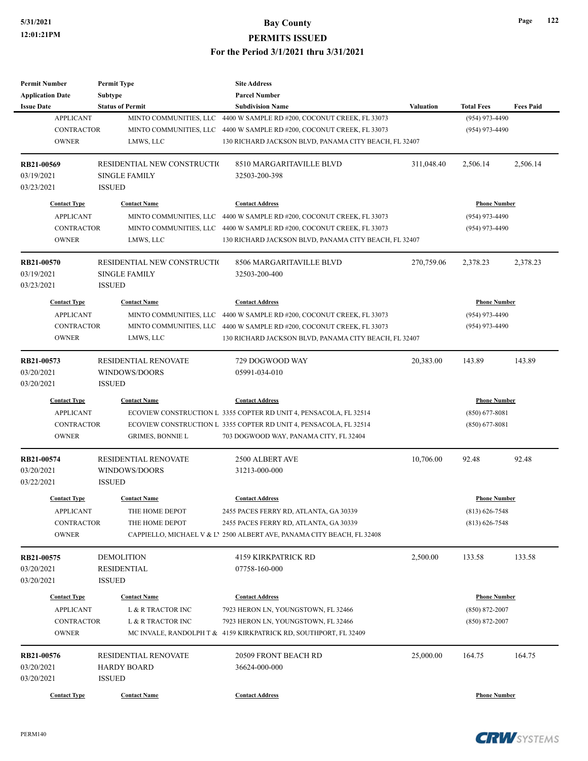| Permit Number<br>Application Date<br>Issue Date | Permit Type<br>Subtype<br>Status of Permit | Site Address<br>Parcel Number<br>Subdivision Name | Valuation | Total Fees | Fees Paid |
|---|---|---|---|---|---|
| APPLICANT | MINTO COMMUNITIES, LLC | 4400 W SAMPLE RD #200, COCONUT CREEK, FL 33073 | | (954) 973-4490 | |
| CONTRACTOR | MINTO COMMUNITIES, LLC | 4400 W SAMPLE RD #200, COCONUT CREEK, FL 33073 | | (954) 973-4490 | |
| OWNER | LMWS, LLC | 130 RICHARD JACKSON BLVD, PANAMA CITY BEACH, FL 32407 | | | |
| **RB21-00569**<br>03/19/2021<br>03/23/2021 | RESIDENTIAL NEW CONSTRUCTI(<br>SINGLE FAMILY<br>ISSUED | 8510 MARGARITAVILLE BLVD<br>32503-200-398 | 311,048.40 | 2,506.14 | 2,506.14 |
| Contact Type | Contact Name | Contact Address | | Phone Number | |
| APPLICANT | MINTO COMMUNITIES, LLC | 4400 W SAMPLE RD #200, COCONUT CREEK, FL 33073 | | (954) 973-4490 | |
| CONTRACTOR | MINTO COMMUNITIES, LLC | 4400 W SAMPLE RD #200, COCONUT CREEK, FL 33073 | | (954) 973-4490 | |
| OWNER | LMWS, LLC | 130 RICHARD JACKSON BLVD, PANAMA CITY BEACH, FL 32407 | | | |
| **RB21-00570**<br>03/19/2021<br>03/23/2021 | RESIDENTIAL NEW CONSTRUCTI(<br>SINGLE FAMILY<br>ISSUED | 8506 MARGARITAVILLE BLVD<br>32503-200-400 | 270,759.06 | 2,378.23 | 2,378.23 |
| Contact Type | Contact Name | Contact Address | | Phone Number | |
| APPLICANT | MINTO COMMUNITIES, LLC | 4400 W SAMPLE RD #200, COCONUT CREEK, FL 33073 | | (954) 973-4490 | |
| CONTRACTOR | MINTO COMMUNITIES, LLC | 4400 W SAMPLE RD #200, COCONUT CREEK, FL 33073 | | (954) 973-4490 | |
| OWNER | LMWS, LLC | 130 RICHARD JACKSON BLVD, PANAMA CITY BEACH, FL 32407 | | | |
| **RB21-00573**<br>03/20/2021<br>03/20/2021 | RESIDENTIAL RENOVATE<br>WINDOWS/DOORS<br>ISSUED | 729 DOGWOOD WAY<br>05991-034-010 | 20,383.00 | 143.89 | 143.89 |
| Contact Type | Contact Name | Contact Address | | Phone Number | |
| APPLICANT | ECOVIEW CONSTRUCTION L | 3355 COPTER RD UNIT 4, PENSACOLA, FL 32514 | | (850) 677-8081 | |
| CONTRACTOR | ECOVIEW CONSTRUCTION L | 3355 COPTER RD UNIT 4, PENSACOLA, FL 32514 | | (850) 677-8081 | |
| OWNER | GRIMES, BONNIE L | 703 DOGWOOD WAY, PANAMA CITY, FL 32404 | | | |
| **RB21-00574**<br>03/20/2021<br>03/22/2021 | RESIDENTIAL RENOVATE<br>WINDOWS/DOORS<br>ISSUED | 2500 ALBERT AVE<br>31213-000-000 | 10,706.00 | 92.48 | 92.48 |
| Contact Type | Contact Name | Contact Address | | Phone Number | |
| APPLICANT | THE HOME DEPOT | 2455 PACES FERRY RD, ATLANTA, GA 30339 | | (813) 626-7548 | |
| CONTRACTOR | THE HOME DEPOT | 2455 PACES FERRY RD, ATLANTA, GA 30339 | | (813) 626-7548 | |
| OWNER | CAPPIELLO, MICHAEL V & L | 2500 ALBERT AVE, PANAMA CITY BEACH, FL 32408 | | | |
| **RB21-00575**<br>03/20/2021<br>03/20/2021 | DEMOLITION<br>RESIDENTIAL<br>ISSUED | 4159 KIRKPATRICK RD<br>07758-160-000 | 2,500.00 | 133.58 | 133.58 |
| Contact Type | Contact Name | Contact Address | | Phone Number | |
| APPLICANT | L & R TRACTOR INC | 7923 HERON LN, YOUNGSTOWN, FL 32466 | | (850) 872-2007 | |
| CONTRACTOR | L & R TRACTOR INC | 7923 HERON LN, YOUNGSTOWN, FL 32466 | | (850) 872-2007 | |
| OWNER | MC INVALE, RANDOLPH T & | 4159 KIRKPATRICK RD, SOUTHPORT, FL 32409 | | | |
| **RB21-00576**<br>03/20/2021<br>03/20/2021 | RESIDENTIAL RENOVATE<br>HARDY BOARD<br>ISSUED | 20509 FRONT BEACH RD<br>36624-000-000 | 25,000.00 | 164.75 | 164.75 |
| Contact Type | Contact Name | Contact Address | | Phone Number | |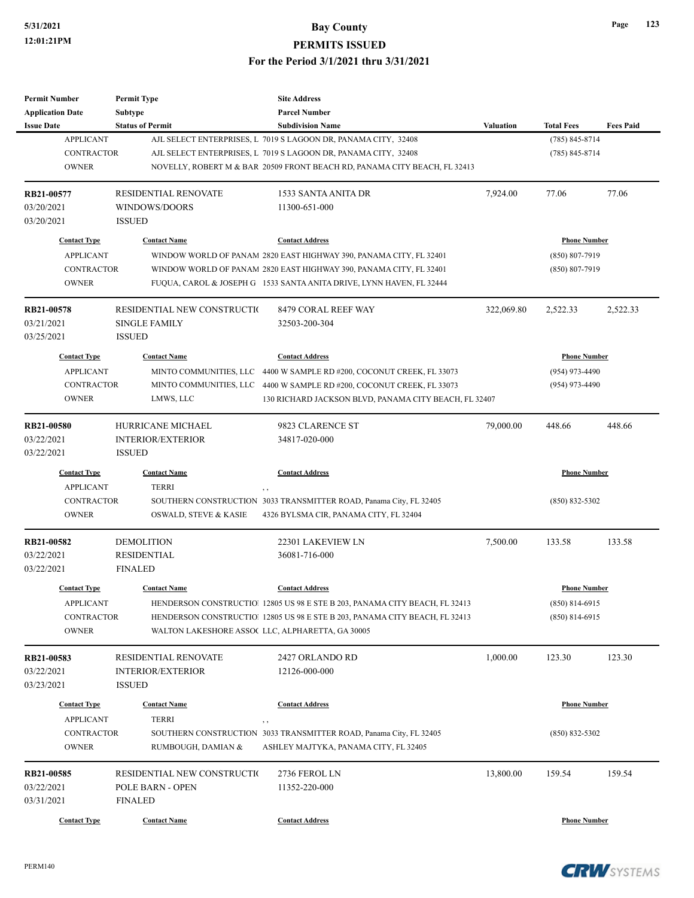| Permit Number | Permit Type | Site Address | | | |
|---|---|---|---|---|---|
| Application Date | Subtype | Parcel Number | | | |
| Issue Date | Status of Permit | Subdivision Name | Valuation | Total Fees | Fees Paid |

| Contact Type | Contact Name | Contact Address | Phone Number |
|---|---|---|---|
| APPLICANT | AJL SELECT ENTERPRISES, L | 7019 S LAGOON DR, PANAMA CITY, 32408 | (785) 845-8714 |
| CONTRACTOR | AJL SELECT ENTERPRISES, L | 7019 S LAGOON DR, PANAMA CITY, 32408 | (785) 845-8714 |
| OWNER | NOVELLY, ROBERT M & BAR | 20509 FRONT BEACH RD, PANAMA CITY BEACH, FL 32413 | |

| RB21-00577 | RESIDENTIAL RENOVATE | 1533 SANTA ANITA DR | 7,924.00 | 77.06 | 77.06 |
|---|---|---|---|---|---|
| 03/20/2021 | WINDOWS/DOORS | 11300-651-000 | | | |
| 03/20/2021 | ISSUED | | | | |

| Contact Type | Contact Name | Contact Address | Phone Number |
|---|---|---|---|
| APPLICANT | WINDOW WORLD OF PANAM | 2820 EAST HIGHWAY 390, PANAMA CITY, FL 32401 | (850) 807-7919 |
| CONTRACTOR | WINDOW WORLD OF PANAM | 2820 EAST HIGHWAY 390, PANAMA CITY, FL 32401 | (850) 807-7919 |
| OWNER | FUQUA, CAROL & JOSEPH G | 1533 SANTA ANITA DRIVE, LYNN HAVEN, FL 32444 | |

| RB21-00578 | RESIDENTIAL NEW CONSTRUCTIO | 8479 CORAL REEF WAY | 322,069.80 | 2,522.33 | 2,522.33 |
|---|---|---|---|---|---|
| 03/21/2021 | SINGLE FAMILY | 32503-200-304 | | | |
| 03/25/2021 | ISSUED | | | | |

| Contact Type | Contact Name | Contact Address | Phone Number |
|---|---|---|---|
| APPLICANT | MINTO COMMUNITIES, LLC | 4400 W SAMPLE RD #200, COCONUT CREEK, FL 33073 | (954) 973-4490 |
| CONTRACTOR | MINTO COMMUNITIES, LLC | 4400 W SAMPLE RD #200, COCONUT CREEK, FL 33073 | (954) 973-4490 |
| OWNER | LMWS, LLC | 130 RICHARD JACKSON BLVD, PANAMA CITY BEACH, FL 32407 | |

| RB21-00580 | HURRICANE MICHAEL | 9823 CLARENCE ST | 79,000.00 | 448.66 | 448.66 |
|---|---|---|---|---|---|
| 03/22/2021 | INTERIOR/EXTERIOR | 34817-020-000 | | | |
| 03/22/2021 | ISSUED | | | | |

| Contact Type | Contact Name | Contact Address | Phone Number |
|---|---|---|---|
| APPLICANT | TERRI | , , | |
| CONTRACTOR | SOUTHERN CONSTRUCTION | 3033 TRANSMITTER ROAD, Panama City, FL 32405 | (850) 832-5302 |
| OWNER | OSWALD, STEVE & KASIE | 4326 BYLSMA CIR, PANAMA CITY, FL 32404 | |

| RB21-00582 | DEMOLITION | 22301 LAKEVIEW LN | 7,500.00 | 133.58 | 133.58 |
|---|---|---|---|---|---|
| 03/22/2021 | RESIDENTIAL | 36081-716-000 | | | |
| 03/22/2021 | FINALED | | | | |

| Contact Type | Contact Name | Contact Address | Phone Number |
|---|---|---|---|
| APPLICANT | HENDERSON CONSTRUCTIO | 12805 US 98 E STE B 203, PANAMA CITY BEACH, FL 32413 | (850) 814-6915 |
| CONTRACTOR | HENDERSON CONSTRUCTIO | 12805 US 98 E STE B 203, PANAMA CITY BEACH, FL 32413 | (850) 814-6915 |
| OWNER | WALTON LAKESHORE ASSOC | LLC, ALPHARETTA, GA 30005 | |

| RB21-00583 | RESIDENTIAL RENOVATE | 2427 ORLANDO RD | 1,000.00 | 123.30 | 123.30 |
|---|---|---|---|---|---|
| 03/22/2021 | INTERIOR/EXTERIOR | 12126-000-000 | | | |
| 03/23/2021 | ISSUED | | | | |

| Contact Type | Contact Name | Contact Address | Phone Number |
|---|---|---|---|
| APPLICANT | TERRI | , , | |
| CONTRACTOR | SOUTHERN CONSTRUCTION | 3033 TRANSMITTER ROAD, Panama City, FL 32405 | (850) 832-5302 |
| OWNER | RUMBOUGH, DAMIAN & | ASHLEY MAJTYKA, PANAMA CITY, FL 32405 | |

| RB21-00585 | RESIDENTIAL NEW CONSTRUCTIO | 2736 FEROL LN | 13,800.00 | 159.54 | 159.54 |
|---|---|---|---|---|---|
| 03/22/2021 | POLE BARN - OPEN | 11352-220-000 | | | |
| 03/31/2021 | FINALED | | | | |

| Contact Type | Contact Name | Contact Address | Phone Number |
|---|---|---|---|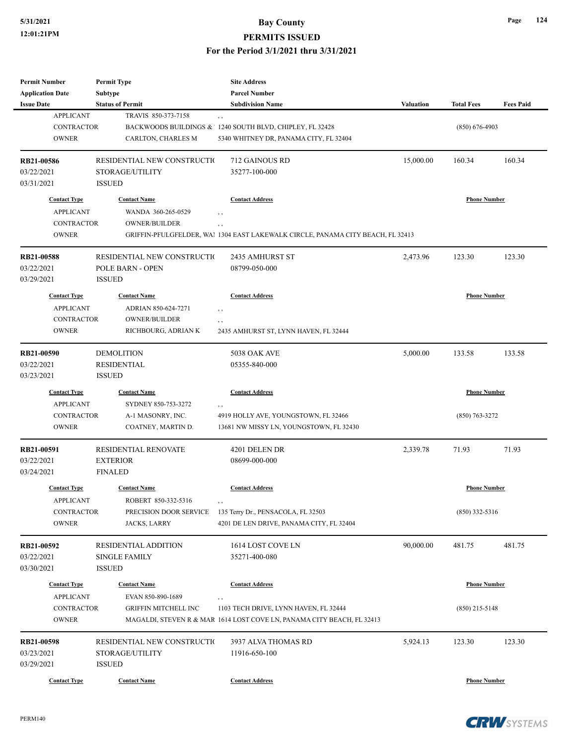| Permit Number | Permit Type | Site Address | | | |
|---|---|---|---|---|---|
| Application Date | Subtype | Parcel Number | | | |
| Issue Date | Status of Permit | Subdivision Name | Valuation | Total Fees | Fees Paid |
| APPLICANT | TRAVIS 850-373-7158 | , , | | | |
| CONTRACTOR | BACKWOODS BUILDINGS & | 1240 SOUTH BLVD, CHIPLEY, FL 32428 | | (850) 676-4903 | |
| OWNER | CARLTON, CHARLES M | 5340 WHITNEY DR, PANAMA CITY, FL 32404 | | | |
| **RB21-00586** | RESIDENTIAL NEW CONSTRUCTI( | 712 GAINOUS RD | 15,000.00 | 160.34 | 160.34 |
| 03/22/2021 | STORAGE/UTILITY | 35277-100-000 | | | |
| 03/31/2021 | ISSUED | | | | |
| Contact Type | Contact Name | Contact Address | | Phone Number | |
| APPLICANT | WANDA 360-265-0529 | , , | | | |
| CONTRACTOR | OWNER/BUILDER | , , | | | |
| OWNER | GRIFFIN-PFULGFELDER, WA | 1304 EAST LAKEWALK CIRCLE, PANAMA CITY BEACH, FL 32413 | | | |
| **RB21-00588** | RESIDENTIAL NEW CONSTRUCTI( | 2435 AMHURST ST | 2,473.96 | 123.30 | 123.30 |
| 03/22/2021 | POLE BARN - OPEN | 08799-050-000 | | | |
| 03/29/2021 | ISSUED | | | | |
| Contact Type | Contact Name | Contact Address | | Phone Number | |
| APPLICANT | ADRIAN 850-624-7271 | , , | | | |
| CONTRACTOR | OWNER/BUILDER | , , | | | |
| OWNER | RICHBOURG, ADRIAN K | 2435 AMHURST ST, LYNN HAVEN, FL 32444 | | | |
| **RB21-00590** | DEMOLITION | 5038 OAK AVE | 5,000.00 | 133.58 | 133.58 |
| 03/22/2021 | RESIDENTIAL | 05355-840-000 | | | |
| 03/23/2021 | ISSUED | | | | |
| Contact Type | Contact Name | Contact Address | | Phone Number | |
| APPLICANT | SYDNEY 850-753-3272 | , , | | | |
| CONTRACTOR | A-1 MASONRY, INC. | 4919 HOLLY AVE, YOUNGSTOWN, FL 32466 | | (850) 763-3272 | |
| OWNER | COATNEY, MARTIN D. | 13681 NW MISSY LN, YOUNGSTOWN, FL 32430 | | | |
| **RB21-00591** | RESIDENTIAL RENOVATE | 4201 DELEN DR | 2,339.78 | 71.93 | 71.93 |
| 03/22/2021 | EXTERIOR | 08699-000-000 | | | |
| 03/24/2021 | FINALED | | | | |
| Contact Type | Contact Name | Contact Address | | Phone Number | |
| APPLICANT | ROBERT 850-332-5316 | , , | | | |
| CONTRACTOR | PRECISION DOOR SERVICE | 135 Terry Dr., PENSACOLA, FL 32503 | | (850) 332-5316 | |
| OWNER | JACKS, LARRY | 4201 DE LEN DRIVE, PANAMA CITY, FL 32404 | | | |
| **RB21-00592** | RESIDENTIAL ADDITION | 1614 LOST COVE LN | 90,000.00 | 481.75 | 481.75 |
| 03/22/2021 | SINGLE FAMILY | 35271-400-080 | | | |
| 03/30/2021 | ISSUED | | | | |
| Contact Type | Contact Name | Contact Address | | Phone Number | |
| APPLICANT | EVAN 850-890-1689 | , , | | | |
| CONTRACTOR | GRIFFIN MITCHELL INC | 1103 TECH DRIVE, LYNN HAVEN, FL 32444 | | (850) 215-5148 | |
| OWNER | MAGALDI, STEVEN R & MAR | 1614 LOST COVE LN, PANAMA CITY BEACH, FL 32413 | | | |
| **RB21-00598** | RESIDENTIAL NEW CONSTRUCTI( | 3937 ALVA THOMAS RD | 5,924.13 | 123.30 | 123.30 |
| 03/23/2021 | STORAGE/UTILITY | 11916-650-100 | | | |
| 03/29/2021 | ISSUED | | | | |
| Contact Type | Contact Name | Contact Address | | Phone Number | |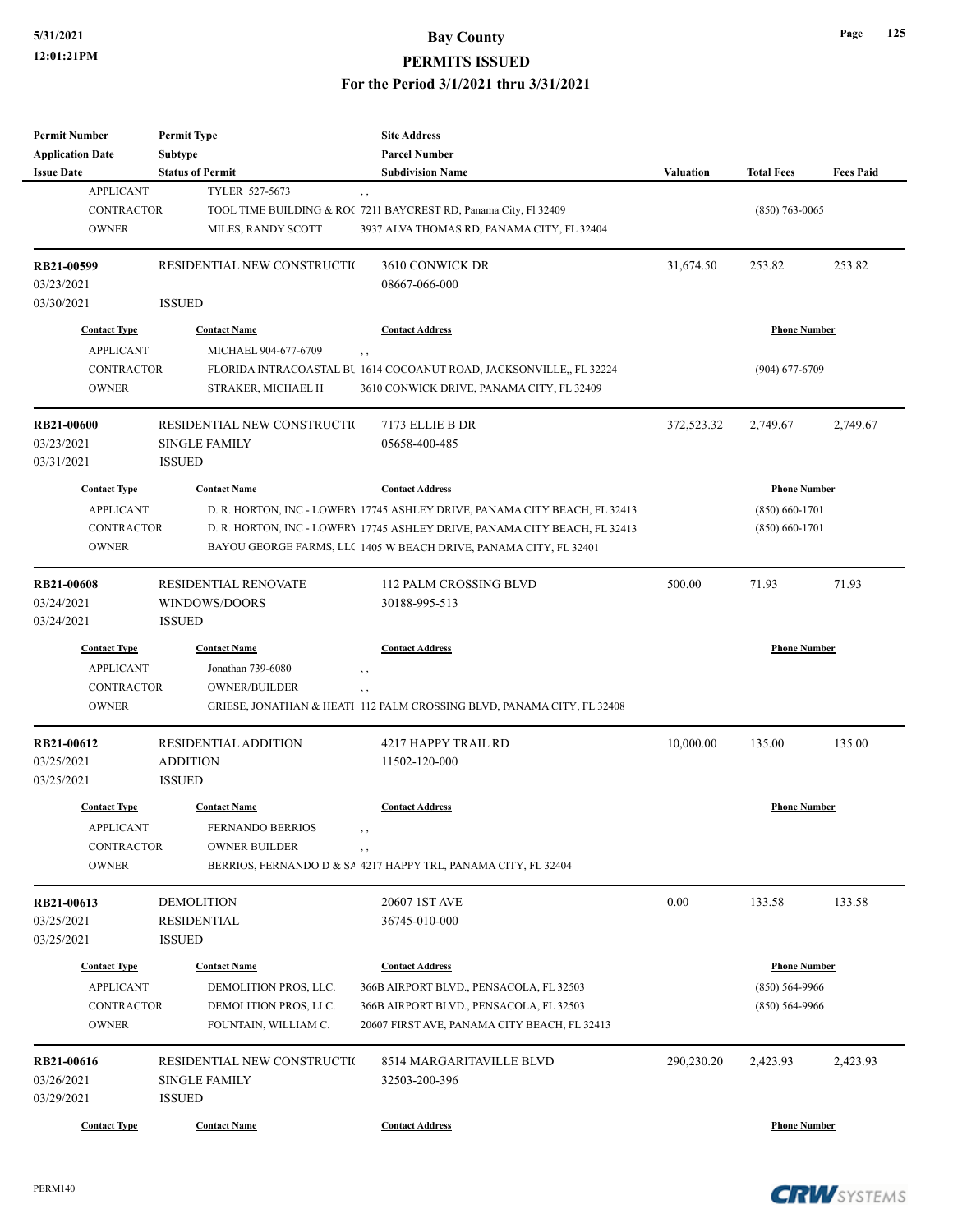| Permit Number<br>Application Date<br>Issue Date | Permit Type<br>Subtype<br>Status of Permit | Site Address<br>Parcel Number<br>Subdivision Name | Valuation | Total Fees | Fees Paid |
|---|---|---|---|---|---|
| APPLICANT | TYLER 527-5673 | , , | | | |
| CONTRACTOR | TOOL TIME BUILDING & ROO | 7211 BAYCREST RD, Panama City, Fl 32409 | | (850) 763-0065 | |
| OWNER | MILES, RANDY SCOTT | 3937 ALVA THOMAS RD, PANAMA CITY, FL 32404 | | | |
| **RB21-00599**<br>03/23/2021<br>03/30/2021 | RESIDENTIAL NEW CONSTRUCTIO<br><br>ISSUED | 3610 CONWICK DR<br>08667-066-000 | 31,674.50 | 253.82 | 253.82 |
| Contact Type | Contact Name | Contact Address | | Phone Number | |
| APPLICANT | MICHAEL 904-677-6709 | , , | | | |
| CONTRACTOR | FLORIDA INTRACOASTAL BU | 1614 COCOANUT ROAD, JACKSONVILLE,, FL 32224 | | (904) 677-6709 | |
| OWNER | STRAKER, MICHAEL H | 3610 CONWICK DRIVE, PANAMA CITY, FL 32409 | | | |
| **RB21-00600**<br>03/23/2021<br>03/31/2021 | RESIDENTIAL NEW CONSTRUCTIO<br>SINGLE FAMILY<br>ISSUED | 7173 ELLIE B DR<br>05658-400-485 | 372,523.32 | 2,749.67 | 2,749.67 |
| Contact Type | Contact Name | Contact Address | | Phone Number | |
| APPLICANT | D. R. HORTON, INC - LOWERY | 17745 ASHLEY DRIVE, PANAMA CITY BEACH, FL 32413 | | (850) 660-1701 | |
| CONTRACTOR | D. R. HORTON, INC - LOWERY | 17745 ASHLEY DRIVE, PANAMA CITY BEACH, FL 32413 | | (850) 660-1701 | |
| OWNER | BAYOU GEORGE FARMS, LLC | 1405 W BEACH DRIVE, PANAMA CITY, FL 32401 | | | |
| **RB21-00608**<br>03/24/2021<br>03/24/2021 | RESIDENTIAL RENOVATE<br>WINDOWS/DOORS<br>ISSUED | 112 PALM CROSSING BLVD<br>30188-995-513 | 500.00 | 71.93 | 71.93 |
| Contact Type | Contact Name | Contact Address | | Phone Number | |
| APPLICANT | Jonathan 739-6080 | , , | | | |
| CONTRACTOR | OWNER/BUILDER | , , | | | |
| OWNER | GRIESE, JONATHAN & HEATH | 112 PALM CROSSING BLVD, PANAMA CITY, FL 32408 | | | |
| **RB21-00612**<br>03/25/2021<br>03/25/2021 | RESIDENTIAL ADDITION<br>ADDITION<br>ISSUED | 4217 HAPPY TRAIL RD<br>11502-120-000 | 10,000.00 | 135.00 | 135.00 |
| Contact Type | Contact Name | Contact Address | | Phone Number | |
| APPLICANT | FERNANDO BERRIOS | , , | | | |
| CONTRACTOR | OWNER BUILDER | , , | | | |
| OWNER | BERRIOS, FERNANDO D & SA | 4217 HAPPY TRL, PANAMA CITY, FL 32404 | | | |
| **RB21-00613**<br>03/25/2021<br>03/25/2021 | DEMOLITION<br>RESIDENTIAL<br>ISSUED | 20607 1ST AVE<br>36745-010-000 | 0.00 | 133.58 | 133.58 |
| Contact Type | Contact Name | Contact Address | | Phone Number | |
| APPLICANT | DEMOLITION PROS, LLC. | 366B AIRPORT BLVD., PENSACOLA, FL 32503 | | (850) 564-9966 | |
| CONTRACTOR | DEMOLITION PROS, LLC. | 366B AIRPORT BLVD., PENSACOLA, FL 32503 | | (850) 564-9966 | |
| OWNER | FOUNTAIN, WILLIAM C. | 20607 FIRST AVE, PANAMA CITY BEACH, FL 32413 | | | |
| **RB21-00616**<br>03/26/2021<br>03/29/2021 | RESIDENTIAL NEW CONSTRUCTIO<br>SINGLE FAMILY<br>ISSUED | 8514 MARGARITAVILLE BLVD<br>32503-200-396 | 290,230.20 | 2,423.93 | 2,423.93 |
| Contact Type | Contact Name | Contact Address | | Phone Number | |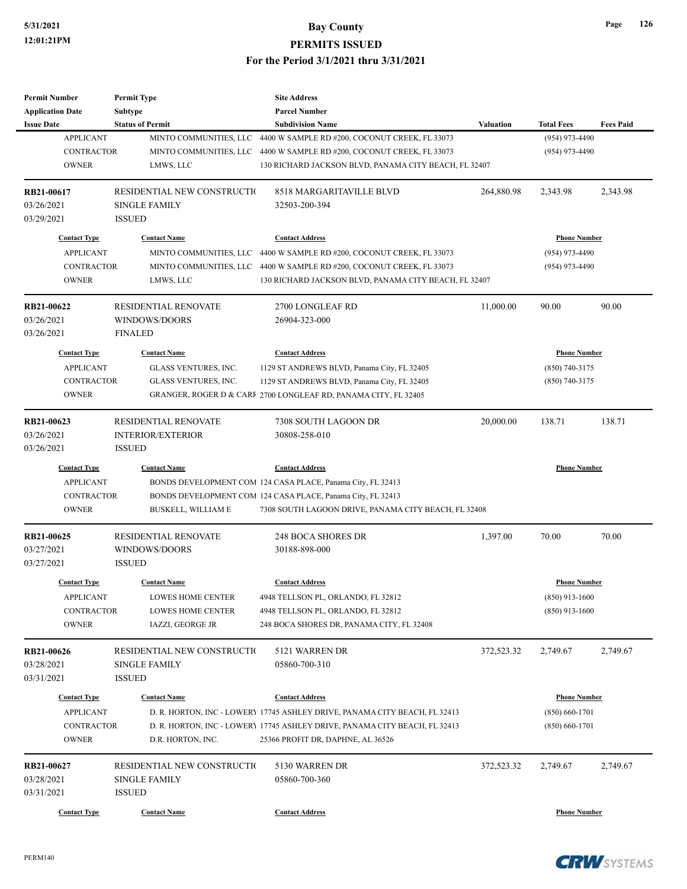| Permit Number / Application Date / Issue Date | Permit Type / Subtype / Status of Permit | Site Address / Parcel Number / Subdivision Name | Valuation | Total Fees | Fees Paid |
|---|---|---|---|---|---|
| APPLICANT | MINTO COMMUNITIES, LLC | 4400 W SAMPLE RD #200, COCONUT CREEK, FL 33073 | | (954) 973-4490 | |
| CONTRACTOR | MINTO COMMUNITIES, LLC | 4400 W SAMPLE RD #200, COCONUT CREEK, FL 33073 | | (954) 973-4490 | |
| OWNER | LMWS, LLC | 130 RICHARD JACKSON BLVD, PANAMA CITY BEACH, FL 32407 | | | |
| **RB21-00617** | RESIDENTIAL NEW CONSTRUCTI( | 8518 MARGARITAVILLE BLVD | 264,880.98 | 2,343.98 | 2,343.98 |
| 03/26/2021 | SINGLE FAMILY | 32503-200-394 | | | |
| 03/29/2021 | ISSUED | | | | |
| **Contact Type** | **Contact Name** | **Contact Address** | | **Phone Number** | |
| APPLICANT | MINTO COMMUNITIES, LLC | 4400 W SAMPLE RD #200, COCONUT CREEK, FL 33073 | | (954) 973-4490 | |
| CONTRACTOR | MINTO COMMUNITIES, LLC | 4400 W SAMPLE RD #200, COCONUT CREEK, FL 33073 | | (954) 973-4490 | |
| OWNER | LMWS, LLC | 130 RICHARD JACKSON BLVD, PANAMA CITY BEACH, FL 32407 | | | |
| **RB21-00622** | RESIDENTIAL RENOVATE | 2700 LONGLEAF RD | 11,000.00 | 90.00 | 90.00 |
| 03/26/2021 | WINDOWS/DOORS | 26904-323-000 | | | |
| 03/26/2021 | FINALED | | | | |
| **Contact Type** | **Contact Name** | **Contact Address** | | **Phone Number** | |
| APPLICANT | GLASS VENTURES, INC. | 1129 ST ANDREWS BLVD, Panama City, FL 32405 | | (850) 740-3175 | |
| CONTRACTOR | GLASS VENTURES, INC. | 1129 ST ANDREWS BLVD, Panama City, FL 32405 | | (850) 740-3175 | |
| OWNER | GRANGER, ROGER D & CARI | 2700 LONGLEAF RD, PANAMA CITY, FL 32405 | | | |
| **RB21-00623** | RESIDENTIAL RENOVATE | 7308 SOUTH LAGOON DR | 20,000.00 | 138.71 | 138.71 |
| 03/26/2021 | INTERIOR/EXTERIOR | 30808-258-010 | | | |
| 03/26/2021 | ISSUED | | | | |
| **Contact Type** | **Contact Name** | **Contact Address** | | **Phone Number** | |
| APPLICANT | BONDS DEVELOPMENT COM | 124 CASA PLACE, Panama City, FL 32413 | | | |
| CONTRACTOR | BONDS DEVELOPMENT COM | 124 CASA PLACE, Panama City, FL 32413 | | | |
| OWNER | BUSKELL, WILLIAM E | 7308 SOUTH LAGOON DRIVE, PANAMA CITY BEACH, FL 32408 | | | |
| **RB21-00625** | RESIDENTIAL RENOVATE | 248 BOCA SHORES DR | 1,397.00 | 70.00 | 70.00 |
| 03/27/2021 | WINDOWS/DOORS | 30188-898-000 | | | |
| 03/27/2021 | ISSUED | | | | |
| **Contact Type** | **Contact Name** | **Contact Address** | | **Phone Number** | |
| APPLICANT | LOWES HOME CENTER | 4948 TELLSON PL, ORLANDO, FL 32812 | | (850) 913-1600 | |
| CONTRACTOR | LOWES HOME CENTER | 4948 TELLSON PL, ORLANDO, FL 32812 | | (850) 913-1600 | |
| OWNER | IAZZI, GEORGE JR | 248 BOCA SHORES DR, PANAMA CITY, FL 32408 | | | |
| **RB21-00626** | RESIDENTIAL NEW CONSTRUCTI( | 5121 WARREN DR | 372,523.32 | 2,749.67 | 2,749.67 |
| 03/28/2021 | SINGLE FAMILY | 05860-700-310 | | | |
| 03/31/2021 | ISSUED | | | | |
| **Contact Type** | **Contact Name** | **Contact Address** | | **Phone Number** | |
| APPLICANT | D. R. HORTON, INC - LOWERY | 17745 ASHLEY DRIVE, PANAMA CITY BEACH, FL 32413 | | (850) 660-1701 | |
| CONTRACTOR | D. R. HORTON, INC - LOWERY | 17745 ASHLEY DRIVE, PANAMA CITY BEACH, FL 32413 | | (850) 660-1701 | |
| OWNER | D.R. HORTON, INC. | 25366 PROFIT DR, DAPHNE, AL 36526 | | | |
| **RB21-00627** | RESIDENTIAL NEW CONSTRUCTI( | 5130 WARREN DR | 372,523.32 | 2,749.67 | 2,749.67 |
| 03/28/2021 | SINGLE FAMILY | 05860-700-360 | | | |
| 03/31/2021 | ISSUED | | | | |
| **Contact Type** | **Contact Name** | **Contact Address** | | **Phone Number** | |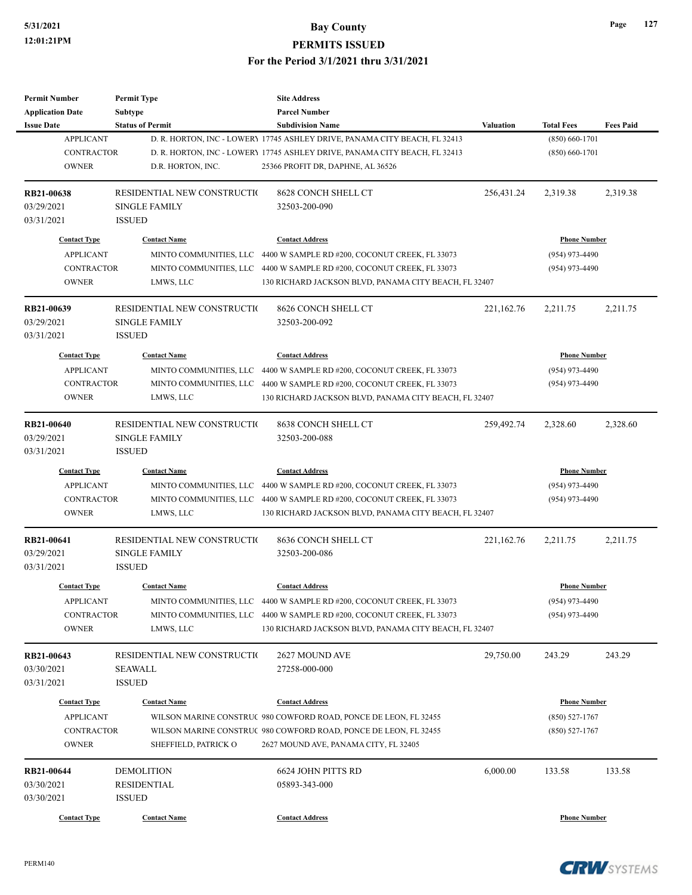| Permit Number / Application Date / Issue Date | Permit Type / Subtype / Status of Permit | Site Address / Parcel Number / Subdivision Name | Valuation | Total Fees | Fees Paid |
|---|---|---|---|---|---|
| APPLICANT | D. R. HORTON, INC - LOWERY | 17745 ASHLEY DRIVE, PANAMA CITY BEACH, FL 32413 | | (850) 660-1701 | |
| CONTRACTOR | D. R. HORTON, INC - LOWERY | 17745 ASHLEY DRIVE, PANAMA CITY BEACH, FL 32413 | | (850) 660-1701 | |
| OWNER | D.R. HORTON, INC. | 25366 PROFIT DR, DAPHNE, AL 36526 | | | |
| **RB21-00638** | RESIDENTIAL NEW CONSTRUCTIO | 8628 CONCH SHELL CT | 256,431.24 | 2,319.38 | 2,319.38 |
| 03/29/2021 | SINGLE FAMILY | 32503-200-090 | | | |
| 03/31/2021 | ISSUED | | | | |
| **Contact Type** | **Contact Name** | **Contact Address** | | **Phone Number** | |
| APPLICANT | MINTO COMMUNITIES, LLC | 4400 W SAMPLE RD #200, COCONUT CREEK, FL 33073 | | (954) 973-4490 | |
| CONTRACTOR | MINTO COMMUNITIES, LLC | 4400 W SAMPLE RD #200, COCONUT CREEK, FL 33073 | | (954) 973-4490 | |
| OWNER | LMWS, LLC | 130 RICHARD JACKSON BLVD, PANAMA CITY BEACH, FL 32407 | | | |
| **RB21-00639** | RESIDENTIAL NEW CONSTRUCTIO | 8626 CONCH SHELL CT | 221,162.76 | 2,211.75 | 2,211.75 |
| 03/29/2021 | SINGLE FAMILY | 32503-200-092 | | | |
| 03/31/2021 | ISSUED | | | | |
| **Contact Type** | **Contact Name** | **Contact Address** | | **Phone Number** | |
| APPLICANT | MINTO COMMUNITIES, LLC | 4400 W SAMPLE RD #200, COCONUT CREEK, FL 33073 | | (954) 973-4490 | |
| CONTRACTOR | MINTO COMMUNITIES, LLC | 4400 W SAMPLE RD #200, COCONUT CREEK, FL 33073 | | (954) 973-4490 | |
| OWNER | LMWS, LLC | 130 RICHARD JACKSON BLVD, PANAMA CITY BEACH, FL 32407 | | | |
| **RB21-00640** | RESIDENTIAL NEW CONSTRUCTIO | 8638 CONCH SHELL CT | 259,492.74 | 2,328.60 | 2,328.60 |
| 03/29/2021 | SINGLE FAMILY | 32503-200-088 | | | |
| 03/31/2021 | ISSUED | | | | |
| **Contact Type** | **Contact Name** | **Contact Address** | | **Phone Number** | |
| APPLICANT | MINTO COMMUNITIES, LLC | 4400 W SAMPLE RD #200, COCONUT CREEK, FL 33073 | | (954) 973-4490 | |
| CONTRACTOR | MINTO COMMUNITIES, LLC | 4400 W SAMPLE RD #200, COCONUT CREEK, FL 33073 | | (954) 973-4490 | |
| OWNER | LMWS, LLC | 130 RICHARD JACKSON BLVD, PANAMA CITY BEACH, FL 32407 | | | |
| **RB21-00641** | RESIDENTIAL NEW CONSTRUCTIO | 8636 CONCH SHELL CT | 221,162.76 | 2,211.75 | 2,211.75 |
| 03/29/2021 | SINGLE FAMILY | 32503-200-086 | | | |
| 03/31/2021 | ISSUED | | | | |
| **Contact Type** | **Contact Name** | **Contact Address** | | **Phone Number** | |
| APPLICANT | MINTO COMMUNITIES, LLC | 4400 W SAMPLE RD #200, COCONUT CREEK, FL 33073 | | (954) 973-4490 | |
| CONTRACTOR | MINTO COMMUNITIES, LLC | 4400 W SAMPLE RD #200, COCONUT CREEK, FL 33073 | | (954) 973-4490 | |
| OWNER | LMWS, LLC | 130 RICHARD JACKSON BLVD, PANAMA CITY BEACH, FL 32407 | | | |
| **RB21-00643** | RESIDENTIAL NEW CONSTRUCTIO | 2627 MOUND AVE | 29,750.00 | 243.29 | 243.29 |
| 03/30/2021 | SEAWALL | 27258-000-000 | | | |
| 03/31/2021 | ISSUED | | | | |
| **Contact Type** | **Contact Name** | **Contact Address** | | **Phone Number** | |
| APPLICANT | WILSON MARINE CONSTRUC | 980 COWFORD ROAD, PONCE DE LEON, FL 32455 | | (850) 527-1767 | |
| CONTRACTOR | WILSON MARINE CONSTRUC | 980 COWFORD ROAD, PONCE DE LEON, FL 32455 | | (850) 527-1767 | |
| OWNER | SHEFFIELD, PATRICK O | 2627 MOUND AVE, PANAMA CITY, FL 32405 | | | |
| **RB21-00644** | DEMOLITION | 6624 JOHN PITTS RD | 6,000.00 | 133.58 | 133.58 |
| 03/30/2021 | RESIDENTIAL | 05893-343-000 | | | |
| 03/30/2021 | ISSUED | | | | |
| **Contact Type** | **Contact Name** | **Contact Address** | | **Phone Number** | |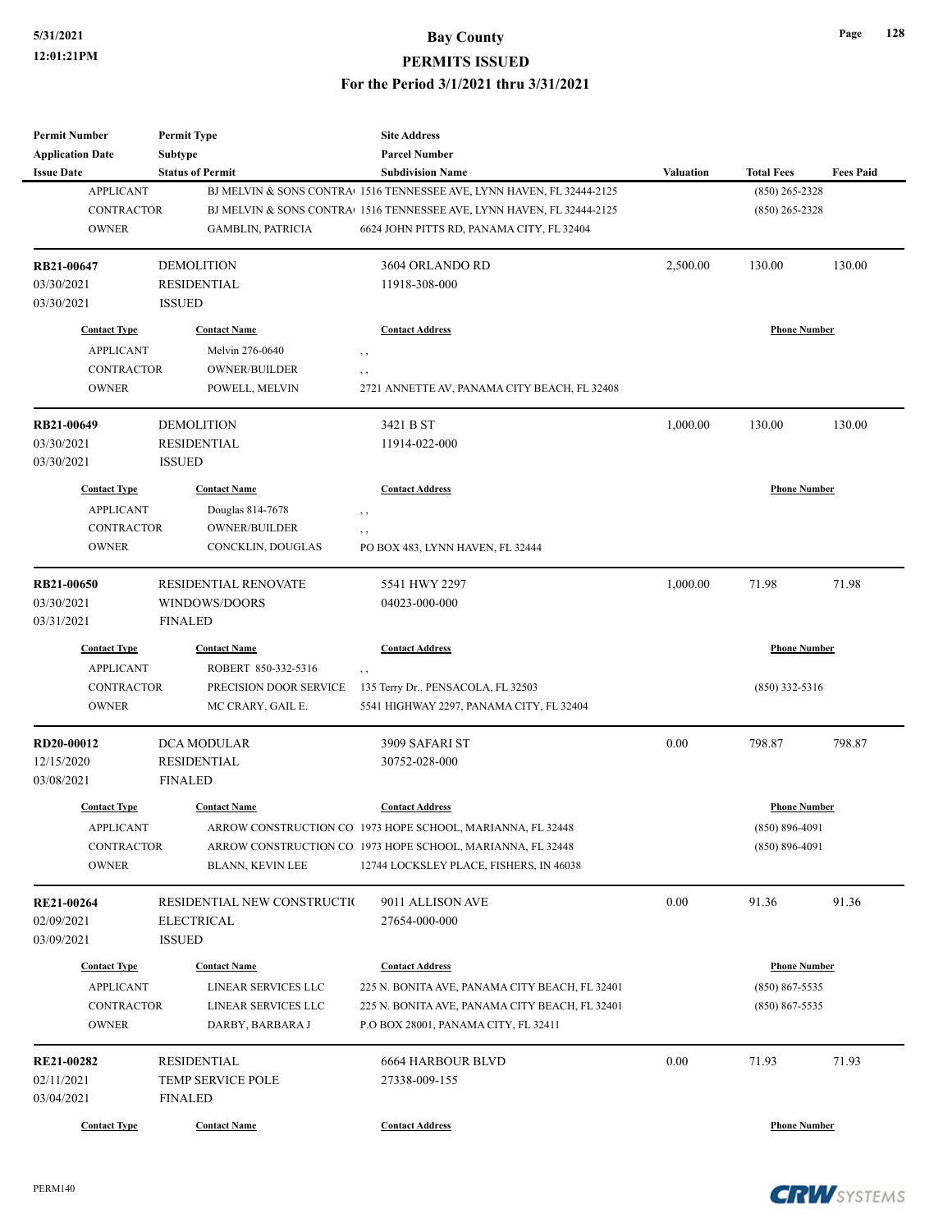| Permit Number | Permit Type | Site Address | | | |
|---|---|---|---|---|---|
| Application Date | Subtype | Parcel Number | | | |
| Issue Date | Status of Permit | Subdivision Name | Valuation | Total Fees | Fees Paid |

| Contact Type | Contact Name | Contact Address | Phone Number |
|---|---|---|---|
| APPLICANT | BJ MELVIN & SONS CONTRA | 1516 TENNESSEE AVE, LYNN HAVEN, FL 32444-2125 | (850) 265-2328 |
| CONTRACTOR | BJ MELVIN & SONS CONTRA | 1516 TENNESSEE AVE, LYNN HAVEN, FL 32444-2125 | (850) 265-2328 |
| OWNER | GAMBLIN, PATRICIA | 6624 JOHN PITTS RD, PANAMA CITY, FL 32404 | |

| | | | | | |
|---|---|---|---|---|---|
| **RB21-00647** | DEMOLITION | 3604 ORLANDO RD | 2,500.00 | 130.00 | 130.00 |
| 03/30/2021 | RESIDENTIAL | 11918-308-000 | | | |
| 03/30/2021 | ISSUED | | | | |

| Contact Type | Contact Name | Contact Address | Phone Number |
|---|---|---|---|
| APPLICANT | Melvin 276-0640 | , , | |
| CONTRACTOR | OWNER/BUILDER | , , | |
| OWNER | POWELL, MELVIN | 2721 ANNETTE AV, PANAMA CITY BEACH, FL 32408 | |

| | | | | | |
|---|---|---|---|---|---|
| **RB21-00649** | DEMOLITION | 3421 B ST | 1,000.00 | 130.00 | 130.00 |
| 03/30/2021 | RESIDENTIAL | 11914-022-000 | | | |
| 03/30/2021 | ISSUED | | | | |

| Contact Type | Contact Name | Contact Address | Phone Number |
|---|---|---|---|
| APPLICANT | Douglas 814-7678 | , , | |
| CONTRACTOR | OWNER/BUILDER | , , | |
| OWNER | CONCKLIN, DOUGLAS | PO BOX 483, LYNN HAVEN, FL 32444 | |

| | | | | | |
|---|---|---|---|---|---|
| **RB21-00650** | RESIDENTIAL RENOVATE | 5541 HWY 2297 | 1,000.00 | 71.98 | 71.98 |
| 03/30/2021 | WINDOWS/DOORS | 04023-000-000 | | | |
| 03/31/2021 | FINALED | | | | |

| Contact Type | Contact Name | Contact Address | Phone Number |
|---|---|---|---|
| APPLICANT | ROBERT 850-332-5316 | , , | |
| CONTRACTOR | PRECISION DOOR SERVICE | 135 Terry Dr., PENSACOLA, FL 32503 | (850) 332-5316 |
| OWNER | MC CRARY, GAIL E. | 5541 HIGHWAY 2297, PANAMA CITY, FL 32404 | |

| | | | | | |
|---|---|---|---|---|---|
| **RD20-00012** | DCA MODULAR | 3909 SAFARI ST | 0.00 | 798.87 | 798.87 |
| 12/15/2020 | RESIDENTIAL | 30752-028-000 | | | |
| 03/08/2021 | FINALED | | | | |

| Contact Type | Contact Name | Contact Address | Phone Number |
|---|---|---|---|
| APPLICANT | ARROW CONSTRUCTION CO | 1973 HOPE SCHOOL, MARIANNA, FL 32448 | (850) 896-4091 |
| CONTRACTOR | ARROW CONSTRUCTION CO | 1973 HOPE SCHOOL, MARIANNA, FL 32448 | (850) 896-4091 |
| OWNER | BLANN, KEVIN LEE | 12744 LOCKSLEY PLACE, FISHERS, IN 46038 | |

| | | | | | |
|---|---|---|---|---|---|
| **RE21-00264** | RESIDENTIAL NEW CONSTRUCTI | 9011 ALLISON AVE | 0.00 | 91.36 | 91.36 |
| 02/09/2021 | ELECTRICAL | 27654-000-000 | | | |
| 03/09/2021 | ISSUED | | | | |

| Contact Type | Contact Name | Contact Address | Phone Number |
|---|---|---|---|
| APPLICANT | LINEAR SERVICES LLC | 225 N. BONITA AVE, PANAMA CITY BEACH, FL 32401 | (850) 867-5535 |
| CONTRACTOR | LINEAR SERVICES LLC | 225 N. BONITA AVE, PANAMA CITY BEACH, FL 32401 | (850) 867-5535 |
| OWNER | DARBY, BARBARA J | P.O BOX 28001, PANAMA CITY, FL 32411 | |

| | | | | | |
|---|---|---|---|---|---|
| **RE21-00282** | RESIDENTIAL | 6664 HARBOUR BLVD | 0.00 | 71.93 | 71.93 |
| 02/11/2021 | TEMP SERVICE POLE | 27338-009-155 | | | |
| 03/04/2021 | FINALED | | | | |

| Contact Type | Contact Name | Contact Address | Phone Number |
|---|---|---|---|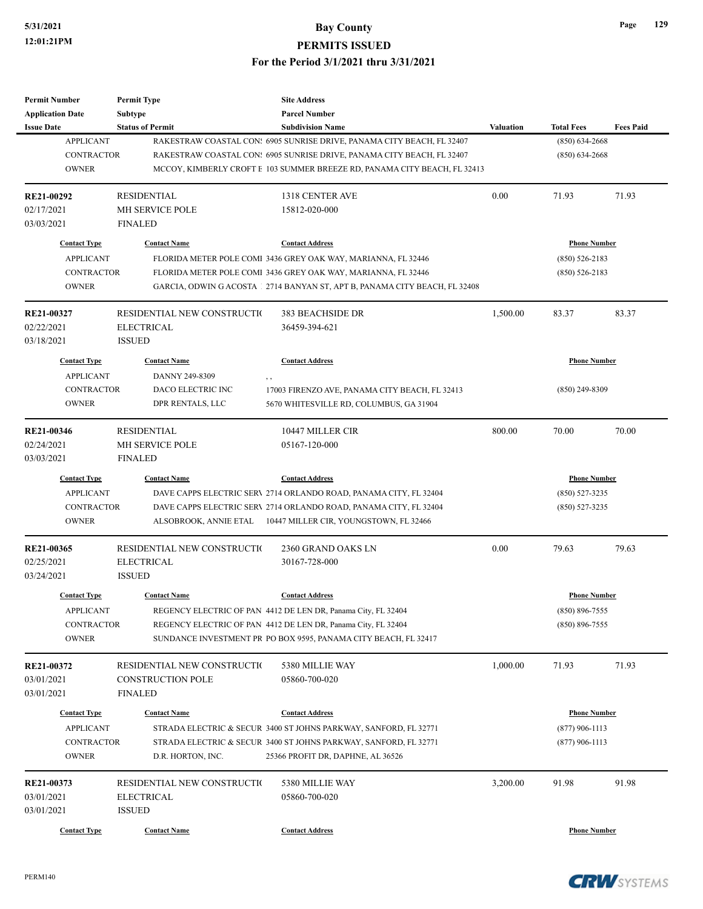| Permit Number | Permit Type | Site Address | | | |
|---|---|---|---|---|---|
| Application Date | Subtype | Parcel Number | | | |
| Issue Date | Status of Permit | Subdivision Name | Valuation | Total Fees | Fees Paid |

| | | | |
|---|---|---|---|
| APPLICANT | RAKESTRAW COASTAL CON! | 6905 SUNRISE DRIVE, PANAMA CITY BEACH, FL 32407 | (850) 634-2668 |
| CONTRACTOR | RAKESTRAW COASTAL CON! | 6905 SUNRISE DRIVE, PANAMA CITY BEACH, FL 32407 | (850) 634-2668 |
| OWNER | MCCOY, KIMBERLY CROFT E | 103 SUMMER BREEZE RD, PANAMA CITY BEACH, FL 32413 | |

| | | | | | |
|---|---|---|---|---|---|
| **RE21-00292** | RESIDENTIAL | 1318 CENTER AVE | 0.00 | 71.93 | 71.93 |
| 02/17/2021 | MH SERVICE POLE | 15812-020-000 | | | |
| 03/03/2021 | FINALED | | | | |

| Contact Type | Contact Name | Contact Address | Phone Number |
|---|---|---|---|
| APPLICANT | FLORIDA METER POLE COMI | 3436 GREY OAK WAY, MARIANNA, FL 32446 | (850) 526-2183 |
| CONTRACTOR | FLORIDA METER POLE COMI | 3436 GREY OAK WAY, MARIANNA, FL 32446 | (850) 526-2183 |
| OWNER | GARCIA, ODWIN G ACOSTA | 2714 BANYAN ST, APT B, PANAMA CITY BEACH, FL 32408 | |

| | | | | | |
|---|---|---|---|---|---|
| **RE21-00327** | RESIDENTIAL NEW CONSTRUCTI( | 383 BEACHSIDE DR | 1,500.00 | 83.37 | 83.37 |
| 02/22/2021 | ELECTRICAL | 36459-394-621 | | | |
| 03/18/2021 | ISSUED | | | | |

| Contact Type | Contact Name | Contact Address | Phone Number |
|---|---|---|---|
| APPLICANT | DANNY 249-8309 | , , | |
| CONTRACTOR | DACO ELECTRIC INC | 17003 FIRENZO AVE, PANAMA CITY BEACH, FL 32413 | (850) 249-8309 |
| OWNER | DPR RENTALS, LLC | 5670 WHITESVILLE RD, COLUMBUS, GA 31904 | |

| | | | | | |
|---|---|---|---|---|---|
| **RE21-00346** | RESIDENTIAL | 10447 MILLER CIR | 800.00 | 70.00 | 70.00 |
| 02/24/2021 | MH SERVICE POLE | 05167-120-000 | | | |
| 03/03/2021 | FINALED | | | | |

| Contact Type | Contact Name | Contact Address | Phone Number |
|---|---|---|---|
| APPLICANT | DAVE CAPPS ELECTRIC SER\ | 2714 ORLANDO ROAD, PANAMA CITY, FL 32404 | (850) 527-3235 |
| CONTRACTOR | DAVE CAPPS ELECTRIC SER\ | 2714 ORLANDO ROAD, PANAMA CITY, FL 32404 | (850) 527-3235 |
| OWNER | ALSOBROOK, ANNIE ETAL | 10447 MILLER CIR, YOUNGSTOWN, FL 32466 | |

| | | | | | |
|---|---|---|---|---|---|
| **RE21-00365** | RESIDENTIAL NEW CONSTRUCTI( | 2360 GRAND OAKS LN | 0.00 | 79.63 | 79.63 |
| 02/25/2021 | ELECTRICAL | 30167-728-000 | | | |
| 03/24/2021 | ISSUED | | | | |

| Contact Type | Contact Name | Contact Address | Phone Number |
|---|---|---|---|
| APPLICANT | REGENCY ELECTRIC OF PAN | 4412 DE LEN DR, Panama City, FL 32404 | (850) 896-7555 |
| CONTRACTOR | REGENCY ELECTRIC OF PAN | 4412 DE LEN DR, Panama City, FL 32404 | (850) 896-7555 |
| OWNER | SUNDANCE INVESTMENT PR | PO BOX 9595, PANAMA CITY BEACH, FL 32417 | |

| | | | | | |
|---|---|---|---|---|---|
| **RE21-00372** | RESIDENTIAL NEW CONSTRUCTI( | 5380 MILLIE WAY | 1,000.00 | 71.93 | 71.93 |
| 03/01/2021 | CONSTRUCTION POLE | 05860-700-020 | | | |
| 03/01/2021 | FINALED | | | | |

| Contact Type | Contact Name | Contact Address | Phone Number |
|---|---|---|---|
| APPLICANT | STRADA ELECTRIC & SECUR | 3400 ST JOHNS PARKWAY, SANFORD, FL 32771 | (877) 906-1113 |
| CONTRACTOR | STRADA ELECTRIC & SECUR | 3400 ST JOHNS PARKWAY, SANFORD, FL 32771 | (877) 906-1113 |
| OWNER | D.R. HORTON, INC. | 25366 PROFIT DR, DAPHNE, AL 36526 | |

| | | | | | |
|---|---|---|---|---|---|
| **RE21-00373** | RESIDENTIAL NEW CONSTRUCTI( | 5380 MILLIE WAY | 3,200.00 | 91.98 | 91.98 |
| 03/01/2021 | ELECTRICAL | 05860-700-020 | | | |
| 03/01/2021 | ISSUED | | | | |

| Contact Type | Contact Name | Contact Address | Phone Number |
|---|---|---|---|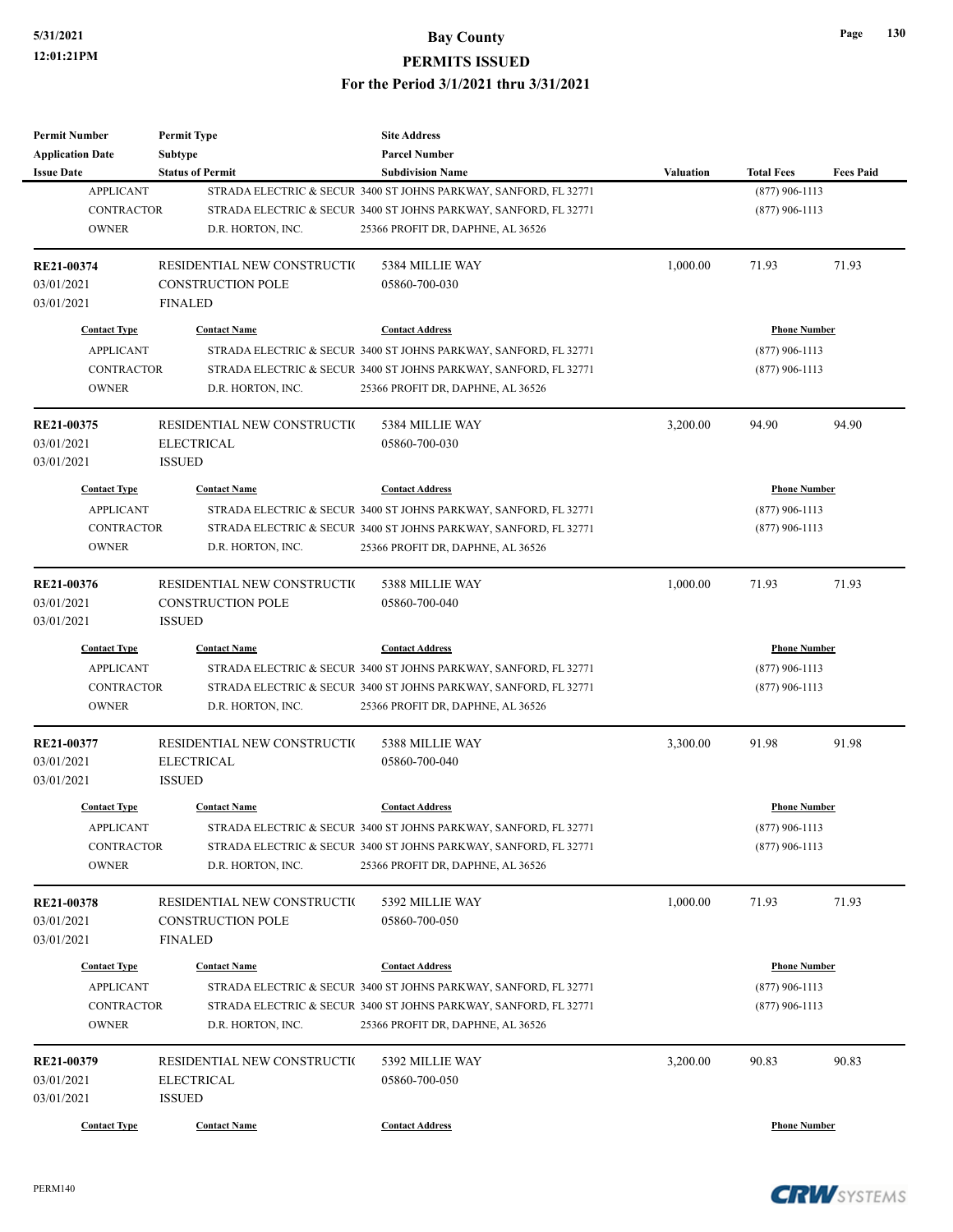| Permit Number<br>Application Date<br>Issue Date | Permit Type<br>Subtype<br>Status of Permit | Site Address<br>Parcel Number<br>Subdivision Name | Valuation | Total Fees | Fees Paid |
|---|---|---|---|---|---|
| APPLICANT | STRADA ELECTRIC & SECUR | 3400 ST JOHNS PARKWAY, SANFORD, FL 32771 | | (877) 906-1113 | |
| CONTRACTOR | STRADA ELECTRIC & SECUR | 3400 ST JOHNS PARKWAY, SANFORD, FL 32771 | | (877) 906-1113 | |
| OWNER | D.R. HORTON, INC. | 25366 PROFIT DR, DAPHNE, AL 36526 | | | |
| **RE21-00374**<br>03/01/2021<br>03/01/2021 | RESIDENTIAL NEW CONSTRUCTIO<br>CONSTRUCTION POLE<br>FINALED | 5384 MILLIE WAY<br>05860-700-030 | 1,000.00 | 71.93 | 71.93 |
| Contact Type | Contact Name | Contact Address | | Phone Number | |
| APPLICANT | STRADA ELECTRIC & SECUR | 3400 ST JOHNS PARKWAY, SANFORD, FL 32771 | | (877) 906-1113 | |
| CONTRACTOR | STRADA ELECTRIC & SECUR | 3400 ST JOHNS PARKWAY, SANFORD, FL 32771 | | (877) 906-1113 | |
| OWNER | D.R. HORTON, INC. | 25366 PROFIT DR, DAPHNE, AL 36526 | | | |
| **RE21-00375**<br>03/01/2021<br>03/01/2021 | RESIDENTIAL NEW CONSTRUCTIO<br>ELECTRICAL<br>ISSUED | 5384 MILLIE WAY<br>05860-700-030 | 3,200.00 | 94.90 | 94.90 |
| Contact Type | Contact Name | Contact Address | | Phone Number | |
| APPLICANT | STRADA ELECTRIC & SECUR | 3400 ST JOHNS PARKWAY, SANFORD, FL 32771 | | (877) 906-1113 | |
| CONTRACTOR | STRADA ELECTRIC & SECUR | 3400 ST JOHNS PARKWAY, SANFORD, FL 32771 | | (877) 906-1113 | |
| OWNER | D.R. HORTON, INC. | 25366 PROFIT DR, DAPHNE, AL 36526 | | | |
| **RE21-00376**<br>03/01/2021<br>03/01/2021 | RESIDENTIAL NEW CONSTRUCTIO<br>CONSTRUCTION POLE<br>ISSUED | 5388 MILLIE WAY<br>05860-700-040 | 1,000.00 | 71.93 | 71.93 |
| Contact Type | Contact Name | Contact Address | | Phone Number | |
| APPLICANT | STRADA ELECTRIC & SECUR | 3400 ST JOHNS PARKWAY, SANFORD, FL 32771 | | (877) 906-1113 | |
| CONTRACTOR | STRADA ELECTRIC & SECUR | 3400 ST JOHNS PARKWAY, SANFORD, FL 32771 | | (877) 906-1113 | |
| OWNER | D.R. HORTON, INC. | 25366 PROFIT DR, DAPHNE, AL 36526 | | | |
| **RE21-00377**<br>03/01/2021<br>03/01/2021 | RESIDENTIAL NEW CONSTRUCTIO<br>ELECTRICAL<br>ISSUED | 5388 MILLIE WAY<br>05860-700-040 | 3,300.00 | 91.98 | 91.98 |
| Contact Type | Contact Name | Contact Address | | Phone Number | |
| APPLICANT | STRADA ELECTRIC & SECUR | 3400 ST JOHNS PARKWAY, SANFORD, FL 32771 | | (877) 906-1113 | |
| CONTRACTOR | STRADA ELECTRIC & SECUR | 3400 ST JOHNS PARKWAY, SANFORD, FL 32771 | | (877) 906-1113 | |
| OWNER | D.R. HORTON, INC. | 25366 PROFIT DR, DAPHNE, AL 36526 | | | |
| **RE21-00378**<br>03/01/2021<br>03/01/2021 | RESIDENTIAL NEW CONSTRUCTIO<br>CONSTRUCTION POLE<br>FINALED | 5392 MILLIE WAY<br>05860-700-050 | 1,000.00 | 71.93 | 71.93 |
| Contact Type | Contact Name | Contact Address | | Phone Number | |
| APPLICANT | STRADA ELECTRIC & SECUR | 3400 ST JOHNS PARKWAY, SANFORD, FL 32771 | | (877) 906-1113 | |
| CONTRACTOR | STRADA ELECTRIC & SECUR | 3400 ST JOHNS PARKWAY, SANFORD, FL 32771 | | (877) 906-1113 | |
| OWNER | D.R. HORTON, INC. | 25366 PROFIT DR, DAPHNE, AL 36526 | | | |
| **RE21-00379**<br>03/01/2021<br>03/01/2021 | RESIDENTIAL NEW CONSTRUCTIO<br>ELECTRICAL<br>ISSUED | 5392 MILLIE WAY<br>05860-700-050 | 3,200.00 | 90.83 | 90.83 |
| Contact Type | Contact Name | Contact Address | | Phone Number | |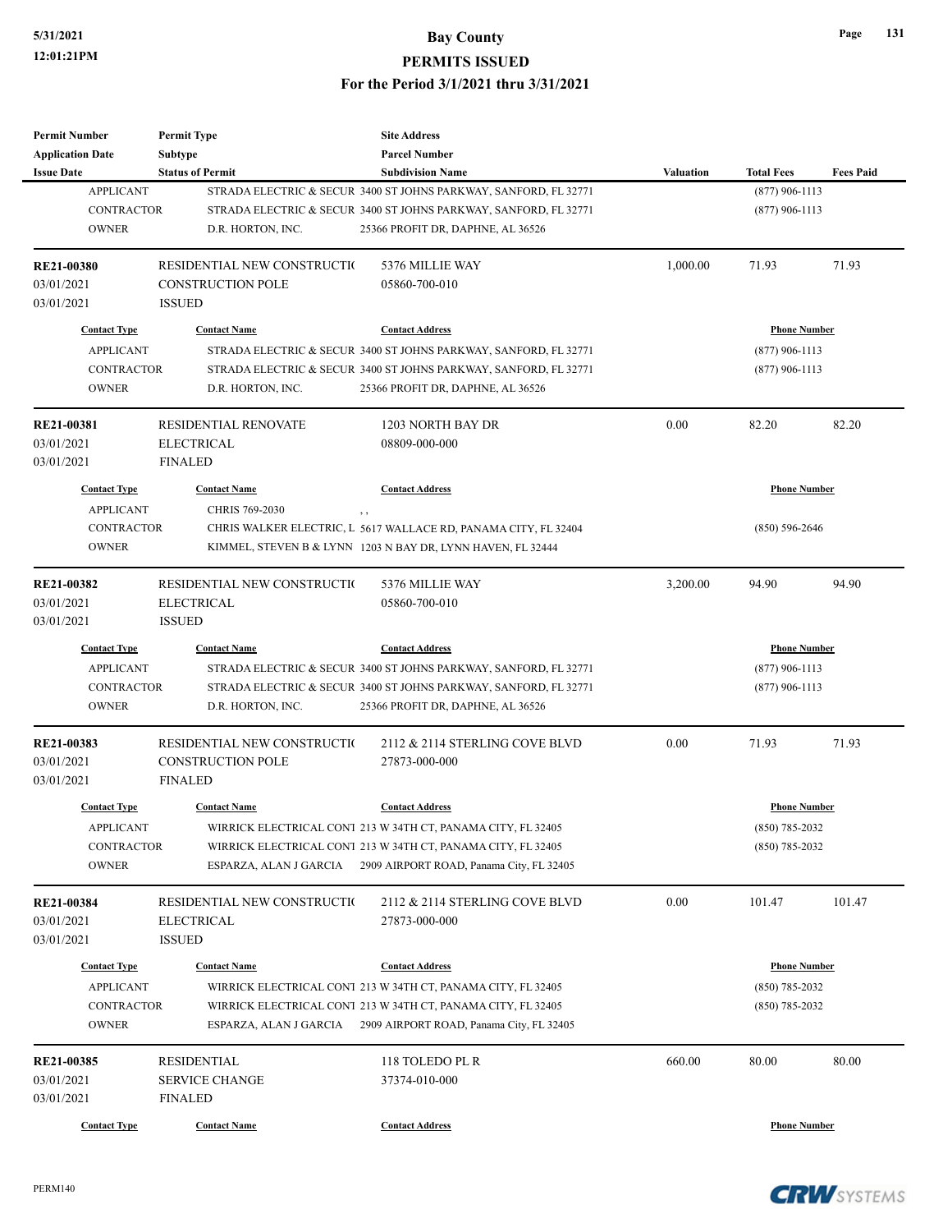| Permit Number / Application Date / Issue Date | Permit Type / Subtype / Status of Permit | Site Address / Parcel Number / Subdivision Name | Valuation | Total Fees | Fees Paid |
|---|---|---|---|---|---|
| APPLICANT | STRADA ELECTRIC & SECUR | 3400 ST JOHNS PARKWAY, SANFORD, FL 32771 | | (877) 906-1113 | |
| CONTRACTOR | STRADA ELECTRIC & SECUR | 3400 ST JOHNS PARKWAY, SANFORD, FL 32771 | | (877) 906-1113 | |
| OWNER | D.R. HORTON, INC. | 25366 PROFIT DR, DAPHNE, AL 36526 | | | |
| **RE21-00380** | RESIDENTIAL NEW CONSTRUCTI( | 5376 MILLIE WAY | 1,000.00 | 71.93 | 71.93 |
| 03/01/2021 | CONSTRUCTION POLE | 05860-700-010 | | | |
| 03/01/2021 | ISSUED | | | | |
| **Contact Type** | **Contact Name** | **Contact Address** | | **Phone Number** | |
| APPLICANT | STRADA ELECTRIC & SECUR | 3400 ST JOHNS PARKWAY, SANFORD, FL 32771 | | (877) 906-1113 | |
| CONTRACTOR | STRADA ELECTRIC & SECUR | 3400 ST JOHNS PARKWAY, SANFORD, FL 32771 | | (877) 906-1113 | |
| OWNER | D.R. HORTON, INC. | 25366 PROFIT DR, DAPHNE, AL 36526 | | | |
| **RE21-00381** | RESIDENTIAL RENOVATE | 1203 NORTH BAY DR | 0.00 | 82.20 | 82.20 |
| 03/01/2021 | ELECTRICAL | 08809-000-000 | | | |
| 03/01/2021 | FINALED | | | | |
| **Contact Type** | **Contact Name** | **Contact Address** | | **Phone Number** | |
| APPLICANT | CHRIS 769-2030 | , , | | | |
| CONTRACTOR | CHRIS WALKER ELECTRIC, L | 5617 WALLACE RD, PANAMA CITY, FL 32404 | | (850) 596-2646 | |
| OWNER | KIMMEL, STEVEN B & LYNN | 1203 N BAY DR, LYNN HAVEN, FL 32444 | | | |
| **RE21-00382** | RESIDENTIAL NEW CONSTRUCTI( | 5376 MILLIE WAY | 3,200.00 | 94.90 | 94.90 |
| 03/01/2021 | ELECTRICAL | 05860-700-010 | | | |
| 03/01/2021 | ISSUED | | | | |
| **Contact Type** | **Contact Name** | **Contact Address** | | **Phone Number** | |
| APPLICANT | STRADA ELECTRIC & SECUR | 3400 ST JOHNS PARKWAY, SANFORD, FL 32771 | | (877) 906-1113 | |
| CONTRACTOR | STRADA ELECTRIC & SECUR | 3400 ST JOHNS PARKWAY, SANFORD, FL 32771 | | (877) 906-1113 | |
| OWNER | D.R. HORTON, INC. | 25366 PROFIT DR, DAPHNE, AL 36526 | | | |
| **RE21-00383** | RESIDENTIAL NEW CONSTRUCTI( | 2112 & 2114 STERLING COVE BLVD | 0.00 | 71.93 | 71.93 |
| 03/01/2021 | CONSTRUCTION POLE | 27873-000-000 | | | |
| 03/01/2021 | FINALED | | | | |
| **Contact Type** | **Contact Name** | **Contact Address** | | **Phone Number** | |
| APPLICANT | WIRRICK ELECTRICAL CONT | 213 W 34TH CT, PANAMA CITY, FL 32405 | | (850) 785-2032 | |
| CONTRACTOR | WIRRICK ELECTRICAL CONT | 213 W 34TH CT, PANAMA CITY, FL 32405 | | (850) 785-2032 | |
| OWNER | ESPARZA, ALAN J GARCIA | 2909 AIRPORT ROAD, Panama City, FL 32405 | | | |
| **RE21-00384** | RESIDENTIAL NEW CONSTRUCTI( | 2112 & 2114 STERLING COVE BLVD | 0.00 | 101.47 | 101.47 |
| 03/01/2021 | ELECTRICAL | 27873-000-000 | | | |
| 03/01/2021 | ISSUED | | | | |
| **Contact Type** | **Contact Name** | **Contact Address** | | **Phone Number** | |
| APPLICANT | WIRRICK ELECTRICAL CONT | 213 W 34TH CT, PANAMA CITY, FL 32405 | | (850) 785-2032 | |
| CONTRACTOR | WIRRICK ELECTRICAL CONT | 213 W 34TH CT, PANAMA CITY, FL 32405 | | (850) 785-2032 | |
| OWNER | ESPARZA, ALAN J GARCIA | 2909 AIRPORT ROAD, Panama City, FL 32405 | | | |
| **RE21-00385** | RESIDENTIAL | 118 TOLEDO PL R | 660.00 | 80.00 | 80.00 |
| 03/01/2021 | SERVICE CHANGE | 37374-010-000 | | | |
| 03/01/2021 | FINALED | | | | |
| **Contact Type** | **Contact Name** | **Contact Address** | | **Phone Number** | |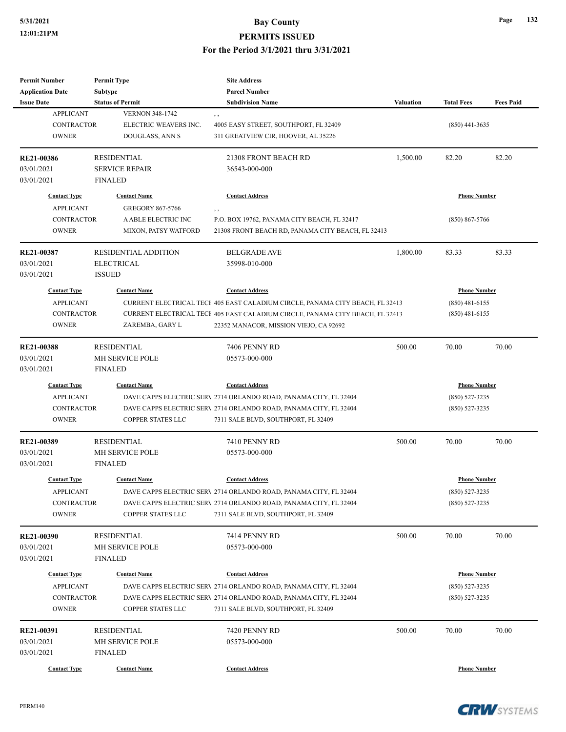| Permit Number<br>Application Date<br>Issue Date | Permit Type<br>Subtype<br>Status of Permit | Site Address<br>Parcel Number<br>Subdivision Name | Valuation | Total Fees | Fees Paid |
|---|---|---|---|---|---|
| APPLICANT | VERNON 348-1742 | , , | | | |
| CONTRACTOR | ELECTRIC WEAVERS INC. | 4005 EASY STREET, SOUTHPORT, FL 32409 | | (850) 441-3635 | |
| OWNER | DOUGLASS, ANN S | 311 GREATVIEW CIR, HOOVER, AL 35226 | | | |
| **RE21-00386**<br>03/01/2021<br>03/01/2021 | RESIDENTIAL<br>SERVICE REPAIR<br>FINALED | 21308 FRONT BEACH RD<br>36543-000-000 | 1,500.00 | 82.20 | 82.20 |
| Contact Type | Contact Name | Contact Address | | Phone Number | |
| APPLICANT | GREGORY 867-5766 | , , | | | |
| CONTRACTOR | A ABLE ELECTRIC INC | P.O. BOX 19762, PANAMA CITY BEACH, FL 32417 | | (850) 867-5766 | |
| OWNER | MIXON, PATSY WATFORD | 21308 FRONT BEACH RD, PANAMA CITY BEACH, FL 32413 | | | |
| **RE21-00387**<br>03/01/2021<br>03/01/2021 | RESIDENTIAL ADDITION<br>ELECTRICAL<br>ISSUED | BELGRADE AVE<br>35998-010-000 | 1,800.00 | 83.33 | 83.33 |
| Contact Type | Contact Name | Contact Address | | Phone Number | |
| APPLICANT | CURRENT ELECTRICAL TECH | 405 EAST CALADIUM CIRCLE, PANAMA CITY BEACH, FL 32413 | | (850) 481-6155 | |
| CONTRACTOR | CURRENT ELECTRICAL TECH | 405 EAST CALADIUM CIRCLE, PANAMA CITY BEACH, FL 32413 | | (850) 481-6155 | |
| OWNER | ZAREMBA, GARY L | 22352 MANACOR, MISSION VIEJO, CA 92692 | | | |
| **RE21-00388**<br>03/01/2021<br>03/01/2021 | RESIDENTIAL<br>MH SERVICE POLE<br>FINALED | 7406 PENNY RD<br>05573-000-000 | 500.00 | 70.00 | 70.00 |
| Contact Type | Contact Name | Contact Address | | Phone Number | |
| APPLICANT | DAVE CAPPS ELECTRIC SERV | 2714 ORLANDO ROAD, PANAMA CITY, FL 32404 | | (850) 527-3235 | |
| CONTRACTOR | DAVE CAPPS ELECTRIC SERV | 2714 ORLANDO ROAD, PANAMA CITY, FL 32404 | | (850) 527-3235 | |
| OWNER | COPPER STATES LLC | 7311 SALE BLVD, SOUTHPORT, FL 32409 | | | |
| **RE21-00389**<br>03/01/2021<br>03/01/2021 | RESIDENTIAL<br>MH SERVICE POLE<br>FINALED | 7410 PENNY RD<br>05573-000-000 | 500.00 | 70.00 | 70.00 |
| Contact Type | Contact Name | Contact Address | | Phone Number | |
| APPLICANT | DAVE CAPPS ELECTRIC SERV | 2714 ORLANDO ROAD, PANAMA CITY, FL 32404 | | (850) 527-3235 | |
| CONTRACTOR | DAVE CAPPS ELECTRIC SERV | 2714 ORLANDO ROAD, PANAMA CITY, FL 32404 | | (850) 527-3235 | |
| OWNER | COPPER STATES LLC | 7311 SALE BLVD, SOUTHPORT, FL 32409 | | | |
| **RE21-00390**<br>03/01/2021<br>03/01/2021 | RESIDENTIAL<br>MH SERVICE POLE<br>FINALED | 7414 PENNY RD<br>05573-000-000 | 500.00 | 70.00 | 70.00 |
| Contact Type | Contact Name | Contact Address | | Phone Number | |
| APPLICANT | DAVE CAPPS ELECTRIC SERV | 2714 ORLANDO ROAD, PANAMA CITY, FL 32404 | | (850) 527-3235 | |
| CONTRACTOR | DAVE CAPPS ELECTRIC SERV | 2714 ORLANDO ROAD, PANAMA CITY, FL 32404 | | (850) 527-3235 | |
| OWNER | COPPER STATES LLC | 7311 SALE BLVD, SOUTHPORT, FL 32409 | | | |
| **RE21-00391**<br>03/01/2021<br>03/01/2021 | RESIDENTIAL<br>MH SERVICE POLE<br>FINALED | 7420 PENNY RD<br>05573-000-000 | 500.00 | 70.00 | 70.00 |
| Contact Type | Contact Name | Contact Address | | Phone Number | |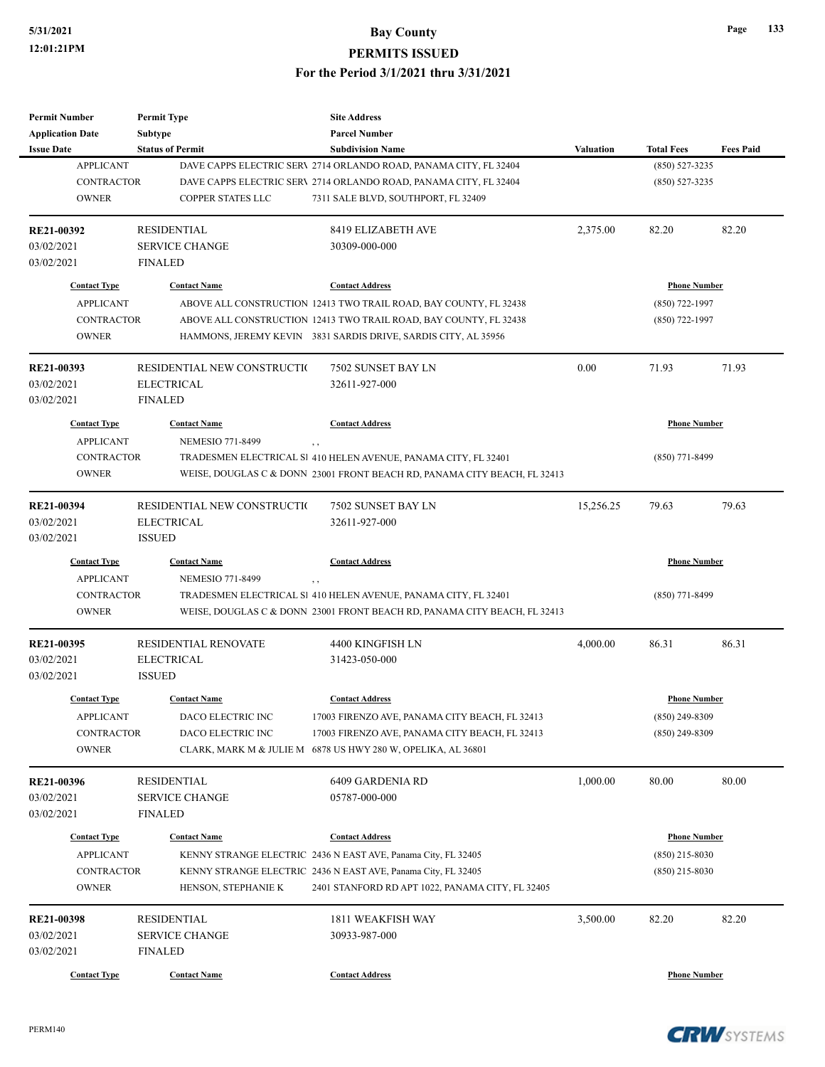# Bay County
## PERMITS ISSUED
### For the Period 3/1/2021 thru 3/31/2021

| Permit Number / Application Date / Issue Date | Permit Type / Subtype / Status of Permit | Site Address / Parcel Number / Subdivision Name | Valuation | Total Fees | Fees Paid |
|---|---|---|---|---|---|

| Contact Type | Contact Name | Contact Address | Phone Number |
|---|---|---|---|
| APPLICANT | DAVE CAPPS ELECTRIC SERV | 2714 ORLANDO ROAD, PANAMA CITY, FL 32404 | (850) 527-3235 |
| CONTRACTOR | DAVE CAPPS ELECTRIC SERV | 2714 ORLANDO ROAD, PANAMA CITY, FL 32404 | (850) 527-3235 |
| OWNER | COPPER STATES LLC | 7311 SALE BLVD, SOUTHPORT, FL 32409 | |

**RE21-00392** | RESIDENTIAL | 8419 ELIZABETH AVE | 2,375.00 | 82.20 | 82.20
03/02/2021 | SERVICE CHANGE | 30309-000-000
03/02/2021 | FINALED

| Contact Type | Contact Name | Contact Address | Phone Number |
|---|---|---|---|
| APPLICANT | ABOVE ALL CONSTRUCTION | 12413 TWO TRAIL ROAD, BAY COUNTY, FL 32438 | (850) 722-1997 |
| CONTRACTOR | ABOVE ALL CONSTRUCTION | 12413 TWO TRAIL ROAD, BAY COUNTY, FL 32438 | (850) 722-1997 |
| OWNER | HAMMONS, JEREMY KEVIN | 3831 SARDIS DRIVE, SARDIS CITY, AL 35956 | |

**RE21-00393** | RESIDENTIAL NEW CONSTRUCTIO | 7502 SUNSET BAY LN | 0.00 | 71.93 | 71.93
03/02/2021 | ELECTRICAL | 32611-927-000
03/02/2021 | FINALED

| Contact Type | Contact Name | Contact Address | Phone Number |
|---|---|---|---|
| APPLICANT | NEMESIO 771-8499 | , , | |
| CONTRACTOR | TRADESMEN ELECTRICAL SI | 410 HELEN AVENUE, PANAMA CITY, FL 32401 | (850) 771-8499 |
| OWNER | WEISE, DOUGLAS C & DONN | 23001 FRONT BEACH RD, PANAMA CITY BEACH, FL 32413 | |

**RE21-00394** | RESIDENTIAL NEW CONSTRUCTIO | 7502 SUNSET BAY LN | 15,256.25 | 79.63 | 79.63
03/02/2021 | ELECTRICAL | 32611-927-000
03/02/2021 | ISSUED

| Contact Type | Contact Name | Contact Address | Phone Number |
|---|---|---|---|
| APPLICANT | NEMESIO 771-8499 | , , | |
| CONTRACTOR | TRADESMEN ELECTRICAL SI | 410 HELEN AVENUE, PANAMA CITY, FL 32401 | (850) 771-8499 |
| OWNER | WEISE, DOUGLAS C & DONN | 23001 FRONT BEACH RD, PANAMA CITY BEACH, FL 32413 | |

**RE21-00395** | RESIDENTIAL RENOVATE | 4400 KINGFISH LN | 4,000.00 | 86.31 | 86.31
03/02/2021 | ELECTRICAL | 31423-050-000
03/02/2021 | ISSUED

| Contact Type | Contact Name | Contact Address | Phone Number |
|---|---|---|---|
| APPLICANT | DACO ELECTRIC INC | 17003 FIRENZO AVE, PANAMA CITY BEACH, FL 32413 | (850) 249-8309 |
| CONTRACTOR | DACO ELECTRIC INC | 17003 FIRENZO AVE, PANAMA CITY BEACH, FL 32413 | (850) 249-8309 |
| OWNER | CLARK, MARK M & JULIE M | 6878 US HWY 280 W, OPELIKA, AL 36801 | |

**RE21-00396** | RESIDENTIAL | 6409 GARDENIA RD | 1,000.00 | 80.00 | 80.00
03/02/2021 | SERVICE CHANGE | 05787-000-000
03/02/2021 | FINALED

| Contact Type | Contact Name | Contact Address | Phone Number |
|---|---|---|---|
| APPLICANT | KENNY STRANGE ELECTRIC | 2436 N EAST AVE, Panama City, FL 32405 | (850) 215-8030 |
| CONTRACTOR | KENNY STRANGE ELECTRIC | 2436 N EAST AVE, Panama City, FL 32405 | (850) 215-8030 |
| OWNER | HENSON, STEPHANIE K | 2401 STANFORD RD APT 1022, PANAMA CITY, FL 32405 | |

**RE21-00398** | RESIDENTIAL | 1811 WEAKFISH WAY | 3,500.00 | 82.20 | 82.20
03/02/2021 | SERVICE CHANGE | 30933-987-000
03/02/2021 | FINALED

| Contact Type | Contact Name | Contact Address | Phone Number |
|---|---|---|---|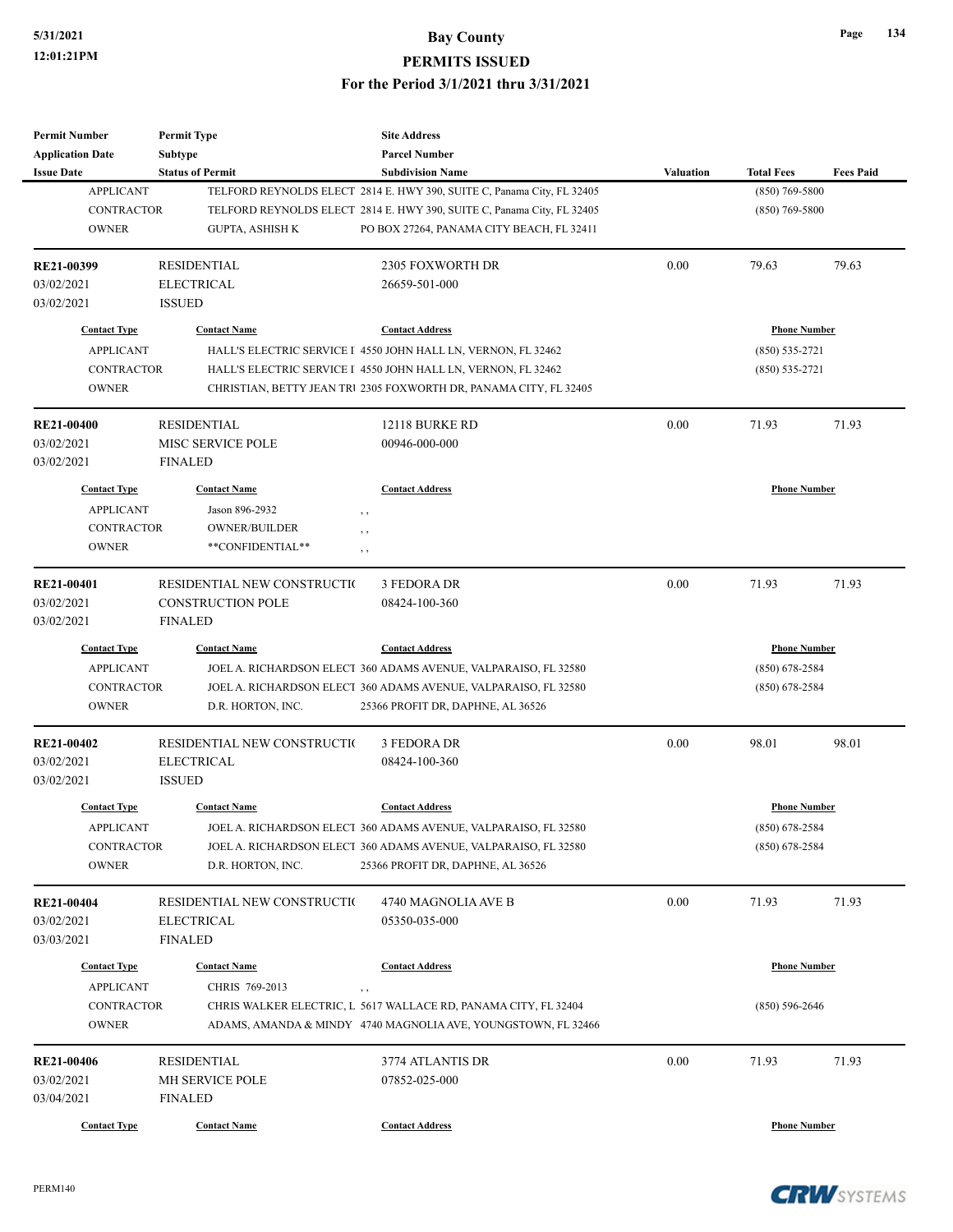| Permit Number<br>Application Date<br>Issue Date | Permit Type<br>Subtype<br>Status of Permit | Site Address<br>Parcel Number<br>Subdivision Name | Valuation | Total Fees | Fees Paid |
|---|---|---|---|---|---|
| APPLICANT | TELFORD REYNOLDS ELECT | 2814 E. HWY 390, SUITE C, Panama City, FL 32405 | | (850) 769-5800 | |
| CONTRACTOR | TELFORD REYNOLDS ELECT | 2814 E. HWY 390, SUITE C, Panama City, FL 32405 | | (850) 769-5800 | |
| OWNER | GUPTA, ASHISH K | PO BOX 27264, PANAMA CITY BEACH, FL 32411 | | | |
| **RE21-00399**<br>03/02/2021<br>03/02/2021 | RESIDENTIAL<br>ELECTRICAL<br>ISSUED | 2305 FOXWORTH DR<br>26659-501-000 | 0.00 | 79.63 | 79.63 |
| **Contact Type** | **Contact Name** | **Contact Address** | | **Phone Number** | |
| APPLICANT | HALL'S ELECTRIC SERVICE I | 4550 JOHN HALL LN, VERNON, FL 32462 | | (850) 535-2721 | |
| CONTRACTOR | HALL'S ELECTRIC SERVICE I | 4550 JOHN HALL LN, VERNON, FL 32462 | | (850) 535-2721 | |
| OWNER | CHRISTIAN, BETTY JEAN TRI | 2305 FOXWORTH DR, PANAMA CITY, FL 32405 | | | |
| **RE21-00400**<br>03/02/2021<br>03/02/2021 | RESIDENTIAL<br>MISC SERVICE POLE<br>FINALED | 12118 BURKE RD<br>00946-000-000 | 0.00 | 71.93 | 71.93 |
| **Contact Type** | **Contact Name** | **Contact Address** | | **Phone Number** | |
| APPLICANT | Jason 896-2932 | , , | | | |
| CONTRACTOR | OWNER/BUILDER | , , | | | |
| OWNER | **CONFIDENTIAL** | , , | | | |
| **RE21-00401**<br>03/02/2021<br>03/02/2021 | RESIDENTIAL NEW CONSTRUCTIO<br>CONSTRUCTION POLE<br>FINALED | 3 FEDORA DR<br>08424-100-360 | 0.00 | 71.93 | 71.93 |
| **Contact Type** | **Contact Name** | **Contact Address** | | **Phone Number** | |
| APPLICANT | JOEL A. RICHARDSON ELECT | 360 ADAMS AVENUE, VALPARAISO, FL 32580 | | (850) 678-2584 | |
| CONTRACTOR | JOEL A. RICHARDSON ELECT | 360 ADAMS AVENUE, VALPARAISO, FL 32580 | | (850) 678-2584 | |
| OWNER | D.R. HORTON, INC. | 25366 PROFIT DR, DAPHNE, AL 36526 | | | |
| **RE21-00402**<br>03/02/2021<br>03/02/2021 | RESIDENTIAL NEW CONSTRUCTIO<br>ELECTRICAL<br>ISSUED | 3 FEDORA DR<br>08424-100-360 | 0.00 | 98.01 | 98.01 |
| **Contact Type** | **Contact Name** | **Contact Address** | | **Phone Number** | |
| APPLICANT | JOEL A. RICHARDSON ELECT | 360 ADAMS AVENUE, VALPARAISO, FL 32580 | | (850) 678-2584 | |
| CONTRACTOR | JOEL A. RICHARDSON ELECT | 360 ADAMS AVENUE, VALPARAISO, FL 32580 | | (850) 678-2584 | |
| OWNER | D.R. HORTON, INC. | 25366 PROFIT DR, DAPHNE, AL 36526 | | | |
| **RE21-00404**<br>03/02/2021<br>03/03/2021 | RESIDENTIAL NEW CONSTRUCTIO<br>ELECTRICAL<br>FINALED | 4740 MAGNOLIA AVE B<br>05350-035-000 | 0.00 | 71.93 | 71.93 |
| **Contact Type** | **Contact Name** | **Contact Address** | | **Phone Number** | |
| APPLICANT | CHRIS 769-2013 | , , | | | |
| CONTRACTOR | CHRIS WALKER ELECTRIC, L | 5617 WALLACE RD, PANAMA CITY, FL 32404 | | (850) 596-2646 | |
| OWNER | ADAMS, AMANDA & MINDY | 4740 MAGNOLIA AVE, YOUNGSTOWN, FL 32466 | | | |
| **RE21-00406**<br>03/02/2021<br>03/04/2021 | RESIDENTIAL<br>MH SERVICE POLE<br>FINALED | 3774 ATLANTIS DR<br>07852-025-000 | 0.00 | 71.93 | 71.93 |
| **Contact Type** | **Contact Name** | **Contact Address** | | **Phone Number** | |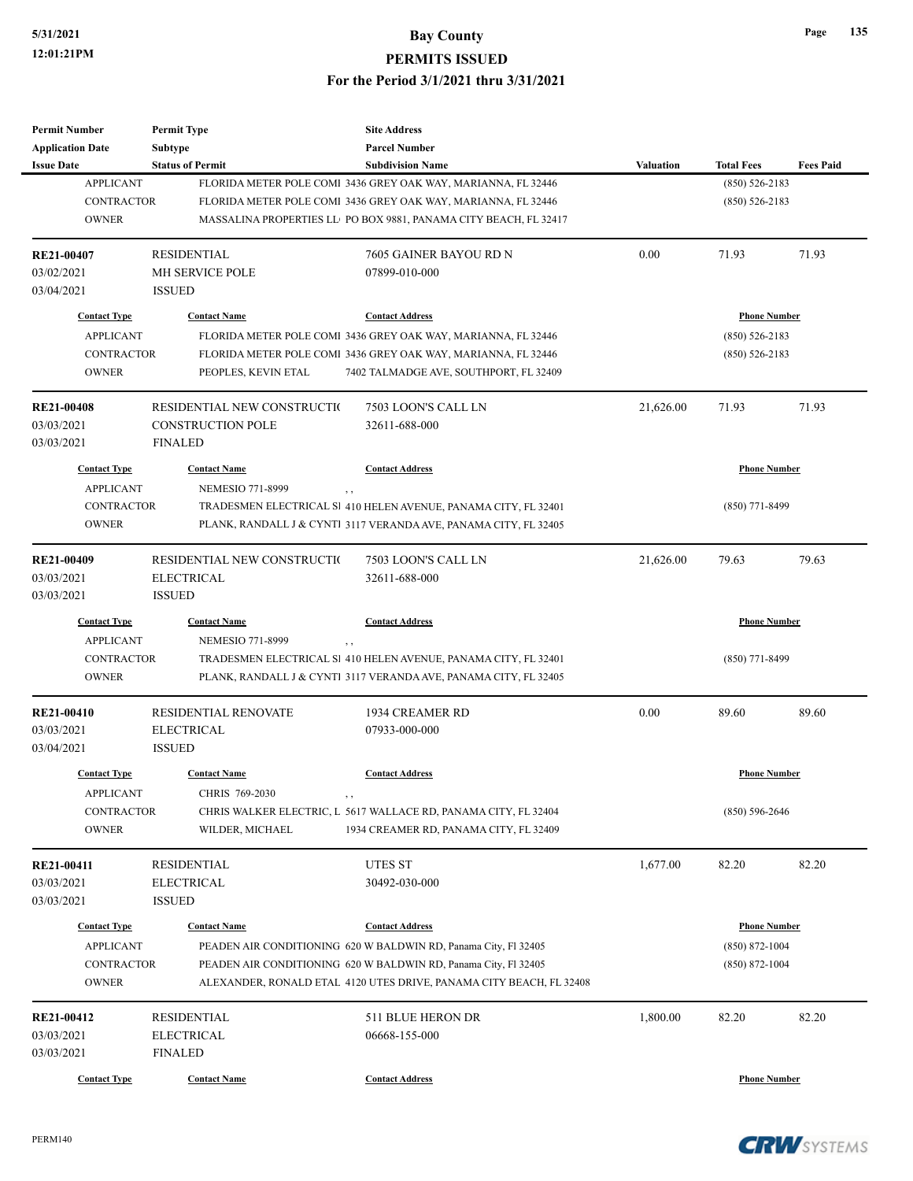| Permit Number<br>Application Date<br>Issue Date | Permit Type<br>Subtype<br>Status of Permit | Site Address<br>Parcel Number<br>Subdivision Name | Valuation | Total Fees | Fees Paid |
|---|---|---|---|---|---|
| APPLICANT | FLORIDA METER POLE COMI | 3436 GREY OAK WAY, MARIANNA, FL 32446 | | (850) 526-2183 | |
| CONTRACTOR | FLORIDA METER POLE COMI | 3436 GREY OAK WAY, MARIANNA, FL 32446 | | (850) 526-2183 | |
| OWNER | MASSALINA PROPERTIES LL | PO BOX 9881, PANAMA CITY BEACH, FL 32417 | | | |

| | | | | | |
|---|---|---|---|---|---|
| **RE21-00407** | RESIDENTIAL | 7605 GAINER BAYOU RD N | 0.00 | 71.93 | 71.93 |
| 03/02/2021 | MH SERVICE POLE | 07899-010-000 | | | |
| 03/04/2021 | ISSUED | | | | |
| **Contact Type** | **Contact Name** | **Contact Address** | | **Phone Number** | |
| APPLICANT | FLORIDA METER POLE COMI | 3436 GREY OAK WAY, MARIANNA, FL 32446 | | (850) 526-2183 | |
| CONTRACTOR | FLORIDA METER POLE COMI | 3436 GREY OAK WAY, MARIANNA, FL 32446 | | (850) 526-2183 | |
| OWNER | PEOPLES, KEVIN ETAL | 7402 TALMADGE AVE, SOUTHPORT, FL 32409 | | | |

| | | | | | |
|---|---|---|---|---|---|
| **RE21-00408** | RESIDENTIAL NEW CONSTRUCTI( | 7503 LOON'S CALL LN | 21,626.00 | 71.93 | 71.93 |
| 03/03/2021 | CONSTRUCTION POLE | 32611-688-000 | | | |
| 03/03/2021 | FINALED | | | | |
| **Contact Type** | **Contact Name** | **Contact Address** | | **Phone Number** | |
| APPLICANT | NEMESIO 771-8999 | , , | | | |
| CONTRACTOR | TRADESMEN ELECTRICAL SI | 410 HELEN AVENUE, PANAMA CITY, FL 32401 | | (850) 771-8499 | |
| OWNER | PLANK, RANDALL J & CYNTI | 3117 VERANDA AVE, PANAMA CITY, FL 32405 | | | |

| | | | | | |
|---|---|---|---|---|---|
| **RE21-00409** | RESIDENTIAL NEW CONSTRUCTI( | 7503 LOON'S CALL LN | 21,626.00 | 79.63 | 79.63 |
| 03/03/2021 | ELECTRICAL | 32611-688-000 | | | |
| 03/03/2021 | ISSUED | | | | |
| **Contact Type** | **Contact Name** | **Contact Address** | | **Phone Number** | |
| APPLICANT | NEMESIO 771-8999 | , , | | | |
| CONTRACTOR | TRADESMEN ELECTRICAL SI | 410 HELEN AVENUE, PANAMA CITY, FL 32401 | | (850) 771-8499 | |
| OWNER | PLANK, RANDALL J & CYNTI | 3117 VERANDA AVE, PANAMA CITY, FL 32405 | | | |

| | | | | | |
|---|---|---|---|---|---|
| **RE21-00410** | RESIDENTIAL RENOVATE | 1934 CREAMER RD | 0.00 | 89.60 | 89.60 |
| 03/03/2021 | ELECTRICAL | 07933-000-000 | | | |
| 03/04/2021 | ISSUED | | | | |
| **Contact Type** | **Contact Name** | **Contact Address** | | **Phone Number** | |
| APPLICANT | CHRIS 769-2030 | , , | | | |
| CONTRACTOR | CHRIS WALKER ELECTRIC, L | 5617 WALLACE RD, PANAMA CITY, FL 32404 | | (850) 596-2646 | |
| OWNER | WILDER, MICHAEL | 1934 CREAMER RD, PANAMA CITY, FL 32409 | | | |

| | | | | | |
|---|---|---|---|---|---|
| **RE21-00411** | RESIDENTIAL | UTES ST | 1,677.00 | 82.20 | 82.20 |
| 03/03/2021 | ELECTRICAL | 30492-030-000 | | | |
| 03/03/2021 | ISSUED | | | | |
| **Contact Type** | **Contact Name** | **Contact Address** | | **Phone Number** | |
| APPLICANT | PEADEN AIR CONDITIONING | 620 W BALDWIN RD, Panama City, Fl 32405 | | (850) 872-1004 | |
| CONTRACTOR | PEADEN AIR CONDITIONING | 620 W BALDWIN RD, Panama City, Fl 32405 | | (850) 872-1004 | |
| OWNER | ALEXANDER, RONALD ETAL | 4120 UTES DRIVE, PANAMA CITY BEACH, FL 32408 | | | |

| | | | | | |
|---|---|---|---|---|---|
| **RE21-00412** | RESIDENTIAL | 511 BLUE HERON DR | 1,800.00 | 82.20 | 82.20 |
| 03/03/2021 | ELECTRICAL | 06668-155-000 | | | |
| 03/03/2021 | FINALED | | | | |
| **Contact Type** | **Contact Name** | **Contact Address** | | **Phone Number** | |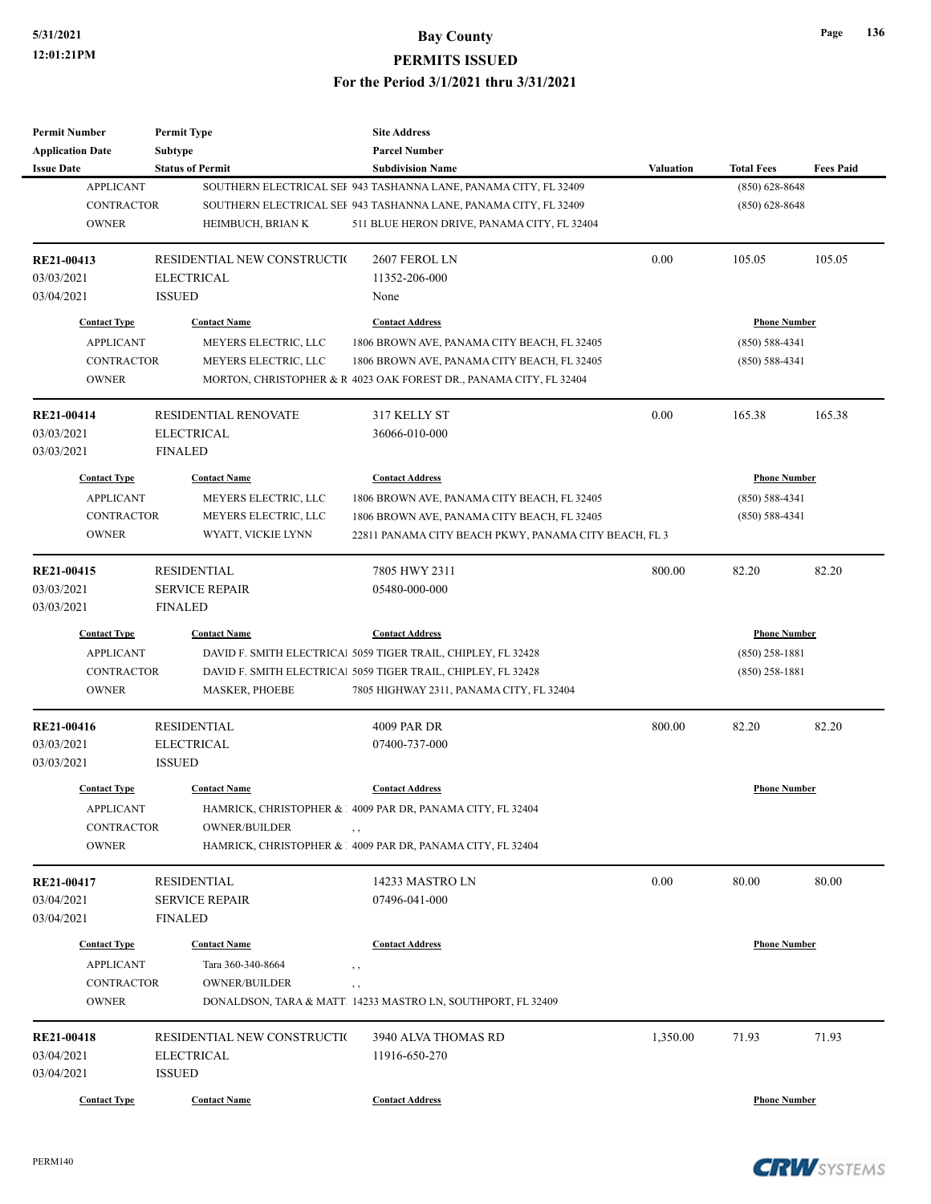| Permit Number / Application Date / Issue Date | Permit Type / Subtype / Status of Permit | Site Address / Parcel Number / Subdivision Name | Valuation | Total Fees | Fees Paid |
|---|---|---|---|---|---|
| APPLICANT | SOUTHERN ELECTRICAL SEI | 943 TASHANNA LANE, PANAMA CITY, FL 32409 | | (850) 628-8648 | |
| CONTRACTOR | SOUTHERN ELECTRICAL SEI | 943 TASHANNA LANE, PANAMA CITY, FL 32409 | | (850) 628-8648 | |
| OWNER | HEIMBUCH, BRIAN K | 511 BLUE HERON DRIVE, PANAMA CITY, FL 32404 | | | |
| **RE21-00413** | RESIDENTIAL NEW CONSTRUCTIO | 2607 FEROL LN | 0.00 | 105.05 | 105.05 |
| 03/03/2021 | ELECTRICAL | 11352-206-000 | | | |
| 03/04/2021 | ISSUED | None | | | |
| Contact Type | Contact Name | Contact Address | | Phone Number | |
| APPLICANT | MEYERS ELECTRIC, LLC | 1806 BROWN AVE, PANAMA CITY BEACH, FL 32405 | | (850) 588-4341 | |
| CONTRACTOR | MEYERS ELECTRIC, LLC | 1806 BROWN AVE, PANAMA CITY BEACH, FL 32405 | | (850) 588-4341 | |
| OWNER | MORTON, CHRISTOPHER & R | 4023 OAK FOREST DR., PANAMA CITY, FL 32404 | | | |
| **RE21-00414** | RESIDENTIAL RENOVATE | 317 KELLY ST | 0.00 | 165.38 | 165.38 |
| 03/03/2021 | ELECTRICAL | 36066-010-000 | | | |
| 03/03/2021 | FINALED | | | | |
| Contact Type | Contact Name | Contact Address | | Phone Number | |
| APPLICANT | MEYERS ELECTRIC, LLC | 1806 BROWN AVE, PANAMA CITY BEACH, FL 32405 | | (850) 588-4341 | |
| CONTRACTOR | MEYERS ELECTRIC, LLC | 1806 BROWN AVE, PANAMA CITY BEACH, FL 32405 | | (850) 588-4341 | |
| OWNER | WYATT, VICKIE LYNN | 22811 PANAMA CITY BEACH PKWY, PANAMA CITY BEACH, FL 3 | | | |
| **RE21-00415** | RESIDENTIAL | 7805 HWY 2311 | 800.00 | 82.20 | 82.20 |
| 03/03/2021 | SERVICE REPAIR | 05480-000-000 | | | |
| 03/03/2021 | FINALED | | | | |
| Contact Type | Contact Name | Contact Address | | Phone Number | |
| APPLICANT | DAVID F. SMITH ELECTRICAI | 5059 TIGER TRAIL, CHIPLEY, FL 32428 | | (850) 258-1881 | |
| CONTRACTOR | DAVID F. SMITH ELECTRICAI | 5059 TIGER TRAIL, CHIPLEY, FL 32428 | | (850) 258-1881 | |
| OWNER | MASKER, PHOEBE | 7805 HIGHWAY 2311, PANAMA CITY, FL 32404 | | | |
| **RE21-00416** | RESIDENTIAL | 4009 PAR DR | 800.00 | 82.20 | 82.20 |
| 03/03/2021 | ELECTRICAL | 07400-737-000 | | | |
| 03/03/2021 | ISSUED | | | | |
| Contact Type | Contact Name | Contact Address | | Phone Number | |
| APPLICANT | HAMRICK, CHRISTOPHER & | 4009 PAR DR, PANAMA CITY, FL 32404 | | | |
| CONTRACTOR | OWNER/BUILDER | , , | | | |
| OWNER | HAMRICK, CHRISTOPHER & | 4009 PAR DR, PANAMA CITY, FL 32404 | | | |
| **RE21-00417** | RESIDENTIAL | 14233 MASTRO LN | 0.00 | 80.00 | 80.00 |
| 03/04/2021 | SERVICE REPAIR | 07496-041-000 | | | |
| 03/04/2021 | FINALED | | | | |
| Contact Type | Contact Name | Contact Address | | Phone Number | |
| APPLICANT | Tara 360-340-8664 | , , | | | |
| CONTRACTOR | OWNER/BUILDER | , , | | | |
| OWNER | DONALDSON, TARA & MATT | 14233 MASTRO LN, SOUTHPORT, FL 32409 | | | |
| **RE21-00418** | RESIDENTIAL NEW CONSTRUCTIO | 3940 ALVA THOMAS RD | 1,350.00 | 71.93 | 71.93 |
| 03/04/2021 | ELECTRICAL | 11916-650-270 | | | |
| 03/04/2021 | ISSUED | | | | |
| Contact Type | Contact Name | Contact Address | | Phone Number | |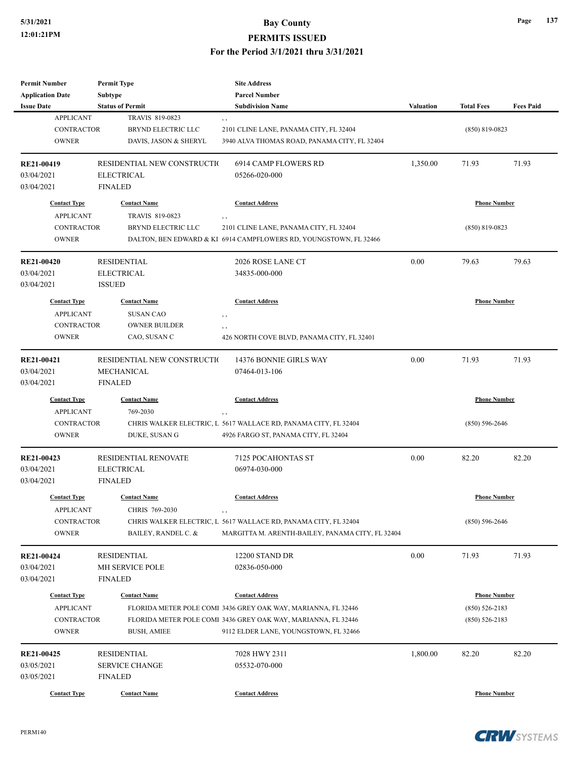| Permit Number | Permit Type | Site Address | | | |
|---|---|---|---|---|---|
| Application Date | Subtype | Parcel Number | | | |
| Issue Date | Status of Permit | Subdivision Name | Valuation | Total Fees | Fees Paid |

| Contact Type | Contact Name | Contact Address | Phone Number |
|---|---|---|---|
| APPLICANT | TRAVIS 819-0823 | , , | |
| CONTRACTOR | BRYND ELECTRIC LLC | 2101 CLINE LANE, PANAMA CITY, FL 32404 | (850) 819-0823 |
| OWNER | DAVIS, JASON & SHERYL | 3940 ALVA THOMAS ROAD, PANAMA CITY, FL 32404 | |

| RE21-00419 | RESIDENTIAL NEW CONSTRUCTI( | 6914 CAMP FLOWERS RD | 1,350.00 | 71.93 | 71.93 |
|---|---|---|---|---|---|
| 03/04/2021 | ELECTRICAL | 05266-020-000 | | | |
| 03/04/2021 | FINALED | | | | |

| Contact Type | Contact Name | Contact Address | Phone Number |
|---|---|---|---|
| APPLICANT | TRAVIS 819-0823 | , , | |
| CONTRACTOR | BRYND ELECTRIC LLC | 2101 CLINE LANE, PANAMA CITY, FL 32404 | (850) 819-0823 |
| OWNER | DALTON, BEN EDWARD & KI | 6914 CAMPFLOWERS RD, YOUNGSTOWN, FL 32466 | |

| RE21-00420 | RESIDENTIAL | 2026 ROSE LANE CT | 0.00 | 79.63 | 79.63 |
|---|---|---|---|---|---|
| 03/04/2021 | ELECTRICAL | 34835-000-000 | | | |
| 03/04/2021 | ISSUED | | | | |

| Contact Type | Contact Name | Contact Address | Phone Number |
|---|---|---|---|
| APPLICANT | SUSAN CAO | , , | |
| CONTRACTOR | OWNER BUILDER | , , | |
| OWNER | CAO, SUSAN C | 426 NORTH COVE BLVD, PANAMA CITY, FL 32401 | |

| RE21-00421 | RESIDENTIAL NEW CONSTRUCTI( | 14376 BONNIE GIRLS WAY | 0.00 | 71.93 | 71.93 |
|---|---|---|---|---|---|
| 03/04/2021 | MECHANICAL | 07464-013-106 | | | |
| 03/04/2021 | FINALED | | | | |

| Contact Type | Contact Name | Contact Address | Phone Number |
|---|---|---|---|
| APPLICANT | 769-2030 | , , | |
| CONTRACTOR | CHRIS WALKER ELECTRIC, L | 5617 WALLACE RD, PANAMA CITY, FL 32404 | (850) 596-2646 |
| OWNER | DUKE, SUSAN G | 4926 FARGO ST, PANAMA CITY, FL 32404 | |

| RE21-00423 | RESIDENTIAL RENOVATE | 7125 POCAHONTAS ST | 0.00 | 82.20 | 82.20 |
|---|---|---|---|---|---|
| 03/04/2021 | ELECTRICAL | 06974-030-000 | | | |
| 03/04/2021 | FINALED | | | | |

| Contact Type | Contact Name | Contact Address | Phone Number |
|---|---|---|---|
| APPLICANT | CHRIS 769-2030 | , , | |
| CONTRACTOR | CHRIS WALKER ELECTRIC, L | 5617 WALLACE RD, PANAMA CITY, FL 32404 | (850) 596-2646 |
| OWNER | BAILEY, RANDEL C. & | MARGITTA M. ARENTH-BAILEY, PANAMA CITY, FL 32404 | |

| RE21-00424 | RESIDENTIAL | 12200 STAND DR | 0.00 | 71.93 | 71.93 |
|---|---|---|---|---|---|
| 03/04/2021 | MH SERVICE POLE | 02836-050-000 | | | |
| 03/04/2021 | FINALED | | | | |

| Contact Type | Contact Name | Contact Address | Phone Number |
|---|---|---|---|
| APPLICANT | FLORIDA METER POLE COMI | 3436 GREY OAK WAY, MARIANNA, FL 32446 | (850) 526-2183 |
| CONTRACTOR | FLORIDA METER POLE COMI | 3436 GREY OAK WAY, MARIANNA, FL 32446 | (850) 526-2183 |
| OWNER | BUSH, AMIEE | 9112 ELDER LANE, YOUNGSTOWN, FL 32466 | |

| RE21-00425 | RESIDENTIAL | 7028 HWY 2311 | 1,800.00 | 82.20 | 82.20 |
|---|---|---|---|---|---|
| 03/05/2021 | SERVICE CHANGE | 05532-070-000 | | | |
| 03/05/2021 | FINALED | | | | |

| Contact Type | Contact Name | Contact Address | Phone Number |
|---|---|---|---|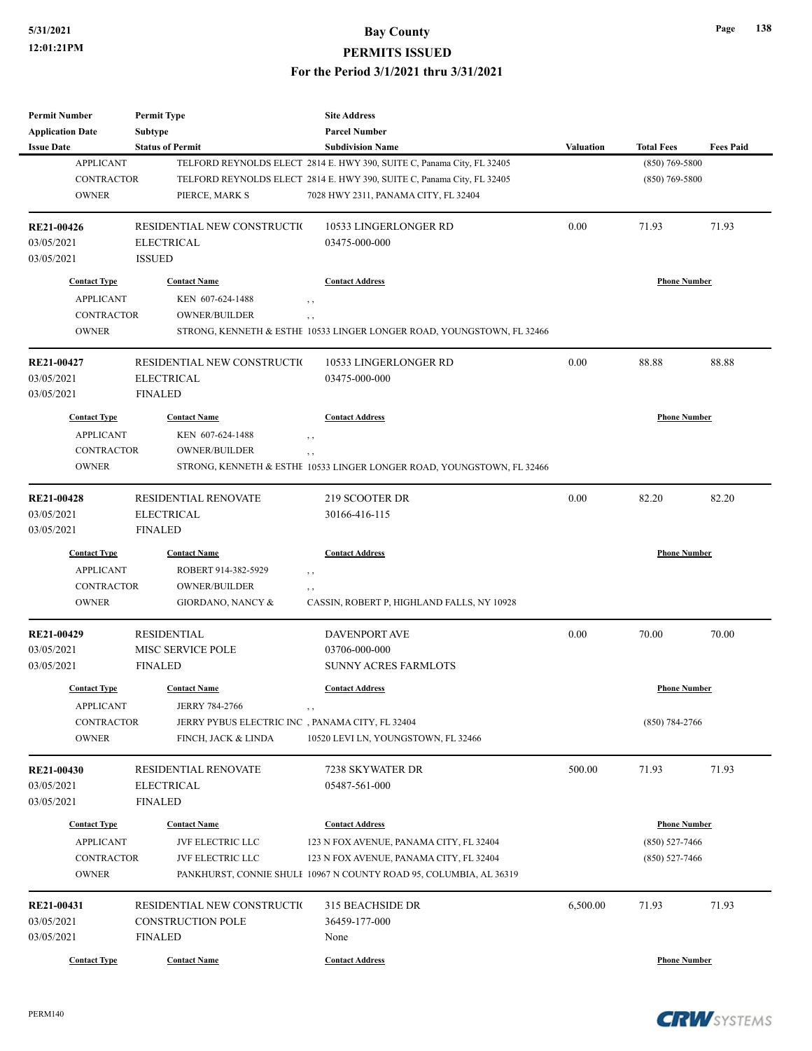| Permit Number<br>Application Date<br>Issue Date | Permit Type<br>Subtype<br>Status of Permit | Site Address<br>Parcel Number<br>Subdivision Name | Valuation | Total Fees | Fees Paid |
|---|---|---|---|---|---|
| APPLICANT | TELFORD REYNOLDS ELECT | 2814 E. HWY 390, SUITE C, Panama City, FL 32405 | | (850) 769-5800 | |
| CONTRACTOR | TELFORD REYNOLDS ELECT | 2814 E. HWY 390, SUITE C, Panama City, FL 32405 | | (850) 769-5800 | |
| OWNER | PIERCE, MARK S | 7028 HWY 2311, PANAMA CITY, FL 32404 | | | |

| Permit Number<br>Application Date<br>Issue Date | Permit Type<br>Subtype<br>Status of Permit | Site Address<br>Parcel Number<br>Subdivision Name | Valuation | Total Fees | Fees Paid |
|---|---|---|---|---|---|
| **RE21-00426**<br>03/05/2021<br>03/05/2021 | RESIDENTIAL NEW CONSTRUCTI(<br>ELECTRICAL<br>ISSUED | 10533 LINGERLONGER RD<br>03475-000-000 | 0.00 | 71.93 | 71.93 |

| Contact Type | Contact Name | Contact Address | Phone Number |
|---|---|---|---|
| APPLICANT | KEN 607-624-1488 | , , | |
| CONTRACTOR | OWNER/BUILDER | , , | |
| OWNER | STRONG, KENNETH & ESTHE | 10533 LINGER LONGER ROAD, YOUNGSTOWN, FL 32466 | |

| Permit Number<br>Application Date<br>Issue Date | Permit Type<br>Subtype<br>Status of Permit | Site Address<br>Parcel Number<br>Subdivision Name | Valuation | Total Fees | Fees Paid |
|---|---|---|---|---|---|
| **RE21-00427**<br>03/05/2021<br>03/05/2021 | RESIDENTIAL NEW CONSTRUCTI(<br>ELECTRICAL<br>FINALED | 10533 LINGERLONGER RD<br>03475-000-000 | 0.00 | 88.88 | 88.88 |

| Contact Type | Contact Name | Contact Address | Phone Number |
|---|---|---|---|
| APPLICANT | KEN 607-624-1488 | , , | |
| CONTRACTOR | OWNER/BUILDER | , , | |
| OWNER | STRONG, KENNETH & ESTHE | 10533 LINGER LONGER ROAD, YOUNGSTOWN, FL 32466 | |

| Permit Number<br>Application Date<br>Issue Date | Permit Type<br>Subtype<br>Status of Permit | Site Address<br>Parcel Number<br>Subdivision Name | Valuation | Total Fees | Fees Paid |
|---|---|---|---|---|---|
| **RE21-00428**<br>03/05/2021<br>03/05/2021 | RESIDENTIAL RENOVATE<br>ELECTRICAL<br>FINALED | 219 SCOOTER DR<br>30166-416-115 | 0.00 | 82.20 | 82.20 |

| Contact Type | Contact Name | Contact Address | Phone Number |
|---|---|---|---|
| APPLICANT | ROBERT 914-382-5929 | , , | |
| CONTRACTOR | OWNER/BUILDER | , , | |
| OWNER | GIORDANO, NANCY & | CASSIN, ROBERT P, HIGHLAND FALLS, NY 10928 | |

| Permit Number<br>Application Date<br>Issue Date | Permit Type<br>Subtype<br>Status of Permit | Site Address<br>Parcel Number<br>Subdivision Name | Valuation | Total Fees | Fees Paid |
|---|---|---|---|---|---|
| **RE21-00429**<br>03/05/2021<br>03/05/2021 | RESIDENTIAL<br>MISC SERVICE POLE<br>FINALED | DAVENPORT AVE<br>03706-000-000<br>SUNNY ACRES FARMLOTS | 0.00 | 70.00 | 70.00 |

| Contact Type | Contact Name | Contact Address | Phone Number |
|---|---|---|---|
| APPLICANT | JERRY 784-2766 | , , | |
| CONTRACTOR | JERRY PYBUS ELECTRIC INC | , PANAMA CITY, FL 32404 | (850) 784-2766 |
| OWNER | FINCH, JACK & LINDA | 10520 LEVI LN, YOUNGSTOWN, FL 32466 | |

| Permit Number<br>Application Date<br>Issue Date | Permit Type<br>Subtype<br>Status of Permit | Site Address<br>Parcel Number<br>Subdivision Name | Valuation | Total Fees | Fees Paid |
|---|---|---|---|---|---|
| **RE21-00430**<br>03/05/2021<br>03/05/2021 | RESIDENTIAL RENOVATE<br>ELECTRICAL<br>FINALED | 7238 SKYWATER DR<br>05487-561-000 | 500.00 | 71.93 | 71.93 |

| Contact Type | Contact Name | Contact Address | Phone Number |
|---|---|---|---|
| APPLICANT | JVF ELECTRIC LLC | 123 N FOX AVENUE, PANAMA CITY, FL 32404 | (850) 527-7466 |
| CONTRACTOR | JVF ELECTRIC LLC | 123 N FOX AVENUE, PANAMA CITY, FL 32404 | (850) 527-7466 |
| OWNER | PANKHURST, CONNIE SHULI | 10967 N COUNTY ROAD 95, COLUMBIA, AL 36319 | |

| Permit Number<br>Application Date<br>Issue Date | Permit Type<br>Subtype<br>Status of Permit | Site Address<br>Parcel Number<br>Subdivision Name | Valuation | Total Fees | Fees Paid |
|---|---|---|---|---|---|
| **RE21-00431**<br>03/05/2021<br>03/05/2021 | RESIDENTIAL NEW CONSTRUCTI(<br>CONSTRUCTION POLE<br>FINALED | 315 BEACHSIDE DR<br>36459-177-000<br>None | 6,500.00 | 71.93 | 71.93 |

| Contact Type | Contact Name | Contact Address | Phone Number |
|---|---|---|---|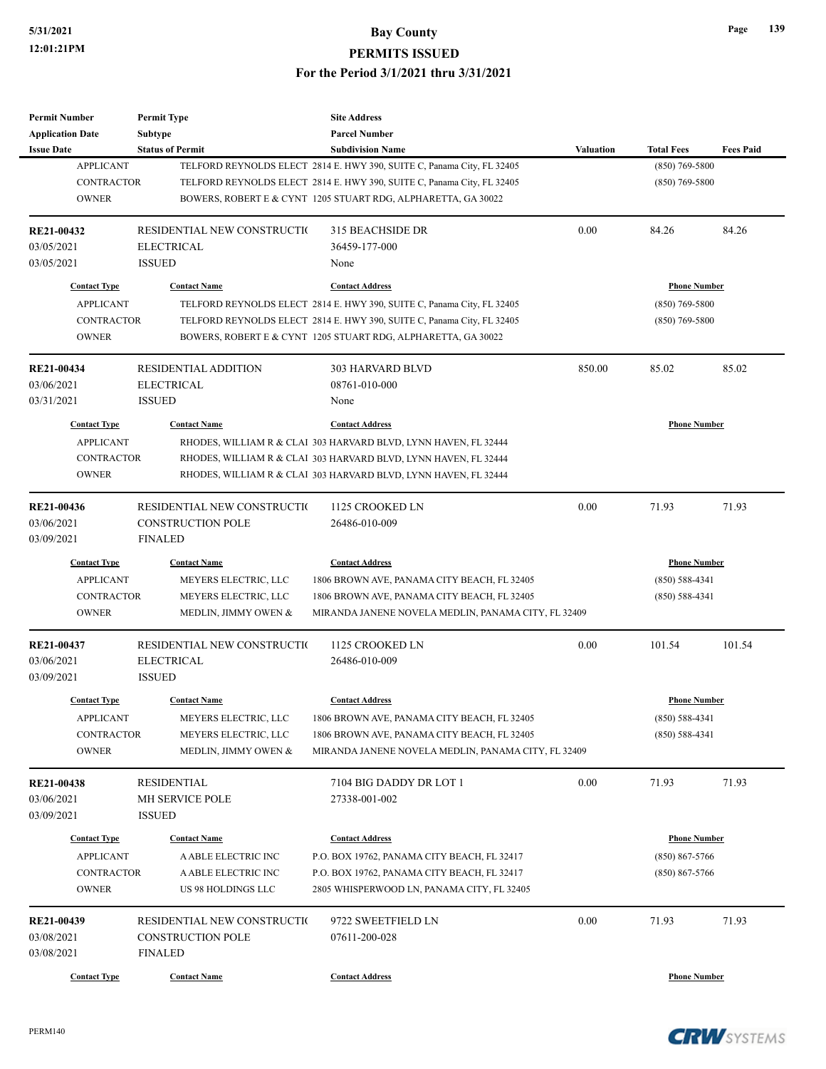| Permit Number<br>Application Date<br>Issue Date | Permit Type<br>Subtype<br>Status of Permit | Site Address<br>Parcel Number<br>Subdivision Name | Valuation | Total Fees | Fees Paid |
|---|---|---|---|---|---|
| APPLICANT | TELFORD REYNOLDS ELECT | 2814 E. HWY 390, SUITE C, Panama City, FL 32405 | | (850) 769-5800 | |
| CONTRACTOR | TELFORD REYNOLDS ELECT | 2814 E. HWY 390, SUITE C, Panama City, FL 32405 | | (850) 769-5800 | |
| OWNER | BOWERS, ROBERT E & CYNT | 1205 STUART RDG, ALPHARETTA, GA 30022 | | | |
| **RE21-00432**<br>03/05/2021<br>03/05/2021 | RESIDENTIAL NEW CONSTRUCTIO<br>ELECTRICAL<br>ISSUED | 315 BEACHSIDE DR<br>36459-177-000<br>None | 0.00 | 84.26 | 84.26 |
| Contact Type | Contact Name | Contact Address | | Phone Number | |
| APPLICANT | TELFORD REYNOLDS ELECT | 2814 E. HWY 390, SUITE C, Panama City, FL 32405 | | (850) 769-5800 | |
| CONTRACTOR | TELFORD REYNOLDS ELECT | 2814 E. HWY 390, SUITE C, Panama City, FL 32405 | | (850) 769-5800 | |
| OWNER | BOWERS, ROBERT E & CYNT | 1205 STUART RDG, ALPHARETTA, GA 30022 | | | |
| **RE21-00434**<br>03/06/2021<br>03/31/2021 | RESIDENTIAL ADDITION<br>ELECTRICAL<br>ISSUED | 303 HARVARD BLVD<br>08761-010-000<br>None | 850.00 | 85.02 | 85.02 |
| Contact Type | Contact Name | Contact Address | | Phone Number | |
| APPLICANT | RHODES, WILLIAM R & CLAI | 303 HARVARD BLVD, LYNN HAVEN, FL 32444 | | | |
| CONTRACTOR | RHODES, WILLIAM R & CLAI | 303 HARVARD BLVD, LYNN HAVEN, FL 32444 | | | |
| OWNER | RHODES, WILLIAM R & CLAI | 303 HARVARD BLVD, LYNN HAVEN, FL 32444 | | | |
| **RE21-00436**<br>03/06/2021<br>03/09/2021 | RESIDENTIAL NEW CONSTRUCTIO<br>CONSTRUCTION POLE<br>FINALED | 1125 CROOKED LN<br>26486-010-009 | 0.00 | 71.93 | 71.93 |
| Contact Type | Contact Name | Contact Address | | Phone Number | |
| APPLICANT | MEYERS ELECTRIC, LLC | 1806 BROWN AVE, PANAMA CITY BEACH, FL 32405 | | (850) 588-4341 | |
| CONTRACTOR | MEYERS ELECTRIC, LLC | 1806 BROWN AVE, PANAMA CITY BEACH, FL 32405 | | (850) 588-4341 | |
| OWNER | MEDLIN, JIMMY OWEN & | MIRANDA JANENE NOVELA MEDLIN, PANAMA CITY, FL 32409 | | | |
| **RE21-00437**<br>03/06/2021<br>03/09/2021 | RESIDENTIAL NEW CONSTRUCTIO<br>ELECTRICAL<br>ISSUED | 1125 CROOKED LN<br>26486-010-009 | 0.00 | 101.54 | 101.54 |
| Contact Type | Contact Name | Contact Address | | Phone Number | |
| APPLICANT | MEYERS ELECTRIC, LLC | 1806 BROWN AVE, PANAMA CITY BEACH, FL 32405 | | (850) 588-4341 | |
| CONTRACTOR | MEYERS ELECTRIC, LLC | 1806 BROWN AVE, PANAMA CITY BEACH, FL 32405 | | (850) 588-4341 | |
| OWNER | MEDLIN, JIMMY OWEN & | MIRANDA JANENE NOVELA MEDLIN, PANAMA CITY, FL 32409 | | | |
| **RE21-00438**<br>03/06/2021<br>03/09/2021 | RESIDENTIAL<br>MH SERVICE POLE<br>ISSUED | 7104 BIG DADDY DR LOT 1<br>27338-001-002 | 0.00 | 71.93 | 71.93 |
| Contact Type | Contact Name | Contact Address | | Phone Number | |
| APPLICANT | A ABLE ELECTRIC INC | P.O. BOX 19762, PANAMA CITY BEACH, FL 32417 | | (850) 867-5766 | |
| CONTRACTOR | A ABLE ELECTRIC INC | P.O. BOX 19762, PANAMA CITY BEACH, FL 32417 | | (850) 867-5766 | |
| OWNER | US 98 HOLDINGS LLC | 2805 WHISPERWOOD LN, PANAMA CITY, FL 32405 | | | |
| **RE21-00439**<br>03/08/2021<br>03/08/2021 | RESIDENTIAL NEW CONSTRUCTIO<br>CONSTRUCTION POLE<br>FINALED | 9722 SWEETFIELD LN<br>07611-200-028 | 0.00 | 71.93 | 71.93 |
| Contact Type | Contact Name | Contact Address | | Phone Number | |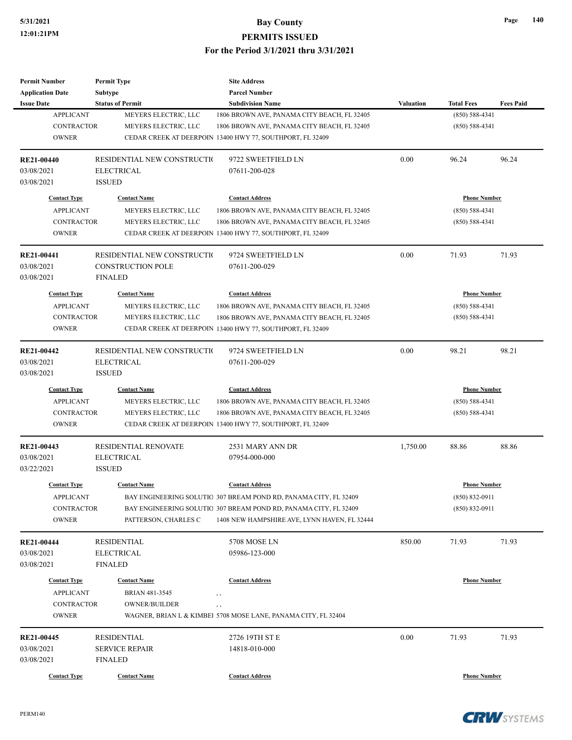| Permit Number | Permit Type | Site Address | | | |
|---|---|---|---|---|---|
| Application Date | Subtype | Parcel Number | | | |
| Issue Date | Status of Permit | Subdivision Name | Valuation | Total Fees | Fees Paid |

| Contact Type | Contact Name | Contact Address | Phone Number |
|---|---|---|---|
| APPLICANT | MEYERS ELECTRIC, LLC | 1806 BROWN AVE, PANAMA CITY BEACH, FL 32405 | (850) 588-4341 |
| CONTRACTOR | MEYERS ELECTRIC, LLC | 1806 BROWN AVE, PANAMA CITY BEACH, FL 32405 | (850) 588-4341 |
| OWNER | CEDAR CREEK AT DEERPOIN | 13400 HWY 77, SOUTHPORT, FL 32409 | |

| | | | | | |
|---|---|---|---|---|---|
| RE21-00440 | RESIDENTIAL NEW CONSTRUCTI( | 9722 SWEETFIELD LN | 0.00 | 96.24 | 96.24 |
| 03/08/2021 | ELECTRICAL | 07611-200-028 | | | |
| 03/08/2021 | ISSUED | | | | |

| Contact Type | Contact Name | Contact Address | Phone Number |
|---|---|---|---|
| APPLICANT | MEYERS ELECTRIC, LLC | 1806 BROWN AVE, PANAMA CITY BEACH, FL 32405 | (850) 588-4341 |
| CONTRACTOR | MEYERS ELECTRIC, LLC | 1806 BROWN AVE, PANAMA CITY BEACH, FL 32405 | (850) 588-4341 |
| OWNER | CEDAR CREEK AT DEERPOIN | 13400 HWY 77, SOUTHPORT, FL 32409 | |

| | | | | | |
|---|---|---|---|---|---|
| RE21-00441 | RESIDENTIAL NEW CONSTRUCTI( | 9724 SWEETFIELD LN | 0.00 | 71.93 | 71.93 |
| 03/08/2021 | CONSTRUCTION POLE | 07611-200-029 | | | |
| 03/08/2021 | FINALED | | | | |

| Contact Type | Contact Name | Contact Address | Phone Number |
|---|---|---|---|
| APPLICANT | MEYERS ELECTRIC, LLC | 1806 BROWN AVE, PANAMA CITY BEACH, FL 32405 | (850) 588-4341 |
| CONTRACTOR | MEYERS ELECTRIC, LLC | 1806 BROWN AVE, PANAMA CITY BEACH, FL 32405 | (850) 588-4341 |
| OWNER | CEDAR CREEK AT DEERPOIN | 13400 HWY 77, SOUTHPORT, FL 32409 | |

| | | | | | |
|---|---|---|---|---|---|
| RE21-00442 | RESIDENTIAL NEW CONSTRUCTI( | 9724 SWEETFIELD LN | 0.00 | 98.21 | 98.21 |
| 03/08/2021 | ELECTRICAL | 07611-200-029 | | | |
| 03/08/2021 | ISSUED | | | | |

| Contact Type | Contact Name | Contact Address | Phone Number |
|---|---|---|---|
| APPLICANT | MEYERS ELECTRIC, LLC | 1806 BROWN AVE, PANAMA CITY BEACH, FL 32405 | (850) 588-4341 |
| CONTRACTOR | MEYERS ELECTRIC, LLC | 1806 BROWN AVE, PANAMA CITY BEACH, FL 32405 | (850) 588-4341 |
| OWNER | CEDAR CREEK AT DEERPOIN | 13400 HWY 77, SOUTHPORT, FL 32409 | |

| | | | | | |
|---|---|---|---|---|---|
| RE21-00443 | RESIDENTIAL RENOVATE | 2531 MARY ANN DR | 1,750.00 | 88.86 | 88.86 |
| 03/08/2021 | ELECTRICAL | 07954-000-000 | | | |
| 03/22/2021 | ISSUED | | | | |

| Contact Type | Contact Name | Contact Address | Phone Number |
|---|---|---|---|
| APPLICANT | BAY ENGINEERING SOLUTIO | 307 BREAM POND RD, PANAMA CITY, FL 32409 | (850) 832-0911 |
| CONTRACTOR | BAY ENGINEERING SOLUTIO | 307 BREAM POND RD, PANAMA CITY, FL 32409 | (850) 832-0911 |
| OWNER | PATTERSON, CHARLES C | 1408 NEW HAMPSHIRE AVE, LYNN HAVEN, FL 32444 | |

| | | | | | |
|---|---|---|---|---|---|
| RE21-00444 | RESIDENTIAL | 5708 MOSE LN | 850.00 | 71.93 | 71.93 |
| 03/08/2021 | ELECTRICAL | 05986-123-000 | | | |
| 03/08/2021 | FINALED | | | | |

| Contact Type | Contact Name | Contact Address | Phone Number |
|---|---|---|---|
| APPLICANT | BRIAN 481-3545 | , , | |
| CONTRACTOR | OWNER/BUILDER | , , | |
| OWNER | WAGNER, BRIAN L & KIMBEI | 5708 MOSE LANE, PANAMA CITY, FL 32404 | |

| | | | | | |
|---|---|---|---|---|---|
| RE21-00445 | RESIDENTIAL | 2726 19TH ST E | 0.00 | 71.93 | 71.93 |
| 03/08/2021 | SERVICE REPAIR | 14818-010-000 | | | |
| 03/08/2021 | FINALED | | | | |

| Contact Type | Contact Name | Contact Address | Phone Number |
|---|---|---|---|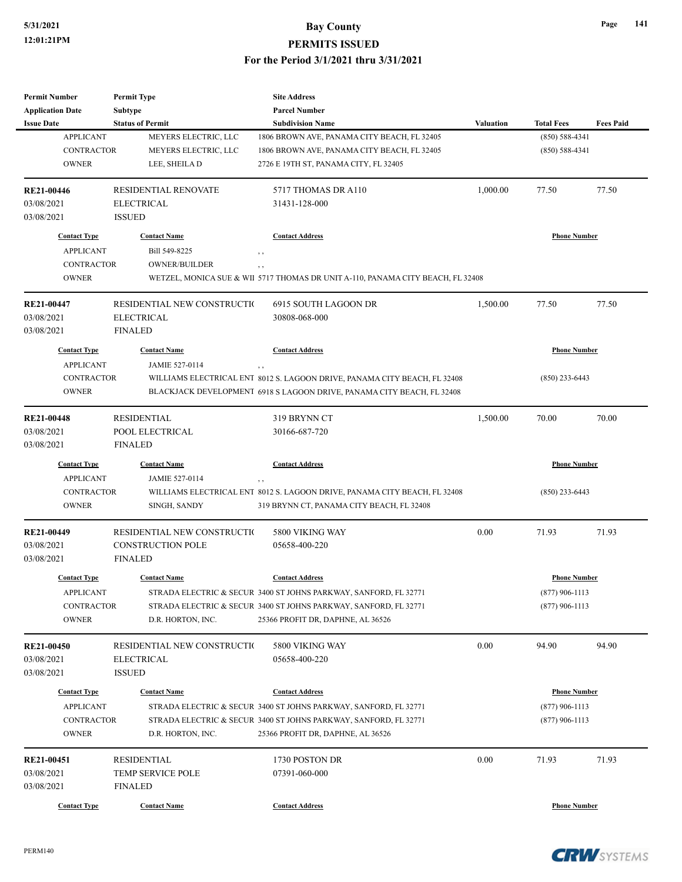| Permit Number / Application Date / Issue Date | Permit Type / Subtype / Status of Permit | Site Address / Parcel Number / Subdivision Name | Valuation | Total Fees | Fees Paid |
|---|---|---|---|---|---|
| APPLICANT | MEYERS ELECTRIC, LLC | 1806 BROWN AVE, PANAMA CITY BEACH, FL 32405 | | (850) 588-4341 | |
| CONTRACTOR | MEYERS ELECTRIC, LLC | 1806 BROWN AVE, PANAMA CITY BEACH, FL 32405 | | (850) 588-4341 | |
| OWNER | LEE, SHEILA D | 2726 E 19TH ST, PANAMA CITY, FL 32405 | | | |
| **RE21-00446** | RESIDENTIAL RENOVATE | 5717 THOMAS DR A110 | 1,000.00 | 77.50 | 77.50 |
| 03/08/2021 | ELECTRICAL | 31431-128-000 | | | |
| 03/08/2021 | ISSUED | | | | |
| **Contact Type** | **Contact Name** | **Contact Address** | | **Phone Number** | |
| APPLICANT | Bill 549-8225 | , , | | | |
| CONTRACTOR | OWNER/BUILDER | , , | | | |
| OWNER | WETZEL, MONICA SUE & WII | 5717 THOMAS DR UNIT A-110, PANAMA CITY BEACH, FL 32408 | | | |
| **RE21-00447** | RESIDENTIAL NEW CONSTRUCTI( | 6915 SOUTH LAGOON DR | 1,500.00 | 77.50 | 77.50 |
| 03/08/2021 | ELECTRICAL | 30808-068-000 | | | |
| 03/08/2021 | FINALED | | | | |
| **Contact Type** | **Contact Name** | **Contact Address** | | **Phone Number** | |
| APPLICANT | JAMIE 527-0114 | , , | | | |
| CONTRACTOR | WILLIAMS ELECTRICAL ENT | 8012 S. LAGOON DRIVE, PANAMA CITY BEACH, FL 32408 | | (850) 233-6443 | |
| OWNER | BLACKJACK DEVELOPMENT | 6918 S LAGOON DRIVE, PANAMA CITY BEACH, FL 32408 | | | |
| **RE21-00448** | RESIDENTIAL | 319 BRYNN CT | 1,500.00 | 70.00 | 70.00 |
| 03/08/2021 | POOL ELECTRICAL | 30166-687-720 | | | |
| 03/08/2021 | FINALED | | | | |
| **Contact Type** | **Contact Name** | **Contact Address** | | **Phone Number** | |
| APPLICANT | JAMIE 527-0114 | , , | | | |
| CONTRACTOR | WILLIAMS ELECTRICAL ENT | 8012 S. LAGOON DRIVE, PANAMA CITY BEACH, FL 32408 | | (850) 233-6443 | |
| OWNER | SINGH, SANDY | 319 BRYNN CT, PANAMA CITY BEACH, FL 32408 | | | |
| **RE21-00449** | RESIDENTIAL NEW CONSTRUCTI( | 5800 VIKING WAY | 0.00 | 71.93 | 71.93 |
| 03/08/2021 | CONSTRUCTION POLE | 05658-400-220 | | | |
| 03/08/2021 | FINALED | | | | |
| **Contact Type** | **Contact Name** | **Contact Address** | | **Phone Number** | |
| APPLICANT | STRADA ELECTRIC & SECUR | 3400 ST JOHNS PARKWAY, SANFORD, FL 32771 | | (877) 906-1113 | |
| CONTRACTOR | STRADA ELECTRIC & SECUR | 3400 ST JOHNS PARKWAY, SANFORD, FL 32771 | | (877) 906-1113 | |
| OWNER | D.R. HORTON, INC. | 25366 PROFIT DR, DAPHNE, AL 36526 | | | |
| **RE21-00450** | RESIDENTIAL NEW CONSTRUCTI( | 5800 VIKING WAY | 0.00 | 94.90 | 94.90 |
| 03/08/2021 | ELECTRICAL | 05658-400-220 | | | |
| 03/08/2021 | ISSUED | | | | |
| **Contact Type** | **Contact Name** | **Contact Address** | | **Phone Number** | |
| APPLICANT | STRADA ELECTRIC & SECUR | 3400 ST JOHNS PARKWAY, SANFORD, FL 32771 | | (877) 906-1113 | |
| CONTRACTOR | STRADA ELECTRIC & SECUR | 3400 ST JOHNS PARKWAY, SANFORD, FL 32771 | | (877) 906-1113 | |
| OWNER | D.R. HORTON, INC. | 25366 PROFIT DR, DAPHNE, AL 36526 | | | |
| **RE21-00451** | RESIDENTIAL | 1730 POSTON DR | 0.00 | 71.93 | 71.93 |
| 03/08/2021 | TEMP SERVICE POLE | 07391-060-000 | | | |
| 03/08/2021 | FINALED | | | | |
| **Contact Type** | **Contact Name** | **Contact Address** | | **Phone Number** | |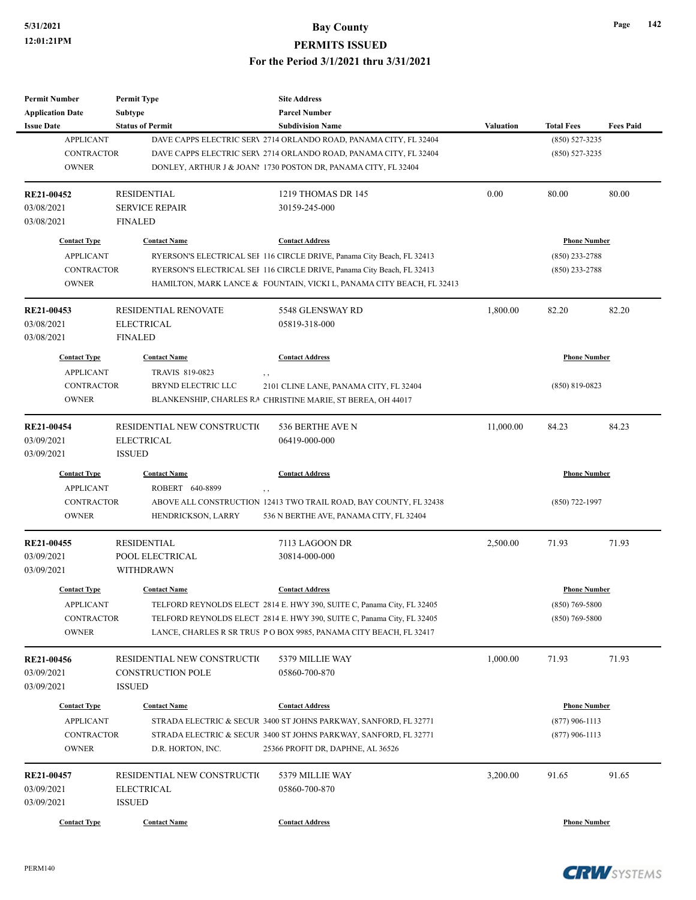# Bay County

## PERMITS ISSUED

### For the Period 3/1/2021 thru 3/31/2021

| Permit Number / Application Date / Issue Date | Permit Type / Subtype / Status of Permit | Site Address / Parcel Number / Subdivision Name | Valuation | Total Fees | Fees Paid |
|---|---|---|---|---|---|
| APPLICANT | DAVE CAPPS ELECTRIC SERV | 2714 ORLANDO ROAD, PANAMA CITY, FL 32404 | | (850) 527-3235 | |
| CONTRACTOR | DAVE CAPPS ELECTRIC SERV | 2714 ORLANDO ROAD, PANAMA CITY, FL 32404 | | (850) 527-3235 | |
| OWNER | DONLEY, ARTHUR J & JOANN | 1730 POSTON DR, PANAMA CITY, FL 32404 | | | |

| | | | | | |
|---|---|---|---|---|---|
| **RE21-00452** | RESIDENTIAL | 1219 THOMAS DR 145 | 0.00 | 80.00 | 80.00 |
| 03/08/2021 | SERVICE REPAIR | 30159-245-000 | | | |
| 03/08/2021 | FINALED | | | | |
| **Contact Type** | **Contact Name** | **Contact Address** | | **Phone Number** | |
| APPLICANT | RYERSON'S ELECTRICAL SEI | 116 CIRCLE DRIVE, Panama City Beach, FL 32413 | | (850) 233-2788 | |
| CONTRACTOR | RYERSON'S ELECTRICAL SEI | 116 CIRCLE DRIVE, Panama City Beach, FL 32413 | | (850) 233-2788 | |
| OWNER | HAMILTON, MARK LANCE & | FOUNTAIN, VICKI L, PANAMA CITY BEACH, FL 32413 | | | |

| | | | | | |
|---|---|---|---|---|---|
| **RE21-00453** | RESIDENTIAL RENOVATE | 5548 GLENSWAY RD | 1,800.00 | 82.20 | 82.20 |
| 03/08/2021 | ELECTRICAL | 05819-318-000 | | | |
| 03/08/2021 | FINALED | | | | |
| **Contact Type** | **Contact Name** | **Contact Address** | | **Phone Number** | |
| APPLICANT | TRAVIS 819-0823 | , , | | | |
| CONTRACTOR | BRYND ELECTRIC LLC | 2101 CLINE LANE, PANAMA CITY, FL 32404 | | (850) 819-0823 | |
| OWNER | BLANKENSHIP, CHARLES RA | CHRISTINE MARIE, ST BEREA, OH 44017 | | | |

| | | | | | |
|---|---|---|---|---|---|
| **RE21-00454** | RESIDENTIAL NEW CONSTRUCTIO | 536 BERTHE AVE N | 11,000.00 | 84.23 | 84.23 |
| 03/09/2021 | ELECTRICAL | 06419-000-000 | | | |
| 03/09/2021 | ISSUED | | | | |
| **Contact Type** | **Contact Name** | **Contact Address** | | **Phone Number** | |
| APPLICANT | ROBERT 640-8899 | , , | | | |
| CONTRACTOR | ABOVE ALL CONSTRUCTION | 12413 TWO TRAIL ROAD, BAY COUNTY, FL 32438 | | (850) 722-1997 | |
| OWNER | HENDRICKSON, LARRY | 536 N BERTHE AVE, PANAMA CITY, FL 32404 | | | |

| | | | | | |
|---|---|---|---|---|---|
| **RE21-00455** | RESIDENTIAL | 7113 LAGOON DR | 2,500.00 | 71.93 | 71.93 |
| 03/09/2021 | POOL ELECTRICAL | 30814-000-000 | | | |
| 03/09/2021 | WITHDRAWN | | | | |
| **Contact Type** | **Contact Name** | **Contact Address** | | **Phone Number** | |
| APPLICANT | TELFORD REYNOLDS ELECT | 2814 E. HWY 390, SUITE C, Panama City, FL 32405 | | (850) 769-5800 | |
| CONTRACTOR | TELFORD REYNOLDS ELECT | 2814 E. HWY 390, SUITE C, Panama City, FL 32405 | | (850) 769-5800 | |
| OWNER | LANCE, CHARLES R SR TRUS | P O BOX 9985, PANAMA CITY BEACH, FL 32417 | | | |

| | | | | | |
|---|---|---|---|---|---|
| **RE21-00456** | RESIDENTIAL NEW CONSTRUCTIO | 5379 MILLIE WAY | 1,000.00 | 71.93 | 71.93 |
| 03/09/2021 | CONSTRUCTION POLE | 05860-700-870 | | | |
| 03/09/2021 | ISSUED | | | | |
| **Contact Type** | **Contact Name** | **Contact Address** | | **Phone Number** | |
| APPLICANT | STRADA ELECTRIC & SECUR | 3400 ST JOHNS PARKWAY, SANFORD, FL 32771 | | (877) 906-1113 | |
| CONTRACTOR | STRADA ELECTRIC & SECUR | 3400 ST JOHNS PARKWAY, SANFORD, FL 32771 | | (877) 906-1113 | |
| OWNER | D.R. HORTON, INC. | 25366 PROFIT DR, DAPHNE, AL 36526 | | | |

| | | | | | |
|---|---|---|---|---|---|
| **RE21-00457** | RESIDENTIAL NEW CONSTRUCTIO | 5379 MILLIE WAY | 3,200.00 | 91.65 | 91.65 |
| 03/09/2021 | ELECTRICAL | 05860-700-870 | | | |
| 03/09/2021 | ISSUED | | | | |
| **Contact Type** | **Contact Name** | **Contact Address** | | **Phone Number** | |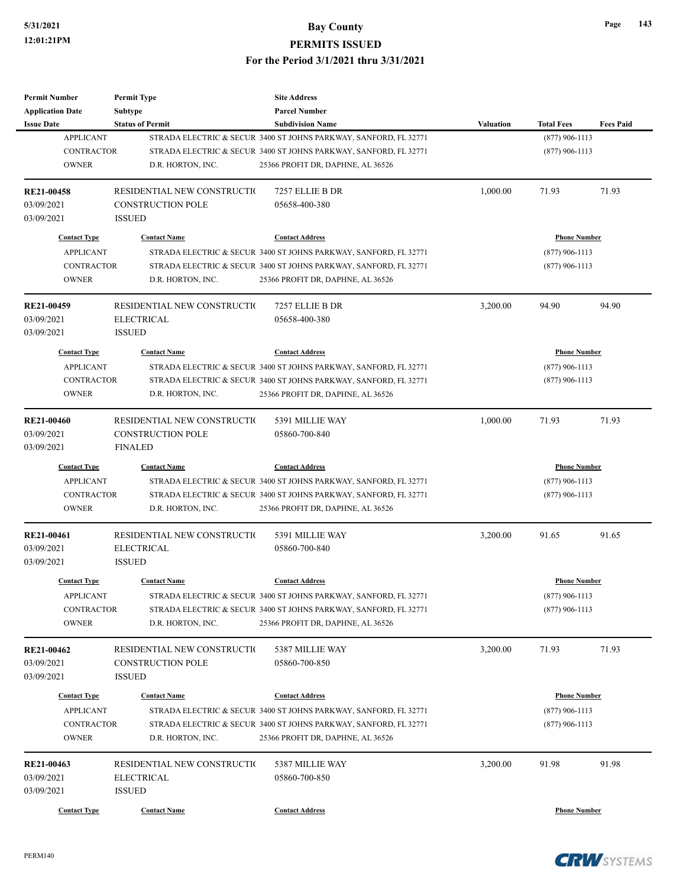| Permit Number | Permit Type | Site Address | | | |
|---|---|---|---|---|---|
| Application Date | Subtype | Parcel Number | | | |
| Issue Date | Status of Permit | Subdivision Name | Valuation | Total Fees | Fees Paid |
| APPLICANT | STRADA ELECTRIC & SECUR | 3400 ST JOHNS PARKWAY, SANFORD, FL 32771 | | (877) 906-1113 | |
| CONTRACTOR | STRADA ELECTRIC & SECUR | 3400 ST JOHNS PARKWAY, SANFORD, FL 32771 | | (877) 906-1113 | |
| OWNER | D.R. HORTON, INC. | 25366 PROFIT DR, DAPHNE, AL 36526 | | | |
| **RE21-00458** | RESIDENTIAL NEW CONSTRUCTI( | 7257 ELLIE B DR | 1,000.00 | 71.93 | 71.93 |
| 03/09/2021 | CONSTRUCTION POLE | 05658-400-380 | | | |
| 03/09/2021 | ISSUED | | | | |
| Contact Type | Contact Name | Contact Address | | Phone Number | |
| APPLICANT | STRADA ELECTRIC & SECUR | 3400 ST JOHNS PARKWAY, SANFORD, FL 32771 | | (877) 906-1113 | |
| CONTRACTOR | STRADA ELECTRIC & SECUR | 3400 ST JOHNS PARKWAY, SANFORD, FL 32771 | | (877) 906-1113 | |
| OWNER | D.R. HORTON, INC. | 25366 PROFIT DR, DAPHNE, AL 36526 | | | |
| **RE21-00459** | RESIDENTIAL NEW CONSTRUCTI( | 7257 ELLIE B DR | 3,200.00 | 94.90 | 94.90 |
| 03/09/2021 | ELECTRICAL | 05658-400-380 | | | |
| 03/09/2021 | ISSUED | | | | |
| Contact Type | Contact Name | Contact Address | | Phone Number | |
| APPLICANT | STRADA ELECTRIC & SECUR | 3400 ST JOHNS PARKWAY, SANFORD, FL 32771 | | (877) 906-1113 | |
| CONTRACTOR | STRADA ELECTRIC & SECUR | 3400 ST JOHNS PARKWAY, SANFORD, FL 32771 | | (877) 906-1113 | |
| OWNER | D.R. HORTON, INC. | 25366 PROFIT DR, DAPHNE, AL 36526 | | | |
| **RE21-00460** | RESIDENTIAL NEW CONSTRUCTI( | 5391 MILLIE WAY | 1,000.00 | 71.93 | 71.93 |
| 03/09/2021 | CONSTRUCTION POLE | 05860-700-840 | | | |
| 03/09/2021 | FINALED | | | | |
| Contact Type | Contact Name | Contact Address | | Phone Number | |
| APPLICANT | STRADA ELECTRIC & SECUR | 3400 ST JOHNS PARKWAY, SANFORD, FL 32771 | | (877) 906-1113 | |
| CONTRACTOR | STRADA ELECTRIC & SECUR | 3400 ST JOHNS PARKWAY, SANFORD, FL 32771 | | (877) 906-1113 | |
| OWNER | D.R. HORTON, INC. | 25366 PROFIT DR, DAPHNE, AL 36526 | | | |
| **RE21-00461** | RESIDENTIAL NEW CONSTRUCTI( | 5391 MILLIE WAY | 3,200.00 | 91.65 | 91.65 |
| 03/09/2021 | ELECTRICAL | 05860-700-840 | | | |
| 03/09/2021 | ISSUED | | | | |
| Contact Type | Contact Name | Contact Address | | Phone Number | |
| APPLICANT | STRADA ELECTRIC & SECUR | 3400 ST JOHNS PARKWAY, SANFORD, FL 32771 | | (877) 906-1113 | |
| CONTRACTOR | STRADA ELECTRIC & SECUR | 3400 ST JOHNS PARKWAY, SANFORD, FL 32771 | | (877) 906-1113 | |
| OWNER | D.R. HORTON, INC. | 25366 PROFIT DR, DAPHNE, AL 36526 | | | |
| **RE21-00462** | RESIDENTIAL NEW CONSTRUCTI( | 5387 MILLIE WAY | 3,200.00 | 71.93 | 71.93 |
| 03/09/2021 | CONSTRUCTION POLE | 05860-700-850 | | | |
| 03/09/2021 | ISSUED | | | | |
| Contact Type | Contact Name | Contact Address | | Phone Number | |
| APPLICANT | STRADA ELECTRIC & SECUR | 3400 ST JOHNS PARKWAY, SANFORD, FL 32771 | | (877) 906-1113 | |
| CONTRACTOR | STRADA ELECTRIC & SECUR | 3400 ST JOHNS PARKWAY, SANFORD, FL 32771 | | (877) 906-1113 | |
| OWNER | D.R. HORTON, INC. | 25366 PROFIT DR, DAPHNE, AL 36526 | | | |
| **RE21-00463** | RESIDENTIAL NEW CONSTRUCTI( | 5387 MILLIE WAY | 3,200.00 | 91.98 | 91.98 |
| 03/09/2021 | ELECTRICAL | 05860-700-850 | | | |
| 03/09/2021 | ISSUED | | | | |
| Contact Type | Contact Name | Contact Address | | Phone Number | |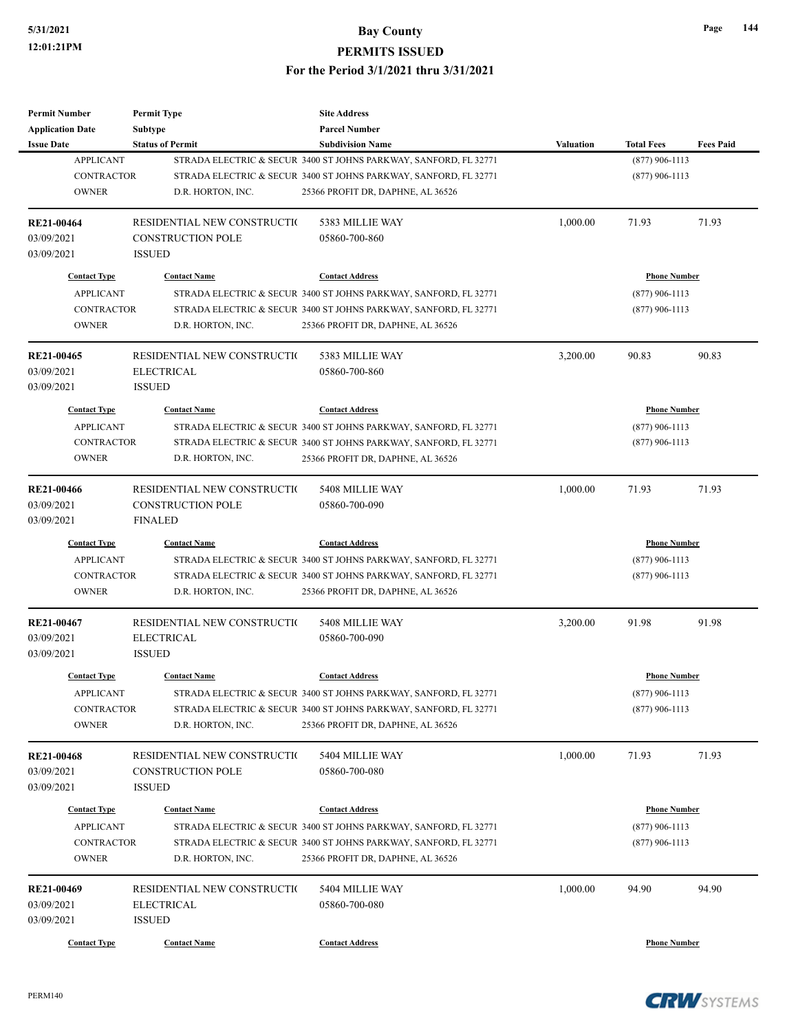| Permit Number / Application Date / Issue Date | Permit Type / Subtype / Status of Permit | Site Address / Parcel Number / Subdivision Name | Valuation | Total Fees | Fees Paid |
|---|---|---|---|---|---|
| APPLICANT | STRADA ELECTRIC & SECUR | 3400 ST JOHNS PARKWAY, SANFORD, FL 32771 | | (877) 906-1113 | |
| CONTRACTOR | STRADA ELECTRIC & SECUR | 3400 ST JOHNS PARKWAY, SANFORD, FL 32771 | | (877) 906-1113 | |
| OWNER | D.R. HORTON, INC. | 25366 PROFIT DR, DAPHNE, AL 36526 | | | |

| Permit Number / Application Date / Issue Date | Permit Type / Subtype / Status of Permit | Site Address / Parcel Number / Subdivision Name | Valuation | Total Fees | Fees Paid |
|---|---|---|---|---|---|
| **RE21-00464** | RESIDENTIAL NEW CONSTRUCTI( | 5383 MILLIE WAY | 1,000.00 | 71.93 | 71.93 |
| 03/09/2021 | CONSTRUCTION POLE | 05860-700-860 | | | |
| 03/09/2021 | ISSUED | | | | |
| **Contact Type** | **Contact Name** | **Contact Address** | | **Phone Number** | |
| APPLICANT | STRADA ELECTRIC & SECUR | 3400 ST JOHNS PARKWAY, SANFORD, FL 32771 | | (877) 906-1113 | |
| CONTRACTOR | STRADA ELECTRIC & SECUR | 3400 ST JOHNS PARKWAY, SANFORD, FL 32771 | | (877) 906-1113 | |
| OWNER | D.R. HORTON, INC. | 25366 PROFIT DR, DAPHNE, AL 36526 | | | |
| **RE21-00465** | RESIDENTIAL NEW CONSTRUCTI( | 5383 MILLIE WAY | 3,200.00 | 90.83 | 90.83 |
| 03/09/2021 | ELECTRICAL | 05860-700-860 | | | |
| 03/09/2021 | ISSUED | | | | |
| **Contact Type** | **Contact Name** | **Contact Address** | | **Phone Number** | |
| APPLICANT | STRADA ELECTRIC & SECUR | 3400 ST JOHNS PARKWAY, SANFORD, FL 32771 | | (877) 906-1113 | |
| CONTRACTOR | STRADA ELECTRIC & SECUR | 3400 ST JOHNS PARKWAY, SANFORD, FL 32771 | | (877) 906-1113 | |
| OWNER | D.R. HORTON, INC. | 25366 PROFIT DR, DAPHNE, AL 36526 | | | |
| **RE21-00466** | RESIDENTIAL NEW CONSTRUCTI( | 5408 MILLIE WAY | 1,000.00 | 71.93 | 71.93 |
| 03/09/2021 | CONSTRUCTION POLE | 05860-700-090 | | | |
| 03/09/2021 | FINALED | | | | |
| **Contact Type** | **Contact Name** | **Contact Address** | | **Phone Number** | |
| APPLICANT | STRADA ELECTRIC & SECUR | 3400 ST JOHNS PARKWAY, SANFORD, FL 32771 | | (877) 906-1113 | |
| CONTRACTOR | STRADA ELECTRIC & SECUR | 3400 ST JOHNS PARKWAY, SANFORD, FL 32771 | | (877) 906-1113 | |
| OWNER | D.R. HORTON, INC. | 25366 PROFIT DR, DAPHNE, AL 36526 | | | |
| **RE21-00467** | RESIDENTIAL NEW CONSTRUCTI( | 5408 MILLIE WAY | 3,200.00 | 91.98 | 91.98 |
| 03/09/2021 | ELECTRICAL | 05860-700-090 | | | |
| 03/09/2021 | ISSUED | | | | |
| **Contact Type** | **Contact Name** | **Contact Address** | | **Phone Number** | |
| APPLICANT | STRADA ELECTRIC & SECUR | 3400 ST JOHNS PARKWAY, SANFORD, FL 32771 | | (877) 906-1113 | |
| CONTRACTOR | STRADA ELECTRIC & SECUR | 3400 ST JOHNS PARKWAY, SANFORD, FL 32771 | | (877) 906-1113 | |
| OWNER | D.R. HORTON, INC. | 25366 PROFIT DR, DAPHNE, AL 36526 | | | |
| **RE21-00468** | RESIDENTIAL NEW CONSTRUCTI( | 5404 MILLIE WAY | 1,000.00 | 71.93 | 71.93 |
| 03/09/2021 | CONSTRUCTION POLE | 05860-700-080 | | | |
| 03/09/2021 | ISSUED | | | | |
| **Contact Type** | **Contact Name** | **Contact Address** | | **Phone Number** | |
| APPLICANT | STRADA ELECTRIC & SECUR | 3400 ST JOHNS PARKWAY, SANFORD, FL 32771 | | (877) 906-1113 | |
| CONTRACTOR | STRADA ELECTRIC & SECUR | 3400 ST JOHNS PARKWAY, SANFORD, FL 32771 | | (877) 906-1113 | |
| OWNER | D.R. HORTON, INC. | 25366 PROFIT DR, DAPHNE, AL 36526 | | | |
| **RE21-00469** | RESIDENTIAL NEW CONSTRUCTI( | 5404 MILLIE WAY | 1,000.00 | 94.90 | 94.90 |
| 03/09/2021 | ELECTRICAL | 05860-700-080 | | | |
| 03/09/2021 | ISSUED | | | | |
| **Contact Type** | **Contact Name** | **Contact Address** | | **Phone Number** | |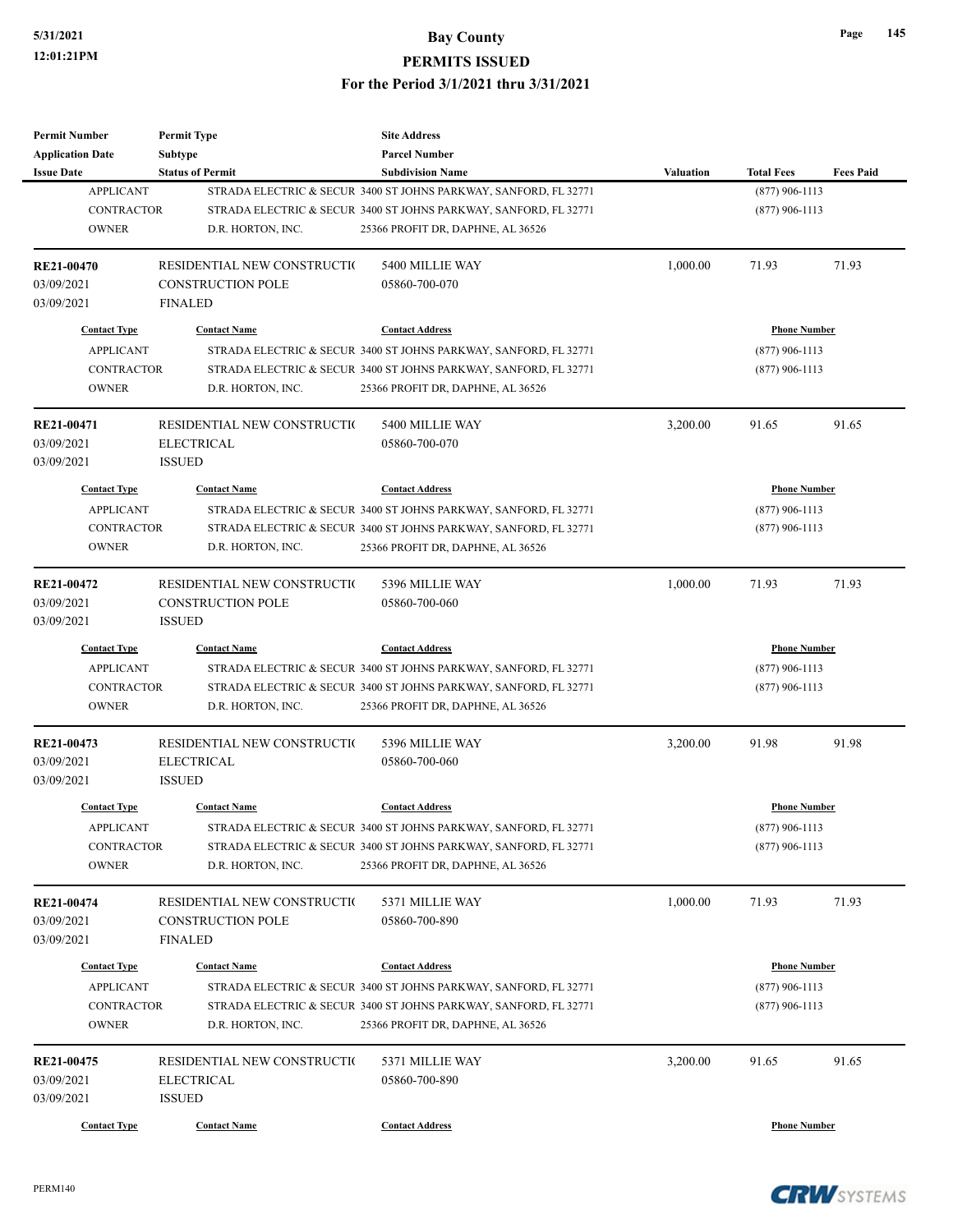| Permit Number<br>Application Date<br>Issue Date | Permit Type<br>Subtype<br>Status of Permit | Site Address<br>Parcel Number<br>Subdivision Name | Valuation | Total Fees | Fees Paid |
|---|---|---|---|---|---|
| APPLICANT | STRADA ELECTRIC & SECUR | 3400 ST JOHNS PARKWAY, SANFORD, FL 32771 | | (877) 906-1113 | |
| CONTRACTOR | STRADA ELECTRIC & SECUR | 3400 ST JOHNS PARKWAY, SANFORD, FL 32771 | | (877) 906-1113 | |
| OWNER | D.R. HORTON, INC. | 25366 PROFIT DR, DAPHNE, AL 36526 | | | |

| | | | | | |
|---|---|---|---|---|---|
| **RE21-00470** | RESIDENTIAL NEW CONSTRUCTI( | 5400 MILLIE WAY | 1,000.00 | 71.93 | 71.93 |
| 03/09/2021 | CONSTRUCTION POLE | 05860-700-070 | | | |
| 03/09/2021 | FINALED | | | | |
| **Contact Type** | **Contact Name** | **Contact Address** | | **Phone Number** | |
| APPLICANT | STRADA ELECTRIC & SECUR | 3400 ST JOHNS PARKWAY, SANFORD, FL 32771 | | (877) 906-1113 | |
| CONTRACTOR | STRADA ELECTRIC & SECUR | 3400 ST JOHNS PARKWAY, SANFORD, FL 32771 | | (877) 906-1113 | |
| OWNER | D.R. HORTON, INC. | 25366 PROFIT DR, DAPHNE, AL 36526 | | | |

| | | | | | |
|---|---|---|---|---|---|
| **RE21-00471** | RESIDENTIAL NEW CONSTRUCTI( | 5400 MILLIE WAY | 3,200.00 | 91.65 | 91.65 |
| 03/09/2021 | ELECTRICAL | 05860-700-070 | | | |
| 03/09/2021 | ISSUED | | | | |
| **Contact Type** | **Contact Name** | **Contact Address** | | **Phone Number** | |
| APPLICANT | STRADA ELECTRIC & SECUR | 3400 ST JOHNS PARKWAY, SANFORD, FL 32771 | | (877) 906-1113 | |
| CONTRACTOR | STRADA ELECTRIC & SECUR | 3400 ST JOHNS PARKWAY, SANFORD, FL 32771 | | (877) 906-1113 | |
| OWNER | D.R. HORTON, INC. | 25366 PROFIT DR, DAPHNE, AL 36526 | | | |

| | | | | | |
|---|---|---|---|---|---|
| **RE21-00472** | RESIDENTIAL NEW CONSTRUCTI( | 5396 MILLIE WAY | 1,000.00 | 71.93 | 71.93 |
| 03/09/2021 | CONSTRUCTION POLE | 05860-700-060 | | | |
| 03/09/2021 | ISSUED | | | | |
| **Contact Type** | **Contact Name** | **Contact Address** | | **Phone Number** | |
| APPLICANT | STRADA ELECTRIC & SECUR | 3400 ST JOHNS PARKWAY, SANFORD, FL 32771 | | (877) 906-1113 | |
| CONTRACTOR | STRADA ELECTRIC & SECUR | 3400 ST JOHNS PARKWAY, SANFORD, FL 32771 | | (877) 906-1113 | |
| OWNER | D.R. HORTON, INC. | 25366 PROFIT DR, DAPHNE, AL 36526 | | | |

| | | | | | |
|---|---|---|---|---|---|
| **RE21-00473** | RESIDENTIAL NEW CONSTRUCTI( | 5396 MILLIE WAY | 3,200.00 | 91.98 | 91.98 |
| 03/09/2021 | ELECTRICAL | 05860-700-060 | | | |
| 03/09/2021 | ISSUED | | | | |
| **Contact Type** | **Contact Name** | **Contact Address** | | **Phone Number** | |
| APPLICANT | STRADA ELECTRIC & SECUR | 3400 ST JOHNS PARKWAY, SANFORD, FL 32771 | | (877) 906-1113 | |
| CONTRACTOR | STRADA ELECTRIC & SECUR | 3400 ST JOHNS PARKWAY, SANFORD, FL 32771 | | (877) 906-1113 | |
| OWNER | D.R. HORTON, INC. | 25366 PROFIT DR, DAPHNE, AL 36526 | | | |

| | | | | | |
|---|---|---|---|---|---|
| **RE21-00474** | RESIDENTIAL NEW CONSTRUCTI( | 5371 MILLIE WAY | 1,000.00 | 71.93 | 71.93 |
| 03/09/2021 | CONSTRUCTION POLE | 05860-700-890 | | | |
| 03/09/2021 | FINALED | | | | |
| **Contact Type** | **Contact Name** | **Contact Address** | | **Phone Number** | |
| APPLICANT | STRADA ELECTRIC & SECUR | 3400 ST JOHNS PARKWAY, SANFORD, FL 32771 | | (877) 906-1113 | |
| CONTRACTOR | STRADA ELECTRIC & SECUR | 3400 ST JOHNS PARKWAY, SANFORD, FL 32771 | | (877) 906-1113 | |
| OWNER | D.R. HORTON, INC. | 25366 PROFIT DR, DAPHNE, AL 36526 | | | |

| | | | | | |
|---|---|---|---|---|---|
| **RE21-00475** | RESIDENTIAL NEW CONSTRUCTI( | 5371 MILLIE WAY | 3,200.00 | 91.65 | 91.65 |
| 03/09/2021 | ELECTRICAL | 05860-700-890 | | | |
| 03/09/2021 | ISSUED | | | | |
| **Contact Type** | **Contact Name** | **Contact Address** | | **Phone Number** | |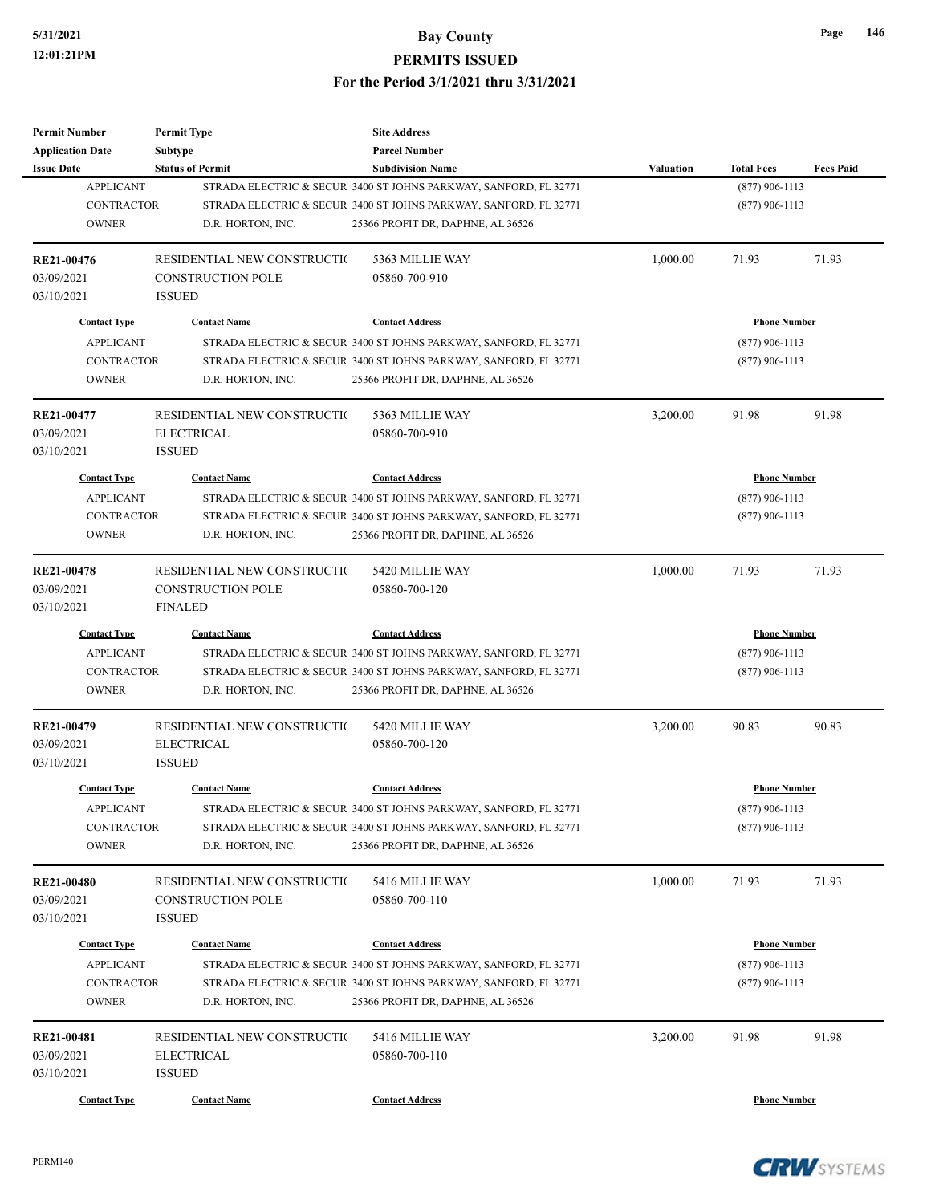| Permit Number<br>Application Date<br>Issue Date | Permit Type<br>Subtype<br>Status of Permit | Site Address<br>Parcel Number<br>Subdivision Name | Valuation | Total Fees | Fees Paid |
|---|---|---|---|---|---|
| APPLICANT | STRADA ELECTRIC & SECUR | 3400 ST JOHNS PARKWAY, SANFORD, FL 32771 | | (877) 906-1113 | |
| CONTRACTOR | STRADA ELECTRIC & SECUR | 3400 ST JOHNS PARKWAY, SANFORD, FL 32771 | | (877) 906-1113 | |
| OWNER | D.R. HORTON, INC. | 25366 PROFIT DR, DAPHNE, AL 36526 | | | |
| **RE21-00476**<br>03/09/2021<br>03/10/2021 | RESIDENTIAL NEW CONSTRUCTI(<br>CONSTRUCTION POLE<br>ISSUED | 5363 MILLIE WAY<br>05860-700-910 | 1,000.00 | 71.93 | 71.93 |
| Contact Type | Contact Name | Contact Address | | Phone Number | |
| APPLICANT | STRADA ELECTRIC & SECUR | 3400 ST JOHNS PARKWAY, SANFORD, FL 32771 | | (877) 906-1113 | |
| CONTRACTOR | STRADA ELECTRIC & SECUR | 3400 ST JOHNS PARKWAY, SANFORD, FL 32771 | | (877) 906-1113 | |
| OWNER | D.R. HORTON, INC. | 25366 PROFIT DR, DAPHNE, AL 36526 | | | |
| **RE21-00477**<br>03/09/2021<br>03/10/2021 | RESIDENTIAL NEW CONSTRUCTI(<br>ELECTRICAL<br>ISSUED | 5363 MILLIE WAY<br>05860-700-910 | 3,200.00 | 91.98 | 91.98 |
| Contact Type | Contact Name | Contact Address | | Phone Number | |
| APPLICANT | STRADA ELECTRIC & SECUR | 3400 ST JOHNS PARKWAY, SANFORD, FL 32771 | | (877) 906-1113 | |
| CONTRACTOR | STRADA ELECTRIC & SECUR | 3400 ST JOHNS PARKWAY, SANFORD, FL 32771 | | (877) 906-1113 | |
| OWNER | D.R. HORTON, INC. | 25366 PROFIT DR, DAPHNE, AL 36526 | | | |
| **RE21-00478**<br>03/09/2021<br>03/10/2021 | RESIDENTIAL NEW CONSTRUCTI(<br>CONSTRUCTION POLE<br>FINALED | 5420 MILLIE WAY<br>05860-700-120 | 1,000.00 | 71.93 | 71.93 |
| Contact Type | Contact Name | Contact Address | | Phone Number | |
| APPLICANT | STRADA ELECTRIC & SECUR | 3400 ST JOHNS PARKWAY, SANFORD, FL 32771 | | (877) 906-1113 | |
| CONTRACTOR | STRADA ELECTRIC & SECUR | 3400 ST JOHNS PARKWAY, SANFORD, FL 32771 | | (877) 906-1113 | |
| OWNER | D.R. HORTON, INC. | 25366 PROFIT DR, DAPHNE, AL 36526 | | | |
| **RE21-00479**<br>03/09/2021<br>03/10/2021 | RESIDENTIAL NEW CONSTRUCTI(<br>ELECTRICAL<br>ISSUED | 5420 MILLIE WAY<br>05860-700-120 | 3,200.00 | 90.83 | 90.83 |
| Contact Type | Contact Name | Contact Address | | Phone Number | |
| APPLICANT | STRADA ELECTRIC & SECUR | 3400 ST JOHNS PARKWAY, SANFORD, FL 32771 | | (877) 906-1113 | |
| CONTRACTOR | STRADA ELECTRIC & SECUR | 3400 ST JOHNS PARKWAY, SANFORD, FL 32771 | | (877) 906-1113 | |
| OWNER | D.R. HORTON, INC. | 25366 PROFIT DR, DAPHNE, AL 36526 | | | |
| **RE21-00480**<br>03/09/2021<br>03/10/2021 | RESIDENTIAL NEW CONSTRUCTI(<br>CONSTRUCTION POLE<br>ISSUED | 5416 MILLIE WAY<br>05860-700-110 | 1,000.00 | 71.93 | 71.93 |
| Contact Type | Contact Name | Contact Address | | Phone Number | |
| APPLICANT | STRADA ELECTRIC & SECUR | 3400 ST JOHNS PARKWAY, SANFORD, FL 32771 | | (877) 906-1113 | |
| CONTRACTOR | STRADA ELECTRIC & SECUR | 3400 ST JOHNS PARKWAY, SANFORD, FL 32771 | | (877) 906-1113 | |
| OWNER | D.R. HORTON, INC. | 25366 PROFIT DR, DAPHNE, AL 36526 | | | |
| **RE21-00481**<br>03/09/2021<br>03/10/2021 | RESIDENTIAL NEW CONSTRUCTI(<br>ELECTRICAL<br>ISSUED | 5416 MILLIE WAY<br>05860-700-110 | 3,200.00 | 91.98 | 91.98 |
| Contact Type | Contact Name | Contact Address | | Phone Number | |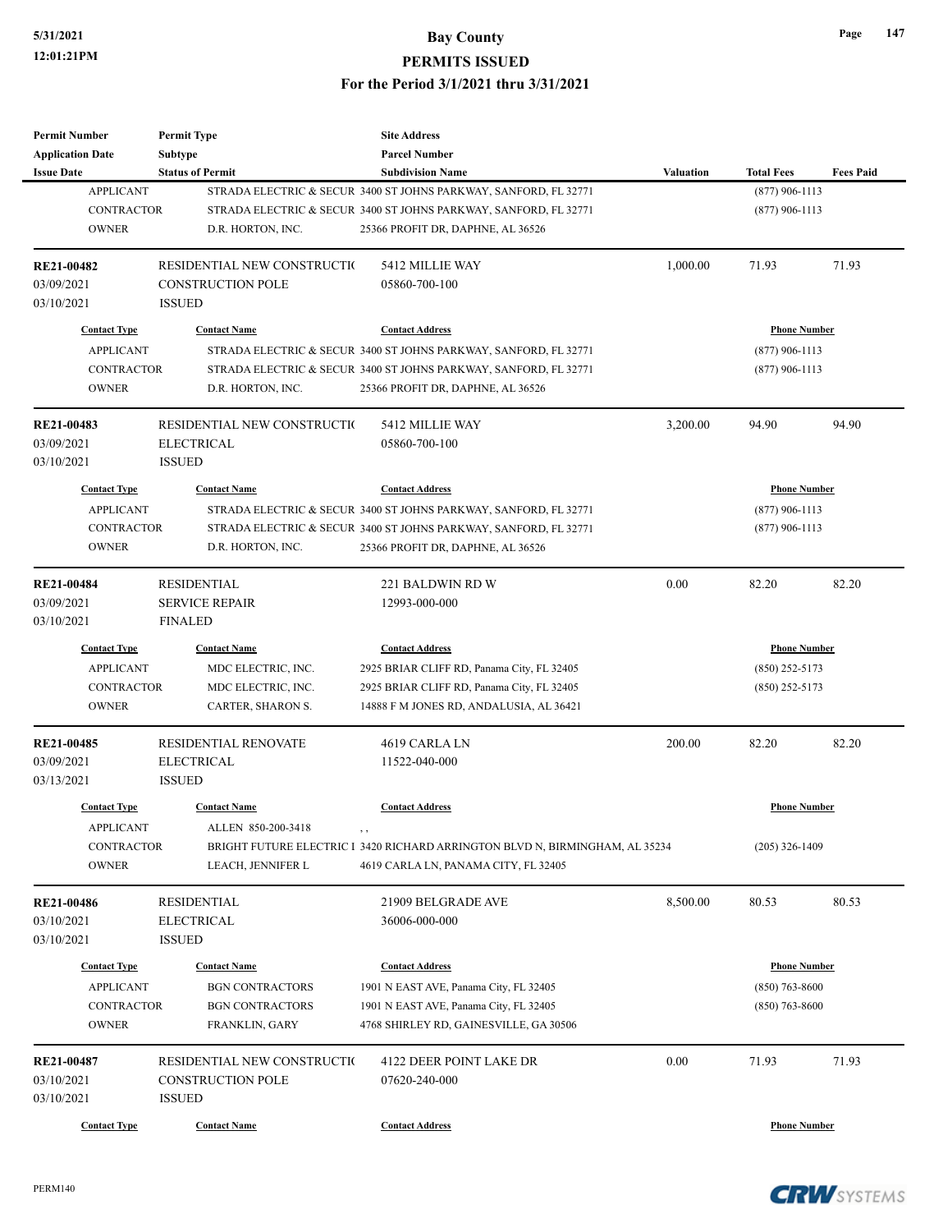| Permit Number<br>Application Date<br>Issue Date | Permit Type<br>Subtype<br>Status of Permit | Site Address<br>Parcel Number<br>Subdivision Name | Valuation | Total Fees | Fees Paid |
|---|---|---|---|---|---|
| APPLICANT | STRADA ELECTRIC & SECUR | 3400 ST JOHNS PARKWAY, SANFORD, FL 32771 | | (877) 906-1113 | |
| CONTRACTOR | STRADA ELECTRIC & SECUR | 3400 ST JOHNS PARKWAY, SANFORD, FL 32771 | | (877) 906-1113 | |
| OWNER | D.R. HORTON, INC. | 25366 PROFIT DR, DAPHNE, AL 36526 | | | |
| **RE21-00482**<br>03/09/2021<br>03/10/2021 | RESIDENTIAL NEW CONSTRUCTI(<br>CONSTRUCTION POLE<br>ISSUED | 5412 MILLIE WAY<br>05860-700-100 | 1,000.00 | 71.93 | 71.93 |
| Contact Type | Contact Name | Contact Address | | Phone Number | |
| APPLICANT | STRADA ELECTRIC & SECUR | 3400 ST JOHNS PARKWAY, SANFORD, FL 32771 | | (877) 906-1113 | |
| CONTRACTOR | STRADA ELECTRIC & SECUR | 3400 ST JOHNS PARKWAY, SANFORD, FL 32771 | | (877) 906-1113 | |
| OWNER | D.R. HORTON, INC. | 25366 PROFIT DR, DAPHNE, AL 36526 | | | |
| **RE21-00483**<br>03/09/2021<br>03/10/2021 | RESIDENTIAL NEW CONSTRUCTI(<br>ELECTRICAL<br>ISSUED | 5412 MILLIE WAY<br>05860-700-100 | 3,200.00 | 94.90 | 94.90 |
| Contact Type | Contact Name | Contact Address | | Phone Number | |
| APPLICANT | STRADA ELECTRIC & SECUR | 3400 ST JOHNS PARKWAY, SANFORD, FL 32771 | | (877) 906-1113 | |
| CONTRACTOR | STRADA ELECTRIC & SECUR | 3400 ST JOHNS PARKWAY, SANFORD, FL 32771 | | (877) 906-1113 | |
| OWNER | D.R. HORTON, INC. | 25366 PROFIT DR, DAPHNE, AL 36526 | | | |
| **RE21-00484**<br>03/09/2021<br>03/10/2021 | RESIDENTIAL<br>SERVICE REPAIR<br>FINALED | 221 BALDWIN RD W<br>12993-000-000 | 0.00 | 82.20 | 82.20 |
| Contact Type | Contact Name | Contact Address | | Phone Number | |
| APPLICANT | MDC ELECTRIC, INC. | 2925 BRIAR CLIFF RD, Panama City, FL 32405 | | (850) 252-5173 | |
| CONTRACTOR | MDC ELECTRIC, INC. | 2925 BRIAR CLIFF RD, Panama City, FL 32405 | | (850) 252-5173 | |
| OWNER | CARTER, SHARON S. | 14888 F M JONES RD, ANDALUSIA, AL 36421 | | | |
| **RE21-00485**<br>03/09/2021<br>03/13/2021 | RESIDENTIAL RENOVATE<br>ELECTRICAL<br>ISSUED | 4619 CARLA LN<br>11522-040-000 | 200.00 | 82.20 | 82.20 |
| Contact Type | Contact Name | Contact Address | | Phone Number | |
| APPLICANT | ALLEN 850-200-3418 | , , | | | |
| CONTRACTOR | BRIGHT FUTURE ELECTRIC I | 3420 RICHARD ARRINGTON BLVD N, BIRMINGHAM, AL 35234 | | (205) 326-1409 | |
| OWNER | LEACH, JENNIFER L | 4619 CARLA LN, PANAMA CITY, FL 32405 | | | |
| **RE21-00486**<br>03/10/2021<br>03/10/2021 | RESIDENTIAL<br>ELECTRICAL<br>ISSUED | 21909 BELGRADE AVE<br>36006-000-000 | 8,500.00 | 80.53 | 80.53 |
| Contact Type | Contact Name | Contact Address | | Phone Number | |
| APPLICANT | BGN CONTRACTORS | 1901 N EAST AVE, Panama City, FL 32405 | | (850) 763-8600 | |
| CONTRACTOR | BGN CONTRACTORS | 1901 N EAST AVE, Panama City, FL 32405 | | (850) 763-8600 | |
| OWNER | FRANKLIN, GARY | 4768 SHIRLEY RD, GAINESVILLE, GA 30506 | | | |
| **RE21-00487**<br>03/10/2021<br>03/10/2021 | RESIDENTIAL NEW CONSTRUCTI(<br>CONSTRUCTION POLE<br>ISSUED | 4122 DEER POINT LAKE DR<br>07620-240-000 | 0.00 | 71.93 | 71.93 |
| Contact Type | Contact Name | Contact Address | | Phone Number | |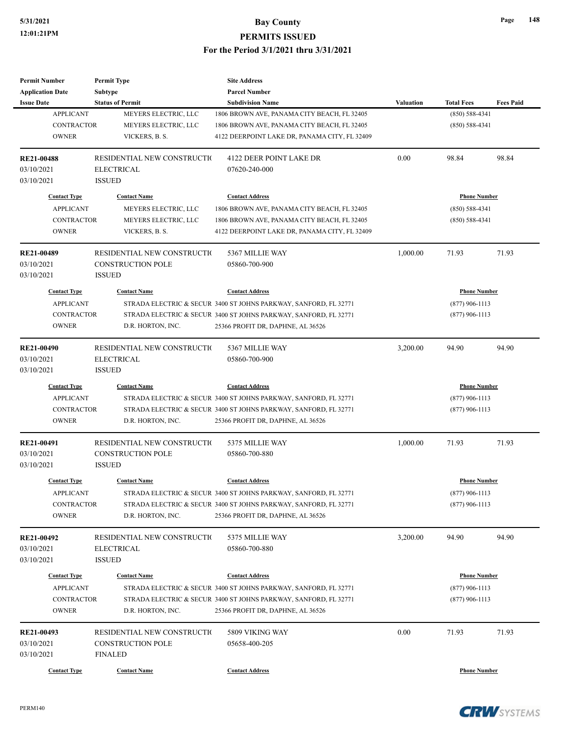| Permit Number | Permit Type | Site Address | | | |
|---|---|---|---|---|---|
| Application Date | Subtype | Parcel Number | | | |
| Issue Date | Status of Permit | Subdivision Name | Valuation | Total Fees | Fees Paid |

| Contact Type | Contact Name | Contact Address | Phone Number |
|---|---|---|---|
| APPLICANT | MEYERS ELECTRIC, LLC | 1806 BROWN AVE, PANAMA CITY BEACH, FL 32405 | (850) 588-4341 |
| CONTRACTOR | MEYERS ELECTRIC, LLC | 1806 BROWN AVE, PANAMA CITY BEACH, FL 32405 | (850) 588-4341 |
| OWNER | VICKERS, B. S. | 4122 DEERPOINT LAKE DR, PANAMA CITY, FL 32409 | |

**RE21-00488** | RESIDENTIAL NEW CONSTRUCTI( | 4122 DEER POINT LAKE DR | 0.00 | 98.84 | 98.84
03/10/2021 | ELECTRICAL | 07620-240-000
03/10/2021 | ISSUED

| Contact Type | Contact Name | Contact Address | Phone Number |
|---|---|---|---|
| APPLICANT | MEYERS ELECTRIC, LLC | 1806 BROWN AVE, PANAMA CITY BEACH, FL 32405 | (850) 588-4341 |
| CONTRACTOR | MEYERS ELECTRIC, LLC | 1806 BROWN AVE, PANAMA CITY BEACH, FL 32405 | (850) 588-4341 |
| OWNER | VICKERS, B. S. | 4122 DEERPOINT LAKE DR, PANAMA CITY, FL 32409 | |

**RE21-00489** | RESIDENTIAL NEW CONSTRUCTI( | 5367 MILLIE WAY | 1,000.00 | 71.93 | 71.93
03/10/2021 | CONSTRUCTION POLE | 05860-700-900
03/10/2021 | ISSUED

| Contact Type | Contact Name | Contact Address | Phone Number |
|---|---|---|---|
| APPLICANT | STRADA ELECTRIC & SECUR | 3400 ST JOHNS PARKWAY, SANFORD, FL 32771 | (877) 906-1113 |
| CONTRACTOR | STRADA ELECTRIC & SECUR | 3400 ST JOHNS PARKWAY, SANFORD, FL 32771 | (877) 906-1113 |
| OWNER | D.R. HORTON, INC. | 25366 PROFIT DR, DAPHNE, AL 36526 | |

**RE21-00490** | RESIDENTIAL NEW CONSTRUCTI( | 5367 MILLIE WAY | 3,200.00 | 94.90 | 94.90
03/10/2021 | ELECTRICAL | 05860-700-900
03/10/2021 | ISSUED

| Contact Type | Contact Name | Contact Address | Phone Number |
|---|---|---|---|
| APPLICANT | STRADA ELECTRIC & SECUR | 3400 ST JOHNS PARKWAY, SANFORD, FL 32771 | (877) 906-1113 |
| CONTRACTOR | STRADA ELECTRIC & SECUR | 3400 ST JOHNS PARKWAY, SANFORD, FL 32771 | (877) 906-1113 |
| OWNER | D.R. HORTON, INC. | 25366 PROFIT DR, DAPHNE, AL 36526 | |

**RE21-00491** | RESIDENTIAL NEW CONSTRUCTI( | 5375 MILLIE WAY | 1,000.00 | 71.93 | 71.93
03/10/2021 | CONSTRUCTION POLE | 05860-700-880
03/10/2021 | ISSUED

| Contact Type | Contact Name | Contact Address | Phone Number |
|---|---|---|---|
| APPLICANT | STRADA ELECTRIC & SECUR | 3400 ST JOHNS PARKWAY, SANFORD, FL 32771 | (877) 906-1113 |
| CONTRACTOR | STRADA ELECTRIC & SECUR | 3400 ST JOHNS PARKWAY, SANFORD, FL 32771 | (877) 906-1113 |
| OWNER | D.R. HORTON, INC. | 25366 PROFIT DR, DAPHNE, AL 36526 | |

**RE21-00492** | RESIDENTIAL NEW CONSTRUCTI( | 5375 MILLIE WAY | 3,200.00 | 94.90 | 94.90
03/10/2021 | ELECTRICAL | 05860-700-880
03/10/2021 | ISSUED

| Contact Type | Contact Name | Contact Address | Phone Number |
|---|---|---|---|
| APPLICANT | STRADA ELECTRIC & SECUR | 3400 ST JOHNS PARKWAY, SANFORD, FL 32771 | (877) 906-1113 |
| CONTRACTOR | STRADA ELECTRIC & SECUR | 3400 ST JOHNS PARKWAY, SANFORD, FL 32771 | (877) 906-1113 |
| OWNER | D.R. HORTON, INC. | 25366 PROFIT DR, DAPHNE, AL 36526 | |

**RE21-00493** | RESIDENTIAL NEW CONSTRUCTI( | 5809 VIKING WAY | 0.00 | 71.93 | 71.93
03/10/2021 | CONSTRUCTION POLE | 05658-400-205
03/10/2021 | FINALED

| Contact Type | Contact Name | Contact Address | Phone Number |
|---|---|---|---|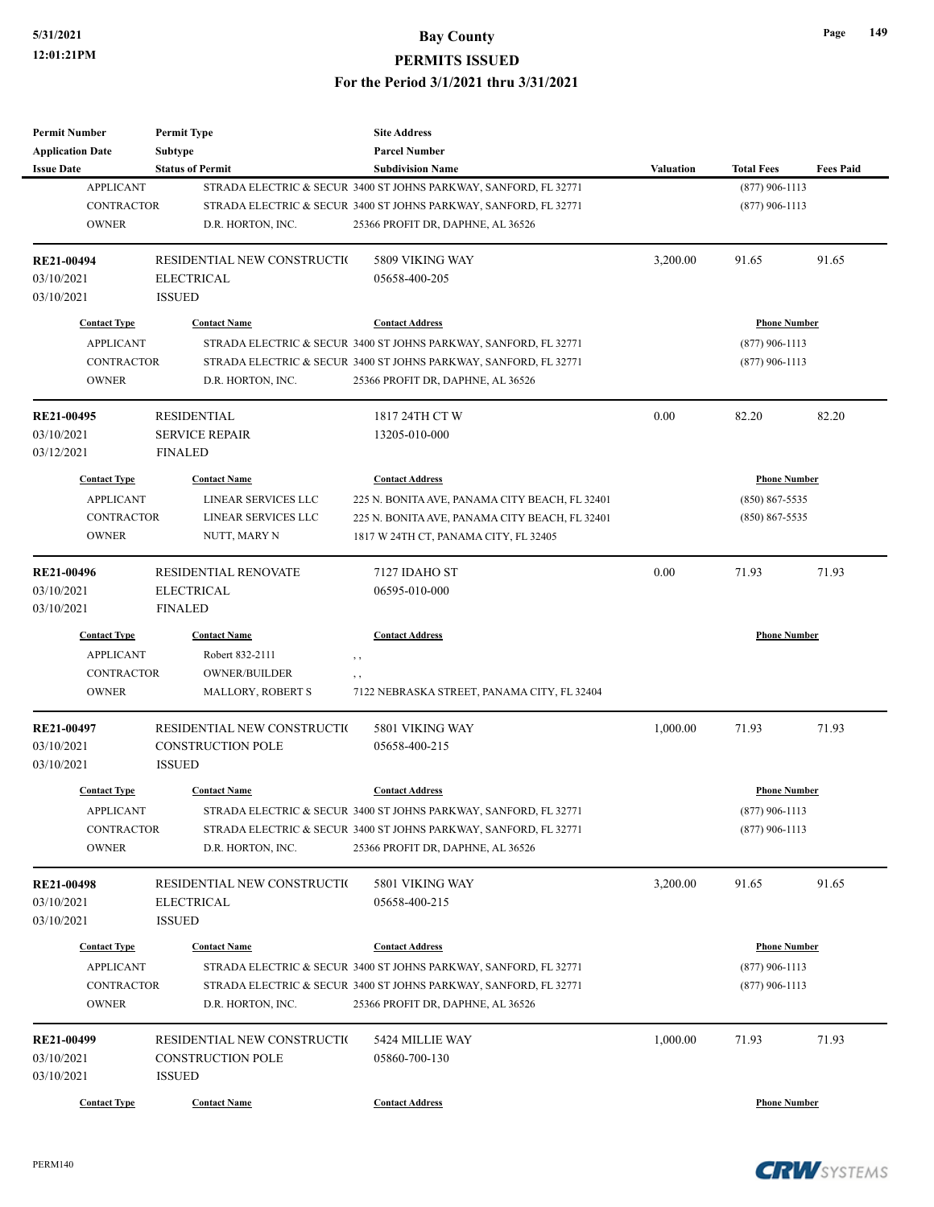# Bay County
## PERMITS ISSUED
### For the Period 3/1/2021 thru 3/31/2021

| Permit Number / Application Date / Issue Date | Permit Type / Subtype / Status of Permit | Site Address / Parcel Number / Subdivision Name | Valuation | Total Fees | Fees Paid |
|---|---|---|---|---|---|
| APPLICANT | STRADA ELECTRIC & SECUR | 3400 ST JOHNS PARKWAY, SANFORD, FL 32771 | | (877) 906-1113 | |
| CONTRACTOR | STRADA ELECTRIC & SECUR | 3400 ST JOHNS PARKWAY, SANFORD, FL 32771 | | (877) 906-1113 | |
| OWNER | D.R. HORTON, INC. | 25366 PROFIT DR, DAPHNE, AL 36526 | | | |

| | | | | | |
|---|---|---|---|---|---|
| **RE21-00494** | RESIDENTIAL NEW CONSTRUCTIO | 5809 VIKING WAY | 3,200.00 | 91.65 | 91.65 |
| 03/10/2021 | ELECTRICAL | 05658-400-205 | | | |
| 03/10/2021 | ISSUED | | | | |

| Contact Type | Contact Name | Contact Address | Phone Number |
|---|---|---|---|
| APPLICANT | STRADA ELECTRIC & SECUR | 3400 ST JOHNS PARKWAY, SANFORD, FL 32771 | (877) 906-1113 |
| CONTRACTOR | STRADA ELECTRIC & SECUR | 3400 ST JOHNS PARKWAY, SANFORD, FL 32771 | (877) 906-1113 |
| OWNER | D.R. HORTON, INC. | 25366 PROFIT DR, DAPHNE, AL 36526 | |

| | | | | | |
|---|---|---|---|---|---|
| **RE21-00495** | RESIDENTIAL | 1817 24TH CT W | 0.00 | 82.20 | 82.20 |
| 03/10/2021 | SERVICE REPAIR | 13205-010-000 | | | |
| 03/12/2021 | FINALED | | | | |

| Contact Type | Contact Name | Contact Address | Phone Number |
|---|---|---|---|
| APPLICANT | LINEAR SERVICES LLC | 225 N. BONITA AVE, PANAMA CITY BEACH, FL 32401 | (850) 867-5535 |
| CONTRACTOR | LINEAR SERVICES LLC | 225 N. BONITA AVE, PANAMA CITY BEACH, FL 32401 | (850) 867-5535 |
| OWNER | NUTT, MARY N | 1817 W 24TH CT, PANAMA CITY, FL 32405 | |

| | | | | | |
|---|---|---|---|---|---|
| **RE21-00496** | RESIDENTIAL RENOVATE | 7127 IDAHO ST | 0.00 | 71.93 | 71.93 |
| 03/10/2021 | ELECTRICAL | 06595-010-000 | | | |
| 03/10/2021 | FINALED | | | | |

| Contact Type | Contact Name | Contact Address | Phone Number |
|---|---|---|---|
| APPLICANT | Robert 832-2111 | , , | |
| CONTRACTOR | OWNER/BUILDER | , , | |
| OWNER | MALLORY, ROBERT S | 7122 NEBRASKA STREET, PANAMA CITY, FL 32404 | |

| | | | | | |
|---|---|---|---|---|---|
| **RE21-00497** | RESIDENTIAL NEW CONSTRUCTIO | 5801 VIKING WAY | 1,000.00 | 71.93 | 71.93 |
| 03/10/2021 | CONSTRUCTION POLE | 05658-400-215 | | | |
| 03/10/2021 | ISSUED | | | | |

| Contact Type | Contact Name | Contact Address | Phone Number |
|---|---|---|---|
| APPLICANT | STRADA ELECTRIC & SECUR | 3400 ST JOHNS PARKWAY, SANFORD, FL 32771 | (877) 906-1113 |
| CONTRACTOR | STRADA ELECTRIC & SECUR | 3400 ST JOHNS PARKWAY, SANFORD, FL 32771 | (877) 906-1113 |
| OWNER | D.R. HORTON, INC. | 25366 PROFIT DR, DAPHNE, AL 36526 | |

| | | | | | |
|---|---|---|---|---|---|
| **RE21-00498** | RESIDENTIAL NEW CONSTRUCTIO | 5801 VIKING WAY | 3,200.00 | 91.65 | 91.65 |
| 03/10/2021 | ELECTRICAL | 05658-400-215 | | | |
| 03/10/2021 | ISSUED | | | | |

| Contact Type | Contact Name | Contact Address | Phone Number |
|---|---|---|---|
| APPLICANT | STRADA ELECTRIC & SECUR | 3400 ST JOHNS PARKWAY, SANFORD, FL 32771 | (877) 906-1113 |
| CONTRACTOR | STRADA ELECTRIC & SECUR | 3400 ST JOHNS PARKWAY, SANFORD, FL 32771 | (877) 906-1113 |
| OWNER | D.R. HORTON, INC. | 25366 PROFIT DR, DAPHNE, AL 36526 | |

| | | | | | |
|---|---|---|---|---|---|
| **RE21-00499** | RESIDENTIAL NEW CONSTRUCTIO | 5424 MILLIE WAY | 1,000.00 | 71.93 | 71.93 |
| 03/10/2021 | CONSTRUCTION POLE | 05860-700-130 | | | |
| 03/10/2021 | ISSUED | | | | |

| Contact Type | Contact Name | Contact Address | Phone Number |
|---|---|---|---|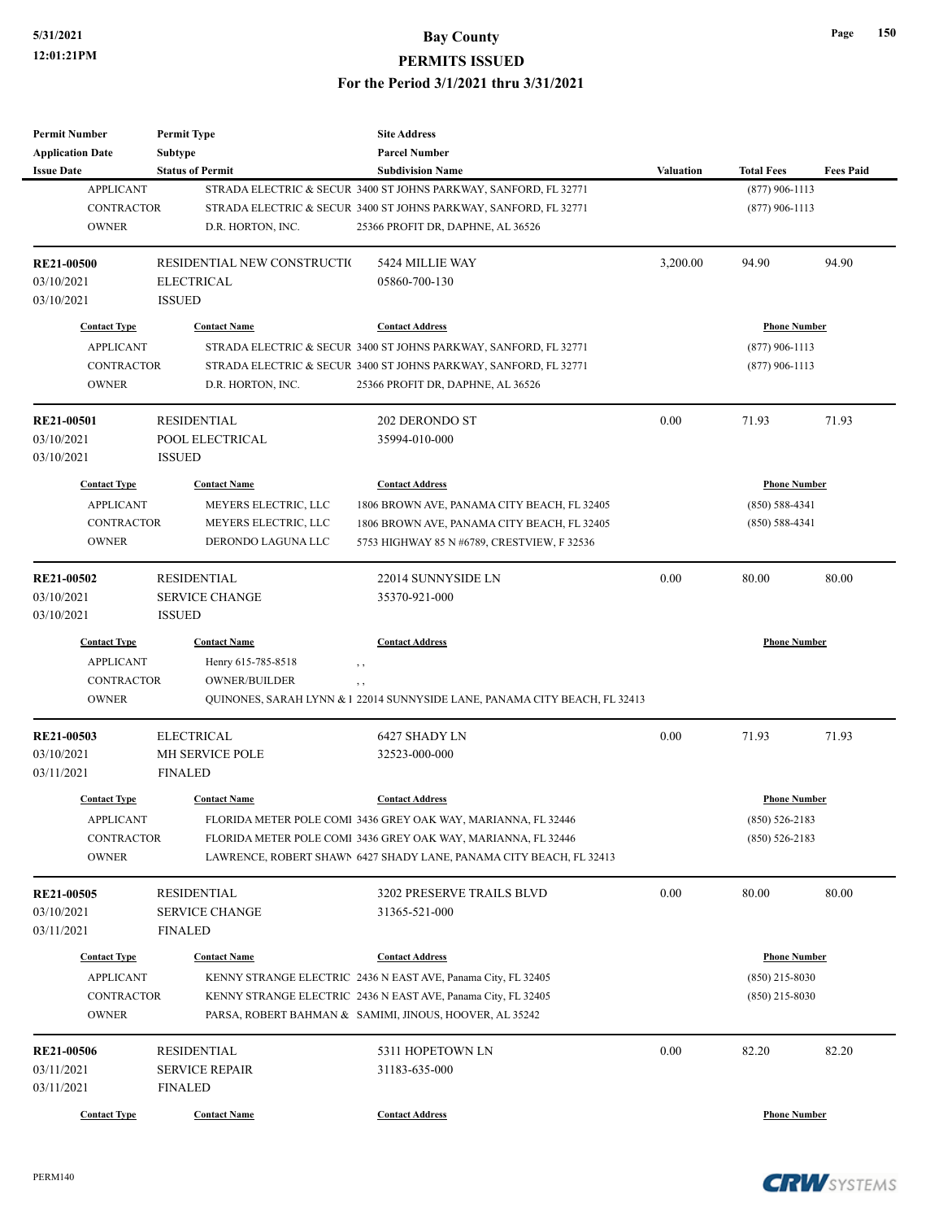| Permit Number | Permit Type | Site Address | | | |
|---|---|---|---|---|---|
| Application Date | Subtype | Parcel Number | | | |
| Issue Date | Status of Permit | Subdivision Name | Valuation | Total Fees | Fees Paid |

| Contact Type | Contact Name | Contact Address | Phone Number |
|---|---|---|---|
| APPLICANT | STRADA ELECTRIC & SECUR | 3400 ST JOHNS PARKWAY, SANFORD, FL 32771 | (877) 906-1113 |
| CONTRACTOR | STRADA ELECTRIC & SECUR | 3400 ST JOHNS PARKWAY, SANFORD, FL 32771 | (877) 906-1113 |
| OWNER | D.R. HORTON, INC. | 25366 PROFIT DR, DAPHNE, AL 36526 | |

| | | | | | |
|---|---|---|---|---|---|
| **RE21-00500** | RESIDENTIAL NEW CONSTRUCTI( | 5424 MILLIE WAY | 3,200.00 | 94.90 | 94.90 |
| 03/10/2021 | ELECTRICAL | 05860-700-130 | | | |
| 03/10/2021 | ISSUED | | | | |

| Contact Type | Contact Name | Contact Address | Phone Number |
|---|---|---|---|
| APPLICANT | STRADA ELECTRIC & SECUR | 3400 ST JOHNS PARKWAY, SANFORD, FL 32771 | (877) 906-1113 |
| CONTRACTOR | STRADA ELECTRIC & SECUR | 3400 ST JOHNS PARKWAY, SANFORD, FL 32771 | (877) 906-1113 |
| OWNER | D.R. HORTON, INC. | 25366 PROFIT DR, DAPHNE, AL 36526 | |

| | | | | | |
|---|---|---|---|---|---|
| **RE21-00501** | RESIDENTIAL | 202 DERONDO ST | 0.00 | 71.93 | 71.93 |
| 03/10/2021 | POOL ELECTRICAL | 35994-010-000 | | | |
| 03/10/2021 | ISSUED | | | | |

| Contact Type | Contact Name | Contact Address | Phone Number |
|---|---|---|---|
| APPLICANT | MEYERS ELECTRIC, LLC | 1806 BROWN AVE, PANAMA CITY BEACH, FL 32405 | (850) 588-4341 |
| CONTRACTOR | MEYERS ELECTRIC, LLC | 1806 BROWN AVE, PANAMA CITY BEACH, FL 32405 | (850) 588-4341 |
| OWNER | DERONDO LAGUNA LLC | 5753 HIGHWAY 85 N #6789, CRESTVIEW, F 32536 | |

| | | | | | |
|---|---|---|---|---|---|
| **RE21-00502** | RESIDENTIAL | 22014 SUNNYSIDE LN | 0.00 | 80.00 | 80.00 |
| 03/10/2021 | SERVICE CHANGE | 35370-921-000 | | | |
| 03/10/2021 | ISSUED | | | | |

| Contact Type | Contact Name | Contact Address | Phone Number |
|---|---|---|---|
| APPLICANT | Henry 615-785-8518 | , , | |
| CONTRACTOR | OWNER/BUILDER | , , | |
| OWNER | QUINONES, SARAH LYNN & I | 22014 SUNNYSIDE LANE, PANAMA CITY BEACH, FL 32413 | |

| | | | | | |
|---|---|---|---|---|---|
| **RE21-00503** | ELECTRICAL | 6427 SHADY LN | 0.00 | 71.93 | 71.93 |
| 03/10/2021 | MH SERVICE POLE | 32523-000-000 | | | |
| 03/11/2021 | FINALED | | | | |

| Contact Type | Contact Name | Contact Address | Phone Number |
|---|---|---|---|
| APPLICANT | FLORIDA METER POLE COMI | 3436 GREY OAK WAY, MARIANNA, FL 32446 | (850) 526-2183 |
| CONTRACTOR | FLORIDA METER POLE COMI | 3436 GREY OAK WAY, MARIANNA, FL 32446 | (850) 526-2183 |
| OWNER | LAWRENCE, ROBERT SHAWN | 6427 SHADY LANE, PANAMA CITY BEACH, FL 32413 | |

| | | | | | |
|---|---|---|---|---|---|
| **RE21-00505** | RESIDENTIAL | 3202 PRESERVE TRAILS BLVD | 0.00 | 80.00 | 80.00 |
| 03/10/2021 | SERVICE CHANGE | 31365-521-000 | | | |
| 03/11/2021 | FINALED | | | | |

| Contact Type | Contact Name | Contact Address | Phone Number |
|---|---|---|---|
| APPLICANT | KENNY STRANGE ELECTRIC | 2436 N EAST AVE, Panama City, FL 32405 | (850) 215-8030 |
| CONTRACTOR | KENNY STRANGE ELECTRIC | 2436 N EAST AVE, Panama City, FL 32405 | (850) 215-8030 |
| OWNER | PARSA, ROBERT BAHMAN & | SAMIMI, JINOUS, HOOVER, AL 35242 | |

| | | | | | |
|---|---|---|---|---|---|
| **RE21-00506** | RESIDENTIAL | 5311 HOPETOWN LN | 0.00 | 82.20 | 82.20 |
| 03/11/2021 | SERVICE REPAIR | 31183-635-000 | | | |
| 03/11/2021 | FINALED | | | | |

| Contact Type | Contact Name | Contact Address | Phone Number |
|---|---|---|---|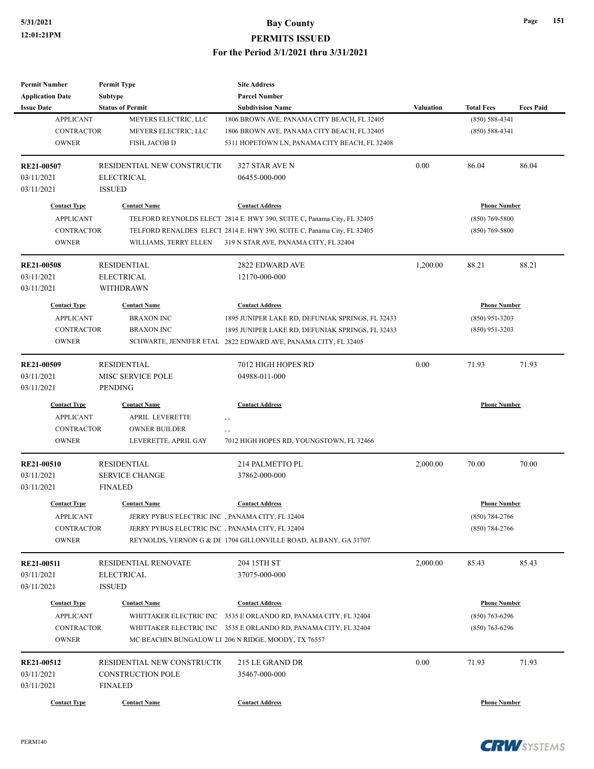| Permit Number<br>Application Date<br>Issue Date | Permit Type<br>Subtype<br>Status of Permit | Site Address<br>Parcel Number<br>Subdivision Name | Valuation | Total Fees | Fees Paid |
|---|---|---|---|---|---|
| APPLICANT | MEYERS ELECTRIC, LLC | 1806 BROWN AVE, PANAMA CITY BEACH, FL 32405 | | (850) 588-4341 | |
| CONTRACTOR | MEYERS ELECTRIC, LLC | 1806 BROWN AVE, PANAMA CITY BEACH, FL 32405 | | (850) 588-4341 | |
| OWNER | FISH, JACOB D | 5311 HOPETOWN LN, PANAMA CITY BEACH, FL 32408 | | | |
| **RE21-00507**<br>03/11/2021<br>03/11/2021 | RESIDENTIAL NEW CONSTRUCTIO<br>ELECTRICAL<br>ISSUED | 327 STAR AVE N<br>06455-000-000 | 0.00 | 86.04 | 86.04 |
| **Contact Type** | **Contact Name** | **Contact Address** | | **Phone Number** | |
| APPLICANT | TELFORD REYNOLDS ELECT | 2814 E. HWY 390, SUITE C, Panama City, FL 32405 | | (850) 769-5800 | |
| CONTRACTOR | TELFORD RENALDES ELECT | 2814 E. HWY 390, SUITE C, Panama City, FL 32405 | | (850) 769-5800 | |
| OWNER | WILLIAMS, TERRY ELLEN | 319 N STAR AVE, PANAMA CITY, FL 32404 | | | |
| **RE21-00508**<br>03/11/2021<br>03/11/2021 | RESIDENTIAL<br>ELECTRICAL<br>WITHDRAWN | 2822 EDWARD AVE<br>12170-000-000 | 1,200.00 | 88.21 | 88.21 |
| **Contact Type** | **Contact Name** | **Contact Address** | | **Phone Number** | |
| APPLICANT | BRAXON INC | 1895 JUNIPER LAKE RD, DEFUNIAK SPRINGS, FL 32433 | | (850) 951-3203 | |
| CONTRACTOR | BRAXON INC | 1895 JUNIPER LAKE RD, DEFUNIAK SPRINGS, FL 32433 | | (850) 951-3203 | |
| OWNER | SCHWARTE, JENNIFER ETAL | 2822 EDWARD AVE, PANAMA CITY, FL 32405 | | | |
| **RE21-00509**<br>03/11/2021<br>03/11/2021 | RESIDENTIAL<br>MISC SERVICE POLE<br>PENDING | 7012 HIGH HOPES RD<br>04988-011-000 | 0.00 | 71.93 | 71.93 |
| **Contact Type** | **Contact Name** | **Contact Address** | | **Phone Number** | |
| APPLICANT | APRIL LEVERETTE | , , | | | |
| CONTRACTOR | OWNER BUILDER | , , | | | |
| OWNER | LEVERETTE, APRIL GAY | 7012 HIGH HOPES RD, YOUNGSTOWN, FL 32466 | | | |
| **RE21-00510**<br>03/11/2021<br>03/11/2021 | RESIDENTIAL<br>SERVICE CHANGE<br>FINALED | 214 PALMETTO PL<br>37862-000-000 | 2,000.00 | 70.00 | 70.00 |
| **Contact Type** | **Contact Name** | **Contact Address** | | **Phone Number** | |
| APPLICANT | JERRY PYBUS ELECTRIC INC | , PANAMA CITY, FL 32404 | | (850) 784-2766 | |
| CONTRACTOR | JERRY PYBUS ELECTRIC INC | , PANAMA CITY, FL 32404 | | (850) 784-2766 | |
| OWNER | REYNOLDS, VERNON G & DE | 1704 GILLONVILLE ROAD, ALBANY, GA 31707 | | | |
| **RE21-00511**<br>03/11/2021<br>03/11/2021 | RESIDENTIAL RENOVATE<br>ELECTRICAL<br>ISSUED | 204 15TH ST<br>37075-000-000 | 2,000.00 | 85.43 | 85.43 |
| **Contact Type** | **Contact Name** | **Contact Address** | | **Phone Number** | |
| APPLICANT | WHITTAKER ELECTRIC INC | 3535 E ORLANDO RD, PANAMA CITY, FL 32404 | | (850) 763-6296 | |
| CONTRACTOR | WHITTAKER ELECTRIC INC | 3535 E ORLANDO RD, PANAMA CITY, FL 32404 | | (850) 763-6296 | |
| OWNER | MC BEACHIN BUNGALOW LI | 206 N RIDGE, MOODY, TX 76557 | | | |
| **RE21-00512**<br>03/11/2021<br>03/11/2021 | RESIDENTIAL NEW CONSTRUCTIO<br>CONSTRUCTION POLE<br>FINALED | 215 LE GRAND DR<br>35467-000-000 | 0.00 | 71.93 | 71.93 |
| **Contact Type** | **Contact Name** | **Contact Address** | | **Phone Number** | |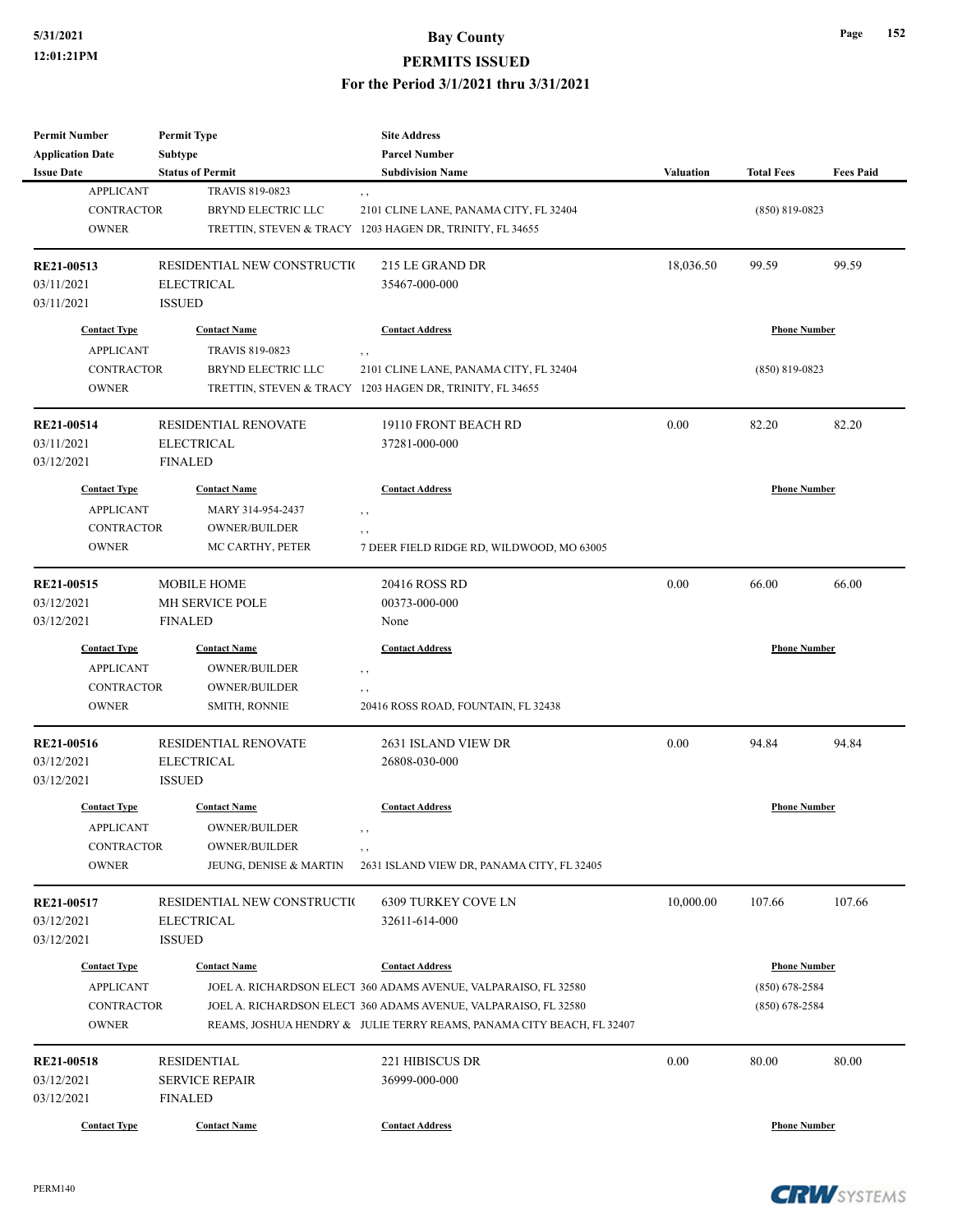| Permit Number<br>Application Date<br>Issue Date | Permit Type<br>Subtype<br>Status of Permit | Site Address<br>Parcel Number<br>Subdivision Name | Valuation | Total Fees | Fees Paid |
|---|---|---|---|---|---|
| APPLICANT | TRAVIS 819-0823 | , , | | | |
| CONTRACTOR | BRYND ELECTRIC LLC | 2101 CLINE LANE, PANAMA CITY, FL 32404 | | (850) 819-0823 | |
| OWNER | TRETTIN, STEVEN & TRACY | 1203 HAGEN DR, TRINITY, FL 34655 | | | |
| **RE21-00513**<br>03/11/2021<br>03/11/2021 | RESIDENTIAL NEW CONSTRUCTI(<br>ELECTRICAL<br>ISSUED | 215 LE GRAND DR<br>35467-000-000 | 18,036.50 | 99.59 | 99.59 |
| Contact Type | Contact Name | Contact Address | | Phone Number | |
| APPLICANT | TRAVIS 819-0823 | , , | | | |
| CONTRACTOR | BRYND ELECTRIC LLC | 2101 CLINE LANE, PANAMA CITY, FL 32404 | | (850) 819-0823 | |
| OWNER | TRETTIN, STEVEN & TRACY | 1203 HAGEN DR, TRINITY, FL 34655 | | | |
| **RE21-00514**<br>03/11/2021<br>03/12/2021 | RESIDENTIAL RENOVATE<br>ELECTRICAL<br>FINALED | 19110 FRONT BEACH RD<br>37281-000-000 | 0.00 | 82.20 | 82.20 |
| Contact Type | Contact Name | Contact Address | | Phone Number | |
| APPLICANT | MARY 314-954-2437 | , , | | | |
| CONTRACTOR | OWNER/BUILDER | , , | | | |
| OWNER | MC CARTHY, PETER | 7 DEER FIELD RIDGE RD, WILDWOOD, MO 63005 | | | |
| **RE21-00515**<br>03/12/2021<br>03/12/2021 | MOBILE HOME<br>MH SERVICE POLE<br>FINALED | 20416 ROSS RD<br>00373-000-000<br>None | 0.00 | 66.00 | 66.00 |
| Contact Type | Contact Name | Contact Address | | Phone Number | |
| APPLICANT | OWNER/BUILDER | , , | | | |
| CONTRACTOR | OWNER/BUILDER | , , | | | |
| OWNER | SMITH, RONNIE | 20416 ROSS ROAD, FOUNTAIN, FL 32438 | | | |
| **RE21-00516**<br>03/12/2021<br>03/12/2021 | RESIDENTIAL RENOVATE<br>ELECTRICAL<br>ISSUED | 2631 ISLAND VIEW DR<br>26808-030-000 | 0.00 | 94.84 | 94.84 |
| Contact Type | Contact Name | Contact Address | | Phone Number | |
| APPLICANT | OWNER/BUILDER | , , | | | |
| CONTRACTOR | OWNER/BUILDER | , , | | | |
| OWNER | JEUNG, DENISE & MARTIN | 2631 ISLAND VIEW DR, PANAMA CITY, FL 32405 | | | |
| **RE21-00517**<br>03/12/2021<br>03/12/2021 | RESIDENTIAL NEW CONSTRUCTI(<br>ELECTRICAL<br>ISSUED | 6309 TURKEY COVE LN<br>32611-614-000 | 10,000.00 | 107.66 | 107.66 |
| Contact Type | Contact Name | Contact Address | | Phone Number | |
| APPLICANT | JOEL A. RICHARDSON ELECT | 360 ADAMS AVENUE, VALPARAISO, FL 32580 | | (850) 678-2584 | |
| CONTRACTOR | JOEL A. RICHARDSON ELECT | 360 ADAMS AVENUE, VALPARAISO, FL 32580 | | (850) 678-2584 | |
| OWNER | REAMS, JOSHUA HENDRY & | JULIE TERRY REAMS, PANAMA CITY BEACH, FL 32407 | | | |
| **RE21-00518**<br>03/12/2021<br>03/12/2021 | RESIDENTIAL<br>SERVICE REPAIR<br>FINALED | 221 HIBISCUS DR<br>36999-000-000 | 0.00 | 80.00 | 80.00 |
| Contact Type | Contact Name | Contact Address | | Phone Number | |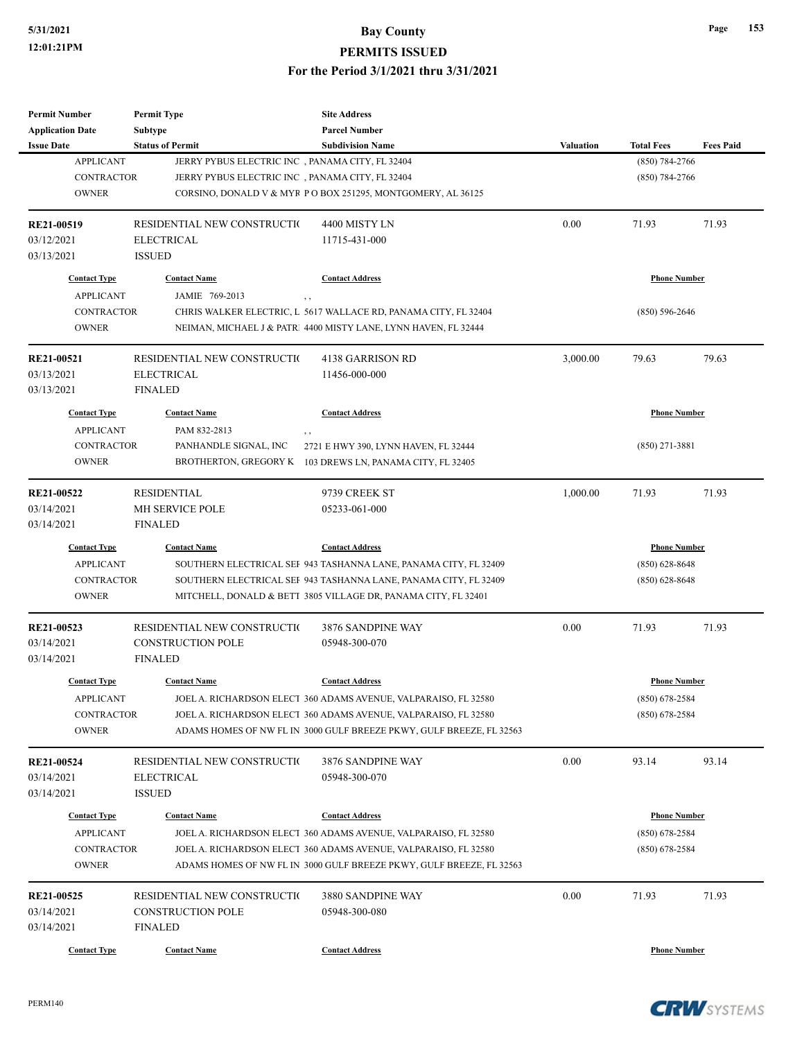| Permit Number<br>Application Date<br>Issue Date | Permit Type<br>Subtype<br>Status of Permit | Site Address<br>Parcel Number<br>Subdivision Name | Valuation | Total Fees | Fees Paid |
|---|---|---|---|---|---|
| APPLICANT | JERRY PYBUS ELECTRIC INC | , PANAMA CITY, FL 32404 | | (850) 784-2766 | |
| CONTRACTOR | JERRY PYBUS ELECTRIC INC | , PANAMA CITY, FL 32404 | | (850) 784-2766 | |
| OWNER | CORSINO, DONALD V & MYR | P O BOX 251295, MONTGOMERY, AL 36125 | | | |

| Permit Number<br>Application Date<br>Issue Date | Permit Type<br>Subtype<br>Status of Permit | Site Address<br>Parcel Number<br>Subdivision Name | Valuation | Total Fees | Fees Paid |
|---|---|---|---|---|---|
| **RE21-00519**<br>03/12/2021<br>03/13/2021 | RESIDENTIAL NEW CONSTRUCTI(<br>ELECTRICAL<br>ISSUED | 4400 MISTY LN<br>11715-431-000 | 0.00 | 71.93 | 71.93 |

| Contact Type | Contact Name | Contact Address | Phone Number |
|---|---|---|---|
| APPLICANT | JAMIE 769-2013 | , , | |
| CONTRACTOR | CHRIS WALKER ELECTRIC, L | 5617 WALLACE RD, PANAMA CITY, FL 32404 | (850) 596-2646 |
| OWNER | NEIMAN, MICHAEL J & PATR | 4400 MISTY LANE, LYNN HAVEN, FL 32444 | |

| Permit Number<br>Application Date<br>Issue Date | Permit Type<br>Subtype<br>Status of Permit | Site Address<br>Parcel Number<br>Subdivision Name | Valuation | Total Fees | Fees Paid |
|---|---|---|---|---|---|
| **RE21-00521**<br>03/13/2021<br>03/13/2021 | RESIDENTIAL NEW CONSTRUCTI(<br>ELECTRICAL<br>FINALED | 4138 GARRISON RD<br>11456-000-000 | 3,000.00 | 79.63 | 79.63 |

| Contact Type | Contact Name | Contact Address | Phone Number |
|---|---|---|---|
| APPLICANT | PAM 832-2813 | , , | |
| CONTRACTOR | PANHANDLE SIGNAL, INC | 2721 E HWY 390, LYNN HAVEN, FL 32444 | (850) 271-3881 |
| OWNER | BROTHERTON, GREGORY K | 103 DREWS LN, PANAMA CITY, FL 32405 | |

| Permit Number<br>Application Date<br>Issue Date | Permit Type<br>Subtype<br>Status of Permit | Site Address<br>Parcel Number<br>Subdivision Name | Valuation | Total Fees | Fees Paid |
|---|---|---|---|---|---|
| **RE21-00522**<br>03/14/2021<br>03/14/2021 | RESIDENTIAL<br>MH SERVICE POLE<br>FINALED | 9739 CREEK ST<br>05233-061-000 | 1,000.00 | 71.93 | 71.93 |

| Contact Type | Contact Name | Contact Address | Phone Number |
|---|---|---|---|
| APPLICANT | SOUTHERN ELECTRICAL SEI | 943 TASHANNA LANE, PANAMA CITY, FL 32409 | (850) 628-8648 |
| CONTRACTOR | SOUTHERN ELECTRICAL SEI | 943 TASHANNA LANE, PANAMA CITY, FL 32409 | (850) 628-8648 |
| OWNER | MITCHELL, DONALD & BETT | 3805 VILLAGE DR, PANAMA CITY, FL 32401 | |

| Permit Number<br>Application Date<br>Issue Date | Permit Type<br>Subtype<br>Status of Permit | Site Address<br>Parcel Number<br>Subdivision Name | Valuation | Total Fees | Fees Paid |
|---|---|---|---|---|---|
| **RE21-00523**<br>03/14/2021<br>03/14/2021 | RESIDENTIAL NEW CONSTRUCTI(<br>CONSTRUCTION POLE<br>FINALED | 3876 SANDPINE WAY<br>05948-300-070 | 0.00 | 71.93 | 71.93 |

| Contact Type | Contact Name | Contact Address | Phone Number |
|---|---|---|---|
| APPLICANT | JOEL A. RICHARDSON ELECT | 360 ADAMS AVENUE, VALPARAISO, FL 32580 | (850) 678-2584 |
| CONTRACTOR | JOEL A. RICHARDSON ELECT | 360 ADAMS AVENUE, VALPARAISO, FL 32580 | (850) 678-2584 |
| OWNER | ADAMS HOMES OF NW FL IN | 3000 GULF BREEZE PKWY, GULF BREEZE, FL 32563 | |

| Permit Number<br>Application Date<br>Issue Date | Permit Type<br>Subtype<br>Status of Permit | Site Address<br>Parcel Number<br>Subdivision Name | Valuation | Total Fees | Fees Paid |
|---|---|---|---|---|---|
| **RE21-00524**<br>03/14/2021<br>03/14/2021 | RESIDENTIAL NEW CONSTRUCTI(<br>ELECTRICAL<br>ISSUED | 3876 SANDPINE WAY<br>05948-300-070 | 0.00 | 93.14 | 93.14 |

| Contact Type | Contact Name | Contact Address | Phone Number |
|---|---|---|---|
| APPLICANT | JOEL A. RICHARDSON ELECT | 360 ADAMS AVENUE, VALPARAISO, FL 32580 | (850) 678-2584 |
| CONTRACTOR | JOEL A. RICHARDSON ELECT | 360 ADAMS AVENUE, VALPARAISO, FL 32580 | (850) 678-2584 |
| OWNER | ADAMS HOMES OF NW FL IN | 3000 GULF BREEZE PKWY, GULF BREEZE, FL 32563 | |

| Permit Number<br>Application Date<br>Issue Date | Permit Type<br>Subtype<br>Status of Permit | Site Address<br>Parcel Number<br>Subdivision Name | Valuation | Total Fees | Fees Paid |
|---|---|---|---|---|---|
| **RE21-00525**<br>03/14/2021<br>03/14/2021 | RESIDENTIAL NEW CONSTRUCTI(<br>CONSTRUCTION POLE<br>FINALED | 3880 SANDPINE WAY<br>05948-300-080 | 0.00 | 71.93 | 71.93 |

| Contact Type | Contact Name | Contact Address | Phone Number |
|---|---|---|---|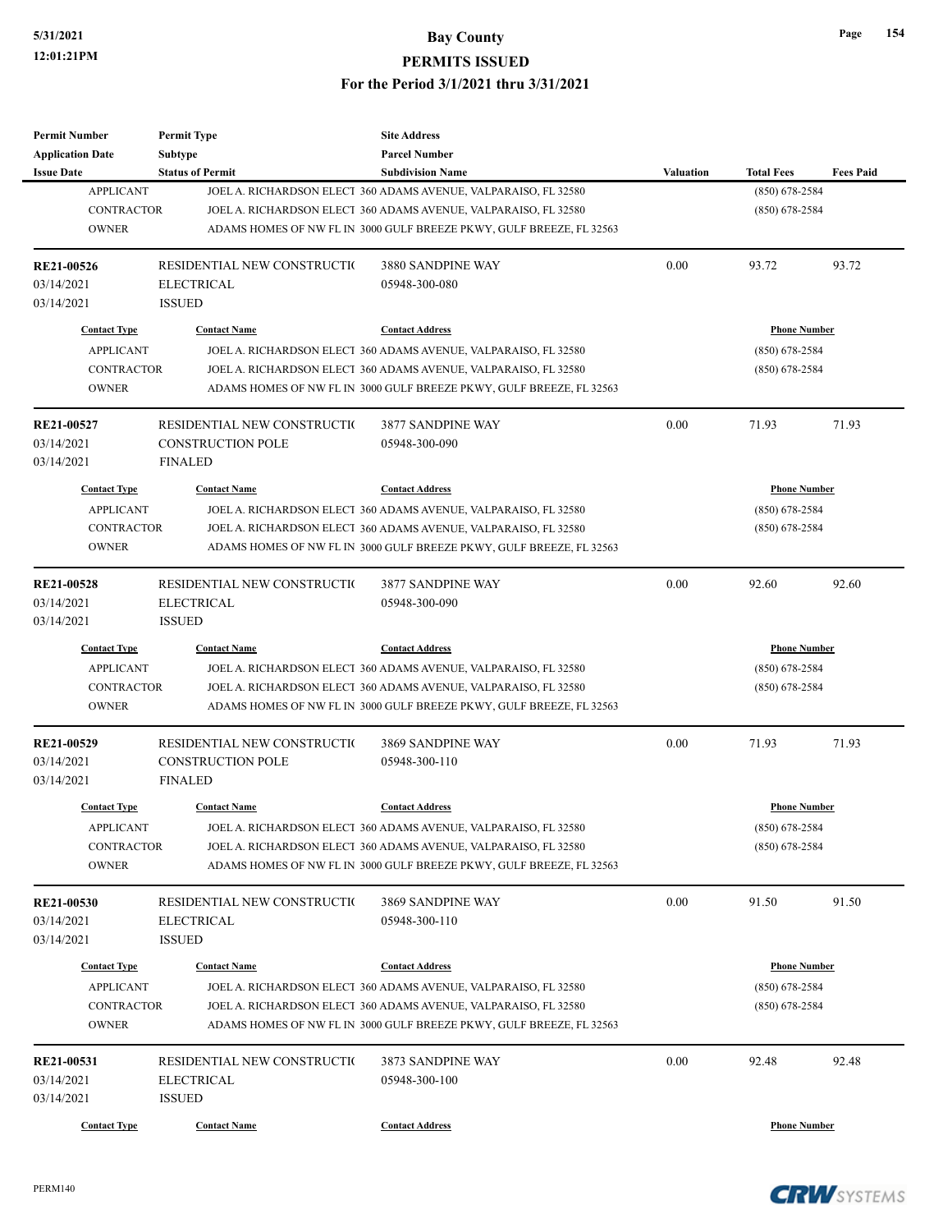| Permit Number<br>Application Date<br>Issue Date | Permit Type<br>Subtype<br>Status of Permit | Site Address<br>Parcel Number<br>Subdivision Name | Valuation | Total Fees | Fees Paid |
|---|---|---|---|---|---|
| APPLICANT | JOEL A. RICHARDSON ELECT | 360 ADAMS AVENUE, VALPARAISO, FL 32580 | | (850) 678-2584 | |
| CONTRACTOR | JOEL A. RICHARDSON ELECT | 360 ADAMS AVENUE, VALPARAISO, FL 32580 | | (850) 678-2584 | |
| OWNER | ADAMS HOMES OF NW FL IN | 3000 GULF BREEZE PKWY, GULF BREEZE, FL 32563 | | | |
| **RE21-00526**<br>03/14/2021<br>03/14/2021 | RESIDENTIAL NEW CONSTRUCTI(<br>ELECTRICAL<br>ISSUED | 3880 SANDPINE WAY<br>05948-300-080 | 0.00 | 93.72 | 93.72 |
| Contact Type | Contact Name | Contact Address | | Phone Number | |
| APPLICANT | JOEL A. RICHARDSON ELECT | 360 ADAMS AVENUE, VALPARAISO, FL 32580 | | (850) 678-2584 | |
| CONTRACTOR | JOEL A. RICHARDSON ELECT | 360 ADAMS AVENUE, VALPARAISO, FL 32580 | | (850) 678-2584 | |
| OWNER | ADAMS HOMES OF NW FL IN | 3000 GULF BREEZE PKWY, GULF BREEZE, FL 32563 | | | |
| **RE21-00527**<br>03/14/2021<br>03/14/2021 | RESIDENTIAL NEW CONSTRUCTI(<br>CONSTRUCTION POLE<br>FINALED | 3877 SANDPINE WAY<br>05948-300-090 | 0.00 | 71.93 | 71.93 |
| Contact Type | Contact Name | Contact Address | | Phone Number | |
| APPLICANT | JOEL A. RICHARDSON ELECT | 360 ADAMS AVENUE, VALPARAISO, FL 32580 | | (850) 678-2584 | |
| CONTRACTOR | JOEL A. RICHARDSON ELECT | 360 ADAMS AVENUE, VALPARAISO, FL 32580 | | (850) 678-2584 | |
| OWNER | ADAMS HOMES OF NW FL IN | 3000 GULF BREEZE PKWY, GULF BREEZE, FL 32563 | | | |
| **RE21-00528**<br>03/14/2021<br>03/14/2021 | RESIDENTIAL NEW CONSTRUCTI(<br>ELECTRICAL<br>ISSUED | 3877 SANDPINE WAY<br>05948-300-090 | 0.00 | 92.60 | 92.60 |
| Contact Type | Contact Name | Contact Address | | Phone Number | |
| APPLICANT | JOEL A. RICHARDSON ELECT | 360 ADAMS AVENUE, VALPARAISO, FL 32580 | | (850) 678-2584 | |
| CONTRACTOR | JOEL A. RICHARDSON ELECT | 360 ADAMS AVENUE, VALPARAISO, FL 32580 | | (850) 678-2584 | |
| OWNER | ADAMS HOMES OF NW FL IN | 3000 GULF BREEZE PKWY, GULF BREEZE, FL 32563 | | | |
| **RE21-00529**<br>03/14/2021<br>03/14/2021 | RESIDENTIAL NEW CONSTRUCTI(<br>CONSTRUCTION POLE<br>FINALED | 3869 SANDPINE WAY<br>05948-300-110 | 0.00 | 71.93 | 71.93 |
| Contact Type | Contact Name | Contact Address | | Phone Number | |
| APPLICANT | JOEL A. RICHARDSON ELECT | 360 ADAMS AVENUE, VALPARAISO, FL 32580 | | (850) 678-2584 | |
| CONTRACTOR | JOEL A. RICHARDSON ELECT | 360 ADAMS AVENUE, VALPARAISO, FL 32580 | | (850) 678-2584 | |
| OWNER | ADAMS HOMES OF NW FL IN | 3000 GULF BREEZE PKWY, GULF BREEZE, FL 32563 | | | |
| **RE21-00530**<br>03/14/2021<br>03/14/2021 | RESIDENTIAL NEW CONSTRUCTI(<br>ELECTRICAL<br>ISSUED | 3869 SANDPINE WAY<br>05948-300-110 | 0.00 | 91.50 | 91.50 |
| Contact Type | Contact Name | Contact Address | | Phone Number | |
| APPLICANT | JOEL A. RICHARDSON ELECT | 360 ADAMS AVENUE, VALPARAISO, FL 32580 | | (850) 678-2584 | |
| CONTRACTOR | JOEL A. RICHARDSON ELECT | 360 ADAMS AVENUE, VALPARAISO, FL 32580 | | (850) 678-2584 | |
| OWNER | ADAMS HOMES OF NW FL IN | 3000 GULF BREEZE PKWY, GULF BREEZE, FL 32563 | | | |
| **RE21-00531**<br>03/14/2021<br>03/14/2021 | RESIDENTIAL NEW CONSTRUCTI(<br>ELECTRICAL<br>ISSUED | 3873 SANDPINE WAY<br>05948-300-100 | 0.00 | 92.48 | 92.48 |
| Contact Type | Contact Name | Contact Address | | Phone Number | |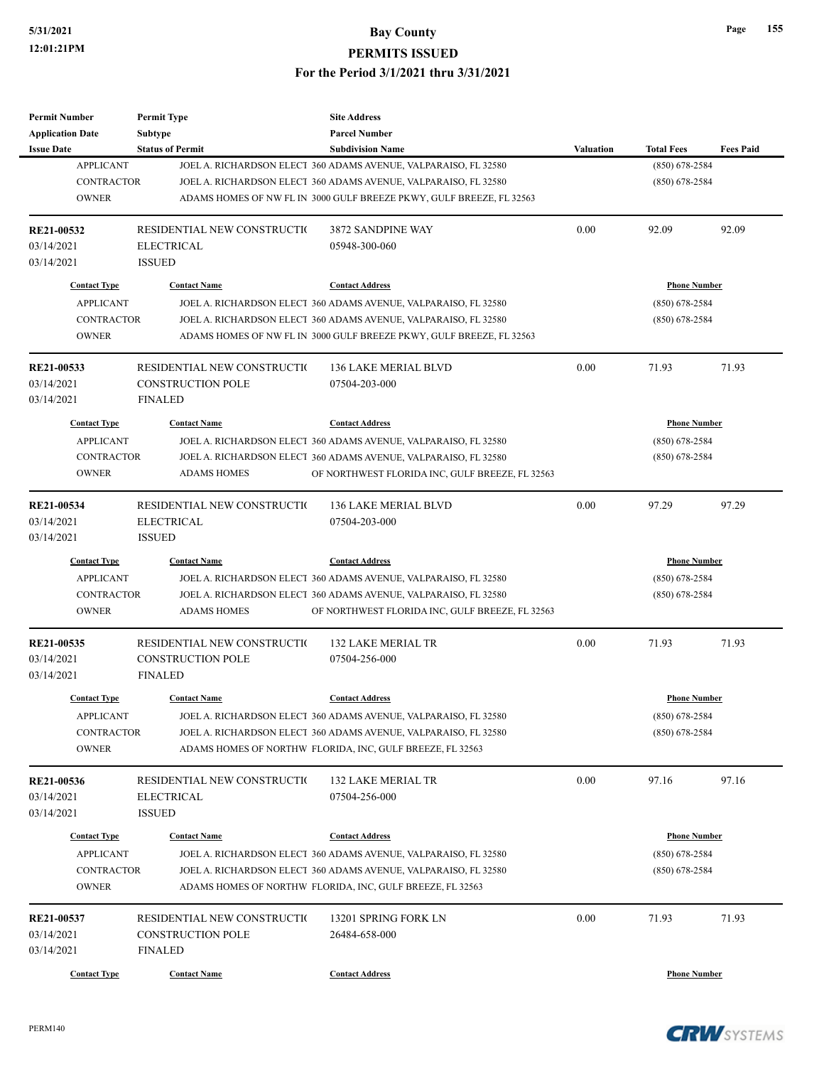| Permit Number<br>Application Date<br>Issue Date | Permit Type<br>Subtype<br>Status of Permit | Site Address<br>Parcel Number<br>Subdivision Name | Valuation | Total Fees | Fees Paid |
|---|---|---|---|---|---|
| APPLICANT | JOEL A. RICHARDSON ELECT | 360 ADAMS AVENUE, VALPARAISO, FL 32580 | | (850) 678-2584 | |
| CONTRACTOR | JOEL A. RICHARDSON ELECT | 360 ADAMS AVENUE, VALPARAISO, FL 32580 | | (850) 678-2584 | |
| OWNER | ADAMS HOMES OF NW FL IN | 3000 GULF BREEZE PKWY, GULF BREEZE, FL 32563 | | | |

| Permit Number<br>Application Date<br>Issue Date | Permit Type<br>Subtype<br>Status of Permit | Site Address<br>Parcel Number<br>Subdivision Name | Valuation | Total Fees | Fees Paid |
|---|---|---|---|---|---|
| **RE21-00532**<br>03/14/2021<br>03/14/2021 | RESIDENTIAL NEW CONSTRUCTI(<br>ELECTRICAL<br>ISSUED | 3872 SANDPINE WAY<br>05948-300-060 | 0.00 | 92.09 | 92.09 |
| **Contact Type** | **Contact Name** | **Contact Address** | | **Phone Number** | |
| APPLICANT | JOEL A. RICHARDSON ELECT | 360 ADAMS AVENUE, VALPARAISO, FL 32580 | | (850) 678-2584 | |
| CONTRACTOR | JOEL A. RICHARDSON ELECT | 360 ADAMS AVENUE, VALPARAISO, FL 32580 | | (850) 678-2584 | |
| OWNER | ADAMS HOMES OF NW FL IN | 3000 GULF BREEZE PKWY, GULF BREEZE, FL 32563 | | | |
| **RE21-00533**<br>03/14/2021<br>03/14/2021 | RESIDENTIAL NEW CONSTRUCTI(<br>CONSTRUCTION POLE<br>FINALED | 136 LAKE MERIAL BLVD<br>07504-203-000 | 0.00 | 71.93 | 71.93 |
| **Contact Type** | **Contact Name** | **Contact Address** | | **Phone Number** | |
| APPLICANT | JOEL A. RICHARDSON ELECT | 360 ADAMS AVENUE, VALPARAISO, FL 32580 | | (850) 678-2584 | |
| CONTRACTOR | JOEL A. RICHARDSON ELECT | 360 ADAMS AVENUE, VALPARAISO, FL 32580 | | (850) 678-2584 | |
| OWNER | ADAMS HOMES | OF NORTHWEST FLORIDA INC, GULF BREEZE, FL 32563 | | | |
| **RE21-00534**<br>03/14/2021<br>03/14/2021 | RESIDENTIAL NEW CONSTRUCTI(<br>ELECTRICAL<br>ISSUED | 136 LAKE MERIAL BLVD<br>07504-203-000 | 0.00 | 97.29 | 97.29 |
| **Contact Type** | **Contact Name** | **Contact Address** | | **Phone Number** | |
| APPLICANT | JOEL A. RICHARDSON ELECT | 360 ADAMS AVENUE, VALPARAISO, FL 32580 | | (850) 678-2584 | |
| CONTRACTOR | JOEL A. RICHARDSON ELECT | 360 ADAMS AVENUE, VALPARAISO, FL 32580 | | (850) 678-2584 | |
| OWNER | ADAMS HOMES | OF NORTHWEST FLORIDA INC, GULF BREEZE, FL 32563 | | | |
| **RE21-00535**<br>03/14/2021<br>03/14/2021 | RESIDENTIAL NEW CONSTRUCTI(<br>CONSTRUCTION POLE<br>FINALED | 132 LAKE MERIAL TR<br>07504-256-000 | 0.00 | 71.93 | 71.93 |
| **Contact Type** | **Contact Name** | **Contact Address** | | **Phone Number** | |
| APPLICANT | JOEL A. RICHARDSON ELECT | 360 ADAMS AVENUE, VALPARAISO, FL 32580 | | (850) 678-2584 | |
| CONTRACTOR | JOEL A. RICHARDSON ELECT | 360 ADAMS AVENUE, VALPARAISO, FL 32580 | | (850) 678-2584 | |
| OWNER | ADAMS HOMES OF NORTHW | FLORIDA, INC, GULF BREEZE, FL 32563 | | | |
| **RE21-00536**<br>03/14/2021<br>03/14/2021 | RESIDENTIAL NEW CONSTRUCTI(<br>ELECTRICAL<br>ISSUED | 132 LAKE MERIAL TR<br>07504-256-000 | 0.00 | 97.16 | 97.16 |
| **Contact Type** | **Contact Name** | **Contact Address** | | **Phone Number** | |
| APPLICANT | JOEL A. RICHARDSON ELECT | 360 ADAMS AVENUE, VALPARAISO, FL 32580 | | (850) 678-2584 | |
| CONTRACTOR | JOEL A. RICHARDSON ELECT | 360 ADAMS AVENUE, VALPARAISO, FL 32580 | | (850) 678-2584 | |
| OWNER | ADAMS HOMES OF NORTHW | FLORIDA, INC, GULF BREEZE, FL 32563 | | | |
| **RE21-00537**<br>03/14/2021<br>03/14/2021 | RESIDENTIAL NEW CONSTRUCTI(<br>CONSTRUCTION POLE<br>FINALED | 13201 SPRING FORK LN<br>26484-658-000 | 0.00 | 71.93 | 71.93 |
| **Contact Type** | **Contact Name** | **Contact Address** | | **Phone Number** | |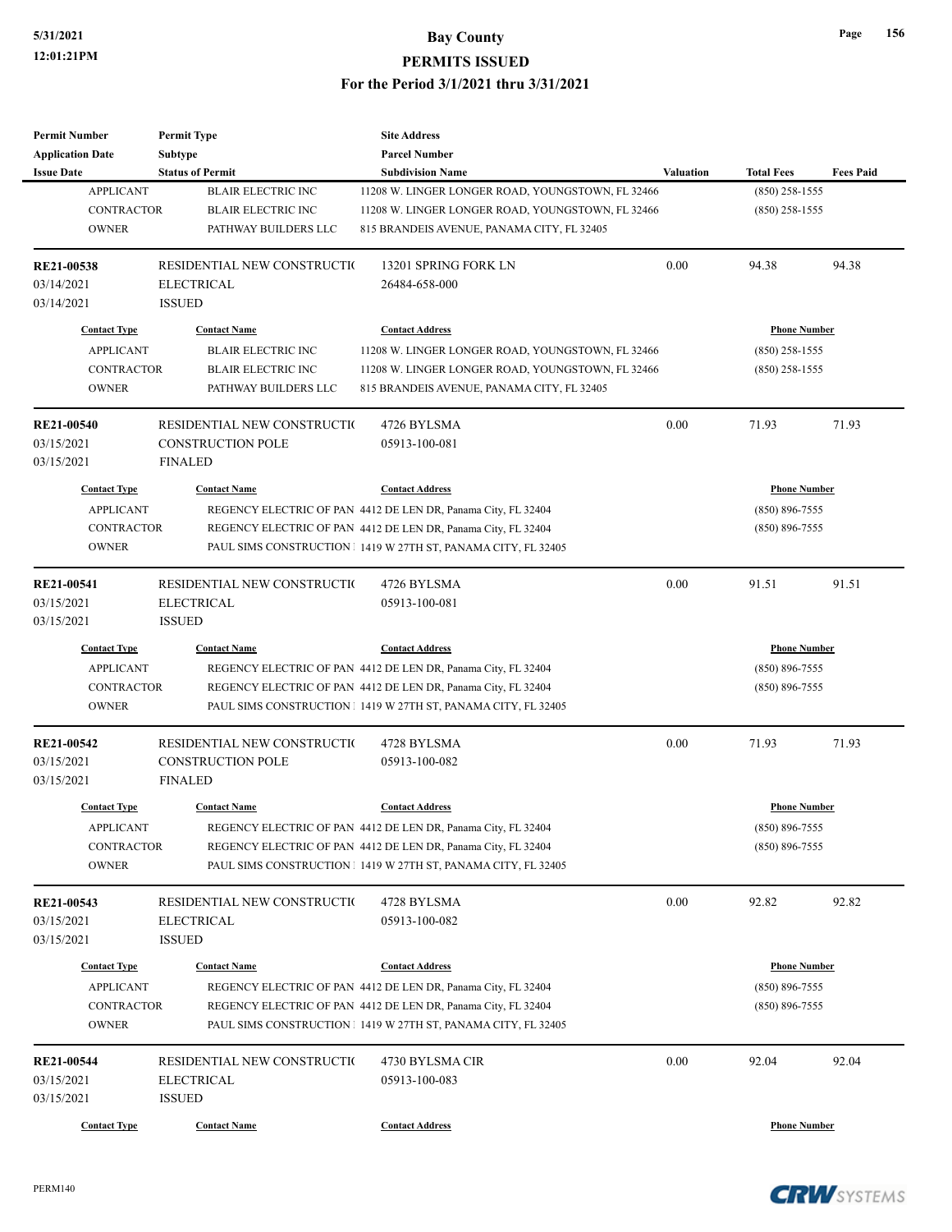| Permit Number | Permit Type | Site Address | | | |
|---|---|---|---|---|---|
| Application Date | Subtype | Parcel Number | | | |
| Issue Date | Status of Permit | Subdivision Name | Valuation | Total Fees | Fees Paid |

| Contact Type | Contact Name | Contact Address | Phone Number |
|---|---|---|---|
| APPLICANT | BLAIR ELECTRIC INC | 11208 W. LINGER LONGER ROAD, YOUNGSTOWN, FL 32466 | (850) 258-1555 |
| CONTRACTOR | BLAIR ELECTRIC INC | 11208 W. LINGER LONGER ROAD, YOUNGSTOWN, FL 32466 | (850) 258-1555 |
| OWNER | PATHWAY BUILDERS LLC | 815 BRANDEIS AVENUE, PANAMA CITY, FL 32405 | |

| RE21-00538 | RESIDENTIAL NEW CONSTRUCTIO | 13201 SPRING FORK LN | 0.00 | 94.38 | 94.38 |
|---|---|---|---|---|---|
| 03/14/2021 | ELECTRICAL | 26484-658-000 | | | |
| 03/14/2021 | ISSUED | | | | |

| Contact Type | Contact Name | Contact Address | Phone Number |
|---|---|---|---|
| APPLICANT | BLAIR ELECTRIC INC | 11208 W. LINGER LONGER ROAD, YOUNGSTOWN, FL 32466 | (850) 258-1555 |
| CONTRACTOR | BLAIR ELECTRIC INC | 11208 W. LINGER LONGER ROAD, YOUNGSTOWN, FL 32466 | (850) 258-1555 |
| OWNER | PATHWAY BUILDERS LLC | 815 BRANDEIS AVENUE, PANAMA CITY, FL 32405 | |

| RE21-00540 | RESIDENTIAL NEW CONSTRUCTIO | 4726 BYLSMA | 0.00 | 71.93 | 71.93 |
|---|---|---|---|---|---|
| 03/15/2021 | CONSTRUCTION POLE | 05913-100-081 | | | |
| 03/15/2021 | FINALED | | | | |

| Contact Type | Contact Name | Contact Address | Phone Number |
|---|---|---|---|
| APPLICANT | REGENCY ELECTRIC OF PAN | 4412 DE LEN DR, Panama City, FL 32404 | (850) 896-7555 |
| CONTRACTOR | REGENCY ELECTRIC OF PAN | 4412 DE LEN DR, Panama City, FL 32404 | (850) 896-7555 |
| OWNER | PAUL SIMS CONSTRUCTION | 1419 W 27TH ST, PANAMA CITY, FL 32405 | |

| RE21-00541 | RESIDENTIAL NEW CONSTRUCTIO | 4726 BYLSMA | 0.00 | 91.51 | 91.51 |
|---|---|---|---|---|---|
| 03/15/2021 | ELECTRICAL | 05913-100-081 | | | |
| 03/15/2021 | ISSUED | | | | |

| Contact Type | Contact Name | Contact Address | Phone Number |
|---|---|---|---|
| APPLICANT | REGENCY ELECTRIC OF PAN | 4412 DE LEN DR, Panama City, FL 32404 | (850) 896-7555 |
| CONTRACTOR | REGENCY ELECTRIC OF PAN | 4412 DE LEN DR, Panama City, FL 32404 | (850) 896-7555 |
| OWNER | PAUL SIMS CONSTRUCTION | 1419 W 27TH ST, PANAMA CITY, FL 32405 | |

| RE21-00542 | RESIDENTIAL NEW CONSTRUCTIO | 4728 BYLSMA | 0.00 | 71.93 | 71.93 |
|---|---|---|---|---|---|
| 03/15/2021 | CONSTRUCTION POLE | 05913-100-082 | | | |
| 03/15/2021 | FINALED | | | | |

| Contact Type | Contact Name | Contact Address | Phone Number |
|---|---|---|---|
| APPLICANT | REGENCY ELECTRIC OF PAN | 4412 DE LEN DR, Panama City, FL 32404 | (850) 896-7555 |
| CONTRACTOR | REGENCY ELECTRIC OF PAN | 4412 DE LEN DR, Panama City, FL 32404 | (850) 896-7555 |
| OWNER | PAUL SIMS CONSTRUCTION | 1419 W 27TH ST, PANAMA CITY, FL 32405 | |

| RE21-00543 | RESIDENTIAL NEW CONSTRUCTIO | 4728 BYLSMA | 0.00 | 92.82 | 92.82 |
|---|---|---|---|---|---|
| 03/15/2021 | ELECTRICAL | 05913-100-082 | | | |
| 03/15/2021 | ISSUED | | | | |

| Contact Type | Contact Name | Contact Address | Phone Number |
|---|---|---|---|
| APPLICANT | REGENCY ELECTRIC OF PAN | 4412 DE LEN DR, Panama City, FL 32404 | (850) 896-7555 |
| CONTRACTOR | REGENCY ELECTRIC OF PAN | 4412 DE LEN DR, Panama City, FL 32404 | (850) 896-7555 |
| OWNER | PAUL SIMS CONSTRUCTION | 1419 W 27TH ST, PANAMA CITY, FL 32405 | |

| RE21-00544 | RESIDENTIAL NEW CONSTRUCTIO | 4730 BYLSMA CIR | 0.00 | 92.04 | 92.04 |
|---|---|---|---|---|---|
| 03/15/2021 | ELECTRICAL | 05913-100-083 | | | |
| 03/15/2021 | ISSUED | | | | |

| Contact Type | Contact Name | Contact Address | Phone Number |
|---|---|---|---|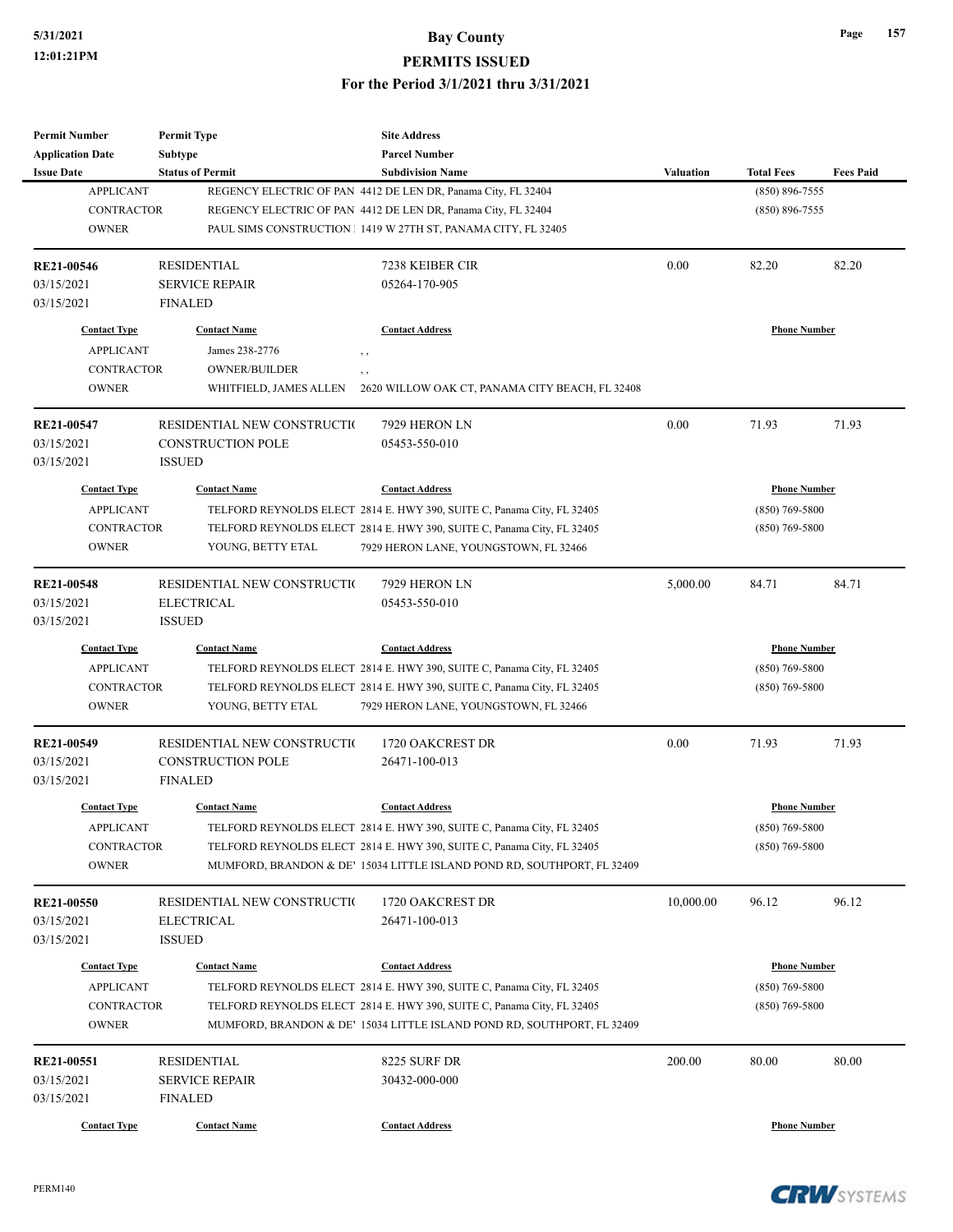| Permit Number | Permit Type | Site Address | | | |
|---|---|---|---|---|---|
| Application Date | Subtype | Parcel Number | | | |
| Issue Date | Status of Permit | Subdivision Name | Valuation | Total Fees | Fees Paid |

| Contact Type | Contact Name | Contact Address | Phone Number |
|---|---|---|---|
| APPLICANT | REGENCY ELECTRIC OF PAN | 4412 DE LEN DR, Panama City, FL 32404 | (850) 896-7555 |
| CONTRACTOR | REGENCY ELECTRIC OF PAN | 4412 DE LEN DR, Panama City, FL 32404 | (850) 896-7555 |
| OWNER | PAUL SIMS CONSTRUCTION | 1419 W 27TH ST, PANAMA CITY, FL 32405 | |

| RE21-00546 | RESIDENTIAL | 7238 KEIBER CIR | 0.00 | 82.20 | 82.20 |
|---|---|---|---|---|---|
| 03/15/2021 | SERVICE REPAIR | 05264-170-905 | | | |
| 03/15/2021 | FINALED | | | | |

| Contact Type | Contact Name | Contact Address | Phone Number |
|---|---|---|---|
| APPLICANT | James 238-2776 | , , | |
| CONTRACTOR | OWNER/BUILDER | , , | |
| OWNER | WHITFIELD, JAMES ALLEN | 2620 WILLOW OAK CT, PANAMA CITY BEACH, FL 32408 | |

| RE21-00547 | RESIDENTIAL NEW CONSTRUCTI( | 7929 HERON LN | 0.00 | 71.93 | 71.93 |
|---|---|---|---|---|---|
| 03/15/2021 | CONSTRUCTION POLE | 05453-550-010 | | | |
| 03/15/2021 | ISSUED | | | | |

| Contact Type | Contact Name | Contact Address | Phone Number |
|---|---|---|---|
| APPLICANT | TELFORD REYNOLDS ELECT | 2814 E. HWY 390, SUITE C, Panama City, FL 32405 | (850) 769-5800 |
| CONTRACTOR | TELFORD REYNOLDS ELECT | 2814 E. HWY 390, SUITE C, Panama City, FL 32405 | (850) 769-5800 |
| OWNER | YOUNG, BETTY ETAL | 7929 HERON LANE, YOUNGSTOWN, FL 32466 | |

| RE21-00548 | RESIDENTIAL NEW CONSTRUCTI( | 7929 HERON LN | 5,000.00 | 84.71 | 84.71 |
|---|---|---|---|---|---|
| 03/15/2021 | ELECTRICAL | 05453-550-010 | | | |
| 03/15/2021 | ISSUED | | | | |

| Contact Type | Contact Name | Contact Address | Phone Number |
|---|---|---|---|
| APPLICANT | TELFORD REYNOLDS ELECT | 2814 E. HWY 390, SUITE C, Panama City, FL 32405 | (850) 769-5800 |
| CONTRACTOR | TELFORD REYNOLDS ELECT | 2814 E. HWY 390, SUITE C, Panama City, FL 32405 | (850) 769-5800 |
| OWNER | YOUNG, BETTY ETAL | 7929 HERON LANE, YOUNGSTOWN, FL 32466 | |

| RE21-00549 | RESIDENTIAL NEW CONSTRUCTI( | 1720 OAKCREST DR | 0.00 | 71.93 | 71.93 |
|---|---|---|---|---|---|
| 03/15/2021 | CONSTRUCTION POLE | 26471-100-013 | | | |
| 03/15/2021 | FINALED | | | | |

| Contact Type | Contact Name | Contact Address | Phone Number |
|---|---|---|---|
| APPLICANT | TELFORD REYNOLDS ELECT | 2814 E. HWY 390, SUITE C, Panama City, FL 32405 | (850) 769-5800 |
| CONTRACTOR | TELFORD REYNOLDS ELECT | 2814 E. HWY 390, SUITE C, Panama City, FL 32405 | (850) 769-5800 |
| OWNER | MUMFORD, BRANDON & DE' | 15034 LITTLE ISLAND POND RD, SOUTHPORT, FL 32409 | |

| RE21-00550 | RESIDENTIAL NEW CONSTRUCTI( | 1720 OAKCREST DR | 10,000.00 | 96.12 | 96.12 |
|---|---|---|---|---|---|
| 03/15/2021 | ELECTRICAL | 26471-100-013 | | | |
| 03/15/2021 | ISSUED | | | | |

| Contact Type | Contact Name | Contact Address | Phone Number |
|---|---|---|---|
| APPLICANT | TELFORD REYNOLDS ELECT | 2814 E. HWY 390, SUITE C, Panama City, FL 32405 | (850) 769-5800 |
| CONTRACTOR | TELFORD REYNOLDS ELECT | 2814 E. HWY 390, SUITE C, Panama City, FL 32405 | (850) 769-5800 |
| OWNER | MUMFORD, BRANDON & DE' | 15034 LITTLE ISLAND POND RD, SOUTHPORT, FL 32409 | |

| RE21-00551 | RESIDENTIAL | 8225 SURF DR | 200.00 | 80.00 | 80.00 |
|---|---|---|---|---|---|
| 03/15/2021 | SERVICE REPAIR | 30432-000-000 | | | |
| 03/15/2021 | FINALED | | | | |

| Contact Type | Contact Name | Contact Address | Phone Number |
|---|---|---|---|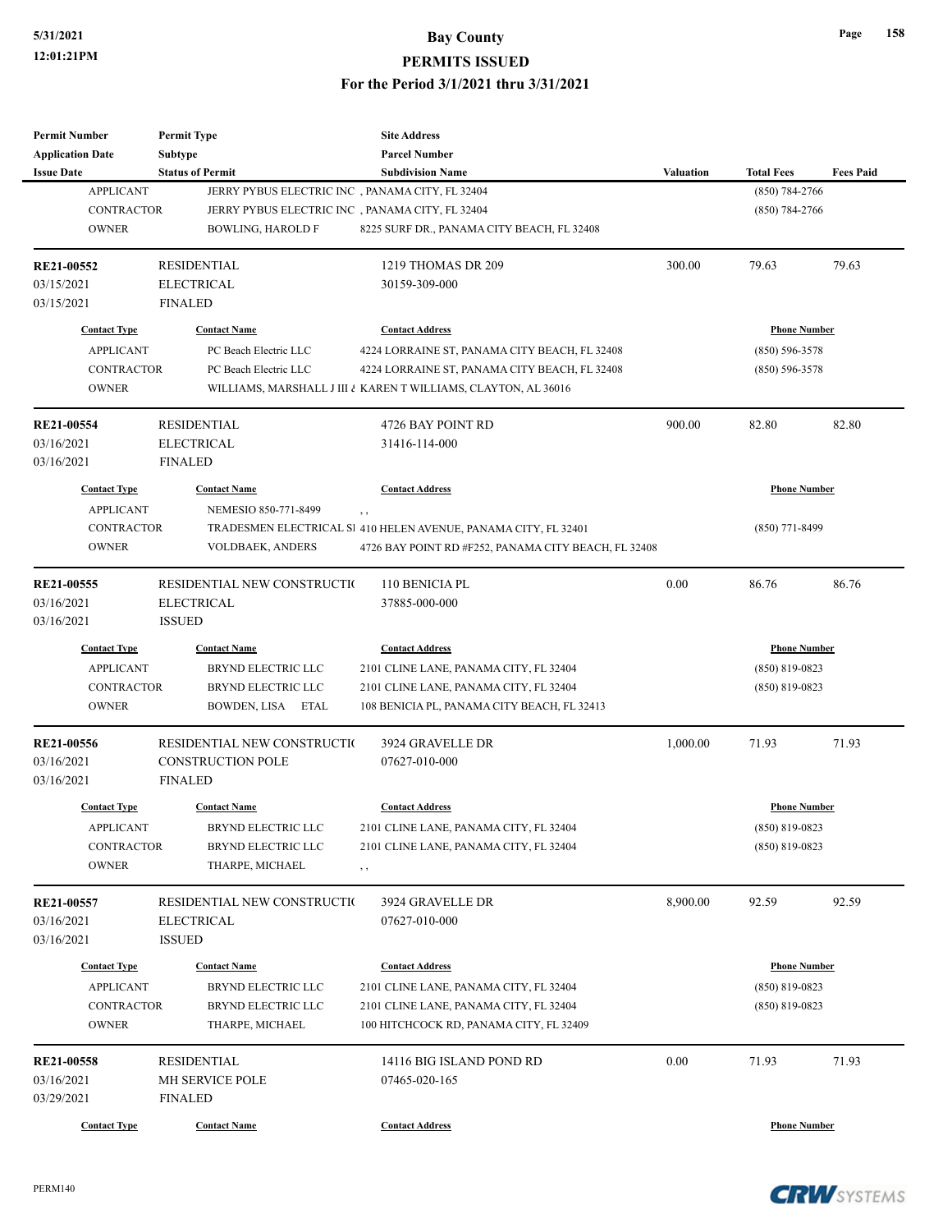| Permit Number<br>Application Date<br>Issue Date | Permit Type<br>Subtype<br>Status of Permit | Site Address<br>Parcel Number<br>Subdivision Name | Valuation | Total Fees | Fees Paid |
|---|---|---|---|---|---|

| Contact Type | Contact Name | Contact Address | Phone Number |
|---|---|---|---|
| APPLICANT | JERRY PYBUS ELECTRIC INC | , PANAMA CITY, FL 32404 | (850) 784-2766 |
| CONTRACTOR | JERRY PYBUS ELECTRIC INC | , PANAMA CITY, FL 32404 | (850) 784-2766 |
| OWNER | BOWLING, HAROLD F | 8225 SURF DR., PANAMA CITY BEACH, FL 32408 | |

| Permit Number | Permit Type | Site Address | Valuation | Total Fees | Fees Paid |
|---|---|---|---|---|---|
| RE21-00552 | RESIDENTIAL | 1219 THOMAS DR 209 | 300.00 | 79.63 | 79.63 |
| 03/15/2021 | ELECTRICAL | 30159-309-000 | | | |
| 03/15/2021 | FINALED | | | | |

| Contact Type | Contact Name | Contact Address | Phone Number |
|---|---|---|---|
| APPLICANT | PC Beach Electric LLC | 4224 LORRAINE ST, PANAMA CITY BEACH, FL 32408 | (850) 596-3578 |
| CONTRACTOR | PC Beach Electric LLC | 4224 LORRAINE ST, PANAMA CITY BEACH, FL 32408 | (850) 596-3578 |
| OWNER | WILLIAMS, MARSHALL J III & | KAREN T WILLIAMS, CLAYTON, AL 36016 | |

| Permit Number | Permit Type | Site Address | Valuation | Total Fees | Fees Paid |
|---|---|---|---|---|---|
| RE21-00554 | RESIDENTIAL | 4726 BAY POINT RD | 900.00 | 82.80 | 82.80 |
| 03/16/2021 | ELECTRICAL | 31416-114-000 | | | |
| 03/16/2021 | FINALED | | | | |

| Contact Type | Contact Name | Contact Address | Phone Number |
|---|---|---|---|
| APPLICANT | NEMESIO 850-771-8499 | , , | |
| CONTRACTOR | TRADESMEN ELECTRICAL SI | 410 HELEN AVENUE, PANAMA CITY, FL 32401 | (850) 771-8499 |
| OWNER | VOLDBAEK, ANDERS | 4726 BAY POINT RD #F252, PANAMA CITY BEACH, FL 32408 | |

| Permit Number | Permit Type | Site Address | Valuation | Total Fees | Fees Paid |
|---|---|---|---|---|---|
| RE21-00555 | RESIDENTIAL NEW CONSTRUCTI( | 110 BENICIA PL | 0.00 | 86.76 | 86.76 |
| 03/16/2021 | ELECTRICAL | 37885-000-000 | | | |
| 03/16/2021 | ISSUED | | | | |

| Contact Type | Contact Name | Contact Address | Phone Number |
|---|---|---|---|
| APPLICANT | BRYND ELECTRIC LLC | 2101 CLINE LANE, PANAMA CITY, FL 32404 | (850) 819-0823 |
| CONTRACTOR | BRYND ELECTRIC LLC | 2101 CLINE LANE, PANAMA CITY, FL 32404 | (850) 819-0823 |
| OWNER | BOWDEN, LISA ETAL | 108 BENICIA PL, PANAMA CITY BEACH, FL 32413 | |

| Permit Number | Permit Type | Site Address | Valuation | Total Fees | Fees Paid |
|---|---|---|---|---|---|
| RE21-00556 | RESIDENTIAL NEW CONSTRUCTI( | 3924 GRAVELLE DR | 1,000.00 | 71.93 | 71.93 |
| 03/16/2021 | CONSTRUCTION POLE | 07627-010-000 | | | |
| 03/16/2021 | FINALED | | | | |

| Contact Type | Contact Name | Contact Address | Phone Number |
|---|---|---|---|
| APPLICANT | BRYND ELECTRIC LLC | 2101 CLINE LANE, PANAMA CITY, FL 32404 | (850) 819-0823 |
| CONTRACTOR | BRYND ELECTRIC LLC | 2101 CLINE LANE, PANAMA CITY, FL 32404 | (850) 819-0823 |
| OWNER | THARPE, MICHAEL | , , | |

| Permit Number | Permit Type | Site Address | Valuation | Total Fees | Fees Paid |
|---|---|---|---|---|---|
| RE21-00557 | RESIDENTIAL NEW CONSTRUCTI( | 3924 GRAVELLE DR | 8,900.00 | 92.59 | 92.59 |
| 03/16/2021 | ELECTRICAL | 07627-010-000 | | | |
| 03/16/2021 | ISSUED | | | | |

| Contact Type | Contact Name | Contact Address | Phone Number |
|---|---|---|---|
| APPLICANT | BRYND ELECTRIC LLC | 2101 CLINE LANE, PANAMA CITY, FL 32404 | (850) 819-0823 |
| CONTRACTOR | BRYND ELECTRIC LLC | 2101 CLINE LANE, PANAMA CITY, FL 32404 | (850) 819-0823 |
| OWNER | THARPE, MICHAEL | 100 HITCHCOCK RD, PANAMA CITY, FL 32409 | |

| Permit Number | Permit Type | Site Address | Valuation | Total Fees | Fees Paid |
|---|---|---|---|---|---|
| RE21-00558 | RESIDENTIAL | 14116 BIG ISLAND POND RD | 0.00 | 71.93 | 71.93 |
| 03/16/2021 | MH SERVICE POLE | 07465-020-165 | | | |
| 03/29/2021 | FINALED | | | | |

| Contact Type | Contact Name | Contact Address | Phone Number |
|---|---|---|---|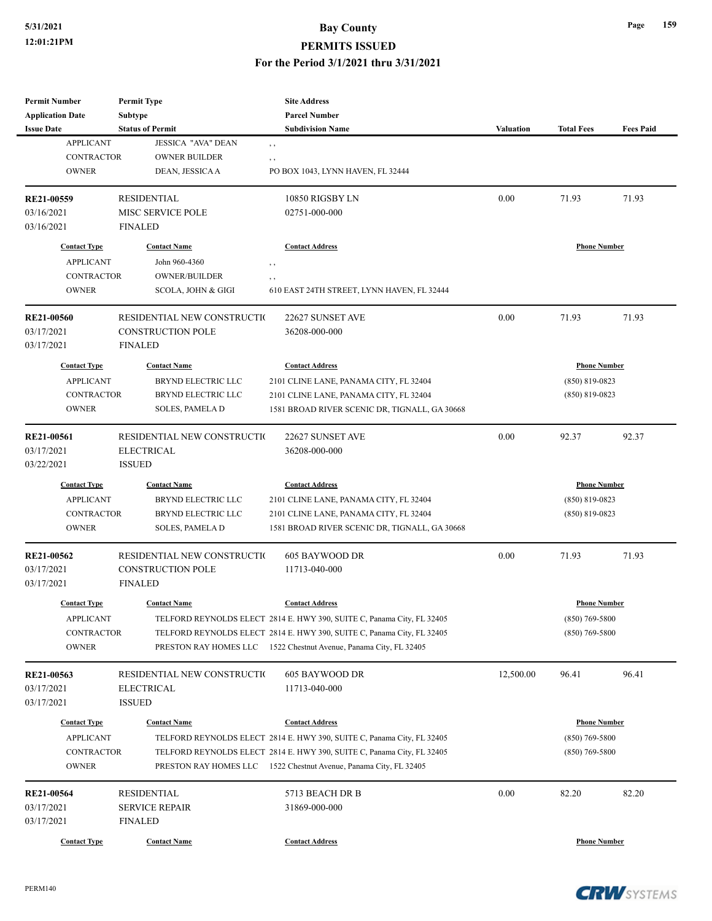# Bay County
## PERMITS ISSUED
### For the Period 3/1/2021 thru 3/31/2021

| Permit Number / Application Date / Issue Date | Permit Type / Subtype / Status of Permit | Site Address / Parcel Number / Subdivision Name | Valuation | Total Fees | Fees Paid |
|---|---|---|---|---|---|
| APPLICANT | JESSICA "AVA" DEAN | , , | | | |
| CONTRACTOR | OWNER BUILDER | , , | | | |
| OWNER | DEAN, JESSICA A | PO BOX 1043, LYNN HAVEN, FL 32444 | | | |
| **RE21-00559** | RESIDENTIAL | 10850 RIGSBY LN | 0.00 | 71.93 | 71.93 |
| 03/16/2021 | MISC SERVICE POLE | 02751-000-000 | | | |
| 03/16/2021 | FINALED | | | | |
| **Contact Type** | **Contact Name** | **Contact Address** | | **Phone Number** | |
| APPLICANT | John 960-4360 | , , | | | |
| CONTRACTOR | OWNER/BUILDER | , , | | | |
| OWNER | SCOLA, JOHN & GIGI | 610 EAST 24TH STREET, LYNN HAVEN, FL 32444 | | | |
| **RE21-00560** | RESIDENTIAL NEW CONSTRUCTI( | 22627 SUNSET AVE | 0.00 | 71.93 | 71.93 |
| 03/17/2021 | CONSTRUCTION POLE | 36208-000-000 | | | |
| 03/17/2021 | FINALED | | | | |
| **Contact Type** | **Contact Name** | **Contact Address** | | **Phone Number** | |
| APPLICANT | BRYND ELECTRIC LLC | 2101 CLINE LANE, PANAMA CITY, FL 32404 | | (850) 819-0823 | |
| CONTRACTOR | BRYND ELECTRIC LLC | 2101 CLINE LANE, PANAMA CITY, FL 32404 | | (850) 819-0823 | |
| OWNER | SOLES, PAMELA D | 1581 BROAD RIVER SCENIC DR, TIGNALL, GA 30668 | | | |
| **RE21-00561** | RESIDENTIAL NEW CONSTRUCTI( | 22627 SUNSET AVE | 0.00 | 92.37 | 92.37 |
| 03/17/2021 | ELECTRICAL | 36208-000-000 | | | |
| 03/22/2021 | ISSUED | | | | |
| **Contact Type** | **Contact Name** | **Contact Address** | | **Phone Number** | |
| APPLICANT | BRYND ELECTRIC LLC | 2101 CLINE LANE, PANAMA CITY, FL 32404 | | (850) 819-0823 | |
| CONTRACTOR | BRYND ELECTRIC LLC | 2101 CLINE LANE, PANAMA CITY, FL 32404 | | (850) 819-0823 | |
| OWNER | SOLES, PAMELA D | 1581 BROAD RIVER SCENIC DR, TIGNALL, GA 30668 | | | |
| **RE21-00562** | RESIDENTIAL NEW CONSTRUCTI( | 605 BAYWOOD DR | 0.00 | 71.93 | 71.93 |
| 03/17/2021 | CONSTRUCTION POLE | 11713-040-000 | | | |
| 03/17/2021 | FINALED | | | | |
| **Contact Type** | **Contact Name** | **Contact Address** | | **Phone Number** | |
| APPLICANT | TELFORD REYNOLDS ELECT | 2814 E. HWY 390, SUITE C, Panama City, FL 32405 | | (850) 769-5800 | |
| CONTRACTOR | TELFORD REYNOLDS ELECT | 2814 E. HWY 390, SUITE C, Panama City, FL 32405 | | (850) 769-5800 | |
| OWNER | PRESTON RAY HOMES LLC | 1522 Chestnut Avenue, Panama City, FL 32405 | | | |
| **RE21-00563** | RESIDENTIAL NEW CONSTRUCTI( | 605 BAYWOOD DR | 12,500.00 | 96.41 | 96.41 |
| 03/17/2021 | ELECTRICAL | 11713-040-000 | | | |
| 03/17/2021 | ISSUED | | | | |
| **Contact Type** | **Contact Name** | **Contact Address** | | **Phone Number** | |
| APPLICANT | TELFORD REYNOLDS ELECT | 2814 E. HWY 390, SUITE C, Panama City, FL 32405 | | (850) 769-5800 | |
| CONTRACTOR | TELFORD REYNOLDS ELECT | 2814 E. HWY 390, SUITE C, Panama City, FL 32405 | | (850) 769-5800 | |
| OWNER | PRESTON RAY HOMES LLC | 1522 Chestnut Avenue, Panama City, FL 32405 | | | |
| **RE21-00564** | RESIDENTIAL | 5713 BEACH DR B | 0.00 | 82.20 | 82.20 |
| 03/17/2021 | SERVICE REPAIR | 31869-000-000 | | | |
| 03/17/2021 | FINALED | | | | |
| **Contact Type** | **Contact Name** | **Contact Address** | | **Phone Number** | |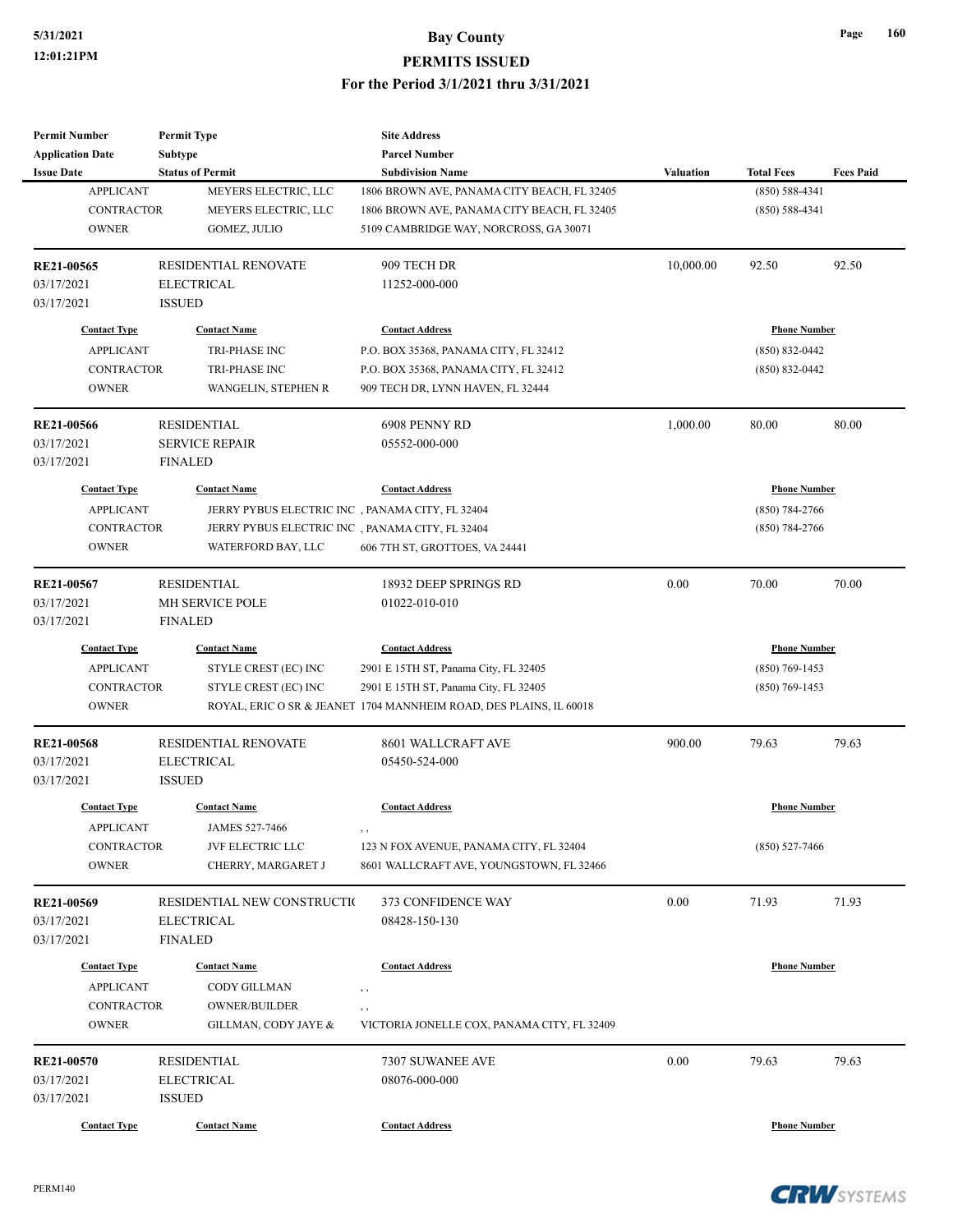| Permit Number<br>Application Date<br>Issue Date | Permit Type<br>Subtype<br>Status of Permit | Site Address<br>Parcel Number<br>Subdivision Name | Valuation | Total Fees | Fees Paid |
|---|---|---|---|---|---|
| APPLICANT | MEYERS ELECTRIC, LLC | 1806 BROWN AVE, PANAMA CITY BEACH, FL 32405 | | (850) 588-4341 | |
| CONTRACTOR | MEYERS ELECTRIC, LLC | 1806 BROWN AVE, PANAMA CITY BEACH, FL 32405 | | (850) 588-4341 | |
| OWNER | GOMEZ, JULIO | 5109 CAMBRIDGE WAY, NORCROSS, GA 30071 | | | |
| **RE21-00565** | RESIDENTIAL RENOVATE | 909 TECH DR | 10,000.00 | 92.50 | 92.50 |
| 03/17/2021 | ELECTRICAL | 11252-000-000 | | | |
| 03/17/2021 | ISSUED | | | | |
| Contact Type | Contact Name | Contact Address | | Phone Number | |
| APPLICANT | TRI-PHASE INC | P.O. BOX 35368, PANAMA CITY, FL 32412 | | (850) 832-0442 | |
| CONTRACTOR | TRI-PHASE INC | P.O. BOX 35368, PANAMA CITY, FL 32412 | | (850) 832-0442 | |
| OWNER | WANGELIN, STEPHEN R | 909 TECH DR, LYNN HAVEN, FL 32444 | | | |
| **RE21-00566** | RESIDENTIAL | 6908 PENNY RD | 1,000.00 | 80.00 | 80.00 |
| 03/17/2021 | SERVICE REPAIR | 05552-000-000 | | | |
| 03/17/2021 | FINALED | | | | |
| Contact Type | Contact Name | Contact Address | | Phone Number | |
| APPLICANT | JERRY PYBUS ELECTRIC INC | , PANAMA CITY, FL 32404 | | (850) 784-2766 | |
| CONTRACTOR | JERRY PYBUS ELECTRIC INC | , PANAMA CITY, FL 32404 | | (850) 784-2766 | |
| OWNER | WATERFORD BAY, LLC | 606 7TH ST, GROTTOES, VA 24441 | | | |
| **RE21-00567** | RESIDENTIAL | 18932 DEEP SPRINGS RD | 0.00 | 70.00 | 70.00 |
| 03/17/2021 | MH SERVICE POLE | 01022-010-010 | | | |
| 03/17/2021 | FINALED | | | | |
| Contact Type | Contact Name | Contact Address | | Phone Number | |
| APPLICANT | STYLE CREST (EC) INC | 2901 E 15TH ST, Panama City, FL 32405 | | (850) 769-1453 | |
| CONTRACTOR | STYLE CREST (EC) INC | 2901 E 15TH ST, Panama City, FL 32405 | | (850) 769-1453 | |
| OWNER | ROYAL, ERIC O SR & JEANET | 1704 MANNHEIM ROAD, DES PLAINS, IL 60018 | | | |
| **RE21-00568** | RESIDENTIAL RENOVATE | 8601 WALLCRAFT AVE | 900.00 | 79.63 | 79.63 |
| 03/17/2021 | ELECTRICAL | 05450-524-000 | | | |
| 03/17/2021 | ISSUED | | | | |
| Contact Type | Contact Name | Contact Address | | Phone Number | |
| APPLICANT | JAMES 527-7466 | , , | | | |
| CONTRACTOR | JVF ELECTRIC LLC | 123 N FOX AVENUE, PANAMA CITY, FL 32404 | | (850) 527-7466 | |
| OWNER | CHERRY, MARGARET J | 8601 WALLCRAFT AVE, YOUNGSTOWN, FL 32466 | | | |
| **RE21-00569** | RESIDENTIAL NEW CONSTRUCTIO | 373 CONFIDENCE WAY | 0.00 | 71.93 | 71.93 |
| 03/17/2021 | ELECTRICAL | 08428-150-130 | | | |
| 03/17/2021 | FINALED | | | | |
| Contact Type | Contact Name | Contact Address | | Phone Number | |
| APPLICANT | CODY GILLMAN | , , | | | |
| CONTRACTOR | OWNER/BUILDER | , , | | | |
| OWNER | GILLMAN, CODY JAYE & | VICTORIA JONELLE COX, PANAMA CITY, FL 32409 | | | |
| **RE21-00570** | RESIDENTIAL | 7307 SUWANEE AVE | 0.00 | 79.63 | 79.63 |
| 03/17/2021 | ELECTRICAL | 08076-000-000 | | | |
| 03/17/2021 | ISSUED | | | | |
| Contact Type | Contact Name | Contact Address | | Phone Number | |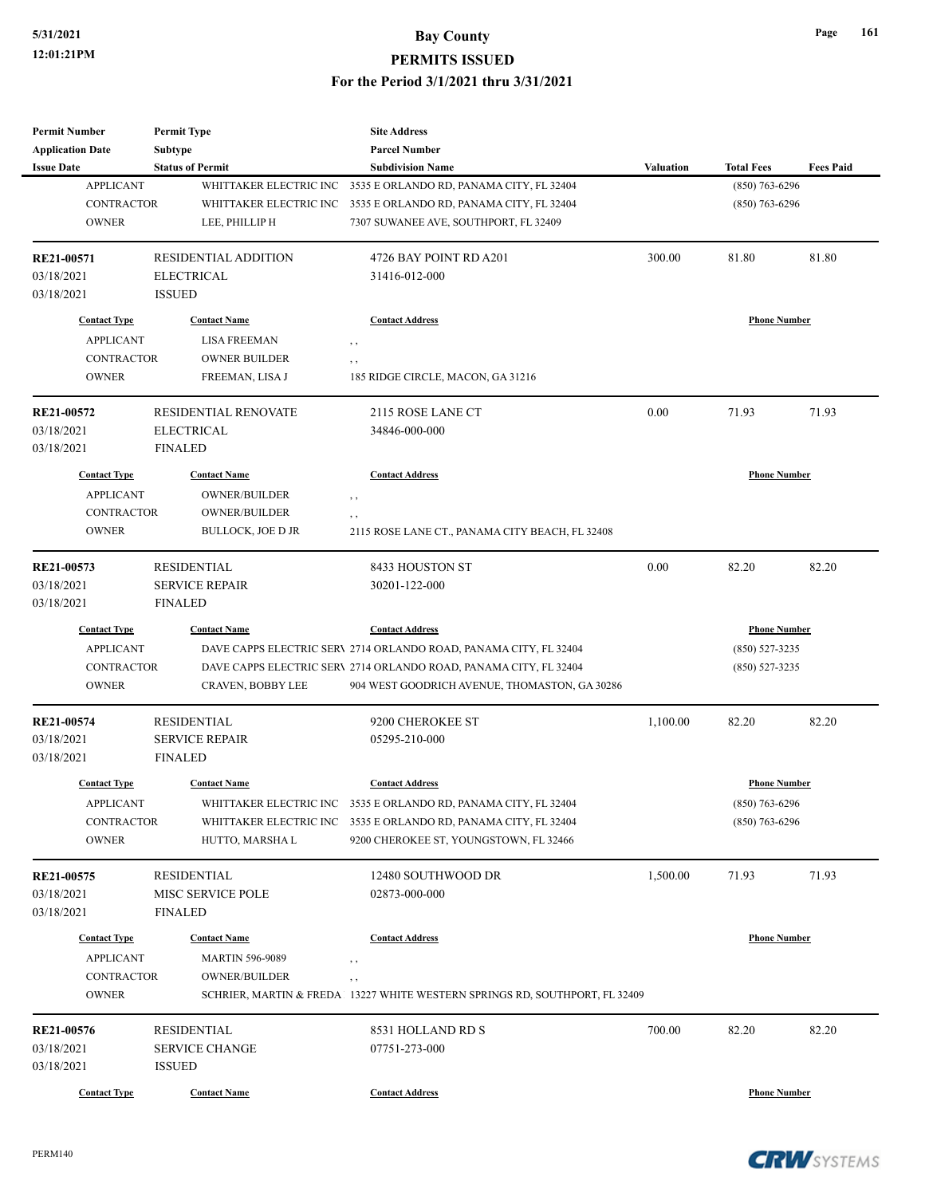| Permit Number<br>Application Date<br>Issue Date | Permit Type<br>Subtype<br>Status of Permit | Site Address<br>Parcel Number<br>Subdivision Name | Valuation | Total Fees | Fees Paid |
|---|---|---|---|---|---|
| APPLICANT | WHITTAKER ELECTRIC INC | 3535 E ORLANDO RD, PANAMA CITY, FL 32404 | | (850) 763-6296 | |
| CONTRACTOR | WHITTAKER ELECTRIC INC | 3535 E ORLANDO RD, PANAMA CITY, FL 32404 | | (850) 763-6296 | |
| OWNER | LEE, PHILLIP H | 7307 SUWANEE AVE, SOUTHPORT, FL 32409 | | | |
| **RE21-00571**<br>03/18/2021<br>03/18/2021 | RESIDENTIAL ADDITION<br>ELECTRICAL<br>ISSUED | 4726 BAY POINT RD A201<br>31416-012-000 | 300.00 | 81.80 | 81.80 |
| Contact Type | Contact Name | Contact Address | | Phone Number | |
| APPLICANT | LISA FREEMAN | , , | | | |
| CONTRACTOR | OWNER BUILDER | , , | | | |
| OWNER | FREEMAN, LISA J | 185 RIDGE CIRCLE, MACON, GA 31216 | | | |
| **RE21-00572**<br>03/18/2021<br>03/18/2021 | RESIDENTIAL RENOVATE<br>ELECTRICAL<br>FINALED | 2115 ROSE LANE CT<br>34846-000-000 | 0.00 | 71.93 | 71.93 |
| Contact Type | Contact Name | Contact Address | | Phone Number | |
| APPLICANT | OWNER/BUILDER | , , | | | |
| CONTRACTOR | OWNER/BUILDER | , , | | | |
| OWNER | BULLOCK, JOE D JR | 2115 ROSE LANE CT., PANAMA CITY BEACH, FL 32408 | | | |
| **RE21-00573**<br>03/18/2021<br>03/18/2021 | RESIDENTIAL<br>SERVICE REPAIR<br>FINALED | 8433 HOUSTON ST<br>30201-122-000 | 0.00 | 82.20 | 82.20 |
| Contact Type | Contact Name | Contact Address | | Phone Number | |
| APPLICANT | DAVE CAPPS ELECTRIC SERV | 2714 ORLANDO ROAD, PANAMA CITY, FL 32404 | | (850) 527-3235 | |
| CONTRACTOR | DAVE CAPPS ELECTRIC SERV | 2714 ORLANDO ROAD, PANAMA CITY, FL 32404 | | (850) 527-3235 | |
| OWNER | CRAVEN, BOBBY LEE | 904 WEST GOODRICH AVENUE, THOMASTON, GA 30286 | | | |
| **RE21-00574**<br>03/18/2021<br>03/18/2021 | RESIDENTIAL<br>SERVICE REPAIR<br>FINALED | 9200 CHEROKEE ST<br>05295-210-000 | 1,100.00 | 82.20 | 82.20 |
| Contact Type | Contact Name | Contact Address | | Phone Number | |
| APPLICANT | WHITTAKER ELECTRIC INC | 3535 E ORLANDO RD, PANAMA CITY, FL 32404 | | (850) 763-6296 | |
| CONTRACTOR | WHITTAKER ELECTRIC INC | 3535 E ORLANDO RD, PANAMA CITY, FL 32404 | | (850) 763-6296 | |
| OWNER | HUTTO, MARSHA L | 9200 CHEROKEE ST, YOUNGSTOWN, FL 32466 | | | |
| **RE21-00575**<br>03/18/2021<br>03/18/2021 | RESIDENTIAL<br>MISC SERVICE POLE<br>FINALED | 12480 SOUTHWOOD DR<br>02873-000-000 | 1,500.00 | 71.93 | 71.93 |
| Contact Type | Contact Name | Contact Address | | Phone Number | |
| APPLICANT | MARTIN 596-9089 | , , | | | |
| CONTRACTOR | OWNER/BUILDER | , , | | | |
| OWNER | SCHRIER, MARTIN & FREDA | 13227 WHITE WESTERN SPRINGS RD, SOUTHPORT, FL 32409 | | | |
| **RE21-00576**<br>03/18/2021<br>03/18/2021 | RESIDENTIAL<br>SERVICE CHANGE<br>ISSUED | 8531 HOLLAND RD S<br>07751-273-000 | 700.00 | 82.20 | 82.20 |
| Contact Type | Contact Name | Contact Address | | Phone Number | |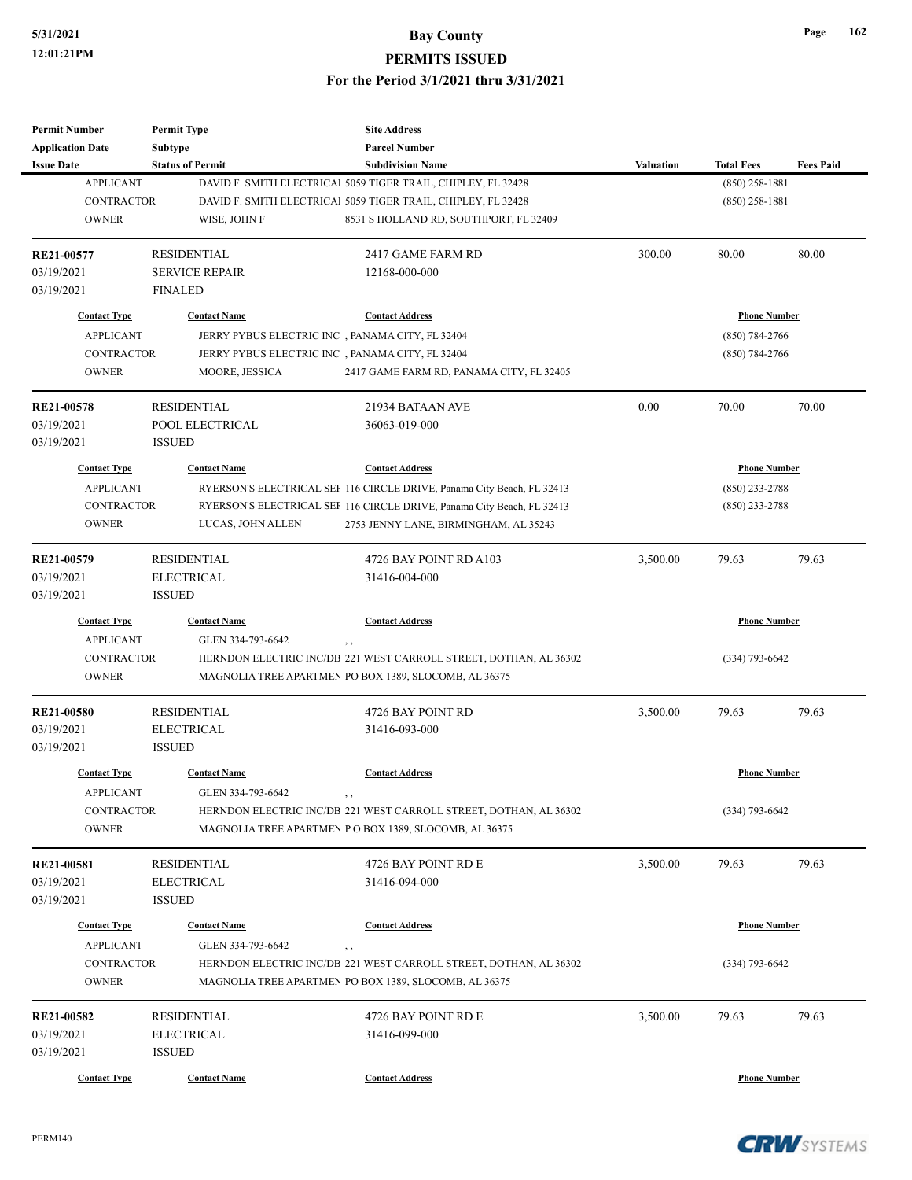| Permit Number | Permit Type | Site Address | | | |
|---|---|---|---|---|---|
| Application Date | Subtype | Parcel Number | | | |
| Issue Date | Status of Permit | Subdivision Name | Valuation | Total Fees | Fees Paid |

| Contact Type | Contact Name | Contact Address | Phone Number |
|---|---|---|---|
| APPLICANT | DAVID F. SMITH ELECTRICAI | 5059 TIGER TRAIL, CHIPLEY, FL 32428 | (850) 258-1881 |
| CONTRACTOR | DAVID F. SMITH ELECTRICAI | 5059 TIGER TRAIL, CHIPLEY, FL 32428 | (850) 258-1881 |
| OWNER | WISE, JOHN F | 8531 S HOLLAND RD, SOUTHPORT, FL 32409 | |

| | | | | | |
|---|---|---|---|---|---|
| **RE21-00577** | RESIDENTIAL | 2417 GAME FARM RD | 300.00 | 80.00 | 80.00 |
| 03/19/2021 | SERVICE REPAIR | 12168-000-000 | | | |
| 03/19/2021 | FINALED | | | | |

| Contact Type | Contact Name | Contact Address | Phone Number |
|---|---|---|---|
| APPLICANT | JERRY PYBUS ELECTRIC INC | , PANAMA CITY, FL 32404 | (850) 784-2766 |
| CONTRACTOR | JERRY PYBUS ELECTRIC INC | , PANAMA CITY, FL 32404 | (850) 784-2766 |
| OWNER | MOORE, JESSICA | 2417 GAME FARM RD, PANAMA CITY, FL 32405 | |

| | | | | | |
|---|---|---|---|---|---|
| **RE21-00578** | RESIDENTIAL | 21934 BATAAN AVE | 0.00 | 70.00 | 70.00 |
| 03/19/2021 | POOL ELECTRICAL | 36063-019-000 | | | |
| 03/19/2021 | ISSUED | | | | |

| Contact Type | Contact Name | Contact Address | Phone Number |
|---|---|---|---|
| APPLICANT | RYERSON'S ELECTRICAL SEI | 116 CIRCLE DRIVE, Panama City Beach, FL 32413 | (850) 233-2788 |
| CONTRACTOR | RYERSON'S ELECTRICAL SEI | 116 CIRCLE DRIVE, Panama City Beach, FL 32413 | (850) 233-2788 |
| OWNER | LUCAS, JOHN ALLEN | 2753 JENNY LANE, BIRMINGHAM, AL 35243 | |

| | | | | | |
|---|---|---|---|---|---|
| **RE21-00579** | RESIDENTIAL | 4726 BAY POINT RD A103 | 3,500.00 | 79.63 | 79.63 |
| 03/19/2021 | ELECTRICAL | 31416-004-000 | | | |
| 03/19/2021 | ISSUED | | | | |

| Contact Type | Contact Name | Contact Address | Phone Number |
|---|---|---|---|
| APPLICANT | GLEN 334-793-6642 | , , | |
| CONTRACTOR | HERNDON ELECTRIC INC/DB | 221 WEST CARROLL STREET, DOTHAN, AL 36302 | (334) 793-6642 |
| OWNER | MAGNOLIA TREE APARTMEN | PO BOX 1389, SLOCOMB, AL 36375 | |

| | | | | | |
|---|---|---|---|---|---|
| **RE21-00580** | RESIDENTIAL | 4726 BAY POINT RD | 3,500.00 | 79.63 | 79.63 |
| 03/19/2021 | ELECTRICAL | 31416-093-000 | | | |
| 03/19/2021 | ISSUED | | | | |

| Contact Type | Contact Name | Contact Address | Phone Number |
|---|---|---|---|
| APPLICANT | GLEN 334-793-6642 | , , | |
| CONTRACTOR | HERNDON ELECTRIC INC/DB | 221 WEST CARROLL STREET, DOTHAN, AL 36302 | (334) 793-6642 |
| OWNER | MAGNOLIA TREE APARTMEN | P O BOX 1389, SLOCOMB, AL 36375 | |

| | | | | | |
|---|---|---|---|---|---|
| **RE21-00581** | RESIDENTIAL | 4726 BAY POINT RD E | 3,500.00 | 79.63 | 79.63 |
| 03/19/2021 | ELECTRICAL | 31416-094-000 | | | |
| 03/19/2021 | ISSUED | | | | |

| Contact Type | Contact Name | Contact Address | Phone Number |
|---|---|---|---|
| APPLICANT | GLEN 334-793-6642 | , , | |
| CONTRACTOR | HERNDON ELECTRIC INC/DB | 221 WEST CARROLL STREET, DOTHAN, AL 36302 | (334) 793-6642 |
| OWNER | MAGNOLIA TREE APARTMEN | PO BOX 1389, SLOCOMB, AL 36375 | |

| | | | | | |
|---|---|---|---|---|---|
| **RE21-00582** | RESIDENTIAL | 4726 BAY POINT RD E | 3,500.00 | 79.63 | 79.63 |
| 03/19/2021 | ELECTRICAL | 31416-099-000 | | | |
| 03/19/2021 | ISSUED | | | | |

| Contact Type | Contact Name | Contact Address | Phone Number |
|---|---|---|---|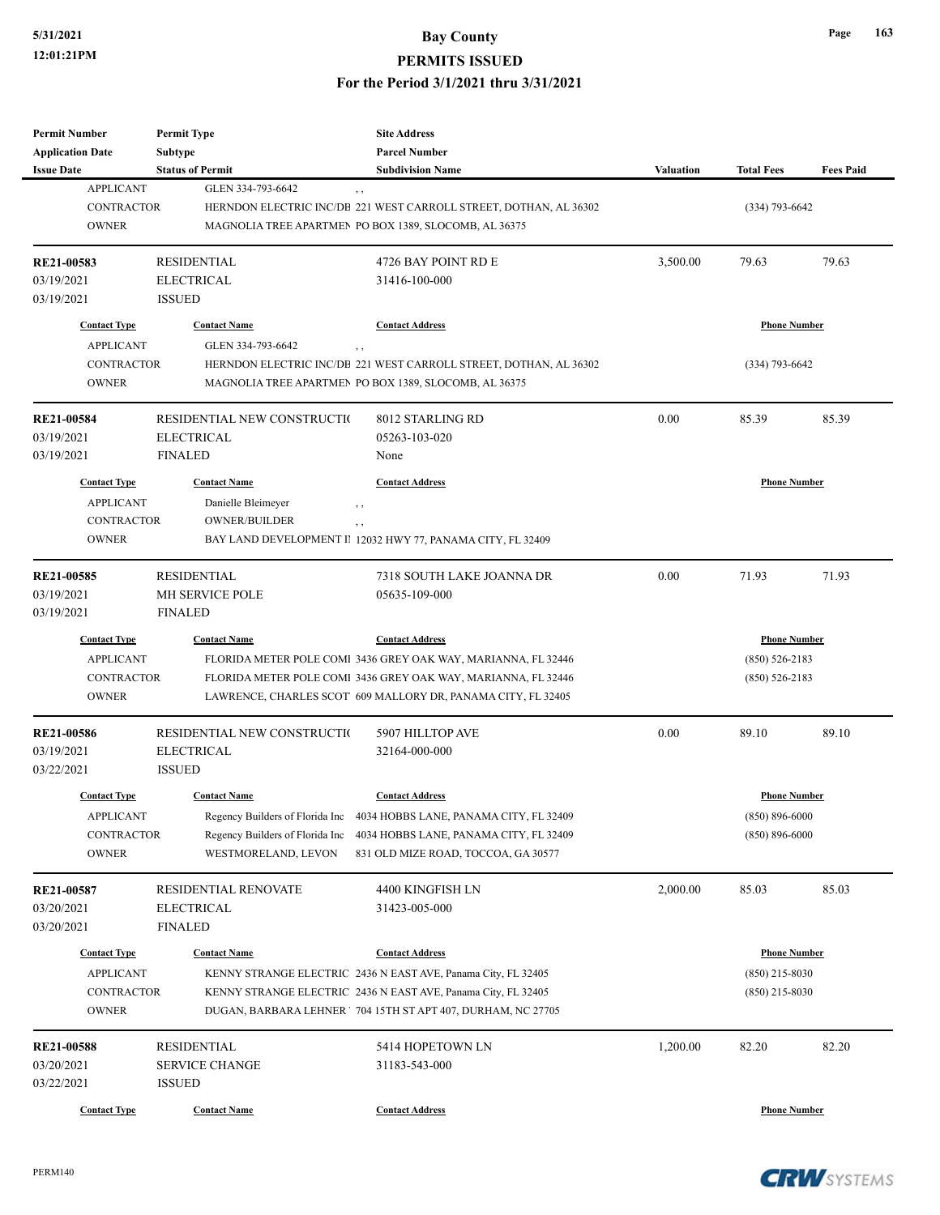| Permit Number<br>Application Date<br>Issue Date | Permit Type<br>Subtype<br>Status of Permit | Site Address<br>Parcel Number<br>Subdivision Name | Valuation | Total Fees | Fees Paid |
|---|---|---|---|---|---|
| APPLICANT | GLEN 334-793-6642 | , , | | | |
| CONTRACTOR | HERNDON ELECTRIC INC/DB | 221 WEST CARROLL STREET, DOTHAN, AL 36302 | | (334) 793-6642 | |
| OWNER | MAGNOLIA TREE APARTMEN | PO BOX 1389, SLOCOMB, AL 36375 | | | |

| Permit Number | Permit Type | Site Address | Valuation | Total Fees | Fees Paid |
|---|---|---|---|---|---|
| **RE21-00583** | RESIDENTIAL | 4726 BAY POINT RD E | 3,500.00 | 79.63 | 79.63 |
| 03/19/2021 | ELECTRICAL | 31416-100-000 | | | |
| 03/19/2021 | ISSUED | | | | |

| Contact Type | Contact Name | Contact Address | Phone Number |
|---|---|---|---|
| APPLICANT | GLEN 334-793-6642 | , , | |
| CONTRACTOR | HERNDON ELECTRIC INC/DB | 221 WEST CARROLL STREET, DOTHAN, AL 36302 | (334) 793-6642 |
| OWNER | MAGNOLIA TREE APARTMEN | PO BOX 1389, SLOCOMB, AL 36375 | |

| Permit Number | Permit Type | Site Address | Valuation | Total Fees | Fees Paid |
|---|---|---|---|---|---|
| **RE21-00584** | RESIDENTIAL NEW CONSTRUCTI( | 8012 STARLING RD | 0.00 | 85.39 | 85.39 |
| 03/19/2021 | ELECTRICAL | 05263-103-020 | | | |
| 03/19/2021 | FINALED | None | | | |

| Contact Type | Contact Name | Contact Address | Phone Number |
|---|---|---|---|
| APPLICANT | Danielle Bleimeyer | , , | |
| CONTRACTOR | OWNER/BUILDER | , , | |
| OWNER | BAY LAND DEVELOPMENT I | 12032 HWY 77, PANAMA CITY, FL 32409 | |

| Permit Number | Permit Type | Site Address | Valuation | Total Fees | Fees Paid |
|---|---|---|---|---|---|
| **RE21-00585** | RESIDENTIAL | 7318 SOUTH LAKE JOANNA DR | 0.00 | 71.93 | 71.93 |
| 03/19/2021 | MH SERVICE POLE | 05635-109-000 | | | |
| 03/19/2021 | FINALED | | | | |

| Contact Type | Contact Name | Contact Address | Phone Number |
|---|---|---|---|
| APPLICANT | FLORIDA METER POLE COMI | 3436 GREY OAK WAY, MARIANNA, FL 32446 | (850) 526-2183 |
| CONTRACTOR | FLORIDA METER POLE COMI | 3436 GREY OAK WAY, MARIANNA, FL 32446 | (850) 526-2183 |
| OWNER | LAWRENCE, CHARLES SCOT | 609 MALLORY DR, PANAMA CITY, FL 32405 | |

| Permit Number | Permit Type | Site Address | Valuation | Total Fees | Fees Paid |
|---|---|---|---|---|---|
| **RE21-00586** | RESIDENTIAL NEW CONSTRUCTI( | 5907 HILLTOP AVE | 0.00 | 89.10 | 89.10 |
| 03/19/2021 | ELECTRICAL | 32164-000-000 | | | |
| 03/22/2021 | ISSUED | | | | |

| Contact Type | Contact Name | Contact Address | Phone Number |
|---|---|---|---|
| APPLICANT | Regency Builders of Florida Inc | 4034 HOBBS LANE, PANAMA CITY, FL 32409 | (850) 896-6000 |
| CONTRACTOR | Regency Builders of Florida Inc | 4034 HOBBS LANE, PANAMA CITY, FL 32409 | (850) 896-6000 |
| OWNER | WESTMORELAND, LEVON | 831 OLD MIZE ROAD, TOCCOA, GA 30577 | |

| Permit Number | Permit Type | Site Address | Valuation | Total Fees | Fees Paid |
|---|---|---|---|---|---|
| **RE21-00587** | RESIDENTIAL RENOVATE | 4400 KINGFISH LN | 2,000.00 | 85.03 | 85.03 |
| 03/20/2021 | ELECTRICAL | 31423-005-000 | | | |
| 03/20/2021 | FINALED | | | | |

| Contact Type | Contact Name | Contact Address | Phone Number |
|---|---|---|---|
| APPLICANT | KENNY STRANGE ELECTRIC | 2436 N EAST AVE, Panama City, FL 32405 | (850) 215-8030 |
| CONTRACTOR | KENNY STRANGE ELECTRIC | 2436 N EAST AVE, Panama City, FL 32405 | (850) 215-8030 |
| OWNER | DUGAN, BARBARA LEHNER | 704 15TH ST APT 407, DURHAM, NC 27705 | |

| Permit Number | Permit Type | Site Address | Valuation | Total Fees | Fees Paid |
|---|---|---|---|---|---|
| **RE21-00588** | RESIDENTIAL | 5414 HOPETOWN LN | 1,200.00 | 82.20 | 82.20 |
| 03/20/2021 | SERVICE CHANGE | 31183-543-000 | | | |
| 03/22/2021 | ISSUED | | | | |

| Contact Type | Contact Name | Contact Address | Phone Number |
|---|---|---|---|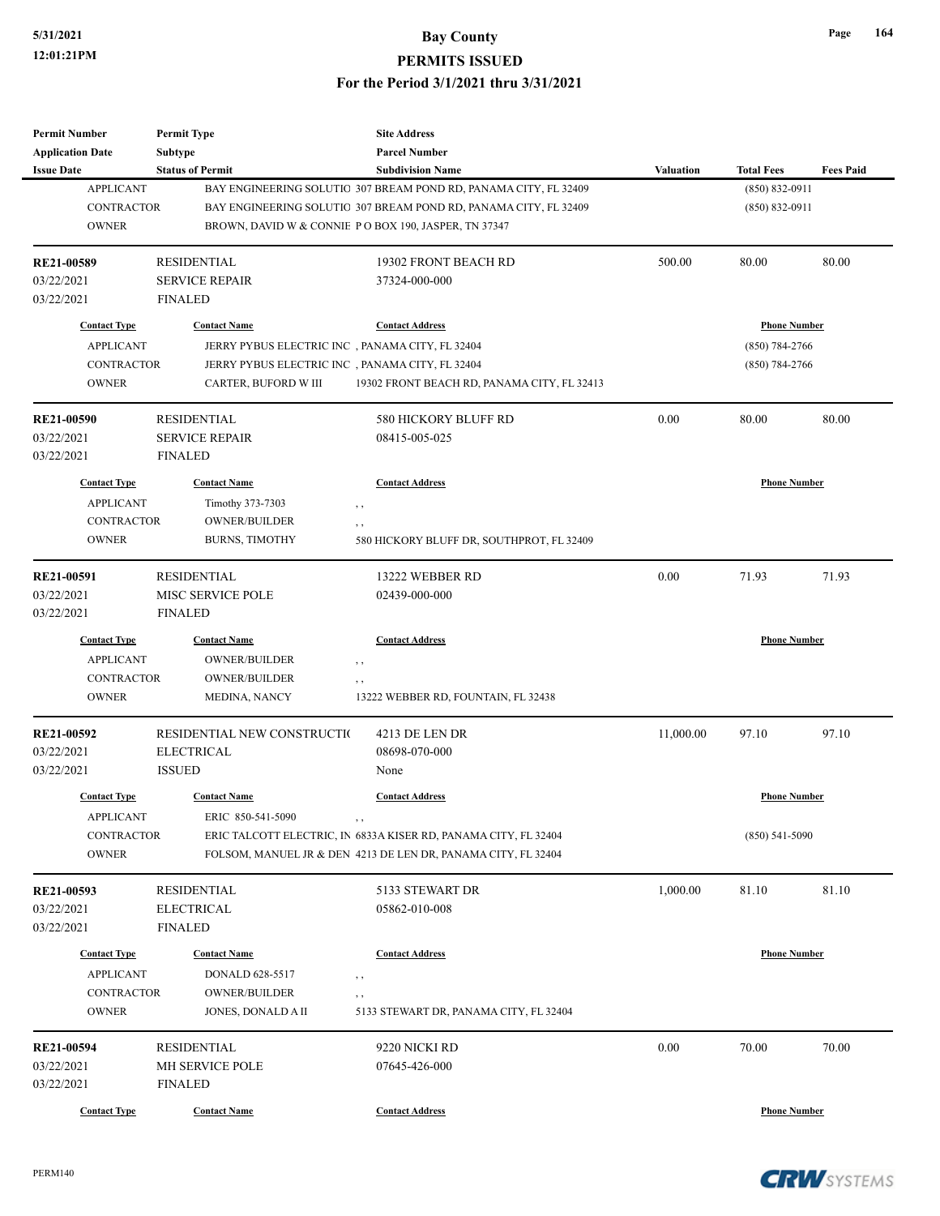| Permit Number<br>Application Date<br>Issue Date | Permit Type<br>Subtype<br>Status of Permit | Site Address<br>Parcel Number<br>Subdivision Name | Valuation | Total Fees | Fees Paid |
|---|---|---|---|---|---|

| Contact Type | Contact Name | Contact Address | Phone Number |
|---|---|---|---|
| APPLICANT | BAY ENGINEERING SOLUTIO | 307 BREAM POND RD, PANAMA CITY, FL 32409 | (850) 832-0911 |
| CONTRACTOR | BAY ENGINEERING SOLUTIO | 307 BREAM POND RD, PANAMA CITY, FL 32409 | (850) 832-0911 |
| OWNER | BROWN, DAVID W & CONNIE | P O BOX 190, JASPER, TN 37347 | |

| | | | | | |
|---|---|---|---|---|---|
| **RE21-00589**<br>03/22/2021<br>03/22/2021 | RESIDENTIAL<br>SERVICE REPAIR<br>FINALED | 19302 FRONT BEACH RD<br>37324-000-000 | 500.00 | 80.00 | 80.00 |

| Contact Type | Contact Name | Contact Address | Phone Number |
|---|---|---|---|
| APPLICANT | JERRY PYBUS ELECTRIC INC | , PANAMA CITY, FL 32404 | (850) 784-2766 |
| CONTRACTOR | JERRY PYBUS ELECTRIC INC | , PANAMA CITY, FL 32404 | (850) 784-2766 |
| OWNER | CARTER, BUFORD W III | 19302 FRONT BEACH RD, PANAMA CITY, FL 32413 | |

| | | | | | |
|---|---|---|---|---|---|
| **RE21-00590**<br>03/22/2021<br>03/22/2021 | RESIDENTIAL<br>SERVICE REPAIR<br>FINALED | 580 HICKORY BLUFF RD<br>08415-005-025 | 0.00 | 80.00 | 80.00 |

| Contact Type | Contact Name | Contact Address | Phone Number |
|---|---|---|---|
| APPLICANT | Timothy 373-7303 | , , | |
| CONTRACTOR | OWNER/BUILDER | , , | |
| OWNER | BURNS, TIMOTHY | 580 HICKORY BLUFF DR, SOUTHPROT, FL 32409 | |

| | | | | | |
|---|---|---|---|---|---|
| **RE21-00591**<br>03/22/2021<br>03/22/2021 | RESIDENTIAL<br>MISC SERVICE POLE<br>FINALED | 13222 WEBBER RD<br>02439-000-000 | 0.00 | 71.93 | 71.93 |

| Contact Type | Contact Name | Contact Address | Phone Number |
|---|---|---|---|
| APPLICANT | OWNER/BUILDER | , , | |
| CONTRACTOR | OWNER/BUILDER | , , | |
| OWNER | MEDINA, NANCY | 13222 WEBBER RD, FOUNTAIN, FL 32438 | |

| | | | | | |
|---|---|---|---|---|---|
| **RE21-00592**<br>03/22/2021<br>03/22/2021 | RESIDENTIAL NEW CONSTRUCTI(<br>ELECTRICAL<br>ISSUED | 4213 DE LEN DR<br>08698-070-000<br>None | 11,000.00 | 97.10 | 97.10 |

| Contact Type | Contact Name | Contact Address | Phone Number |
|---|---|---|---|
| APPLICANT | ERIC 850-541-5090 | , , | |
| CONTRACTOR | ERIC TALCOTT ELECTRIC, IN | 6833A KISER RD, PANAMA CITY, FL 32404 | (850) 541-5090 |
| OWNER | FOLSOM, MANUEL JR & DEN | 4213 DE LEN DR, PANAMA CITY, FL 32404 | |

| | | | | | |
|---|---|---|---|---|---|
| **RE21-00593**<br>03/22/2021<br>03/22/2021 | RESIDENTIAL<br>ELECTRICAL<br>FINALED | 5133 STEWART DR<br>05862-010-008 | 1,000.00 | 81.10 | 81.10 |

| Contact Type | Contact Name | Contact Address | Phone Number |
|---|---|---|---|
| APPLICANT | DONALD 628-5517 | , , | |
| CONTRACTOR | OWNER/BUILDER | , , | |
| OWNER | JONES, DONALD A II | 5133 STEWART DR, PANAMA CITY, FL 32404 | |

| | | | | | |
|---|---|---|---|---|---|
| **RE21-00594**<br>03/22/2021<br>03/22/2021 | RESIDENTIAL<br>MH SERVICE POLE<br>FINALED | 9220 NICKI RD<br>07645-426-000 | 0.00 | 70.00 | 70.00 |

| Contact Type | Contact Name | Contact Address | Phone Number |
|---|---|---|---|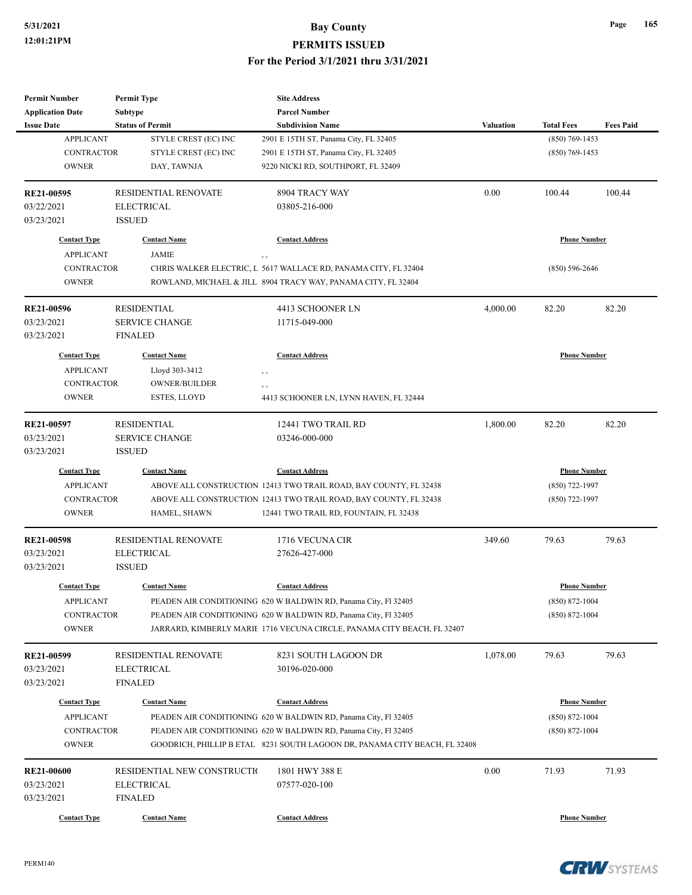| Permit Number<br>Application Date<br>Issue Date | Permit Type<br>Subtype<br>Status of Permit | Site Address<br>Parcel Number<br>Subdivision Name | Valuation | Total Fees | Fees Paid |
|---|---|---|---|---|---|

| Contact Type | Contact Name | Contact Address | Phone Number |
|---|---|---|---|
| APPLICANT | STYLE CREST (EC) INC | 2901 E 15TH ST, Panama City, FL 32405 | (850) 769-1453 |
| CONTRACTOR | STYLE CREST (EC) INC | 2901 E 15TH ST, Panama City, FL 32405 | (850) 769-1453 |
| OWNER | DAY, TAWNJA | 9220 NICKI RD, SOUTHPORT, FL 32409 | |

| | | | | | |
|---|---|---|---|---|---|
| RE21-00595 | RESIDENTIAL RENOVATE | 8904 TRACY WAY | 0.00 | 100.44 | 100.44 |
| 03/22/2021 | ELECTRICAL | 03805-216-000 | | | |
| 03/23/2021 | ISSUED | | | | |

| Contact Type | Contact Name | Contact Address | Phone Number |
|---|---|---|---|
| APPLICANT | JAMIE | , , | |
| CONTRACTOR | CHRIS WALKER ELECTRIC, L | 5617 WALLACE RD, PANAMA CITY, FL 32404 | (850) 596-2646 |
| OWNER | ROWLAND, MICHAEL & JILL | 8904 TRACY WAY, PANAMA CITY, FL 32404 | |

| | | | | | |
|---|---|---|---|---|---|
| RE21-00596 | RESIDENTIAL | 4413 SCHOONER LN | 4,000.00 | 82.20 | 82.20 |
| 03/23/2021 | SERVICE CHANGE | 11715-049-000 | | | |
| 03/23/2021 | FINALED | | | | |

| Contact Type | Contact Name | Contact Address | Phone Number |
|---|---|---|---|
| APPLICANT | Lloyd 303-3412 | , , | |
| CONTRACTOR | OWNER/BUILDER | , , | |
| OWNER | ESTES, LLOYD | 4413 SCHOONER LN, LYNN HAVEN, FL 32444 | |

| | | | | | |
|---|---|---|---|---|---|
| RE21-00597 | RESIDENTIAL | 12441 TWO TRAIL RD | 1,800.00 | 82.20 | 82.20 |
| 03/23/2021 | SERVICE CHANGE | 03246-000-000 | | | |
| 03/23/2021 | ISSUED | | | | |

| Contact Type | Contact Name | Contact Address | Phone Number |
|---|---|---|---|
| APPLICANT | ABOVE ALL CONSTRUCTION | 12413 TWO TRAIL ROAD, BAY COUNTY, FL 32438 | (850) 722-1997 |
| CONTRACTOR | ABOVE ALL CONSTRUCTION | 12413 TWO TRAIL ROAD, BAY COUNTY, FL 32438 | (850) 722-1997 |
| OWNER | HAMEL, SHAWN | 12441 TWO TRAIL RD, FOUNTAIN, FL 32438 | |

| | | | | | |
|---|---|---|---|---|---|
| RE21-00598 | RESIDENTIAL RENOVATE | 1716 VECUNA CIR | 349.60 | 79.63 | 79.63 |
| 03/23/2021 | ELECTRICAL | 27626-427-000 | | | |
| 03/23/2021 | ISSUED | | | | |

| Contact Type | Contact Name | Contact Address | Phone Number |
|---|---|---|---|
| APPLICANT | PEADEN AIR CONDITIONING | 620 W BALDWIN RD, Panama City, Fl 32405 | (850) 872-1004 |
| CONTRACTOR | PEADEN AIR CONDITIONING | 620 W BALDWIN RD, Panama City, Fl 32405 | (850) 872-1004 |
| OWNER | JARRARD, KIMBERLY MARIE | 1716 VECUNA CIRCLE, PANAMA CITY BEACH, FL 32407 | |

| | | | | | |
|---|---|---|---|---|---|
| RE21-00599 | RESIDENTIAL RENOVATE | 8231 SOUTH LAGOON DR | 1,078.00 | 79.63 | 79.63 |
| 03/23/2021 | ELECTRICAL | 30196-020-000 | | | |
| 03/23/2021 | FINALED | | | | |

| Contact Type | Contact Name | Contact Address | Phone Number |
|---|---|---|---|
| APPLICANT | PEADEN AIR CONDITIONING | 620 W BALDWIN RD, Panama City, Fl 32405 | (850) 872-1004 |
| CONTRACTOR | PEADEN AIR CONDITIONING | 620 W BALDWIN RD, Panama City, Fl 32405 | (850) 872-1004 |
| OWNER | GOODRICH, PHILLIP B ETAL | 8231 SOUTH LAGOON DR, PANAMA CITY BEACH, FL 32408 | |

| | | | | | |
|---|---|---|---|---|---|
| RE21-00600 | RESIDENTIAL NEW CONSTRUCTIO | 1801 HWY 388 E | 0.00 | 71.93 | 71.93 |
| 03/23/2021 | ELECTRICAL | 07577-020-100 | | | |
| 03/23/2021 | FINALED | | | | |

| Contact Type | Contact Name | Contact Address | Phone Number |
|---|---|---|---|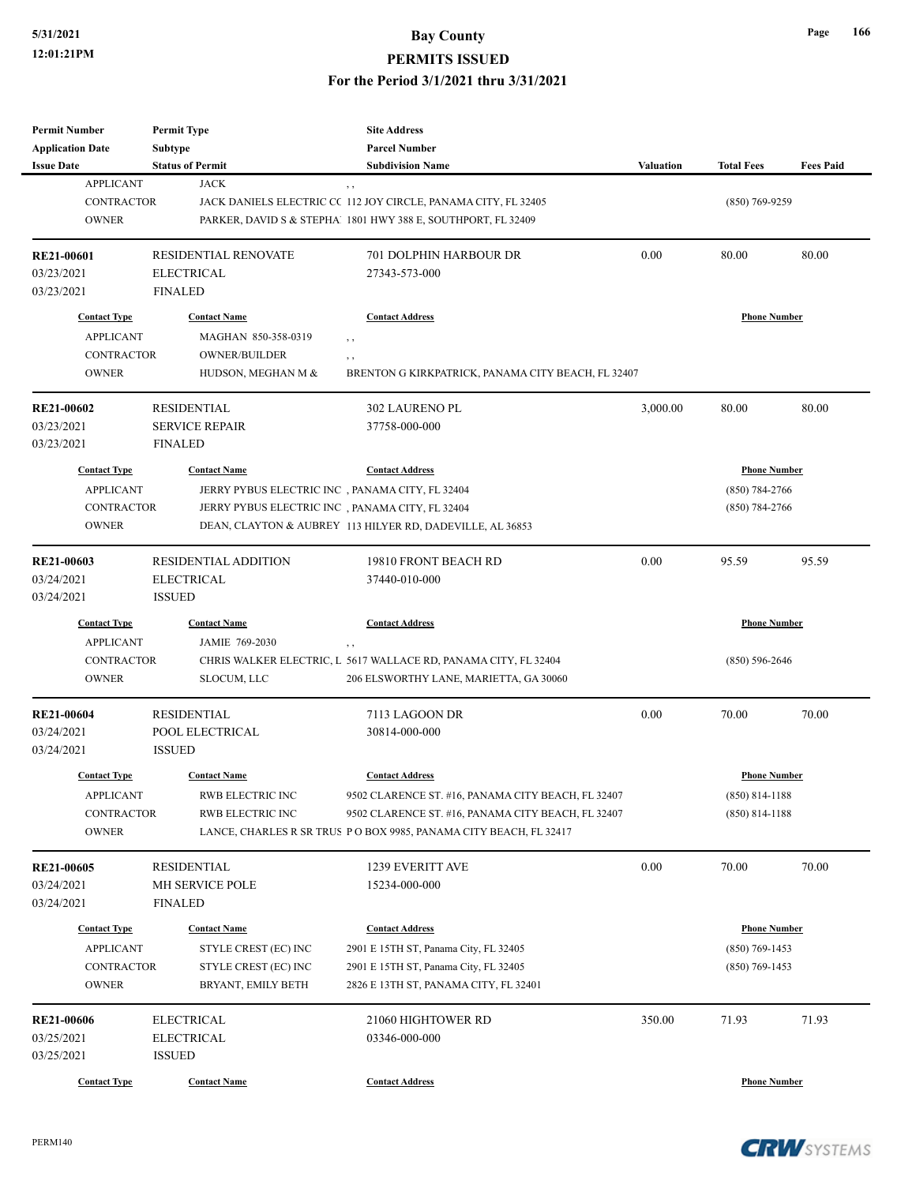| Permit Number | Permit Type | Site Address | | | |
|---|---|---|---|---|---|
| Application Date | Subtype | Parcel Number | | | |
| Issue Date | Status of Permit | Subdivision Name | Valuation | Total Fees | Fees Paid |

| Contact Type | Contact Name | Contact Address | Phone Number |
|---|---|---|---|
| APPLICANT | JACK | , , | |
| CONTRACTOR | JACK DANIELS ELECTRIC CO | 112 JOY CIRCLE, PANAMA CITY, FL 32405 | (850) 769-9259 |
| OWNER | PARKER, DAVID S & STEPHA | 1801 HWY 388 E, SOUTHPORT, FL 32409 | |

| RE21-00601 | RESIDENTIAL RENOVATE | 701 DOLPHIN HARBOUR DR | 0.00 | 80.00 | 80.00 |
|---|---|---|---|---|---|
| 03/23/2021 | ELECTRICAL | 27343-573-000 | | | |
| 03/23/2021 | FINALED | | | | |

| Contact Type | Contact Name | Contact Address | Phone Number |
|---|---|---|---|
| APPLICANT | MAGHAN 850-358-0319 | , , | |
| CONTRACTOR | OWNER/BUILDER | , , | |
| OWNER | HUDSON, MEGHAN M & | BRENTON G KIRKPATRICK, PANAMA CITY BEACH, FL 32407 | |

| RE21-00602 | RESIDENTIAL | 302 LAURENO PL | 3,000.00 | 80.00 | 80.00 |
|---|---|---|---|---|---|
| 03/23/2021 | SERVICE REPAIR | 37758-000-000 | | | |
| 03/23/2021 | FINALED | | | | |

| Contact Type | Contact Name | Contact Address | Phone Number |
|---|---|---|---|
| APPLICANT | JERRY PYBUS ELECTRIC INC | , PANAMA CITY, FL 32404 | (850) 784-2766 |
| CONTRACTOR | JERRY PYBUS ELECTRIC INC | , PANAMA CITY, FL 32404 | (850) 784-2766 |
| OWNER | DEAN, CLAYTON & AUBREY | 113 HILYER RD, DADEVILLE, AL 36853 | |

| RE21-00603 | RESIDENTIAL ADDITION | 19810 FRONT BEACH RD | 0.00 | 95.59 | 95.59 |
|---|---|---|---|---|---|
| 03/24/2021 | ELECTRICAL | 37440-010-000 | | | |
| 03/24/2021 | ISSUED | | | | |

| Contact Type | Contact Name | Contact Address | Phone Number |
|---|---|---|---|
| APPLICANT | JAMIE 769-2030 | , , | |
| CONTRACTOR | CHRIS WALKER ELECTRIC, L | 5617 WALLACE RD, PANAMA CITY, FL 32404 | (850) 596-2646 |
| OWNER | SLOCUM, LLC | 206 ELSWORTHY LANE, MARIETTA, GA 30060 | |

| RE21-00604 | RESIDENTIAL | 7113 LAGOON DR | 0.00 | 70.00 | 70.00 |
|---|---|---|---|---|---|
| 03/24/2021 | POOL ELECTRICAL | 30814-000-000 | | | |
| 03/24/2021 | ISSUED | | | | |

| Contact Type | Contact Name | Contact Address | Phone Number |
|---|---|---|---|
| APPLICANT | RWB ELECTRIC INC | 9502 CLARENCE ST. #16, PANAMA CITY BEACH, FL 32407 | (850) 814-1188 |
| CONTRACTOR | RWB ELECTRIC INC | 9502 CLARENCE ST. #16, PANAMA CITY BEACH, FL 32407 | (850) 814-1188 |
| OWNER | LANCE, CHARLES R SR TRUS | P O BOX 9985, PANAMA CITY BEACH, FL 32417 | |

| RE21-00605 | RESIDENTIAL | 1239 EVERITT AVE | 0.00 | 70.00 | 70.00 |
|---|---|---|---|---|---|
| 03/24/2021 | MH SERVICE POLE | 15234-000-000 | | | |
| 03/24/2021 | FINALED | | | | |

| Contact Type | Contact Name | Contact Address | Phone Number |
|---|---|---|---|
| APPLICANT | STYLE CREST (EC) INC | 2901 E 15TH ST, Panama City, FL 32405 | (850) 769-1453 |
| CONTRACTOR | STYLE CREST (EC) INC | 2901 E 15TH ST, Panama City, FL 32405 | (850) 769-1453 |
| OWNER | BRYANT, EMILY BETH | 2826 E 13TH ST, PANAMA CITY, FL 32401 | |

| RE21-00606 | ELECTRICAL | 21060 HIGHTOWER RD | 350.00 | 71.93 | 71.93 |
|---|---|---|---|---|---|
| 03/25/2021 | ELECTRICAL | 03346-000-000 | | | |
| 03/25/2021 | ISSUED | | | | |

| Contact Type | Contact Name | Contact Address | Phone Number |
|---|---|---|---|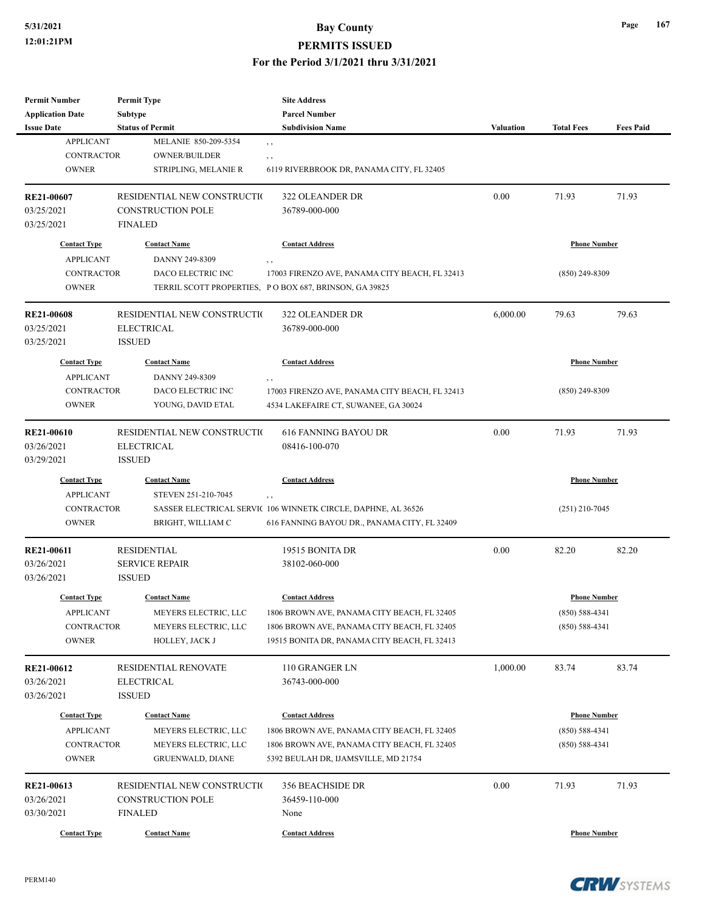# Bay County
## PERMITS ISSUED
### For the Period 3/1/2021 thru 3/31/2021

| Permit Number / Application Date / Issue Date | Permit Type / Subtype / Status of Permit | Site Address / Parcel Number / Subdivision Name | Valuation | Total Fees | Fees Paid |
|---|---|---|---|---|---|

| Contact Type | Contact Name | Contact Address | Phone Number |
|---|---|---|---|
| APPLICANT | MELANIE 850-209-5354 | , , | |
| CONTRACTOR | OWNER/BUILDER | , , | |
| OWNER | STRIPLING, MELANIE R | 6119 RIVERBROOK DR, PANAMA CITY, FL 32405 | |

---

| | | | Valuation | Total Fees | Fees Paid |
|---|---|---|---|---|---|
| **RE21-00607** | RESIDENTIAL NEW CONSTRUCTIO | 322 OLEANDER DR | 0.00 | 71.93 | 71.93 |
| 03/25/2021 | CONSTRUCTION POLE | 36789-000-000 | | | |
| 03/25/2021 | FINALED | | | | |

| Contact Type | Contact Name | Contact Address | Phone Number |
|---|---|---|---|
| APPLICANT | DANNY 249-8309 | , , | |
| CONTRACTOR | DACO ELECTRIC INC | 17003 FIRENZO AVE, PANAMA CITY BEACH, FL 32413 | (850) 249-8309 |
| OWNER | TERRIL SCOTT PROPERTIES, | P O BOX 687, BRINSON, GA 39825 | |

---

| | | | Valuation | Total Fees | Fees Paid |
|---|---|---|---|---|---|
| **RE21-00608** | RESIDENTIAL NEW CONSTRUCTIO | 322 OLEANDER DR | 6,000.00 | 79.63 | 79.63 |
| 03/25/2021 | ELECTRICAL | 36789-000-000 | | | |
| 03/25/2021 | ISSUED | | | | |

| Contact Type | Contact Name | Contact Address | Phone Number |
|---|---|---|---|
| APPLICANT | DANNY 249-8309 | , , | |
| CONTRACTOR | DACO ELECTRIC INC | 17003 FIRENZO AVE, PANAMA CITY BEACH, FL 32413 | (850) 249-8309 |
| OWNER | YOUNG, DAVID ETAL | 4534 LAKEFAIRE CT, SUWANEE, GA 30024 | |

---

| | | | Valuation | Total Fees | Fees Paid |
|---|---|---|---|---|---|
| **RE21-00610** | RESIDENTIAL NEW CONSTRUCTIO | 616 FANNING BAYOU DR | 0.00 | 71.93 | 71.93 |
| 03/26/2021 | ELECTRICAL | 08416-100-070 | | | |
| 03/29/2021 | ISSUED | | | | |

| Contact Type | Contact Name | Contact Address | Phone Number |
|---|---|---|---|
| APPLICANT | STEVEN 251-210-7045 | , , | |
| CONTRACTOR | SASSER ELECTRICAL SERVIC | 106 WINNETK CIRCLE, DAPHNE, AL 36526 | (251) 210-7045 |
| OWNER | BRIGHT, WILLIAM C | 616 FANNING BAYOU DR., PANAMA CITY, FL 32409 | |

---

| | | | Valuation | Total Fees | Fees Paid |
|---|---|---|---|---|---|
| **RE21-00611** | RESIDENTIAL | 19515 BONITA DR | 0.00 | 82.20 | 82.20 |
| 03/26/2021 | SERVICE REPAIR | 38102-060-000 | | | |
| 03/26/2021 | ISSUED | | | | |

| Contact Type | Contact Name | Contact Address | Phone Number |
|---|---|---|---|
| APPLICANT | MEYERS ELECTRIC, LLC | 1806 BROWN AVE, PANAMA CITY BEACH, FL 32405 | (850) 588-4341 |
| CONTRACTOR | MEYERS ELECTRIC, LLC | 1806 BROWN AVE, PANAMA CITY BEACH, FL 32405 | (850) 588-4341 |
| OWNER | HOLLEY, JACK J | 19515 BONITA DR, PANAMA CITY BEACH, FL 32413 | |

---

| | | | Valuation | Total Fees | Fees Paid |
|---|---|---|---|---|---|
| **RE21-00612** | RESIDENTIAL RENOVATE | 110 GRANGER LN | 1,000.00 | 83.74 | 83.74 |
| 03/26/2021 | ELECTRICAL | 36743-000-000 | | | |
| 03/26/2021 | ISSUED | | | | |

| Contact Type | Contact Name | Contact Address | Phone Number |
|---|---|---|---|
| APPLICANT | MEYERS ELECTRIC, LLC | 1806 BROWN AVE, PANAMA CITY BEACH, FL 32405 | (850) 588-4341 |
| CONTRACTOR | MEYERS ELECTRIC, LLC | 1806 BROWN AVE, PANAMA CITY BEACH, FL 32405 | (850) 588-4341 |
| OWNER | GRUENWALD, DIANE | 5392 BEULAH DR, IJAMSVILLE, MD 21754 | |

---

| | | | Valuation | Total Fees | Fees Paid |
|---|---|---|---|---|---|
| **RE21-00613** | RESIDENTIAL NEW CONSTRUCTIO | 356 BEACHSIDE DR | 0.00 | 71.93 | 71.93 |
| 03/26/2021 | CONSTRUCTION POLE | 36459-110-000 | | | |
| 03/30/2021 | FINALED | None | | | |

| Contact Type | Contact Name | Contact Address | Phone Number |
|---|---|---|---|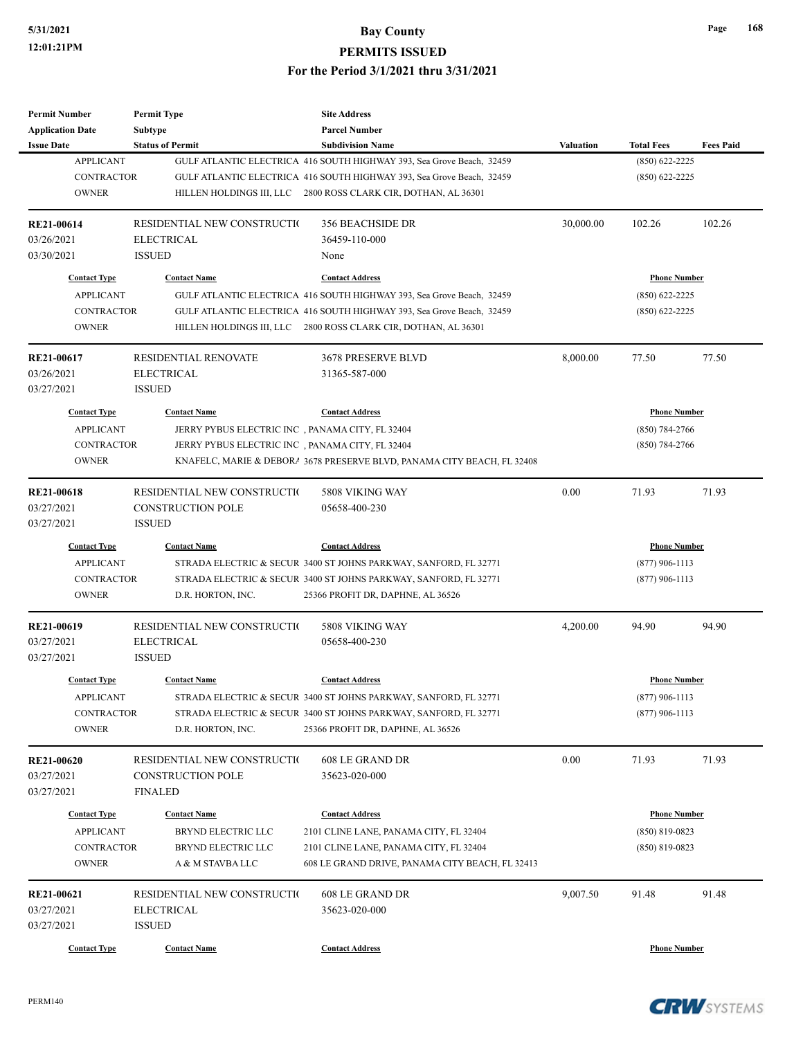| Permit Number | Permit Type | Site Address | | | |
|---|---|---|---|---|---|
| Application Date | Subtype | Parcel Number | | | |
| Issue Date | Status of Permit | Subdivision Name | Valuation | Total Fees | Fees Paid |

| Contact Type | Contact Name | Contact Address | Phone Number |
|---|---|---|---|
| APPLICANT | GULF ATLANTIC ELECTRICA | 416 SOUTH HIGHWAY 393, Sea Grove Beach, 32459 | (850) 622-2225 |
| CONTRACTOR | GULF ATLANTIC ELECTRICA | 416 SOUTH HIGHWAY 393, Sea Grove Beach, 32459 | (850) 622-2225 |
| OWNER | HILLEN HOLDINGS III, LLC | 2800 ROSS CLARK CIR, DOTHAN, AL 36301 | |

| Permit Number | Permit Type | Site Address | Valuation | Total Fees | Fees Paid |
|---|---|---|---|---|---|
| RE21-00614 | RESIDENTIAL NEW CONSTRUCTI( | 356 BEACHSIDE DR | 30,000.00 | 102.26 | 102.26 |
| 03/26/2021 | ELECTRICAL | 36459-110-000 | | | |
| 03/30/2021 | ISSUED | None | | | |

| Contact Type | Contact Name | Contact Address | Phone Number |
|---|---|---|---|
| APPLICANT | GULF ATLANTIC ELECTRICA | 416 SOUTH HIGHWAY 393, Sea Grove Beach, 32459 | (850) 622-2225 |
| CONTRACTOR | GULF ATLANTIC ELECTRICA | 416 SOUTH HIGHWAY 393, Sea Grove Beach, 32459 | (850) 622-2225 |
| OWNER | HILLEN HOLDINGS III, LLC | 2800 ROSS CLARK CIR, DOTHAN, AL 36301 | |

| Permit Number | Permit Type | Site Address | Valuation | Total Fees | Fees Paid |
|---|---|---|---|---|---|
| RE21-00617 | RESIDENTIAL RENOVATE | 3678 PRESERVE BLVD | 8,000.00 | 77.50 | 77.50 |
| 03/26/2021 | ELECTRICAL | 31365-587-000 | | | |
| 03/27/2021 | ISSUED | | | | |

| Contact Type | Contact Name | Contact Address | Phone Number |
|---|---|---|---|
| APPLICANT | JERRY PYBUS ELECTRIC INC | , PANAMA CITY, FL 32404 | (850) 784-2766 |
| CONTRACTOR | JERRY PYBUS ELECTRIC INC | , PANAMA CITY, FL 32404 | (850) 784-2766 |
| OWNER | KNAFELC, MARIE & DEBOR/ | 3678 PRESERVE BLVD, PANAMA CITY BEACH, FL 32408 | |

| Permit Number | Permit Type | Site Address | Valuation | Total Fees | Fees Paid |
|---|---|---|---|---|---|
| RE21-00618 | RESIDENTIAL NEW CONSTRUCTI( | 5808 VIKING WAY | 0.00 | 71.93 | 71.93 |
| 03/27/2021 | CONSTRUCTION POLE | 05658-400-230 | | | |
| 03/27/2021 | ISSUED | | | | |

| Contact Type | Contact Name | Contact Address | Phone Number |
|---|---|---|---|
| APPLICANT | STRADA ELECTRIC & SECUR | 3400 ST JOHNS PARKWAY, SANFORD, FL 32771 | (877) 906-1113 |
| CONTRACTOR | STRADA ELECTRIC & SECUR | 3400 ST JOHNS PARKWAY, SANFORD, FL 32771 | (877) 906-1113 |
| OWNER | D.R. HORTON, INC. | 25366 PROFIT DR, DAPHNE, AL 36526 | |

| Permit Number | Permit Type | Site Address | Valuation | Total Fees | Fees Paid |
|---|---|---|---|---|---|
| RE21-00619 | RESIDENTIAL NEW CONSTRUCTI( | 5808 VIKING WAY | 4,200.00 | 94.90 | 94.90 |
| 03/27/2021 | ELECTRICAL | 05658-400-230 | | | |
| 03/27/2021 | ISSUED | | | | |

| Contact Type | Contact Name | Contact Address | Phone Number |
|---|---|---|---|
| APPLICANT | STRADA ELECTRIC & SECUR | 3400 ST JOHNS PARKWAY, SANFORD, FL 32771 | (877) 906-1113 |
| CONTRACTOR | STRADA ELECTRIC & SECUR | 3400 ST JOHNS PARKWAY, SANFORD, FL 32771 | (877) 906-1113 |
| OWNER | D.R. HORTON, INC. | 25366 PROFIT DR, DAPHNE, AL 36526 | |

| Permit Number | Permit Type | Site Address | Valuation | Total Fees | Fees Paid |
|---|---|---|---|---|---|
| RE21-00620 | RESIDENTIAL NEW CONSTRUCTI( | 608 LE GRAND DR | 0.00 | 71.93 | 71.93 |
| 03/27/2021 | CONSTRUCTION POLE | 35623-020-000 | | | |
| 03/27/2021 | FINALED | | | | |

| Contact Type | Contact Name | Contact Address | Phone Number |
|---|---|---|---|
| APPLICANT | BRYND ELECTRIC LLC | 2101 CLINE LANE, PANAMA CITY, FL 32404 | (850) 819-0823 |
| CONTRACTOR | BRYND ELECTRIC LLC | 2101 CLINE LANE, PANAMA CITY, FL 32404 | (850) 819-0823 |
| OWNER | A & M STAVBA LLC | 608 LE GRAND DRIVE, PANAMA CITY BEACH, FL 32413 | |

| Permit Number | Permit Type | Site Address | Valuation | Total Fees | Fees Paid |
|---|---|---|---|---|---|
| RE21-00621 | RESIDENTIAL NEW CONSTRUCTI( | 608 LE GRAND DR | 9,007.50 | 91.48 | 91.48 |
| 03/27/2021 | ELECTRICAL | 35623-020-000 | | | |
| 03/27/2021 | ISSUED | | | | |

| Contact Type | Contact Name | Contact Address | Phone Number |
|---|---|---|---|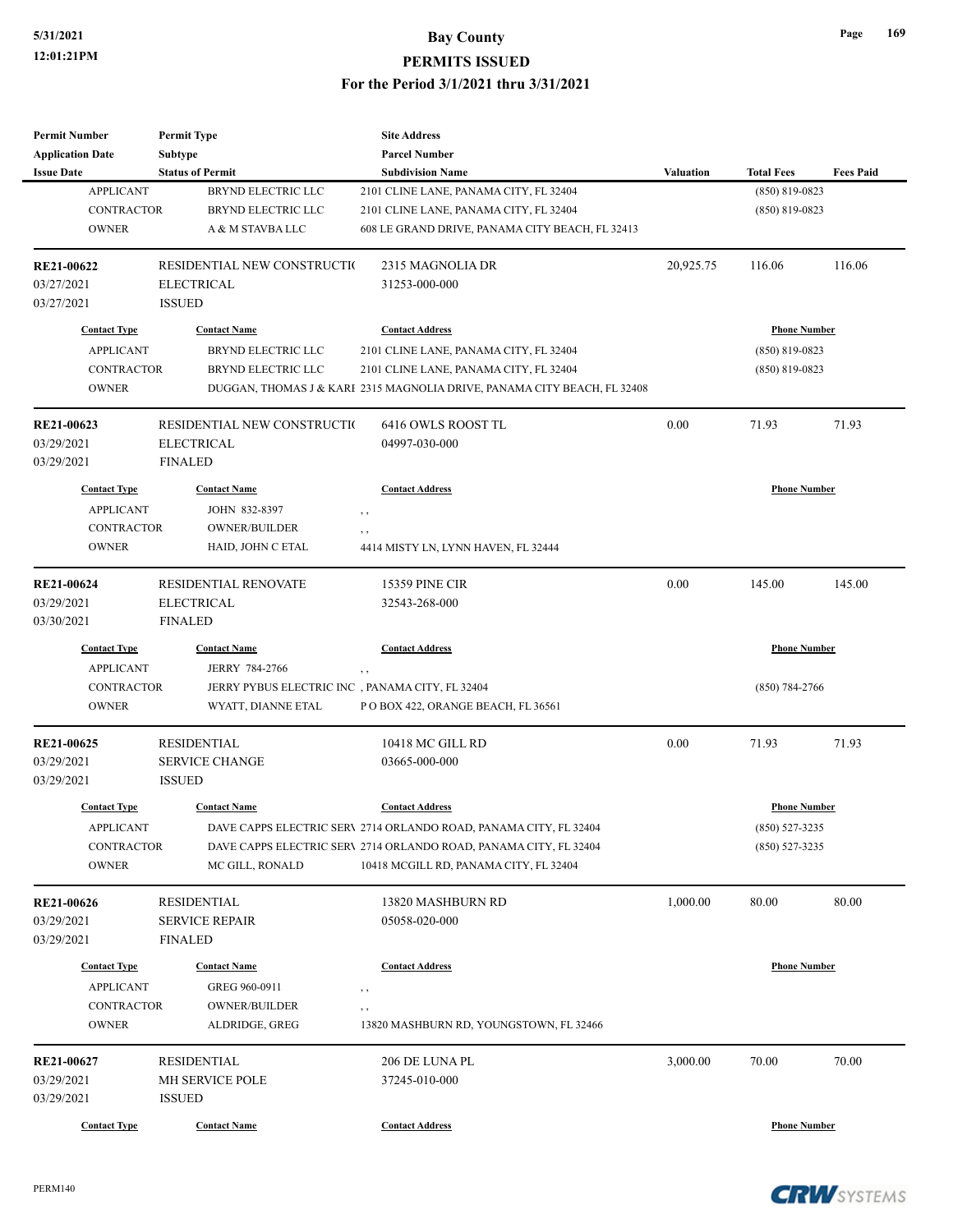| Permit Number<br>Application Date<br>Issue Date | Permit Type<br>Subtype<br>Status of Permit | Site Address<br>Parcel Number<br>Subdivision Name | Valuation | Total Fees | Fees Paid |
|---|---|---|---|---|---|
| APPLICANT | BRYND ELECTRIC LLC | 2101 CLINE LANE, PANAMA CITY, FL 32404 | | (850) 819-0823 | |
| CONTRACTOR | BRYND ELECTRIC LLC | 2101 CLINE LANE, PANAMA CITY, FL 32404 | | (850) 819-0823 | |
| OWNER | A & M STAVBA LLC | 608 LE GRAND DRIVE, PANAMA CITY BEACH, FL 32413 | | | |
| **RE21-00622**<br>03/27/2021<br>03/27/2021 | RESIDENTIAL NEW CONSTRUCTI(<br>ELECTRICAL<br>ISSUED | 2315 MAGNOLIA DR<br>31253-000-000 | 20,925.75 | 116.06 | 116.06 |
| Contact Type | Contact Name | Contact Address | | Phone Number | |
| APPLICANT | BRYND ELECTRIC LLC | 2101 CLINE LANE, PANAMA CITY, FL 32404 | | (850) 819-0823 | |
| CONTRACTOR | BRYND ELECTRIC LLC | 2101 CLINE LANE, PANAMA CITY, FL 32404 | | (850) 819-0823 | |
| OWNER | DUGGAN, THOMAS J & KARI | 2315 MAGNOLIA DRIVE, PANAMA CITY BEACH, FL 32408 | | | |
| **RE21-00623**<br>03/29/2021<br>03/29/2021 | RESIDENTIAL NEW CONSTRUCTI(<br>ELECTRICAL<br>FINALED | 6416 OWLS ROOST TL<br>04997-030-000 | 0.00 | 71.93 | 71.93 |
| Contact Type | Contact Name | Contact Address | | Phone Number | |
| APPLICANT | JOHN 832-8397 | , , | | | |
| CONTRACTOR | OWNER/BUILDER | , , | | | |
| OWNER | HAID, JOHN C ETAL | 4414 MISTY LN, LYNN HAVEN, FL 32444 | | | |
| **RE21-00624**<br>03/29/2021<br>03/30/2021 | RESIDENTIAL RENOVATE<br>ELECTRICAL<br>FINALED | 15359 PINE CIR<br>32543-268-000 | 0.00 | 145.00 | 145.00 |
| Contact Type | Contact Name | Contact Address | | Phone Number | |
| APPLICANT | JERRY 784-2766 | , , | | | |
| CONTRACTOR | JERRY PYBUS ELECTRIC INC | , PANAMA CITY, FL 32404 | | (850) 784-2766 | |
| OWNER | WYATT, DIANNE ETAL | P O BOX 422, ORANGE BEACH, FL 36561 | | | |
| **RE21-00625**<br>03/29/2021<br>03/29/2021 | RESIDENTIAL<br>SERVICE CHANGE<br>ISSUED | 10418 MC GILL RD<br>03665-000-000 | 0.00 | 71.93 | 71.93 |
| Contact Type | Contact Name | Contact Address | | Phone Number | |
| APPLICANT | DAVE CAPPS ELECTRIC SERV | 2714 ORLANDO ROAD, PANAMA CITY, FL 32404 | | (850) 527-3235 | |
| CONTRACTOR | DAVE CAPPS ELECTRIC SERV | 2714 ORLANDO ROAD, PANAMA CITY, FL 32404 | | (850) 527-3235 | |
| OWNER | MC GILL, RONALD | 10418 MCGILL RD, PANAMA CITY, FL 32404 | | | |
| **RE21-00626**<br>03/29/2021<br>03/29/2021 | RESIDENTIAL<br>SERVICE REPAIR<br>FINALED | 13820 MASHBURN RD<br>05058-020-000 | 1,000.00 | 80.00 | 80.00 |
| Contact Type | Contact Name | Contact Address | | Phone Number | |
| APPLICANT | GREG 960-0911 | , , | | | |
| CONTRACTOR | OWNER/BUILDER | , , | | | |
| OWNER | ALDRIDGE, GREG | 13820 MASHBURN RD, YOUNGSTOWN, FL 32466 | | | |
| **RE21-00627**<br>03/29/2021<br>03/29/2021 | RESIDENTIAL<br>MH SERVICE POLE<br>ISSUED | 206 DE LUNA PL<br>37245-010-000 | 3,000.00 | 70.00 | 70.00 |
| Contact Type | Contact Name | Contact Address | | Phone Number | |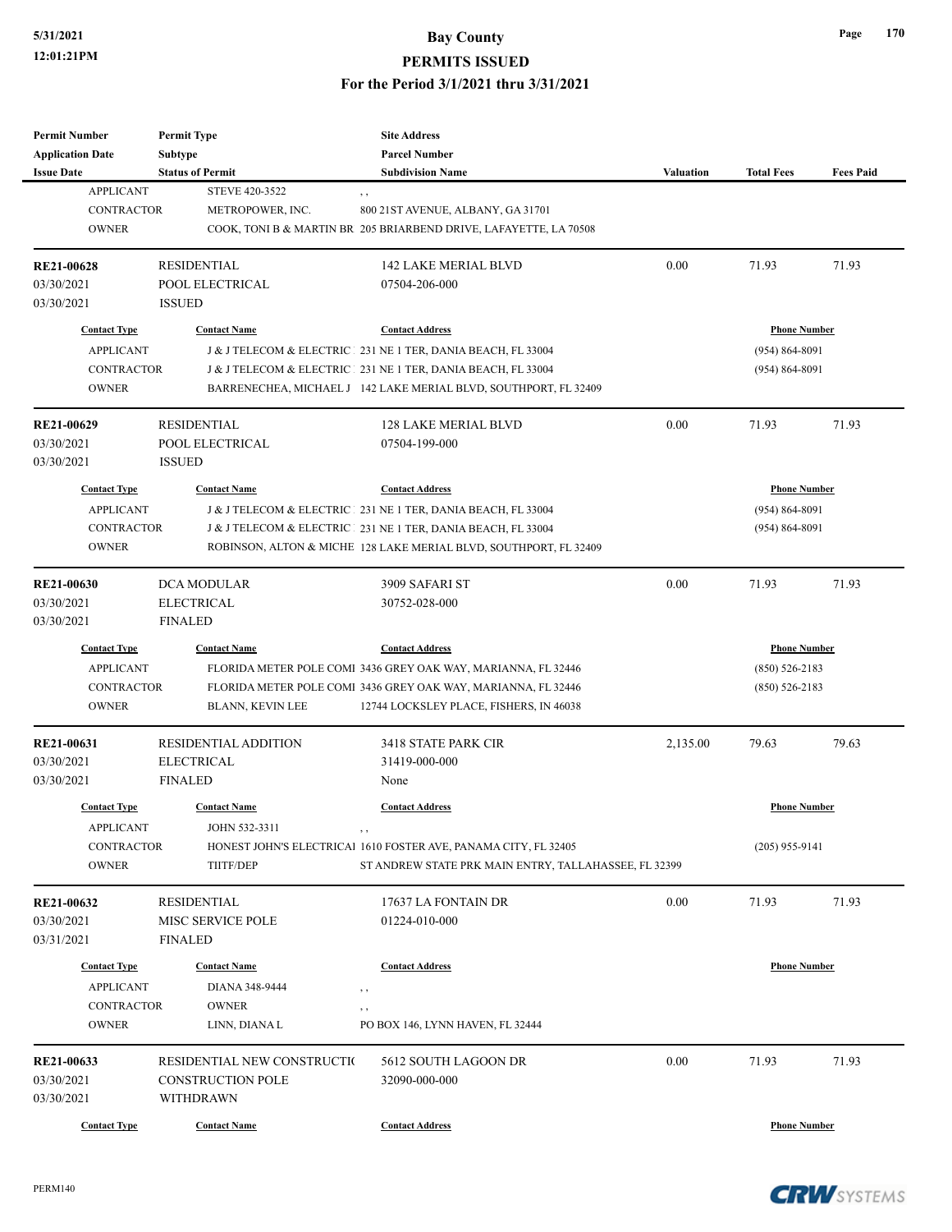| Permit Number | Permit Type | Site Address | | | |
|---|---|---|---|---|---|
| Application Date | Subtype | Parcel Number | | | |
| Issue Date | Status of Permit | Subdivision Name | Valuation | Total Fees | Fees Paid |

| | | | |
|---|---|---|---|
| APPLICANT | STEVE 420-3522 | , , | |
| CONTRACTOR | METROPOWER, INC. | 800 21ST AVENUE, ALBANY, GA 31701 | |
| OWNER | COOK, TONI B & MARTIN BR | 205 BRIARBEND DRIVE, LAFAYETTE, LA 70508 | |

| | | | | | |
|---|---|---|---|---|---|
| **RE21-00628** | RESIDENTIAL | 142 LAKE MERIAL BLVD | 0.00 | 71.93 | 71.93 |
| 03/30/2021 | POOL ELECTRICAL | 07504-206-000 | | | |
| 03/30/2021 | ISSUED | | | | |

| Contact Type | Contact Name | Contact Address | Phone Number |
|---|---|---|---|
| APPLICANT | J & J TELECOM & ELECTRIC | 231 NE 1 TER, DANIA BEACH, FL 33004 | (954) 864-8091 |
| CONTRACTOR | J & J TELECOM & ELECTRIC | 231 NE 1 TER, DANIA BEACH, FL 33004 | (954) 864-8091 |
| OWNER | BARRENECHEA, MICHAEL J | 142 LAKE MERIAL BLVD, SOUTHPORT, FL 32409 | |

| | | | | | |
|---|---|---|---|---|---|
| **RE21-00629** | RESIDENTIAL | 128 LAKE MERIAL BLVD | 0.00 | 71.93 | 71.93 |
| 03/30/2021 | POOL ELECTRICAL | 07504-199-000 | | | |
| 03/30/2021 | ISSUED | | | | |

| Contact Type | Contact Name | Contact Address | Phone Number |
|---|---|---|---|
| APPLICANT | J & J TELECOM & ELECTRIC | 231 NE 1 TER, DANIA BEACH, FL 33004 | (954) 864-8091 |
| CONTRACTOR | J & J TELECOM & ELECTRIC | 231 NE 1 TER, DANIA BEACH, FL 33004 | (954) 864-8091 |
| OWNER | ROBINSON, ALTON & MICHE | 128 LAKE MERIAL BLVD, SOUTHPORT, FL 32409 | |

| | | | | | |
|---|---|---|---|---|---|
| **RE21-00630** | DCA MODULAR | 3909 SAFARI ST | 0.00 | 71.93 | 71.93 |
| 03/30/2021 | ELECTRICAL | 30752-028-000 | | | |
| 03/30/2021 | FINALED | | | | |

| Contact Type | Contact Name | Contact Address | Phone Number |
|---|---|---|---|
| APPLICANT | FLORIDA METER POLE COMI | 3436 GREY OAK WAY, MARIANNA, FL 32446 | (850) 526-2183 |
| CONTRACTOR | FLORIDA METER POLE COMI | 3436 GREY OAK WAY, MARIANNA, FL 32446 | (850) 526-2183 |
| OWNER | BLANN, KEVIN LEE | 12744 LOCKSLEY PLACE, FISHERS, IN 46038 | |

| | | | | | |
|---|---|---|---|---|---|
| **RE21-00631** | RESIDENTIAL ADDITION | 3418 STATE PARK CIR | 2,135.00 | 79.63 | 79.63 |
| 03/30/2021 | ELECTRICAL | 31419-000-000 | | | |
| 03/30/2021 | FINALED | None | | | |

| Contact Type | Contact Name | Contact Address | Phone Number |
|---|---|---|---|
| APPLICANT | JOHN 532-3311 | , , | |
| CONTRACTOR | HONEST JOHN'S ELECTRICAI | 1610 FOSTER AVE, PANAMA CITY, FL 32405 | (205) 955-9141 |
| OWNER | TIITF/DEP | ST ANDREW STATE PRK MAIN ENTRY, TALLAHASSEE, FL 32399 | |

| | | | | | |
|---|---|---|---|---|---|
| **RE21-00632** | RESIDENTIAL | 17637 LA FONTAIN DR | 0.00 | 71.93 | 71.93 |
| 03/30/2021 | MISC SERVICE POLE | 01224-010-000 | | | |
| 03/31/2021 | FINALED | | | | |

| Contact Type | Contact Name | Contact Address | Phone Number |
|---|---|---|---|
| APPLICANT | DIANA 348-9444 | , , | |
| CONTRACTOR | OWNER | , , | |
| OWNER | LINN, DIANA L | PO BOX 146, LYNN HAVEN, FL 32444 | |

| | | | | | |
|---|---|---|---|---|---|
| **RE21-00633** | RESIDENTIAL NEW CONSTRUCTIO | 5612 SOUTH LAGOON DR | 0.00 | 71.93 | 71.93 |
| 03/30/2021 | CONSTRUCTION POLE | 32090-000-000 | | | |
| 03/30/2021 | WITHDRAWN | | | | |

| Contact Type | Contact Name | Contact Address | Phone Number |
|---|---|---|---|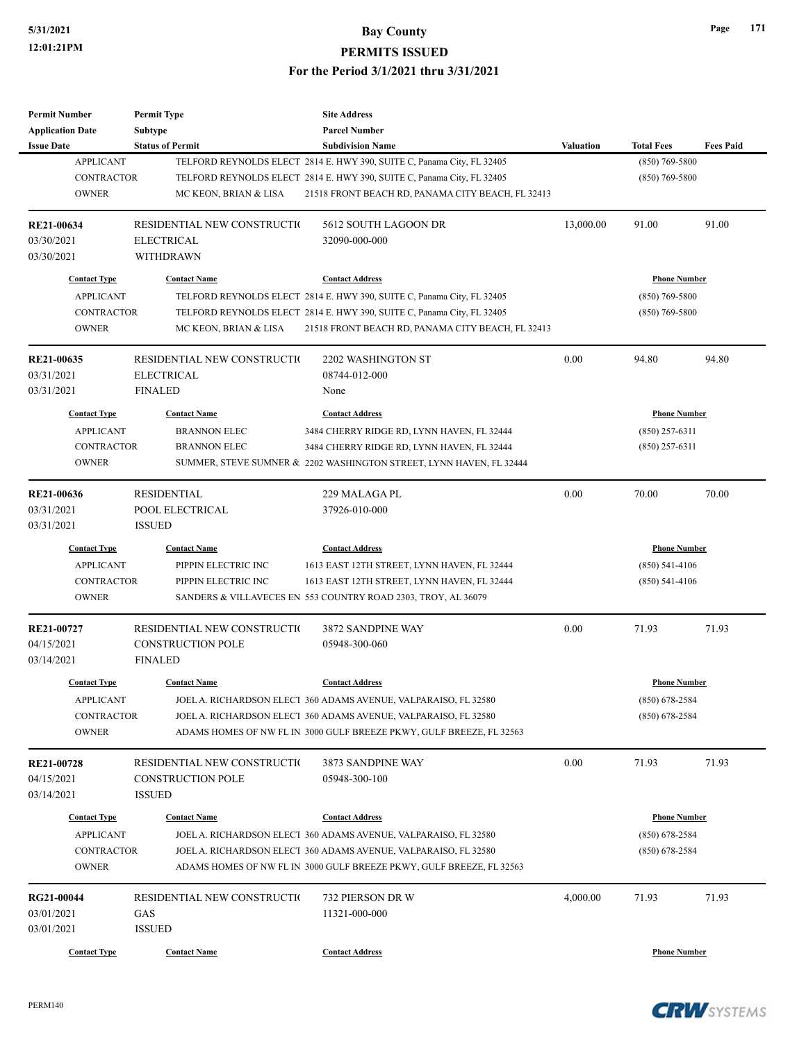| Permit Number | Permit Type | Site Address | | | |
|---|---|---|---|---|---|
| **Application Date** | **Subtype** | **Parcel Number** | | | |
| **Issue Date** | **Status of Permit** | **Subdivision Name** | **Valuation** | **Total Fees** | **Fees Paid** |

| Contact Type | Contact Name | Contact Address | Phone Number |
|---|---|---|---|
| APPLICANT | TELFORD REYNOLDS ELECT | 2814 E. HWY 390, SUITE C, Panama City, FL 32405 | (850) 769-5800 |
| CONTRACTOR | TELFORD REYNOLDS ELECT | 2814 E. HWY 390, SUITE C, Panama City, FL 32405 | (850) 769-5800 |
| OWNER | MC KEON, BRIAN & LISA | 21518 FRONT BEACH RD, PANAMA CITY BEACH, FL 32413 | |

| | | | | | |
|---|---|---|---|---|---|
| **RE21-00634** | RESIDENTIAL NEW CONSTRUCTI( | 5612 SOUTH LAGOON DR | 13,000.00 | 91.00 | 91.00 |
| 03/30/2021 | ELECTRICAL | 32090-000-000 | | | |
| 03/30/2021 | WITHDRAWN | | | | |

| Contact Type | Contact Name | Contact Address | Phone Number |
|---|---|---|---|
| APPLICANT | TELFORD REYNOLDS ELECT | 2814 E. HWY 390, SUITE C, Panama City, FL 32405 | (850) 769-5800 |
| CONTRACTOR | TELFORD REYNOLDS ELECT | 2814 E. HWY 390, SUITE C, Panama City, FL 32405 | (850) 769-5800 |
| OWNER | MC KEON, BRIAN & LISA | 21518 FRONT BEACH RD, PANAMA CITY BEACH, FL 32413 | |

| | | | | | |
|---|---|---|---|---|---|
| **RE21-00635** | RESIDENTIAL NEW CONSTRUCTI( | 2202 WASHINGTON ST | 0.00 | 94.80 | 94.80 |
| 03/31/2021 | ELECTRICAL | 08744-012-000 | | | |
| 03/31/2021 | FINALED | None | | | |

| Contact Type | Contact Name | Contact Address | Phone Number |
|---|---|---|---|
| APPLICANT | BRANNON ELEC | 3484 CHERRY RIDGE RD, LYNN HAVEN, FL 32444 | (850) 257-6311 |
| CONTRACTOR | BRANNON ELEC | 3484 CHERRY RIDGE RD, LYNN HAVEN, FL 32444 | (850) 257-6311 |
| OWNER | SUMMER, STEVE SUMNER & | 2202 WASHINGTON STREET, LYNN HAVEN, FL 32444 | |

| | | | | | |
|---|---|---|---|---|---|
| **RE21-00636** | RESIDENTIAL | 229 MALAGA PL | 0.00 | 70.00 | 70.00 |
| 03/31/2021 | POOL ELECTRICAL | 37926-010-000 | | | |
| 03/31/2021 | ISSUED | | | | |

| Contact Type | Contact Name | Contact Address | Phone Number |
|---|---|---|---|
| APPLICANT | PIPPIN ELECTRIC INC | 1613 EAST 12TH STREET, LYNN HAVEN, FL 32444 | (850) 541-4106 |
| CONTRACTOR | PIPPIN ELECTRIC INC | 1613 EAST 12TH STREET, LYNN HAVEN, FL 32444 | (850) 541-4106 |
| OWNER | SANDERS & VILLAVECES EN | 553 COUNTRY ROAD 2303, TROY, AL 36079 | |

| | | | | | |
|---|---|---|---|---|---|
| **RE21-00727** | RESIDENTIAL NEW CONSTRUCTI( | 3872 SANDPINE WAY | 0.00 | 71.93 | 71.93 |
| 04/15/2021 | CONSTRUCTION POLE | 05948-300-060 | | | |
| 03/14/2021 | FINALED | | | | |

| Contact Type | Contact Name | Contact Address | Phone Number |
|---|---|---|---|
| APPLICANT | JOEL A. RICHARDSON ELECT | 360 ADAMS AVENUE, VALPARAISO, FL 32580 | (850) 678-2584 |
| CONTRACTOR | JOEL A. RICHARDSON ELECT | 360 ADAMS AVENUE, VALPARAISO, FL 32580 | (850) 678-2584 |
| OWNER | ADAMS HOMES OF NW FL IN | 3000 GULF BREEZE PKWY, GULF BREEZE, FL 32563 | |

| | | | | | |
|---|---|---|---|---|---|
| **RE21-00728** | RESIDENTIAL NEW CONSTRUCTI( | 3873 SANDPINE WAY | 0.00 | 71.93 | 71.93 |
| 04/15/2021 | CONSTRUCTION POLE | 05948-300-100 | | | |
| 03/14/2021 | ISSUED | | | | |

| Contact Type | Contact Name | Contact Address | Phone Number |
|---|---|---|---|
| APPLICANT | JOEL A. RICHARDSON ELECT | 360 ADAMS AVENUE, VALPARAISO, FL 32580 | (850) 678-2584 |
| CONTRACTOR | JOEL A. RICHARDSON ELECT | 360 ADAMS AVENUE, VALPARAISO, FL 32580 | (850) 678-2584 |
| OWNER | ADAMS HOMES OF NW FL IN | 3000 GULF BREEZE PKWY, GULF BREEZE, FL 32563 | |

| | | | | | |
|---|---|---|---|---|---|
| **RG21-00044** | RESIDENTIAL NEW CONSTRUCTI( | 732 PIERSON DR W | 4,000.00 | 71.93 | 71.93 |
| 03/01/2021 | GAS | 11321-000-000 | | | |
| 03/01/2021 | ISSUED | | | | |

| Contact Type | Contact Name | Contact Address | Phone Number |
|---|---|---|---|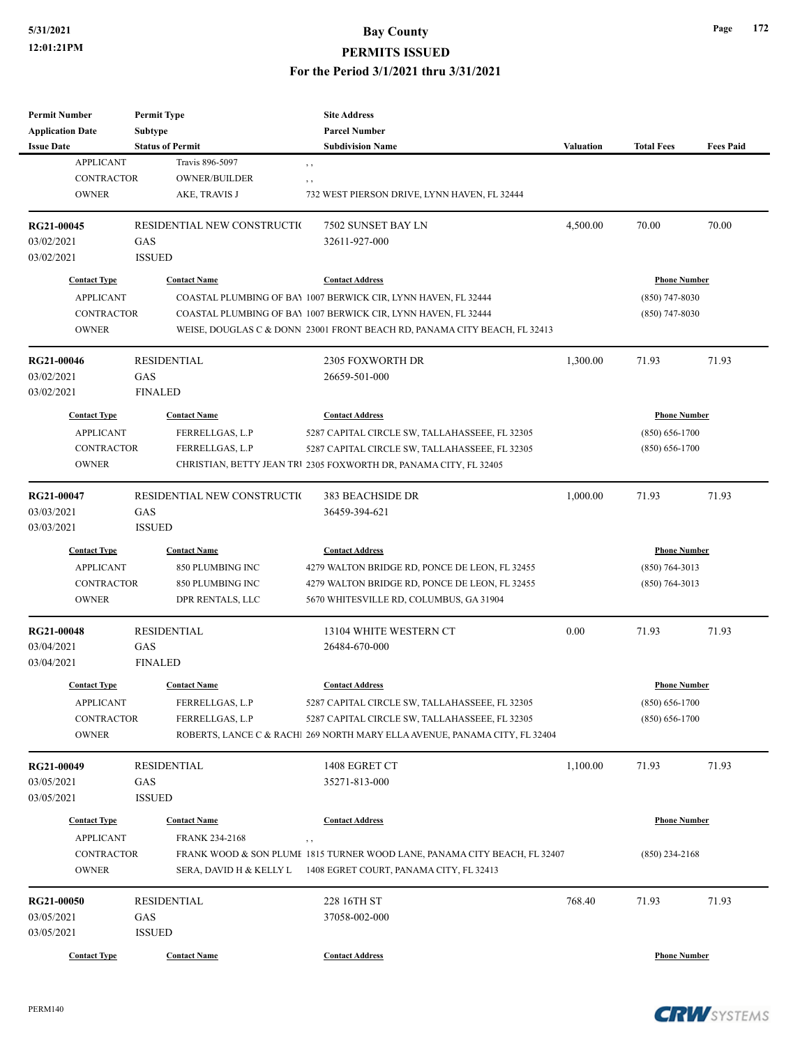| Permit Number<br>Application Date<br>Issue Date | Permit Type<br>Subtype<br>Status of Permit | Site Address<br>Parcel Number<br>Subdivision Name | Valuation | Total Fees | Fees Paid |
|---|---|---|---|---|---|
| APPLICANT | Travis 896-5097 | , , | | | |
| CONTRACTOR | OWNER/BUILDER | , , | | | |
| OWNER | AKE, TRAVIS J | 732 WEST PIERSON DRIVE, LYNN HAVEN, FL 32444 | | | |
| **RG21-00045**<br>03/02/2021<br>03/02/2021 | RESIDENTIAL NEW CONSTRUCTI(<br>GAS<br>ISSUED | 7502 SUNSET BAY LN<br>32611-927-000 | 4,500.00 | 70.00 | 70.00 |
| **Contact Type** | **Contact Name** | **Contact Address** | | **Phone Number** | |
| APPLICANT | COASTAL PLUMBING OF BAY | 1007 BERWICK CIR, LYNN HAVEN, FL 32444 | | (850) 747-8030 | |
| CONTRACTOR | COASTAL PLUMBING OF BAY | 1007 BERWICK CIR, LYNN HAVEN, FL 32444 | | (850) 747-8030 | |
| OWNER | WEISE, DOUGLAS C & DONN | 23001 FRONT BEACH RD, PANAMA CITY BEACH, FL 32413 | | | |
| **RG21-00046**<br>03/02/2021<br>03/02/2021 | RESIDENTIAL<br>GAS<br>FINALED | 2305 FOXWORTH DR<br>26659-501-000 | 1,300.00 | 71.93 | 71.93 |
| **Contact Type** | **Contact Name** | **Contact Address** | | **Phone Number** | |
| APPLICANT | FERRELLGAS, L.P | 5287 CAPITAL CIRCLE SW, TALLAHASSEEE, FL 32305 | | (850) 656-1700 | |
| CONTRACTOR | FERRELLGAS, L.P | 5287 CAPITAL CIRCLE SW, TALLAHASSEEE, FL 32305 | | (850) 656-1700 | |
| OWNER | CHRISTIAN, BETTY JEAN TRI | 2305 FOXWORTH DR, PANAMA CITY, FL 32405 | | | |
| **RG21-00047**<br>03/03/2021<br>03/03/2021 | RESIDENTIAL NEW CONSTRUCTI(<br>GAS<br>ISSUED | 383 BEACHSIDE DR<br>36459-394-621 | 1,000.00 | 71.93 | 71.93 |
| **Contact Type** | **Contact Name** | **Contact Address** | | **Phone Number** | |
| APPLICANT | 850 PLUMBING INC | 4279 WALTON BRIDGE RD, PONCE DE LEON, FL 32455 | | (850) 764-3013 | |
| CONTRACTOR | 850 PLUMBING INC | 4279 WALTON BRIDGE RD, PONCE DE LEON, FL 32455 | | (850) 764-3013 | |
| OWNER | DPR RENTALS, LLC | 5670 WHITESVILLE RD, COLUMBUS, GA 31904 | | | |
| **RG21-00048**<br>03/04/2021<br>03/04/2021 | RESIDENTIAL<br>GAS<br>FINALED | 13104 WHITE WESTERN CT<br>26484-670-000 | 0.00 | 71.93 | 71.93 |
| **Contact Type** | **Contact Name** | **Contact Address** | | **Phone Number** | |
| APPLICANT | FERRELLGAS, L.P | 5287 CAPITAL CIRCLE SW, TALLAHASSEEE, FL 32305 | | (850) 656-1700 | |
| CONTRACTOR | FERRELLGAS, L.P | 5287 CAPITAL CIRCLE SW, TALLAHASSEEE, FL 32305 | | (850) 656-1700 | |
| OWNER | ROBERTS, LANCE C & RACHI | 269 NORTH MARY ELLA AVENUE, PANAMA CITY, FL 32404 | | | |
| **RG21-00049**<br>03/05/2021<br>03/05/2021 | RESIDENTIAL<br>GAS<br>ISSUED | 1408 EGRET CT<br>35271-813-000 | 1,100.00 | 71.93 | 71.93 |
| **Contact Type** | **Contact Name** | **Contact Address** | | **Phone Number** | |
| APPLICANT | FRANK 234-2168 | , , | | | |
| CONTRACTOR | FRANK WOOD & SON PLUMI | 1815 TURNER WOOD LANE, PANAMA CITY BEACH, FL 32407 | | (850) 234-2168 | |
| OWNER | SERA, DAVID H & KELLY L | 1408 EGRET COURT, PANAMA CITY, FL 32413 | | | |
| **RG21-00050**<br>03/05/2021<br>03/05/2021 | RESIDENTIAL<br>GAS<br>ISSUED | 228 16TH ST<br>37058-002-000 | 768.40 | 71.93 | 71.93 |
| **Contact Type** | **Contact Name** | **Contact Address** | | **Phone Number** | |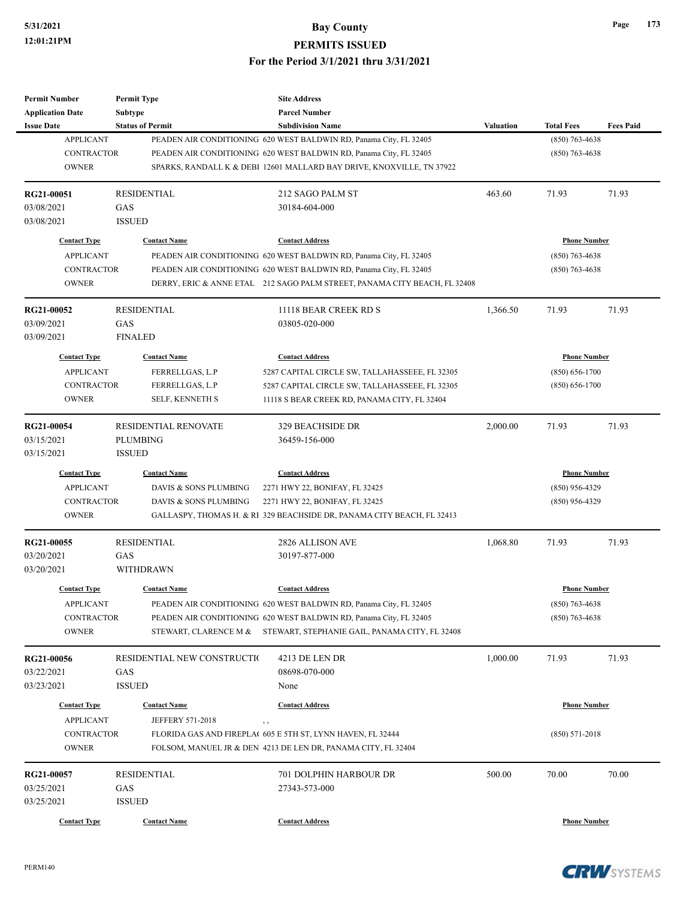# Bay County

## PERMITS ISSUED

### For the Period 3/1/2021 thru 3/31/2021

| Permit Number / Application Date / Issue Date | Permit Type / Subtype / Status of Permit | Site Address / Parcel Number / Subdivision Name | Valuation | Total Fees | Fees Paid |
|---|---|---|---|---|---|
| APPLICANT | PEADEN AIR CONDITIONING | 620 WEST BALDWIN RD, Panama City, FL 32405 | | (850) 763-4638 | |
| CONTRACTOR | PEADEN AIR CONDITIONING | 620 WEST BALDWIN RD, Panama City, FL 32405 | | (850) 763-4638 | |
| OWNER | SPARKS, RANDALL K & DEBI | 12601 MALLARD BAY DRIVE, KNOXVILLE, TN 37922 | | | |

| Permit Number / Application Date / Issue Date | Permit Type / Subtype / Status of Permit | Site Address / Parcel Number / Subdivision Name | Valuation | Total Fees | Fees Paid |
|---|---|---|---|---|---|
| **RG21-00051** | RESIDENTIAL | 212 SAGO PALM ST | 463.60 | 71.93 | 71.93 |
| 03/08/2021 | GAS | 30184-604-000 | | | |
| 03/08/2021 | ISSUED | | | | |

| Contact Type | Contact Name | Contact Address | Phone Number |
|---|---|---|---|
| APPLICANT | PEADEN AIR CONDITIONING | 620 WEST BALDWIN RD, Panama City, FL 32405 | (850) 763-4638 |
| CONTRACTOR | PEADEN AIR CONDITIONING | 620 WEST BALDWIN RD, Panama City, FL 32405 | (850) 763-4638 |
| OWNER | DERRY, ERIC & ANNE ETAL | 212 SAGO PALM STREET, PANAMA CITY BEACH, FL 32408 | |

| Permit Number / Application Date / Issue Date | Permit Type / Subtype / Status of Permit | Site Address / Parcel Number / Subdivision Name | Valuation | Total Fees | Fees Paid |
|---|---|---|---|---|---|
| **RG21-00052** | RESIDENTIAL | 11118 BEAR CREEK RD S | 1,366.50 | 71.93 | 71.93 |
| 03/09/2021 | GAS | 03805-020-000 | | | |
| 03/09/2021 | FINALED | | | | |

| Contact Type | Contact Name | Contact Address | Phone Number |
|---|---|---|---|
| APPLICANT | FERRELLGAS, L.P | 5287 CAPITAL CIRCLE SW, TALLAHASSEEE, FL 32305 | (850) 656-1700 |
| CONTRACTOR | FERRELLGAS, L.P | 5287 CAPITAL CIRCLE SW, TALLAHASSEEE, FL 32305 | (850) 656-1700 |
| OWNER | SELF, KENNETH S | 11118 S BEAR CREEK RD, PANAMA CITY, FL 32404 | |

| Permit Number / Application Date / Issue Date | Permit Type / Subtype / Status of Permit | Site Address / Parcel Number / Subdivision Name | Valuation | Total Fees | Fees Paid |
|---|---|---|---|---|---|
| **RG21-00054** | RESIDENTIAL RENOVATE | 329 BEACHSIDE DR | 2,000.00 | 71.93 | 71.93 |
| 03/15/2021 | PLUMBING | 36459-156-000 | | | |
| 03/15/2021 | ISSUED | | | | |

| Contact Type | Contact Name | Contact Address | Phone Number |
|---|---|---|---|
| APPLICANT | DAVIS & SONS PLUMBING | 2271 HWY 22, BONIFAY, FL 32425 | (850) 956-4329 |
| CONTRACTOR | DAVIS & SONS PLUMBING | 2271 HWY 22, BONIFAY, FL 32425 | (850) 956-4329 |
| OWNER | GALLASPY, THOMAS H. & RI | 329 BEACHSIDE DR, PANAMA CITY BEACH, FL 32413 | |

| Permit Number / Application Date / Issue Date | Permit Type / Subtype / Status of Permit | Site Address / Parcel Number / Subdivision Name | Valuation | Total Fees | Fees Paid |
|---|---|---|---|---|---|
| **RG21-00055** | RESIDENTIAL | 2826 ALLISON AVE | 1,068.80 | 71.93 | 71.93 |
| 03/20/2021 | GAS | 30197-877-000 | | | |
| 03/20/2021 | WITHDRAWN | | | | |

| Contact Type | Contact Name | Contact Address | Phone Number |
|---|---|---|---|
| APPLICANT | PEADEN AIR CONDITIONING | 620 WEST BALDWIN RD, Panama City, FL 32405 | (850) 763-4638 |
| CONTRACTOR | PEADEN AIR CONDITIONING | 620 WEST BALDWIN RD, Panama City, FL 32405 | (850) 763-4638 |
| OWNER | STEWART, CLARENCE M & | STEWART, STEPHANIE GAIL, PANAMA CITY, FL 32408 | |

| Permit Number / Application Date / Issue Date | Permit Type / Subtype / Status of Permit | Site Address / Parcel Number / Subdivision Name | Valuation | Total Fees | Fees Paid |
|---|---|---|---|---|---|
| **RG21-00056** | RESIDENTIAL NEW CONSTRUCTI( | 4213 DE LEN DR | 1,000.00 | 71.93 | 71.93 |
| 03/22/2021 | GAS | 08698-070-000 | | | |
| 03/23/2021 | ISSUED | None | | | |

| Contact Type | Contact Name | Contact Address | Phone Number |
|---|---|---|---|
| APPLICANT | JEFFERY 571-2018 | , , | |
| CONTRACTOR | FLORIDA GAS AND FIREPLA( | 605 E 5TH ST, LYNN HAVEN, FL 32444 | (850) 571-2018 |
| OWNER | FOLSOM, MANUEL JR & DEN | 4213 DE LEN DR, PANAMA CITY, FL 32404 | |

| Permit Number / Application Date / Issue Date | Permit Type / Subtype / Status of Permit | Site Address / Parcel Number / Subdivision Name | Valuation | Total Fees | Fees Paid |
|---|---|---|---|---|---|
| **RG21-00057** | RESIDENTIAL | 701 DOLPHIN HARBOUR DR | 500.00 | 70.00 | 70.00 |
| 03/25/2021 | GAS | 27343-573-000 | | | |
| 03/25/2021 | ISSUED | | | | |

| Contact Type | Contact Name | Contact Address | Phone Number |
|---|---|---|---|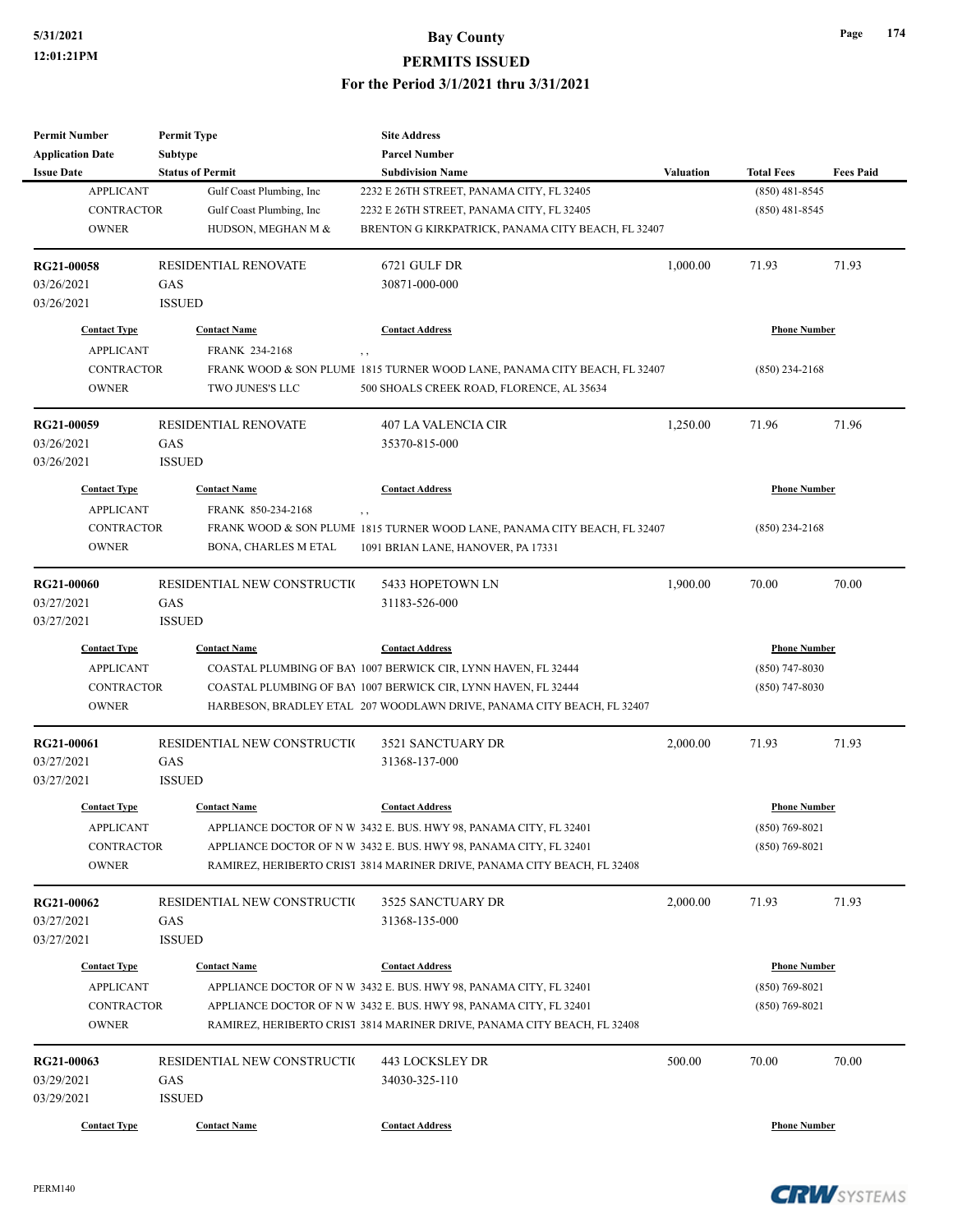# Bay County
## PERMITS ISSUED
### For the Period 3/1/2021 thru 3/31/2021

| Permit Number / Application Date / Issue Date | Permit Type / Subtype / Status of Permit | Site Address / Parcel Number / Subdivision Name | Valuation | Total Fees | Fees Paid |
|---|---|---|---|---|---|
| APPLICANT | Gulf Coast Plumbing, Inc | 2232 E 26TH STREET, PANAMA CITY, FL 32405 | | (850) 481-8545 | |
| CONTRACTOR | Gulf Coast Plumbing, Inc | 2232 E 26TH STREET, PANAMA CITY, FL 32405 | | (850) 481-8545 | |
| OWNER | HUDSON, MEGHAN M & | BRENTON G KIRKPATRICK, PANAMA CITY BEACH, FL 32407 | | | |

**RG21-00058** | RESIDENTIAL RENOVATE | 6721 GULF DR | 1,000.00 | 71.93 | 71.93
03/26/2021 | GAS | 30871-000-000
03/26/2021 | ISSUED

| Contact Type | Contact Name | Contact Address | Phone Number |
|---|---|---|---|
| APPLICANT | FRANK 234-2168 | , , | |
| CONTRACTOR | FRANK WOOD & SON PLUMI | 1815 TURNER WOOD LANE, PANAMA CITY BEACH, FL 32407 | (850) 234-2168 |
| OWNER | TWO JUNES'S LLC | 500 SHOALS CREEK ROAD, FLORENCE, AL 35634 | |

**RG21-00059** | RESIDENTIAL RENOVATE | 407 LA VALENCIA CIR | 1,250.00 | 71.96 | 71.96
03/26/2021 | GAS | 35370-815-000
03/26/2021 | ISSUED

| Contact Type | Contact Name | Contact Address | Phone Number |
|---|---|---|---|
| APPLICANT | FRANK 850-234-2168 | , , | |
| CONTRACTOR | FRANK WOOD & SON PLUMI | 1815 TURNER WOOD LANE, PANAMA CITY BEACH, FL 32407 | (850) 234-2168 |
| OWNER | BONA, CHARLES M ETAL | 1091 BRIAN LANE, HANOVER, PA 17331 | |

**RG21-00060** | RESIDENTIAL NEW CONSTRUCTI( | 5433 HOPETOWN LN | 1,900.00 | 70.00 | 70.00
03/27/2021 | GAS | 31183-526-000
03/27/2021 | ISSUED

| Contact Type | Contact Name | Contact Address | Phone Number |
|---|---|---|---|
| APPLICANT | COASTAL PLUMBING OF BA | 1007 BERWICK CIR, LYNN HAVEN, FL 32444 | (850) 747-8030 |
| CONTRACTOR | COASTAL PLUMBING OF BA | 1007 BERWICK CIR, LYNN HAVEN, FL 32444 | (850) 747-8030 |
| OWNER | HARBESON, BRADLEY ETAL | 207 WOODLAWN DRIVE, PANAMA CITY BEACH, FL 32407 | |

**RG21-00061** | RESIDENTIAL NEW CONSTRUCTI( | 3521 SANCTUARY DR | 2,000.00 | 71.93 | 71.93
03/27/2021 | GAS | 31368-137-000
03/27/2021 | ISSUED

| Contact Type | Contact Name | Contact Address | Phone Number |
|---|---|---|---|
| APPLICANT | APPLIANCE DOCTOR OF N W | 3432 E. BUS. HWY 98, PANAMA CITY, FL 32401 | (850) 769-8021 |
| CONTRACTOR | APPLIANCE DOCTOR OF N W | 3432 E. BUS. HWY 98, PANAMA CITY, FL 32401 | (850) 769-8021 |
| OWNER | RAMIREZ, HERIBERTO CRIST | 3814 MARINER DRIVE, PANAMA CITY BEACH, FL 32408 | |

**RG21-00062** | RESIDENTIAL NEW CONSTRUCTI( | 3525 SANCTUARY DR | 2,000.00 | 71.93 | 71.93
03/27/2021 | GAS | 31368-135-000
03/27/2021 | ISSUED

| Contact Type | Contact Name | Contact Address | Phone Number |
|---|---|---|---|
| APPLICANT | APPLIANCE DOCTOR OF N W | 3432 E. BUS. HWY 98, PANAMA CITY, FL 32401 | (850) 769-8021 |
| CONTRACTOR | APPLIANCE DOCTOR OF N W | 3432 E. BUS. HWY 98, PANAMA CITY, FL 32401 | (850) 769-8021 |
| OWNER | RAMIREZ, HERIBERTO CRIST | 3814 MARINER DRIVE, PANAMA CITY BEACH, FL 32408 | |

**RG21-00063** | RESIDENTIAL NEW CONSTRUCTI( | 443 LOCKSLEY DR | 500.00 | 70.00 | 70.00
03/29/2021 | GAS | 34030-325-110
03/29/2021 | ISSUED

| Contact Type | Contact Name | Contact Address | Phone Number |
|---|---|---|---|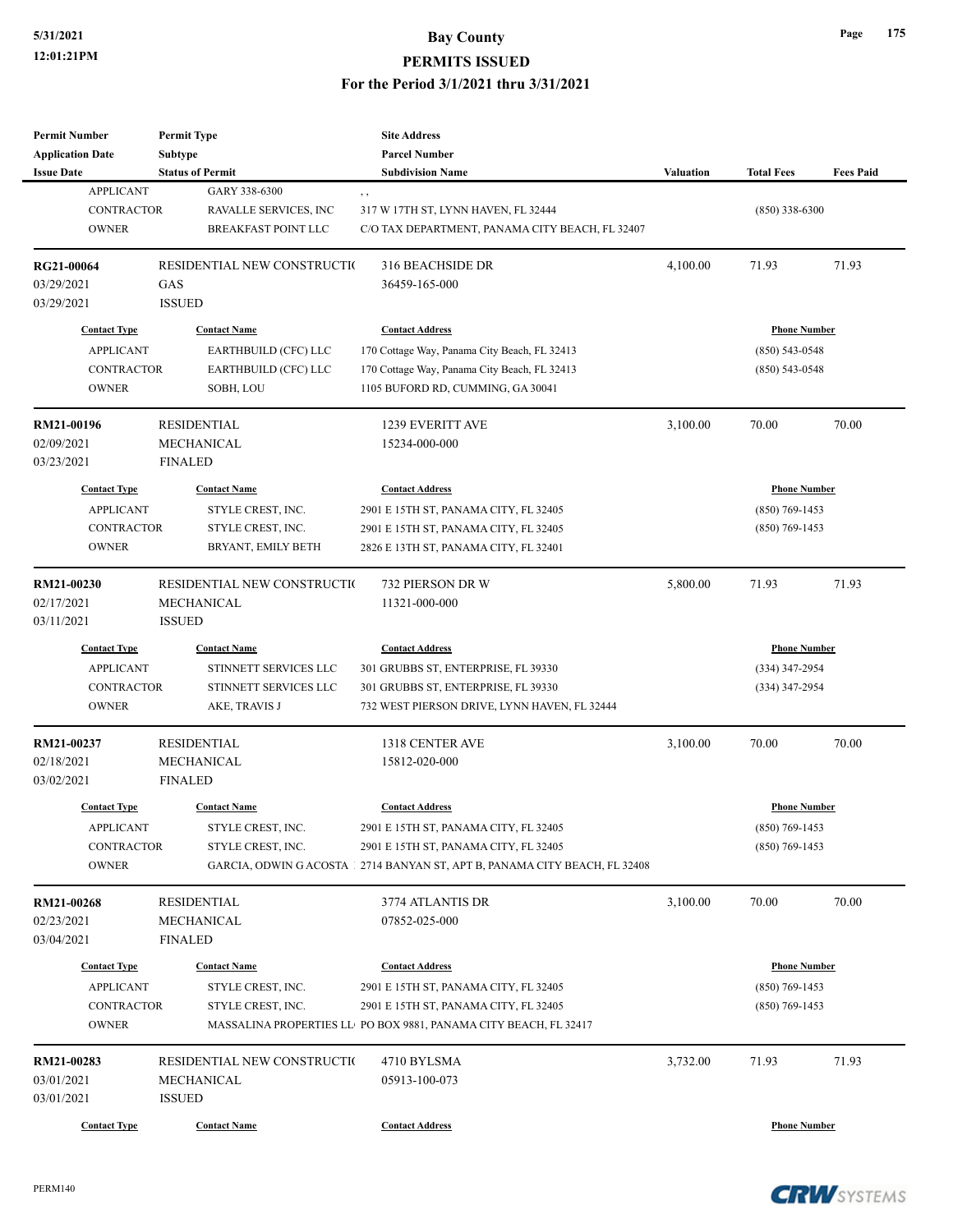| Permit Number / Application Date / Issue Date | Permit Type / Subtype / Status of Permit | Site Address / Parcel Number / Subdivision Name | Valuation | Total Fees | Fees Paid |
|---|---|---|---|---|---|
| APPLICANT | GARY 338-6300 | , , | | | |
| CONTRACTOR | RAVALLE SERVICES, INC | 317 W 17TH ST, LYNN HAVEN, FL 32444 | | (850) 338-6300 | |
| OWNER | BREAKFAST POINT LLC | C/O TAX DEPARTMENT, PANAMA CITY BEACH, FL 32407 | | | |
| **RG21-00064** | RESIDENTIAL NEW CONSTRUCTI( | 316 BEACHSIDE DR | 4,100.00 | 71.93 | 71.93 |
| 03/29/2021 | GAS | 36459-165-000 | | | |
| 03/29/2021 | ISSUED | | | | |
| **Contact Type** | **Contact Name** | **Contact Address** | | **Phone Number** | |
| APPLICANT | EARTHBUILD (CFC) LLC | 170 Cottage Way, Panama City Beach, FL 32413 | | (850) 543-0548 | |
| CONTRACTOR | EARTHBUILD (CFC) LLC | 170 Cottage Way, Panama City Beach, FL 32413 | | (850) 543-0548 | |
| OWNER | SOBH, LOU | 1105 BUFORD RD, CUMMING, GA 30041 | | | |
| **RM21-00196** | RESIDENTIAL | 1239 EVERITT AVE | 3,100.00 | 70.00 | 70.00 |
| 02/09/2021 | MECHANICAL | 15234-000-000 | | | |
| 03/23/2021 | FINALED | | | | |
| **Contact Type** | **Contact Name** | **Contact Address** | | **Phone Number** | |
| APPLICANT | STYLE CREST, INC. | 2901 E 15TH ST, PANAMA CITY, FL 32405 | | (850) 769-1453 | |
| CONTRACTOR | STYLE CREST, INC. | 2901 E 15TH ST, PANAMA CITY, FL 32405 | | (850) 769-1453 | |
| OWNER | BRYANT, EMILY BETH | 2826 E 13TH ST, PANAMA CITY, FL 32401 | | | |
| **RM21-00230** | RESIDENTIAL NEW CONSTRUCTI( | 732 PIERSON DR W | 5,800.00 | 71.93 | 71.93 |
| 02/17/2021 | MECHANICAL | 11321-000-000 | | | |
| 03/11/2021 | ISSUED | | | | |
| **Contact Type** | **Contact Name** | **Contact Address** | | **Phone Number** | |
| APPLICANT | STINNETT SERVICES LLC | 301 GRUBBS ST, ENTERPRISE, FL 39330 | | (334) 347-2954 | |
| CONTRACTOR | STINNETT SERVICES LLC | 301 GRUBBS ST, ENTERPRISE, FL 39330 | | (334) 347-2954 | |
| OWNER | AKE, TRAVIS J | 732 WEST PIERSON DRIVE, LYNN HAVEN, FL 32444 | | | |
| **RM21-00237** | RESIDENTIAL | 1318 CENTER AVE | 3,100.00 | 70.00 | 70.00 |
| 02/18/2021 | MECHANICAL | 15812-020-000 | | | |
| 03/02/2021 | FINALED | | | | |
| **Contact Type** | **Contact Name** | **Contact Address** | | **Phone Number** | |
| APPLICANT | STYLE CREST, INC. | 2901 E 15TH ST, PANAMA CITY, FL 32405 | | (850) 769-1453 | |
| CONTRACTOR | STYLE CREST, INC. | 2901 E 15TH ST, PANAMA CITY, FL 32405 | | (850) 769-1453 | |
| OWNER | GARCIA, ODWIN G ACOSTA | 2714 BANYAN ST, APT B, PANAMA CITY BEACH, FL 32408 | | | |
| **RM21-00268** | RESIDENTIAL | 3774 ATLANTIS DR | 3,100.00 | 70.00 | 70.00 |
| 02/23/2021 | MECHANICAL | 07852-025-000 | | | |
| 03/04/2021 | FINALED | | | | |
| **Contact Type** | **Contact Name** | **Contact Address** | | **Phone Number** | |
| APPLICANT | STYLE CREST, INC. | 2901 E 15TH ST, PANAMA CITY, FL 32405 | | (850) 769-1453 | |
| CONTRACTOR | STYLE CREST, INC. | 2901 E 15TH ST, PANAMA CITY, FL 32405 | | (850) 769-1453 | |
| OWNER | MASSALINA PROPERTIES LL | PO BOX 9881, PANAMA CITY BEACH, FL 32417 | | | |
| **RM21-00283** | RESIDENTIAL NEW CONSTRUCTI( | 4710 BYLSMA | 3,732.00 | 71.93 | 71.93 |
| 03/01/2021 | MECHANICAL | 05913-100-073 | | | |
| 03/01/2021 | ISSUED | | | | |
| **Contact Type** | **Contact Name** | **Contact Address** | | **Phone Number** | |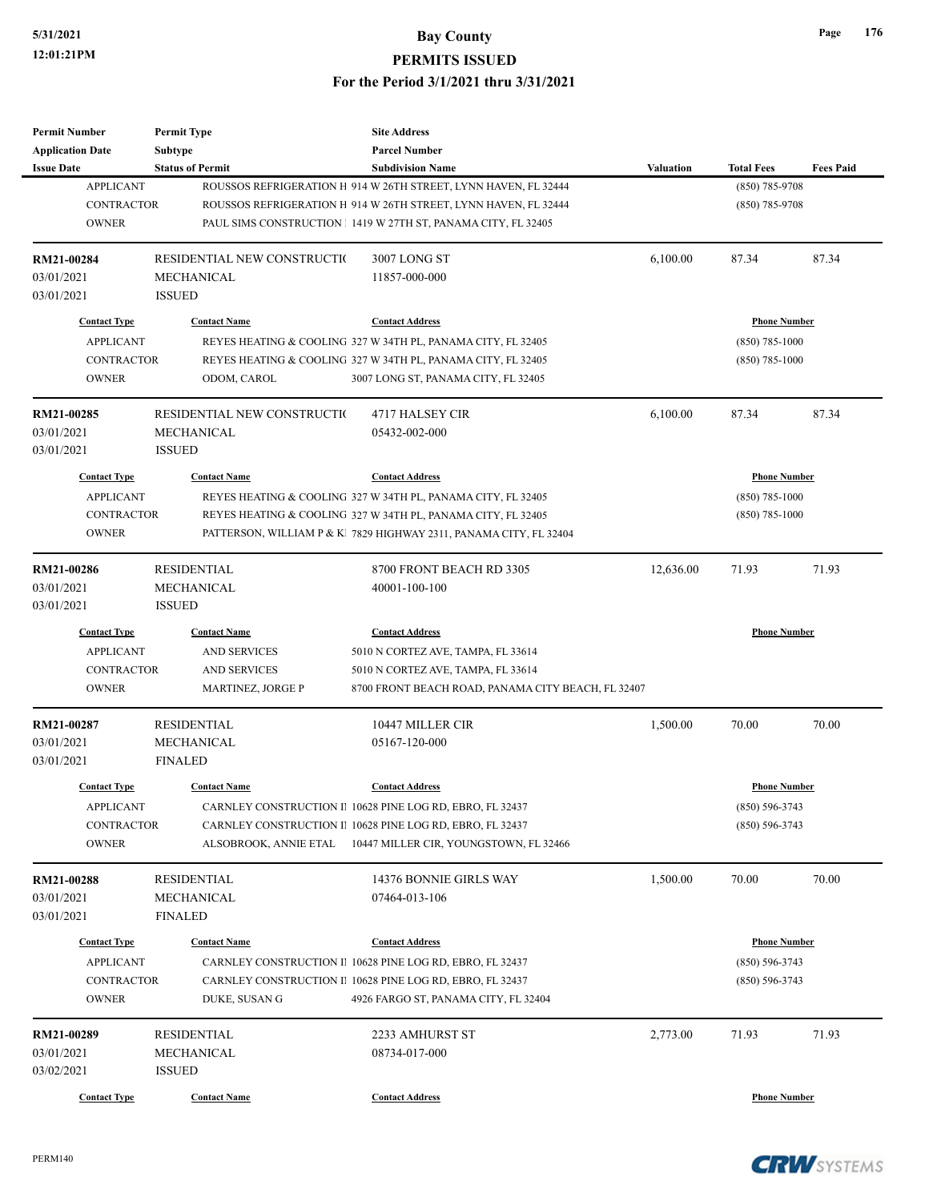# Bay County
## PERMITS ISSUED
### For the Period 3/1/2021 thru 3/31/2021

| Permit Number / Application Date / Issue Date | Permit Type / Subtype / Status of Permit | Site Address / Parcel Number / Subdivision Name | Valuation | Total Fees | Fees Paid |
|---|---|---|---|---|---|
| APPLICANT | ROUSSOS REFRIGERATION H | 914 W 26TH STREET, LYNN HAVEN, FL 32444 | | (850) 785-9708 | |
| CONTRACTOR | ROUSSOS REFRIGERATION H | 914 W 26TH STREET, LYNN HAVEN, FL 32444 | | (850) 785-9708 | |
| OWNER | PAUL SIMS CONSTRUCTION | 1419 W 27TH ST, PANAMA CITY, FL 32405 | | | |
| **RM21-00284** | RESIDENTIAL NEW CONSTRUCTI( | 3007 LONG ST | 6,100.00 | 87.34 | 87.34 |
| 03/01/2021 | MECHANICAL | 11857-000-000 | | | |
| 03/01/2021 | ISSUED | | | | |
| **Contact Type** | **Contact Name** | **Contact Address** | | **Phone Number** | |
| APPLICANT | REYES HEATING & COOLING | 327 W 34TH PL, PANAMA CITY, FL 32405 | | (850) 785-1000 | |
| CONTRACTOR | REYES HEATING & COOLING | 327 W 34TH PL, PANAMA CITY, FL 32405 | | (850) 785-1000 | |
| OWNER | ODOM, CAROL | 3007 LONG ST, PANAMA CITY, FL 32405 | | | |
| **RM21-00285** | RESIDENTIAL NEW CONSTRUCTI( | 4717 HALSEY CIR | 6,100.00 | 87.34 | 87.34 |
| 03/01/2021 | MECHANICAL | 05432-002-000 | | | |
| 03/01/2021 | ISSUED | | | | |
| **Contact Type** | **Contact Name** | **Contact Address** | | **Phone Number** | |
| APPLICANT | REYES HEATING & COOLING | 327 W 34TH PL, PANAMA CITY, FL 32405 | | (850) 785-1000 | |
| CONTRACTOR | REYES HEATING & COOLING | 327 W 34TH PL, PANAMA CITY, FL 32405 | | (850) 785-1000 | |
| OWNER | PATTERSON, WILLIAM P & K | 7829 HIGHWAY 2311, PANAMA CITY, FL 32404 | | | |
| **RM21-00286** | RESIDENTIAL | 8700 FRONT BEACH RD 3305 | 12,636.00 | 71.93 | 71.93 |
| 03/01/2021 | MECHANICAL | 40001-100-100 | | | |
| 03/01/2021 | ISSUED | | | | |
| **Contact Type** | **Contact Name** | **Contact Address** | | **Phone Number** | |
| APPLICANT | AND SERVICES | 5010 N CORTEZ AVE, TAMPA, FL 33614 | | | |
| CONTRACTOR | AND SERVICES | 5010 N CORTEZ AVE, TAMPA, FL 33614 | | | |
| OWNER | MARTINEZ, JORGE P | 8700 FRONT BEACH ROAD, PANAMA CITY BEACH, FL 32407 | | | |
| **RM21-00287** | RESIDENTIAL | 10447 MILLER CIR | 1,500.00 | 70.00 | 70.00 |
| 03/01/2021 | MECHANICAL | 05167-120-000 | | | |
| 03/01/2021 | FINALED | | | | |
| **Contact Type** | **Contact Name** | **Contact Address** | | **Phone Number** | |
| APPLICANT | CARNLEY CONSTRUCTION I | 10628 PINE LOG RD, EBRO, FL 32437 | | (850) 596-3743 | |
| CONTRACTOR | CARNLEY CONSTRUCTION I | 10628 PINE LOG RD, EBRO, FL 32437 | | (850) 596-3743 | |
| OWNER | ALSOBROOK, ANNIE ETAL | 10447 MILLER CIR, YOUNGSTOWN, FL 32466 | | | |
| **RM21-00288** | RESIDENTIAL | 14376 BONNIE GIRLS WAY | 1,500.00 | 70.00 | 70.00 |
| 03/01/2021 | MECHANICAL | 07464-013-106 | | | |
| 03/01/2021 | FINALED | | | | |
| **Contact Type** | **Contact Name** | **Contact Address** | | **Phone Number** | |
| APPLICANT | CARNLEY CONSTRUCTION I | 10628 PINE LOG RD, EBRO, FL 32437 | | (850) 596-3743 | |
| CONTRACTOR | CARNLEY CONSTRUCTION I | 10628 PINE LOG RD, EBRO, FL 32437 | | (850) 596-3743 | |
| OWNER | DUKE, SUSAN G | 4926 FARGO ST, PANAMA CITY, FL 32404 | | | |
| **RM21-00289** | RESIDENTIAL | 2233 AMHURST ST | 2,773.00 | 71.93 | 71.93 |
| 03/01/2021 | MECHANICAL | 08734-017-000 | | | |
| 03/02/2021 | ISSUED | | | | |
| **Contact Type** | **Contact Name** | **Contact Address** | | **Phone Number** | |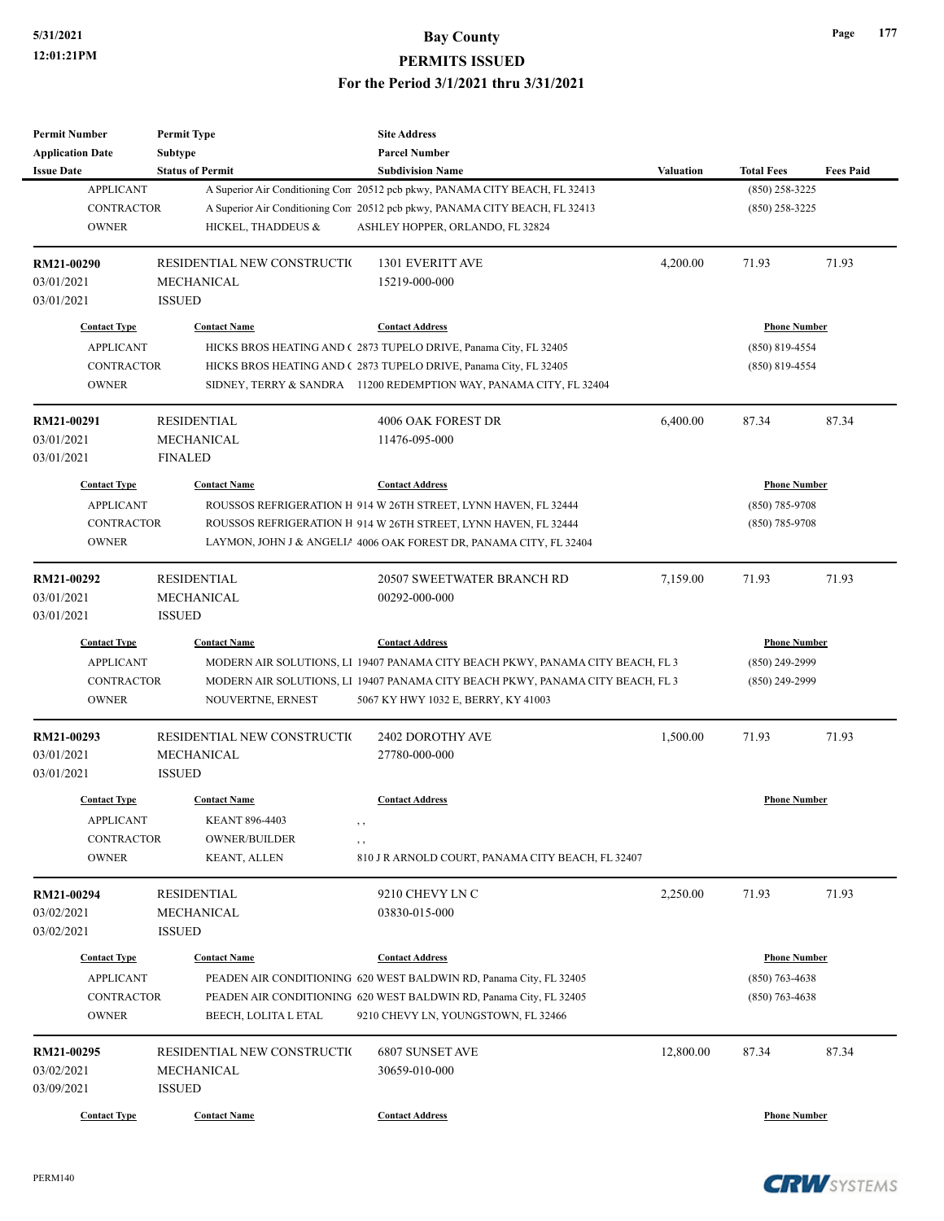| Permit Number | Permit Type | Site Address | | | |
|---|---|---|---|---|---|
| Application Date | Subtype | Parcel Number | | | |
| Issue Date | Status of Permit | Subdivision Name | Valuation | Total Fees | Fees Paid |

| Contact Type | Contact Name | Contact Address | Phone Number |
|---|---|---|---|
| APPLICANT | A Superior Air Conditioning Con | 20512 pcb pkwy, PANAMA CITY BEACH, FL 32413 | (850) 258-3225 |
| CONTRACTOR | A Superior Air Conditioning Con | 20512 pcb pkwy, PANAMA CITY BEACH, FL 32413 | (850) 258-3225 |
| OWNER | HICKEL, THADDEUS & | ASHLEY HOPPER, ORLANDO, FL 32824 | |

| RM21-00290 | RESIDENTIAL NEW CONSTRUCTIO | 1301 EVERITT AVE | 4,200.00 | 71.93 | 71.93 |
|---|---|---|---|---|---|
| 03/01/2021 | MECHANICAL | 15219-000-000 | | | |
| 03/01/2021 | ISSUED | | | | |

| Contact Type | Contact Name | Contact Address | Phone Number |
|---|---|---|---|
| APPLICANT | HICKS BROS HEATING AND ( | 2873 TUPELO DRIVE, Panama City, FL 32405 | (850) 819-4554 |
| CONTRACTOR | HICKS BROS HEATING AND ( | 2873 TUPELO DRIVE, Panama City, FL 32405 | (850) 819-4554 |
| OWNER | SIDNEY, TERRY & SANDRA | 11200 REDEMPTION WAY, PANAMA CITY, FL 32404 | |

| RM21-00291 | RESIDENTIAL | 4006 OAK FOREST DR | 6,400.00 | 87.34 | 87.34 |
|---|---|---|---|---|---|
| 03/01/2021 | MECHANICAL | 11476-095-000 | | | |
| 03/01/2021 | FINALED | | | | |

| Contact Type | Contact Name | Contact Address | Phone Number |
|---|---|---|---|
| APPLICANT | ROUSSOS REFRIGERATION H | 914 W 26TH STREET, LYNN HAVEN, FL 32444 | (850) 785-9708 |
| CONTRACTOR | ROUSSOS REFRIGERATION H | 914 W 26TH STREET, LYNN HAVEN, FL 32444 | (850) 785-9708 |
| OWNER | LAYMON, JOHN J & ANGELI/ | 4006 OAK FOREST DR, PANAMA CITY, FL 32404 | |

| RM21-00292 | RESIDENTIAL | 20507 SWEETWATER BRANCH RD | 7,159.00 | 71.93 | 71.93 |
|---|---|---|---|---|---|
| 03/01/2021 | MECHANICAL | 00292-000-000 | | | |
| 03/01/2021 | ISSUED | | | | |

| Contact Type | Contact Name | Contact Address | Phone Number |
|---|---|---|---|
| APPLICANT | MODERN AIR SOLUTIONS, LI | 19407 PANAMA CITY BEACH PKWY, PANAMA CITY BEACH, FL 3 | (850) 249-2999 |
| CONTRACTOR | MODERN AIR SOLUTIONS, LI | 19407 PANAMA CITY BEACH PKWY, PANAMA CITY BEACH, FL 3 | (850) 249-2999 |
| OWNER | NOUVERTNE, ERNEST | 5067 KY HWY 1032 E, BERRY, KY 41003 | |

| RM21-00293 | RESIDENTIAL NEW CONSTRUCTIO | 2402 DOROTHY AVE | 1,500.00 | 71.93 | 71.93 |
|---|---|---|---|---|---|
| 03/01/2021 | MECHANICAL | 27780-000-000 | | | |
| 03/01/2021 | ISSUED | | | | |

| Contact Type | Contact Name | Contact Address | Phone Number |
|---|---|---|---|
| APPLICANT | KEANT 896-4403 | , , | |
| CONTRACTOR | OWNER/BUILDER | , , | |
| OWNER | KEANT, ALLEN | 810 J R ARNOLD COURT, PANAMA CITY BEACH, FL 32407 | |

| RM21-00294 | RESIDENTIAL | 9210 CHEVY LN C | 2,250.00 | 71.93 | 71.93 |
|---|---|---|---|---|---|
| 03/02/2021 | MECHANICAL | 03830-015-000 | | | |
| 03/02/2021 | ISSUED | | | | |

| Contact Type | Contact Name | Contact Address | Phone Number |
|---|---|---|---|
| APPLICANT | PEADEN AIR CONDITIONING | 620 WEST BALDWIN RD, Panama City, FL 32405 | (850) 763-4638 |
| CONTRACTOR | PEADEN AIR CONDITIONING | 620 WEST BALDWIN RD, Panama City, FL 32405 | (850) 763-4638 |
| OWNER | BEECH, LOLITA L ETAL | 9210 CHEVY LN, YOUNGSTOWN, FL 32466 | |

| RM21-00295 | RESIDENTIAL NEW CONSTRUCTIO | 6807 SUNSET AVE | 12,800.00 | 87.34 | 87.34 |
|---|---|---|---|---|---|
| 03/02/2021 | MECHANICAL | 30659-010-000 | | | |
| 03/09/2021 | ISSUED | | | | |

| Contact Type | Contact Name | Contact Address | Phone Number |
|---|---|---|---|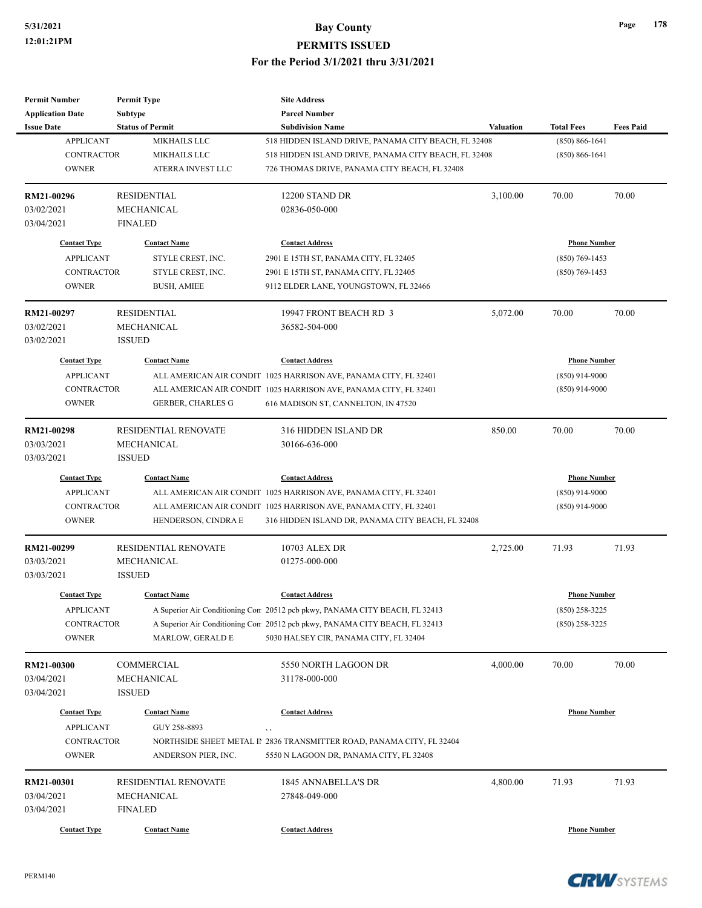| Permit Number | Permit Type | Site Address | | | |
|---|---|---|---|---|---|
| Application Date | Subtype | Parcel Number | | | |
| Issue Date | Status of Permit | Subdivision Name | Valuation | Total Fees | Fees Paid |
| APPLICANT | MIKHAILS LLC | 518 HIDDEN ISLAND DRIVE, PANAMA CITY BEACH, FL 32408 | | (850) 866-1641 | |
| CONTRACTOR | MIKHAILS LLC | 518 HIDDEN ISLAND DRIVE, PANAMA CITY BEACH, FL 32408 | | (850) 866-1641 | |
| OWNER | ATERRA INVEST LLC | 726 THOMAS DRIVE, PANAMA CITY BEACH, FL 32408 | | | |
| **RM21-00296** | RESIDENTIAL | 12200 STAND DR | 3,100.00 | 70.00 | 70.00 |
| 03/02/2021 | MECHANICAL | 02836-050-000 | | | |
| 03/04/2021 | FINALED | | | | |
| Contact Type | Contact Name | Contact Address | | Phone Number | |
| APPLICANT | STYLE CREST, INC. | 2901 E 15TH ST, PANAMA CITY, FL 32405 | | (850) 769-1453 | |
| CONTRACTOR | STYLE CREST, INC. | 2901 E 15TH ST, PANAMA CITY, FL 32405 | | (850) 769-1453 | |
| OWNER | BUSH, AMIEE | 9112 ELDER LANE, YOUNGSTOWN, FL 32466 | | | |
| **RM21-00297** | RESIDENTIAL | 19947 FRONT BEACH RD 3 | 5,072.00 | 70.00 | 70.00 |
| 03/02/2021 | MECHANICAL | 36582-504-000 | | | |
| 03/02/2021 | ISSUED | | | | |
| Contact Type | Contact Name | Contact Address | | Phone Number | |
| APPLICANT | ALL AMERICAN AIR CONDIT | 1025 HARRISON AVE, PANAMA CITY, FL 32401 | | (850) 914-9000 | |
| CONTRACTOR | ALL AMERICAN AIR CONDIT | 1025 HARRISON AVE, PANAMA CITY, FL 32401 | | (850) 914-9000 | |
| OWNER | GERBER, CHARLES G | 616 MADISON ST, CANNELTON, IN 47520 | | | |
| **RM21-00298** | RESIDENTIAL RENOVATE | 316 HIDDEN ISLAND DR | 850.00 | 70.00 | 70.00 |
| 03/03/2021 | MECHANICAL | 30166-636-000 | | | |
| 03/03/2021 | ISSUED | | | | |
| Contact Type | Contact Name | Contact Address | | Phone Number | |
| APPLICANT | ALL AMERICAN AIR CONDIT | 1025 HARRISON AVE, PANAMA CITY, FL 32401 | | (850) 914-9000 | |
| CONTRACTOR | ALL AMERICAN AIR CONDIT | 1025 HARRISON AVE, PANAMA CITY, FL 32401 | | (850) 914-9000 | |
| OWNER | HENDERSON, CINDRA E | 316 HIDDEN ISLAND DR, PANAMA CITY BEACH, FL 32408 | | | |
| **RM21-00299** | RESIDENTIAL RENOVATE | 10703 ALEX DR | 2,725.00 | 71.93 | 71.93 |
| 03/03/2021 | MECHANICAL | 01275-000-000 | | | |
| 03/03/2021 | ISSUED | | | | |
| Contact Type | Contact Name | Contact Address | | Phone Number | |
| APPLICANT | A Superior Air Conditioning Con | 20512 pcb pkwy, PANAMA CITY BEACH, FL 32413 | | (850) 258-3225 | |
| CONTRACTOR | A Superior Air Conditioning Con | 20512 pcb pkwy, PANAMA CITY BEACH, FL 32413 | | (850) 258-3225 | |
| OWNER | MARLOW, GERALD E | 5030 HALSEY CIR, PANAMA CITY, FL 32404 | | | |
| **RM21-00300** | COMMERCIAL | 5550 NORTH LAGOON DR | 4,000.00 | 70.00 | 70.00 |
| 03/04/2021 | MECHANICAL | 31178-000-000 | | | |
| 03/04/2021 | ISSUED | | | | |
| Contact Type | Contact Name | Contact Address | | Phone Number | |
| APPLICANT | GUY 258-8893 | , , | | | |
| CONTRACTOR | NORTHSIDE SHEET METAL IN | 2836 TRANSMITTER ROAD, PANAMA CITY, FL 32404 | | | |
| OWNER | ANDERSON PIER, INC. | 5550 N LAGOON DR, PANAMA CITY, FL 32408 | | | |
| **RM21-00301** | RESIDENTIAL RENOVATE | 1845 ANNABELLA'S DR | 4,800.00 | 71.93 | 71.93 |
| 03/04/2021 | MECHANICAL | 27848-049-000 | | | |
| 03/04/2021 | FINALED | | | | |
| Contact Type | Contact Name | Contact Address | | Phone Number | |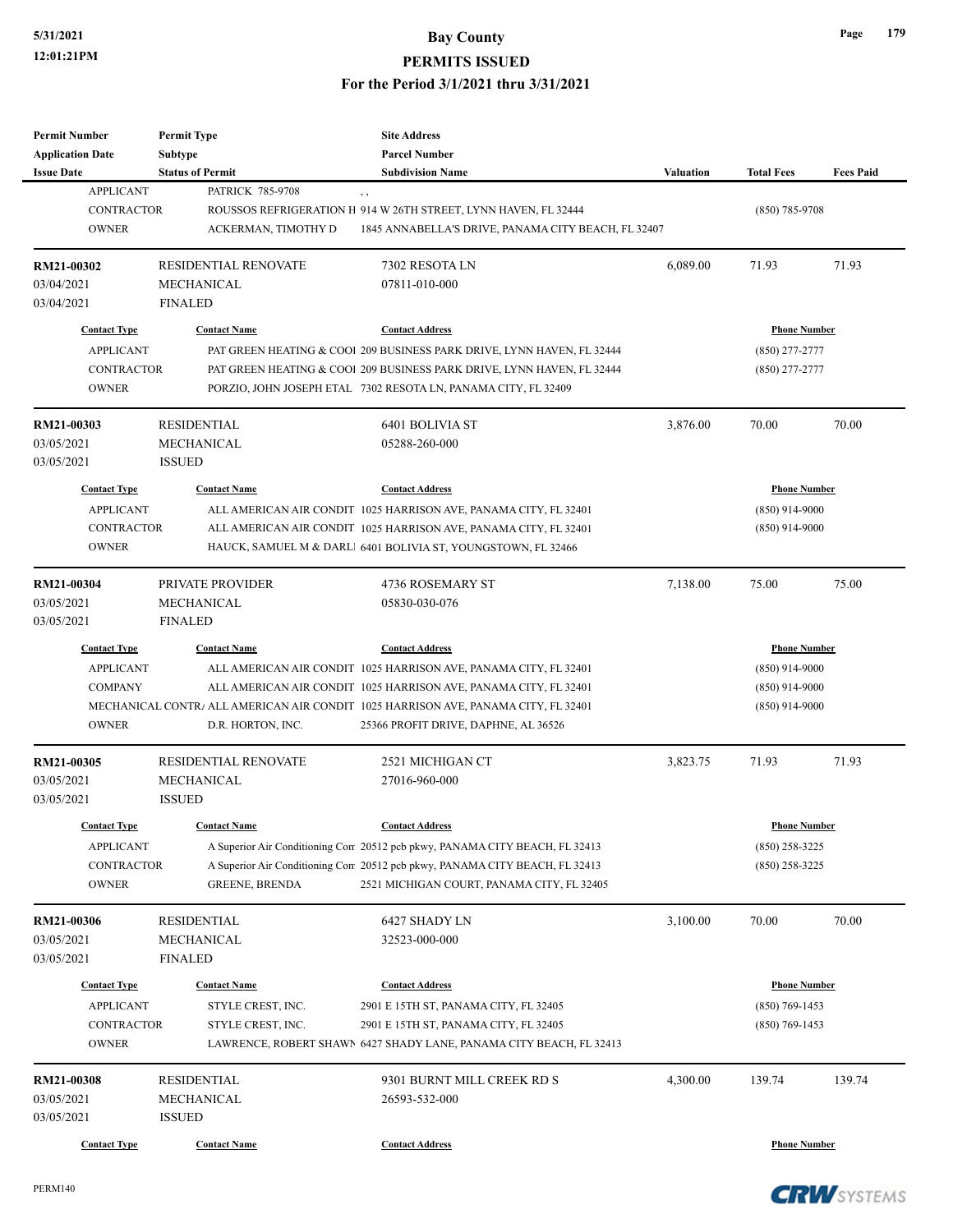# Bay County
## PERMITS ISSUED
### For the Period 3/1/2021 thru 3/31/2021

5/31/2021
12:01:21PM

| Permit Number / Application Date / Issue Date | Permit Type / Subtype / Status of Permit | Site Address / Parcel Number / Subdivision Name | Valuation | Total Fees | Fees Paid |
|---|---|---|---|---|---|
| APPLICANT | PATRICK 785-9708 | , , | | | |
| CONTRACTOR | ROUSSOS REFRIGERATION H | 914 W 26TH STREET, LYNN HAVEN, FL 32444 | | (850) 785-9708 | |
| OWNER | ACKERMAN, TIMOTHY D | 1845 ANNABELLA'S DRIVE, PANAMA CITY BEACH, FL 32407 | | | |
| **RM21-00302** | RESIDENTIAL RENOVATE | 7302 RESOTA LN | 6,089.00 | 71.93 | 71.93 |
| 03/04/2021 | MECHANICAL | 07811-010-000 | | | |
| 03/04/2021 | FINALED | | | | |
| **Contact Type** | **Contact Name** | **Contact Address** | | **Phone Number** | |
| APPLICANT | PAT GREEN HEATING & COOI | 209 BUSINESS PARK DRIVE, LYNN HAVEN, FL 32444 | | (850) 277-2777 | |
| CONTRACTOR | PAT GREEN HEATING & COOI | 209 BUSINESS PARK DRIVE, LYNN HAVEN, FL 32444 | | (850) 277-2777 | |
| OWNER | PORZIO, JOHN JOSEPH ETAL | 7302 RESOTA LN, PANAMA CITY, FL 32409 | | | |
| **RM21-00303** | RESIDENTIAL | 6401 BOLIVIA ST | 3,876.00 | 70.00 | 70.00 |
| 03/05/2021 | MECHANICAL | 05288-260-000 | | | |
| 03/05/2021 | ISSUED | | | | |
| **Contact Type** | **Contact Name** | **Contact Address** | | **Phone Number** | |
| APPLICANT | ALL AMERICAN AIR CONDIT | 1025 HARRISON AVE, PANAMA CITY, FL 32401 | | (850) 914-9000 | |
| CONTRACTOR | ALL AMERICAN AIR CONDIT | 1025 HARRISON AVE, PANAMA CITY, FL 32401 | | (850) 914-9000 | |
| OWNER | HAUCK, SAMUEL M & DARLI | 6401 BOLIVIA ST, YOUNGSTOWN, FL 32466 | | | |
| **RM21-00304** | PRIVATE PROVIDER | 4736 ROSEMARY ST | 7,138.00 | 75.00 | 75.00 |
| 03/05/2021 | MECHANICAL | 05830-030-076 | | | |
| 03/05/2021 | FINALED | | | | |
| **Contact Type** | **Contact Name** | **Contact Address** | | **Phone Number** | |
| APPLICANT | ALL AMERICAN AIR CONDIT | 1025 HARRISON AVE, PANAMA CITY, FL 32401 | | (850) 914-9000 | |
| COMPANY | ALL AMERICAN AIR CONDIT | 1025 HARRISON AVE, PANAMA CITY, FL 32401 | | (850) 914-9000 | |
| MECHANICAL CONTR/ | ALL AMERICAN AIR CONDIT | 1025 HARRISON AVE, PANAMA CITY, FL 32401 | | (850) 914-9000 | |
| OWNER | D.R. HORTON, INC. | 25366 PROFIT DRIVE, DAPHNE, AL 36526 | | | |
| **RM21-00305** | RESIDENTIAL RENOVATE | 2521 MICHIGAN CT | 3,823.75 | 71.93 | 71.93 |
| 03/05/2021 | MECHANICAL | 27016-960-000 | | | |
| 03/05/2021 | ISSUED | | | | |
| **Contact Type** | **Contact Name** | **Contact Address** | | **Phone Number** | |
| APPLICANT | A Superior Air Conditioning Con | 20512 pcb pkwy, PANAMA CITY BEACH, FL 32413 | | (850) 258-3225 | |
| CONTRACTOR | A Superior Air Conditioning Con | 20512 pcb pkwy, PANAMA CITY BEACH, FL 32413 | | (850) 258-3225 | |
| OWNER | GREENE, BRENDA | 2521 MICHIGAN COURT, PANAMA CITY, FL 32405 | | | |
| **RM21-00306** | RESIDENTIAL | 6427 SHADY LN | 3,100.00 | 70.00 | 70.00 |
| 03/05/2021 | MECHANICAL | 32523-000-000 | | | |
| 03/05/2021 | FINALED | | | | |
| **Contact Type** | **Contact Name** | **Contact Address** | | **Phone Number** | |
| APPLICANT | STYLE CREST, INC. | 2901 E 15TH ST, PANAMA CITY, FL 32405 | | (850) 769-1453 | |
| CONTRACTOR | STYLE CREST, INC. | 2901 E 15TH ST, PANAMA CITY, FL 32405 | | (850) 769-1453 | |
| OWNER | LAWRENCE, ROBERT SHAWN | 6427 SHADY LANE, PANAMA CITY BEACH, FL 32413 | | | |
| **RM21-00308** | RESIDENTIAL | 9301 BURNT MILL CREEK RD S | 4,300.00 | 139.74 | 139.74 |
| 03/05/2021 | MECHANICAL | 26593-532-000 | | | |
| 03/05/2021 | ISSUED | | | | |
| **Contact Type** | **Contact Name** | **Contact Address** | | **Phone Number** | |

PERM140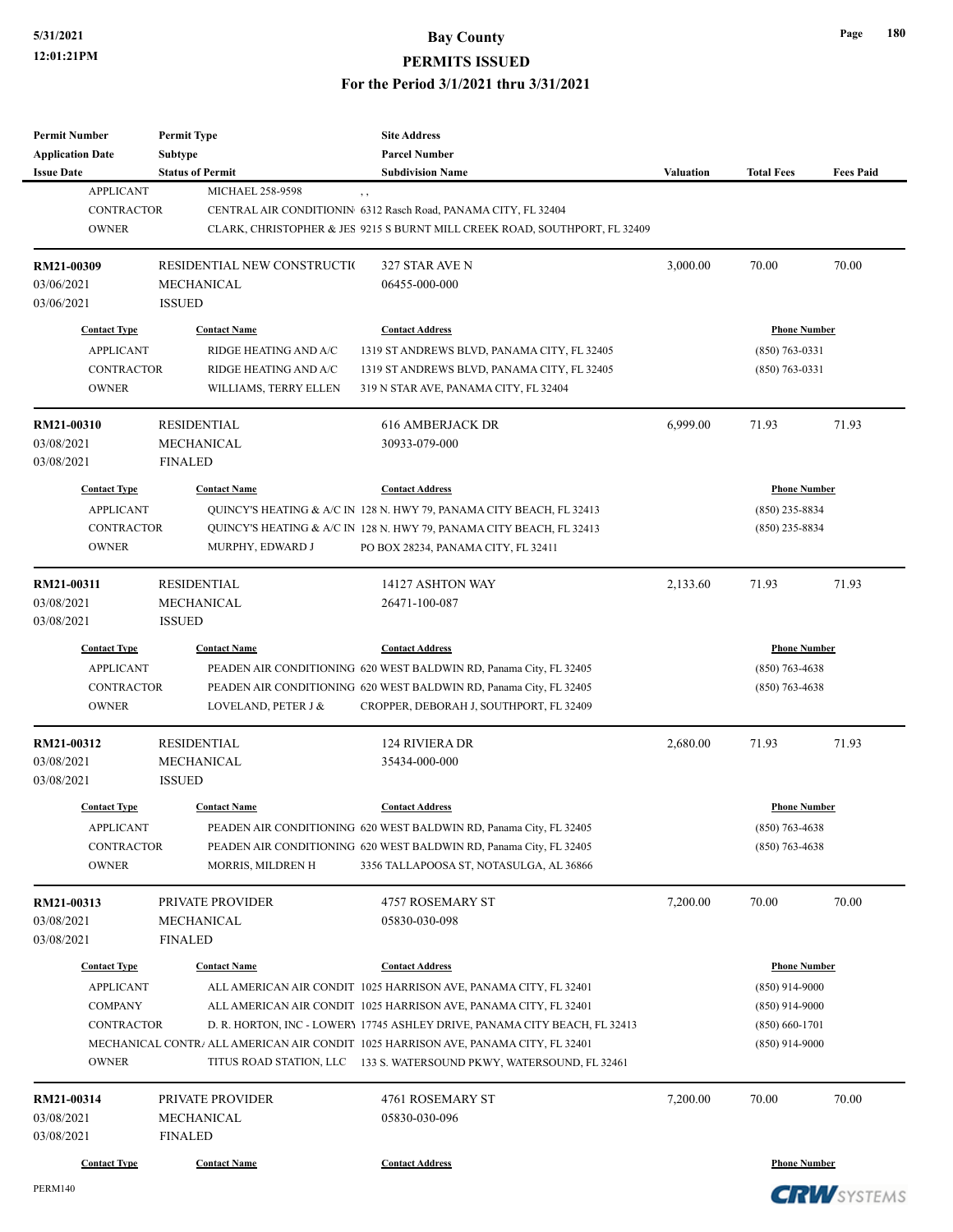| Permit Number / Application Date / Issue Date | Permit Type / Subtype / Status of Permit | Site Address / Parcel Number / Subdivision Name | Valuation | Total Fees | Fees Paid |
|---|---|---|---|---|---|

| Contact Type | Contact Name | Contact Address | Phone Number |
|---|---|---|---|
| APPLICANT | MICHAEL 258-9598 | , , | |
| CONTRACTOR | CENTRAL AIR CONDITIONIN | 6312 Rasch Road, PANAMA CITY, FL 32404 | |
| OWNER | CLARK, CHRISTOPHER & JES | 9215 S BURNT MILL CREEK ROAD, SOUTHPORT, FL 32409 | |

| Permit Number | Permit Type | Site Address | Valuation | Total Fees | Fees Paid |
|---|---|---|---|---|---|
| RM21-00309 | RESIDENTIAL NEW CONSTRUCTI( | 327 STAR AVE N | 3,000.00 | 70.00 | 70.00 |
| 03/06/2021 | MECHANICAL | 06455-000-000 | | | |
| 03/06/2021 | ISSUED | | | | |

| Contact Type | Contact Name | Contact Address | Phone Number |
|---|---|---|---|
| APPLICANT | RIDGE HEATING AND A/C | 1319 ST ANDREWS BLVD, PANAMA CITY, FL 32405 | (850) 763-0331 |
| CONTRACTOR | RIDGE HEATING AND A/C | 1319 ST ANDREWS BLVD, PANAMA CITY, FL 32405 | (850) 763-0331 |
| OWNER | WILLIAMS, TERRY ELLEN | 319 N STAR AVE, PANAMA CITY, FL 32404 | |

| Permit Number | Permit Type | Site Address | Valuation | Total Fees | Fees Paid |
|---|---|---|---|---|---|
| RM21-00310 | RESIDENTIAL | 616 AMBERJACK DR | 6,999.00 | 71.93 | 71.93 |
| 03/08/2021 | MECHANICAL | 30933-079-000 | | | |
| 03/08/2021 | FINALED | | | | |

| Contact Type | Contact Name | Contact Address | Phone Number |
|---|---|---|---|
| APPLICANT | QUINCY'S HEATING & A/C IN | 128 N. HWY 79, PANAMA CITY BEACH, FL 32413 | (850) 235-8834 |
| CONTRACTOR | QUINCY'S HEATING & A/C IN | 128 N. HWY 79, PANAMA CITY BEACH, FL 32413 | (850) 235-8834 |
| OWNER | MURPHY, EDWARD J | PO BOX 28234, PANAMA CITY, FL 32411 | |

| Permit Number | Permit Type | Site Address | Valuation | Total Fees | Fees Paid |
|---|---|---|---|---|---|
| RM21-00311 | RESIDENTIAL | 14127 ASHTON WAY | 2,133.60 | 71.93 | 71.93 |
| 03/08/2021 | MECHANICAL | 26471-100-087 | | | |
| 03/08/2021 | ISSUED | | | | |

| Contact Type | Contact Name | Contact Address | Phone Number |
|---|---|---|---|
| APPLICANT | PEADEN AIR CONDITIONING | 620 WEST BALDWIN RD, Panama City, FL 32405 | (850) 763-4638 |
| CONTRACTOR | PEADEN AIR CONDITIONING | 620 WEST BALDWIN RD, Panama City, FL 32405 | (850) 763-4638 |
| OWNER | LOVELAND, PETER J & | CROPPER, DEBORAH J, SOUTHPORT, FL 32409 | |

| Permit Number | Permit Type | Site Address | Valuation | Total Fees | Fees Paid |
|---|---|---|---|---|---|
| RM21-00312 | RESIDENTIAL | 124 RIVIERA DR | 2,680.00 | 71.93 | 71.93 |
| 03/08/2021 | MECHANICAL | 35434-000-000 | | | |
| 03/08/2021 | ISSUED | | | | |

| Contact Type | Contact Name | Contact Address | Phone Number |
|---|---|---|---|
| APPLICANT | PEADEN AIR CONDITIONING | 620 WEST BALDWIN RD, Panama City, FL 32405 | (850) 763-4638 |
| CONTRACTOR | PEADEN AIR CONDITIONING | 620 WEST BALDWIN RD, Panama City, FL 32405 | (850) 763-4638 |
| OWNER | MORRIS, MILDREN H | 3356 TALLAPOOSA ST, NOTASULGA, AL 36866 | |

| Permit Number | Permit Type | Site Address | Valuation | Total Fees | Fees Paid |
|---|---|---|---|---|---|
| RM21-00313 | PRIVATE PROVIDER | 4757 ROSEMARY ST | 7,200.00 | 70.00 | 70.00 |
| 03/08/2021 | MECHANICAL | 05830-030-098 | | | |
| 03/08/2021 | FINALED | | | | |

| Contact Type | Contact Name | Contact Address | Phone Number |
|---|---|---|---|
| APPLICANT | ALL AMERICAN AIR CONDIT | 1025 HARRISON AVE, PANAMA CITY, FL 32401 | (850) 914-9000 |
| COMPANY | ALL AMERICAN AIR CONDIT | 1025 HARRISON AVE, PANAMA CITY, FL 32401 | (850) 914-9000 |
| CONTRACTOR | D. R. HORTON, INC - LOWERY | 17745 ASHLEY DRIVE, PANAMA CITY BEACH, FL 32413 | (850) 660-1701 |
| MECHANICAL CONTR/ | ALL AMERICAN AIR CONDIT | 1025 HARRISON AVE, PANAMA CITY, FL 32401 | (850) 914-9000 |
| OWNER | TITUS ROAD STATION, LLC | 133 S. WATERSOUND PKWY, WATERSOUND, FL 32461 | |

| Permit Number | Permit Type | Site Address | Valuation | Total Fees | Fees Paid |
|---|---|---|---|---|---|
| RM21-00314 | PRIVATE PROVIDER | 4761 ROSEMARY ST | 7,200.00 | 70.00 | 70.00 |
| 03/08/2021 | MECHANICAL | 05830-030-096 | | | |
| 03/08/2021 | FINALED | | | | |

| Contact Type | Contact Name | Contact Address | Phone Number |
|---|---|---|---|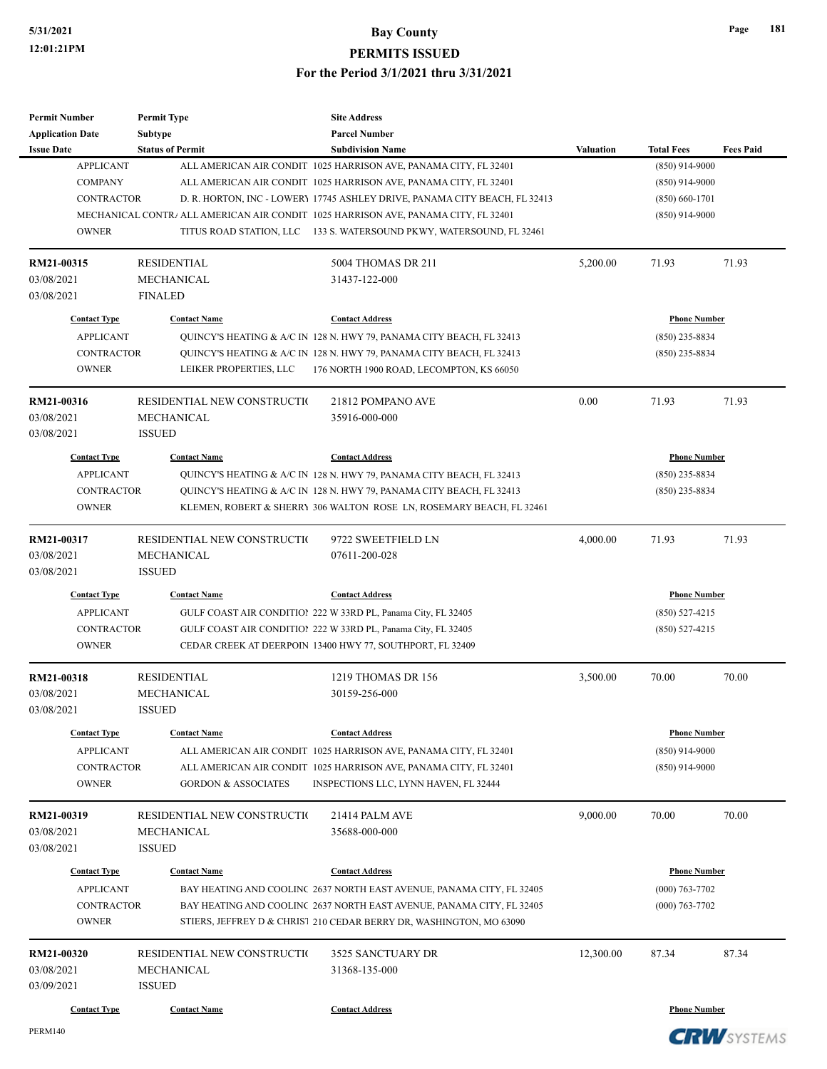# Bay County
## PERMITS ISSUED
### For the Period 3/1/2021 thru 3/31/2021

| Permit Number / Application Date / Issue Date | Permit Type / Subtype / Status of Permit | Site Address / Parcel Number / Subdivision Name | Valuation | Total Fees | Fees Paid |
|---|---|---|---|---|---|

| Contact Type | Contact Name | Contact Address | Phone Number |
|---|---|---|---|
| APPLICANT | ALL AMERICAN AIR CONDIT | 1025 HARRISON AVE, PANAMA CITY, FL 32401 | (850) 914-9000 |
| COMPANY | ALL AMERICAN AIR CONDIT | 1025 HARRISON AVE, PANAMA CITY, FL 32401 | (850) 914-9000 |
| CONTRACTOR | D. R. HORTON, INC - LOWERY | 17745 ASHLEY DRIVE, PANAMA CITY BEACH, FL 32413 | (850) 660-1701 |
| MECHANICAL CONTR. | ALL AMERICAN AIR CONDIT | 1025 HARRISON AVE, PANAMA CITY, FL 32401 | (850) 914-9000 |
| OWNER | TITUS ROAD STATION, LLC | 133 S. WATERSOUND PKWY, WATERSOUND, FL 32461 | |

| RM21-00315 | RESIDENTIAL | 5004 THOMAS DR 211 | 5,200.00 | 71.93 | 71.93 |
|---|---|---|---|---|---|
| 03/08/2021 | MECHANICAL | 31437-122-000 | | | |
| 03/08/2021 | FINALED | | | | |

| Contact Type | Contact Name | Contact Address | Phone Number |
|---|---|---|---|
| APPLICANT | QUINCY'S HEATING & A/C IN | 128 N. HWY 79, PANAMA CITY BEACH, FL 32413 | (850) 235-8834 |
| CONTRACTOR | QUINCY'S HEATING & A/C IN | 128 N. HWY 79, PANAMA CITY BEACH, FL 32413 | (850) 235-8834 |
| OWNER | LEIKER PROPERTIES, LLC | 176 NORTH 1900 ROAD, LECOMPTON, KS 66050 | |

| RM21-00316 | RESIDENTIAL NEW CONSTRUCTI( | 21812 POMPANO AVE | 0.00 | 71.93 | 71.93 |
|---|---|---|---|---|---|
| 03/08/2021 | MECHANICAL | 35916-000-000 | | | |
| 03/08/2021 | ISSUED | | | | |

| Contact Type | Contact Name | Contact Address | Phone Number |
|---|---|---|---|
| APPLICANT | QUINCY'S HEATING & A/C IN | 128 N. HWY 79, PANAMA CITY BEACH, FL 32413 | (850) 235-8834 |
| CONTRACTOR | QUINCY'S HEATING & A/C IN | 128 N. HWY 79, PANAMA CITY BEACH, FL 32413 | (850) 235-8834 |
| OWNER | KLEMEN, ROBERT & SHERRY | 306 WALTON ROSE LN, ROSEMARY BEACH, FL 32461 | |

| RM21-00317 | RESIDENTIAL NEW CONSTRUCTI( | 9722 SWEETFIELD LN | 4,000.00 | 71.93 | 71.93 |
|---|---|---|---|---|---|
| 03/08/2021 | MECHANICAL | 07611-200-028 | | | |
| 03/08/2021 | ISSUED | | | | |

| Contact Type | Contact Name | Contact Address | Phone Number |
|---|---|---|---|
| APPLICANT | GULF COAST AIR CONDITIO! | 222 W 33RD PL, Panama City, FL 32405 | (850) 527-4215 |
| CONTRACTOR | GULF COAST AIR CONDITIO! | 222 W 33RD PL, Panama City, FL 32405 | (850) 527-4215 |
| OWNER | CEDAR CREEK AT DEERPOIN | 13400 HWY 77, SOUTHPORT, FL 32409 | |

| RM21-00318 | RESIDENTIAL | 1219 THOMAS DR 156 | 3,500.00 | 70.00 | 70.00 |
|---|---|---|---|---|---|
| 03/08/2021 | MECHANICAL | 30159-256-000 | | | |
| 03/08/2021 | ISSUED | | | | |

| Contact Type | Contact Name | Contact Address | Phone Number |
|---|---|---|---|
| APPLICANT | ALL AMERICAN AIR CONDIT | 1025 HARRISON AVE, PANAMA CITY, FL 32401 | (850) 914-9000 |
| CONTRACTOR | ALL AMERICAN AIR CONDIT | 1025 HARRISON AVE, PANAMA CITY, FL 32401 | (850) 914-9000 |
| OWNER | GORDON & ASSOCIATES | INSPECTIONS LLC, LYNN HAVEN, FL 32444 | |

| RM21-00319 | RESIDENTIAL NEW CONSTRUCTI( | 21414 PALM AVE | 9,000.00 | 70.00 | 70.00 |
|---|---|---|---|---|---|
| 03/08/2021 | MECHANICAL | 35688-000-000 | | | |
| 03/08/2021 | ISSUED | | | | |

| Contact Type | Contact Name | Contact Address | Phone Number |
|---|---|---|---|
| APPLICANT | BAY HEATING AND COOLINC | 2637 NORTH EAST AVENUE, PANAMA CITY, FL 32405 | (000) 763-7702 |
| CONTRACTOR | BAY HEATING AND COOLINC | 2637 NORTH EAST AVENUE, PANAMA CITY, FL 32405 | (000) 763-7702 |
| OWNER | STIERS, JEFFREY D & CHRIST | 210 CEDAR BERRY DR, WASHINGTON, MO 63090 | |

| RM21-00320 | RESIDENTIAL NEW CONSTRUCTI( | 3525 SANCTUARY DR | 12,300.00 | 87.34 | 87.34 |
|---|---|---|---|---|---|
| 03/08/2021 | MECHANICAL | 31368-135-000 | | | |
| 03/09/2021 | ISSUED | | | | |

| Contact Type | Contact Name | Contact Address | Phone Number |
|---|---|---|---|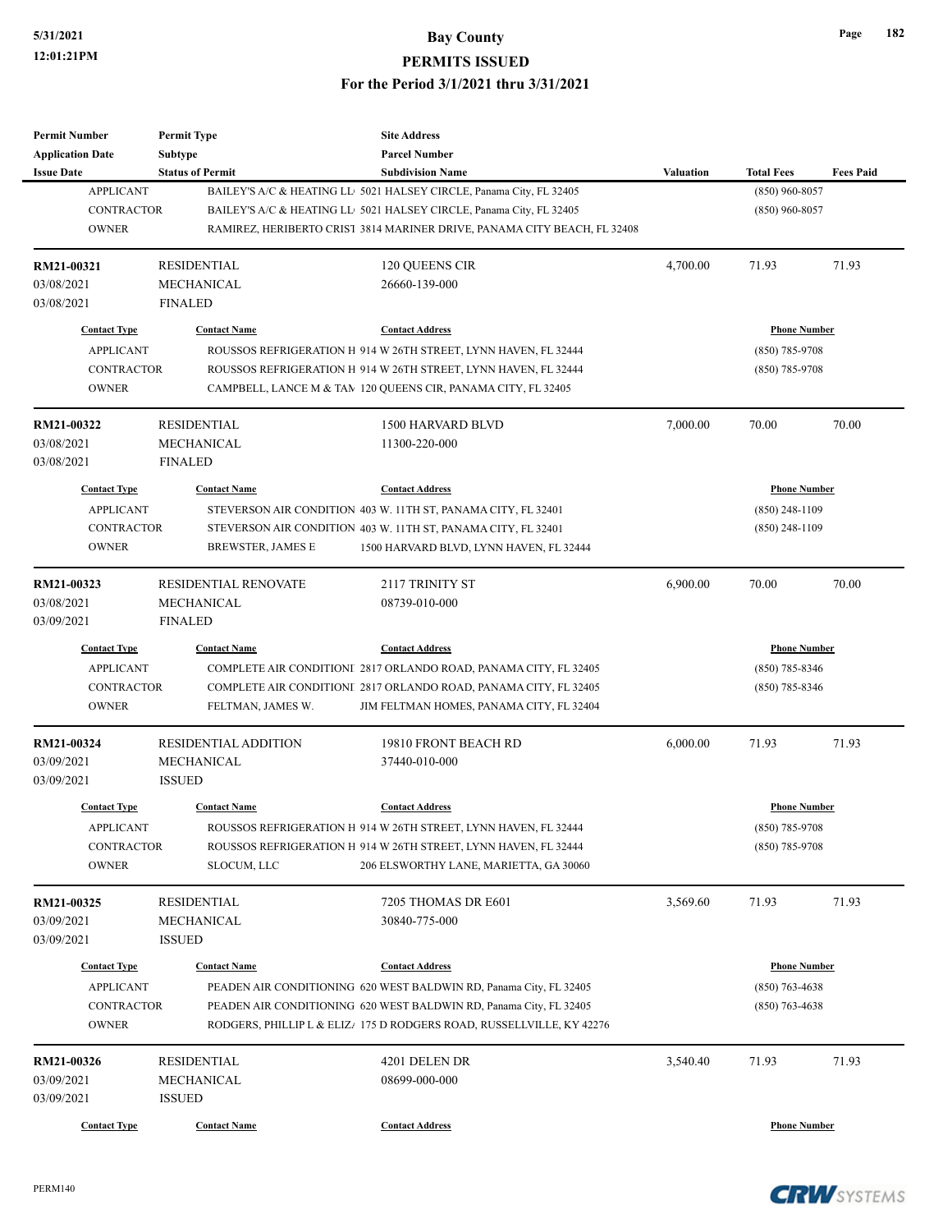| Permit Number | Permit Type | Site Address | | | |
|---|---|---|---|---|---|
| Application Date | Subtype | Parcel Number | | | |
| Issue Date | Status of Permit | Subdivision Name | Valuation | Total Fees | Fees Paid |

| Contact Type | Contact Name | Contact Address | Phone Number |
|---|---|---|---|
| APPLICANT | BAILEY'S A/C & HEATING LL | 5021 HALSEY CIRCLE, Panama City, FL 32405 | (850) 960-8057 |
| CONTRACTOR | BAILEY'S A/C & HEATING LL | 5021 HALSEY CIRCLE, Panama City, FL 32405 | (850) 960-8057 |
| OWNER | RAMIREZ, HERIBERTO CRIST | 3814 MARINER DRIVE, PANAMA CITY BEACH, FL 32408 | |

| | | | | | |
|---|---|---|---|---|---|
| **RM21-00321** | RESIDENTIAL | 120 QUEENS CIR | 4,700.00 | 71.93 | 71.93 |
| 03/08/2021 | MECHANICAL | 26660-139-000 | | | |
| 03/08/2021 | FINALED | | | | |

| Contact Type | Contact Name | Contact Address | Phone Number |
|---|---|---|---|
| APPLICANT | ROUSSOS REFRIGERATION H | 914 W 26TH STREET, LYNN HAVEN, FL 32444 | (850) 785-9708 |
| CONTRACTOR | ROUSSOS REFRIGERATION H | 914 W 26TH STREET, LYNN HAVEN, FL 32444 | (850) 785-9708 |
| OWNER | CAMPBELL, LANCE M & TAM | 120 QUEENS CIR, PANAMA CITY, FL 32405 | |

| | | | | | |
|---|---|---|---|---|---|
| **RM21-00322** | RESIDENTIAL | 1500 HARVARD BLVD | 7,000.00 | 70.00 | 70.00 |
| 03/08/2021 | MECHANICAL | 11300-220-000 | | | |
| 03/08/2021 | FINALED | | | | |

| Contact Type | Contact Name | Contact Address | Phone Number |
|---|---|---|---|
| APPLICANT | STEVERSON AIR CONDITION | 403 W. 11TH ST, PANAMA CITY, FL 32401 | (850) 248-1109 |
| CONTRACTOR | STEVERSON AIR CONDITION | 403 W. 11TH ST, PANAMA CITY, FL 32401 | (850) 248-1109 |
| OWNER | BREWSTER, JAMES E | 1500 HARVARD BLVD, LYNN HAVEN, FL 32444 | |

| | | | | | |
|---|---|---|---|---|---|
| **RM21-00323** | RESIDENTIAL RENOVATE | 2117 TRINITY ST | 6,900.00 | 70.00 | 70.00 |
| 03/08/2021 | MECHANICAL | 08739-010-000 | | | |
| 03/09/2021 | FINALED | | | | |

| Contact Type | Contact Name | Contact Address | Phone Number |
|---|---|---|---|
| APPLICANT | COMPLETE AIR CONDITIONI | 2817 ORLANDO ROAD, PANAMA CITY, FL 32405 | (850) 785-8346 |
| CONTRACTOR | COMPLETE AIR CONDITIONI | 2817 ORLANDO ROAD, PANAMA CITY, FL 32405 | (850) 785-8346 |
| OWNER | FELTMAN, JAMES W. | JIM FELTMAN HOMES, PANAMA CITY, FL 32404 | |

| | | | | | |
|---|---|---|---|---|---|
| **RM21-00324** | RESIDENTIAL ADDITION | 19810 FRONT BEACH RD | 6,000.00 | 71.93 | 71.93 |
| 03/09/2021 | MECHANICAL | 37440-010-000 | | | |
| 03/09/2021 | ISSUED | | | | |

| Contact Type | Contact Name | Contact Address | Phone Number |
|---|---|---|---|
| APPLICANT | ROUSSOS REFRIGERATION H | 914 W 26TH STREET, LYNN HAVEN, FL 32444 | (850) 785-9708 |
| CONTRACTOR | ROUSSOS REFRIGERATION H | 914 W 26TH STREET, LYNN HAVEN, FL 32444 | (850) 785-9708 |
| OWNER | SLOCUM, LLC | 206 ELSWORTHY LANE, MARIETTA, GA 30060 | |

| | | | | | |
|---|---|---|---|---|---|
| **RM21-00325** | RESIDENTIAL | 7205 THOMAS DR E601 | 3,569.60 | 71.93 | 71.93 |
| 03/09/2021 | MECHANICAL | 30840-775-000 | | | |
| 03/09/2021 | ISSUED | | | | |

| Contact Type | Contact Name | Contact Address | Phone Number |
|---|---|---|---|
| APPLICANT | PEADEN AIR CONDITIONING | 620 WEST BALDWIN RD, Panama City, FL 32405 | (850) 763-4638 |
| CONTRACTOR | PEADEN AIR CONDITIONING | 620 WEST BALDWIN RD, Panama City, FL 32405 | (850) 763-4638 |
| OWNER | RODGERS, PHILLIP L & ELIZ | 175 D RODGERS ROAD, RUSSELLVILLE, KY 42276 | |

| | | | | | |
|---|---|---|---|---|---|
| **RM21-00326** | RESIDENTIAL | 4201 DELEN DR | 3,540.40 | 71.93 | 71.93 |
| 03/09/2021 | MECHANICAL | 08699-000-000 | | | |
| 03/09/2021 | ISSUED | | | | |

| Contact Type | Contact Name | Contact Address | Phone Number |
|---|---|---|---|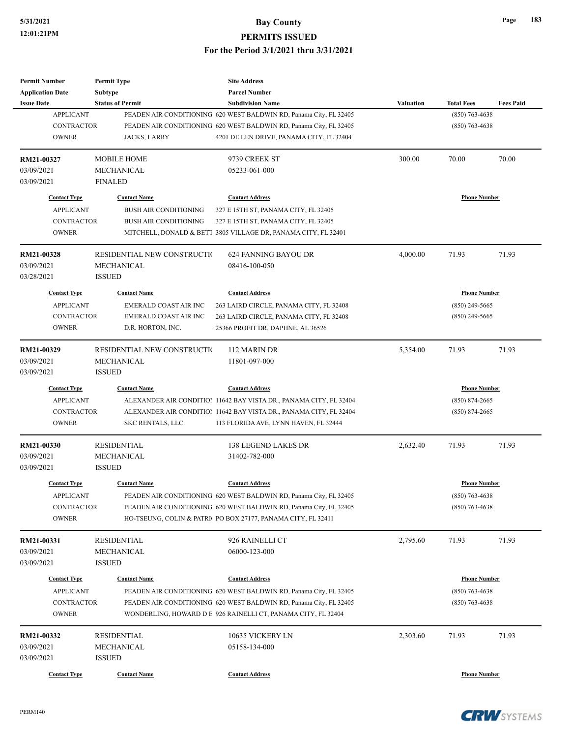| Permit Number<br>Application Date<br>Issue Date | Permit Type<br>Subtype<br>Status of Permit | Site Address<br>Parcel Number<br>Subdivision Name | Valuation | Total Fees | Fees Paid |
|---|---|---|---|---|---|
| APPLICANT | PEADEN AIR CONDITIONING | 620 WEST BALDWIN RD, Panama City, FL 32405 | | (850) 763-4638 | |
| CONTRACTOR | PEADEN AIR CONDITIONING | 620 WEST BALDWIN RD, Panama City, FL 32405 | | (850) 763-4638 | |
| OWNER | JACKS, LARRY | 4201 DE LEN DRIVE, PANAMA CITY, FL 32404 | | | |

| Permit Number<br>Application Date<br>Issue Date | Permit Type<br>Subtype<br>Status of Permit | Site Address<br>Parcel Number<br>Subdivision Name | Valuation | Total Fees | Fees Paid |
|---|---|---|---|---|---|
| **RM21-00327**<br>03/09/2021<br>03/09/2021 | MOBILE HOME<br>MECHANICAL<br>FINALED | 9739 CREEK ST<br>05233-061-000 | 300.00 | 70.00 | 70.00 |

| Contact Type | Contact Name | Contact Address | Phone Number |
|---|---|---|---|
| APPLICANT | BUSH AIR CONDITIONING | 327 E 15TH ST, PANAMA CITY, FL 32405 | |
| CONTRACTOR | BUSH AIR CONDITIONING | 327 E 15TH ST, PANAMA CITY, FL 32405 | |
| OWNER | MITCHELL, DONALD & BETT | 3805 VILLAGE DR, PANAMA CITY, FL 32401 | |

| Permit Number<br>Application Date<br>Issue Date | Permit Type<br>Subtype<br>Status of Permit | Site Address<br>Parcel Number<br>Subdivision Name | Valuation | Total Fees | Fees Paid |
|---|---|---|---|---|---|
| **RM21-00328**<br>03/09/2021<br>03/28/2021 | RESIDENTIAL NEW CONSTRUCTIO<br>MECHANICAL<br>ISSUED | 624 FANNING BAYOU DR<br>08416-100-050 | 4,000.00 | 71.93 | 71.93 |

| Contact Type | Contact Name | Contact Address | Phone Number |
|---|---|---|---|
| APPLICANT | EMERALD COAST AIR INC | 263 LAIRD CIRCLE, PANAMA CITY, FL 32408 | (850) 249-5665 |
| CONTRACTOR | EMERALD COAST AIR INC | 263 LAIRD CIRCLE, PANAMA CITY, FL 32408 | (850) 249-5665 |
| OWNER | D.R. HORTON, INC. | 25366 PROFIT DR, DAPHNE, AL 36526 | |

| Permit Number<br>Application Date<br>Issue Date | Permit Type<br>Subtype<br>Status of Permit | Site Address<br>Parcel Number<br>Subdivision Name | Valuation | Total Fees | Fees Paid |
|---|---|---|---|---|---|
| **RM21-00329**<br>03/09/2021<br>03/09/2021 | RESIDENTIAL NEW CONSTRUCTIO<br>MECHANICAL<br>ISSUED | 112 MARIN DR<br>11801-097-000 | 5,354.00 | 71.93 | 71.93 |

| Contact Type | Contact Name | Contact Address | Phone Number |
|---|---|---|---|
| APPLICANT | ALEXANDER AIR CONDITIOI | 11642 BAY VISTA DR., PANAMA CITY, FL 32404 | (850) 874-2665 |
| CONTRACTOR | ALEXANDER AIR CONDITIOI | 11642 BAY VISTA DR., PANAMA CITY, FL 32404 | (850) 874-2665 |
| OWNER | SKC RENTALS, LLC. | 113 FLORIDA AVE, LYNN HAVEN, FL 32444 | |

| Permit Number<br>Application Date<br>Issue Date | Permit Type<br>Subtype<br>Status of Permit | Site Address<br>Parcel Number<br>Subdivision Name | Valuation | Total Fees | Fees Paid |
|---|---|---|---|---|---|
| **RM21-00330**<br>03/09/2021<br>03/09/2021 | RESIDENTIAL<br>MECHANICAL<br>ISSUED | 138 LEGEND LAKES DR<br>31402-782-000 | 2,632.40 | 71.93 | 71.93 |

| Contact Type | Contact Name | Contact Address | Phone Number |
|---|---|---|---|
| APPLICANT | PEADEN AIR CONDITIONING | 620 WEST BALDWIN RD, Panama City, FL 32405 | (850) 763-4638 |
| CONTRACTOR | PEADEN AIR CONDITIONING | 620 WEST BALDWIN RD, Panama City, FL 32405 | (850) 763-4638 |
| OWNER | HO-TSEUNG, COLIN & PATRI( | PO BOX 27177, PANAMA CITY, FL 32411 | |

| Permit Number<br>Application Date<br>Issue Date | Permit Type<br>Subtype<br>Status of Permit | Site Address<br>Parcel Number<br>Subdivision Name | Valuation | Total Fees | Fees Paid |
|---|---|---|---|---|---|
| **RM21-00331**<br>03/09/2021<br>03/09/2021 | RESIDENTIAL<br>MECHANICAL<br>ISSUED | 926 RAINELLI CT<br>06000-123-000 | 2,795.60 | 71.93 | 71.93 |

| Contact Type | Contact Name | Contact Address | Phone Number |
|---|---|---|---|
| APPLICANT | PEADEN AIR CONDITIONING | 620 WEST BALDWIN RD, Panama City, FL 32405 | (850) 763-4638 |
| CONTRACTOR | PEADEN AIR CONDITIONING | 620 WEST BALDWIN RD, Panama City, FL 32405 | (850) 763-4638 |
| OWNER | WONDERLING, HOWARD D E | 926 RAINELLI CT, PANAMA CITY, FL 32404 | |

| Permit Number<br>Application Date<br>Issue Date | Permit Type<br>Subtype<br>Status of Permit | Site Address<br>Parcel Number<br>Subdivision Name | Valuation | Total Fees | Fees Paid |
|---|---|---|---|---|---|
| **RM21-00332**<br>03/09/2021<br>03/09/2021 | RESIDENTIAL<br>MECHANICAL<br>ISSUED | 10635 VICKERY LN<br>05158-134-000 | 2,303.60 | 71.93 | 71.93 |

| Contact Type | Contact Name | Contact Address | Phone Number |
|---|---|---|---|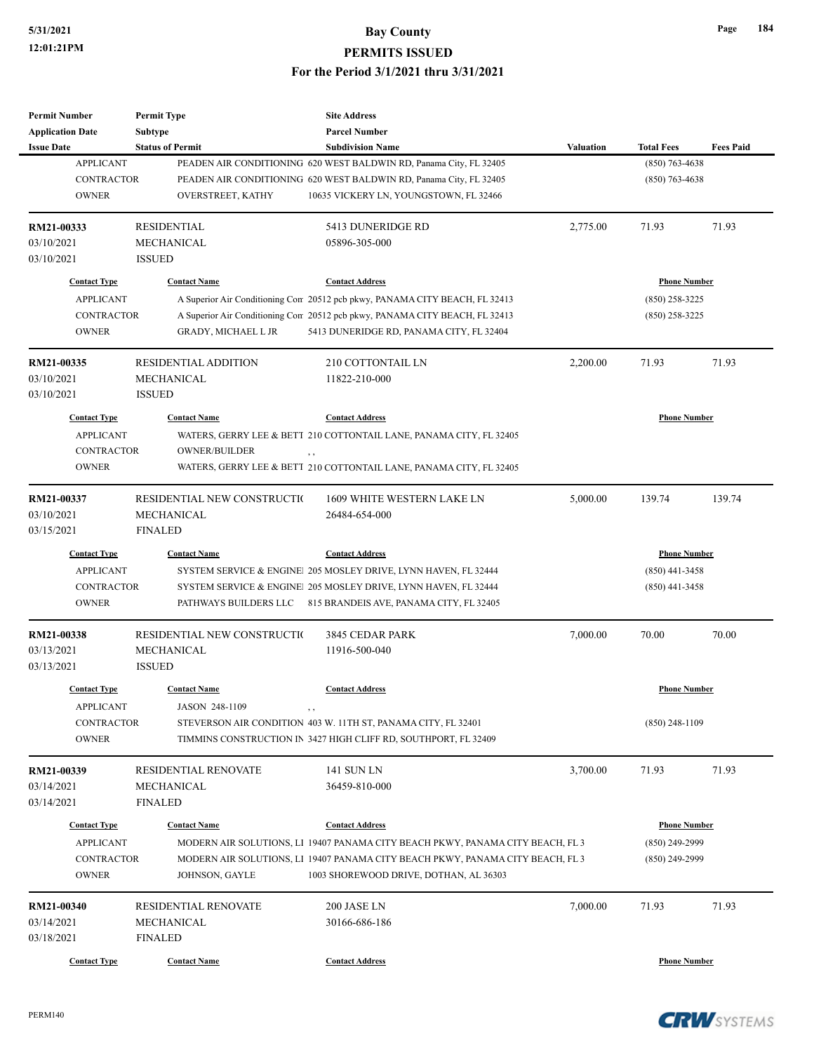| Permit Number / Application Date / Issue Date | Permit Type / Subtype / Status of Permit | Site Address / Parcel Number / Subdivision Name | Valuation | Total Fees | Fees Paid |
|---|---|---|---|---|---|

| Contact Type | Contact Name | Contact Address | Phone Number |
|---|---|---|---|
| APPLICANT | PEADEN AIR CONDITIONING | 620 WEST BALDWIN RD, Panama City, FL 32405 | (850) 763-4638 |
| CONTRACTOR | PEADEN AIR CONDITIONING | 620 WEST BALDWIN RD, Panama City, FL 32405 | (850) 763-4638 |
| OWNER | OVERSTREET, KATHY | 10635 VICKERY LN, YOUNGSTOWN, FL 32466 | |

| | | | | | |
|---|---|---|---|---|---|
| **RM21-00333** | RESIDENTIAL | 5413 DUNERIDGE RD | 2,775.00 | 71.93 | 71.93 |
| 03/10/2021 | MECHANICAL | 05896-305-000 | | | |
| 03/10/2021 | ISSUED | | | | |

| Contact Type | Contact Name | Contact Address | Phone Number |
|---|---|---|---|
| APPLICANT | A Superior Air Conditioning Con | 20512 pcb pkwy, PANAMA CITY BEACH, FL 32413 | (850) 258-3225 |
| CONTRACTOR | A Superior Air Conditioning Con | 20512 pcb pkwy, PANAMA CITY BEACH, FL 32413 | (850) 258-3225 |
| OWNER | GRADY, MICHAEL L JR | 5413 DUNERIDGE RD, PANAMA CITY, FL 32404 | |

| | | | | | |
|---|---|---|---|---|---|
| **RM21-00335** | RESIDENTIAL ADDITION | 210 COTTONTAIL LN | 2,200.00 | 71.93 | 71.93 |
| 03/10/2021 | MECHANICAL | 11822-210-000 | | | |
| 03/10/2021 | ISSUED | | | | |

| Contact Type | Contact Name | Contact Address | Phone Number |
|---|---|---|---|
| APPLICANT | WATERS, GERRY LEE & BETT | 210 COTTONTAIL LANE, PANAMA CITY, FL 32405 | |
| CONTRACTOR | OWNER/BUILDER | , , | |
| OWNER | WATERS, GERRY LEE & BETT | 210 COTTONTAIL LANE, PANAMA CITY, FL 32405 | |

| | | | | | |
|---|---|---|---|---|---|
| **RM21-00337** | RESIDENTIAL NEW CONSTRUCTI( | 1609 WHITE WESTERN LAKE LN | 5,000.00 | 139.74 | 139.74 |
| 03/10/2021 | MECHANICAL | 26484-654-000 | | | |
| 03/15/2021 | FINALED | | | | |

| Contact Type | Contact Name | Contact Address | Phone Number |
|---|---|---|---|
| APPLICANT | SYSTEM SERVICE & ENGINE | 205 MOSLEY DRIVE, LYNN HAVEN, FL 32444 | (850) 441-3458 |
| CONTRACTOR | SYSTEM SERVICE & ENGINE | 205 MOSLEY DRIVE, LYNN HAVEN, FL 32444 | (850) 441-3458 |
| OWNER | PATHWAYS BUILDERS LLC | 815 BRANDEIS AVE, PANAMA CITY, FL 32405 | |

| | | | | | |
|---|---|---|---|---|---|
| **RM21-00338** | RESIDENTIAL NEW CONSTRUCTI( | 3845 CEDAR PARK | 7,000.00 | 70.00 | 70.00 |
| 03/13/2021 | MECHANICAL | 11916-500-040 | | | |
| 03/13/2021 | ISSUED | | | | |

| Contact Type | Contact Name | Contact Address | Phone Number |
|---|---|---|---|
| APPLICANT | JASON 248-1109 | , , | |
| CONTRACTOR | STEVERSON AIR CONDITION | 403 W. 11TH ST, PANAMA CITY, FL 32401 | (850) 248-1109 |
| OWNER | TIMMINS CONSTRUCTION IN | 3427 HIGH CLIFF RD, SOUTHPORT, FL 32409 | |

| | | | | | |
|---|---|---|---|---|---|
| **RM21-00339** | RESIDENTIAL RENOVATE | 141 SUN LN | 3,700.00 | 71.93 | 71.93 |
| 03/14/2021 | MECHANICAL | 36459-810-000 | | | |
| 03/14/2021 | FINALED | | | | |

| Contact Type | Contact Name | Contact Address | Phone Number |
|---|---|---|---|
| APPLICANT | MODERN AIR SOLUTIONS, LI | 19407 PANAMA CITY BEACH PKWY, PANAMA CITY BEACH, FL 3 | (850) 249-2999 |
| CONTRACTOR | MODERN AIR SOLUTIONS, LI | 19407 PANAMA CITY BEACH PKWY, PANAMA CITY BEACH, FL 3 | (850) 249-2999 |
| OWNER | JOHNSON, GAYLE | 1003 SHOREWOOD DRIVE, DOTHAN, AL 36303 | |

| | | | | | |
|---|---|---|---|---|---|
| **RM21-00340** | RESIDENTIAL RENOVATE | 200 JASE LN | 7,000.00 | 71.93 | 71.93 |
| 03/14/2021 | MECHANICAL | 30166-686-186 | | | |
| 03/18/2021 | FINALED | | | | |

| Contact Type | Contact Name | Contact Address | Phone Number |
|---|---|---|---|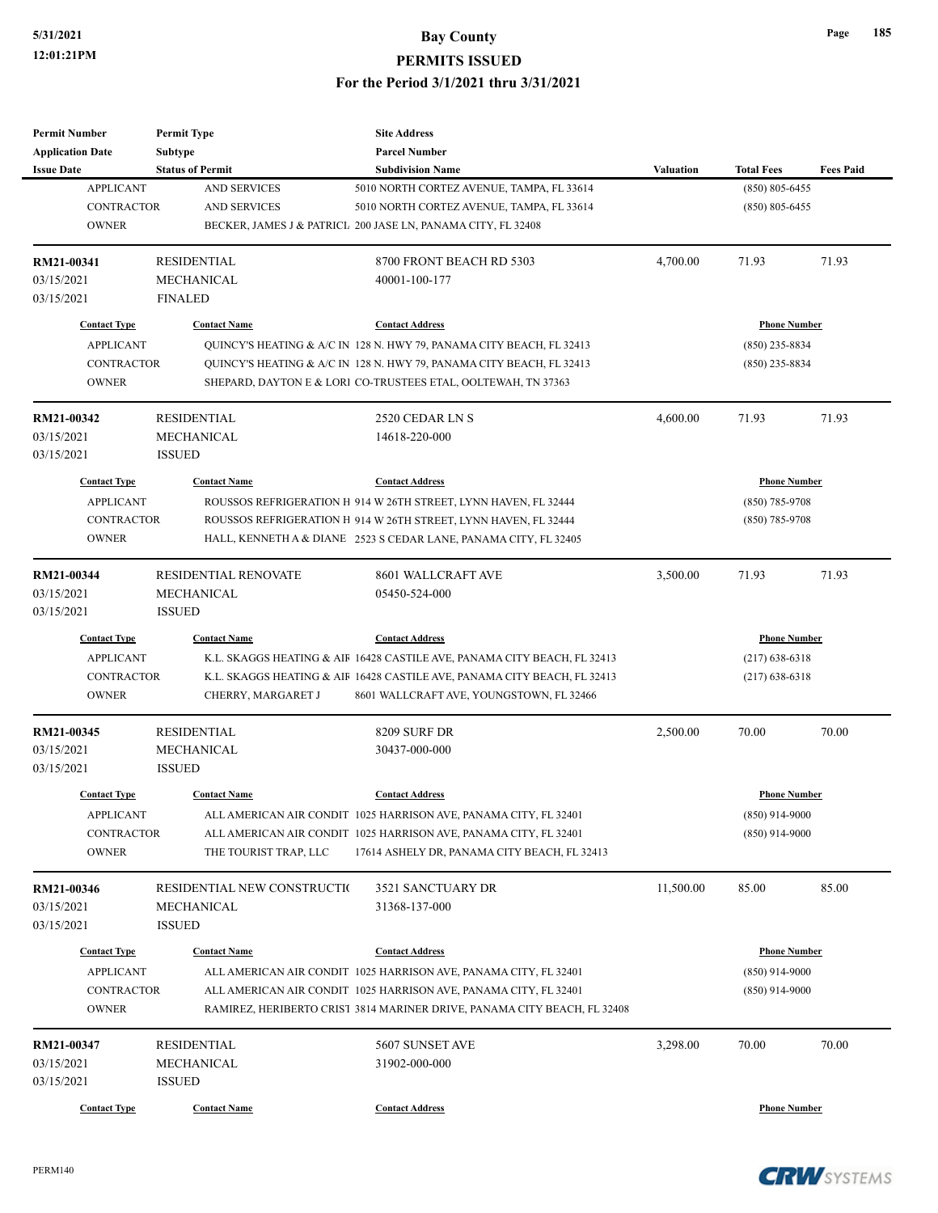| Permit Number<br>Application Date<br>Issue Date | Permit Type<br>Subtype<br>Status of Permit | Site Address<br>Parcel Number<br>Subdivision Name | Valuation | Total Fees | Fees Paid |
|---|---|---|---|---|---|
| APPLICANT | AND SERVICES | 5010 NORTH CORTEZ AVENUE, TAMPA, FL 33614 | | (850) 805-6455 | |
| CONTRACTOR | AND SERVICES | 5010 NORTH CORTEZ AVENUE, TAMPA, FL 33614 | | (850) 805-6455 | |
| OWNER | BECKER, JAMES J & PATRICL | 200 JASE LN, PANAMA CITY, FL 32408 | | | |
| **RM21-00341** | RESIDENTIAL | 8700 FRONT BEACH RD 5303 | 4,700.00 | 71.93 | 71.93 |
| 03/15/2021 | MECHANICAL | 40001-100-177 | | | |
| 03/15/2021 | FINALED | | | | |
| **Contact Type** | **Contact Name** | **Contact Address** | | **Phone Number** | |
| APPLICANT | QUINCY'S HEATING & A/C IN | 128 N. HWY 79, PANAMA CITY BEACH, FL 32413 | | (850) 235-8834 | |
| CONTRACTOR | QUINCY'S HEATING & A/C IN | 128 N. HWY 79, PANAMA CITY BEACH, FL 32413 | | (850) 235-8834 | |
| OWNER | SHEPARD, DAYTON E & LORI | CO-TRUSTEES ETAL, OOLTEWAH, TN 37363 | | | |
| **RM21-00342** | RESIDENTIAL | 2520 CEDAR LN S | 4,600.00 | 71.93 | 71.93 |
| 03/15/2021 | MECHANICAL | 14618-220-000 | | | |
| 03/15/2021 | ISSUED | | | | |
| **Contact Type** | **Contact Name** | **Contact Address** | | **Phone Number** | |
| APPLICANT | ROUSSOS REFRIGERATION H | 914 W 26TH STREET, LYNN HAVEN, FL 32444 | | (850) 785-9708 | |
| CONTRACTOR | ROUSSOS REFRIGERATION H | 914 W 26TH STREET, LYNN HAVEN, FL 32444 | | (850) 785-9708 | |
| OWNER | HALL, KENNETH A & DIANE | 2523 S CEDAR LANE, PANAMA CITY, FL 32405 | | | |
| **RM21-00344** | RESIDENTIAL RENOVATE | 8601 WALLCRAFT AVE | 3,500.00 | 71.93 | 71.93 |
| 03/15/2021 | MECHANICAL | 05450-524-000 | | | |
| 03/15/2021 | ISSUED | | | | |
| **Contact Type** | **Contact Name** | **Contact Address** | | **Phone Number** | |
| APPLICANT | K.L. SKAGGS HEATING & AIR | 16428 CASTILE AVE, PANAMA CITY BEACH, FL 32413 | | (217) 638-6318 | |
| CONTRACTOR | K.L. SKAGGS HEATING & AIR | 16428 CASTILE AVE, PANAMA CITY BEACH, FL 32413 | | (217) 638-6318 | |
| OWNER | CHERRY, MARGARET J | 8601 WALLCRAFT AVE, YOUNGSTOWN, FL 32466 | | | |
| **RM21-00345** | RESIDENTIAL | 8209 SURF DR | 2,500.00 | 70.00 | 70.00 |
| 03/15/2021 | MECHANICAL | 30437-000-000 | | | |
| 03/15/2021 | ISSUED | | | | |
| **Contact Type** | **Contact Name** | **Contact Address** | | **Phone Number** | |
| APPLICANT | ALL AMERICAN AIR CONDIT | 1025 HARRISON AVE, PANAMA CITY, FL 32401 | | (850) 914-9000 | |
| CONTRACTOR | ALL AMERICAN AIR CONDIT | 1025 HARRISON AVE, PANAMA CITY, FL 32401 | | (850) 914-9000 | |
| OWNER | THE TOURIST TRAP, LLC | 17614 ASHELY DR, PANAMA CITY BEACH, FL 32413 | | | |
| **RM21-00346** | RESIDENTIAL NEW CONSTRUCTIO | 3521 SANCTUARY DR | 11,500.00 | 85.00 | 85.00 |
| 03/15/2021 | MECHANICAL | 31368-137-000 | | | |
| 03/15/2021 | ISSUED | | | | |
| **Contact Type** | **Contact Name** | **Contact Address** | | **Phone Number** | |
| APPLICANT | ALL AMERICAN AIR CONDIT | 1025 HARRISON AVE, PANAMA CITY, FL 32401 | | (850) 914-9000 | |
| CONTRACTOR | ALL AMERICAN AIR CONDIT | 1025 HARRISON AVE, PANAMA CITY, FL 32401 | | (850) 914-9000 | |
| OWNER | RAMIREZ, HERIBERTO CRIST | 3814 MARINER DRIVE, PANAMA CITY BEACH, FL 32408 | | | |
| **RM21-00347** | RESIDENTIAL | 5607 SUNSET AVE | 3,298.00 | 70.00 | 70.00 |
| 03/15/2021 | MECHANICAL | 31902-000-000 | | | |
| 03/15/2021 | ISSUED | | | | |
| **Contact Type** | **Contact Name** | **Contact Address** | | **Phone Number** | |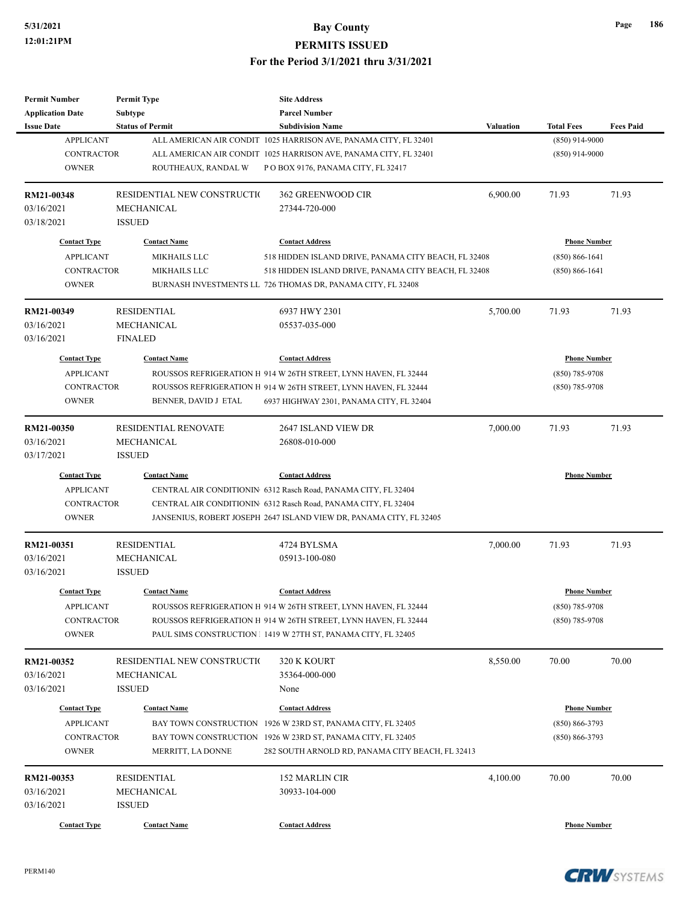| Permit Number | Permit Type | Site Address | | | |
|---|---|---|---|---|---|
| Application Date | Subtype | Parcel Number | | | |
| Issue Date | Status of Permit | Subdivision Name | Valuation | Total Fees | Fees Paid |

| Contact Type | Contact Name | Contact Address | Phone Number |
|---|---|---|---|
| APPLICANT | ALL AMERICAN AIR CONDIT | 1025 HARRISON AVE, PANAMA CITY, FL 32401 | (850) 914-9000 |
| CONTRACTOR | ALL AMERICAN AIR CONDIT | 1025 HARRISON AVE, PANAMA CITY, FL 32401 | (850) 914-9000 |
| OWNER | ROUTHEAUX, RANDAL W | P O BOX 9176, PANAMA CITY, FL 32417 | |

| RM21-00348 | RESIDENTIAL NEW CONSTRUCTIO | 362 GREENWOOD CIR | 6,900.00 | 71.93 | 71.93 |
|---|---|---|---|---|---|
| 03/16/2021 | MECHANICAL | 27344-720-000 | | | |
| 03/18/2021 | ISSUED | | | | |

| Contact Type | Contact Name | Contact Address | Phone Number |
|---|---|---|---|
| APPLICANT | MIKHAILS LLC | 518 HIDDEN ISLAND DRIVE, PANAMA CITY BEACH, FL 32408 | (850) 866-1641 |
| CONTRACTOR | MIKHAILS LLC | 518 HIDDEN ISLAND DRIVE, PANAMA CITY BEACH, FL 32408 | (850) 866-1641 |
| OWNER | BURNASH INVESTMENTS LL | 726 THOMAS DR, PANAMA CITY, FL 32408 | |

| RM21-00349 | RESIDENTIAL | 6937 HWY 2301 | 5,700.00 | 71.93 | 71.93 |
|---|---|---|---|---|---|
| 03/16/2021 | MECHANICAL | 05537-035-000 | | | |
| 03/16/2021 | FINALED | | | | |

| Contact Type | Contact Name | Contact Address | Phone Number |
|---|---|---|---|
| APPLICANT | ROUSSOS REFRIGERATION H | 914 W 26TH STREET, LYNN HAVEN, FL 32444 | (850) 785-9708 |
| CONTRACTOR | ROUSSOS REFRIGERATION H | 914 W 26TH STREET, LYNN HAVEN, FL 32444 | (850) 785-9708 |
| OWNER | BENNER, DAVID J ETAL | 6937 HIGHWAY 2301, PANAMA CITY, FL 32404 | |

| RM21-00350 | RESIDENTIAL RENOVATE | 2647 ISLAND VIEW DR | 7,000.00 | 71.93 | 71.93 |
|---|---|---|---|---|---|
| 03/16/2021 | MECHANICAL | 26808-010-000 | | | |
| 03/17/2021 | ISSUED | | | | |

| Contact Type | Contact Name | Contact Address | Phone Number |
|---|---|---|---|
| APPLICANT | CENTRAL AIR CONDITIONIN | 6312 Rasch Road, PANAMA CITY, FL 32404 | |
| CONTRACTOR | CENTRAL AIR CONDITIONIN | 6312 Rasch Road, PANAMA CITY, FL 32404 | |
| OWNER | JANSENIUS, ROBERT JOSEPH | 2647 ISLAND VIEW DR, PANAMA CITY, FL 32405 | |

| RM21-00351 | RESIDENTIAL | 4724 BYLSMA | 7,000.00 | 71.93 | 71.93 |
|---|---|---|---|---|---|
| 03/16/2021 | MECHANICAL | 05913-100-080 | | | |
| 03/16/2021 | ISSUED | | | | |

| Contact Type | Contact Name | Contact Address | Phone Number |
|---|---|---|---|
| APPLICANT | ROUSSOS REFRIGERATION H | 914 W 26TH STREET, LYNN HAVEN, FL 32444 | (850) 785-9708 |
| CONTRACTOR | ROUSSOS REFRIGERATION H | 914 W 26TH STREET, LYNN HAVEN, FL 32444 | (850) 785-9708 |
| OWNER | PAUL SIMS CONSTRUCTION | 1419 W 27TH ST, PANAMA CITY, FL 32405 | |

| RM21-00352 | RESIDENTIAL NEW CONSTRUCTIO | 320 K KOURT | 8,550.00 | 70.00 | 70.00 |
|---|---|---|---|---|---|
| 03/16/2021 | MECHANICAL | 35364-000-000 | | | |
| 03/16/2021 | ISSUED | None | | | |

| Contact Type | Contact Name | Contact Address | Phone Number |
|---|---|---|---|
| APPLICANT | BAY TOWN CONSTRUCTION | 1926 W 23RD ST, PANAMA CITY, FL 32405 | (850) 866-3793 |
| CONTRACTOR | BAY TOWN CONSTRUCTION | 1926 W 23RD ST, PANAMA CITY, FL 32405 | (850) 866-3793 |
| OWNER | MERRITT, LA DONNE | 282 SOUTH ARNOLD RD, PANAMA CITY BEACH, FL 32413 | |

| RM21-00353 | RESIDENTIAL | 152 MARLIN CIR | 4,100.00 | 70.00 | 70.00 |
|---|---|---|---|---|---|
| 03/16/2021 | MECHANICAL | 30933-104-000 | | | |
| 03/16/2021 | ISSUED | | | | |

| Contact Type | Contact Name | Contact Address | Phone Number |
|---|---|---|---|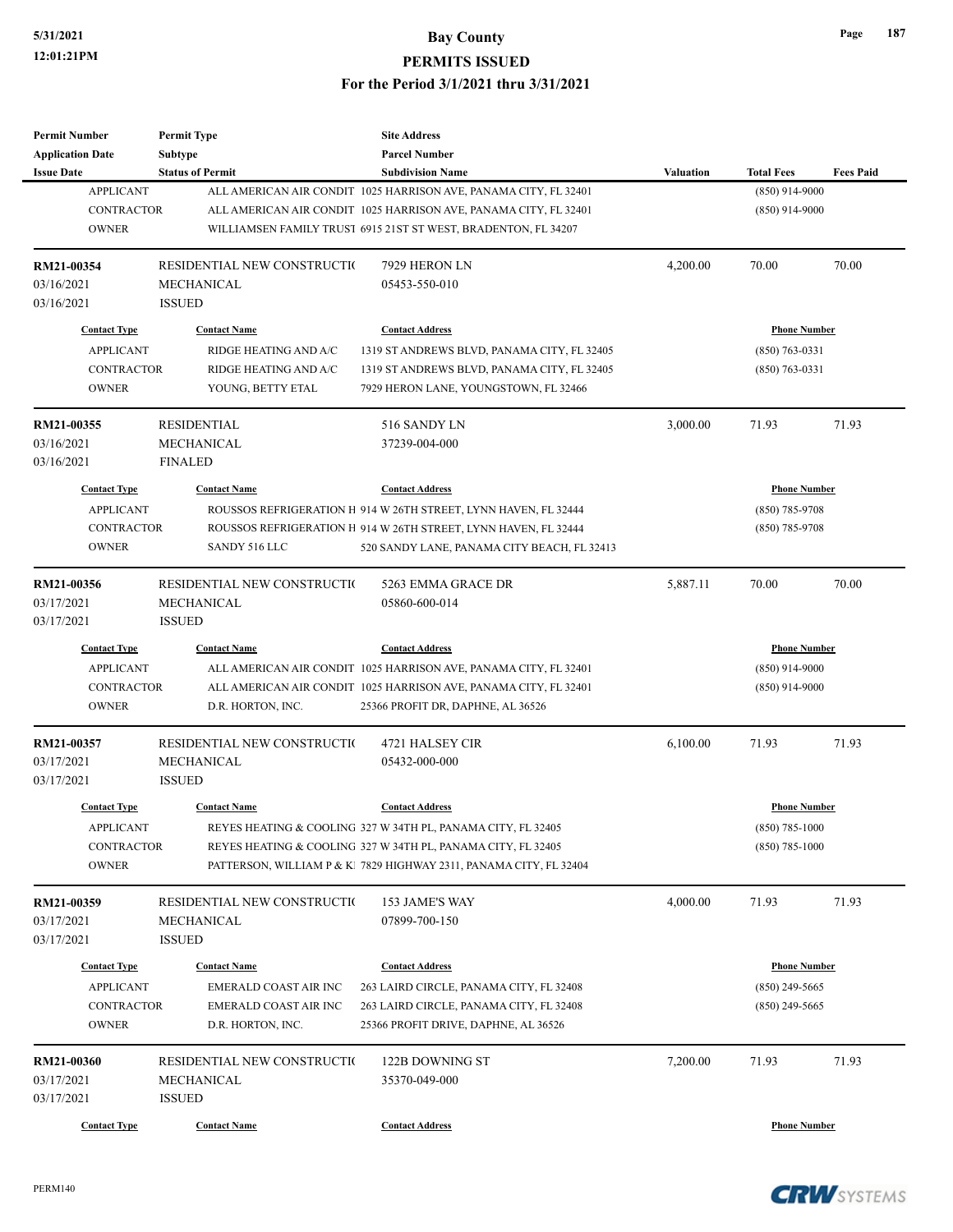| Permit Number<br>Application Date<br>Issue Date | Permit Type<br>Subtype<br>Status of Permit | Site Address<br>Parcel Number<br>Subdivision Name | Valuation | Total Fees | Fees Paid |
|---|---|---|---|---|---|
| APPLICANT | | ALL AMERICAN AIR CONDIT 1025 HARRISON AVE, PANAMA CITY, FL 32401 | | (850) 914-9000 | |
| CONTRACTOR | | ALL AMERICAN AIR CONDIT 1025 HARRISON AVE, PANAMA CITY, FL 32401 | | (850) 914-9000 | |
| OWNER | | WILLIAMSEN FAMILY TRUST 6915 21ST ST WEST, BRADENTON, FL 34207 | | | |

| Permit Number | Permit Type | Site Address | Valuation | Total Fees | Fees Paid |
|---|---|---|---|---|---|
| RM21-00354 | RESIDENTIAL NEW CONSTRUCTI( | 7929 HERON LN | 4,200.00 | 70.00 | 70.00 |
| 03/16/2021 | MECHANICAL | 05453-550-010 | | | |
| 03/16/2021 | ISSUED | | | | |

| Contact Type | Contact Name | Contact Address | Phone Number |
|---|---|---|---|
| APPLICANT | RIDGE HEATING AND A/C | 1319 ST ANDREWS BLVD, PANAMA CITY, FL 32405 | (850) 763-0331 |
| CONTRACTOR | RIDGE HEATING AND A/C | 1319 ST ANDREWS BLVD, PANAMA CITY, FL 32405 | (850) 763-0331 |
| OWNER | YOUNG, BETTY ETAL | 7929 HERON LANE, YOUNGSTOWN, FL 32466 | |

| Permit Number | Permit Type | Site Address | Valuation | Total Fees | Fees Paid |
|---|---|---|---|---|---|
| RM21-00355 | RESIDENTIAL | 516 SANDY LN | 3,000.00 | 71.93 | 71.93 |
| 03/16/2021 | MECHANICAL | 37239-004-000 | | | |
| 03/16/2021 | FINALED | | | | |

| Contact Type | Contact Name | Contact Address | Phone Number |
|---|---|---|---|
| APPLICANT | ROUSSOS REFRIGERATION H | 914 W 26TH STREET, LYNN HAVEN, FL 32444 | (850) 785-9708 |
| CONTRACTOR | ROUSSOS REFRIGERATION H | 914 W 26TH STREET, LYNN HAVEN, FL 32444 | (850) 785-9708 |
| OWNER | SANDY 516 LLC | 520 SANDY LANE, PANAMA CITY BEACH, FL 32413 | |

| Permit Number | Permit Type | Site Address | Valuation | Total Fees | Fees Paid |
|---|---|---|---|---|---|
| RM21-00356 | RESIDENTIAL NEW CONSTRUCTI( | 5263 EMMA GRACE DR | 5,887.11 | 70.00 | 70.00 |
| 03/17/2021 | MECHANICAL | 05860-600-014 | | | |
| 03/17/2021 | ISSUED | | | | |

| Contact Type | Contact Name | Contact Address | Phone Number |
|---|---|---|---|
| APPLICANT | ALL AMERICAN AIR CONDIT | 1025 HARRISON AVE, PANAMA CITY, FL 32401 | (850) 914-9000 |
| CONTRACTOR | ALL AMERICAN AIR CONDIT | 1025 HARRISON AVE, PANAMA CITY, FL 32401 | (850) 914-9000 |
| OWNER | D.R. HORTON, INC. | 25366 PROFIT DR, DAPHNE, AL 36526 | |

| Permit Number | Permit Type | Site Address | Valuation | Total Fees | Fees Paid |
|---|---|---|---|---|---|
| RM21-00357 | RESIDENTIAL NEW CONSTRUCTI( | 4721 HALSEY CIR | 6,100.00 | 71.93 | 71.93 |
| 03/17/2021 | MECHANICAL | 05432-000-000 | | | |
| 03/17/2021 | ISSUED | | | | |

| Contact Type | Contact Name | Contact Address | Phone Number |
|---|---|---|---|
| APPLICANT | REYES HEATING & COOLING | 327 W 34TH PL, PANAMA CITY, FL 32405 | (850) 785-1000 |
| CONTRACTOR | REYES HEATING & COOLING | 327 W 34TH PL, PANAMA CITY, FL 32405 | (850) 785-1000 |
| OWNER | PATTERSON, WILLIAM P & K | 7829 HIGHWAY 2311, PANAMA CITY, FL 32404 | |

| Permit Number | Permit Type | Site Address | Valuation | Total Fees | Fees Paid |
|---|---|---|---|---|---|
| RM21-00359 | RESIDENTIAL NEW CONSTRUCTI( | 153 JAME'S WAY | 4,000.00 | 71.93 | 71.93 |
| 03/17/2021 | MECHANICAL | 07899-700-150 | | | |
| 03/17/2021 | ISSUED | | | | |

| Contact Type | Contact Name | Contact Address | Phone Number |
|---|---|---|---|
| APPLICANT | EMERALD COAST AIR INC | 263 LAIRD CIRCLE, PANAMA CITY, FL 32408 | (850) 249-5665 |
| CONTRACTOR | EMERALD COAST AIR INC | 263 LAIRD CIRCLE, PANAMA CITY, FL 32408 | (850) 249-5665 |
| OWNER | D.R. HORTON, INC. | 25366 PROFIT DRIVE, DAPHNE, AL 36526 | |

| Permit Number | Permit Type | Site Address | Valuation | Total Fees | Fees Paid |
|---|---|---|---|---|---|
| RM21-00360 | RESIDENTIAL NEW CONSTRUCTI( | 122B DOWNING ST | 7,200.00 | 71.93 | 71.93 |
| 03/17/2021 | MECHANICAL | 35370-049-000 | | | |
| 03/17/2021 | ISSUED | | | | |

| Contact Type | Contact Name | Contact Address | Phone Number |
|---|---|---|---|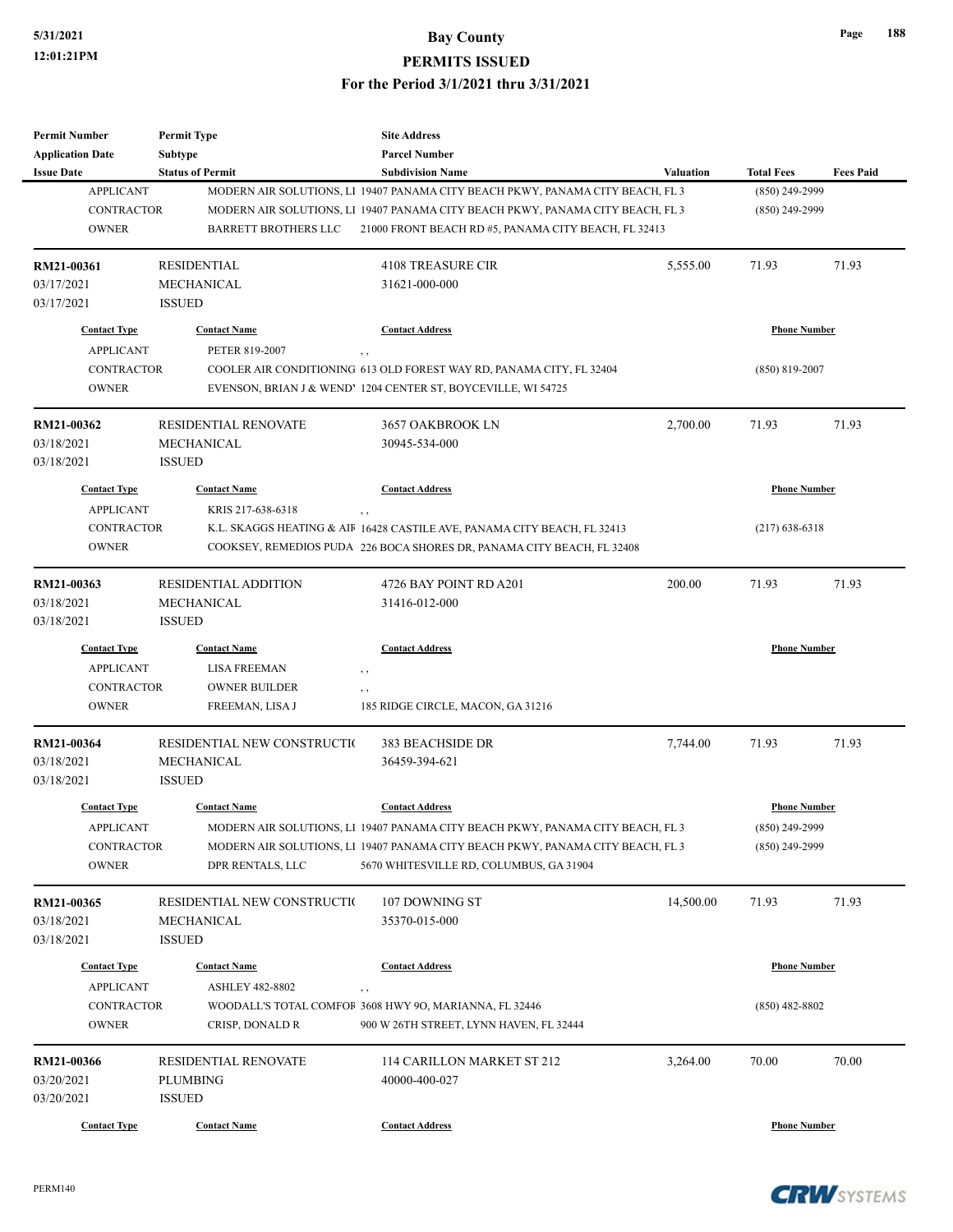| Permit Number | Permit Type | Site Address | | | |
|---|---|---|---|---|---|
| Application Date | Subtype | Parcel Number | | | |
| Issue Date | Status of Permit | Subdivision Name | Valuation | Total Fees | Fees Paid |

| | | | |
|---|---|---|---|
| APPLICANT | MODERN AIR SOLUTIONS, LI | 19407 PANAMA CITY BEACH PKWY, PANAMA CITY BEACH, FL 3 | (850) 249-2999 |
| CONTRACTOR | MODERN AIR SOLUTIONS, LI | 19407 PANAMA CITY BEACH PKWY, PANAMA CITY BEACH, FL 3 | (850) 249-2999 |
| OWNER | BARRETT BROTHERS LLC | 21000 FRONT BEACH RD #5, PANAMA CITY BEACH, FL 32413 | |

| | | | | | |
|---|---|---|---|---|---|
| **RM21-00361** | RESIDENTIAL | 4108 TREASURE CIR | 5,555.00 | 71.93 | 71.93 |
| 03/17/2021 | MECHANICAL | 31621-000-000 | | | |
| 03/17/2021 | ISSUED | | | | |

| Contact Type | Contact Name | Contact Address | Phone Number |
|---|---|---|---|
| APPLICANT | PETER 819-2007 | , , | |
| CONTRACTOR | COOLER AIR CONDITIONING | 613 OLD FOREST WAY RD, PANAMA CITY, FL 32404 | (850) 819-2007 |
| OWNER | EVENSON, BRIAN J & WEND' | 1204 CENTER ST, BOYCEVILLE, WI 54725 | |

| | | | | | |
|---|---|---|---|---|---|
| **RM21-00362** | RESIDENTIAL RENOVATE | 3657 OAKBROOK LN | 2,700.00 | 71.93 | 71.93 |
| 03/18/2021 | MECHANICAL | 30945-534-000 | | | |
| 03/18/2021 | ISSUED | | | | |

| Contact Type | Contact Name | Contact Address | Phone Number |
|---|---|---|---|
| APPLICANT | KRIS 217-638-6318 | , , | |
| CONTRACTOR | K.L. SKAGGS HEATING & AIF | 16428 CASTILE AVE, PANAMA CITY BEACH, FL 32413 | (217) 638-6318 |
| OWNER | COOKSEY, REMEDIOS PUDA | 226 BOCA SHORES DR, PANAMA CITY BEACH, FL 32408 | |

| | | | | | |
|---|---|---|---|---|---|
| **RM21-00363** | RESIDENTIAL ADDITION | 4726 BAY POINT RD A201 | 200.00 | 71.93 | 71.93 |
| 03/18/2021 | MECHANICAL | 31416-012-000 | | | |
| 03/18/2021 | ISSUED | | | | |

| Contact Type | Contact Name | Contact Address | Phone Number |
|---|---|---|---|
| APPLICANT | LISA FREEMAN | , , | |
| CONTRACTOR | OWNER BUILDER | , , | |
| OWNER | FREEMAN, LISA J | 185 RIDGE CIRCLE, MACON, GA 31216 | |

| | | | | | |
|---|---|---|---|---|---|
| **RM21-00364** | RESIDENTIAL NEW CONSTRUCTI( | 383 BEACHSIDE DR | 7,744.00 | 71.93 | 71.93 |
| 03/18/2021 | MECHANICAL | 36459-394-621 | | | |
| 03/18/2021 | ISSUED | | | | |

| Contact Type | Contact Name | Contact Address | Phone Number |
|---|---|---|---|
| APPLICANT | MODERN AIR SOLUTIONS, LI | 19407 PANAMA CITY BEACH PKWY, PANAMA CITY BEACH, FL 3 | (850) 249-2999 |
| CONTRACTOR | MODERN AIR SOLUTIONS, LI | 19407 PANAMA CITY BEACH PKWY, PANAMA CITY BEACH, FL 3 | (850) 249-2999 |
| OWNER | DPR RENTALS, LLC | 5670 WHITESVILLE RD, COLUMBUS, GA 31904 | |

| | | | | | |
|---|---|---|---|---|---|
| **RM21-00365** | RESIDENTIAL NEW CONSTRUCTI( | 107 DOWNING ST | 14,500.00 | 71.93 | 71.93 |
| 03/18/2021 | MECHANICAL | 35370-015-000 | | | |
| 03/18/2021 | ISSUED | | | | |

| Contact Type | Contact Name | Contact Address | Phone Number |
|---|---|---|---|
| APPLICANT | ASHLEY 482-8802 | , , | |
| CONTRACTOR | WOODALL'S TOTAL COMFOF | 3608 HWY 9O, MARIANNA, FL 32446 | (850) 482-8802 |
| OWNER | CRISP, DONALD R | 900 W 26TH STREET, LYNN HAVEN, FL 32444 | |

| | | | | | |
|---|---|---|---|---|---|
| **RM21-00366** | RESIDENTIAL RENOVATE | 114 CARILLON MARKET ST 212 | 3,264.00 | 70.00 | 70.00 |
| 03/20/2021 | PLUMBING | 40000-400-027 | | | |
| 03/20/2021 | ISSUED | | | | |

| Contact Type | Contact Name | Contact Address | Phone Number |
|---|---|---|---|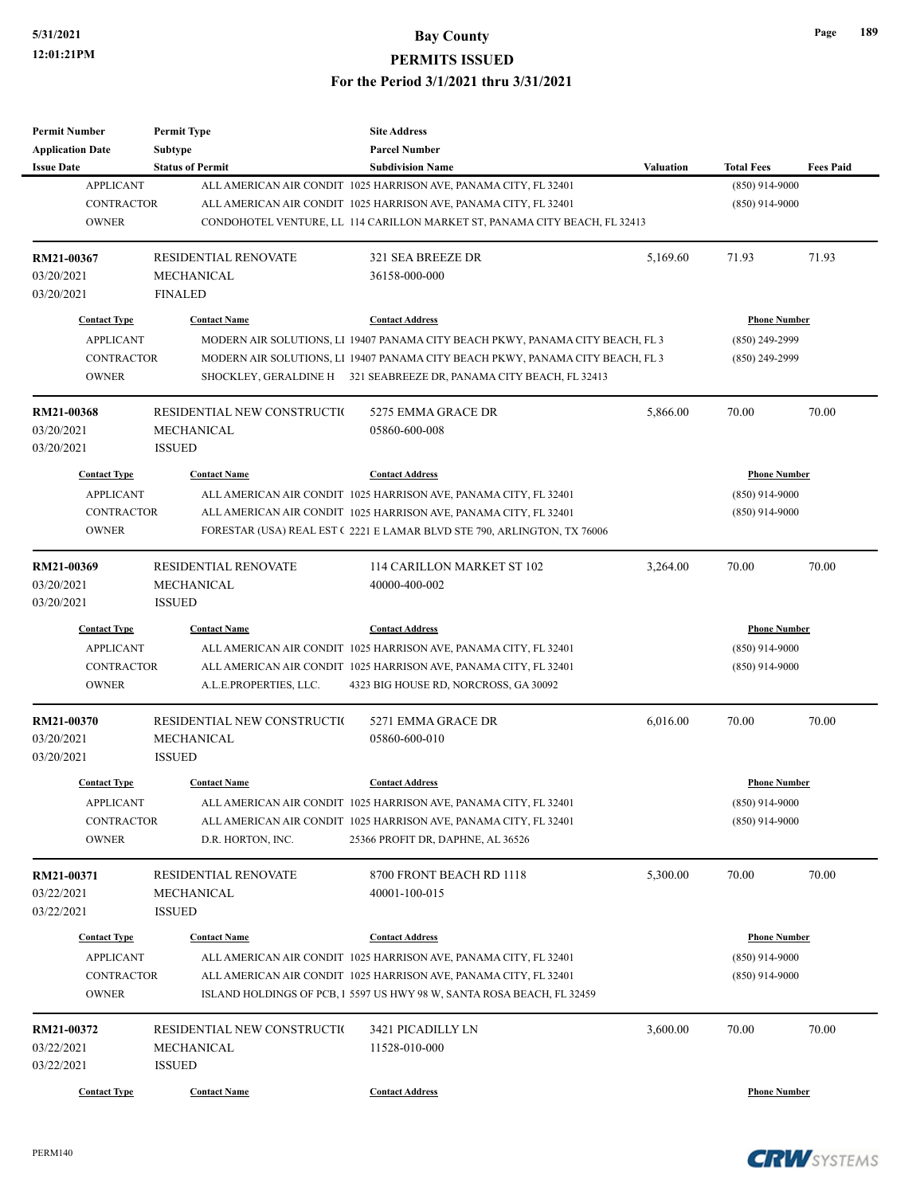| Permit Number<br>Application Date<br>Issue Date | Permit Type<br>Subtype<br>Status of Permit | Site Address<br>Parcel Number<br>Subdivision Name | Valuation | Total Fees | Fees Paid |
|---|---|---|---|---|---|

| Contact Type | Contact Name | Contact Address | Phone Number |
|---|---|---|---|
| APPLICANT | ALL AMERICAN AIR CONDIT | 1025 HARRISON AVE, PANAMA CITY, FL 32401 | (850) 914-9000 |
| CONTRACTOR | ALL AMERICAN AIR CONDIT | 1025 HARRISON AVE, PANAMA CITY, FL 32401 | (850) 914-9000 |
| OWNER | CONDOHOTEL VENTURE, LL | 114 CARILLON MARKET ST, PANAMA CITY BEACH, FL 32413 | |

| | | | | | |
|---|---|---|---|---|---|
| **RM21-00367** | RESIDENTIAL RENOVATE | 321 SEA BREEZE DR | 5,169.60 | 71.93 | 71.93 |
| 03/20/2021 | MECHANICAL | 36158-000-000 | | | |
| 03/20/2021 | FINALED | | | | |

| Contact Type | Contact Name | Contact Address | Phone Number |
|---|---|---|---|
| APPLICANT | MODERN AIR SOLUTIONS, LI | 19407 PANAMA CITY BEACH PKWY, PANAMA CITY BEACH, FL 3 | (850) 249-2999 |
| CONTRACTOR | MODERN AIR SOLUTIONS, LI | 19407 PANAMA CITY BEACH PKWY, PANAMA CITY BEACH, FL 3 | (850) 249-2999 |
| OWNER | SHOCKLEY, GERALDINE H | 321 SEABREEZE DR, PANAMA CITY BEACH, FL 32413 | |

| | | | | | |
|---|---|---|---|---|---|
| **RM21-00368** | RESIDENTIAL NEW CONSTRUCTI( | 5275 EMMA GRACE DR | 5,866.00 | 70.00 | 70.00 |
| 03/20/2021 | MECHANICAL | 05860-600-008 | | | |
| 03/20/2021 | ISSUED | | | | |

| Contact Type | Contact Name | Contact Address | Phone Number |
|---|---|---|---|
| APPLICANT | ALL AMERICAN AIR CONDIT | 1025 HARRISON AVE, PANAMA CITY, FL 32401 | (850) 914-9000 |
| CONTRACTOR | ALL AMERICAN AIR CONDIT | 1025 HARRISON AVE, PANAMA CITY, FL 32401 | (850) 914-9000 |
| OWNER | FORESTAR (USA) REAL EST ( | 2221 E LAMAR BLVD STE 790, ARLINGTON, TX 76006 | |

| | | | | | |
|---|---|---|---|---|---|
| **RM21-00369** | RESIDENTIAL RENOVATE | 114 CARILLON MARKET ST 102 | 3,264.00 | 70.00 | 70.00 |
| 03/20/2021 | MECHANICAL | 40000-400-002 | | | |
| 03/20/2021 | ISSUED | | | | |

| Contact Type | Contact Name | Contact Address | Phone Number |
|---|---|---|---|
| APPLICANT | ALL AMERICAN AIR CONDIT | 1025 HARRISON AVE, PANAMA CITY, FL 32401 | (850) 914-9000 |
| CONTRACTOR | ALL AMERICAN AIR CONDIT | 1025 HARRISON AVE, PANAMA CITY, FL 32401 | (850) 914-9000 |
| OWNER | A.L.E.PROPERTIES, LLC. | 4323 BIG HOUSE RD, NORCROSS, GA 30092 | |

| | | | | | |
|---|---|---|---|---|---|
| **RM21-00370** | RESIDENTIAL NEW CONSTRUCTI( | 5271 EMMA GRACE DR | 6,016.00 | 70.00 | 70.00 |
| 03/20/2021 | MECHANICAL | 05860-600-010 | | | |
| 03/20/2021 | ISSUED | | | | |

| Contact Type | Contact Name | Contact Address | Phone Number |
|---|---|---|---|
| APPLICANT | ALL AMERICAN AIR CONDIT | 1025 HARRISON AVE, PANAMA CITY, FL 32401 | (850) 914-9000 |
| CONTRACTOR | ALL AMERICAN AIR CONDIT | 1025 HARRISON AVE, PANAMA CITY, FL 32401 | (850) 914-9000 |
| OWNER | D.R. HORTON, INC. | 25366 PROFIT DR, DAPHNE, AL 36526 | |

| | | | | | |
|---|---|---|---|---|---|
| **RM21-00371** | RESIDENTIAL RENOVATE | 8700 FRONT BEACH RD 1118 | 5,300.00 | 70.00 | 70.00 |
| 03/22/2021 | MECHANICAL | 40001-100-015 | | | |
| 03/22/2021 | ISSUED | | | | |

| Contact Type | Contact Name | Contact Address | Phone Number |
|---|---|---|---|
| APPLICANT | ALL AMERICAN AIR CONDIT | 1025 HARRISON AVE, PANAMA CITY, FL 32401 | (850) 914-9000 |
| CONTRACTOR | ALL AMERICAN AIR CONDIT | 1025 HARRISON AVE, PANAMA CITY, FL 32401 | (850) 914-9000 |
| OWNER | ISLAND HOLDINGS OF PCB, I | 5597 US HWY 98 W, SANTA ROSA BEACH, FL 32459 | |

| | | | | | |
|---|---|---|---|---|---|
| **RM21-00372** | RESIDENTIAL NEW CONSTRUCTI( | 3421 PICADILLY LN | 3,600.00 | 70.00 | 70.00 |
| 03/22/2021 | MECHANICAL | 11528-010-000 | | | |
| 03/22/2021 | ISSUED | | | | |

| Contact Type | Contact Name | Contact Address | Phone Number |
|---|---|---|---|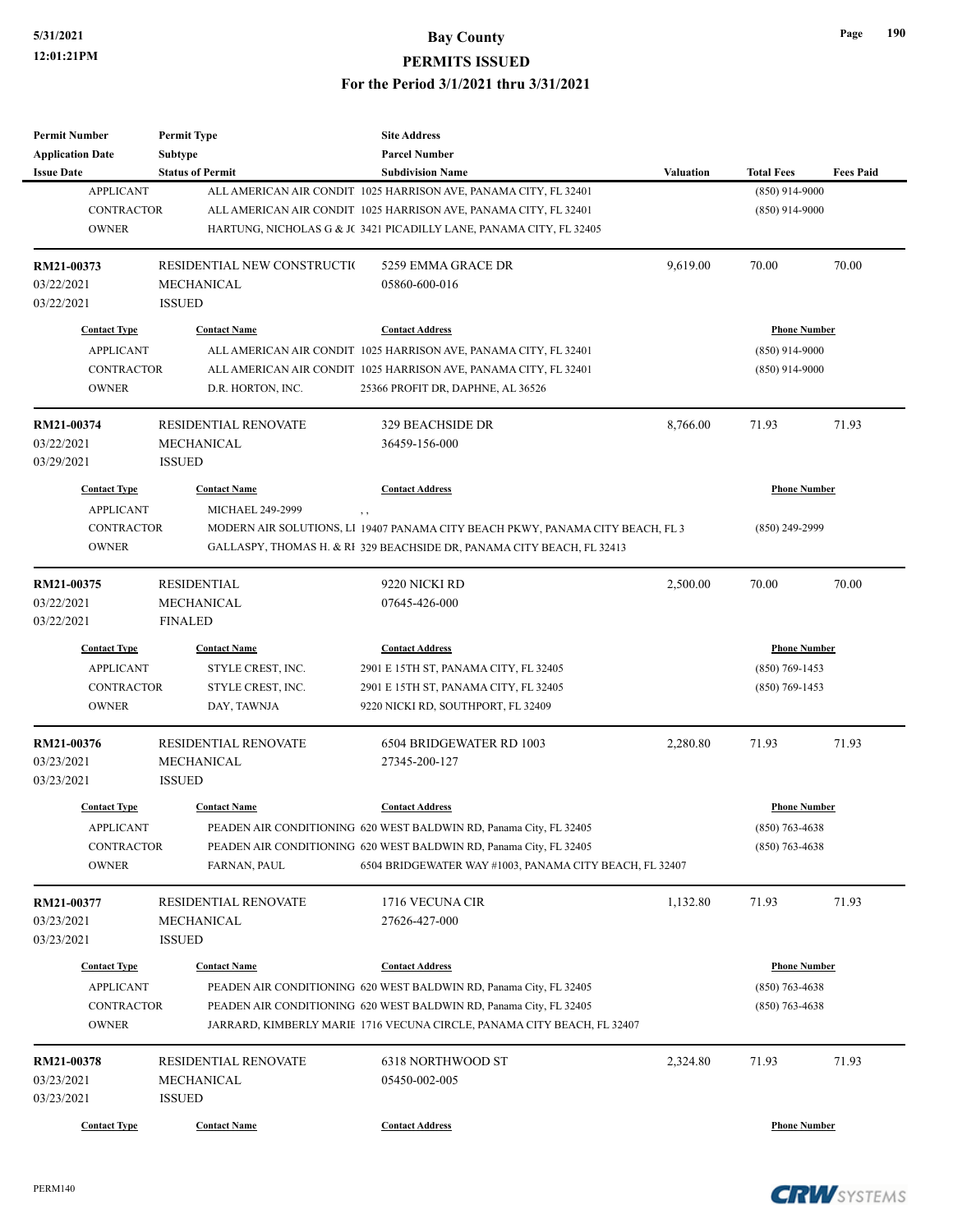| Permit Number | Permit Type | Site Address | | | |
|---|---|---|---|---|---|
| Application Date | Subtype | Parcel Number | | | |
| Issue Date | Status of Permit | Subdivision Name | Valuation | Total Fees | Fees Paid |

| | | | |
|---|---|---|---|
| APPLICANT | ALL AMERICAN AIR CONDIT | 1025 HARRISON AVE, PANAMA CITY, FL 32401 | (850) 914-9000 |
| CONTRACTOR | ALL AMERICAN AIR CONDIT | 1025 HARRISON AVE, PANAMA CITY, FL 32401 | (850) 914-9000 |
| OWNER | HARTUNG, NICHOLAS G & JC | 3421 PICADILLY LANE, PANAMA CITY, FL 32405 | |

| | | | | | |
|---|---|---|---|---|---|
| **RM21-00373** | RESIDENTIAL NEW CONSTRUCTIO | 5259 EMMA GRACE DR | 9,619.00 | 70.00 | 70.00 |
| 03/22/2021 | MECHANICAL | 05860-600-016 | | | |
| 03/22/2021 | ISSUED | | | | |

| Contact Type | Contact Name | Contact Address | Phone Number |
|---|---|---|---|
| APPLICANT | ALL AMERICAN AIR CONDIT | 1025 HARRISON AVE, PANAMA CITY, FL 32401 | (850) 914-9000 |
| CONTRACTOR | ALL AMERICAN AIR CONDIT | 1025 HARRISON AVE, PANAMA CITY, FL 32401 | (850) 914-9000 |
| OWNER | D.R. HORTON, INC. | 25366 PROFIT DR, DAPHNE, AL 36526 | |

| | | | | | |
|---|---|---|---|---|---|
| **RM21-00374** | RESIDENTIAL RENOVATE | 329 BEACHSIDE DR | 8,766.00 | 71.93 | 71.93 |
| 03/22/2021 | MECHANICAL | 36459-156-000 | | | |
| 03/29/2021 | ISSUED | | | | |

| Contact Type | Contact Name | Contact Address | Phone Number |
|---|---|---|---|
| APPLICANT | MICHAEL 249-2999 | , , | |
| CONTRACTOR | MODERN AIR SOLUTIONS, LI | 19407 PANAMA CITY BEACH PKWY, PANAMA CITY BEACH, FL 3 | (850) 249-2999 |
| OWNER | GALLASPY, THOMAS H. & RI | 329 BEACHSIDE DR, PANAMA CITY BEACH, FL 32413 | |

| | | | | | |
|---|---|---|---|---|---|
| **RM21-00375** | RESIDENTIAL | 9220 NICKI RD | 2,500.00 | 70.00 | 70.00 |
| 03/22/2021 | MECHANICAL | 07645-426-000 | | | |
| 03/22/2021 | FINALED | | | | |

| Contact Type | Contact Name | Contact Address | Phone Number |
|---|---|---|---|
| APPLICANT | STYLE CREST, INC. | 2901 E 15TH ST, PANAMA CITY, FL 32405 | (850) 769-1453 |
| CONTRACTOR | STYLE CREST, INC. | 2901 E 15TH ST, PANAMA CITY, FL 32405 | (850) 769-1453 |
| OWNER | DAY, TAWNJA | 9220 NICKI RD, SOUTHPORT, FL 32409 | |

| | | | | | |
|---|---|---|---|---|---|
| **RM21-00376** | RESIDENTIAL RENOVATE | 6504 BRIDGEWATER RD 1003 | 2,280.80 | 71.93 | 71.93 |
| 03/23/2021 | MECHANICAL | 27345-200-127 | | | |
| 03/23/2021 | ISSUED | | | | |

| Contact Type | Contact Name | Contact Address | Phone Number |
|---|---|---|---|
| APPLICANT | PEADEN AIR CONDITIONING | 620 WEST BALDWIN RD, Panama City, FL 32405 | (850) 763-4638 |
| CONTRACTOR | PEADEN AIR CONDITIONING | 620 WEST BALDWIN RD, Panama City, FL 32405 | (850) 763-4638 |
| OWNER | FARNAN, PAUL | 6504 BRIDGEWATER WAY #1003, PANAMA CITY BEACH, FL 32407 | |

| | | | | | |
|---|---|---|---|---|---|
| **RM21-00377** | RESIDENTIAL RENOVATE | 1716 VECUNA CIR | 1,132.80 | 71.93 | 71.93 |
| 03/23/2021 | MECHANICAL | 27626-427-000 | | | |
| 03/23/2021 | ISSUED | | | | |

| Contact Type | Contact Name | Contact Address | Phone Number |
|---|---|---|---|
| APPLICANT | PEADEN AIR CONDITIONING | 620 WEST BALDWIN RD, Panama City, FL 32405 | (850) 763-4638 |
| CONTRACTOR | PEADEN AIR CONDITIONING | 620 WEST BALDWIN RD, Panama City, FL 32405 | (850) 763-4638 |
| OWNER | JARRARD, KIMBERLY MARIE | 1716 VECUNA CIRCLE, PANAMA CITY BEACH, FL 32407 | |

| | | | | | |
|---|---|---|---|---|---|
| **RM21-00378** | RESIDENTIAL RENOVATE | 6318 NORTHWOOD ST | 2,324.80 | 71.93 | 71.93 |
| 03/23/2021 | MECHANICAL | 05450-002-005 | | | |
| 03/23/2021 | ISSUED | | | | |

| Contact Type | Contact Name | Contact Address | Phone Number |
|---|---|---|---|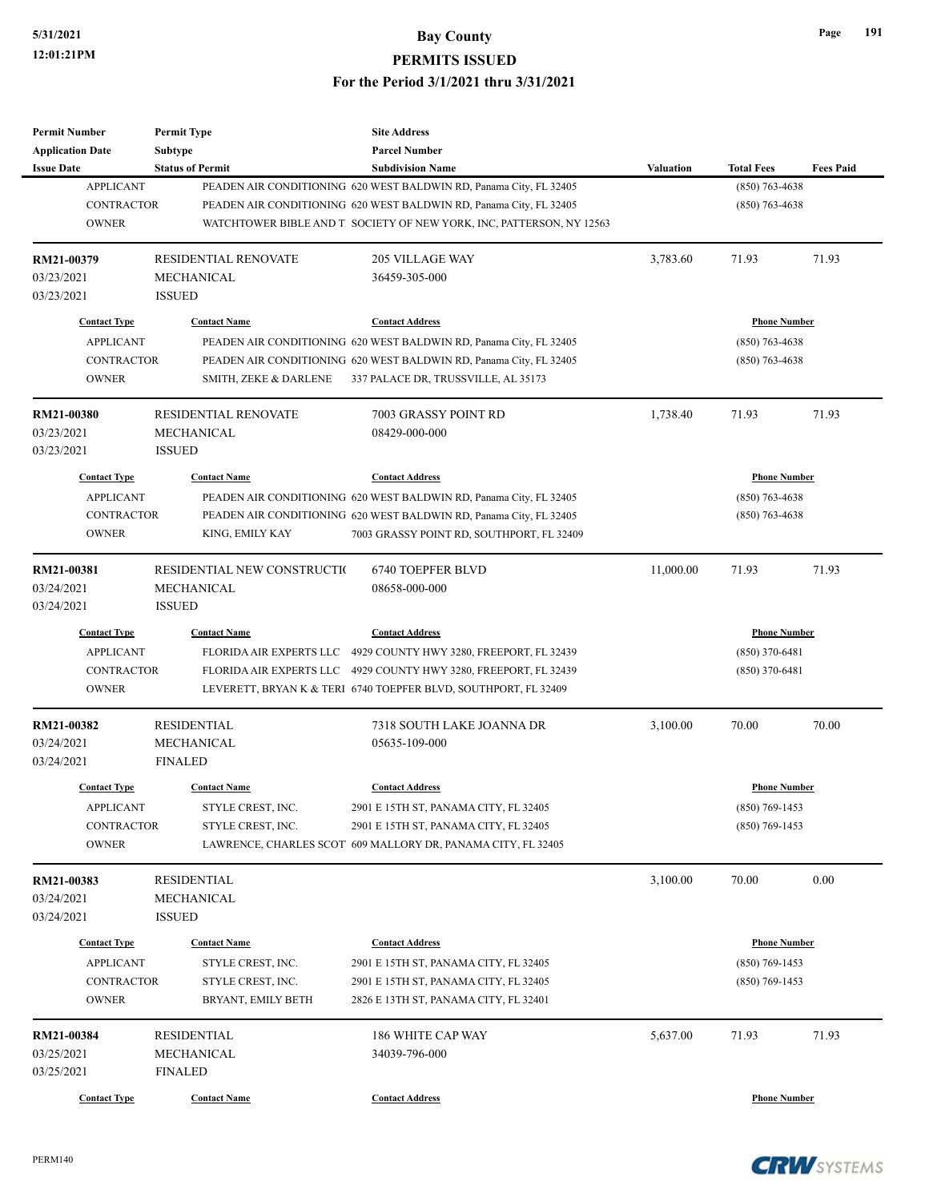| Permit Number | Permit Type | Site Address | | | |
|---|---|---|---|---|---|
| Application Date | Subtype | Parcel Number | | | |
| Issue Date | Status of Permit | Subdivision Name | Valuation | Total Fees | Fees Paid |

| | | | | |
|---|---|---|---|---|
| APPLICANT | PEADEN AIR CONDITIONING | 620 WEST BALDWIN RD, Panama City, FL 32405 | (850) 763-4638 | |
| CONTRACTOR | PEADEN AIR CONDITIONING | 620 WEST BALDWIN RD, Panama City, FL 32405 | (850) 763-4638 | |
| OWNER | WATCHTOWER BIBLE AND T | SOCIETY OF NEW YORK, INC, PATTERSON, NY 12563 | | |

| | | | | | |
|---|---|---|---|---|---|
| **RM21-00379** | RESIDENTIAL RENOVATE | 205 VILLAGE WAY | 3,783.60 | 71.93 | 71.93 |
| 03/23/2021 | MECHANICAL | 36459-305-000 | | | |
| 03/23/2021 | ISSUED | | | | |

| Contact Type | Contact Name | Contact Address | Phone Number |
|---|---|---|---|
| APPLICANT | PEADEN AIR CONDITIONING | 620 WEST BALDWIN RD, Panama City, FL 32405 | (850) 763-4638 |
| CONTRACTOR | PEADEN AIR CONDITIONING | 620 WEST BALDWIN RD, Panama City, FL 32405 | (850) 763-4638 |
| OWNER | SMITH, ZEKE & DARLENE | 337 PALACE DR, TRUSSVILLE, AL 35173 | |

| | | | | | |
|---|---|---|---|---|---|
| **RM21-00380** | RESIDENTIAL RENOVATE | 7003 GRASSY POINT RD | 1,738.40 | 71.93 | 71.93 |
| 03/23/2021 | MECHANICAL | 08429-000-000 | | | |
| 03/23/2021 | ISSUED | | | | |

| Contact Type | Contact Name | Contact Address | Phone Number |
|---|---|---|---|
| APPLICANT | PEADEN AIR CONDITIONING | 620 WEST BALDWIN RD, Panama City, FL 32405 | (850) 763-4638 |
| CONTRACTOR | PEADEN AIR CONDITIONING | 620 WEST BALDWIN RD, Panama City, FL 32405 | (850) 763-4638 |
| OWNER | KING, EMILY KAY | 7003 GRASSY POINT RD, SOUTHPORT, FL 32409 | |

| | | | | | |
|---|---|---|---|---|---|
| **RM21-00381** | RESIDENTIAL NEW CONSTRUCTI( | 6740 TOEPFER BLVD | 11,000.00 | 71.93 | 71.93 |
| 03/24/2021 | MECHANICAL | 08658-000-000 | | | |
| 03/24/2021 | ISSUED | | | | |

| Contact Type | Contact Name | Contact Address | Phone Number |
|---|---|---|---|
| APPLICANT | FLORIDA AIR EXPERTS LLC | 4929 COUNTY HWY 3280, FREEPORT, FL 32439 | (850) 370-6481 |
| CONTRACTOR | FLORIDA AIR EXPERTS LLC | 4929 COUNTY HWY 3280, FREEPORT, FL 32439 | (850) 370-6481 |
| OWNER | LEVERETT, BRYAN K & TERI | 6740 TOEPFER BLVD, SOUTHPORT, FL 32409 | |

| | | | | | |
|---|---|---|---|---|---|
| **RM21-00382** | RESIDENTIAL | 7318 SOUTH LAKE JOANNA DR | 3,100.00 | 70.00 | 70.00 |
| 03/24/2021 | MECHANICAL | 05635-109-000 | | | |
| 03/24/2021 | FINALED | | | | |

| Contact Type | Contact Name | Contact Address | Phone Number |
|---|---|---|---|
| APPLICANT | STYLE CREST, INC. | 2901 E 15TH ST, PANAMA CITY, FL 32405 | (850) 769-1453 |
| CONTRACTOR | STYLE CREST, INC. | 2901 E 15TH ST, PANAMA CITY, FL 32405 | (850) 769-1453 |
| OWNER | LAWRENCE, CHARLES SCOT | 609 MALLORY DR, PANAMA CITY, FL 32405 | |

| | | | | | |
|---|---|---|---|---|---|
| **RM21-00383** | RESIDENTIAL | | 3,100.00 | 70.00 | 0.00 |
| 03/24/2021 | MECHANICAL | | | | |
| 03/24/2021 | ISSUED | | | | |

| Contact Type | Contact Name | Contact Address | Phone Number |
|---|---|---|---|
| APPLICANT | STYLE CREST, INC. | 2901 E 15TH ST, PANAMA CITY, FL 32405 | (850) 769-1453 |
| CONTRACTOR | STYLE CREST, INC. | 2901 E 15TH ST, PANAMA CITY, FL 32405 | (850) 769-1453 |
| OWNER | BRYANT, EMILY BETH | 2826 E 13TH ST, PANAMA CITY, FL 32401 | |

| | | | | | |
|---|---|---|---|---|---|
| **RM21-00384** | RESIDENTIAL | 186 WHITE CAP WAY | 5,637.00 | 71.93 | 71.93 |
| 03/25/2021 | MECHANICAL | 34039-796-000 | | | |
| 03/25/2021 | FINALED | | | | |

| Contact Type | Contact Name | Contact Address | Phone Number |
|---|---|---|---|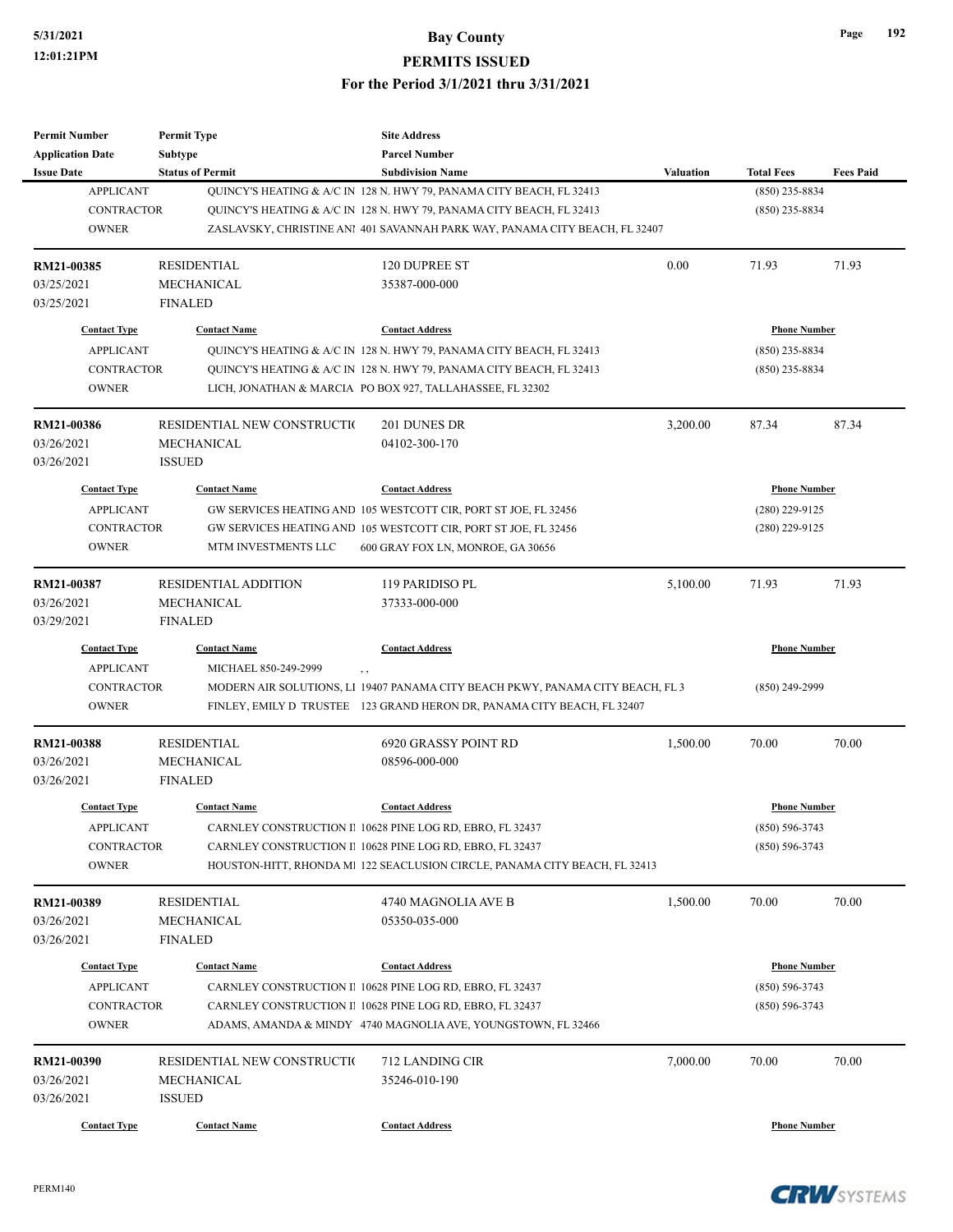| Permit Number<br>Application Date<br>Issue Date | Permit Type<br>Subtype<br>Status of Permit | Site Address<br>Parcel Number<br>Subdivision Name | Valuation | Total Fees | Fees Paid |
|---|---|---|---|---|---|

| Contact Type | Contact Name | Contact Address | Phone Number |
|---|---|---|---|
| APPLICANT | QUINCY'S HEATING & A/C IN | 128 N. HWY 79, PANAMA CITY BEACH, FL 32413 | (850) 235-8834 |
| CONTRACTOR | QUINCY'S HEATING & A/C IN | 128 N. HWY 79, PANAMA CITY BEACH, FL 32413 | (850) 235-8834 |
| OWNER | ZASLAVSKY, CHRISTINE ANI | 401 SAVANNAH PARK WAY, PANAMA CITY BEACH, FL 32407 | |

| Permit Number | Permit Type | Site Address | Valuation | Total Fees | Fees Paid |
|---|---|---|---|---|---|
| RM21-00385 | RESIDENTIAL | 120 DUPREE ST | 0.00 | 71.93 | 71.93 |
| 03/25/2021 | MECHANICAL | 35387-000-000 | | | |
| 03/25/2021 | FINALED | | | | |

| Contact Type | Contact Name | Contact Address | Phone Number |
|---|---|---|---|
| APPLICANT | QUINCY'S HEATING & A/C IN | 128 N. HWY 79, PANAMA CITY BEACH, FL 32413 | (850) 235-8834 |
| CONTRACTOR | QUINCY'S HEATING & A/C IN | 128 N. HWY 79, PANAMA CITY BEACH, FL 32413 | (850) 235-8834 |
| OWNER | LICH, JONATHAN & MARCIA | PO BOX 927, TALLAHASSEE, FL 32302 | |

| Permit Number | Permit Type | Site Address | Valuation | Total Fees | Fees Paid |
|---|---|---|---|---|---|
| RM21-00386 | RESIDENTIAL NEW CONSTRUCTIO | 201 DUNES DR | 3,200.00 | 87.34 | 87.34 |
| 03/26/2021 | MECHANICAL | 04102-300-170 | | | |
| 03/26/2021 | ISSUED | | | | |

| Contact Type | Contact Name | Contact Address | Phone Number |
|---|---|---|---|
| APPLICANT | GW SERVICES HEATING AND | 105 WESTCOTT CIR, PORT ST JOE, FL 32456 | (280) 229-9125 |
| CONTRACTOR | GW SERVICES HEATING AND | 105 WESTCOTT CIR, PORT ST JOE, FL 32456 | (280) 229-9125 |
| OWNER | MTM INVESTMENTS LLC | 600 GRAY FOX LN, MONROE, GA 30656 | |

| Permit Number | Permit Type | Site Address | Valuation | Total Fees | Fees Paid |
|---|---|---|---|---|---|
| RM21-00387 | RESIDENTIAL ADDITION | 119 PARIDISO PL | 5,100.00 | 71.93 | 71.93 |
| 03/26/2021 | MECHANICAL | 37333-000-000 | | | |
| 03/29/2021 | FINALED | | | | |

| Contact Type | Contact Name | Contact Address | Phone Number |
|---|---|---|---|
| APPLICANT | MICHAEL 850-249-2999 | , , | |
| CONTRACTOR | MODERN AIR SOLUTIONS, LI | 19407 PANAMA CITY BEACH PKWY, PANAMA CITY BEACH, FL 3 | (850) 249-2999 |
| OWNER | FINLEY, EMILY D TRUSTEE | 123 GRAND HERON DR, PANAMA CITY BEACH, FL 32407 | |

| Permit Number | Permit Type | Site Address | Valuation | Total Fees | Fees Paid |
|---|---|---|---|---|---|
| RM21-00388 | RESIDENTIAL | 6920 GRASSY POINT RD | 1,500.00 | 70.00 | 70.00 |
| 03/26/2021 | MECHANICAL | 08596-000-000 | | | |
| 03/26/2021 | FINALED | | | | |

| Contact Type | Contact Name | Contact Address | Phone Number |
|---|---|---|---|
| APPLICANT | CARNLEY CONSTRUCTION II | 10628 PINE LOG RD, EBRO, FL 32437 | (850) 596-3743 |
| CONTRACTOR | CARNLEY CONSTRUCTION II | 10628 PINE LOG RD, EBRO, FL 32437 | (850) 596-3743 |
| OWNER | HOUSTON-HITT, RHONDA MI | 122 SEACLUSION CIRCLE, PANAMA CITY BEACH, FL 32413 | |

| Permit Number | Permit Type | Site Address | Valuation | Total Fees | Fees Paid |
|---|---|---|---|---|---|
| RM21-00389 | RESIDENTIAL | 4740 MAGNOLIA AVE B | 1,500.00 | 70.00 | 70.00 |
| 03/26/2021 | MECHANICAL | 05350-035-000 | | | |
| 03/26/2021 | FINALED | | | | |

| Contact Type | Contact Name | Contact Address | Phone Number |
|---|---|---|---|
| APPLICANT | CARNLEY CONSTRUCTION II | 10628 PINE LOG RD, EBRO, FL 32437 | (850) 596-3743 |
| CONTRACTOR | CARNLEY CONSTRUCTION II | 10628 PINE LOG RD, EBRO, FL 32437 | (850) 596-3743 |
| OWNER | ADAMS, AMANDA & MINDY | 4740 MAGNOLIA AVE, YOUNGSTOWN, FL 32466 | |

| Permit Number | Permit Type | Site Address | Valuation | Total Fees | Fees Paid |
|---|---|---|---|---|---|
| RM21-00390 | RESIDENTIAL NEW CONSTRUCTIO | 712 LANDING CIR | 7,000.00 | 70.00 | 70.00 |
| 03/26/2021 | MECHANICAL | 35246-010-190 | | | |
| 03/26/2021 | ISSUED | | | | |

| Contact Type | Contact Name | Contact Address | Phone Number |
|---|---|---|---|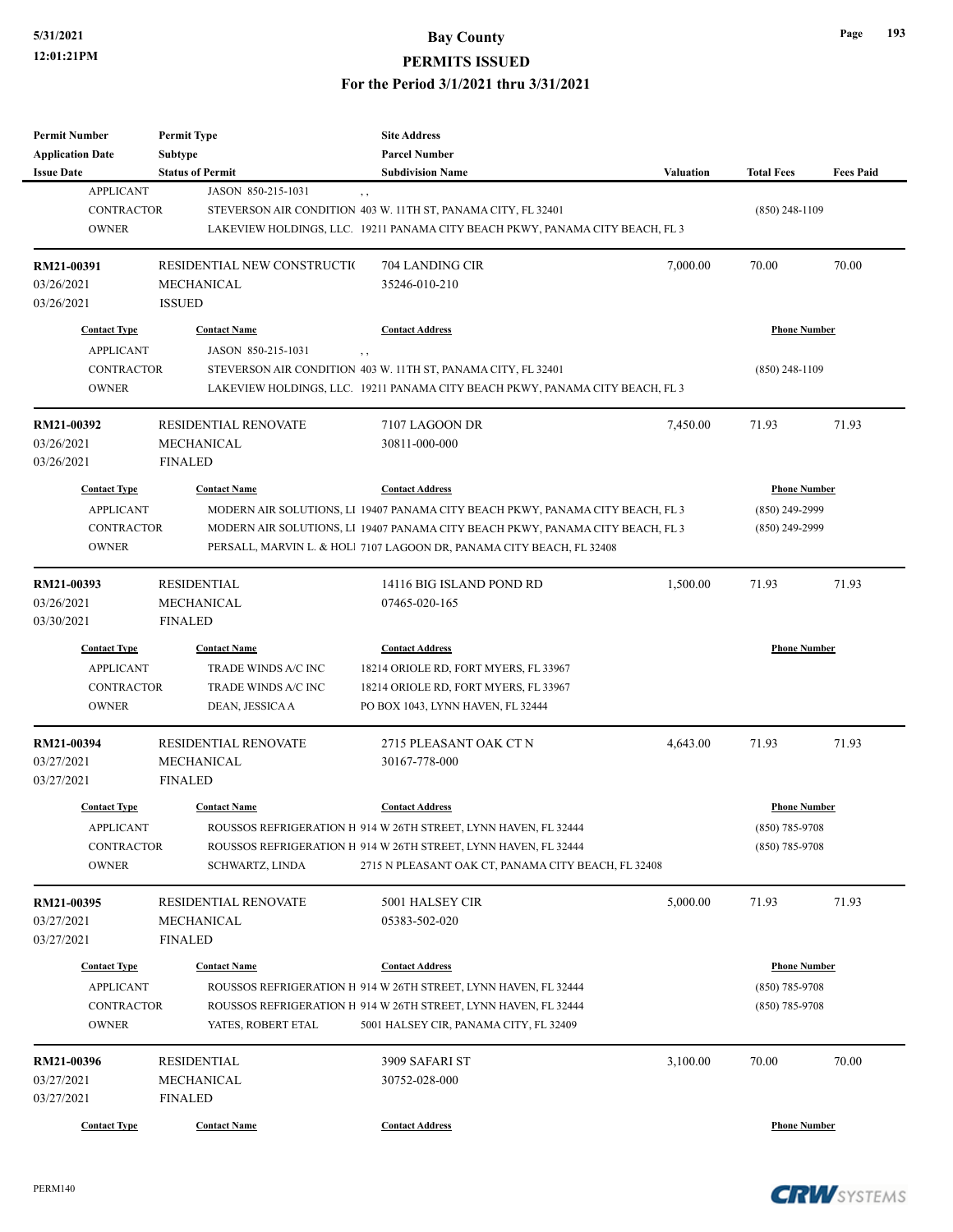| Permit Number<br>Application Date<br>Issue Date | Permit Type<br>Subtype<br>Status of Permit | Site Address<br>Parcel Number<br>Subdivision Name | Valuation | Total Fees | Fees Paid |
|---|---|---|---|---|---|

| Contact Type | Contact Name | Contact Address | Phone Number |
|---|---|---|---|
| APPLICANT | JASON 850-215-1031 | , , | |
| CONTRACTOR | STEVERSON AIR CONDITION | 403 W. 11TH ST, PANAMA CITY, FL 32401 | (850) 248-1109 |
| OWNER | LAKEVIEW HOLDINGS, LLC. | 19211 PANAMA CITY BEACH PKWY, PANAMA CITY BEACH, FL 3 | |

| | | | | | |
|---|---|---|---|---|---|
| RM21-00391 | RESIDENTIAL NEW CONSTRUCTI( | 704 LANDING CIR | 7,000.00 | 70.00 | 70.00 |
| 03/26/2021 | MECHANICAL | 35246-010-210 | | | |
| 03/26/2021 | ISSUED | | | | |

| Contact Type | Contact Name | Contact Address | Phone Number |
|---|---|---|---|
| APPLICANT | JASON 850-215-1031 | , , | |
| CONTRACTOR | STEVERSON AIR CONDITION | 403 W. 11TH ST, PANAMA CITY, FL 32401 | (850) 248-1109 |
| OWNER | LAKEVIEW HOLDINGS, LLC. | 19211 PANAMA CITY BEACH PKWY, PANAMA CITY BEACH, FL 3 | |

| | | | | | |
|---|---|---|---|---|---|
| RM21-00392 | RESIDENTIAL RENOVATE | 7107 LAGOON DR | 7,450.00 | 71.93 | 71.93 |
| 03/26/2021 | MECHANICAL | 30811-000-000 | | | |
| 03/26/2021 | FINALED | | | | |

| Contact Type | Contact Name | Contact Address | Phone Number |
|---|---|---|---|
| APPLICANT | MODERN AIR SOLUTIONS, LI | 19407 PANAMA CITY BEACH PKWY, PANAMA CITY BEACH, FL 3 | (850) 249-2999 |
| CONTRACTOR | MODERN AIR SOLUTIONS, LI | 19407 PANAMA CITY BEACH PKWY, PANAMA CITY BEACH, FL 3 | (850) 249-2999 |
| OWNER | PERSALL, MARVIN L. & HOLI | 7107 LAGOON DR, PANAMA CITY BEACH, FL 32408 | |

| | | | | | |
|---|---|---|---|---|---|
| RM21-00393 | RESIDENTIAL | 14116 BIG ISLAND POND RD | 1,500.00 | 71.93 | 71.93 |
| 03/26/2021 | MECHANICAL | 07465-020-165 | | | |
| 03/30/2021 | FINALED | | | | |

| Contact Type | Contact Name | Contact Address | Phone Number |
|---|---|---|---|
| APPLICANT | TRADE WINDS A/C INC | 18214 ORIOLE RD, FORT MYERS, FL 33967 | |
| CONTRACTOR | TRADE WINDS A/C INC | 18214 ORIOLE RD, FORT MYERS, FL 33967 | |
| OWNER | DEAN, JESSICA A | PO BOX 1043, LYNN HAVEN, FL 32444 | |

| | | | | | |
|---|---|---|---|---|---|
| RM21-00394 | RESIDENTIAL RENOVATE | 2715 PLEASANT OAK CT N | 4,643.00 | 71.93 | 71.93 |
| 03/27/2021 | MECHANICAL | 30167-778-000 | | | |
| 03/27/2021 | FINALED | | | | |

| Contact Type | Contact Name | Contact Address | Phone Number |
|---|---|---|---|
| APPLICANT | ROUSSOS REFRIGERATION H | 914 W 26TH STREET, LYNN HAVEN, FL 32444 | (850) 785-9708 |
| CONTRACTOR | ROUSSOS REFRIGERATION H | 914 W 26TH STREET, LYNN HAVEN, FL 32444 | (850) 785-9708 |
| OWNER | SCHWARTZ, LINDA | 2715 N PLEASANT OAK CT, PANAMA CITY BEACH, FL 32408 | |

| | | | | | |
|---|---|---|---|---|---|
| RM21-00395 | RESIDENTIAL RENOVATE | 5001 HALSEY CIR | 5,000.00 | 71.93 | 71.93 |
| 03/27/2021 | MECHANICAL | 05383-502-020 | | | |
| 03/27/2021 | FINALED | | | | |

| Contact Type | Contact Name | Contact Address | Phone Number |
|---|---|---|---|
| APPLICANT | ROUSSOS REFRIGERATION H | 914 W 26TH STREET, LYNN HAVEN, FL 32444 | (850) 785-9708 |
| CONTRACTOR | ROUSSOS REFRIGERATION H | 914 W 26TH STREET, LYNN HAVEN, FL 32444 | (850) 785-9708 |
| OWNER | YATES, ROBERT ETAL | 5001 HALSEY CIR, PANAMA CITY, FL 32409 | |

| | | | | | |
|---|---|---|---|---|---|
| RM21-00396 | RESIDENTIAL | 3909 SAFARI ST | 3,100.00 | 70.00 | 70.00 |
| 03/27/2021 | MECHANICAL | 30752-028-000 | | | |
| 03/27/2021 | FINALED | | | | |

| Contact Type | Contact Name | Contact Address | Phone Number |
|---|---|---|---|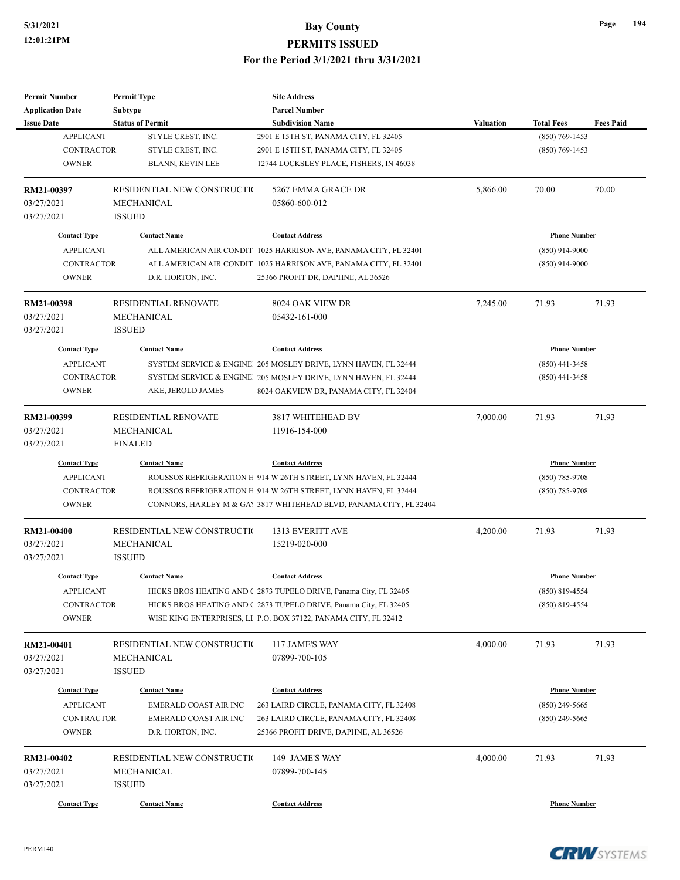| Permit Number | Permit Type | Site Address | | | |
|---|---|---|---|---|---|
| Application Date | Subtype | Parcel Number | | | |
| Issue Date | Status of Permit | Subdivision Name | Valuation | Total Fees | Fees Paid |
| APPLICANT | STYLE CREST, INC. | 2901 E 15TH ST, PANAMA CITY, FL 32405 | | (850) 769-1453 | |
| CONTRACTOR | STYLE CREST, INC. | 2901 E 15TH ST, PANAMA CITY, FL 32405 | | (850) 769-1453 | |
| OWNER | BLANN, KEVIN LEE | 12744 LOCKSLEY PLACE, FISHERS, IN 46038 | | | |
| **RM21-00397** | RESIDENTIAL NEW CONSTRUCTI( | 5267 EMMA GRACE DR | 5,866.00 | 70.00 | 70.00 |
| 03/27/2021 | MECHANICAL | 05860-600-012 | | | |
| 03/27/2021 | ISSUED | | | | |
| Contact Type | Contact Name | Contact Address | | Phone Number | |
| APPLICANT | ALL AMERICAN AIR CONDIT | 1025 HARRISON AVE, PANAMA CITY, FL 32401 | | (850) 914-9000 | |
| CONTRACTOR | ALL AMERICAN AIR CONDIT | 1025 HARRISON AVE, PANAMA CITY, FL 32401 | | (850) 914-9000 | |
| OWNER | D.R. HORTON, INC. | 25366 PROFIT DR, DAPHNE, AL 36526 | | | |
| **RM21-00398** | RESIDENTIAL RENOVATE | 8024 OAK VIEW DR | 7,245.00 | 71.93 | 71.93 |
| 03/27/2021 | MECHANICAL | 05432-161-000 | | | |
| 03/27/2021 | ISSUED | | | | |
| Contact Type | Contact Name | Contact Address | | Phone Number | |
| APPLICANT | SYSTEM SERVICE & ENGINE | 205 MOSLEY DRIVE, LYNN HAVEN, FL 32444 | | (850) 441-3458 | |
| CONTRACTOR | SYSTEM SERVICE & ENGINE | 205 MOSLEY DRIVE, LYNN HAVEN, FL 32444 | | (850) 441-3458 | |
| OWNER | AKE, JEROLD JAMES | 8024 OAKVIEW DR, PANAMA CITY, FL 32404 | | | |
| **RM21-00399** | RESIDENTIAL RENOVATE | 3817 WHITEHEAD BV | 7,000.00 | 71.93 | 71.93 |
| 03/27/2021 | MECHANICAL | 11916-154-000 | | | |
| 03/27/2021 | FINALED | | | | |
| Contact Type | Contact Name | Contact Address | | Phone Number | |
| APPLICANT | ROUSSOS REFRIGERATION H | 914 W 26TH STREET, LYNN HAVEN, FL 32444 | | (850) 785-9708 | |
| CONTRACTOR | ROUSSOS REFRIGERATION H | 914 W 26TH STREET, LYNN HAVEN, FL 32444 | | (850) 785-9708 | |
| OWNER | CONNORS, HARLEY M & GA | 3817 WHITEHEAD BLVD, PANAMA CITY, FL 32404 | | | |
| **RM21-00400** | RESIDENTIAL NEW CONSTRUCTI( | 1313 EVERITT AVE | 4,200.00 | 71.93 | 71.93 |
| 03/27/2021 | MECHANICAL | 15219-020-000 | | | |
| 03/27/2021 | ISSUED | | | | |
| Contact Type | Contact Name | Contact Address | | Phone Number | |
| APPLICANT | HICKS BROS HEATING AND ( | 2873 TUPELO DRIVE, Panama City, FL 32405 | | (850) 819-4554 | |
| CONTRACTOR | HICKS BROS HEATING AND ( | 2873 TUPELO DRIVE, Panama City, FL 32405 | | (850) 819-4554 | |
| OWNER | WISE KING ENTERPRISES, LI | P.O. BOX 37122, PANAMA CITY, FL 32412 | | | |
| **RM21-00401** | RESIDENTIAL NEW CONSTRUCTI( | 117 JAME'S WAY | 4,000.00 | 71.93 | 71.93 |
| 03/27/2021 | MECHANICAL | 07899-700-105 | | | |
| 03/27/2021 | ISSUED | | | | |
| Contact Type | Contact Name | Contact Address | | Phone Number | |
| APPLICANT | EMERALD COAST AIR INC | 263 LAIRD CIRCLE, PANAMA CITY, FL 32408 | | (850) 249-5665 | |
| CONTRACTOR | EMERALD COAST AIR INC | 263 LAIRD CIRCLE, PANAMA CITY, FL 32408 | | (850) 249-5665 | |
| OWNER | D.R. HORTON, INC. | 25366 PROFIT DRIVE, DAPHNE, AL 36526 | | | |
| **RM21-00402** | RESIDENTIAL NEW CONSTRUCTI( | 149 JAME'S WAY | 4,000.00 | 71.93 | 71.93 |
| 03/27/2021 | MECHANICAL | 07899-700-145 | | | |
| 03/27/2021 | ISSUED | | | | |
| Contact Type | Contact Name | Contact Address | | Phone Number | |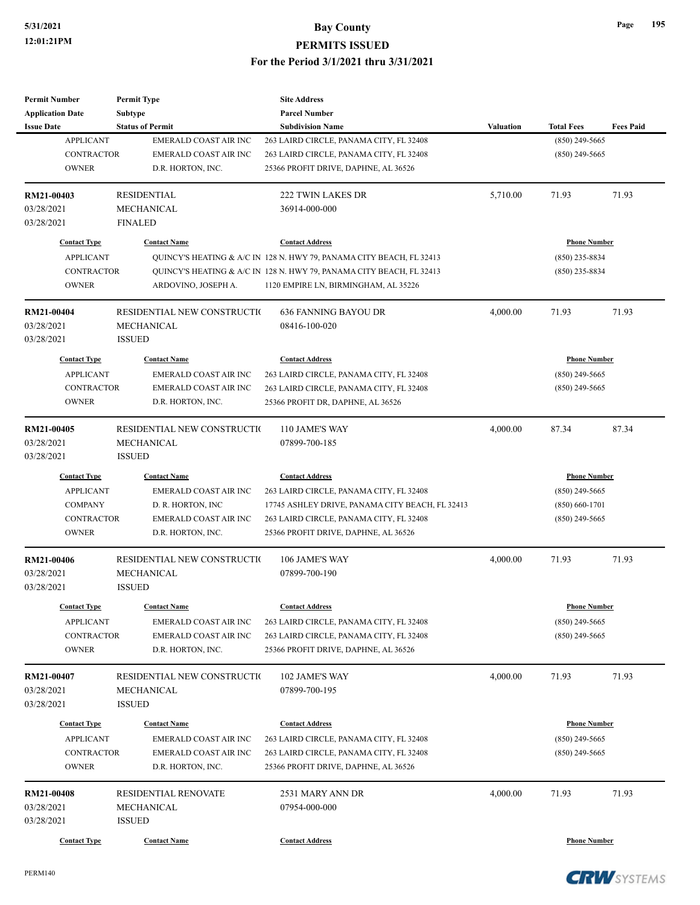| Permit Number<br>Application Date<br>Issue Date | Permit Type<br>Subtype<br>Status of Permit | Site Address<br>Parcel Number<br>Subdivision Name | Valuation | Total Fees | Fees Paid |
|---|---|---|---|---|---|
| APPLICANT | EMERALD COAST AIR INC | 263 LAIRD CIRCLE, PANAMA CITY, FL 32408 | | (850) 249-5665 | |
| CONTRACTOR | EMERALD COAST AIR INC | 263 LAIRD CIRCLE, PANAMA CITY, FL 32408 | | (850) 249-5665 | |
| OWNER | D.R. HORTON, INC. | 25366 PROFIT DRIVE, DAPHNE, AL 36526 | | | |
| **RM21-00403**<br>03/28/2021<br>03/28/2021 | RESIDENTIAL<br>MECHANICAL<br>FINALED | 222 TWIN LAKES DR<br>36914-000-000 | 5,710.00 | 71.93 | 71.93 |
| **Contact Type** | **Contact Name** | **Contact Address** | | **Phone Number** | |
| APPLICANT | QUINCY'S HEATING & A/C IN | 128 N. HWY 79, PANAMA CITY BEACH, FL 32413 | | (850) 235-8834 | |
| CONTRACTOR | QUINCY'S HEATING & A/C IN | 128 N. HWY 79, PANAMA CITY BEACH, FL 32413 | | (850) 235-8834 | |
| OWNER | ARDOVINO, JOSEPH A. | 1120 EMPIRE LN, BIRMINGHAM, AL 35226 | | | |
| **RM21-00404**<br>03/28/2021<br>03/28/2021 | RESIDENTIAL NEW CONSTRUCTIO<br>MECHANICAL<br>ISSUED | 636 FANNING BAYOU DR<br>08416-100-020 | 4,000.00 | 71.93 | 71.93 |
| **Contact Type** | **Contact Name** | **Contact Address** | | **Phone Number** | |
| APPLICANT | EMERALD COAST AIR INC | 263 LAIRD CIRCLE, PANAMA CITY, FL 32408 | | (850) 249-5665 | |
| CONTRACTOR | EMERALD COAST AIR INC | 263 LAIRD CIRCLE, PANAMA CITY, FL 32408 | | (850) 249-5665 | |
| OWNER | D.R. HORTON, INC. | 25366 PROFIT DR, DAPHNE, AL 36526 | | | |
| **RM21-00405**<br>03/28/2021<br>03/28/2021 | RESIDENTIAL NEW CONSTRUCTIO<br>MECHANICAL<br>ISSUED | 110 JAME'S WAY<br>07899-700-185 | 4,000.00 | 87.34 | 87.34 |
| **Contact Type** | **Contact Name** | **Contact Address** | | **Phone Number** | |
| APPLICANT | EMERALD COAST AIR INC | 263 LAIRD CIRCLE, PANAMA CITY, FL 32408 | | (850) 249-5665 | |
| COMPANY | D. R. HORTON, INC | 17745 ASHLEY DRIVE, PANAMA CITY BEACH, FL 32413 | | (850) 660-1701 | |
| CONTRACTOR | EMERALD COAST AIR INC | 263 LAIRD CIRCLE, PANAMA CITY, FL 32408 | | (850) 249-5665 | |
| OWNER | D.R. HORTON, INC. | 25366 PROFIT DRIVE, DAPHNE, AL 36526 | | | |
| **RM21-00406**<br>03/28/2021<br>03/28/2021 | RESIDENTIAL NEW CONSTRUCTIO<br>MECHANICAL<br>ISSUED | 106 JAME'S WAY<br>07899-700-190 | 4,000.00 | 71.93 | 71.93 |
| **Contact Type** | **Contact Name** | **Contact Address** | | **Phone Number** | |
| APPLICANT | EMERALD COAST AIR INC | 263 LAIRD CIRCLE, PANAMA CITY, FL 32408 | | (850) 249-5665 | |
| CONTRACTOR | EMERALD COAST AIR INC | 263 LAIRD CIRCLE, PANAMA CITY, FL 32408 | | (850) 249-5665 | |
| OWNER | D.R. HORTON, INC. | 25366 PROFIT DRIVE, DAPHNE, AL 36526 | | | |
| **RM21-00407**<br>03/28/2021<br>03/28/2021 | RESIDENTIAL NEW CONSTRUCTIO<br>MECHANICAL<br>ISSUED | 102 JAME'S WAY<br>07899-700-195 | 4,000.00 | 71.93 | 71.93 |
| **Contact Type** | **Contact Name** | **Contact Address** | | **Phone Number** | |
| APPLICANT | EMERALD COAST AIR INC | 263 LAIRD CIRCLE, PANAMA CITY, FL 32408 | | (850) 249-5665 | |
| CONTRACTOR | EMERALD COAST AIR INC | 263 LAIRD CIRCLE, PANAMA CITY, FL 32408 | | (850) 249-5665 | |
| OWNER | D.R. HORTON, INC. | 25366 PROFIT DRIVE, DAPHNE, AL 36526 | | | |
| **RM21-00408**<br>03/28/2021<br>03/28/2021 | RESIDENTIAL RENOVATE<br>MECHANICAL<br>ISSUED | 2531 MARY ANN DR<br>07954-000-000 | 4,000.00 | 71.93 | 71.93 |
| **Contact Type** | **Contact Name** | **Contact Address** | | **Phone Number** | |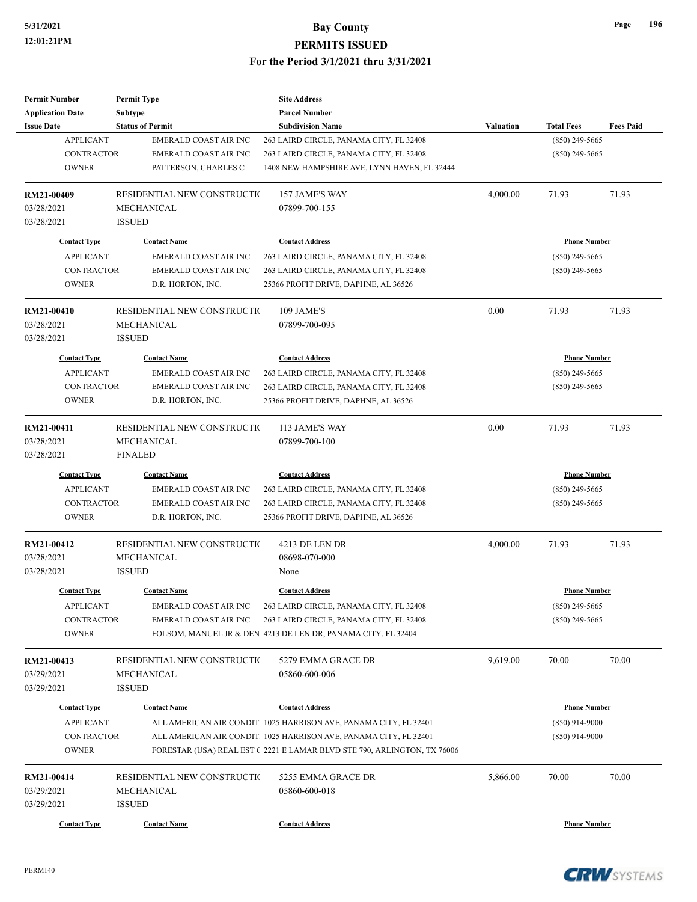| Permit Number | Permit Type | Site Address | | | |
|---|---|---|---|---|---|
| Application Date | Subtype | Parcel Number | | | |
| Issue Date | Status of Permit | Subdivision Name | Valuation | Total Fees | Fees Paid |
| APPLICANT | EMERALD COAST AIR INC | 263 LAIRD CIRCLE, PANAMA CITY, FL 32408 | | (850) 249-5665 | |
| CONTRACTOR | EMERALD COAST AIR INC | 263 LAIRD CIRCLE, PANAMA CITY, FL 32408 | | (850) 249-5665 | |
| OWNER | PATTERSON, CHARLES C | 1408 NEW HAMPSHIRE AVE, LYNN HAVEN, FL 32444 | | | |
| **RM21-00409** | RESIDENTIAL NEW CONSTRUCTI( | 157 JAME'S WAY | 4,000.00 | 71.93 | 71.93 |
| 03/28/2021 | MECHANICAL | 07899-700-155 | | | |
| 03/28/2021 | ISSUED | | | | |
| **Contact Type** | **Contact Name** | **Contact Address** | | **Phone Number** | |
| APPLICANT | EMERALD COAST AIR INC | 263 LAIRD CIRCLE, PANAMA CITY, FL 32408 | | (850) 249-5665 | |
| CONTRACTOR | EMERALD COAST AIR INC | 263 LAIRD CIRCLE, PANAMA CITY, FL 32408 | | (850) 249-5665 | |
| OWNER | D.R. HORTON, INC. | 25366 PROFIT DRIVE, DAPHNE, AL 36526 | | | |
| **RM21-00410** | RESIDENTIAL NEW CONSTRUCTI( | 109 JAME'S | 0.00 | 71.93 | 71.93 |
| 03/28/2021 | MECHANICAL | 07899-700-095 | | | |
| 03/28/2021 | ISSUED | | | | |
| **Contact Type** | **Contact Name** | **Contact Address** | | **Phone Number** | |
| APPLICANT | EMERALD COAST AIR INC | 263 LAIRD CIRCLE, PANAMA CITY, FL 32408 | | (850) 249-5665 | |
| CONTRACTOR | EMERALD COAST AIR INC | 263 LAIRD CIRCLE, PANAMA CITY, FL 32408 | | (850) 249-5665 | |
| OWNER | D.R. HORTON, INC. | 25366 PROFIT DRIVE, DAPHNE, AL 36526 | | | |
| **RM21-00411** | RESIDENTIAL NEW CONSTRUCTI( | 113 JAME'S WAY | 0.00 | 71.93 | 71.93 |
| 03/28/2021 | MECHANICAL | 07899-700-100 | | | |
| 03/28/2021 | FINALED | | | | |
| **Contact Type** | **Contact Name** | **Contact Address** | | **Phone Number** | |
| APPLICANT | EMERALD COAST AIR INC | 263 LAIRD CIRCLE, PANAMA CITY, FL 32408 | | (850) 249-5665 | |
| CONTRACTOR | EMERALD COAST AIR INC | 263 LAIRD CIRCLE, PANAMA CITY, FL 32408 | | (850) 249-5665 | |
| OWNER | D.R. HORTON, INC. | 25366 PROFIT DRIVE, DAPHNE, AL 36526 | | | |
| **RM21-00412** | RESIDENTIAL NEW CONSTRUCTI( | 4213 DE LEN DR | 4,000.00 | 71.93 | 71.93 |
| 03/28/2021 | MECHANICAL | 08698-070-000 | | | |
| 03/28/2021 | ISSUED | None | | | |
| **Contact Type** | **Contact Name** | **Contact Address** | | **Phone Number** | |
| APPLICANT | EMERALD COAST AIR INC | 263 LAIRD CIRCLE, PANAMA CITY, FL 32408 | | (850) 249-5665 | |
| CONTRACTOR | EMERALD COAST AIR INC | 263 LAIRD CIRCLE, PANAMA CITY, FL 32408 | | (850) 249-5665 | |
| OWNER | FOLSOM, MANUEL JR & DEN | 4213 DE LEN DR, PANAMA CITY, FL 32404 | | | |
| **RM21-00413** | RESIDENTIAL NEW CONSTRUCTI( | 5279 EMMA GRACE DR | 9,619.00 | 70.00 | 70.00 |
| 03/29/2021 | MECHANICAL | 05860-600-006 | | | |
| 03/29/2021 | ISSUED | | | | |
| **Contact Type** | **Contact Name** | **Contact Address** | | **Phone Number** | |
| APPLICANT | ALL AMERICAN AIR CONDIT | 1025 HARRISON AVE, PANAMA CITY, FL 32401 | | (850) 914-9000 | |
| CONTRACTOR | ALL AMERICAN AIR CONDIT | 1025 HARRISON AVE, PANAMA CITY, FL 32401 | | (850) 914-9000 | |
| OWNER | FORESTAR (USA) REAL EST ( | 2221 E LAMAR BLVD STE 790, ARLINGTON, TX 76006 | | | |
| **RM21-00414** | RESIDENTIAL NEW CONSTRUCTI( | 5255 EMMA GRACE DR | 5,866.00 | 70.00 | 70.00 |
| 03/29/2021 | MECHANICAL | 05860-600-018 | | | |
| 03/29/2021 | ISSUED | | | | |
| **Contact Type** | **Contact Name** | **Contact Address** | | **Phone Number** | |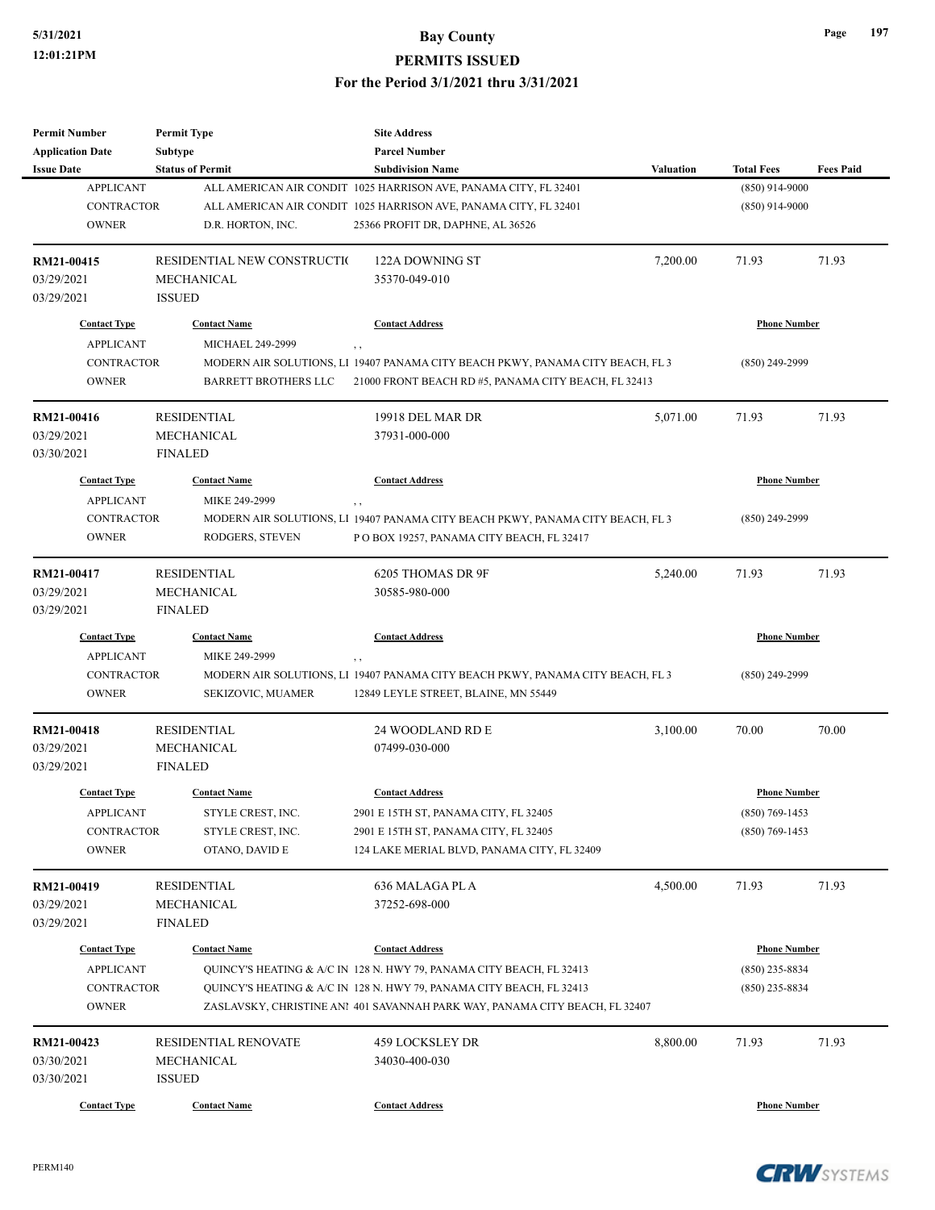| Permit Number | Permit Type | Site Address | | | |
|---|---|---|---|---|---|
| Application Date | Subtype | Parcel Number | | | |
| Issue Date | Status of Permit | Subdivision Name | Valuation | Total Fees | Fees Paid |

| Contact Type | Contact Name | Contact Address | Phone Number |
|---|---|---|---|
| APPLICANT | ALL AMERICAN AIR CONDIT | 1025 HARRISON AVE, PANAMA CITY, FL 32401 | (850) 914-9000 |
| CONTRACTOR | ALL AMERICAN AIR CONDIT | 1025 HARRISON AVE, PANAMA CITY, FL 32401 | (850) 914-9000 |
| OWNER | D.R. HORTON, INC. | 25366 PROFIT DR, DAPHNE, AL 36526 | |

| Permit Number | Permit Type | Site Address | Valuation | Total Fees | Fees Paid |
|---|---|---|---|---|---|
| RM21-00415 | RESIDENTIAL NEW CONSTRUCTI( | 122A DOWNING ST | 7,200.00 | 71.93 | 71.93 |
| 03/29/2021 | MECHANICAL | 35370-049-010 | | | |
| 03/29/2021 | ISSUED | | | | |

| Contact Type | Contact Name | Contact Address | Phone Number |
|---|---|---|---|
| APPLICANT | MICHAEL 249-2999 | , , | |
| CONTRACTOR | MODERN AIR SOLUTIONS, LI | 19407 PANAMA CITY BEACH PKWY, PANAMA CITY BEACH, FL 3 | (850) 249-2999 |
| OWNER | BARRETT BROTHERS LLC | 21000 FRONT BEACH RD #5, PANAMA CITY BEACH, FL 32413 | |

| Permit Number | Permit Type | Site Address | Valuation | Total Fees | Fees Paid |
|---|---|---|---|---|---|
| RM21-00416 | RESIDENTIAL | 19918 DEL MAR DR | 5,071.00 | 71.93 | 71.93 |
| 03/29/2021 | MECHANICAL | 37931-000-000 | | | |
| 03/30/2021 | FINALED | | | | |

| Contact Type | Contact Name | Contact Address | Phone Number |
|---|---|---|---|
| APPLICANT | MIKE 249-2999 | , , | |
| CONTRACTOR | MODERN AIR SOLUTIONS, LI | 19407 PANAMA CITY BEACH PKWY, PANAMA CITY BEACH, FL 3 | (850) 249-2999 |
| OWNER | RODGERS, STEVEN | P O BOX 19257, PANAMA CITY BEACH, FL 32417 | |

| Permit Number | Permit Type | Site Address | Valuation | Total Fees | Fees Paid |
|---|---|---|---|---|---|
| RM21-00417 | RESIDENTIAL | 6205 THOMAS DR 9F | 5,240.00 | 71.93 | 71.93 |
| 03/29/2021 | MECHANICAL | 30585-980-000 | | | |
| 03/29/2021 | FINALED | | | | |

| Contact Type | Contact Name | Contact Address | Phone Number |
|---|---|---|---|
| APPLICANT | MIKE 249-2999 | , , | |
| CONTRACTOR | MODERN AIR SOLUTIONS, LI | 19407 PANAMA CITY BEACH PKWY, PANAMA CITY BEACH, FL 3 | (850) 249-2999 |
| OWNER | SEKIZOVIC, MUAMER | 12849 LEYLE STREET, BLAINE, MN 55449 | |

| Permit Number | Permit Type | Site Address | Valuation | Total Fees | Fees Paid |
|---|---|---|---|---|---|
| RM21-00418 | RESIDENTIAL | 24 WOODLAND RD E | 3,100.00 | 70.00 | 70.00 |
| 03/29/2021 | MECHANICAL | 07499-030-000 | | | |
| 03/29/2021 | FINALED | | | | |

| Contact Type | Contact Name | Contact Address | Phone Number |
|---|---|---|---|
| APPLICANT | STYLE CREST, INC. | 2901 E 15TH ST, PANAMA CITY, FL 32405 | (850) 769-1453 |
| CONTRACTOR | STYLE CREST, INC. | 2901 E 15TH ST, PANAMA CITY, FL 32405 | (850) 769-1453 |
| OWNER | OTANO, DAVID E | 124 LAKE MERIAL BLVD, PANAMA CITY, FL 32409 | |

| Permit Number | Permit Type | Site Address | Valuation | Total Fees | Fees Paid |
|---|---|---|---|---|---|
| RM21-00419 | RESIDENTIAL | 636 MALAGA PL A | 4,500.00 | 71.93 | 71.93 |
| 03/29/2021 | MECHANICAL | 37252-698-000 | | | |
| 03/29/2021 | FINALED | | | | |

| Contact Type | Contact Name | Contact Address | Phone Number |
|---|---|---|---|
| APPLICANT | QUINCY'S HEATING & A/C IN | 128 N. HWY 79, PANAMA CITY BEACH, FL 32413 | (850) 235-8834 |
| CONTRACTOR | QUINCY'S HEATING & A/C IN | 128 N. HWY 79, PANAMA CITY BEACH, FL 32413 | (850) 235-8834 |
| OWNER | ZASLAVSKY, CHRISTINE AN! | 401 SAVANNAH PARK WAY, PANAMA CITY BEACH, FL 32407 | |

| Permit Number | Permit Type | Site Address | Valuation | Total Fees | Fees Paid |
|---|---|---|---|---|---|
| RM21-00423 | RESIDENTIAL RENOVATE | 459 LOCKSLEY DR | 8,800.00 | 71.93 | 71.93 |
| 03/30/2021 | MECHANICAL | 34030-400-030 | | | |
| 03/30/2021 | ISSUED | | | | |

| Contact Type | Contact Name | Contact Address | Phone Number |
|---|---|---|---|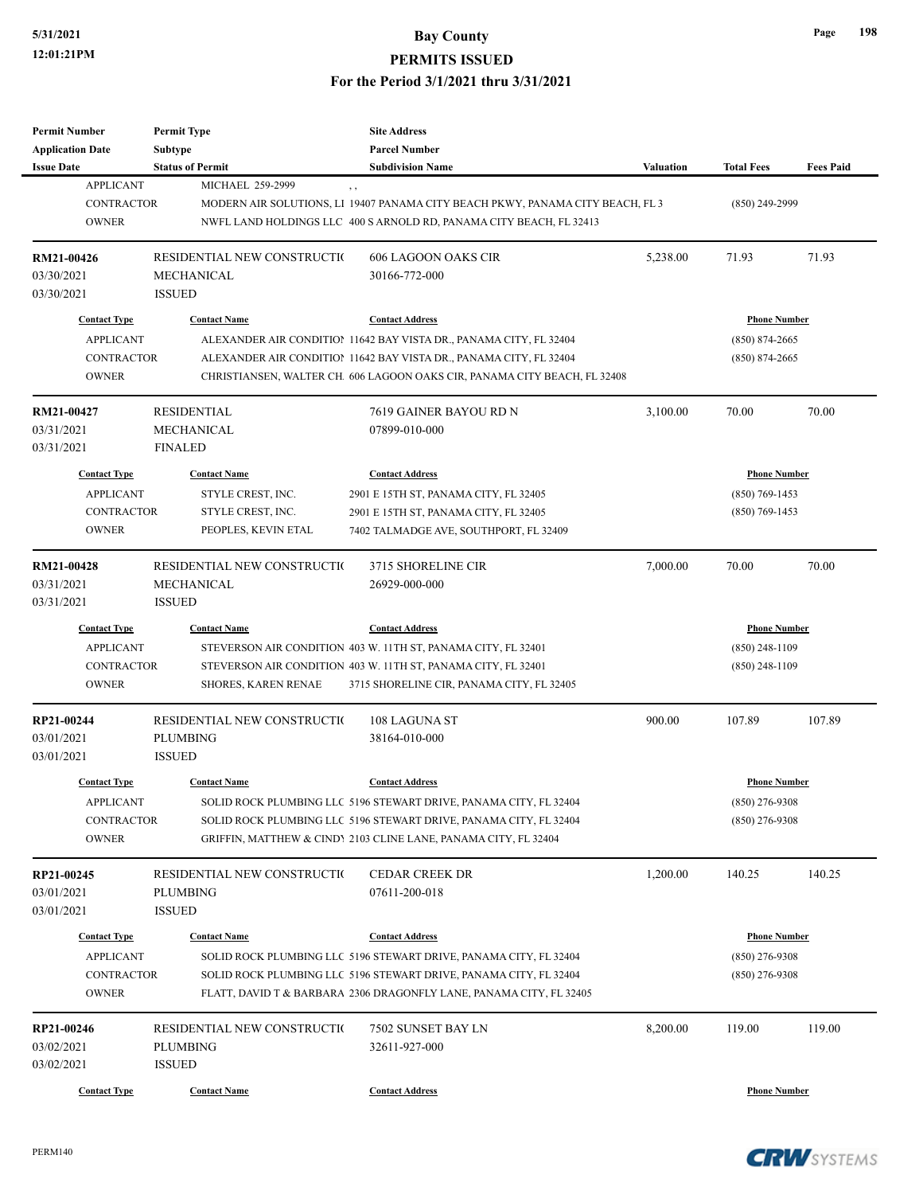| Permit Number | Permit Type | Site Address | | | |
|---|---|---|---|---|---|
| Application Date | Subtype | Parcel Number | | | |
| Issue Date | Status of Permit | Subdivision Name | Valuation | Total Fees | Fees Paid |

| Contact Type | Contact Name | Contact Address | Phone Number |
|---|---|---|---|
| APPLICANT | MICHAEL 259-2999 | , , | |
| CONTRACTOR | MODERN AIR SOLUTIONS, LI | 19407 PANAMA CITY BEACH PKWY, PANAMA CITY BEACH, FL 3 | (850) 249-2999 |
| OWNER | NWFL LAND HOLDINGS LLC | 400 S ARNOLD RD, PANAMA CITY BEACH, FL 32413 | |

| RM21-00426 | RESIDENTIAL NEW CONSTRUCTI( | 606 LAGOON OAKS CIR | 5,238.00 | 71.93 | 71.93 |
|---|---|---|---|---|---|
| 03/30/2021 | MECHANICAL | 30166-772-000 | | | |
| 03/30/2021 | ISSUED | | | | |

| Contact Type | Contact Name | Contact Address | Phone Number |
|---|---|---|---|
| APPLICANT | ALEXANDER AIR CONDITIO! | 11642 BAY VISTA DR., PANAMA CITY, FL 32404 | (850) 874-2665 |
| CONTRACTOR | ALEXANDER AIR CONDITIO! | 11642 BAY VISTA DR., PANAMA CITY, FL 32404 | (850) 874-2665 |
| OWNER | CHRISTIANSEN, WALTER CH. | 606 LAGOON OAKS CIR, PANAMA CITY BEACH, FL 32408 | |

| RM21-00427 | RESIDENTIAL | 7619 GAINER BAYOU RD N | 3,100.00 | 70.00 | 70.00 |
|---|---|---|---|---|---|
| 03/31/2021 | MECHANICAL | 07899-010-000 | | | |
| 03/31/2021 | FINALED | | | | |

| Contact Type | Contact Name | Contact Address | Phone Number |
|---|---|---|---|
| APPLICANT | STYLE CREST, INC. | 2901 E 15TH ST, PANAMA CITY, FL 32405 | (850) 769-1453 |
| CONTRACTOR | STYLE CREST, INC. | 2901 E 15TH ST, PANAMA CITY, FL 32405 | (850) 769-1453 |
| OWNER | PEOPLES, KEVIN ETAL | 7402 TALMADGE AVE, SOUTHPORT, FL 32409 | |

| RM21-00428 | RESIDENTIAL NEW CONSTRUCTI( | 3715 SHORELINE CIR | 7,000.00 | 70.00 | 70.00 |
|---|---|---|---|---|---|
| 03/31/2021 | MECHANICAL | 26929-000-000 | | | |
| 03/31/2021 | ISSUED | | | | |

| Contact Type | Contact Name | Contact Address | Phone Number |
|---|---|---|---|
| APPLICANT | STEVERSON AIR CONDITION | 403 W. 11TH ST, PANAMA CITY, FL 32401 | (850) 248-1109 |
| CONTRACTOR | STEVERSON AIR CONDITION | 403 W. 11TH ST, PANAMA CITY, FL 32401 | (850) 248-1109 |
| OWNER | SHORES, KAREN RENAE | 3715 SHORELINE CIR, PANAMA CITY, FL 32405 | |

| RP21-00244 | RESIDENTIAL NEW CONSTRUCTI( | 108 LAGUNA ST | 900.00 | 107.89 | 107.89 |
|---|---|---|---|---|---|
| 03/01/2021 | PLUMBING | 38164-010-000 | | | |
| 03/01/2021 | ISSUED | | | | |

| Contact Type | Contact Name | Contact Address | Phone Number |
|---|---|---|---|
| APPLICANT | SOLID ROCK PLUMBING LLC | 5196 STEWART DRIVE, PANAMA CITY, FL 32404 | (850) 276-9308 |
| CONTRACTOR | SOLID ROCK PLUMBING LLC | 5196 STEWART DRIVE, PANAMA CITY, FL 32404 | (850) 276-9308 |
| OWNER | GRIFFIN, MATTHEW & CIND\ | 2103 CLINE LANE, PANAMA CITY, FL 32404 | |

| RP21-00245 | RESIDENTIAL NEW CONSTRUCTI( | CEDAR CREEK DR | 1,200.00 | 140.25 | 140.25 |
|---|---|---|---|---|---|
| 03/01/2021 | PLUMBING | 07611-200-018 | | | |
| 03/01/2021 | ISSUED | | | | |

| Contact Type | Contact Name | Contact Address | Phone Number |
|---|---|---|---|
| APPLICANT | SOLID ROCK PLUMBING LLC | 5196 STEWART DRIVE, PANAMA CITY, FL 32404 | (850) 276-9308 |
| CONTRACTOR | SOLID ROCK PLUMBING LLC | 5196 STEWART DRIVE, PANAMA CITY, FL 32404 | (850) 276-9308 |
| OWNER | FLATT, DAVID T & BARBARA | 2306 DRAGONFLY LANE, PANAMA CITY, FL 32405 | |

| RP21-00246 | RESIDENTIAL NEW CONSTRUCTI( | 7502 SUNSET BAY LN | 8,200.00 | 119.00 | 119.00 |
|---|---|---|---|---|---|
| 03/02/2021 | PLUMBING | 32611-927-000 | | | |
| 03/02/2021 | ISSUED | | | | |

| Contact Type | Contact Name | Contact Address | Phone Number |
|---|---|---|---|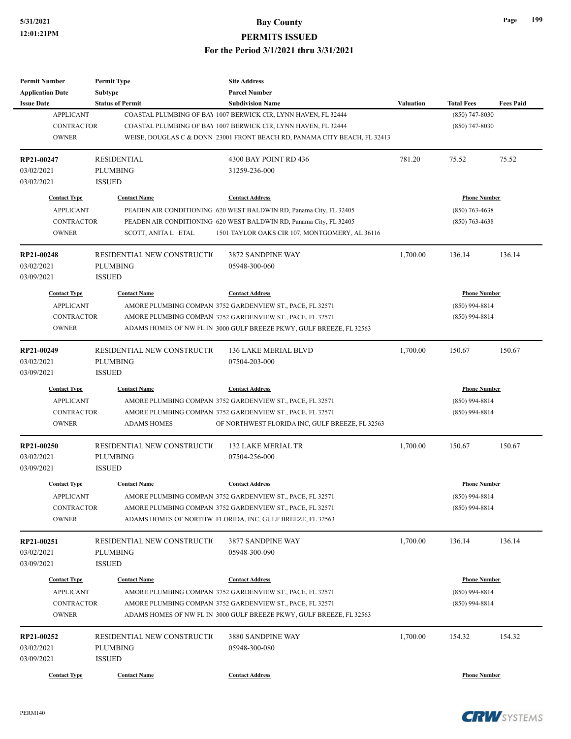# Bay County
## PERMITS ISSUED
### For the Period 3/1/2021 thru 3/31/2021

| Permit Number / Application Date / Issue Date | Permit Type / Subtype / Status of Permit | Site Address / Parcel Number / Subdivision Name | Valuation | Total Fees | Fees Paid |
|---|---|---|---|---|---|

| Contact Type | Contact Name | Contact Address | Phone Number |
|---|---|---|---|
| APPLICANT | COASTAL PLUMBING OF BAY | 1007 BERWICK CIR, LYNN HAVEN, FL 32444 | (850) 747-8030 |
| CONTRACTOR | COASTAL PLUMBING OF BAY | 1007 BERWICK CIR, LYNN HAVEN, FL 32444 | (850) 747-8030 |
| OWNER | WEISE, DOUGLAS C & DONN | 23001 FRONT BEACH RD, PANAMA CITY BEACH, FL 32413 | |

---

| | | | | | |
|---|---|---|---|---|---|
| **RP21-00247** | RESIDENTIAL | 4300 BAY POINT RD 436 | 781.20 | 75.52 | 75.52 |
| 03/02/2021 | PLUMBING | 31259-236-000 | | | |
| 03/02/2021 | ISSUED | | | | |

| Contact Type | Contact Name | Contact Address | Phone Number |
|---|---|---|---|
| APPLICANT | PEADEN AIR CONDITIONING | 620 WEST BALDWIN RD, Panama City, FL 32405 | (850) 763-4638 |
| CONTRACTOR | PEADEN AIR CONDITIONING | 620 WEST BALDWIN RD, Panama City, FL 32405 | (850) 763-4638 |
| OWNER | SCOTT, ANITA L ETAL | 1501 TAYLOR OAKS CIR 107, MONTGOMERY, AL 36116 | |

---

| | | | | | |
|---|---|---|---|---|---|
| **RP21-00248** | RESIDENTIAL NEW CONSTRUCTIO | 3872 SANDPINE WAY | 1,700.00 | 136.14 | 136.14 |
| 03/02/2021 | PLUMBING | 05948-300-060 | | | |
| 03/09/2021 | ISSUED | | | | |

| Contact Type | Contact Name | Contact Address | Phone Number |
|---|---|---|---|
| APPLICANT | AMORE PLUMBING COMPAN | 3752 GARDENVIEW ST., PACE, FL 32571 | (850) 994-8814 |
| CONTRACTOR | AMORE PLUMBING COMPAN | 3752 GARDENVIEW ST., PACE, FL 32571 | (850) 994-8814 |
| OWNER | ADAMS HOMES OF NW FL IN | 3000 GULF BREEZE PKWY, GULF BREEZE, FL 32563 | |

---

| | | | | | |
|---|---|---|---|---|---|
| **RP21-00249** | RESIDENTIAL NEW CONSTRUCTIO | 136 LAKE MERIAL BLVD | 1,700.00 | 150.67 | 150.67 |
| 03/02/2021 | PLUMBING | 07504-203-000 | | | |
| 03/09/2021 | ISSUED | | | | |

| Contact Type | Contact Name | Contact Address | Phone Number |
|---|---|---|---|
| APPLICANT | AMORE PLUMBING COMPAN | 3752 GARDENVIEW ST., PACE, FL 32571 | (850) 994-8814 |
| CONTRACTOR | AMORE PLUMBING COMPAN | 3752 GARDENVIEW ST., PACE, FL 32571 | (850) 994-8814 |
| OWNER | ADAMS HOMES | OF NORTHWEST FLORIDA INC, GULF BREEZE, FL 32563 | |

---

| | | | | | |
|---|---|---|---|---|---|
| **RP21-00250** | RESIDENTIAL NEW CONSTRUCTIO | 132 LAKE MERIAL TR | 1,700.00 | 150.67 | 150.67 |
| 03/02/2021 | PLUMBING | 07504-256-000 | | | |
| 03/09/2021 | ISSUED | | | | |

| Contact Type | Contact Name | Contact Address | Phone Number |
|---|---|---|---|
| APPLICANT | AMORE PLUMBING COMPAN | 3752 GARDENVIEW ST., PACE, FL 32571 | (850) 994-8814 |
| CONTRACTOR | AMORE PLUMBING COMPAN | 3752 GARDENVIEW ST., PACE, FL 32571 | (850) 994-8814 |
| OWNER | ADAMS HOMES OF NORTHW | FLORIDA, INC, GULF BREEZE, FL 32563 | |

---

| | | | | | |
|---|---|---|---|---|---|
| **RP21-00251** | RESIDENTIAL NEW CONSTRUCTIO | 3877 SANDPINE WAY | 1,700.00 | 136.14 | 136.14 |
| 03/02/2021 | PLUMBING | 05948-300-090 | | | |
| 03/09/2021 | ISSUED | | | | |

| Contact Type | Contact Name | Contact Address | Phone Number |
|---|---|---|---|
| APPLICANT | AMORE PLUMBING COMPAN | 3752 GARDENVIEW ST., PACE, FL 32571 | (850) 994-8814 |
| CONTRACTOR | AMORE PLUMBING COMPAN | 3752 GARDENVIEW ST., PACE, FL 32571 | (850) 994-8814 |
| OWNER | ADAMS HOMES OF NW FL IN | 3000 GULF BREEZE PKWY, GULF BREEZE, FL 32563 | |

---

| | | | | | |
|---|---|---|---|---|---|
| **RP21-00252** | RESIDENTIAL NEW CONSTRUCTIO | 3880 SANDPINE WAY | 1,700.00 | 154.32 | 154.32 |
| 03/02/2021 | PLUMBING | 05948-300-080 | | | |
| 03/09/2021 | ISSUED | | | | |

| Contact Type | Contact Name | Contact Address | Phone Number |
|---|---|---|---|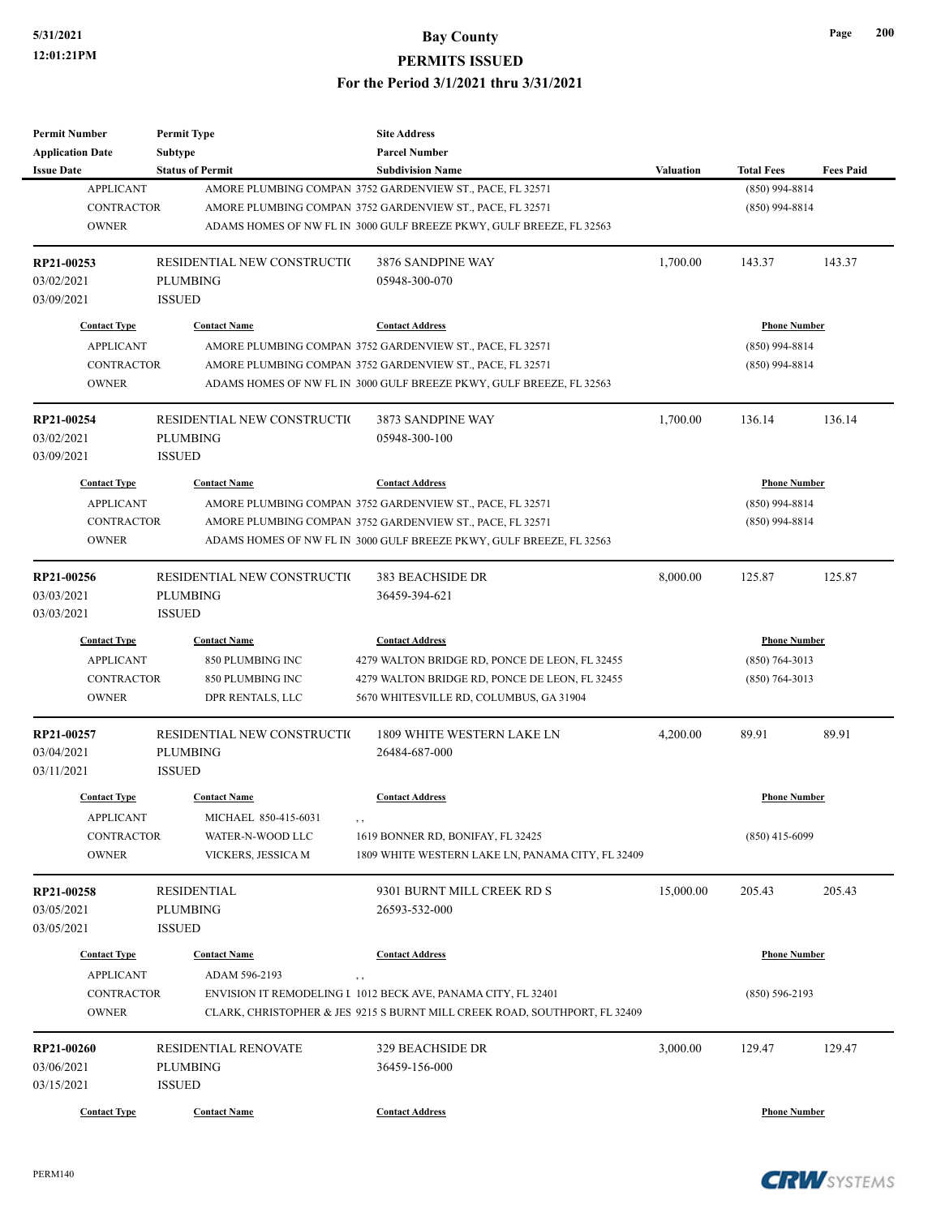| Permit Number | Permit Type | Site Address | | | |
|---|---|---|---|---|---|
| Application Date | Subtype | Parcel Number | | | |
| Issue Date | Status of Permit | Subdivision Name | Valuation | Total Fees | Fees Paid |
| APPLICANT | AMORE PLUMBING COMPAN | 3752 GARDENVIEW ST., PACE, FL 32571 | | (850) 994-8814 | |
| CONTRACTOR | AMORE PLUMBING COMPAN | 3752 GARDENVIEW ST., PACE, FL 32571 | | (850) 994-8814 | |
| OWNER | ADAMS HOMES OF NW FL IN | 3000 GULF BREEZE PKWY, GULF BREEZE, FL 32563 | | | |
| **RP21-00253** | RESIDENTIAL NEW CONSTRUCTIO | 3876 SANDPINE WAY | 1,700.00 | 143.37 | 143.37 |
| 03/02/2021 | PLUMBING | 05948-300-070 | | | |
| 03/09/2021 | ISSUED | | | | |
| Contact Type | Contact Name | Contact Address | | Phone Number | |
| APPLICANT | AMORE PLUMBING COMPAN | 3752 GARDENVIEW ST., PACE, FL 32571 | | (850) 994-8814 | |
| CONTRACTOR | AMORE PLUMBING COMPAN | 3752 GARDENVIEW ST., PACE, FL 32571 | | (850) 994-8814 | |
| OWNER | ADAMS HOMES OF NW FL IN | 3000 GULF BREEZE PKWY, GULF BREEZE, FL 32563 | | | |
| **RP21-00254** | RESIDENTIAL NEW CONSTRUCTIO | 3873 SANDPINE WAY | 1,700.00 | 136.14 | 136.14 |
| 03/02/2021 | PLUMBING | 05948-300-100 | | | |
| 03/09/2021 | ISSUED | | | | |
| Contact Type | Contact Name | Contact Address | | Phone Number | |
| APPLICANT | AMORE PLUMBING COMPAN | 3752 GARDENVIEW ST., PACE, FL 32571 | | (850) 994-8814 | |
| CONTRACTOR | AMORE PLUMBING COMPAN | 3752 GARDENVIEW ST., PACE, FL 32571 | | (850) 994-8814 | |
| OWNER | ADAMS HOMES OF NW FL IN | 3000 GULF BREEZE PKWY, GULF BREEZE, FL 32563 | | | |
| **RP21-00256** | RESIDENTIAL NEW CONSTRUCTIO | 383 BEACHSIDE DR | 8,000.00 | 125.87 | 125.87 |
| 03/03/2021 | PLUMBING | 36459-394-621 | | | |
| 03/03/2021 | ISSUED | | | | |
| Contact Type | Contact Name | Contact Address | | Phone Number | |
| APPLICANT | 850 PLUMBING INC | 4279 WALTON BRIDGE RD, PONCE DE LEON, FL 32455 | | (850) 764-3013 | |
| CONTRACTOR | 850 PLUMBING INC | 4279 WALTON BRIDGE RD, PONCE DE LEON, FL 32455 | | (850) 764-3013 | |
| OWNER | DPR RENTALS, LLC | 5670 WHITESVILLE RD, COLUMBUS, GA 31904 | | | |
| **RP21-00257** | RESIDENTIAL NEW CONSTRUCTIO | 1809 WHITE WESTERN LAKE LN | 4,200.00 | 89.91 | 89.91 |
| 03/04/2021 | PLUMBING | 26484-687-000 | | | |
| 03/11/2021 | ISSUED | | | | |
| Contact Type | Contact Name | Contact Address | | Phone Number | |
| APPLICANT | MICHAEL 850-415-6031 | , , | | | |
| CONTRACTOR | WATER-N-WOOD LLC | 1619 BONNER RD, BONIFAY, FL 32425 | | (850) 415-6099 | |
| OWNER | VICKERS, JESSICA M | 1809 WHITE WESTERN LAKE LN, PANAMA CITY, FL 32409 | | | |
| **RP21-00258** | RESIDENTIAL | 9301 BURNT MILL CREEK RD S | 15,000.00 | 205.43 | 205.43 |
| 03/05/2021 | PLUMBING | 26593-532-000 | | | |
| 03/05/2021 | ISSUED | | | | |
| Contact Type | Contact Name | Contact Address | | Phone Number | |
| APPLICANT | ADAM 596-2193 | , , | | | |
| CONTRACTOR | ENVISION IT REMODELING I | 1012 BECK AVE, PANAMA CITY, FL 32401 | | (850) 596-2193 | |
| OWNER | CLARK, CHRISTOPHER & JES | 9215 S BURNT MILL CREEK ROAD, SOUTHPORT, FL 32409 | | | |
| **RP21-00260** | RESIDENTIAL RENOVATE | 329 BEACHSIDE DR | 3,000.00 | 129.47 | 129.47 |
| 03/06/2021 | PLUMBING | 36459-156-000 | | | |
| 03/15/2021 | ISSUED | | | | |
| Contact Type | Contact Name | Contact Address | | Phone Number | |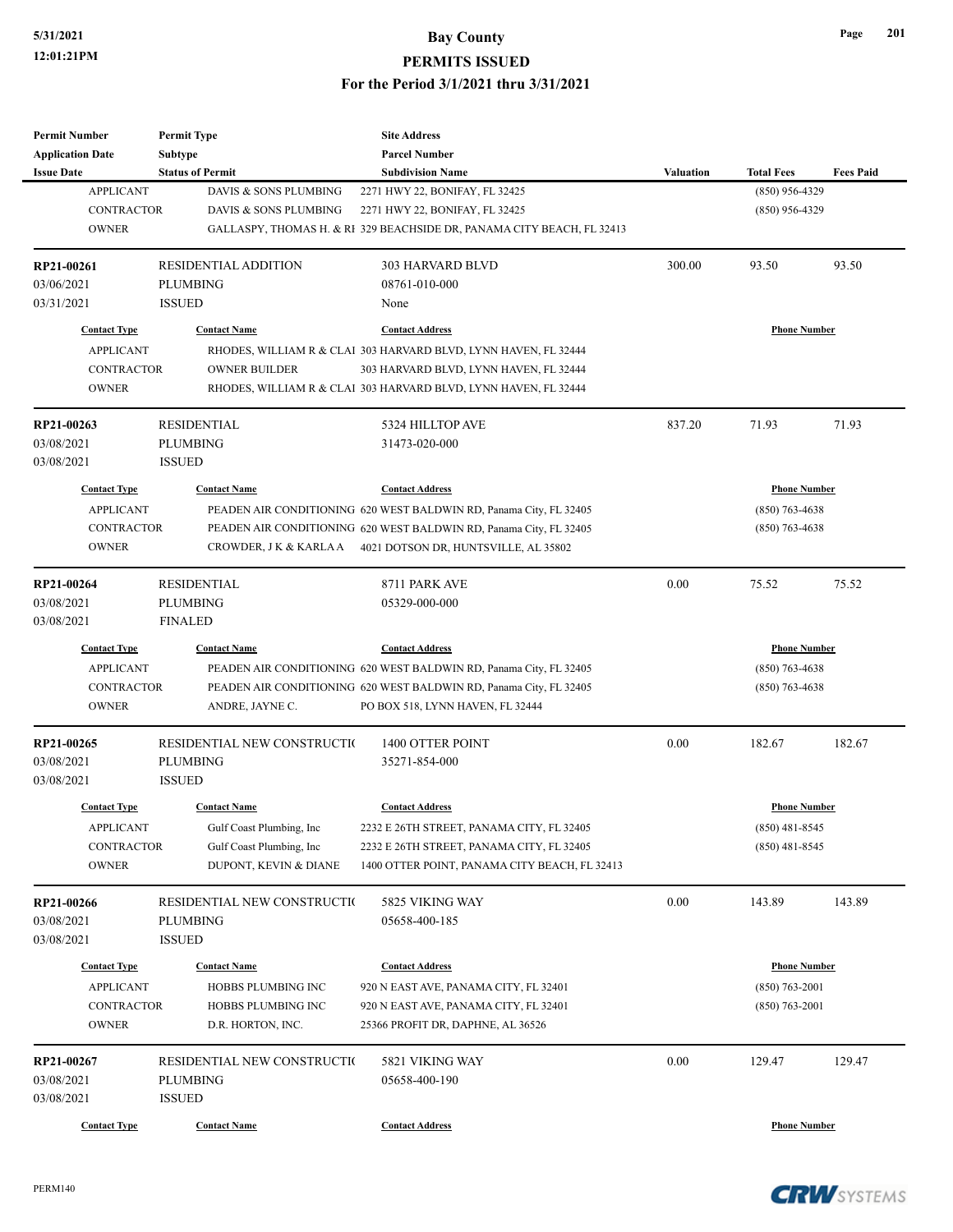| Permit Number / Application Date / Issue Date | Permit Type / Subtype / Status of Permit | Site Address / Parcel Number / Subdivision Name | Valuation | Total Fees | Fees Paid |
|---|---|---|---|---|---|
| APPLICANT | DAVIS & SONS PLUMBING | 2271 HWY 22, BONIFAY, FL 32425 | | (850) 956-4329 | |
| CONTRACTOR | DAVIS & SONS PLUMBING | 2271 HWY 22, BONIFAY, FL 32425 | | (850) 956-4329 | |
| OWNER | GALLASPY, THOMAS H. & RI | 329 BEACHSIDE DR, PANAMA CITY BEACH, FL 32413 | | | |

| | | | | | |
|---|---|---|---|---|---|
| RP21-00261 | RESIDENTIAL ADDITION | 303 HARVARD BLVD | 300.00 | 93.50 | 93.50 |
| 03/06/2021 | PLUMBING | 08761-010-000 | | | |
| 03/31/2021 | ISSUED | None | | | |
| **Contact Type** | **Contact Name** | **Contact Address** | | **Phone Number** | |
| APPLICANT | RHODES, WILLIAM R & CLAI | 303 HARVARD BLVD, LYNN HAVEN, FL 32444 | | | |
| CONTRACTOR | OWNER BUILDER | 303 HARVARD BLVD, LYNN HAVEN, FL 32444 | | | |
| OWNER | RHODES, WILLIAM R & CLAI | 303 HARVARD BLVD, LYNN HAVEN, FL 32444 | | | |

| | | | | | |
|---|---|---|---|---|---|
| RP21-00263 | RESIDENTIAL | 5324 HILLTOP AVE | 837.20 | 71.93 | 71.93 |
| 03/08/2021 | PLUMBING | 31473-020-000 | | | |
| 03/08/2021 | ISSUED | | | | |
| **Contact Type** | **Contact Name** | **Contact Address** | | **Phone Number** | |
| APPLICANT | PEADEN AIR CONDITIONING | 620 WEST BALDWIN RD, Panama City, FL 32405 | | (850) 763-4638 | |
| CONTRACTOR | PEADEN AIR CONDITIONING | 620 WEST BALDWIN RD, Panama City, FL 32405 | | (850) 763-4638 | |
| OWNER | CROWDER, J K & KARLA A | 4021 DOTSON DR, HUNTSVILLE, AL 35802 | | | |

| | | | | | |
|---|---|---|---|---|---|
| RP21-00264 | RESIDENTIAL | 8711 PARK AVE | 0.00 | 75.52 | 75.52 |
| 03/08/2021 | PLUMBING | 05329-000-000 | | | |
| 03/08/2021 | FINALED | | | | |
| **Contact Type** | **Contact Name** | **Contact Address** | | **Phone Number** | |
| APPLICANT | PEADEN AIR CONDITIONING | 620 WEST BALDWIN RD, Panama City, FL 32405 | | (850) 763-4638 | |
| CONTRACTOR | PEADEN AIR CONDITIONING | 620 WEST BALDWIN RD, Panama City, FL 32405 | | (850) 763-4638 | |
| OWNER | ANDRE, JAYNE C. | PO BOX 518, LYNN HAVEN, FL 32444 | | | |

| | | | | | |
|---|---|---|---|---|---|
| RP21-00265 | RESIDENTIAL NEW CONSTRUCTI( | 1400 OTTER POINT | 0.00 | 182.67 | 182.67 |
| 03/08/2021 | PLUMBING | 35271-854-000 | | | |
| 03/08/2021 | ISSUED | | | | |
| **Contact Type** | **Contact Name** | **Contact Address** | | **Phone Number** | |
| APPLICANT | Gulf Coast Plumbing, Inc | 2232 E 26TH STREET, PANAMA CITY, FL 32405 | | (850) 481-8545 | |
| CONTRACTOR | Gulf Coast Plumbing, Inc | 2232 E 26TH STREET, PANAMA CITY, FL 32405 | | (850) 481-8545 | |
| OWNER | DUPONT, KEVIN & DIANE | 1400 OTTER POINT, PANAMA CITY BEACH, FL 32413 | | | |

| | | | | | |
|---|---|---|---|---|---|
| RP21-00266 | RESIDENTIAL NEW CONSTRUCTI( | 5825 VIKING WAY | 0.00 | 143.89 | 143.89 |
| 03/08/2021 | PLUMBING | 05658-400-185 | | | |
| 03/08/2021 | ISSUED | | | | |
| **Contact Type** | **Contact Name** | **Contact Address** | | **Phone Number** | |
| APPLICANT | HOBBS PLUMBING INC | 920 N EAST AVE, PANAMA CITY, FL 32401 | | (850) 763-2001 | |
| CONTRACTOR | HOBBS PLUMBING INC | 920 N EAST AVE, PANAMA CITY, FL 32401 | | (850) 763-2001 | |
| OWNER | D.R. HORTON, INC. | 25366 PROFIT DR, DAPHNE, AL 36526 | | | |

| | | | | | |
|---|---|---|---|---|---|
| RP21-00267 | RESIDENTIAL NEW CONSTRUCTI( | 5821 VIKING WAY | 0.00 | 129.47 | 129.47 |
| 03/08/2021 | PLUMBING | 05658-400-190 | | | |
| 03/08/2021 | ISSUED | | | | |
| **Contact Type** | **Contact Name** | **Contact Address** | | **Phone Number** | |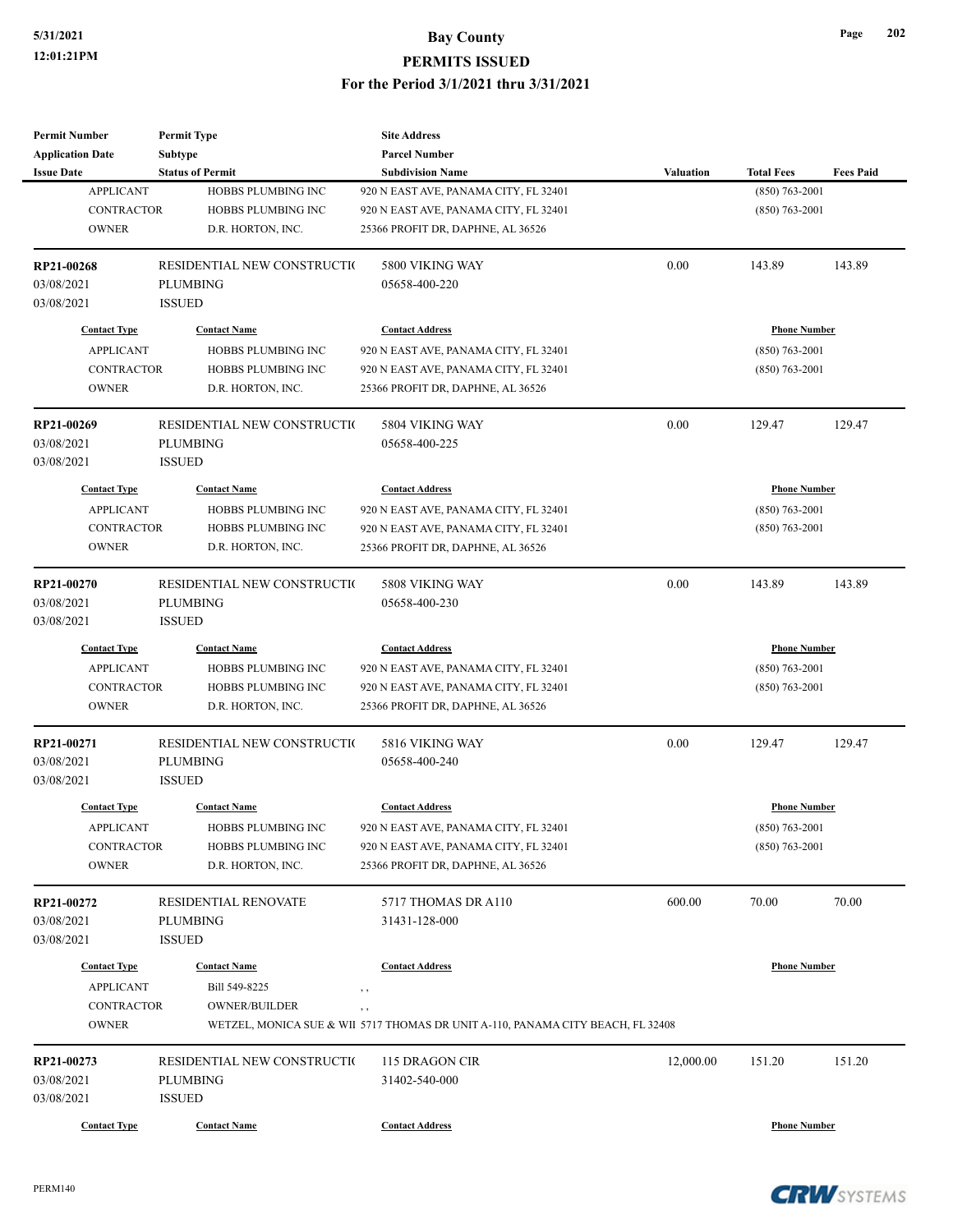| Permit Number<br>Application Date<br>Issue Date | Permit Type<br>Subtype<br>Status of Permit | Site Address<br>Parcel Number<br>Subdivision Name | Valuation | Total Fees | Fees Paid |
|---|---|---|---|---|---|
| APPLICANT | HOBBS PLUMBING INC | 920 N EAST AVE, PANAMA CITY, FL 32401 | | (850) 763-2001 | |
| CONTRACTOR | HOBBS PLUMBING INC | 920 N EAST AVE, PANAMA CITY, FL 32401 | | (850) 763-2001 | |
| OWNER | D.R. HORTON, INC. | 25366 PROFIT DR, DAPHNE, AL 36526 | | | |
| **RP21-00268**<br>03/08/2021<br>03/08/2021 | RESIDENTIAL NEW CONSTRUCTI(<br>PLUMBING<br>ISSUED | 5800 VIKING WAY<br>05658-400-220 | 0.00 | 143.89 | 143.89 |
| **Contact Type** | **Contact Name** | **Contact Address** | | **Phone Number** | |
| APPLICANT | HOBBS PLUMBING INC | 920 N EAST AVE, PANAMA CITY, FL 32401 | | (850) 763-2001 | |
| CONTRACTOR | HOBBS PLUMBING INC | 920 N EAST AVE, PANAMA CITY, FL 32401 | | (850) 763-2001 | |
| OWNER | D.R. HORTON, INC. | 25366 PROFIT DR, DAPHNE, AL 36526 | | | |
| **RP21-00269**<br>03/08/2021<br>03/08/2021 | RESIDENTIAL NEW CONSTRUCTI(<br>PLUMBING<br>ISSUED | 5804 VIKING WAY<br>05658-400-225 | 0.00 | 129.47 | 129.47 |
| **Contact Type** | **Contact Name** | **Contact Address** | | **Phone Number** | |
| APPLICANT | HOBBS PLUMBING INC | 920 N EAST AVE, PANAMA CITY, FL 32401 | | (850) 763-2001 | |
| CONTRACTOR | HOBBS PLUMBING INC | 920 N EAST AVE, PANAMA CITY, FL 32401 | | (850) 763-2001 | |
| OWNER | D.R. HORTON, INC. | 25366 PROFIT DR, DAPHNE, AL 36526 | | | |
| **RP21-00270**<br>03/08/2021<br>03/08/2021 | RESIDENTIAL NEW CONSTRUCTI(<br>PLUMBING<br>ISSUED | 5808 VIKING WAY<br>05658-400-230 | 0.00 | 143.89 | 143.89 |
| **Contact Type** | **Contact Name** | **Contact Address** | | **Phone Number** | |
| APPLICANT | HOBBS PLUMBING INC | 920 N EAST AVE, PANAMA CITY, FL 32401 | | (850) 763-2001 | |
| CONTRACTOR | HOBBS PLUMBING INC | 920 N EAST AVE, PANAMA CITY, FL 32401 | | (850) 763-2001 | |
| OWNER | D.R. HORTON, INC. | 25366 PROFIT DR, DAPHNE, AL 36526 | | | |
| **RP21-00271**<br>03/08/2021<br>03/08/2021 | RESIDENTIAL NEW CONSTRUCTI(<br>PLUMBING<br>ISSUED | 5816 VIKING WAY<br>05658-400-240 | 0.00 | 129.47 | 129.47 |
| **Contact Type** | **Contact Name** | **Contact Address** | | **Phone Number** | |
| APPLICANT | HOBBS PLUMBING INC | 920 N EAST AVE, PANAMA CITY, FL 32401 | | (850) 763-2001 | |
| CONTRACTOR | HOBBS PLUMBING INC | 920 N EAST AVE, PANAMA CITY, FL 32401 | | (850) 763-2001 | |
| OWNER | D.R. HORTON, INC. | 25366 PROFIT DR, DAPHNE, AL 36526 | | | |
| **RP21-00272**<br>03/08/2021<br>03/08/2021 | RESIDENTIAL RENOVATE<br>PLUMBING<br>ISSUED | 5717 THOMAS DR A110<br>31431-128-000 | 600.00 | 70.00 | 70.00 |
| **Contact Type** | **Contact Name** | **Contact Address** | | **Phone Number** | |
| APPLICANT | Bill 549-8225 | , , | | | |
| CONTRACTOR | OWNER/BUILDER | , , | | | |
| OWNER | WETZEL, MONICA SUE & WII | 5717 THOMAS DR UNIT A-110, PANAMA CITY BEACH, FL 32408 | | | |
| **RP21-00273**<br>03/08/2021<br>03/08/2021 | RESIDENTIAL NEW CONSTRUCTI(<br>PLUMBING<br>ISSUED | 115 DRAGON CIR<br>31402-540-000 | 12,000.00 | 151.20 | 151.20 |
| **Contact Type** | **Contact Name** | **Contact Address** | | **Phone Number** | |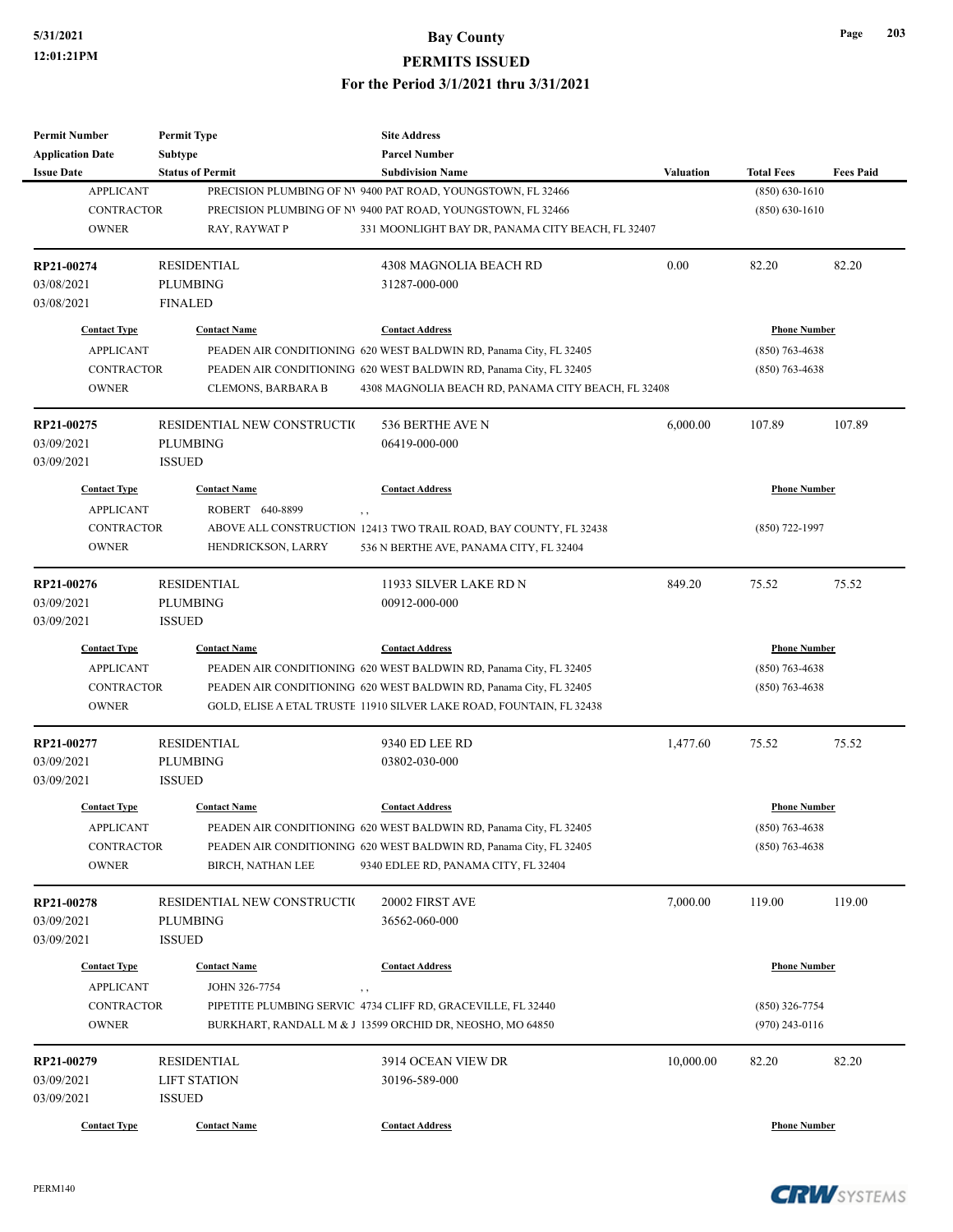| Permit Number | Permit Type | Site Address | | | |
|---|---|---|---|---|---|
| Application Date | Subtype | Parcel Number | | | |
| Issue Date | Status of Permit | Subdivision Name | Valuation | Total Fees | Fees Paid |

| Contact Type | Contact Name | Contact Address | Phone Number |
|---|---|---|---|
| APPLICANT | PRECISION PLUMBING OF N\ | 9400 PAT ROAD, YOUNGSTOWN, FL 32466 | (850) 630-1610 |
| CONTRACTOR | PRECISION PLUMBING OF N\ | 9400 PAT ROAD, YOUNGSTOWN, FL 32466 | (850) 630-1610 |
| OWNER | RAY, RAYWAT P | 331 MOONLIGHT BAY DR, PANAMA CITY BEACH, FL 32407 | |

| RP21-00274 | RESIDENTIAL | 4308 MAGNOLIA BEACH RD | 0.00 | 82.20 | 82.20 |
|---|---|---|---|---|---|
| 03/08/2021 | PLUMBING | 31287-000-000 | | | |
| 03/08/2021 | FINALED | | | | |

| Contact Type | Contact Name | Contact Address | Phone Number |
|---|---|---|---|
| APPLICANT | PEADEN AIR CONDITIONING | 620 WEST BALDWIN RD, Panama City, FL 32405 | (850) 763-4638 |
| CONTRACTOR | PEADEN AIR CONDITIONING | 620 WEST BALDWIN RD, Panama City, FL 32405 | (850) 763-4638 |
| OWNER | CLEMONS, BARBARA B | 4308 MAGNOLIA BEACH RD, PANAMA CITY BEACH, FL 32408 | |

| RP21-00275 | RESIDENTIAL NEW CONSTRUCTI( | 536 BERTHE AVE N | 6,000.00 | 107.89 | 107.89 |
|---|---|---|---|---|---|
| 03/09/2021 | PLUMBING | 06419-000-000 | | | |
| 03/09/2021 | ISSUED | | | | |

| Contact Type | Contact Name | Contact Address | Phone Number |
|---|---|---|---|
| APPLICANT | ROBERT 640-8899 | , , | |
| CONTRACTOR | ABOVE ALL CONSTRUCTION | 12413 TWO TRAIL ROAD, BAY COUNTY, FL 32438 | (850) 722-1997 |
| OWNER | HENDRICKSON, LARRY | 536 N BERTHE AVE, PANAMA CITY, FL 32404 | |

| RP21-00276 | RESIDENTIAL | 11933 SILVER LAKE RD N | 849.20 | 75.52 | 75.52 |
|---|---|---|---|---|---|
| 03/09/2021 | PLUMBING | 00912-000-000 | | | |
| 03/09/2021 | ISSUED | | | | |

| Contact Type | Contact Name | Contact Address | Phone Number |
|---|---|---|---|
| APPLICANT | PEADEN AIR CONDITIONING | 620 WEST BALDWIN RD, Panama City, FL 32405 | (850) 763-4638 |
| CONTRACTOR | PEADEN AIR CONDITIONING | 620 WEST BALDWIN RD, Panama City, FL 32405 | (850) 763-4638 |
| OWNER | GOLD, ELISE A ETAL TRUSTE | 11910 SILVER LAKE ROAD, FOUNTAIN, FL 32438 | |

| RP21-00277 | RESIDENTIAL | 9340 ED LEE RD | 1,477.60 | 75.52 | 75.52 |
|---|---|---|---|---|---|
| 03/09/2021 | PLUMBING | 03802-030-000 | | | |
| 03/09/2021 | ISSUED | | | | |

| Contact Type | Contact Name | Contact Address | Phone Number |
|---|---|---|---|
| APPLICANT | PEADEN AIR CONDITIONING | 620 WEST BALDWIN RD, Panama City, FL 32405 | (850) 763-4638 |
| CONTRACTOR | PEADEN AIR CONDITIONING | 620 WEST BALDWIN RD, Panama City, FL 32405 | (850) 763-4638 |
| OWNER | BIRCH, NATHAN LEE | 9340 EDLEE RD, PANAMA CITY, FL 32404 | |

| RP21-00278 | RESIDENTIAL NEW CONSTRUCTI( | 20002 FIRST AVE | 7,000.00 | 119.00 | 119.00 |
|---|---|---|---|---|---|
| 03/09/2021 | PLUMBING | 36562-060-000 | | | |
| 03/09/2021 | ISSUED | | | | |

| Contact Type | Contact Name | Contact Address | Phone Number |
|---|---|---|---|
| APPLICANT | JOHN 326-7754 | , , | |
| CONTRACTOR | PIPETITE PLUMBING SERVIC | 4734 CLIFF RD, GRACEVILLE, FL 32440 | (850) 326-7754 |
| OWNER | BURKHART, RANDALL M & J | 13599 ORCHID DR, NEOSHO, MO 64850 | (970) 243-0116 |

| RP21-00279 | RESIDENTIAL | 3914 OCEAN VIEW DR | 10,000.00 | 82.20 | 82.20 |
|---|---|---|---|---|---|
| 03/09/2021 | LIFT STATION | 30196-589-000 | | | |
| 03/09/2021 | ISSUED | | | | |

| Contact Type | Contact Name | Contact Address | Phone Number |
|---|---|---|---|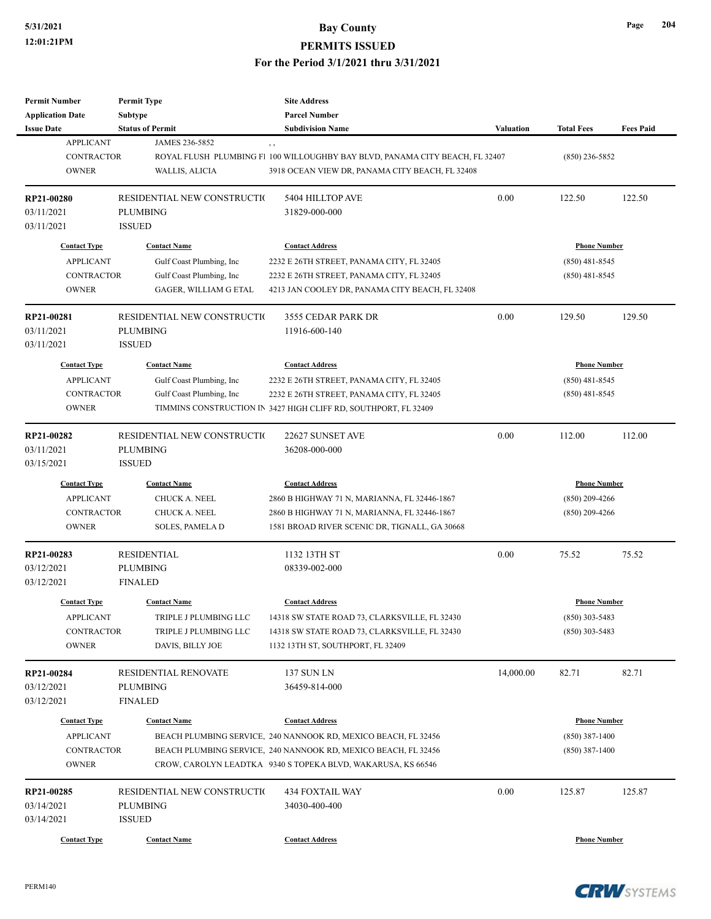| Permit Number | Permit Type | Site Address | | | |
|---|---|---|---|---|---|
| Application Date | Subtype | Parcel Number | | | |
| Issue Date | Status of Permit | Subdivision Name | Valuation | Total Fees | Fees Paid |

| | | | |
|---|---|---|---|
| APPLICANT | JAMES 236-5852 | , , | |
| CONTRACTOR | ROYAL FLUSH PLUMBING FI | 100 WILLOUGHBY BAY BLVD, PANAMA CITY BEACH, FL 32407 | (850) 236-5852 |
| OWNER | WALLIS, ALICIA | 3918 OCEAN VIEW DR, PANAMA CITY BEACH, FL 32408 | |

| | | | | | |
|---|---|---|---|---|---|
| **RP21-00280** | RESIDENTIAL NEW CONSTRUCTI( | 5404 HILLTOP AVE | 0.00 | 122.50 | 122.50 |
| 03/11/2021 | PLUMBING | 31829-000-000 | | | |
| 03/11/2021 | ISSUED | | | | |

| Contact Type | Contact Name | Contact Address | Phone Number |
|---|---|---|---|
| APPLICANT | Gulf Coast Plumbing, Inc | 2232 E 26TH STREET, PANAMA CITY, FL 32405 | (850) 481-8545 |
| CONTRACTOR | Gulf Coast Plumbing, Inc | 2232 E 26TH STREET, PANAMA CITY, FL 32405 | (850) 481-8545 |
| OWNER | GAGER, WILLIAM G ETAL | 4213 JAN COOLEY DR, PANAMA CITY BEACH, FL 32408 | |

| | | | | | |
|---|---|---|---|---|---|
| **RP21-00281** | RESIDENTIAL NEW CONSTRUCTI( | 3555 CEDAR PARK DR | 0.00 | 129.50 | 129.50 |
| 03/11/2021 | PLUMBING | 11916-600-140 | | | |
| 03/11/2021 | ISSUED | | | | |

| Contact Type | Contact Name | Contact Address | Phone Number |
|---|---|---|---|
| APPLICANT | Gulf Coast Plumbing, Inc | 2232 E 26TH STREET, PANAMA CITY, FL 32405 | (850) 481-8545 |
| CONTRACTOR | Gulf Coast Plumbing, Inc | 2232 E 26TH STREET, PANAMA CITY, FL 32405 | (850) 481-8545 |
| OWNER | TIMMINS CONSTRUCTION IN | 3427 HIGH CLIFF RD, SOUTHPORT, FL 32409 | |

| | | | | | |
|---|---|---|---|---|---|
| **RP21-00282** | RESIDENTIAL NEW CONSTRUCTI( | 22627 SUNSET AVE | 0.00 | 112.00 | 112.00 |
| 03/11/2021 | PLUMBING | 36208-000-000 | | | |
| 03/15/2021 | ISSUED | | | | |

| Contact Type | Contact Name | Contact Address | Phone Number |
|---|---|---|---|
| APPLICANT | CHUCK A. NEEL | 2860 B HIGHWAY 71 N, MARIANNA, FL 32446-1867 | (850) 209-4266 |
| CONTRACTOR | CHUCK A. NEEL | 2860 B HIGHWAY 71 N, MARIANNA, FL 32446-1867 | (850) 209-4266 |
| OWNER | SOLES, PAMELA D | 1581 BROAD RIVER SCENIC DR, TIGNALL, GA 30668 | |

| | | | | | |
|---|---|---|---|---|---|
| **RP21-00283** | RESIDENTIAL | 1132 13TH ST | 0.00 | 75.52 | 75.52 |
| 03/12/2021 | PLUMBING | 08339-002-000 | | | |
| 03/12/2021 | FINALED | | | | |

| Contact Type | Contact Name | Contact Address | Phone Number |
|---|---|---|---|
| APPLICANT | TRIPLE J PLUMBING LLC | 14318 SW STATE ROAD 73, CLARKSVILLE, FL 32430 | (850) 303-5483 |
| CONTRACTOR | TRIPLE J PLUMBING LLC | 14318 SW STATE ROAD 73, CLARKSVILLE, FL 32430 | (850) 303-5483 |
| OWNER | DAVIS, BILLY JOE | 1132 13TH ST, SOUTHPORT, FL 32409 | |

| | | | | | |
|---|---|---|---|---|---|
| **RP21-00284** | RESIDENTIAL RENOVATE | 137 SUN LN | 14,000.00 | 82.71 | 82.71 |
| 03/12/2021 | PLUMBING | 36459-814-000 | | | |
| 03/12/2021 | FINALED | | | | |

| Contact Type | Contact Name | Contact Address | Phone Number |
|---|---|---|---|
| APPLICANT | BEACH PLUMBING SERVICE, | 240 NANNOOK RD, MEXICO BEACH, FL 32456 | (850) 387-1400 |
| CONTRACTOR | BEACH PLUMBING SERVICE, | 240 NANNOOK RD, MEXICO BEACH, FL 32456 | (850) 387-1400 |
| OWNER | CROW, CAROLYN LEADTKA | 9340 S TOPEKA BLVD, WAKARUSA, KS 66546 | |

| | | | | | |
|---|---|---|---|---|---|
| **RP21-00285** | RESIDENTIAL NEW CONSTRUCTI( | 434 FOXTAIL WAY | 0.00 | 125.87 | 125.87 |
| 03/14/2021 | PLUMBING | 34030-400-400 | | | |
| 03/14/2021 | ISSUED | | | | |

| Contact Type | Contact Name | Contact Address | Phone Number |
|---|---|---|---|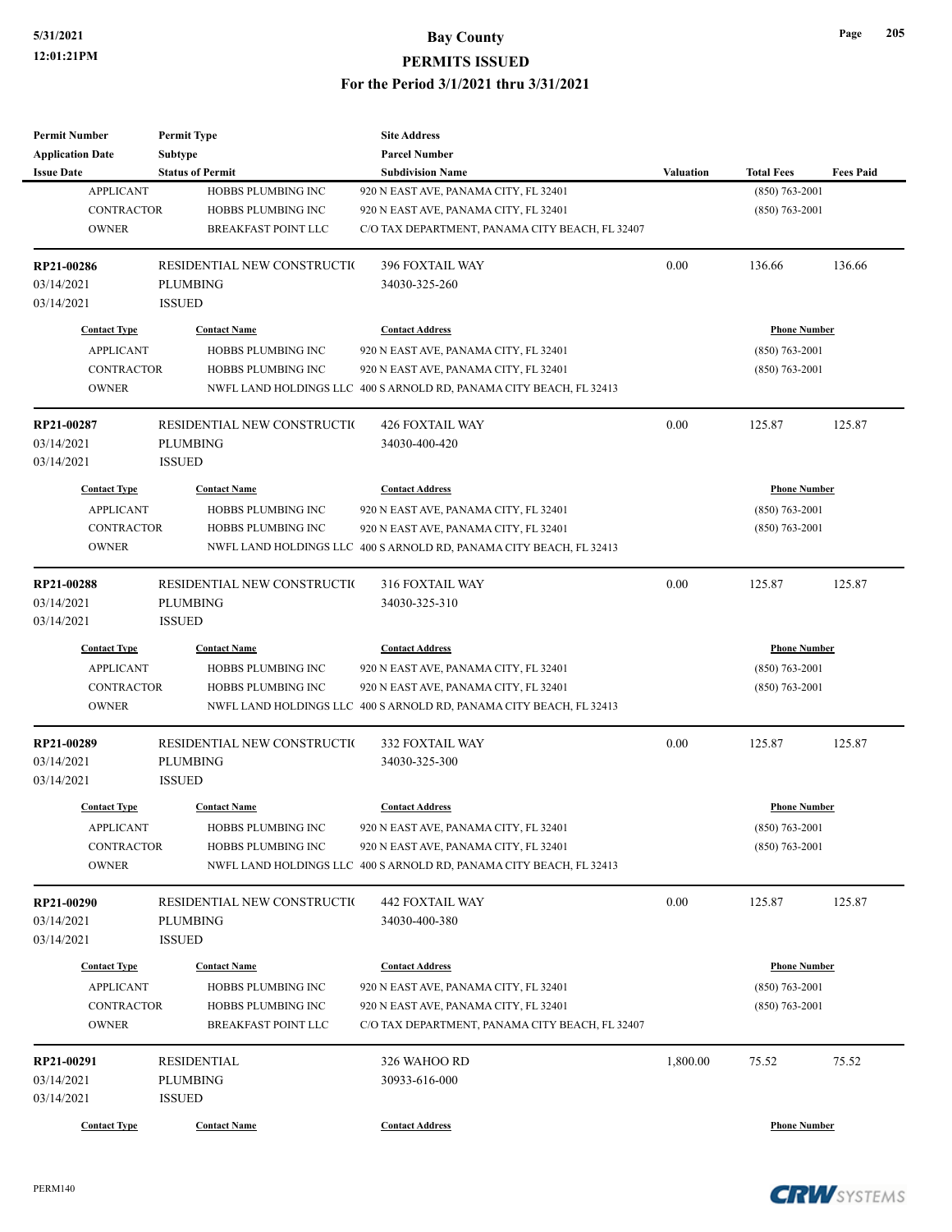| Permit Number<br>Application Date<br>Issue Date | Permit Type<br>Subtype<br>Status of Permit | Site Address<br>Parcel Number<br>Subdivision Name | Valuation | Total Fees | Fees Paid |
|---|---|---|---|---|---|
| APPLICANT | HOBBS PLUMBING INC | 920 N EAST AVE, PANAMA CITY, FL 32401 | | (850) 763-2001 | |
| CONTRACTOR | HOBBS PLUMBING INC | 920 N EAST AVE, PANAMA CITY, FL 32401 | | (850) 763-2001 | |
| OWNER | BREAKFAST POINT LLC | C/O TAX DEPARTMENT, PANAMA CITY BEACH, FL 32407 | | | |
| **RP21-00286**<br>03/14/2021<br>03/14/2021 | RESIDENTIAL NEW CONSTRUCTI(<br>PLUMBING<br>ISSUED | 396 FOXTAIL WAY<br>34030-325-260 | 0.00 | 136.66 | 136.66 |
| **Contact Type** | **Contact Name** | **Contact Address** | | **Phone Number** | |
| APPLICANT | HOBBS PLUMBING INC | 920 N EAST AVE, PANAMA CITY, FL 32401 | | (850) 763-2001 | |
| CONTRACTOR | HOBBS PLUMBING INC | 920 N EAST AVE, PANAMA CITY, FL 32401 | | (850) 763-2001 | |
| OWNER | NWFL LAND HOLDINGS LLC | 400 S ARNOLD RD, PANAMA CITY BEACH, FL 32413 | | | |
| **RP21-00287**<br>03/14/2021<br>03/14/2021 | RESIDENTIAL NEW CONSTRUCTI(<br>PLUMBING<br>ISSUED | 426 FOXTAIL WAY<br>34030-400-420 | 0.00 | 125.87 | 125.87 |
| **Contact Type** | **Contact Name** | **Contact Address** | | **Phone Number** | |
| APPLICANT | HOBBS PLUMBING INC | 920 N EAST AVE, PANAMA CITY, FL 32401 | | (850) 763-2001 | |
| CONTRACTOR | HOBBS PLUMBING INC | 920 N EAST AVE, PANAMA CITY, FL 32401 | | (850) 763-2001 | |
| OWNER | NWFL LAND HOLDINGS LLC | 400 S ARNOLD RD, PANAMA CITY BEACH, FL 32413 | | | |
| **RP21-00288**<br>03/14/2021<br>03/14/2021 | RESIDENTIAL NEW CONSTRUCTI(<br>PLUMBING<br>ISSUED | 316 FOXTAIL WAY<br>34030-325-310 | 0.00 | 125.87 | 125.87 |
| **Contact Type** | **Contact Name** | **Contact Address** | | **Phone Number** | |
| APPLICANT | HOBBS PLUMBING INC | 920 N EAST AVE, PANAMA CITY, FL 32401 | | (850) 763-2001 | |
| CONTRACTOR | HOBBS PLUMBING INC | 920 N EAST AVE, PANAMA CITY, FL 32401 | | (850) 763-2001 | |
| OWNER | NWFL LAND HOLDINGS LLC | 400 S ARNOLD RD, PANAMA CITY BEACH, FL 32413 | | | |
| **RP21-00289**<br>03/14/2021<br>03/14/2021 | RESIDENTIAL NEW CONSTRUCTI(<br>PLUMBING<br>ISSUED | 332 FOXTAIL WAY<br>34030-325-300 | 0.00 | 125.87 | 125.87 |
| **Contact Type** | **Contact Name** | **Contact Address** | | **Phone Number** | |
| APPLICANT | HOBBS PLUMBING INC | 920 N EAST AVE, PANAMA CITY, FL 32401 | | (850) 763-2001 | |
| CONTRACTOR | HOBBS PLUMBING INC | 920 N EAST AVE, PANAMA CITY, FL 32401 | | (850) 763-2001 | |
| OWNER | NWFL LAND HOLDINGS LLC | 400 S ARNOLD RD, PANAMA CITY BEACH, FL 32413 | | | |
| **RP21-00290**<br>03/14/2021<br>03/14/2021 | RESIDENTIAL NEW CONSTRUCTI(<br>PLUMBING<br>ISSUED | 442 FOXTAIL WAY<br>34030-400-380 | 0.00 | 125.87 | 125.87 |
| **Contact Type** | **Contact Name** | **Contact Address** | | **Phone Number** | |
| APPLICANT | HOBBS PLUMBING INC | 920 N EAST AVE, PANAMA CITY, FL 32401 | | (850) 763-2001 | |
| CONTRACTOR | HOBBS PLUMBING INC | 920 N EAST AVE, PANAMA CITY, FL 32401 | | (850) 763-2001 | |
| OWNER | BREAKFAST POINT LLC | C/O TAX DEPARTMENT, PANAMA CITY BEACH, FL 32407 | | | |
| **RP21-00291**<br>03/14/2021<br>03/14/2021 | RESIDENTIAL<br>PLUMBING<br>ISSUED | 326 WAHOO RD<br>30933-616-000 | 1,800.00 | 75.52 | 75.52 |
| **Contact Type** | **Contact Name** | **Contact Address** | | **Phone Number** | |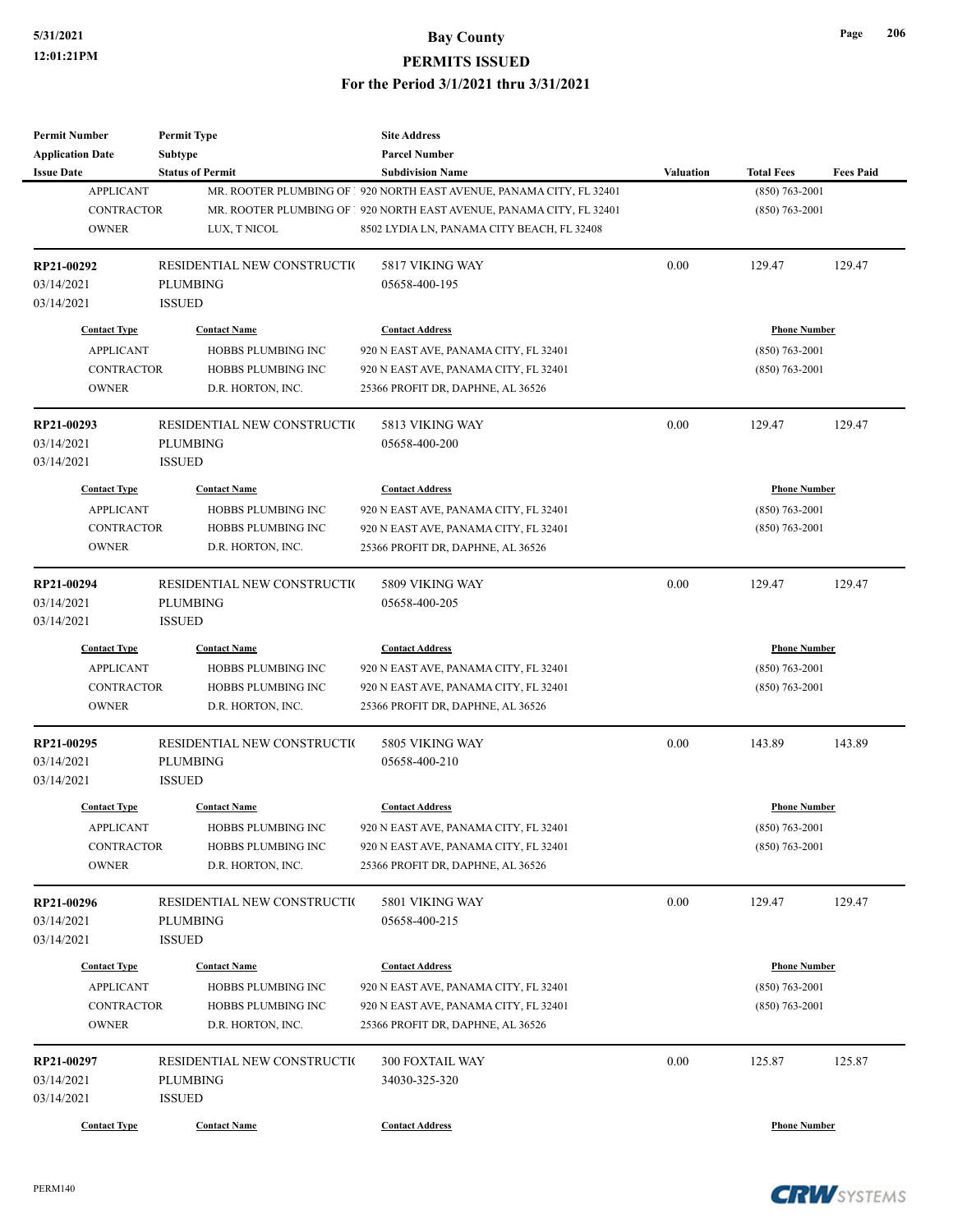**Bay County**
**PERMITS ISSUED**
**For the Period 3/1/2021 thru 3/31/2021**

| Permit Number / Application Date / Issue Date | Permit Type / Subtype / Status of Permit | Site Address / Parcel Number / Subdivision Name | Valuation | Total Fees | Fees Paid |
|---|---|---|---|---|---|
| APPLICANT | MR. ROOTER PLUMBING OF | 920 NORTH EAST AVENUE, PANAMA CITY, FL 32401 | | (850) 763-2001 | |
| CONTRACTOR | MR. ROOTER PLUMBING OF | 920 NORTH EAST AVENUE, PANAMA CITY, FL 32401 | | (850) 763-2001 | |
| OWNER | LUX, T NICOL | 8502 LYDIA LN, PANAMA CITY BEACH, FL 32408 | | | |

**RP21-00292** | RESIDENTIAL NEW CONSTRUCTIO | 5817 VIKING WAY | 0.00 | 129.47 | 129.47
03/14/2021 | PLUMBING | 05658-400-195
03/14/2021 | ISSUED

| Contact Type | Contact Name | Contact Address | Phone Number |
|---|---|---|---|
| APPLICANT | HOBBS PLUMBING INC | 920 N EAST AVE, PANAMA CITY, FL 32401 | (850) 763-2001 |
| CONTRACTOR | HOBBS PLUMBING INC | 920 N EAST AVE, PANAMA CITY, FL 32401 | (850) 763-2001 |
| OWNER | D.R. HORTON, INC. | 25366 PROFIT DR, DAPHNE, AL 36526 | |

**RP21-00293** | RESIDENTIAL NEW CONSTRUCTIO | 5813 VIKING WAY | 0.00 | 129.47 | 129.47
03/14/2021 | PLUMBING | 05658-400-200
03/14/2021 | ISSUED

| Contact Type | Contact Name | Contact Address | Phone Number |
|---|---|---|---|
| APPLICANT | HOBBS PLUMBING INC | 920 N EAST AVE, PANAMA CITY, FL 32401 | (850) 763-2001 |
| CONTRACTOR | HOBBS PLUMBING INC | 920 N EAST AVE, PANAMA CITY, FL 32401 | (850) 763-2001 |
| OWNER | D.R. HORTON, INC. | 25366 PROFIT DR, DAPHNE, AL 36526 | |

**RP21-00294** | RESIDENTIAL NEW CONSTRUCTIO | 5809 VIKING WAY | 0.00 | 129.47 | 129.47
03/14/2021 | PLUMBING | 05658-400-205
03/14/2021 | ISSUED

| Contact Type | Contact Name | Contact Address | Phone Number |
|---|---|---|---|
| APPLICANT | HOBBS PLUMBING INC | 920 N EAST AVE, PANAMA CITY, FL 32401 | (850) 763-2001 |
| CONTRACTOR | HOBBS PLUMBING INC | 920 N EAST AVE, PANAMA CITY, FL 32401 | (850) 763-2001 |
| OWNER | D.R. HORTON, INC. | 25366 PROFIT DR, DAPHNE, AL 36526 | |

**RP21-00295** | RESIDENTIAL NEW CONSTRUCTIO | 5805 VIKING WAY | 0.00 | 143.89 | 143.89
03/14/2021 | PLUMBING | 05658-400-210
03/14/2021 | ISSUED

| Contact Type | Contact Name | Contact Address | Phone Number |
|---|---|---|---|
| APPLICANT | HOBBS PLUMBING INC | 920 N EAST AVE, PANAMA CITY, FL 32401 | (850) 763-2001 |
| CONTRACTOR | HOBBS PLUMBING INC | 920 N EAST AVE, PANAMA CITY, FL 32401 | (850) 763-2001 |
| OWNER | D.R. HORTON, INC. | 25366 PROFIT DR, DAPHNE, AL 36526 | |

**RP21-00296** | RESIDENTIAL NEW CONSTRUCTIO | 5801 VIKING WAY | 0.00 | 129.47 | 129.47
03/14/2021 | PLUMBING | 05658-400-215
03/14/2021 | ISSUED

| Contact Type | Contact Name | Contact Address | Phone Number |
|---|---|---|---|
| APPLICANT | HOBBS PLUMBING INC | 920 N EAST AVE, PANAMA CITY, FL 32401 | (850) 763-2001 |
| CONTRACTOR | HOBBS PLUMBING INC | 920 N EAST AVE, PANAMA CITY, FL 32401 | (850) 763-2001 |
| OWNER | D.R. HORTON, INC. | 25366 PROFIT DR, DAPHNE, AL 36526 | |

**RP21-00297** | RESIDENTIAL NEW CONSTRUCTIO | 300 FOXTAIL WAY | 0.00 | 125.87 | 125.87
03/14/2021 | PLUMBING | 34030-325-320
03/14/2021 | ISSUED

| Contact Type | Contact Name | Contact Address | Phone Number |
|---|---|---|---|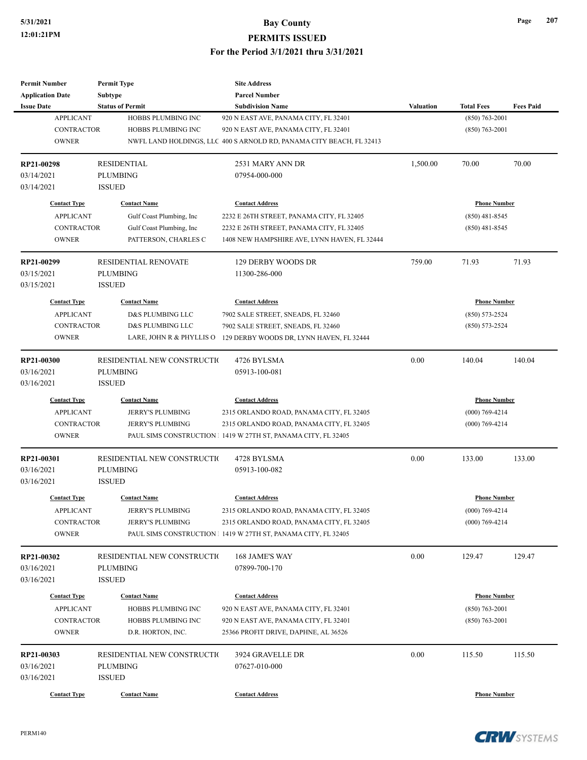| Permit Number | Permit Type | Site Address | | | |
|---|---|---|---|---|---|
| Application Date | Subtype | Parcel Number | | | |
| Issue Date | Status of Permit | Subdivision Name | Valuation | Total Fees | Fees Paid |
| APPLICANT | HOBBS PLUMBING INC | 920 N EAST AVE, PANAMA CITY, FL 32401 | | (850) 763-2001 | |
| CONTRACTOR | HOBBS PLUMBING INC | 920 N EAST AVE, PANAMA CITY, FL 32401 | | (850) 763-2001 | |
| OWNER | NWFL LAND HOLDINGS, LLC | 400 S ARNOLD RD, PANAMA CITY BEACH, FL 32413 | | | |
| **RP21-00298** | RESIDENTIAL | 2531 MARY ANN DR | 1,500.00 | 70.00 | 70.00 |
| 03/14/2021 | PLUMBING | 07954-000-000 | | | |
| 03/14/2021 | ISSUED | | | | |
| Contact Type | Contact Name | Contact Address | | Phone Number | |
| APPLICANT | Gulf Coast Plumbing, Inc | 2232 E 26TH STREET, PANAMA CITY, FL 32405 | | (850) 481-8545 | |
| CONTRACTOR | Gulf Coast Plumbing, Inc | 2232 E 26TH STREET, PANAMA CITY, FL 32405 | | (850) 481-8545 | |
| OWNER | PATTERSON, CHARLES C | 1408 NEW HAMPSHIRE AVE, LYNN HAVEN, FL 32444 | | | |
| **RP21-00299** | RESIDENTIAL RENOVATE | 129 DERBY WOODS DR | 759.00 | 71.93 | 71.93 |
| 03/15/2021 | PLUMBING | 11300-286-000 | | | |
| 03/15/2021 | ISSUED | | | | |
| Contact Type | Contact Name | Contact Address | | Phone Number | |
| APPLICANT | D&S PLUMBING LLC | 7902 SALE STREET, SNEADS, FL 32460 | | (850) 573-2524 | |
| CONTRACTOR | D&S PLUMBING LLC | 7902 SALE STREET, SNEADS, FL 32460 | | (850) 573-2524 | |
| OWNER | LARE, JOHN R & PHYLLIS O | 129 DERBY WOODS DR, LYNN HAVEN, FL 32444 | | | |
| **RP21-00300** | RESIDENTIAL NEW CONSTRUCTIO | 4726 BYLSMA | 0.00 | 140.04 | 140.04 |
| 03/16/2021 | PLUMBING | 05913-100-081 | | | |
| 03/16/2021 | ISSUED | | | | |
| Contact Type | Contact Name | Contact Address | | Phone Number | |
| APPLICANT | JERRY'S PLUMBING | 2315 ORLANDO ROAD, PANAMA CITY, FL 32405 | | (000) 769-4214 | |
| CONTRACTOR | JERRY'S PLUMBING | 2315 ORLANDO ROAD, PANAMA CITY, FL 32405 | | (000) 769-4214 | |
| OWNER | PAUL SIMS CONSTRUCTION | 1419 W 27TH ST, PANAMA CITY, FL 32405 | | | |
| **RP21-00301** | RESIDENTIAL NEW CONSTRUCTIO | 4728 BYLSMA | 0.00 | 133.00 | 133.00 |
| 03/16/2021 | PLUMBING | 05913-100-082 | | | |
| 03/16/2021 | ISSUED | | | | |
| Contact Type | Contact Name | Contact Address | | Phone Number | |
| APPLICANT | JERRY'S PLUMBING | 2315 ORLANDO ROAD, PANAMA CITY, FL 32405 | | (000) 769-4214 | |
| CONTRACTOR | JERRY'S PLUMBING | 2315 ORLANDO ROAD, PANAMA CITY, FL 32405 | | (000) 769-4214 | |
| OWNER | PAUL SIMS CONSTRUCTION | 1419 W 27TH ST, PANAMA CITY, FL 32405 | | | |
| **RP21-00302** | RESIDENTIAL NEW CONSTRUCTIO | 168 JAME'S WAY | 0.00 | 129.47 | 129.47 |
| 03/16/2021 | PLUMBING | 07899-700-170 | | | |
| 03/16/2021 | ISSUED | | | | |
| Contact Type | Contact Name | Contact Address | | Phone Number | |
| APPLICANT | HOBBS PLUMBING INC | 920 N EAST AVE, PANAMA CITY, FL 32401 | | (850) 763-2001 | |
| CONTRACTOR | HOBBS PLUMBING INC | 920 N EAST AVE, PANAMA CITY, FL 32401 | | (850) 763-2001 | |
| OWNER | D.R. HORTON, INC. | 25366 PROFIT DRIVE, DAPHNE, AL 36526 | | | |
| **RP21-00303** | RESIDENTIAL NEW CONSTRUCTIO | 3924 GRAVELLE DR | 0.00 | 115.50 | 115.50 |
| 03/16/2021 | PLUMBING | 07627-010-000 | | | |
| 03/16/2021 | ISSUED | | | | |
| Contact Type | Contact Name | Contact Address | | Phone Number | |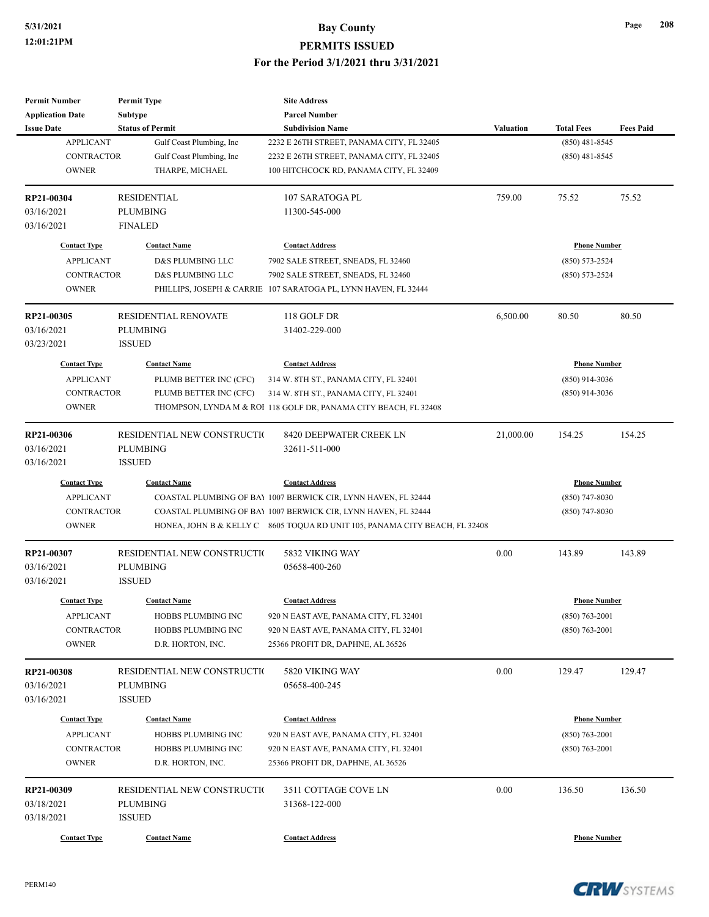| Permit Number<br>Application Date<br>Issue Date | Permit Type<br>Subtype<br>Status of Permit | Site Address<br>Parcel Number<br>Subdivision Name | Valuation | Total Fees | Fees Paid |
|---|---|---|---|---|---|
| APPLICANT | Gulf Coast Plumbing, Inc | 2232 E 26TH STREET, PANAMA CITY, FL 32405 | | (850) 481-8545 | |
| CONTRACTOR | Gulf Coast Plumbing, Inc | 2232 E 26TH STREET, PANAMA CITY, FL 32405 | | (850) 481-8545 | |
| OWNER | THARPE, MICHAEL | 100 HITCHCOCK RD, PANAMA CITY, FL 32409 | | | |
| **RP21-00304** | RESIDENTIAL | 107 SARATOGA PL | 759.00 | 75.52 | 75.52 |
| 03/16/2021 | PLUMBING | 11300-545-000 | | | |
| 03/16/2021 | FINALED | | | | |
| Contact Type | Contact Name | Contact Address | | Phone Number | |
| APPLICANT | D&S PLUMBING LLC | 7902 SALE STREET, SNEADS, FL 32460 | | (850) 573-2524 | |
| CONTRACTOR | D&S PLUMBING LLC | 7902 SALE STREET, SNEADS, FL 32460 | | (850) 573-2524 | |
| OWNER | PHILLIPS, JOSEPH & CARRIE | 107 SARATOGA PL, LYNN HAVEN, FL 32444 | | | |
| **RP21-00305** | RESIDENTIAL RENOVATE | 118 GOLF DR | 6,500.00 | 80.50 | 80.50 |
| 03/16/2021 | PLUMBING | 31402-229-000 | | | |
| 03/23/2021 | ISSUED | | | | |
| Contact Type | Contact Name | Contact Address | | Phone Number | |
| APPLICANT | PLUMB BETTER INC (CFC) | 314 W. 8TH ST., PANAMA CITY, FL 32401 | | (850) 914-3036 | |
| CONTRACTOR | PLUMB BETTER INC (CFC) | 314 W. 8TH ST., PANAMA CITY, FL 32401 | | (850) 914-3036 | |
| OWNER | THOMPSON, LYNDA M & ROI | 118 GOLF DR, PANAMA CITY BEACH, FL 32408 | | | |
| **RP21-00306** | RESIDENTIAL NEW CONSTRUCTI( | 8420 DEEPWATER CREEK LN | 21,000.00 | 154.25 | 154.25 |
| 03/16/2021 | PLUMBING | 32611-511-000 | | | |
| 03/16/2021 | ISSUED | | | | |
| Contact Type | Contact Name | Contact Address | | Phone Number | |
| APPLICANT | COASTAL PLUMBING OF BAY | 1007 BERWICK CIR, LYNN HAVEN, FL 32444 | | (850) 747-8030 | |
| CONTRACTOR | COASTAL PLUMBING OF BAY | 1007 BERWICK CIR, LYNN HAVEN, FL 32444 | | (850) 747-8030 | |
| OWNER | HONEA, JOHN B & KELLY C | 8605 TOQUA RD UNIT 105, PANAMA CITY BEACH, FL 32408 | | | |
| **RP21-00307** | RESIDENTIAL NEW CONSTRUCTI( | 5832 VIKING WAY | 0.00 | 143.89 | 143.89 |
| 03/16/2021 | PLUMBING | 05658-400-260 | | | |
| 03/16/2021 | ISSUED | | | | |
| Contact Type | Contact Name | Contact Address | | Phone Number | |
| APPLICANT | HOBBS PLUMBING INC | 920 N EAST AVE, PANAMA CITY, FL 32401 | | (850) 763-2001 | |
| CONTRACTOR | HOBBS PLUMBING INC | 920 N EAST AVE, PANAMA CITY, FL 32401 | | (850) 763-2001 | |
| OWNER | D.R. HORTON, INC. | 25366 PROFIT DR, DAPHNE, AL 36526 | | | |
| **RP21-00308** | RESIDENTIAL NEW CONSTRUCTI( | 5820 VIKING WAY | 0.00 | 129.47 | 129.47 |
| 03/16/2021 | PLUMBING | 05658-400-245 | | | |
| 03/16/2021 | ISSUED | | | | |
| Contact Type | Contact Name | Contact Address | | Phone Number | |
| APPLICANT | HOBBS PLUMBING INC | 920 N EAST AVE, PANAMA CITY, FL 32401 | | (850) 763-2001 | |
| CONTRACTOR | HOBBS PLUMBING INC | 920 N EAST AVE, PANAMA CITY, FL 32401 | | (850) 763-2001 | |
| OWNER | D.R. HORTON, INC. | 25366 PROFIT DR, DAPHNE, AL 36526 | | | |
| **RP21-00309** | RESIDENTIAL NEW CONSTRUCTI( | 3511 COTTAGE COVE LN | 0.00 | 136.50 | 136.50 |
| 03/18/2021 | PLUMBING | 31368-122-000 | | | |
| 03/18/2021 | ISSUED | | | | |
| Contact Type | Contact Name | Contact Address | | Phone Number | |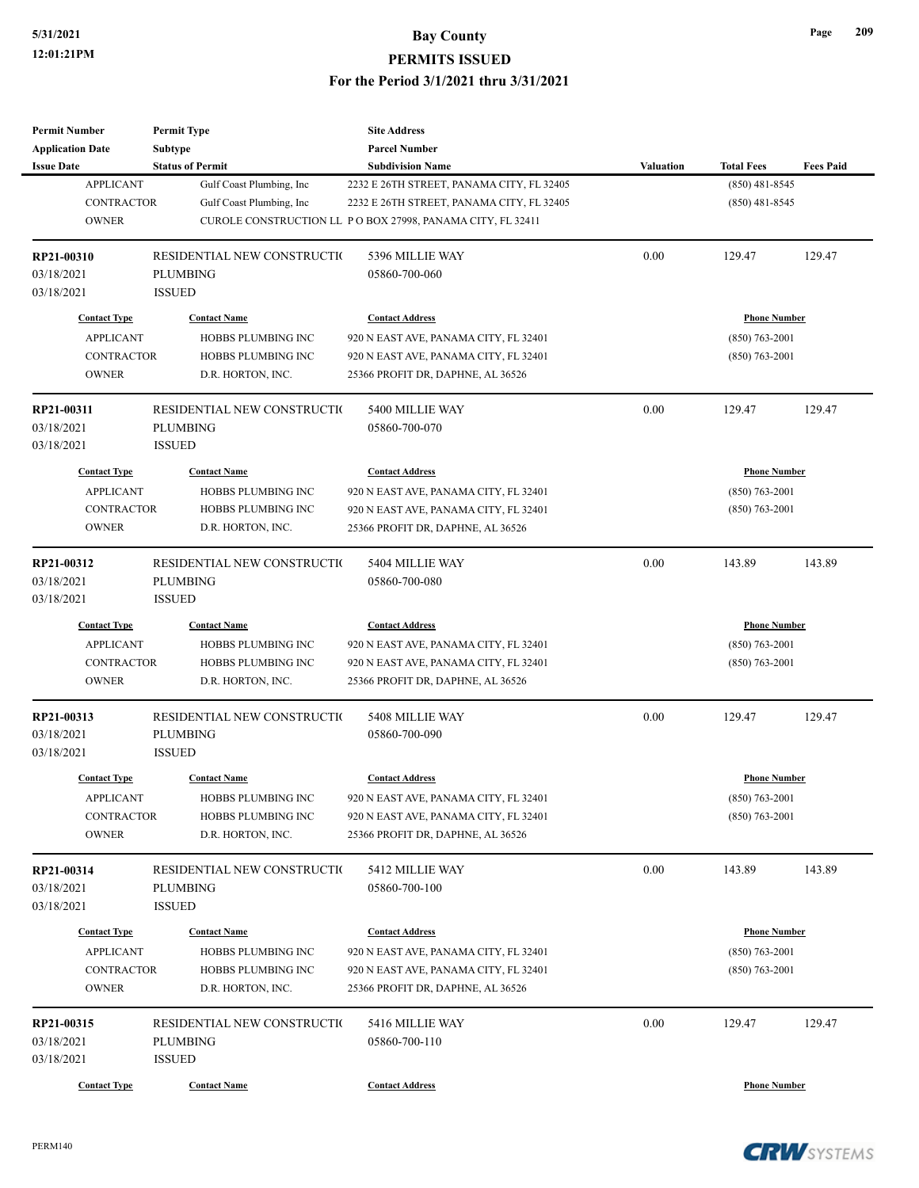| Permit Number<br>Application Date<br>Issue Date | Permit Type<br>Subtype<br>Status of Permit | Site Address<br>Parcel Number<br>Subdivision Name | Valuation | Total Fees | Fees Paid |
|---|---|---|---|---|---|
| APPLICANT | Gulf Coast Plumbing, Inc | 2232 E 26TH STREET, PANAMA CITY, FL 32405 | | (850) 481-8545 | |
| CONTRACTOR | Gulf Coast Plumbing, Inc | 2232 E 26TH STREET, PANAMA CITY, FL 32405 | | (850) 481-8545 | |
| OWNER | CUROLE CONSTRUCTION LL | P O BOX 27998, PANAMA CITY, FL 32411 | | | |

| | | | | | |
|---|---|---|---|---|---|
| **RP21-00310** | RESIDENTIAL NEW CONSTRUCTI( | 5396 MILLIE WAY | 0.00 | 129.47 | 129.47 |
| 03/18/2021 | PLUMBING | 05860-700-060 | | | |
| 03/18/2021 | ISSUED | | | | |
| **Contact Type** | **Contact Name** | **Contact Address** | | **Phone Number** | |
| APPLICANT | HOBBS PLUMBING INC | 920 N EAST AVE, PANAMA CITY, FL 32401 | | (850) 763-2001 | |
| CONTRACTOR | HOBBS PLUMBING INC | 920 N EAST AVE, PANAMA CITY, FL 32401 | | (850) 763-2001 | |
| OWNER | D.R. HORTON, INC. | 25366 PROFIT DR, DAPHNE, AL 36526 | | | |

| | | | | | |
|---|---|---|---|---|---|
| **RP21-00311** | RESIDENTIAL NEW CONSTRUCTI( | 5400 MILLIE WAY | 0.00 | 129.47 | 129.47 |
| 03/18/2021 | PLUMBING | 05860-700-070 | | | |
| 03/18/2021 | ISSUED | | | | |
| **Contact Type** | **Contact Name** | **Contact Address** | | **Phone Number** | |
| APPLICANT | HOBBS PLUMBING INC | 920 N EAST AVE, PANAMA CITY, FL 32401 | | (850) 763-2001 | |
| CONTRACTOR | HOBBS PLUMBING INC | 920 N EAST AVE, PANAMA CITY, FL 32401 | | (850) 763-2001 | |
| OWNER | D.R. HORTON, INC. | 25366 PROFIT DR, DAPHNE, AL 36526 | | | |

| | | | | | |
|---|---|---|---|---|---|
| **RP21-00312** | RESIDENTIAL NEW CONSTRUCTI( | 5404 MILLIE WAY | 0.00 | 143.89 | 143.89 |
| 03/18/2021 | PLUMBING | 05860-700-080 | | | |
| 03/18/2021 | ISSUED | | | | |
| **Contact Type** | **Contact Name** | **Contact Address** | | **Phone Number** | |
| APPLICANT | HOBBS PLUMBING INC | 920 N EAST AVE, PANAMA CITY, FL 32401 | | (850) 763-2001 | |
| CONTRACTOR | HOBBS PLUMBING INC | 920 N EAST AVE, PANAMA CITY, FL 32401 | | (850) 763-2001 | |
| OWNER | D.R. HORTON, INC. | 25366 PROFIT DR, DAPHNE, AL 36526 | | | |

| | | | | | |
|---|---|---|---|---|---|
| **RP21-00313** | RESIDENTIAL NEW CONSTRUCTI( | 5408 MILLIE WAY | 0.00 | 129.47 | 129.47 |
| 03/18/2021 | PLUMBING | 05860-700-090 | | | |
| 03/18/2021 | ISSUED | | | | |
| **Contact Type** | **Contact Name** | **Contact Address** | | **Phone Number** | |
| APPLICANT | HOBBS PLUMBING INC | 920 N EAST AVE, PANAMA CITY, FL 32401 | | (850) 763-2001 | |
| CONTRACTOR | HOBBS PLUMBING INC | 920 N EAST AVE, PANAMA CITY, FL 32401 | | (850) 763-2001 | |
| OWNER | D.R. HORTON, INC. | 25366 PROFIT DR, DAPHNE, AL 36526 | | | |

| | | | | | |
|---|---|---|---|---|---|
| **RP21-00314** | RESIDENTIAL NEW CONSTRUCTI( | 5412 MILLIE WAY | 0.00 | 143.89 | 143.89 |
| 03/18/2021 | PLUMBING | 05860-700-100 | | | |
| 03/18/2021 | ISSUED | | | | |
| **Contact Type** | **Contact Name** | **Contact Address** | | **Phone Number** | |
| APPLICANT | HOBBS PLUMBING INC | 920 N EAST AVE, PANAMA CITY, FL 32401 | | (850) 763-2001 | |
| CONTRACTOR | HOBBS PLUMBING INC | 920 N EAST AVE, PANAMA CITY, FL 32401 | | (850) 763-2001 | |
| OWNER | D.R. HORTON, INC. | 25366 PROFIT DR, DAPHNE, AL 36526 | | | |

| | | | | | |
|---|---|---|---|---|---|
| **RP21-00315** | RESIDENTIAL NEW CONSTRUCTI( | 5416 MILLIE WAY | 0.00 | 129.47 | 129.47 |
| 03/18/2021 | PLUMBING | 05860-700-110 | | | |
| 03/18/2021 | ISSUED | | | | |
| **Contact Type** | **Contact Name** | **Contact Address** | | **Phone Number** | |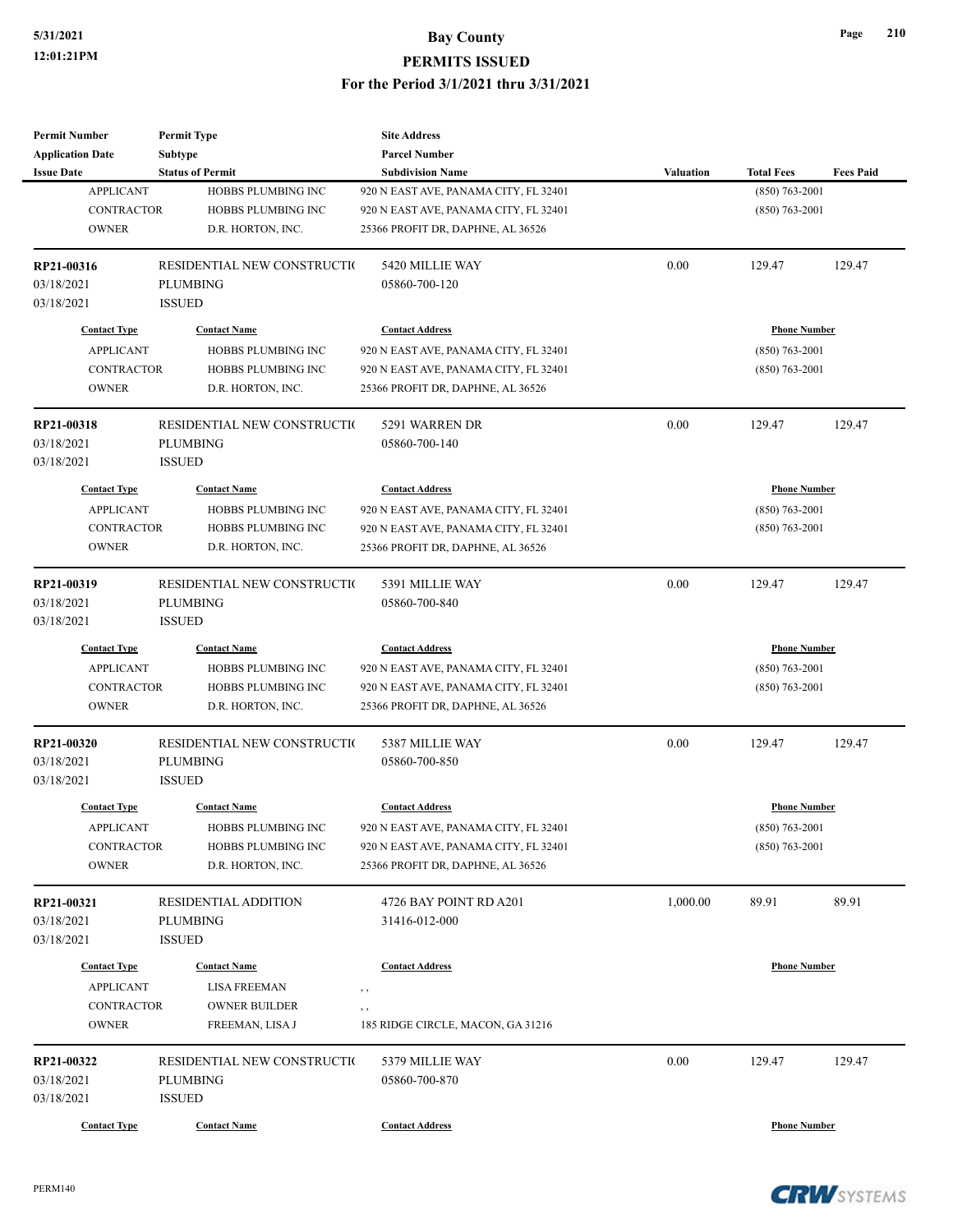| Permit Number<br>Application Date<br>Issue Date | Permit Type<br>Subtype<br>Status of Permit | Site Address<br>Parcel Number<br>Subdivision Name | Valuation | Total Fees | Fees Paid |
|---|---|---|---|---|---|
| APPLICANT | HOBBS PLUMBING INC | 920 N EAST AVE, PANAMA CITY, FL 32401 | | (850) 763-2001 | |
| CONTRACTOR | HOBBS PLUMBING INC | 920 N EAST AVE, PANAMA CITY, FL 32401 | | (850) 763-2001 | |
| OWNER | D.R. HORTON, INC. | 25366 PROFIT DR, DAPHNE, AL 36526 | | | |
| **RP21-00316**<br>03/18/2021<br>03/18/2021 | RESIDENTIAL NEW CONSTRUCTI(<br>PLUMBING<br>ISSUED | 5420 MILLIE WAY<br>05860-700-120 | 0.00 | 129.47 | 129.47 |
| Contact Type | Contact Name | Contact Address | | Phone Number | |
| APPLICANT | HOBBS PLUMBING INC | 920 N EAST AVE, PANAMA CITY, FL 32401 | | (850) 763-2001 | |
| CONTRACTOR | HOBBS PLUMBING INC | 920 N EAST AVE, PANAMA CITY, FL 32401 | | (850) 763-2001 | |
| OWNER | D.R. HORTON, INC. | 25366 PROFIT DR, DAPHNE, AL 36526 | | | |
| **RP21-00318**<br>03/18/2021<br>03/18/2021 | RESIDENTIAL NEW CONSTRUCTI(<br>PLUMBING<br>ISSUED | 5291 WARREN DR<br>05860-700-140 | 0.00 | 129.47 | 129.47 |
| Contact Type | Contact Name | Contact Address | | Phone Number | |
| APPLICANT | HOBBS PLUMBING INC | 920 N EAST AVE, PANAMA CITY, FL 32401 | | (850) 763-2001 | |
| CONTRACTOR | HOBBS PLUMBING INC | 920 N EAST AVE, PANAMA CITY, FL 32401 | | (850) 763-2001 | |
| OWNER | D.R. HORTON, INC. | 25366 PROFIT DR, DAPHNE, AL 36526 | | | |
| **RP21-00319**<br>03/18/2021<br>03/18/2021 | RESIDENTIAL NEW CONSTRUCTI(<br>PLUMBING<br>ISSUED | 5391 MILLIE WAY<br>05860-700-840 | 0.00 | 129.47 | 129.47 |
| Contact Type | Contact Name | Contact Address | | Phone Number | |
| APPLICANT | HOBBS PLUMBING INC | 920 N EAST AVE, PANAMA CITY, FL 32401 | | (850) 763-2001 | |
| CONTRACTOR | HOBBS PLUMBING INC | 920 N EAST AVE, PANAMA CITY, FL 32401 | | (850) 763-2001 | |
| OWNER | D.R. HORTON, INC. | 25366 PROFIT DR, DAPHNE, AL 36526 | | | |
| **RP21-00320**<br>03/18/2021<br>03/18/2021 | RESIDENTIAL NEW CONSTRUCTI(<br>PLUMBING<br>ISSUED | 5387 MILLIE WAY<br>05860-700-850 | 0.00 | 129.47 | 129.47 |
| Contact Type | Contact Name | Contact Address | | Phone Number | |
| APPLICANT | HOBBS PLUMBING INC | 920 N EAST AVE, PANAMA CITY, FL 32401 | | (850) 763-2001 | |
| CONTRACTOR | HOBBS PLUMBING INC | 920 N EAST AVE, PANAMA CITY, FL 32401 | | (850) 763-2001 | |
| OWNER | D.R. HORTON, INC. | 25366 PROFIT DR, DAPHNE, AL 36526 | | | |
| **RP21-00321**<br>03/18/2021<br>03/18/2021 | RESIDENTIAL ADDITION<br>PLUMBING<br>ISSUED | 4726 BAY POINT RD A201<br>31416-012-000 | 1,000.00 | 89.91 | 89.91 |
| Contact Type | Contact Name | Contact Address | | Phone Number | |
| APPLICANT | LISA FREEMAN | , , | | | |
| CONTRACTOR | OWNER BUILDER | , , | | | |
| OWNER | FREEMAN, LISA J | 185 RIDGE CIRCLE, MACON, GA 31216 | | | |
| **RP21-00322**<br>03/18/2021<br>03/18/2021 | RESIDENTIAL NEW CONSTRUCTI(<br>PLUMBING<br>ISSUED | 5379 MILLIE WAY<br>05860-700-870 | 0.00 | 129.47 | 129.47 |
| Contact Type | Contact Name | Contact Address | | Phone Number | |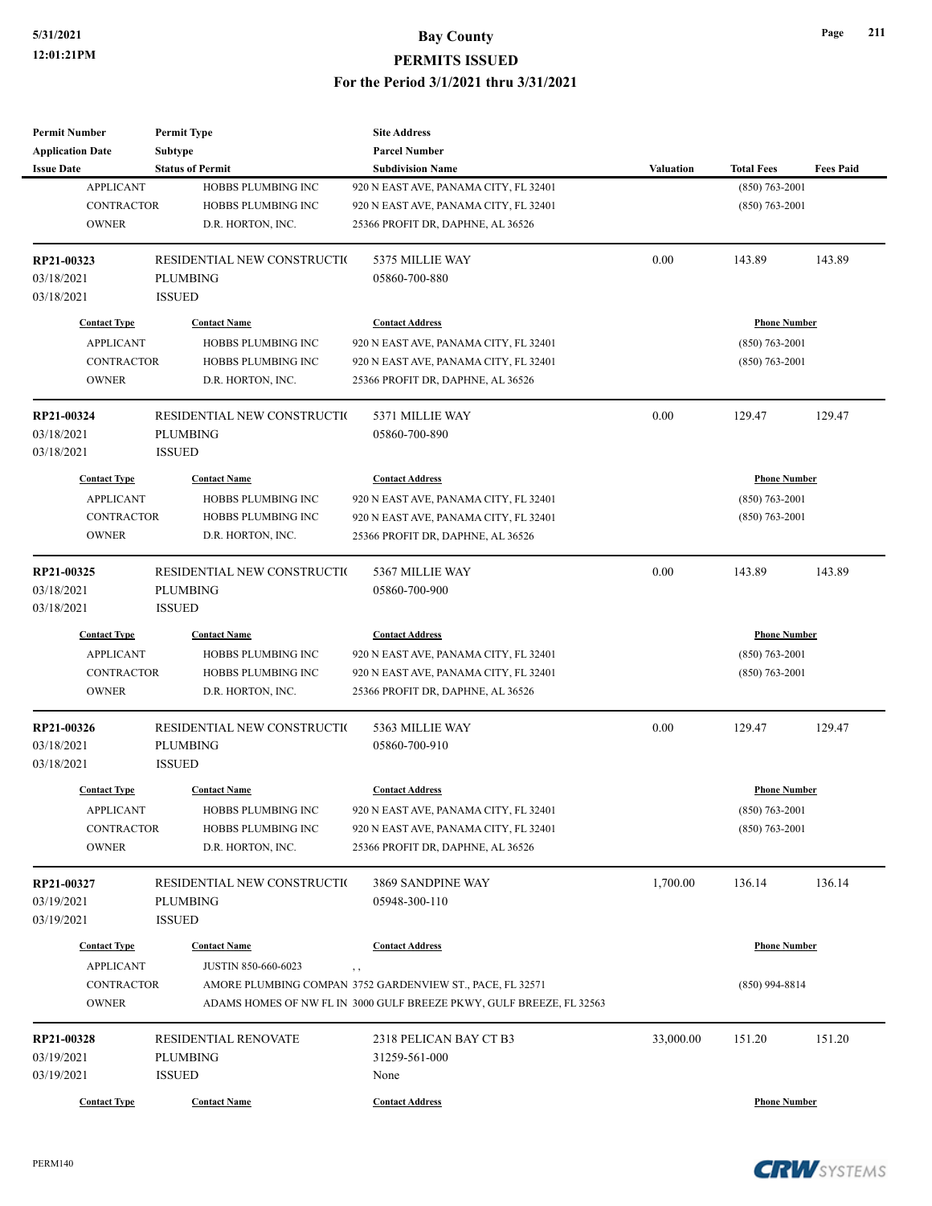**Bay County**
**PERMITS ISSUED**
**For the Period 3/1/2021 thru 3/31/2021**

| Permit Number / Application Date / Issue Date | Permit Type / Subtype / Status of Permit | Site Address / Parcel Number / Subdivision Name | Valuation | Total Fees | Fees Paid |
|---|---|---|---|---|---|
| APPLICANT | HOBBS PLUMBING INC | 920 N EAST AVE, PANAMA CITY, FL 32401 | | (850) 763-2001 | |
| CONTRACTOR | HOBBS PLUMBING INC | 920 N EAST AVE, PANAMA CITY, FL 32401 | | (850) 763-2001 | |
| OWNER | D.R. HORTON, INC. | 25366 PROFIT DR, DAPHNE, AL 36526 | | | |
| **RP21-00323** | RESIDENTIAL NEW CONSTRUCTI( | 5375 MILLIE WAY | 0.00 | 143.89 | 143.89 |
| 03/18/2021 | PLUMBING | 05860-700-880 | | | |
| 03/18/2021 | ISSUED | | | | |
| **Contact Type** | **Contact Name** | **Contact Address** | | **Phone Number** | |
| APPLICANT | HOBBS PLUMBING INC | 920 N EAST AVE, PANAMA CITY, FL 32401 | | (850) 763-2001 | |
| CONTRACTOR | HOBBS PLUMBING INC | 920 N EAST AVE, PANAMA CITY, FL 32401 | | (850) 763-2001 | |
| OWNER | D.R. HORTON, INC. | 25366 PROFIT DR, DAPHNE, AL 36526 | | | |
| **RP21-00324** | RESIDENTIAL NEW CONSTRUCTI( | 5371 MILLIE WAY | 0.00 | 129.47 | 129.47 |
| 03/18/2021 | PLUMBING | 05860-700-890 | | | |
| 03/18/2021 | ISSUED | | | | |
| **Contact Type** | **Contact Name** | **Contact Address** | | **Phone Number** | |
| APPLICANT | HOBBS PLUMBING INC | 920 N EAST AVE, PANAMA CITY, FL 32401 | | (850) 763-2001 | |
| CONTRACTOR | HOBBS PLUMBING INC | 920 N EAST AVE, PANAMA CITY, FL 32401 | | (850) 763-2001 | |
| OWNER | D.R. HORTON, INC. | 25366 PROFIT DR, DAPHNE, AL 36526 | | | |
| **RP21-00325** | RESIDENTIAL NEW CONSTRUCTI( | 5367 MILLIE WAY | 0.00 | 143.89 | 143.89 |
| 03/18/2021 | PLUMBING | 05860-700-900 | | | |
| 03/18/2021 | ISSUED | | | | |
| **Contact Type** | **Contact Name** | **Contact Address** | | **Phone Number** | |
| APPLICANT | HOBBS PLUMBING INC | 920 N EAST AVE, PANAMA CITY, FL 32401 | | (850) 763-2001 | |
| CONTRACTOR | HOBBS PLUMBING INC | 920 N EAST AVE, PANAMA CITY, FL 32401 | | (850) 763-2001 | |
| OWNER | D.R. HORTON, INC. | 25366 PROFIT DR, DAPHNE, AL 36526 | | | |
| **RP21-00326** | RESIDENTIAL NEW CONSTRUCTI( | 5363 MILLIE WAY | 0.00 | 129.47 | 129.47 |
| 03/18/2021 | PLUMBING | 05860-700-910 | | | |
| 03/18/2021 | ISSUED | | | | |
| **Contact Type** | **Contact Name** | **Contact Address** | | **Phone Number** | |
| APPLICANT | HOBBS PLUMBING INC | 920 N EAST AVE, PANAMA CITY, FL 32401 | | (850) 763-2001 | |
| CONTRACTOR | HOBBS PLUMBING INC | 920 N EAST AVE, PANAMA CITY, FL 32401 | | (850) 763-2001 | |
| OWNER | D.R. HORTON, INC. | 25366 PROFIT DR, DAPHNE, AL 36526 | | | |
| **RP21-00327** | RESIDENTIAL NEW CONSTRUCTI( | 3869 SANDPINE WAY | 1,700.00 | 136.14 | 136.14 |
| 03/19/2021 | PLUMBING | 05948-300-110 | | | |
| 03/19/2021 | ISSUED | | | | |
| **Contact Type** | **Contact Name** | **Contact Address** | | **Phone Number** | |
| APPLICANT | JUSTIN 850-660-6023 | , , | | | |
| CONTRACTOR | AMORE PLUMBING COMPAN | 3752 GARDENVIEW ST., PACE, FL 32571 | | (850) 994-8814 | |
| OWNER | ADAMS HOMES OF NW FL IN | 3000 GULF BREEZE PKWY, GULF BREEZE, FL 32563 | | | |
| **RP21-00328** | RESIDENTIAL RENOVATE | 2318 PELICAN BAY CT B3 | 33,000.00 | 151.20 | 151.20 |
| 03/19/2021 | PLUMBING | 31259-561-000 | | | |
| 03/19/2021 | ISSUED | None | | | |
| **Contact Type** | **Contact Name** | **Contact Address** | | **Phone Number** | |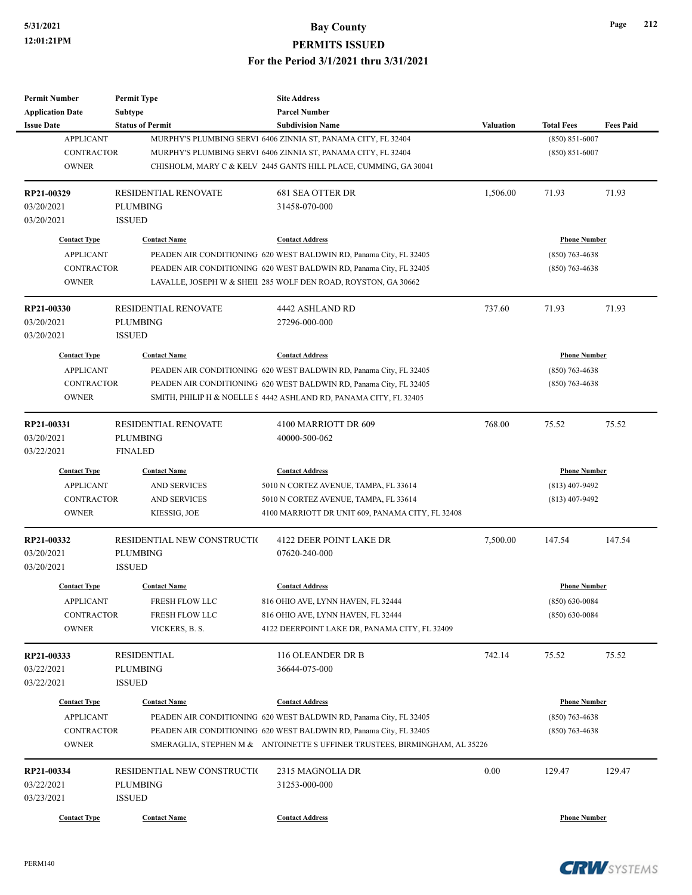| Permit Number<br>Application Date<br>Issue Date | Permit Type<br>Subtype<br>Status of Permit | Site Address<br>Parcel Number<br>Subdivision Name | Valuation | Total Fees | Fees Paid |
|---|---|---|---|---|---|
| APPLICANT | MURPHY'S PLUMBING SERVI | 6406 ZINNIA ST, PANAMA CITY, FL 32404 | | (850) 851-6007 | |
| CONTRACTOR | MURPHY'S PLUMBING SERVI | 6406 ZINNIA ST, PANAMA CITY, FL 32404 | | (850) 851-6007 | |
| OWNER | CHISHOLM, MARY C & KELV | 2445 GANTS HILL PLACE, CUMMING, GA 30041 | | | |

| Permit Number | Permit Type | Site Address | Valuation | Total Fees | Fees Paid |
|---|---|---|---|---|---|
| RP21-00329 | RESIDENTIAL RENOVATE | 681 SEA OTTER DR | 1,506.00 | 71.93 | 71.93 |
| 03/20/2021 | PLUMBING | 31458-070-000 | | | |
| 03/20/2021 | ISSUED | | | | |

| Contact Type | Contact Name | Contact Address | Phone Number |
|---|---|---|---|
| APPLICANT | PEADEN AIR CONDITIONING | 620 WEST BALDWIN RD, Panama City, FL 32405 | (850) 763-4638 |
| CONTRACTOR | PEADEN AIR CONDITIONING | 620 WEST BALDWIN RD, Panama City, FL 32405 | (850) 763-4638 |
| OWNER | LAVALLE, JOSEPH W & SHEIL | 285 WOLF DEN ROAD, ROYSTON, GA 30662 | |

| Permit Number | Permit Type | Site Address | Valuation | Total Fees | Fees Paid |
|---|---|---|---|---|---|
| RP21-00330 | RESIDENTIAL RENOVATE | 4442 ASHLAND RD | 737.60 | 71.93 | 71.93 |
| 03/20/2021 | PLUMBING | 27296-000-000 | | | |
| 03/20/2021 | ISSUED | | | | |

| Contact Type | Contact Name | Contact Address | Phone Number |
|---|---|---|---|
| APPLICANT | PEADEN AIR CONDITIONING | 620 WEST BALDWIN RD, Panama City, FL 32405 | (850) 763-4638 |
| CONTRACTOR | PEADEN AIR CONDITIONING | 620 WEST BALDWIN RD, Panama City, FL 32405 | (850) 763-4638 |
| OWNER | SMITH, PHILIP H & NOELLE S | 4442 ASHLAND RD, PANAMA CITY, FL 32405 | |

| Permit Number | Permit Type | Site Address | Valuation | Total Fees | Fees Paid |
|---|---|---|---|---|---|
| RP21-00331 | RESIDENTIAL RENOVATE | 4100 MARRIOTT DR 609 | 768.00 | 75.52 | 75.52 |
| 03/20/2021 | PLUMBING | 40000-500-062 | | | |
| 03/22/2021 | FINALED | | | | |

| Contact Type | Contact Name | Contact Address | Phone Number |
|---|---|---|---|
| APPLICANT | AND SERVICES | 5010 N CORTEZ AVENUE, TAMPA, FL 33614 | (813) 407-9492 |
| CONTRACTOR | AND SERVICES | 5010 N CORTEZ AVENUE, TAMPA, FL 33614 | (813) 407-9492 |
| OWNER | KIESSIG, JOE | 4100 MARRIOTT DR UNIT 609, PANAMA CITY, FL 32408 | |

| Permit Number | Permit Type | Site Address | Valuation | Total Fees | Fees Paid |
|---|---|---|---|---|---|
| RP21-00332 | RESIDENTIAL NEW CONSTRUCTI | 4122 DEER POINT LAKE DR | 7,500.00 | 147.54 | 147.54 |
| 03/20/2021 | PLUMBING | 07620-240-000 | | | |
| 03/20/2021 | ISSUED | | | | |

| Contact Type | Contact Name | Contact Address | Phone Number |
|---|---|---|---|
| APPLICANT | FRESH FLOW LLC | 816 OHIO AVE, LYNN HAVEN, FL 32444 | (850) 630-0084 |
| CONTRACTOR | FRESH FLOW LLC | 816 OHIO AVE, LYNN HAVEN, FL 32444 | (850) 630-0084 |
| OWNER | VICKERS, B. S. | 4122 DEERPOINT LAKE DR, PANAMA CITY, FL 32409 | |

| Permit Number | Permit Type | Site Address | Valuation | Total Fees | Fees Paid |
|---|---|---|---|---|---|
| RP21-00333 | RESIDENTIAL | 116 OLEANDER DR B | 742.14 | 75.52 | 75.52 |
| 03/22/2021 | PLUMBING | 36644-075-000 | | | |
| 03/22/2021 | ISSUED | | | | |

| Contact Type | Contact Name | Contact Address | Phone Number |
|---|---|---|---|
| APPLICANT | PEADEN AIR CONDITIONING | 620 WEST BALDWIN RD, Panama City, FL 32405 | (850) 763-4638 |
| CONTRACTOR | PEADEN AIR CONDITIONING | 620 WEST BALDWIN RD, Panama City, FL 32405 | (850) 763-4638 |
| OWNER | SMERAGLIA, STEPHEN M & | ANTOINETTE S UFFINER TRUSTEES, BIRMINGHAM, AL 35226 | |

| Permit Number | Permit Type | Site Address | Valuation | Total Fees | Fees Paid |
|---|---|---|---|---|---|
| RP21-00334 | RESIDENTIAL NEW CONSTRUCTI | 2315 MAGNOLIA DR | 0.00 | 129.47 | 129.47 |
| 03/22/2021 | PLUMBING | 31253-000-000 | | | |
| 03/23/2021 | ISSUED | | | | |

| Contact Type | Contact Name | Contact Address | Phone Number |
|---|---|---|---|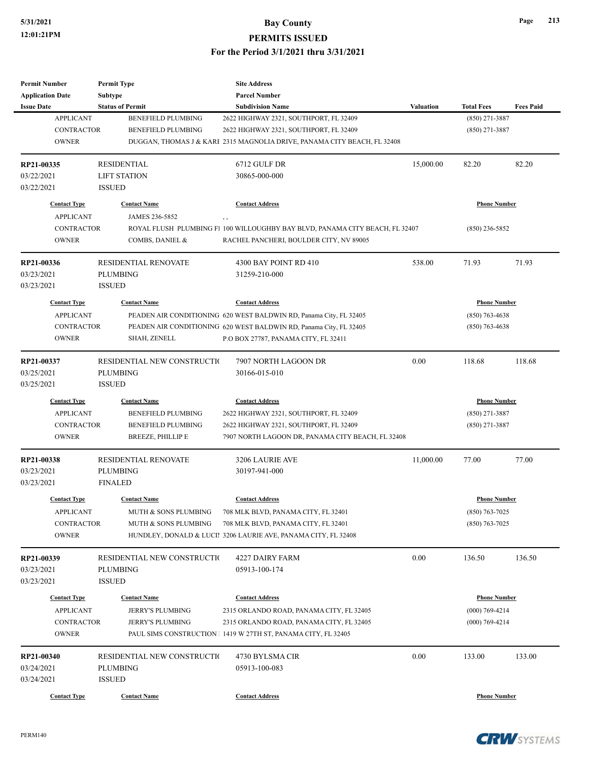| Permit Number<br>Application Date<br>Issue Date | Permit Type<br>Subtype<br>Status of Permit | Site Address<br>Parcel Number<br>Subdivision Name | Valuation | Total Fees | Fees Paid |
|---|---|---|---|---|---|
| APPLICANT | BENEFIELD PLUMBING | 2622 HIGHWAY 2321, SOUTHPORT, FL 32409 | | (850) 271-3887 | |
| CONTRACTOR | BENEFIELD PLUMBING | 2622 HIGHWAY 2321, SOUTHPORT, FL 32409 | | (850) 271-3887 | |
| OWNER | DUGGAN, THOMAS J & KARI | 2315 MAGNOLIA DRIVE, PANAMA CITY BEACH, FL 32408 | | | |
| **RP21-00335** | RESIDENTIAL | 6712 GULF DR | 15,000.00 | 82.20 | 82.20 |
| 03/22/2021 | LIFT STATION | 30865-000-000 | | | |
| 03/22/2021 | ISSUED | | | | |
| Contact Type | Contact Name | Contact Address | | Phone Number | |
| APPLICANT | JAMES 236-5852 | , , | | | |
| CONTRACTOR | ROYAL FLUSH PLUMBING FI | 100 WILLOUGHBY BAY BLVD, PANAMA CITY BEACH, FL 32407 | | (850) 236-5852 | |
| OWNER | COMBS, DANIEL & | RACHEL PANCHERI, BOULDER CITY, NV 89005 | | | |
| **RP21-00336** | RESIDENTIAL RENOVATE | 4300 BAY POINT RD 410 | 538.00 | 71.93 | 71.93 |
| 03/23/2021 | PLUMBING | 31259-210-000 | | | |
| 03/23/2021 | ISSUED | | | | |
| Contact Type | Contact Name | Contact Address | | Phone Number | |
| APPLICANT | PEADEN AIR CONDITIONING | 620 WEST BALDWIN RD, Panama City, FL 32405 | | (850) 763-4638 | |
| CONTRACTOR | PEADEN AIR CONDITIONING | 620 WEST BALDWIN RD, Panama City, FL 32405 | | (850) 763-4638 | |
| OWNER | SHAH, ZENELL | P.O BOX 27787, PANAMA CITY, FL 32411 | | | |
| **RP21-00337** | RESIDENTIAL NEW CONSTRUCTI( | 7907 NORTH LAGOON DR | 0.00 | 118.68 | 118.68 |
| 03/25/2021 | PLUMBING | 30166-015-010 | | | |
| 03/25/2021 | ISSUED | | | | |
| Contact Type | Contact Name | Contact Address | | Phone Number | |
| APPLICANT | BENEFIELD PLUMBING | 2622 HIGHWAY 2321, SOUTHPORT, FL 32409 | | (850) 271-3887 | |
| CONTRACTOR | BENEFIELD PLUMBING | 2622 HIGHWAY 2321, SOUTHPORT, FL 32409 | | (850) 271-3887 | |
| OWNER | BREEZE, PHILLIP E | 7907 NORTH LAGOON DR, PANAMA CITY BEACH, FL 32408 | | | |
| **RP21-00338** | RESIDENTIAL RENOVATE | 3206 LAURIE AVE | 11,000.00 | 77.00 | 77.00 |
| 03/23/2021 | PLUMBING | 30197-941-000 | | | |
| 03/23/2021 | FINALED | | | | |
| Contact Type | Contact Name | Contact Address | | Phone Number | |
| APPLICANT | MUTH & SONS PLUMBING | 708 MLK BLVD, PANAMA CITY, FL 32401 | | (850) 763-7025 | |
| CONTRACTOR | MUTH & SONS PLUMBING | 708 MLK BLVD, PANAMA CITY, FL 32401 | | (850) 763-7025 | |
| OWNER | HUNDLEY, DONALD & LUCII | 3206 LAURIE AVE, PANAMA CITY, FL 32408 | | | |
| **RP21-00339** | RESIDENTIAL NEW CONSTRUCTI( | 4227 DAIRY FARM | 0.00 | 136.50 | 136.50 |
| 03/23/2021 | PLUMBING | 05913-100-174 | | | |
| 03/23/2021 | ISSUED | | | | |
| Contact Type | Contact Name | Contact Address | | Phone Number | |
| APPLICANT | JERRY'S PLUMBING | 2315 ORLANDO ROAD, PANAMA CITY, FL 32405 | | (000) 769-4214 | |
| CONTRACTOR | JERRY'S PLUMBING | 2315 ORLANDO ROAD, PANAMA CITY, FL 32405 | | (000) 769-4214 | |
| OWNER | PAUL SIMS CONSTRUCTION | 1419 W 27TH ST, PANAMA CITY, FL 32405 | | | |
| **RP21-00340** | RESIDENTIAL NEW CONSTRUCTI( | 4730 BYLSMA CIR | 0.00 | 133.00 | 133.00 |
| 03/24/2021 | PLUMBING | 05913-100-083 | | | |
| 03/24/2021 | ISSUED | | | | |
| Contact Type | Contact Name | Contact Address | | Phone Number | |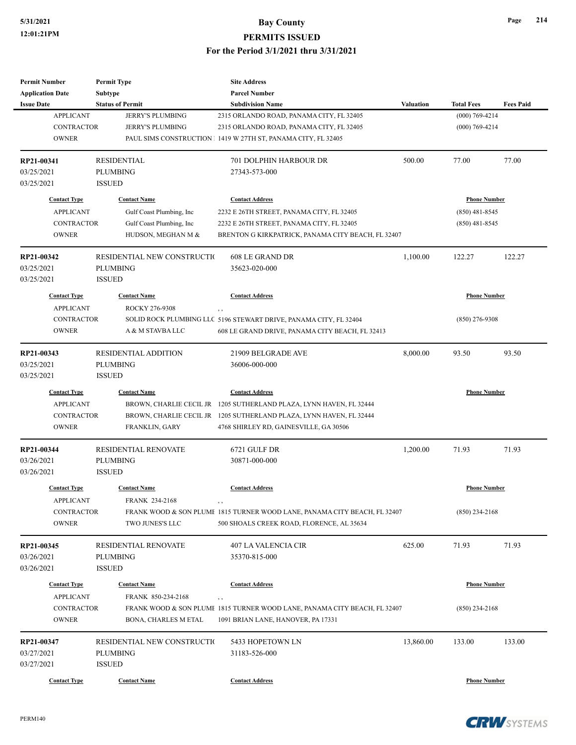| Permit Number<br>Application Date<br>Issue Date | Permit Type<br>Subtype<br>Status of Permit | Site Address<br>Parcel Number<br>Subdivision Name | Valuation | Total Fees | Fees Paid |
|---|---|---|---|---|---|
| APPLICANT | JERRY'S PLUMBING | 2315 ORLANDO ROAD, PANAMA CITY, FL 32405 | | (000) 769-4214 | |
| CONTRACTOR | JERRY'S PLUMBING | 2315 ORLANDO ROAD, PANAMA CITY, FL 32405 | | (000) 769-4214 | |
| OWNER | PAUL SIMS CONSTRUCTION | 1419 W 27TH ST, PANAMA CITY, FL 32405 | | | |

| | | | | | |
|---|---|---|---|---|---|
| **RP21-00341** | RESIDENTIAL | 701 DOLPHIN HARBOUR DR | 500.00 | 77.00 | 77.00 |
| 03/25/2021 | PLUMBING | 27343-573-000 | | | |
| 03/25/2021 | ISSUED | | | | |
| **Contact Type** | **Contact Name** | **Contact Address** | | **Phone Number** | |
| APPLICANT | Gulf Coast Plumbing, Inc | 2232 E 26TH STREET, PANAMA CITY, FL 32405 | | (850) 481-8545 | |
| CONTRACTOR | Gulf Coast Plumbing, Inc | 2232 E 26TH STREET, PANAMA CITY, FL 32405 | | (850) 481-8545 | |
| OWNER | HUDSON, MEGHAN M & | BRENTON G KIRKPATRICK, PANAMA CITY BEACH, FL 32407 | | | |

| | | | | | |
|---|---|---|---|---|---|
| **RP21-00342** | RESIDENTIAL NEW CONSTRUCTIO | 608 LE GRAND DR | 1,100.00 | 122.27 | 122.27 |
| 03/25/2021 | PLUMBING | 35623-020-000 | | | |
| 03/25/2021 | ISSUED | | | | |
| **Contact Type** | **Contact Name** | **Contact Address** | | **Phone Number** | |
| APPLICANT | ROCKY 276-9308 | , , | | | |
| CONTRACTOR | SOLID ROCK PLUMBING LLC | 5196 STEWART DRIVE, PANAMA CITY, FL 32404 | | (850) 276-9308 | |
| OWNER | A & M STAVBA LLC | 608 LE GRAND DRIVE, PANAMA CITY BEACH, FL 32413 | | | |

| | | | | | |
|---|---|---|---|---|---|
| **RP21-00343** | RESIDENTIAL ADDITION | 21909 BELGRADE AVE | 8,000.00 | 93.50 | 93.50 |
| 03/25/2021 | PLUMBING | 36006-000-000 | | | |
| 03/25/2021 | ISSUED | | | | |
| **Contact Type** | **Contact Name** | **Contact Address** | | **Phone Number** | |
| APPLICANT | BROWN, CHARLIE CECIL JR | 1205 SUTHERLAND PLAZA, LYNN HAVEN, FL 32444 | | | |
| CONTRACTOR | BROWN, CHARLIE CECIL JR | 1205 SUTHERLAND PLAZA, LYNN HAVEN, FL 32444 | | | |
| OWNER | FRANKLIN, GARY | 4768 SHIRLEY RD, GAINESVILLE, GA 30506 | | | |

| | | | | | |
|---|---|---|---|---|---|
| **RP21-00344** | RESIDENTIAL RENOVATE | 6721 GULF DR | 1,200.00 | 71.93 | 71.93 |
| 03/26/2021 | PLUMBING | 30871-000-000 | | | |
| 03/26/2021 | ISSUED | | | | |
| **Contact Type** | **Contact Name** | **Contact Address** | | **Phone Number** | |
| APPLICANT | FRANK 234-2168 | , , | | | |
| CONTRACTOR | FRANK WOOD & SON PLUMB | 1815 TURNER WOOD LANE, PANAMA CITY BEACH, FL 32407 | | (850) 234-2168 | |
| OWNER | TWO JUNES'S LLC | 500 SHOALS CREEK ROAD, FLORENCE, AL 35634 | | | |

| | | | | | |
|---|---|---|---|---|---|
| **RP21-00345** | RESIDENTIAL RENOVATE | 407 LA VALENCIA CIR | 625.00 | 71.93 | 71.93 |
| 03/26/2021 | PLUMBING | 35370-815-000 | | | |
| 03/26/2021 | ISSUED | | | | |
| **Contact Type** | **Contact Name** | **Contact Address** | | **Phone Number** | |
| APPLICANT | FRANK 850-234-2168 | , , | | | |
| CONTRACTOR | FRANK WOOD & SON PLUMB | 1815 TURNER WOOD LANE, PANAMA CITY BEACH, FL 32407 | | (850) 234-2168 | |
| OWNER | BONA, CHARLES M ETAL | 1091 BRIAN LANE, HANOVER, PA 17331 | | | |

| | | | | | |
|---|---|---|---|---|---|
| **RP21-00347** | RESIDENTIAL NEW CONSTRUCTIO | 5433 HOPETOWN LN | 13,860.00 | 133.00 | 133.00 |
| 03/27/2021 | PLUMBING | 31183-526-000 | | | |
| 03/27/2021 | ISSUED | | | | |
| **Contact Type** | **Contact Name** | **Contact Address** | | **Phone Number** | |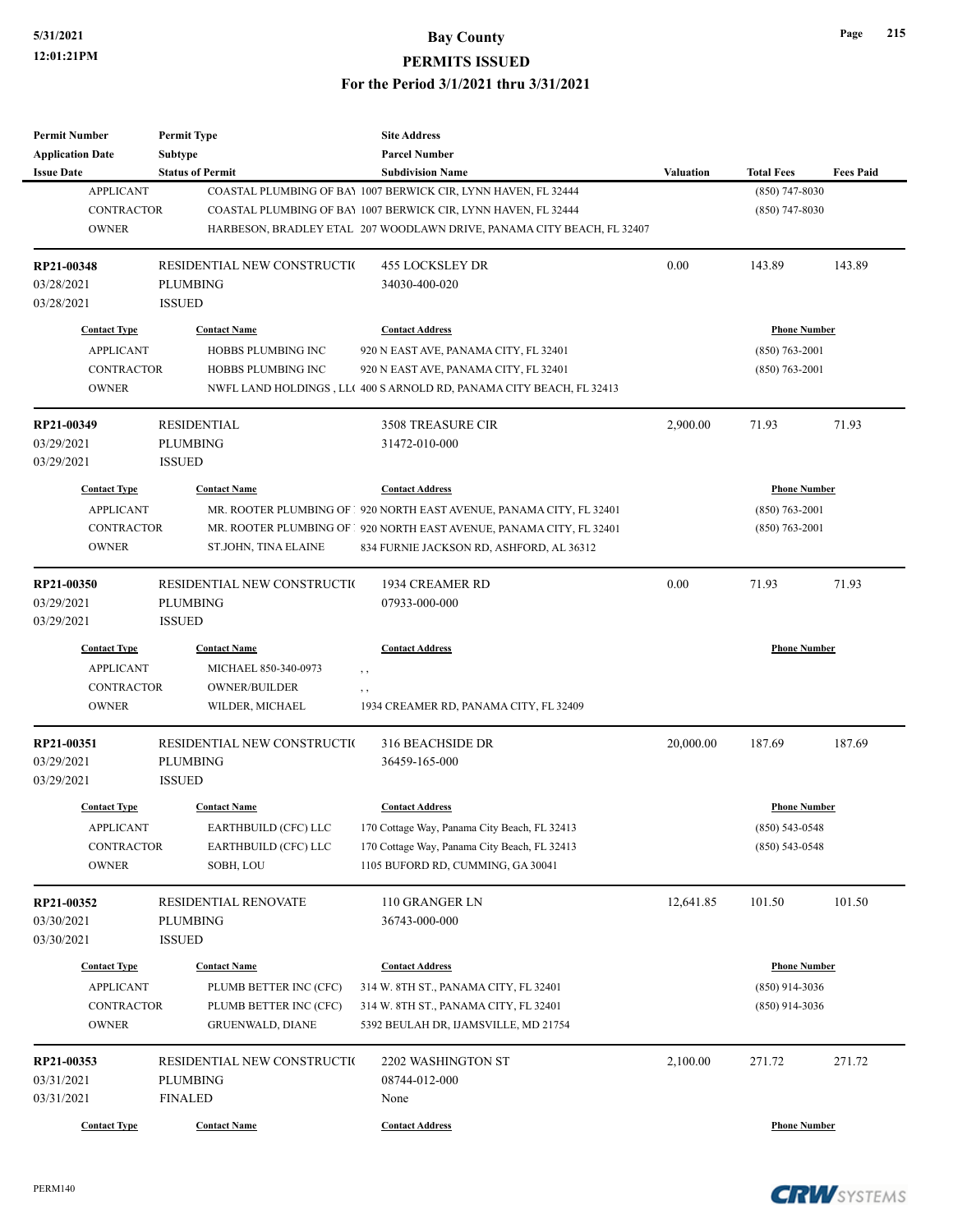| Permit Number<br>Application Date<br>Issue Date | Permit Type<br>Subtype<br>Status of Permit | Site Address<br>Parcel Number<br>Subdivision Name | Valuation | Total Fees | Fees Paid |
|---|---|---|---|---|---|
| APPLICANT | COASTAL PLUMBING OF BAY | 1007 BERWICK CIR, LYNN HAVEN, FL 32444 | | (850) 747-8030 | |
| CONTRACTOR | COASTAL PLUMBING OF BAY | 1007 BERWICK CIR, LYNN HAVEN, FL 32444 | | (850) 747-8030 | |
| OWNER | HARBESON, BRADLEY ETAL | 207 WOODLAWN DRIVE, PANAMA CITY BEACH, FL 32407 | | | |
| **RP21-00348**<br>03/28/2021<br>03/28/2021 | RESIDENTIAL NEW CONSTRUCTIO<br>PLUMBING<br>ISSUED | 455 LOCKSLEY DR<br>34030-400-020 | 0.00 | 143.89 | 143.89 |
| **Contact Type** | **Contact Name** | **Contact Address** | | **Phone Number** | |
| APPLICANT | HOBBS PLUMBING INC | 920 N EAST AVE, PANAMA CITY, FL 32401 | | (850) 763-2001 | |
| CONTRACTOR | HOBBS PLUMBING INC | 920 N EAST AVE, PANAMA CITY, FL 32401 | | (850) 763-2001 | |
| OWNER | NWFL LAND HOLDINGS , LLC | 400 S ARNOLD RD, PANAMA CITY BEACH, FL 32413 | | | |
| **RP21-00349**<br>03/29/2021<br>03/29/2021 | RESIDENTIAL<br>PLUMBING<br>ISSUED | 3508 TREASURE CIR<br>31472-010-000 | 2,900.00 | 71.93 | 71.93 |
| **Contact Type** | **Contact Name** | **Contact Address** | | **Phone Number** | |
| APPLICANT | MR. ROOTER PLUMBING OF | 920 NORTH EAST AVENUE, PANAMA CITY, FL 32401 | | (850) 763-2001 | |
| CONTRACTOR | MR. ROOTER PLUMBING OF | 920 NORTH EAST AVENUE, PANAMA CITY, FL 32401 | | (850) 763-2001 | |
| OWNER | ST.JOHN, TINA ELAINE | 834 FURNIE JACKSON RD, ASHFORD, AL 36312 | | | |
| **RP21-00350**<br>03/29/2021<br>03/29/2021 | RESIDENTIAL NEW CONSTRUCTIO<br>PLUMBING<br>ISSUED | 1934 CREAMER RD<br>07933-000-000 | 0.00 | 71.93 | 71.93 |
| **Contact Type** | **Contact Name** | **Contact Address** | | **Phone Number** | |
| APPLICANT | MICHAEL 850-340-0973 | , , | | | |
| CONTRACTOR | OWNER/BUILDER | , , | | | |
| OWNER | WILDER, MICHAEL | 1934 CREAMER RD, PANAMA CITY, FL 32409 | | | |
| **RP21-00351**<br>03/29/2021<br>03/29/2021 | RESIDENTIAL NEW CONSTRUCTIO<br>PLUMBING<br>ISSUED | 316 BEACHSIDE DR<br>36459-165-000 | 20,000.00 | 187.69 | 187.69 |
| **Contact Type** | **Contact Name** | **Contact Address** | | **Phone Number** | |
| APPLICANT | EARTHBUILD (CFC) LLC | 170 Cottage Way, Panama City Beach, FL 32413 | | (850) 543-0548 | |
| CONTRACTOR | EARTHBUILD (CFC) LLC | 170 Cottage Way, Panama City Beach, FL 32413 | | (850) 543-0548 | |
| OWNER | SOBH, LOU | 1105 BUFORD RD, CUMMING, GA 30041 | | | |
| **RP21-00352**<br>03/30/2021<br>03/30/2021 | RESIDENTIAL RENOVATE<br>PLUMBING<br>ISSUED | 110 GRANGER LN<br>36743-000-000 | 12,641.85 | 101.50 | 101.50 |
| **Contact Type** | **Contact Name** | **Contact Address** | | **Phone Number** | |
| APPLICANT | PLUMB BETTER INC (CFC) | 314 W. 8TH ST., PANAMA CITY, FL 32401 | | (850) 914-3036 | |
| CONTRACTOR | PLUMB BETTER INC (CFC) | 314 W. 8TH ST., PANAMA CITY, FL 32401 | | (850) 914-3036 | |
| OWNER | GRUENWALD, DIANE | 5392 BEULAH DR, IJAMSVILLE, MD 21754 | | | |
| **RP21-00353**<br>03/31/2021<br>03/31/2021 | RESIDENTIAL NEW CONSTRUCTIO<br>PLUMBING<br>FINALED | 2202 WASHINGTON ST<br>08744-012-000<br>None | 2,100.00 | 271.72 | 271.72 |
| **Contact Type** | **Contact Name** | **Contact Address** | | **Phone Number** | |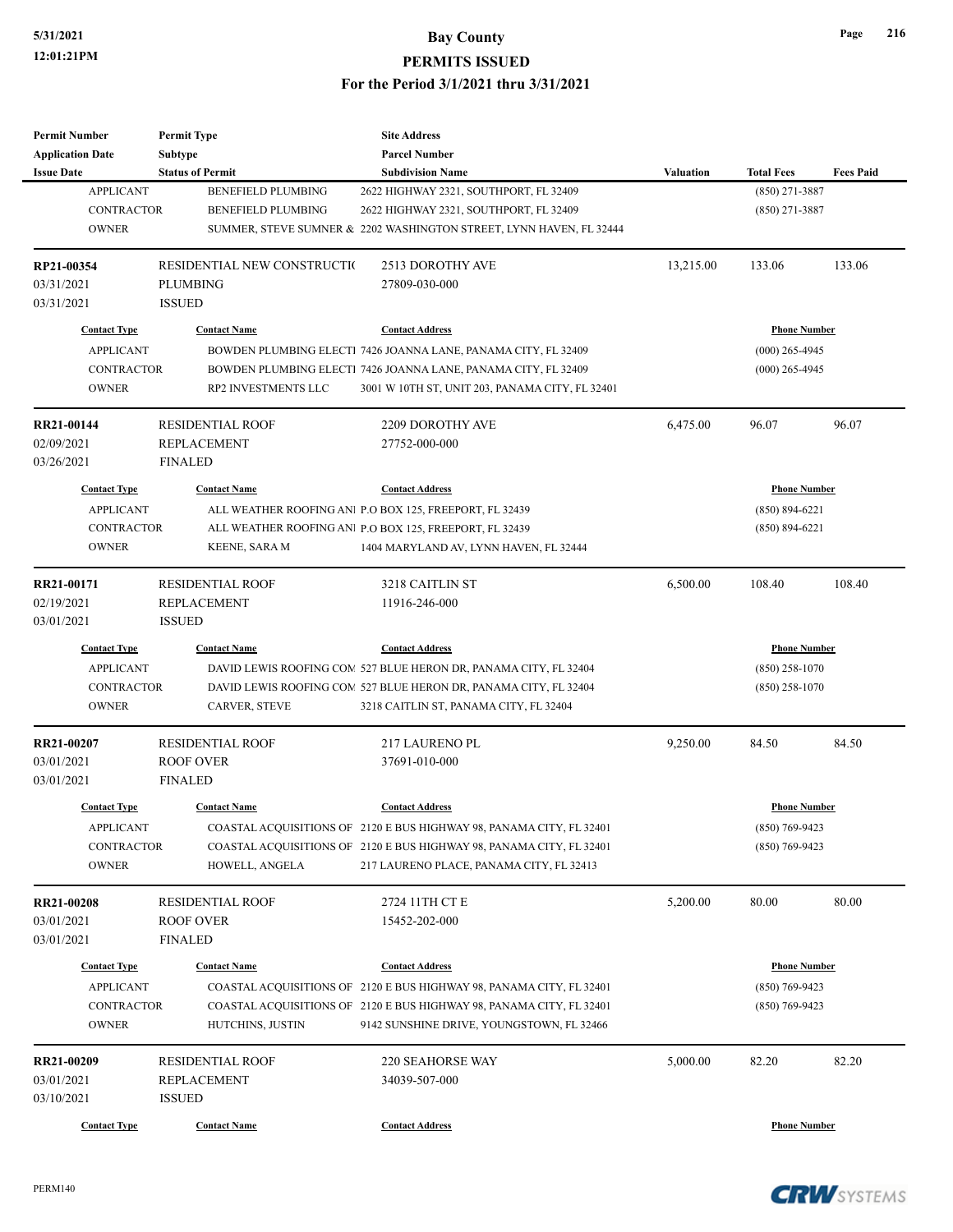| Permit Number / Application Date / Issue Date | Permit Type / Subtype / Status of Permit | Site Address / Parcel Number / Subdivision Name | Valuation | Total Fees | Fees Paid |
|---|---|---|---|---|---|
| APPLICANT | BENEFIELD PLUMBING | 2622 HIGHWAY 2321, SOUTHPORT, FL 32409 | | (850) 271-3887 | |
| CONTRACTOR | BENEFIELD PLUMBING | 2622 HIGHWAY 2321, SOUTHPORT, FL 32409 | | (850) 271-3887 | |
| OWNER | SUMMER, STEVE SUMNER & | 2202 WASHINGTON STREET, LYNN HAVEN, FL 32444 | | | |

| | | | | | |
|---|---|---|---|---|---|
| **RP21-00354** | RESIDENTIAL NEW CONSTRUCTI( | 2513 DOROTHY AVE | 13,215.00 | 133.06 | 133.06 |
| 03/31/2021 | PLUMBING | 27809-030-000 | | | |
| 03/31/2021 | ISSUED | | | | |
| **Contact Type** | **Contact Name** | **Contact Address** | | **Phone Number** | |
| APPLICANT | BOWDEN PLUMBING ELECTI | 7426 JOANNA LANE, PANAMA CITY, FL 32409 | | (000) 265-4945 | |
| CONTRACTOR | BOWDEN PLUMBING ELECTI | 7426 JOANNA LANE, PANAMA CITY, FL 32409 | | (000) 265-4945 | |
| OWNER | RP2 INVESTMENTS LLC | 3001 W 10TH ST, UNIT 203, PANAMA CITY, FL 32401 | | | |

| | | | | | |
|---|---|---|---|---|---|
| **RR21-00144** | RESIDENTIAL ROOF | 2209 DOROTHY AVE | 6,475.00 | 96.07 | 96.07 |
| 02/09/2021 | REPLACEMENT | 27752-000-000 | | | |
| 03/26/2021 | FINALED | | | | |
| **Contact Type** | **Contact Name** | **Contact Address** | | **Phone Number** | |
| APPLICANT | ALL WEATHER ROOFING ANI | P.O BOX 125, FREEPORT, FL 32439 | | (850) 894-6221 | |
| CONTRACTOR | ALL WEATHER ROOFING ANI | P.O BOX 125, FREEPORT, FL 32439 | | (850) 894-6221 | |
| OWNER | KEENE, SARA M | 1404 MARYLAND AV, LYNN HAVEN, FL 32444 | | | |

| | | | | | |
|---|---|---|---|---|---|
| **RR21-00171** | RESIDENTIAL ROOF | 3218 CAITLIN ST | 6,500.00 | 108.40 | 108.40 |
| 02/19/2021 | REPLACEMENT | 11916-246-000 | | | |
| 03/01/2021 | ISSUED | | | | |
| **Contact Type** | **Contact Name** | **Contact Address** | | **Phone Number** | |
| APPLICANT | DAVID LEWIS ROOFING COM | 527 BLUE HERON DR, PANAMA CITY, FL 32404 | | (850) 258-1070 | |
| CONTRACTOR | DAVID LEWIS ROOFING COM | 527 BLUE HERON DR, PANAMA CITY, FL 32404 | | (850) 258-1070 | |
| OWNER | CARVER, STEVE | 3218 CAITLIN ST, PANAMA CITY, FL 32404 | | | |

| | | | | | |
|---|---|---|---|---|---|
| **RR21-00207** | RESIDENTIAL ROOF | 217 LAURENO PL | 9,250.00 | 84.50 | 84.50 |
| 03/01/2021 | ROOF OVER | 37691-010-000 | | | |
| 03/01/2021 | FINALED | | | | |
| **Contact Type** | **Contact Name** | **Contact Address** | | **Phone Number** | |
| APPLICANT | COASTAL ACQUISITIONS OF | 2120 E BUS HIGHWAY 98, PANAMA CITY, FL 32401 | | (850) 769-9423 | |
| CONTRACTOR | COASTAL ACQUISITIONS OF | 2120 E BUS HIGHWAY 98, PANAMA CITY, FL 32401 | | (850) 769-9423 | |
| OWNER | HOWELL, ANGELA | 217 LAURENO PLACE, PANAMA CITY, FL 32413 | | | |

| | | | | | |
|---|---|---|---|---|---|
| **RR21-00208** | RESIDENTIAL ROOF | 2724 11TH CT E | 5,200.00 | 80.00 | 80.00 |
| 03/01/2021 | ROOF OVER | 15452-202-000 | | | |
| 03/01/2021 | FINALED | | | | |
| **Contact Type** | **Contact Name** | **Contact Address** | | **Phone Number** | |
| APPLICANT | COASTAL ACQUISITIONS OF | 2120 E BUS HIGHWAY 98, PANAMA CITY, FL 32401 | | (850) 769-9423 | |
| CONTRACTOR | COASTAL ACQUISITIONS OF | 2120 E BUS HIGHWAY 98, PANAMA CITY, FL 32401 | | (850) 769-9423 | |
| OWNER | HUTCHINS, JUSTIN | 9142 SUNSHINE DRIVE, YOUNGSTOWN, FL 32466 | | | |

| | | | | | |
|---|---|---|---|---|---|
| **RR21-00209** | RESIDENTIAL ROOF | 220 SEAHORSE WAY | 5,000.00 | 82.20 | 82.20 |
| 03/01/2021 | REPLACEMENT | 34039-507-000 | | | |
| 03/10/2021 | ISSUED | | | | |
| **Contact Type** | **Contact Name** | **Contact Address** | | **Phone Number** | |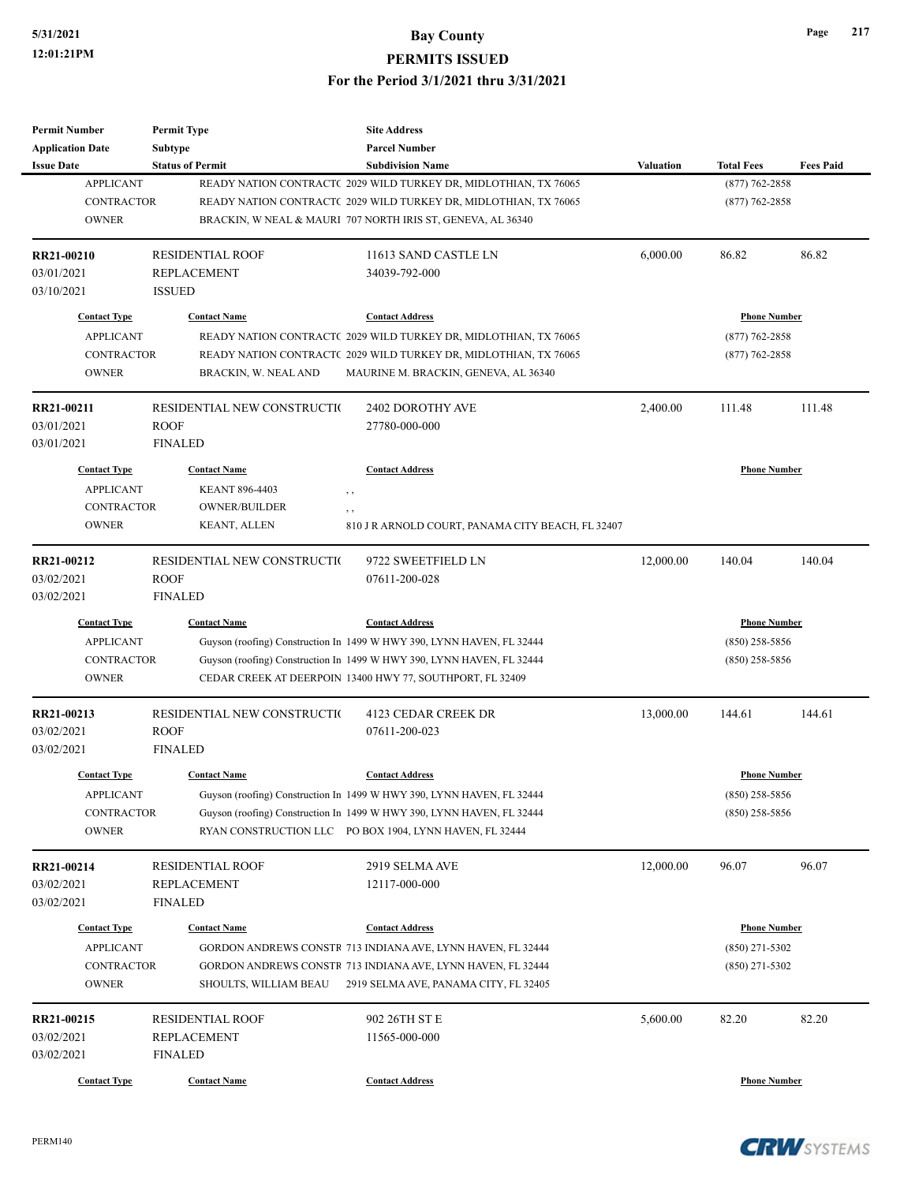| Permit Number | Permit Type | Site Address | | | |
|---|---|---|---|---|---|
| Application Date | Subtype | Parcel Number | | | |
| Issue Date | Status of Permit | Subdivision Name | Valuation | Total Fees | Fees Paid |

| Contact Type | Contact Name | Contact Address | Phone Number |
|---|---|---|---|
| APPLICANT | READY NATION CONTRACTC | 2029 WILD TURKEY DR, MIDLOTHIAN, TX 76065 | (877) 762-2858 |
| CONTRACTOR | READY NATION CONTRACTC | 2029 WILD TURKEY DR, MIDLOTHIAN, TX 76065 | (877) 762-2858 |
| OWNER | BRACKIN, W NEAL & MAURI | 707 NORTH IRIS ST, GENEVA, AL 36340 | |

| Permit Number | Permit Type | Site Address | Valuation | Total Fees | Fees Paid |
|---|---|---|---|---|---|
| RR21-00210 | RESIDENTIAL ROOF | 11613 SAND CASTLE LN | 6,000.00 | 86.82 | 86.82 |
| 03/01/2021 | REPLACEMENT | 34039-792-000 | | | |
| 03/10/2021 | ISSUED | | | | |

| Contact Type | Contact Name | Contact Address | Phone Number |
|---|---|---|---|
| APPLICANT | READY NATION CONTRACTC | 2029 WILD TURKEY DR, MIDLOTHIAN, TX 76065 | (877) 762-2858 |
| CONTRACTOR | READY NATION CONTRACTC | 2029 WILD TURKEY DR, MIDLOTHIAN, TX 76065 | (877) 762-2858 |
| OWNER | BRACKIN, W. NEAL AND | MAURINE M. BRACKIN, GENEVA, AL 36340 | |

| Permit Number | Permit Type | Site Address | Valuation | Total Fees | Fees Paid |
|---|---|---|---|---|---|
| RR21-00211 | RESIDENTIAL NEW CONSTRUCTI( | 2402 DOROTHY AVE | 2,400.00 | 111.48 | 111.48 |
| 03/01/2021 | ROOF | 27780-000-000 | | | |
| 03/01/2021 | FINALED | | | | |

| Contact Type | Contact Name | Contact Address | Phone Number |
|---|---|---|---|
| APPLICANT | KEANT 896-4403 | , , | |
| CONTRACTOR | OWNER/BUILDER | , , | |
| OWNER | KEANT, ALLEN | 810 J R ARNOLD COURT, PANAMA CITY BEACH, FL 32407 | |

| Permit Number | Permit Type | Site Address | Valuation | Total Fees | Fees Paid |
|---|---|---|---|---|---|
| RR21-00212 | RESIDENTIAL NEW CONSTRUCTI( | 9722 SWEETFIELD LN | 12,000.00 | 140.04 | 140.04 |
| 03/02/2021 | ROOF | 07611-200-028 | | | |
| 03/02/2021 | FINALED | | | | |

| Contact Type | Contact Name | Contact Address | Phone Number |
|---|---|---|---|
| APPLICANT | Guyson (roofing) Construction In | 1499 W HWY 390, LYNN HAVEN, FL 32444 | (850) 258-5856 |
| CONTRACTOR | Guyson (roofing) Construction In | 1499 W HWY 390, LYNN HAVEN, FL 32444 | (850) 258-5856 |
| OWNER | CEDAR CREEK AT DEERPOIN | 13400 HWY 77, SOUTHPORT, FL 32409 | |

| Permit Number | Permit Type | Site Address | Valuation | Total Fees | Fees Paid |
|---|---|---|---|---|---|
| RR21-00213 | RESIDENTIAL NEW CONSTRUCTI( | 4123 CEDAR CREEK DR | 13,000.00 | 144.61 | 144.61 |
| 03/02/2021 | ROOF | 07611-200-023 | | | |
| 03/02/2021 | FINALED | | | | |

| Contact Type | Contact Name | Contact Address | Phone Number |
|---|---|---|---|
| APPLICANT | Guyson (roofing) Construction In | 1499 W HWY 390, LYNN HAVEN, FL 32444 | (850) 258-5856 |
| CONTRACTOR | Guyson (roofing) Construction In | 1499 W HWY 390, LYNN HAVEN, FL 32444 | (850) 258-5856 |
| OWNER | RYAN CONSTRUCTION LLC | PO BOX 1904, LYNN HAVEN, FL 32444 | |

| Permit Number | Permit Type | Site Address | Valuation | Total Fees | Fees Paid |
|---|---|---|---|---|---|
| RR21-00214 | RESIDENTIAL ROOF | 2919 SELMA AVE | 12,000.00 | 96.07 | 96.07 |
| 03/02/2021 | REPLACEMENT | 12117-000-000 | | | |
| 03/02/2021 | FINALED | | | | |

| Contact Type | Contact Name | Contact Address | Phone Number |
|---|---|---|---|
| APPLICANT | GORDON ANDREWS CONSTR | 713 INDIANA AVE, LYNN HAVEN, FL 32444 | (850) 271-5302 |
| CONTRACTOR | GORDON ANDREWS CONSTR | 713 INDIANA AVE, LYNN HAVEN, FL 32444 | (850) 271-5302 |
| OWNER | SHOULTS, WILLIAM BEAU | 2919 SELMA AVE, PANAMA CITY, FL 32405 | |

| Permit Number | Permit Type | Site Address | Valuation | Total Fees | Fees Paid |
|---|---|---|---|---|---|
| RR21-00215 | RESIDENTIAL ROOF | 902 26TH ST E | 5,600.00 | 82.20 | 82.20 |
| 03/02/2021 | REPLACEMENT | 11565-000-000 | | | |
| 03/02/2021 | FINALED | | | | |

| Contact Type | Contact Name | Contact Address | Phone Number |
|---|---|---|---|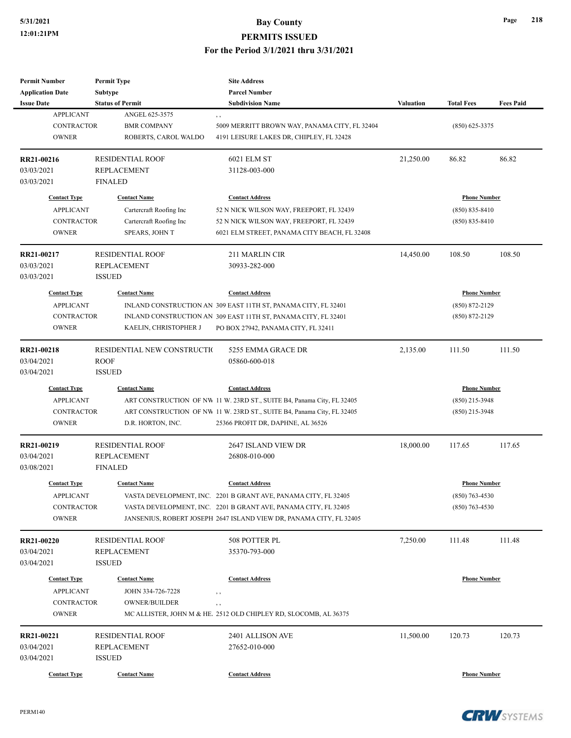| Permit Number<br>Application Date<br>Issue Date | Permit Type<br>Subtype<br>Status of Permit | Site Address<br>Parcel Number<br>Subdivision Name | Valuation | Total Fees | Fees Paid |
|---|---|---|---|---|---|
| APPLICANT | ANGEL 625-3575 | , , | | | |
| CONTRACTOR | BMR COMPANY | 5009 MERRITT BROWN WAY, PANAMA CITY, FL 32404 | | (850) 625-3375 | |
| OWNER | ROBERTS, CAROL WALDO | 4191 LEISURE LAKES DR, CHIPLEY, FL 32428 | | | |
| **RR21-00216**<br>03/03/2021<br>03/03/2021 | RESIDENTIAL ROOF<br>REPLACEMENT<br>FINALED | 6021 ELM ST<br>31128-003-000 | 21,250.00 | 86.82 | 86.82 |
| Contact Type | Contact Name | Contact Address | | Phone Number | |
| APPLICANT | Cartercraft Roofing Inc | 52 N NICK WILSON WAY, FREEPORT, FL 32439 | | (850) 835-8410 | |
| CONTRACTOR | Cartercraft Roofing Inc | 52 N NICK WILSON WAY, FREEPORT, FL 32439 | | (850) 835-8410 | |
| OWNER | SPEARS, JOHN T | 6021 ELM STREET, PANAMA CITY BEACH, FL 32408 | | | |
| **RR21-00217**<br>03/03/2021<br>03/03/2021 | RESIDENTIAL ROOF<br>REPLACEMENT<br>ISSUED | 211 MARLIN CIR<br>30933-282-000 | 14,450.00 | 108.50 | 108.50 |
| Contact Type | Contact Name | Contact Address | | Phone Number | |
| APPLICANT | INLAND CONSTRUCTION AN | 309 EAST 11TH ST, PANAMA CITY, FL 32401 | | (850) 872-2129 | |
| CONTRACTOR | INLAND CONSTRUCTION AN | 309 EAST 11TH ST, PANAMA CITY, FL 32401 | | (850) 872-2129 | |
| OWNER | KAELIN, CHRISTOPHER J | PO BOX 27942, PANAMA CITY, FL 32411 | | | |
| **RR21-00218**<br>03/04/2021<br>03/04/2021 | RESIDENTIAL NEW CONSTRUCTI(<br>ROOF<br>ISSUED | 5255 EMMA GRACE DR<br>05860-600-018 | 2,135.00 | 111.50 | 111.50 |
| Contact Type | Contact Name | Contact Address | | Phone Number | |
| APPLICANT | ART CONSTRUCTION OF NW | 11 W. 23RD ST., SUITE B4, Panama City, FL 32405 | | (850) 215-3948 | |
| CONTRACTOR | ART CONSTRUCTION OF NW | 11 W. 23RD ST., SUITE B4, Panama City, FL 32405 | | (850) 215-3948 | |
| OWNER | D.R. HORTON, INC. | 25366 PROFIT DR, DAPHNE, AL 36526 | | | |
| **RR21-00219**<br>03/04/2021<br>03/08/2021 | RESIDENTIAL ROOF<br>REPLACEMENT<br>FINALED | 2647 ISLAND VIEW DR<br>26808-010-000 | 18,000.00 | 117.65 | 117.65 |
| Contact Type | Contact Name | Contact Address | | Phone Number | |
| APPLICANT | VASTA DEVELOPMENT, INC. | 2201 B GRANT AVE, PANAMA CITY, FL 32405 | | (850) 763-4530 | |
| CONTRACTOR | VASTA DEVELOPMENT, INC. | 2201 B GRANT AVE, PANAMA CITY, FL 32405 | | (850) 763-4530 | |
| OWNER | JANSENIUS, ROBERT JOSEPH | 2647 ISLAND VIEW DR, PANAMA CITY, FL 32405 | | | |
| **RR21-00220**<br>03/04/2021<br>03/04/2021 | RESIDENTIAL ROOF<br>REPLACEMENT<br>ISSUED | 508 POTTER PL<br>35370-793-000 | 7,250.00 | 111.48 | 111.48 |
| Contact Type | Contact Name | Contact Address | | Phone Number | |
| APPLICANT | JOHN 334-726-7228 | , , | | | |
| CONTRACTOR | OWNER/BUILDER | , , | | | |
| OWNER | MC ALLISTER, JOHN M & HE. | 2512 OLD CHIPLEY RD, SLOCOMB, AL 36375 | | | |
| **RR21-00221**<br>03/04/2021<br>03/04/2021 | RESIDENTIAL ROOF<br>REPLACEMENT<br>ISSUED | 2401 ALLISON AVE<br>27652-010-000 | 11,500.00 | 120.73 | 120.73 |
| Contact Type | Contact Name | Contact Address | | Phone Number | |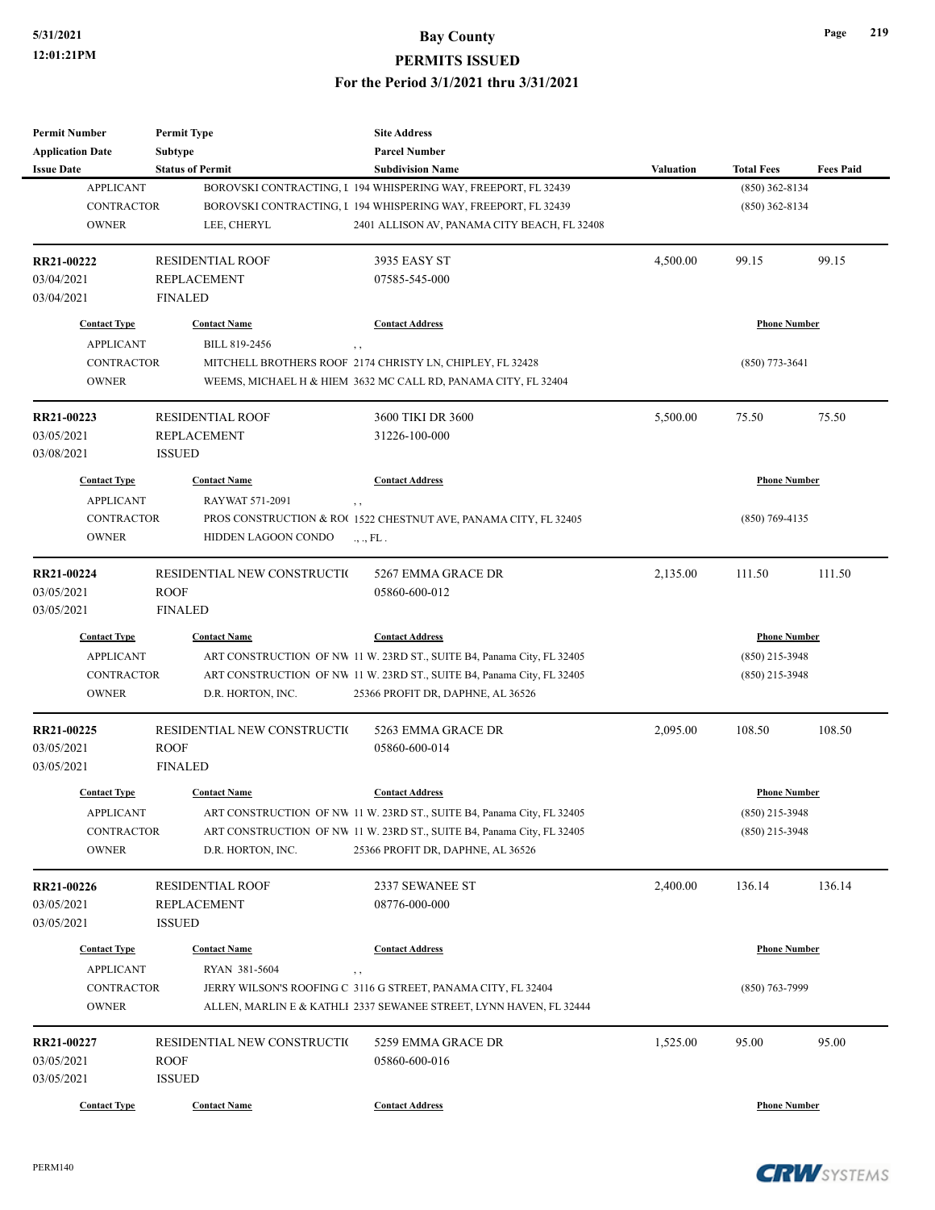| Permit Number<br>Application Date<br>Issue Date | Permit Type<br>Subtype<br>Status of Permit | Site Address<br>Parcel Number<br>Subdivision Name | Valuation | Total Fees | Fees Paid |
|---|---|---|---|---|---|
| APPLICANT | BOROVSKI CONTRACTING, I | 194 WHISPERING WAY, FREEPORT, FL 32439 | | (850) 362-8134 | |
| CONTRACTOR | BOROVSKI CONTRACTING, I | 194 WHISPERING WAY, FREEPORT, FL 32439 | | (850) 362-8134 | |
| OWNER | LEE, CHERYL | 2401 ALLISON AV, PANAMA CITY BEACH, FL 32408 | | | |
| **RR21-00222** | RESIDENTIAL ROOF | 3935 EASY ST | 4,500.00 | 99.15 | 99.15 |
| 03/04/2021 | REPLACEMENT | 07585-545-000 | | | |
| 03/04/2021 | FINALED | | | | |
| Contact Type | Contact Name | Contact Address | | Phone Number | |
| APPLICANT | BILL 819-2456 | , , | | | |
| CONTRACTOR | MITCHELL BROTHERS ROOF | 2174 CHRISTY LN, CHIPLEY, FL 32428 | | (850) 773-3641 | |
| OWNER | WEEMS, MICHAEL H & HIEM | 3632 MC CALL RD, PANAMA CITY, FL 32404 | | | |
| **RR21-00223** | RESIDENTIAL ROOF | 3600 TIKI DR 3600 | 5,500.00 | 75.50 | 75.50 |
| 03/05/2021 | REPLACEMENT | 31226-100-000 | | | |
| 03/08/2021 | ISSUED | | | | |
| Contact Type | Contact Name | Contact Address | | Phone Number | |
| APPLICANT | RAYWAT 571-2091 | , , | | | |
| CONTRACTOR | PROS CONSTRUCTION & RO( | 1522 CHESTNUT AVE, PANAMA CITY, FL 32405 | | (850) 769-4135 | |
| OWNER | HIDDEN LAGOON CONDO | ., ., FL . | | | |
| **RR21-00224** | RESIDENTIAL NEW CONSTRUCTI( | 5267 EMMA GRACE DR | 2,135.00 | 111.50 | 111.50 |
| 03/05/2021 | ROOF | 05860-600-012 | | | |
| 03/05/2021 | FINALED | | | | |
| Contact Type | Contact Name | Contact Address | | Phone Number | |
| APPLICANT | ART CONSTRUCTION OF NW | 11 W. 23RD ST., SUITE B4, Panama City, FL 32405 | | (850) 215-3948 | |
| CONTRACTOR | ART CONSTRUCTION OF NW | 11 W. 23RD ST., SUITE B4, Panama City, FL 32405 | | (850) 215-3948 | |
| OWNER | D.R. HORTON, INC. | 25366 PROFIT DR, DAPHNE, AL 36526 | | | |
| **RR21-00225** | RESIDENTIAL NEW CONSTRUCTI( | 5263 EMMA GRACE DR | 2,095.00 | 108.50 | 108.50 |
| 03/05/2021 | ROOF | 05860-600-014 | | | |
| 03/05/2021 | FINALED | | | | |
| Contact Type | Contact Name | Contact Address | | Phone Number | |
| APPLICANT | ART CONSTRUCTION OF NW | 11 W. 23RD ST., SUITE B4, Panama City, FL 32405 | | (850) 215-3948 | |
| CONTRACTOR | ART CONSTRUCTION OF NW | 11 W. 23RD ST., SUITE B4, Panama City, FL 32405 | | (850) 215-3948 | |
| OWNER | D.R. HORTON, INC. | 25366 PROFIT DR, DAPHNE, AL 36526 | | | |
| **RR21-00226** | RESIDENTIAL ROOF | 2337 SEWANEE ST | 2,400.00 | 136.14 | 136.14 |
| 03/05/2021 | REPLACEMENT | 08776-000-000 | | | |
| 03/05/2021 | ISSUED | | | | |
| Contact Type | Contact Name | Contact Address | | Phone Number | |
| APPLICANT | RYAN 381-5604 | , , | | | |
| CONTRACTOR | JERRY WILSON'S ROOFING C | 3116 G STREET, PANAMA CITY, FL 32404 | | (850) 763-7999 | |
| OWNER | ALLEN, MARLIN E & KATHLI | 2337 SEWANEE STREET, LYNN HAVEN, FL 32444 | | | |
| **RR21-00227** | RESIDENTIAL NEW CONSTRUCTI( | 5259 EMMA GRACE DR | 1,525.00 | 95.00 | 95.00 |
| 03/05/2021 | ROOF | 05860-600-016 | | | |
| 03/05/2021 | ISSUED | | | | |
| Contact Type | Contact Name | Contact Address | | Phone Number | |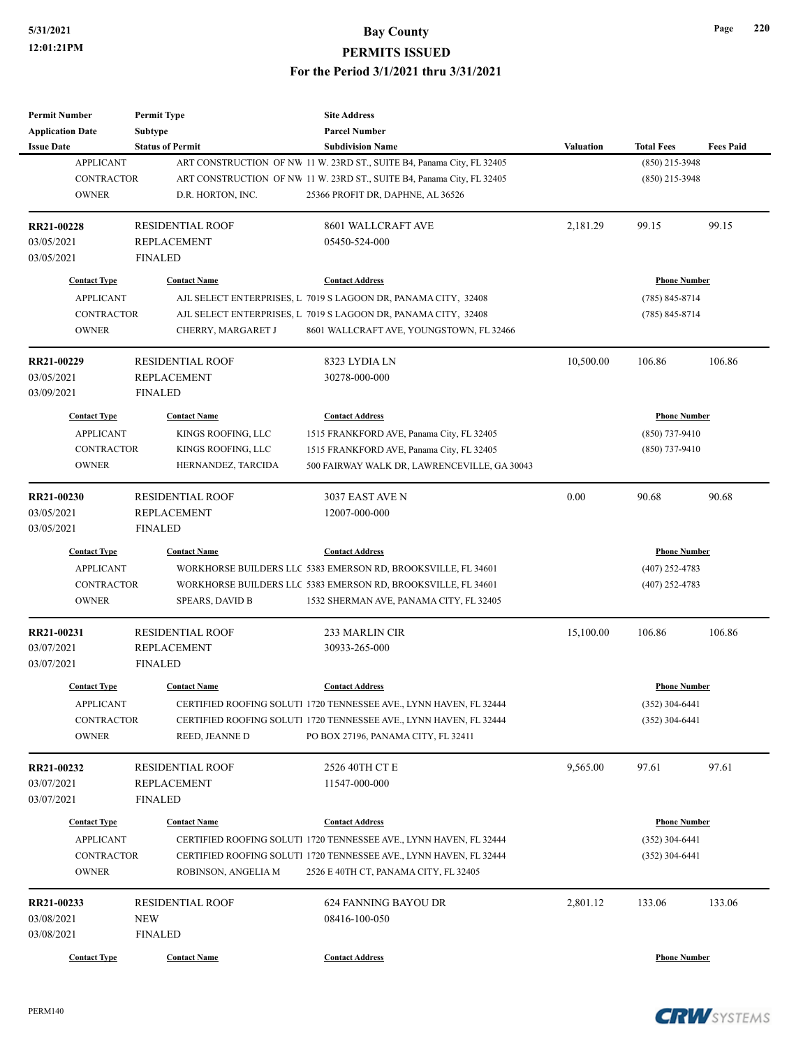# Bay County
# PERMITS ISSUED
## For the Period 3/1/2021 thru 3/31/2021

| Permit Number / Application Date / Issue Date | Permit Type / Subtype / Status of Permit | Site Address / Parcel Number / Subdivision Name | Valuation | Total Fees | Fees Paid |
|---|---|---|---|---|---|
| APPLICANT | ART CONSTRUCTION OF NW | 11 W. 23RD ST., SUITE B4, Panama City, FL 32405 | | (850) 215-3948 | |
| CONTRACTOR | ART CONSTRUCTION OF NW | 11 W. 23RD ST., SUITE B4, Panama City, FL 32405 | | (850) 215-3948 | |
| OWNER | D.R. HORTON, INC. | 25366 PROFIT DR, DAPHNE, AL 36526 | | | |

| | | | | | |
|---|---|---|---|---|---|
| **RR21-00228** | RESIDENTIAL ROOF | 8601 WALLCRAFT AVE | 2,181.29 | 99.15 | 99.15 |
| 03/05/2021 | REPLACEMENT | 05450-524-000 | | | |
| 03/05/2021 | FINALED | | | | |
| **Contact Type** | **Contact Name** | **Contact Address** | | **Phone Number** | |
| APPLICANT | AJL SELECT ENTERPRISES, L | 7019 S LAGOON DR, PANAMA CITY, 32408 | | (785) 845-8714 | |
| CONTRACTOR | AJL SELECT ENTERPRISES, L | 7019 S LAGOON DR, PANAMA CITY, 32408 | | (785) 845-8714 | |
| OWNER | CHERRY, MARGARET J | 8601 WALLCRAFT AVE, YOUNGSTOWN, FL 32466 | | | |

| | | | | | |
|---|---|---|---|---|---|
| **RR21-00229** | RESIDENTIAL ROOF | 8323 LYDIA LN | 10,500.00 | 106.86 | 106.86 |
| 03/05/2021 | REPLACEMENT | 30278-000-000 | | | |
| 03/09/2021 | FINALED | | | | |
| **Contact Type** | **Contact Name** | **Contact Address** | | **Phone Number** | |
| APPLICANT | KINGS ROOFING, LLC | 1515 FRANKFORD AVE, Panama City, FL 32405 | | (850) 737-9410 | |
| CONTRACTOR | KINGS ROOFING, LLC | 1515 FRANKFORD AVE, Panama City, FL 32405 | | (850) 737-9410 | |
| OWNER | HERNANDEZ, TARCIDA | 500 FAIRWAY WALK DR, LAWRENCEVILLE, GA 30043 | | | |

| | | | | | |
|---|---|---|---|---|---|
| **RR21-00230** | RESIDENTIAL ROOF | 3037 EAST AVE N | 0.00 | 90.68 | 90.68 |
| 03/05/2021 | REPLACEMENT | 12007-000-000 | | | |
| 03/05/2021 | FINALED | | | | |
| **Contact Type** | **Contact Name** | **Contact Address** | | **Phone Number** | |
| APPLICANT | WORKHORSE BUILDERS LLC | 5383 EMERSON RD, BROOKSVILLE, FL 34601 | | (407) 252-4783 | |
| CONTRACTOR | WORKHORSE BUILDERS LLC | 5383 EMERSON RD, BROOKSVILLE, FL 34601 | | (407) 252-4783 | |
| OWNER | SPEARS, DAVID B | 1532 SHERMAN AVE, PANAMA CITY, FL 32405 | | | |

| | | | | | |
|---|---|---|---|---|---|
| **RR21-00231** | RESIDENTIAL ROOF | 233 MARLIN CIR | 15,100.00 | 106.86 | 106.86 |
| 03/07/2021 | REPLACEMENT | 30933-265-000 | | | |
| 03/07/2021 | FINALED | | | | |
| **Contact Type** | **Contact Name** | **Contact Address** | | **Phone Number** | |
| APPLICANT | CERTIFIED ROOFING SOLUTI | 1720 TENNESSEE AVE., LYNN HAVEN, FL 32444 | | (352) 304-6441 | |
| CONTRACTOR | CERTIFIED ROOFING SOLUTI | 1720 TENNESSEE AVE., LYNN HAVEN, FL 32444 | | (352) 304-6441 | |
| OWNER | REED, JEANNE D | PO BOX 27196, PANAMA CITY, FL 32411 | | | |

| | | | | | |
|---|---|---|---|---|---|
| **RR21-00232** | RESIDENTIAL ROOF | 2526 40TH CT E | 9,565.00 | 97.61 | 97.61 |
| 03/07/2021 | REPLACEMENT | 11547-000-000 | | | |
| 03/07/2021 | FINALED | | | | |
| **Contact Type** | **Contact Name** | **Contact Address** | | **Phone Number** | |
| APPLICANT | CERTIFIED ROOFING SOLUTI | 1720 TENNESSEE AVE., LYNN HAVEN, FL 32444 | | (352) 304-6441 | |
| CONTRACTOR | CERTIFIED ROOFING SOLUTI | 1720 TENNESSEE AVE., LYNN HAVEN, FL 32444 | | (352) 304-6441 | |
| OWNER | ROBINSON, ANGELIA M | 2526 E 40TH CT, PANAMA CITY, FL 32405 | | | |

| | | | | | |
|---|---|---|---|---|---|
| **RR21-00233** | RESIDENTIAL ROOF | 624 FANNING BAYOU DR | 2,801.12 | 133.06 | 133.06 |
| 03/08/2021 | NEW | 08416-100-050 | | | |
| 03/08/2021 | FINALED | | | | |
| **Contact Type** | **Contact Name** | **Contact Address** | | **Phone Number** | |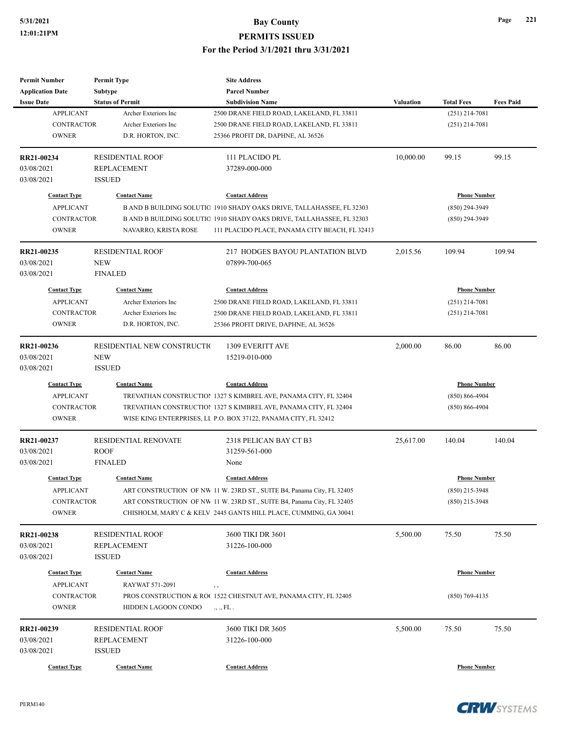| Permit Number | Permit Type | Site Address | | | |
|---|---|---|---|---|---|
| Application Date | Subtype | Parcel Number | | | |
| Issue Date | Status of Permit | Subdivision Name | Valuation | Total Fees | Fees Paid |

| Contact Type | Contact Name | Contact Address | Phone Number |
|---|---|---|---|
| APPLICANT | Archer Exteriors Inc | 2500 DRANE FIELD ROAD, LAKELAND, FL 33811 | (251) 214-7081 |
| CONTRACTOR | Archer Exteriors Inc | 2500 DRANE FIELD ROAD, LAKELAND, FL 33811 | (251) 214-7081 |
| OWNER | D.R. HORTON, INC. | 25366 PROFIT DR, DAPHNE, AL 36526 | |

| RR21-00234 | RESIDENTIAL ROOF | 111 PLACIDO PL | 10,000.00 | 99.15 | 99.15 |
|---|---|---|---|---|---|
| 03/08/2021 | REPLACEMENT | 37289-000-000 | | | |
| 03/08/2021 | ISSUED | | | | |

| Contact Type | Contact Name | Contact Address | Phone Number |
|---|---|---|---|
| APPLICANT | B AND B BUILDING SOLUTIO | 1910 SHADY OAKS DRIVE, TALLAHASSEE, FL 32303 | (850) 294-3949 |
| CONTRACTOR | B AND B BUILDING SOLUTIO | 1910 SHADY OAKS DRIVE, TALLAHASSEE, FL 32303 | (850) 294-3949 |
| OWNER | NAVARRO, KRISTA ROSE | 111 PLACIDO PLACE, PANAMA CITY BEACH, FL 32413 | |

| RR21-00235 | RESIDENTIAL ROOF | 217 HODGES BAYOU PLANTATION BLVD | 2,015.56 | 109.94 | 109.94 |
|---|---|---|---|---|---|
| 03/08/2021 | NEW | 07899-700-065 | | | |
| 03/08/2021 | FINALED | | | | |

| Contact Type | Contact Name | Contact Address | Phone Number |
|---|---|---|---|
| APPLICANT | Archer Exteriors Inc | 2500 DRANE FIELD ROAD, LAKELAND, FL 33811 | (251) 214-7081 |
| CONTRACTOR | Archer Exteriors Inc | 2500 DRANE FIELD ROAD, LAKELAND, FL 33811 | (251) 214-7081 |
| OWNER | D.R. HORTON, INC. | 25366 PROFIT DRIVE, DAPHNE, AL 36526 | |

| RR21-00236 | RESIDENTIAL NEW CONSTRUCTI( | 1309 EVERITT AVE | 2,000.00 | 86.00 | 86.00 |
|---|---|---|---|---|---|
| 03/08/2021 | NEW | 15219-010-000 | | | |
| 03/08/2021 | ISSUED | | | | |

| Contact Type | Contact Name | Contact Address | Phone Number |
|---|---|---|---|
| APPLICANT | TREVATHAN CONSTRUCTIO! | 1327 S KIMBREL AVE, PANAMA CITY, FL 32404 | (850) 866-4904 |
| CONTRACTOR | TREVATHAN CONSTRUCTIO! | 1327 S KIMBREL AVE, PANAMA CITY, FL 32404 | (850) 866-4904 |
| OWNER | WISE KING ENTERPRISES, LI | P.O. BOX 37122, PANAMA CITY, FL 32412 | |

| RR21-00237 | RESIDENTIAL RENOVATE | 2318 PELICAN BAY CT B3 | 25,617.00 | 140.04 | 140.04 |
|---|---|---|---|---|---|
| 03/08/2021 | ROOF | 31259-561-000 | | | |
| 03/08/2021 | FINALED | None | | | |

| Contact Type | Contact Name | Contact Address | Phone Number |
|---|---|---|---|
| APPLICANT | ART CONSTRUCTION OF NW | 11 W. 23RD ST., SUITE B4, Panama City, FL 32405 | (850) 215-3948 |
| CONTRACTOR | ART CONSTRUCTION OF NW | 11 W. 23RD ST., SUITE B4, Panama City, FL 32405 | (850) 215-3948 |
| OWNER | CHISHOLM, MARY C & KELV | 2445 GANTS HILL PLACE, CUMMING, GA 30041 | |

| RR21-00238 | RESIDENTIAL ROOF | 3600 TIKI DR 3601 | 5,500.00 | 75.50 | 75.50 |
|---|---|---|---|---|---|
| 03/08/2021 | REPLACEMENT | 31226-100-000 | | | |
| 03/08/2021 | ISSUED | | | | |

| Contact Type | Contact Name | Contact Address | Phone Number |
|---|---|---|---|
| APPLICANT | RAYWAT 571-2091 | , , | |
| CONTRACTOR | PROS CONSTRUCTION & RO( | 1522 CHESTNUT AVE, PANAMA CITY, FL 32405 | (850) 769-4135 |
| OWNER | HIDDEN LAGOON CONDO | ., ., FL . | |

| RR21-00239 | RESIDENTIAL ROOF | 3600 TIKI DR 3605 | 5,500.00 | 75.50 | 75.50 |
|---|---|---|---|---|---|
| 03/08/2021 | REPLACEMENT | 31226-100-000 | | | |
| 03/08/2021 | ISSUED | | | | |

| Contact Type | Contact Name | Contact Address | Phone Number |
|---|---|---|---|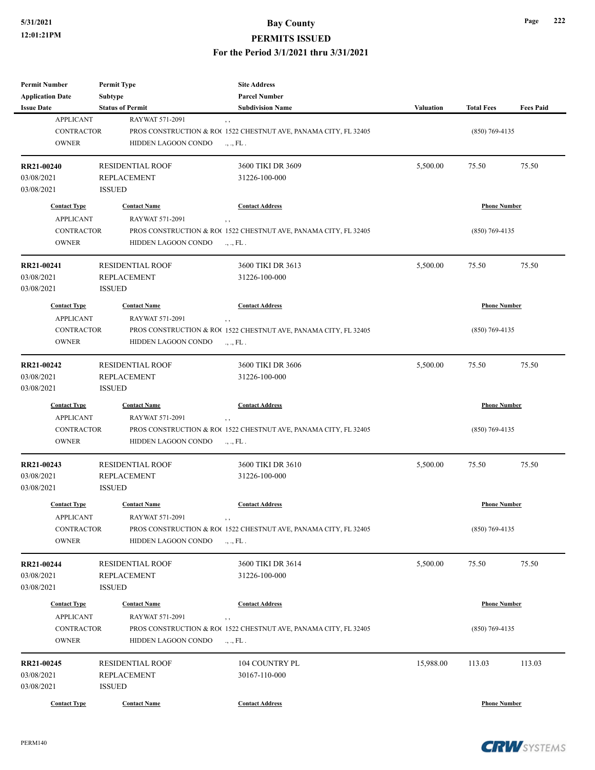| Permit Number<br>Application Date<br>Issue Date | Permit Type<br>Subtype<br>Status of Permit | Site Address<br>Parcel Number<br>Subdivision Name | Valuation | Total Fees | Fees Paid |
|---|---|---|---|---|---|

| Contact Type | Contact Name | Contact Address | Phone Number |
|---|---|---|---|
| APPLICANT | RAYWAT 571-2091 | , , | |
| CONTRACTOR | PROS CONSTRUCTION & RO( | 1522 CHESTNUT AVE, PANAMA CITY, FL 32405 | (850) 769-4135 |
| OWNER | HIDDEN LAGOON CONDO | ., ., FL . | |

| RR21-00240<br>03/08/2021<br>03/08/2021 | RESIDENTIAL ROOF<br>REPLACEMENT<br>ISSUED | 3600 TIKI DR 3609<br>31226-100-000 | 5,500.00 | 75.50 | 75.50 |
|---|---|---|---|---|---|

| Contact Type | Contact Name | Contact Address | Phone Number |
|---|---|---|---|
| APPLICANT | RAYWAT 571-2091 | , , | |
| CONTRACTOR | PROS CONSTRUCTION & RO( | 1522 CHESTNUT AVE, PANAMA CITY, FL 32405 | (850) 769-4135 |
| OWNER | HIDDEN LAGOON CONDO | ., ., FL . | |

| RR21-00241<br>03/08/2021<br>03/08/2021 | RESIDENTIAL ROOF<br>REPLACEMENT<br>ISSUED | 3600 TIKI DR 3613<br>31226-100-000 | 5,500.00 | 75.50 | 75.50 |
|---|---|---|---|---|---|

| Contact Type | Contact Name | Contact Address | Phone Number |
|---|---|---|---|
| APPLICANT | RAYWAT 571-2091 | , , | |
| CONTRACTOR | PROS CONSTRUCTION & RO( | 1522 CHESTNUT AVE, PANAMA CITY, FL 32405 | (850) 769-4135 |
| OWNER | HIDDEN LAGOON CONDO | ., ., FL . | |

| RR21-00242<br>03/08/2021<br>03/08/2021 | RESIDENTIAL ROOF<br>REPLACEMENT<br>ISSUED | 3600 TIKI DR 3606<br>31226-100-000 | 5,500.00 | 75.50 | 75.50 |
|---|---|---|---|---|---|

| Contact Type | Contact Name | Contact Address | Phone Number |
|---|---|---|---|
| APPLICANT | RAYWAT 571-2091 | , , | |
| CONTRACTOR | PROS CONSTRUCTION & RO( | 1522 CHESTNUT AVE, PANAMA CITY, FL 32405 | (850) 769-4135 |
| OWNER | HIDDEN LAGOON CONDO | ., ., FL . | |

| RR21-00243<br>03/08/2021<br>03/08/2021 | RESIDENTIAL ROOF<br>REPLACEMENT<br>ISSUED | 3600 TIKI DR 3610<br>31226-100-000 | 5,500.00 | 75.50 | 75.50 |
|---|---|---|---|---|---|

| Contact Type | Contact Name | Contact Address | Phone Number |
|---|---|---|---|
| APPLICANT | RAYWAT 571-2091 | , , | |
| CONTRACTOR | PROS CONSTRUCTION & RO( | 1522 CHESTNUT AVE, PANAMA CITY, FL 32405 | (850) 769-4135 |
| OWNER | HIDDEN LAGOON CONDO | ., ., FL . | |

| RR21-00244<br>03/08/2021<br>03/08/2021 | RESIDENTIAL ROOF<br>REPLACEMENT<br>ISSUED | 3600 TIKI DR 3614<br>31226-100-000 | 5,500.00 | 75.50 | 75.50 |
|---|---|---|---|---|---|

| Contact Type | Contact Name | Contact Address | Phone Number |
|---|---|---|---|
| APPLICANT | RAYWAT 571-2091 | , , | |
| CONTRACTOR | PROS CONSTRUCTION & RO( | 1522 CHESTNUT AVE, PANAMA CITY, FL 32405 | (850) 769-4135 |
| OWNER | HIDDEN LAGOON CONDO | ., ., FL . | |

| RR21-00245<br>03/08/2021<br>03/08/2021 | RESIDENTIAL ROOF<br>REPLACEMENT<br>ISSUED | 104 COUNTRY PL<br>30167-110-000 | 15,988.00 | 113.03 | 113.03 |
|---|---|---|---|---|---|

| Contact Type | Contact Name | Contact Address | Phone Number |
|---|---|---|---|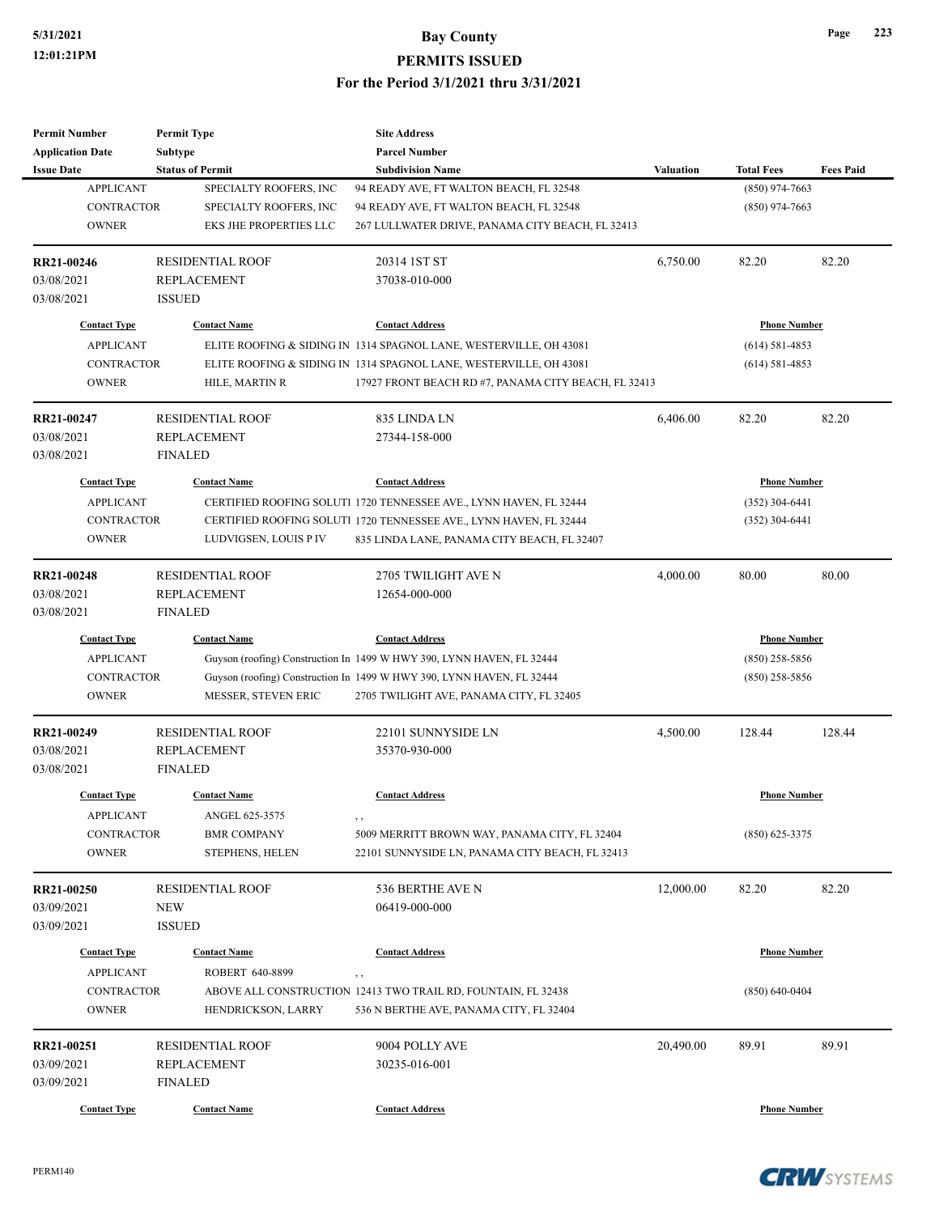| Permit Number | Permit Type | Site Address | | | |
|---|---|---|---|---|---|
| Application Date | Subtype | Parcel Number | | | |
| Issue Date | Status of Permit | Subdivision Name | Valuation | Total Fees | Fees Paid |

| Contact Type | Contact Name | Contact Address | Phone Number |
|---|---|---|---|
| APPLICANT | SPECIALTY ROOFERS, INC | 94 READY AVE, FT WALTON BEACH, FL 32548 | (850) 974-7663 |
| CONTRACTOR | SPECIALTY ROOFERS, INC | 94 READY AVE, FT WALTON BEACH, FL 32548 | (850) 974-7663 |
| OWNER | EKS JHE PROPERTIES LLC | 267 LULLWATER DRIVE, PANAMA CITY BEACH, FL 32413 | |

| Permit Number | Permit Type | Site Address | Valuation | Total Fees | Fees Paid |
|---|---|---|---|---|---|
| RR21-00246 | RESIDENTIAL ROOF | 20314 1ST ST | 6,750.00 | 82.20 | 82.20 |
| 03/08/2021 | REPLACEMENT | 37038-010-000 | | | |
| 03/08/2021 | ISSUED | | | | |

| Contact Type | Contact Name | Contact Address | Phone Number |
|---|---|---|---|
| APPLICANT | ELITE ROOFING & SIDING IN | 1314 SPAGNOL LANE, WESTERVILLE, OH 43081 | (614) 581-4853 |
| CONTRACTOR | ELITE ROOFING & SIDING IN | 1314 SPAGNOL LANE, WESTERVILLE, OH 43081 | (614) 581-4853 |
| OWNER | HILE, MARTIN R | 17927 FRONT BEACH RD #7, PANAMA CITY BEACH, FL 32413 | |

| Permit Number | Permit Type | Site Address | Valuation | Total Fees | Fees Paid |
|---|---|---|---|---|---|
| RR21-00247 | RESIDENTIAL ROOF | 835 LINDA LN | 6,406.00 | 82.20 | 82.20 |
| 03/08/2021 | REPLACEMENT | 27344-158-000 | | | |
| 03/08/2021 | FINALED | | | | |

| Contact Type | Contact Name | Contact Address | Phone Number |
|---|---|---|---|
| APPLICANT | CERTIFIED ROOFING SOLUTI | 1720 TENNESSEE AVE., LYNN HAVEN, FL 32444 | (352) 304-6441 |
| CONTRACTOR | CERTIFIED ROOFING SOLUTI | 1720 TENNESSEE AVE., LYNN HAVEN, FL 32444 | (352) 304-6441 |
| OWNER | LUDVIGSEN, LOUIS P IV | 835 LINDA LANE, PANAMA CITY BEACH, FL 32407 | |

| Permit Number | Permit Type | Site Address | Valuation | Total Fees | Fees Paid |
|---|---|---|---|---|---|
| RR21-00248 | RESIDENTIAL ROOF | 2705 TWILIGHT AVE N | 4,000.00 | 80.00 | 80.00 |
| 03/08/2021 | REPLACEMENT | 12654-000-000 | | | |
| 03/08/2021 | FINALED | | | | |

| Contact Type | Contact Name | Contact Address | Phone Number |
|---|---|---|---|
| APPLICANT | Guyson (roofing) Construction In | 1499 W HWY 390, LYNN HAVEN, FL 32444 | (850) 258-5856 |
| CONTRACTOR | Guyson (roofing) Construction In | 1499 W HWY 390, LYNN HAVEN, FL 32444 | (850) 258-5856 |
| OWNER | MESSER, STEVEN ERIC | 2705 TWILIGHT AVE, PANAMA CITY, FL 32405 | |

| Permit Number | Permit Type | Site Address | Valuation | Total Fees | Fees Paid |
|---|---|---|---|---|---|
| RR21-00249 | RESIDENTIAL ROOF | 22101 SUNNYSIDE LN | 4,500.00 | 128.44 | 128.44 |
| 03/08/2021 | REPLACEMENT | 35370-930-000 | | | |
| 03/08/2021 | FINALED | | | | |

| Contact Type | Contact Name | Contact Address | Phone Number |
|---|---|---|---|
| APPLICANT | ANGEL 625-3575 | , , | |
| CONTRACTOR | BMR COMPANY | 5009 MERRITT BROWN WAY, PANAMA CITY, FL 32404 | (850) 625-3375 |
| OWNER | STEPHENS, HELEN | 22101 SUNNYSIDE LN, PANAMA CITY BEACH, FL 32413 | |

| Permit Number | Permit Type | Site Address | Valuation | Total Fees | Fees Paid |
|---|---|---|---|---|---|
| RR21-00250 | RESIDENTIAL ROOF | 536 BERTHE AVE N | 12,000.00 | 82.20 | 82.20 |
| 03/09/2021 | NEW | 06419-000-000 | | | |
| 03/09/2021 | ISSUED | | | | |

| Contact Type | Contact Name | Contact Address | Phone Number |
|---|---|---|---|
| APPLICANT | ROBERT 640-8899 | , , | |
| CONTRACTOR | ABOVE ALL CONSTRUCTION | 12413 TWO TRAIL RD, FOUNTAIN, FL 32438 | (850) 640-0404 |
| OWNER | HENDRICKSON, LARRY | 536 N BERTHE AVE, PANAMA CITY, FL 32404 | |

| Permit Number | Permit Type | Site Address | Valuation | Total Fees | Fees Paid |
|---|---|---|---|---|---|
| RR21-00251 | RESIDENTIAL ROOF | 9004 POLLY AVE | 20,490.00 | 89.91 | 89.91 |
| 03/09/2021 | REPLACEMENT | 30235-016-001 | | | |
| 03/09/2021 | FINALED | | | | |

| Contact Type | Contact Name | Contact Address | Phone Number |
|---|---|---|---|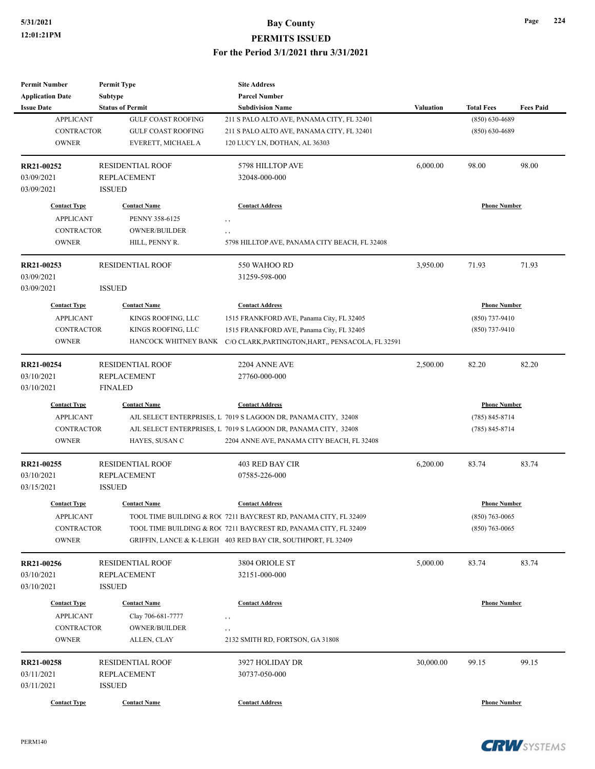| Permit Number | Permit Type | Site Address | | | |
|---|---|---|---|---|---|
| Application Date | Subtype | Parcel Number | | | |
| Issue Date | Status of Permit | Subdivision Name | Valuation | Total Fees | Fees Paid |
| APPLICANT | GULF COAST ROOFING | 211 S PALO ALTO AVE, PANAMA CITY, FL 32401 | | (850) 630-4689 | |
| CONTRACTOR | GULF COAST ROOFING | 211 S PALO ALTO AVE, PANAMA CITY, FL 32401 | | (850) 630-4689 | |
| OWNER | EVERETT, MICHAEL A | 120 LUCY LN, DOTHAN, AL 36303 | | | |
| **RR21-00252** | RESIDENTIAL ROOF | 5798 HILLTOP AVE | 6,000.00 | 98.00 | 98.00 |
| 03/09/2021 | REPLACEMENT | 32048-000-000 | | | |
| 03/09/2021 | ISSUED | | | | |
| Contact Type | Contact Name | Contact Address | | Phone Number | |
| APPLICANT | PENNY 358-6125 | , , | | | |
| CONTRACTOR | OWNER/BUILDER | , , | | | |
| OWNER | HILL, PENNY R. | 5798 HILLTOP AVE, PANAMA CITY BEACH, FL 32408 | | | |
| **RR21-00253** | RESIDENTIAL ROOF | 550 WAHOO RD | 3,950.00 | 71.93 | 71.93 |
| 03/09/2021 | | 31259-598-000 | | | |
| 03/09/2021 | ISSUED | | | | |
| Contact Type | Contact Name | Contact Address | | Phone Number | |
| APPLICANT | KINGS ROOFING, LLC | 1515 FRANKFORD AVE, Panama City, FL 32405 | | (850) 737-9410 | |
| CONTRACTOR | KINGS ROOFING, LLC | 1515 FRANKFORD AVE, Panama City, FL 32405 | | (850) 737-9410 | |
| OWNER | HANCOCK WHITNEY BANK | C/O CLARK,PARTINGTON,HART,, PENSACOLA, FL 32591 | | | |
| **RR21-00254** | RESIDENTIAL ROOF | 2204 ANNE AVE | 2,500.00 | 82.20 | 82.20 |
| 03/10/2021 | REPLACEMENT | 27760-000-000 | | | |
| 03/10/2021 | FINALED | | | | |
| Contact Type | Contact Name | Contact Address | | Phone Number | |
| APPLICANT | AJL SELECT ENTERPRISES, L | 7019 S LAGOON DR, PANAMA CITY, 32408 | | (785) 845-8714 | |
| CONTRACTOR | AJL SELECT ENTERPRISES, L | 7019 S LAGOON DR, PANAMA CITY, 32408 | | (785) 845-8714 | |
| OWNER | HAYES, SUSAN C | 2204 ANNE AVE, PANAMA CITY BEACH, FL 32408 | | | |
| **RR21-00255** | RESIDENTIAL ROOF | 403 RED BAY CIR | 6,200.00 | 83.74 | 83.74 |
| 03/10/2021 | REPLACEMENT | 07585-226-000 | | | |
| 03/15/2021 | ISSUED | | | | |
| Contact Type | Contact Name | Contact Address | | Phone Number | |
| APPLICANT | TOOL TIME BUILDING & ROC | 7211 BAYCREST RD, PANAMA CITY, FL 32409 | | (850) 763-0065 | |
| CONTRACTOR | TOOL TIME BUILDING & ROC | 7211 BAYCREST RD, PANAMA CITY, FL 32409 | | (850) 763-0065 | |
| OWNER | GRIFFIN, LANCE & K-LEIGH | 403 RED BAY CIR, SOUTHPORT, FL 32409 | | | |
| **RR21-00256** | RESIDENTIAL ROOF | 3804 ORIOLE ST | 5,000.00 | 83.74 | 83.74 |
| 03/10/2021 | REPLACEMENT | 32151-000-000 | | | |
| 03/10/2021 | ISSUED | | | | |
| Contact Type | Contact Name | Contact Address | | Phone Number | |
| APPLICANT | Clay 706-681-7777 | , , | | | |
| CONTRACTOR | OWNER/BUILDER | , , | | | |
| OWNER | ALLEN, CLAY | 2132 SMITH RD, FORTSON, GA 31808 | | | |
| **RR21-00258** | RESIDENTIAL ROOF | 3927 HOLIDAY DR | 30,000.00 | 99.15 | 99.15 |
| 03/11/2021 | REPLACEMENT | 30737-050-000 | | | |
| 03/11/2021 | ISSUED | | | | |
| Contact Type | Contact Name | Contact Address | | Phone Number | |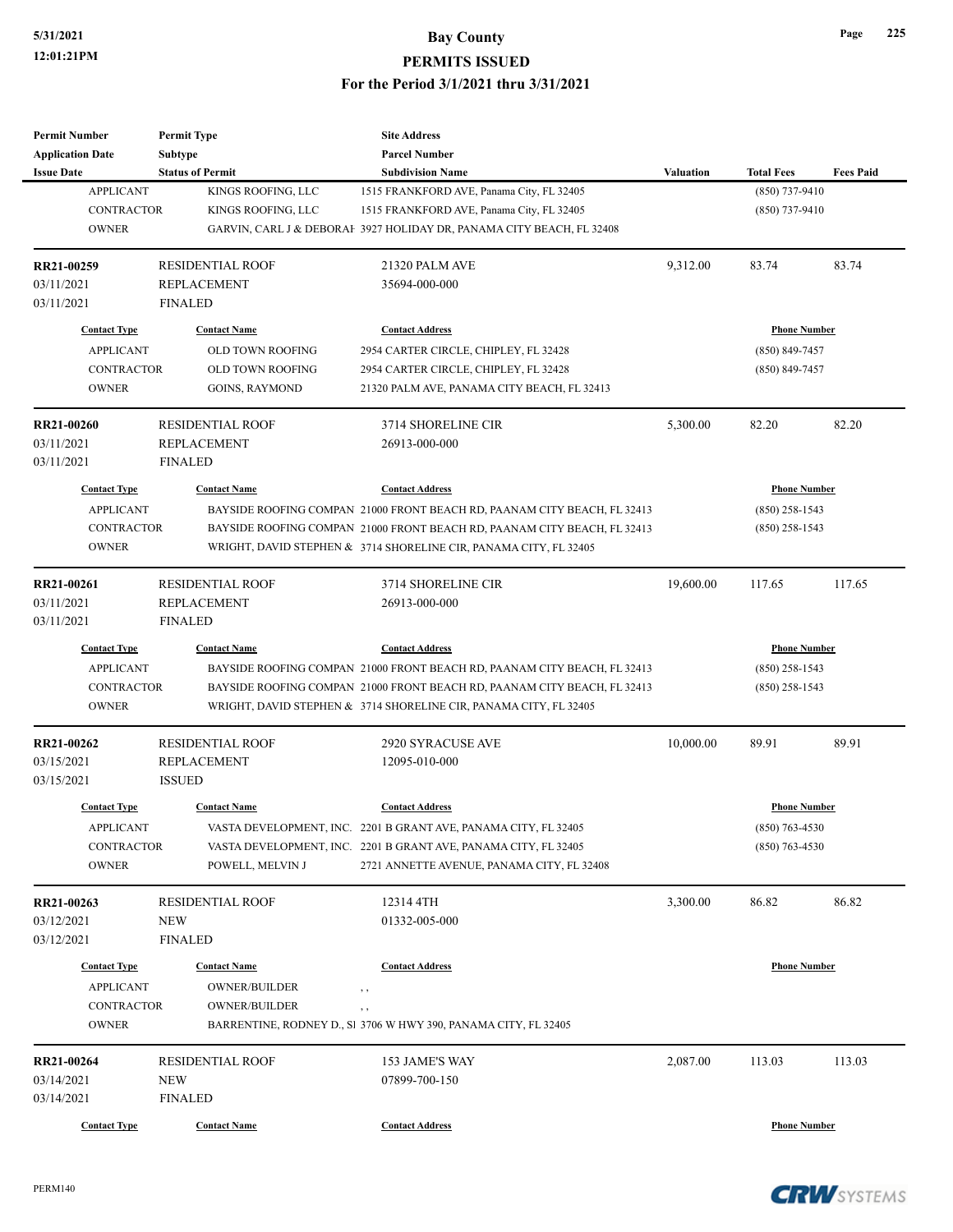| Permit Number<br>Application Date<br>Issue Date | Permit Type<br>Subtype<br>Status of Permit | Site Address<br>Parcel Number<br>Subdivision Name | Valuation | Total Fees | Fees Paid |
|---|---|---|---|---|---|
| APPLICANT | KINGS ROOFING, LLC | 1515 FRANKFORD AVE, Panama City, FL 32405 | | (850) 737-9410 | |
| CONTRACTOR | KINGS ROOFING, LLC | 1515 FRANKFORD AVE, Panama City, FL 32405 | | (850) 737-9410 | |
| OWNER | GARVIN, CARL J & DEBORAH | 3927 HOLIDAY DR, PANAMA CITY BEACH, FL 32408 | | | |

| | | | | | |
|---|---|---|---|---|---|
| **RR21-00259** | RESIDENTIAL ROOF | 21320 PALM AVE | 9,312.00 | 83.74 | 83.74 |
| 03/11/2021 | REPLACEMENT | 35694-000-000 | | | |
| 03/11/2021 | FINALED | | | | |
| **Contact Type** | **Contact Name** | **Contact Address** | | **Phone Number** | |
| APPLICANT | OLD TOWN ROOFING | 2954 CARTER CIRCLE, CHIPLEY, FL 32428 | | (850) 849-7457 | |
| CONTRACTOR | OLD TOWN ROOFING | 2954 CARTER CIRCLE, CHIPLEY, FL 32428 | | (850) 849-7457 | |
| OWNER | GOINS, RAYMOND | 21320 PALM AVE, PANAMA CITY BEACH, FL 32413 | | | |

| | | | | | |
|---|---|---|---|---|---|
| **RR21-00260** | RESIDENTIAL ROOF | 3714 SHORELINE CIR | 5,300.00 | 82.20 | 82.20 |
| 03/11/2021 | REPLACEMENT | 26913-000-000 | | | |
| 03/11/2021 | FINALED | | | | |
| **Contact Type** | **Contact Name** | **Contact Address** | | **Phone Number** | |
| APPLICANT | BAYSIDE ROOFING COMPAN | 21000 FRONT BEACH RD, PAANAM CITY BEACH, FL 32413 | | (850) 258-1543 | |
| CONTRACTOR | BAYSIDE ROOFING COMPAN | 21000 FRONT BEACH RD, PAANAM CITY BEACH, FL 32413 | | (850) 258-1543 | |
| OWNER | WRIGHT, DAVID STEPHEN & | 3714 SHORELINE CIR, PANAMA CITY, FL 32405 | | | |

| | | | | | |
|---|---|---|---|---|---|
| **RR21-00261** | RESIDENTIAL ROOF | 3714 SHORELINE CIR | 19,600.00 | 117.65 | 117.65 |
| 03/11/2021 | REPLACEMENT | 26913-000-000 | | | |
| 03/11/2021 | FINALED | | | | |
| **Contact Type** | **Contact Name** | **Contact Address** | | **Phone Number** | |
| APPLICANT | BAYSIDE ROOFING COMPAN | 21000 FRONT BEACH RD, PAANAM CITY BEACH, FL 32413 | | (850) 258-1543 | |
| CONTRACTOR | BAYSIDE ROOFING COMPAN | 21000 FRONT BEACH RD, PAANAM CITY BEACH, FL 32413 | | (850) 258-1543 | |
| OWNER | WRIGHT, DAVID STEPHEN & | 3714 SHORELINE CIR, PANAMA CITY, FL 32405 | | | |

| | | | | | |
|---|---|---|---|---|---|
| **RR21-00262** | RESIDENTIAL ROOF | 2920 SYRACUSE AVE | 10,000.00 | 89.91 | 89.91 |
| 03/15/2021 | REPLACEMENT | 12095-010-000 | | | |
| 03/15/2021 | ISSUED | | | | |
| **Contact Type** | **Contact Name** | **Contact Address** | | **Phone Number** | |
| APPLICANT | VASTA DEVELOPMENT, INC. | 2201 B GRANT AVE, PANAMA CITY, FL 32405 | | (850) 763-4530 | |
| CONTRACTOR | VASTA DEVELOPMENT, INC. | 2201 B GRANT AVE, PANAMA CITY, FL 32405 | | (850) 763-4530 | |
| OWNER | POWELL, MELVIN J | 2721 ANNETTE AVENUE, PANAMA CITY, FL 32408 | | | |

| | | | | | |
|---|---|---|---|---|---|
| **RR21-00263** | RESIDENTIAL ROOF | 12314 4TH | 3,300.00 | 86.82 | 86.82 |
| 03/12/2021 | NEW | 01332-005-000 | | | |
| 03/12/2021 | FINALED | | | | |
| **Contact Type** | **Contact Name** | **Contact Address** | | **Phone Number** | |
| APPLICANT | OWNER/BUILDER | , , | | | |
| CONTRACTOR | OWNER/BUILDER | , , | | | |
| OWNER | BARRENTINE, RODNEY D., SI | 3706 W HWY 390, PANAMA CITY, FL 32405 | | | |

| | | | | | |
|---|---|---|---|---|---|
| **RR21-00264** | RESIDENTIAL ROOF | 153 JAME'S WAY | 2,087.00 | 113.03 | 113.03 |
| 03/14/2021 | NEW | 07899-700-150 | | | |
| 03/14/2021 | FINALED | | | | |
| **Contact Type** | **Contact Name** | **Contact Address** | | **Phone Number** | |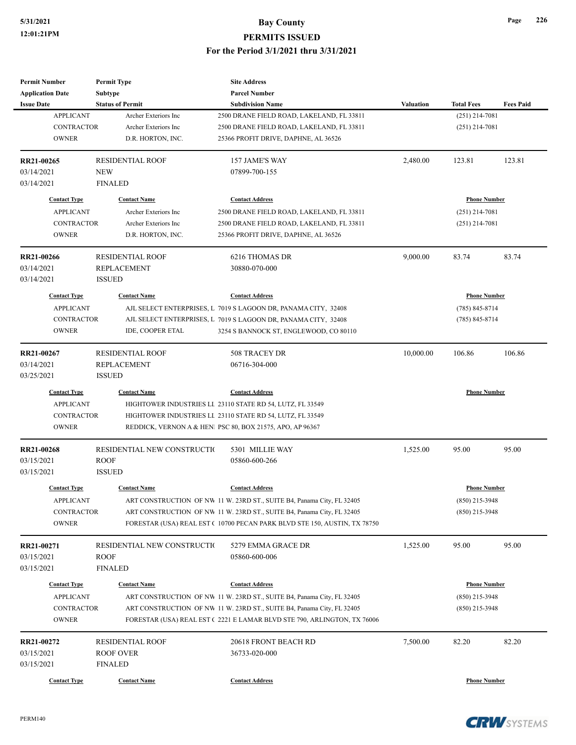# Bay County
## PERMITS ISSUED
### For the Period 3/1/2021 thru 3/31/2021

| Permit Number / Application Date / Issue Date | Permit Type / Subtype / Status of Permit | Site Address / Parcel Number / Subdivision Name | Valuation | Total Fees | Fees Paid |
|---|---|---|---|---|---|

| Contact Type | Contact Name | Contact Address | Phone Number |
|---|---|---|---|
| APPLICANT | Archer Exteriors Inc | 2500 DRANE FIELD ROAD, LAKELAND, FL 33811 | (251) 214-7081 |
| CONTRACTOR | Archer Exteriors Inc | 2500 DRANE FIELD ROAD, LAKELAND, FL 33811 | (251) 214-7081 |
| OWNER | D.R. HORTON, INC. | 25366 PROFIT DRIVE, DAPHNE, AL 36526 | |

---

| | | | | | |
|---|---|---|---|---|---|
| **RR21-00265** | RESIDENTIAL ROOF | 157 JAME'S WAY | 2,480.00 | 123.81 | 123.81 |
| 03/14/2021 | NEW | 07899-700-155 | | | |
| 03/14/2021 | FINALED | | | | |

| Contact Type | Contact Name | Contact Address | Phone Number |
|---|---|---|---|
| APPLICANT | Archer Exteriors Inc | 2500 DRANE FIELD ROAD, LAKELAND, FL 33811 | (251) 214-7081 |
| CONTRACTOR | Archer Exteriors Inc | 2500 DRANE FIELD ROAD, LAKELAND, FL 33811 | (251) 214-7081 |
| OWNER | D.R. HORTON, INC. | 25366 PROFIT DRIVE, DAPHNE, AL 36526 | |

---

| | | | | | |
|---|---|---|---|---|---|
| **RR21-00266** | RESIDENTIAL ROOF | 6216 THOMAS DR | 9,000.00 | 83.74 | 83.74 |
| 03/14/2021 | REPLACEMENT | 30880-070-000 | | | |
| 03/14/2021 | ISSUED | | | | |

| Contact Type | Contact Name | Contact Address | Phone Number |
|---|---|---|---|
| APPLICANT | AJL SELECT ENTERPRISES, L | 7019 S LAGOON DR, PANAMA CITY, 32408 | (785) 845-8714 |
| CONTRACTOR | AJL SELECT ENTERPRISES, L | 7019 S LAGOON DR, PANAMA CITY, 32408 | (785) 845-8714 |
| OWNER | IDE, COOPER ETAL | 3254 S BANNOCK ST, ENGLEWOOD, CO 80110 | |

---

| | | | | | |
|---|---|---|---|---|---|
| **RR21-00267** | RESIDENTIAL ROOF | 508 TRACEY DR | 10,000.00 | 106.86 | 106.86 |
| 03/14/2021 | REPLACEMENT | 06716-304-000 | | | |
| 03/25/2021 | ISSUED | | | | |

| Contact Type | Contact Name | Contact Address | Phone Number |
|---|---|---|---|
| APPLICANT | HIGHTOWER INDUSTRIES LL | 23110 STATE RD 54, LUTZ, FL 33549 | |
| CONTRACTOR | HIGHTOWER INDUSTRIES LL | 23110 STATE RD 54, LUTZ, FL 33549 | |
| OWNER | REDDICK, VERNON A & HEN | PSC 80, BOX 21575, APO, AP 96367 | |

---

| | | | | | |
|---|---|---|---|---|---|
| **RR21-00268** | RESIDENTIAL NEW CONSTRUCTI( | 5301 MILLIE WAY | 1,525.00 | 95.00 | 95.00 |
| 03/15/2021 | ROOF | 05860-600-266 | | | |
| 03/15/2021 | ISSUED | | | | |

| Contact Type | Contact Name | Contact Address | Phone Number |
|---|---|---|---|
| APPLICANT | ART CONSTRUCTION OF NW | 11 W. 23RD ST., SUITE B4, Panama City, FL 32405 | (850) 215-3948 |
| CONTRACTOR | ART CONSTRUCTION OF NW | 11 W. 23RD ST., SUITE B4, Panama City, FL 32405 | (850) 215-3948 |
| OWNER | FORESTAR (USA) REAL EST ( | 10700 PECAN PARK BLVD STE 150, AUSTIN, TX 78750 | |

---

| | | | | | |
|---|---|---|---|---|---|
| **RR21-00271** | RESIDENTIAL NEW CONSTRUCTI( | 5279 EMMA GRACE DR | 1,525.00 | 95.00 | 95.00 |
| 03/15/2021 | ROOF | 05860-600-006 | | | |
| 03/15/2021 | FINALED | | | | |

| Contact Type | Contact Name | Contact Address | Phone Number |
|---|---|---|---|
| APPLICANT | ART CONSTRUCTION OF NW | 11 W. 23RD ST., SUITE B4, Panama City, FL 32405 | (850) 215-3948 |
| CONTRACTOR | ART CONSTRUCTION OF NW | 11 W. 23RD ST., SUITE B4, Panama City, FL 32405 | (850) 215-3948 |
| OWNER | FORESTAR (USA) REAL EST ( | 2221 E LAMAR BLVD STE 790, ARLINGTON, TX 76006 | |

---

| | | | | | |
|---|---|---|---|---|---|
| **RR21-00272** | RESIDENTIAL ROOF | 20618 FRONT BEACH RD | 7,500.00 | 82.20 | 82.20 |
| 03/15/2021 | ROOF OVER | 36733-020-000 | | | |
| 03/15/2021 | FINALED | | | | |

| Contact Type | Contact Name | Contact Address | Phone Number |
|---|---|---|---|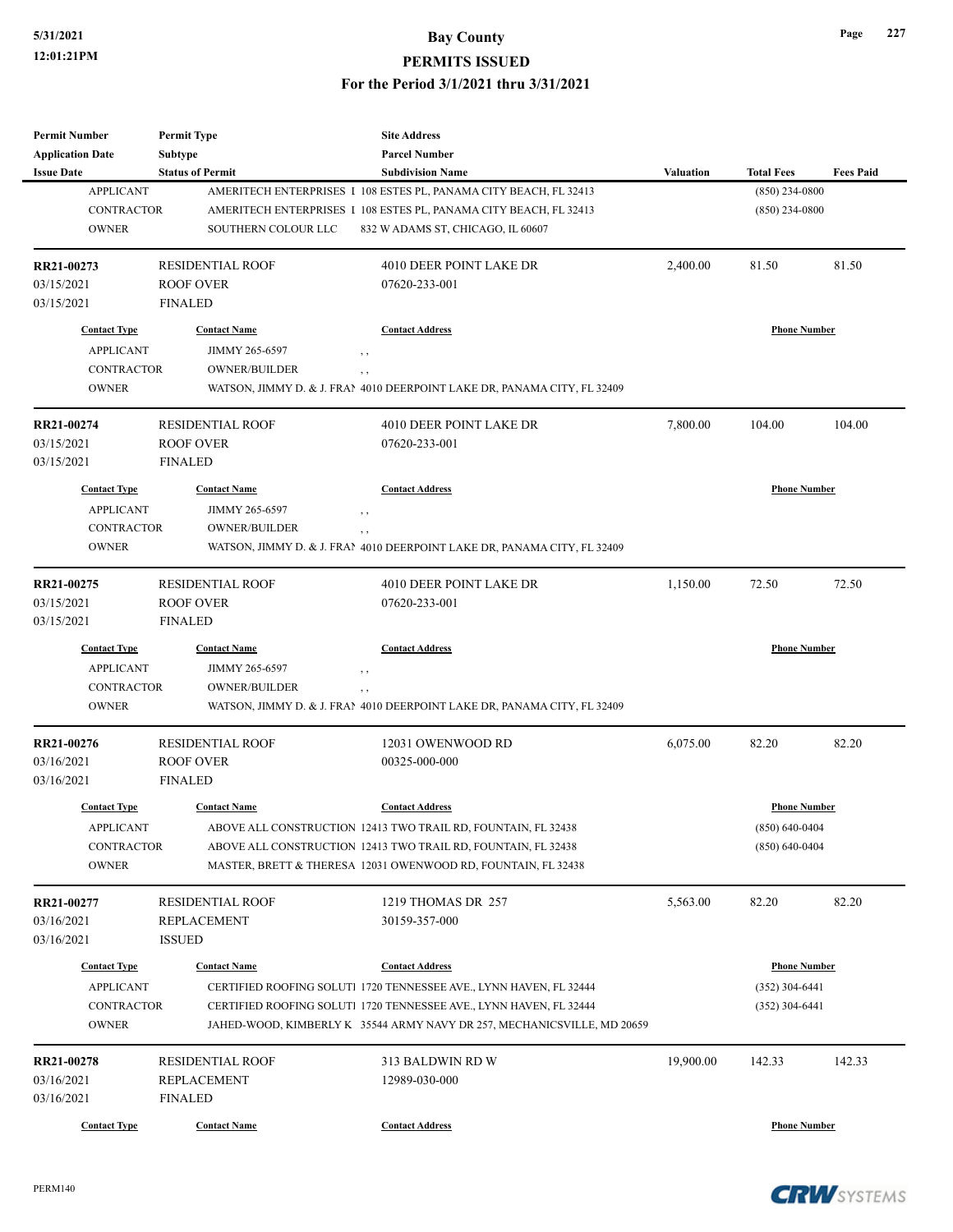| Permit Number<br>Application Date<br>Issue Date | Permit Type<br>Subtype<br>Status of Permit | Site Address<br>Parcel Number<br>Subdivision Name | Valuation | Total Fees | Fees Paid |
|---|---|---|---|---|---|
| APPLICANT | AMERITECH ENTERPRISES I | 108 ESTES PL, PANAMA CITY BEACH, FL 32413 | | (850) 234-0800 | |
| CONTRACTOR | AMERITECH ENTERPRISES I | 108 ESTES PL, PANAMA CITY BEACH, FL 32413 | | (850) 234-0800 | |
| OWNER | SOUTHERN COLOUR LLC | 832 W ADAMS ST, CHICAGO, IL 60607 | | | |
| **RR21-00273** | RESIDENTIAL ROOF | 4010 DEER POINT LAKE DR | 2,400.00 | 81.50 | 81.50 |
| 03/15/2021 | ROOF OVER | 07620-233-001 | | | |
| 03/15/2021 | FINALED | | | | |
| Contact Type | Contact Name | Contact Address | | Phone Number | |
| APPLICANT | JIMMY 265-6597 | , , | | | |
| CONTRACTOR | OWNER/BUILDER | , , | | | |
| OWNER | WATSON, JIMMY D. & J. FRAN | 4010 DEERPOINT LAKE DR, PANAMA CITY, FL 32409 | | | |
| **RR21-00274** | RESIDENTIAL ROOF | 4010 DEER POINT LAKE DR | 7,800.00 | 104.00 | 104.00 |
| 03/15/2021 | ROOF OVER | 07620-233-001 | | | |
| 03/15/2021 | FINALED | | | | |
| Contact Type | Contact Name | Contact Address | | Phone Number | |
| APPLICANT | JIMMY 265-6597 | , , | | | |
| CONTRACTOR | OWNER/BUILDER | , , | | | |
| OWNER | WATSON, JIMMY D. & J. FRAN | 4010 DEERPOINT LAKE DR, PANAMA CITY, FL 32409 | | | |
| **RR21-00275** | RESIDENTIAL ROOF | 4010 DEER POINT LAKE DR | 1,150.00 | 72.50 | 72.50 |
| 03/15/2021 | ROOF OVER | 07620-233-001 | | | |
| 03/15/2021 | FINALED | | | | |
| Contact Type | Contact Name | Contact Address | | Phone Number | |
| APPLICANT | JIMMY 265-6597 | , , | | | |
| CONTRACTOR | OWNER/BUILDER | , , | | | |
| OWNER | WATSON, JIMMY D. & J. FRAN | 4010 DEERPOINT LAKE DR, PANAMA CITY, FL 32409 | | | |
| **RR21-00276** | RESIDENTIAL ROOF | 12031 OWENWOOD RD | 6,075.00 | 82.20 | 82.20 |
| 03/16/2021 | ROOF OVER | 00325-000-000 | | | |
| 03/16/2021 | FINALED | | | | |
| Contact Type | Contact Name | Contact Address | | Phone Number | |
| APPLICANT | ABOVE ALL CONSTRUCTION | 12413 TWO TRAIL RD, FOUNTAIN, FL 32438 | | (850) 640-0404 | |
| CONTRACTOR | ABOVE ALL CONSTRUCTION | 12413 TWO TRAIL RD, FOUNTAIN, FL 32438 | | (850) 640-0404 | |
| OWNER | MASTER, BRETT & THERESA | 12031 OWENWOOD RD, FOUNTAIN, FL 32438 | | | |
| **RR21-00277** | RESIDENTIAL ROOF | 1219 THOMAS DR 257 | 5,563.00 | 82.20 | 82.20 |
| 03/16/2021 | REPLACEMENT | 30159-357-000 | | | |
| 03/16/2021 | ISSUED | | | | |
| Contact Type | Contact Name | Contact Address | | Phone Number | |
| APPLICANT | CERTIFIED ROOFING SOLUTI | 1720 TENNESSEE AVE., LYNN HAVEN, FL 32444 | | (352) 304-6441 | |
| CONTRACTOR | CERTIFIED ROOFING SOLUTI | 1720 TENNESSEE AVE., LYNN HAVEN, FL 32444 | | (352) 304-6441 | |
| OWNER | JAHED-WOOD, KIMBERLY K | 35544 ARMY NAVY DR 257, MECHANICSVILLE, MD 20659 | | | |
| **RR21-00278** | RESIDENTIAL ROOF | 313 BALDWIN RD W | 19,900.00 | 142.33 | 142.33 |
| 03/16/2021 | REPLACEMENT | 12989-030-000 | | | |
| 03/16/2021 | FINALED | | | | |
| Contact Type | Contact Name | Contact Address | | Phone Number | |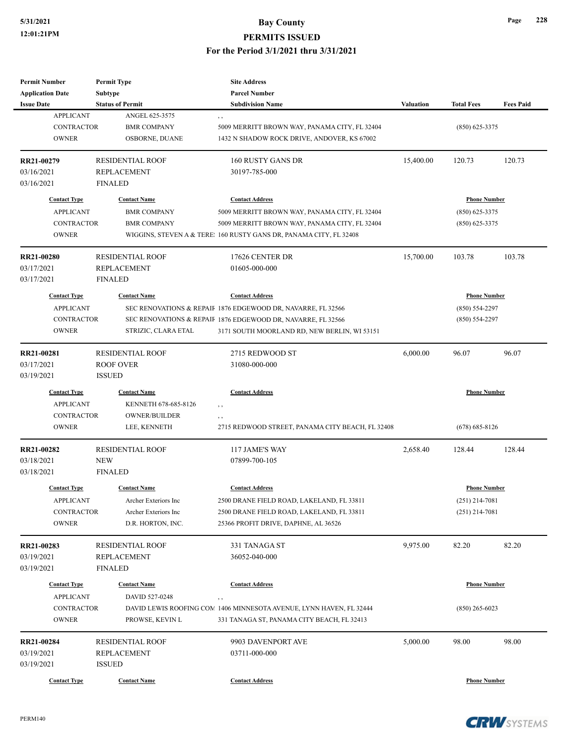| Permit Number / Application Date / Issue Date | Permit Type / Subtype / Status of Permit | Site Address / Parcel Number / Subdivision Name | Valuation | Total Fees | Fees Paid |
|---|---|---|---|---|---|
| APPLICANT | ANGEL 625-3575 | , , | | | |
| CONTRACTOR | BMR COMPANY | 5009 MERRITT BROWN WAY, PANAMA CITY, FL 32404 | | (850) 625-3375 | |
| OWNER | OSBORNE, DUANE | 1432 N SHADOW ROCK DRIVE, ANDOVER, KS 67002 | | | |
| **RR21-00279** | RESIDENTIAL ROOF | 160 RUSTY GANS DR | 15,400.00 | 120.73 | 120.73 |
| 03/16/2021 | REPLACEMENT | 30197-785-000 | | | |
| 03/16/2021 | FINALED | | | | |
| **Contact Type** | **Contact Name** | **Contact Address** | | **Phone Number** | |
| APPLICANT | BMR COMPANY | 5009 MERRITT BROWN WAY, PANAMA CITY, FL 32404 | | (850) 625-3375 | |
| CONTRACTOR | BMR COMPANY | 5009 MERRITT BROWN WAY, PANAMA CITY, FL 32404 | | (850) 625-3375 | |
| OWNER | WIGGINS, STEVEN A & TERE: | 160 RUSTY GANS DR, PANAMA CITY, FL 32408 | | | |
| **RR21-00280** | RESIDENTIAL ROOF | 17626 CENTER DR | 15,700.00 | 103.78 | 103.78 |
| 03/17/2021 | REPLACEMENT | 01605-000-000 | | | |
| 03/17/2021 | FINALED | | | | |
| **Contact Type** | **Contact Name** | **Contact Address** | | **Phone Number** | |
| APPLICANT | SEC RENOVATIONS & REPAIF | 1876 EDGEWOOD DR, NAVARRE, FL 32566 | | (850) 554-2297 | |
| CONTRACTOR | SEC RENOVATIONS & REPAIF | 1876 EDGEWOOD DR, NAVARRE, FL 32566 | | (850) 554-2297 | |
| OWNER | STRIZIC, CLARA ETAL | 3171 SOUTH MOORLAND RD, NEW BERLIN, WI 53151 | | | |
| **RR21-00281** | RESIDENTIAL ROOF | 2715 REDWOOD ST | 6,000.00 | 96.07 | 96.07 |
| 03/17/2021 | ROOF OVER | 31080-000-000 | | | |
| 03/19/2021 | ISSUED | | | | |
| **Contact Type** | **Contact Name** | **Contact Address** | | **Phone Number** | |
| APPLICANT | KENNETH 678-685-8126 | , , | | | |
| CONTRACTOR | OWNER/BUILDER | , , | | | |
| OWNER | LEE, KENNETH | 2715 REDWOOD STREET, PANAMA CITY BEACH, FL 32408 | | (678) 685-8126 | |
| **RR21-00282** | RESIDENTIAL ROOF | 117 JAME'S WAY | 2,658.40 | 128.44 | 128.44 |
| 03/18/2021 | NEW | 07899-700-105 | | | |
| 03/18/2021 | FINALED | | | | |
| **Contact Type** | **Contact Name** | **Contact Address** | | **Phone Number** | |
| APPLICANT | Archer Exteriors Inc | 2500 DRANE FIELD ROAD, LAKELAND, FL 33811 | | (251) 214-7081 | |
| CONTRACTOR | Archer Exteriors Inc | 2500 DRANE FIELD ROAD, LAKELAND, FL 33811 | | (251) 214-7081 | |
| OWNER | D.R. HORTON, INC. | 25366 PROFIT DRIVE, DAPHNE, AL 36526 | | | |
| **RR21-00283** | RESIDENTIAL ROOF | 331 TANAGA ST | 9,975.00 | 82.20 | 82.20 |
| 03/19/2021 | REPLACEMENT | 36052-040-000 | | | |
| 03/19/2021 | FINALED | | | | |
| **Contact Type** | **Contact Name** | **Contact Address** | | **Phone Number** | |
| APPLICANT | DAVID 527-0248 | , , | | | |
| CONTRACTOR | DAVID LEWIS ROOFING COM | 1406 MINNESOTA AVENUE, LYNN HAVEN, FL 32444 | | (850) 265-6023 | |
| OWNER | PROWSE, KEVIN L | 331 TANAGA ST, PANAMA CITY BEACH, FL 32413 | | | |
| **RR21-00284** | RESIDENTIAL ROOF | 9903 DAVENPORT AVE | 5,000.00 | 98.00 | 98.00 |
| 03/19/2021 | REPLACEMENT | 03711-000-000 | | | |
| 03/19/2021 | ISSUED | | | | |
| **Contact Type** | **Contact Name** | **Contact Address** | | **Phone Number** | |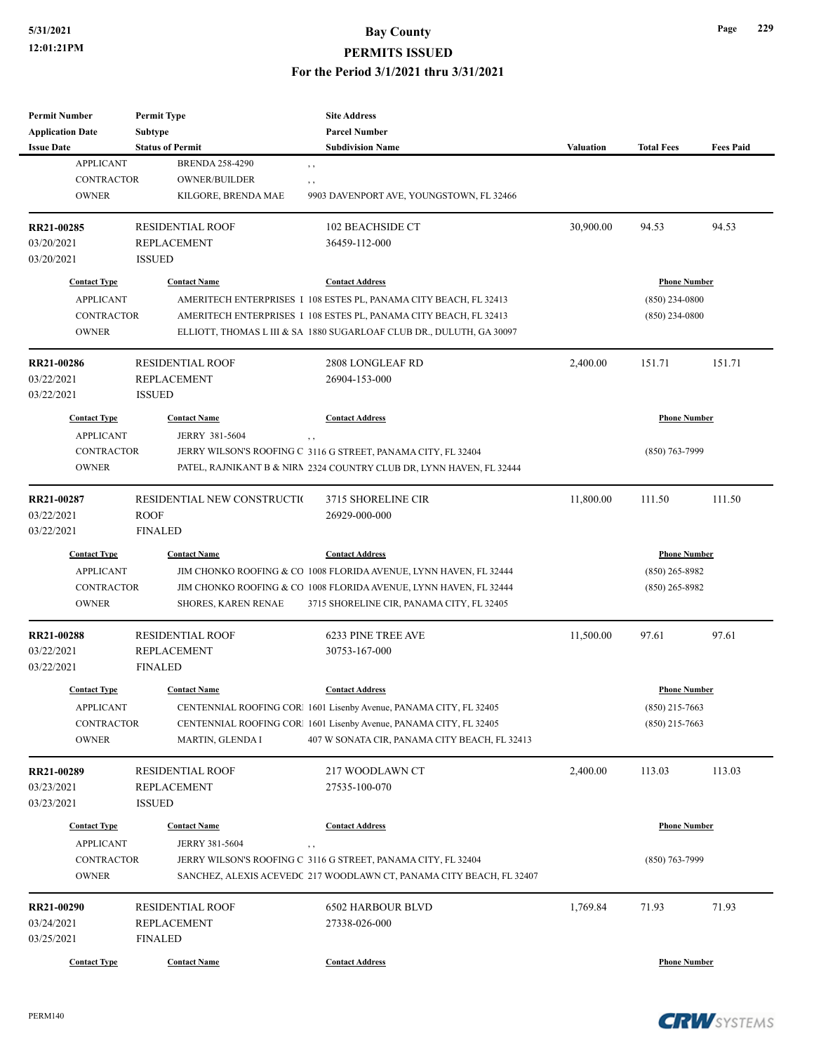| Permit Number | Permit Type | Site Address | | | |
|---|---|---|---|---|---|
| Application Date | Subtype | Parcel Number | | | |
| Issue Date | Status of Permit | Subdivision Name | Valuation | Total Fees | Fees Paid |

| Contact Type | Contact Name | Contact Address | Phone Number |
|---|---|---|---|
| APPLICANT | BRENDA 258-4290 | , , | |
| CONTRACTOR | OWNER/BUILDER | , , | |
| OWNER | KILGORE, BRENDA MAE | 9903 DAVENPORT AVE, YOUNGSTOWN, FL 32466 | |

| | | | | | |
|---|---|---|---|---|---|
| **RR21-00285** | RESIDENTIAL ROOF | 102 BEACHSIDE CT | 30,900.00 | 94.53 | 94.53 |
| 03/20/2021 | REPLACEMENT | 36459-112-000 | | | |
| 03/20/2021 | ISSUED | | | | |

| Contact Type | Contact Name | Contact Address | Phone Number |
|---|---|---|---|
| APPLICANT | AMERITECH ENTERPRISES I | 108 ESTES PL, PANAMA CITY BEACH, FL 32413 | (850) 234-0800 |
| CONTRACTOR | AMERITECH ENTERPRISES I | 108 ESTES PL, PANAMA CITY BEACH, FL 32413 | (850) 234-0800 |
| OWNER | ELLIOTT, THOMAS L III & SA | 1880 SUGARLOAF CLUB DR., DULUTH, GA 30097 | |

| | | | | | |
|---|---|---|---|---|---|
| **RR21-00286** | RESIDENTIAL ROOF | 2808 LONGLEAF RD | 2,400.00 | 151.71 | 151.71 |
| 03/22/2021 | REPLACEMENT | 26904-153-000 | | | |
| 03/22/2021 | ISSUED | | | | |

| Contact Type | Contact Name | Contact Address | Phone Number |
|---|---|---|---|
| APPLICANT | JERRY 381-5604 | , , | |
| CONTRACTOR | JERRY WILSON'S ROOFING C | 3116 G STREET, PANAMA CITY, FL 32404 | (850) 763-7999 |
| OWNER | PATEL, RAJNIKANT B & NIRM | 2324 COUNTRY CLUB DR, LYNN HAVEN, FL 32444 | |

| | | | | | |
|---|---|---|---|---|---|
| **RR21-00287** | RESIDENTIAL NEW CONSTRUCTI( | 3715 SHORELINE CIR | 11,800.00 | 111.50 | 111.50 |
| 03/22/2021 | ROOF | 26929-000-000 | | | |
| 03/22/2021 | FINALED | | | | |

| Contact Type | Contact Name | Contact Address | Phone Number |
|---|---|---|---|
| APPLICANT | JIM CHONKO ROOFING & CO | 1008 FLORIDA AVENUE, LYNN HAVEN, FL 32444 | (850) 265-8982 |
| CONTRACTOR | JIM CHONKO ROOFING & CO | 1008 FLORIDA AVENUE, LYNN HAVEN, FL 32444 | (850) 265-8982 |
| OWNER | SHORES, KAREN RENAE | 3715 SHORELINE CIR, PANAMA CITY, FL 32405 | |

| | | | | | |
|---|---|---|---|---|---|
| **RR21-00288** | RESIDENTIAL ROOF | 6233 PINE TREE AVE | 11,500.00 | 97.61 | 97.61 |
| 03/22/2021 | REPLACEMENT | 30753-167-000 | | | |
| 03/22/2021 | FINALED | | | | |

| Contact Type | Contact Name | Contact Address | Phone Number |
|---|---|---|---|
| APPLICANT | CENTENNIAL ROOFING COR | 1601 Lisenby Avenue, PANAMA CITY, FL 32405 | (850) 215-7663 |
| CONTRACTOR | CENTENNIAL ROOFING COR | 1601 Lisenby Avenue, PANAMA CITY, FL 32405 | (850) 215-7663 |
| OWNER | MARTIN, GLENDA I | 407 W SONATA CIR, PANAMA CITY BEACH, FL 32413 | |

| | | | | | |
|---|---|---|---|---|---|
| **RR21-00289** | RESIDENTIAL ROOF | 217 WOODLAWN CT | 2,400.00 | 113.03 | 113.03 |
| 03/23/2021 | REPLACEMENT | 27535-100-070 | | | |
| 03/23/2021 | ISSUED | | | | |

| Contact Type | Contact Name | Contact Address | Phone Number |
|---|---|---|---|
| APPLICANT | JERRY 381-5604 | , , | |
| CONTRACTOR | JERRY WILSON'S ROOFING C | 3116 G STREET, PANAMA CITY, FL 32404 | (850) 763-7999 |
| OWNER | SANCHEZ, ALEXIS ACEVEDC | 217 WOODLAWN CT, PANAMA CITY BEACH, FL 32407 | |

| | | | | | |
|---|---|---|---|---|---|
| **RR21-00290** | RESIDENTIAL ROOF | 6502 HARBOUR BLVD | 1,769.84 | 71.93 | 71.93 |
| 03/24/2021 | REPLACEMENT | 27338-026-000 | | | |
| 03/25/2021 | FINALED | | | | |

| Contact Type | Contact Name | Contact Address | Phone Number |
|---|---|---|---|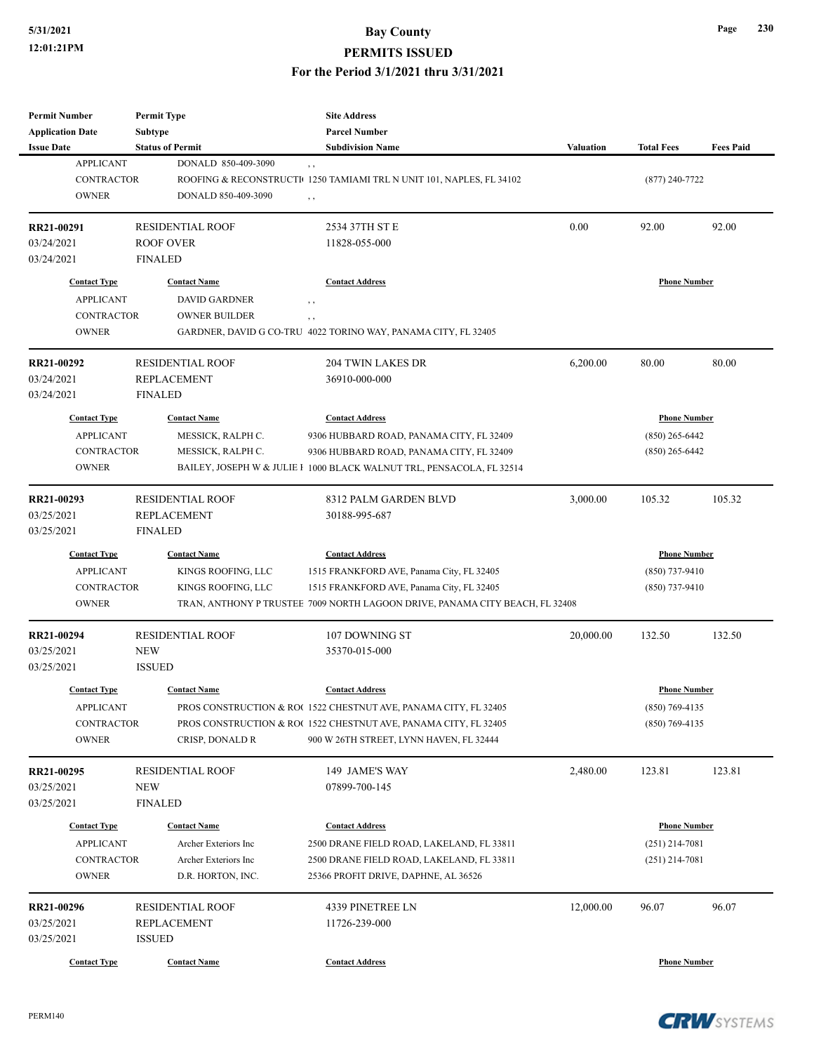| Permit Number<br>Application Date<br>Issue Date | Permit Type<br>Subtype<br>Status of Permit | Site Address<br>Parcel Number<br>Subdivision Name | Valuation | Total Fees | Fees Paid |
|---|---|---|---|---|---|
| APPLICANT | DONALD 850-409-3090 | , , | | | |
| CONTRACTOR | ROOFING & RECONSTRUCTI | 1250 TAMIAMI TRL N UNIT 101, NAPLES, FL 34102 | | (877) 240-7722 | |
| OWNER | DONALD 850-409-3090 | , , | | | |
| **RR21-00291** | RESIDENTIAL ROOF | 2534 37TH ST E | 0.00 | 92.00 | 92.00 |
| 03/24/2021 | ROOF OVER | 11828-055-000 | | | |
| 03/24/2021 | FINALED | | | | |
| Contact Type | Contact Name | Contact Address | | Phone Number | |
| APPLICANT | DAVID GARDNER | , , | | | |
| CONTRACTOR | OWNER BUILDER | , , | | | |
| OWNER | GARDNER, DAVID G CO-TRU | 4022 TORINO WAY, PANAMA CITY, FL 32405 | | | |
| **RR21-00292** | RESIDENTIAL ROOF | 204 TWIN LAKES DR | 6,200.00 | 80.00 | 80.00 |
| 03/24/2021 | REPLACEMENT | 36910-000-000 | | | |
| 03/24/2021 | FINALED | | | | |
| Contact Type | Contact Name | Contact Address | | Phone Number | |
| APPLICANT | MESSICK, RALPH C. | 9306 HUBBARD ROAD, PANAMA CITY, FL 32409 | | (850) 265-6442 | |
| CONTRACTOR | MESSICK, RALPH C. | 9306 HUBBARD ROAD, PANAMA CITY, FL 32409 | | (850) 265-6442 | |
| OWNER | BAILEY, JOSEPH W & JULIE I | 1000 BLACK WALNUT TRL, PENSACOLA, FL 32514 | | | |
| **RR21-00293** | RESIDENTIAL ROOF | 8312 PALM GARDEN BLVD | 3,000.00 | 105.32 | 105.32 |
| 03/25/2021 | REPLACEMENT | 30188-995-687 | | | |
| 03/25/2021 | FINALED | | | | |
| Contact Type | Contact Name | Contact Address | | Phone Number | |
| APPLICANT | KINGS ROOFING, LLC | 1515 FRANKFORD AVE, Panama City, FL 32405 | | (850) 737-9410 | |
| CONTRACTOR | KINGS ROOFING, LLC | 1515 FRANKFORD AVE, Panama City, FL 32405 | | (850) 737-9410 | |
| OWNER | TRAN, ANTHONY P TRUSTEE | 7009 NORTH LAGOON DRIVE, PANAMA CITY BEACH, FL 32408 | | | |
| **RR21-00294** | RESIDENTIAL ROOF | 107 DOWNING ST | 20,000.00 | 132.50 | 132.50 |
| 03/25/2021 | NEW | 35370-015-000 | | | |
| 03/25/2021 | ISSUED | | | | |
| Contact Type | Contact Name | Contact Address | | Phone Number | |
| APPLICANT | PROS CONSTRUCTION & RO( | 1522 CHESTNUT AVE, PANAMA CITY, FL 32405 | | (850) 769-4135 | |
| CONTRACTOR | PROS CONSTRUCTION & RO( | 1522 CHESTNUT AVE, PANAMA CITY, FL 32405 | | (850) 769-4135 | |
| OWNER | CRISP, DONALD R | 900 W 26TH STREET, LYNN HAVEN, FL 32444 | | | |
| **RR21-00295** | RESIDENTIAL ROOF | 149 JAME'S WAY | 2,480.00 | 123.81 | 123.81 |
| 03/25/2021 | NEW | 07899-700-145 | | | |
| 03/25/2021 | FINALED | | | | |
| Contact Type | Contact Name | Contact Address | | Phone Number | |
| APPLICANT | Archer Exteriors Inc | 2500 DRANE FIELD ROAD, LAKELAND, FL 33811 | | (251) 214-7081 | |
| CONTRACTOR | Archer Exteriors Inc | 2500 DRANE FIELD ROAD, LAKELAND, FL 33811 | | (251) 214-7081 | |
| OWNER | D.R. HORTON, INC. | 25366 PROFIT DRIVE, DAPHNE, AL 36526 | | | |
| **RR21-00296** | RESIDENTIAL ROOF | 4339 PINETREE LN | 12,000.00 | 96.07 | 96.07 |
| 03/25/2021 | REPLACEMENT | 11726-239-000 | | | |
| 03/25/2021 | ISSUED | | | | |
| Contact Type | Contact Name | Contact Address | | Phone Number | |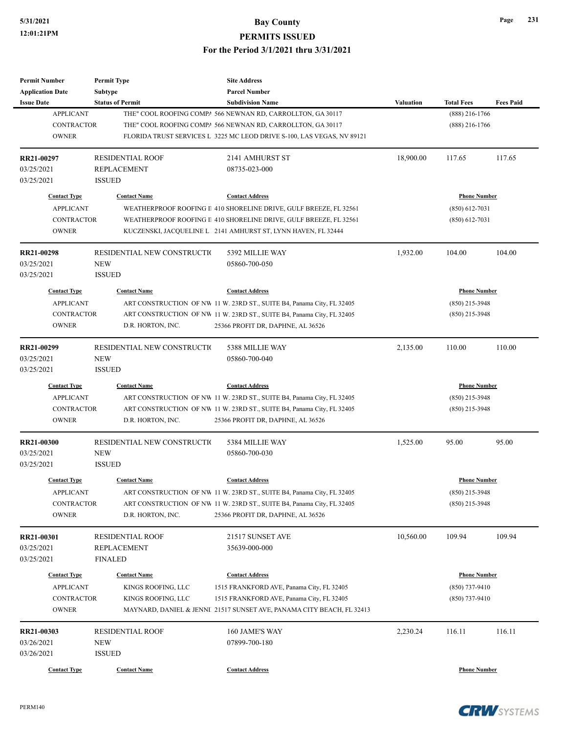# Bay County
## PERMITS ISSUED
### For the Period 3/1/2021 thru 3/31/2021

5/31/2021
12:01:21PM

| Permit Number | Permit Type | Site Address | | | |
|---|---|---|---|---|---|
| Application Date | Subtype | Parcel Number | | | |
| Issue Date | Status of Permit | Subdivision Name | Valuation | Total Fees | Fees Paid |

| Contact Type | Contact Name | Contact Address | Phone Number |
|---|---|---|---|
| APPLICANT | THE" COOL ROOFING COMPA | 566 NEWNAN RD, CARROLLTON, GA 30117 | (888) 216-1766 |
| CONTRACTOR | THE" COOL ROOFING COMPA | 566 NEWNAN RD, CARROLLTON, GA 30117 | (888) 216-1766 |
| OWNER | FLORIDA TRUST SERVICES L | 3225 MC LEOD DRIVE S-100, LAS VEGAS, NV 89121 | |

| RR21-00297 | RESIDENTIAL ROOF | 2141 AMHURST ST | 18,900.00 | 117.65 | 117.65 |
|---|---|---|---|---|---|
| 03/25/2021 | REPLACEMENT | 08735-023-000 | | | |
| 03/25/2021 | ISSUED | | | | |

| Contact Type | Contact Name | Contact Address | Phone Number |
|---|---|---|---|
| APPLICANT | WEATHERPROOF ROOFING I | 410 SHORELINE DRIVE, GULF BREEZE, FL 32561 | (850) 612-7031 |
| CONTRACTOR | WEATHERPROOF ROOFING I | 410 SHORELINE DRIVE, GULF BREEZE, FL 32561 | (850) 612-7031 |
| OWNER | KUCZENSKI, JACQUELINE L | 2141 AMHURST ST, LYNN HAVEN, FL 32444 | |

| RR21-00298 | RESIDENTIAL NEW CONSTRUCTI( | 5392 MILLIE WAY | 1,932.00 | 104.00 | 104.00 |
|---|---|---|---|---|---|
| 03/25/2021 | NEW | 05860-700-050 | | | |
| 03/25/2021 | ISSUED | | | | |

| Contact Type | Contact Name | Contact Address | Phone Number |
|---|---|---|---|
| APPLICANT | ART CONSTRUCTION OF NW | 11 W. 23RD ST., SUITE B4, Panama City, FL 32405 | (850) 215-3948 |
| CONTRACTOR | ART CONSTRUCTION OF NW | 11 W. 23RD ST., SUITE B4, Panama City, FL 32405 | (850) 215-3948 |
| OWNER | D.R. HORTON, INC. | 25366 PROFIT DR, DAPHNE, AL 36526 | |

| RR21-00299 | RESIDENTIAL NEW CONSTRUCTI( | 5388 MILLIE WAY | 2,135.00 | 110.00 | 110.00 |
|---|---|---|---|---|---|
| 03/25/2021 | NEW | 05860-700-040 | | | |
| 03/25/2021 | ISSUED | | | | |

| Contact Type | Contact Name | Contact Address | Phone Number |
|---|---|---|---|
| APPLICANT | ART CONSTRUCTION OF NW | 11 W. 23RD ST., SUITE B4, Panama City, FL 32405 | (850) 215-3948 |
| CONTRACTOR | ART CONSTRUCTION OF NW | 11 W. 23RD ST., SUITE B4, Panama City, FL 32405 | (850) 215-3948 |
| OWNER | D.R. HORTON, INC. | 25366 PROFIT DR, DAPHNE, AL 36526 | |

| RR21-00300 | RESIDENTIAL NEW CONSTRUCTI( | 5384 MILLIE WAY | 1,525.00 | 95.00 | 95.00 |
|---|---|---|---|---|---|
| 03/25/2021 | NEW | 05860-700-030 | | | |
| 03/25/2021 | ISSUED | | | | |

| Contact Type | Contact Name | Contact Address | Phone Number |
|---|---|---|---|
| APPLICANT | ART CONSTRUCTION OF NW | 11 W. 23RD ST., SUITE B4, Panama City, FL 32405 | (850) 215-3948 |
| CONTRACTOR | ART CONSTRUCTION OF NW | 11 W. 23RD ST., SUITE B4, Panama City, FL 32405 | (850) 215-3948 |
| OWNER | D.R. HORTON, INC. | 25366 PROFIT DR, DAPHNE, AL 36526 | |

| RR21-00301 | RESIDENTIAL ROOF | 21517 SUNSET AVE | 10,560.00 | 109.94 | 109.94 |
|---|---|---|---|---|---|
| 03/25/2021 | REPLACEMENT | 35639-000-000 | | | |
| 03/25/2021 | FINALED | | | | |

| Contact Type | Contact Name | Contact Address | Phone Number |
|---|---|---|---|
| APPLICANT | KINGS ROOFING, LLC | 1515 FRANKFORD AVE, Panama City, FL 32405 | (850) 737-9410 |
| CONTRACTOR | KINGS ROOFING, LLC | 1515 FRANKFORD AVE, Panama City, FL 32405 | (850) 737-9410 |
| OWNER | MAYNARD, DANIEL & JENNI | 21517 SUNSET AVE, PANAMA CITY BEACH, FL 32413 | |

| RR21-00303 | RESIDENTIAL ROOF | 160 JAME'S WAY | 2,230.24 | 116.11 | 116.11 |
|---|---|---|---|---|---|
| 03/26/2021 | NEW | 07899-700-180 | | | |
| 03/26/2021 | ISSUED | | | | |

| Contact Type | Contact Name | Contact Address | Phone Number |
|---|---|---|---|

PERM140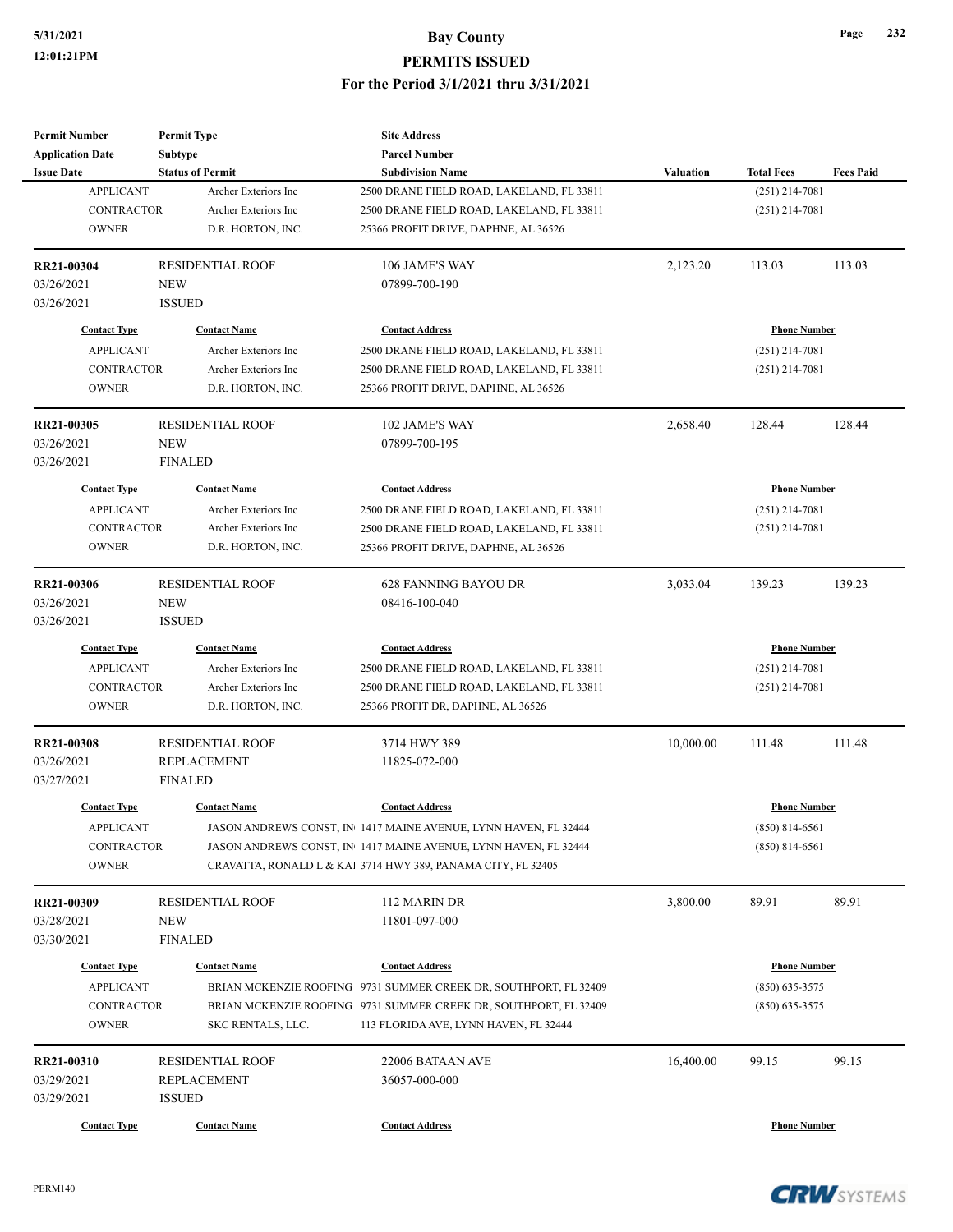| Permit Number<br>Application Date<br>Issue Date | Permit Type<br>Subtype<br>Status of Permit | Site Address<br>Parcel Number<br>Subdivision Name | Valuation | Total Fees | Fees Paid |
|---|---|---|---|---|---|
| APPLICANT | Archer Exteriors Inc | 2500 DRANE FIELD ROAD, LAKELAND, FL 33811 | | (251) 214-7081 | |
| CONTRACTOR | Archer Exteriors Inc | 2500 DRANE FIELD ROAD, LAKELAND, FL 33811 | | (251) 214-7081 | |
| OWNER | D.R. HORTON, INC. | 25366 PROFIT DRIVE, DAPHNE, AL 36526 | | | |
| **RR21-00304** | RESIDENTIAL ROOF | 106 JAME'S WAY | 2,123.20 | 113.03 | 113.03 |
| 03/26/2021 | NEW | 07899-700-190 | | | |
| 03/26/2021 | ISSUED | | | | |
| Contact Type | Contact Name | Contact Address | | Phone Number | |
| APPLICANT | Archer Exteriors Inc | 2500 DRANE FIELD ROAD, LAKELAND, FL 33811 | | (251) 214-7081 | |
| CONTRACTOR | Archer Exteriors Inc | 2500 DRANE FIELD ROAD, LAKELAND, FL 33811 | | (251) 214-7081 | |
| OWNER | D.R. HORTON, INC. | 25366 PROFIT DRIVE, DAPHNE, AL 36526 | | | |
| **RR21-00305** | RESIDENTIAL ROOF | 102 JAME'S WAY | 2,658.40 | 128.44 | 128.44 |
| 03/26/2021 | NEW | 07899-700-195 | | | |
| 03/26/2021 | FINALED | | | | |
| Contact Type | Contact Name | Contact Address | | Phone Number | |
| APPLICANT | Archer Exteriors Inc | 2500 DRANE FIELD ROAD, LAKELAND, FL 33811 | | (251) 214-7081 | |
| CONTRACTOR | Archer Exteriors Inc | 2500 DRANE FIELD ROAD, LAKELAND, FL 33811 | | (251) 214-7081 | |
| OWNER | D.R. HORTON, INC. | 25366 PROFIT DRIVE, DAPHNE, AL 36526 | | | |
| **RR21-00306** | RESIDENTIAL ROOF | 628 FANNING BAYOU DR | 3,033.04 | 139.23 | 139.23 |
| 03/26/2021 | NEW | 08416-100-040 | | | |
| 03/26/2021 | ISSUED | | | | |
| Contact Type | Contact Name | Contact Address | | Phone Number | |
| APPLICANT | Archer Exteriors Inc | 2500 DRANE FIELD ROAD, LAKELAND, FL 33811 | | (251) 214-7081 | |
| CONTRACTOR | Archer Exteriors Inc | 2500 DRANE FIELD ROAD, LAKELAND, FL 33811 | | (251) 214-7081 | |
| OWNER | D.R. HORTON, INC. | 25366 PROFIT DR, DAPHNE, AL 36526 | | | |
| **RR21-00308** | RESIDENTIAL ROOF | 3714 HWY 389 | 10,000.00 | 111.48 | 111.48 |
| 03/26/2021 | REPLACEMENT | 11825-072-000 | | | |
| 03/27/2021 | FINALED | | | | |
| Contact Type | Contact Name | Contact Address | | Phone Number | |
| APPLICANT | JASON ANDREWS CONST, IN | 1417 MAINE AVENUE, LYNN HAVEN, FL 32444 | | (850) 814-6561 | |
| CONTRACTOR | JASON ANDREWS CONST, IN | 1417 MAINE AVENUE, LYNN HAVEN, FL 32444 | | (850) 814-6561 | |
| OWNER | CRAVATTA, RONALD L & KA | 3714 HWY 389, PANAMA CITY, FL 32405 | | | |
| **RR21-00309** | RESIDENTIAL ROOF | 112 MARIN DR | 3,800.00 | 89.91 | 89.91 |
| 03/28/2021 | NEW | 11801-097-000 | | | |
| 03/30/2021 | FINALED | | | | |
| Contact Type | Contact Name | Contact Address | | Phone Number | |
| APPLICANT | BRIAN MCKENZIE ROOFING | 9731 SUMMER CREEK DR, SOUTHPORT, FL 32409 | | (850) 635-3575 | |
| CONTRACTOR | BRIAN MCKENZIE ROOFING | 9731 SUMMER CREEK DR, SOUTHPORT, FL 32409 | | (850) 635-3575 | |
| OWNER | SKC RENTALS, LLC. | 113 FLORIDA AVE, LYNN HAVEN, FL 32444 | | | |
| **RR21-00310** | RESIDENTIAL ROOF | 22006 BATAAN AVE | 16,400.00 | 99.15 | 99.15 |
| 03/29/2021 | REPLACEMENT | 36057-000-000 | | | |
| 03/29/2021 | ISSUED | | | | |
| Contact Type | Contact Name | Contact Address | | Phone Number | |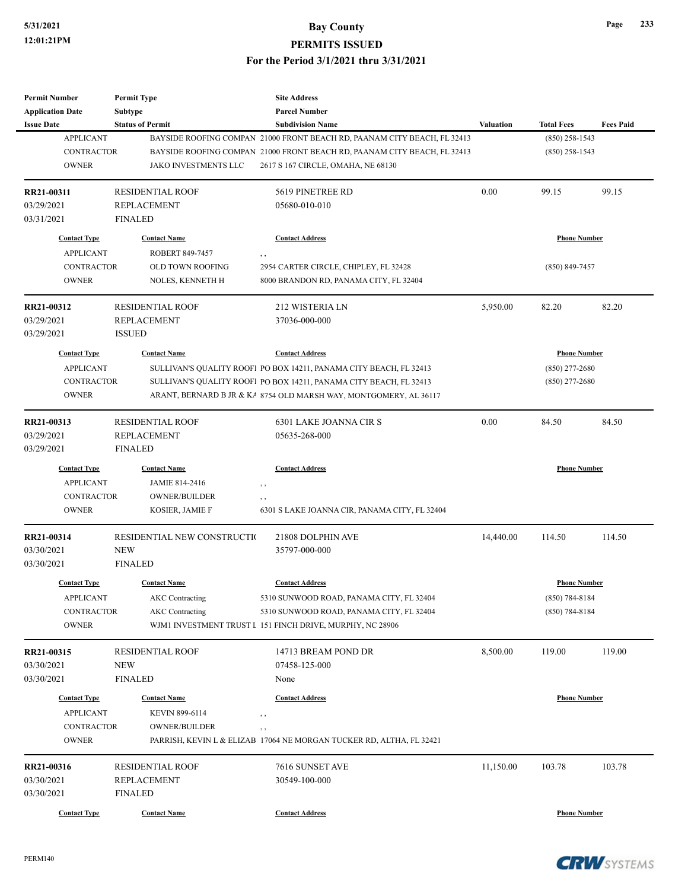| Permit Number / Application Date / Issue Date | Permit Type / Subtype / Status of Permit | Site Address / Parcel Number / Subdivision Name | Valuation | Total Fees | Fees Paid |
|---|---|---|---|---|---|

| Contact Type | Contact Name | Contact Address | Phone Number |
|---|---|---|---|
| APPLICANT | BAYSIDE ROOFING COMPAN | 21000 FRONT BEACH RD, PAANAM CITY BEACH, FL 32413 | (850) 258-1543 |
| CONTRACTOR | BAYSIDE ROOFING COMPAN | 21000 FRONT BEACH RD, PAANAM CITY BEACH, FL 32413 | (850) 258-1543 |
| OWNER | JAKO INVESTMENTS LLC | 2617 S 167 CIRCLE, OMAHA, NE 68130 | |

| Permit Number / Application Date / Issue Date | Permit Type / Subtype / Status of Permit | Site Address / Parcel Number / Subdivision Name | Valuation | Total Fees | Fees Paid |
|---|---|---|---|---|---|
| RR21-00311<br>03/29/2021<br>03/31/2021 | RESIDENTIAL ROOF<br>REPLACEMENT<br>FINALED | 5619 PINETREE RD<br>05680-010-010 | 0.00 | 99.15 | 99.15 |

| Contact Type | Contact Name | Contact Address | Phone Number |
|---|---|---|---|
| APPLICANT | ROBERT 849-7457 | , , | |
| CONTRACTOR | OLD TOWN ROOFING | 2954 CARTER CIRCLE, CHIPLEY, FL 32428 | (850) 849-7457 |
| OWNER | NOLES, KENNETH H | 8000 BRANDON RD, PANAMA CITY, FL 32404 | |

| Permit Number / Application Date / Issue Date | Permit Type / Subtype / Status of Permit | Site Address / Parcel Number / Subdivision Name | Valuation | Total Fees | Fees Paid |
|---|---|---|---|---|---|
| RR21-00312<br>03/29/2021<br>03/29/2021 | RESIDENTIAL ROOF<br>REPLACEMENT<br>ISSUED | 212 WISTERIA LN<br>37036-000-000 | 5,950.00 | 82.20 | 82.20 |

| Contact Type | Contact Name | Contact Address | Phone Number |
|---|---|---|---|
| APPLICANT | SULLIVAN'S QUALITY ROOFI | PO BOX 14211, PANAMA CITY BEACH, FL 32413 | (850) 277-2680 |
| CONTRACTOR | SULLIVAN'S QUALITY ROOFI | PO BOX 14211, PANAMA CITY BEACH, FL 32413 | (850) 277-2680 |
| OWNER | ARANT, BERNARD B JR & KA | 8754 OLD MARSH WAY, MONTGOMERY, AL 36117 | |

| Permit Number / Application Date / Issue Date | Permit Type / Subtype / Status of Permit | Site Address / Parcel Number / Subdivision Name | Valuation | Total Fees | Fees Paid |
|---|---|---|---|---|---|
| RR21-00313<br>03/29/2021<br>03/29/2021 | RESIDENTIAL ROOF<br>REPLACEMENT<br>FINALED | 6301 LAKE JOANNA CIR S<br>05635-268-000 | 0.00 | 84.50 | 84.50 |

| Contact Type | Contact Name | Contact Address | Phone Number |
|---|---|---|---|
| APPLICANT | JAMIE 814-2416 | , , | |
| CONTRACTOR | OWNER/BUILDER | , , | |
| OWNER | KOSIER, JAMIE F | 6301 S LAKE JOANNA CIR, PANAMA CITY, FL 32404 | |

| Permit Number / Application Date / Issue Date | Permit Type / Subtype / Status of Permit | Site Address / Parcel Number / Subdivision Name | Valuation | Total Fees | Fees Paid |
|---|---|---|---|---|---|
| RR21-00314<br>03/30/2021<br>03/30/2021 | RESIDENTIAL NEW CONSTRUCTI(<br>NEW<br>FINALED | 21808 DOLPHIN AVE<br>35797-000-000 | 14,440.00 | 114.50 | 114.50 |

| Contact Type | Contact Name | Contact Address | Phone Number |
|---|---|---|---|
| APPLICANT | AKC Contracting | 5310 SUNWOOD ROAD, PANAMA CITY, FL 32404 | (850) 784-8184 |
| CONTRACTOR | AKC Contracting | 5310 SUNWOOD ROAD, PANAMA CITY, FL 32404 | (850) 784-8184 |
| OWNER | WJM1 INVESTMENT TRUST L | 151 FINCH DRIVE, MURPHY, NC 28906 | |

| Permit Number / Application Date / Issue Date | Permit Type / Subtype / Status of Permit | Site Address / Parcel Number / Subdivision Name | Valuation | Total Fees | Fees Paid |
|---|---|---|---|---|---|
| RR21-00315<br>03/30/2021<br>03/30/2021 | RESIDENTIAL ROOF<br>NEW<br>FINALED | 14713 BREAM POND DR<br>07458-125-000<br>None | 8,500.00 | 119.00 | 119.00 |

| Contact Type | Contact Name | Contact Address | Phone Number |
|---|---|---|---|
| APPLICANT | KEVIN 899-6114 | , , | |
| CONTRACTOR | OWNER/BUILDER | , , | |
| OWNER | PARRISH, KEVIN L & ELIZAB | 17064 NE MORGAN TUCKER RD, ALTHA, FL 32421 | |

| Permit Number / Application Date / Issue Date | Permit Type / Subtype / Status of Permit | Site Address / Parcel Number / Subdivision Name | Valuation | Total Fees | Fees Paid |
|---|---|---|---|---|---|
| RR21-00316<br>03/30/2021<br>03/30/2021 | RESIDENTIAL ROOF<br>REPLACEMENT<br>FINALED | 7616 SUNSET AVE<br>30549-100-000 | 11,150.00 | 103.78 | 103.78 |

| Contact Type | Contact Name | Contact Address | Phone Number |
|---|---|---|---|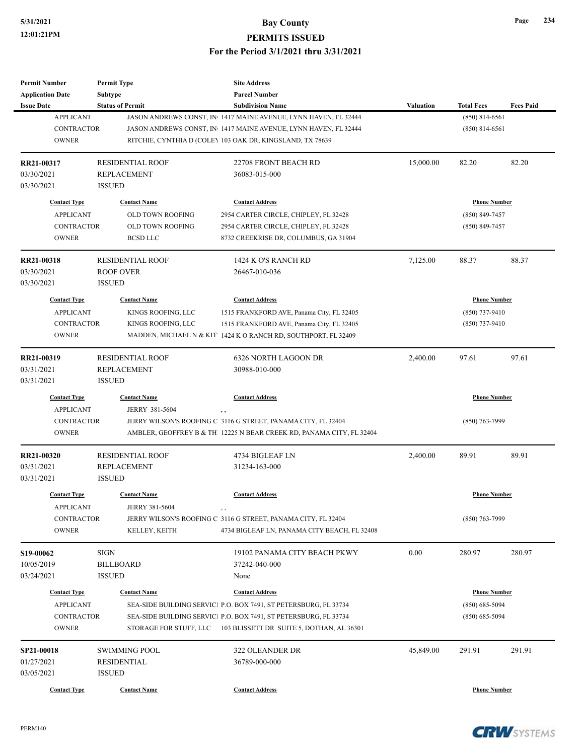| Permit Number<br>Application Date<br>Issue Date | Permit Type<br>Subtype<br>Status of Permit | Site Address<br>Parcel Number<br>Subdivision Name | Valuation | Total Fees | Fees Paid |
|---|---|---|---|---|---|

| Contact Type | Contact Name | Contact Address | Phone Number |
|---|---|---|---|
| APPLICANT | JASON ANDREWS CONST, IN | 1417 MAINE AVENUE, LYNN HAVEN, FL 32444 | (850) 814-6561 |
| CONTRACTOR | JASON ANDREWS CONST, IN | 1417 MAINE AVENUE, LYNN HAVEN, FL 32444 | (850) 814-6561 |
| OWNER | RITCHIE, CYNTHIA D (COLEY | 103 OAK DR, KINGSLAND, TX 78639 | |

| | | | | | |
|---|---|---|---|---|---|
| **RR21-00317** | RESIDENTIAL ROOF | 22708 FRONT BEACH RD | 15,000.00 | 82.20 | 82.20 |
| 03/30/2021 | REPLACEMENT | 36083-015-000 | | | |
| 03/30/2021 | ISSUED | | | | |

| Contact Type | Contact Name | Contact Address | Phone Number |
|---|---|---|---|
| APPLICANT | OLD TOWN ROOFING | 2954 CARTER CIRCLE, CHIPLEY, FL 32428 | (850) 849-7457 |
| CONTRACTOR | OLD TOWN ROOFING | 2954 CARTER CIRCLE, CHIPLEY, FL 32428 | (850) 849-7457 |
| OWNER | BCSD LLC | 8732 CREEKRISE DR, COLUMBUS, GA 31904 | |

| | | | | | |
|---|---|---|---|---|---|
| **RR21-00318** | RESIDENTIAL ROOF | 1424 K O'S RANCH RD | 7,125.00 | 88.37 | 88.37 |
| 03/30/2021 | ROOF OVER | 26467-010-036 | | | |
| 03/30/2021 | ISSUED | | | | |

| Contact Type | Contact Name | Contact Address | Phone Number |
|---|---|---|---|
| APPLICANT | KINGS ROOFING, LLC | 1515 FRANKFORD AVE, Panama City, FL 32405 | (850) 737-9410 |
| CONTRACTOR | KINGS ROOFING, LLC | 1515 FRANKFORD AVE, Panama City, FL 32405 | (850) 737-9410 |
| OWNER | MADDEN, MICHAEL N & KIT | 1424 K O RANCH RD, SOUTHPORT, FL 32409 | |

| | | | | | |
|---|---|---|---|---|---|
| **RR21-00319** | RESIDENTIAL ROOF | 6326 NORTH LAGOON DR | 2,400.00 | 97.61 | 97.61 |
| 03/31/2021 | REPLACEMENT | 30988-010-000 | | | |
| 03/31/2021 | ISSUED | | | | |

| Contact Type | Contact Name | Contact Address | Phone Number |
|---|---|---|---|
| APPLICANT | JERRY 381-5604 | , , | |
| CONTRACTOR | JERRY WILSON'S ROOFING C | 3116 G STREET, PANAMA CITY, FL 32404 | (850) 763-7999 |
| OWNER | AMBLER, GEOFFREY B & TH | 12225 N BEAR CREEK RD, PANAMA CITY, FL 32404 | |

| | | | | | |
|---|---|---|---|---|---|
| **RR21-00320** | RESIDENTIAL ROOF | 4734 BIGLEAF LN | 2,400.00 | 89.91 | 89.91 |
| 03/31/2021 | REPLACEMENT | 31234-163-000 | | | |
| 03/31/2021 | ISSUED | | | | |

| Contact Type | Contact Name | Contact Address | Phone Number |
|---|---|---|---|
| APPLICANT | JERRY 381-5604 | , , | |
| CONTRACTOR | JERRY WILSON'S ROOFING C | 3116 G STREET, PANAMA CITY, FL 32404 | (850) 763-7999 |
| OWNER | KELLEY, KEITH | 4734 BIGLEAF LN, PANAMA CITY BEACH, FL 32408 | |

| | | | | | |
|---|---|---|---|---|---|
| **S19-00062** | SIGN | 19102 PANAMA CITY BEACH PKWY | 0.00 | 280.97 | 280.97 |
| 10/05/2019 | BILLBOARD | 37242-040-000 | | | |
| 03/24/2021 | ISSUED | None | | | |

| Contact Type | Contact Name | Contact Address | Phone Number |
|---|---|---|---|
| APPLICANT | SEA-SIDE BUILDING SERVICI | P.O. BOX 7491, ST PETERSBURG, FL 33734 | (850) 685-5094 |
| CONTRACTOR | SEA-SIDE BUILDING SERVICI | P.O. BOX 7491, ST PETERSBURG, FL 33734 | (850) 685-5094 |
| OWNER | STORAGE FOR STUFF, LLC | 103 BLISSETT DR SUITE 5, DOTHAN, AL 36301 | |

| | | | | | |
|---|---|---|---|---|---|
| **SP21-00018** | SWIMMING POOL | 322 OLEANDER DR | 45,849.00 | 291.91 | 291.91 |
| 01/27/2021 | RESIDENTIAL | 36789-000-000 | | | |
| 03/05/2021 | ISSUED | | | | |

| Contact Type | Contact Name | Contact Address | Phone Number |
|---|---|---|---|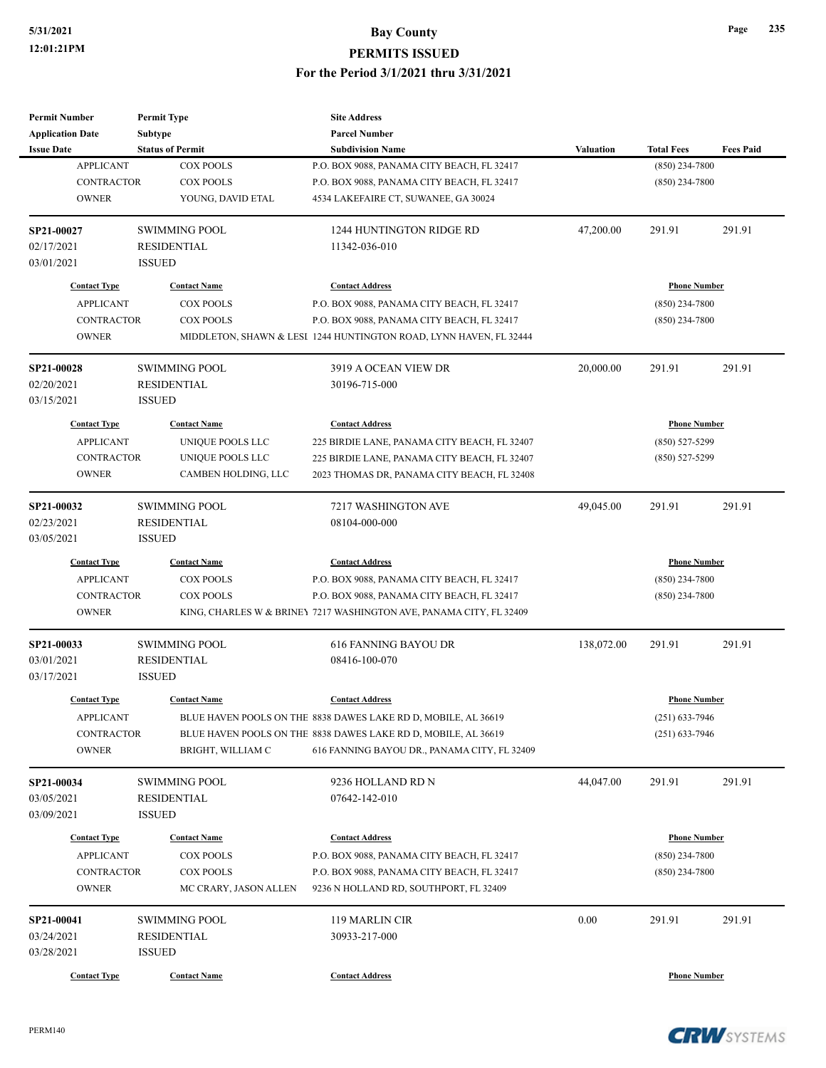| Permit Number | Permit Type | Site Address | | | |
|---|---|---|---|---|---|
| Application Date | Subtype | Parcel Number | | | |
| Issue Date | Status of Permit | Subdivision Name | Valuation | Total Fees | Fees Paid |

| Contact Type | Contact Name | Contact Address | Phone Number |
|---|---|---|---|
| APPLICANT | COX POOLS | P.O. BOX 9088, PANAMA CITY BEACH, FL 32417 | (850) 234-7800 |
| CONTRACTOR | COX POOLS | P.O. BOX 9088, PANAMA CITY BEACH, FL 32417 | (850) 234-7800 |
| OWNER | YOUNG, DAVID ETAL | 4534 LAKEFAIRE CT, SUWANEE, GA 30024 | |

| Permit Number | Permit Type | Site Address | Valuation | Total Fees | Fees Paid |
|---|---|---|---|---|---|
| SP21-00027 | SWIMMING POOL | 1244 HUNTINGTON RIDGE RD | 47,200.00 | 291.91 | 291.91 |
| 02/17/2021 | RESIDENTIAL | 11342-036-010 | | | |
| 03/01/2021 | ISSUED | | | | |

| Contact Type | Contact Name | Contact Address | Phone Number |
|---|---|---|---|
| APPLICANT | COX POOLS | P.O. BOX 9088, PANAMA CITY BEACH, FL 32417 | (850) 234-7800 |
| CONTRACTOR | COX POOLS | P.O. BOX 9088, PANAMA CITY BEACH, FL 32417 | (850) 234-7800 |
| OWNER | MIDDLETON, SHAWN & LESI | 1244 HUNTINGTON ROAD, LYNN HAVEN, FL 32444 | |

| Permit Number | Permit Type | Site Address | Valuation | Total Fees | Fees Paid |
|---|---|---|---|---|---|
| SP21-00028 | SWIMMING POOL | 3919 A OCEAN VIEW DR | 20,000.00 | 291.91 | 291.91 |
| 02/20/2021 | RESIDENTIAL | 30196-715-000 | | | |
| 03/15/2021 | ISSUED | | | | |

| Contact Type | Contact Name | Contact Address | Phone Number |
|---|---|---|---|
| APPLICANT | UNIQUE POOLS LLC | 225 BIRDIE LANE, PANAMA CITY BEACH, FL 32407 | (850) 527-5299 |
| CONTRACTOR | UNIQUE POOLS LLC | 225 BIRDIE LANE, PANAMA CITY BEACH, FL 32407 | (850) 527-5299 |
| OWNER | CAMBEN HOLDING, LLC | 2023 THOMAS DR, PANAMA CITY BEACH, FL 32408 | |

| Permit Number | Permit Type | Site Address | Valuation | Total Fees | Fees Paid |
|---|---|---|---|---|---|
| SP21-00032 | SWIMMING POOL | 7217 WASHINGTON AVE | 49,045.00 | 291.91 | 291.91 |
| 02/23/2021 | RESIDENTIAL | 08104-000-000 | | | |
| 03/05/2021 | ISSUED | | | | |

| Contact Type | Contact Name | Contact Address | Phone Number |
|---|---|---|---|
| APPLICANT | COX POOLS | P.O. BOX 9088, PANAMA CITY BEACH, FL 32417 | (850) 234-7800 |
| CONTRACTOR | COX POOLS | P.O. BOX 9088, PANAMA CITY BEACH, FL 32417 | (850) 234-7800 |
| OWNER | KING, CHARLES W & BRINEY | 7217 WASHINGTON AVE, PANAMA CITY, FL 32409 | |

| Permit Number | Permit Type | Site Address | Valuation | Total Fees | Fees Paid |
|---|---|---|---|---|---|
| SP21-00033 | SWIMMING POOL | 616 FANNING BAYOU DR | 138,072.00 | 291.91 | 291.91 |
| 03/01/2021 | RESIDENTIAL | 08416-100-070 | | | |
| 03/17/2021 | ISSUED | | | | |

| Contact Type | Contact Name | Contact Address | Phone Number |
|---|---|---|---|
| APPLICANT | BLUE HAVEN POOLS ON THE | 8838 DAWES LAKE RD D, MOBILE, AL 36619 | (251) 633-7946 |
| CONTRACTOR | BLUE HAVEN POOLS ON THE | 8838 DAWES LAKE RD D, MOBILE, AL 36619 | (251) 633-7946 |
| OWNER | BRIGHT, WILLIAM C | 616 FANNING BAYOU DR., PANAMA CITY, FL 32409 | |

| Permit Number | Permit Type | Site Address | Valuation | Total Fees | Fees Paid |
|---|---|---|---|---|---|
| SP21-00034 | SWIMMING POOL | 9236 HOLLAND RD N | 44,047.00 | 291.91 | 291.91 |
| 03/05/2021 | RESIDENTIAL | 07642-142-010 | | | |
| 03/09/2021 | ISSUED | | | | |

| Contact Type | Contact Name | Contact Address | Phone Number |
|---|---|---|---|
| APPLICANT | COX POOLS | P.O. BOX 9088, PANAMA CITY BEACH, FL 32417 | (850) 234-7800 |
| CONTRACTOR | COX POOLS | P.O. BOX 9088, PANAMA CITY BEACH, FL 32417 | (850) 234-7800 |
| OWNER | MC CRARY, JASON ALLEN | 9236 N HOLLAND RD, SOUTHPORT, FL 32409 | |

| Permit Number | Permit Type | Site Address | Valuation | Total Fees | Fees Paid |
|---|---|---|---|---|---|
| SP21-00041 | SWIMMING POOL | 119 MARLIN CIR | 0.00 | 291.91 | 291.91 |
| 03/24/2021 | RESIDENTIAL | 30933-217-000 | | | |
| 03/28/2021 | ISSUED | | | | |

| Contact Type | Contact Name | Contact Address | Phone Number |
|---|---|---|---|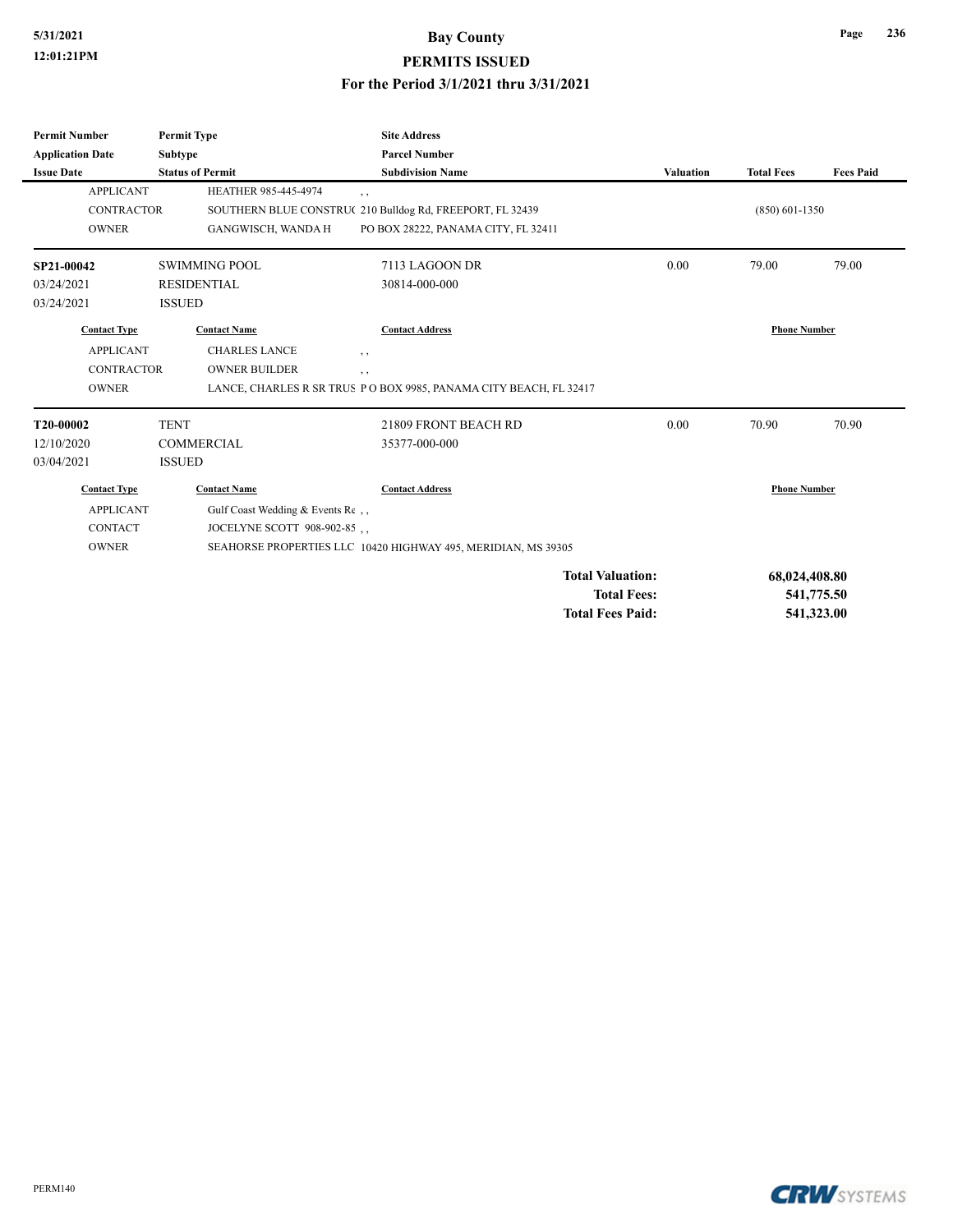# Bay County

## PERMITS ISSUED

### For the Period 3/1/2021 thru 3/31/2021

| Permit Number / Application Date / Issue Date | Permit Type / Subtype / Status of Permit | Site Address / Parcel Number / Subdivision Name | Valuation | Total Fees | Fees Paid |
|---|---|---|---|---|---|

| Contact Type | Contact Name | Contact Address | Phone Number |
|---|---|---|---|
| APPLICANT | HEATHER 985-445-4974 | , , | |
| CONTRACTOR | SOUTHERN BLUE CONSTRU( | 210 Bulldog Rd, FREEPORT, FL 32439 | (850) 601-1350 |
| OWNER | GANGWISCH, WANDA H | PO BOX 28222, PANAMA CITY, FL 32411 | |

| Permit Number | Permit Type | Site Address | Valuation | Total Fees | Fees Paid |
|---|---|---|---|---|---|
| SP21-00042 | SWIMMING POOL | 7113 LAGOON DR | 0.00 | 79.00 | 79.00 |
| 03/24/2021 | RESIDENTIAL | 30814-000-000 | | | |
| 03/24/2021 | ISSUED | | | | |

| Contact Type | Contact Name | Contact Address | Phone Number |
|---|---|---|---|
| APPLICANT | CHARLES LANCE | , , | |
| CONTRACTOR | OWNER BUILDER | , , | |
| OWNER | LANCE, CHARLES R SR TRUS | P O BOX 9985, PANAMA CITY BEACH, FL 32417 | |

| Permit Number | Permit Type | Site Address | Valuation | Total Fees | Fees Paid |
|---|---|---|---|---|---|
| T20-00002 | TENT | 21809 FRONT BEACH RD | 0.00 | 70.90 | 70.90 |
| 12/10/2020 | COMMERCIAL | 35377-000-000 | | | |
| 03/04/2021 | ISSUED | | | | |

| Contact Type | Contact Name | Contact Address | Phone Number |
|---|---|---|---|
| APPLICANT | Gulf Coast Wedding & Events Re | , , | |
| CONTACT | JOCELYNE SCOTT 908-902-85 | , , | |
| OWNER | SEAHORSE PROPERTIES LLC | 10420 HIGHWAY 495, MERIDIAN, MS 39305 | |

| | |
|---|---|
| **Total Valuation:** | **68,024,408.80** |
| **Total Fees:** | **541,775.50** |
| **Total Fees Paid:** | **541,323.00** |

PERM140